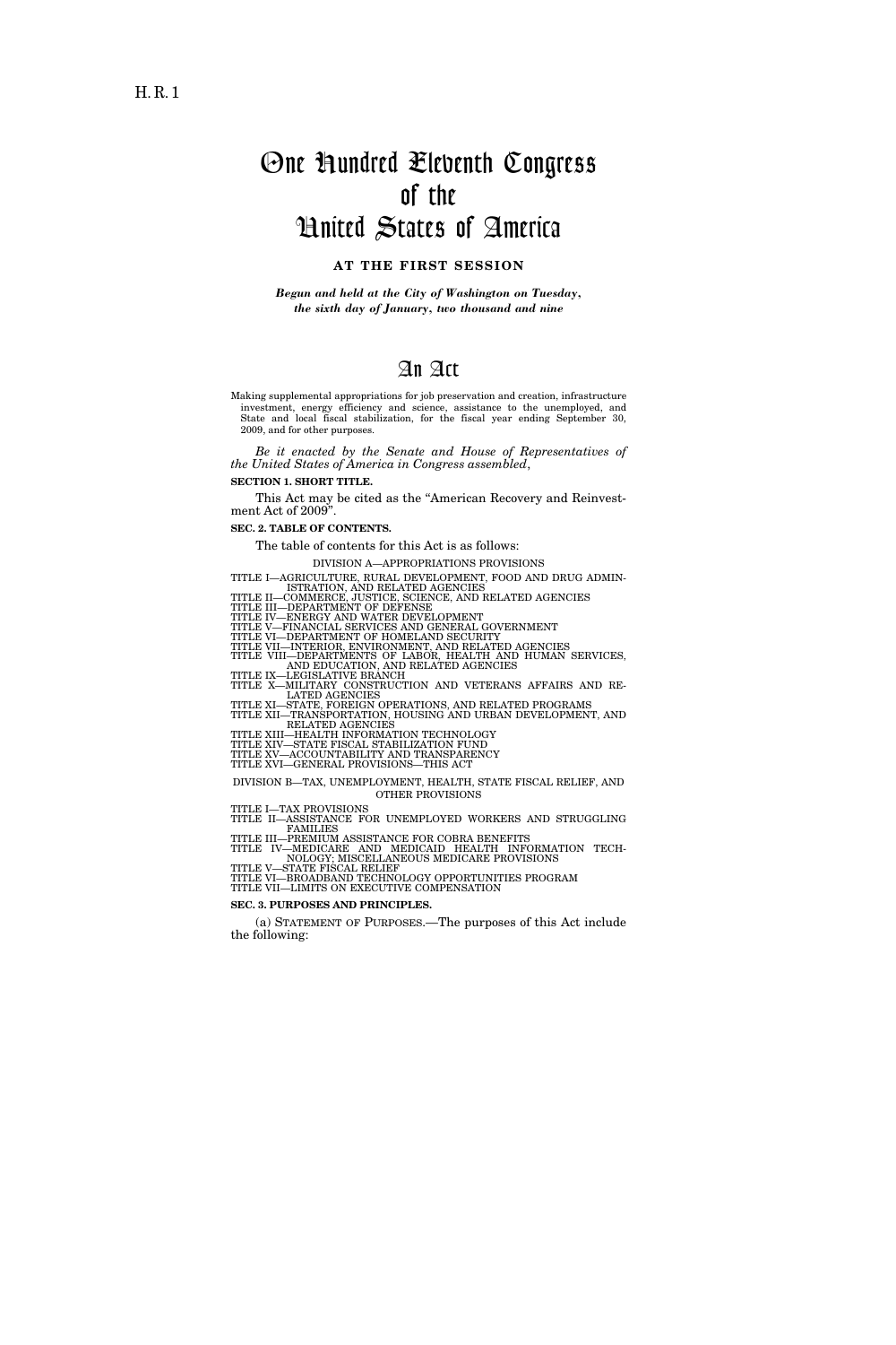H. R. 1

# One Hundred Eleventh Congress of the United States of America

**AT THE FIRST SESSION**

*Begun and held at the City of Washington on Tuesday, the sixth day of January, two thousand and nine*

# An Act

Making supplemental appropriations for job preservation and creation, infrastructure investment, energy efficiency and science, assistance to the unemployed, and State and local fiscal stabilization, for the fiscal year ending September 30, 2009, and for other purposes.

*Be it enacted by the Senate and House of Representatives of the United States of America in Congress assembled*,

**SECTION 1. SHORT TITLE.**

This Act may be cited as the "American Recovery and Reinvestment Act of 2009".

**SEC. 2. TABLE OF CONTENTS.**

The table of contents for this Act is as follows:

DIVISION A—APPROPRIATIONS PROVISIONS

TITLE I—AGRICULTURE, RURAL DEVELOPMENT, FOOD AND DRUG ADMINISTRATION, AND RELATED AGENCIES
TITLE II—COMMERCE, JUSTICE, SCIENCE, AND RELATED AGENCIES
TITLE III—DEPARTMENT OF DEFENSE
TITLE IV—ENERGY AND WATER DEVELOPMENT
TITLE V—FINANCIAL SERVICES AND GENERAL GOVERNMENT
TITLE VI—DEPARTMENT OF HOMELAND SECURITY
TITLE VII—INTERIOR, ENVIRONMENT, AND RELATED AGENCIES
TITLE VIII—DEPARTMENTS OF LABOR, HEALTH AND HUMAN SERVICES, AND EDUCATION, AND RELATED AGENCIES
TITLE IX—LEGISLATIVE BRANCH
TITLE X—MILITARY CONSTRUCTION AND VETERANS AFFAIRS AND RELATED AGENCIES
TITLE XI—STATE, FOREIGN OPERATIONS, AND RELATED PROGRAMS
TITLE XII—TRANSPORTATION, HOUSING AND URBAN DEVELOPMENT, AND RELATED AGENCIES
TITLE XIII—HEALTH INFORMATION TECHNOLOGY
TITLE XIV—STATE FISCAL STABILIZATION FUND
TITLE XV—ACCOUNTABILITY AND TRANSPARENCY
TITLE XVI—GENERAL PROVISIONS—THIS ACT

DIVISION B—TAX, UNEMPLOYMENT, HEALTH, STATE FISCAL RELIEF, AND OTHER PROVISIONS

TITLE I—TAX PROVISIONS
TITLE II—ASSISTANCE FOR UNEMPLOYED WORKERS AND STRUGGLING FAMILIES
TITLE III—PREMIUM ASSISTANCE FOR COBRA BENEFITS
TITLE IV—MEDICARE AND MEDICAID HEALTH INFORMATION TECHNOLOGY; MISCELLANEOUS MEDICARE PROVISIONS
TITLE V—STATE FISCAL RELIEF
TITLE VI—BROADBAND TECHNOLOGY OPPORTUNITIES PROGRAM
TITLE VII—LIMITS ON EXECUTIVE COMPENSATION

**SEC. 3. PURPOSES AND PRINCIPLES.**

(a) STATEMENT OF PURPOSES.—The purposes of this Act include the following: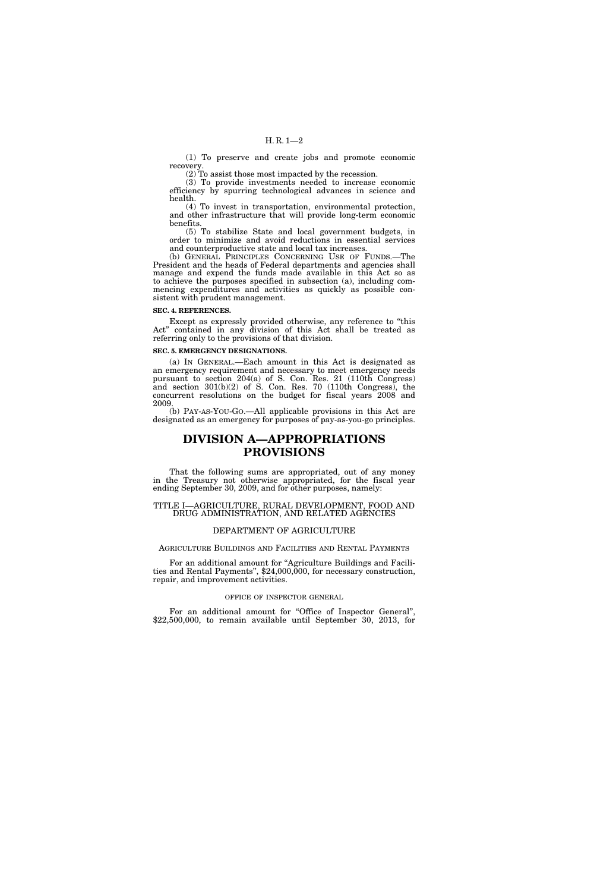(1) To preserve and create jobs and promote economic recovery.

(2) To assist those most impacted by the recession.

(3) To provide investments needed to increase economic efficiency by spurring technological advances in science and health.

(4) To invest in transportation, environmental protection, and other infrastructure that will provide long-term economic benefits.

(5) To stabilize State and local government budgets, in order to minimize and avoid reductions in essential services and counterproductive state and local tax increases.

(b) GENERAL PRINCIPLES CONCERNING USE OF FUNDS.—The President and the heads of Federal departments and agencies shall manage and expend the funds made available in this Act so as to achieve the purposes specified in subsection (a), including commencing expenditures and activities as quickly as possible consistent with prudent management.

**SEC. 4. REFERENCES.**

Except as expressly provided otherwise, any reference to "this Act" contained in any division of this Act shall be treated as referring only to the provisions of that division.

**SEC. 5. EMERGENCY DESIGNATIONS.**

(a) IN GENERAL.—Each amount in this Act is designated as an emergency requirement and necessary to meet emergency needs pursuant to section 204(a) of S. Con. Res. 21 (110th Congress) and section 301(b)(2) of S. Con. Res. 70 (110th Congress), the concurrent resolutions on the budget for fiscal years 2008 and 2009.

(b) PAY-AS-YOU-GO.—All applicable provisions in this Act are designated as an emergency for purposes of pay-as-you-go principles.

# DIVISION A—APPROPRIATIONS PROVISIONS

That the following sums are appropriated, out of any money in the Treasury not otherwise appropriated, for the fiscal year ending September 30, 2009, and for other purposes, namely:

## TITLE I—AGRICULTURE, RURAL DEVELOPMENT, FOOD AND DRUG ADMINISTRATION, AND RELATED AGENCIES

### DEPARTMENT OF AGRICULTURE

AGRICULTURE BUILDINGS AND FACILITIES AND RENTAL PAYMENTS

For an additional amount for "Agriculture Buildings and Facilities and Rental Payments", $24,000,000, for necessary construction, repair, and improvement activities.

OFFICE OF INSPECTOR GENERAL

For an additional amount for "Office of Inspector General", $22,500,000, to remain available until September 30, 2013, for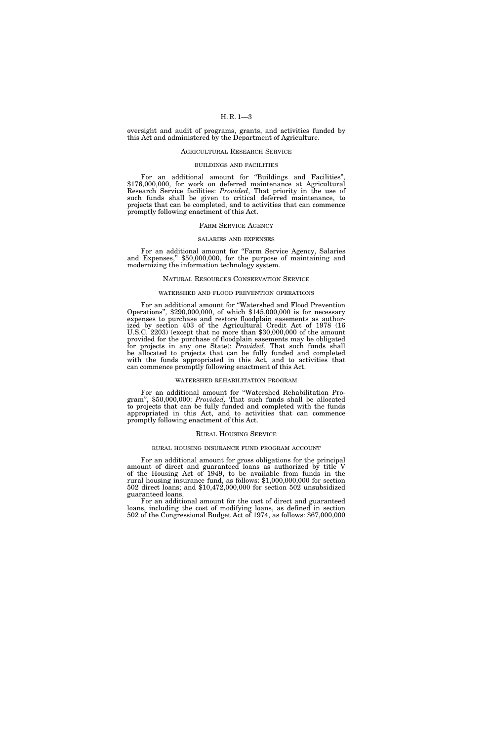oversight and audit of programs, grants, and activities funded by this Act and administered by the Department of Agriculture.

## AGRICULTURAL RESEARCH SERVICE

### BUILDINGS AND FACILITIES

For an additional amount for "Buildings and Facilities", $176,000,000, for work on deferred maintenance at Agricultural Research Service facilities: *Provided*, That priority in the use of such funds shall be given to critical deferred maintenance, to projects that can be completed, and to activities that can commence promptly following enactment of this Act.

## FARM SERVICE AGENCY

### SALARIES AND EXPENSES

For an additional amount for "Farm Service Agency, Salaries and Expenses," $50,000,000, for the purpose of maintaining and modernizing the information technology system.

## NATURAL RESOURCES CONSERVATION SERVICE

### WATERSHED AND FLOOD PREVENTION OPERATIONS

For an additional amount for "Watershed and Flood Prevention Operations", $290,000,000, of which $145,000,000 is for necessary expenses to purchase and restore floodplain easements as authorized by section 403 of the Agricultural Credit Act of 1978 (16 U.S.C. 2203) (except that no more than $30,000,000 of the amount provided for the purchase of floodplain easements may be obligated for projects in any one State): *Provided*, That such funds shall be allocated to projects that can be fully funded and completed with the funds appropriated in this Act, and to activities that can commence promptly following enactment of this Act.

### WATERSHED REHABILITATION PROGRAM

For an additional amount for "Watershed Rehabilitation Program", $50,000,000: *Provided*, That such funds shall be allocated to projects that can be fully funded and completed with the funds appropriated in this Act, and to activities that can commence promptly following enactment of this Act.

## RURAL HOUSING SERVICE

### RURAL HOUSING INSURANCE FUND PROGRAM ACCOUNT

For an additional amount for gross obligations for the principal amount of direct and guaranteed loans as authorized by title V of the Housing Act of 1949, to be available from funds in the rural housing insurance fund, as follows: $1,000,000,000 for section 502 direct loans; and $10,472,000,000 for section 502 unsubsidized guaranteed loans.

For an additional amount for the cost of direct and guaranteed loans, including the cost of modifying loans, as defined in section 502 of the Congressional Budget Act of 1974, as follows: $67,000,000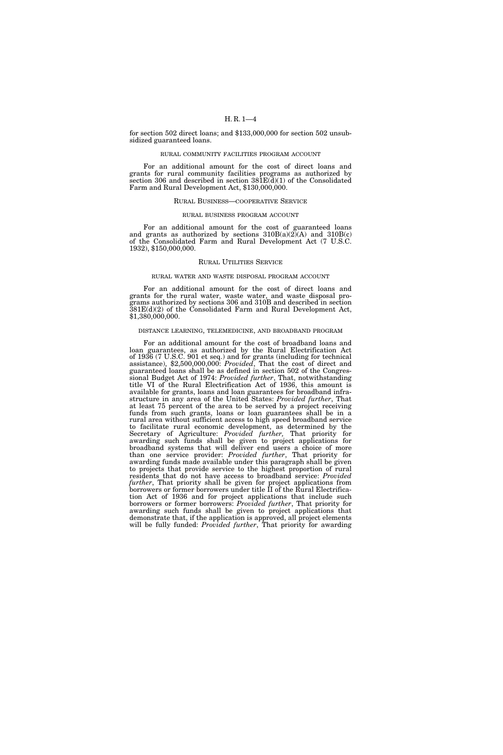for section 502 direct loans; and $133,000,000 for section 502 unsubsidized guaranteed loans.

RURAL COMMUNITY FACILITIES PROGRAM ACCOUNT

For an additional amount for the cost of direct loans and grants for rural community facilities programs as authorized by section 306 and described in section 381E(d)(1) of the Consolidated Farm and Rural Development Act, $130,000,000.

RURAL BUSINESS—COOPERATIVE SERVICE

RURAL BUSINESS PROGRAM ACCOUNT

For an additional amount for the cost of guaranteed loans and grants as authorized by sections 310B(a)(2)(A) and 310B(c) of the Consolidated Farm and Rural Development Act (7 U.S.C. 1932), $150,000,000.

RURAL UTILITIES SERVICE

RURAL WATER AND WASTE DISPOSAL PROGRAM ACCOUNT

For an additional amount for the cost of direct loans and grants for the rural water, waste water, and waste disposal programs authorized by sections 306 and 310B and described in section 381E(d)(2) of the Consolidated Farm and Rural Development Act, $1,380,000,000.

DISTANCE LEARNING, TELEMEDICINE, AND BROADBAND PROGRAM

For an additional amount for the cost of broadband loans and loan guarantees, as authorized by the Rural Electrification Act of 1936 (7 U.S.C. 901 et seq.) and for grants (including for technical assistance), $2,500,000,000: *Provided*, That the cost of direct and guaranteed loans shall be as defined in section 502 of the Congressional Budget Act of 1974: *Provided further*, That, notwithstanding title VI of the Rural Electrification Act of 1936, this amount is available for grants, loans and loan guarantees for broadband infrastructure in any area of the United States: *Provided further*, That at least 75 percent of the area to be served by a project receiving funds from such grants, loans or loan guarantees shall be in a rural area without sufficient access to high speed broadband service to facilitate rural economic development, as determined by the Secretary of Agriculture: *Provided further,* That priority for awarding such funds shall be given to project applications for broadband systems that will deliver end users a choice of more than one service provider: *Provided further*, That priority for awarding funds made available under this paragraph shall be given to projects that provide service to the highest proportion of rural residents that do not have access to broadband service: *Provided further*, That priority shall be given for project applications from borrowers or former borrowers under title II of the Rural Electrification Act of 1936 and for project applications that include such borrowers or former borrowers: *Provided further*, That priority for awarding such funds shall be given to project applications that demonstrate that, if the application is approved, all project elements will be fully funded: *Provided further*, That priority for awarding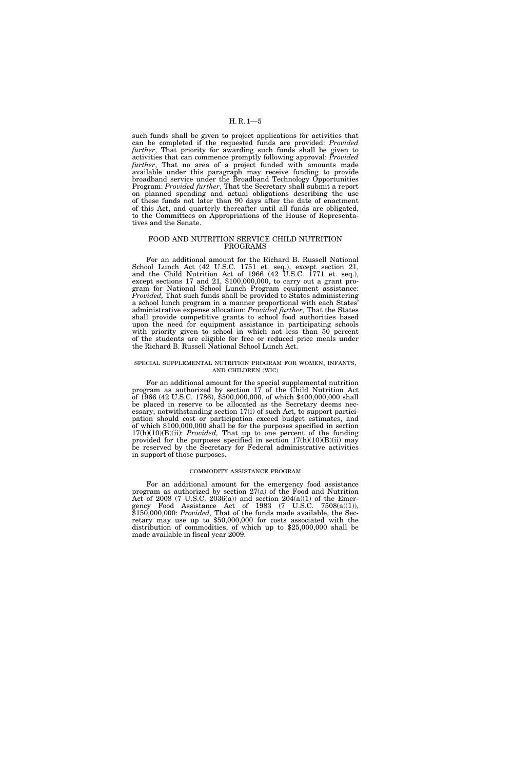such funds shall be given to project applications for activities that can be completed if the requested funds are provided: *Provided further*, That priority for awarding such funds shall be given to activities that can commence promptly following approval: *Provided further*, That no area of a project funded with amounts made available under this paragraph may receive funding to provide broadband service under the Broadband Technology Opportunities Program: *Provided further*, That the Secretary shall submit a report on planned spending and actual obligations describing the use of these funds not later than 90 days after the date of enactment of this Act, and quarterly thereafter until all funds are obligated, to the Committees on Appropriations of the House of Representatives and the Senate.

## FOOD AND NUTRITION SERVICE CHILD NUTRITION PROGRAMS

For an additional amount for the Richard B. Russell National School Lunch Act (42 U.S.C. 1751 et. seq.), except section 21, and the Child Nutrition Act of 1966 (42 U.S.C. 1771 et. seq.), except sections 17 and 21, $100,000,000, to carry out a grant program for National School Lunch Program equipment assistance: *Provided,* That such funds shall be provided to States administering a school lunch program in a manner proportional with each States' administrative expense allocation: *Provided further,* That the States shall provide competitive grants to school food authorities based upon the need for equipment assistance in participating schools with priority given to school in which not less than 50 percent of the students are eligible for free or reduced price meals under the Richard B. Russell National School Lunch Act.

## SPECIAL SUPPLEMENTAL NUTRITION PROGRAM FOR WOMEN, INFANTS, AND CHILDREN (WIC)

For an additional amount for the special supplemental nutrition program as authorized by section 17 of the Child Nutrition Act of 1966 (42 U.S.C. 1786), $500,000,000, of which $400,000,000 shall be placed in reserve to be allocated as the Secretary deems necessary, notwithstanding section 17(i) of such Act, to support participation should cost or participation exceed budget estimates, and of which $100,000,000 shall be for the purposes specified in section 17(h)(10)(B)(ii): *Provided,* That up to one percent of the funding provided for the purposes specified in section 17(h)(10)(B)(ii) may be reserved by the Secretary for Federal administrative activities in support of those purposes.

## COMMODITY ASSISTANCE PROGRAM

For an additional amount for the emergency food assistance program as authorized by section 27(a) of the Food and Nutrition Act of 2008 (7 U.S.C. 2036(a)) and section 204(a)(1) of the Emergency Food Assistance Act of 1983 (7 U.S.C. 7508(a)(1)), $150,000,000: *Provided,* That of the funds made available, the Secretary may use up to $50,000,000 for costs associated with the distribution of commodities, of which up to $25,000,000 shall be made available in fiscal year 2009.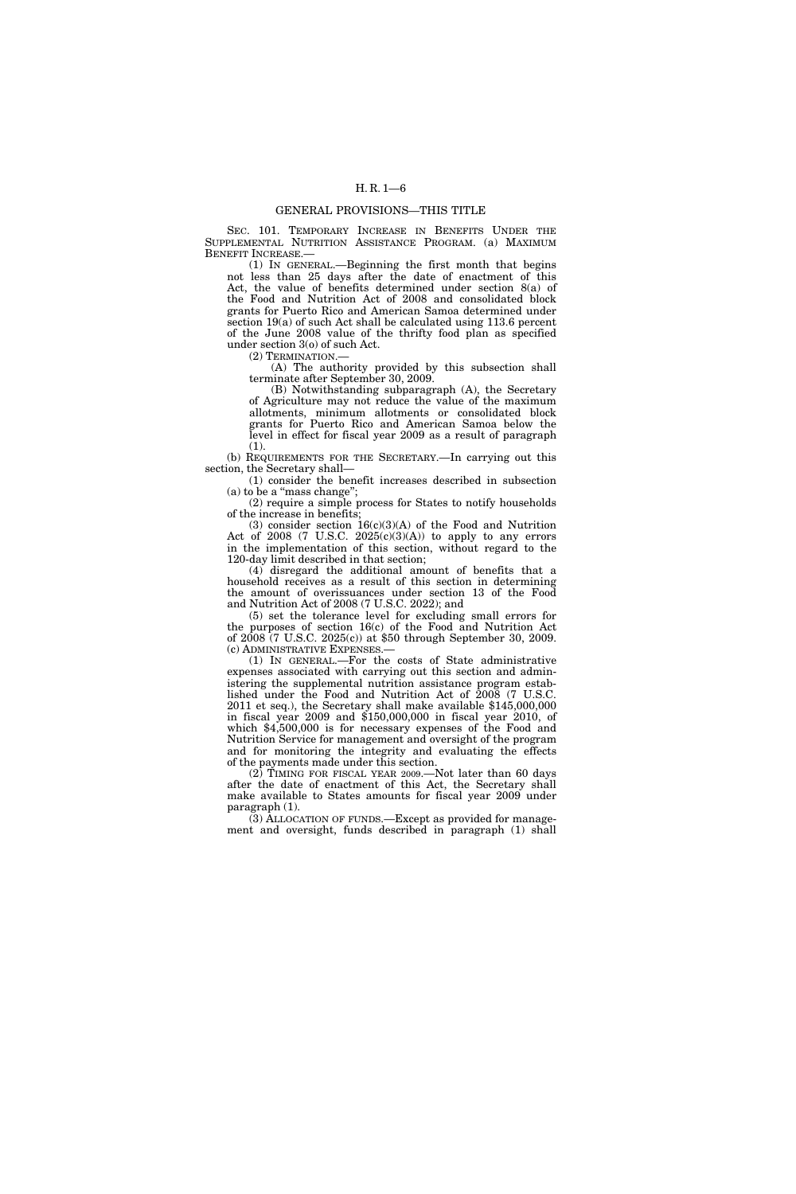## GENERAL PROVISIONS—THIS TITLE

SEC. 101. TEMPORARY INCREASE IN BENEFITS UNDER THE SUPPLEMENTAL NUTRITION ASSISTANCE PROGRAM. (a) MAXIMUM BENEFIT INCREASE.—

(1) IN GENERAL.—Beginning the first month that begins not less than 25 days after the date of enactment of this Act, the value of benefits determined under section 8(a) of the Food and Nutrition Act of 2008 and consolidated block grants for Puerto Rico and American Samoa determined under section 19(a) of such Act shall be calculated using 113.6 percent of the June 2008 value of the thrifty food plan as specified under section 3(o) of such Act.

(2) TERMINATION.—

(A) The authority provided by this subsection shall terminate after September 30, 2009.

(B) Notwithstanding subparagraph (A), the Secretary of Agriculture may not reduce the value of the maximum allotments, minimum allotments or consolidated block grants for Puerto Rico and American Samoa below the level in effect for fiscal year 2009 as a result of paragraph (1).

(b) REQUIREMENTS FOR THE SECRETARY.—In carrying out this section, the Secretary shall—

(1) consider the benefit increases described in subsection (a) to be a "mass change";

(2) require a simple process for States to notify households of the increase in benefits;

(3) consider section 16(c)(3)(A) of the Food and Nutrition Act of 2008 (7 U.S.C. 2025(c)(3)(A)) to apply to any errors in the implementation of this section, without regard to the 120-day limit described in that section;

(4) disregard the additional amount of benefits that a household receives as a result of this section in determining the amount of overissuances under section 13 of the Food and Nutrition Act of 2008 (7 U.S.C. 2022); and

(5) set the tolerance level for excluding small errors for the purposes of section 16(c) of the Food and Nutrition Act of 2008 (7 U.S.C. 2025(c)) at $50 through September 30, 2009.

(c) ADMINISTRATIVE EXPENSES.—

(1) IN GENERAL.—For the costs of State administrative expenses associated with carrying out this section and administering the supplemental nutrition assistance program established under the Food and Nutrition Act of 2008 (7 U.S.C. 2011 et seq.), the Secretary shall make available $145,000,000 in fiscal year 2009 and $150,000,000 in fiscal year 2010, of which $4,500,000 is for necessary expenses of the Food and Nutrition Service for management and oversight of the program and for monitoring the integrity and evaluating the effects of the payments made under this section.

(2) TIMING FOR FISCAL YEAR 2009.—Not later than 60 days after the date of enactment of this Act, the Secretary shall make available to States amounts for fiscal year 2009 under paragraph (1).

(3) ALLOCATION OF FUNDS.—Except as provided for management and oversight, funds described in paragraph (1) shall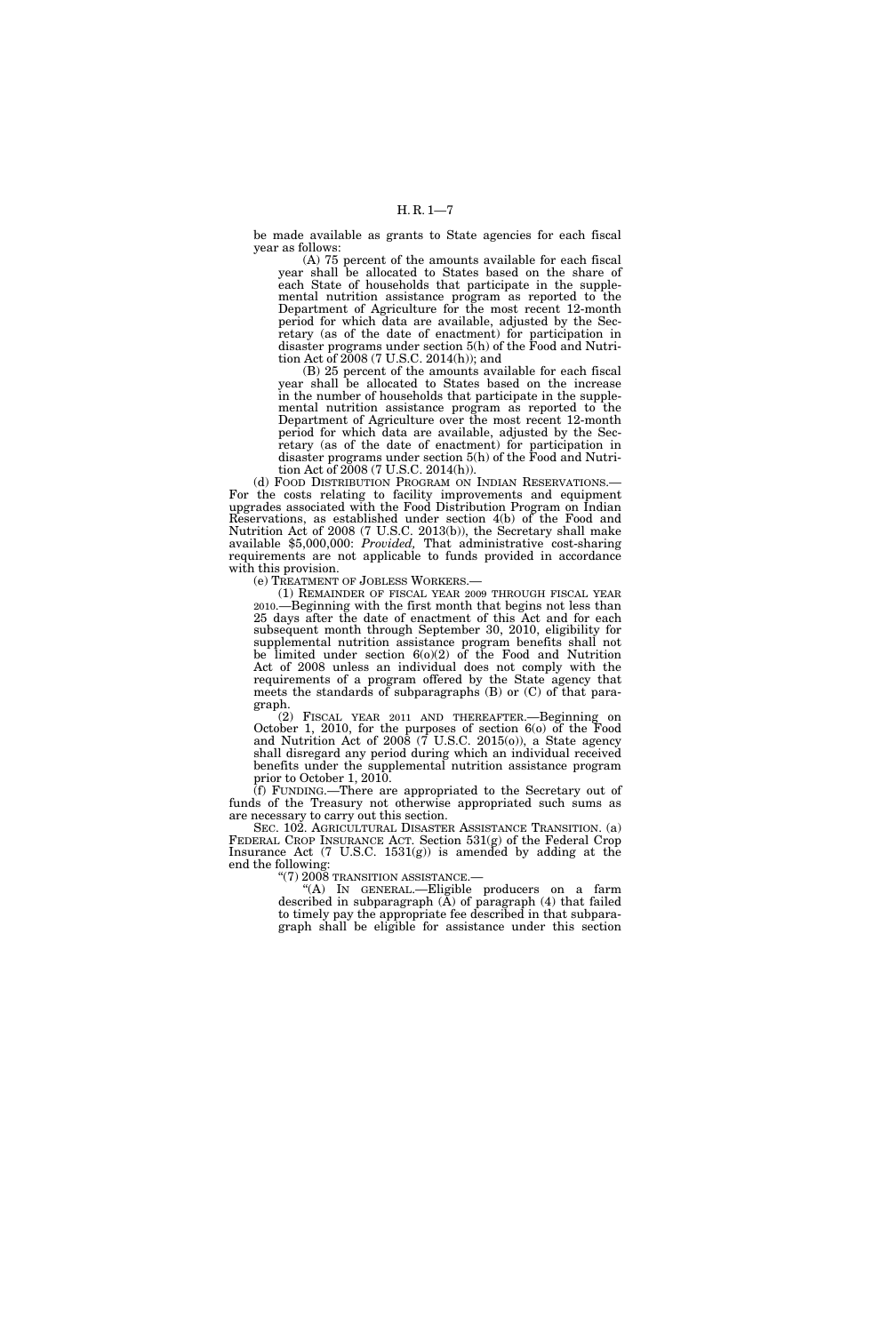be made available as grants to State agencies for each fiscal year as follows:

(A) 75 percent of the amounts available for each fiscal year shall be allocated to States based on the share of each State of households that participate in the supplemental nutrition assistance program as reported to the Department of Agriculture for the most recent 12-month period for which data are available, adjusted by the Secretary (as of the date of enactment) for participation in disaster programs under section 5(h) of the Food and Nutrition Act of 2008 (7 U.S.C. 2014(h)); and

(B) 25 percent of the amounts available for each fiscal year shall be allocated to States based on the increase in the number of households that participate in the supplemental nutrition assistance program as reported to the Department of Agriculture over the most recent 12-month period for which data are available, adjusted by the Secretary (as of the date of enactment) for participation in disaster programs under section 5(h) of the Food and Nutrition Act of 2008 (7 U.S.C. 2014(h)).

(d) FOOD DISTRIBUTION PROGRAM ON INDIAN RESERVATIONS.—For the costs relating to facility improvements and equipment upgrades associated with the Food Distribution Program on Indian Reservations, as established under section 4(b) of the Food and Nutrition Act of 2008 (7 U.S.C. 2013(b)), the Secretary shall make available $5,000,000: *Provided,* That administrative cost-sharing requirements are not applicable to funds provided in accordance with this provision.

(e) TREATMENT OF JOBLESS WORKERS.—

(1) REMAINDER OF FISCAL YEAR 2009 THROUGH FISCAL YEAR 2010.—Beginning with the first month that begins not less than 25 days after the date of enactment of this Act and for each subsequent month through September 30, 2010, eligibility for supplemental nutrition assistance program benefits shall not be limited under section 6(o)(2) of the Food and Nutrition Act of 2008 unless an individual does not comply with the requirements of a program offered by the State agency that meets the standards of subparagraphs (B) or (C) of that paragraph.

(2) FISCAL YEAR 2011 AND THEREAFTER.—Beginning on October 1, 2010, for the purposes of section 6(o) of the Food and Nutrition Act of 2008 (7 U.S.C. 2015(o)), a State agency shall disregard any period during which an individual received benefits under the supplemental nutrition assistance program prior to October 1, 2010.

(f) FUNDING.—There are appropriated to the Secretary out of funds of the Treasury not otherwise appropriated such sums as are necessary to carry out this section.

SEC. 102. AGRICULTURAL DISASTER ASSISTANCE TRANSITION. (a) FEDERAL CROP INSURANCE ACT. Section 531(g) of the Federal Crop Insurance Act (7 U.S.C. 1531(g)) is amended by adding at the end the following:

"(7) 2008 TRANSITION ASSISTANCE.—

"(A) IN GENERAL.—Eligible producers on a farm described in subparagraph (A) of paragraph (4) that failed to timely pay the appropriate fee described in that subparagraph shall be eligible for assistance under this section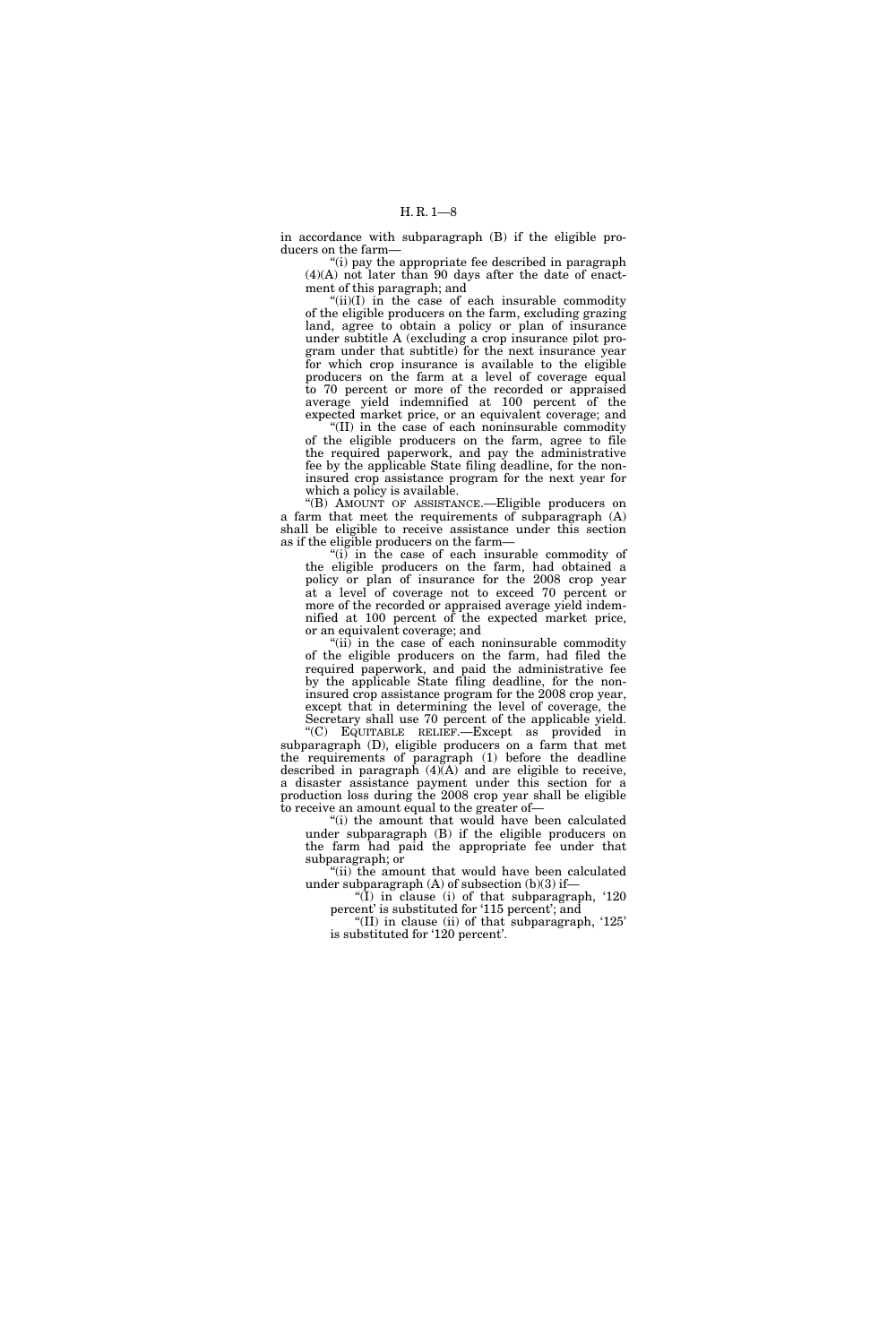in accordance with subparagraph (B) if the eligible producers on the farm—

"(i) pay the appropriate fee described in paragraph (4)(A) not later than 90 days after the date of enactment of this paragraph; and

"(ii)(I) in the case of each insurable commodity of the eligible producers on the farm, excluding grazing land, agree to obtain a policy or plan of insurance under subtitle A (excluding a crop insurance pilot program under that subtitle) for the next insurance year for which crop insurance is available to the eligible producers on the farm at a level of coverage equal to 70 percent or more of the recorded or appraised average yield indemnified at 100 percent of the expected market price, or an equivalent coverage; and

"(II) in the case of each noninsurable commodity of the eligible producers on the farm, agree to file the required paperwork, and pay the administrative fee by the applicable State filing deadline, for the noninsured crop assistance program for the next year for which a policy is available.

"(B) AMOUNT OF ASSISTANCE.—Eligible producers on a farm that meet the requirements of subparagraph (A) shall be eligible to receive assistance under this section as if the eligible producers on the farm—

"(i) in the case of each insurable commodity of the eligible producers on the farm, had obtained a policy or plan of insurance for the 2008 crop year at a level of coverage not to exceed 70 percent or more of the recorded or appraised average yield indemnified at 100 percent of the expected market price, or an equivalent coverage; and

"(ii) in the case of each noninsurable commodity of the eligible producers on the farm, had filed the required paperwork, and paid the administrative fee by the applicable State filing deadline, for the noninsured crop assistance program for the 2008 crop year, except that in determining the level of coverage, the Secretary shall use 70 percent of the applicable yield.

"(C) EQUITABLE RELIEF.—Except as provided in subparagraph (D), eligible producers on a farm that met the requirements of paragraph (1) before the deadline described in paragraph (4)(A) and are eligible to receive, a disaster assistance payment under this section for a production loss during the 2008 crop year shall be eligible to receive an amount equal to the greater of—

"(i) the amount that would have been calculated under subparagraph (B) if the eligible producers on the farm had paid the appropriate fee under that subparagraph; or

"(ii) the amount that would have been calculated under subparagraph (A) of subsection (b)(3) if—

"(I) in clause (i) of that subparagraph, '120 percent' is substituted for '115 percent'; and

"(II) in clause (ii) of that subparagraph, '125' is substituted for '120 percent'.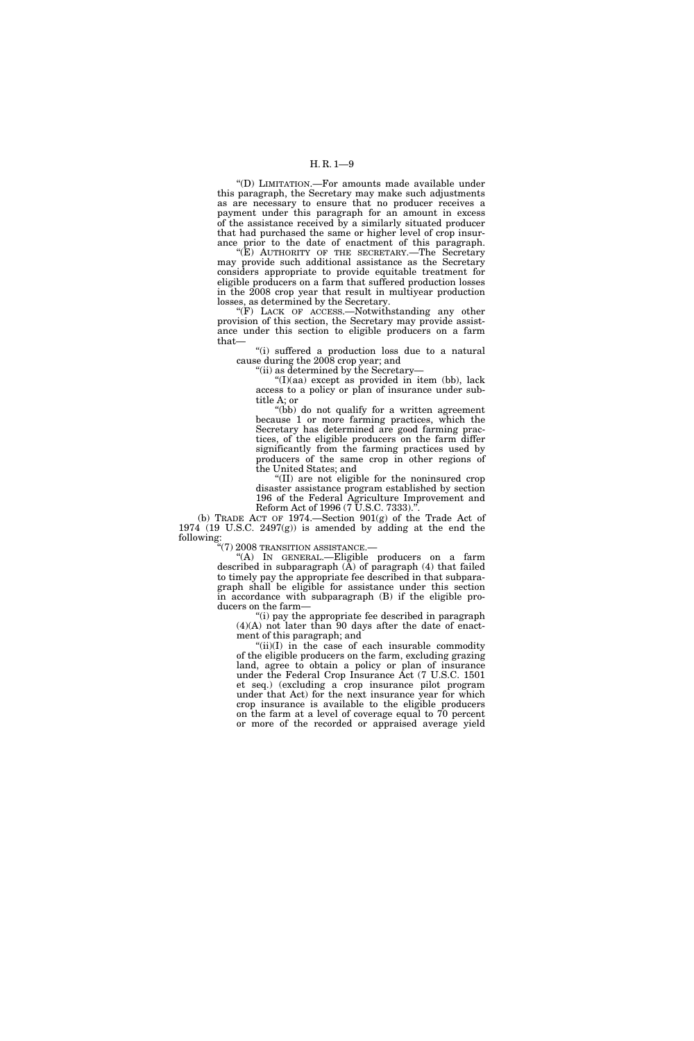"(D) LIMITATION.—For amounts made available under this paragraph, the Secretary may make such adjustments as are necessary to ensure that no producer receives a payment under this paragraph for an amount in excess of the assistance received by a similarly situated producer that had purchased the same or higher level of crop insurance prior to the date of enactment of this paragraph.

"(E) AUTHORITY OF THE SECRETARY.—The Secretary may provide such additional assistance as the Secretary considers appropriate to provide equitable treatment for eligible producers on a farm that suffered production losses in the 2008 crop year that result in multiyear production losses, as determined by the Secretary.

"(F) LACK OF ACCESS.—Notwithstanding any other provision of this section, the Secretary may provide assistance under this section to eligible producers on a farm that—

"(i) suffered a production loss due to a natural cause during the 2008 crop year; and

"(ii) as determined by the Secretary—

"(I)(aa) except as provided in item (bb), lack access to a policy or plan of insurance under subtitle A; or

"(bb) do not qualify for a written agreement because 1 or more farming practices, which the Secretary has determined are good farming practices, of the eligible producers on the farm differ significantly from the farming practices used by producers of the same crop in other regions of the United States; and

"(II) are not eligible for the noninsured crop disaster assistance program established by section 196 of the Federal Agriculture Improvement and Reform Act of 1996 (7 U.S.C. 7333).".

(b) TRADE ACT OF 1974.—Section 901(g) of the Trade Act of 1974 (19 U.S.C. 2497(g)) is amended by adding at the end the following:

"(7) 2008 TRANSITION ASSISTANCE.—

"(A) IN GENERAL.—Eligible producers on a farm described in subparagraph (A) of paragraph (4) that failed to timely pay the appropriate fee described in that subparagraph shall be eligible for assistance under this section in accordance with subparagraph (B) if the eligible producers on the farm—

"(i) pay the appropriate fee described in paragraph (4)(A) not later than 90 days after the date of enactment of this paragraph; and

"(ii)(I) in the case of each insurable commodity of the eligible producers on the farm, excluding grazing land, agree to obtain a policy or plan of insurance under the Federal Crop Insurance Act (7 U.S.C. 1501 et seq.) (excluding a crop insurance pilot program under that Act) for the next insurance year for which crop insurance is available to the eligible producers on the farm at a level of coverage equal to 70 percent or more of the recorded or appraised average yield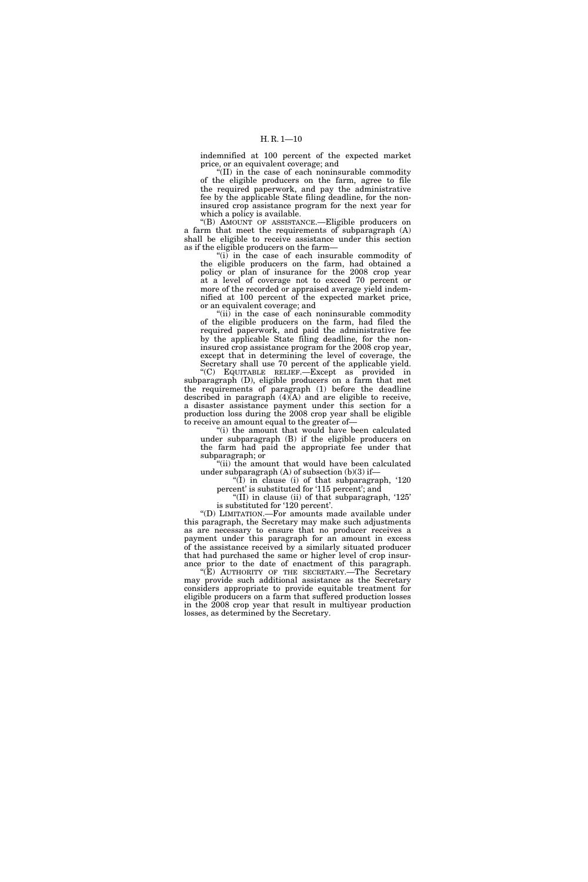indemnified at 100 percent of the expected market price, or an equivalent coverage; and

"(II) in the case of each noninsurable commodity of the eligible producers on the farm, agree to file the required paperwork, and pay the administrative fee by the applicable State filing deadline, for the noninsured crop assistance program for the next year for which a policy is available.

"(B) AMOUNT OF ASSISTANCE.—Eligible producers on a farm that meet the requirements of subparagraph (A) shall be eligible to receive assistance under this section as if the eligible producers on the farm—

"(i) in the case of each insurable commodity of the eligible producers on the farm, had obtained a policy or plan of insurance for the 2008 crop year at a level of coverage not to exceed 70 percent or more of the recorded or appraised average yield indemnified at 100 percent of the expected market price, or an equivalent coverage; and

"(ii) in the case of each noninsurable commodity of the eligible producers on the farm, had filed the required paperwork, and paid the administrative fee by the applicable State filing deadline, for the noninsured crop assistance program for the 2008 crop year, except that in determining the level of coverage, the Secretary shall use 70 percent of the applicable yield.

"(C) EQUITABLE RELIEF.—Except as provided in subparagraph (D), eligible producers on a farm that met the requirements of paragraph (1) before the deadline described in paragraph (4)(A) and are eligible to receive, a disaster assistance payment under this section for a production loss during the 2008 crop year shall be eligible to receive an amount equal to the greater of—

"(i) the amount that would have been calculated under subparagraph (B) if the eligible producers on the farm had paid the appropriate fee under that subparagraph; or

"(ii) the amount that would have been calculated under subparagraph (A) of subsection (b)(3) if—

"(I) in clause (i) of that subparagraph, '120 percent' is substituted for '115 percent'; and

"(II) in clause (ii) of that subparagraph, '125' is substituted for '120 percent'.

"(D) LIMITATION.—For amounts made available under this paragraph, the Secretary may make such adjustments as are necessary to ensure that no producer receives a payment under this paragraph for an amount in excess of the assistance received by a similarly situated producer that had purchased the same or higher level of crop insurance prior to the date of enactment of this paragraph.

"(E) AUTHORITY OF THE SECRETARY.—The Secretary may provide such additional assistance as the Secretary considers appropriate to provide equitable treatment for eligible producers on a farm that suffered production losses in the 2008 crop year that result in multiyear production losses, as determined by the Secretary.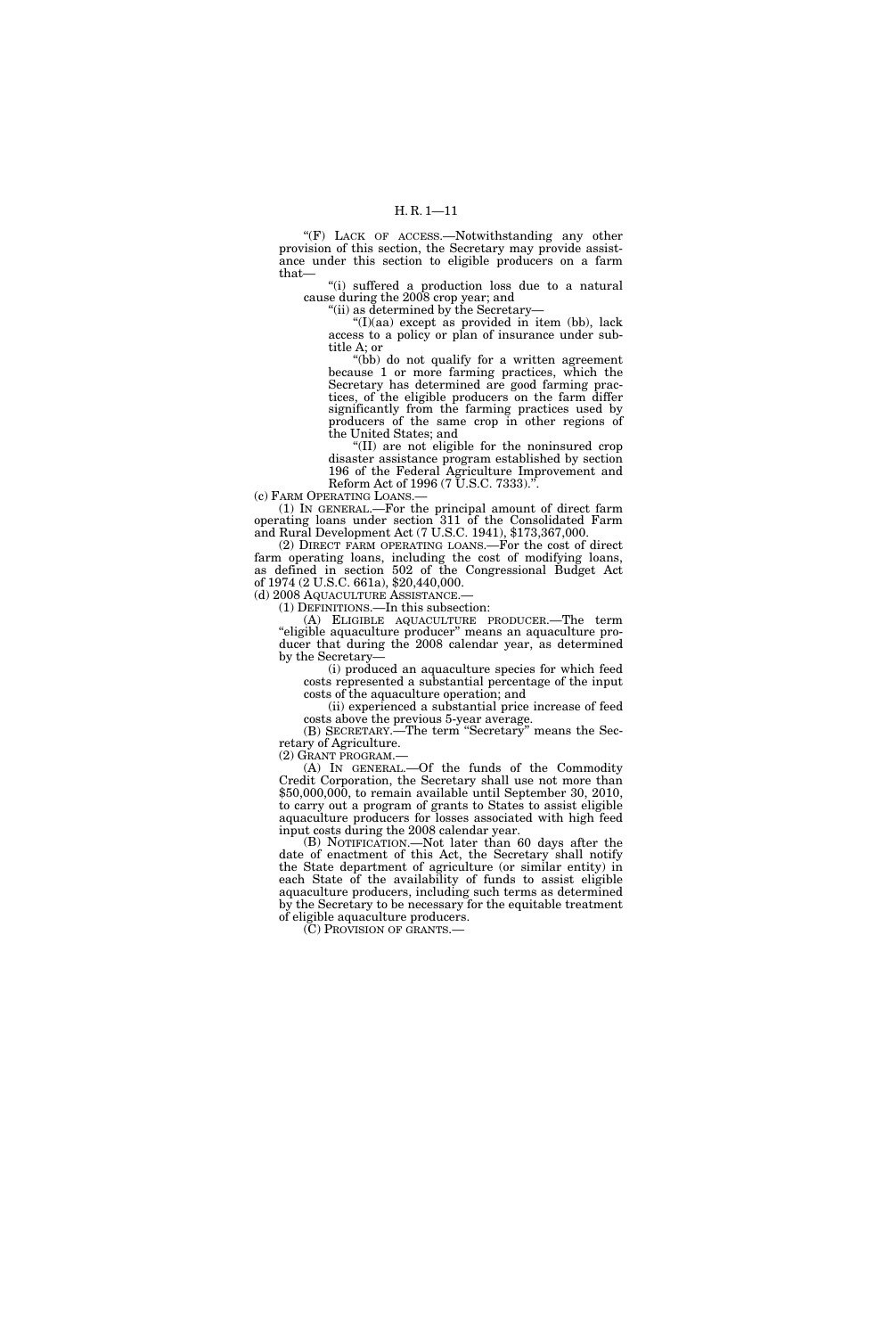"(F) LACK OF ACCESS.—Notwithstanding any other provision of this section, the Secretary may provide assistance under this section to eligible producers on a farm that—

"(i) suffered a production loss due to a natural cause during the 2008 crop year; and

"(ii) as determined by the Secretary—

"(I)(aa) except as provided in item (bb), lack access to a policy or plan of insurance under subtitle A; or

"(bb) do not qualify for a written agreement because 1 or more farming practices, which the Secretary has determined are good farming practices, of the eligible producers on the farm differ significantly from the farming practices used by producers of the same crop in other regions of the United States; and

"(II) are not eligible for the noninsured crop disaster assistance program established by section 196 of the Federal Agriculture Improvement and Reform Act of 1996 (7 U.S.C. 7333).".

(c) FARM OPERATING LOANS.—

(1) IN GENERAL.—For the principal amount of direct farm operating loans under section 311 of the Consolidated Farm and Rural Development Act (7 U.S.C. 1941), $173,367,000.

(2) DIRECT FARM OPERATING LOANS.—For the cost of direct farm operating loans, including the cost of modifying loans, as defined in section 502 of the Congressional Budget Act of 1974 (2 U.S.C. 661a), $20,440,000.

(d) 2008 AQUACULTURE ASSISTANCE.—

(1) DEFINITIONS.—In this subsection:

(A) ELIGIBLE AQUACULTURE PRODUCER.—The term "eligible aquaculture producer" means an aquaculture producer that during the 2008 calendar year, as determined by the Secretary—

(i) produced an aquaculture species for which feed costs represented a substantial percentage of the input costs of the aquaculture operation; and

(ii) experienced a substantial price increase of feed costs above the previous 5-year average.

(B) SECRETARY.—The term "Secretary" means the Secretary of Agriculture.

(2) GRANT PROGRAM.—

(A) IN GENERAL.—Of the funds of the Commodity Credit Corporation, the Secretary shall use not more than $50,000,000, to remain available until September 30, 2010, to carry out a program of grants to States to assist eligible aquaculture producers for losses associated with high feed input costs during the 2008 calendar year.

(B) NOTIFICATION.—Not later than 60 days after the date of enactment of this Act, the Secretary shall notify the State department of agriculture (or similar entity) in each State of the availability of funds to assist eligible aquaculture producers, including such terms as determined by the Secretary to be necessary for the equitable treatment of eligible aquaculture producers.

(C) PROVISION OF GRANTS.—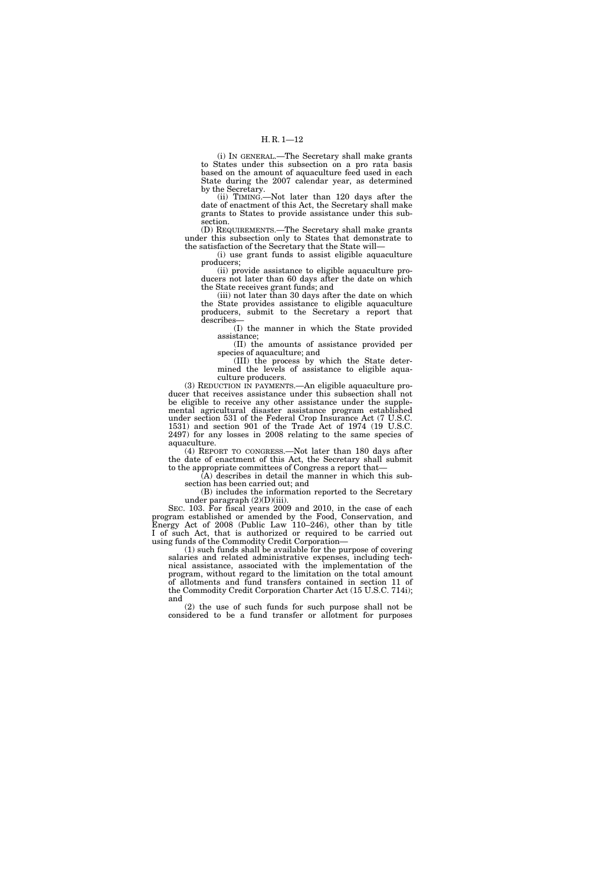(i) IN GENERAL.—The Secretary shall make grants to States under this subsection on a pro rata basis based on the amount of aquaculture feed used in each State during the 2007 calendar year, as determined by the Secretary.

(ii) TIMING.—Not later than 120 days after the date of enactment of this Act, the Secretary shall make grants to States to provide assistance under this subsection.

(D) REQUIREMENTS.—The Secretary shall make grants under this subsection only to States that demonstrate to the satisfaction of the Secretary that the State will—

(i) use grant funds to assist eligible aquaculture producers;

(ii) provide assistance to eligible aquaculture producers not later than 60 days after the date on which the State receives grant funds; and

(iii) not later than 30 days after the date on which the State provides assistance to eligible aquaculture producers, submit to the Secretary a report that describes—

(I) the manner in which the State provided assistance;

(II) the amounts of assistance provided per species of aquaculture; and

(III) the process by which the State determined the levels of assistance to eligible aquaculture producers.

(3) REDUCTION IN PAYMENTS.—An eligible aquaculture producer that receives assistance under this subsection shall not be eligible to receive any other assistance under the supplemental agricultural disaster assistance program established under section 531 of the Federal Crop Insurance Act (7 U.S.C. 1531) and section 901 of the Trade Act of 1974 (19 U.S.C. 2497) for any losses in 2008 relating to the same species of aquaculture.

(4) REPORT TO CONGRESS.—Not later than 180 days after the date of enactment of this Act, the Secretary shall submit to the appropriate committees of Congress a report that—

(A) describes in detail the manner in which this subsection has been carried out; and

(B) includes the information reported to the Secretary under paragraph (2)(D)(iii).

SEC. 103. For fiscal years 2009 and 2010, in the case of each program established or amended by the Food, Conservation, and Energy Act of 2008 (Public Law 110–246), other than by title I of such Act, that is authorized or required to be carried out using funds of the Commodity Credit Corporation—

(1) such funds shall be available for the purpose of covering salaries and related administrative expenses, including technical assistance, associated with the implementation of the program, without regard to the limitation on the total amount of allotments and fund transfers contained in section 11 of the Commodity Credit Corporation Charter Act (15 U.S.C. 714i); and

(2) the use of such funds for such purpose shall not be considered to be a fund transfer or allotment for purposes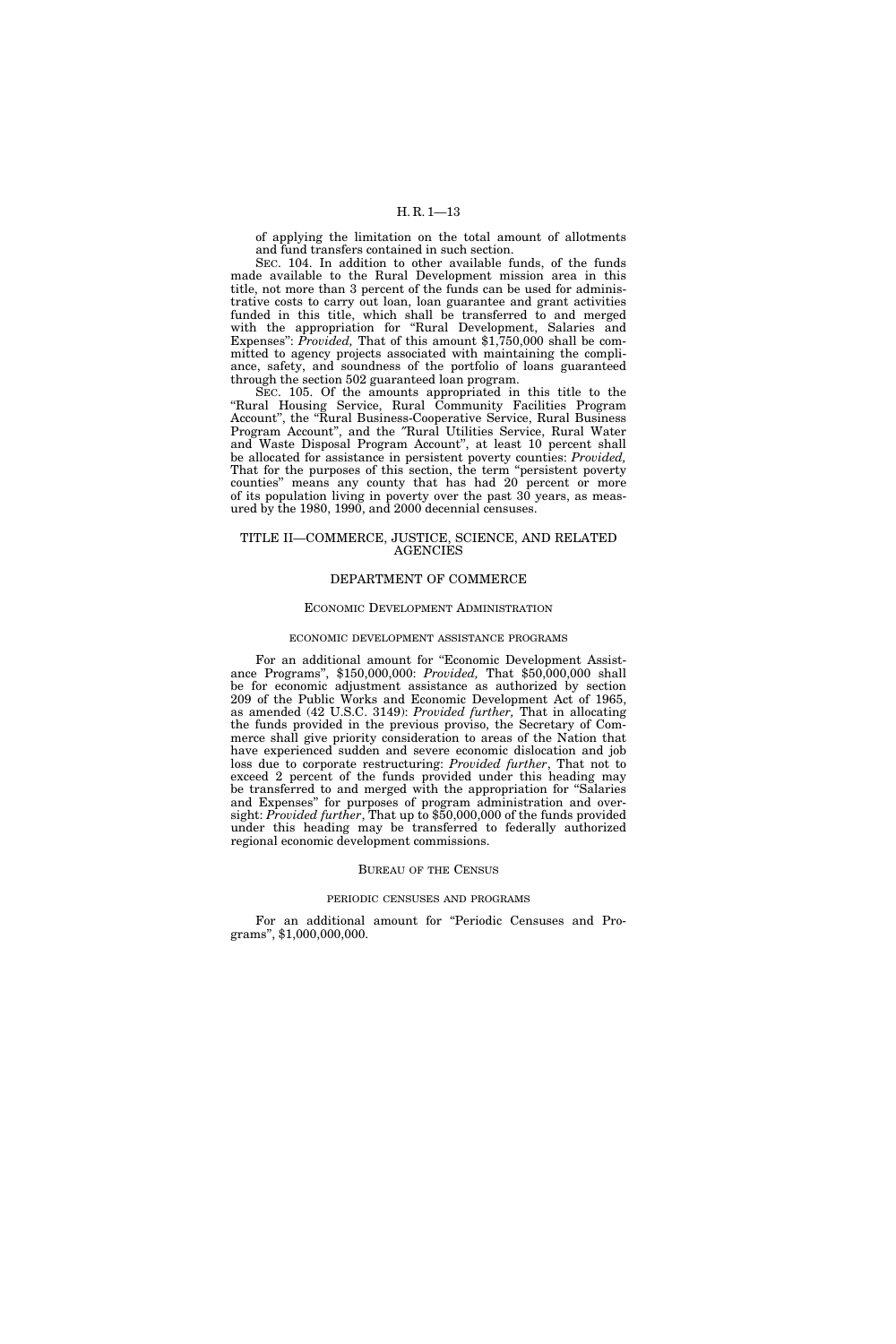of applying the limitation on the total amount of allotments and fund transfers contained in such section.

SEC. 104. In addition to other available funds, of the funds made available to the Rural Development mission area in this title, not more than 3 percent of the funds can be used for administrative costs to carry out loan, loan guarantee and grant activities funded in this title, which shall be transferred to and merged with the appropriation for "Rural Development, Salaries and Expenses": *Provided,* That of this amount $1,750,000 shall be committed to agency projects associated with maintaining the compliance, safety, and soundness of the portfolio of loans guaranteed through the section 502 guaranteed loan program.

SEC. 105. Of the amounts appropriated in this title to the "Rural Housing Service, Rural Community Facilities Program Account", the "Rural Business-Cooperative Service, Rural Business Program Account", and the "Rural Utilities Service, Rural Water and Waste Disposal Program Account", at least 10 percent shall be allocated for assistance in persistent poverty counties: *Provided,* That for the purposes of this section, the term "persistent poverty counties" means any county that has had 20 percent or more of its population living in poverty over the past 30 years, as measured by the 1980, 1990, and 2000 decennial censuses.

## TITLE II—COMMERCE, JUSTICE, SCIENCE, AND RELATED AGENCIES

### DEPARTMENT OF COMMERCE

#### ECONOMIC DEVELOPMENT ADMINISTRATION

##### ECONOMIC DEVELOPMENT ASSISTANCE PROGRAMS

For an additional amount for "Economic Development Assistance Programs", $150,000,000: *Provided,* That $50,000,000 shall be for economic adjustment assistance as authorized by section 209 of the Public Works and Economic Development Act of 1965, as amended (42 U.S.C. 3149): *Provided further,* That in allocating the funds provided in the previous proviso, the Secretary of Commerce shall give priority consideration to areas of the Nation that have experienced sudden and severe economic dislocation and job loss due to corporate restructuring: *Provided further*, That not to exceed 2 percent of the funds provided under this heading may be transferred to and merged with the appropriation for "Salaries and Expenses" for purposes of program administration and oversight: *Provided further*, That up to $50,000,000 of the funds provided under this heading may be transferred to federally authorized regional economic development commissions.

#### BUREAU OF THE CENSUS

##### PERIODIC CENSUSES AND PROGRAMS

For an additional amount for "Periodic Censuses and Programs", $1,000,000,000.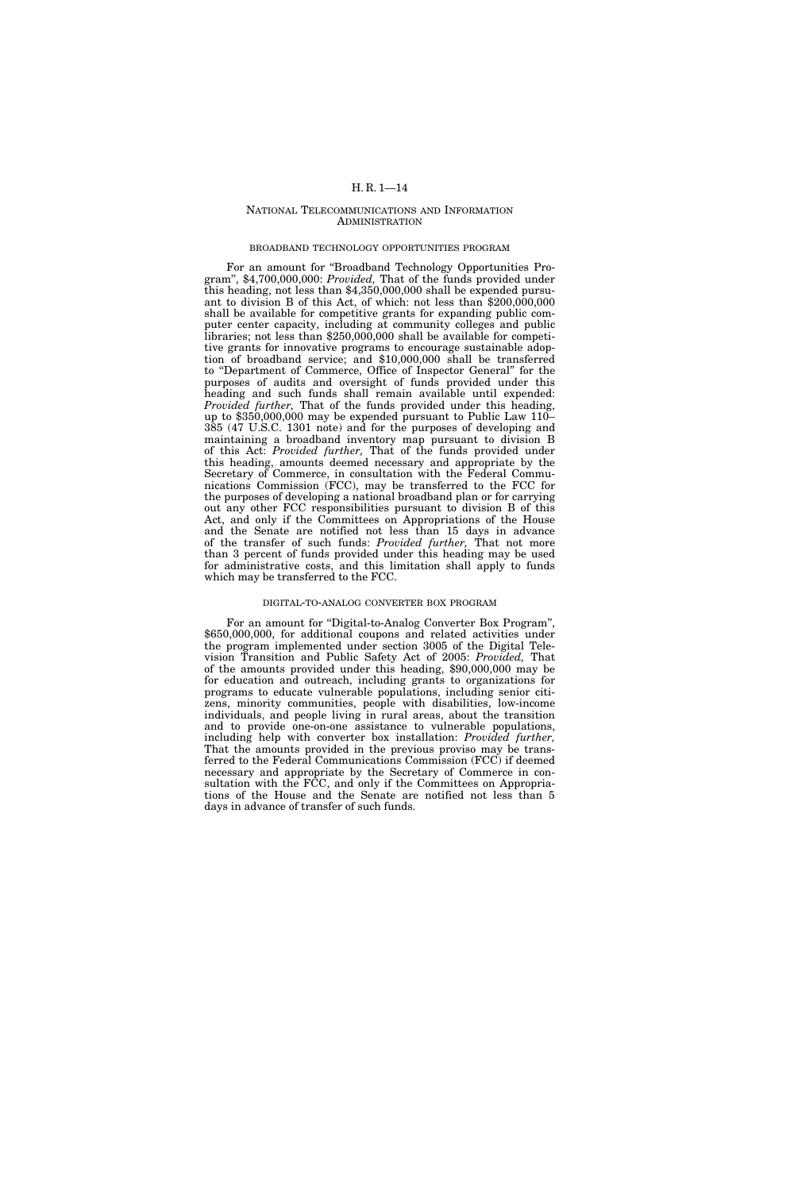## NATIONAL TELECOMMUNICATIONS AND INFORMATION ADMINISTRATION

### BROADBAND TECHNOLOGY OPPORTUNITIES PROGRAM

For an amount for "Broadband Technology Opportunities Program", $4,700,000,000: *Provided,* That of the funds provided under this heading, not less than $4,350,000,000 shall be expended pursuant to division B of this Act, of which: not less than $200,000,000 shall be available for competitive grants for expanding public computer center capacity, including at community colleges and public libraries; not less than $250,000,000 shall be available for competitive grants for innovative programs to encourage sustainable adoption of broadband service; and $10,000,000 shall be transferred to "Department of Commerce, Office of Inspector General" for the purposes of audits and oversight of funds provided under this heading and such funds shall remain available until expended: *Provided further,* That of the funds provided under this heading, up to $350,000,000 may be expended pursuant to Public Law 110–385 (47 U.S.C. 1301 note) and for the purposes of developing and maintaining a broadband inventory map pursuant to division B of this Act: *Provided further,* That of the funds provided under this heading, amounts deemed necessary and appropriate by the Secretary of Commerce, in consultation with the Federal Communications Commission (FCC), may be transferred to the FCC for the purposes of developing a national broadband plan or for carrying out any other FCC responsibilities pursuant to division B of this Act, and only if the Committees on Appropriations of the House and the Senate are notified not less than 15 days in advance of the transfer of such funds: *Provided further,* That not more than 3 percent of funds provided under this heading may be used for administrative costs, and this limitation shall apply to funds which may be transferred to the FCC.

### DIGITAL-TO-ANALOG CONVERTER BOX PROGRAM

For an amount for "Digital-to-Analog Converter Box Program", $650,000,000, for additional coupons and related activities under the program implemented under section 3005 of the Digital Television Transition and Public Safety Act of 2005: *Provided,* That of the amounts provided under this heading, $90,000,000 may be for education and outreach, including grants to organizations for programs to educate vulnerable populations, including senior citizens, minority communities, people with disabilities, low-income individuals, and people living in rural areas, about the transition and to provide one-on-one assistance to vulnerable populations, including help with converter box installation: *Provided further,* That the amounts provided in the previous proviso may be transferred to the Federal Communications Commission (FCC) if deemed necessary and appropriate by the Secretary of Commerce in consultation with the FCC, and only if the Committees on Appropriations of the House and the Senate are notified not less than 5 days in advance of transfer of such funds.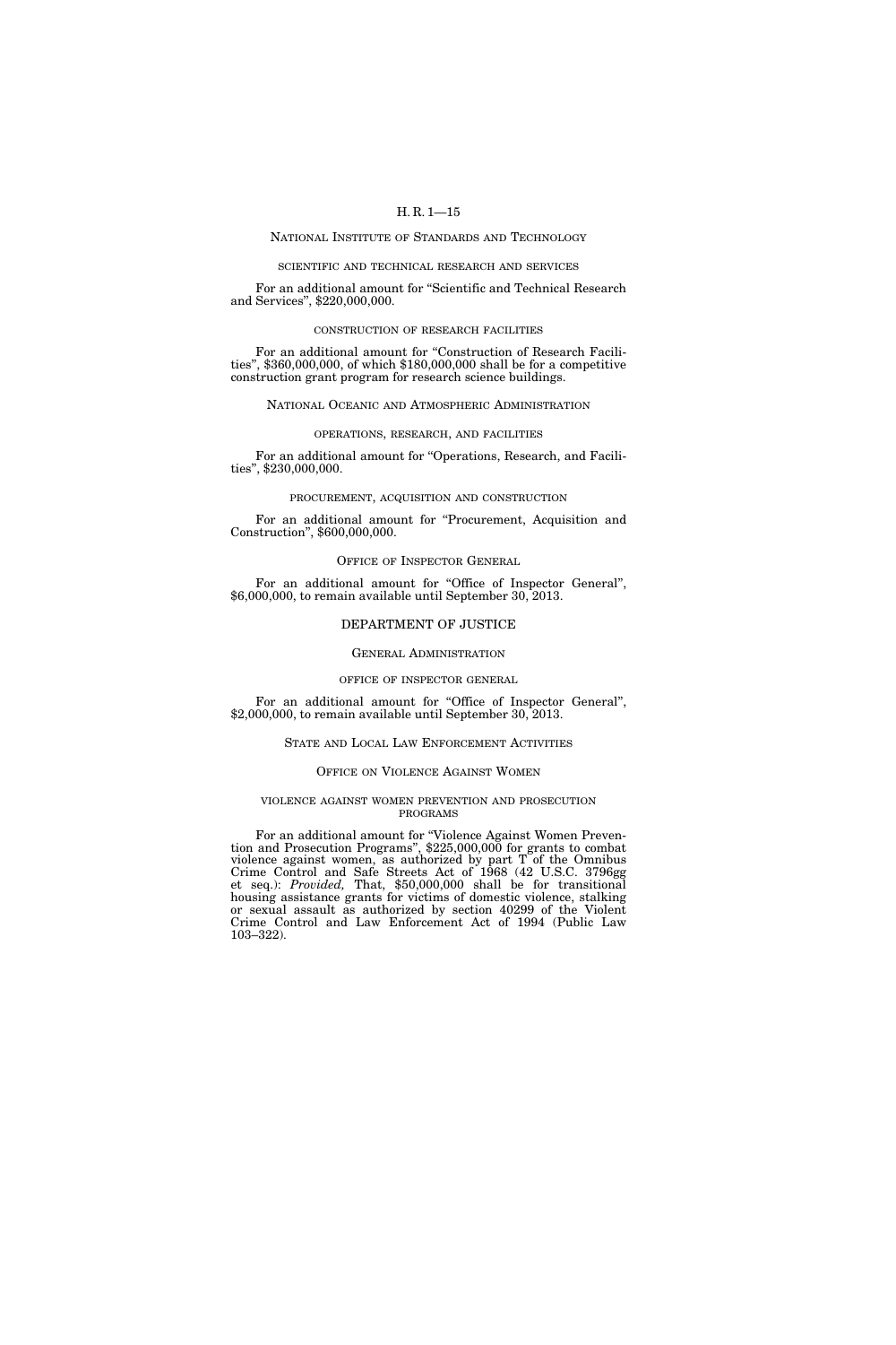## NATIONAL INSTITUTE OF STANDARDS AND TECHNOLOGY

### SCIENTIFIC AND TECHNICAL RESEARCH AND SERVICES

For an additional amount for "Scientific and Technical Research and Services", $220,000,000.

### CONSTRUCTION OF RESEARCH FACILITIES

For an additional amount for "Construction of Research Facilities", $360,000,000, of which $180,000,000 shall be for a competitive construction grant program for research science buildings.

## NATIONAL OCEANIC AND ATMOSPHERIC ADMINISTRATION

### OPERATIONS, RESEARCH, AND FACILITIES

For an additional amount for "Operations, Research, and Facilities", $230,000,000.

### PROCUREMENT, ACQUISITION AND CONSTRUCTION

For an additional amount for "Procurement, Acquisition and Construction", $600,000,000.

## OFFICE OF INSPECTOR GENERAL

For an additional amount for "Office of Inspector General", $6,000,000, to remain available until September 30, 2013.

# DEPARTMENT OF JUSTICE

## GENERAL ADMINISTRATION

### OFFICE OF INSPECTOR GENERAL

For an additional amount for "Office of Inspector General", $2,000,000, to remain available until September 30, 2013.

## STATE AND LOCAL LAW ENFORCEMENT ACTIVITIES

## OFFICE ON VIOLENCE AGAINST WOMEN

### VIOLENCE AGAINST WOMEN PREVENTION AND PROSECUTION PROGRAMS

For an additional amount for "Violence Against Women Prevention and Prosecution Programs", $225,000,000 for grants to combat violence against women, as authorized by part T of the Omnibus Crime Control and Safe Streets Act of 1968 (42 U.S.C. 3796gg et seq.): *Provided,* That, $50,000,000 shall be for transitional housing assistance grants for victims of domestic violence, stalking or sexual assault as authorized by section 40299 of the Violent Crime Control and Law Enforcement Act of 1994 (Public Law 103–322).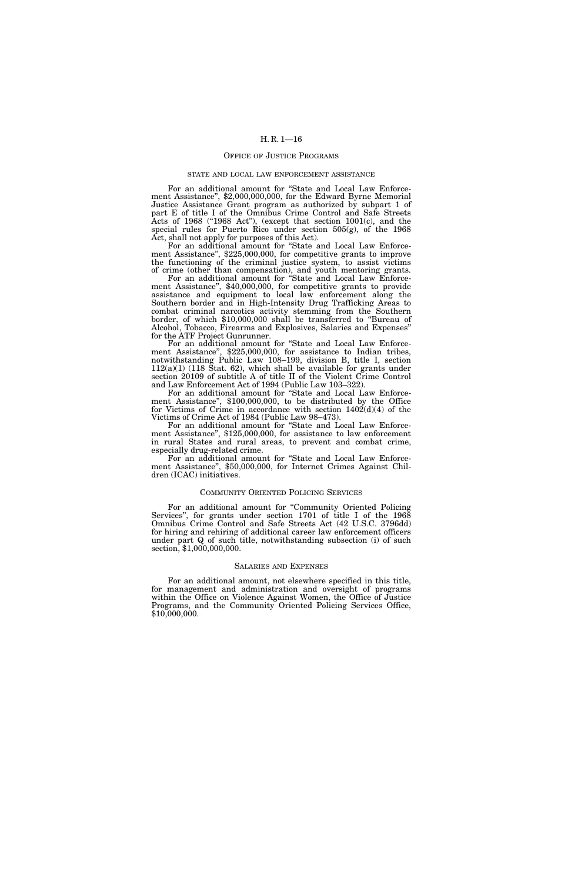## OFFICE OF JUSTICE PROGRAMS

### STATE AND LOCAL LAW ENFORCEMENT ASSISTANCE

For an additional amount for "State and Local Law Enforcement Assistance", $2,000,000,000, for the Edward Byrne Memorial Justice Assistance Grant program as authorized by subpart 1 of part E of title I of the Omnibus Crime Control and Safe Streets Acts of 1968 ("1968 Act"), (except that section 1001(c), and the special rules for Puerto Rico under section 505(g), of the 1968 Act, shall not apply for purposes of this Act).

For an additional amount for "State and Local Law Enforcement Assistance", $225,000,000, for competitive grants to improve the functioning of the criminal justice system, to assist victims of crime (other than compensation), and youth mentoring grants.

For an additional amount for "State and Local Law Enforcement Assistance", $40,000,000, for competitive grants to provide assistance and equipment to local law enforcement along the Southern border and in High-Intensity Drug Trafficking Areas to combat criminal narcotics activity stemming from the Southern border, of which $10,000,000 shall be transferred to "Bureau of Alcohol, Tobacco, Firearms and Explosives, Salaries and Expenses" for the ATF Project Gunrunner.

For an additional amount for "State and Local Law Enforcement Assistance", $225,000,000, for assistance to Indian tribes, notwithstanding Public Law 108–199, division B, title I, section 112(a)(1) (118 Stat. 62), which shall be available for grants under section 20109 of subtitle A of title II of the Violent Crime Control and Law Enforcement Act of 1994 (Public Law 103–322).

For an additional amount for "State and Local Law Enforcement Assistance", $100,000,000, to be distributed by the Office for Victims of Crime in accordance with section 1402(d)(4) of the Victims of Crime Act of 1984 (Public Law 98–473).

For an additional amount for "State and Local Law Enforcement Assistance", $125,000,000, for assistance to law enforcement in rural States and rural areas, to prevent and combat crime, especially drug-related crime.

For an additional amount for "State and Local Law Enforcement Assistance", $50,000,000, for Internet Crimes Against Children (ICAC) initiatives.

## COMMUNITY ORIENTED POLICING SERVICES

For an additional amount for "Community Oriented Policing Services", for grants under section 1701 of title I of the 1968 Omnibus Crime Control and Safe Streets Act (42 U.S.C. 3796dd) for hiring and rehiring of additional career law enforcement officers under part Q of such title, notwithstanding subsection (i) of such section, $1,000,000,000.

## SALARIES AND EXPENSES

For an additional amount, not elsewhere specified in this title, for management and administration and oversight of programs within the Office on Violence Against Women, the Office of Justice Programs, and the Community Oriented Policing Services Office, $10,000,000.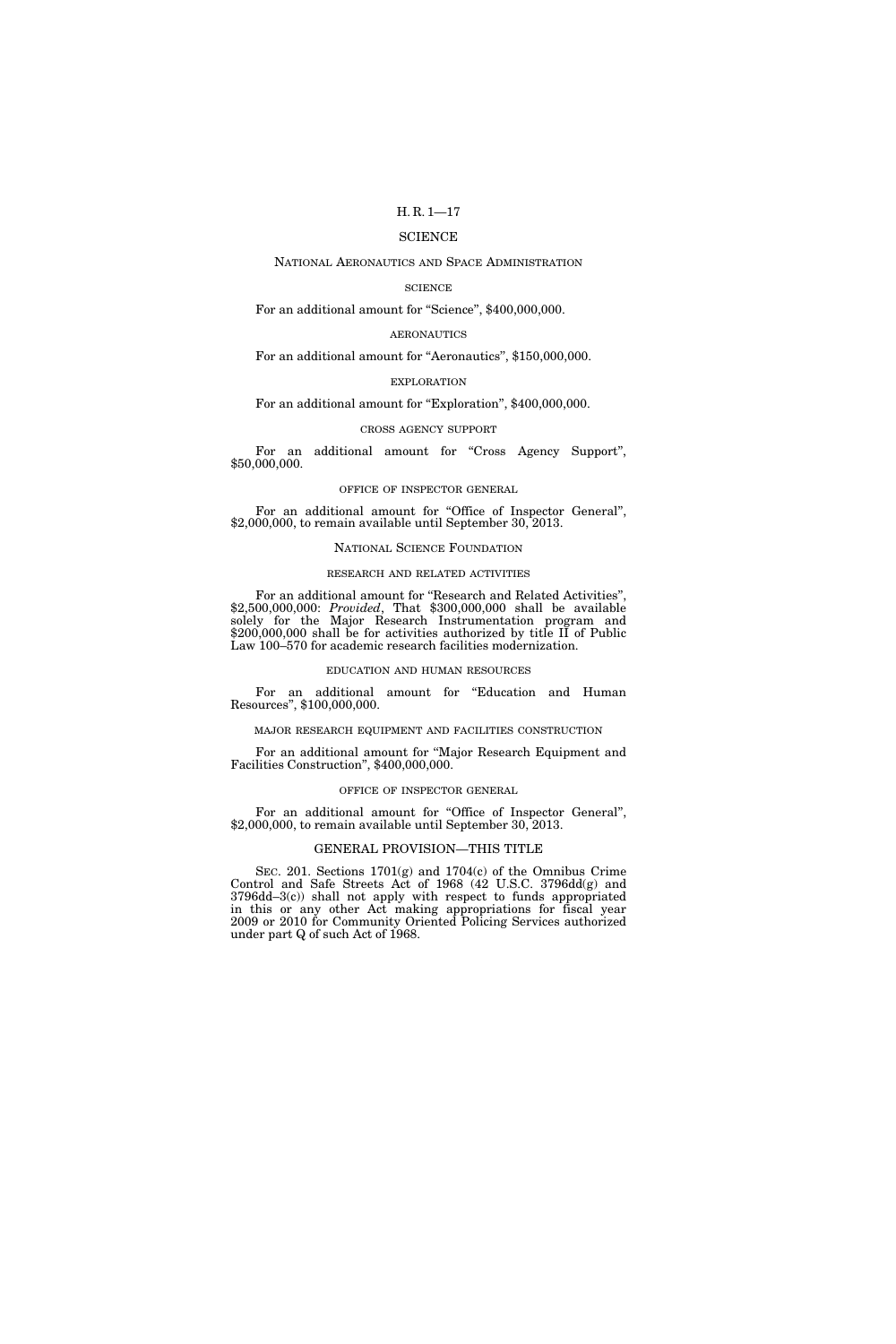# SCIENCE

## NATIONAL AERONAUTICS AND SPACE ADMINISTRATION

### SCIENCE

For an additional amount for "Science", $400,000,000.

### AERONAUTICS

For an additional amount for "Aeronautics", $150,000,000.

### EXPLORATION

For an additional amount for "Exploration", $400,000,000.

### CROSS AGENCY SUPPORT

For an additional amount for "Cross Agency Support", $50,000,000.

### OFFICE OF INSPECTOR GENERAL

For an additional amount for "Office of Inspector General", $2,000,000, to remain available until September 30, 2013.

## NATIONAL SCIENCE FOUNDATION

### RESEARCH AND RELATED ACTIVITIES

For an additional amount for "Research and Related Activities", $2,500,000,000: *Provided*, That $300,000,000 shall be available solely for the Major Research Instrumentation program and $200,000,000 shall be for activities authorized by title II of Public Law 100–570 for academic research facilities modernization.

### EDUCATION AND HUMAN RESOURCES

For an additional amount for "Education and Human Resources", $100,000,000.

### MAJOR RESEARCH EQUIPMENT AND FACILITIES CONSTRUCTION

For an additional amount for "Major Research Equipment and Facilities Construction", $400,000,000.

### OFFICE OF INSPECTOR GENERAL

For an additional amount for "Office of Inspector General", $2,000,000, to remain available until September 30, 2013.

## GENERAL PROVISION—THIS TITLE

SEC. 201. Sections 1701(g) and 1704(c) of the Omnibus Crime Control and Safe Streets Act of 1968 (42 U.S.C. 3796dd(g) and 3796dd–3(c)) shall not apply with respect to funds appropriated in this or any other Act making appropriations for fiscal year 2009 or 2010 for Community Oriented Policing Services authorized under part Q of such Act of 1968.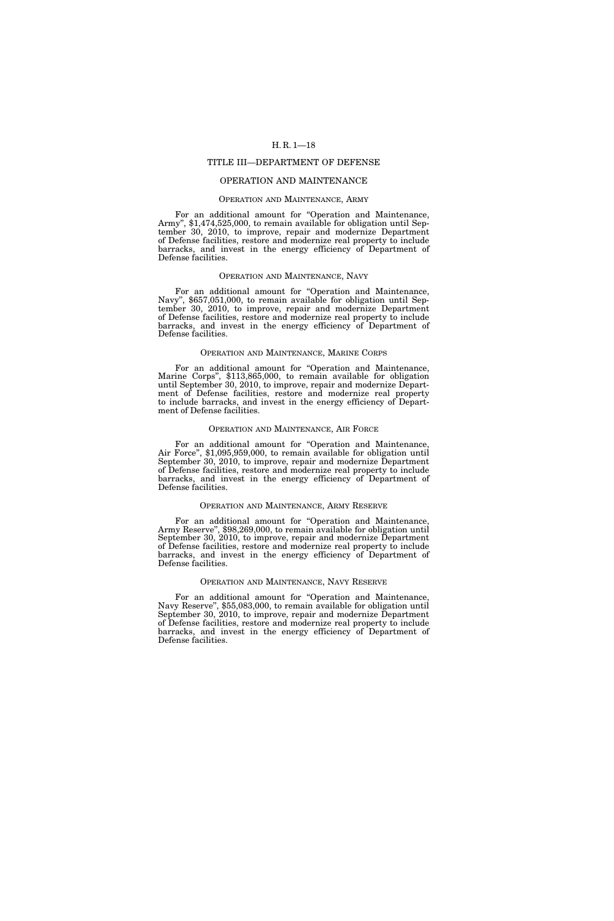# TITLE III—DEPARTMENT OF DEFENSE

## OPERATION AND MAINTENANCE

### Operation and Maintenance, Army

For an additional amount for "Operation and Maintenance, Army", $1,474,525,000, to remain available for obligation until September 30, 2010, to improve, repair and modernize Department of Defense facilities, restore and modernize real property to include barracks, and invest in the energy efficiency of Department of Defense facilities.

### Operation and Maintenance, Navy

For an additional amount for "Operation and Maintenance, Navy", $657,051,000, to remain available for obligation until September 30, 2010, to improve, repair and modernize Department of Defense facilities, restore and modernize real property to include barracks, and invest in the energy efficiency of Department of Defense facilities.

### Operation and Maintenance, Marine Corps

For an additional amount for "Operation and Maintenance, Marine Corps", $113,865,000, to remain available for obligation until September 30, 2010, to improve, repair and modernize Department of Defense facilities, restore and modernize real property to include barracks, and invest in the energy efficiency of Department of Defense facilities.

### Operation and Maintenance, Air Force

For an additional amount for "Operation and Maintenance, Air Force", $1,095,959,000, to remain available for obligation until September 30, 2010, to improve, repair and modernize Department of Defense facilities, restore and modernize real property to include barracks, and invest in the energy efficiency of Department of Defense facilities.

### Operation and Maintenance, Army Reserve

For an additional amount for "Operation and Maintenance, Army Reserve", $98,269,000, to remain available for obligation until September 30, 2010, to improve, repair and modernize Department of Defense facilities, restore and modernize real property to include barracks, and invest in the energy efficiency of Department of Defense facilities.

### Operation and Maintenance, Navy Reserve

For an additional amount for "Operation and Maintenance, Navy Reserve", $55,083,000, to remain available for obligation until September 30, 2010, to improve, repair and modernize Department of Defense facilities, restore and modernize real property to include barracks, and invest in the energy efficiency of Department of Defense facilities.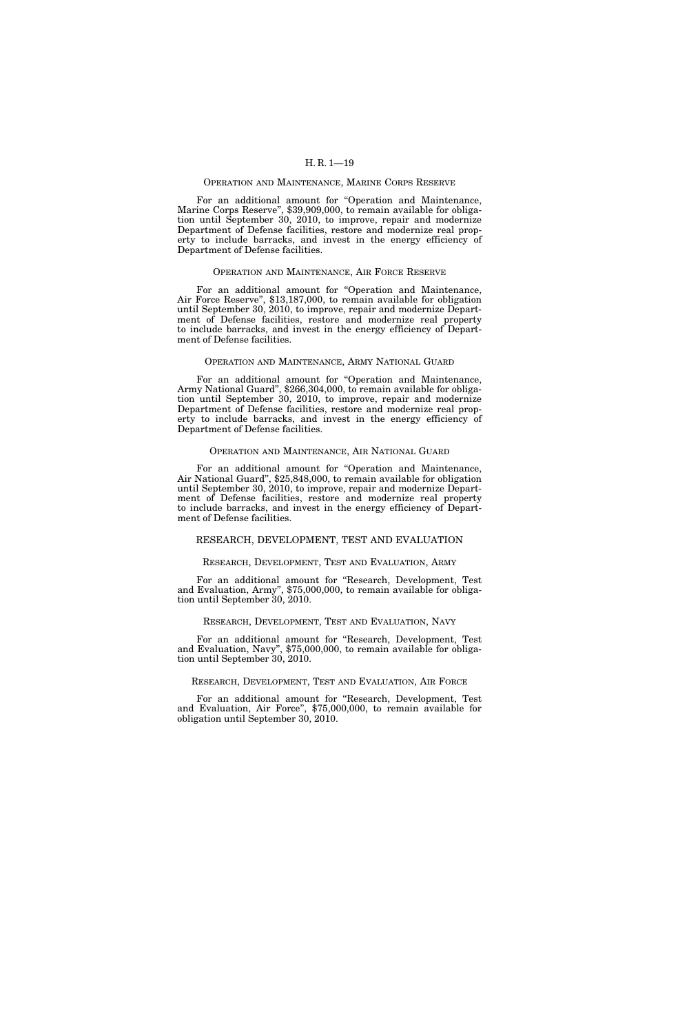### Operation and Maintenance, Marine Corps Reserve

For an additional amount for "Operation and Maintenance, Marine Corps Reserve", $39,909,000, to remain available for obligation until September 30, 2010, to improve, repair and modernize Department of Defense facilities, restore and modernize real property to include barracks, and invest in the energy efficiency of Department of Defense facilities.

### Operation and Maintenance, Air Force Reserve

For an additional amount for "Operation and Maintenance, Air Force Reserve", $13,187,000, to remain available for obligation until September 30, 2010, to improve, repair and modernize Department of Defense facilities, restore and modernize real property to include barracks, and invest in the energy efficiency of Department of Defense facilities.

### Operation and Maintenance, Army National Guard

For an additional amount for "Operation and Maintenance, Army National Guard", $266,304,000, to remain available for obligation until September 30, 2010, to improve, repair and modernize Department of Defense facilities, restore and modernize real property to include barracks, and invest in the energy efficiency of Department of Defense facilities.

### Operation and Maintenance, Air National Guard

For an additional amount for "Operation and Maintenance, Air National Guard", $25,848,000, to remain available for obligation until September 30, 2010, to improve, repair and modernize Department of Defense facilities, restore and modernize real property to include barracks, and invest in the energy efficiency of Department of Defense facilities.

## RESEARCH, DEVELOPMENT, TEST AND EVALUATION

### Research, Development, Test and Evaluation, Army

For an additional amount for "Research, Development, Test and Evaluation, Army", $75,000,000, to remain available for obligation until September 30, 2010.

### Research, Development, Test and Evaluation, Navy

For an additional amount for "Research, Development, Test and Evaluation, Navy", $75,000,000, to remain available for obligation until September 30, 2010.

### Research, Development, Test and Evaluation, Air Force

For an additional amount for "Research, Development, Test and Evaluation, Air Force", $75,000,000, to remain available for obligation until September 30, 2010.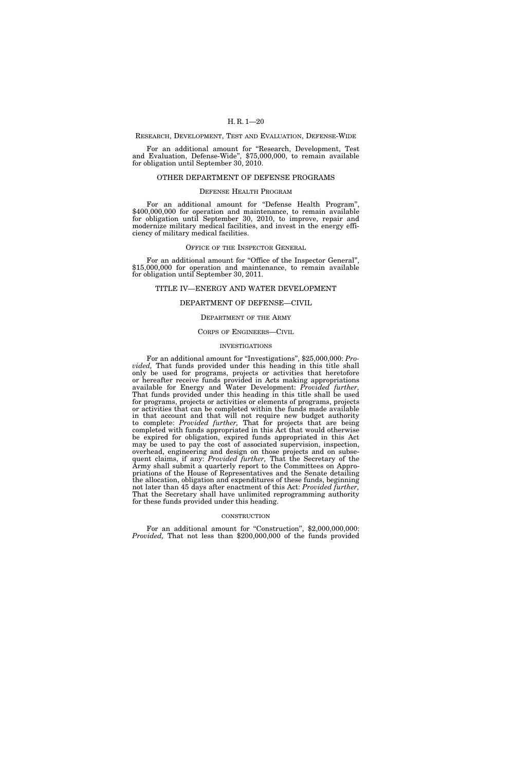### Research, Development, Test and Evaluation, Defense-Wide

For an additional amount for "Research, Development, Test and Evaluation, Defense-Wide", $75,000,000, to remain available for obligation until September 30, 2010.

## OTHER DEPARTMENT OF DEFENSE PROGRAMS

### Defense Health Program

For an additional amount for "Defense Health Program", $400,000,000 for operation and maintenance, to remain available for obligation until September 30, 2010, to improve, repair and modernize military medical facilities, and invest in the energy efficiency of military medical facilities.

### Office of the Inspector General

For an additional amount for "Office of the Inspector General", $15,000,000 for operation and maintenance, to remain available for obligation until September 30, 2011.

## TITLE IV—ENERGY AND WATER DEVELOPMENT

## DEPARTMENT OF DEFENSE—CIVIL

### Department of the Army

### Corps of Engineers—Civil

#### investigations

For an additional amount for "Investigations", $25,000,000: *Provided,* That funds provided under this heading in this title shall only be used for programs, projects or activities that heretofore or hereafter receive funds provided in Acts making appropriations available for Energy and Water Development: *Provided further,* That funds provided under this heading in this title shall be used for programs, projects or activities or elements of programs, projects or activities that can be completed within the funds made available in that account and that will not require new budget authority to complete: *Provided further,* That for projects that are being completed with funds appropriated in this Act that would otherwise be expired for obligation, expired funds appropriated in this Act may be used to pay the cost of associated supervision, inspection, overhead, engineering and design on those projects and on subsequent claims, if any: *Provided further,* That the Secretary of the Army shall submit a quarterly report to the Committees on Appropriations of the House of Representatives and the Senate detailing the allocation, obligation and expenditures of these funds, beginning not later than 45 days after enactment of this Act: *Provided further,* That the Secretary shall have unlimited reprogramming authority for these funds provided under this heading.

#### construction

For an additional amount for "Construction", $2,000,000,000: *Provided,* That not less than $200,000,000 of the funds provided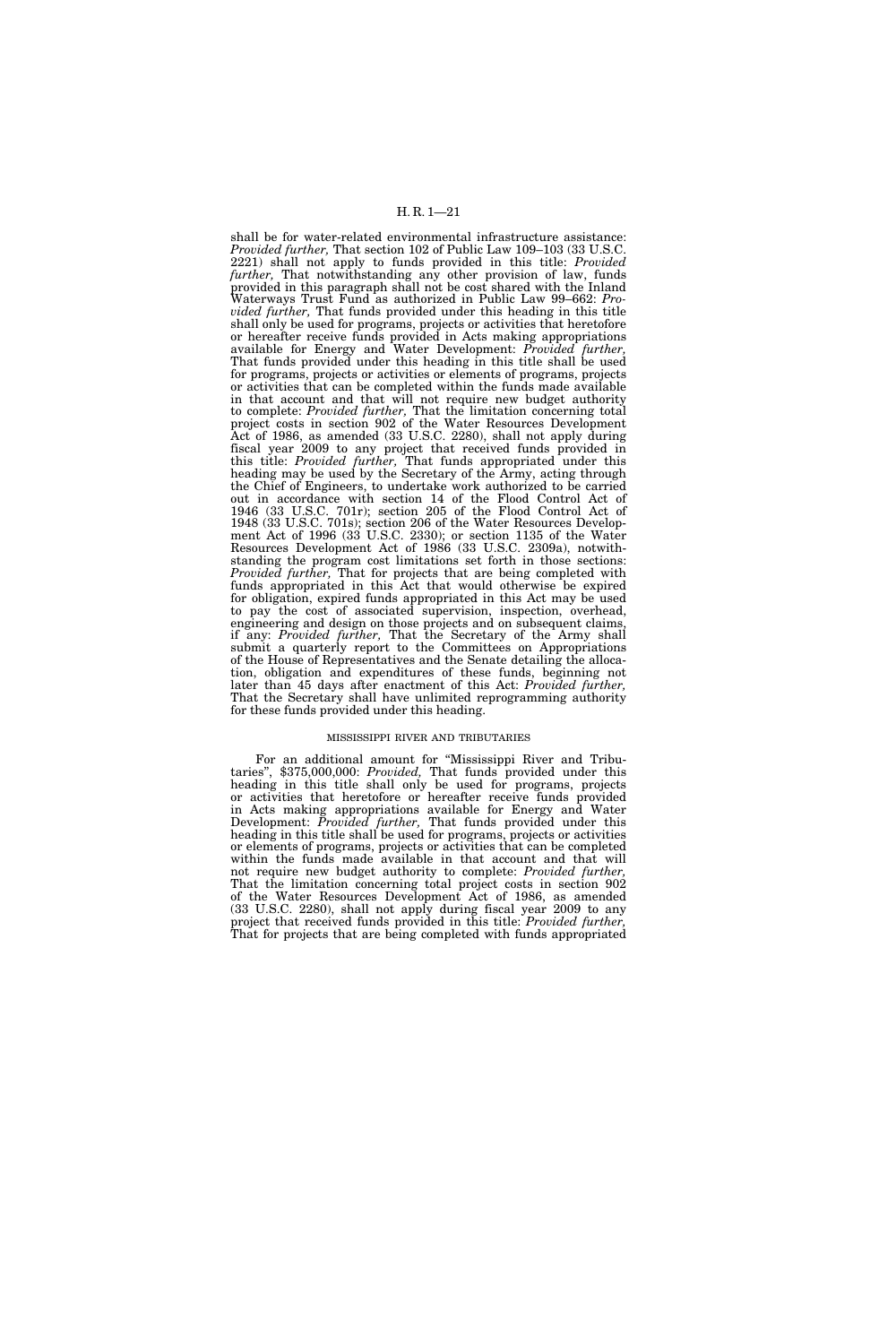shall be for water-related environmental infrastructure assistance: *Provided further,* That section 102 of Public Law 109–103 (33 U.S.C. 2221) shall not apply to funds provided in this title: *Provided further,* That notwithstanding any other provision of law, funds provided in this paragraph shall not be cost shared with the Inland Waterways Trust Fund as authorized in Public Law 99–662: *Provided further,* That funds provided under this heading in this title shall only be used for programs, projects or activities that heretofore or hereafter receive funds provided in Acts making appropriations available for Energy and Water Development: *Provided further,* That funds provided under this heading in this title shall be used for programs, projects or activities or elements of programs, projects or activities that can be completed within the funds made available in that account and that will not require new budget authority to complete: *Provided further,* That the limitation concerning total project costs in section 902 of the Water Resources Development Act of 1986, as amended (33 U.S.C. 2280), shall not apply during fiscal year 2009 to any project that received funds provided in this title: *Provided further,* That funds appropriated under this heading may be used by the Secretary of the Army, acting through the Chief of Engineers, to undertake work authorized to be carried out in accordance with section 14 of the Flood Control Act of 1946 (33 U.S.C. 701r); section 205 of the Flood Control Act of 1948 (33 U.S.C. 701s); section 206 of the Water Resources Development Act of 1996 (33 U.S.C. 2330); or section 1135 of the Water Resources Development Act of 1986 (33 U.S.C. 2309a), notwithstanding the program cost limitations set forth in those sections: *Provided further,* That for projects that are being completed with funds appropriated in this Act that would otherwise be expired for obligation, expired funds appropriated in this Act may be used to pay the cost of associated supervision, inspection, overhead, engineering and design on those projects and on subsequent claims, if any: *Provided further,* That the Secretary of the Army shall submit a quarterly report to the Committees on Appropriations of the House of Representatives and the Senate detailing the allocation, obligation and expenditures of these funds, beginning not later than 45 days after enactment of this Act: *Provided further,* That the Secretary shall have unlimited reprogramming authority for these funds provided under this heading.

MISSISSIPPI RIVER AND TRIBUTARIES

For an additional amount for "Mississippi River and Tributaries", $375,000,000: *Provided,* That funds provided under this heading in this title shall only be used for programs, projects or activities that heretofore or hereafter receive funds provided in Acts making appropriations available for Energy and Water Development: *Provided further,* That funds provided under this heading in this title shall be used for programs, projects or activities or elements of programs, projects or activities that can be completed within the funds made available in that account and that will not require new budget authority to complete: *Provided further,* That the limitation concerning total project costs in section 902 of the Water Resources Development Act of 1986, as amended (33 U.S.C. 2280), shall not apply during fiscal year 2009 to any project that received funds provided in this title: *Provided further,* That for projects that are being completed with funds appropriated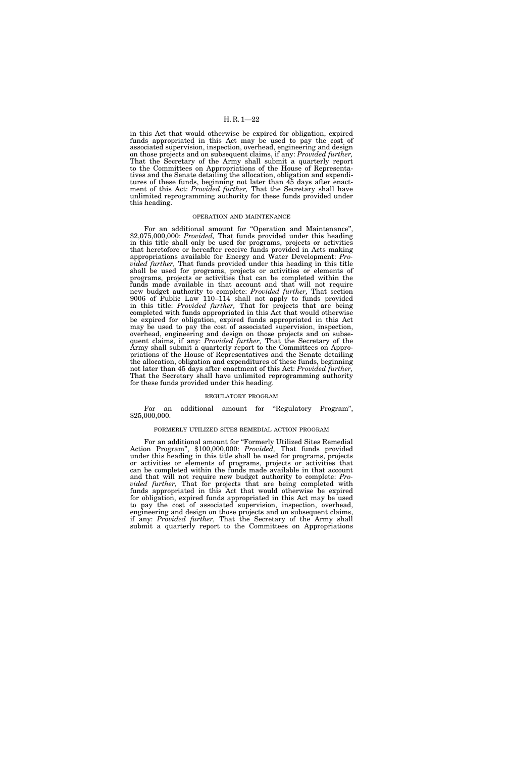in this Act that would otherwise be expired for obligation, expired funds appropriated in this Act may be used to pay the cost of associated supervision, inspection, overhead, engineering and design on those projects and on subsequent claims, if any: *Provided further,* That the Secretary of the Army shall submit a quarterly report to the Committees on Appropriations of the House of Representatives and the Senate detailing the allocation, obligation and expenditures of these funds, beginning not later than 45 days after enactment of this Act: *Provided further,* That the Secretary shall have unlimited reprogramming authority for these funds provided under this heading.

### OPERATION AND MAINTENANCE

For an additional amount for "Operation and Maintenance", $2,075,000,000: *Provided,* That funds provided under this heading in this title shall only be used for programs, projects or activities that heretofore or hereafter receive funds provided in Acts making appropriations available for Energy and Water Development: *Provided further,* That funds provided under this heading in this title shall be used for programs, projects or activities or elements of programs, projects or activities that can be completed within the funds made available in that account and that will not require new budget authority to complete: *Provided further,* That section 9006 of Public Law 110–114 shall not apply to funds provided in this title: *Provided further,* That for projects that are being completed with funds appropriated in this Act that would otherwise be expired for obligation, expired funds appropriated in this Act may be used to pay the cost of associated supervision, inspection, overhead, engineering and design on those projects and on subsequent claims, if any: *Provided further,* That the Secretary of the Army shall submit a quarterly report to the Committees on Appropriations of the House of Representatives and the Senate detailing the allocation, obligation and expenditures of these funds, beginning not later than 45 days after enactment of this Act: *Provided further,* That the Secretary shall have unlimited reprogramming authority for these funds provided under this heading.

### REGULATORY PROGRAM

For an additional amount for "Regulatory Program", $25,000,000.

### FORMERLY UTILIZED SITES REMEDIAL ACTION PROGRAM

For an additional amount for "Formerly Utilized Sites Remedial Action Program", $100,000,000: *Provided,* That funds provided under this heading in this title shall be used for programs, projects or activities or elements of programs, projects or activities that can be completed within the funds made available in that account and that will not require new budget authority to complete: *Provided further,* That for projects that are being completed with funds appropriated in this Act that would otherwise be expired for obligation, expired funds appropriated in this Act may be used to pay the cost of associated supervision, inspection, overhead, engineering and design on those projects and on subsequent claims, if any: *Provided further,* That the Secretary of the Army shall submit a quarterly report to the Committees on Appropriations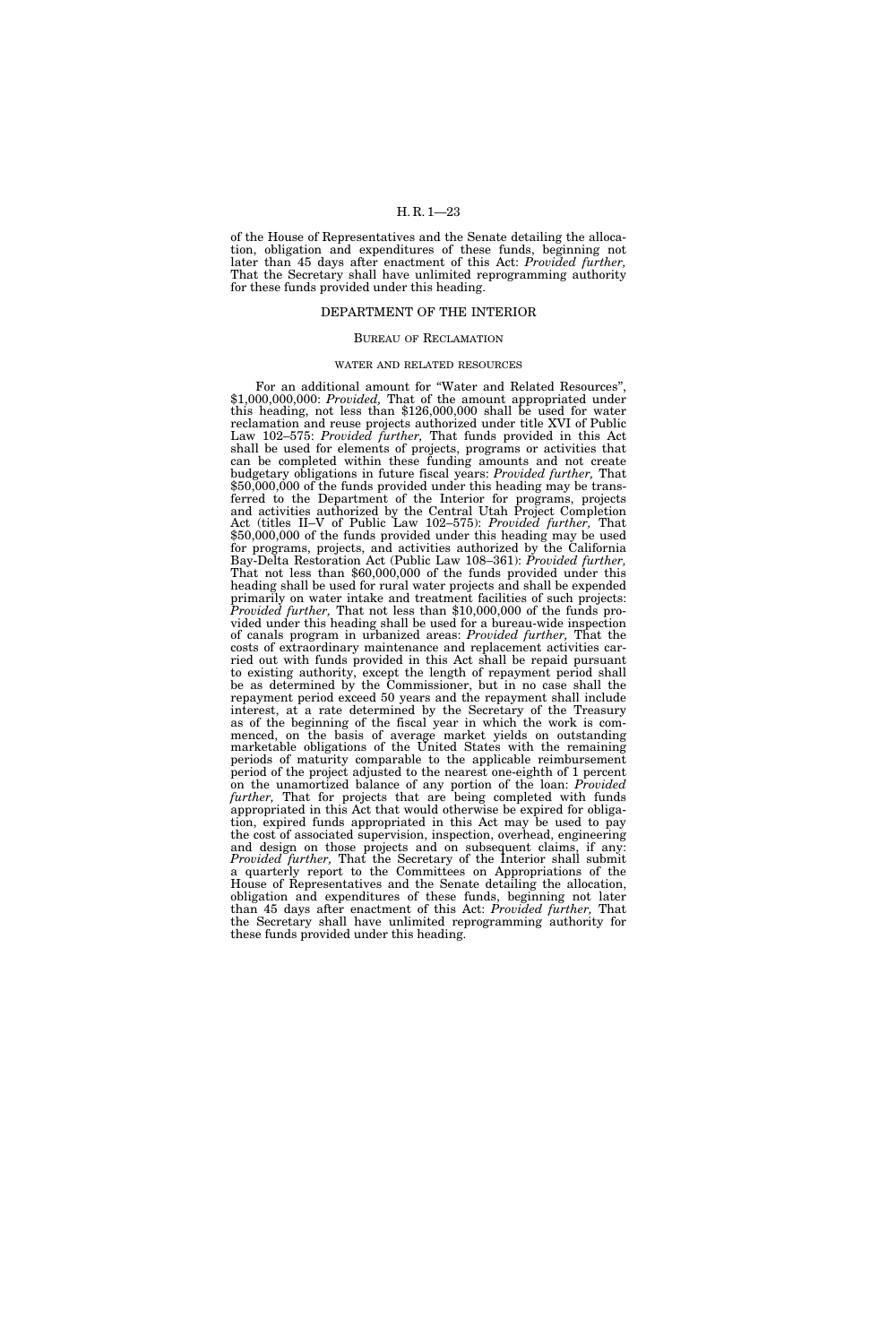of the House of Representatives and the Senate detailing the allocation, obligation and expenditures of these funds, beginning not later than 45 days after enactment of this Act: *Provided further,* That the Secretary shall have unlimited reprogramming authority for these funds provided under this heading.

## DEPARTMENT OF THE INTERIOR

### BUREAU OF RECLAMATION

#### WATER AND RELATED RESOURCES

For an additional amount for "Water and Related Resources", $1,000,000,000: *Provided,* That of the amount appropriated under this heading, not less than $126,000,000 shall be used for water reclamation and reuse projects authorized under title XVI of Public Law 102–575: *Provided further,* That funds provided in this Act shall be used for elements of projects, programs or activities that can be completed within these funding amounts and not create budgetary obligations in future fiscal years: *Provided further,* That $50,000,000 of the funds provided under this heading may be transferred to the Department of the Interior for programs, projects and activities authorized by the Central Utah Project Completion Act (titles II–V of Public Law 102–575): *Provided further,* That $50,000,000 of the funds provided under this heading may be used for programs, projects, and activities authorized by the California Bay-Delta Restoration Act (Public Law 108–361): *Provided further,* That not less than $60,000,000 of the funds provided under this heading shall be used for rural water projects and shall be expended primarily on water intake and treatment facilities of such projects: *Provided further,* That not less than $10,000,000 of the funds provided under this heading shall be used for a bureau-wide inspection of canals program in urbanized areas: *Provided further,* That the costs of extraordinary maintenance and replacement activities carried out with funds provided in this Act shall be repaid pursuant to existing authority, except the length of repayment period shall be as determined by the Commissioner, but in no case shall the repayment period exceed 50 years and the repayment shall include interest, at a rate determined by the Secretary of the Treasury as of the beginning of the fiscal year in which the work is commenced, on the basis of average market yields on outstanding marketable obligations of the United States with the remaining periods of maturity comparable to the applicable reimbursement period of the project adjusted to the nearest one-eighth of 1 percent on the unamortized balance of any portion of the loan: *Provided further,* That for projects that are being completed with funds appropriated in this Act that would otherwise be expired for obligation, expired funds appropriated in this Act may be used to pay the cost of associated supervision, inspection, overhead, engineering and design on those projects and on subsequent claims, if any: *Provided further,* That the Secretary of the Interior shall submit a quarterly report to the Committees on Appropriations of the House of Representatives and the Senate detailing the allocation, obligation and expenditures of these funds, beginning not later than 45 days after enactment of this Act: *Provided further,* That the Secretary shall have unlimited reprogramming authority for these funds provided under this heading.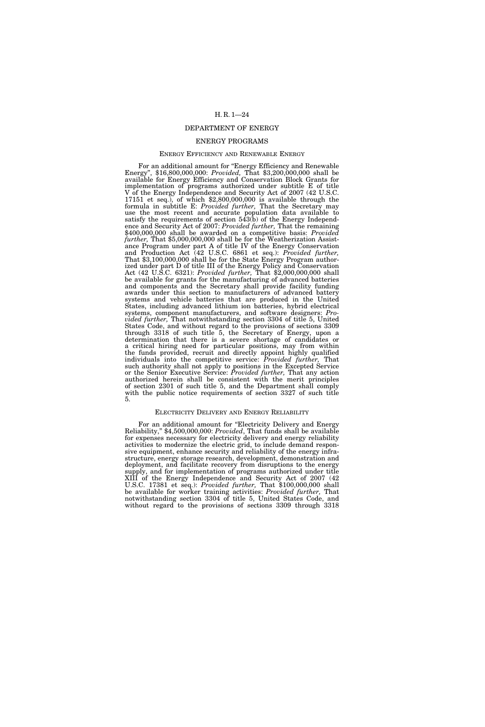## DEPARTMENT OF ENERGY

### ENERGY PROGRAMS

#### Energy Efficiency and Renewable Energy

For an additional amount for "Energy Efficiency and Renewable Energy", $16,800,000,000: *Provided,* That $3,200,000,000 shall be available for Energy Efficiency and Conservation Block Grants for implementation of programs authorized under subtitle E of title V of the Energy Independence and Security Act of 2007 (42 U.S.C. 17151 et seq.), of which $2,800,000,000 is available through the formula in subtitle E: *Provided further,* That the Secretary may use the most recent and accurate population data available to satisfy the requirements of section 543(b) of the Energy Independence and Security Act of 2007: *Provided further,* That the remaining $400,000,000 shall be awarded on a competitive basis: *Provided further,* That $5,000,000,000 shall be for the Weatherization Assistance Program under part A of title IV of the Energy Conservation and Production Act (42 U.S.C. 6861 et seq.): *Provided further,* That $3,100,000,000 shall be for the State Energy Program authorized under part D of title III of the Energy Policy and Conservation Act (42 U.S.C. 6321): *Provided further,* That $2,000,000,000 shall be available for grants for the manufacturing of advanced batteries and components and the Secretary shall provide facility funding awards under this section to manufacturers of advanced battery systems and vehicle batteries that are produced in the United States, including advanced lithium ion batteries, hybrid electrical systems, component manufacturers, and software designers: *Provided further,* That notwithstanding section 3304 of title 5, United States Code, and without regard to the provisions of sections 3309 through 3318 of such title 5, the Secretary of Energy, upon a determination that there is a severe shortage of candidates or a critical hiring need for particular positions, may from within the funds provided, recruit and directly appoint highly qualified individuals into the competitive service: *Provided further,* That such authority shall not apply to positions in the Excepted Service or the Senior Executive Service: *Provided further,* That any action authorized herein shall be consistent with the merit principles of section 2301 of such title 5, and the Department shall comply with the public notice requirements of section 3327 of such title 5.

#### Electricity Delivery and Energy Reliability

For an additional amount for "Electricity Delivery and Energy Reliability," $4,500,000,000: *Provided*, That funds shall be available for expenses necessary for electricity delivery and energy reliability activities to modernize the electric grid, to include demand responsive equipment, enhance security and reliability of the energy infrastructure, energy storage research, development, demonstration and deployment, and facilitate recovery from disruptions to the energy supply, and for implementation of programs authorized under title XIII of the Energy Independence and Security Act of 2007 (42 U.S.C. 17381 et seq.): *Provided further,* That $100,000,000 shall be available for worker training activities: *Provided further,* That notwithstanding section 3304 of title 5, United States Code, and without regard to the provisions of sections 3309 through 3318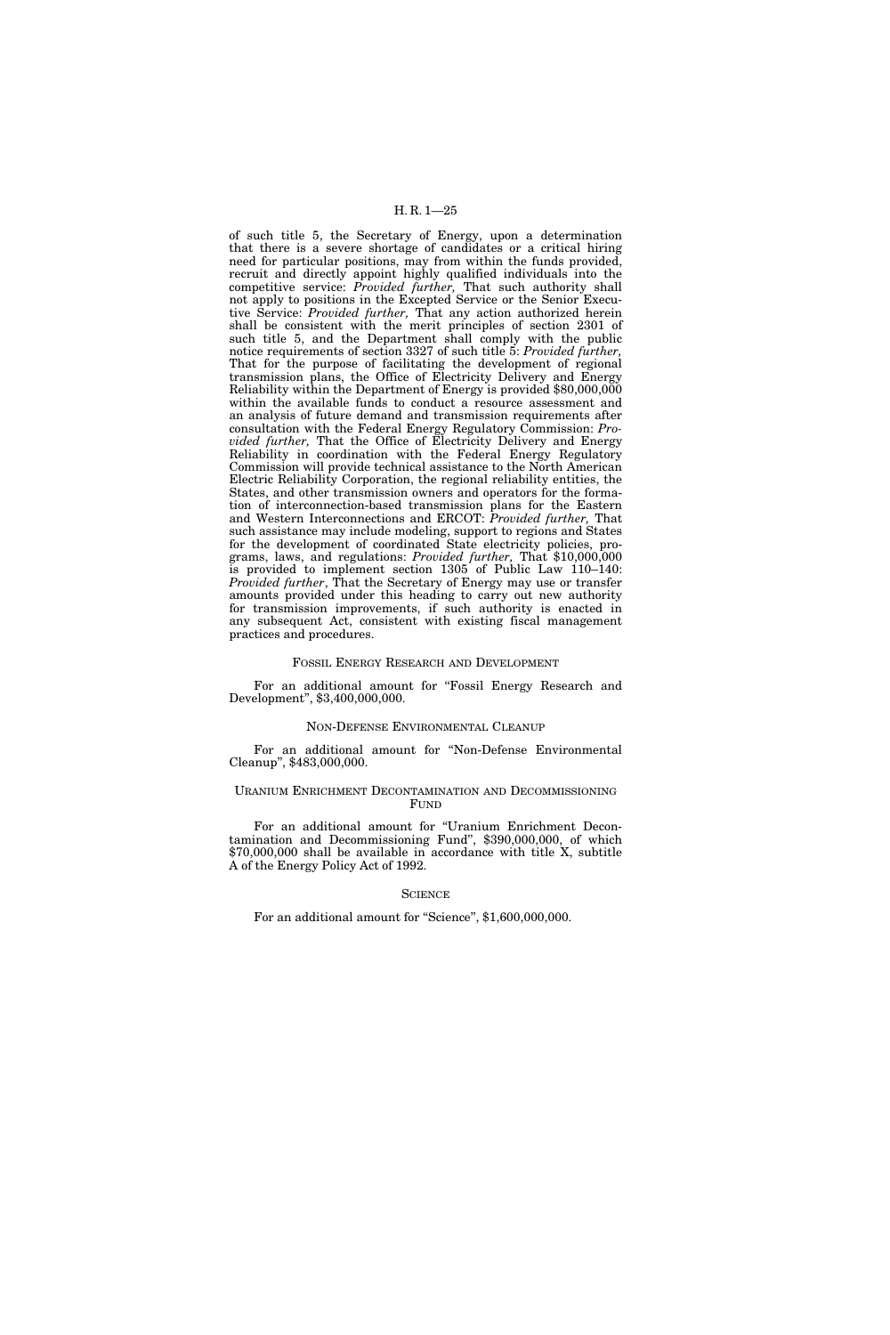of such title 5, the Secretary of Energy, upon a determination that there is a severe shortage of candidates or a critical hiring need for particular positions, may from within the funds provided, recruit and directly appoint highly qualified individuals into the competitive service: *Provided further,* That such authority shall not apply to positions in the Excepted Service or the Senior Executive Service: *Provided further,* That any action authorized herein shall be consistent with the merit principles of section 2301 of such title 5, and the Department shall comply with the public notice requirements of section 3327 of such title 5: *Provided further,* That for the purpose of facilitating the development of regional transmission plans, the Office of Electricity Delivery and Energy Reliability within the Department of Energy is provided $80,000,000 within the available funds to conduct a resource assessment and an analysis of future demand and transmission requirements after consultation with the Federal Energy Regulatory Commission: *Provided further,* That the Office of Electricity Delivery and Energy Reliability in coordination with the Federal Energy Regulatory Commission will provide technical assistance to the North American Electric Reliability Corporation, the regional reliability entities, the States, and other transmission owners and operators for the formation of interconnection-based transmission plans for the Eastern and Western Interconnections and ERCOT: *Provided further,* That such assistance may include modeling, support to regions and States for the development of coordinated State electricity policies, programs, laws, and regulations: *Provided further,* That $10,000,000 is provided to implement section 1305 of Public Law 110–140: *Provided further*, That the Secretary of Energy may use or transfer amounts provided under this heading to carry out new authority for transmission improvements, if such authority is enacted in any subsequent Act, consistent with existing fiscal management practices and procedures.

FOSSIL ENERGY RESEARCH AND DEVELOPMENT

For an additional amount for "Fossil Energy Research and Development", $3,400,000,000.

NON-DEFENSE ENVIRONMENTAL CLEANUP

For an additional amount for "Non-Defense Environmental Cleanup", $483,000,000.

URANIUM ENRICHMENT DECONTAMINATION AND DECOMMISSIONING FUND

For an additional amount for "Uranium Enrichment Decontamination and Decommissioning Fund", $390,000,000, of which $70,000,000 shall be available in accordance with title X, subtitle A of the Energy Policy Act of 1992.

SCIENCE

For an additional amount for "Science", $1,600,000,000.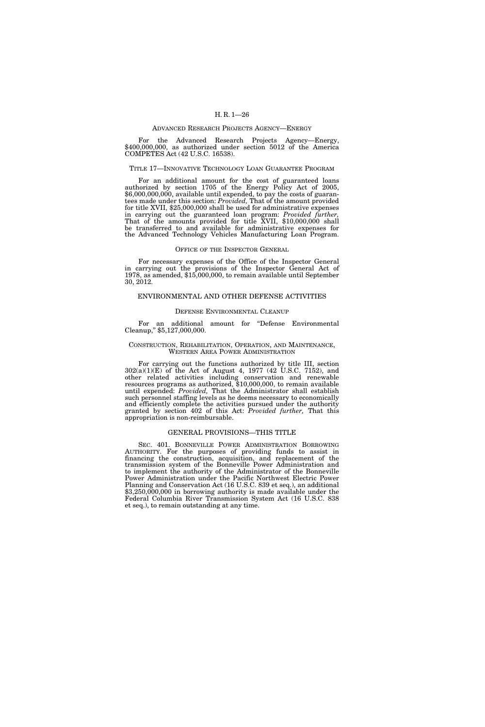### Advanced Research Projects Agency—Energy

For the Advanced Research Projects Agency—Energy, $400,000,000, as authorized under section 5012 of the America COMPETES Act (42 U.S.C. 16538).

### Title 17—Innovative Technology Loan Guarantee Program

For an additional amount for the cost of guaranteed loans authorized by section 1705 of the Energy Policy Act of 2005, $6,000,000,000, available until expended, to pay the costs of guarantees made under this section: *Provided,* That of the amount provided for title XVII, $25,000,000 shall be used for administrative expenses in carrying out the guaranteed loan program: *Provided further,* That of the amounts provided for title XVII, $10,000,000 shall be transferred to and available for administrative expenses for the Advanced Technology Vehicles Manufacturing Loan Program.

### Office of the Inspector General

For necessary expenses of the Office of the Inspector General in carrying out the provisions of the Inspector General Act of 1978, as amended, $15,000,000, to remain available until September 30, 2012.

## ENVIRONMENTAL AND OTHER DEFENSE ACTIVITIES

### Defense Environmental Cleanup

For an additional amount for "Defense Environmental Cleanup," $5,127,000,000.

### Construction, Rehabilitation, Operation, and Maintenance, Western Area Power Administration

For carrying out the functions authorized by title III, section 302(a)(1)(E) of the Act of August 4, 1977 (42 U.S.C. 7152), and other related activities including conservation and renewable resources programs as authorized, $10,000,000, to remain available until expended: *Provided,* That the Administrator shall establish such personnel staffing levels as he deems necessary to economically and efficiently complete the activities pursued under the authority granted by section 402 of this Act: *Provided further,* That this appropriation is non-reimbursable.

## GENERAL PROVISIONS—THIS TITLE

SEC. 401. BONNEVILLE POWER ADMINISTRATION BORROWING AUTHORITY. For the purposes of providing funds to assist in financing the construction, acquisition, and replacement of the transmission system of the Bonneville Power Administration and to implement the authority of the Administrator of the Bonneville Power Administration under the Pacific Northwest Electric Power Planning and Conservation Act (16 U.S.C. 839 et seq.), an additional $3,250,000,000 in borrowing authority is made available under the Federal Columbia River Transmission System Act (16 U.S.C. 838 et seq.), to remain outstanding at any time.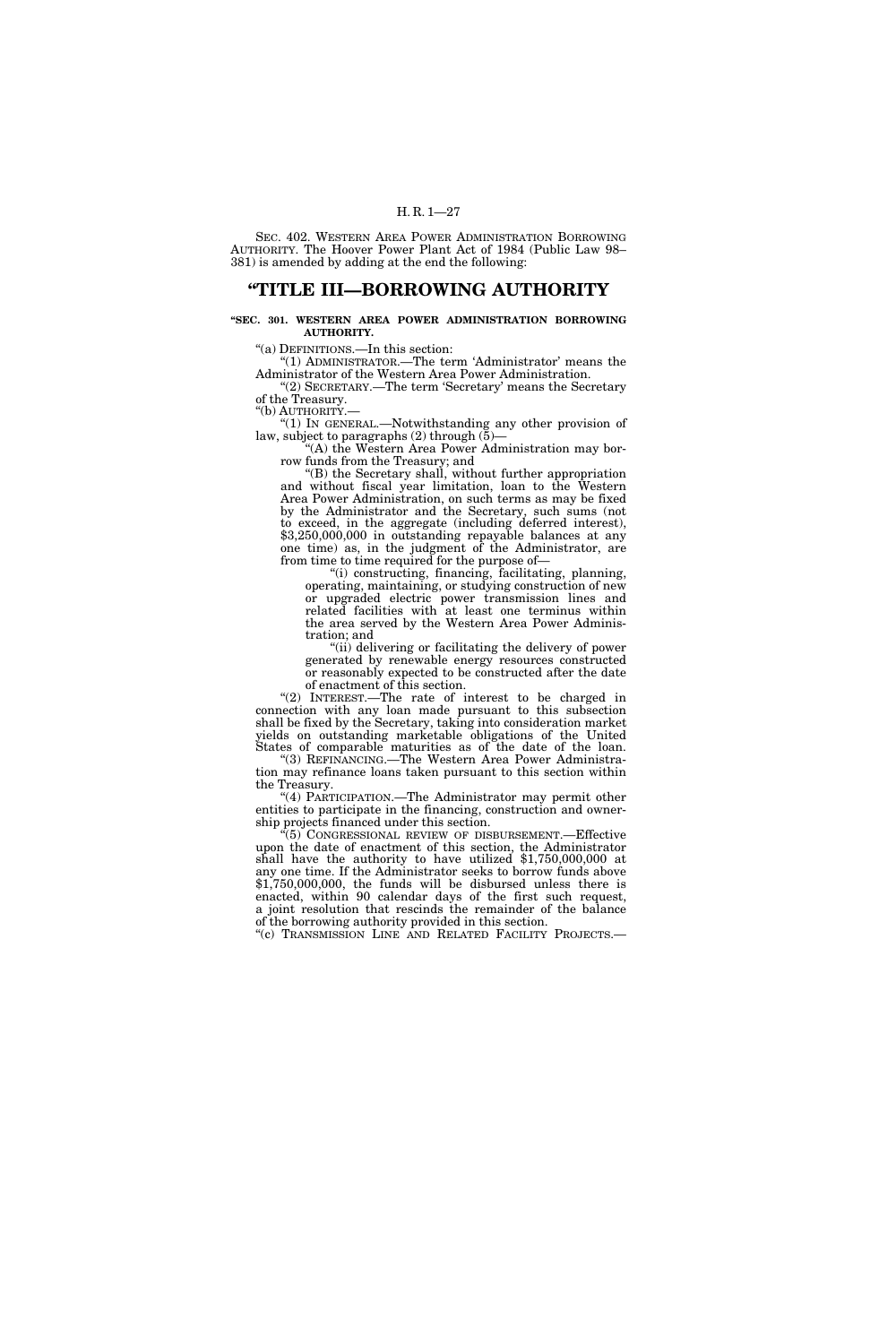SEC. 402. WESTERN AREA POWER ADMINISTRATION BORROWING AUTHORITY. The Hoover Power Plant Act of 1984 (Public Law 98–381) is amended by adding at the end the following:

# "TITLE III—BORROWING AUTHORITY

**"SEC. 301. WESTERN AREA POWER ADMINISTRATION BORROWING AUTHORITY.**

"(a) DEFINITIONS.—In this section:

"(1) ADMINISTRATOR.—The term 'Administrator' means the Administrator of the Western Area Power Administration.

"(2) SECRETARY.—The term 'Secretary' means the Secretary of the Treasury.

"(b) AUTHORITY.—

"(1) IN GENERAL.—Notwithstanding any other provision of law, subject to paragraphs (2) through (5)—

"(A) the Western Area Power Administration may borrow funds from the Treasury; and

"(B) the Secretary shall, without further appropriation and without fiscal year limitation, loan to the Western Area Power Administration, on such terms as may be fixed by the Administrator and the Secretary, such sums (not to exceed, in the aggregate (including deferred interest), $3,250,000,000 in outstanding repayable balances at any one time) as, in the judgment of the Administrator, are from time to time required for the purpose of—

"(i) constructing, financing, facilitating, planning, operating, maintaining, or studying construction of new or upgraded electric power transmission lines and related facilities with at least one terminus within the area served by the Western Area Power Administration; and

"(ii) delivering or facilitating the delivery of power generated by renewable energy resources constructed or reasonably expected to be constructed after the date of enactment of this section.

"(2) INTEREST.—The rate of interest to be charged in connection with any loan made pursuant to this subsection shall be fixed by the Secretary, taking into consideration market yields on outstanding marketable obligations of the United States of comparable maturities as of the date of the loan.

"(3) REFINANCING.—The Western Area Power Administration may refinance loans taken pursuant to this section within the Treasury.

"(4) PARTICIPATION.—The Administrator may permit other entities to participate in the financing, construction and ownership projects financed under this section.

"(5) CONGRESSIONAL REVIEW OF DISBURSEMENT.—Effective upon the date of enactment of this section, the Administrator shall have the authority to have utilized $1,750,000,000 at any one time. If the Administrator seeks to borrow funds above $1,750,000,000, the funds will be disbursed unless there is enacted, within 90 calendar days of the first such request, a joint resolution that rescinds the remainder of the balance of the borrowing authority provided in this section.

"(c) TRANSMISSION LINE AND RELATED FACILITY PROJECTS.—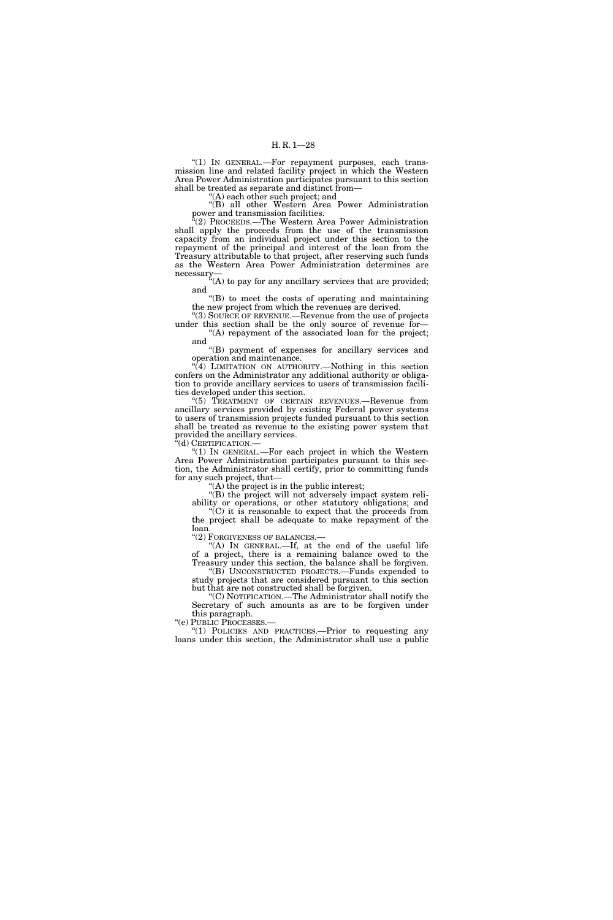"(1) IN GENERAL.—For repayment purposes, each transmission line and related facility project in which the Western Area Power Administration participates pursuant to this section shall be treated as separate and distinct from—

"(A) each other such project; and

"(B) all other Western Area Power Administration power and transmission facilities.

"(2) PROCEEDS.—The Western Area Power Administration shall apply the proceeds from the use of the transmission capacity from an individual project under this section to the repayment of the principal and interest of the loan from the Treasury attributable to that project, after reserving such funds as the Western Area Power Administration determines are necessary—

"(A) to pay for any ancillary services that are provided; and

"(B) to meet the costs of operating and maintaining the new project from which the revenues are derived.

"(3) SOURCE OF REVENUE.—Revenue from the use of projects under this section shall be the only source of revenue for—

"(A) repayment of the associated loan for the project; and

"(B) payment of expenses for ancillary services and operation and maintenance.

"(4) LIMITATION ON AUTHORITY.—Nothing in this section confers on the Administrator any additional authority or obligation to provide ancillary services to users of transmission facilities developed under this section.

"(5) TREATMENT OF CERTAIN REVENUES.—Revenue from ancillary services provided by existing Federal power systems to users of transmission projects funded pursuant to this section shall be treated as revenue to the existing power system that provided the ancillary services.

"(d) CERTIFICATION.—

"(1) IN GENERAL.—For each project in which the Western Area Power Administration participates pursuant to this section, the Administrator shall certify, prior to committing funds for any such project, that—

"(A) the project is in the public interest;

"(B) the project will not adversely impact system reliability or operations, or other statutory obligations; and

"(C) it is reasonable to expect that the proceeds from the project shall be adequate to make repayment of the loan.

"(2) FORGIVENESS OF BALANCES.—

"(A) IN GENERAL.—If, at the end of the useful life of a project, there is a remaining balance owed to the Treasury under this section, the balance shall be forgiven.

"(B) UNCONSTRUCTED PROJECTS.—Funds expended to study projects that are considered pursuant to this section but that are not constructed shall be forgiven.

"(C) NOTIFICATION.—The Administrator shall notify the Secretary of such amounts as are to be forgiven under this paragraph.

"(e) PUBLIC PROCESSES.—

"(1) POLICIES AND PRACTICES.—Prior to requesting any loans under this section, the Administrator shall use a public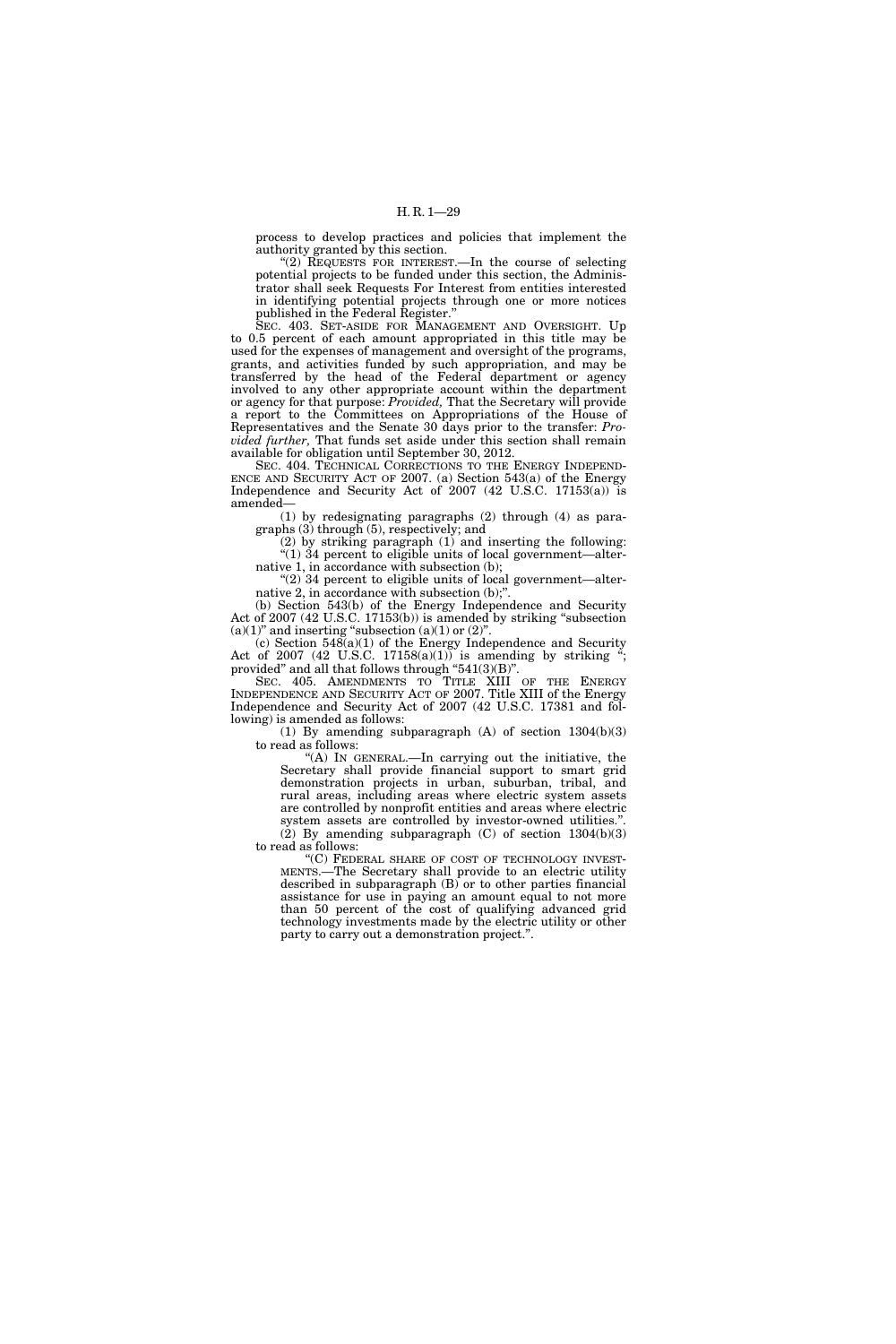process to develop practices and policies that implement the authority granted by this section.

"(2) REQUESTS FOR INTEREST.—In the course of selecting potential projects to be funded under this section, the Administrator shall seek Requests For Interest from entities interested in identifying potential projects through one or more notices published in the Federal Register."

SEC. 403. SET-ASIDE FOR MANAGEMENT AND OVERSIGHT. Up to 0.5 percent of each amount appropriated in this title may be used for the expenses of management and oversight of the programs, grants, and activities funded by such appropriation, and may be transferred by the head of the Federal department or agency involved to any other appropriate account within the department or agency for that purpose: *Provided,* That the Secretary will provide a report to the Committees on Appropriations of the House of Representatives and the Senate 30 days prior to the transfer: *Provided further,* That funds set aside under this section shall remain available for obligation until September 30, 2012.

SEC. 404. TECHNICAL CORRECTIONS TO THE ENERGY INDEPENDENCE AND SECURITY ACT OF 2007. (a) Section 543(a) of the Energy Independence and Security Act of 2007 (42 U.S.C. 17153(a)) is amended—

(1) by redesignating paragraphs (2) through (4) as paragraphs (3) through (5), respectively; and

(2) by striking paragraph (1) and inserting the following:

"(1) 34 percent to eligible units of local government—alternative 1, in accordance with subsection (b);

"(2) 34 percent to eligible units of local government—alternative 2, in accordance with subsection (b);".

(b) Section 543(b) of the Energy Independence and Security Act of 2007 (42 U.S.C. 17153(b)) is amended by striking "subsection (a)(1)" and inserting "subsection (a)(1) or (2)".

(c) Section 548(a)(1) of the Energy Independence and Security Act of 2007 (42 U.S.C. 17158(a)(1)) is amending by striking "; provided" and all that follows through "541(3)(B)".

SEC. 405. AMENDMENTS TO TITLE XIII OF THE ENERGY INDEPENDENCE AND SECURITY ACT OF 2007. Title XIII of the Energy Independence and Security Act of 2007 (42 U.S.C. 17381 and following) is amended as follows:

(1) By amending subparagraph (A) of section 1304(b)(3) to read as follows:

"(A) IN GENERAL.—In carrying out the initiative, the Secretary shall provide financial support to smart grid demonstration projects in urban, suburban, tribal, and rural areas, including areas where electric system assets are controlled by nonprofit entities and areas where electric system assets are controlled by investor-owned utilities.".

(2) By amending subparagraph (C) of section 1304(b)(3) to read as follows:

"(C) FEDERAL SHARE OF COST OF TECHNOLOGY INVESTMENTS.—The Secretary shall provide to an electric utility described in subparagraph (B) or to other parties financial assistance for use in paying an amount equal to not more than 50 percent of the cost of qualifying advanced grid technology investments made by the electric utility or other party to carry out a demonstration project.".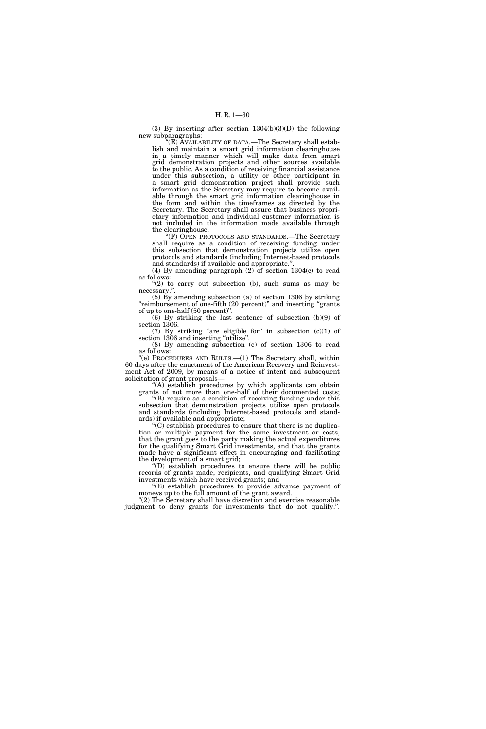(3) By inserting after section 1304(b)(3)(D) the following new subparagraphs:

"(E) AVAILABILITY OF DATA.—The Secretary shall establish and maintain a smart grid information clearinghouse in a timely manner which will make data from smart grid demonstration projects and other sources available to the public. As a condition of receiving financial assistance under this subsection, a utility or other participant in a smart grid demonstration project shall provide such information as the Secretary may require to become available through the smart grid information clearinghouse in the form and within the timeframes as directed by the Secretary. The Secretary shall assure that business proprietary information and individual customer information is not included in the information made available through the clearinghouse.

"(F) OPEN PROTOCOLS AND STANDARDS.—The Secretary shall require as a condition of receiving funding under this subsection that demonstration projects utilize open protocols and standards (including Internet-based protocols and standards) if available and appropriate.".

(4) By amending paragraph (2) of section 1304(c) to read as follows:

"(2) to carry out subsection (b), such sums as may be necessary.".

(5) By amending subsection (a) of section 1306 by striking "reimbursement of one-fifth (20 percent)" and inserting "grants of up to one-half (50 percent)".

(6) By striking the last sentence of subsection (b)(9) of section 1306.

(7) By striking "are eligible for" in subsection (c)(1) of section 1306 and inserting "utilize".

(8) By amending subsection (e) of section 1306 to read as follows:

"(e) PROCEDURES AND RULES.—(1) The Secretary shall, within 60 days after the enactment of the American Recovery and Reinvestment Act of 2009, by means of a notice of intent and subsequent solicitation of grant proposals—

"(A) establish procedures by which applicants can obtain grants of not more than one-half of their documented costs;

"(B) require as a condition of receiving funding under this subsection that demonstration projects utilize open protocols and standards (including Internet-based protocols and standards) if available and appropriate;

"(C) establish procedures to ensure that there is no duplication or multiple payment for the same investment or costs, that the grant goes to the party making the actual expenditures for the qualifying Smart Grid investments, and that the grants made have a significant effect in encouraging and facilitating the development of a smart grid;

"(D) establish procedures to ensure there will be public records of grants made, recipients, and qualifying Smart Grid investments which have received grants; and

"(E) establish procedures to provide advance payment of moneys up to the full amount of the grant award.

"(2) The Secretary shall have discretion and exercise reasonable judgment to deny grants for investments that do not qualify.".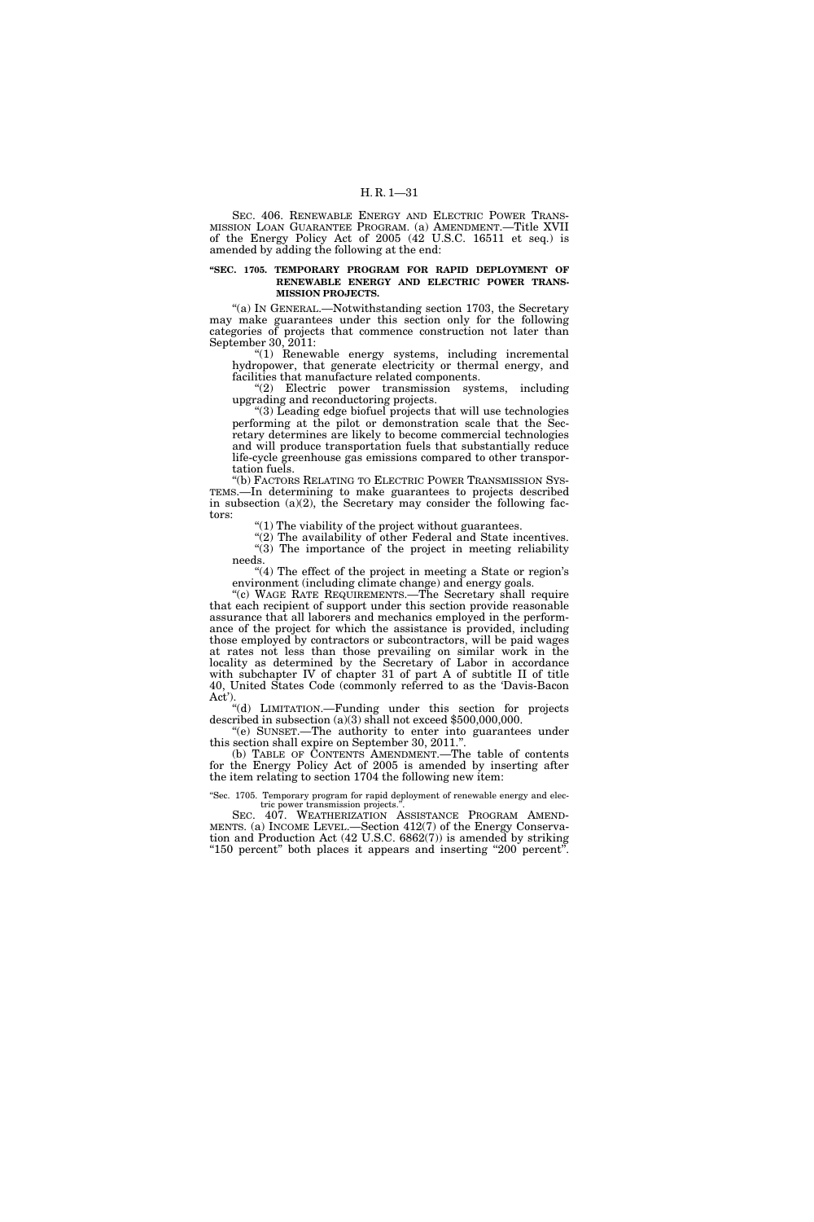SEC. 406. RENEWABLE ENERGY AND ELECTRIC POWER TRANSMISSION LOAN GUARANTEE PROGRAM. (a) AMENDMENT.—Title XVII of the Energy Policy Act of 2005 (42 U.S.C. 16511 et seq.) is amended by adding the following at the end:

**"SEC. 1705. TEMPORARY PROGRAM FOR RAPID DEPLOYMENT OF RENEWABLE ENERGY AND ELECTRIC POWER TRANSMISSION PROJECTS.**

"(a) IN GENERAL.—Notwithstanding section 1703, the Secretary may make guarantees under this section only for the following categories of projects that commence construction not later than September 30, 2011:

"(1) Renewable energy systems, including incremental hydropower, that generate electricity or thermal energy, and facilities that manufacture related components.

"(2) Electric power transmission systems, including upgrading and reconductoring projects.

"(3) Leading edge biofuel projects that will use technologies performing at the pilot or demonstration scale that the Secretary determines are likely to become commercial technologies and will produce transportation fuels that substantially reduce life-cycle greenhouse gas emissions compared to other transportation fuels.

"(b) FACTORS RELATING TO ELECTRIC POWER TRANSMISSION SYSTEMS.—In determining to make guarantees to projects described in subsection (a)(2), the Secretary may consider the following factors:

"(1) The viability of the project without guarantees.

"(2) The availability of other Federal and State incentives.

"(3) The importance of the project in meeting reliability needs.

"(4) The effect of the project in meeting a State or region's environment (including climate change) and energy goals.

"(c) WAGE RATE REQUIREMENTS.—The Secretary shall require that each recipient of support under this section provide reasonable assurance that all laborers and mechanics employed in the performance of the project for which the assistance is provided, including those employed by contractors or subcontractors, will be paid wages at rates not less than those prevailing on similar work in the locality as determined by the Secretary of Labor in accordance with subchapter IV of chapter 31 of part A of subtitle II of title 40, United States Code (commonly referred to as the 'Davis-Bacon Act').

"(d) LIMITATION.—Funding under this section for projects described in subsection (a)(3) shall not exceed $500,000,000.

"(e) SUNSET.—The authority to enter into guarantees under this section shall expire on September 30, 2011.".

(b) TABLE OF CONTENTS AMENDMENT.—The table of contents for the Energy Policy Act of 2005 is amended by inserting after the item relating to section 1704 the following new item:

"Sec. 1705. Temporary program for rapid deployment of renewable energy and electric power transmission projects.".

SEC. 407. WEATHERIZATION ASSISTANCE PROGRAM AMENDMENTS. (a) INCOME LEVEL.—Section 412(7) of the Energy Conservation and Production Act (42 U.S.C. 6862(7)) is amended by striking "150 percent" both places it appears and inserting "200 percent".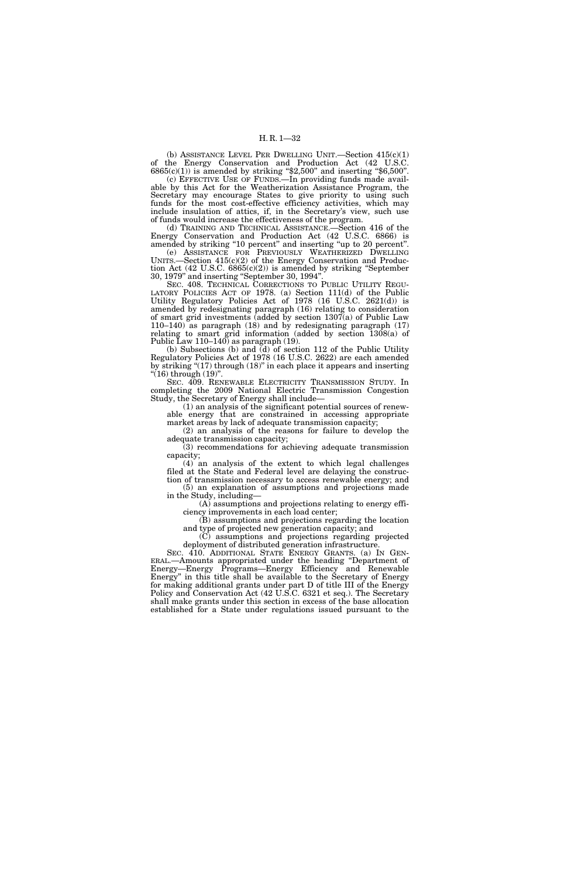(b) ASSISTANCE LEVEL PER DWELLING UNIT.—Section 415(c)(1) of the Energy Conservation and Production Act (42 U.S.C. 6865(c)(1)) is amended by striking "$2,500" and inserting "$6,500".

(c) EFFECTIVE USE OF FUNDS.—In providing funds made available by this Act for the Weatherization Assistance Program, the Secretary may encourage States to give priority to using such funds for the most cost-effective efficiency activities, which may include insulation of attics, if, in the Secretary's view, such use of funds would increase the effectiveness of the program.

(d) TRAINING AND TECHNICAL ASSISTANCE.—Section 416 of the Energy Conservation and Production Act (42 U.S.C. 6866) is amended by striking "10 percent" and inserting "up to 20 percent".

(e) ASSISTANCE FOR PREVIOUSLY WEATHERIZED DWELLING UNITS.—Section 415(c)(2) of the Energy Conservation and Production Act (42 U.S.C. 6865(c)(2)) is amended by striking "September 30, 1979" and inserting "September 30, 1994".

SEC. 408. TECHNICAL CORRECTIONS TO PUBLIC UTILITY REGULATORY POLICIES ACT OF 1978. (a) Section 111(d) of the Public Utility Regulatory Policies Act of 1978 (16 U.S.C. 2621(d)) is amended by redesignating paragraph (16) relating to consideration of smart grid investments (added by section 1307(a) of Public Law 110–140) as paragraph (18) and by redesignating paragraph (17) relating to smart grid information (added by section 1308(a) of Public Law 110–140) as paragraph (19).

(b) Subsections (b) and (d) of section 112 of the Public Utility Regulatory Policies Act of 1978 (16 U.S.C. 2622) are each amended by striking "(17) through (18)" in each place it appears and inserting "(16) through (19)".

SEC. 409. RENEWABLE ELECTRICITY TRANSMISSION STUDY. In completing the 2009 National Electric Transmission Congestion Study, the Secretary of Energy shall include—

(1) an analysis of the significant potential sources of renewable energy that are constrained in accessing appropriate market areas by lack of adequate transmission capacity;

(2) an analysis of the reasons for failure to develop the adequate transmission capacity;

(3) recommendations for achieving adequate transmission capacity;

(4) an analysis of the extent to which legal challenges filed at the State and Federal level are delaying the construction of transmission necessary to access renewable energy; and

(5) an explanation of assumptions and projections made in the Study, including—

(A) assumptions and projections relating to energy efficiency improvements in each load center;

(B) assumptions and projections regarding the location and type of projected new generation capacity; and

(C) assumptions and projections regarding projected deployment of distributed generation infrastructure.

SEC. 410. ADDITIONAL STATE ENERGY GRANTS. (a) IN GENERAL.—Amounts appropriated under the heading "Department of Energy—Energy Programs—Energy Efficiency and Renewable Energy" in this title shall be available to the Secretary of Energy for making additional grants under part D of title III of the Energy Policy and Conservation Act (42 U.S.C. 6321 et seq.). The Secretary shall make grants under this section in excess of the base allocation established for a State under regulations issued pursuant to the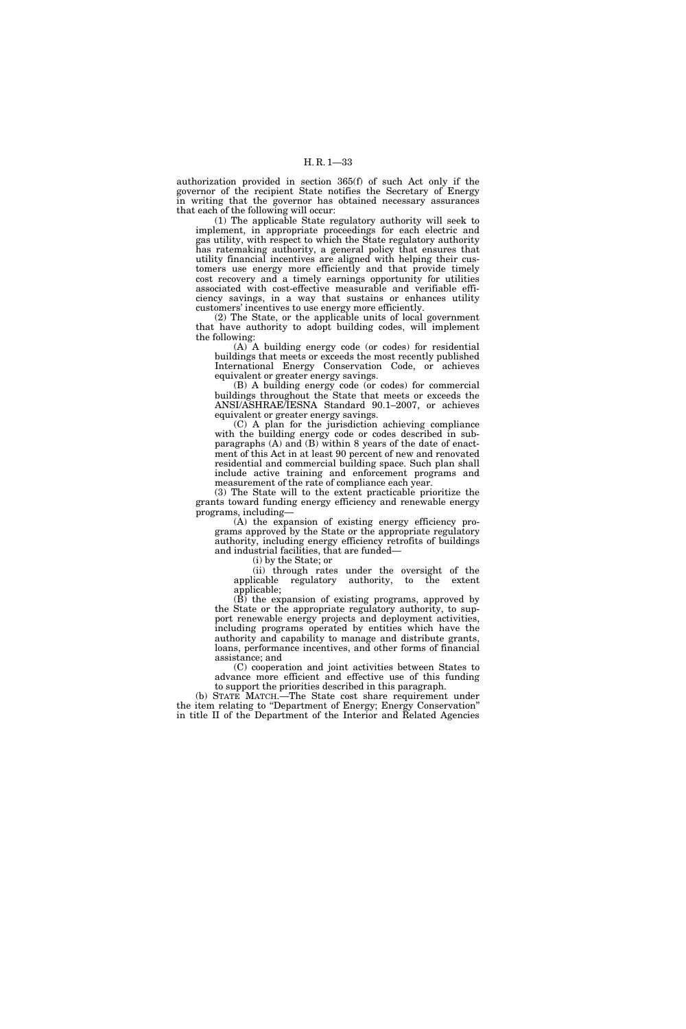authorization provided in section 365(f) of such Act only if the governor of the recipient State notifies the Secretary of Energy in writing that the governor has obtained necessary assurances that each of the following will occur:

(1) The applicable State regulatory authority will seek to implement, in appropriate proceedings for each electric and gas utility, with respect to which the State regulatory authority has ratemaking authority, a general policy that ensures that utility financial incentives are aligned with helping their customers use energy more efficiently and that provide timely cost recovery and a timely earnings opportunity for utilities associated with cost-effective measurable and verifiable efficiency savings, in a way that sustains or enhances utility customers' incentives to use energy more efficiently.

(2) The State, or the applicable units of local government that have authority to adopt building codes, will implement the following:

(A) A building energy code (or codes) for residential buildings that meets or exceeds the most recently published International Energy Conservation Code, or achieves equivalent or greater energy savings.

(B) A building energy code (or codes) for commercial buildings throughout the State that meets or exceeds the ANSI/ASHRAE/IESNA Standard 90.1–2007, or achieves equivalent or greater energy savings.

(C) A plan for the jurisdiction achieving compliance with the building energy code or codes described in subparagraphs (A) and (B) within 8 years of the date of enactment of this Act in at least 90 percent of new and renovated residential and commercial building space. Such plan shall include active training and enforcement programs and measurement of the rate of compliance each year.

(3) The State will to the extent practicable prioritize the grants toward funding energy efficiency and renewable energy programs, including—

(A) the expansion of existing energy efficiency programs approved by the State or the appropriate regulatory authority, including energy efficiency retrofits of buildings and industrial facilities, that are funded—

(i) by the State; or

(ii) through rates under the oversight of the applicable regulatory authority, to the extent applicable;

(B) the expansion of existing programs, approved by the State or the appropriate regulatory authority, to support renewable energy projects and deployment activities, including programs operated by entities which have the authority and capability to manage and distribute grants, loans, performance incentives, and other forms of financial assistance; and

(C) cooperation and joint activities between States to advance more efficient and effective use of this funding to support the priorities described in this paragraph.

(b) STATE MATCH.—The State cost share requirement under the item relating to "Department of Energy; Energy Conservation" in title II of the Department of the Interior and Related Agencies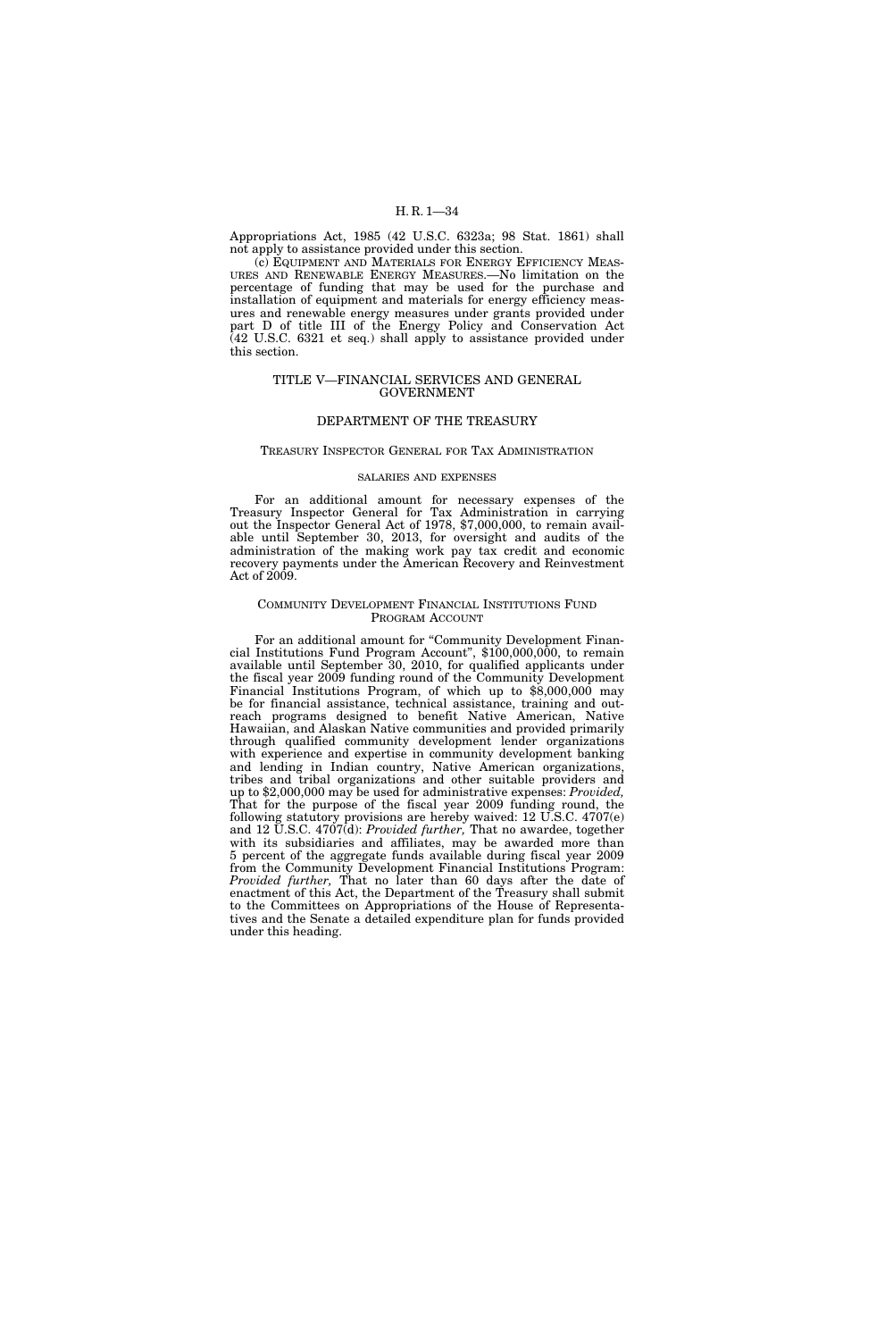Appropriations Act, 1985 (42 U.S.C. 6323a; 98 Stat. 1861) shall not apply to assistance provided under this section.

(c) EQUIPMENT AND MATERIALS FOR ENERGY EFFICIENCY MEASURES AND RENEWABLE ENERGY MEASURES.—No limitation on the percentage of funding that may be used for the purchase and installation of equipment and materials for energy efficiency measures and renewable energy measures under grants provided under part D of title III of the Energy Policy and Conservation Act (42 U.S.C. 6321 et seq.) shall apply to assistance provided under this section.

## TITLE V—FINANCIAL SERVICES AND GENERAL GOVERNMENT

### DEPARTMENT OF THE TREASURY

#### TREASURY INSPECTOR GENERAL FOR TAX ADMINISTRATION

##### SALARIES AND EXPENSES

For an additional amount for necessary expenses of the Treasury Inspector General for Tax Administration in carrying out the Inspector General Act of 1978, $7,000,000, to remain available until September 30, 2013, for oversight and audits of the administration of the making work pay tax credit and economic recovery payments under the American Recovery and Reinvestment Act of 2009.

#### COMMUNITY DEVELOPMENT FINANCIAL INSTITUTIONS FUND PROGRAM ACCOUNT

For an additional amount for "Community Development Financial Institutions Fund Program Account", $100,000,000, to remain available until September 30, 2010, for qualified applicants under the fiscal year 2009 funding round of the Community Development Financial Institutions Program, of which up to $8,000,000 may be for financial assistance, technical assistance, training and outreach programs designed to benefit Native American, Native Hawaiian, and Alaskan Native communities and provided primarily through qualified community development lender organizations with experience and expertise in community development banking and lending in Indian country, Native American organizations, tribes and tribal organizations and other suitable providers and up to $2,000,000 may be used for administrative expenses: *Provided,* That for the purpose of the fiscal year 2009 funding round, the following statutory provisions are hereby waived: 12 U.S.C. 4707(e) and 12 U.S.C. 4707(d): *Provided further,* That no awardee, together with its subsidiaries and affiliates, may be awarded more than 5 percent of the aggregate funds available during fiscal year 2009 from the Community Development Financial Institutions Program: *Provided further,* That no later than 60 days after the date of enactment of this Act, the Department of the Treasury shall submit to the Committees on Appropriations of the House of Representatives and the Senate a detailed expenditure plan for funds provided under this heading.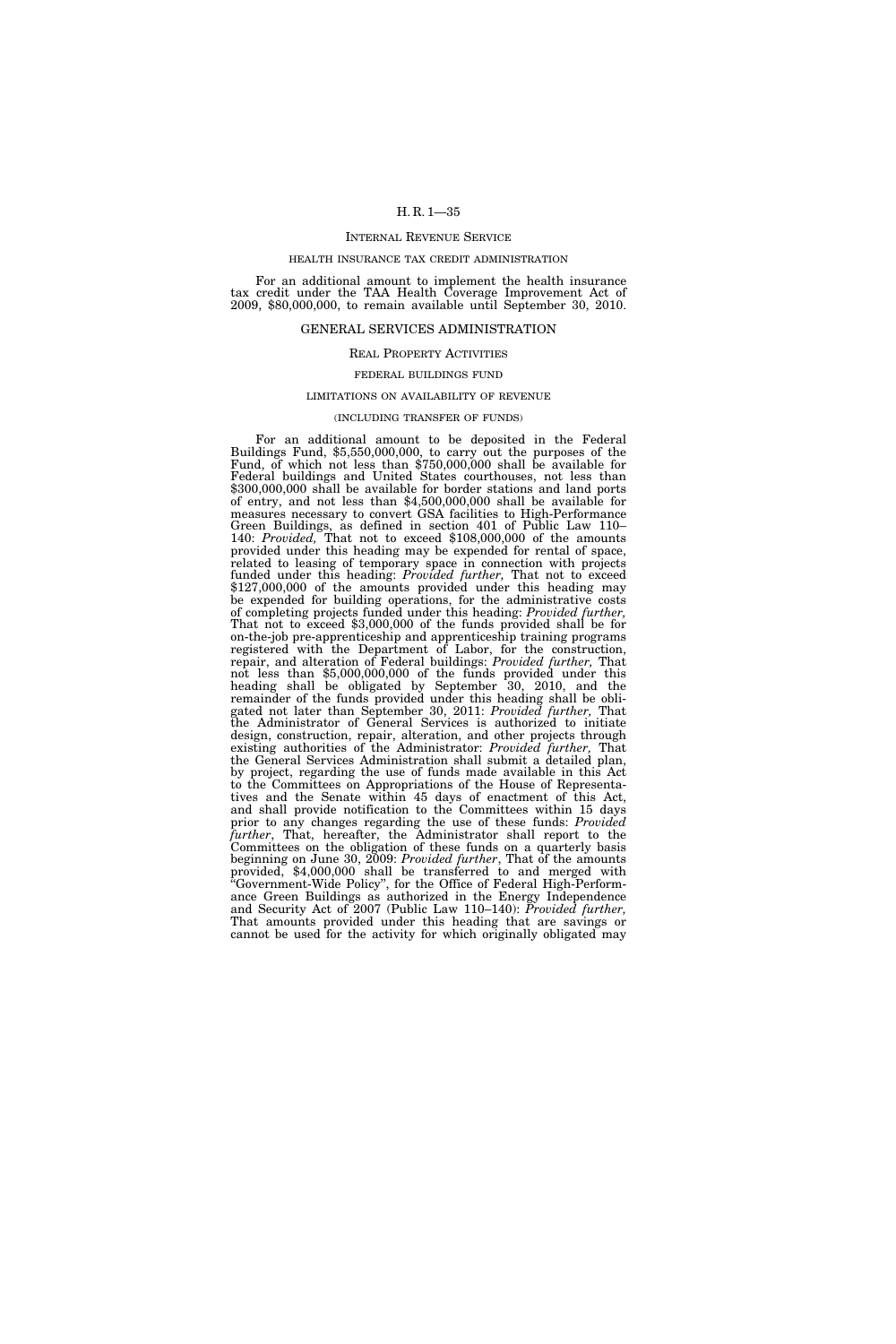INTERNAL REVENUE SERVICE

HEALTH INSURANCE TAX CREDIT ADMINISTRATION

For an additional amount to implement the health insurance tax credit under the TAA Health Coverage Improvement Act of 2009, $80,000,000, to remain available until September 30, 2010.

## GENERAL SERVICES ADMINISTRATION

### REAL PROPERTY ACTIVITIES

FEDERAL BUILDINGS FUND

LIMITATIONS ON AVAILABILITY OF REVENUE

(INCLUDING TRANSFER OF FUNDS)

For an additional amount to be deposited in the Federal Buildings Fund, $5,550,000,000, to carry out the purposes of the Fund, of which not less than $750,000,000 shall be available for Federal buildings and United States courthouses, not less than $300,000,000 shall be available for border stations and land ports of entry, and not less than $4,500,000,000 shall be available for measures necessary to convert GSA facilities to High-Performance Green Buildings, as defined in section 401 of Public Law 110–140: *Provided,* That not to exceed $108,000,000 of the amounts provided under this heading may be expended for rental of space, related to leasing of temporary space in connection with projects funded under this heading: *Provided further,* That not to exceed $127,000,000 of the amounts provided under this heading may be expended for building operations, for the administrative costs of completing projects funded under this heading: *Provided further,* That not to exceed $3,000,000 of the funds provided shall be for on-the-job pre-apprenticeship and apprenticeship training programs registered with the Department of Labor, for the construction, repair, and alteration of Federal buildings: *Provided further,* That not less than $5,000,000,000 of the funds provided under this heading shall be obligated by September 30, 2010, and the remainder of the funds provided under this heading shall be obligated not later than September 30, 2011: *Provided further,* That the Administrator of General Services is authorized to initiate design, construction, repair, alteration, and other projects through existing authorities of the Administrator: *Provided further,* That the General Services Administration shall submit a detailed plan, by project, regarding the use of funds made available in this Act to the Committees on Appropriations of the House of Representatives and the Senate within 45 days of enactment of this Act, and shall provide notification to the Committees within 15 days prior to any changes regarding the use of these funds: *Provided further*, That, hereafter, the Administrator shall report to the Committees on the obligation of these funds on a quarterly basis beginning on June 30, 2009: *Provided further*, That of the amounts provided, $4,000,000 shall be transferred to and merged with "Government-Wide Policy", for the Office of Federal High-Performance Green Buildings as authorized in the Energy Independence and Security Act of 2007 (Public Law 110–140): *Provided further,* That amounts provided under this heading that are savings or cannot be used for the activity for which originally obligated may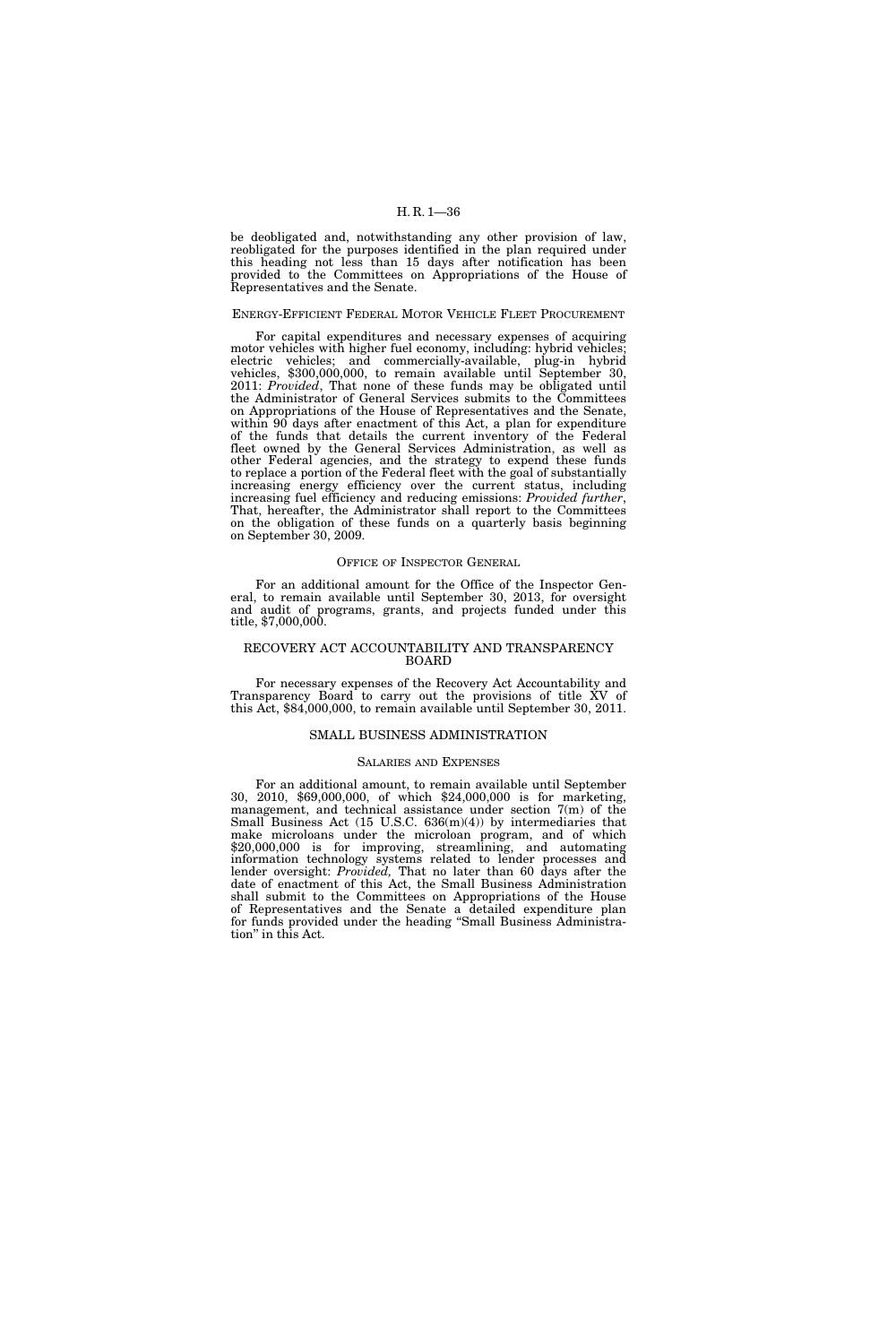be deobligated and, notwithstanding any other provision of law, reobligated for the purposes identified in the plan required under this heading not less than 15 days after notification has been provided to the Committees on Appropriations of the House of Representatives and the Senate.

### ENERGY-EFFICIENT FEDERAL MOTOR VEHICLE FLEET PROCUREMENT

For capital expenditures and necessary expenses of acquiring motor vehicles with higher fuel economy, including: hybrid vehicles; electric vehicles; and commercially-available, plug-in hybrid vehicles, $300,000,000, to remain available until September 30, 2011: *Provided*, That none of these funds may be obligated until the Administrator of General Services submits to the Committees on Appropriations of the House of Representatives and the Senate, within 90 days after enactment of this Act, a plan for expenditure of the funds that details the current inventory of the Federal fleet owned by the General Services Administration, as well as other Federal agencies, and the strategy to expend these funds to replace a portion of the Federal fleet with the goal of substantially increasing energy efficiency over the current status, including increasing fuel efficiency and reducing emissions: *Provided further*, That, hereafter, the Administrator shall report to the Committees on the obligation of these funds on a quarterly basis beginning on September 30, 2009.

### OFFICE OF INSPECTOR GENERAL

For an additional amount for the Office of the Inspector General, to remain available until September 30, 2013, for oversight and audit of programs, grants, and projects funded under this title, $7,000,000.

## RECOVERY ACT ACCOUNTABILITY AND TRANSPARENCY BOARD

For necessary expenses of the Recovery Act Accountability and Transparency Board to carry out the provisions of title XV of this Act, $84,000,000, to remain available until September 30, 2011.

## SMALL BUSINESS ADMINISTRATION

### SALARIES AND EXPENSES

For an additional amount, to remain available until September 30, 2010, $69,000,000, of which $24,000,000 is for marketing, management, and technical assistance under section 7(m) of the Small Business Act (15 U.S.C. 636(m)(4)) by intermediaries that make microloans under the microloan program, and of which $20,000,000 is for improving, streamlining, and automating information technology systems related to lender processes and lender oversight: *Provided,* That no later than 60 days after the date of enactment of this Act, the Small Business Administration shall submit to the Committees on Appropriations of the House of Representatives and the Senate a detailed expenditure plan for funds provided under the heading "Small Business Administration" in this Act.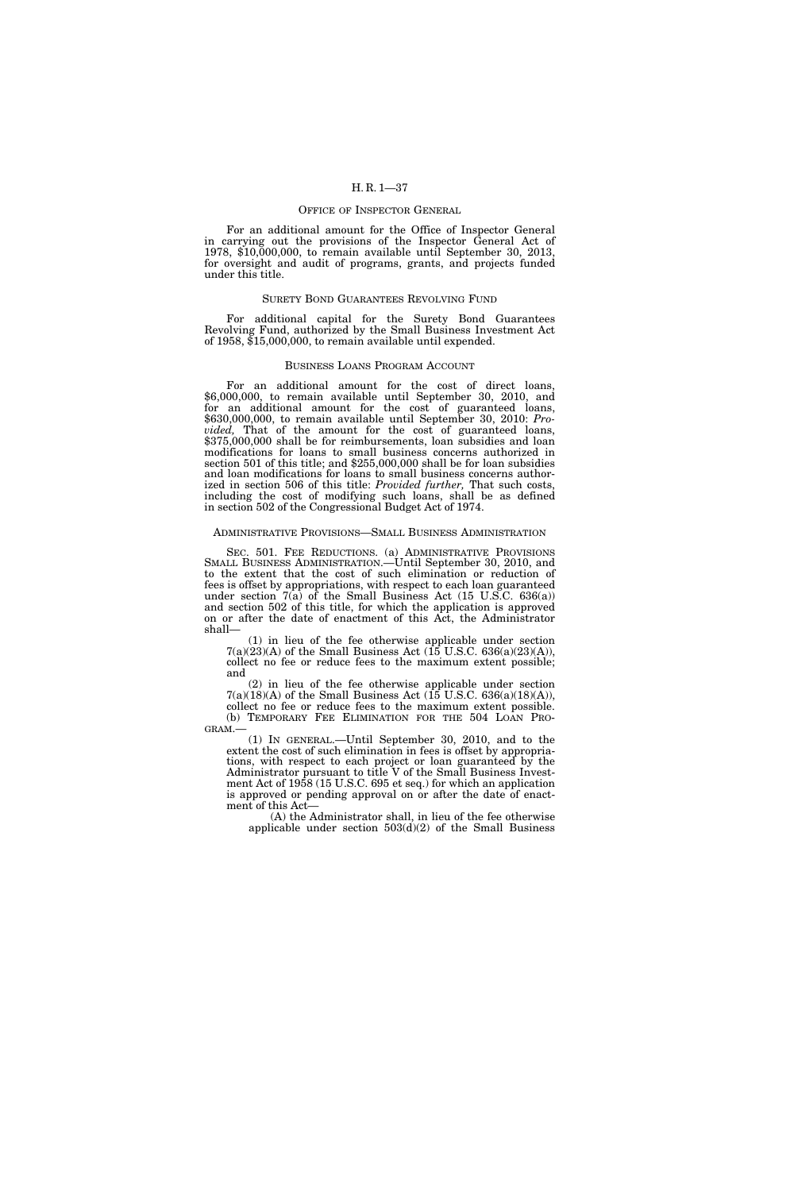## OFFICE OF INSPECTOR GENERAL

For an additional amount for the Office of Inspector General in carrying out the provisions of the Inspector General Act of 1978, $10,000,000, to remain available until September 30, 2013, for oversight and audit of programs, grants, and projects funded under this title.

## SURETY BOND GUARANTEES REVOLVING FUND

For additional capital for the Surety Bond Guarantees Revolving Fund, authorized by the Small Business Investment Act of 1958, $15,000,000, to remain available until expended.

## BUSINESS LOANS PROGRAM ACCOUNT

For an additional amount for the cost of direct loans, $6,000,000, to remain available until September 30, 2010, and for an additional amount for the cost of guaranteed loans, $630,000,000, to remain available until September 30, 2010: *Provided,* That of the amount for the cost of guaranteed loans, $375,000,000 shall be for reimbursements, loan subsidies and loan modifications for loans to small business concerns authorized in section 501 of this title; and $255,000,000 shall be for loan subsidies and loan modifications for loans to small business concerns authorized in section 506 of this title: *Provided further,* That such costs, including the cost of modifying such loans, shall be as defined in section 502 of the Congressional Budget Act of 1974.

## ADMINISTRATIVE PROVISIONS—SMALL BUSINESS ADMINISTRATION

SEC. 501. FEE REDUCTIONS. (a) ADMINISTRATIVE PROVISIONS SMALL BUSINESS ADMINISTRATION.—Until September 30, 2010, and to the extent that the cost of such elimination or reduction of fees is offset by appropriations, with respect to each loan guaranteed under section 7(a) of the Small Business Act (15 U.S.C. 636(a)) and section 502 of this title, for which the application is approved on or after the date of enactment of this Act, the Administrator shall—

(1) in lieu of the fee otherwise applicable under section 7(a)(23)(A) of the Small Business Act (15 U.S.C. 636(a)(23)(A)), collect no fee or reduce fees to the maximum extent possible; and

(2) in lieu of the fee otherwise applicable under section 7(a)(18)(A) of the Small Business Act (15 U.S.C. 636(a)(18)(A)), collect no fee or reduce fees to the maximum extent possible.

(b) TEMPORARY FEE ELIMINATION FOR THE 504 LOAN PROGRAM.—

(1) IN GENERAL.—Until September 30, 2010, and to the extent the cost of such elimination in fees is offset by appropriations, with respect to each project or loan guaranteed by the Administrator pursuant to title V of the Small Business Investment Act of 1958 (15 U.S.C. 695 et seq.) for which an application is approved or pending approval on or after the date of enactment of this Act—

(A) the Administrator shall, in lieu of the fee otherwise applicable under section 503(d)(2) of the Small Business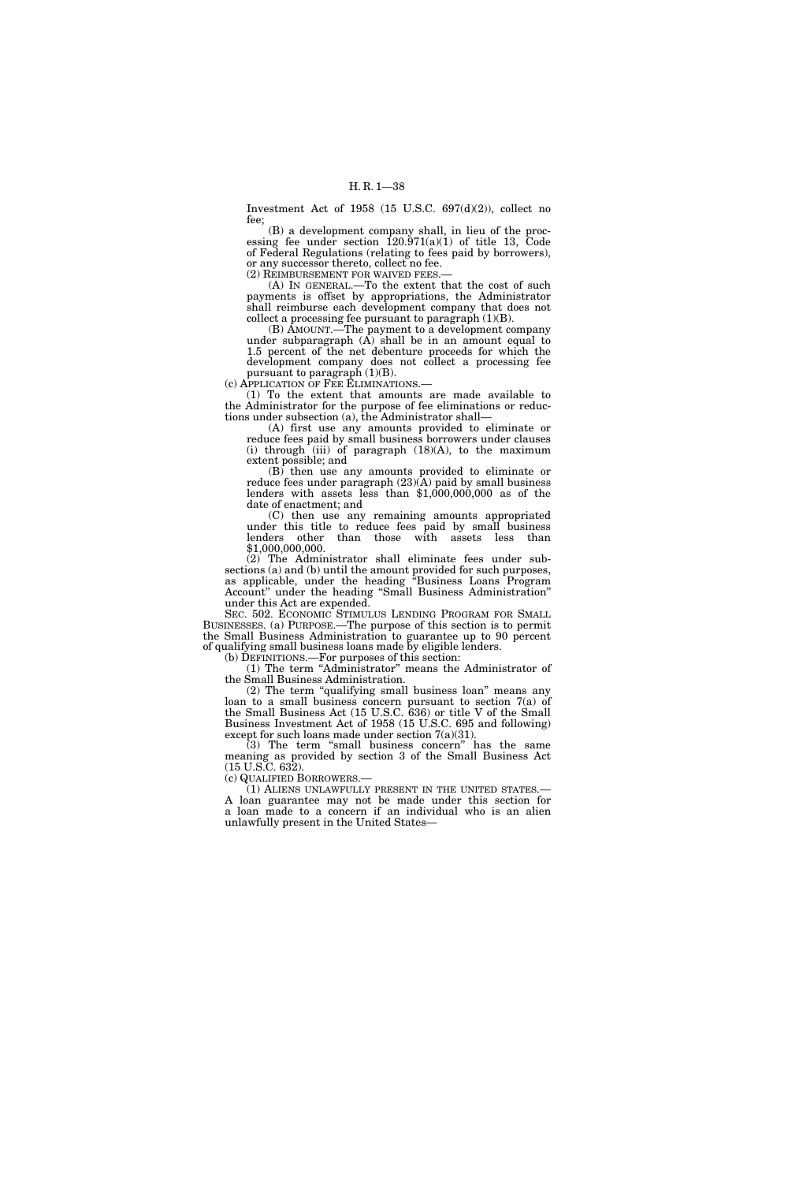Investment Act of 1958 (15 U.S.C. 697(d)(2)), collect no fee;

(B) a development company shall, in lieu of the processing fee under section 120.971(a)(1) of title 13, Code of Federal Regulations (relating to fees paid by borrowers), or any successor thereto, collect no fee.

(2) REIMBURSEMENT FOR WAIVED FEES.—

(A) IN GENERAL.—To the extent that the cost of such payments is offset by appropriations, the Administrator shall reimburse each development company that does not collect a processing fee pursuant to paragraph (1)(B).

(B) AMOUNT.—The payment to a development company under subparagraph (A) shall be in an amount equal to 1.5 percent of the net debenture proceeds for which the development company does not collect a processing fee pursuant to paragraph (1)(B).

(c) APPLICATION OF FEE ELIMINATIONS.—

(1) To the extent that amounts are made available to the Administrator for the purpose of fee eliminations or reductions under subsection (a), the Administrator shall—

(A) first use any amounts provided to eliminate or reduce fees paid by small business borrowers under clauses (i) through (iii) of paragraph (18)(A), to the maximum extent possible; and

(B) then use any amounts provided to eliminate or reduce fees under paragraph (23)(A) paid by small business lenders with assets less than $1,000,000,000 as of the date of enactment; and

(C) then use any remaining amounts appropriated under this title to reduce fees paid by small business lenders other than those with assets less than $1,000,000,000.

(2) The Administrator shall eliminate fees under subsections (a) and (b) until the amount provided for such purposes, as applicable, under the heading "Business Loans Program Account" under the heading "Small Business Administration" under this Act are expended.

SEC. 502. ECONOMIC STIMULUS LENDING PROGRAM FOR SMALL BUSINESSES. (a) PURPOSE.—The purpose of this section is to permit the Small Business Administration to guarantee up to 90 percent of qualifying small business loans made by eligible lenders.

(b) DEFINITIONS.—For purposes of this section:

(1) The term "Administrator" means the Administrator of the Small Business Administration.

(2) The term "qualifying small business loan" means any loan to a small business concern pursuant to section 7(a) of the Small Business Act (15 U.S.C. 636) or title V of the Small Business Investment Act of 1958 (15 U.S.C. 695 and following) except for such loans made under section 7(a)(31).

(3) The term "small business concern" has the same meaning as provided by section 3 of the Small Business Act (15 U.S.C. 632).

(c) QUALIFIED BORROWERS.—

(1) ALIENS UNLAWFULLY PRESENT IN THE UNITED STATES.—A loan guarantee may not be made under this section for a loan made to a concern if an individual who is an alien unlawfully present in the United States—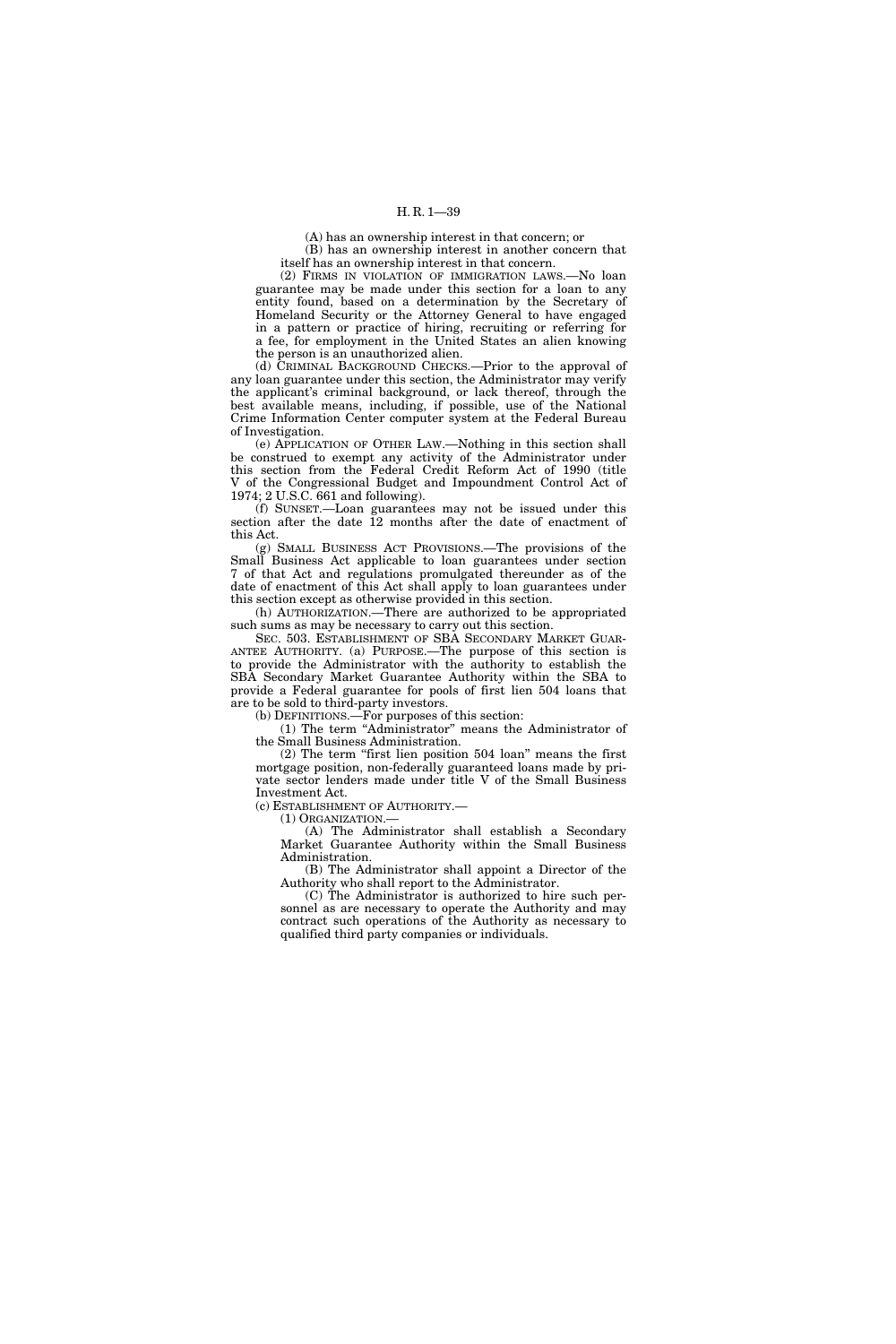(A) has an ownership interest in that concern; or

(B) has an ownership interest in another concern that itself has an ownership interest in that concern.

(2) FIRMS IN VIOLATION OF IMMIGRATION LAWS.—No loan guarantee may be made under this section for a loan to any entity found, based on a determination by the Secretary of Homeland Security or the Attorney General to have engaged in a pattern or practice of hiring, recruiting or referring for a fee, for employment in the United States an alien knowing the person is an unauthorized alien.

(d) CRIMINAL BACKGROUND CHECKS.—Prior to the approval of any loan guarantee under this section, the Administrator may verify the applicant's criminal background, or lack thereof, through the best available means, including, if possible, use of the National Crime Information Center computer system at the Federal Bureau of Investigation.

(e) APPLICATION OF OTHER LAW.—Nothing in this section shall be construed to exempt any activity of the Administrator under this section from the Federal Credit Reform Act of 1990 (title V of the Congressional Budget and Impoundment Control Act of 1974; 2 U.S.C. 661 and following).

(f) SUNSET.—Loan guarantees may not be issued under this section after the date 12 months after the date of enactment of this Act.

(g) SMALL BUSINESS ACT PROVISIONS.—The provisions of the Small Business Act applicable to loan guarantees under section 7 of that Act and regulations promulgated thereunder as of the date of enactment of this Act shall apply to loan guarantees under this section except as otherwise provided in this section.

(h) AUTHORIZATION.—There are authorized to be appropriated such sums as may be necessary to carry out this section.

SEC. 503. ESTABLISHMENT OF SBA SECONDARY MARKET GUARANTEE AUTHORITY. (a) PURPOSE.—The purpose of this section is to provide the Administrator with the authority to establish the SBA Secondary Market Guarantee Authority within the SBA to provide a Federal guarantee for pools of first lien 504 loans that are to be sold to third-party investors.

(b) DEFINITIONS.—For purposes of this section:

(1) The term "Administrator" means the Administrator of the Small Business Administration.

(2) The term "first lien position 504 loan" means the first mortgage position, non-federally guaranteed loans made by private sector lenders made under title V of the Small Business Investment Act.

(c) ESTABLISHMENT OF AUTHORITY.—

(1) ORGANIZATION.—

(A) The Administrator shall establish a Secondary Market Guarantee Authority within the Small Business Administration.

(B) The Administrator shall appoint a Director of the Authority who shall report to the Administrator.

(C) The Administrator is authorized to hire such personnel as are necessary to operate the Authority and may contract such operations of the Authority as necessary to qualified third party companies or individuals.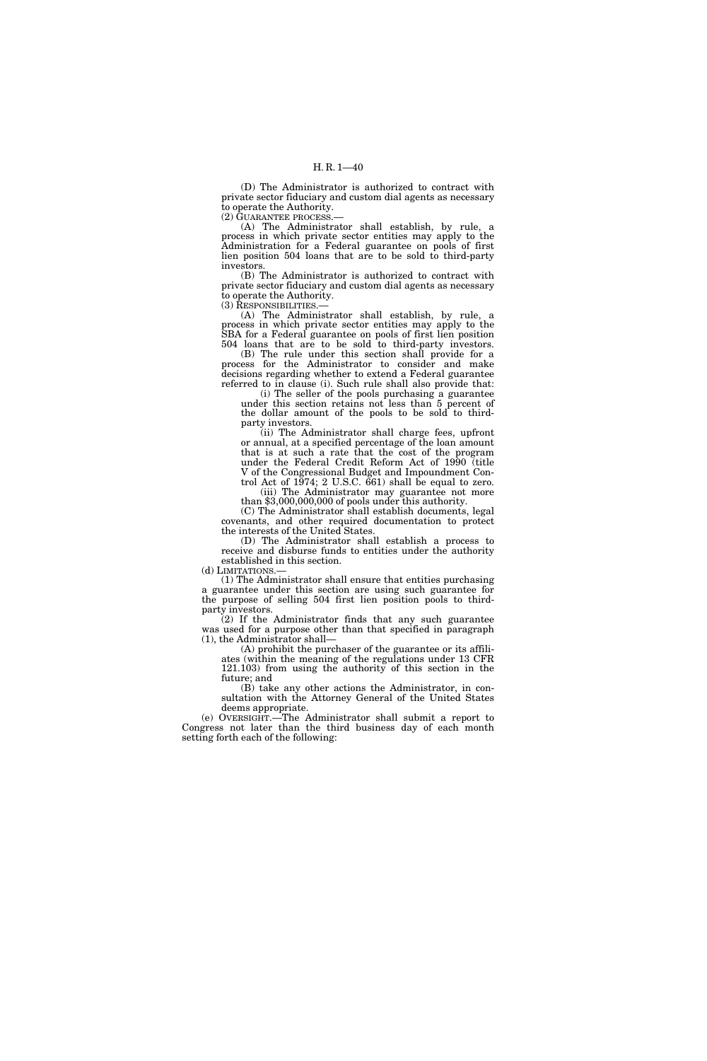(D) The Administrator is authorized to contract with private sector fiduciary and custom dial agents as necessary to operate the Authority.

(2) GUARANTEE PROCESS.—

(A) The Administrator shall establish, by rule, a process in which private sector entities may apply to the Administration for a Federal guarantee on pools of first lien position 504 loans that are to be sold to third-party investors.

(B) The Administrator is authorized to contract with private sector fiduciary and custom dial agents as necessary to operate the Authority.

(3) RESPONSIBILITIES.—

(A) The Administrator shall establish, by rule, a process in which private sector entities may apply to the SBA for a Federal guarantee on pools of first lien position 504 loans that are to be sold to third-party investors.

(B) The rule under this section shall provide for a process for the Administrator to consider and make decisions regarding whether to extend a Federal guarantee referred to in clause (i). Such rule shall also provide that:

(i) The seller of the pools purchasing a guarantee under this section retains not less than 5 percent of the dollar amount of the pools to be sold to third-party investors.

(ii) The Administrator shall charge fees, upfront or annual, at a specified percentage of the loan amount that is at such a rate that the cost of the program under the Federal Credit Reform Act of 1990 (title V of the Congressional Budget and Impoundment Control Act of 1974; 2 U.S.C. 661) shall be equal to zero.

(iii) The Administrator may guarantee not more than $3,000,000,000 of pools under this authority.

(C) The Administrator shall establish documents, legal covenants, and other required documentation to protect the interests of the United States.

(D) The Administrator shall establish a process to receive and disburse funds to entities under the authority established in this section.

(d) LIMITATIONS.—

(1) The Administrator shall ensure that entities purchasing a guarantee under this section are using such guarantee for the purpose of selling 504 first lien position pools to third-party investors.

(2) If the Administrator finds that any such guarantee was used for a purpose other than that specified in paragraph (1), the Administrator shall—

(A) prohibit the purchaser of the guarantee or its affiliates (within the meaning of the regulations under 13 CFR 121.103) from using the authority of this section in the future; and

(B) take any other actions the Administrator, in consultation with the Attorney General of the United States deems appropriate.

(e) OVERSIGHT.—The Administrator shall submit a report to Congress not later than the third business day of each month setting forth each of the following: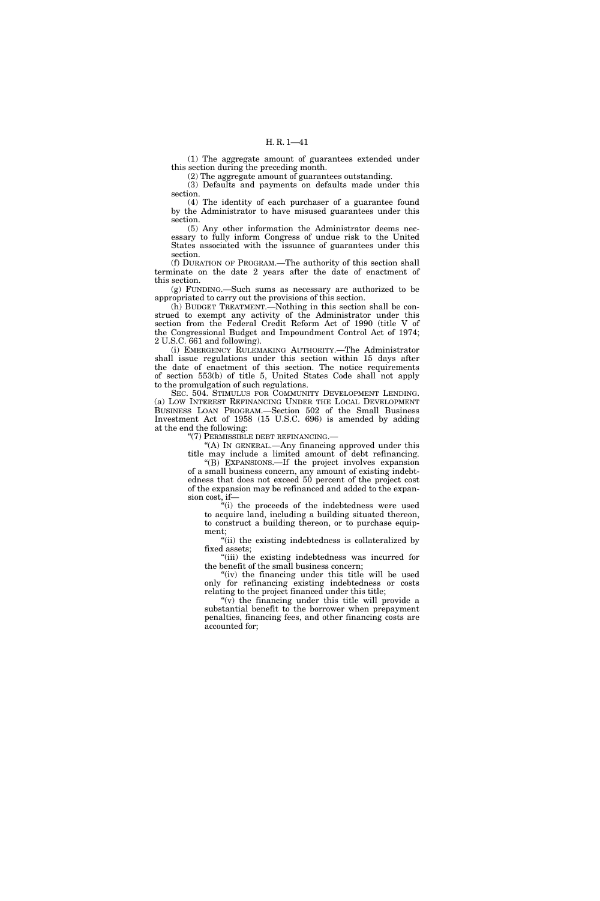(1) The aggregate amount of guarantees extended under this section during the preceding month.

(2) The aggregate amount of guarantees outstanding.

(3) Defaults and payments on defaults made under this section.

(4) The identity of each purchaser of a guarantee found by the Administrator to have misused guarantees under this section.

(5) Any other information the Administrator deems necessary to fully inform Congress of undue risk to the United States associated with the issuance of guarantees under this section.

(f) DURATION OF PROGRAM.—The authority of this section shall terminate on the date 2 years after the date of enactment of this section.

(g) FUNDING.—Such sums as necessary are authorized to be appropriated to carry out the provisions of this section.

(h) BUDGET TREATMENT.—Nothing in this section shall be construed to exempt any activity of the Administrator under this section from the Federal Credit Reform Act of 1990 (title V of the Congressional Budget and Impoundment Control Act of 1974; 2 U.S.C. 661 and following).

(i) EMERGENCY RULEMAKING AUTHORITY.—The Administrator shall issue regulations under this section within 15 days after the date of enactment of this section. The notice requirements of section 553(b) of title 5, United States Code shall not apply to the promulgation of such regulations.

SEC. 504. STIMULUS FOR COMMUNITY DEVELOPMENT LENDING.

(a) LOW INTEREST REFINANCING UNDER THE LOCAL DEVELOPMENT BUSINESS LOAN PROGRAM.—Section 502 of the Small Business Investment Act of 1958 (15 U.S.C. 696) is amended by adding at the end the following:

"(7) PERMISSIBLE DEBT REFINANCING.—

"(A) IN GENERAL.—Any financing approved under this title may include a limited amount of debt refinancing.

"(B) EXPANSIONS.—If the project involves expansion of a small business concern, any amount of existing indebtedness that does not exceed 50 percent of the project cost of the expansion may be refinanced and added to the expansion cost, if—

"(i) the proceeds of the indebtedness were used to acquire land, including a building situated thereon, to construct a building thereon, or to purchase equipment;

"(ii) the existing indebtedness is collateralized by fixed assets;

"(iii) the existing indebtedness was incurred for the benefit of the small business concern;

"(iv) the financing under this title will be used only for refinancing existing indebtedness or costs relating to the project financed under this title;

"(v) the financing under this title will provide a substantial benefit to the borrower when prepayment penalties, financing fees, and other financing costs are accounted for;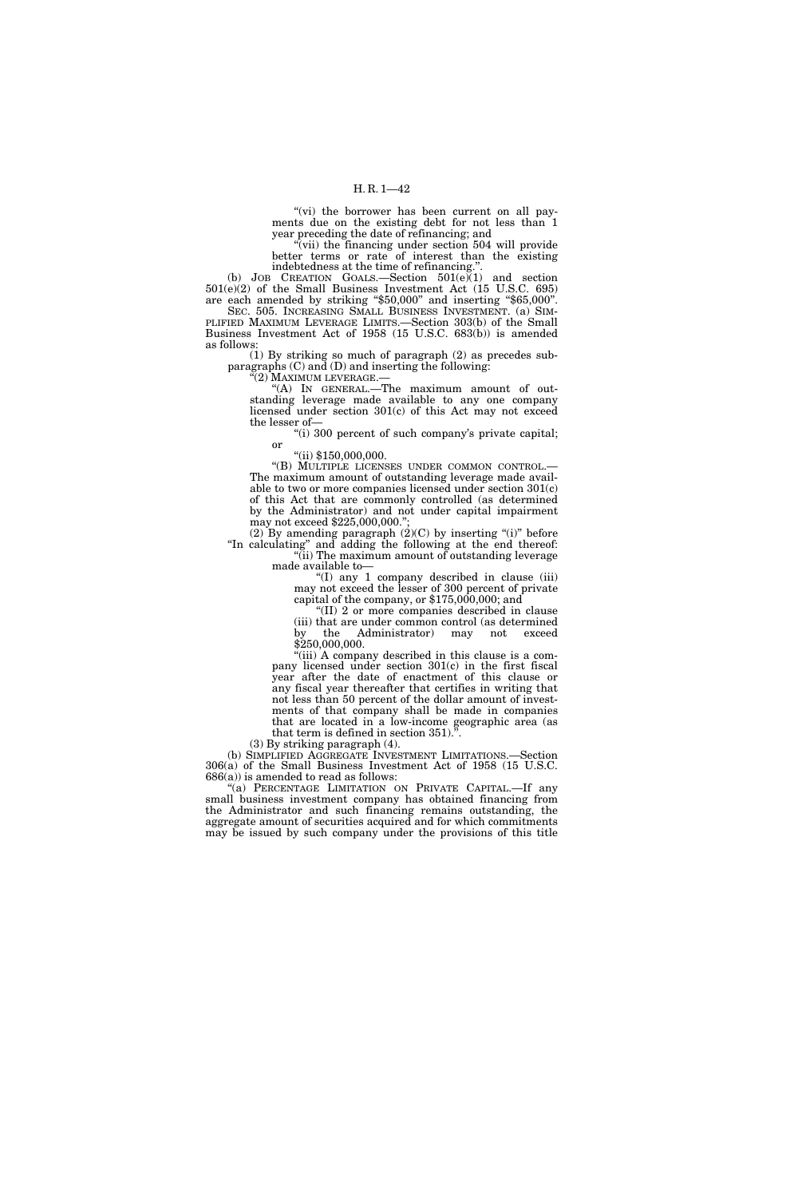"(vi) the borrower has been current on all payments due on the existing debt for not less than 1 year preceding the date of refinancing; and

"(vii) the financing under section 504 will provide better terms or rate of interest than the existing indebtedness at the time of refinancing.".

(b) JOB CREATION GOALS.—Section 501(e)(1) and section 501(e)(2) of the Small Business Investment Act (15 U.S.C. 695) are each amended by striking "$50,000" and inserting "$65,000".

SEC. 505. INCREASING SMALL BUSINESS INVESTMENT. (a) SIMPLIFIED MAXIMUM LEVERAGE LIMITS.—Section 303(b) of the Small Business Investment Act of 1958 (15 U.S.C. 683(b)) is amended as follows:

(1) By striking so much of paragraph (2) as precedes subparagraphs (C) and (D) and inserting the following:

"(2) MAXIMUM LEVERAGE.—

"(A) IN GENERAL.—The maximum amount of outstanding leverage made available to any one company licensed under section 301(c) of this Act may not exceed the lesser of—

"(i) 300 percent of such company's private capital; or

"(ii) $150,000,000.

"(B) MULTIPLE LICENSES UNDER COMMON CONTROL.—The maximum amount of outstanding leverage made available to two or more companies licensed under section 301(c) of this Act that are commonly controlled (as determined by the Administrator) and not under capital impairment may not exceed $225,000,000.";

(2) By amending paragraph (2)(C) by inserting "(i)" before "In calculating" and adding the following at the end thereof:

"(ii) The maximum amount of outstanding leverage made available to—

"(I) any 1 company described in clause (iii) may not exceed the lesser of 300 percent of private capital of the company, or $175,000,000; and

"(II) 2 or more companies described in clause (iii) that are under common control (as determined by the Administrator) may not exceed $250,000,000.

"(iii) A company described in this clause is a company licensed under section 301(c) in the first fiscal year after the date of enactment of this clause or any fiscal year thereafter that certifies in writing that not less than 50 percent of the dollar amount of investments of that company shall be made in companies that are located in a low-income geographic area (as that term is defined in section 351).".

(3) By striking paragraph (4).

(b) SIMPLIFIED AGGREGATE INVESTMENT LIMITATIONS.—Section 306(a) of the Small Business Investment Act of 1958 (15 U.S.C. 686(a)) is amended to read as follows:

"(a) PERCENTAGE LIMITATION ON PRIVATE CAPITAL.—If any small business investment company has obtained financing from the Administrator and such financing remains outstanding, the aggregate amount of securities acquired and for which commitments may be issued by such company under the provisions of this title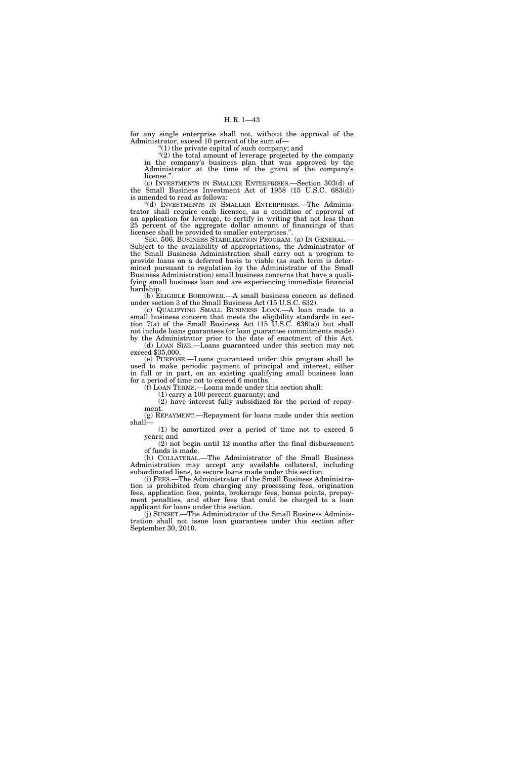for any single enterprise shall not, without the approval of the Administrator, exceed 10 percent of the sum of—

"(1) the private capital of such company; and

"(2) the total amount of leverage projected by the company in the company's business plan that was approved by the Administrator at the time of the grant of the company's license.".

(c) INVESTMENTS IN SMALLER ENTERPRISES.—Section 303(d) of the Small Business Investment Act of 1958 (15 U.S.C. 683(d)) is amended to read as follows:

"(d) INVESTMENTS IN SMALLER ENTERPRISES.—The Administrator shall require each licensee, as a condition of approval of an application for leverage, to certify in writing that not less than 25 percent of the aggregate dollar amount of financings of that licensee shall be provided to smaller enterprises.".

SEC. 506. BUSINESS STABILIZATION PROGRAM. (a) IN GENERAL.—Subject to the availability of appropriations, the Administrator of the Small Business Administration shall carry out a program to provide loans on a deferred basis to viable (as such term is determined pursuant to regulation by the Administrator of the Small Business Administration) small business concerns that have a qualifying small business loan and are experiencing immediate financial hardship.

(b) ELIGIBLE BORROWER.—A small business concern as defined under section 3 of the Small Business Act (15 U.S.C. 632).

(c) QUALIFYING SMALL BUSINESS LOAN.—A loan made to a small business concern that meets the eligibility standards in section 7(a) of the Small Business Act (15 U.S.C. 636(a)) but shall not include loans guarantees (or loan guarantee commitments made) by the Administrator prior to the date of enactment of this Act.

(d) LOAN SIZE.—Loans guaranteed under this section may not exceed $35,000.

(e) PURPOSE.—Loans guaranteed under this program shall be used to make periodic payment of principal and interest, either in full or in part, on an existing qualifying small business loan for a period of time not to exceed 6 months.

(f) LOAN TERMS.—Loans made under this section shall:

(1) carry a 100 percent guaranty; and

(2) have interest fully subsidized for the period of repayment.

(g) REPAYMENT.—Repayment for loans made under this section shall—

(1) be amortized over a period of time not to exceed 5 years; and

(2) not begin until 12 months after the final disbursement of funds is made.

(h) COLLATERAL.—The Administrator of the Small Business Administration may accept any available collateral, including subordinated liens, to secure loans made under this section.

(i) FEES.—The Administrator of the Small Business Administration is prohibited from charging any processing fees, origination fees, application fees, points, brokerage fees, bonus points, prepayment penalties, and other fees that could be charged to a loan applicant for loans under this section.

(j) SUNSET.—The Administrator of the Small Business Administration shall not issue loan guarantees under this section after September 30, 2010.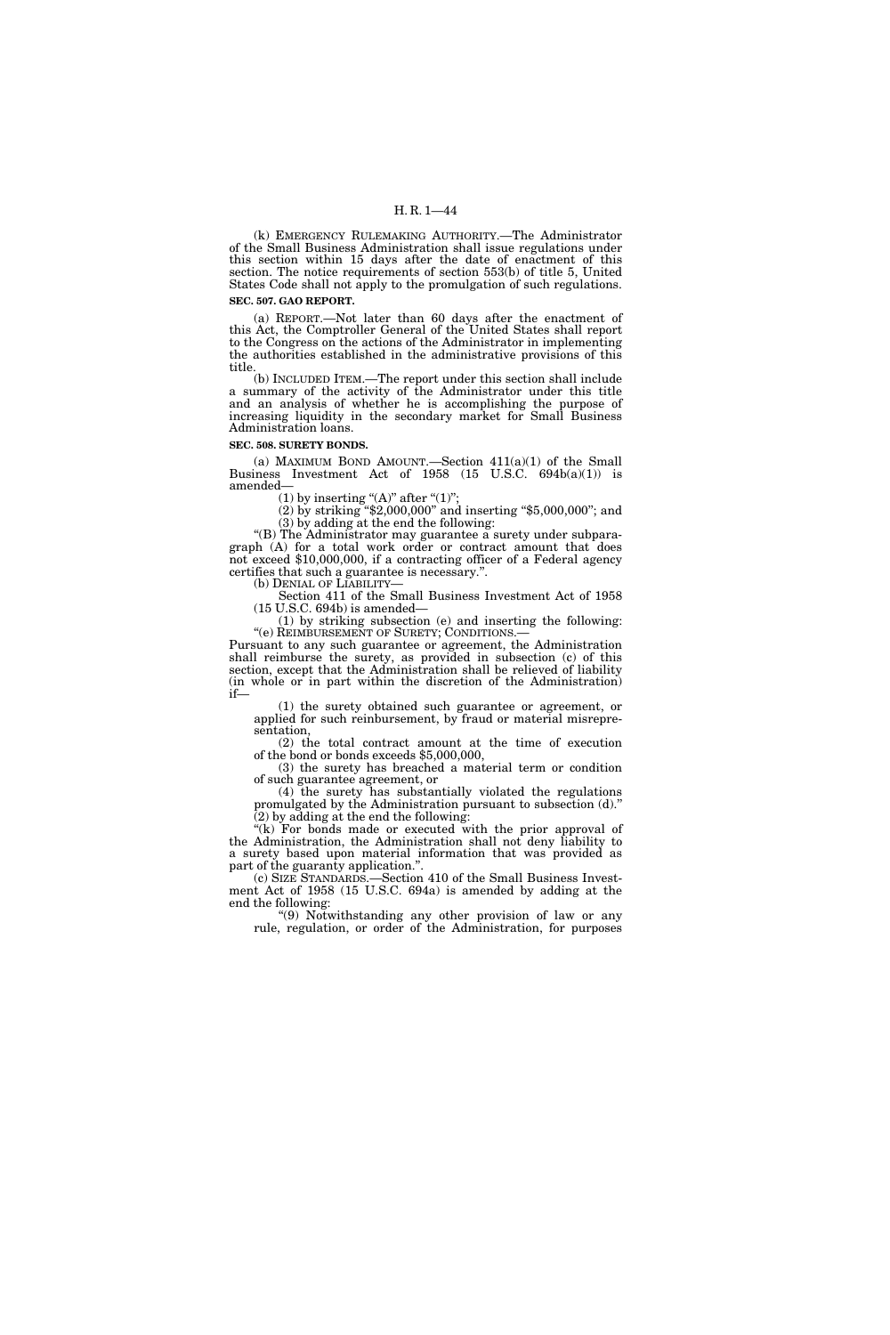(k) EMERGENCY RULEMAKING AUTHORITY.—The Administrator of the Small Business Administration shall issue regulations under this section within 15 days after the date of enactment of this section. The notice requirements of section 553(b) of title 5, United States Code shall not apply to the promulgation of such regulations.

**SEC. 507. GAO REPORT.**

(a) REPORT.—Not later than 60 days after the enactment of this Act, the Comptroller General of the United States shall report to the Congress on the actions of the Administrator in implementing the authorities established in the administrative provisions of this title.

(b) INCLUDED ITEM.—The report under this section shall include a summary of the activity of the Administrator under this title and an analysis of whether he is accomplishing the purpose of increasing liquidity in the secondary market for Small Business Administration loans.

**SEC. 508. SURETY BONDS.**

(a) MAXIMUM BOND AMOUNT.—Section 411(a)(1) of the Small Business Investment Act of 1958 (15 U.S.C. 694b(a)(1)) is amended—

(1) by inserting "(A)" after "(1)";

(2) by striking "$2,000,000" and inserting "$5,000,000"; and

(3) by adding at the end the following:

"(B) The Administrator may guarantee a surety under subparagraph (A) for a total work order or contract amount that does not exceed $10,000,000, if a contracting officer of a Federal agency certifies that such a guarantee is necessary.".

(b) DENIAL OF LIABILITY—

Section 411 of the Small Business Investment Act of 1958 (15 U.S.C. 694b) is amended—

(1) by striking subsection (e) and inserting the following:

"(e) REIMBURSEMENT OF SURETY; CONDITIONS.—

Pursuant to any such guarantee or agreement, the Administration shall reimburse the surety, as provided in subsection (c) of this section, except that the Administration shall be relieved of liability (in whole or in part within the discretion of the Administration) if—

(1) the surety obtained such guarantee or agreement, or applied for such reimbursement, by fraud or material misrepresentation,

(2) the total contract amount at the time of execution of the bond or bonds exceeds $5,000,000,

(3) the surety has breached a material term or condition of such guarantee agreement, or

(4) the surety has substantially violated the regulations promulgated by the Administration pursuant to subsection (d)."

(2) by adding at the end the following:

"(k) For bonds made or executed with the prior approval of the Administration, the Administration shall not deny liability to a surety based upon material information that was provided as part of the guaranty application.".

(c) SIZE STANDARDS.—Section 410 of the Small Business Investment Act of 1958 (15 U.S.C. 694a) is amended by adding at the end the following:

"(9) Notwithstanding any other provision of law or any rule, regulation, or order of the Administration, for purposes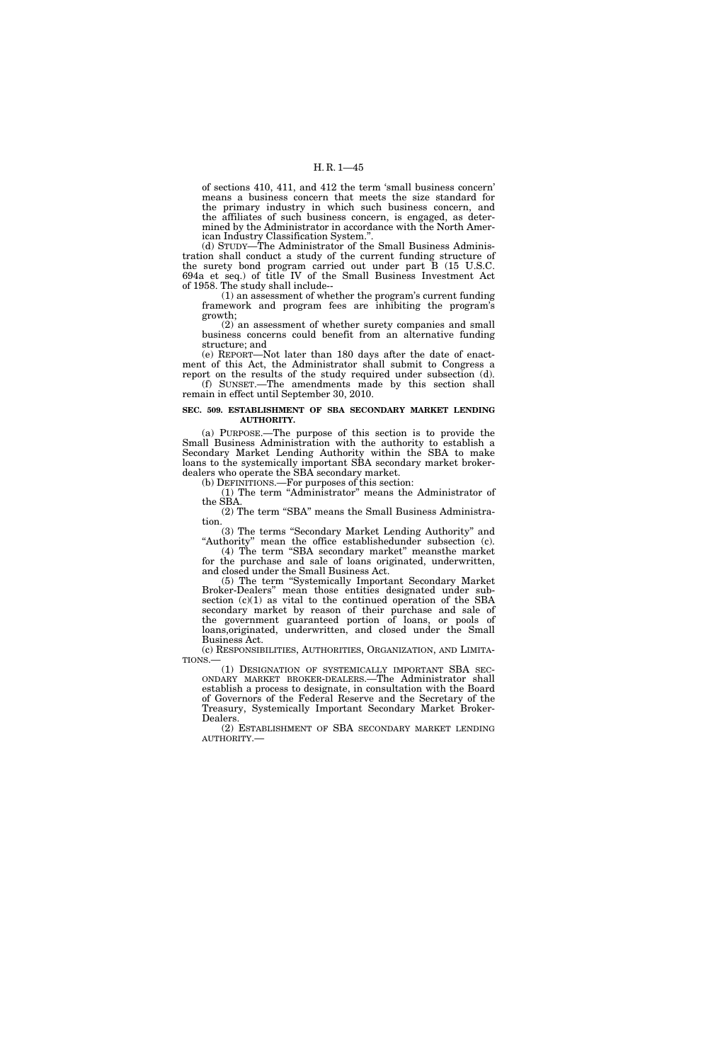of sections 410, 411, and 412 the term 'small business concern' means a business concern that meets the size standard for the primary industry in which such business concern, and the affiliates of such business concern, is engaged, as determined by the Administrator in accordance with the North American Industry Classification System.".

(d) STUDY—The Administrator of the Small Business Administration shall conduct a study of the current funding structure of the surety bond program carried out under part B (15 U.S.C. 694a et seq.) of title IV of the Small Business Investment Act of 1958. The study shall include--

(1) an assessment of whether the program's current funding framework and program fees are inhibiting the program's growth;

(2) an assessment of whether surety companies and small business concerns could benefit from an alternative funding structure; and

(e) REPORT—Not later than 180 days after the date of enactment of this Act, the Administrator shall submit to Congress a report on the results of the study required under subsection (d).

(f) SUNSET.—The amendments made by this section shall remain in effect until September 30, 2010.

**SEC. 509. ESTABLISHMENT OF SBA SECONDARY MARKET LENDING AUTHORITY.**

(a) PURPOSE.—The purpose of this section is to provide the Small Business Administration with the authority to establish a Secondary Market Lending Authority within the SBA to make loans to the systemically important SBA secondary market broker-dealers who operate the SBA secondary market.

(b) DEFINITIONS.—For purposes of this section:

(1) The term "Administrator" means the Administrator of the SBA.

(2) The term "SBA" means the Small Business Administration.

(3) The terms "Secondary Market Lending Authority" and "Authority" mean the office establishedunder subsection (c).

(4) The term "SBA secondary market" meansthe market for the purchase and sale of loans originated, underwritten, and closed under the Small Business Act.

(5) The term "Systemically Important Secondary Market Broker-Dealers" mean those entities designated under subsection (c)(1) as vital to the continued operation of the SBA secondary market by reason of their purchase and sale of the government guaranteed portion of loans, or pools of loans,originated, underwritten, and closed under the Small Business Act.

(c) RESPONSIBILITIES, AUTHORITIES, ORGANIZATION, AND LIMITATIONS.—

(1) DESIGNATION OF SYSTEMICALLY IMPORTANT SBA SECONDARY MARKET BROKER-DEALERS.—The Administrator shall establish a process to designate, in consultation with the Board of Governors of the Federal Reserve and the Secretary of the Treasury, Systemically Important Secondary Market Broker-Dealers.

(2) ESTABLISHMENT OF SBA SECONDARY MARKET LENDING AUTHORITY.—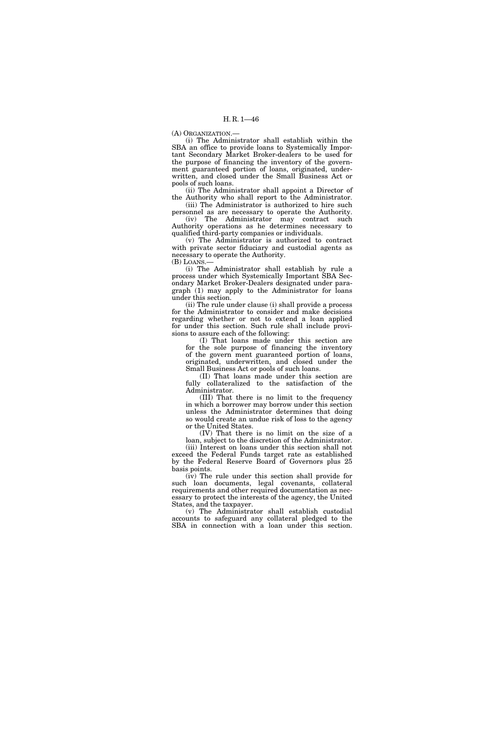(A) ORGANIZATION.—

(i) The Administrator shall establish within the SBA an office to provide loans to Systemically Important Secondary Market Broker-dealers to be used for the purpose of financing the inventory of the government guaranteed portion of loans, originated, underwritten, and closed under the Small Business Act or pools of such loans.

(ii) The Administrator shall appoint a Director of the Authority who shall report to the Administrator.

(iii) The Administrator is authorized to hire such personnel as are necessary to operate the Authority.

(iv) The Administrator may contract such Authority operations as he determines necessary to qualified third-party companies or individuals.

(v) The Administrator is authorized to contract with private sector fiduciary and custodial agents as necessary to operate the Authority.

(B) LOANS.—

(i) The Administrator shall establish by rule a process under which Systemically Important SBA Secondary Market Broker-Dealers designated under paragraph (1) may apply to the Administrator for loans under this section.

(ii) The rule under clause (i) shall provide a process for the Administrator to consider and make decisions regarding whether or not to extend a loan applied for under this section. Such rule shall include provisions to assure each of the following:

(I) That loans made under this section are for the sole purpose of financing the inventory of the govern ment guaranteed portion of loans, originated, underwritten, and closed under the Small Business Act or pools of such loans.

(II) That loans made under this section are fully collateralized to the satisfaction of the Administrator.

(III) That there is no limit to the frequency in which a borrower may borrow under this section unless the Administrator determines that doing so would create an undue risk of loss to the agency or the United States.

(IV) That there is no limit on the size of a loan, subject to the discretion of the Administrator.

(iii) Interest on loans under this section shall not exceed the Federal Funds target rate as established by the Federal Reserve Board of Governors plus 25 basis points.

(iv) The rule under this section shall provide for such loan documents, legal covenants, collateral requirements and other required documentation as necessary to protect the interests of the agency, the United States, and the taxpayer.

(v) The Administrator shall establish custodial accounts to safeguard any collateral pledged to the SBA in connection with a loan under this section.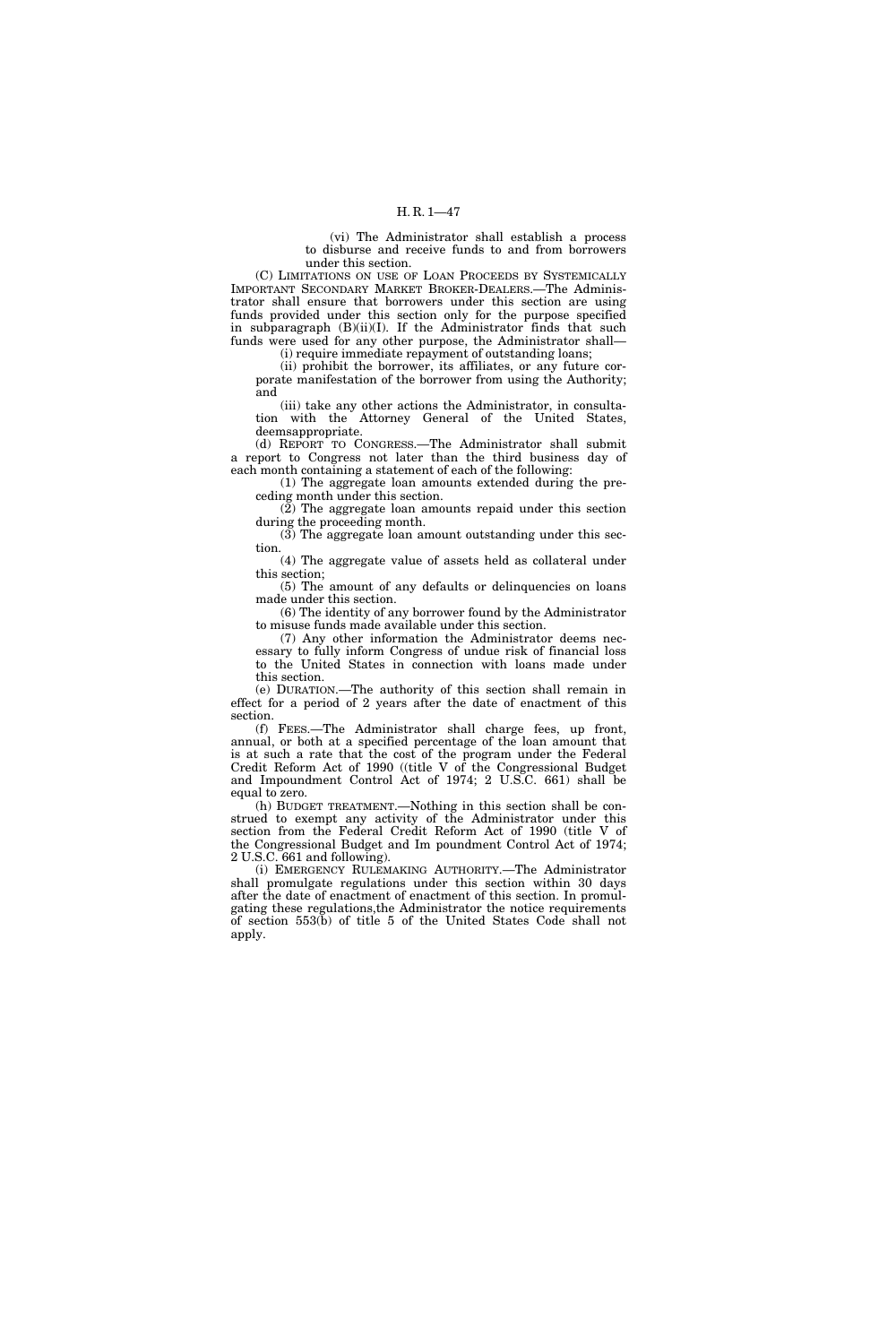(vi) The Administrator shall establish a process to disburse and receive funds to and from borrowers under this section.

(C) LIMITATIONS ON USE OF LOAN PROCEEDS BY SYSTEMICALLY IMPORTANT SECONDARY MARKET BROKER-DEALERS.—The Administrator shall ensure that borrowers under this section are using funds provided under this section only for the purpose specified in subparagraph (B)(ii)(I). If the Administrator finds that such funds were used for any other purpose, the Administrator shall—

(i) require immediate repayment of outstanding loans;

(ii) prohibit the borrower, its affiliates, or any future corporate manifestation of the borrower from using the Authority; and

(iii) take any other actions the Administrator, in consultation with the Attorney General of the United States, deemsappropriate.

(d) REPORT TO CONGRESS.—The Administrator shall submit a report to Congress not later than the third business day of each month containing a statement of each of the following:

(1) The aggregate loan amounts extended during the preceding month under this section.

(2) The aggregate loan amounts repaid under this section during the proceeding month.

(3) The aggregate loan amount outstanding under this section.

(4) The aggregate value of assets held as collateral under this section;

(5) The amount of any defaults or delinquencies on loans made under this section.

(6) The identity of any borrower found by the Administrator to misuse funds made available under this section.

(7) Any other information the Administrator deems necessary to fully inform Congress of undue risk of financial loss to the United States in connection with loans made under this section.

(e) DURATION.—The authority of this section shall remain in effect for a period of 2 years after the date of enactment of this section.

(f) FEES.—The Administrator shall charge fees, up front, annual, or both at a specified percentage of the loan amount that is at such a rate that the cost of the program under the Federal Credit Reform Act of 1990 ((title V of the Congressional Budget and Impoundment Control Act of 1974; 2 U.S.C. 661) shall be equal to zero.

(h) BUDGET TREATMENT.—Nothing in this section shall be construed to exempt any activity of the Administrator under this section from the Federal Credit Reform Act of 1990 (title V of the Congressional Budget and Im poundment Control Act of 1974; 2 U.S.C. 661 and following).

(i) EMERGENCY RULEMAKING AUTHORITY.—The Administrator shall promulgate regulations under this section within 30 days after the date of enactment of enactment of this section. In promulgating these regulations,the Administrator the notice requirements of section 553(b) of title 5 of the United States Code shall not apply.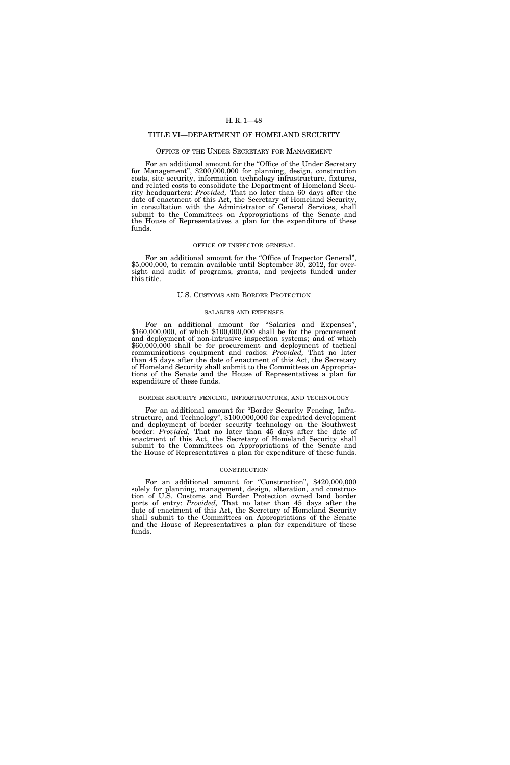## TITLE VI—DEPARTMENT OF HOMELAND SECURITY

### Office of the Under Secretary for Management

For an additional amount for the "Office of the Under Secretary for Management", $200,000,000 for planning, design, construction costs, site security, information technology infrastructure, fixtures, and related costs to consolidate the Department of Homeland Security headquarters: *Provided,* That no later than 60 days after the date of enactment of this Act, the Secretary of Homeland Security, in consultation with the Administrator of General Services, shall submit to the Committees on Appropriations of the Senate and the House of Representatives a plan for the expenditure of these funds.

### office of inspector general

For an additional amount for the "Office of Inspector General", $5,000,000, to remain available until September 30, 2012, for oversight and audit of programs, grants, and projects funded under this title.

### U.S. Customs and Border Protection

#### salaries and expenses

For an additional amount for "Salaries and Expenses", $160,000,000, of which $100,000,000 shall be for the procurement and deployment of non-intrusive inspection systems; and of which $60,000,000 shall be for procurement and deployment of tactical communications equipment and radios: *Provided,* That no later than 45 days after the date of enactment of this Act, the Secretary of Homeland Security shall submit to the Committees on Appropriations of the Senate and the House of Representatives a plan for expenditure of these funds.

#### border security fencing, infrastructure, and technology

For an additional amount for "Border Security Fencing, Infrastructure, and Technology", $100,000,000 for expedited development and deployment of border security technology on the Southwest border: *Provided,* That no later than 45 days after the date of enactment of this Act, the Secretary of Homeland Security shall submit to the Committees on Appropriations of the Senate and the House of Representatives a plan for expenditure of these funds.

#### construction

For an additional amount for "Construction", $420,000,000 solely for planning, management, design, alteration, and construction of U.S. Customs and Border Protection owned land border ports of entry: *Provided,* That no later than 45 days after the date of enactment of this Act, the Secretary of Homeland Security shall submit to the Committees on Appropriations of the Senate and the House of Representatives a plan for expenditure of these funds.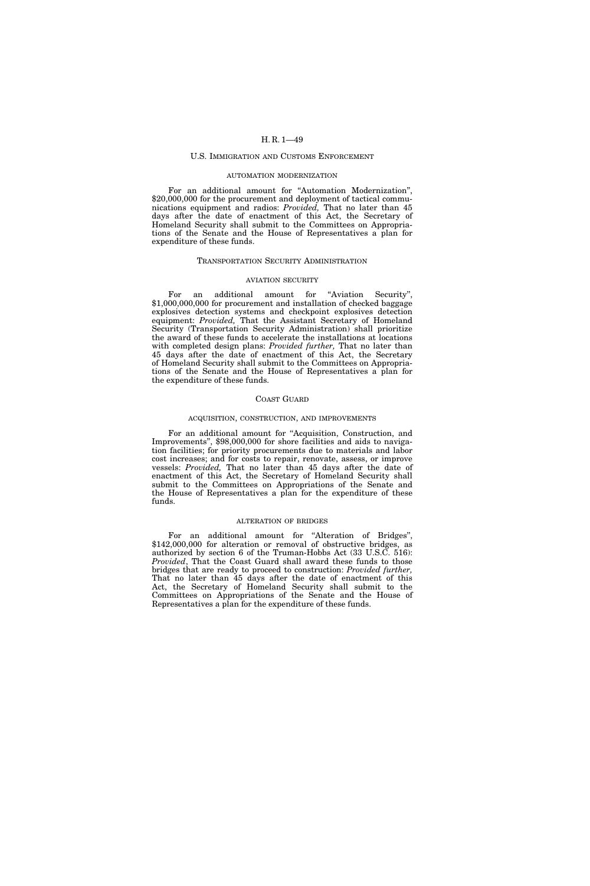## U.S. Immigration and Customs Enforcement

### AUTOMATION MODERNIZATION

For an additional amount for "Automation Modernization", $20,000,000 for the procurement and deployment of tactical communications equipment and radios: *Provided,* That no later than 45 days after the date of enactment of this Act, the Secretary of Homeland Security shall submit to the Committees on Appropriations of the Senate and the House of Representatives a plan for expenditure of these funds.

## Transportation Security Administration

### AVIATION SECURITY

For an additional amount for "Aviation Security", $1,000,000,000 for procurement and installation of checked baggage explosives detection systems and checkpoint explosives detection equipment: *Provided,* That the Assistant Secretary of Homeland Security (Transportation Security Administration) shall prioritize the award of these funds to accelerate the installations at locations with completed design plans: *Provided further,* That no later than 45 days after the date of enactment of this Act, the Secretary of Homeland Security shall submit to the Committees on Appropriations of the Senate and the House of Representatives a plan for the expenditure of these funds.

## Coast Guard

### ACQUISITION, CONSTRUCTION, AND IMPROVEMENTS

For an additional amount for "Acquisition, Construction, and Improvements", $98,000,000 for shore facilities and aids to navigation facilities; for priority procurements due to materials and labor cost increases; and for costs to repair, renovate, assess, or improve vessels: *Provided,* That no later than 45 days after the date of enactment of this Act, the Secretary of Homeland Security shall submit to the Committees on Appropriations of the Senate and the House of Representatives a plan for the expenditure of these funds.

### ALTERATION OF BRIDGES

For an additional amount for "Alteration of Bridges", $142,000,000 for alteration or removal of obstructive bridges, as authorized by section 6 of the Truman-Hobbs Act (33 U.S.C. 516): *Provided*, That the Coast Guard shall award these funds to those bridges that are ready to proceed to construction: *Provided further,* That no later than 45 days after the date of enactment of this Act, the Secretary of Homeland Security shall submit to the Committees on Appropriations of the Senate and the House of Representatives a plan for the expenditure of these funds.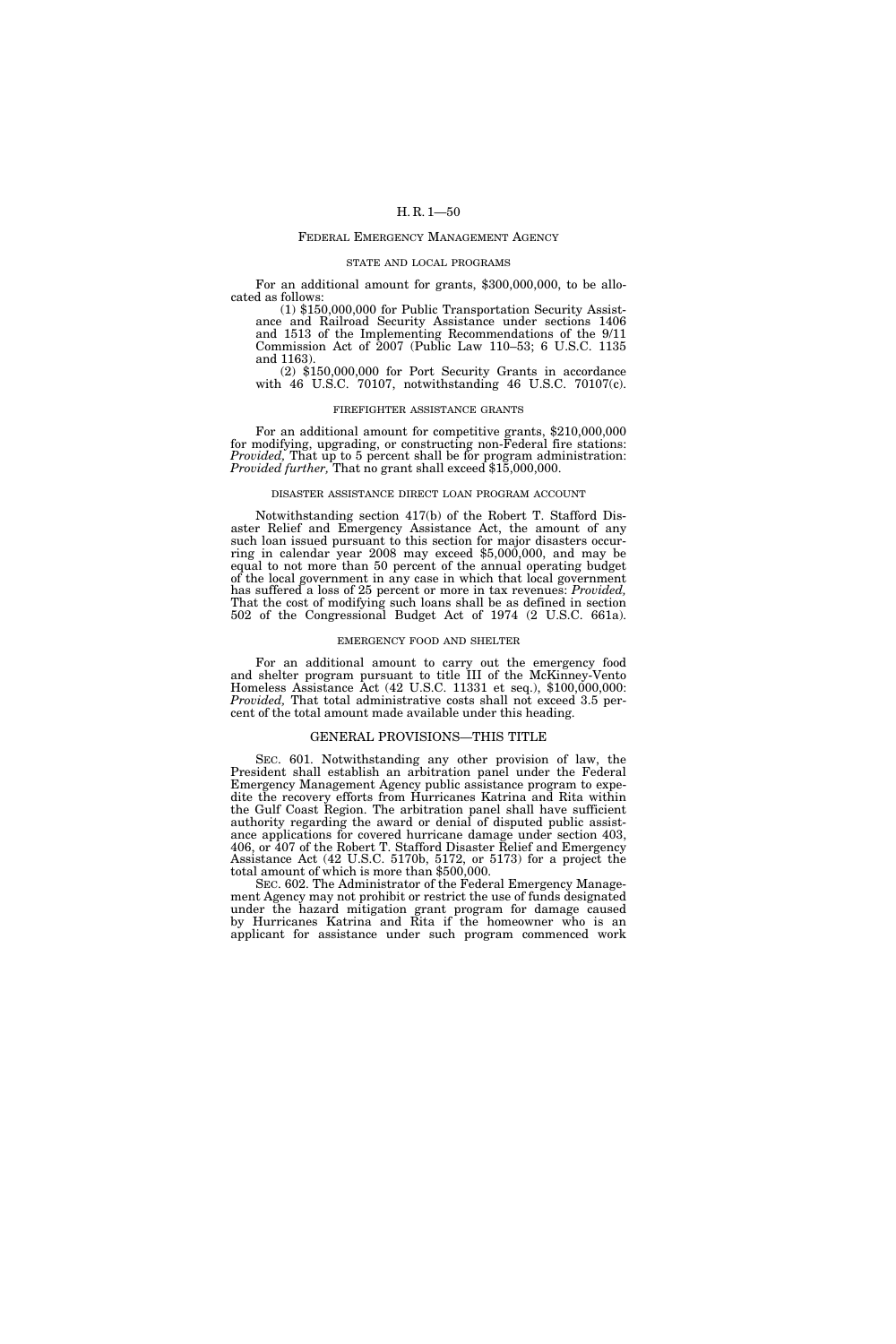## FEDERAL EMERGENCY MANAGEMENT AGENCY

### STATE AND LOCAL PROGRAMS

For an additional amount for grants, $300,000,000, to be allocated as follows:

(1) $150,000,000 for Public Transportation Security Assistance and Railroad Security Assistance under sections 1406 and 1513 of the Implementing Recommendations of the 9/11 Commission Act of 2007 (Public Law 110–53; 6 U.S.C. 1135 and 1163).

(2) $150,000,000 for Port Security Grants in accordance with 46 U.S.C. 70107, notwithstanding 46 U.S.C. 70107(c).

### FIREFIGHTER ASSISTANCE GRANTS

For an additional amount for competitive grants, $210,000,000 for modifying, upgrading, or constructing non-Federal fire stations: *Provided,* That up to 5 percent shall be for program administration: *Provided further,* That no grant shall exceed $15,000,000.

### DISASTER ASSISTANCE DIRECT LOAN PROGRAM ACCOUNT

Notwithstanding section 417(b) of the Robert T. Stafford Disaster Relief and Emergency Assistance Act, the amount of any such loan issued pursuant to this section for major disasters occurring in calendar year 2008 may exceed $5,000,000, and may be equal to not more than 50 percent of the annual operating budget of the local government in any case in which that local government has suffered a loss of 25 percent or more in tax revenues: *Provided,* That the cost of modifying such loans shall be as defined in section 502 of the Congressional Budget Act of 1974 (2 U.S.C. 661a).

### EMERGENCY FOOD AND SHELTER

For an additional amount to carry out the emergency food and shelter program pursuant to title III of the McKinney-Vento Homeless Assistance Act (42 U.S.C. 11331 et seq.), $100,000,000: *Provided,* That total administrative costs shall not exceed 3.5 percent of the total amount made available under this heading.

## GENERAL PROVISIONS—THIS TITLE

SEC. 601. Notwithstanding any other provision of law, the President shall establish an arbitration panel under the Federal Emergency Management Agency public assistance program to expedite the recovery efforts from Hurricanes Katrina and Rita within the Gulf Coast Region. The arbitration panel shall have sufficient authority regarding the award or denial of disputed public assistance applications for covered hurricane damage under section 403, 406, or 407 of the Robert T. Stafford Disaster Relief and Emergency Assistance Act (42 U.S.C. 5170b, 5172, or 5173) for a project the total amount of which is more than $500,000.

SEC. 602. The Administrator of the Federal Emergency Management Agency may not prohibit or restrict the use of funds designated under the hazard mitigation grant program for damage caused by Hurricanes Katrina and Rita if the homeowner who is an applicant for assistance under such program commenced work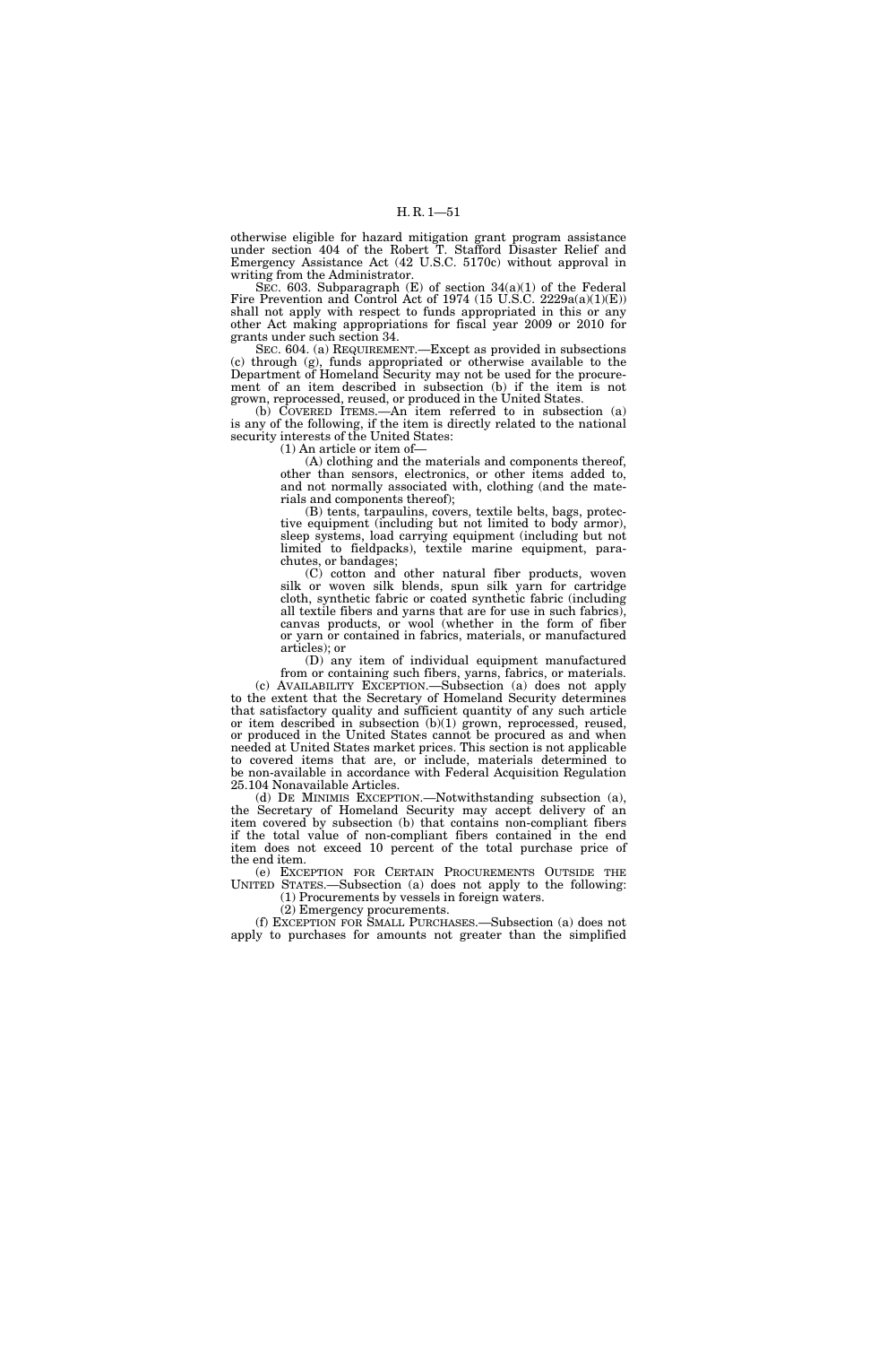otherwise eligible for hazard mitigation grant program assistance under section 404 of the Robert T. Stafford Disaster Relief and Emergency Assistance Act (42 U.S.C. 5170c) without approval in writing from the Administrator.

SEC. 603. Subparagraph (E) of section 34(a)(1) of the Federal Fire Prevention and Control Act of 1974 (15 U.S.C. 2229a(a)(1)(E)) shall not apply with respect to funds appropriated in this or any other Act making appropriations for fiscal year 2009 or 2010 for grants under such section 34.

SEC. 604. (a) REQUIREMENT.—Except as provided in subsections (c) through (g), funds appropriated or otherwise available to the Department of Homeland Security may not be used for the procurement of an item described in subsection (b) if the item is not grown, reprocessed, reused, or produced in the United States.

(b) COVERED ITEMS.—An item referred to in subsection (a) is any of the following, if the item is directly related to the national security interests of the United States:

(1) An article or item of—

(A) clothing and the materials and components thereof, other than sensors, electronics, or other items added to, and not normally associated with, clothing (and the materials and components thereof);

(B) tents, tarpaulins, covers, textile belts, bags, protective equipment (including but not limited to body armor), sleep systems, load carrying equipment (including but not limited to fieldpacks), textile marine equipment, parachutes, or bandages;

(C) cotton and other natural fiber products, woven silk or woven silk blends, spun silk yarn for cartridge cloth, synthetic fabric or coated synthetic fabric (including all textile fibers and yarns that are for use in such fabrics), canvas products, or wool (whether in the form of fiber or yarn or contained in fabrics, materials, or manufactured articles); or

(D) any item of individual equipment manufactured from or containing such fibers, yarns, fabrics, or materials.

(c) AVAILABILITY EXCEPTION.—Subsection (a) does not apply to the extent that the Secretary of Homeland Security determines that satisfactory quality and sufficient quantity of any such article or item described in subsection (b)(1) grown, reprocessed, reused, or produced in the United States cannot be procured as and when needed at United States market prices. This section is not applicable to covered items that are, or include, materials determined to be non-available in accordance with Federal Acquisition Regulation 25.104 Nonavailable Articles.

(d) DE MINIMIS EXCEPTION.—Notwithstanding subsection (a), the Secretary of Homeland Security may accept delivery of an item covered by subsection (b) that contains non-compliant fibers if the total value of non-compliant fibers contained in the end item does not exceed 10 percent of the total purchase price of the end item.

(e) EXCEPTION FOR CERTAIN PROCUREMENTS OUTSIDE THE UNITED STATES.—Subsection (a) does not apply to the following:

(1) Procurements by vessels in foreign waters.

(2) Emergency procurements.

(f) EXCEPTION FOR SMALL PURCHASES.—Subsection (a) does not apply to purchases for amounts not greater than the simplified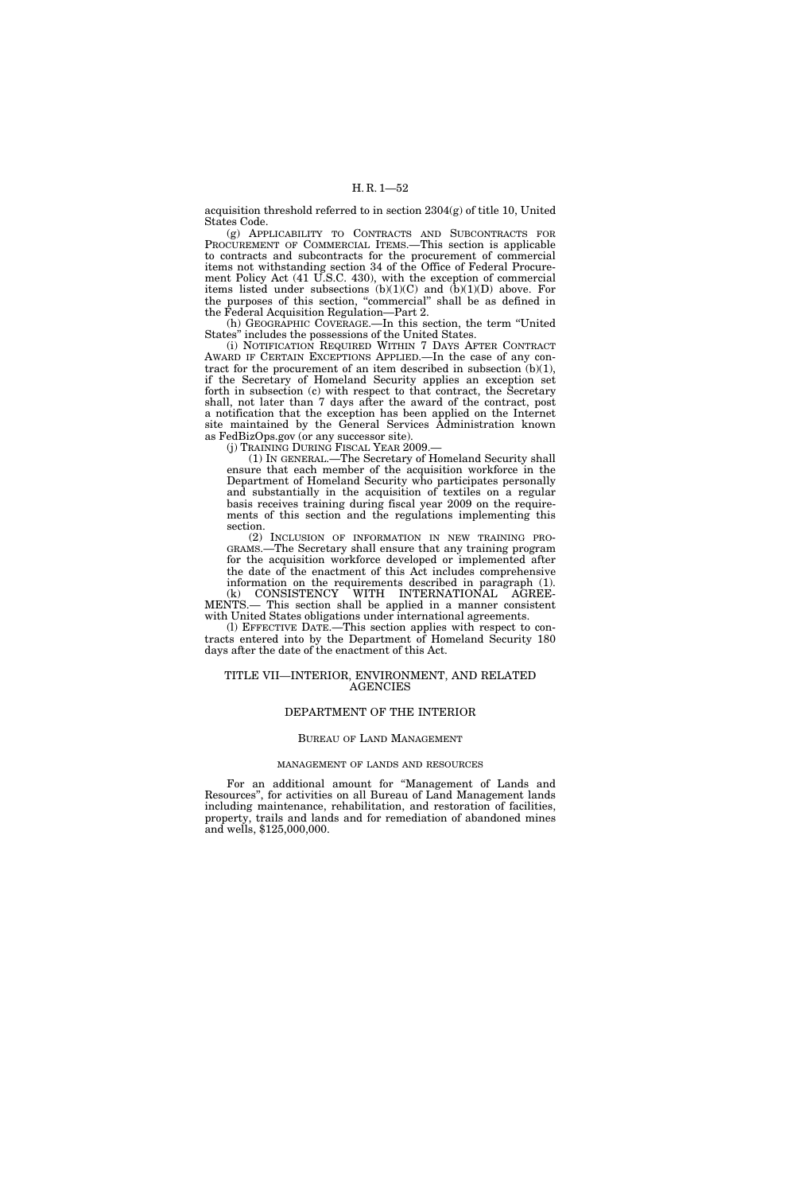acquisition threshold referred to in section 2304(g) of title 10, United States Code.

(g) APPLICABILITY TO CONTRACTS AND SUBCONTRACTS FOR PROCUREMENT OF COMMERCIAL ITEMS.—This section is applicable to contracts and subcontracts for the procurement of commercial items not withstanding section 34 of the Office of Federal Procurement Policy Act (41 U.S.C. 430), with the exception of commercial items listed under subsections (b)(1)(C) and (b)(1)(D) above. For the purposes of this section, "commercial" shall be as defined in the Federal Acquisition Regulation—Part 2.

(h) GEOGRAPHIC COVERAGE.—In this section, the term "United States" includes the possessions of the United States.

(i) NOTIFICATION REQUIRED WITHIN 7 DAYS AFTER CONTRACT AWARD IF CERTAIN EXCEPTIONS APPLIED.—In the case of any contract for the procurement of an item described in subsection (b)(1), if the Secretary of Homeland Security applies an exception set forth in subsection (c) with respect to that contract, the Secretary shall, not later than 7 days after the award of the contract, post a notification that the exception has been applied on the Internet site maintained by the General Services Administration known as FedBizOps.gov (or any successor site).

(j) TRAINING DURING FISCAL YEAR 2009.—

(1) IN GENERAL.—The Secretary of Homeland Security shall ensure that each member of the acquisition workforce in the Department of Homeland Security who participates personally and substantially in the acquisition of textiles on a regular basis receives training during fiscal year 2009 on the requirements of this section and the regulations implementing this section.

(2) INCLUSION OF INFORMATION IN NEW TRAINING PROGRAMS.—The Secretary shall ensure that any training program for the acquisition workforce developed or implemented after the date of the enactment of this Act includes comprehensive information on the requirements described in paragraph (1).

(k) CONSISTENCY WITH INTERNATIONAL AGREEMENTS.— This section shall be applied in a manner consistent with United States obligations under international agreements.

(l) EFFECTIVE DATE.—This section applies with respect to contracts entered into by the Department of Homeland Security 180 days after the date of the enactment of this Act.

# TITLE VII—INTERIOR, ENVIRONMENT, AND RELATED AGENCIES

## DEPARTMENT OF THE INTERIOR

### BUREAU OF LAND MANAGEMENT

#### MANAGEMENT OF LANDS AND RESOURCES

For an additional amount for "Management of Lands and Resources", for activities on all Bureau of Land Management lands including maintenance, rehabilitation, and restoration of facilities, property, trails and lands and for remediation of abandoned mines and wells, $125,000,000.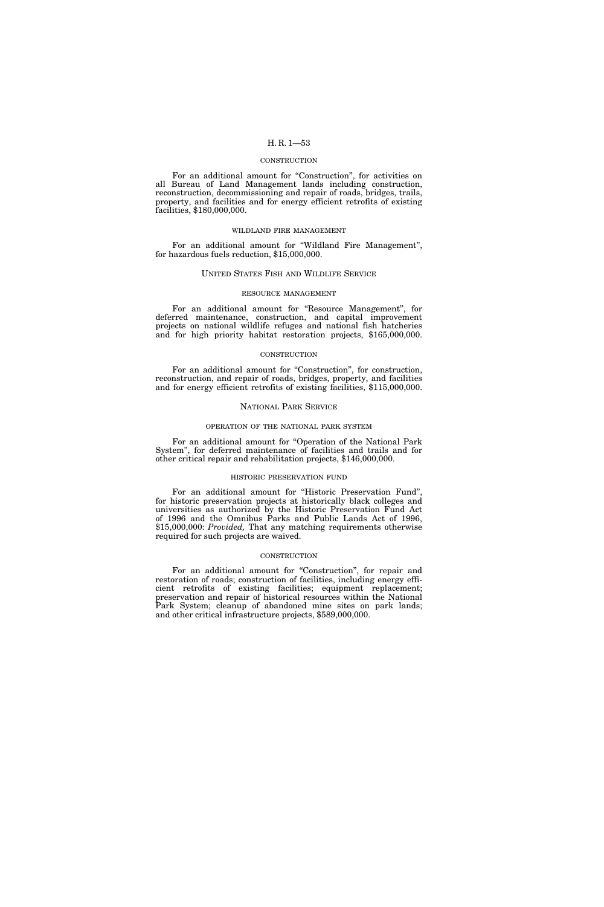#### CONSTRUCTION

For an additional amount for "Construction", for activities on all Bureau of Land Management lands including construction, reconstruction, decommissioning and repair of roads, bridges, trails, property, and facilities and for energy efficient retrofits of existing facilities, $180,000,000.

#### WILDLAND FIRE MANAGEMENT

For an additional amount for "Wildland Fire Management", for hazardous fuels reduction, $15,000,000.

### UNITED STATES FISH AND WILDLIFE SERVICE

#### RESOURCE MANAGEMENT

For an additional amount for "Resource Management", for deferred maintenance, construction, and capital improvement projects on national wildlife refuges and national fish hatcheries and for high priority habitat restoration projects, $165,000,000.

#### CONSTRUCTION

For an additional amount for "Construction", for construction, reconstruction, and repair of roads, bridges, property, and facilities and for energy efficient retrofits of existing facilities, $115,000,000.

### NATIONAL PARK SERVICE

#### OPERATION OF THE NATIONAL PARK SYSTEM

For an additional amount for "Operation of the National Park System", for deferred maintenance of facilities and trails and for other critical repair and rehabilitation projects, $146,000,000.

#### HISTORIC PRESERVATION FUND

For an additional amount for "Historic Preservation Fund", for historic preservation projects at historically black colleges and universities as authorized by the Historic Preservation Fund Act of 1996 and the Omnibus Parks and Public Lands Act of 1996, $15,000,000: *Provided,* That any matching requirements otherwise required for such projects are waived.

#### CONSTRUCTION

For an additional amount for "Construction", for repair and restoration of roads; construction of facilities, including energy efficient retrofits of existing facilities; equipment replacement; preservation and repair of historical resources within the National Park System; cleanup of abandoned mine sites on park lands; and other critical infrastructure projects, $589,000,000.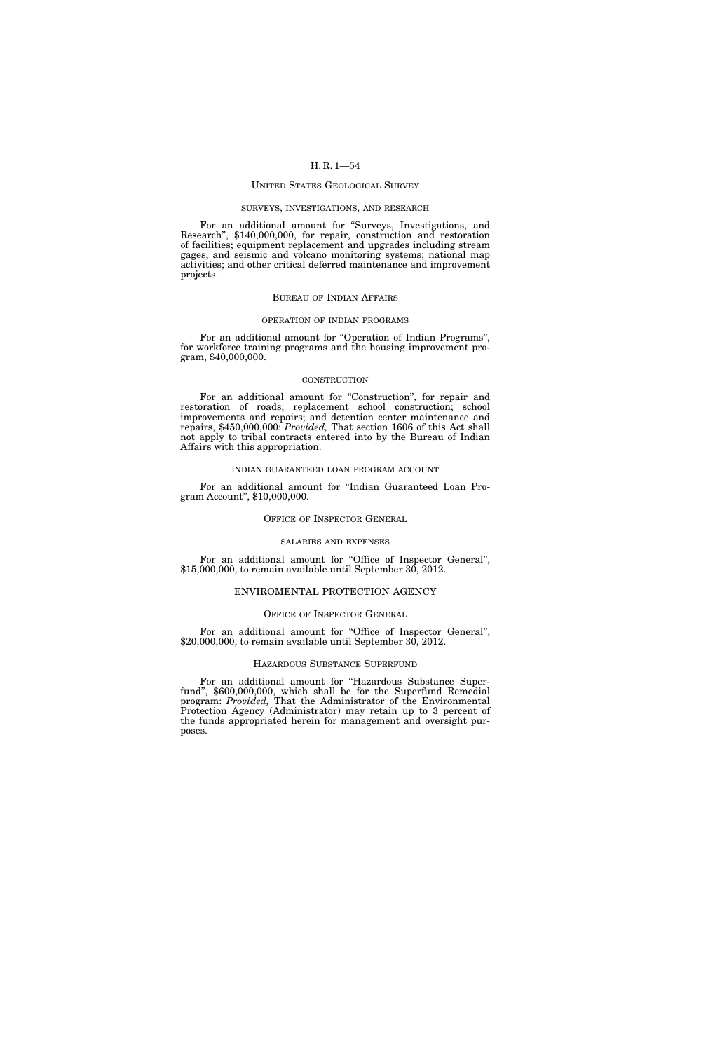## UNITED STATES GEOLOGICAL SURVEY

### SURVEYS, INVESTIGATIONS, AND RESEARCH

For an additional amount for "Surveys, Investigations, and Research", $140,000,000, for repair, construction and restoration of facilities; equipment replacement and upgrades including stream gages, and seismic and volcano monitoring systems; national map activities; and other critical deferred maintenance and improvement projects.

## BUREAU OF INDIAN AFFAIRS

### OPERATION OF INDIAN PROGRAMS

For an additional amount for "Operation of Indian Programs", for workforce training programs and the housing improvement program, $40,000,000.

### CONSTRUCTION

For an additional amount for "Construction", for repair and restoration of roads; replacement school construction; school improvements and repairs; and detention center maintenance and repairs, $450,000,000: *Provided,* That section 1606 of this Act shall not apply to tribal contracts entered into by the Bureau of Indian Affairs with this appropriation.

### INDIAN GUARANTEED LOAN PROGRAM ACCOUNT

For an additional amount for "Indian Guaranteed Loan Program Account", $10,000,000.

## OFFICE OF INSPECTOR GENERAL

### SALARIES AND EXPENSES

For an additional amount for "Office of Inspector General", $15,000,000, to remain available until September 30, 2012.

# ENVIROMENTAL PROTECTION AGENCY

## OFFICE OF INSPECTOR GENERAL

For an additional amount for "Office of Inspector General", $20,000,000, to remain available until September 30, 2012.

## HAZARDOUS SUBSTANCE SUPERFUND

For an additional amount for "Hazardous Substance Superfund", $600,000,000, which shall be for the Superfund Remedial program: *Provided,* That the Administrator of the Environmental Protection Agency (Administrator) may retain up to 3 percent of the funds appropriated herein for management and oversight purposes.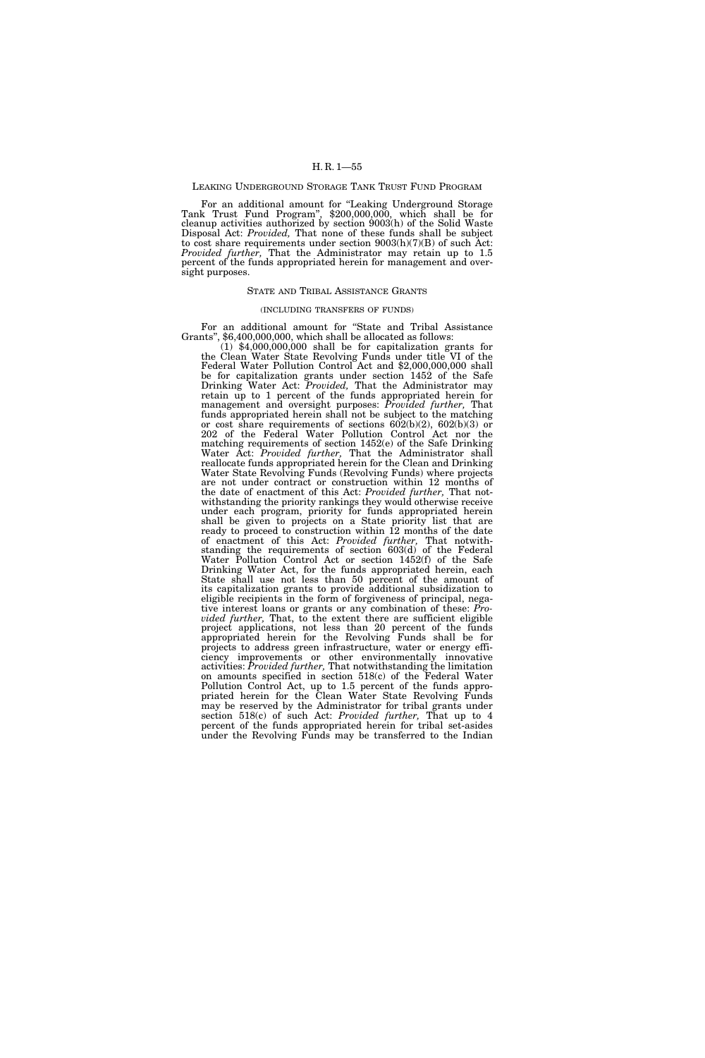## Leaking Underground Storage Tank Trust Fund Program

For an additional amount for "Leaking Underground Storage Tank Trust Fund Program", $200,000,000, which shall be for cleanup activities authorized by section 9003(h) of the Solid Waste Disposal Act: *Provided,* That none of these funds shall be subject to cost share requirements under section 9003(h)(7)(B) of such Act: *Provided further,* That the Administrator may retain up to 1.5 percent of the funds appropriated herein for management and oversight purposes.

## State and Tribal Assistance Grants

### (including transfers of funds)

For an additional amount for "State and Tribal Assistance Grants", $6,400,000,000, which shall be allocated as follows:

(1) $4,000,000,000 shall be for capitalization grants for the Clean Water State Revolving Funds under title VI of the Federal Water Pollution Control Act and $2,000,000,000 shall be for capitalization grants under section 1452 of the Safe Drinking Water Act: *Provided,* That the Administrator may retain up to 1 percent of the funds appropriated herein for management and oversight purposes: *Provided further,* That funds appropriated herein shall not be subject to the matching or cost share requirements of sections 602(b)(2), 602(b)(3) or 202 of the Federal Water Pollution Control Act nor the matching requirements of section 1452(e) of the Safe Drinking Water Act: *Provided further,* That the Administrator shall reallocate funds appropriated herein for the Clean and Drinking Water State Revolving Funds (Revolving Funds) where projects are not under contract or construction within 12 months of the date of enactment of this Act: *Provided further,* That notwithstanding the priority rankings they would otherwise receive under each program, priority for funds appropriated herein shall be given to projects on a State priority list that are ready to proceed to construction within 12 months of the date of enactment of this Act: *Provided further,* That notwithstanding the requirements of section 603(d) of the Federal Water Pollution Control Act or section 1452(f) of the Safe Drinking Water Act, for the funds appropriated herein, each State shall use not less than 50 percent of the amount of its capitalization grants to provide additional subsidization to eligible recipients in the form of forgiveness of principal, negative interest loans or grants or any combination of these: *Provided further,* That, to the extent there are sufficient eligible project applications, not less than 20 percent of the funds appropriated herein for the Revolving Funds shall be for projects to address green infrastructure, water or energy efficiency improvements or other environmentally innovative activities: *Provided further,* That notwithstanding the limitation on amounts specified in section 518(c) of the Federal Water Pollution Control Act, up to 1.5 percent of the funds appropriated herein for the Clean Water State Revolving Funds may be reserved by the Administrator for tribal grants under section 518(c) of such Act: *Provided further,* That up to 4 percent of the funds appropriated herein for tribal set-asides under the Revolving Funds may be transferred to the Indian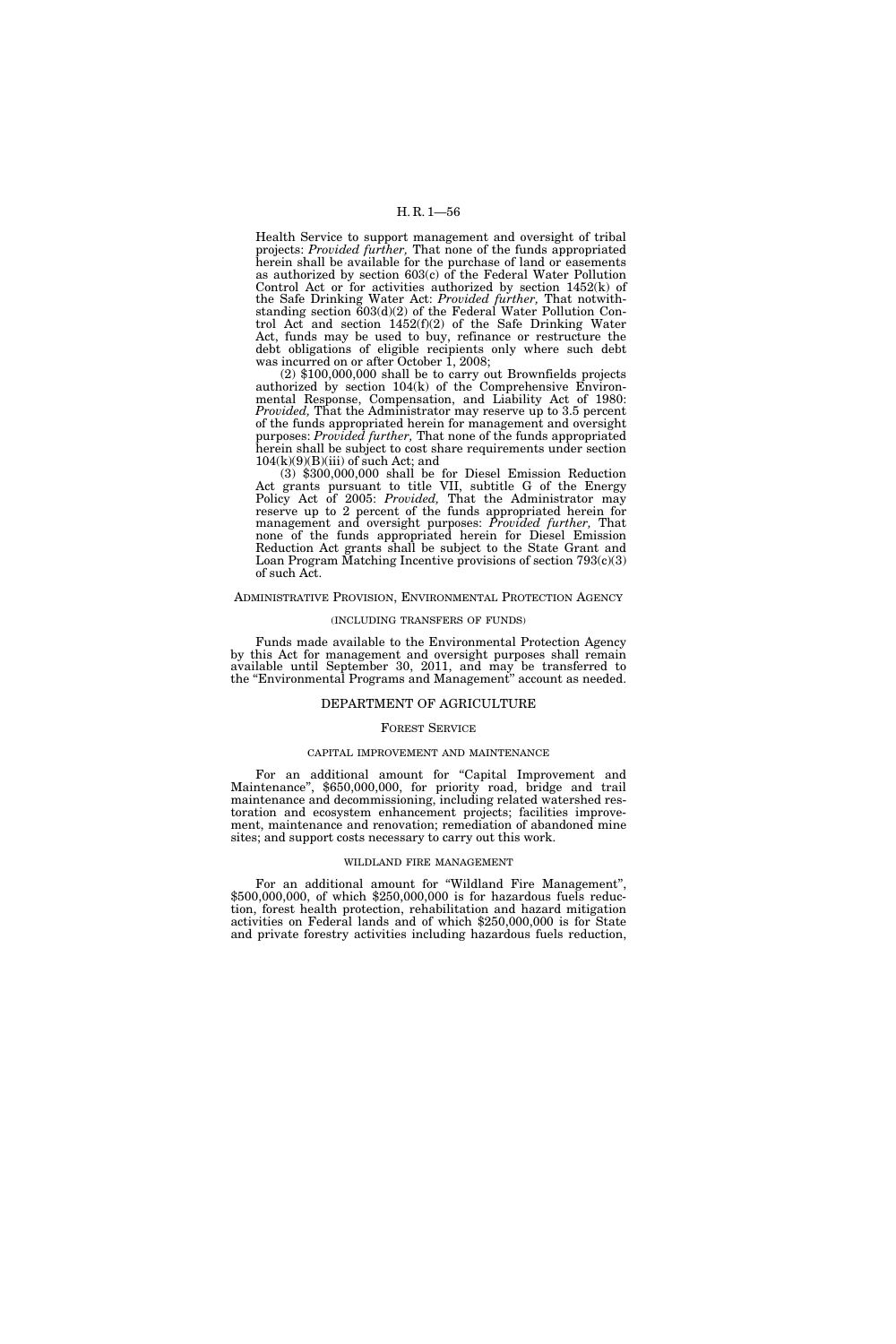Health Service to support management and oversight of tribal projects: *Provided further,* That none of the funds appropriated herein shall be available for the purchase of land or easements as authorized by section 603(c) of the Federal Water Pollution Control Act or for activities authorized by section 1452(k) of the Safe Drinking Water Act: *Provided further,* That notwithstanding section 603(d)(2) of the Federal Water Pollution Control Act and section 1452(f)(2) of the Safe Drinking Water Act, funds may be used to buy, refinance or restructure the debt obligations of eligible recipients only where such debt was incurred on or after October 1, 2008;

(2) $100,000,000 shall be to carry out Brownfields projects authorized by section 104(k) of the Comprehensive Environmental Response, Compensation, and Liability Act of 1980: *Provided,* That the Administrator may reserve up to 3.5 percent of the funds appropriated herein for management and oversight purposes: *Provided further,* That none of the funds appropriated herein shall be subject to cost share requirements under section 104(k)(9)(B)(iii) of such Act; and

(3) $300,000,000 shall be for Diesel Emission Reduction Act grants pursuant to title VII, subtitle G of the Energy Policy Act of 2005: *Provided,* That the Administrator may reserve up to 2 percent of the funds appropriated herein for management and oversight purposes: *Provided further,* That none of the funds appropriated herein for Diesel Emission Reduction Act grants shall be subject to the State Grant and Loan Program Matching Incentive provisions of section 793(c)(3) of such Act.

## ADMINISTRATIVE PROVISION, ENVIRONMENTAL PROTECTION AGENCY

(INCLUDING TRANSFERS OF FUNDS)

Funds made available to the Environmental Protection Agency by this Act for management and oversight purposes shall remain available until September 30, 2011, and may be transferred to the "Environmental Programs and Management" account as needed.

## DEPARTMENT OF AGRICULTURE

### FOREST SERVICE

#### CAPITAL IMPROVEMENT AND MAINTENANCE

For an additional amount for "Capital Improvement and Maintenance", $650,000,000, for priority road, bridge and trail maintenance and decommissioning, including related watershed restoration and ecosystem enhancement projects; facilities improvement, maintenance and renovation; remediation of abandoned mine sites; and support costs necessary to carry out this work.

#### WILDLAND FIRE MANAGEMENT

For an additional amount for "Wildland Fire Management", $500,000,000, of which $250,000,000 is for hazardous fuels reduction, forest health protection, rehabilitation and hazard mitigation activities on Federal lands and of which $250,000,000 is for State and private forestry activities including hazardous fuels reduction,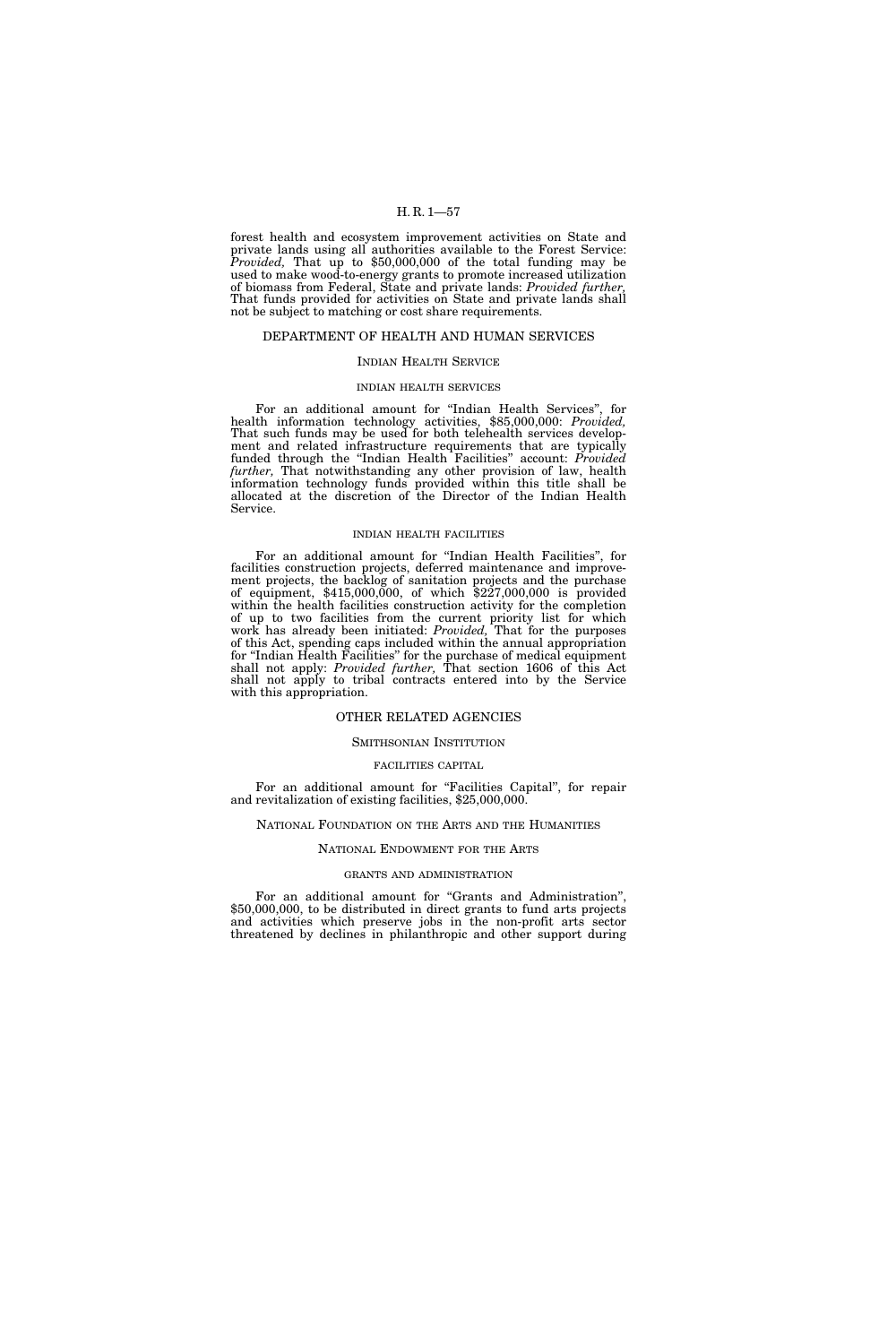forest health and ecosystem improvement activities on State and private lands using all authorities available to the Forest Service: *Provided,* That up to $50,000,000 of the total funding may be used to make wood-to-energy grants to promote increased utilization of biomass from Federal, State and private lands: *Provided further,* That funds provided for activities on State and private lands shall not be subject to matching or cost share requirements.

## DEPARTMENT OF HEALTH AND HUMAN SERVICES

### INDIAN HEALTH SERVICE

#### INDIAN HEALTH SERVICES

For an additional amount for "Indian Health Services", for health information technology activities, $85,000,000: *Provided,* That such funds may be used for both telehealth services development and related infrastructure requirements that are typically funded through the "Indian Health Facilities" account: *Provided further,* That notwithstanding any other provision of law, health information technology funds provided within this title shall be allocated at the discretion of the Director of the Indian Health Service.

#### INDIAN HEALTH FACILITIES

For an additional amount for "Indian Health Facilities", for facilities construction projects, deferred maintenance and improvement projects, the backlog of sanitation projects and the purchase of equipment, $415,000,000, of which $227,000,000 is provided within the health facilities construction activity for the completion of up to two facilities from the current priority list for which work has already been initiated: *Provided,* That for the purposes of this Act, spending caps included within the annual appropriation for "Indian Health Facilities" for the purchase of medical equipment shall not apply: *Provided further,* That section 1606 of this Act shall not apply to tribal contracts entered into by the Service with this appropriation.

## OTHER RELATED AGENCIES

### SMITHSONIAN INSTITUTION

#### FACILITIES CAPITAL

For an additional amount for "Facilities Capital", for repair and revitalization of existing facilities, $25,000,000.

### NATIONAL FOUNDATION ON THE ARTS AND THE HUMANITIES

### NATIONAL ENDOWMENT FOR THE ARTS

#### GRANTS AND ADMINISTRATION

For an additional amount for "Grants and Administration", $50,000,000, to be distributed in direct grants to fund arts projects and activities which preserve jobs in the non-profit arts sector threatened by declines in philanthropic and other support during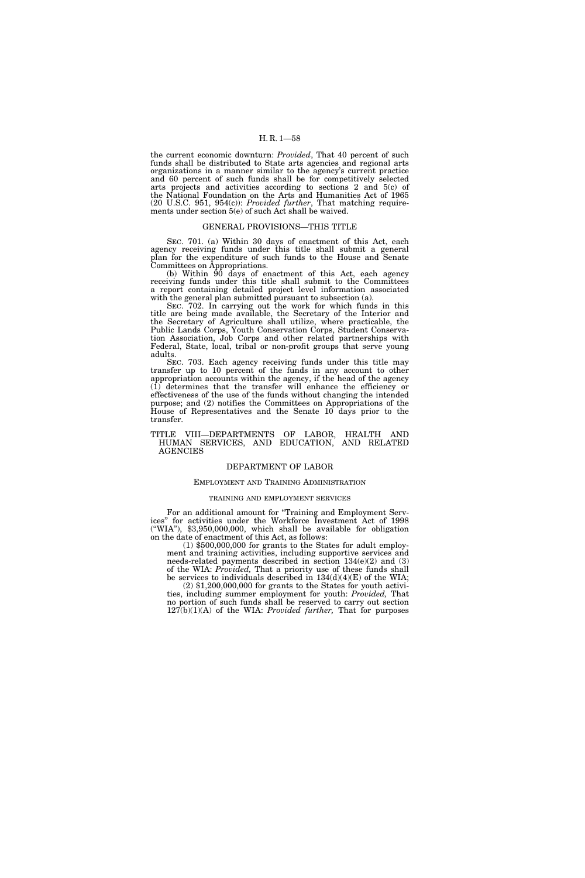the current economic downturn: *Provided*, That 40 percent of such funds shall be distributed to State arts agencies and regional arts organizations in a manner similar to the agency's current practice and 60 percent of such funds shall be for competitively selected arts projects and activities according to sections 2 and 5(c) of the National Foundation on the Arts and Humanities Act of 1965 (20 U.S.C. 951, 954(c)): *Provided further*, That matching requirements under section 5(e) of such Act shall be waived.

## GENERAL PROVISIONS—THIS TITLE

SEC. 701. (a) Within 30 days of enactment of this Act, each agency receiving funds under this title shall submit a general plan for the expenditure of such funds to the House and Senate Committees on Appropriations.

(b) Within 90 days of enactment of this Act, each agency receiving funds under this title shall submit to the Committees a report containing detailed project level information associated with the general plan submitted pursuant to subsection (a).

SEC. 702. In carrying out the work for which funds in this title are being made available, the Secretary of the Interior and the Secretary of Agriculture shall utilize, where practicable, the Public Lands Corps, Youth Conservation Corps, Student Conservation Association, Job Corps and other related partnerships with Federal, State, local, tribal or non-profit groups that serve young adults.

SEC. 703. Each agency receiving funds under this title may transfer up to 10 percent of the funds in any account to other appropriation accounts within the agency, if the head of the agency (1) determines that the transfer will enhance the efficiency or effectiveness of the use of the funds without changing the intended purpose; and (2) notifies the Committees on Appropriations of the House of Representatives and the Senate 10 days prior to the transfer.

# TITLE VIII—DEPARTMENTS OF LABOR, HEALTH AND HUMAN SERVICES, AND EDUCATION, AND RELATED AGENCIES

## DEPARTMENT OF LABOR

### EMPLOYMENT AND TRAINING ADMINISTRATION

#### TRAINING AND EMPLOYMENT SERVICES

For an additional amount for "Training and Employment Services" for activities under the Workforce Investment Act of 1998 ("WIA"), $3,950,000,000, which shall be available for obligation on the date of enactment of this Act, as follows:

(1) $500,000,000 for grants to the States for adult employment and training activities, including supportive services and needs-related payments described in section 134(e)(2) and (3) of the WIA: *Provided,* That a priority use of these funds shall be services to individuals described in 134(d)(4)(E) of the WIA;

(2) $1,200,000,000 for grants to the States for youth activities, including summer employment for youth: *Provided,* That no portion of such funds shall be reserved to carry out section 127(b)(1)(A) of the WIA: *Provided further,* That for purposes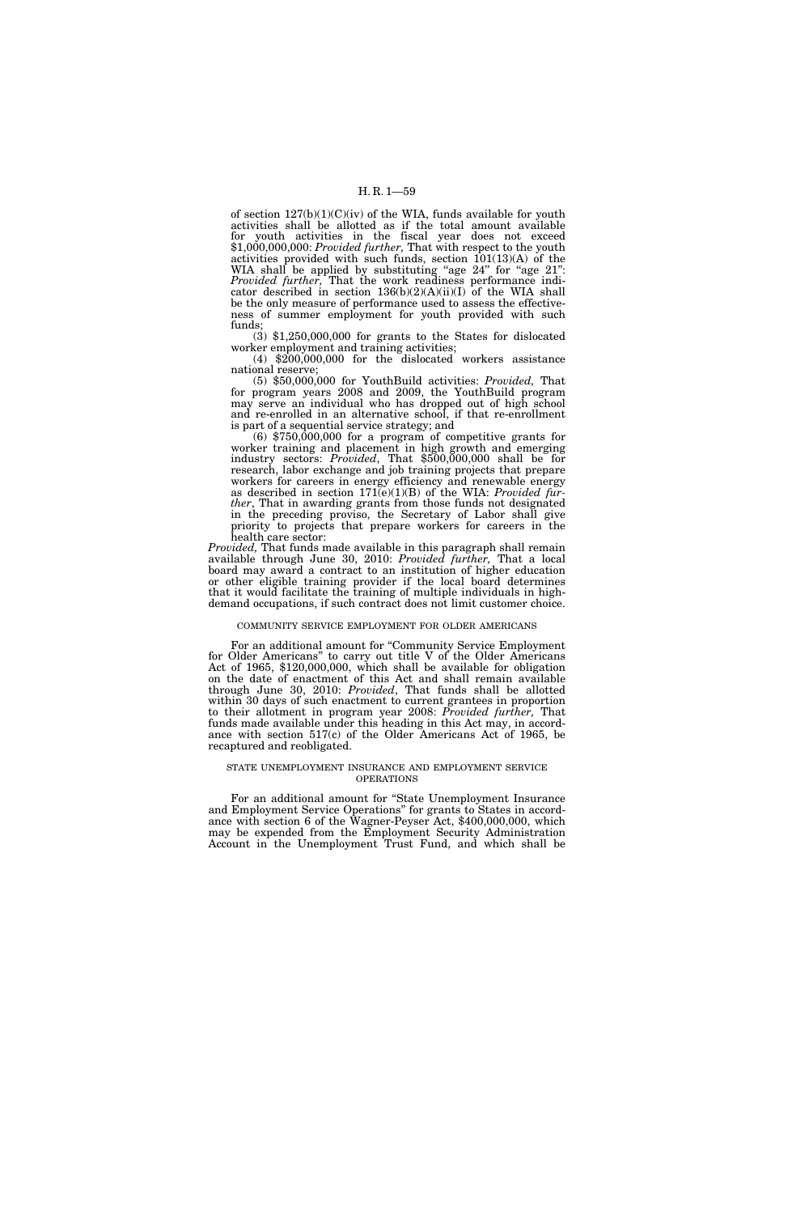of section 127(b)(1)(C)(iv) of the WIA, funds available for youth activities shall be allotted as if the total amount available for youth activities in the fiscal year does not exceed $1,000,000,000: *Provided further*, That with respect to the youth activities provided with such funds, section 101(13)(A) of the WIA shall be applied by substituting "age 24" for "age 21": *Provided further*, That the work readiness performance indicator described in section 136(b)(2)(A)(ii)(I) of the WIA shall be the only measure of performance used to assess the effectiveness of summer employment for youth provided with such funds;

(3) $1,250,000,000 for grants to the States for dislocated worker employment and training activities;

(4) $200,000,000 for the dislocated workers assistance national reserve;

(5) $50,000,000 for YouthBuild activities: *Provided*, That for program years 2008 and 2009, the YouthBuild program may serve an individual who has dropped out of high school and re-enrolled in an alternative school, if that re-enrollment is part of a sequential service strategy; and

(6) $750,000,000 for a program of competitive grants for worker training and placement in high growth and emerging industry sectors: *Provided*, That $500,000,000 shall be for research, labor exchange and job training projects that prepare workers for careers in energy efficiency and renewable energy as described in section 171(e)(1)(B) of the WIA: *Provided further*, That in awarding grants from those funds not designated in the preceding proviso, the Secretary of Labor shall give priority to projects that prepare workers for careers in the health care sector:

*Provided*, That funds made available in this paragraph shall remain available through June 30, 2010: *Provided further*, That a local board may award a contract to an institution of higher education or other eligible training provider if the local board determines that it would facilitate the training of multiple individuals in high-demand occupations, if such contract does not limit customer choice.

COMMUNITY SERVICE EMPLOYMENT FOR OLDER AMERICANS

For an additional amount for "Community Service Employment for Older Americans" to carry out title V of the Older Americans Act of 1965, $120,000,000, which shall be available for obligation on the date of enactment of this Act and shall remain available through June 30, 2010: *Provided*, That funds shall be allotted within 30 days of such enactment to current grantees in proportion to their allotment in program year 2008: *Provided further*, That funds made available under this heading in this Act may, in accordance with section 517(c) of the Older Americans Act of 1965, be recaptured and reobligated.

STATE UNEMPLOYMENT INSURANCE AND EMPLOYMENT SERVICE OPERATIONS

For an additional amount for "State Unemployment Insurance and Employment Service Operations" for grants to States in accordance with section 6 of the Wagner-Peyser Act, $400,000,000, which may be expended from the Employment Security Administration Account in the Unemployment Trust Fund, and which shall be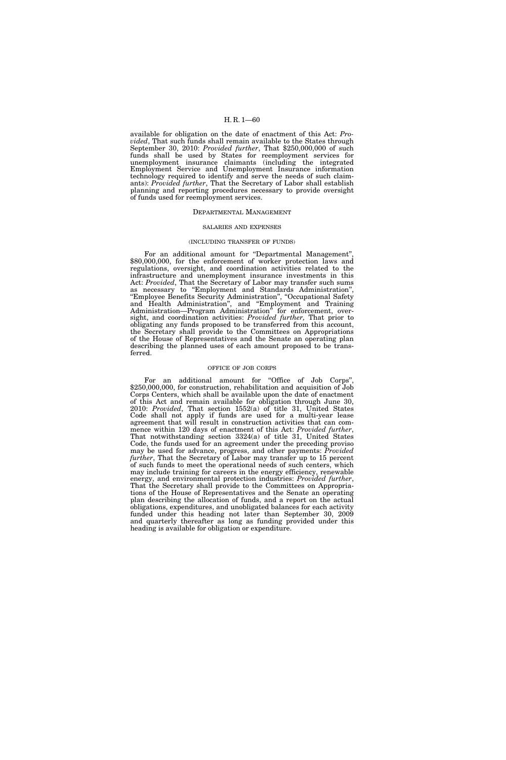available for obligation on the date of enactment of this Act: *Provided*, That such funds shall remain available to the States through September 30, 2010: *Provided further*, That $250,000,000 of such funds shall be used by States for reemployment services for unemployment insurance claimants (including the integrated Employment Service and Unemployment Insurance information technology required to identify and serve the needs of such claimants): *Provided further*, That the Secretary of Labor shall establish planning and reporting procedures necessary to provide oversight of funds used for reemployment services.

## DEPARTMENTAL MANAGEMENT

### SALARIES AND EXPENSES

#### (INCLUDING TRANSFER OF FUNDS)

For an additional amount for "Departmental Management", $80,000,000, for the enforcement of worker protection laws and regulations, oversight, and coordination activities related to the infrastructure and unemployment insurance investments in this Act: *Provided*, That the Secretary of Labor may transfer such sums as necessary to "Employment and Standards Administration", "Employee Benefits Security Administration", "Occupational Safety and Health Administration", and "Employment and Training Administration—Program Administration" for enforcement, oversight, and coordination activities: *Provided further,* That prior to obligating any funds proposed to be transferred from this account, the Secretary shall provide to the Committees on Appropriations of the House of Representatives and the Senate an operating plan describing the planned uses of each amount proposed to be transferred.

### OFFICE OF JOB CORPS

For an additional amount for "Office of Job Corps", $250,000,000, for construction, rehabilitation and acquisition of Job Corps Centers, which shall be available upon the date of enactment of this Act and remain available for obligation through June 30, 2010: *Provided*, That section 1552(a) of title 31, United States Code shall not apply if funds are used for a multi-year lease agreement that will result in construction activities that can commence within 120 days of enactment of this Act: *Provided further*, That notwithstanding section 3324(a) of title 31, United States Code, the funds used for an agreement under the preceding proviso may be used for advance, progress, and other payments: *Provided further*, That the Secretary of Labor may transfer up to 15 percent of such funds to meet the operational needs of such centers, which may include training for careers in the energy efficiency, renewable energy, and environmental protection industries: *Provided further*, That the Secretary shall provide to the Committees on Appropriations of the House of Representatives and the Senate an operating plan describing the allocation of funds, and a report on the actual obligations, expenditures, and unobligated balances for each activity funded under this heading not later than September 30, 2009 and quarterly thereafter as long as funding provided under this heading is available for obligation or expenditure.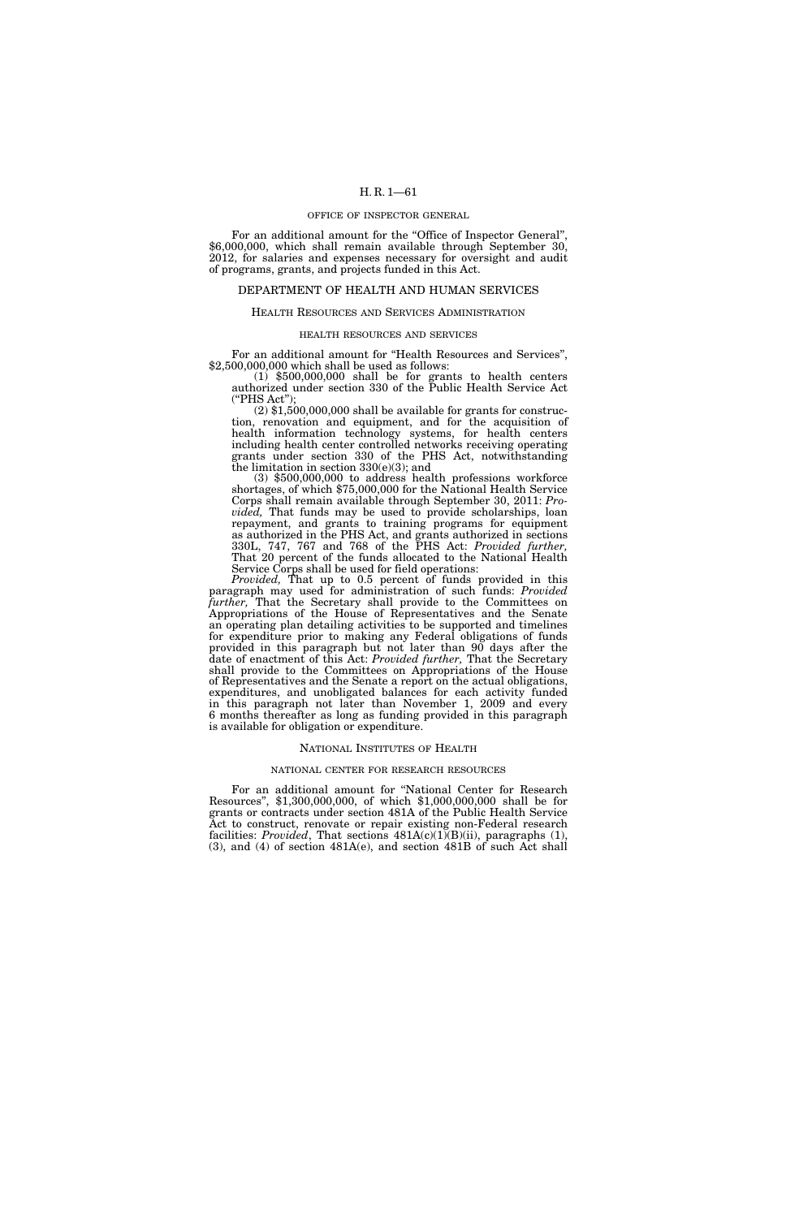OFFICE OF INSPECTOR GENERAL

For an additional amount for the "Office of Inspector General", $6,000,000, which shall remain available through September 30, 2012, for salaries and expenses necessary for oversight and audit of programs, grants, and projects funded in this Act.

## DEPARTMENT OF HEALTH AND HUMAN SERVICES

### HEALTH RESOURCES AND SERVICES ADMINISTRATION

HEALTH RESOURCES AND SERVICES

For an additional amount for "Health Resources and Services", $2,500,000,000 which shall be used as follows:

(1) $500,000,000 shall be for grants to health centers authorized under section 330 of the Public Health Service Act ("PHS Act");

(2) $1,500,000,000 shall be available for grants for construction, renovation and equipment, and for the acquisition of health information technology systems, for health centers including health center controlled networks receiving operating grants under section 330 of the PHS Act, notwithstanding the limitation in section 330(e)(3); and

(3) $500,000,000 to address health professions workforce shortages, of which $75,000,000 for the National Health Service Corps shall remain available through September 30, 2011: *Provided,* That funds may be used to provide scholarships, loan repayment, and grants to training programs for equipment as authorized in the PHS Act, and grants authorized in sections 330L, 747, 767 and 768 of the PHS Act: *Provided further,* That 20 percent of the funds allocated to the National Health Service Corps shall be used for field operations:

*Provided,* That up to 0.5 percent of funds provided in this paragraph may used for administration of such funds: *Provided further,* That the Secretary shall provide to the Committees on Appropriations of the House of Representatives and the Senate an operating plan detailing activities to be supported and timelines for expenditure prior to making any Federal obligations of funds provided in this paragraph but not later than 90 days after the date of enactment of this Act: *Provided further,* That the Secretary shall provide to the Committees on Appropriations of the House of Representatives and the Senate a report on the actual obligations, expenditures, and unobligated balances for each activity funded in this paragraph not later than November 1, 2009 and every 6 months thereafter as long as funding provided in this paragraph is available for obligation or expenditure.

### NATIONAL INSTITUTES OF HEALTH

NATIONAL CENTER FOR RESEARCH RESOURCES

For an additional amount for "National Center for Research Resources", $1,300,000,000, of which $1,000,000,000 shall be for grants or contracts under section 481A of the Public Health Service Act to construct, renovate or repair existing non-Federal research facilities: *Provided*, That sections 481A(c)(1)(B)(ii), paragraphs (1), (3), and (4) of section 481A(e), and section 481B of such Act shall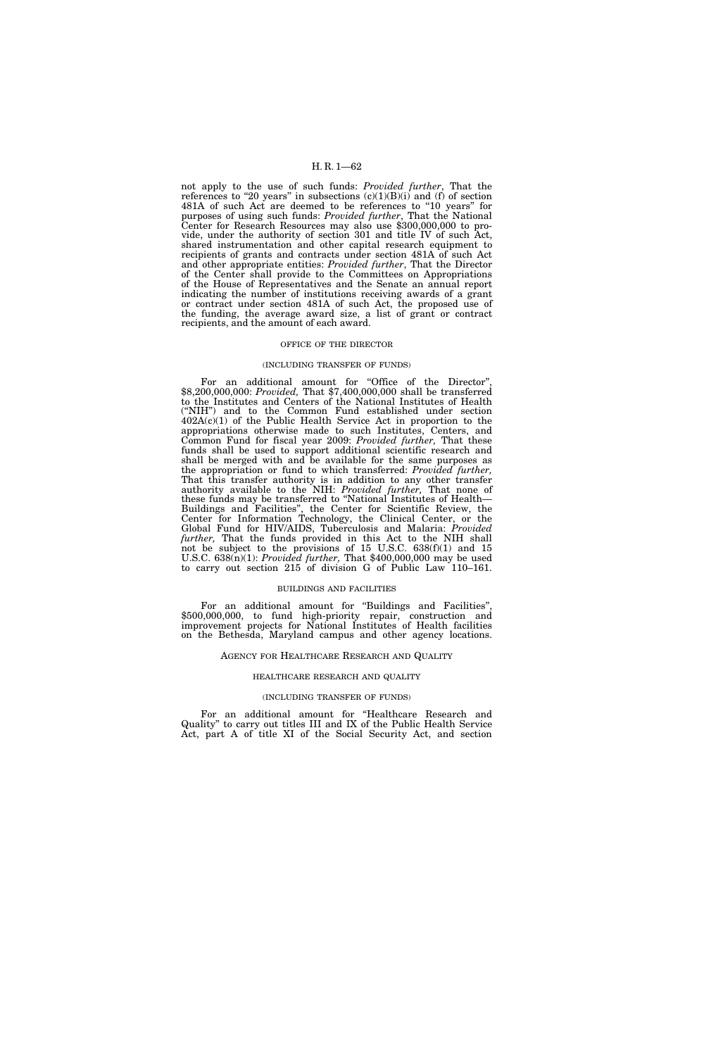not apply to the use of such funds: *Provided further*, That the references to "20 years" in subsections (c)(1)(B)(i) and (f) of section 481A of such Act are deemed to be references to "10 years" for purposes of using such funds: *Provided further*, That the National Center for Research Resources may also use $300,000,000 to provide, under the authority of section 301 and title IV of such Act, shared instrumentation and other capital research equipment to recipients of grants and contracts under section 481A of such Act and other appropriate entities: *Provided further*, That the Director of the Center shall provide to the Committees on Appropriations of the House of Representatives and the Senate an annual report indicating the number of institutions receiving awards of a grant or contract under section 481A of such Act, the proposed use of the funding, the average award size, a list of grant or contract recipients, and the amount of each award.

OFFICE OF THE DIRECTOR

(INCLUDING TRANSFER OF FUNDS)

For an additional amount for "Office of the Director", $8,200,000,000: *Provided,* That $7,400,000,000 shall be transferred to the Institutes and Centers of the National Institutes of Health ("NIH") and to the Common Fund established under section 402A(c)(1) of the Public Health Service Act in proportion to the appropriations otherwise made to such Institutes, Centers, and Common Fund for fiscal year 2009: *Provided further,* That these funds shall be used to support additional scientific research and shall be merged with and be available for the same purposes as the appropriation or fund to which transferred: *Provided further,* That this transfer authority is in addition to any other transfer authority available to the NIH: *Provided further,* That none of these funds may be transferred to "National Institutes of Health—Buildings and Facilities", the Center for Scientific Review, the Center for Information Technology, the Clinical Center, or the Global Fund for HIV/AIDS, Tuberculosis and Malaria: *Provided further,* That the funds provided in this Act to the NIH shall not be subject to the provisions of 15 U.S.C. 638(f)(1) and 15 U.S.C. 638(n)(1): *Provided further,* That $400,000,000 may be used to carry out section 215 of division G of Public Law 110–161.

BUILDINGS AND FACILITIES

For an additional amount for "Buildings and Facilities", $500,000,000, to fund high-priority repair, construction and improvement projects for National Institutes of Health facilities on the Bethesda, Maryland campus and other agency locations.

AGENCY FOR HEALTHCARE RESEARCH AND QUALITY

HEALTHCARE RESEARCH AND QUALITY

(INCLUDING TRANSFER OF FUNDS)

For an additional amount for "Healthcare Research and Quality" to carry out titles III and IX of the Public Health Service Act, part A of title XI of the Social Security Act, and section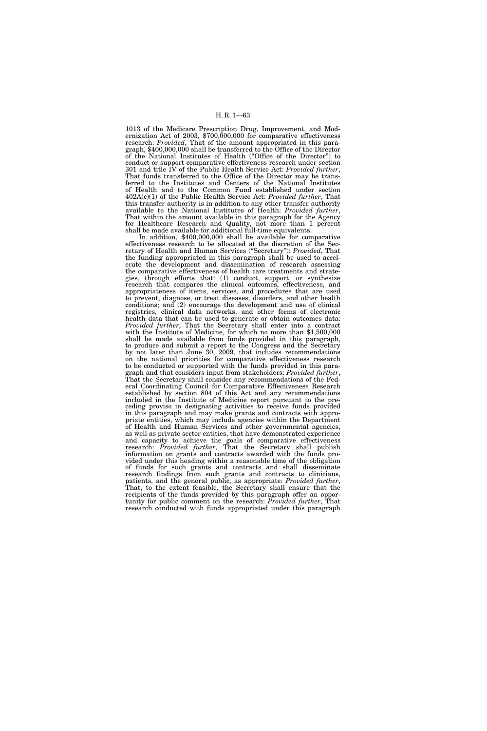1013 of the Medicare Prescription Drug, Improvement, and Modernization Act of 2003, $700,000,000 for comparative effectiveness research: *Provided*, That of the amount appropriated in this paragraph, $400,000,000 shall be transferred to the Office of the Director of the National Institutes of Health ("Office of the Director") to conduct or support comparative effectiveness research under section 301 and title IV of the Public Health Service Act: *Provided further*, That funds transferred to the Office of the Director may be transferred to the Institutes and Centers of the National Institutes of Health and to the Common Fund established under section 402A(c)(1) of the Public Health Service Act: *Provided further*, That this transfer authority is in addition to any other transfer authority available to the National Institutes of Health: *Provided further*, That within the amount available in this paragraph for the Agency for Healthcare Research and Quality, not more than 1 percent shall be made available for additional full-time equivalents.

In addition, $400,000,000 shall be available for comparative effectiveness research to be allocated at the discretion of the Secretary of Health and Human Services ("Secretary"): *Provided*, That the funding appropriated in this paragraph shall be used to accelerate the development and dissemination of research assessing the comparative effectiveness of health care treatments and strategies, through efforts that: (1) conduct, support, or synthesize research that compares the clinical outcomes, effectiveness, and appropriateness of items, services, and procedures that are used to prevent, diagnose, or treat diseases, disorders, and other health conditions; and (2) encourage the development and use of clinical registries, clinical data networks, and other forms of electronic health data that can be used to generate or obtain outcomes data: *Provided further*, That the Secretary shall enter into a contract with the Institute of Medicine, for which no more than $1,500,000 shall be made available from funds provided in this paragraph, to produce and submit a report to the Congress and the Secretary by not later than June 30, 2009, that includes recommendations on the national priorities for comparative effectiveness research to be conducted or supported with the funds provided in this paragraph and that considers input from stakeholders: *Provided further*, That the Secretary shall consider any recommendations of the Federal Coordinating Council for Comparative Effectiveness Research established by section 804 of this Act and any recommendations included in the Institute of Medicine report pursuant to the preceding proviso in designating activities to receive funds provided in this paragraph and may make grants and contracts with appropriate entities, which may include agencies within the Department of Health and Human Services and other governmental agencies, as well as private sector entities, that have demonstrated experience and capacity to achieve the goals of comparative effectiveness research: *Provided further*, That the Secretary shall publish information on grants and contracts awarded with the funds provided under this heading within a reasonable time of the obligation of funds for such grants and contracts and shall disseminate research findings from such grants and contracts to clinicians, patients, and the general public, as appropriate: *Provided further*, That, to the extent feasible, the Secretary shall ensure that the recipients of the funds provided by this paragraph offer an opportunity for public comment on the research: *Provided further*, That research conducted with funds appropriated under this paragraph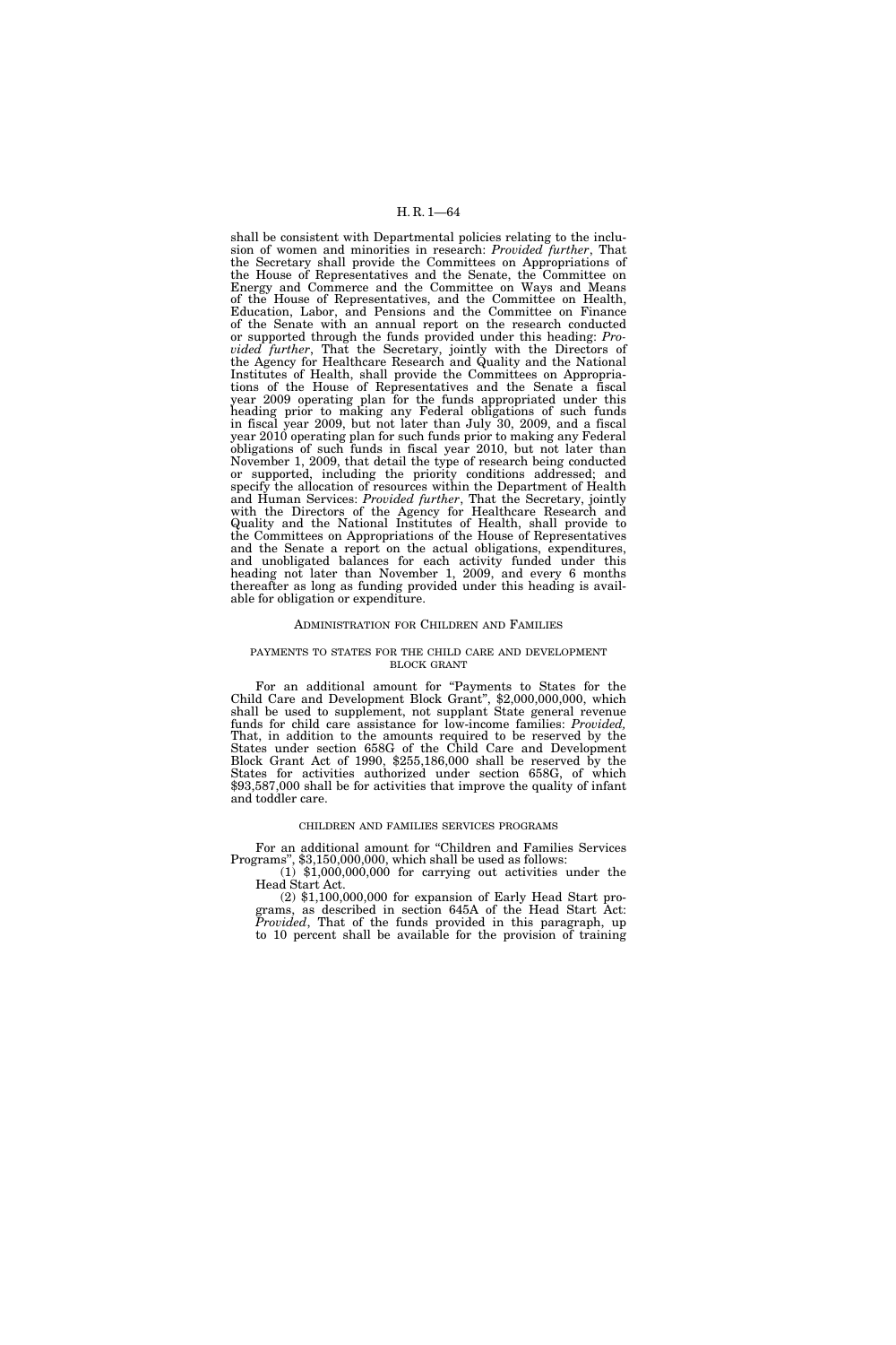shall be consistent with Departmental policies relating to the inclusion of women and minorities in research: *Provided further*, That the Secretary shall provide the Committees on Appropriations of the House of Representatives and the Senate, the Committee on Energy and Commerce and the Committee on Ways and Means of the House of Representatives, and the Committee on Health, Education, Labor, and Pensions and the Committee on Finance of the Senate with an annual report on the research conducted or supported through the funds provided under this heading: *Provided further*, That the Secretary, jointly with the Directors of the Agency for Healthcare Research and Quality and the National Institutes of Health, shall provide the Committees on Appropriations of the House of Representatives and the Senate a fiscal year 2009 operating plan for the funds appropriated under this heading prior to making any Federal obligations of such funds in fiscal year 2009, but not later than July 30, 2009, and a fiscal year 2010 operating plan for such funds prior to making any Federal obligations of such funds in fiscal year 2010, but not later than November 1, 2009, that detail the type of research being conducted or supported, including the priority conditions addressed; and specify the allocation of resources within the Department of Health and Human Services: *Provided further*, That the Secretary, jointly with the Directors of the Agency for Healthcare Research and Quality and the National Institutes of Health, shall provide to the Committees on Appropriations of the House of Representatives and the Senate a report on the actual obligations, expenditures, and unobligated balances for each activity funded under this heading not later than November 1, 2009, and every 6 months thereafter as long as funding provided under this heading is available for obligation or expenditure.

## ADMINISTRATION FOR CHILDREN AND FAMILIES

### PAYMENTS TO STATES FOR THE CHILD CARE AND DEVELOPMENT BLOCK GRANT

For an additional amount for "Payments to States for the Child Care and Development Block Grant", $2,000,000,000, which shall be used to supplement, not supplant State general revenue funds for child care assistance for low-income families: *Provided,* That, in addition to the amounts required to be reserved by the States under section 658G of the Child Care and Development Block Grant Act of 1990, $255,186,000 shall be reserved by the States for activities authorized under section 658G, of which $93,587,000 shall be for activities that improve the quality of infant and toddler care.

### CHILDREN AND FAMILIES SERVICES PROGRAMS

For an additional amount for "Children and Families Services Programs", $3,150,000,000, which shall be used as follows:

(1) $1,000,000,000 for carrying out activities under the Head Start Act.

(2) $1,100,000,000 for expansion of Early Head Start programs, as described in section 645A of the Head Start Act: *Provided*, That of the funds provided in this paragraph, up to 10 percent shall be available for the provision of training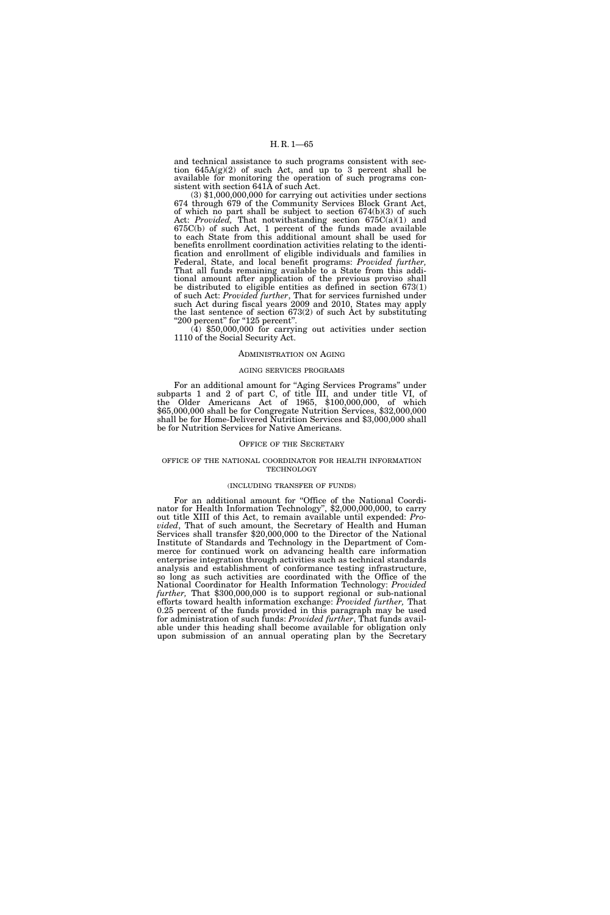and technical assistance to such programs consistent with section 645A(g)(2) of such Act, and up to 3 percent shall be available for monitoring the operation of such programs consistent with section 641A of such Act.

(3) $1,000,000,000 for carrying out activities under sections 674 through 679 of the Community Services Block Grant Act, of which no part shall be subject to section 674(b)(3) of such Act: *Provided,* That notwithstanding section 675C(a)(1) and 675C(b) of such Act, 1 percent of the funds made available to each State from this additional amount shall be used for benefits enrollment coordination activities relating to the identification and enrollment of eligible individuals and families in Federal, State, and local benefit programs: *Provided further,* That all funds remaining available to a State from this additional amount after application of the previous proviso shall be distributed to eligible entities as defined in section 673(1) of such Act: *Provided further*, That for services furnished under such Act during fiscal years 2009 and 2010, States may apply the last sentence of section 673(2) of such Act by substituting "200 percent" for "125 percent".

(4) $50,000,000 for carrying out activities under section 1110 of the Social Security Act.

## Administration on Aging

### aging services programs

For an additional amount for "Aging Services Programs" under subparts 1 and 2 of part C, of title III, and under title VI, of the Older Americans Act of 1965, $100,000,000, of which $65,000,000 shall be for Congregate Nutrition Services, $32,000,000 shall be for Home-Delivered Nutrition Services and $3,000,000 shall be for Nutrition Services for Native Americans.

## Office of the Secretary

### office of the national coordinator for health information technology

(including transfer of funds)

For an additional amount for "Office of the National Coordinator for Health Information Technology", $2,000,000,000, to carry out title XIII of this Act, to remain available until expended: *Provided*, That of such amount, the Secretary of Health and Human Services shall transfer $20,000,000 to the Director of the National Institute of Standards and Technology in the Department of Commerce for continued work on advancing health care information enterprise integration through activities such as technical standards analysis and establishment of conformance testing infrastructure, so long as such activities are coordinated with the Office of the National Coordinator for Health Information Technology: *Provided further,* That $300,000,000 is to support regional or sub-national efforts toward health information exchange: *Provided further,* That 0.25 percent of the funds provided in this paragraph may be used for administration of such funds: *Provided further*, That funds available under this heading shall become available for obligation only upon submission of an annual operating plan by the Secretary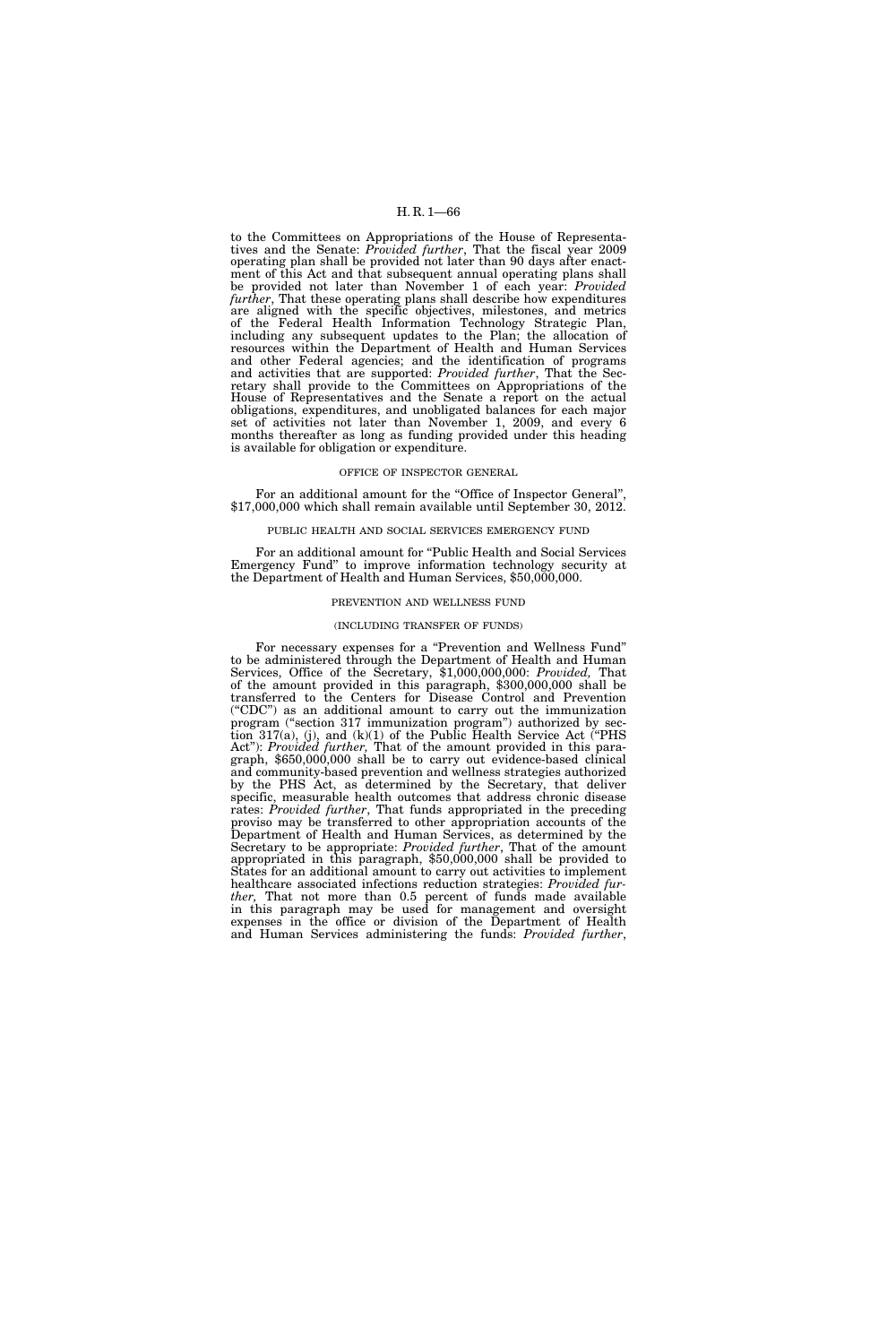to the Committees on Appropriations of the House of Representatives and the Senate: *Provided further*, That the fiscal year 2009 operating plan shall be provided not later than 90 days after enactment of this Act and that subsequent annual operating plans shall be provided not later than November 1 of each year: *Provided further*, That these operating plans shall describe how expenditures are aligned with the specific objectives, milestones, and metrics of the Federal Health Information Technology Strategic Plan, including any subsequent updates to the Plan; the allocation of resources within the Department of Health and Human Services and other Federal agencies; and the identification of programs and activities that are supported: *Provided further*, That the Secretary shall provide to the Committees on Appropriations of the House of Representatives and the Senate a report on the actual obligations, expenditures, and unobligated balances for each major set of activities not later than November 1, 2009, and every 6 months thereafter as long as funding provided under this heading is available for obligation or expenditure.

OFFICE OF INSPECTOR GENERAL

For an additional amount for the "Office of Inspector General", $17,000,000 which shall remain available until September 30, 2012.

PUBLIC HEALTH AND SOCIAL SERVICES EMERGENCY FUND

For an additional amount for "Public Health and Social Services Emergency Fund" to improve information technology security at the Department of Health and Human Services, $50,000,000.

PREVENTION AND WELLNESS FUND

(INCLUDING TRANSFER OF FUNDS)

For necessary expenses for a "Prevention and Wellness Fund" to be administered through the Department of Health and Human Services, Office of the Secretary, $1,000,000,000: *Provided*, That of the amount provided in this paragraph, $300,000,000 shall be transferred to the Centers for Disease Control and Prevention ("CDC") as an additional amount to carry out the immunization program ("section 317 immunization program") authorized by section 317(a), (j), and (k)(1) of the Public Health Service Act ("PHS Act"): *Provided further*, That of the amount provided in this paragraph, $650,000,000 shall be to carry out evidence-based clinical and community-based prevention and wellness strategies authorized by the PHS Act, as determined by the Secretary, that deliver specific, measurable health outcomes that address chronic disease rates: *Provided further*, That funds appropriated in the preceding proviso may be transferred to other appropriation accounts of the Department of Health and Human Services, as determined by the Secretary to be appropriate: *Provided further*, That of the amount appropriated in this paragraph, $50,000,000 shall be provided to States for an additional amount to carry out activities to implement healthcare associated infections reduction strategies: *Provided further*, That not more than 0.5 percent of funds made available in this paragraph may be used for management and oversight expenses in the office or division of the Department of Health and Human Services administering the funds: *Provided further*,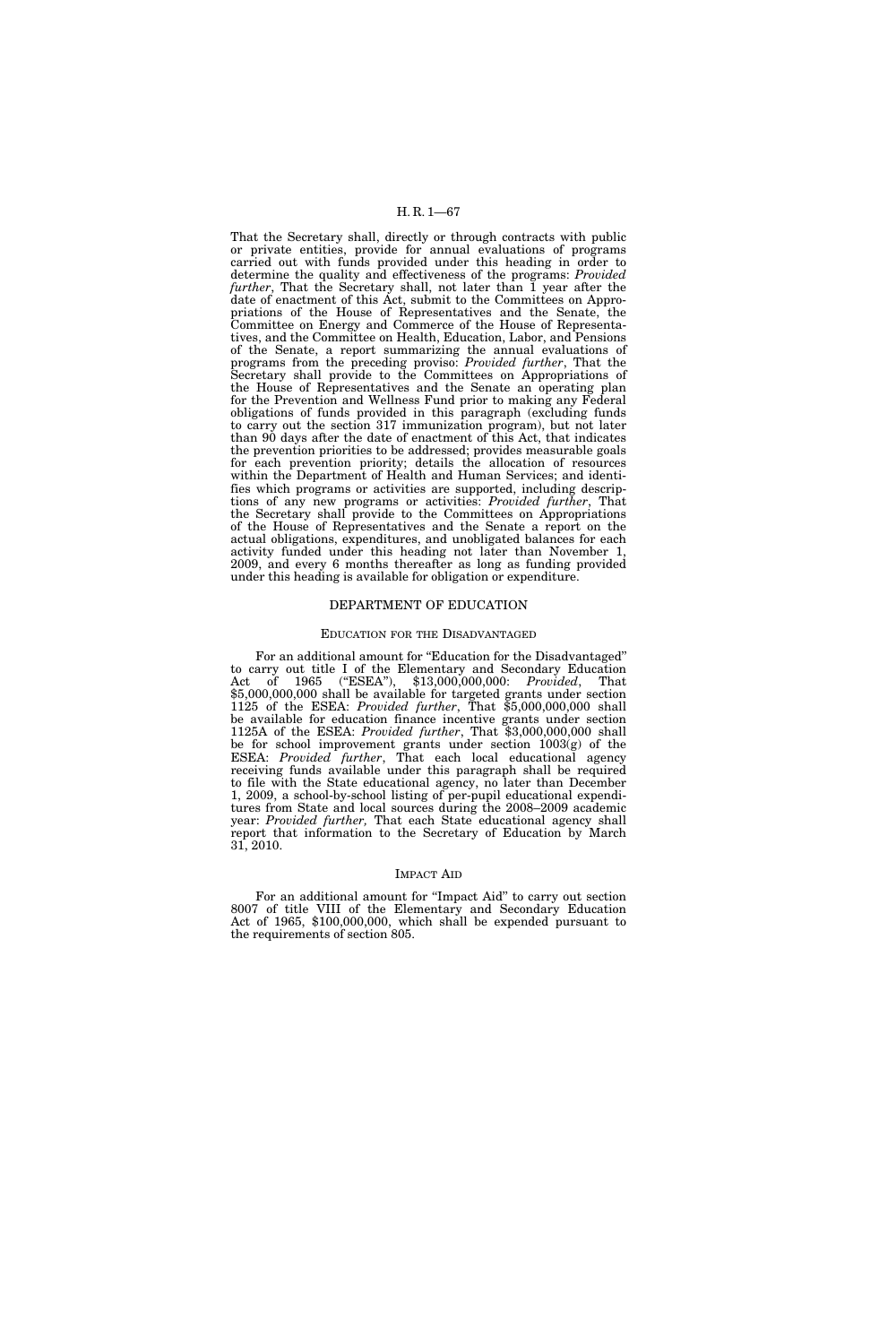That the Secretary shall, directly or through contracts with public or private entities, provide for annual evaluations of programs carried out with funds provided under this heading in order to determine the quality and effectiveness of the programs: *Provided further*, That the Secretary shall, not later than 1 year after the date of enactment of this Act, submit to the Committees on Appropriations of the House of Representatives and the Senate, the Committee on Energy and Commerce of the House of Representatives, and the Committee on Health, Education, Labor, and Pensions of the Senate, a report summarizing the annual evaluations of programs from the preceding proviso: *Provided further*, That the Secretary shall provide to the Committees on Appropriations of the House of Representatives and the Senate an operating plan for the Prevention and Wellness Fund prior to making any Federal obligations of funds provided in this paragraph (excluding funds to carry out the section 317 immunization program), but not later than 90 days after the date of enactment of this Act, that indicates the prevention priorities to be addressed; provides measurable goals for each prevention priority; details the allocation of resources within the Department of Health and Human Services; and identifies which programs or activities are supported, including descriptions of any new programs or activities: *Provided further*, That the Secretary shall provide to the Committees on Appropriations of the House of Representatives and the Senate a report on the actual obligations, expenditures, and unobligated balances for each activity funded under this heading not later than November 1, 2009, and every 6 months thereafter as long as funding provided under this heading is available for obligation or expenditure.

## DEPARTMENT OF EDUCATION

### EDUCATION FOR THE DISADVANTAGED

For an additional amount for "Education for the Disadvantaged" to carry out title I of the Elementary and Secondary Education Act of 1965 ("ESEA"), $13,000,000,000: *Provided*, That $5,000,000,000 shall be available for targeted grants under section 1125 of the ESEA: *Provided further*, That $5,000,000,000 shall be available for education finance incentive grants under section 1125A of the ESEA: *Provided further*, That $3,000,000,000 shall be for school improvement grants under section 1003(g) of the ESEA: *Provided further*, That each local educational agency receiving funds available under this paragraph shall be required to file with the State educational agency, no later than December 1, 2009, a school-by-school listing of per-pupil educational expenditures from State and local sources during the 2008–2009 academic year: *Provided further,* That each State educational agency shall report that information to the Secretary of Education by March 31, 2010.

### IMPACT AID

For an additional amount for "Impact Aid" to carry out section 8007 of title VIII of the Elementary and Secondary Education Act of 1965, $100,000,000, which shall be expended pursuant to the requirements of section 805.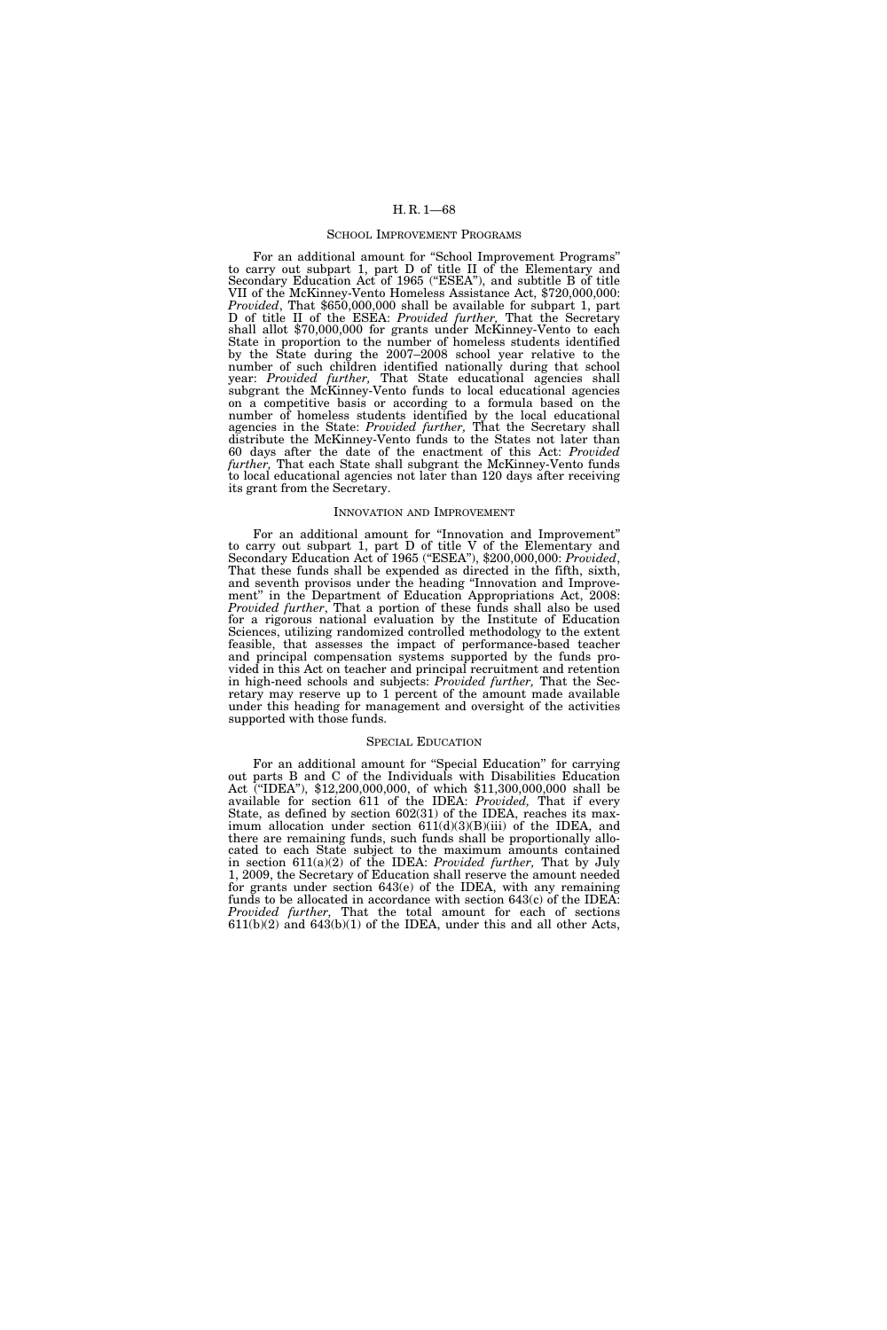## SCHOOL IMPROVEMENT PROGRAMS

For an additional amount for "School Improvement Programs" to carry out subpart 1, part D of title II of the Elementary and Secondary Education Act of 1965 ("ESEA"), and subtitle B of title VII of the McKinney-Vento Homeless Assistance Act, $720,000,000: *Provided*, That $650,000,000 shall be available for subpart 1, part D of title II of the ESEA: *Provided further,* That the Secretary shall allot $70,000,000 for grants under McKinney-Vento to each State in proportion to the number of homeless students identified by the State during the 2007–2008 school year relative to the number of such children identified nationally during that school year: *Provided further,* That State educational agencies shall subgrant the McKinney-Vento funds to local educational agencies on a competitive basis or according to a formula based on the number of homeless students identified by the local educational agencies in the State: *Provided further,* That the Secretary shall distribute the McKinney-Vento funds to the States not later than 60 days after the date of the enactment of this Act: *Provided further,* That each State shall subgrant the McKinney-Vento funds to local educational agencies not later than 120 days after receiving its grant from the Secretary.

## INNOVATION AND IMPROVEMENT

For an additional amount for "Innovation and Improvement" to carry out subpart 1, part D of title V of the Elementary and Secondary Education Act of 1965 ("ESEA"), $200,000,000: *Provided*, That these funds shall be expended as directed in the fifth, sixth, and seventh provisos under the heading "Innovation and Improvement" in the Department of Education Appropriations Act, 2008: *Provided further*, That a portion of these funds shall also be used for a rigorous national evaluation by the Institute of Education Sciences, utilizing randomized controlled methodology to the extent feasible, that assesses the impact of performance-based teacher and principal compensation systems supported by the funds provided in this Act on teacher and principal recruitment and retention in high-need schools and subjects: *Provided further,* That the Secretary may reserve up to 1 percent of the amount made available under this heading for management and oversight of the activities supported with those funds.

## SPECIAL EDUCATION

For an additional amount for "Special Education" for carrying out parts B and C of the Individuals with Disabilities Education Act ("IDEA"), $12,200,000,000, of which $11,300,000,000 shall be available for section 611 of the IDEA: *Provided,* That if every State, as defined by section 602(31) of the IDEA, reaches its maximum allocation under section 611(d)(3)(B)(iii) of the IDEA, and there are remaining funds, such funds shall be proportionally allocated to each State subject to the maximum amounts contained in section 611(a)(2) of the IDEA: *Provided further,* That by July 1, 2009, the Secretary of Education shall reserve the amount needed for grants under section 643(e) of the IDEA, with any remaining funds to be allocated in accordance with section 643(c) of the IDEA: *Provided further,* That the total amount for each of sections 611(b)(2) and 643(b)(1) of the IDEA, under this and all other Acts,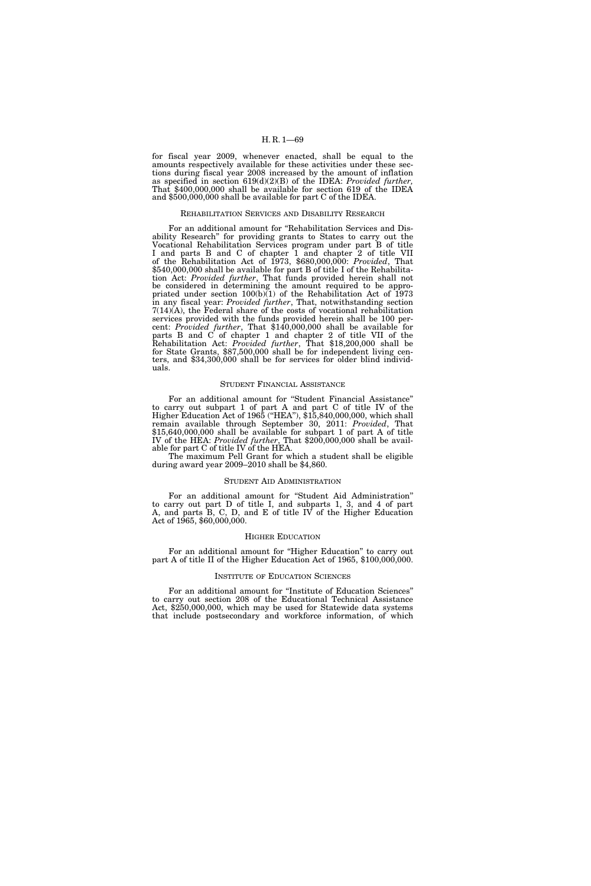for fiscal year 2009, whenever enacted, shall be equal to the amounts respectively available for these activities under these sections during fiscal year 2008 increased by the amount of inflation as specified in section 619(d)(2)(B) of the IDEA: *Provided further*, That $400,000,000 shall be available for section 619 of the IDEA and $500,000,000 shall be available for part C of the IDEA.

## REHABILITATION SERVICES AND DISABILITY RESEARCH

For an additional amount for "Rehabilitation Services and Disability Research" for providing grants to States to carry out the Vocational Rehabilitation Services program under part B of title I and parts B and C of chapter 1 and chapter 2 of title VII of the Rehabilitation Act of 1973, $680,000,000: *Provided*, That $540,000,000 shall be available for part B of title I of the Rehabilitation Act: *Provided further*, That funds provided herein shall not be considered in determining the amount required to be appropriated under section 100(b)(1) of the Rehabilitation Act of 1973 in any fiscal year: *Provided further*, That, notwithstanding section 7(14)(A), the Federal share of the costs of vocational rehabilitation services provided with the funds provided herein shall be 100 percent: *Provided further*, That $140,000,000 shall be available for parts B and C of chapter 1 and chapter 2 of title VII of the Rehabilitation Act: *Provided further*, That $18,200,000 shall be for State Grants, $87,500,000 shall be for independent living centers, and $34,300,000 shall be for services for older blind individuals.

## STUDENT FINANCIAL ASSISTANCE

For an additional amount for "Student Financial Assistance" to carry out subpart 1 of part A and part C of title IV of the Higher Education Act of 1965 ("HEA"), $15,840,000,000, which shall remain available through September 30, 2011: *Provided*, That $15,640,000,000 shall be available for subpart 1 of part A of title IV of the HEA: *Provided further*, That $200,000,000 shall be available for part C of title IV of the HEA.

The maximum Pell Grant for which a student shall be eligible during award year 2009–2010 shall be $4,860.

## STUDENT AID ADMINISTRATION

For an additional amount for "Student Aid Administration" to carry out part D of title I, and subparts 1, 3, and 4 of part A, and parts B, C, D, and E of title IV of the Higher Education Act of 1965, $60,000,000.

## HIGHER EDUCATION

For an additional amount for "Higher Education" to carry out part A of title II of the Higher Education Act of 1965, $100,000,000.

## INSTITUTE OF EDUCATION SCIENCES

For an additional amount for "Institute of Education Sciences" to carry out section 208 of the Educational Technical Assistance Act, $250,000,000, which may be used for Statewide data systems that include postsecondary and workforce information, of which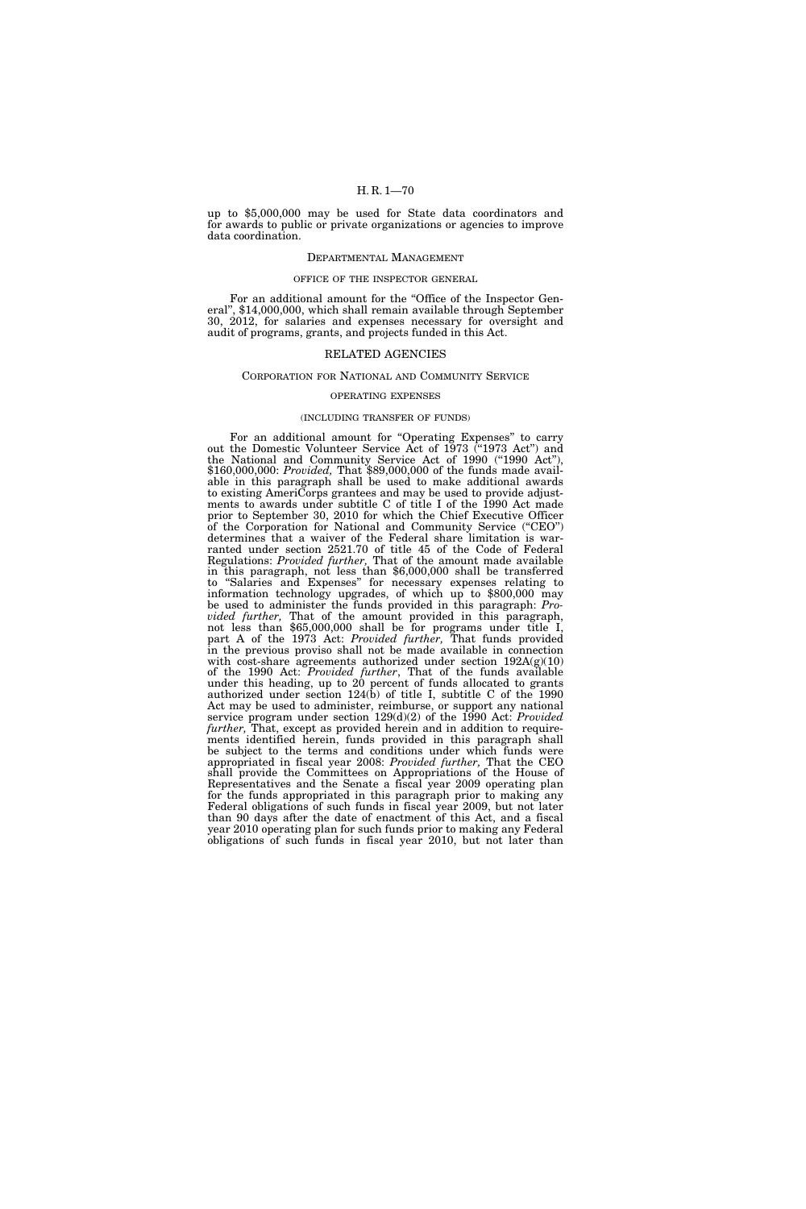up to $5,000,000 may be used for State data coordinators and for awards to public or private organizations or agencies to improve data coordination.

## DEPARTMENTAL MANAGEMENT

### OFFICE OF THE INSPECTOR GENERAL

For an additional amount for the "Office of the Inspector General", $14,000,000, which shall remain available through September 30, 2012, for salaries and expenses necessary for oversight and audit of programs, grants, and projects funded in this Act.

## RELATED AGENCIES

### CORPORATION FOR NATIONAL AND COMMUNITY SERVICE

#### OPERATING EXPENSES

##### (INCLUDING TRANSFER OF FUNDS)

For an additional amount for "Operating Expenses" to carry out the Domestic Volunteer Service Act of 1973 ("1973 Act") and the National and Community Service Act of 1990 ("1990 Act"), $160,000,000: *Provided,* That $89,000,000 of the funds made available in this paragraph shall be used to make additional awards to existing AmeriCorps grantees and may be used to provide adjustments to awards under subtitle C of title I of the 1990 Act made prior to September 30, 2010 for which the Chief Executive Officer of the Corporation for National and Community Service ("CEO") determines that a waiver of the Federal share limitation is warranted under section 2521.70 of title 45 of the Code of Federal Regulations: *Provided further,* That of the amount made available in this paragraph, not less than $6,000,000 shall be transferred to "Salaries and Expenses" for necessary expenses relating to information technology upgrades, of which up to $800,000 may be used to administer the funds provided in this paragraph: *Provided further,* That of the amount provided in this paragraph, not less than $65,000,000 shall be for programs under title I, part A of the 1973 Act: *Provided further,* That funds provided in the previous proviso shall not be made available in connection with cost-share agreements authorized under section 192A(g)(10) of the 1990 Act: *Provided further*, That of the funds available under this heading, up to 20 percent of funds allocated to grants authorized under section 124(b) of title I, subtitle C of the 1990 Act may be used to administer, reimburse, or support any national service program under section 129(d)(2) of the 1990 Act: *Provided further,* That, except as provided herein and in addition to requirements identified herein, funds provided in this paragraph shall be subject to the terms and conditions under which funds were appropriated in fiscal year 2008: *Provided further,* That the CEO shall provide the Committees on Appropriations of the House of Representatives and the Senate a fiscal year 2009 operating plan for the funds appropriated in this paragraph prior to making any Federal obligations of such funds in fiscal year 2009, but not later than 90 days after the date of enactment of this Act, and a fiscal year 2010 operating plan for such funds prior to making any Federal obligations of such funds in fiscal year 2010, but not later than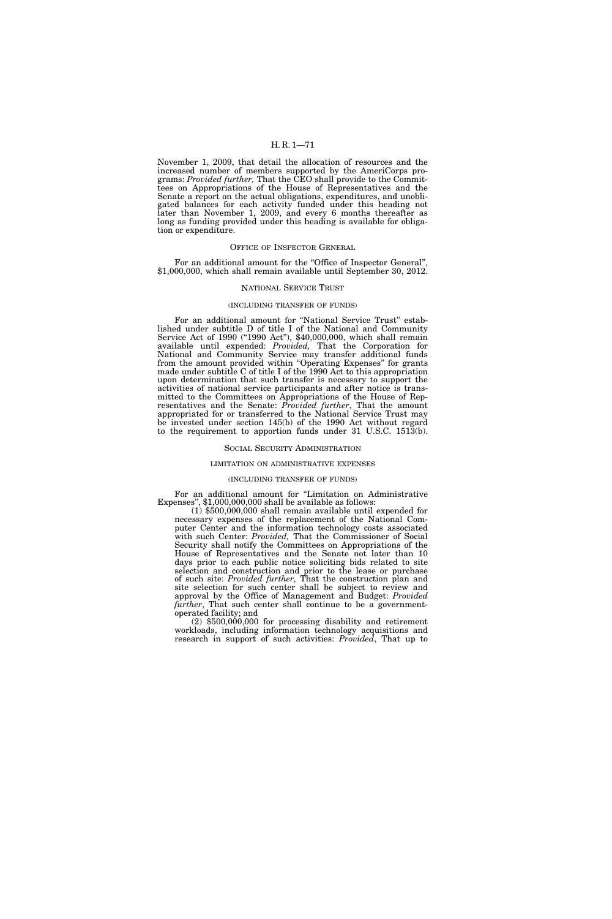November 1, 2009, that detail the allocation of resources and the increased number of members supported by the AmeriCorps programs: *Provided further,* That the CEO shall provide to the Committees on Appropriations of the House of Representatives and the Senate a report on the actual obligations, expenditures, and unobligated balances for each activity funded under this heading not later than November 1, 2009, and every 6 months thereafter as long as funding provided under this heading is available for obligation or expenditure.

## OFFICE OF INSPECTOR GENERAL

For an additional amount for the "Office of Inspector General", $1,000,000, which shall remain available until September 30, 2012.

## NATIONAL SERVICE TRUST

### (INCLUDING TRANSFER OF FUNDS)

For an additional amount for "National Service Trust" established under subtitle D of title I of the National and Community Service Act of 1990 ("1990 Act"), $40,000,000, which shall remain available until expended: *Provided,* That the Corporation for National and Community Service may transfer additional funds from the amount provided within "Operating Expenses" for grants made under subtitle C of title I of the 1990 Act to this appropriation upon determination that such transfer is necessary to support the activities of national service participants and after notice is transmitted to the Committees on Appropriations of the House of Representatives and the Senate: *Provided further,* That the amount appropriated for or transferred to the National Service Trust may be invested under section 145(b) of the 1990 Act without regard to the requirement to apportion funds under 31 U.S.C. 1513(b).

## SOCIAL SECURITY ADMINISTRATION

### LIMITATION ON ADMINISTRATIVE EXPENSES

### (INCLUDING TRANSFER OF FUNDS)

For an additional amount for "Limitation on Administrative Expenses", $1,000,000,000 shall be available as follows:

(1) $500,000,000 shall remain available until expended for necessary expenses of the replacement of the National Computer Center and the information technology costs associated with such Center: *Provided,* That the Commissioner of Social Security shall notify the Committees on Appropriations of the House of Representatives and the Senate not later than 10 days prior to each public notice soliciting bids related to site selection and construction and prior to the lease or purchase of such site: *Provided further,* That the construction plan and site selection for such center shall be subject to review and approval by the Office of Management and Budget: *Provided further*, That such center shall continue to be a government-operated facility; and

(2) $500,000,000 for processing disability and retirement workloads, including information technology acquisitions and research in support of such activities: *Provided*, That up to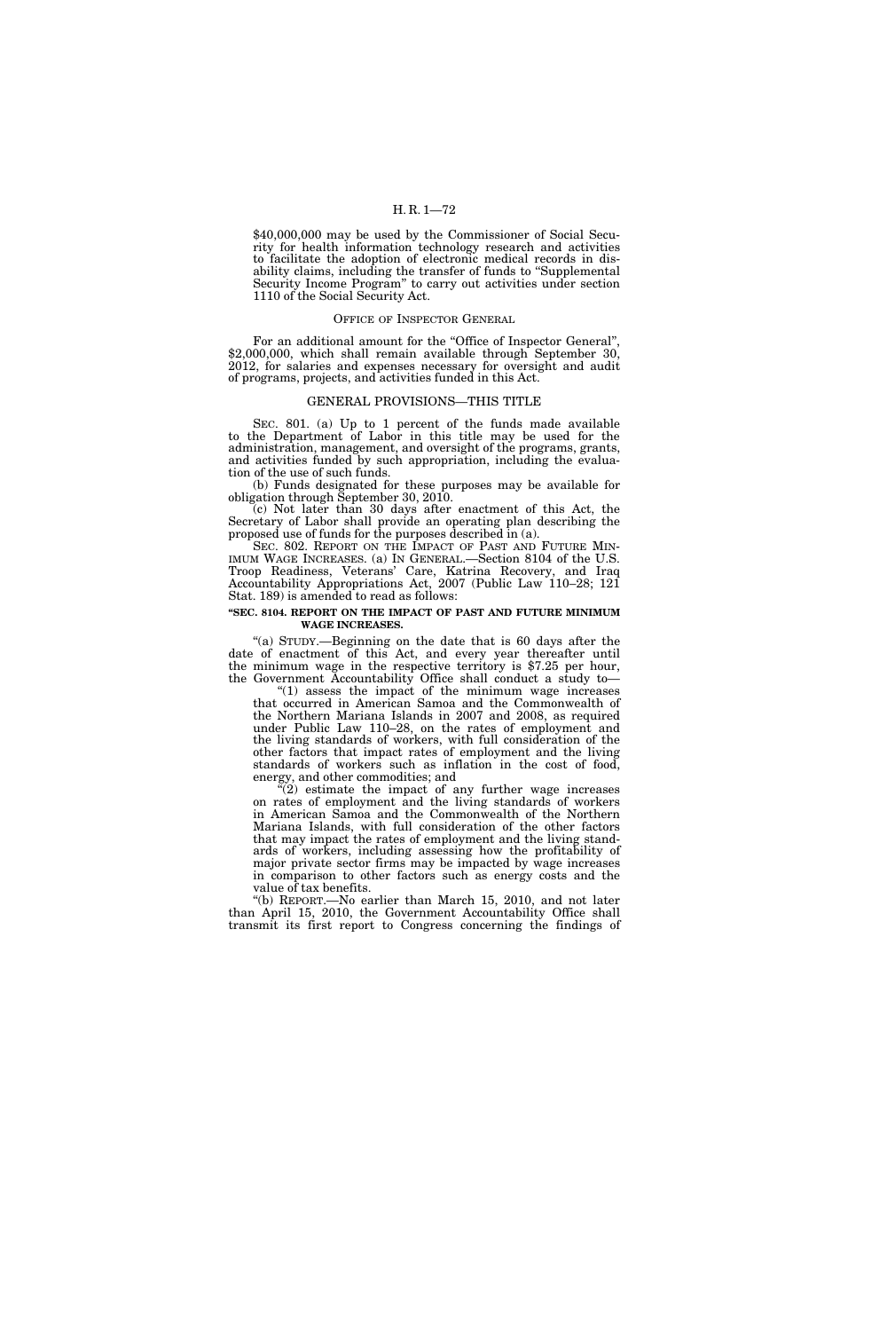$40,000,000 may be used by the Commissioner of Social Security for health information technology research and activities to facilitate the adoption of electronic medical records in disability claims, including the transfer of funds to "Supplemental Security Income Program" to carry out activities under section 1110 of the Social Security Act.

OFFICE OF INSPECTOR GENERAL

For an additional amount for the "Office of Inspector General", $2,000,000, which shall remain available through September 30, 2012, for salaries and expenses necessary for oversight and audit of programs, projects, and activities funded in this Act.

GENERAL PROVISIONS—THIS TITLE

SEC. 801. (a) Up to 1 percent of the funds made available to the Department of Labor in this title may be used for the administration, management, and oversight of the programs, grants, and activities funded by such appropriation, including the evaluation of the use of such funds.

(b) Funds designated for these purposes may be available for obligation through September 30, 2010.

(c) Not later than 30 days after enactment of this Act, the Secretary of Labor shall provide an operating plan describing the proposed use of funds for the purposes described in (a).

SEC. 802. REPORT ON THE IMPACT OF PAST AND FUTURE MINIMUM WAGE INCREASES. (a) IN GENERAL.—Section 8104 of the U.S. Troop Readiness, Veterans' Care, Katrina Recovery, and Iraq Accountability Appropriations Act, 2007 (Public Law 110–28; 121 Stat. 189) is amended to read as follows:

**"SEC. 8104. REPORT ON THE IMPACT OF PAST AND FUTURE MINIMUM WAGE INCREASES.**

"(a) STUDY.—Beginning on the date that is 60 days after the date of enactment of this Act, and every year thereafter until the minimum wage in the respective territory is $7.25 per hour, the Government Accountability Office shall conduct a study to—

"(1) assess the impact of the minimum wage increases that occurred in American Samoa and the Commonwealth of the Northern Mariana Islands in 2007 and 2008, as required under Public Law 110–28, on the rates of employment and the living standards of workers, with full consideration of the other factors that impact rates of employment and the living standards of workers such as inflation in the cost of food, energy, and other commodities; and

"(2) estimate the impact of any further wage increases on rates of employment and the living standards of workers in American Samoa and the Commonwealth of the Northern Mariana Islands, with full consideration of the other factors that may impact the rates of employment and the living standards of workers, including assessing how the profitability of major private sector firms may be impacted by wage increases in comparison to other factors such as energy costs and the value of tax benefits.

"(b) REPORT.—No earlier than March 15, 2010, and not later than April 15, 2010, the Government Accountability Office shall transmit its first report to Congress concerning the findings of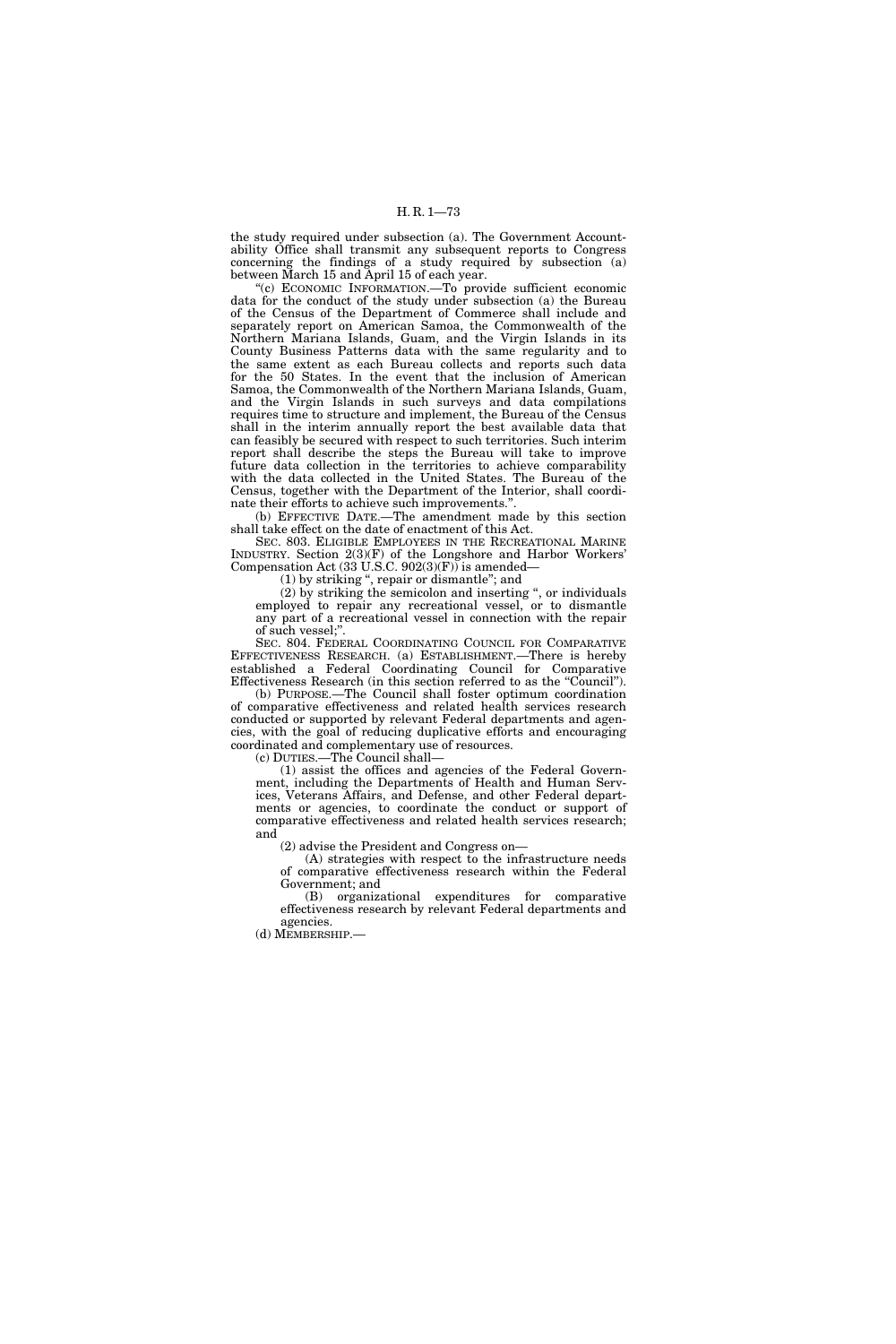the study required under subsection (a). The Government Accountability Office shall transmit any subsequent reports to Congress concerning the findings of a study required by subsection (a) between March 15 and April 15 of each year.

"(c) ECONOMIC INFORMATION.—To provide sufficient economic data for the conduct of the study under subsection (a) the Bureau of the Census of the Department of Commerce shall include and separately report on American Samoa, the Commonwealth of the Northern Mariana Islands, Guam, and the Virgin Islands in its County Business Patterns data with the same regularity and to the same extent as each Bureau collects and reports such data for the 50 States. In the event that the inclusion of American Samoa, the Commonwealth of the Northern Mariana Islands, Guam, and the Virgin Islands in such surveys and data compilations requires time to structure and implement, the Bureau of the Census shall in the interim annually report the best available data that can feasibly be secured with respect to such territories. Such interim report shall describe the steps the Bureau will take to improve future data collection in the territories to achieve comparability with the data collected in the United States. The Bureau of the Census, together with the Department of the Interior, shall coordinate their efforts to achieve such improvements.".

(b) EFFECTIVE DATE.—The amendment made by this section shall take effect on the date of enactment of this Act.

SEC. 803. ELIGIBLE EMPLOYEES IN THE RECREATIONAL MARINE INDUSTRY. Section 2(3)(F) of the Longshore and Harbor Workers' Compensation Act (33 U.S.C. 902(3)(F)) is amended—

(1) by striking ", repair or dismantle"; and

(2) by striking the semicolon and inserting ", or individuals employed to repair any recreational vessel, or to dismantle any part of a recreational vessel in connection with the repair of such vessel;".

SEC. 804. FEDERAL COORDINATING COUNCIL FOR COMPARATIVE EFFECTIVENESS RESEARCH. (a) ESTABLISHMENT.—There is hereby established a Federal Coordinating Council for Comparative Effectiveness Research (in this section referred to as the "Council").

(b) PURPOSE.—The Council shall foster optimum coordination of comparative effectiveness and related health services research conducted or supported by relevant Federal departments and agencies, with the goal of reducing duplicative efforts and encouraging coordinated and complementary use of resources.

(c) DUTIES.—The Council shall—

(1) assist the offices and agencies of the Federal Government, including the Departments of Health and Human Services, Veterans Affairs, and Defense, and other Federal departments or agencies, to coordinate the conduct or support of comparative effectiveness and related health services research; and

(2) advise the President and Congress on—

(A) strategies with respect to the infrastructure needs of comparative effectiveness research within the Federal Government; and

(B) organizational expenditures for comparative effectiveness research by relevant Federal departments and agencies.

(d) MEMBERSHIP.—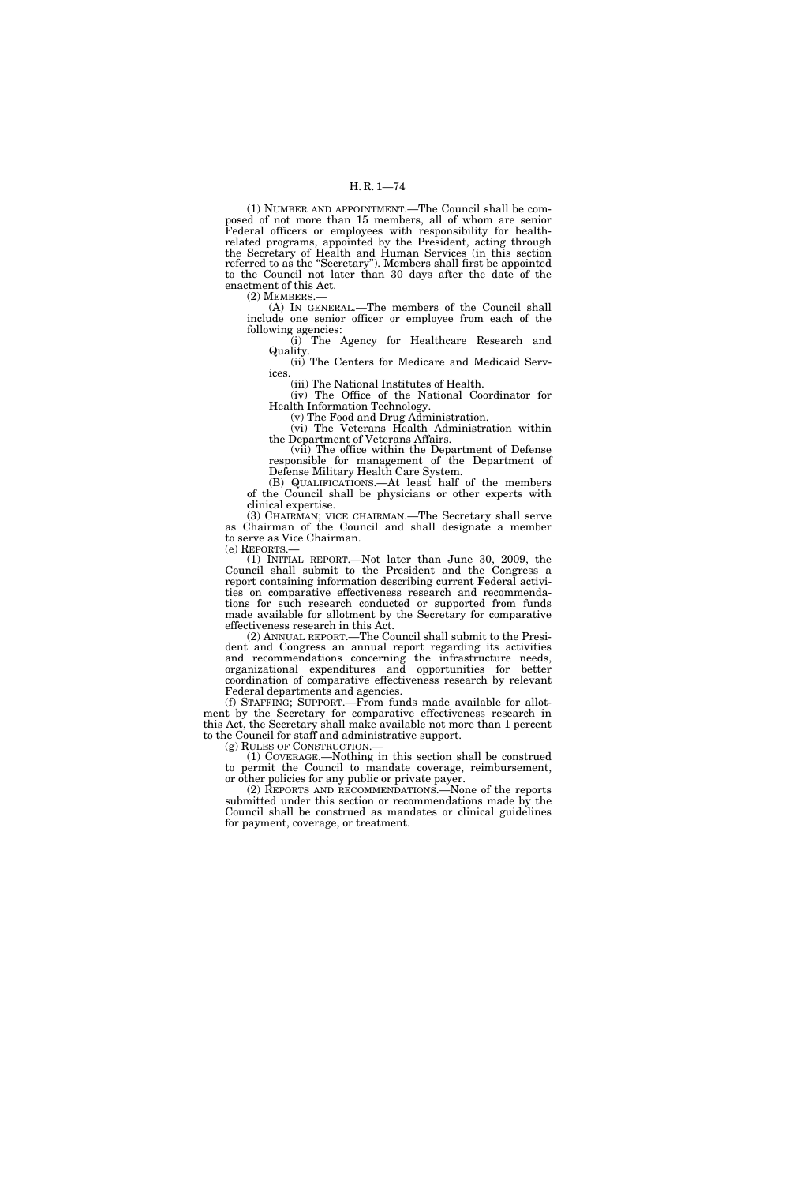(1) NUMBER AND APPOINTMENT.—The Council shall be composed of not more than 15 members, all of whom are senior Federal officers or employees with responsibility for health-related programs, appointed by the President, acting through the Secretary of Health and Human Services (in this section referred to as the "Secretary"). Members shall first be appointed to the Council not later than 30 days after the date of the enactment of this Act.

(2) MEMBERS.—

(A) IN GENERAL.—The members of the Council shall include one senior officer or employee from each of the following agencies:

(i) The Agency for Healthcare Research and Quality.

(ii) The Centers for Medicare and Medicaid Services.

(iii) The National Institutes of Health.

(iv) The Office of the National Coordinator for Health Information Technology.

(v) The Food and Drug Administration.

(vi) The Veterans Health Administration within the Department of Veterans Affairs.

(vii) The office within the Department of Defense responsible for management of the Department of Defense Military Health Care System.

(B) QUALIFICATIONS.—At least half of the members of the Council shall be physicians or other experts with clinical expertise.

(3) CHAIRMAN; VICE CHAIRMAN.—The Secretary shall serve as Chairman of the Council and shall designate a member to serve as Vice Chairman.

(e) REPORTS.—

(1) INITIAL REPORT.—Not later than June 30, 2009, the Council shall submit to the President and the Congress a report containing information describing current Federal activities on comparative effectiveness research and recommendations for such research conducted or supported from funds made available for allotment by the Secretary for comparative effectiveness research in this Act.

(2) ANNUAL REPORT.—The Council shall submit to the President and Congress an annual report regarding its activities and recommendations concerning the infrastructure needs, organizational expenditures and opportunities for better coordination of comparative effectiveness research by relevant Federal departments and agencies.

(f) STAFFING; SUPPORT.—From funds made available for allotment by the Secretary for comparative effectiveness research in this Act, the Secretary shall make available not more than 1 percent to the Council for staff and administrative support.

(g) RULES OF CONSTRUCTION.—

(1) COVERAGE.—Nothing in this section shall be construed to permit the Council to mandate coverage, reimbursement, or other policies for any public or private payer.

(2) REPORTS AND RECOMMENDATIONS.—None of the reports submitted under this section or recommendations made by the Council shall be construed as mandates or clinical guidelines for payment, coverage, or treatment.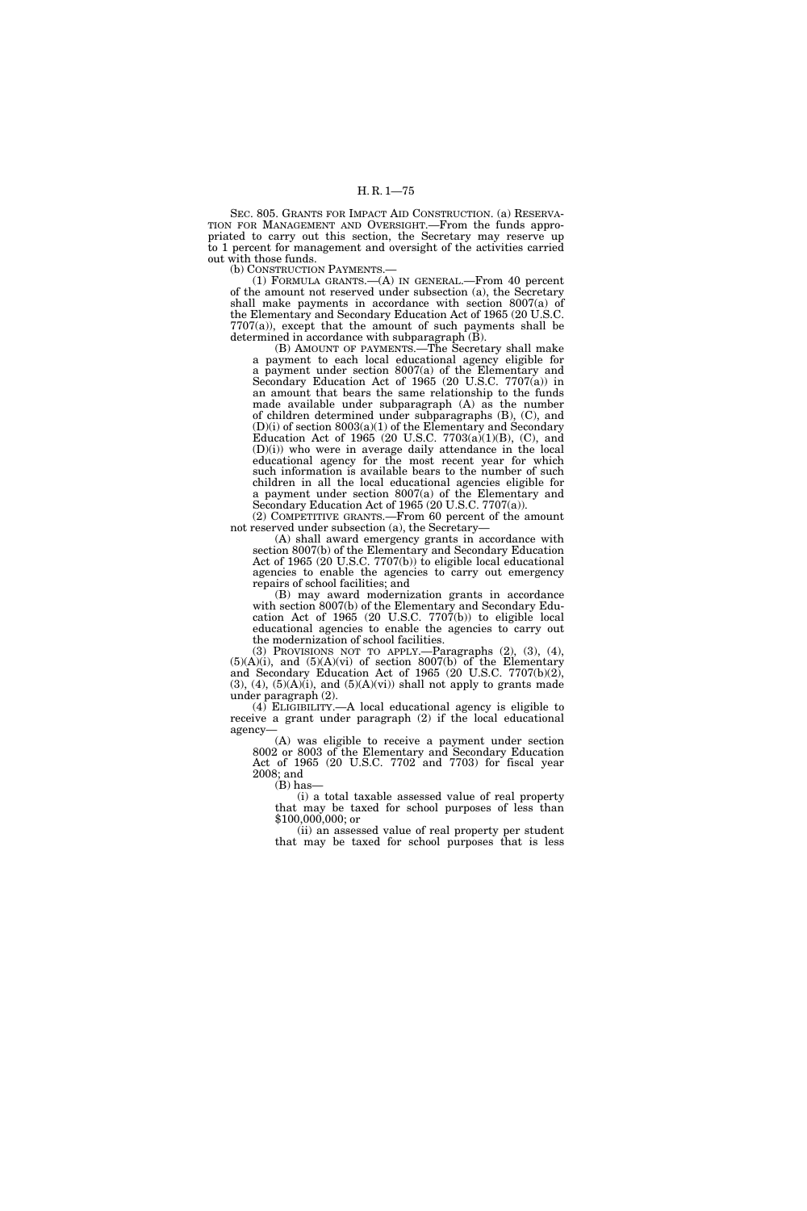SEC. 805. GRANTS FOR IMPACT AID CONSTRUCTION. (a) RESERVATION FOR MANAGEMENT AND OVERSIGHT.—From the funds appropriated to carry out this section, the Secretary may reserve up to 1 percent for management and oversight of the activities carried out with those funds.

(b) CONSTRUCTION PAYMENTS.—

(1) FORMULA GRANTS.—(A) IN GENERAL.—From 40 percent of the amount not reserved under subsection (a), the Secretary shall make payments in accordance with section 8007(a) of the Elementary and Secondary Education Act of 1965 (20 U.S.C. 7707(a)), except that the amount of such payments shall be determined in accordance with subparagraph (B).

(B) AMOUNT OF PAYMENTS.—The Secretary shall make a payment to each local educational agency eligible for a payment under section 8007(a) of the Elementary and Secondary Education Act of 1965 (20 U.S.C. 7707(a)) in an amount that bears the same relationship to the funds made available under subparagraph (A) as the number of children determined under subparagraphs (B), (C), and (D)(i) of section 8003(a)(1) of the Elementary and Secondary Education Act of 1965 (20 U.S.C. 7703(a)(1)(B), (C), and (D)(i)) who were in average daily attendance in the local educational agency for the most recent year for which such information is available bears to the number of such children in all the local educational agencies eligible for a payment under section 8007(a) of the Elementary and Secondary Education Act of 1965 (20 U.S.C. 7707(a)).

(2) COMPETITIVE GRANTS.—From 60 percent of the amount not reserved under subsection (a), the Secretary—

(A) shall award emergency grants in accordance with section 8007(b) of the Elementary and Secondary Education Act of 1965 (20 U.S.C. 7707(b)) to eligible local educational agencies to enable the agencies to carry out emergency repairs of school facilities; and

(B) may award modernization grants in accordance with section 8007(b) of the Elementary and Secondary Education Act of 1965 (20 U.S.C. 7707(b)) to eligible local educational agencies to enable the agencies to carry out the modernization of school facilities.

(3) PROVISIONS NOT TO APPLY.—Paragraphs (2), (3), (4), (5)(A)(i), and (5)(A)(vi) of section 8007(b) of the Elementary and Secondary Education Act of 1965 (20 U.S.C. 7707(b)(2), (3), (4), (5)(A)(i), and (5)(A)(vi)) shall not apply to grants made under paragraph (2).

(4) ELIGIBILITY.—A local educational agency is eligible to receive a grant under paragraph (2) if the local educational agency—

(A) was eligible to receive a payment under section 8002 or 8003 of the Elementary and Secondary Education Act of 1965 (20 U.S.C. 7702 and 7703) for fiscal year 2008; and

(B) has—

(i) a total taxable assessed value of real property that may be taxed for school purposes of less than $100,000,000; or

(ii) an assessed value of real property per student that may be taxed for school purposes that is less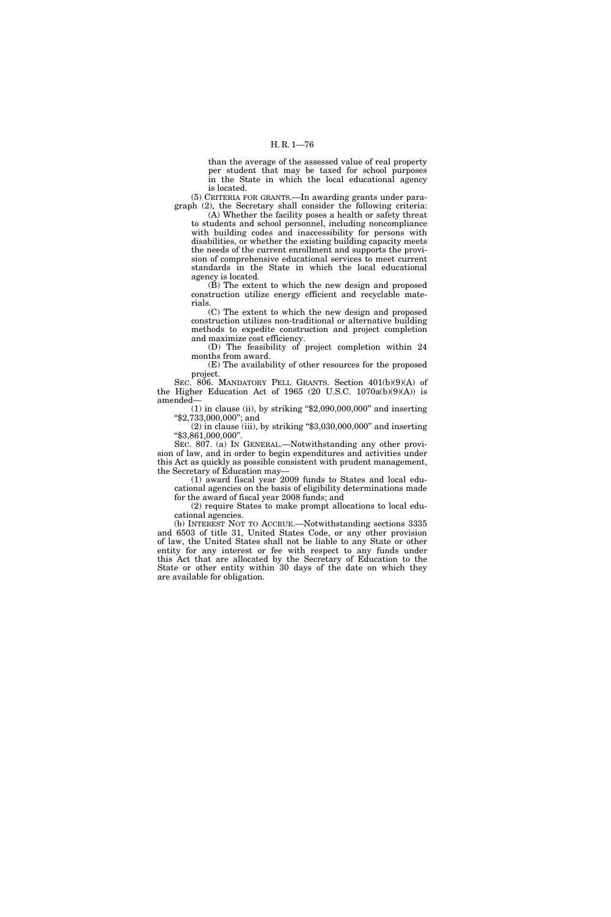than the average of the assessed value of real property per student that may be taxed for school purposes in the State in which the local educational agency is located.

(5) CRITERIA FOR GRANTS.—In awarding grants under paragraph (2), the Secretary shall consider the following criteria:

(A) Whether the facility poses a health or safety threat to students and school personnel, including noncompliance with building codes and inaccessibility for persons with disabilities, or whether the existing building capacity meets the needs of the current enrollment and supports the provision of comprehensive educational services to meet current standards in the State in which the local educational agency is located.

(B) The extent to which the new design and proposed construction utilize energy efficient and recyclable materials.

(C) The extent to which the new design and proposed construction utilizes non-traditional or alternative building methods to expedite construction and project completion and maximize cost efficiency.

(D) The feasibility of project completion within 24 months from award.

(E) The availability of other resources for the proposed project.

SEC. 806. MANDATORY PELL GRANTS. Section 401(b)(9)(A) of the Higher Education Act of 1965 (20 U.S.C. 1070a(b)(9)(A)) is amended—

(1) in clause (ii), by striking "$2,090,000,000" and inserting "$2,733,000,000"; and

(2) in clause (iii), by striking "$3,030,000,000" and inserting "$3,861,000,000".

SEC. 807. (a) IN GENERAL.—Notwithstanding any other provision of law, and in order to begin expenditures and activities under this Act as quickly as possible consistent with prudent management, the Secretary of Education may—

(1) award fiscal year 2009 funds to States and local educational agencies on the basis of eligibility determinations made for the award of fiscal year 2008 funds; and

(2) require States to make prompt allocations to local educational agencies.

(b) INTEREST NOT TO ACCRUE.—Notwithstanding sections 3335 and 6503 of title 31, United States Code, or any other provision of law, the United States shall not be liable to any State or other entity for any interest or fee with respect to any funds under this Act that are allocated by the Secretary of Education to the State or other entity within 30 days of the date on which they are available for obligation.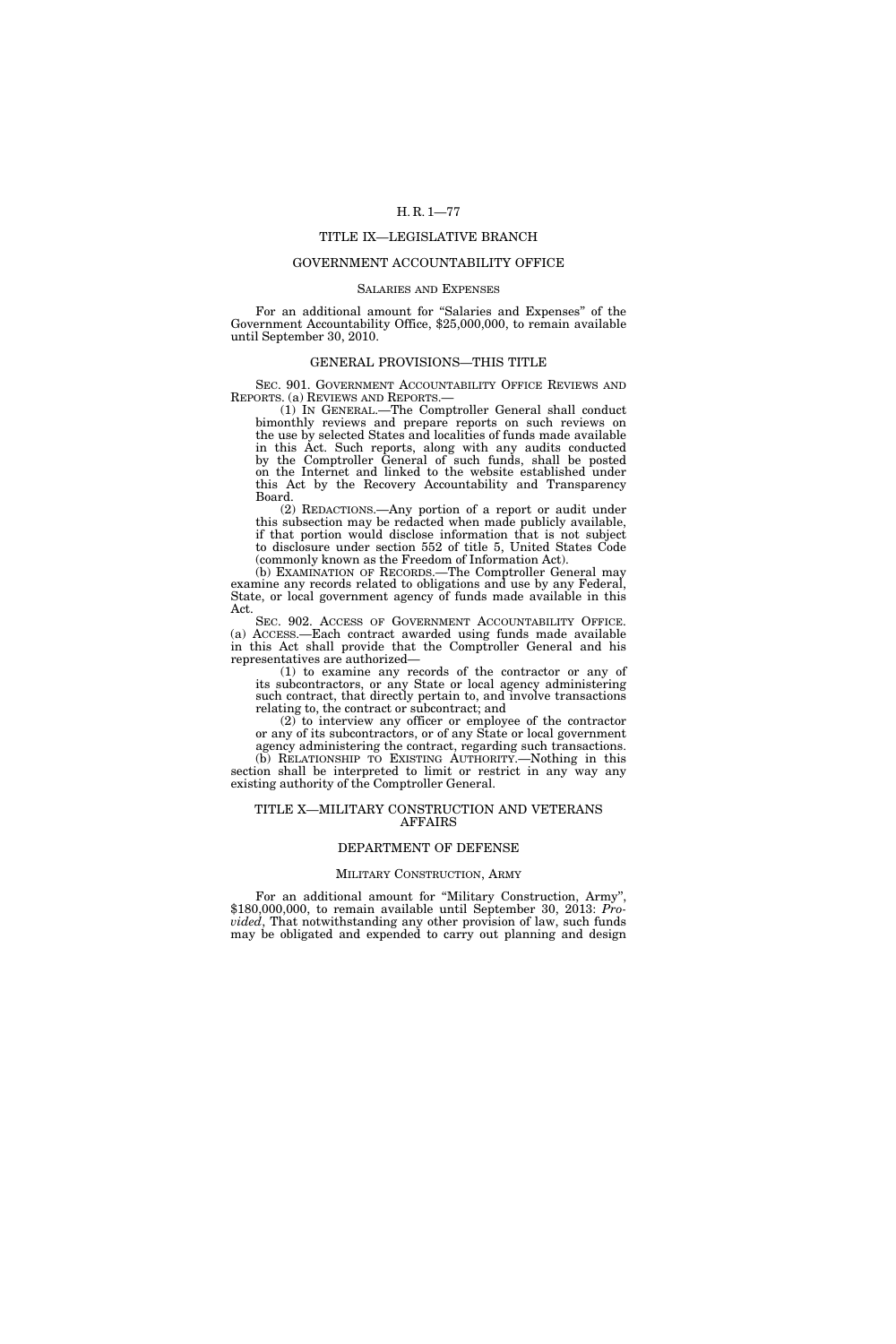## TITLE IX—LEGISLATIVE BRANCH

### GOVERNMENT ACCOUNTABILITY OFFICE

#### SALARIES AND EXPENSES

For an additional amount for "Salaries and Expenses" of the Government Accountability Office, $25,000,000, to remain available until September 30, 2010.

### GENERAL PROVISIONS—THIS TITLE

SEC. 901. GOVERNMENT ACCOUNTABILITY OFFICE REVIEWS AND REPORTS. (a) REVIEWS AND REPORTS.—

(1) IN GENERAL.—The Comptroller General shall conduct bimonthly reviews and prepare reports on such reviews on the use by selected States and localities of funds made available in this Act. Such reports, along with any audits conducted by the Comptroller General of such funds, shall be posted on the Internet and linked to the website established under this Act by the Recovery Accountability and Transparency Board.

(2) REDACTIONS.—Any portion of a report or audit under this subsection may be redacted when made publicly available, if that portion would disclose information that is not subject to disclosure under section 552 of title 5, United States Code (commonly known as the Freedom of Information Act).

(b) EXAMINATION OF RECORDS.—The Comptroller General may examine any records related to obligations and use by any Federal, State, or local government agency of funds made available in this Act.

SEC. 902. ACCESS OF GOVERNMENT ACCOUNTABILITY OFFICE. (a) ACCESS.—Each contract awarded using funds made available in this Act shall provide that the Comptroller General and his representatives are authorized—

(1) to examine any records of the contractor or any of its subcontractors, or any State or local agency administering such contract, that directly pertain to, and involve transactions relating to, the contract or subcontract; and

(2) to interview any officer or employee of the contractor or any of its subcontractors, or of any State or local government agency administering the contract, regarding such transactions.

(b) RELATIONSHIP TO EXISTING AUTHORITY.—Nothing in this section shall be interpreted to limit or restrict in any way any existing authority of the Comptroller General.

## TITLE X—MILITARY CONSTRUCTION AND VETERANS AFFAIRS

### DEPARTMENT OF DEFENSE

#### MILITARY CONSTRUCTION, ARMY

For an additional amount for "Military Construction, Army", $180,000,000, to remain available until September 30, 2013: *Provided*, That notwithstanding any other provision of law, such funds may be obligated and expended to carry out planning and design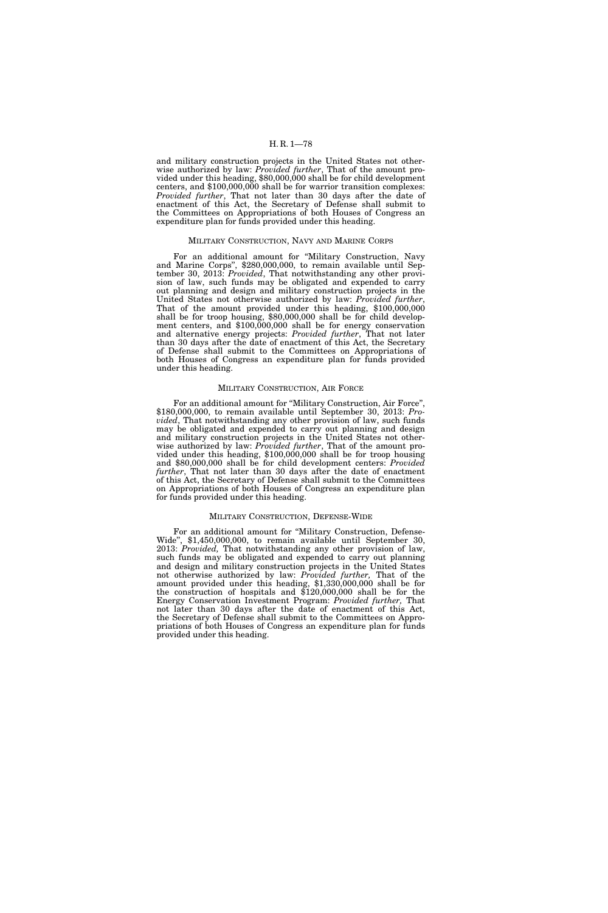and military construction projects in the United States not otherwise authorized by law: *Provided further*, That of the amount provided under this heading, $80,000,000 shall be for child development centers, and $100,000,000 shall be for warrior transition complexes: *Provided further*, That not later than 30 days after the date of enactment of this Act, the Secretary of Defense shall submit to the Committees on Appropriations of both Houses of Congress an expenditure plan for funds provided under this heading.

### MILITARY CONSTRUCTION, NAVY AND MARINE CORPS

For an additional amount for "Military Construction, Navy and Marine Corps", $280,000,000, to remain available until September 30, 2013: *Provided*, That notwithstanding any other provision of law, such funds may be obligated and expended to carry out planning and design and military construction projects in the United States not otherwise authorized by law: *Provided further*, That of the amount provided under this heading, $100,000,000 shall be for troop housing, $80,000,000 shall be for child development centers, and $100,000,000 shall be for energy conservation and alternative energy projects: *Provided further*, That not later than 30 days after the date of enactment of this Act, the Secretary of Defense shall submit to the Committees on Appropriations of both Houses of Congress an expenditure plan for funds provided under this heading.

### MILITARY CONSTRUCTION, AIR FORCE

For an additional amount for "Military Construction, Air Force", $180,000,000, to remain available until September 30, 2013: *Provided*, That notwithstanding any other provision of law, such funds may be obligated and expended to carry out planning and design and military construction projects in the United States not otherwise authorized by law: *Provided further*, That of the amount provided under this heading, $100,000,000 shall be for troop housing and $80,000,000 shall be for child development centers: *Provided further*, That not later than 30 days after the date of enactment of this Act, the Secretary of Defense shall submit to the Committees on Appropriations of both Houses of Congress an expenditure plan for funds provided under this heading.

### MILITARY CONSTRUCTION, DEFENSE-WIDE

For an additional amount for "Military Construction, Defense-Wide", $1,450,000,000, to remain available until September 30, 2013: *Provided,* That notwithstanding any other provision of law, such funds may be obligated and expended to carry out planning and design and military construction projects in the United States not otherwise authorized by law: *Provided further,* That of the amount provided under this heading, $1,330,000,000 shall be for the construction of hospitals and $120,000,000 shall be for the Energy Conservation Investment Program: *Provided further,* That not later than 30 days after the date of enactment of this Act, the Secretary of Defense shall submit to the Committees on Appropriations of both Houses of Congress an expenditure plan for funds provided under this heading.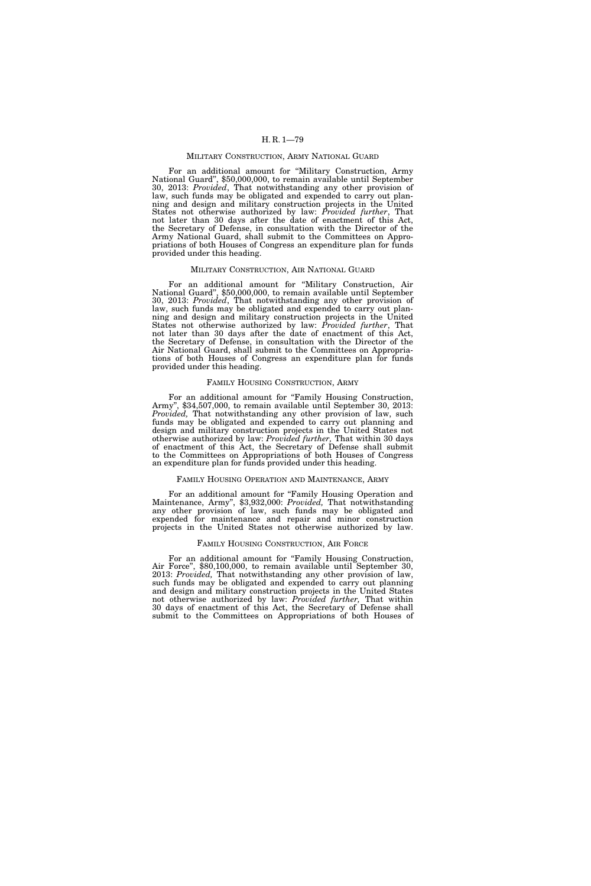## Military Construction, Army National Guard

For an additional amount for "Military Construction, Army National Guard", $50,000,000, to remain available until September 30, 2013: *Provided*, That notwithstanding any other provision of law, such funds may be obligated and expended to carry out planning and design and military construction projects in the United States not otherwise authorized by law: *Provided further*, That not later than 30 days after the date of enactment of this Act, the Secretary of Defense, in consultation with the Director of the Army National Guard, shall submit to the Committees on Appropriations of both Houses of Congress an expenditure plan for funds provided under this heading.

## Military Construction, Air National Guard

For an additional amount for "Military Construction, Air National Guard", $50,000,000, to remain available until September 30, 2013: *Provided*, That notwithstanding any other provision of law, such funds may be obligated and expended to carry out planning and design and military construction projects in the United States not otherwise authorized by law: *Provided further*, That not later than 30 days after the date of enactment of this Act, the Secretary of Defense, in consultation with the Director of the Air National Guard, shall submit to the Committees on Appropriations of both Houses of Congress an expenditure plan for funds provided under this heading.

## Family Housing Construction, Army

For an additional amount for "Family Housing Construction, Army", $34,507,000, to remain available until September 30, 2013: *Provided,* That notwithstanding any other provision of law, such funds may be obligated and expended to carry out planning and design and military construction projects in the United States not otherwise authorized by law: *Provided further,* That within 30 days of enactment of this Act, the Secretary of Defense shall submit to the Committees on Appropriations of both Houses of Congress an expenditure plan for funds provided under this heading.

## Family Housing Operation and Maintenance, Army

For an additional amount for "Family Housing Operation and Maintenance, Army", $3,932,000: *Provided,* That notwithstanding any other provision of law, such funds may be obligated and expended for maintenance and repair and minor construction projects in the United States not otherwise authorized by law.

## Family Housing Construction, Air Force

For an additional amount for "Family Housing Construction, Air Force", $80,100,000, to remain available until September 30, 2013: *Provided,* That notwithstanding any other provision of law, such funds may be obligated and expended to carry out planning and design and military construction projects in the United States not otherwise authorized by law: *Provided further,* That within 30 days of enactment of this Act, the Secretary of Defense shall submit to the Committees on Appropriations of both Houses of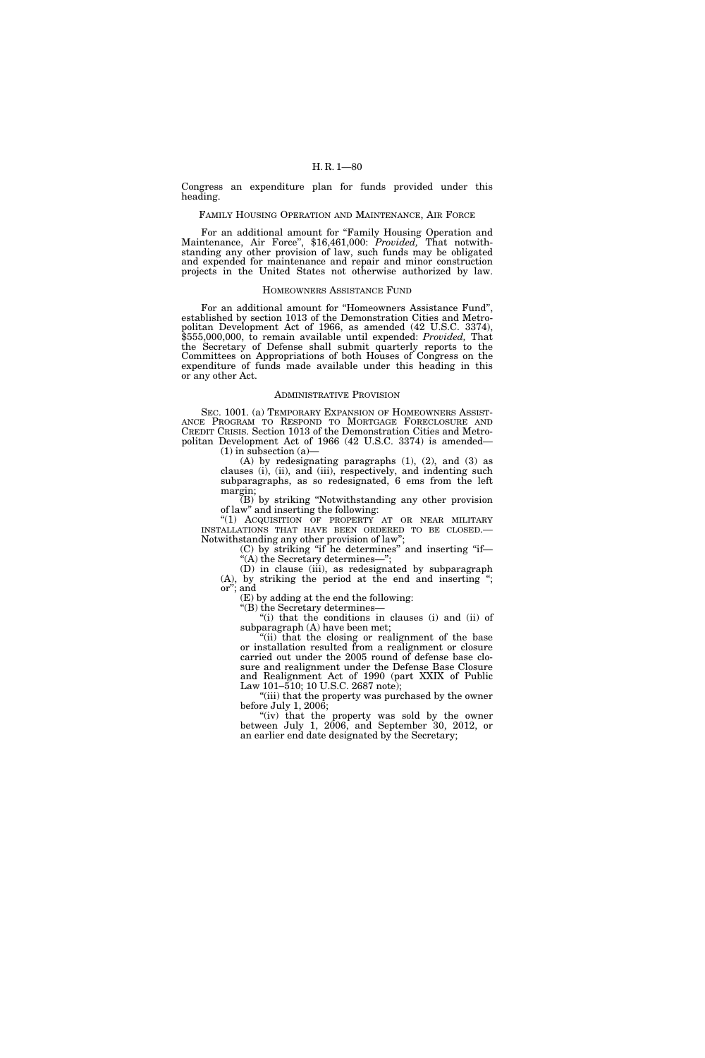Congress an expenditure plan for funds provided under this heading.

FAMILY HOUSING OPERATION AND MAINTENANCE, AIR FORCE

For an additional amount for "Family Housing Operation and Maintenance, Air Force", $16,461,000: *Provided,* That notwithstanding any other provision of law, such funds may be obligated and expended for maintenance and repair and minor construction projects in the United States not otherwise authorized by law.

HOMEOWNERS ASSISTANCE FUND

For an additional amount for "Homeowners Assistance Fund", established by section 1013 of the Demonstration Cities and Metropolitan Development Act of 1966, as amended (42 U.S.C. 3374), $555,000,000, to remain available until expended: *Provided,* That the Secretary of Defense shall submit quarterly reports to the Committees on Appropriations of both Houses of Congress on the expenditure of funds made available under this heading in this or any other Act.

ADMINISTRATIVE PROVISION

SEC. 1001. (a) TEMPORARY EXPANSION OF HOMEOWNERS ASSISTANCE PROGRAM TO RESPOND TO MORTGAGE FORECLOSURE AND CREDIT CRISIS. Section 1013 of the Demonstration Cities and Metropolitan Development Act of 1966 (42 U.S.C. 3374) is amended—

(1) in subsection (a)—

(A) by redesignating paragraphs (1), (2), and (3) as clauses (i), (ii), and (iii), respectively, and indenting such subparagraphs, as so redesignated, 6 ems from the left margin;

(B) by striking "Notwithstanding any other provision of law" and inserting the following:

"(1) ACQUISITION OF PROPERTY AT OR NEAR MILITARY INSTALLATIONS THAT HAVE BEEN ORDERED TO BE CLOSED.—Notwithstanding any other provision of law";

(C) by striking "if he determines" and inserting "if—

"(A) the Secretary determines—";

(D) in clause (iii), as redesignated by subparagraph (A), by striking the period at the end and inserting "; or"; and

(E) by adding at the end the following:

"(B) the Secretary determines—

"(i) that the conditions in clauses (i) and (ii) of subparagraph (A) have been met;

"(ii) that the closing or realignment of the base or installation resulted from a realignment or closure carried out under the 2005 round of defense base closure and realignment under the Defense Base Closure and Realignment Act of 1990 (part XXIX of Public Law 101–510; 10 U.S.C. 2687 note);

"(iii) that the property was purchased by the owner before July 1, 2006;

"(iv) that the property was sold by the owner between July 1, 2006, and September 30, 2012, or an earlier end date designated by the Secretary;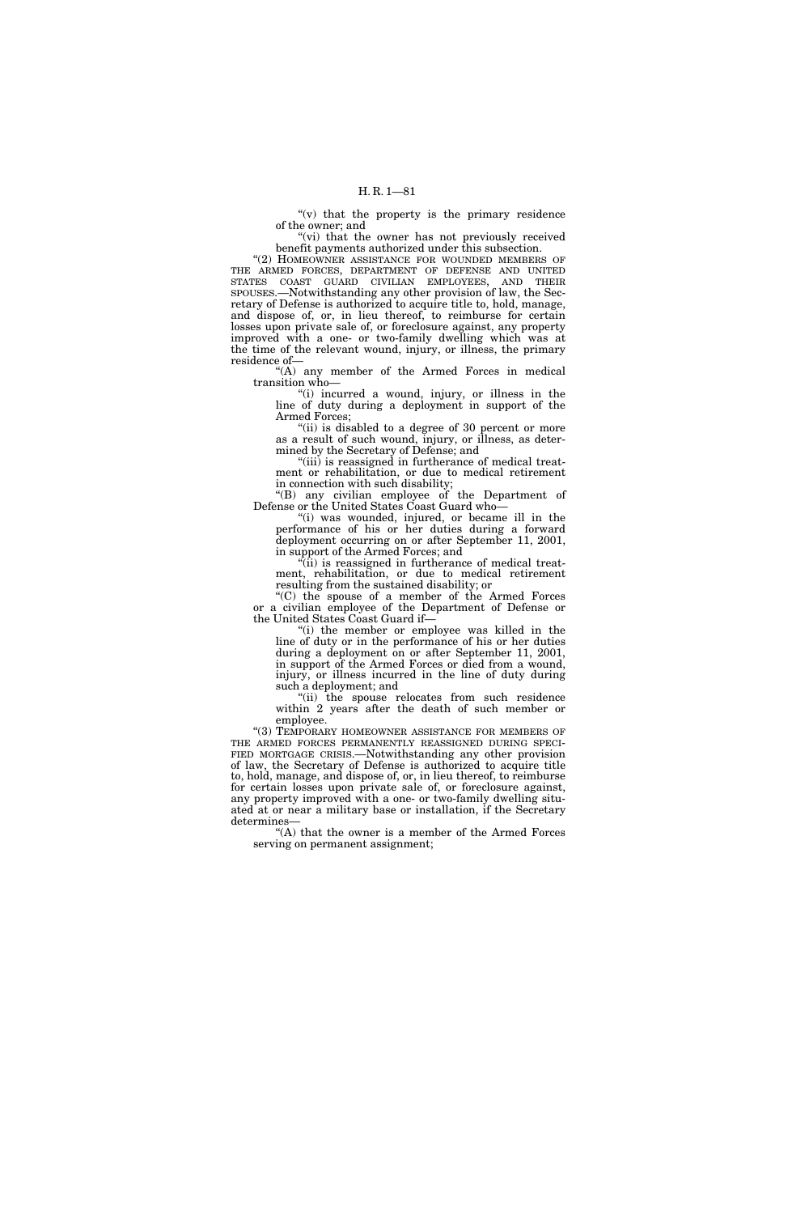"(v) that the property is the primary residence of the owner; and

"(vi) that the owner has not previously received benefit payments authorized under this subsection.

"(2) HOMEOWNER ASSISTANCE FOR WOUNDED MEMBERS OF THE ARMED FORCES, DEPARTMENT OF DEFENSE AND UNITED STATES COAST GUARD CIVILIAN EMPLOYEES, AND THEIR SPOUSES.—Notwithstanding any other provision of law, the Secretary of Defense is authorized to acquire title to, hold, manage, and dispose of, or, in lieu thereof, to reimburse for certain losses upon private sale of, or foreclosure against, any property improved with a one- or two-family dwelling which was at the time of the relevant wound, injury, or illness, the primary residence of—

"(A) any member of the Armed Forces in medical transition who—

"(i) incurred a wound, injury, or illness in the line of duty during a deployment in support of the Armed Forces;

"(ii) is disabled to a degree of 30 percent or more as a result of such wound, injury, or illness, as determined by the Secretary of Defense; and

"(iii) is reassigned in furtherance of medical treatment or rehabilitation, or due to medical retirement in connection with such disability;

"(B) any civilian employee of the Department of Defense or the United States Coast Guard who—

"(i) was wounded, injured, or became ill in the performance of his or her duties during a forward deployment occurring on or after September 11, 2001, in support of the Armed Forces; and

"(ii) is reassigned in furtherance of medical treatment, rehabilitation, or due to medical retirement resulting from the sustained disability; or

"(C) the spouse of a member of the Armed Forces or a civilian employee of the Department of Defense or the United States Coast Guard if—

"(i) the member or employee was killed in the line of duty or in the performance of his or her duties during a deployment on or after September 11, 2001, in support of the Armed Forces or died from a wound, injury, or illness incurred in the line of duty during such a deployment; and

"(ii) the spouse relocates from such residence within 2 years after the death of such member or employee.

"(3) TEMPORARY HOMEOWNER ASSISTANCE FOR MEMBERS OF THE ARMED FORCES PERMANENTLY REASSIGNED DURING SPECIFIED MORTGAGE CRISIS.—Notwithstanding any other provision of law, the Secretary of Defense is authorized to acquire title to, hold, manage, and dispose of, or, in lieu thereof, to reimburse for certain losses upon private sale of, or foreclosure against, any property improved with a one- or two-family dwelling situated at or near a military base or installation, if the Secretary determines—

"(A) that the owner is a member of the Armed Forces serving on permanent assignment;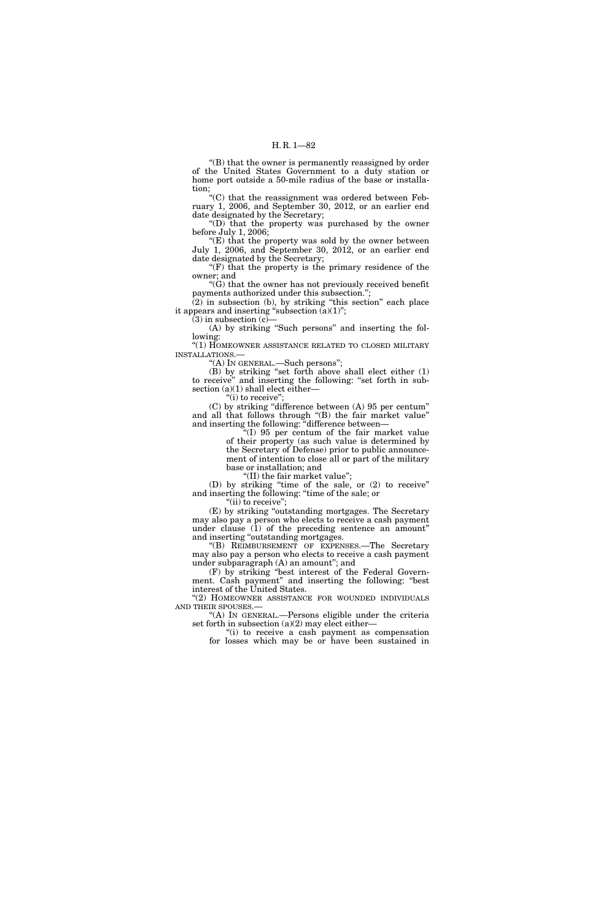"(B) that the owner is permanently reassigned by order of the United States Government to a duty station or home port outside a 50-mile radius of the base or installation;

"(C) that the reassignment was ordered between February 1, 2006, and September 30, 2012, or an earlier end date designated by the Secretary;

"(D) that the property was purchased by the owner before July 1, 2006;

"(E) that the property was sold by the owner between July 1, 2006, and September 30, 2012, or an earlier end date designated by the Secretary;

"(F) that the property is the primary residence of the owner; and

"(G) that the owner has not previously received benefit payments authorized under this subsection.";

(2) in subsection (b), by striking "this section" each place it appears and inserting "subsection (a)(1)";

(3) in subsection (c)—

(A) by striking "Such persons" and inserting the following:

"(1) HOMEOWNER ASSISTANCE RELATED TO CLOSED MILITARY INSTALLATIONS.—

"(A) IN GENERAL.—Such persons";

(B) by striking "set forth above shall elect either (1) to receive" and inserting the following: "set forth in subsection (a)(1) shall elect either—

"(i) to receive";

(C) by striking "difference between (A) 95 per centum" and all that follows through "(B) the fair market value" and inserting the following: "difference between—

"(I) 95 per centum of the fair market value of their property (as such value is determined by the Secretary of Defense) prior to public announcement of intention to close all or part of the military base or installation; and

"(II) the fair market value";

(D) by striking "time of the sale, or (2) to receive" and inserting the following: "time of the sale; or

"(ii) to receive";

(E) by striking "outstanding mortgages. The Secretary may also pay a person who elects to receive a cash payment under clause (1) of the preceding sentence an amount" and inserting "outstanding mortgages.

"(B) REIMBURSEMENT OF EXPENSES.—The Secretary may also pay a person who elects to receive a cash payment under subparagraph (A) an amount"; and

(F) by striking "best interest of the Federal Government. Cash payment" and inserting the following: "best interest of the United States.

"(2) HOMEOWNER ASSISTANCE FOR WOUNDED INDIVIDUALS AND THEIR SPOUSES.—

"(A) IN GENERAL.—Persons eligible under the criteria set forth in subsection (a)(2) may elect either—

"(i) to receive a cash payment as compensation for losses which may be or have been sustained in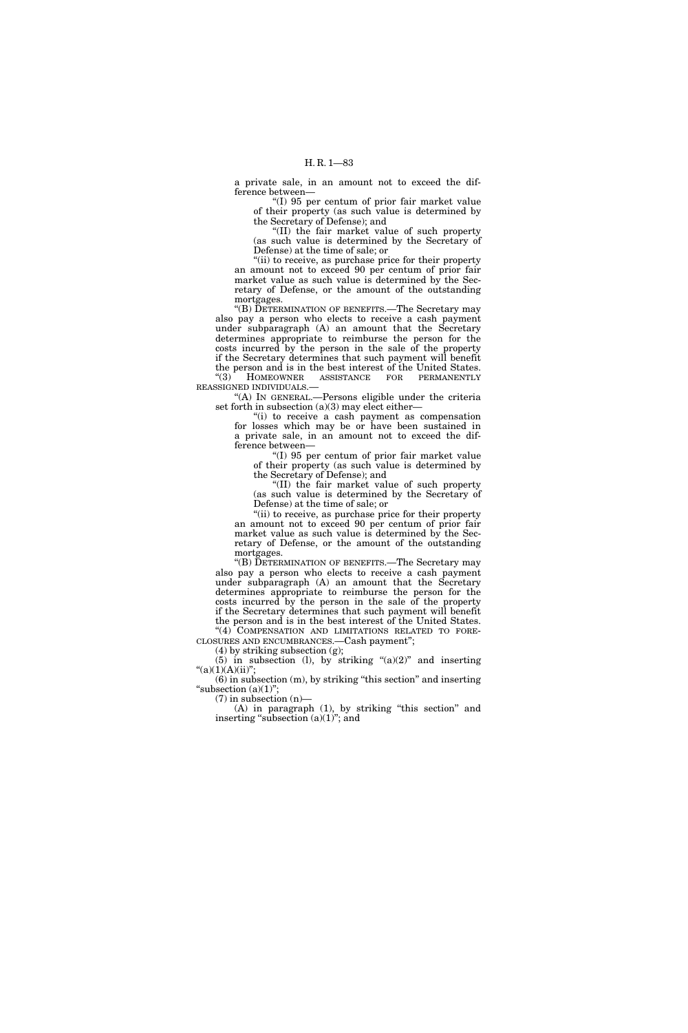a private sale, in an amount not to exceed the difference between—

"(I) 95 per centum of prior fair market value of their property (as such value is determined by the Secretary of Defense); and

"(II) the fair market value of such property (as such value is determined by the Secretary of Defense) at the time of sale; or

"(ii) to receive, as purchase price for their property an amount not to exceed 90 per centum of prior fair market value as such value is determined by the Secretary of Defense, or the amount of the outstanding mortgages.

"(B) DETERMINATION OF BENEFITS.—The Secretary may also pay a person who elects to receive a cash payment under subparagraph (A) an amount that the Secretary determines appropriate to reimburse the person for the costs incurred by the person in the sale of the property if the Secretary determines that such payment will benefit the person and is in the best interest of the United States.

"(3) HOMEOWNER ASSISTANCE FOR PERMANENTLY REASSIGNED INDIVIDUALS.—

"(A) IN GENERAL.—Persons eligible under the criteria set forth in subsection (a)(3) may elect either—

"(i) to receive a cash payment as compensation for losses which may be or have been sustained in a private sale, in an amount not to exceed the difference between—

"(I) 95 per centum of prior fair market value of their property (as such value is determined by the Secretary of Defense); and

"(II) the fair market value of such property (as such value is determined by the Secretary of Defense) at the time of sale; or

"(ii) to receive, as purchase price for their property an amount not to exceed 90 per centum of prior fair market value as such value is determined by the Secretary of Defense, or the amount of the outstanding mortgages.

"(B) DETERMINATION OF BENEFITS.—The Secretary may also pay a person who elects to receive a cash payment under subparagraph (A) an amount that the Secretary determines appropriate to reimburse the person for the costs incurred by the person in the sale of the property if the Secretary determines that such payment will benefit the person and is in the best interest of the United States.

"(4) COMPENSATION AND LIMITATIONS RELATED TO FORECLOSURES AND ENCUMBRANCES.—Cash payment";

(4) by striking subsection (g);

(5) in subsection (l), by striking "(a)(2)" and inserting "(a)(1)(A)(ii)";

(6) in subsection (m), by striking "this section" and inserting "subsection (a)(1)";

(7) in subsection (n)—

(A) in paragraph (1), by striking "this section" and inserting "subsection (a)(1)"; and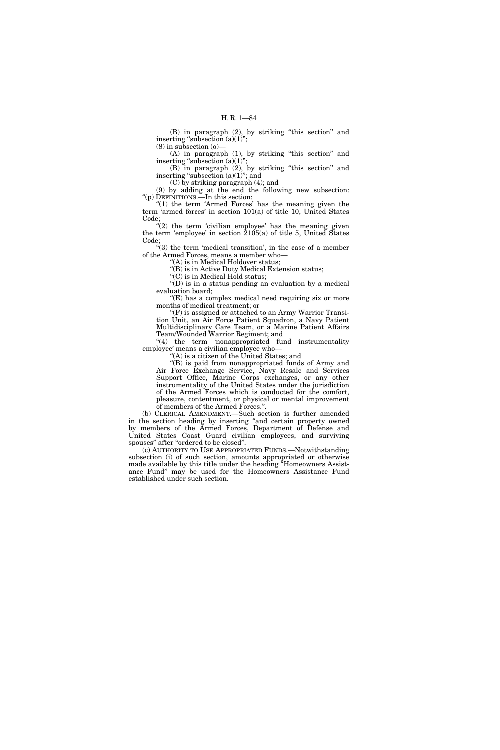(B) in paragraph (2), by striking "this section" and inserting "subsection (a)(1)";

(8) in subsection (o)—

(A) in paragraph (1), by striking "this section" and inserting "subsection (a)(1)";

(B) in paragraph (2), by striking "this section" and inserting "subsection (a)(1)"; and

(C) by striking paragraph (4); and

(9) by adding at the end the following new subsection:

"(p) DEFINITIONS.—In this section:

"(1) the term 'Armed Forces' has the meaning given the term 'armed forces' in section 101(a) of title 10, United States Code;

"(2) the term 'civilian employee' has the meaning given the term 'employee' in section 2105(a) of title 5, United States Code;

"(3) the term 'medical transition', in the case of a member of the Armed Forces, means a member who—

"(A) is in Medical Holdover status;

"(B) is in Active Duty Medical Extension status;

"(C) is in Medical Hold status;

"(D) is in a status pending an evaluation by a medical evaluation board;

"(E) has a complex medical need requiring six or more months of medical treatment; or

"(F) is assigned or attached to an Army Warrior Transition Unit, an Air Force Patient Squadron, a Navy Patient Multidisciplinary Care Team, or a Marine Patient Affairs Team/Wounded Warrior Regiment; and

"(4) the term 'nonappropriated fund instrumentality employee' means a civilian employee who—

"(A) is a citizen of the United States; and

"(B) is paid from nonappropriated funds of Army and Air Force Exchange Service, Navy Resale and Services Support Office, Marine Corps exchanges, or any other instrumentality of the United States under the jurisdiction of the Armed Forces which is conducted for the comfort, pleasure, contentment, or physical or mental improvement of members of the Armed Forces.".

(b) CLERICAL AMENDMENT.—Such section is further amended in the section heading by inserting "and certain property owned by members of the Armed Forces, Department of Defense and United States Coast Guard civilian employees, and surviving spouses" after "ordered to be closed".

(c) AUTHORITY TO USE APPROPRIATED FUNDS.—Notwithstanding subsection (i) of such section, amounts appropriated or otherwise made available by this title under the heading "Homeowners Assistance Fund" may be used for the Homeowners Assistance Fund established under such section.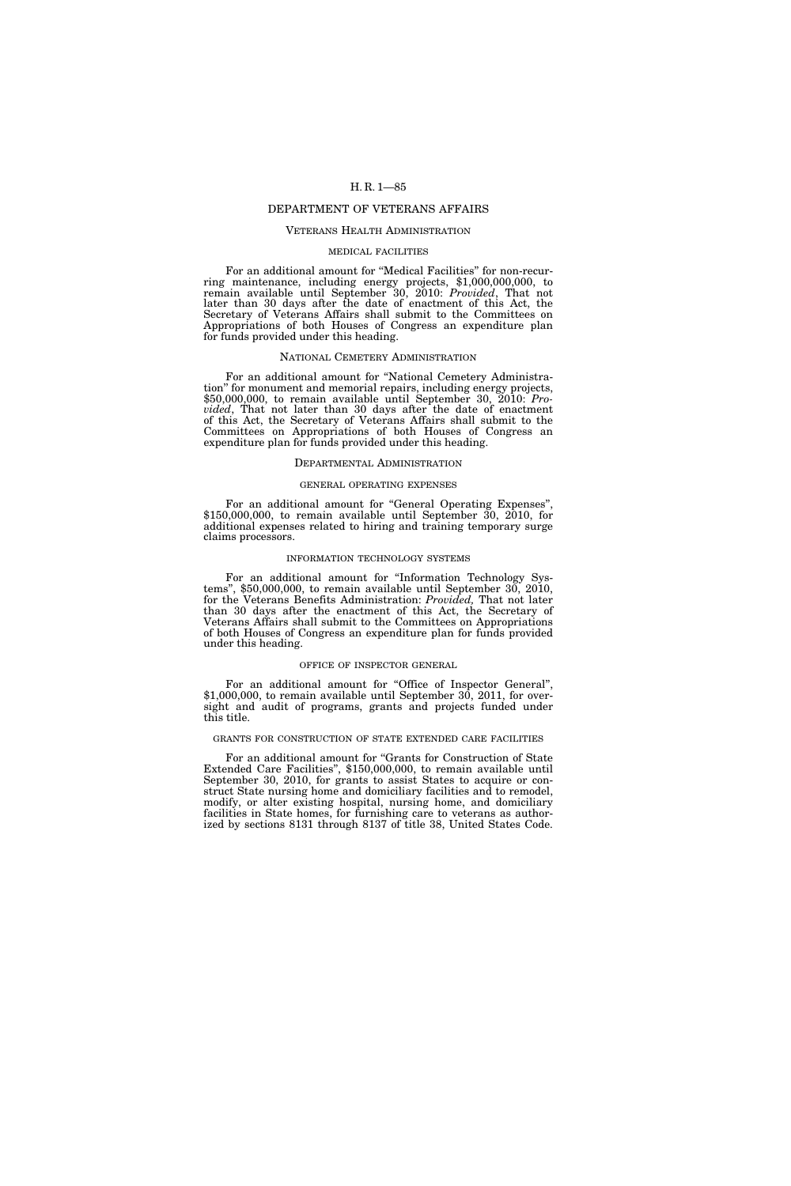# DEPARTMENT OF VETERANS AFFAIRS

## VETERANS HEALTH ADMINISTRATION

### MEDICAL FACILITIES

For an additional amount for "Medical Facilities" for non-recurring maintenance, including energy projects, $1,000,000,000, to remain available until September 30, 2010: *Provided*, That not later than 30 days after the date of enactment of this Act, the Secretary of Veterans Affairs shall submit to the Committees on Appropriations of both Houses of Congress an expenditure plan for funds provided under this heading.

## NATIONAL CEMETERY ADMINISTRATION

For an additional amount for "National Cemetery Administration" for monument and memorial repairs, including energy projects, $50,000,000, to remain available until September 30, 2010: *Provided*, That not later than 30 days after the date of enactment of this Act, the Secretary of Veterans Affairs shall submit to the Committees on Appropriations of both Houses of Congress an expenditure plan for funds provided under this heading.

## DEPARTMENTAL ADMINISTRATION

### GENERAL OPERATING EXPENSES

For an additional amount for "General Operating Expenses", $150,000,000, to remain available until September 30, 2010, for additional expenses related to hiring and training temporary surge claims processors.

### INFORMATION TECHNOLOGY SYSTEMS

For an additional amount for "Information Technology Systems", $50,000,000, to remain available until September 30, 2010, for the Veterans Benefits Administration: *Provided,* That not later than 30 days after the enactment of this Act, the Secretary of Veterans Affairs shall submit to the Committees on Appropriations of both Houses of Congress an expenditure plan for funds provided under this heading.

### OFFICE OF INSPECTOR GENERAL

For an additional amount for "Office of Inspector General", $1,000,000, to remain available until September 30, 2011, for oversight and audit of programs, grants and projects funded under this title.

### GRANTS FOR CONSTRUCTION OF STATE EXTENDED CARE FACILITIES

For an additional amount for "Grants for Construction of State Extended Care Facilities", $150,000,000, to remain available until September 30, 2010, for grants to assist States to acquire or construct State nursing home and domiciliary facilities and to remodel, modify, or alter existing hospital, nursing home, and domiciliary facilities in State homes, for furnishing care to veterans as authorized by sections 8131 through 8137 of title 38, United States Code.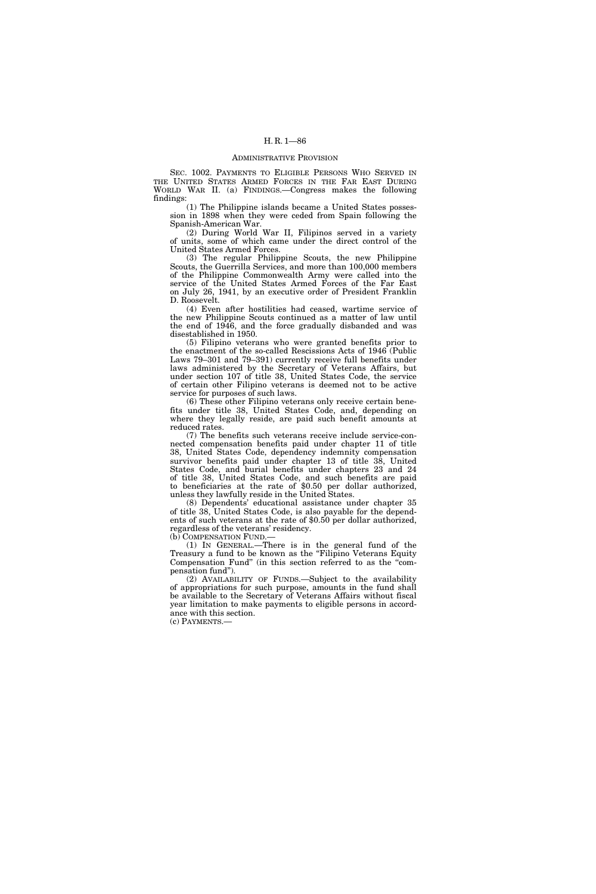## ADMINISTRATIVE PROVISION

SEC. 1002. PAYMENTS TO ELIGIBLE PERSONS WHO SERVED IN THE UNITED STATES ARMED FORCES IN THE FAR EAST DURING WORLD WAR II. (a) FINDINGS.—Congress makes the following findings:

(1) The Philippine islands became a United States possession in 1898 when they were ceded from Spain following the Spanish-American War.

(2) During World War II, Filipinos served in a variety of units, some of which came under the direct control of the United States Armed Forces.

(3) The regular Philippine Scouts, the new Philippine Scouts, the Guerrilla Services, and more than 100,000 members of the Philippine Commonwealth Army were called into the service of the United States Armed Forces of the Far East on July 26, 1941, by an executive order of President Franklin D. Roosevelt.

(4) Even after hostilities had ceased, wartime service of the new Philippine Scouts continued as a matter of law until the end of 1946, and the force gradually disbanded and was disestablished in 1950.

(5) Filipino veterans who were granted benefits prior to the enactment of the so-called Rescissions Acts of 1946 (Public Laws 79–301 and 79–391) currently receive full benefits under laws administered by the Secretary of Veterans Affairs, but under section 107 of title 38, United States Code, the service of certain other Filipino veterans is deemed not to be active service for purposes of such laws.

(6) These other Filipino veterans only receive certain benefits under title 38, United States Code, and, depending on where they legally reside, are paid such benefit amounts at reduced rates.

(7) The benefits such veterans receive include service-connected compensation benefits paid under chapter 11 of title 38, United States Code, dependency indemnity compensation survivor benefits paid under chapter 13 of title 38, United States Code, and burial benefits under chapters 23 and 24 of title 38, United States Code, and such benefits are paid to beneficiaries at the rate of $0.50 per dollar authorized, unless they lawfully reside in the United States.

(8) Dependents' educational assistance under chapter 35 of title 38, United States Code, is also payable for the dependents of such veterans at the rate of $0.50 per dollar authorized, regardless of the veterans' residency.

(b) COMPENSATION FUND.—

(1) IN GENERAL.—There is in the general fund of the Treasury a fund to be known as the "Filipino Veterans Equity Compensation Fund" (in this section referred to as the "compensation fund").

(2) AVAILABILITY OF FUNDS.—Subject to the availability of appropriations for such purpose, amounts in the fund shall be available to the Secretary of Veterans Affairs without fiscal year limitation to make payments to eligible persons in accordance with this section.

(c) PAYMENTS.—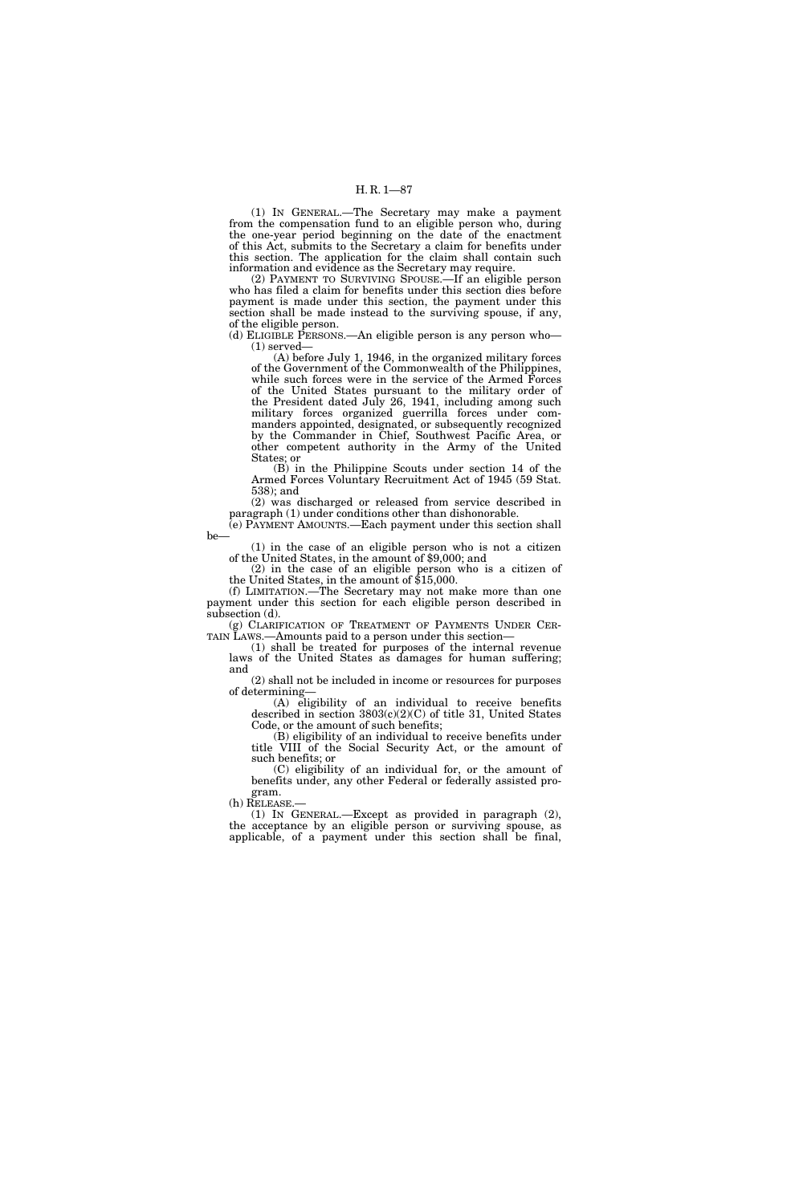(1) IN GENERAL.—The Secretary may make a payment from the compensation fund to an eligible person who, during the one-year period beginning on the date of the enactment of this Act, submits to the Secretary a claim for benefits under this section. The application for the claim shall contain such information and evidence as the Secretary may require.

(2) PAYMENT TO SURVIVING SPOUSE.—If an eligible person who has filed a claim for benefits under this section dies before payment is made under this section, the payment under this section shall be made instead to the surviving spouse, if any, of the eligible person.

(d) ELIGIBLE PERSONS.—An eligible person is any person who—

(1) served—

(A) before July 1, 1946, in the organized military forces of the Government of the Commonwealth of the Philippines, while such forces were in the service of the Armed Forces of the United States pursuant to the military order of the President dated July 26, 1941, including among such military forces organized guerrilla forces under commanders appointed, designated, or subsequently recognized by the Commander in Chief, Southwest Pacific Area, or other competent authority in the Army of the United States; or

(B) in the Philippine Scouts under section 14 of the Armed Forces Voluntary Recruitment Act of 1945 (59 Stat. 538); and

(2) was discharged or released from service described in paragraph (1) under conditions other than dishonorable.

(e) PAYMENT AMOUNTS.—Each payment under this section shall be—

(1) in the case of an eligible person who is not a citizen of the United States, in the amount of $9,000; and

(2) in the case of an eligible person who is a citizen of the United States, in the amount of $15,000.

(f) LIMITATION.—The Secretary may not make more than one payment under this section for each eligible person described in subsection (d).

(g) CLARIFICATION OF TREATMENT OF PAYMENTS UNDER CERTAIN LAWS.—Amounts paid to a person under this section—

(1) shall be treated for purposes of the internal revenue laws of the United States as damages for human suffering; and

(2) shall not be included in income or resources for purposes of determining—

(A) eligibility of an individual to receive benefits described in section 3803(c)(2)(C) of title 31, United States Code, or the amount of such benefits;

(B) eligibility of an individual to receive benefits under title VIII of the Social Security Act, or the amount of such benefits; or

(C) eligibility of an individual for, or the amount of benefits under, any other Federal or federally assisted program.

(h) RELEASE.—

(1) IN GENERAL.—Except as provided in paragraph (2), the acceptance by an eligible person or surviving spouse, as applicable, of a payment under this section shall be final,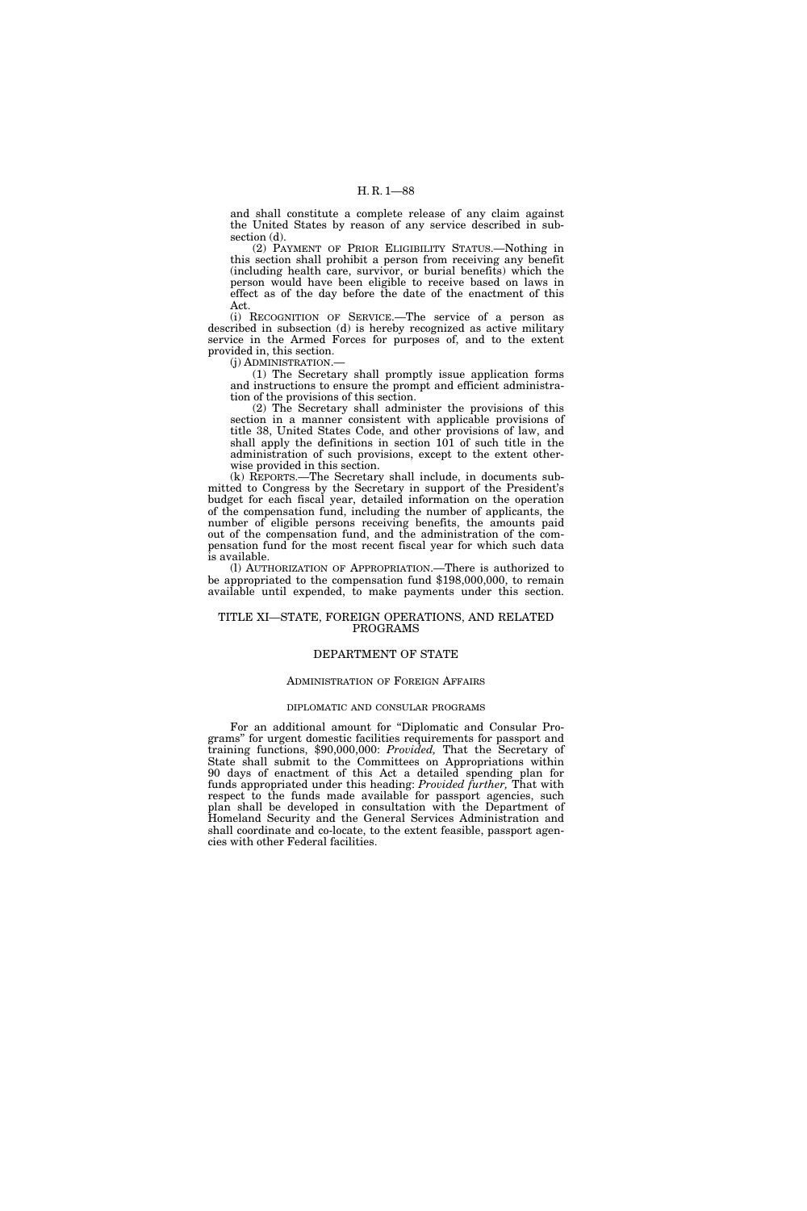and shall constitute a complete release of any claim against the United States by reason of any service described in subsection (d).

(2) PAYMENT OF PRIOR ELIGIBILITY STATUS.—Nothing in this section shall prohibit a person from receiving any benefit (including health care, survivor, or burial benefits) which the person would have been eligible to receive based on laws in effect as of the day before the date of the enactment of this Act.

(i) RECOGNITION OF SERVICE.—The service of a person as described in subsection (d) is hereby recognized as active military service in the Armed Forces for purposes of, and to the extent provided in, this section.

(j) ADMINISTRATION.—

(1) The Secretary shall promptly issue application forms and instructions to ensure the prompt and efficient administration of the provisions of this section.

(2) The Secretary shall administer the provisions of this section in a manner consistent with applicable provisions of title 38, United States Code, and other provisions of law, and shall apply the definitions in section 101 of such title in the administration of such provisions, except to the extent otherwise provided in this section.

(k) REPORTS.—The Secretary shall include, in documents submitted to Congress by the Secretary in support of the President's budget for each fiscal year, detailed information on the operation of the compensation fund, including the number of applicants, the number of eligible persons receiving benefits, the amounts paid out of the compensation fund, and the administration of the compensation fund for the most recent fiscal year for which such data is available.

(l) AUTHORIZATION OF APPROPRIATION.—There is authorized to be appropriated to the compensation fund $198,000,000, to remain available until expended, to make payments under this section.

## TITLE XI—STATE, FOREIGN OPERATIONS, AND RELATED PROGRAMS

### DEPARTMENT OF STATE

#### ADMINISTRATION OF FOREIGN AFFAIRS

##### DIPLOMATIC AND CONSULAR PROGRAMS

For an additional amount for "Diplomatic and Consular Programs" for urgent domestic facilities requirements for passport and training functions, $90,000,000: *Provided,* That the Secretary of State shall submit to the Committees on Appropriations within 90 days of enactment of this Act a detailed spending plan for funds appropriated under this heading: *Provided further,* That with respect to the funds made available for passport agencies, such plan shall be developed in consultation with the Department of Homeland Security and the General Services Administration and shall coordinate and co-locate, to the extent feasible, passport agencies with other Federal facilities.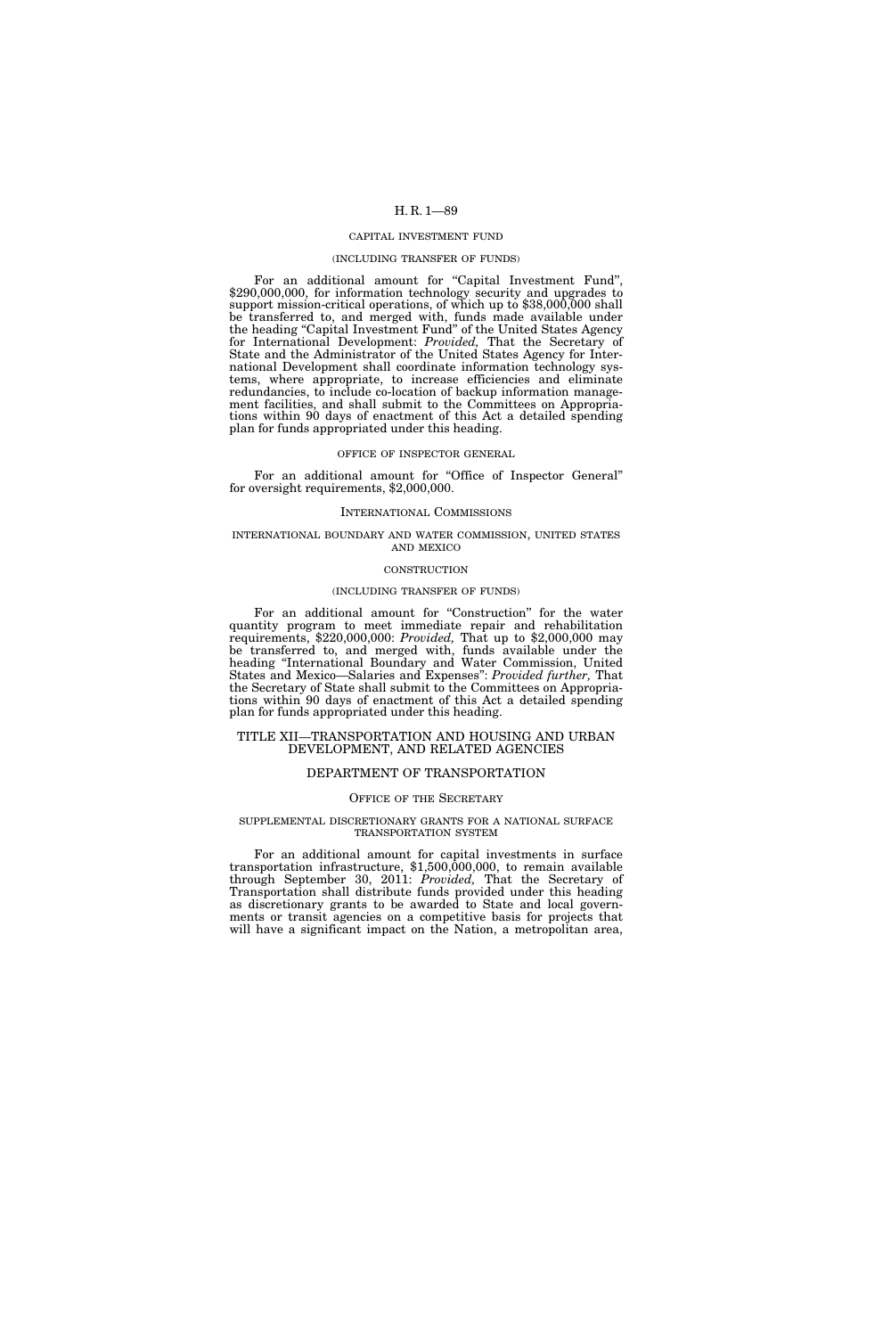CAPITAL INVESTMENT FUND

(INCLUDING TRANSFER OF FUNDS)

For an additional amount for "Capital Investment Fund", $290,000,000, for information technology security and upgrades to support mission-critical operations, of which up to $38,000,000 shall be transferred to, and merged with, funds made available under the heading "Capital Investment Fund" of the United States Agency for International Development: *Provided,* That the Secretary of State and the Administrator of the United States Agency for International Development shall coordinate information technology systems, where appropriate, to increase efficiencies and eliminate redundancies, to include co-location of backup information management facilities, and shall submit to the Committees on Appropriations within 90 days of enactment of this Act a detailed spending plan for funds appropriated under this heading.

OFFICE OF INSPECTOR GENERAL

For an additional amount for "Office of Inspector General" for oversight requirements, $2,000,000.

## INTERNATIONAL COMMISSIONS

INTERNATIONAL BOUNDARY AND WATER COMMISSION, UNITED STATES AND MEXICO

CONSTRUCTION

(INCLUDING TRANSFER OF FUNDS)

For an additional amount for "Construction" for the water quantity program to meet immediate repair and rehabilitation requirements, $220,000,000: *Provided,* That up to $2,000,000 may be transferred to, and merged with, funds available under the heading "International Boundary and Water Commission, United States and Mexico—Salaries and Expenses": *Provided further,* That the Secretary of State shall submit to the Committees on Appropriations within 90 days of enactment of this Act a detailed spending plan for funds appropriated under this heading.

# TITLE XII—TRANSPORTATION AND HOUSING AND URBAN DEVELOPMENT, AND RELATED AGENCIES

## DEPARTMENT OF TRANSPORTATION

### OFFICE OF THE SECRETARY

SUPPLEMENTAL DISCRETIONARY GRANTS FOR A NATIONAL SURFACE TRANSPORTATION SYSTEM

For an additional amount for capital investments in surface transportation infrastructure, $1,500,000,000, to remain available through September 30, 2011: *Provided,* That the Secretary of Transportation shall distribute funds provided under this heading as discretionary grants to be awarded to State and local governments or transit agencies on a competitive basis for projects that will have a significant impact on the Nation, a metropolitan area,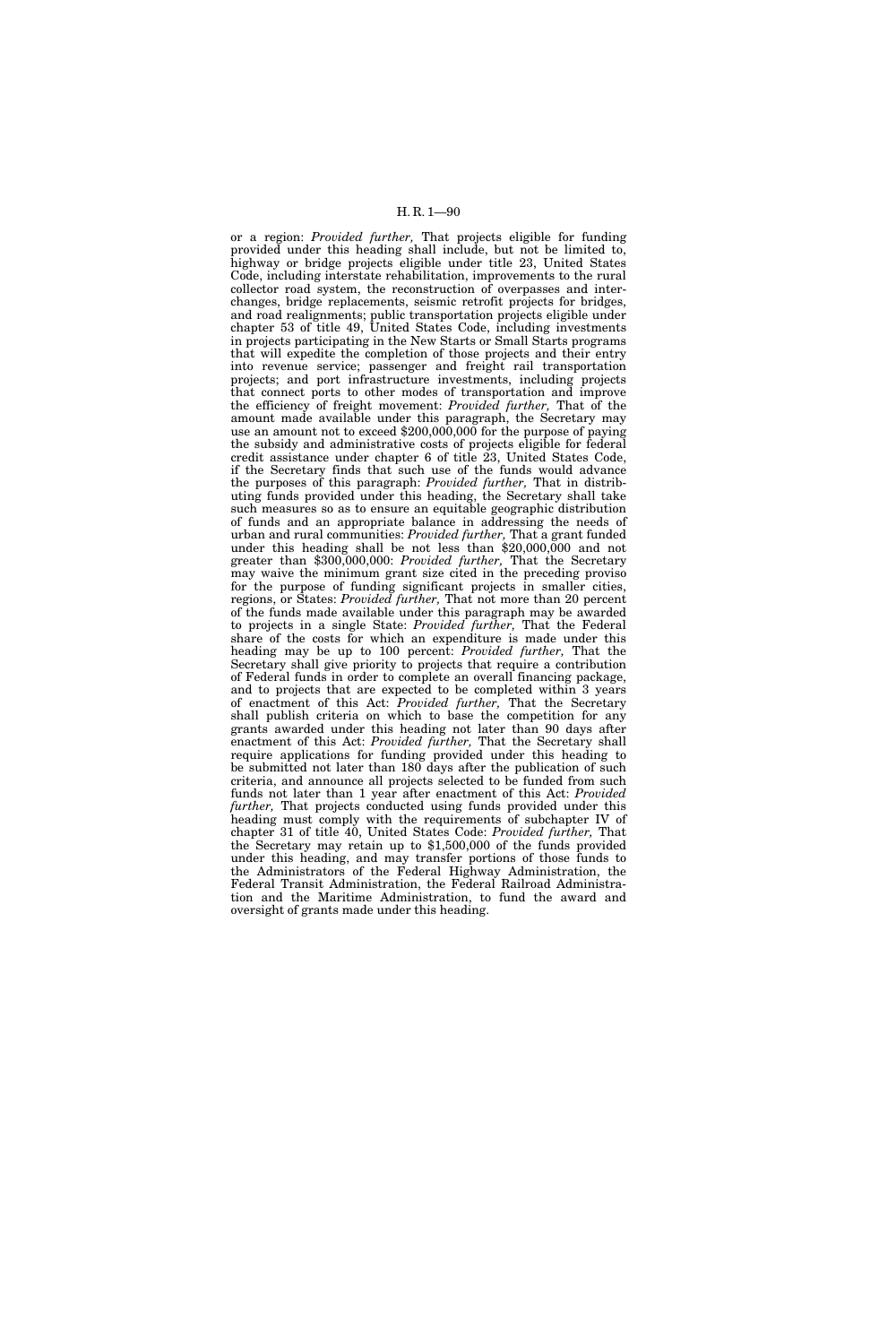or a region: *Provided further,* That projects eligible for funding provided under this heading shall include, but not be limited to, highway or bridge projects eligible under title 23, United States Code, including interstate rehabilitation, improvements to the rural collector road system, the reconstruction of overpasses and interchanges, bridge replacements, seismic retrofit projects for bridges, and road realignments; public transportation projects eligible under chapter 53 of title 49, United States Code, including investments in projects participating in the New Starts or Small Starts programs that will expedite the completion of those projects and their entry into revenue service; passenger and freight rail transportation projects; and port infrastructure investments, including projects that connect ports to other modes of transportation and improve the efficiency of freight movement: *Provided further,* That of the amount made available under this paragraph, the Secretary may use an amount not to exceed $200,000,000 for the purpose of paying the subsidy and administrative costs of projects eligible for federal credit assistance under chapter 6 of title 23, United States Code, if the Secretary finds that such use of the funds would advance the purposes of this paragraph: *Provided further,* That in distributing funds provided under this heading, the Secretary shall take such measures so as to ensure an equitable geographic distribution of funds and an appropriate balance in addressing the needs of urban and rural communities: *Provided further,* That a grant funded under this heading shall be not less than $20,000,000 and not greater than $300,000,000: *Provided further,* That the Secretary may waive the minimum grant size cited in the preceding proviso for the purpose of funding significant projects in smaller cities, regions, or States: *Provided further,* That not more than 20 percent of the funds made available under this paragraph may be awarded to projects in a single State: *Provided further,* That the Federal share of the costs for which an expenditure is made under this heading may be up to 100 percent: *Provided further,* That the Secretary shall give priority to projects that require a contribution of Federal funds in order to complete an overall financing package, and to projects that are expected to be completed within 3 years of enactment of this Act: *Provided further,* That the Secretary shall publish criteria on which to base the competition for any grants awarded under this heading not later than 90 days after enactment of this Act: *Provided further,* That the Secretary shall require applications for funding provided under this heading to be submitted not later than 180 days after the publication of such criteria, and announce all projects selected to be funded from such funds not later than 1 year after enactment of this Act: *Provided further,* That projects conducted using funds provided under this heading must comply with the requirements of subchapter IV of chapter 31 of title 40, United States Code: *Provided further,* That the Secretary may retain up to $1,500,000 of the funds provided under this heading, and may transfer portions of those funds to the Administrators of the Federal Highway Administration, the Federal Transit Administration, the Federal Railroad Administration and the Maritime Administration, to fund the award and oversight of grants made under this heading.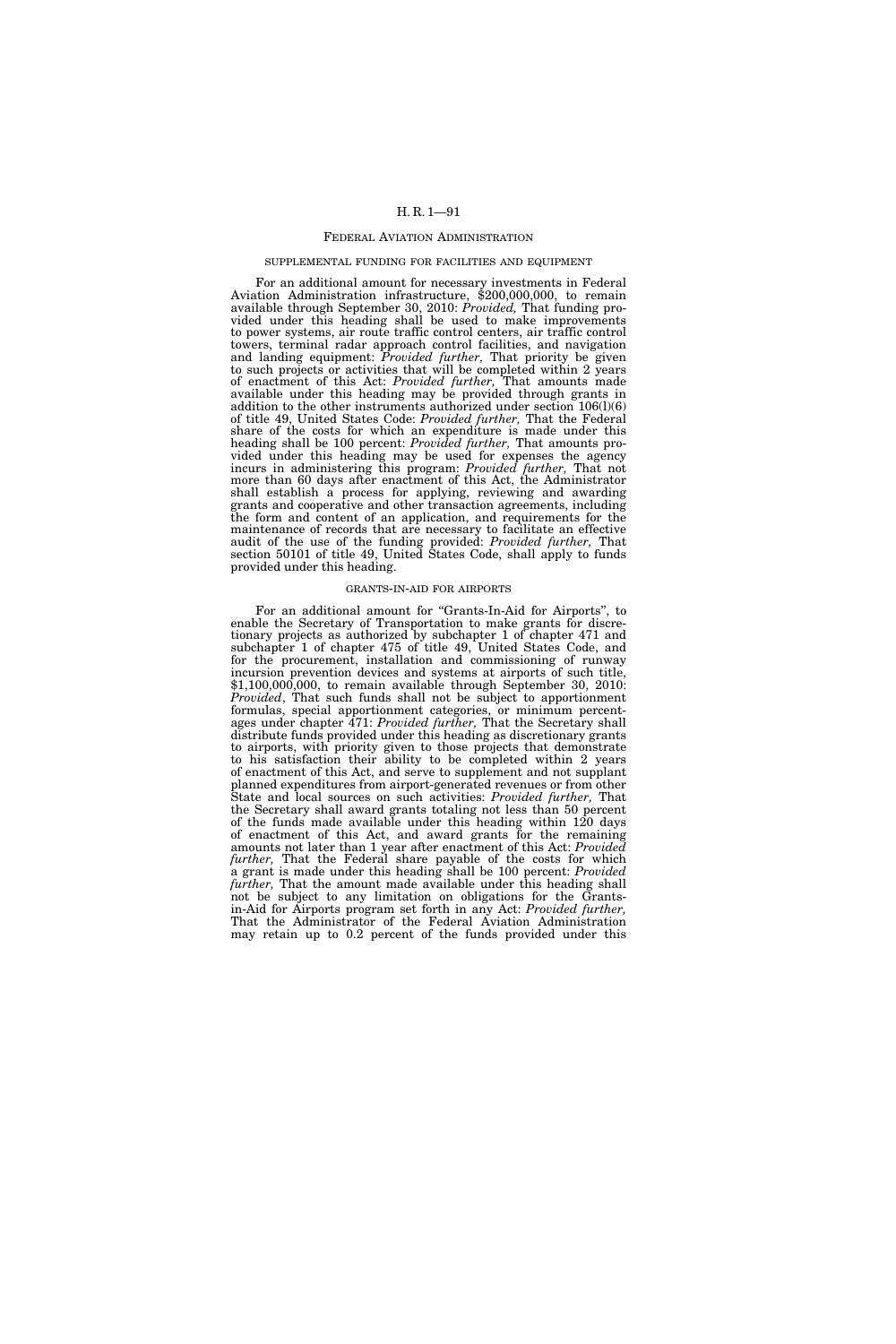## FEDERAL AVIATION ADMINISTRATION

### SUPPLEMENTAL FUNDING FOR FACILITIES AND EQUIPMENT

For an additional amount for necessary investments in Federal Aviation Administration infrastructure, $200,000,000, to remain available through September 30, 2010: *Provided,* That funding provided under this heading shall be used to make improvements to power systems, air route traffic control centers, air traffic control towers, terminal radar approach control facilities, and navigation and landing equipment: *Provided further,* That priority be given to such projects or activities that will be completed within 2 years of enactment of this Act: *Provided further,* That amounts made available under this heading may be provided through grants in addition to the other instruments authorized under section 106(l)(6) of title 49, United States Code: *Provided further,* That the Federal share of the costs for which an expenditure is made under this heading shall be 100 percent: *Provided further,* That amounts provided under this heading may be used for expenses the agency incurs in administering this program: *Provided further,* That not more than 60 days after enactment of this Act, the Administrator shall establish a process for applying, reviewing and awarding grants and cooperative and other transaction agreements, including the form and content of an application, and requirements for the maintenance of records that are necessary to facilitate an effective audit of the use of the funding provided: *Provided further,* That section 50101 of title 49, United States Code, shall apply to funds provided under this heading.

### GRANTS-IN-AID FOR AIRPORTS

For an additional amount for "Grants-In-Aid for Airports", to enable the Secretary of Transportation to make grants for discretionary projects as authorized by subchapter 1 of chapter 471 and subchapter 1 of chapter 475 of title 49, United States Code, and for the procurement, installation and commissioning of runway incursion prevention devices and systems at airports of such title, $1,100,000,000, to remain available through September 30, 2010: *Provided*, That such funds shall not be subject to apportionment formulas, special apportionment categories, or minimum percentages under chapter 471: *Provided further,* That the Secretary shall distribute funds provided under this heading as discretionary grants to airports, with priority given to those projects that demonstrate to his satisfaction their ability to be completed within 2 years of enactment of this Act, and serve to supplement and not supplant planned expenditures from airport-generated revenues or from other State and local sources on such activities: *Provided further,* That the Secretary shall award grants totaling not less than 50 percent of the funds made available under this heading within 120 days of enactment of this Act, and award grants for the remaining amounts not later than 1 year after enactment of this Act: *Provided further,* That the Federal share payable of the costs for which a grant is made under this heading shall be 100 percent: *Provided further,* That the amount made available under this heading shall not be subject to any limitation on obligations for the Grants-in-Aid for Airports program set forth in any Act: *Provided further,* That the Administrator of the Federal Aviation Administration may retain up to 0.2 percent of the funds provided under this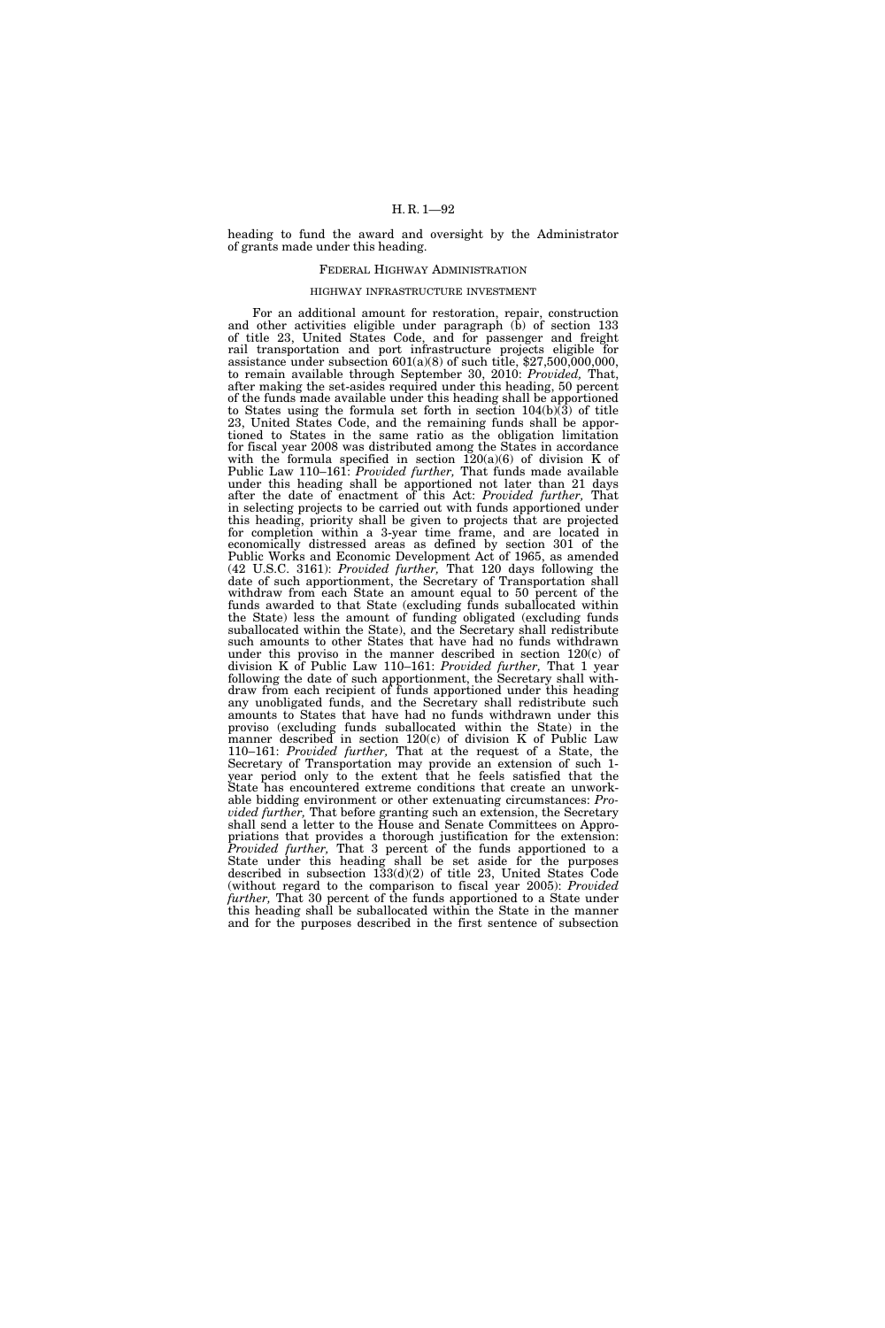heading to fund the award and oversight by the Administrator of grants made under this heading.

## FEDERAL HIGHWAY ADMINISTRATION

### HIGHWAY INFRASTRUCTURE INVESTMENT

For an additional amount for restoration, repair, construction and other activities eligible under paragraph (b) of section 133 of title 23, United States Code, and for passenger and freight rail transportation and port infrastructure projects eligible for assistance under subsection 601(a)(8) of such title, $27,500,000,000, to remain available through September 30, 2010: *Provided,* That, after making the set-asides required under this heading, 50 percent of the funds made available under this heading shall be apportioned to States using the formula set forth in section 104(b)(3) of title 23, United States Code, and the remaining funds shall be apportioned to States in the same ratio as the obligation limitation for fiscal year 2008 was distributed among the States in accordance with the formula specified in section 120(a)(6) of division K of Public Law 110–161: *Provided further,* That funds made available under this heading shall be apportioned not later than 21 days after the date of enactment of this Act: *Provided further,* That in selecting projects to be carried out with funds apportioned under this heading, priority shall be given to projects that are projected for completion within a 3-year time frame, and are located in economically distressed areas as defined by section 301 of the Public Works and Economic Development Act of 1965, as amended (42 U.S.C. 3161): *Provided further,* That 120 days following the date of such apportionment, the Secretary of Transportation shall withdraw from each State an amount equal to 50 percent of the funds awarded to that State (excluding funds suballocated within the State) less the amount of funding obligated (excluding funds suballocated within the State), and the Secretary shall redistribute such amounts to other States that have had no funds withdrawn under this proviso in the manner described in section 120(c) of division K of Public Law 110–161: *Provided further,* That 1 year following the date of such apportionment, the Secretary shall withdraw from each recipient of funds apportioned under this heading any unobligated funds, and the Secretary shall redistribute such amounts to States that have had no funds withdrawn under this proviso (excluding funds suballocated within the State) in the manner described in section 120(c) of division K of Public Law 110–161: *Provided further,* That at the request of a State, the Secretary of Transportation may provide an extension of such 1-year period only to the extent that he feels satisfied that the State has encountered extreme conditions that create an unworkable bidding environment or other extenuating circumstances: *Provided further,* That before granting such an extension, the Secretary shall send a letter to the House and Senate Committees on Appropriations that provides a thorough justification for the extension: *Provided further,* That 3 percent of the funds apportioned to a State under this heading shall be set aside for the purposes described in subsection 133(d)(2) of title 23, United States Code (without regard to the comparison to fiscal year 2005): *Provided further,* That 30 percent of the funds apportioned to a State under this heading shall be suballocated within the State in the manner and for the purposes described in the first sentence of subsection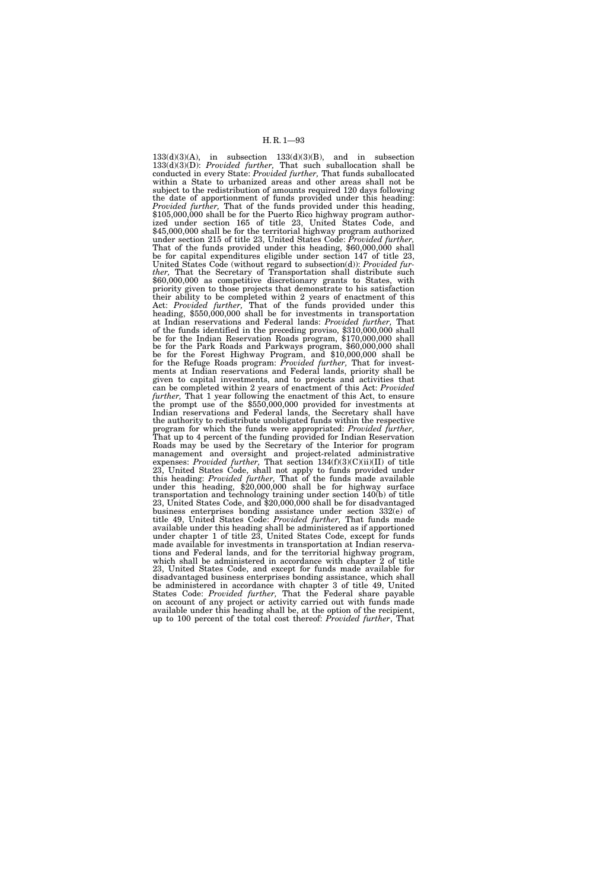133(d)(3)(A), in subsection 133(d)(3)(B), and in subsection 133(d)(3)(D): *Provided further,* That such suballocation shall be conducted in every State: *Provided further,* That funds suballocated within a State to urbanized areas and other areas shall not be subject to the redistribution of amounts required 120 days following the date of apportionment of funds provided under this heading: *Provided further,* That of the funds provided under this heading, $105,000,000 shall be for the Puerto Rico highway program authorized under section 165 of title 23, United States Code, and $45,000,000 shall be for the territorial highway program authorized under section 215 of title 23, United States Code: *Provided further,* That of the funds provided under this heading, $60,000,000 shall be for capital expenditures eligible under section 147 of title 23, United States Code (without regard to subsection(d)): *Provided further,* That the Secretary of Transportation shall distribute such $60,000,000 as competitive discretionary grants to States, with priority given to those projects that demonstrate to his satisfaction their ability to be completed within 2 years of enactment of this Act: *Provided further,* That of the funds provided under this heading, $550,000,000 shall be for investments in transportation at Indian reservations and Federal lands: *Provided further,* That of the funds identified in the preceding proviso, $310,000,000 shall be for the Indian Reservation Roads program, $170,000,000 shall be for the Park Roads and Parkways program, $60,000,000 shall be for the Forest Highway Program, and $10,000,000 shall be for the Refuge Roads program: *Provided further,* That for investments at Indian reservations and Federal lands, priority shall be given to capital investments, and to projects and activities that can be completed within 2 years of enactment of this Act: *Provided further,* That 1 year following the enactment of this Act, to ensure the prompt use of the $550,000,000 provided for investments at Indian reservations and Federal lands, the Secretary shall have the authority to redistribute unobligated funds within the respective program for which the funds were appropriated: *Provided further,* That up to 4 percent of the funding provided for Indian Reservation Roads may be used by the Secretary of the Interior for program management and oversight and project-related administrative expenses: *Provided further,* That section 134(f)(3)(C)(ii)(II) of title 23, United States Code, shall not apply to funds provided under this heading: *Provided further,* That of the funds made available under this heading, $20,000,000 shall be for highway surface transportation and technology training under section 140(b) of title 23, United States Code, and $20,000,000 shall be for disadvantaged business enterprises bonding assistance under section 332(e) of title 49, United States Code: *Provided further,* That funds made available under this heading shall be administered as if apportioned under chapter 1 of title 23, United States Code, except for funds made available for investments in transportation at Indian reservations and Federal lands, and for the territorial highway program, which shall be administered in accordance with chapter 2 of title 23, United States Code, and except for funds made available for disadvantaged business enterprises bonding assistance, which shall be administered in accordance with chapter 3 of title 49, United States Code: *Provided further,* That the Federal share payable on account of any project or activity carried out with funds made available under this heading shall be, at the option of the recipient, up to 100 percent of the total cost thereof: *Provided further*, That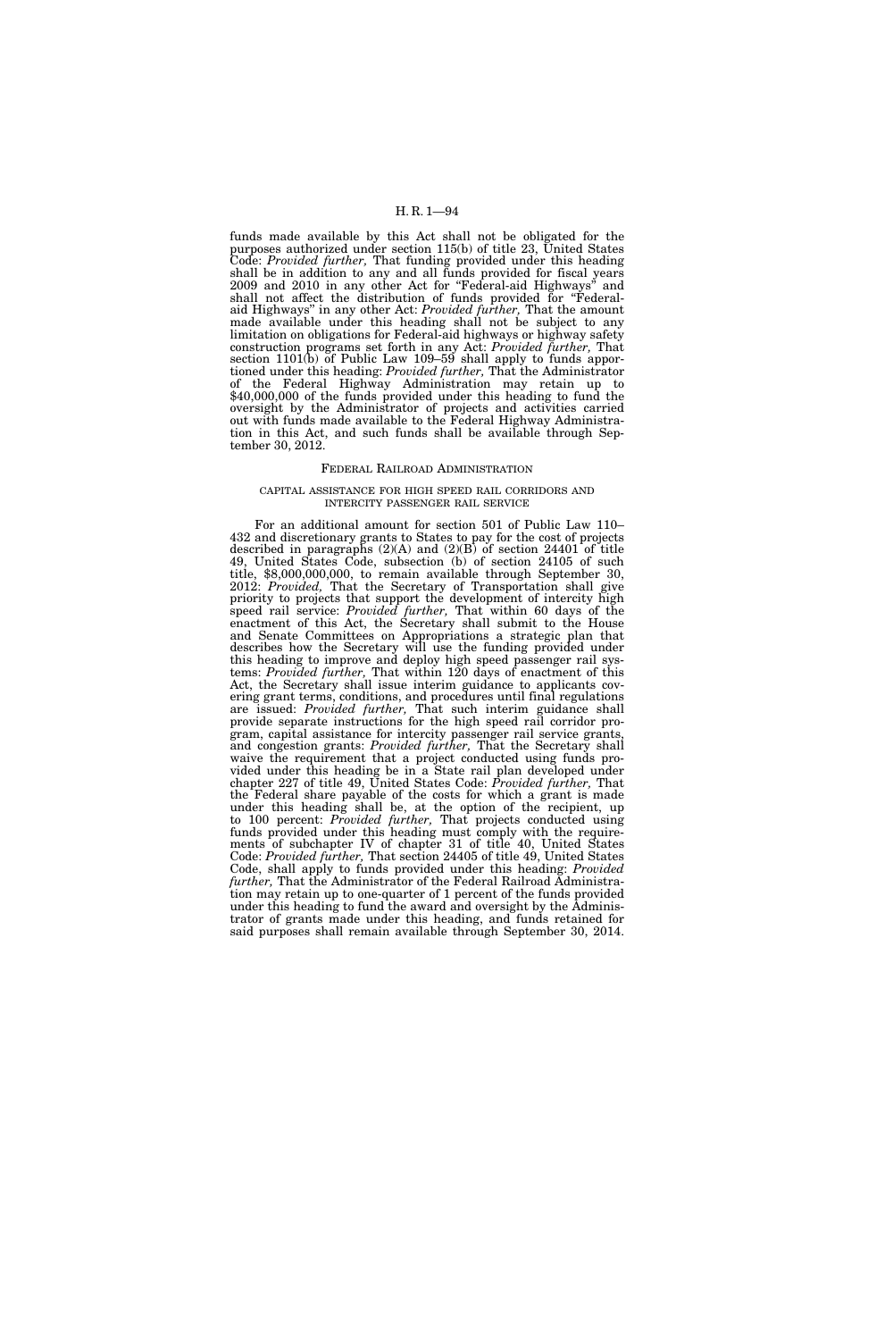funds made available by this Act shall not be obligated for the purposes authorized under section 115(b) of title 23, United States Code: *Provided further,* That funding provided under this heading shall be in addition to any and all funds provided for fiscal years 2009 and 2010 in any other Act for "Federal-aid Highways" and shall not affect the distribution of funds provided for "Federal-aid Highways" in any other Act: *Provided further,* That the amount made available under this heading shall not be subject to any limitation on obligations for Federal-aid highways or highway safety construction programs set forth in any Act: *Provided further,* That section 1101(b) of Public Law 109–59 shall apply to funds apportioned under this heading: *Provided further,* That the Administrator of the Federal Highway Administration may retain up to $40,000,000 of the funds provided under this heading to fund the oversight by the Administrator of projects and activities carried out with funds made available to the Federal Highway Administration in this Act, and such funds shall be available through September 30, 2012.

## FEDERAL RAILROAD ADMINISTRATION

### CAPITAL ASSISTANCE FOR HIGH SPEED RAIL CORRIDORS AND INTERCITY PASSENGER RAIL SERVICE

For an additional amount for section 501 of Public Law 110–432 and discretionary grants to States to pay for the cost of projects described in paragraphs (2)(A) and (2)(B) of section 24401 of title 49, United States Code, subsection (b) of section 24105 of such title, $8,000,000,000, to remain available through September 30, 2012: *Provided,* That the Secretary of Transportation shall give priority to projects that support the development of intercity high speed rail service: *Provided further,* That within 60 days of the enactment of this Act, the Secretary shall submit to the House and Senate Committees on Appropriations a strategic plan that describes how the Secretary will use the funding provided under this heading to improve and deploy high speed passenger rail systems: *Provided further,* That within 120 days of enactment of this Act, the Secretary shall issue interim guidance to applicants covering grant terms, conditions, and procedures until final regulations are issued: *Provided further,* That such interim guidance shall provide separate instructions for the high speed rail corridor program, capital assistance for intercity passenger rail service grants, and congestion grants: *Provided further,* That the Secretary shall waive the requirement that a project conducted using funds provided under this heading be in a State rail plan developed under chapter 227 of title 49, United States Code: *Provided further,* That the Federal share payable of the costs for which a grant is made under this heading shall be, at the option of the recipient, up to 100 percent: *Provided further,* That projects conducted using funds provided under this heading must comply with the requirements of subchapter IV of chapter 31 of title 40, United States Code: *Provided further,* That section 24405 of title 49, United States Code, shall apply to funds provided under this heading: *Provided further,* That the Administrator of the Federal Railroad Administration may retain up to one-quarter of 1 percent of the funds provided under this heading to fund the award and oversight by the Administrator of grants made under this heading, and funds retained for said purposes shall remain available through September 30, 2014.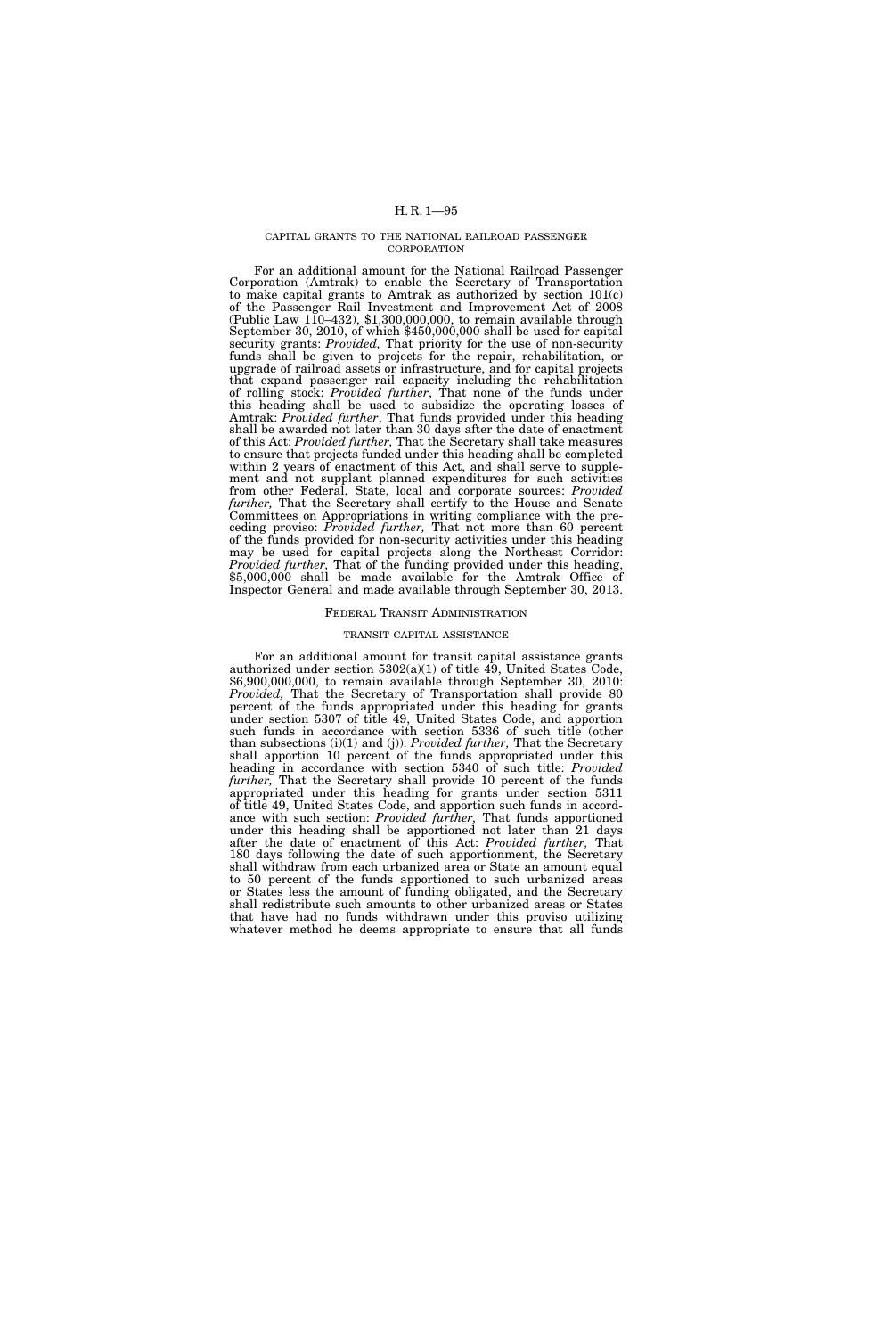### CAPITAL GRANTS TO THE NATIONAL RAILROAD PASSENGER CORPORATION

For an additional amount for the National Railroad Passenger Corporation (Amtrak) to enable the Secretary of Transportation to make capital grants to Amtrak as authorized by section 101(c) of the Passenger Rail Investment and Improvement Act of 2008 (Public Law 110–432), $1,300,000,000, to remain available through September 30, 2010, of which $450,000,000 shall be used for capital security grants: *Provided,* That priority for the use of non-security funds shall be given to projects for the repair, rehabilitation, or upgrade of railroad assets or infrastructure, and for capital projects that expand passenger rail capacity including the rehabilitation of rolling stock: *Provided further*, That none of the funds under this heading shall be used to subsidize the operating losses of Amtrak: *Provided further*, That funds provided under this heading shall be awarded not later than 30 days after the date of enactment of this Act: *Provided further,* That the Secretary shall take measures to ensure that projects funded under this heading shall be completed within 2 years of enactment of this Act, and shall serve to supplement and not supplant planned expenditures for such activities from other Federal, State, local and corporate sources: *Provided further,* That the Secretary shall certify to the House and Senate Committees on Appropriations in writing compliance with the preceding proviso: *Provided further,* That not more than 60 percent of the funds provided for non-security activities under this heading may be used for capital projects along the Northeast Corridor: *Provided further,* That of the funding provided under this heading, $5,000,000 shall be made available for the Amtrak Office of Inspector General and made available through September 30, 2013.

## FEDERAL TRANSIT ADMINISTRATION

### TRANSIT CAPITAL ASSISTANCE

For an additional amount for transit capital assistance grants authorized under section 5302(a)(1) of title 49, United States Code, $6,900,000,000, to remain available through September 30, 2010: *Provided,* That the Secretary of Transportation shall provide 80 percent of the funds appropriated under this heading for grants under section 5307 of title 49, United States Code, and apportion such funds in accordance with section 5336 of such title (other than subsections (i)(1) and (j)): *Provided further,* That the Secretary shall apportion 10 percent of the funds appropriated under this heading in accordance with section 5340 of such title: *Provided further,* That the Secretary shall provide 10 percent of the funds appropriated under this heading for grants under section 5311 of title 49, United States Code, and apportion such funds in accordance with such section: *Provided further,* That funds apportioned under this heading shall be apportioned not later than 21 days after the date of enactment of this Act: *Provided further,* That 180 days following the date of such apportionment, the Secretary shall withdraw from each urbanized area or State an amount equal to 50 percent of the funds apportioned to such urbanized areas or States less the amount of funding obligated, and the Secretary shall redistribute such amounts to other urbanized areas or States that have had no funds withdrawn under this proviso utilizing whatever method he deems appropriate to ensure that all funds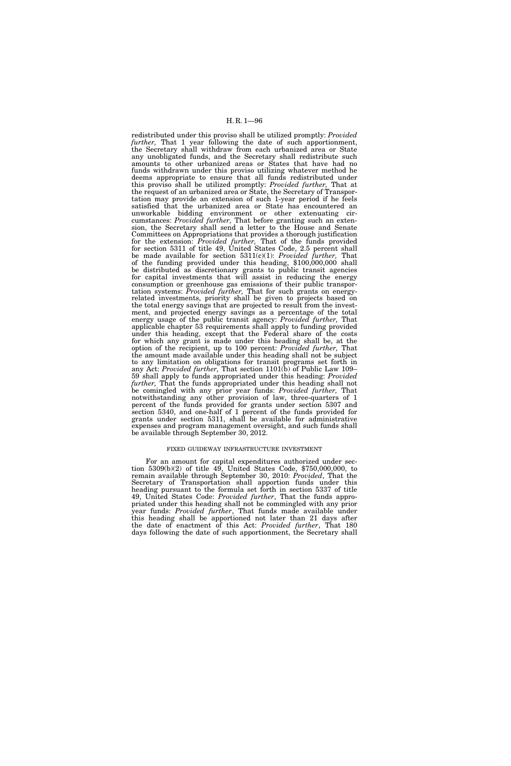redistributed under this proviso shall be utilized promptly: *Provided further,* That 1 year following the date of such apportionment, the Secretary shall withdraw from each urbanized area or State any unobligated funds, and the Secretary shall redistribute such amounts to other urbanized areas or States that have had no funds withdrawn under this proviso utilizing whatever method he deems appropriate to ensure that all funds redistributed under this proviso shall be utilized promptly: *Provided further,* That at the request of an urbanized area or State, the Secretary of Transportation may provide an extension of such 1-year period if he feels satisfied that the urbanized area or State has encountered an unworkable bidding environment or other extenuating circumstances: *Provided further,* That before granting such an extension, the Secretary shall send a letter to the House and Senate Committees on Appropriations that provides a thorough justification for the extension: *Provided further,* That of the funds provided for section 5311 of title 49, United States Code, 2.5 percent shall be made available for section 5311(c)(1): *Provided further,* That of the funding provided under this heading, $100,000,000 shall be distributed as discretionary grants to public transit agencies for capital investments that will assist in reducing the energy consumption or greenhouse gas emissions of their public transportation systems: *Provided further,* That for such grants on energy-related investments, priority shall be given to projects based on the total energy savings that are projected to result from the investment, and projected energy savings as a percentage of the total energy usage of the public transit agency: *Provided further,* That applicable chapter 53 requirements shall apply to funding provided under this heading, except that the Federal share of the costs for which any grant is made under this heading shall be, at the option of the recipient, up to 100 percent: *Provided further,* That the amount made available under this heading shall not be subject to any limitation on obligations for transit programs set forth in any Act: *Provided further,* That section 1101(b) of Public Law 109–59 shall apply to funds appropriated under this heading: *Provided further,* That the funds appropriated under this heading shall not be comingled with any prior year funds: *Provided further,* That notwithstanding any other provision of law, three-quarters of 1 percent of the funds provided for grants under section 5307 and section 5340, and one-half of 1 percent of the funds provided for grants under section 5311, shall be available for administrative expenses and program management oversight, and such funds shall be available through September 30, 2012.

FIXED GUIDEWAY INFRASTRUCTURE INVESTMENT

For an amount for capital expenditures authorized under section 5309(b)(2) of title 49, United States Code, $750,000,000, to remain available through September 30, 2010: *Provided*, That the Secretary of Transportation shall apportion funds under this heading pursuant to the formula set forth in section 5337 of title 49, United States Code: *Provided further*, That the funds appropriated under this heading shall not be commingled with any prior year funds: *Provided further*, That funds made available under this heading shall be apportioned not later than 21 days after the date of enactment of this Act: *Provided further*, That 180 days following the date of such apportionment, the Secretary shall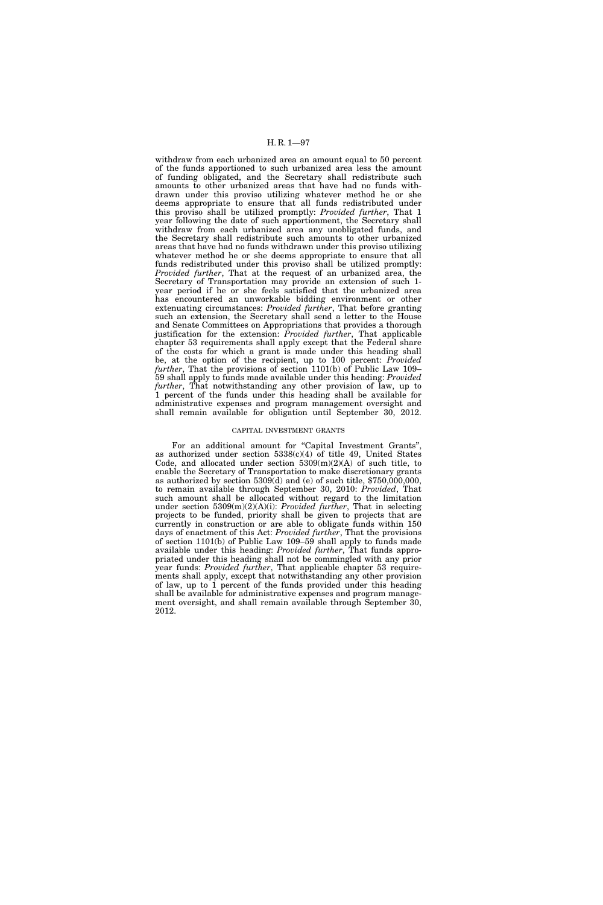withdraw from each urbanized area an amount equal to 50 percent of the funds apportioned to such urbanized area less the amount of funding obligated, and the Secretary shall redistribute such amounts to other urbanized areas that have had no funds withdrawn under this proviso utilizing whatever method he or she deems appropriate to ensure that all funds redistributed under this proviso shall be utilized promptly: *Provided further*, That 1 year following the date of such apportionment, the Secretary shall withdraw from each urbanized area any unobligated funds, and the Secretary shall redistribute such amounts to other urbanized areas that have had no funds withdrawn under this proviso utilizing whatever method he or she deems appropriate to ensure that all funds redistributed under this proviso shall be utilized promptly: *Provided further*, That at the request of an urbanized area, the Secretary of Transportation may provide an extension of such 1-year period if he or she feels satisfied that the urbanized area has encountered an unworkable bidding environment or other extenuating circumstances: *Provided further*, That before granting such an extension, the Secretary shall send a letter to the House and Senate Committees on Appropriations that provides a thorough justification for the extension: *Provided further*, That applicable chapter 53 requirements shall apply except that the Federal share of the costs for which a grant is made under this heading shall be, at the option of the recipient, up to 100 percent: *Provided further*, That the provisions of section 1101(b) of Public Law 109–59 shall apply to funds made available under this heading: *Provided further*, That notwithstanding any other provision of law, up to 1 percent of the funds under this heading shall be available for administrative expenses and program management oversight and shall remain available for obligation until September 30, 2012.

CAPITAL INVESTMENT GRANTS

For an additional amount for "Capital Investment Grants", as authorized under section 5338(c)(4) of title 49, United States Code, and allocated under section 5309(m)(2)(A) of such title, to enable the Secretary of Transportation to make discretionary grants as authorized by section 5309(d) and (e) of such title, $750,000,000, to remain available through September 30, 2010: *Provided*, That such amount shall be allocated without regard to the limitation under section 5309(m)(2)(A)(i): *Provided further*, That in selecting projects to be funded, priority shall be given to projects that are currently in construction or are able to obligate funds within 150 days of enactment of this Act: *Provided further*, That the provisions of section 1101(b) of Public Law 109–59 shall apply to funds made available under this heading: *Provided further*, That funds appropriated under this heading shall not be commingled with any prior year funds: *Provided further*, That applicable chapter 53 requirements shall apply, except that notwithstanding any other provision of law, up to 1 percent of the funds provided under this heading shall be available for administrative expenses and program management oversight, and shall remain available through September 30, 2012.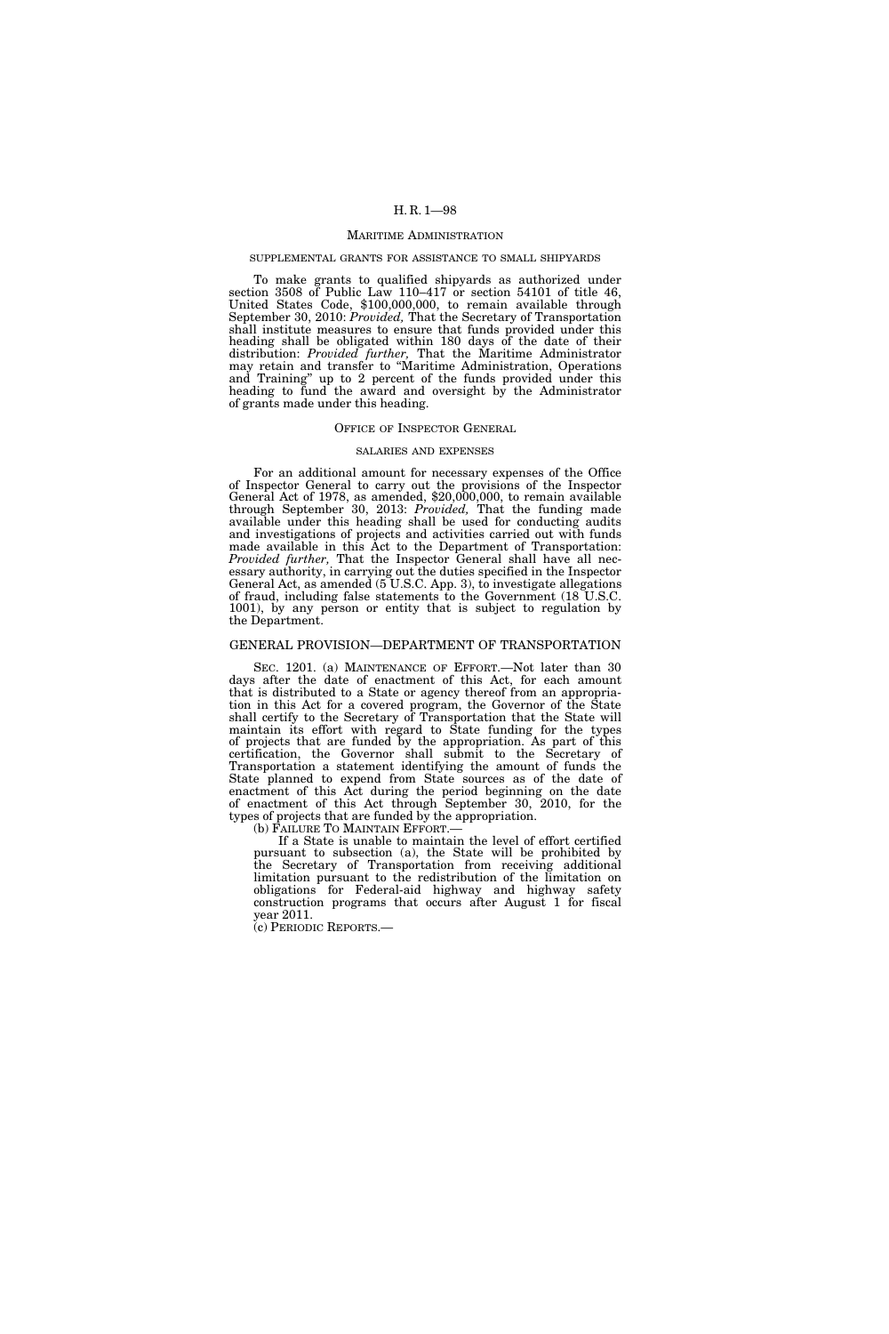## MARITIME ADMINISTRATION

### SUPPLEMENTAL GRANTS FOR ASSISTANCE TO SMALL SHIPYARDS

To make grants to qualified shipyards as authorized under section 3508 of Public Law 110–417 or section 54101 of title 46, United States Code, $100,000,000, to remain available through September 30, 2010: *Provided,* That the Secretary of Transportation shall institute measures to ensure that funds provided under this heading shall be obligated within 180 days of the date of their distribution: *Provided further,* That the Maritime Administrator may retain and transfer to "Maritime Administration, Operations and Training" up to 2 percent of the funds provided under this heading to fund the award and oversight by the Administrator of grants made under this heading.

## OFFICE OF INSPECTOR GENERAL

### SALARIES AND EXPENSES

For an additional amount for necessary expenses of the Office of Inspector General to carry out the provisions of the Inspector General Act of 1978, as amended, $20,000,000, to remain available through September 30, 2013: *Provided,* That the funding made available under this heading shall be used for conducting audits and investigations of projects and activities carried out with funds made available in this Act to the Department of Transportation: *Provided further,* That the Inspector General shall have all necessary authority, in carrying out the duties specified in the Inspector General Act, as amended (5 U.S.C. App. 3), to investigate allegations of fraud, including false statements to the Government (18 U.S.C. 1001), by any person or entity that is subject to regulation by the Department.

## GENERAL PROVISION—DEPARTMENT OF TRANSPORTATION

SEC. 1201. (a) MAINTENANCE OF EFFORT.—Not later than 30 days after the date of enactment of this Act, for each amount that is distributed to a State or agency thereof from an appropriation in this Act for a covered program, the Governor of the State shall certify to the Secretary of Transportation that the State will maintain its effort with regard to State funding for the types of projects that are funded by the appropriation. As part of this certification, the Governor shall submit to the Secretary of Transportation a statement identifying the amount of funds the State planned to expend from State sources as of the date of enactment of this Act during the period beginning on the date of enactment of this Act through September 30, 2010, for the types of projects that are funded by the appropriation.

(b) FAILURE TO MAINTAIN EFFORT.—

If a State is unable to maintain the level of effort certified pursuant to subsection (a), the State will be prohibited by the Secretary of Transportation from receiving additional limitation pursuant to the redistribution of the limitation on obligations for Federal-aid highway and highway safety construction programs that occurs after August 1 for fiscal year 2011.

(c) PERIODIC REPORTS.—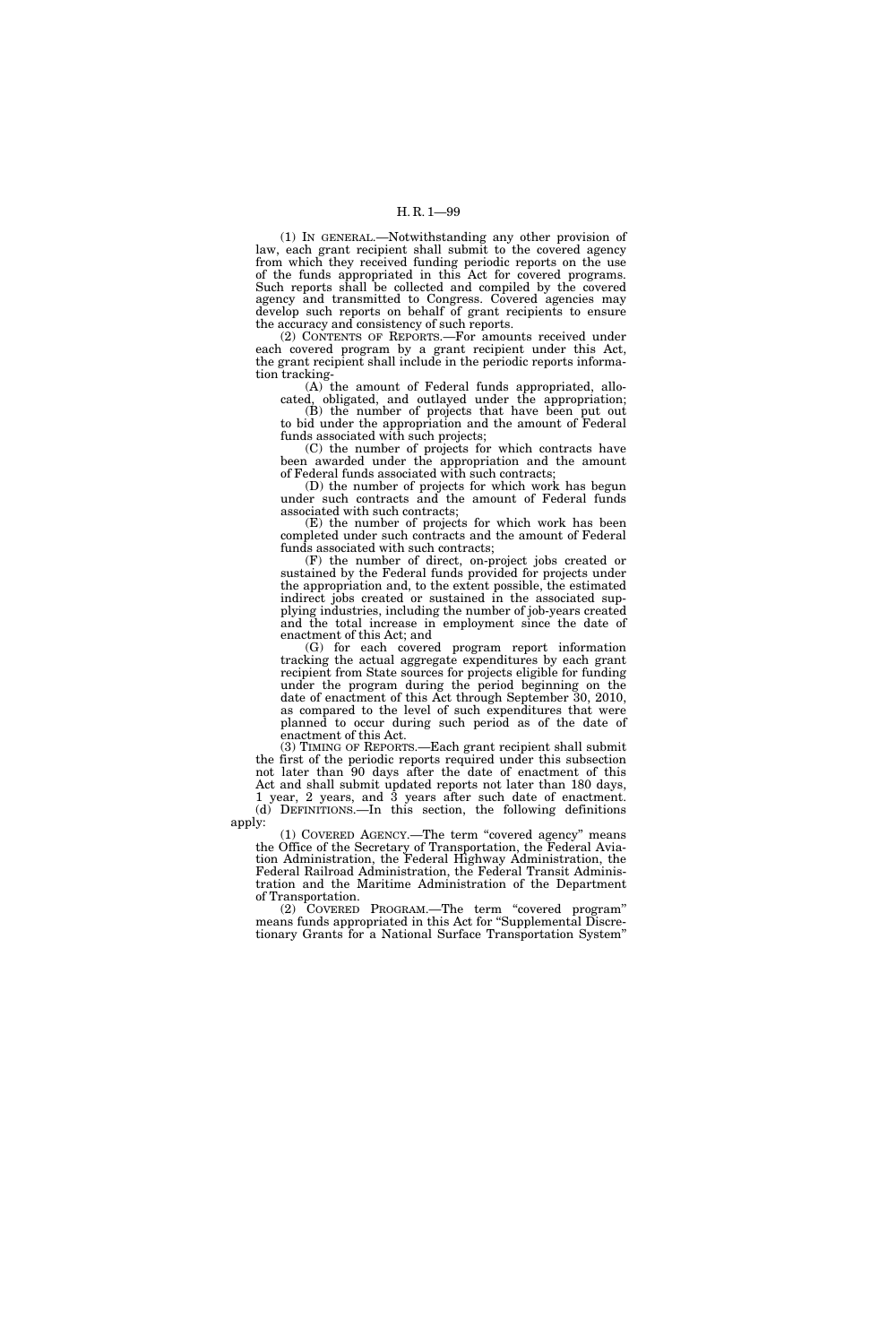(1) IN GENERAL.—Notwithstanding any other provision of law, each grant recipient shall submit to the covered agency from which they received funding periodic reports on the use of the funds appropriated in this Act for covered programs. Such reports shall be collected and compiled by the covered agency and transmitted to Congress. Covered agencies may develop such reports on behalf of grant recipients to ensure the accuracy and consistency of such reports.

(2) CONTENTS OF REPORTS.—For amounts received under each covered program by a grant recipient under this Act, the grant recipient shall include in the periodic reports information tracking-

(A) the amount of Federal funds appropriated, allocated, obligated, and outlayed under the appropriation;

(B) the number of projects that have been put out to bid under the appropriation and the amount of Federal funds associated with such projects;

(C) the number of projects for which contracts have been awarded under the appropriation and the amount of Federal funds associated with such contracts;

(D) the number of projects for which work has begun under such contracts and the amount of Federal funds associated with such contracts;

(E) the number of projects for which work has been completed under such contracts and the amount of Federal funds associated with such contracts;

(F) the number of direct, on-project jobs created or sustained by the Federal funds provided for projects under the appropriation and, to the extent possible, the estimated indirect jobs created or sustained in the associated supplying industries, including the number of job-years created and the total increase in employment since the date of enactment of this Act; and

(G) for each covered program report information tracking the actual aggregate expenditures by each grant recipient from State sources for projects eligible for funding under the program during the period beginning on the date of enactment of this Act through September 30, 2010, as compared to the level of such expenditures that were planned to occur during such period as of the date of enactment of this Act.

(3) TIMING OF REPORTS.—Each grant recipient shall submit the first of the periodic reports required under this subsection not later than 90 days after the date of enactment of this Act and shall submit updated reports not later than 180 days, 1 year, 2 years, and 3 years after such date of enactment.

(d) DEFINITIONS.—In this section, the following definitions apply:

(1) COVERED AGENCY.—The term "covered agency" means the Office of the Secretary of Transportation, the Federal Aviation Administration, the Federal Highway Administration, the Federal Railroad Administration, the Federal Transit Administration and the Maritime Administration of the Department of Transportation.

(2) COVERED PROGRAM.—The term "covered program" means funds appropriated in this Act for "Supplemental Discretionary Grants for a National Surface Transportation System"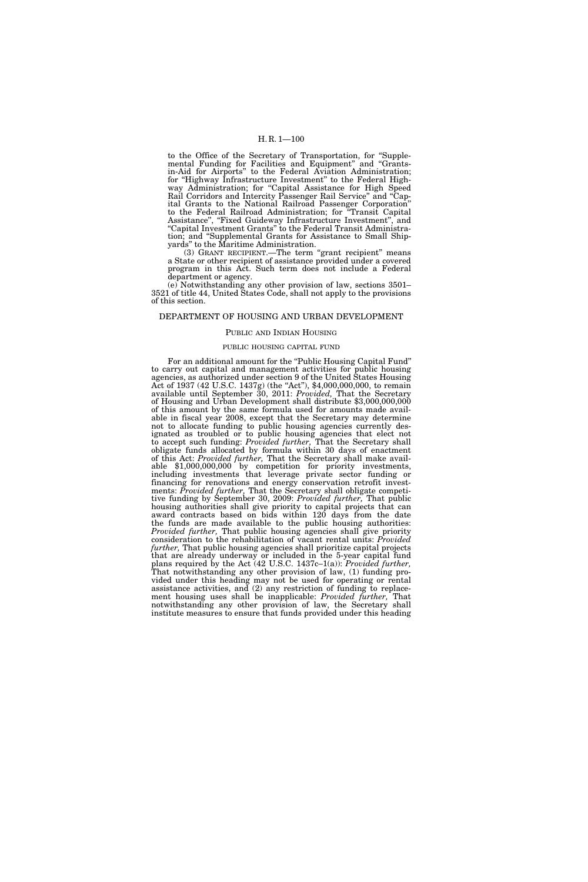to the Office of the Secretary of Transportation, for "Supplemental Funding for Facilities and Equipment" and "Grants-in-Aid for Airports" to the Federal Aviation Administration; for "Highway Infrastructure Investment" to the Federal Highway Administration; for "Capital Assistance for High Speed Rail Corridors and Intercity Passenger Rail Service" and "Capital Grants to the National Railroad Passenger Corporation" to the Federal Railroad Administration; for "Transit Capital Assistance", "Fixed Guideway Infrastructure Investment", and "Capital Investment Grants" to the Federal Transit Administration; and "Supplemental Grants for Assistance to Small Shipyards" to the Maritime Administration.

(3) GRANT RECIPIENT.—The term "grant recipient" means a State or other recipient of assistance provided under a covered program in this Act. Such term does not include a Federal department or agency.

(e) Notwithstanding any other provision of law, sections 3501–3521 of title 44, United States Code, shall not apply to the provisions of this section.

## DEPARTMENT OF HOUSING AND URBAN DEVELOPMENT

### PUBLIC AND INDIAN HOUSING

#### PUBLIC HOUSING CAPITAL FUND

For an additional amount for the "Public Housing Capital Fund" to carry out capital and management activities for public housing agencies, as authorized under section 9 of the United States Housing Act of 1937 (42 U.S.C. 1437g) (the "Act"), $4,000,000,000, to remain available until September 30, 2011: *Provided,* That the Secretary of Housing and Urban Development shall distribute $3,000,000,000 of this amount by the same formula used for amounts made available in fiscal year 2008, except that the Secretary may determine not to allocate funding to public housing agencies currently designated as troubled or to public housing agencies that elect not to accept such funding: *Provided further,* That the Secretary shall obligate funds allocated by formula within 30 days of enactment of this Act: *Provided further,* That the Secretary shall make available $1,000,000,000 by competition for priority investments, including investments that leverage private sector funding or financing for renovations and energy conservation retrofit investments: *Provided further,* That the Secretary shall obligate competitive funding by September 30, 2009: *Provided further,* That public housing authorities shall give priority to capital projects that can award contracts based on bids within 120 days from the date the funds are made available to the public housing authorities: *Provided further,* That public housing agencies shall give priority consideration to the rehabilitation of vacant rental units: *Provided further,* That public housing agencies shall prioritize capital projects that are already underway or included in the 5-year capital fund plans required by the Act (42 U.S.C. 1437c–1(a)): *Provided further,* That notwithstanding any other provision of law, (1) funding provided under this heading may not be used for operating or rental assistance activities, and (2) any restriction of funding to replacement housing uses shall be inapplicable: *Provided further,* That notwithstanding any other provision of law, the Secretary shall institute measures to ensure that funds provided under this heading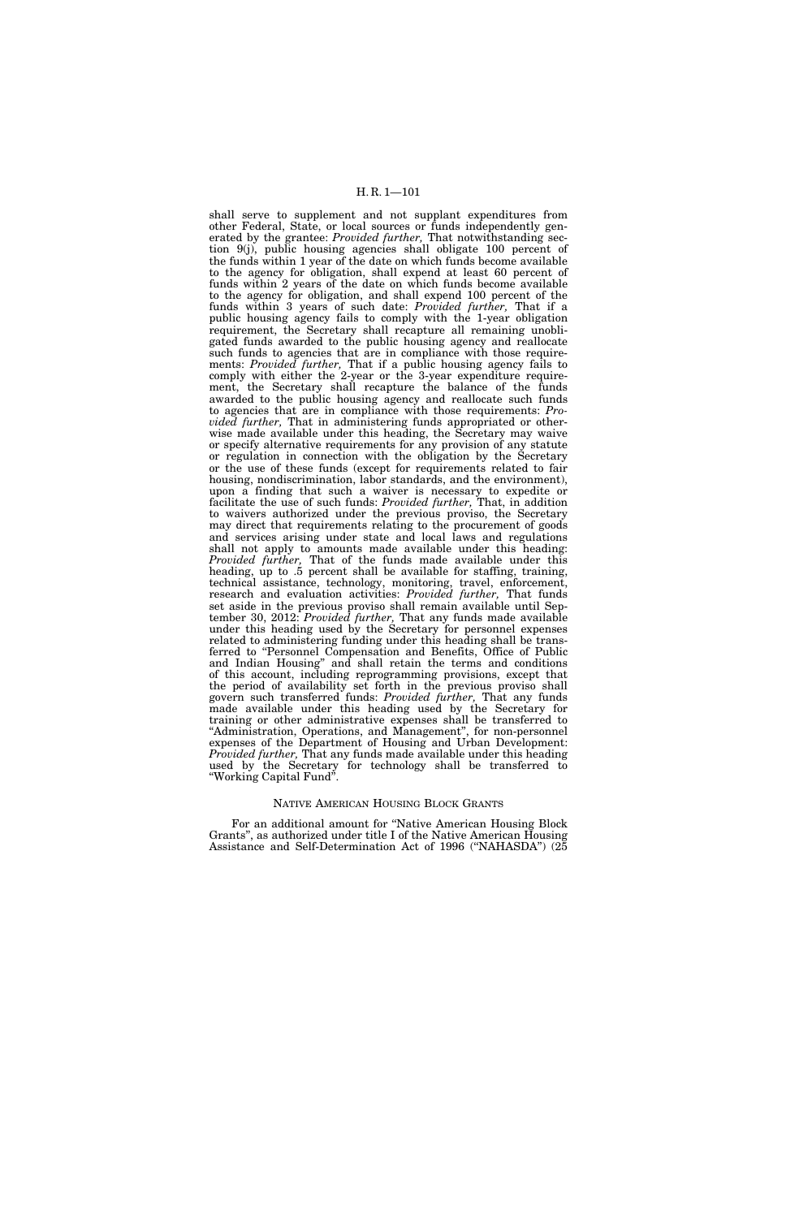shall serve to supplement and not supplant expenditures from other Federal, State, or local sources or funds independently generated by the grantee: *Provided further,* That notwithstanding section 9(j), public housing agencies shall obligate 100 percent of the funds within 1 year of the date on which funds become available to the agency for obligation, shall expend at least 60 percent of funds within 2 years of the date on which funds become available to the agency for obligation, and shall expend 100 percent of the funds within 3 years of such date: *Provided further,* That if a public housing agency fails to comply with the 1-year obligation requirement, the Secretary shall recapture all remaining unobligated funds awarded to the public housing agency and reallocate such funds to agencies that are in compliance with those requirements: *Provided further,* That if a public housing agency fails to comply with either the 2-year or the 3-year expenditure requirement, the Secretary shall recapture the balance of the funds awarded to the public housing agency and reallocate such funds to agencies that are in compliance with those requirements: *Provided further,* That in administering funds appropriated or otherwise made available under this heading, the Secretary may waive or specify alternative requirements for any provision of any statute or regulation in connection with the obligation by the Secretary or the use of these funds (except for requirements related to fair housing, nondiscrimination, labor standards, and the environment), upon a finding that such a waiver is necessary to expedite or facilitate the use of such funds: *Provided further,* That, in addition to waivers authorized under the previous proviso, the Secretary may direct that requirements relating to the procurement of goods and services arising under state and local laws and regulations shall not apply to amounts made available under this heading: *Provided further,* That of the funds made available under this heading, up to .5 percent shall be available for staffing, training, technical assistance, technology, monitoring, travel, enforcement, research and evaluation activities: *Provided further,* That funds set aside in the previous proviso shall remain available until September 30, 2012: *Provided further,* That any funds made available under this heading used by the Secretary for personnel expenses related to administering funding under this heading shall be transferred to "Personnel Compensation and Benefits, Office of Public and Indian Housing" and shall retain the terms and conditions of this account, including reprogramming provisions, except that the period of availability set forth in the previous proviso shall govern such transferred funds: *Provided further,* That any funds made available under this heading used by the Secretary for training or other administrative expenses shall be transferred to "Administration, Operations, and Management", for non-personnel expenses of the Department of Housing and Urban Development: *Provided further,* That any funds made available under this heading used by the Secretary for technology shall be transferred to "Working Capital Fund".

NATIVE AMERICAN HOUSING BLOCK GRANTS

For an additional amount for "Native American Housing Block Grants", as authorized under title I of the Native American Housing Assistance and Self-Determination Act of 1996 ("NAHASDA") (25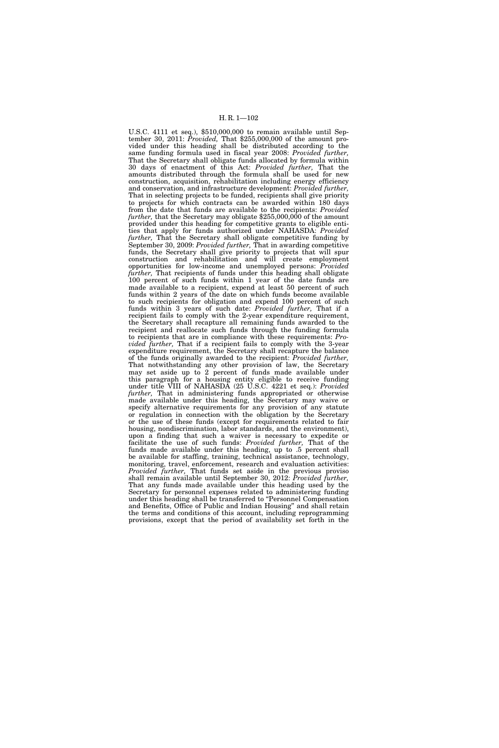U.S.C. 4111 et seq.), $510,000,000 to remain available until September 30, 2011: *Provided,* That $255,000,000 of the amount provided under this heading shall be distributed according to the same funding formula used in fiscal year 2008: *Provided further,* That the Secretary shall obligate funds allocated by formula within 30 days of enactment of this Act: *Provided further,* That the amounts distributed through the formula shall be used for new construction, acquisition, rehabilitation including energy efficiency and conservation, and infrastructure development: *Provided further,* That in selecting projects to be funded, recipients shall give priority to projects for which contracts can be awarded within 180 days from the date that funds are available to the recipients: *Provided further,* that the Secretary may obligate $255,000,000 of the amount provided under this heading for competitive grants to eligible entities that apply for funds authorized under NAHASDA: *Provided further,* That the Secretary shall obligate competitive funding by September 30, 2009: *Provided further,* That in awarding competitive funds, the Secretary shall give priority to projects that will spur construction and rehabilitation and will create employment opportunities for low-income and unemployed persons: *Provided further,* That recipients of funds under this heading shall obligate 100 percent of such funds within 1 year of the date funds are made available to a recipient, expend at least 50 percent of such funds within 2 years of the date on which funds become available to such recipients for obligation and expend 100 percent of such funds within 3 years of such date: *Provided further,* That if a recipient fails to comply with the 2-year expenditure requirement, the Secretary shall recapture all remaining funds awarded to the recipient and reallocate such funds through the funding formula to recipients that are in compliance with these requirements: *Provided further,* That if a recipient fails to comply with the 3-year expenditure requirement, the Secretary shall recapture the balance of the funds originally awarded to the recipient: *Provided further,* That notwithstanding any other provision of law, the Secretary may set aside up to 2 percent of funds made available under this paragraph for a housing entity eligible to receive funding under title VIII of NAHASDA (25 U.S.C. 4221 et seq.): *Provided further,* That in administering funds appropriated or otherwise made available under this heading, the Secretary may waive or specify alternative requirements for any provision of any statute or regulation in connection with the obligation by the Secretary or the use of these funds (except for requirements related to fair housing, nondiscrimination, labor standards, and the environment), upon a finding that such a waiver is necessary to expedite or facilitate the use of such funds: *Provided further,* That of the funds made available under this heading, up to .5 percent shall be available for staffing, training, technical assistance, technology, monitoring, travel, enforcement, research and evaluation activities: *Provided further,* That funds set aside in the previous proviso shall remain available until September 30, 2012: *Provided further,* That any funds made available under this heading used by the Secretary for personnel expenses related to administering funding under this heading shall be transferred to "Personnel Compensation and Benefits, Office of Public and Indian Housing" and shall retain the terms and conditions of this account, including reprogramming provisions, except that the period of availability set forth in the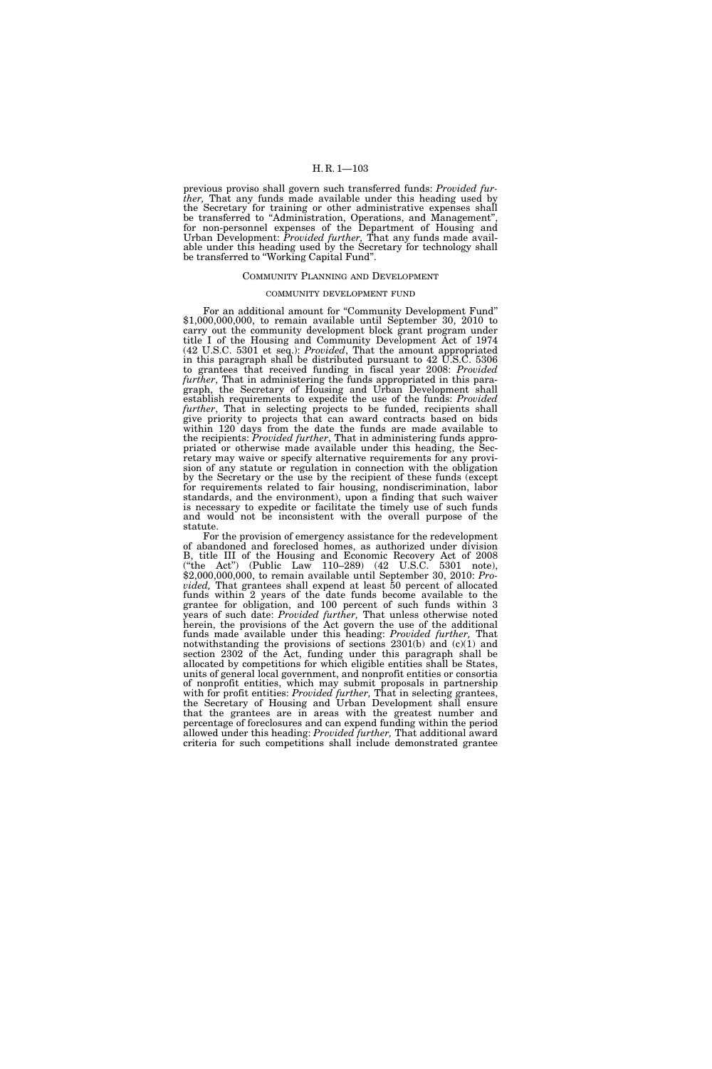previous proviso shall govern such transferred funds: *Provided further,* That any funds made available under this heading used by the Secretary for training or other administrative expenses shall be transferred to "Administration, Operations, and Management", for non-personnel expenses of the Department of Housing and Urban Development: *Provided further,* That any funds made available under this heading used by the Secretary for technology shall be transferred to "Working Capital Fund".

## COMMUNITY PLANNING AND DEVELOPMENT

### COMMUNITY DEVELOPMENT FUND

For an additional amount for "Community Development Fund" $1,000,000,000, to remain available until September 30, 2010 to carry out the community development block grant program under title I of the Housing and Community Development Act of 1974 (42 U.S.C. 5301 et seq.): *Provided*, That the amount appropriated in this paragraph shall be distributed pursuant to 42 U.S.C. 5306 to grantees that received funding in fiscal year 2008: *Provided further*, That in administering the funds appropriated in this paragraph, the Secretary of Housing and Urban Development shall establish requirements to expedite the use of the funds: *Provided further*, That in selecting projects to be funded, recipients shall give priority to projects that can award contracts based on bids within 120 days from the date the funds are made available to the recipients: *Provided further*, That in administering funds appropriated or otherwise made available under this heading, the Secretary may waive or specify alternative requirements for any provision of any statute or regulation in connection with the obligation by the Secretary or the use by the recipient of these funds (except for requirements related to fair housing, nondiscrimination, labor standards, and the environment), upon a finding that such waiver is necessary to expedite or facilitate the timely use of such funds and would not be inconsistent with the overall purpose of the statute.

For the provision of emergency assistance for the redevelopment of abandoned and foreclosed homes, as authorized under division B, title III of the Housing and Economic Recovery Act of 2008 ("the Act") (Public Law 110–289) (42 U.S.C. 5301 note), $2,000,000,000, to remain available until September 30, 2010: *Provided,* That grantees shall expend at least 50 percent of allocated funds within 2 years of the date funds become available to the grantee for obligation, and 100 percent of such funds within 3 years of such date: *Provided further,* That unless otherwise noted herein, the provisions of the Act govern the use of the additional funds made available under this heading: *Provided further,* That notwithstanding the provisions of sections 2301(b) and (c)(1) and section 2302 of the Act, funding under this paragraph shall be allocated by competitions for which eligible entities shall be States, units of general local government, and nonprofit entities or consortia of nonprofit entities, which may submit proposals in partnership with for profit entities: *Provided further,* That in selecting grantees, the Secretary of Housing and Urban Development shall ensure that the grantees are in areas with the greatest number and percentage of foreclosures and can expend funding within the period allowed under this heading: *Provided further,* That additional award criteria for such competitions shall include demonstrated grantee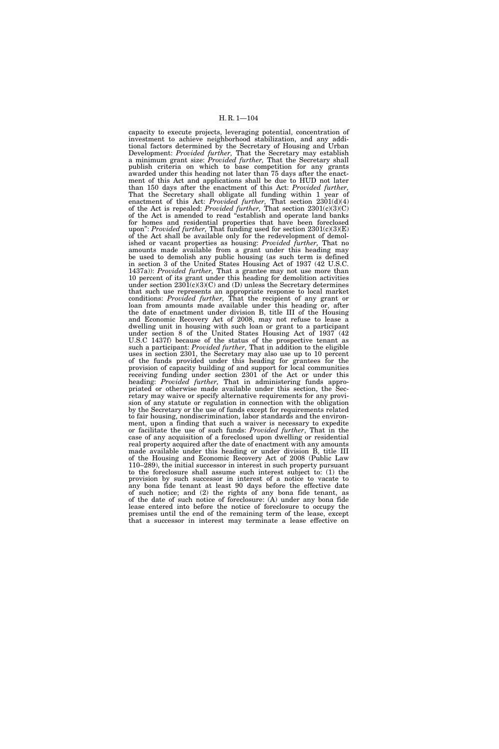capacity to execute projects, leveraging potential, concentration of investment to achieve neighborhood stabilization, and any additional factors determined by the Secretary of Housing and Urban Development: *Provided further,* That the Secretary may establish a minimum grant size: *Provided further,* That the Secretary shall publish criteria on which to base competition for any grants awarded under this heading not later than 75 days after the enactment of this Act and applications shall be due to HUD not later than 150 days after the enactment of this Act: *Provided further,* That the Secretary shall obligate all funding within 1 year of enactment of this Act: *Provided further,* That section 2301(d)(4) of the Act is repealed: *Provided further,* That section 2301(c)(3)(C) of the Act is amended to read "establish and operate land banks for homes and residential properties that have been foreclosed upon": *Provided further,* That funding used for section 2301(c)(3)(E) of the Act shall be available only for the redevelopment of demolished or vacant properties as housing: *Provided further,* That no amounts made available from a grant under this heading may be used to demolish any public housing (as such term is defined in section 3 of the United States Housing Act of 1937 (42 U.S.C. 1437a)): *Provided further,* That a grantee may not use more than 10 percent of its grant under this heading for demolition activities under section 2301(c)(3)(C) and (D) unless the Secretary determines that such use represents an appropriate response to local market conditions: *Provided further,* That the recipient of any grant or loan from amounts made available under this heading or, after the date of enactment under division B, title III of the Housing and Economic Recovery Act of 2008, may not refuse to lease a dwelling unit in housing with such loan or grant to a participant under section 8 of the United States Housing Act of 1937 (42 U.S.C 1437f) because of the status of the prospective tenant as such a participant: *Provided further,* That in addition to the eligible uses in section 2301, the Secretary may also use up to 10 percent of the funds provided under this heading for grantees for the provision of capacity building of and support for local communities receiving funding under section 2301 of the Act or under this heading: *Provided further,* That in administering funds appropriated or otherwise made available under this section, the Secretary may waive or specify alternative requirements for any provision of any statute or regulation in connection with the obligation by the Secretary or the use of funds except for requirements related to fair housing, nondiscrimination, labor standards and the environment, upon a finding that such a waiver is necessary to expedite or facilitate the use of such funds: *Provided further*, That in the case of any acquisition of a foreclosed upon dwelling or residential real property acquired after the date of enactment with any amounts made available under this heading or under division B, title III of the Housing and Economic Recovery Act of 2008 (Public Law 110–289), the initial successor in interest in such property pursuant to the foreclosure shall assume such interest subject to: (1) the provision by such successor in interest of a notice to vacate to any bona fide tenant at least 90 days before the effective date of such notice; and (2) the rights of any bona fide tenant, as of the date of such notice of foreclosure: (A) under any bona fide lease entered into before the notice of foreclosure to occupy the premises until the end of the remaining term of the lease, except that a successor in interest may terminate a lease effective on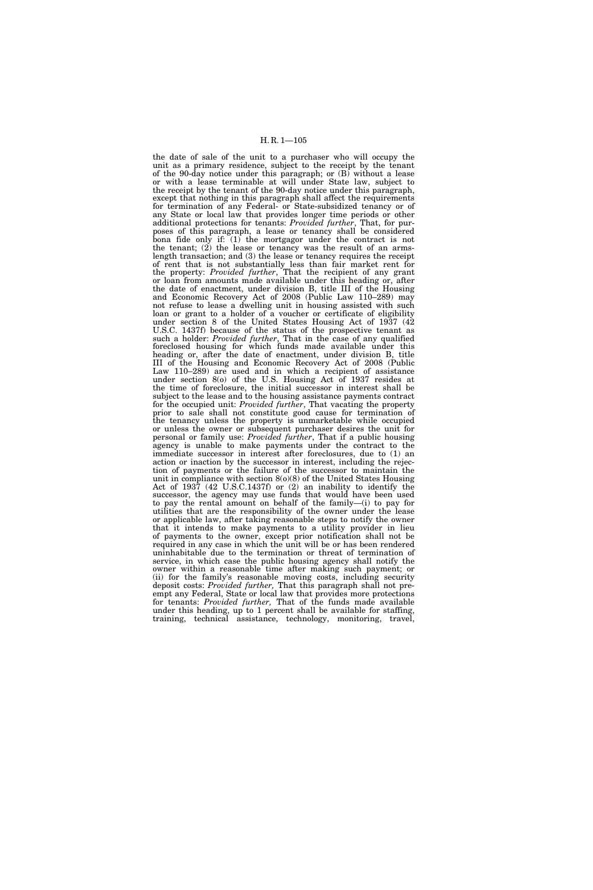the date of sale of the unit to a purchaser who will occupy the unit as a primary residence, subject to the receipt by the tenant of the 90-day notice under this paragraph; or (B) without a lease or with a lease terminable at will under State law, subject to the receipt by the tenant of the 90-day notice under this paragraph, except that nothing in this paragraph shall affect the requirements for termination of any Federal- or State-subsidized tenancy or of any State or local law that provides longer time periods or other additional protections for tenants: *Provided further*, That, for purposes of this paragraph, a lease or tenancy shall be considered bona fide only if: (1) the mortgagor under the contract is not the tenant; (2) the lease or tenancy was the result of an arms-length transaction; and (3) the lease or tenancy requires the receipt of rent that is not substantially less than fair market rent for the property: *Provided further*, That the recipient of any grant or loan from amounts made available under this heading or, after the date of enactment, under division B, title III of the Housing and Economic Recovery Act of 2008 (Public Law 110–289) may not refuse to lease a dwelling unit in housing assisted with such loan or grant to a holder of a voucher or certificate of eligibility under section 8 of the United States Housing Act of 1937 (42 U.S.C. 1437f) because of the status of the prospective tenant as such a holder: *Provided further*, That in the case of any qualified foreclosed housing for which funds made available under this heading or, after the date of enactment, under division B, title III of the Housing and Economic Recovery Act of 2008 (Public Law 110–289) are used and in which a recipient of assistance under section 8(o) of the U.S. Housing Act of 1937 resides at the time of foreclosure, the initial successor in interest shall be subject to the lease and to the housing assistance payments contract for the occupied unit: *Provided further*, That vacating the property prior to sale shall not constitute good cause for termination of the tenancy unless the property is unmarketable while occupied or unless the owner or subsequent purchaser desires the unit for personal or family use: *Provided further*, That if a public housing agency is unable to make payments under the contract to the immediate successor in interest after foreclosures, due to (1) an action or inaction by the successor in interest, including the rejection of payments or the failure of the successor to maintain the unit in compliance with section 8(o)(8) of the United States Housing Act of 1937 (42 U.S.C.1437f) or (2) an inability to identify the successor, the agency may use funds that would have been used to pay the rental amount on behalf of the family—(i) to pay for utilities that are the responsibility of the owner under the lease or applicable law, after taking reasonable steps to notify the owner that it intends to make payments to a utility provider in lieu of payments to the owner, except prior notification shall not be required in any case in which the unit will be or has been rendered uninhabitable due to the termination or threat of termination of service, in which case the public housing agency shall notify the owner within a reasonable time after making such payment; or (ii) for the family's reasonable moving costs, including security deposit costs: *Provided further,* That this paragraph shall not preempt any Federal, State or local law that provides more protections for tenants: *Provided further,* That of the funds made available under this heading, up to 1 percent shall be available for staffing, training, technical assistance, technology, monitoring, travel,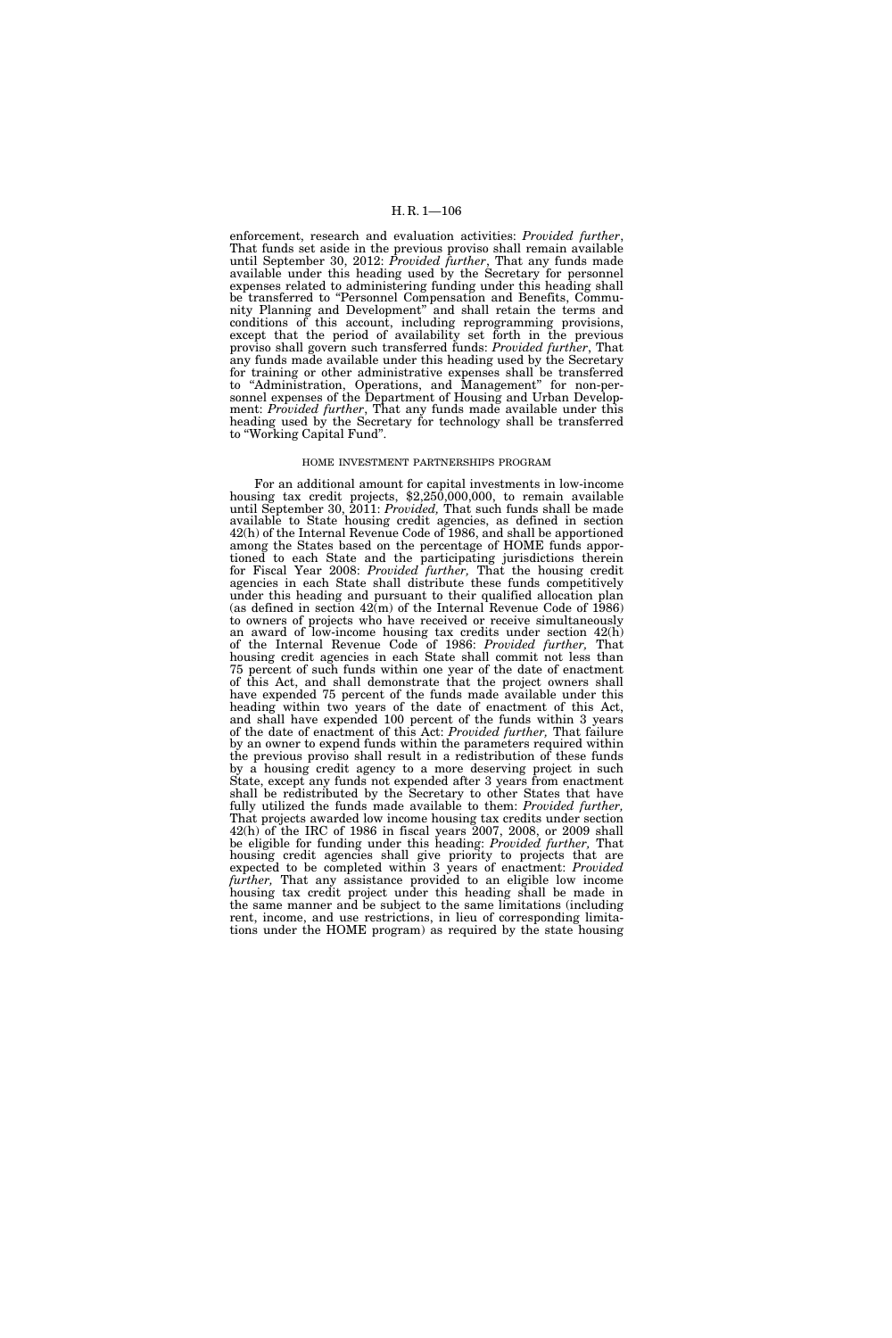enforcement, research and evaluation activities: *Provided further*, That funds set aside in the previous proviso shall remain available until September 30, 2012: *Provided further*, That any funds made available under this heading used by the Secretary for personnel expenses related to administering funding under this heading shall be transferred to "Personnel Compensation and Benefits, Community Planning and Development" and shall retain the terms and conditions of this account, including reprogramming provisions, except that the period of availability set forth in the previous proviso shall govern such transferred funds: *Provided further*, That any funds made available under this heading used by the Secretary for training or other administrative expenses shall be transferred to "Administration, Operations, and Management" for non-personnel expenses of the Department of Housing and Urban Development: *Provided further*, That any funds made available under this heading used by the Secretary for technology shall be transferred to "Working Capital Fund".

HOME INVESTMENT PARTNERSHIPS PROGRAM

For an additional amount for capital investments in low-income housing tax credit projects, $2,250,000,000, to remain available until September 30, 2011: *Provided,* That such funds shall be made available to State housing credit agencies, as defined in section 42(h) of the Internal Revenue Code of 1986, and shall be apportioned among the States based on the percentage of HOME funds apportioned to each State and the participating jurisdictions therein for Fiscal Year 2008: *Provided further,* That the housing credit agencies in each State shall distribute these funds competitively under this heading and pursuant to their qualified allocation plan (as defined in section 42(m) of the Internal Revenue Code of 1986) to owners of projects who have received or receive simultaneously an award of low-income housing tax credits under section 42(h) of the Internal Revenue Code of 1986: *Provided further,* That housing credit agencies in each State shall commit not less than 75 percent of such funds within one year of the date of enactment of this Act, and shall demonstrate that the project owners shall have expended 75 percent of the funds made available under this heading within two years of the date of enactment of this Act, and shall have expended 100 percent of the funds within 3 years of the date of enactment of this Act: *Provided further,* That failure by an owner to expend funds within the parameters required within the previous proviso shall result in a redistribution of these funds by a housing credit agency to a more deserving project in such State, except any funds not expended after 3 years from enactment shall be redistributed by the Secretary to other States that have fully utilized the funds made available to them: *Provided further,* That projects awarded low income housing tax credits under section 42(h) of the IRC of 1986 in fiscal years 2007, 2008, or 2009 shall be eligible for funding under this heading: *Provided further,* That housing credit agencies shall give priority to projects that are expected to be completed within 3 years of enactment: *Provided further,* That any assistance provided to an eligible low income housing tax credit project under this heading shall be made in the same manner and be subject to the same limitations (including rent, income, and use restrictions, in lieu of corresponding limitations under the HOME program) as required by the state housing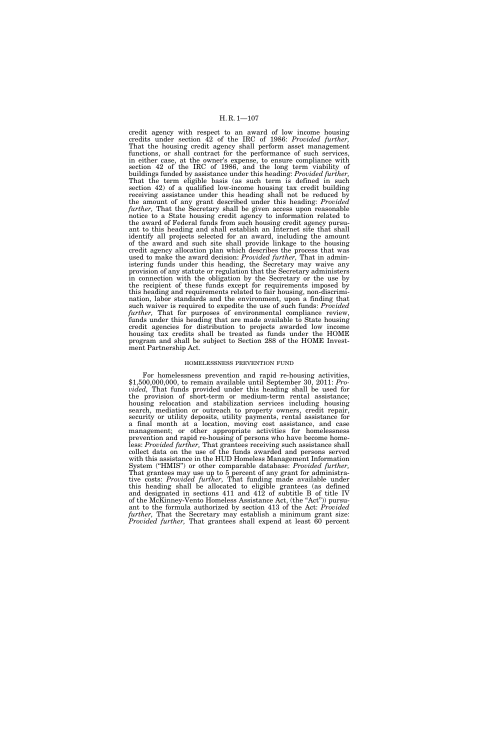credit agency with respect to an award of low income housing credits under section 42 of the IRC of 1986: *Provided further,* That the housing credit agency shall perform asset management functions, or shall contract for the performance of such services, in either case, at the owner's expense, to ensure compliance with section 42 of the IRC of 1986, and the long term viability of buildings funded by assistance under this heading: *Provided further,* That the term eligible basis (as such term is defined in such section 42) of a qualified low-income housing tax credit building receiving assistance under this heading shall not be reduced by the amount of any grant described under this heading: *Provided further,* That the Secretary shall be given access upon reasonable notice to a State housing credit agency to information related to the award of Federal funds from such housing credit agency pursuant to this heading and shall establish an Internet site that shall identify all projects selected for an award, including the amount of the award and such site shall provide linkage to the housing credit agency allocation plan which describes the process that was used to make the award decision: *Provided further,* That in administering funds under this heading, the Secretary may waive any provision of any statute or regulation that the Secretary administers in connection with the obligation by the Secretary or the use by the recipient of these funds except for requirements imposed by this heading and requirements related to fair housing, non-discrimination, labor standards and the environment, upon a finding that such waiver is required to expedite the use of such funds: *Provided further,* That for purposes of environmental compliance review, funds under this heading that are made available to State housing credit agencies for distribution to projects awarded low income housing tax credits shall be treated as funds under the HOME program and shall be subject to Section 288 of the HOME Investment Partnership Act.

HOMELESSNESS PREVENTION FUND

For homelessness prevention and rapid re-housing activities, $1,500,000,000, to remain available until September 30, 2011: *Provided,* That funds provided under this heading shall be used for the provision of short-term or medium-term rental assistance; housing relocation and stabilization services including housing search, mediation or outreach to property owners, credit repair, security or utility deposits, utility payments, rental assistance for a final month at a location, moving cost assistance, and case management; or other appropriate activities for homelessness prevention and rapid re-housing of persons who have become homeless: *Provided further,* That grantees receiving such assistance shall collect data on the use of the funds awarded and persons served with this assistance in the HUD Homeless Management Information System ("HMIS") or other comparable database: *Provided further,* That grantees may use up to 5 percent of any grant for administrative costs: *Provided further,* That funding made available under this heading shall be allocated to eligible grantees (as defined and designated in sections 411 and 412 of subtitle B of title IV of the McKinney-Vento Homeless Assistance Act, (the "Act")) pursuant to the formula authorized by section 413 of the Act: *Provided further,* That the Secretary may establish a minimum grant size: *Provided further,* That grantees shall expend at least 60 percent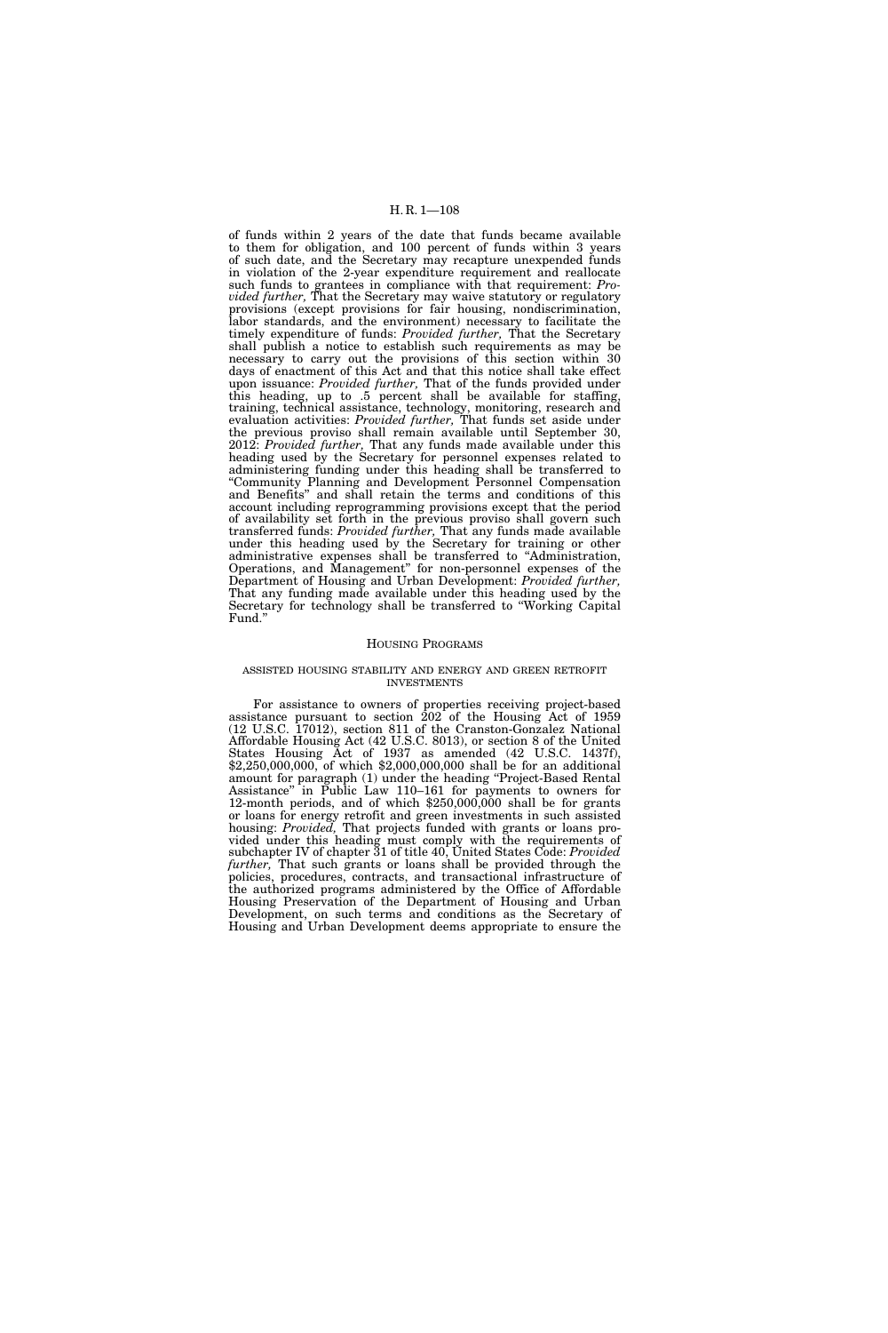of funds within 2 years of the date that funds became available to them for obligation, and 100 percent of funds within 3 years of such date, and the Secretary may recapture unexpended funds in violation of the 2-year expenditure requirement and reallocate such funds to grantees in compliance with that requirement: *Provided further,* That the Secretary may waive statutory or regulatory provisions (except provisions for fair housing, nondiscrimination, labor standards, and the environment) necessary to facilitate the timely expenditure of funds: *Provided further,* That the Secretary shall publish a notice to establish such requirements as may be necessary to carry out the provisions of this section within 30 days of enactment of this Act and that this notice shall take effect upon issuance: *Provided further,* That of the funds provided under this heading, up to .5 percent shall be available for staffing, training, technical assistance, technology, monitoring, research and evaluation activities: *Provided further,* That funds set aside under the previous proviso shall remain available until September 30, 2012: *Provided further,* That any funds made available under this heading used by the Secretary for personnel expenses related to administering funding under this heading shall be transferred to "Community Planning and Development Personnel Compensation and Benefits" and shall retain the terms and conditions of this account including reprogramming provisions except that the period of availability set forth in the previous proviso shall govern such transferred funds: *Provided further,* That any funds made available under this heading used by the Secretary for training or other administrative expenses shall be transferred to "Administration, Operations, and Management" for non-personnel expenses of the Department of Housing and Urban Development: *Provided further,* That any funding made available under this heading used by the Secretary for technology shall be transferred to "Working Capital Fund."

## HOUSING PROGRAMS

### ASSISTED HOUSING STABILITY AND ENERGY AND GREEN RETROFIT INVESTMENTS

For assistance to owners of properties receiving project-based assistance pursuant to section 202 of the Housing Act of 1959 (12 U.S.C. 17012), section 811 of the Cranston-Gonzalez National Affordable Housing Act (42 U.S.C. 8013), or section 8 of the United States Housing Act of 1937 as amended (42 U.S.C. 1437f), $2,250,000,000, of which $2,000,000,000 shall be for an additional amount for paragraph (1) under the heading "Project-Based Rental Assistance" in Public Law 110–161 for payments to owners for 12-month periods, and of which $250,000,000 shall be for grants or loans for energy retrofit and green investments in such assisted housing: *Provided,* That projects funded with grants or loans provided under this heading must comply with the requirements of subchapter IV of chapter 31 of title 40, United States Code: *Provided further,* That such grants or loans shall be provided through the policies, procedures, contracts, and transactional infrastructure of the authorized programs administered by the Office of Affordable Housing Preservation of the Department of Housing and Urban Development, on such terms and conditions as the Secretary of Housing and Urban Development deems appropriate to ensure the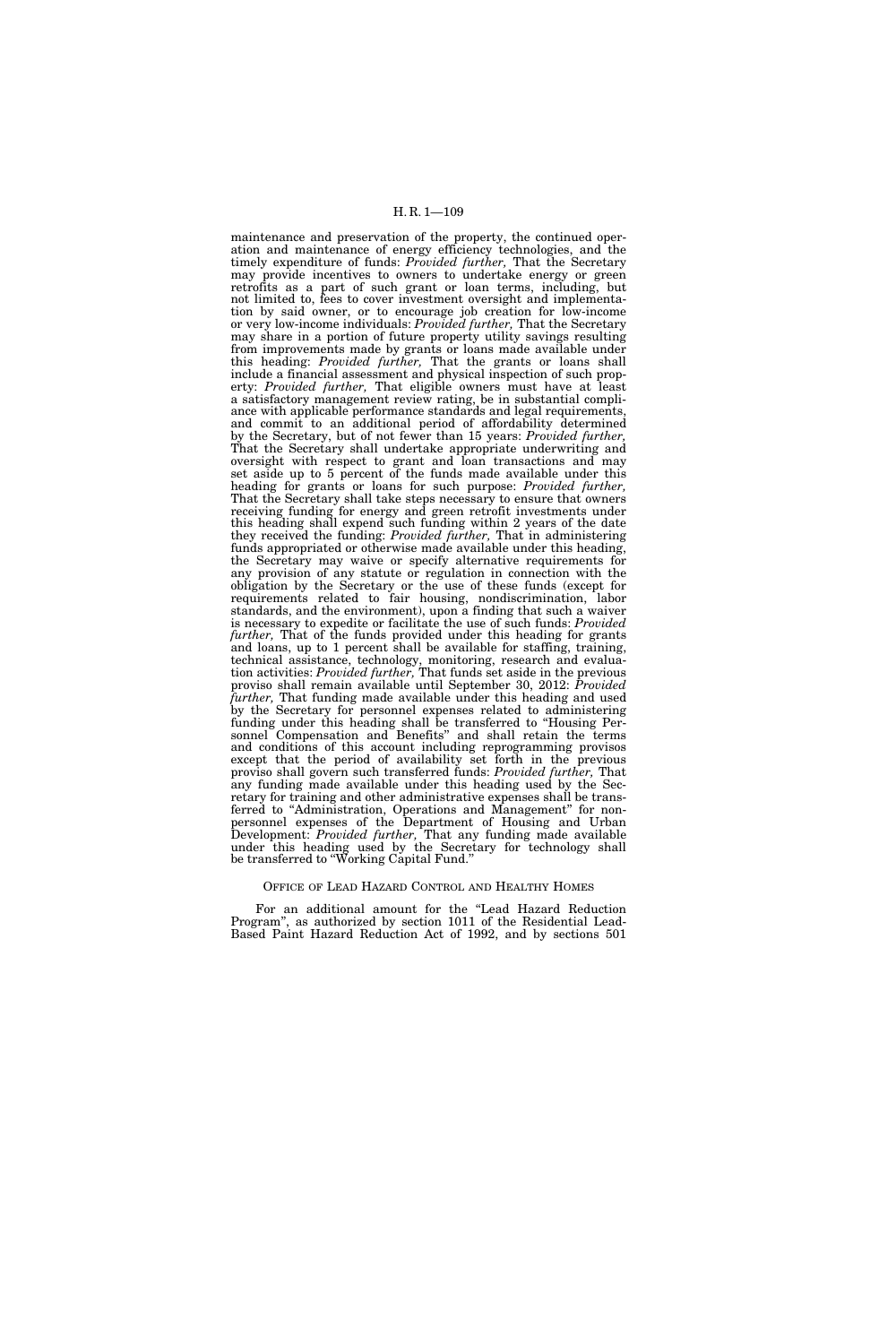maintenance and preservation of the property, the continued operation and maintenance of energy efficiency technologies, and the timely expenditure of funds: *Provided further,* That the Secretary may provide incentives to owners to undertake energy or green retrofits as a part of such grant or loan terms, including, but not limited to, fees to cover investment oversight and implementation by said owner, or to encourage job creation for low-income or very low-income individuals: *Provided further,* That the Secretary may share in a portion of future property utility savings resulting from improvements made by grants or loans made available under this heading: *Provided further,* That the grants or loans shall include a financial assessment and physical inspection of such property: *Provided further,* That eligible owners must have at least a satisfactory management review rating, be in substantial compliance with applicable performance standards and legal requirements, and commit to an additional period of affordability determined by the Secretary, but of not fewer than 15 years: *Provided further,* That the Secretary shall undertake appropriate underwriting and oversight with respect to grant and loan transactions and may set aside up to 5 percent of the funds made available under this heading for grants or loans for such purpose: *Provided further,* That the Secretary shall take steps necessary to ensure that owners receiving funding for energy and green retrofit investments under this heading shall expend such funding within 2 years of the date they received the funding: *Provided further,* That in administering funds appropriated or otherwise made available under this heading, the Secretary may waive or specify alternative requirements for any provision of any statute or regulation in connection with the obligation by the Secretary or the use of these funds (except for requirements related to fair housing, nondiscrimination, labor standards, and the environment), upon a finding that such a waiver is necessary to expedite or facilitate the use of such funds: *Provided further,* That of the funds provided under this heading for grants and loans, up to 1 percent shall be available for staffing, training, technical assistance, technology, monitoring, research and evaluation activities: *Provided further,* That funds set aside in the previous proviso shall remain available until September 30, 2012: *Provided further,* That funding made available under this heading and used by the Secretary for personnel expenses related to administering funding under this heading shall be transferred to "Housing Personnel Compensation and Benefits" and shall retain the terms and conditions of this account including reprogramming provisos except that the period of availability set forth in the previous proviso shall govern such transferred funds: *Provided further,* That any funding made available under this heading used by the Secretary for training and other administrative expenses shall be transferred to "Administration, Operations and Management" for non-personnel expenses of the Department of Housing and Urban Development: *Provided further,* That any funding made available under this heading used by the Secretary for technology shall be transferred to "Working Capital Fund."

## Office of Lead Hazard Control and Healthy Homes

For an additional amount for the "Lead Hazard Reduction Program", as authorized by section 1011 of the Residential Lead-Based Paint Hazard Reduction Act of 1992, and by sections 501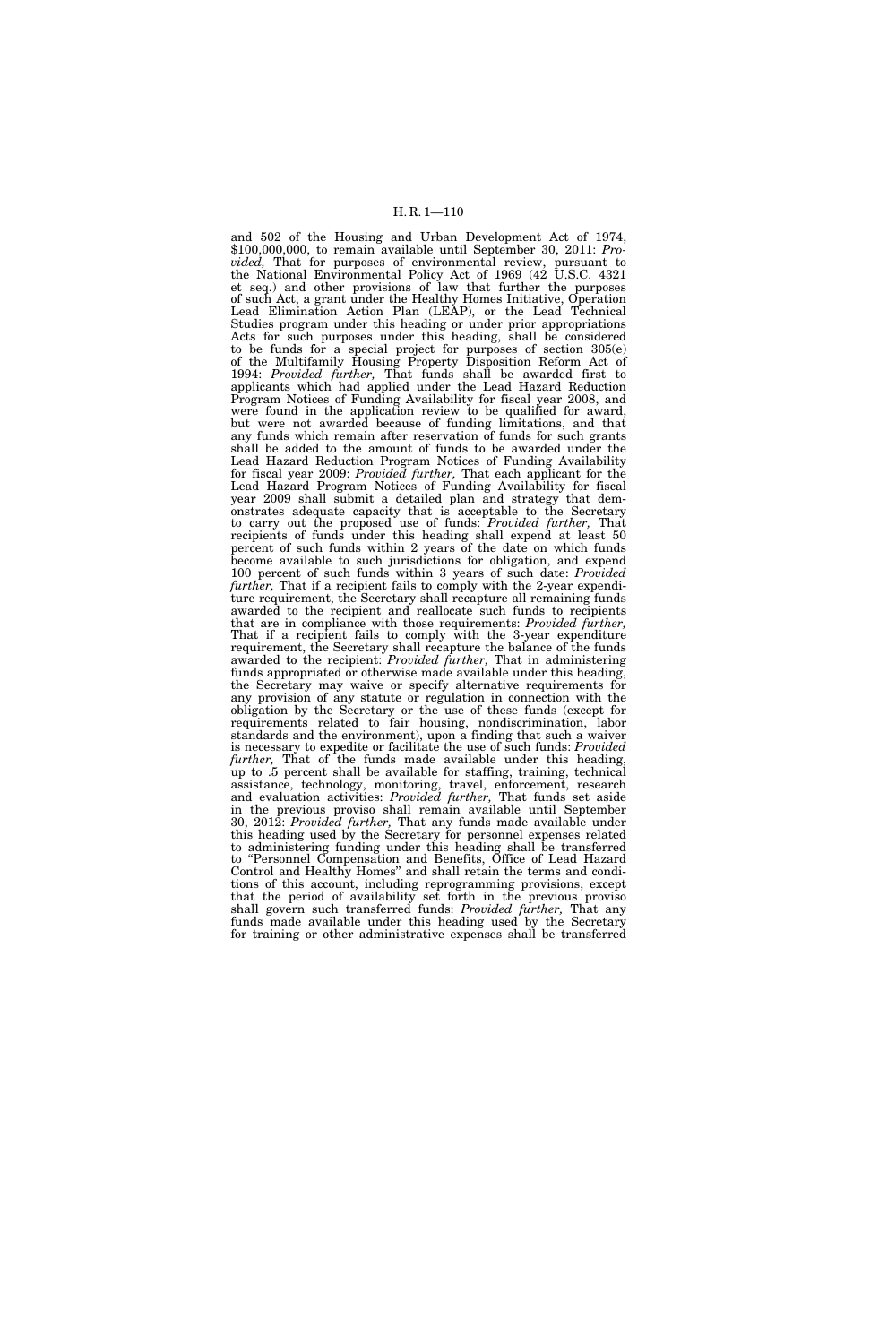and 502 of the Housing and Urban Development Act of 1974, $100,000,000, to remain available until September 30, 2011: *Provided,* That for purposes of environmental review, pursuant to the National Environmental Policy Act of 1969 (42 U.S.C. 4321 et seq.) and other provisions of law that further the purposes of such Act, a grant under the Healthy Homes Initiative, Operation Lead Elimination Action Plan (LEAP), or the Lead Technical Studies program under this heading or under prior appropriations Acts for such purposes under this heading, shall be considered to be funds for a special project for purposes of section 305(e) of the Multifamily Housing Property Disposition Reform Act of 1994: *Provided further,* That funds shall be awarded first to applicants which had applied under the Lead Hazard Reduction Program Notices of Funding Availability for fiscal year 2008, and were found in the application review to be qualified for award, but were not awarded because of funding limitations, and that any funds which remain after reservation of funds for such grants shall be added to the amount of funds to be awarded under the Lead Hazard Reduction Program Notices of Funding Availability for fiscal year 2009: *Provided further,* That each applicant for the Lead Hazard Program Notices of Funding Availability for fiscal year 2009 shall submit a detailed plan and strategy that demonstrates adequate capacity that is acceptable to the Secretary to carry out the proposed use of funds: *Provided further,* That recipients of funds under this heading shall expend at least 50 percent of such funds within 2 years of the date on which funds become available to such jurisdictions for obligation, and expend 100 percent of such funds within 3 years of such date: *Provided further,* That if a recipient fails to comply with the 2-year expenditure requirement, the Secretary shall recapture all remaining funds awarded to the recipient and reallocate such funds to recipients that are in compliance with those requirements: *Provided further,* That if a recipient fails to comply with the 3-year expenditure requirement, the Secretary shall recapture the balance of the funds awarded to the recipient: *Provided further,* That in administering funds appropriated or otherwise made available under this heading, the Secretary may waive or specify alternative requirements for any provision of any statute or regulation in connection with the obligation by the Secretary or the use of these funds (except for requirements related to fair housing, nondiscrimination, labor standards and the environment), upon a finding that such a waiver is necessary to expedite or facilitate the use of such funds: *Provided further,* That of the funds made available under this heading, up to .5 percent shall be available for staffing, training, technical assistance, technology, monitoring, travel, enforcement, research and evaluation activities: *Provided further,* That funds set aside in the previous proviso shall remain available until September 30, 2012: *Provided further,* That any funds made available under this heading used by the Secretary for personnel expenses related to administering funding under this heading shall be transferred to "Personnel Compensation and Benefits, Office of Lead Hazard Control and Healthy Homes" and shall retain the terms and conditions of this account, including reprogramming provisions, except that the period of availability set forth in the previous proviso shall govern such transferred funds: *Provided further,* That any funds made available under this heading used by the Secretary for training or other administrative expenses shall be transferred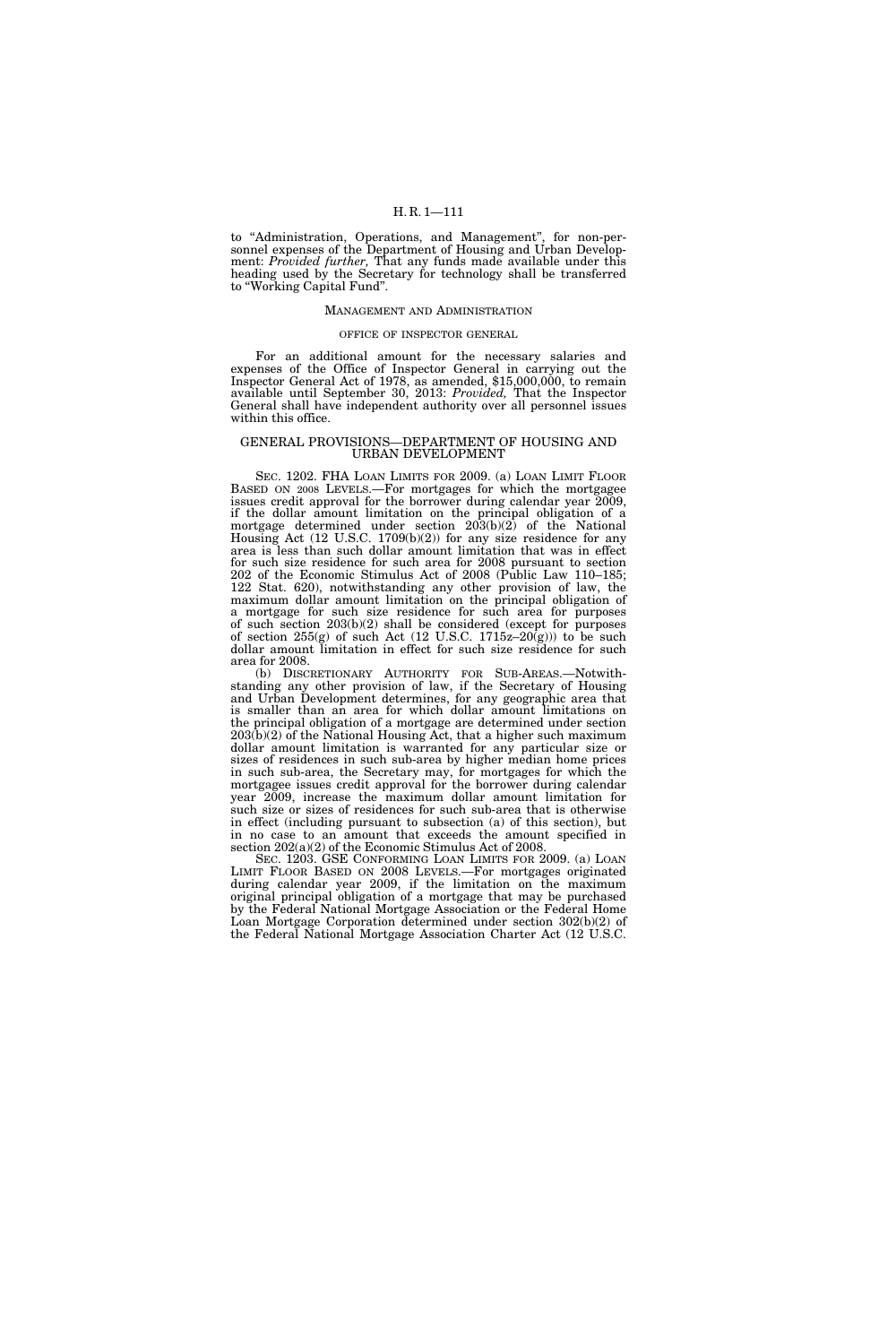to "Administration, Operations, and Management", for non-personnel expenses of the Department of Housing and Urban Development: *Provided further,* That any funds made available under this heading used by the Secretary for technology shall be transferred to "Working Capital Fund".

## MANAGEMENT AND ADMINISTRATION

### OFFICE OF INSPECTOR GENERAL

For an additional amount for the necessary salaries and expenses of the Office of Inspector General in carrying out the Inspector General Act of 1978, as amended, $15,000,000, to remain available until September 30, 2013: *Provided,* That the Inspector General shall have independent authority over all personnel issues within this office.

## GENERAL PROVISIONS—DEPARTMENT OF HOUSING AND URBAN DEVELOPMENT

SEC. 1202. FHA LOAN LIMITS FOR 2009. (a) LOAN LIMIT FLOOR BASED ON 2008 LEVELS.—For mortgages for which the mortgagee issues credit approval for the borrower during calendar year 2009, if the dollar amount limitation on the principal obligation of a mortgage determined under section 203(b)(2) of the National Housing Act (12 U.S.C. 1709(b)(2)) for any size residence for any area is less than such dollar amount limitation that was in effect for such size residence for such area for 2008 pursuant to section 202 of the Economic Stimulus Act of 2008 (Public Law 110–185; 122 Stat. 620), notwithstanding any other provision of law, the maximum dollar amount limitation on the principal obligation of a mortgage for such size residence for such area for purposes of such section 203(b)(2) shall be considered (except for purposes of section 255(g) of such Act (12 U.S.C. 1715z–20(g))) to be such dollar amount limitation in effect for such size residence for such area for 2008.

(b) DISCRETIONARY AUTHORITY FOR SUB-AREAS.—Notwithstanding any other provision of law, if the Secretary of Housing and Urban Development determines, for any geographic area that is smaller than an area for which dollar amount limitations on the principal obligation of a mortgage are determined under section 203(b)(2) of the National Housing Act, that a higher such maximum dollar amount limitation is warranted for any particular size or sizes of residences in such sub-area by higher median home prices in such sub-area, the Secretary may, for mortgages for which the mortgagee issues credit approval for the borrower during calendar year 2009, increase the maximum dollar amount limitation for such size or sizes of residences for such sub-area that is otherwise in effect (including pursuant to subsection (a) of this section), but in no case to an amount that exceeds the amount specified in section 202(a)(2) of the Economic Stimulus Act of 2008.

SEC. 1203. GSE CONFORMING LOAN LIMITS FOR 2009. (a) LOAN LIMIT FLOOR BASED ON 2008 LEVELS.—For mortgages originated during calendar year 2009, if the limitation on the maximum original principal obligation of a mortgage that may be purchased by the Federal National Mortgage Association or the Federal Home Loan Mortgage Corporation determined under section 302(b)(2) of the Federal National Mortgage Association Charter Act (12 U.S.C.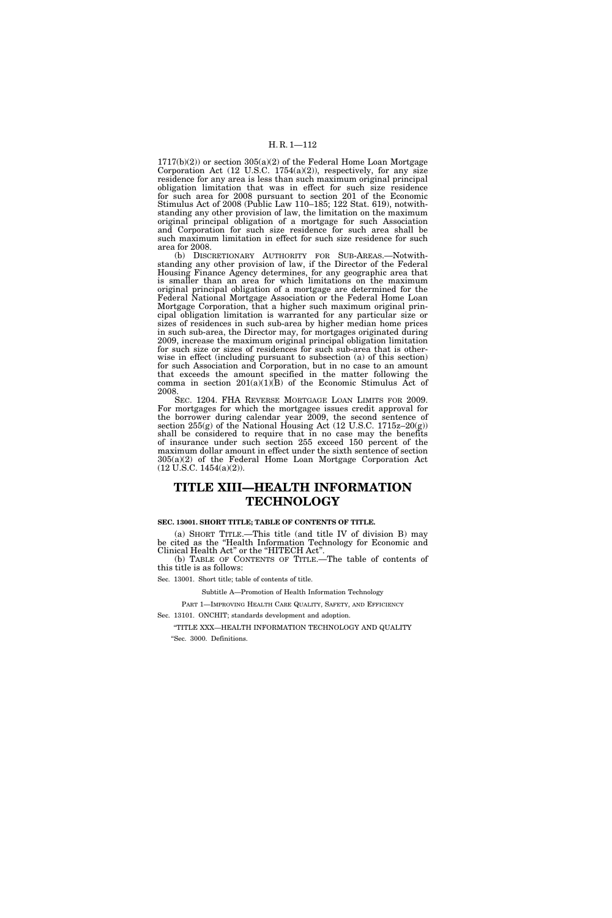1717(b)(2)) or section 305(a)(2) of the Federal Home Loan Mortgage Corporation Act (12 U.S.C. 1754(a)(2)), respectively, for any size residence for any area is less than such maximum original principal obligation limitation that was in effect for such size residence for such area for 2008 pursuant to section 201 of the Economic Stimulus Act of 2008 (Public Law 110–185; 122 Stat. 619), notwithstanding any other provision of law, the limitation on the maximum original principal obligation of a mortgage for such Association and Corporation for such size residence for such area shall be such maximum limitation in effect for such size residence for such area for 2008.

(b) DISCRETIONARY AUTHORITY FOR SUB-AREAS.—Notwithstanding any other provision of law, if the Director of the Federal Housing Finance Agency determines, for any geographic area that is smaller than an area for which limitations on the maximum original principal obligation of a mortgage are determined for the Federal National Mortgage Association or the Federal Home Loan Mortgage Corporation, that a higher such maximum original principal obligation limitation is warranted for any particular size or sizes of residences in such sub-area by higher median home prices in such sub-area, the Director may, for mortgages originated during 2009, increase the maximum original principal obligation limitation for such size or sizes of residences for such sub-area that is otherwise in effect (including pursuant to subsection (a) of this section) for such Association and Corporation, but in no case to an amount that exceeds the amount specified in the matter following the comma in section 201(a)(1)(B) of the Economic Stimulus Act of 2008.

SEC. 1204. FHA REVERSE MORTGAGE LOAN LIMITS FOR 2009. For mortgages for which the mortgagee issues credit approval for the borrower during calendar year 2009, the second sentence of section 255(g) of the National Housing Act (12 U.S.C. 1715z–20(g)) shall be considered to require that in no case may the benefits of insurance under such section 255 exceed 150 percent of the maximum dollar amount in effect under the sixth sentence of section 305(a)(2) of the Federal Home Loan Mortgage Corporation Act (12 U.S.C. 1454(a)(2)).

# TITLE XIII—HEALTH INFORMATION TECHNOLOGY

**SEC. 13001. SHORT TITLE; TABLE OF CONTENTS OF TITLE.**

(a) SHORT TITLE.—This title (and title IV of division B) may be cited as the "Health Information Technology for Economic and Clinical Health Act" or the "HITECH Act".

(b) TABLE OF CONTENTS OF TITLE.—The table of contents of this title is as follows:

Sec. 13001. Short title; table of contents of title.

Subtitle A—Promotion of Health Information Technology

PART 1—IMPROVING HEALTH CARE QUALITY, SAFETY, AND EFFICIENCY

Sec. 13101. ONCHIT; standards development and adoption.

"TITLE XXX—HEALTH INFORMATION TECHNOLOGY AND QUALITY

"Sec. 3000. Definitions.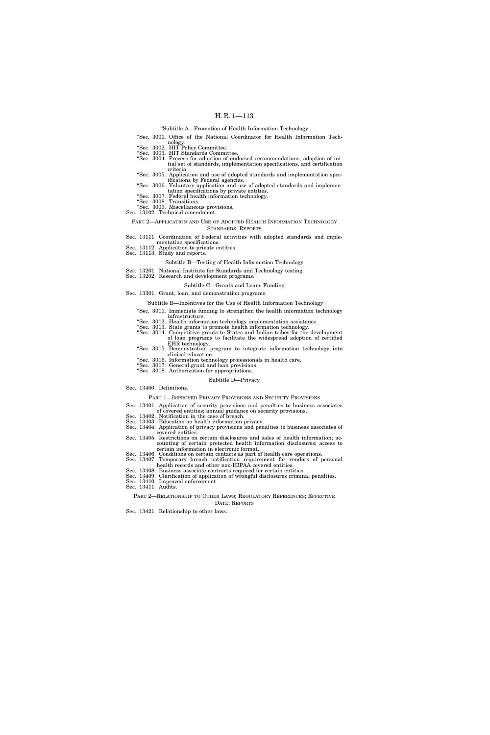"Subtitle A—Promotion of Health Information Technology

"Sec. 3001. Office of the National Coordinator for Health Information Technology.
"Sec. 3002. HIT Policy Committee.
"Sec. 3003. HIT Standards Committee.
"Sec. 3004. Process for adoption of endorsed recommendations; adoption of initial set of standards, implementation specifications, and certification criteria.
"Sec. 3005. Application and use of adopted standards and implementation specifications by Federal agencies.
"Sec. 3006. Voluntary application and use of adopted standards and implementation specifications by private entities.
"Sec. 3007. Federal health information technology.
"Sec. 3008. Transitions.
"Sec. 3009. Miscellaneous provisions.
Sec. 13102. Technical amendment.

PART 2—APPLICATION AND USE OF ADOPTED HEALTH INFORMATION TECHNOLOGY STANDARDS; REPORTS

Sec. 13111. Coordination of Federal activities with adopted standards and implementation specifications.
Sec. 13112. Application to private entities.
Sec. 13113. Study and reports.

Subtitle B—Testing of Health Information Technology

Sec. 13201. National Institute for Standards and Technology testing.
Sec. 13202. Research and development programs.

Subtitle C—Grants and Loans Funding

Sec. 13301. Grant, loan, and demonstration programs.

"Subtitle B—Incentives for the Use of Health Information Technology

"Sec. 3011. Immediate funding to strengthen the health information technology infrastructure.
"Sec. 3012. Health information technology implementation assistance.
"Sec. 3013. State grants to promote health information technology.
"Sec. 3014. Competitive grants to States and Indian tribes for the development of loan programs to facilitate the widespread adoption of certified EHR technology.
"Sec. 3015. Demonstration program to integrate information technology into clinical education.
"Sec. 3016. Information technology professionals in health care.
"Sec. 3017. General grant and loan provisions.
"Sec. 3018. Authorization for appropriations.

Subtitle D—Privacy

Sec. 13400. Definitions.

PART 1—IMPROVED PRIVACY PROVISIONS AND SECURITY PROVISIONS

Sec. 13401. Application of security provisions and penalties to business associates of covered entities; annual guidance on security provisions.
Sec. 13402. Notification in the case of breach.
Sec. 13403. Education on health information privacy.
Sec. 13404. Application of privacy provisions and penalties to business associates of covered entities.
Sec. 13405. Restrictions on certain disclosures and sales of health information; accounting of certain protected health information disclosures; access to certain information in electronic format.
Sec. 13406. Conditions on certain contacts as part of health care operations.
Sec. 13407. Temporary breach notification requirement for vendors of personal health records and other non-HIPAA covered entities.
Sec. 13408. Business associate contracts required for certain entities.
Sec. 13409. Clarification of application of wrongful disclosures criminal penalties.
Sec. 13410. Improved enforcement.
Sec. 13411. Audits.

PART 2—RELATIONSHIP TO OTHER LAWS; REGULATORY REFERENCES; EFFECTIVE DATE; REPORTS

Sec. 13421. Relationship to other laws.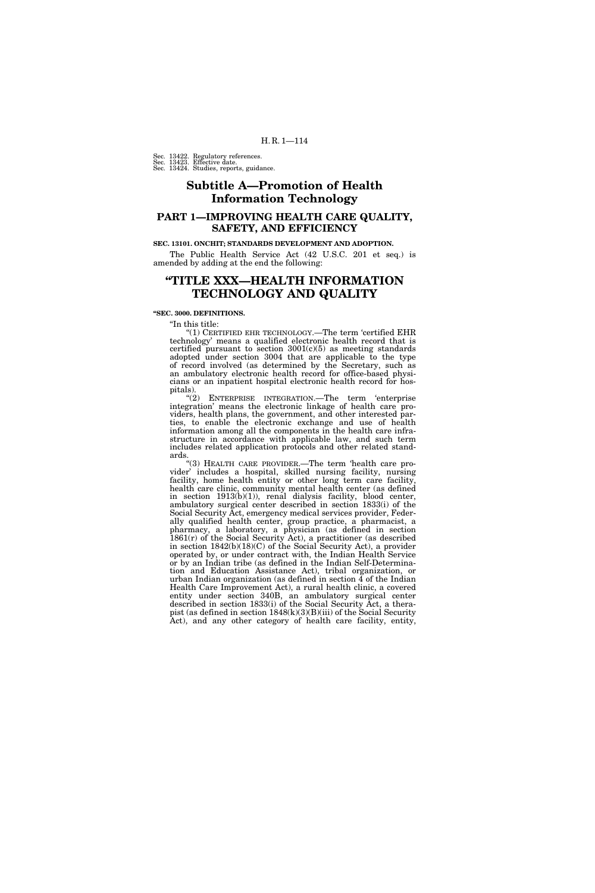Sec. 13422. Regulatory references.
Sec. 13423. Effective date.
Sec. 13424. Studies, reports, guidance.

# Subtitle A—Promotion of Health Information Technology

## PART 1—IMPROVING HEALTH CARE QUALITY, SAFETY, AND EFFICIENCY

**SEC. 13101. ONCHIT; STANDARDS DEVELOPMENT AND ADOPTION.**

The Public Health Service Act (42 U.S.C. 201 et seq.) is amended by adding at the end the following:

## "TITLE XXX—HEALTH INFORMATION TECHNOLOGY AND QUALITY

**"SEC. 3000. DEFINITIONS.**

"In this title:

"(1) CERTIFIED EHR TECHNOLOGY.—The term 'certified EHR technology' means a qualified electronic health record that is certified pursuant to section 3001(c)(5) as meeting standards adopted under section 3004 that are applicable to the type of record involved (as determined by the Secretary, such as an ambulatory electronic health record for office-based physicians or an inpatient hospital electronic health record for hospitals).

"(2) ENTERPRISE INTEGRATION.—The term 'enterprise integration' means the electronic linkage of health care providers, health plans, the government, and other interested parties, to enable the electronic exchange and use of health information among all the components in the health care infrastructure in accordance with applicable law, and such term includes related application protocols and other related standards.

"(3) HEALTH CARE PROVIDER.—The term 'health care provider' includes a hospital, skilled nursing facility, nursing facility, home health entity or other long term care facility, health care clinic, community mental health center (as defined in section 1913(b)(1)), renal dialysis facility, blood center, ambulatory surgical center described in section 1833(i) of the Social Security Act, emergency medical services provider, Federally qualified health center, group practice, a pharmacist, a pharmacy, a laboratory, a physician (as defined in section 1861(r) of the Social Security Act), a practitioner (as described in section 1842(b)(18)(C) of the Social Security Act), a provider operated by, or under contract with, the Indian Health Service or by an Indian tribe (as defined in the Indian Self-Determination and Education Assistance Act), tribal organization, or urban Indian organization (as defined in section 4 of the Indian Health Care Improvement Act), a rural health clinic, a covered entity under section 340B, an ambulatory surgical center described in section 1833(i) of the Social Security Act, a therapist (as defined in section 1848(k)(3)(B)(iii) of the Social Security Act), and any other category of health care facility, entity,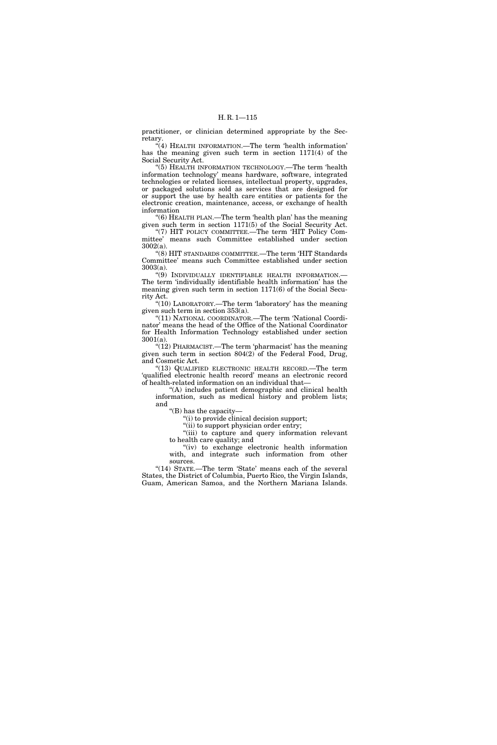practitioner, or clinician determined appropriate by the Secretary.

"(4) HEALTH INFORMATION.—The term 'health information' has the meaning given such term in section 1171(4) of the Social Security Act.

"(5) HEALTH INFORMATION TECHNOLOGY.—The term 'health information technology' means hardware, software, integrated technologies or related licenses, intellectual property, upgrades, or packaged solutions sold as services that are designed for or support the use by health care entities or patients for the electronic creation, maintenance, access, or exchange of health information

"(6) HEALTH PLAN.—The term 'health plan' has the meaning given such term in section 1171(5) of the Social Security Act.

"(7) HIT POLICY COMMITTEE.—The term 'HIT Policy Committee' means such Committee established under section 3002(a).

"(8) HIT STANDARDS COMMITTEE.—The term 'HIT Standards Committee' means such Committee established under section 3003(a).

"(9) INDIVIDUALLY IDENTIFIABLE HEALTH INFORMATION.—The term 'individually identifiable health information' has the meaning given such term in section 1171(6) of the Social Security Act.

"(10) LABORATORY.—The term 'laboratory' has the meaning given such term in section 353(a).

"(11) NATIONAL COORDINATOR.—The term 'National Coordinator' means the head of the Office of the National Coordinator for Health Information Technology established under section 3001(a).

"(12) PHARMACIST.—The term 'pharmacist' has the meaning given such term in section 804(2) of the Federal Food, Drug, and Cosmetic Act.

"(13) QUALIFIED ELECTRONIC HEALTH RECORD.—The term 'qualified electronic health record' means an electronic record of health-related information on an individual that—

"(A) includes patient demographic and clinical health information, such as medical history and problem lists; and

"(B) has the capacity—

"(i) to provide clinical decision support;

"(ii) to support physician order entry;

"(iii) to capture and query information relevant to health care quality; and

"(iv) to exchange electronic health information with, and integrate such information from other sources.

"(14) STATE.—The term 'State' means each of the several States, the District of Columbia, Puerto Rico, the Virgin Islands, Guam, American Samoa, and the Northern Mariana Islands.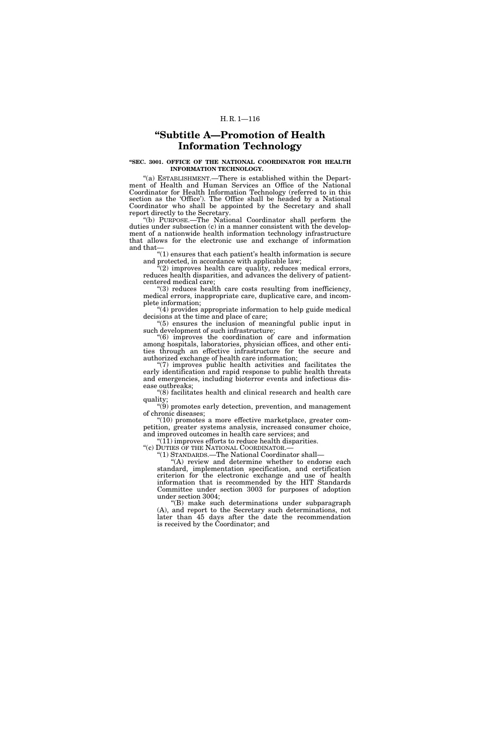# “Subtitle A—Promotion of Health Information Technology

**“SEC. 3001. OFFICE OF THE NATIONAL COORDINATOR FOR HEALTH INFORMATION TECHNOLOGY.**

“(a) ESTABLISHMENT.—There is established within the Department of Health and Human Services an Office of the National Coordinator for Health Information Technology (referred to in this section as the ‘Office’). The Office shall be headed by a National Coordinator who shall be appointed by the Secretary and shall report directly to the Secretary.

“(b) PURPOSE.—The National Coordinator shall perform the duties under subsection (c) in a manner consistent with the development of a nationwide health information technology infrastructure that allows for the electronic use and exchange of information and that—

“(1) ensures that each patient’s health information is secure and protected, in accordance with applicable law;

“(2) improves health care quality, reduces medical errors, reduces health disparities, and advances the delivery of patient-centered medical care;

“(3) reduces health care costs resulting from inefficiency, medical errors, inappropriate care, duplicative care, and incomplete information;

“(4) provides appropriate information to help guide medical decisions at the time and place of care;

“(5) ensures the inclusion of meaningful public input in such development of such infrastructure;

“(6) improves the coordination of care and information among hospitals, laboratories, physician offices, and other entities through an effective infrastructure for the secure and authorized exchange of health care information;

“(7) improves public health activities and facilitates the early identification and rapid response to public health threats and emergencies, including bioterror events and infectious disease outbreaks;

“(8) facilitates health and clinical research and health care quality;

“(9) promotes early detection, prevention, and management of chronic diseases;

“(10) promotes a more effective marketplace, greater competition, greater systems analysis, increased consumer choice, and improved outcomes in health care services; and

“(11) improves efforts to reduce health disparities.

“(c) DUTIES OF THE NATIONAL COORDINATOR.—

“(1) STANDARDS.—The National Coordinator shall—

“(A) review and determine whether to endorse each standard, implementation specification, and certification criterion for the electronic exchange and use of health information that is recommended by the HIT Standards Committee under section 3003 for purposes of adoption under section 3004;

“(B) make such determinations under subparagraph (A), and report to the Secretary such determinations, not later than 45 days after the date the recommendation is received by the Coordinator; and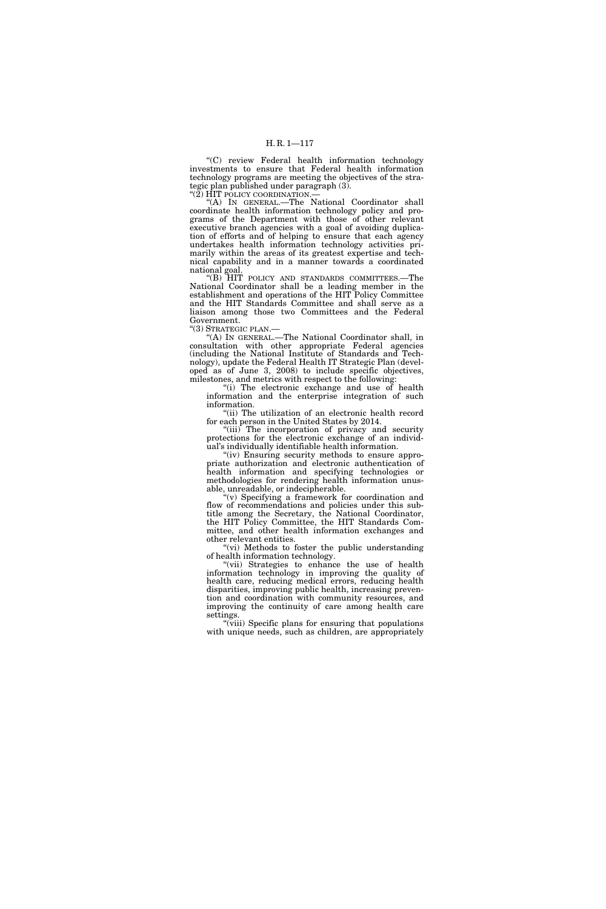"(C) review Federal health information technology investments to ensure that Federal health information technology programs are meeting the objectives of the strategic plan published under paragraph (3).

"(2) HIT POLICY COORDINATION.—

"(A) IN GENERAL.—The National Coordinator shall coordinate health information technology policy and programs of the Department with those of other relevant executive branch agencies with a goal of avoiding duplication of efforts and of helping to ensure that each agency undertakes health information technology activities primarily within the areas of its greatest expertise and technical capability and in a manner towards a coordinated national goal.

"(B) HIT POLICY AND STANDARDS COMMITTEES.—The National Coordinator shall be a leading member in the establishment and operations of the HIT Policy Committee and the HIT Standards Committee and shall serve as a liaison among those two Committees and the Federal Government.

"(3) STRATEGIC PLAN.—

"(A) IN GENERAL.—The National Coordinator shall, in consultation with other appropriate Federal agencies (including the National Institute of Standards and Technology), update the Federal Health IT Strategic Plan (developed as of June 3, 2008) to include specific objectives, milestones, and metrics with respect to the following:

"(i) The electronic exchange and use of health information and the enterprise integration of such information.

"(ii) The utilization of an electronic health record for each person in the United States by 2014.

"(iii) The incorporation of privacy and security protections for the electronic exchange of an individual's individually identifiable health information.

"(iv) Ensuring security methods to ensure appropriate authorization and electronic authentication of health information and specifying technologies or methodologies for rendering health information unusable, unreadable, or indecipherable.

"(v) Specifying a framework for coordination and flow of recommendations and policies under this subtitle among the Secretary, the National Coordinator, the HIT Policy Committee, the HIT Standards Committee, and other health information exchanges and other relevant entities.

"(vi) Methods to foster the public understanding of health information technology.

"(vii) Strategies to enhance the use of health information technology in improving the quality of health care, reducing medical errors, reducing health disparities, improving public health, increasing prevention and coordination with community resources, and improving the continuity of care among health care settings.

"(viii) Specific plans for ensuring that populations with unique needs, such as children, are appropriately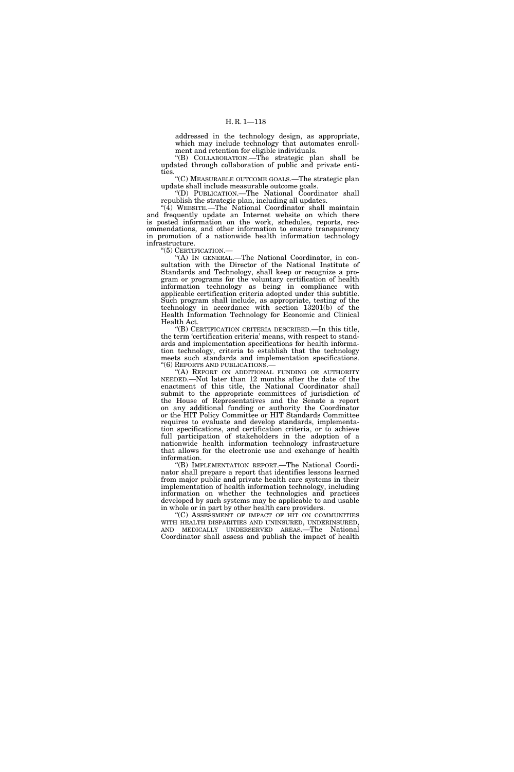addressed in the technology design, as appropriate, which may include technology that automates enrollment and retention for eligible individuals.

“(B) COLLABORATION.—The strategic plan shall be updated through collaboration of public and private entities.

“(C) MEASURABLE OUTCOME GOALS.—The strategic plan update shall include measurable outcome goals.

“(D) PUBLICATION.—The National Coordinator shall republish the strategic plan, including all updates.

“(4) WEBSITE.—The National Coordinator shall maintain and frequently update an Internet website on which there is posted information on the work, schedules, reports, recommendations, and other information to ensure transparency in promotion of a nationwide health information technology infrastructure.

“(5) CERTIFICATION.—

“(A) IN GENERAL.—The National Coordinator, in consultation with the Director of the National Institute of Standards and Technology, shall keep or recognize a program or programs for the voluntary certification of health information technology as being in compliance with applicable certification criteria adopted under this subtitle. Such program shall include, as appropriate, testing of the technology in accordance with section 13201(b) of the Health Information Technology for Economic and Clinical Health Act.

“(B) CERTIFICATION CRITERIA DESCRIBED.—In this title, the term ‘certification criteria’ means, with respect to standards and implementation specifications for health information technology, criteria to establish that the technology meets such standards and implementation specifications.

“(6) REPORTS AND PUBLICATIONS.—

“(A) REPORT ON ADDITIONAL FUNDING OR AUTHORITY NEEDED.—Not later than 12 months after the date of the enactment of this title, the National Coordinator shall submit to the appropriate committees of jurisdiction of the House of Representatives and the Senate a report on any additional funding or authority the Coordinator or the HIT Policy Committee or HIT Standards Committee requires to evaluate and develop standards, implementation specifications, and certification criteria, or to achieve full participation of stakeholders in the adoption of a nationwide health information technology infrastructure that allows for the electronic use and exchange of health information.

“(B) IMPLEMENTATION REPORT.—The National Coordinator shall prepare a report that identifies lessons learned from major public and private health care systems in their implementation of health information technology, including information on whether the technologies and practices developed by such systems may be applicable to and usable in whole or in part by other health care providers.

“(C) ASSESSMENT OF IMPACT OF HIT ON COMMUNITIES WITH HEALTH DISPARITIES AND UNINSURED, UNDERINSURED, AND MEDICALLY UNDERSERVED AREAS.—The National Coordinator shall assess and publish the impact of health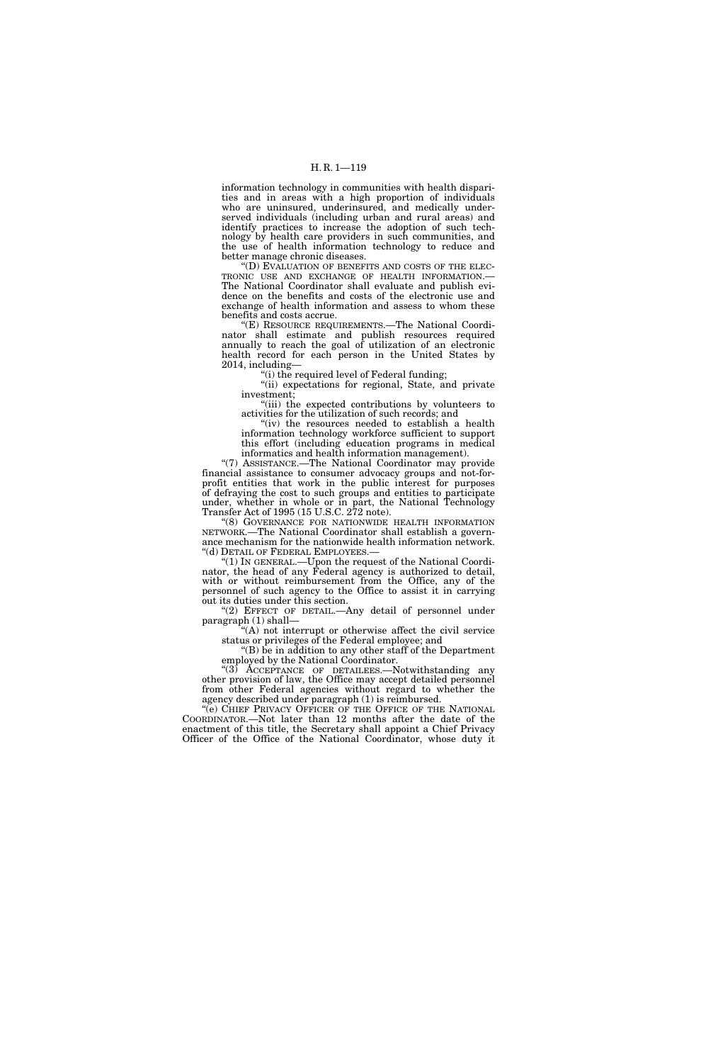information technology in communities with health disparities and in areas with a high proportion of individuals who are uninsured, underinsured, and medically underserved individuals (including urban and rural areas) and identify practices to increase the adoption of such technology by health care providers in such communities, and the use of health information technology to reduce and better manage chronic diseases.

"(D) EVALUATION OF BENEFITS AND COSTS OF THE ELECTRONIC USE AND EXCHANGE OF HEALTH INFORMATION.—The National Coordinator shall evaluate and publish evidence on the benefits and costs of the electronic use and exchange of health information and assess to whom these benefits and costs accrue.

"(E) RESOURCE REQUIREMENTS.—The National Coordinator shall estimate and publish resources required annually to reach the goal of utilization of an electronic health record for each person in the United States by 2014, including—

"(i) the required level of Federal funding;

"(ii) expectations for regional, State, and private investment;

"(iii) the expected contributions by volunteers to activities for the utilization of such records; and

"(iv) the resources needed to establish a health information technology workforce sufficient to support this effort (including education programs in medical informatics and health information management).

"(7) ASSISTANCE.—The National Coordinator may provide financial assistance to consumer advocacy groups and not-for-profit entities that work in the public interest for purposes of defraying the cost to such groups and entities to participate under, whether in whole or in part, the National Technology Transfer Act of 1995 (15 U.S.C. 272 note).

"(8) GOVERNANCE FOR NATIONWIDE HEALTH INFORMATION NETWORK.—The National Coordinator shall establish a governance mechanism for the nationwide health information network.

"(d) DETAIL OF FEDERAL EMPLOYEES.—

"(1) IN GENERAL.—Upon the request of the National Coordinator, the head of any Federal agency is authorized to detail, with or without reimbursement from the Office, any of the personnel of such agency to the Office to assist it in carrying out its duties under this section.

"(2) EFFECT OF DETAIL.—Any detail of personnel under paragraph (1) shall—

"(A) not interrupt or otherwise affect the civil service status or privileges of the Federal employee; and

"(B) be in addition to any other staff of the Department employed by the National Coordinator.

"(3) ACCEPTANCE OF DETAILEES.—Notwithstanding any other provision of law, the Office may accept detailed personnel from other Federal agencies without regard to whether the agency described under paragraph (1) is reimbursed.

"(e) CHIEF PRIVACY OFFICER OF THE OFFICE OF THE NATIONAL COORDINATOR.—Not later than 12 months after the date of the enactment of this title, the Secretary shall appoint a Chief Privacy Officer of the Office of the National Coordinator, whose duty it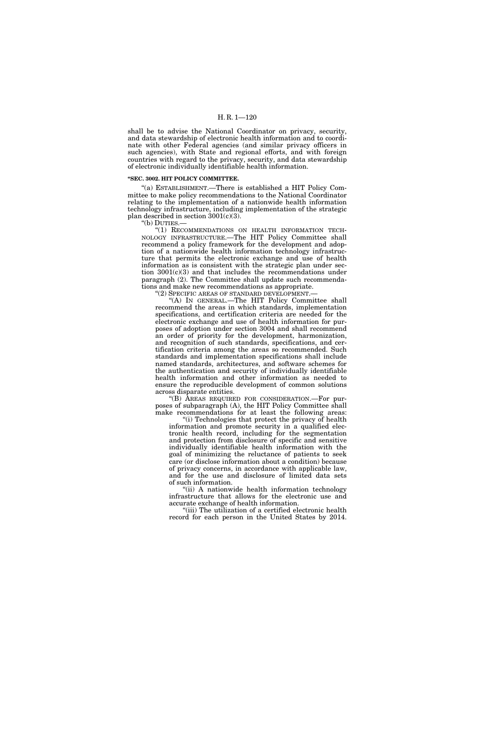shall be to advise the National Coordinator on privacy, security, and data stewardship of electronic health information and to coordinate with other Federal agencies (and similar privacy officers in such agencies), with State and regional efforts, and with foreign countries with regard to the privacy, security, and data stewardship of electronic individually identifiable health information.

**"SEC. 3002. HIT POLICY COMMITTEE.**

"(a) ESTABLISHMENT.—There is established a HIT Policy Committee to make policy recommendations to the National Coordinator relating to the implementation of a nationwide health information technology infrastructure, including implementation of the strategic plan described in section 3001(c)(3).

"(b) DUTIES.—

"(1) RECOMMENDATIONS ON HEALTH INFORMATION TECHNOLOGY INFRASTRUCTURE.—The HIT Policy Committee shall recommend a policy framework for the development and adoption of a nationwide health information technology infrastructure that permits the electronic exchange and use of health information as is consistent with the strategic plan under section 3001(c)(3) and that includes the recommendations under paragraph (2). The Committee shall update such recommendations and make new recommendations as appropriate.

"(2) SPECIFIC AREAS OF STANDARD DEVELOPMENT.—

"(A) IN GENERAL.—The HIT Policy Committee shall recommend the areas in which standards, implementation specifications, and certification criteria are needed for the electronic exchange and use of health information for purposes of adoption under section 3004 and shall recommend an order of priority for the development, harmonization, and recognition of such standards, specifications, and certification criteria among the areas so recommended. Such standards and implementation specifications shall include named standards, architectures, and software schemes for the authentication and security of individually identifiable health information and other information as needed to ensure the reproducible development of common solutions across disparate entities.

"(B) AREAS REQUIRED FOR CONSIDERATION.—For purposes of subparagraph (A), the HIT Policy Committee shall make recommendations for at least the following areas:

"(i) Technologies that protect the privacy of health information and promote security in a qualified electronic health record, including for the segmentation and protection from disclosure of specific and sensitive individually identifiable health information with the goal of minimizing the reluctance of patients to seek care (or disclose information about a condition) because of privacy concerns, in accordance with applicable law, and for the use and disclosure of limited data sets of such information.

"(ii) A nationwide health information technology infrastructure that allows for the electronic use and accurate exchange of health information.

"(iii) The utilization of a certified electronic health record for each person in the United States by 2014.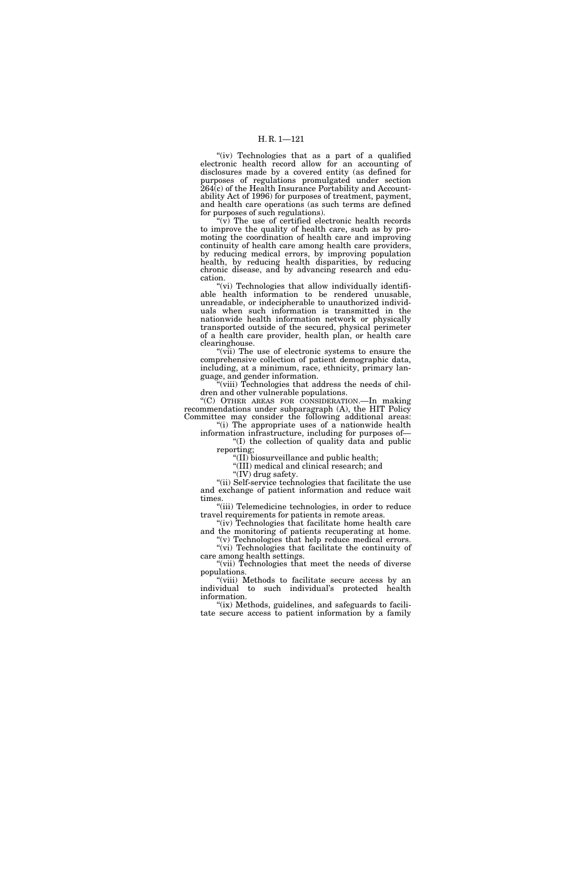"(iv) Technologies that as a part of a qualified electronic health record allow for an accounting of disclosures made by a covered entity (as defined for purposes of regulations promulgated under section 264(c) of the Health Insurance Portability and Accountability Act of 1996) for purposes of treatment, payment, and health care operations (as such terms are defined for purposes of such regulations).

"(v) The use of certified electronic health records to improve the quality of health care, such as by promoting the coordination of health care and improving continuity of health care among health care providers, by reducing medical errors, by improving population health, by reducing health disparities, by reducing chronic disease, and by advancing research and education.

"(vi) Technologies that allow individually identifiable health information to be rendered unusable, unreadable, or indecipherable to unauthorized individuals when such information is transmitted in the nationwide health information network or physically transported outside of the secured, physical perimeter of a health care provider, health plan, or health care clearinghouse.

"(vii) The use of electronic systems to ensure the comprehensive collection of patient demographic data, including, at a minimum, race, ethnicity, primary language, and gender information.

"(viii) Technologies that address the needs of children and other vulnerable populations.

"(C) OTHER AREAS FOR CONSIDERATION.—In making recommendations under subparagraph (A), the HIT Policy Committee may consider the following additional areas:

"(i) The appropriate uses of a nationwide health information infrastructure, including for purposes of—

"(I) the collection of quality data and public reporting;

"(II) biosurveillance and public health;

"(III) medical and clinical research; and

"(IV) drug safety.

"(ii) Self-service technologies that facilitate the use and exchange of patient information and reduce wait times.

"(iii) Telemedicine technologies, in order to reduce travel requirements for patients in remote areas.

"(iv) Technologies that facilitate home health care and the monitoring of patients recuperating at home.

"(v) Technologies that help reduce medical errors.

"(vi) Technologies that facilitate the continuity of care among health settings.

"(vii) Technologies that meet the needs of diverse populations.

"(viii) Methods to facilitate secure access by an individual to such individual's protected health information.

"(ix) Methods, guidelines, and safeguards to facilitate secure access to patient information by a family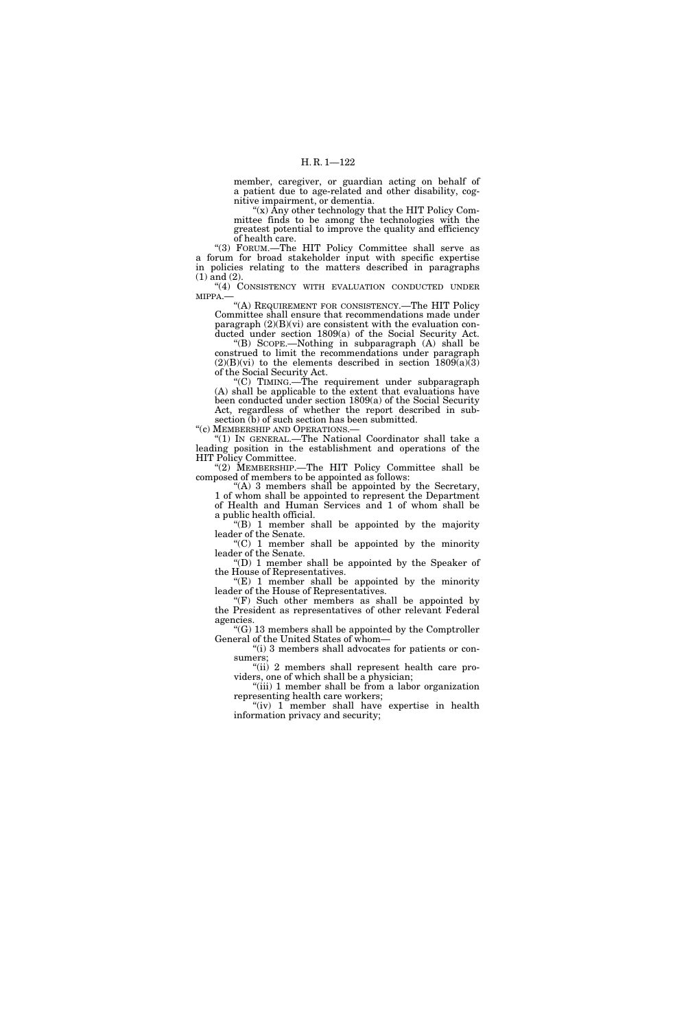member, caregiver, or guardian acting on behalf of a patient due to age-related and other disability, cognitive impairment, or dementia.

“(x) Any other technology that the HIT Policy Committee finds to be among the technologies with the greatest potential to improve the quality and efficiency of health care.

“(3) FORUM.—The HIT Policy Committee shall serve as a forum for broad stakeholder input with specific expertise in policies relating to the matters described in paragraphs (1) and (2).

“(4) CONSISTENCY WITH EVALUATION CONDUCTED UNDER MIPPA.—

“(A) REQUIREMENT FOR CONSISTENCY.—The HIT Policy Committee shall ensure that recommendations made under paragraph (2)(B)(vi) are consistent with the evaluation conducted under section 1809(a) of the Social Security Act.

“(B) SCOPE.—Nothing in subparagraph (A) shall be construed to limit the recommendations under paragraph (2)(B)(vi) to the elements described in section 1809(a)(3) of the Social Security Act.

“(C) TIMING.—The requirement under subparagraph (A) shall be applicable to the extent that evaluations have been conducted under section 1809(a) of the Social Security Act, regardless of whether the report described in subsection (b) of such section has been submitted.

“(c) MEMBERSHIP AND OPERATIONS.—

“(1) IN GENERAL.—The National Coordinator shall take a leading position in the establishment and operations of the HIT Policy Committee.

“(2) MEMBERSHIP.—The HIT Policy Committee shall be composed of members to be appointed as follows:

“(A) 3 members shall be appointed by the Secretary, 1 of whom shall be appointed to represent the Department of Health and Human Services and 1 of whom shall be a public health official.

“(B) 1 member shall be appointed by the majority leader of the Senate.

“(C) 1 member shall be appointed by the minority leader of the Senate.

“(D) 1 member shall be appointed by the Speaker of the House of Representatives.

“(E) 1 member shall be appointed by the minority leader of the House of Representatives.

“(F) Such other members as shall be appointed by the President as representatives of other relevant Federal agencies.

“(G) 13 members shall be appointed by the Comptroller General of the United States of whom—

“(i) 3 members shall advocates for patients or consumers;

“(ii) 2 members shall represent health care providers, one of which shall be a physician;

“(iii) 1 member shall be from a labor organization representing health care workers;

“(iv) 1 member shall have expertise in health information privacy and security;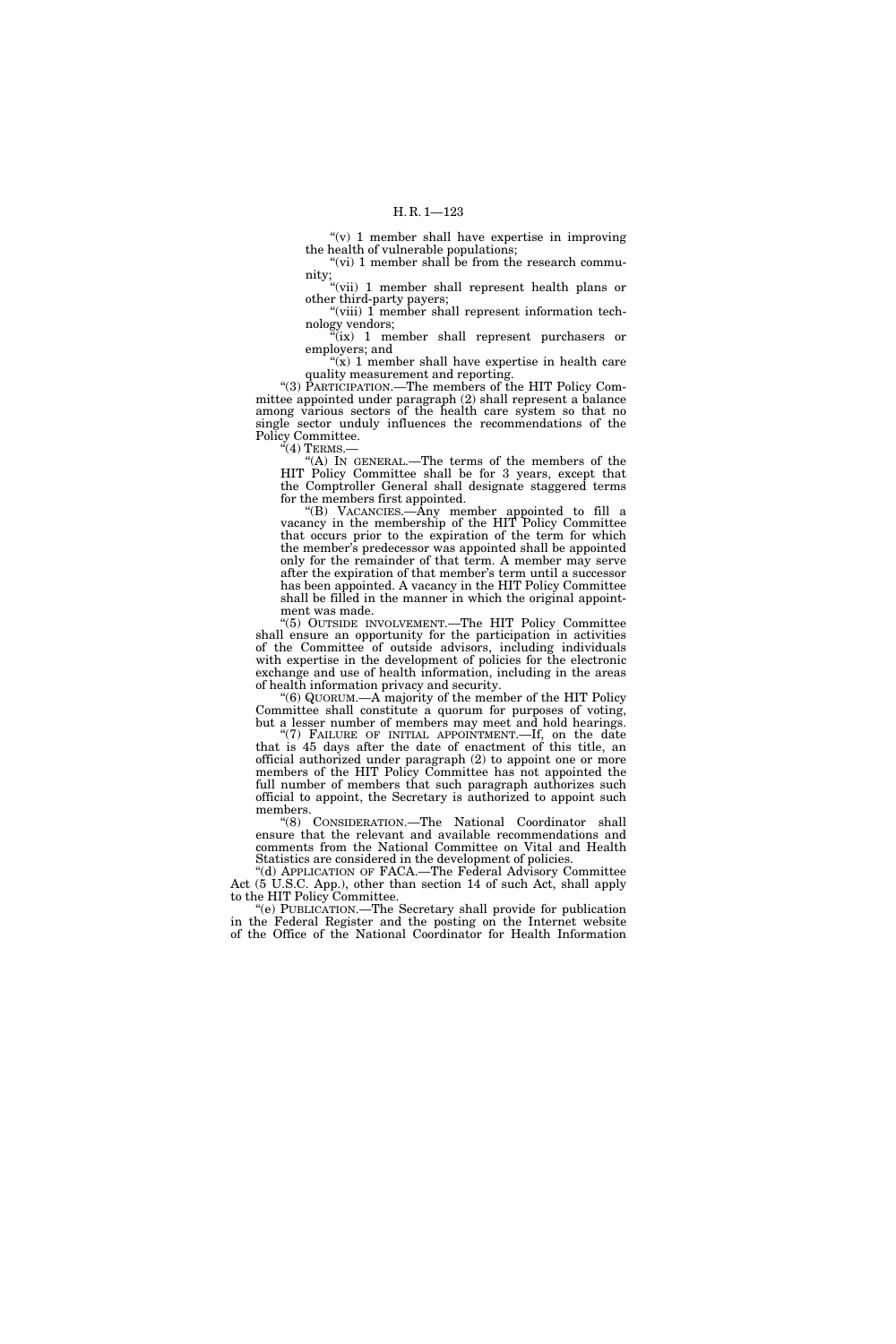"(v) 1 member shall have expertise in improving the health of vulnerable populations;

"(vi) 1 member shall be from the research community;

"(vii) 1 member shall represent health plans or other third-party payers;

"(viii) 1 member shall represent information technology vendors;

"(ix) 1 member shall represent purchasers or employers; and

"(x) 1 member shall have expertise in health care quality measurement and reporting.

"(3) PARTICIPATION.—The members of the HIT Policy Committee appointed under paragraph (2) shall represent a balance among various sectors of the health care system so that no single sector unduly influences the recommendations of the Policy Committee.

"(4) TERMS.—

"(A) IN GENERAL.—The terms of the members of the HIT Policy Committee shall be for 3 years, except that the Comptroller General shall designate staggered terms for the members first appointed.

"(B) VACANCIES.—Any member appointed to fill a vacancy in the membership of the HIT Policy Committee that occurs prior to the expiration of the term for which the member's predecessor was appointed shall be appointed only for the remainder of that term. A member may serve after the expiration of that member's term until a successor has been appointed. A vacancy in the HIT Policy Committee shall be filled in the manner in which the original appointment was made.

"(5) OUTSIDE INVOLVEMENT.—The HIT Policy Committee shall ensure an opportunity for the participation in activities of the Committee of outside advisors, including individuals with expertise in the development of policies for the electronic exchange and use of health information, including in the areas of health information privacy and security.

"(6) QUORUM.—A majority of the member of the HIT Policy Committee shall constitute a quorum for purposes of voting, but a lesser number of members may meet and hold hearings.

"(7) FAILURE OF INITIAL APPOINTMENT.—If, on the date that is 45 days after the date of enactment of this title, an official authorized under paragraph (2) to appoint one or more members of the HIT Policy Committee has not appointed the full number of members that such paragraph authorizes such official to appoint, the Secretary is authorized to appoint such members.

"(8) CONSIDERATION.—The National Coordinator shall ensure that the relevant and available recommendations and comments from the National Committee on Vital and Health Statistics are considered in the development of policies.

"(d) APPLICATION OF FACA.—The Federal Advisory Committee Act (5 U.S.C. App.), other than section 14 of such Act, shall apply to the HIT Policy Committee.

"(e) PUBLICATION.—The Secretary shall provide for publication in the Federal Register and the posting on the Internet website of the Office of the National Coordinator for Health Information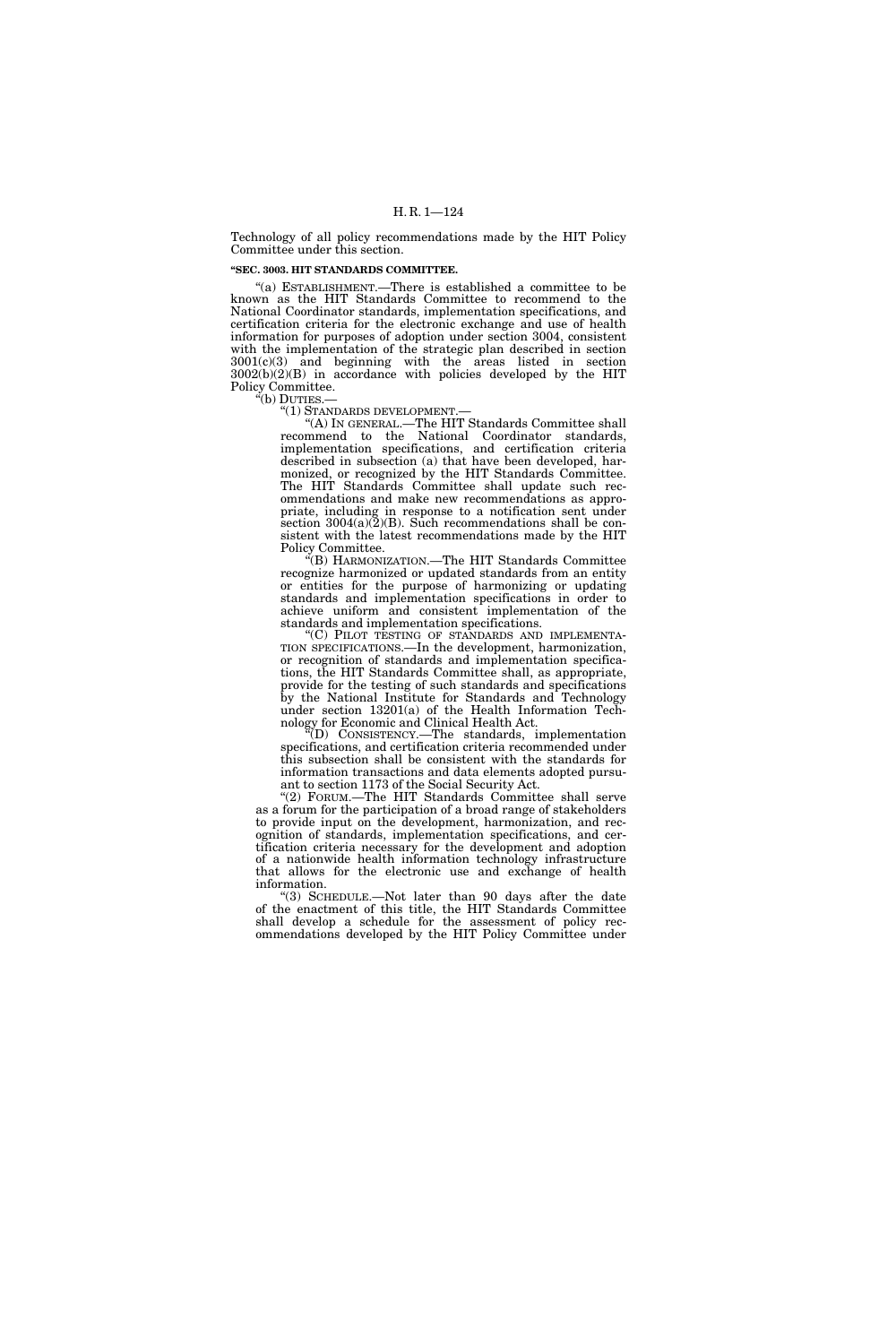Technology of all policy recommendations made by the HIT Policy Committee under this section.

**"SEC. 3003. HIT STANDARDS COMMITTEE.**

"(a) ESTABLISHMENT.—There is established a committee to be known as the HIT Standards Committee to recommend to the National Coordinator standards, implementation specifications, and certification criteria for the electronic exchange and use of health information for purposes of adoption under section 3004, consistent with the implementation of the strategic plan described in section 3001(c)(3) and beginning with the areas listed in section 3002(b)(2)(B) in accordance with policies developed by the HIT Policy Committee.

"(b) DUTIES.—

"(1) STANDARDS DEVELOPMENT.—

"(A) IN GENERAL.—The HIT Standards Committee shall recommend to the National Coordinator standards, implementation specifications, and certification criteria described in subsection (a) that have been developed, harmonized, or recognized by the HIT Standards Committee. The HIT Standards Committee shall update such recommendations and make new recommendations as appropriate, including in response to a notification sent under section 3004(a)(2)(B). Such recommendations shall be consistent with the latest recommendations made by the HIT Policy Committee.

"(B) HARMONIZATION.—The HIT Standards Committee recognize harmonized or updated standards from an entity or entities for the purpose of harmonizing or updating standards and implementation specifications in order to achieve uniform and consistent implementation of the standards and implementation specifications.

"(C) PILOT TESTING OF STANDARDS AND IMPLEMENTATION SPECIFICATIONS.—In the development, harmonization, or recognition of standards and implementation specifications, the HIT Standards Committee shall, as appropriate, provide for the testing of such standards and specifications by the National Institute for Standards and Technology under section 13201(a) of the Health Information Technology for Economic and Clinical Health Act.

"(D) CONSISTENCY.—The standards, implementation specifications, and certification criteria recommended under this subsection shall be consistent with the standards for information transactions and data elements adopted pursuant to section 1173 of the Social Security Act.

"(2) FORUM.—The HIT Standards Committee shall serve as a forum for the participation of a broad range of stakeholders to provide input on the development, harmonization, and recognition of standards, implementation specifications, and certification criteria necessary for the development and adoption of a nationwide health information technology infrastructure that allows for the electronic use and exchange of health information.

"(3) SCHEDULE.—Not later than 90 days after the date of the enactment of this title, the HIT Standards Committee shall develop a schedule for the assessment of policy recommendations developed by the HIT Policy Committee under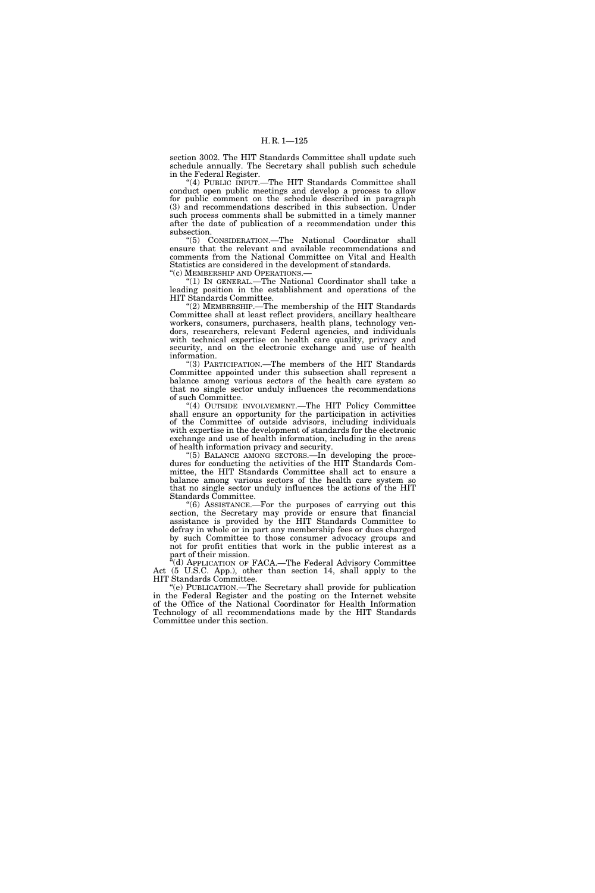section 3002. The HIT Standards Committee shall update such schedule annually. The Secretary shall publish such schedule in the Federal Register.

"(4) PUBLIC INPUT.—The HIT Standards Committee shall conduct open public meetings and develop a process to allow for public comment on the schedule described in paragraph (3) and recommendations described in this subsection. Under such process comments shall be submitted in a timely manner after the date of publication of a recommendation under this subsection.

"(5) CONSIDERATION.—The National Coordinator shall ensure that the relevant and available recommendations and comments from the National Committee on Vital and Health Statistics are considered in the development of standards.

"(c) MEMBERSHIP AND OPERATIONS.—

"(1) IN GENERAL.—The National Coordinator shall take a leading position in the establishment and operations of the HIT Standards Committee.

"(2) MEMBERSHIP.—The membership of the HIT Standards Committee shall at least reflect providers, ancillary healthcare workers, consumers, purchasers, health plans, technology vendors, researchers, relevant Federal agencies, and individuals with technical expertise on health care quality, privacy and security, and on the electronic exchange and use of health information.

"(3) PARTICIPATION.—The members of the HIT Standards Committee appointed under this subsection shall represent a balance among various sectors of the health care system so that no single sector unduly influences the recommendations of such Committee.

"(4) OUTSIDE INVOLVEMENT.—The HIT Policy Committee shall ensure an opportunity for the participation in activities of the Committee of outside advisors, including individuals with expertise in the development of standards for the electronic exchange and use of health information, including in the areas of health information privacy and security.

"(5) BALANCE AMONG SECTORS.—In developing the procedures for conducting the activities of the HIT Standards Committee, the HIT Standards Committee shall act to ensure a balance among various sectors of the health care system so that no single sector unduly influences the actions of the HIT Standards Committee.

"(6) ASSISTANCE.—For the purposes of carrying out this section, the Secretary may provide or ensure that financial assistance is provided by the HIT Standards Committee to defray in whole or in part any membership fees or dues charged by such Committee to those consumer advocacy groups and not for profit entities that work in the public interest as a part of their mission.

"(d) APPLICATION OF FACA.—The Federal Advisory Committee Act (5 U.S.C. App.), other than section 14, shall apply to the HIT Standards Committee.

"(e) PUBLICATION.—The Secretary shall provide for publication in the Federal Register and the posting on the Internet website of the Office of the National Coordinator for Health Information Technology of all recommendations made by the HIT Standards Committee under this section.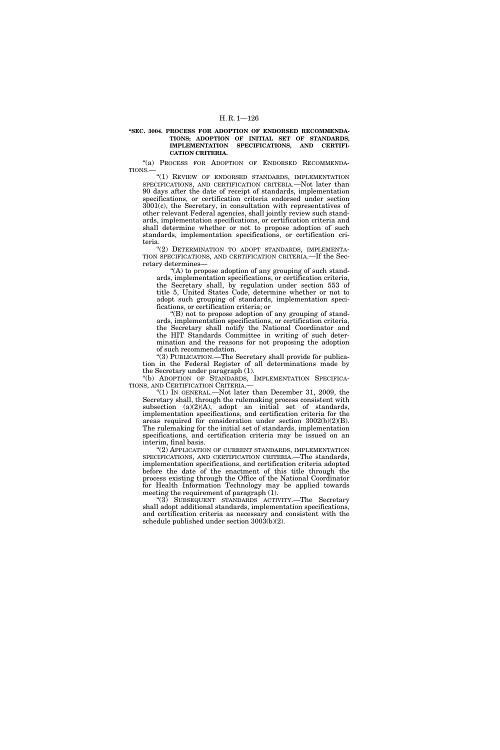**"SEC. 3004. PROCESS FOR ADOPTION OF ENDORSED RECOMMENDATIONS; ADOPTION OF INITIAL SET OF STANDARDS, IMPLEMENTATION SPECIFICATIONS, AND CERTIFICATION CRITERIA.**

"(a) PROCESS FOR ADOPTION OF ENDORSED RECOMMENDATIONS.—

"(1) REVIEW OF ENDORSED STANDARDS, IMPLEMENTATION SPECIFICATIONS, AND CERTIFICATION CRITERIA.—Not later than 90 days after the date of receipt of standards, implementation specifications, or certification criteria endorsed under section 3001(c), the Secretary, in consultation with representatives of other relevant Federal agencies, shall jointly review such standards, implementation specifications, or certification criteria and shall determine whether or not to propose adoption of such standards, implementation specifications, or certification criteria.

"(2) DETERMINATION TO ADOPT STANDARDS, IMPLEMENTATION SPECIFICATIONS, AND CERTIFICATION CRITERIA.—If the Secretary determines—

"(A) to propose adoption of any grouping of such standards, implementation specifications, or certification criteria, the Secretary shall, by regulation under section 553 of title 5, United States Code, determine whether or not to adopt such grouping of standards, implementation specifications, or certification criteria; or

"(B) not to propose adoption of any grouping of standards, implementation specifications, or certification criteria, the Secretary shall notify the National Coordinator and the HIT Standards Committee in writing of such determination and the reasons for not proposing the adoption of such recommendation.

"(3) PUBLICATION.—The Secretary shall provide for publication in the Federal Register of all determinations made by the Secretary under paragraph (1).

"(b) ADOPTION OF STANDARDS, IMPLEMENTATION SPECIFICATIONS, AND CERTIFICATION CRITERIA.—

"(1) IN GENERAL.—Not later than December 31, 2009, the Secretary shall, through the rulemaking process consistent with subsection (a)(2)(A), adopt an initial set of standards, implementation specifications, and certification criteria for the areas required for consideration under section 3002(b)(2)(B). The rulemaking for the initial set of standards, implementation specifications, and certification criteria may be issued on an interim, final basis.

"(2) APPLICATION OF CURRENT STANDARDS, IMPLEMENTATION SPECIFICATIONS, AND CERTIFICATION CRITERIA.—The standards, implementation specifications, and certification criteria adopted before the date of the enactment of this title through the process existing through the Office of the National Coordinator for Health Information Technology may be applied towards meeting the requirement of paragraph (1).

"(3) SUBSEQUENT STANDARDS ACTIVITY.—The Secretary shall adopt additional standards, implementation specifications, and certification criteria as necessary and consistent with the schedule published under section 3003(b)(2).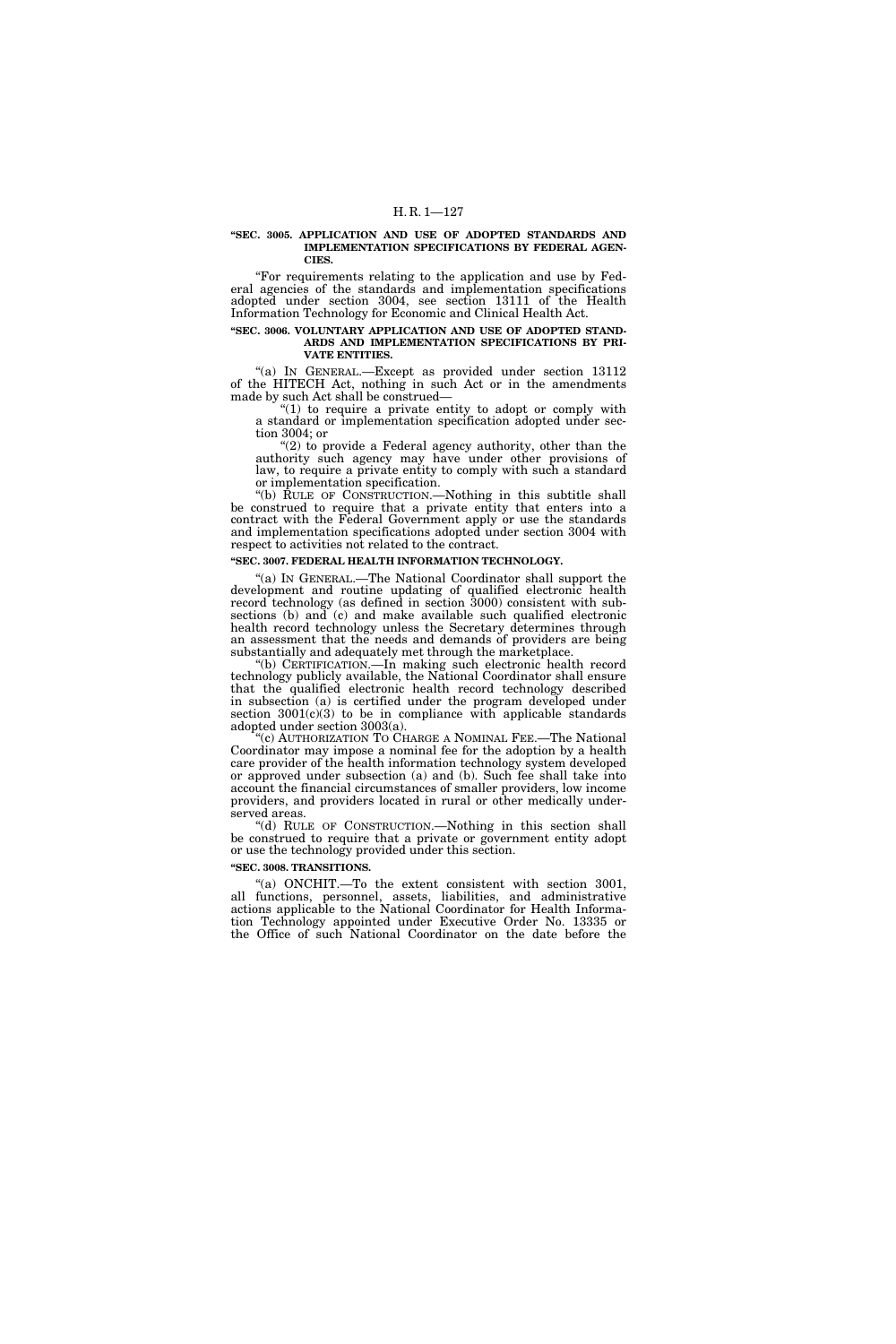**"SEC. 3005. APPLICATION AND USE OF ADOPTED STANDARDS AND IMPLEMENTATION SPECIFICATIONS BY FEDERAL AGENCIES.**

"For requirements relating to the application and use by Federal agencies of the standards and implementation specifications adopted under section 3004, see section 13111 of the Health Information Technology for Economic and Clinical Health Act.

**"SEC. 3006. VOLUNTARY APPLICATION AND USE OF ADOPTED STANDARDS AND IMPLEMENTATION SPECIFICATIONS BY PRIVATE ENTITIES.**

"(a) IN GENERAL.—Except as provided under section 13112 of the HITECH Act, nothing in such Act or in the amendments made by such Act shall be construed—

"(1) to require a private entity to adopt or comply with a standard or implementation specification adopted under section 3004; or

"(2) to provide a Federal agency authority, other than the authority such agency may have under other provisions of law, to require a private entity to comply with such a standard or implementation specification.

"(b) RULE OF CONSTRUCTION.—Nothing in this subtitle shall be construed to require that a private entity that enters into a contract with the Federal Government apply or use the standards and implementation specifications adopted under section 3004 with respect to activities not related to the contract.

**"SEC. 3007. FEDERAL HEALTH INFORMATION TECHNOLOGY.**

"(a) IN GENERAL.—The National Coordinator shall support the development and routine updating of qualified electronic health record technology (as defined in section 3000) consistent with subsections (b) and (c) and make available such qualified electronic health record technology unless the Secretary determines through an assessment that the needs and demands of providers are being substantially and adequately met through the marketplace.

"(b) CERTIFICATION.—In making such electronic health record technology publicly available, the National Coordinator shall ensure that the qualified electronic health record technology described in subsection (a) is certified under the program developed under section 3001(c)(3) to be in compliance with applicable standards adopted under section 3003(a).

"(c) AUTHORIZATION TO CHARGE A NOMINAL FEE.—The National Coordinator may impose a nominal fee for the adoption by a health care provider of the health information technology system developed or approved under subsection (a) and (b). Such fee shall take into account the financial circumstances of smaller providers, low income providers, and providers located in rural or other medically underserved areas.

"(d) RULE OF CONSTRUCTION.—Nothing in this section shall be construed to require that a private or government entity adopt or use the technology provided under this section.

**"SEC. 3008. TRANSITIONS.**

"(a) ONCHIT.—To the extent consistent with section 3001, all functions, personnel, assets, liabilities, and administrative actions applicable to the National Coordinator for Health Information Technology appointed under Executive Order No. 13335 or the Office of such National Coordinator on the date before the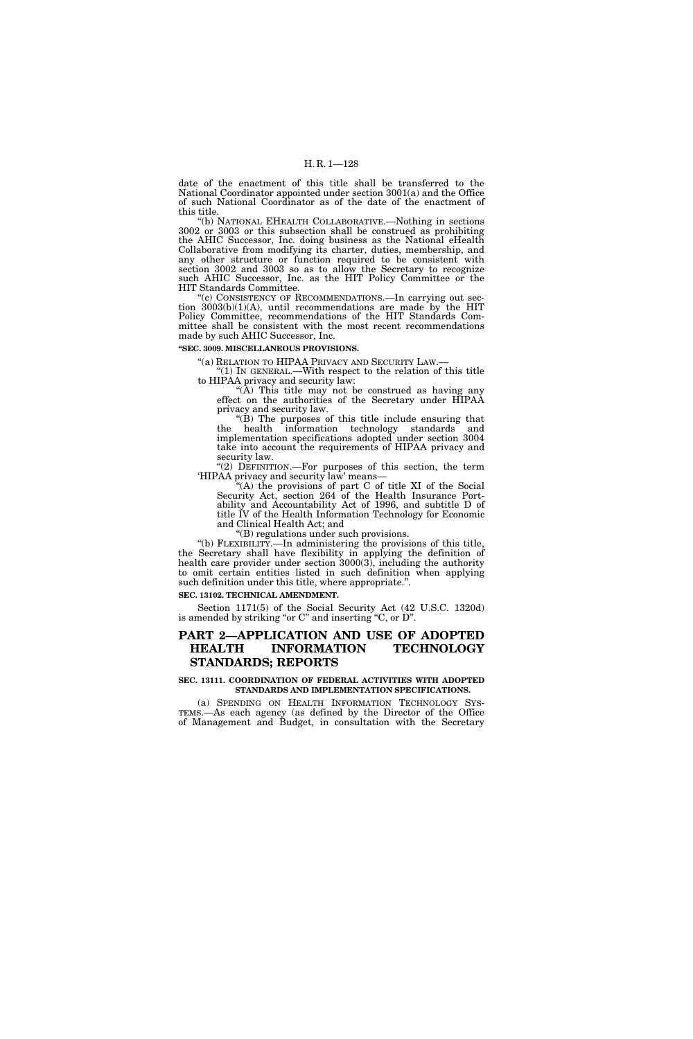date of the enactment of this title shall be transferred to the National Coordinator appointed under section 3001(a) and the Office of such National Coordinator as of the date of the enactment of this title.

"(b) NATIONAL EHEALTH COLLABORATIVE.—Nothing in sections 3002 or 3003 or this subsection shall be construed as prohibiting the AHIC Successor, Inc. doing business as the National eHealth Collaborative from modifying its charter, duties, membership, and any other structure or function required to be consistent with section 3002 and 3003 so as to allow the Secretary to recognize such AHIC Successor, Inc. as the HIT Policy Committee or the HIT Standards Committee.

"(c) CONSISTENCY OF RECOMMENDATIONS.—In carrying out section 3003(b)(1)(A), until recommendations are made by the HIT Policy Committee, recommendations of the HIT Standards Committee shall be consistent with the most recent recommendations made by such AHIC Successor, Inc.

**"SEC. 3009. MISCELLANEOUS PROVISIONS.**

"(a) RELATION TO HIPAA PRIVACY AND SECURITY LAW.—

"(1) IN GENERAL.—With respect to the relation of this title to HIPAA privacy and security law:

"(A) This title may not be construed as having any effect on the authorities of the Secretary under HIPAA privacy and security law.

"(B) The purposes of this title include ensuring that the health information technology standards and implementation specifications adopted under section 3004 take into account the requirements of HIPAA privacy and security law.

"(2) DEFINITION.—For purposes of this section, the term 'HIPAA privacy and security law' means—

"(A) the provisions of part C of title XI of the Social Security Act, section 264 of the Health Insurance Portability and Accountability Act of 1996, and subtitle D of title IV of the Health Information Technology for Economic and Clinical Health Act; and

"(B) regulations under such provisions.

"(b) FLEXIBILITY.—In administering the provisions of this title, the Secretary shall have flexibility in applying the definition of health care provider under section 3000(3), including the authority to omit certain entities listed in such definition when applying such definition under this title, where appropriate.".

**SEC. 13102. TECHNICAL AMENDMENT.**

Section 1171(5) of the Social Security Act (42 U.S.C. 1320d) is amended by striking "or C" and inserting "C, or D".

## PART 2—APPLICATION AND USE OF ADOPTED HEALTH INFORMATION TECHNOLOGY STANDARDS; REPORTS

**SEC. 13111. COORDINATION OF FEDERAL ACTIVITIES WITH ADOPTED STANDARDS AND IMPLEMENTATION SPECIFICATIONS.**

(a) SPENDING ON HEALTH INFORMATION TECHNOLOGY SYSTEMS.—As each agency (as defined by the Director of the Office of Management and Budget, in consultation with the Secretary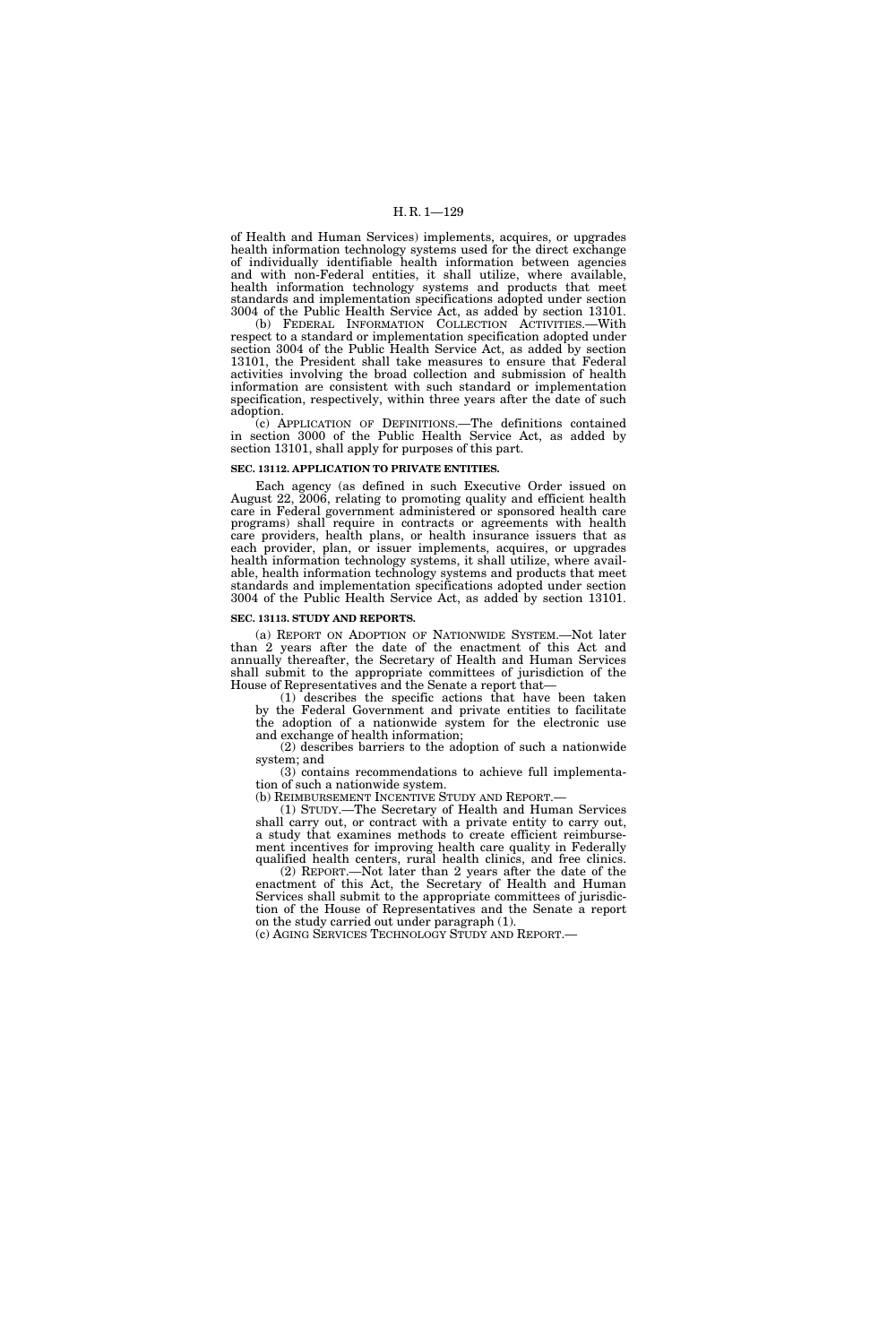of Health and Human Services) implements, acquires, or upgrades health information technology systems used for the direct exchange of individually identifiable health information between agencies and with non-Federal entities, it shall utilize, where available, health information technology systems and products that meet standards and implementation specifications adopted under section 3004 of the Public Health Service Act, as added by section 13101.

(b) FEDERAL INFORMATION COLLECTION ACTIVITIES.—With respect to a standard or implementation specification adopted under section 3004 of the Public Health Service Act, as added by section 13101, the President shall take measures to ensure that Federal activities involving the broad collection and submission of health information are consistent with such standard or implementation specification, respectively, within three years after the date of such adoption.

(c) APPLICATION OF DEFINITIONS.—The definitions contained in section 3000 of the Public Health Service Act, as added by section 13101, shall apply for purposes of this part.

**SEC. 13112. APPLICATION TO PRIVATE ENTITIES.**

Each agency (as defined in such Executive Order issued on August 22, 2006, relating to promoting quality and efficient health care in Federal government administered or sponsored health care programs) shall require in contracts or agreements with health care providers, health plans, or health insurance issuers that as each provider, plan, or issuer implements, acquires, or upgrades health information technology systems, it shall utilize, where available, health information technology systems and products that meet standards and implementation specifications adopted under section 3004 of the Public Health Service Act, as added by section 13101.

**SEC. 13113. STUDY AND REPORTS.**

(a) REPORT ON ADOPTION OF NATIONWIDE SYSTEM.—Not later than 2 years after the date of the enactment of this Act and annually thereafter, the Secretary of Health and Human Services shall submit to the appropriate committees of jurisdiction of the House of Representatives and the Senate a report that—

(1) describes the specific actions that have been taken by the Federal Government and private entities to facilitate the adoption of a nationwide system for the electronic use and exchange of health information;

(2) describes barriers to the adoption of such a nationwide system; and

(3) contains recommendations to achieve full implementation of such a nationwide system.

(b) REIMBURSEMENT INCENTIVE STUDY AND REPORT.—

(1) STUDY.—The Secretary of Health and Human Services shall carry out, or contract with a private entity to carry out, a study that examines methods to create efficient reimbursement incentives for improving health care quality in Federally qualified health centers, rural health clinics, and free clinics.

(2) REPORT.—Not later than 2 years after the date of the enactment of this Act, the Secretary of Health and Human Services shall submit to the appropriate committees of jurisdiction of the House of Representatives and the Senate a report on the study carried out under paragraph (1).

(c) AGING SERVICES TECHNOLOGY STUDY AND REPORT.—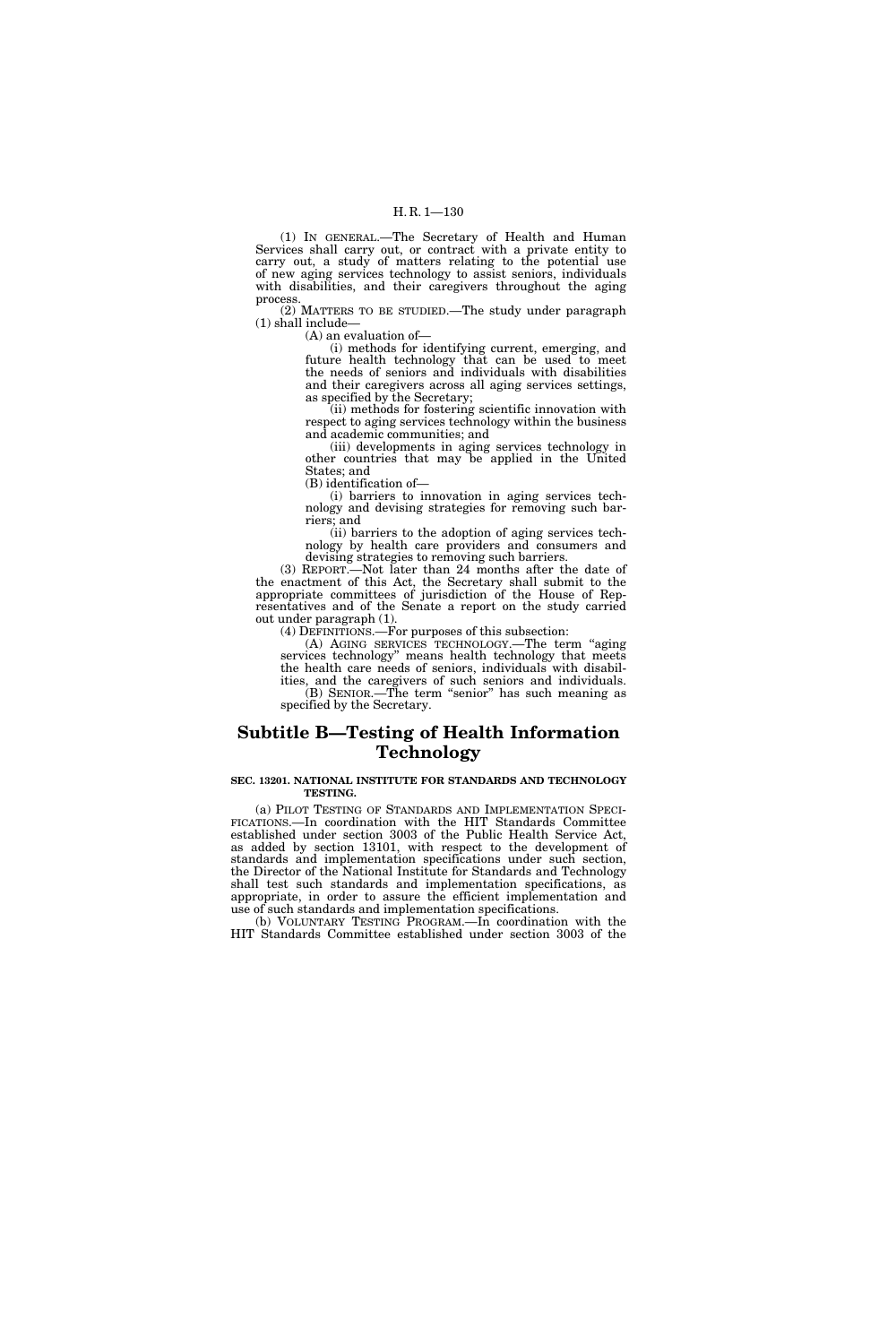(1) IN GENERAL.—The Secretary of Health and Human Services shall carry out, or contract with a private entity to carry out, a study of matters relating to the potential use of new aging services technology to assist seniors, individuals with disabilities, and their caregivers throughout the aging process.

(2) MATTERS TO BE STUDIED.—The study under paragraph (1) shall include—

(A) an evaluation of—

(i) methods for identifying current, emerging, and future health technology that can be used to meet the needs of seniors and individuals with disabilities and their caregivers across all aging services settings, as specified by the Secretary;

(ii) methods for fostering scientific innovation with respect to aging services technology within the business and academic communities; and

(iii) developments in aging services technology in other countries that may be applied in the United States; and

(B) identification of—

(i) barriers to innovation in aging services technology and devising strategies for removing such barriers; and

(ii) barriers to the adoption of aging services technology by health care providers and consumers and devising strategies to removing such barriers.

(3) REPORT.—Not later than 24 months after the date of the enactment of this Act, the Secretary shall submit to the appropriate committees of jurisdiction of the House of Representatives and of the Senate a report on the study carried out under paragraph (1).

(4) DEFINITIONS.—For purposes of this subsection:

(A) AGING SERVICES TECHNOLOGY.—The term "aging services technology" means health technology that meets the health care needs of seniors, individuals with disabilities, and the caregivers of such seniors and individuals.

(B) SENIOR.—The term "senior" has such meaning as specified by the Secretary.

## Subtitle B—Testing of Health Information Technology

**SEC. 13201. NATIONAL INSTITUTE FOR STANDARDS AND TECHNOLOGY TESTING.**

(a) PILOT TESTING OF STANDARDS AND IMPLEMENTATION SPECIFICATIONS.—In coordination with the HIT Standards Committee established under section 3003 of the Public Health Service Act, as added by section 13101, with respect to the development of standards and implementation specifications under such section, the Director of the National Institute for Standards and Technology shall test such standards and implementation specifications, as appropriate, in order to assure the efficient implementation and use of such standards and implementation specifications.

(b) VOLUNTARY TESTING PROGRAM.—In coordination with the HIT Standards Committee established under section 3003 of the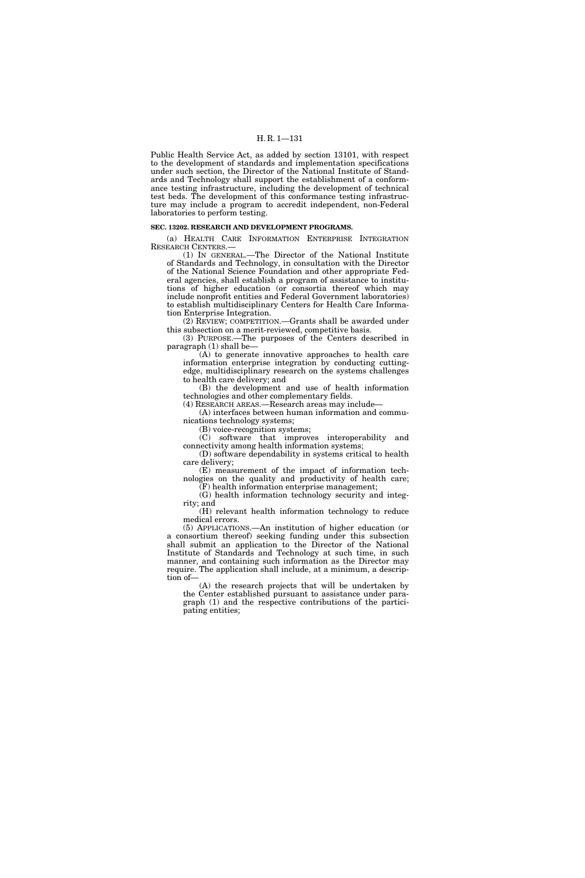Public Health Service Act, as added by section 13101, with respect to the development of standards and implementation specifications under such section, the Director of the National Institute of Standards and Technology shall support the establishment of a conformance testing infrastructure, including the development of technical test beds. The development of this conformance testing infrastructure may include a program to accredit independent, non-Federal laboratories to perform testing.

**SEC. 13202. RESEARCH AND DEVELOPMENT PROGRAMS.**

(a) HEALTH CARE INFORMATION ENTERPRISE INTEGRATION RESEARCH CENTERS.—

(1) IN GENERAL.—The Director of the National Institute of Standards and Technology, in consultation with the Director of the National Science Foundation and other appropriate Federal agencies, shall establish a program of assistance to institutions of higher education (or consortia thereof which may include nonprofit entities and Federal Government laboratories) to establish multidisciplinary Centers for Health Care Information Enterprise Integration.

(2) REVIEW; COMPETITION.—Grants shall be awarded under this subsection on a merit-reviewed, competitive basis.

(3) PURPOSE.—The purposes of the Centers described in paragraph (1) shall be—

(A) to generate innovative approaches to health care information enterprise integration by conducting cutting-edge, multidisciplinary research on the systems challenges to health care delivery; and

(B) the development and use of health information technologies and other complementary fields.

(4) RESEARCH AREAS.—Research areas may include—

(A) interfaces between human information and communications technology systems;

(B) voice-recognition systems;

(C) software that improves interoperability and connectivity among health information systems;

(D) software dependability in systems critical to health care delivery;

(E) measurement of the impact of information technologies on the quality and productivity of health care;

(F) health information enterprise management;

(G) health information technology security and integrity; and

(H) relevant health information technology to reduce medical errors.

(5) APPLICATIONS.—An institution of higher education (or a consortium thereof) seeking funding under this subsection shall submit an application to the Director of the National Institute of Standards and Technology at such time, in such manner, and containing such information as the Director may require. The application shall include, at a minimum, a description of—

(A) the research projects that will be undertaken by the Center established pursuant to assistance under paragraph (1) and the respective contributions of the participating entities;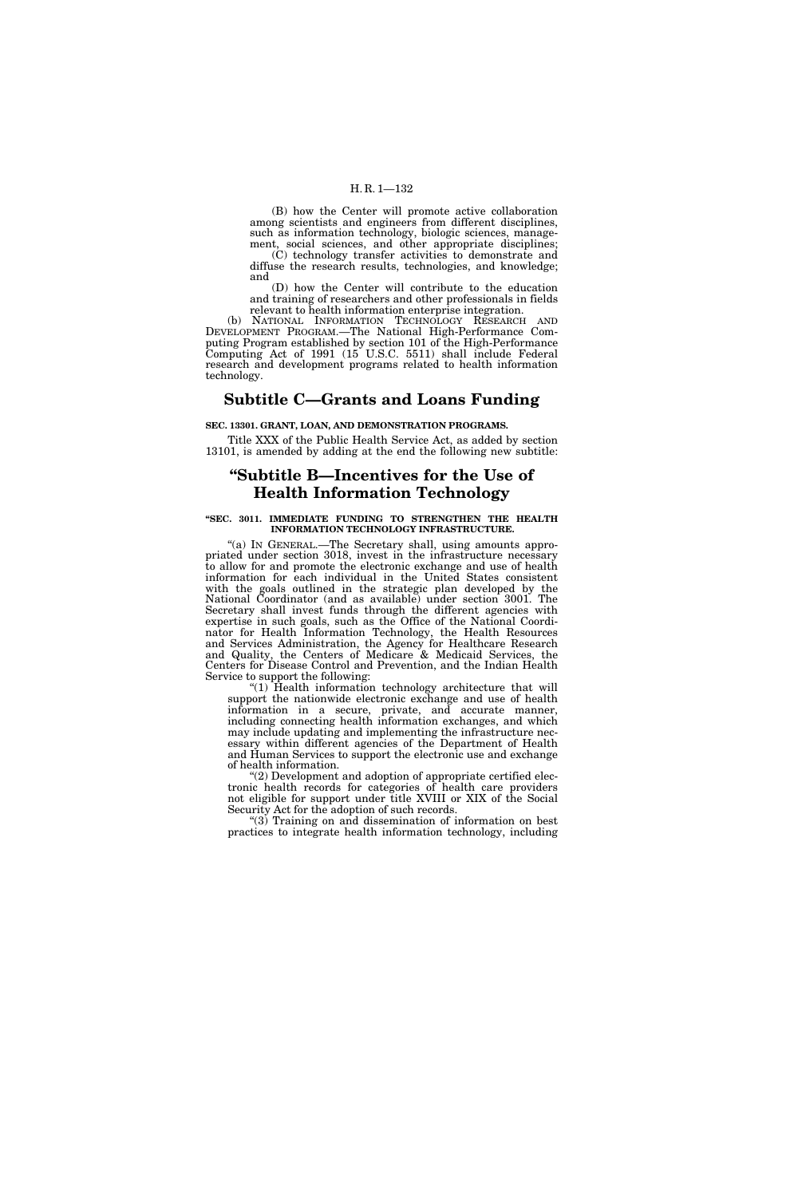(B) how the Center will promote active collaboration among scientists and engineers from different disciplines, such as information technology, biologic sciences, management, social sciences, and other appropriate disciplines;

(C) technology transfer activities to demonstrate and diffuse the research results, technologies, and knowledge; and

(D) how the Center will contribute to the education and training of researchers and other professionals in fields relevant to health information enterprise integration.

(b) NATIONAL INFORMATION TECHNOLOGY RESEARCH AND DEVELOPMENT PROGRAM.—The National High-Performance Computing Program established by section 101 of the High-Performance Computing Act of 1991 (15 U.S.C. 5511) shall include Federal research and development programs related to health information technology.

## Subtitle C—Grants and Loans Funding

**SEC. 13301. GRANT, LOAN, AND DEMONSTRATION PROGRAMS.**

Title XXX of the Public Health Service Act, as added by section 13101, is amended by adding at the end the following new subtitle:

## "Subtitle B—Incentives for the Use of Health Information Technology

**"SEC. 3011. IMMEDIATE FUNDING TO STRENGTHEN THE HEALTH INFORMATION TECHNOLOGY INFRASTRUCTURE.**

"(a) IN GENERAL.—The Secretary shall, using amounts appropriated under section 3018, invest in the infrastructure necessary to allow for and promote the electronic exchange and use of health information for each individual in the United States consistent with the goals outlined in the strategic plan developed by the National Coordinator (and as available) under section 3001. The Secretary shall invest funds through the different agencies with expertise in such goals, such as the Office of the National Coordinator for Health Information Technology, the Health Resources and Services Administration, the Agency for Healthcare Research and Quality, the Centers of Medicare & Medicaid Services, the Centers for Disease Control and Prevention, and the Indian Health Service to support the following:

"(1) Health information technology architecture that will support the nationwide electronic exchange and use of health information in a secure, private, and accurate manner, including connecting health information exchanges, and which may include updating and implementing the infrastructure necessary within different agencies of the Department of Health and Human Services to support the electronic use and exchange of health information.

"(2) Development and adoption of appropriate certified electronic health records for categories of health care providers not eligible for support under title XVIII or XIX of the Social Security Act for the adoption of such records.

"(3) Training on and dissemination of information on best practices to integrate health information technology, including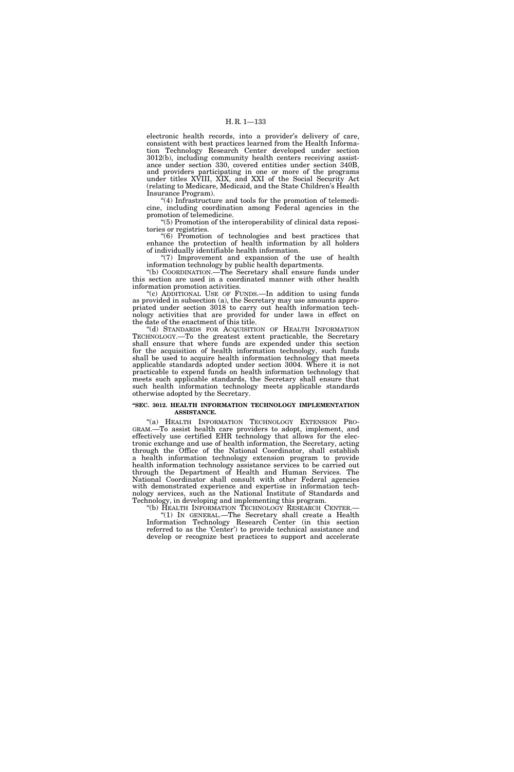electronic health records, into a provider's delivery of care, consistent with best practices learned from the Health Information Technology Research Center developed under section 3012(b), including community health centers receiving assistance under section 330, covered entities under section 340B, and providers participating in one or more of the programs under titles XVIII, XIX, and XXI of the Social Security Act (relating to Medicare, Medicaid, and the State Children's Health Insurance Program).

"(4) Infrastructure and tools for the promotion of telemedicine, including coordination among Federal agencies in the promotion of telemedicine.

"(5) Promotion of the interoperability of clinical data repositories or registries.

"(6) Promotion of technologies and best practices that enhance the protection of health information by all holders of individually identifiable health information.

"(7) Improvement and expansion of the use of health information technology by public health departments.

"(b) COORDINATION.—The Secretary shall ensure funds under this section are used in a coordinated manner with other health information promotion activities.

"(c) ADDITIONAL USE OF FUNDS.—In addition to using funds as provided in subsection (a), the Secretary may use amounts appropriated under section 3018 to carry out health information technology activities that are provided for under laws in effect on the date of the enactment of this title.

"(d) STANDARDS FOR ACQUISITION OF HEALTH INFORMATION TECHNOLOGY.—To the greatest extent practicable, the Secretary shall ensure that where funds are expended under this section for the acquisition of health information technology, such funds shall be used to acquire health information technology that meets applicable standards adopted under section 3004. Where it is not practicable to expend funds on health information technology that meets such applicable standards, the Secretary shall ensure that such health information technology meets applicable standards otherwise adopted by the Secretary.

**"SEC. 3012. HEALTH INFORMATION TECHNOLOGY IMPLEMENTATION ASSISTANCE.**

"(a) HEALTH INFORMATION TECHNOLOGY EXTENSION PROGRAM.—To assist health care providers to adopt, implement, and effectively use certified EHR technology that allows for the electronic exchange and use of health information, the Secretary, acting through the Office of the National Coordinator, shall establish a health information technology extension program to provide health information technology assistance services to be carried out through the Department of Health and Human Services. The National Coordinator shall consult with other Federal agencies with demonstrated experience and expertise in information technology services, such as the National Institute of Standards and Technology, in developing and implementing this program.

"(b) HEALTH INFORMATION TECHNOLOGY RESEARCH CENTER.—

"(1) IN GENERAL.—The Secretary shall create a Health Information Technology Research Center (in this section referred to as the 'Center') to provide technical assistance and develop or recognize best practices to support and accelerate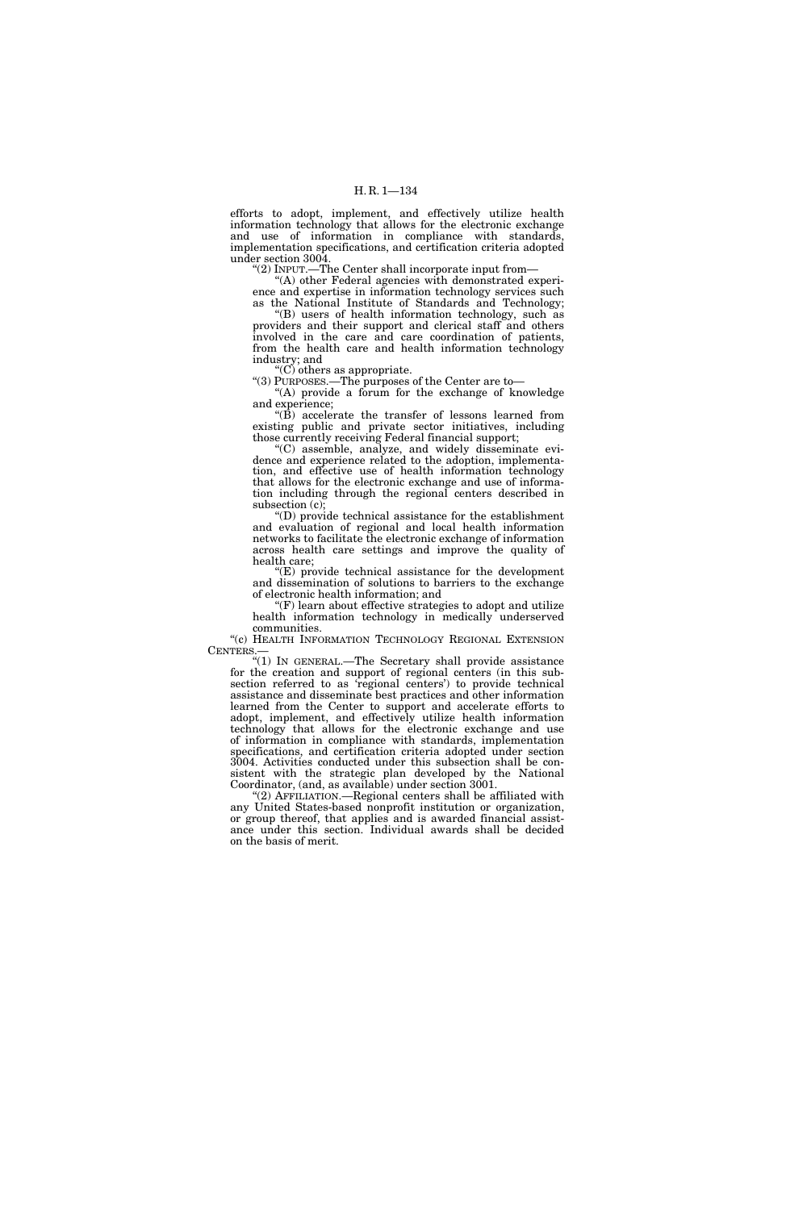efforts to adopt, implement, and effectively utilize health information technology that allows for the electronic exchange and use of information in compliance with standards, implementation specifications, and certification criteria adopted under section 3004.

"(2) INPUT.—The Center shall incorporate input from—

"(A) other Federal agencies with demonstrated experience and expertise in information technology services such as the National Institute of Standards and Technology;

"(B) users of health information technology, such as providers and their support and clerical staff and others involved in the care and care coordination of patients, from the health care and health information technology industry; and

"(C) others as appropriate.

"(3) PURPOSES.—The purposes of the Center are to—

"(A) provide a forum for the exchange of knowledge and experience;

"(B) accelerate the transfer of lessons learned from existing public and private sector initiatives, including those currently receiving Federal financial support;

"(C) assemble, analyze, and widely disseminate evidence and experience related to the adoption, implementation, and effective use of health information technology that allows for the electronic exchange and use of information including through the regional centers described in subsection (c);

"(D) provide technical assistance for the establishment and evaluation of regional and local health information networks to facilitate the electronic exchange of information across health care settings and improve the quality of health care;

"(E) provide technical assistance for the development and dissemination of solutions to barriers to the exchange of electronic health information; and

"(F) learn about effective strategies to adopt and utilize health information technology in medically underserved communities.

"(c) HEALTH INFORMATION TECHNOLOGY REGIONAL EXTENSION CENTERS.—

"(1) IN GENERAL.—The Secretary shall provide assistance for the creation and support of regional centers (in this subsection referred to as 'regional centers') to provide technical assistance and disseminate best practices and other information learned from the Center to support and accelerate efforts to adopt, implement, and effectively utilize health information technology that allows for the electronic exchange and use of information in compliance with standards, implementation specifications, and certification criteria adopted under section 3004. Activities conducted under this subsection shall be consistent with the strategic plan developed by the National Coordinator, (and, as available) under section 3001.

"(2) AFFILIATION.—Regional centers shall be affiliated with any United States-based nonprofit institution or organization, or group thereof, that applies and is awarded financial assistance under this section. Individual awards shall be decided on the basis of merit.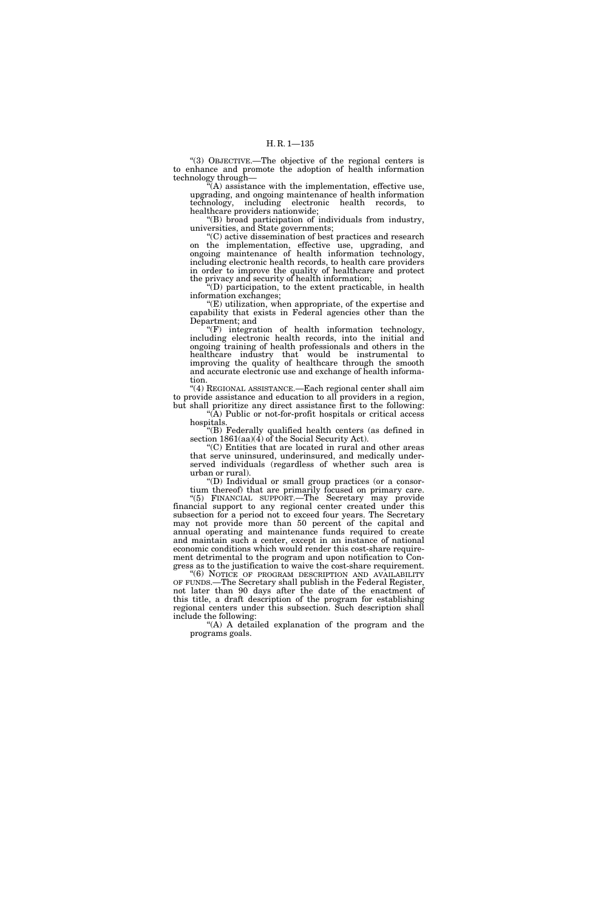"(3) OBJECTIVE.—The objective of the regional centers is to enhance and promote the adoption of health information technology through—

"(A) assistance with the implementation, effective use, upgrading, and ongoing maintenance of health information technology, including electronic health records, to healthcare providers nationwide;

"(B) broad participation of individuals from industry, universities, and State governments;

"(C) active dissemination of best practices and research on the implementation, effective use, upgrading, and ongoing maintenance of health information technology, including electronic health records, to health care providers in order to improve the quality of healthcare and protect the privacy and security of health information;

"(D) participation, to the extent practicable, in health information exchanges;

"(E) utilization, when appropriate, of the expertise and capability that exists in Federal agencies other than the Department; and

"(F) integration of health information technology, including electronic health records, into the initial and ongoing training of health professionals and others in the healthcare industry that would be instrumental to improving the quality of healthcare through the smooth and accurate electronic use and exchange of health information.

"(4) REGIONAL ASSISTANCE.—Each regional center shall aim to provide assistance and education to all providers in a region, but shall prioritize any direct assistance first to the following:

"(A) Public or not-for-profit hospitals or critical access hospitals.

"(B) Federally qualified health centers (as defined in section 1861(aa)(4) of the Social Security Act).

"(C) Entities that are located in rural and other areas that serve uninsured, underinsured, and medically underserved individuals (regardless of whether such area is urban or rural).

"(D) Individual or small group practices (or a consortium thereof) that are primarily focused on primary care.

"(5) FINANCIAL SUPPORT.—The Secretary may provide financial support to any regional center created under this subsection for a period not to exceed four years. The Secretary may not provide more than 50 percent of the capital and annual operating and maintenance funds required to create and maintain such a center, except in an instance of national economic conditions which would render this cost-share requirement detrimental to the program and upon notification to Congress as to the justification to waive the cost-share requirement.

"(6) NOTICE OF PROGRAM DESCRIPTION AND AVAILABILITY OF FUNDS.—The Secretary shall publish in the Federal Register, not later than 90 days after the date of the enactment of this title, a draft description of the program for establishing regional centers under this subsection. Such description shall include the following:

"(A) A detailed explanation of the program and the programs goals.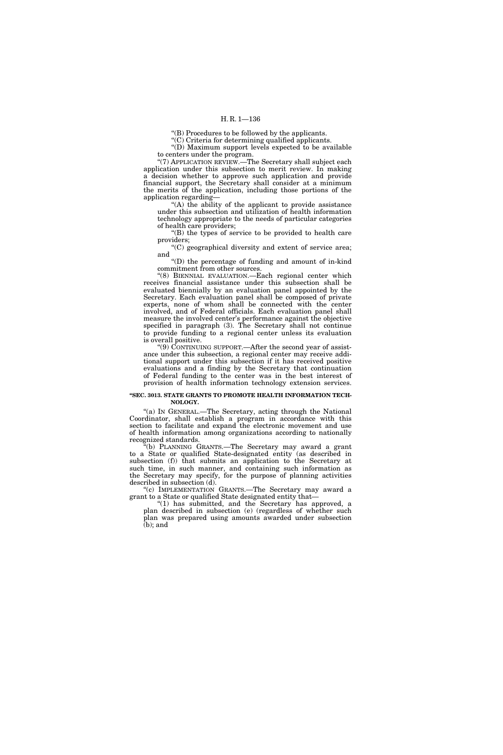"(B) Procedures to be followed by the applicants.

"(C) Criteria for determining qualified applicants.

"(D) Maximum support levels expected to be available to centers under the program.

"(7) APPLICATION REVIEW.—The Secretary shall subject each application under this subsection to merit review. In making a decision whether to approve such application and provide financial support, the Secretary shall consider at a minimum the merits of the application, including those portions of the application regarding—

"(A) the ability of the applicant to provide assistance under this subsection and utilization of health information technology appropriate to the needs of particular categories of health care providers;

"(B) the types of service to be provided to health care providers;

"(C) geographical diversity and extent of service area; and

"(D) the percentage of funding and amount of in-kind commitment from other sources.

"(8) BIENNIAL EVALUATION.—Each regional center which receives financial assistance under this subsection shall be evaluated biennially by an evaluation panel appointed by the Secretary. Each evaluation panel shall be composed of private experts, none of whom shall be connected with the center involved, and of Federal officials. Each evaluation panel shall measure the involved center's performance against the objective specified in paragraph (3). The Secretary shall not continue to provide funding to a regional center unless its evaluation is overall positive.

"(9) CONTINUING SUPPORT.—After the second year of assistance under this subsection, a regional center may receive additional support under this subsection if it has received positive evaluations and a finding by the Secretary that continuation of Federal funding to the center was in the best interest of provision of health information technology extension services.

**"SEC. 3013. STATE GRANTS TO PROMOTE HEALTH INFORMATION TECHNOLOGY.**

"(a) IN GENERAL.—The Secretary, acting through the National Coordinator, shall establish a program in accordance with this section to facilitate and expand the electronic movement and use of health information among organizations according to nationally recognized standards.

"(b) PLANNING GRANTS.—The Secretary may award a grant to a State or qualified State-designated entity (as described in subsection (f)) that submits an application to the Secretary at such time, in such manner, and containing such information as the Secretary may specify, for the purpose of planning activities described in subsection (d).

"(c) IMPLEMENTATION GRANTS.—The Secretary may award a grant to a State or qualified State designated entity that—

"(1) has submitted, and the Secretary has approved, a plan described in subsection (e) (regardless of whether such plan was prepared using amounts awarded under subsection (b); and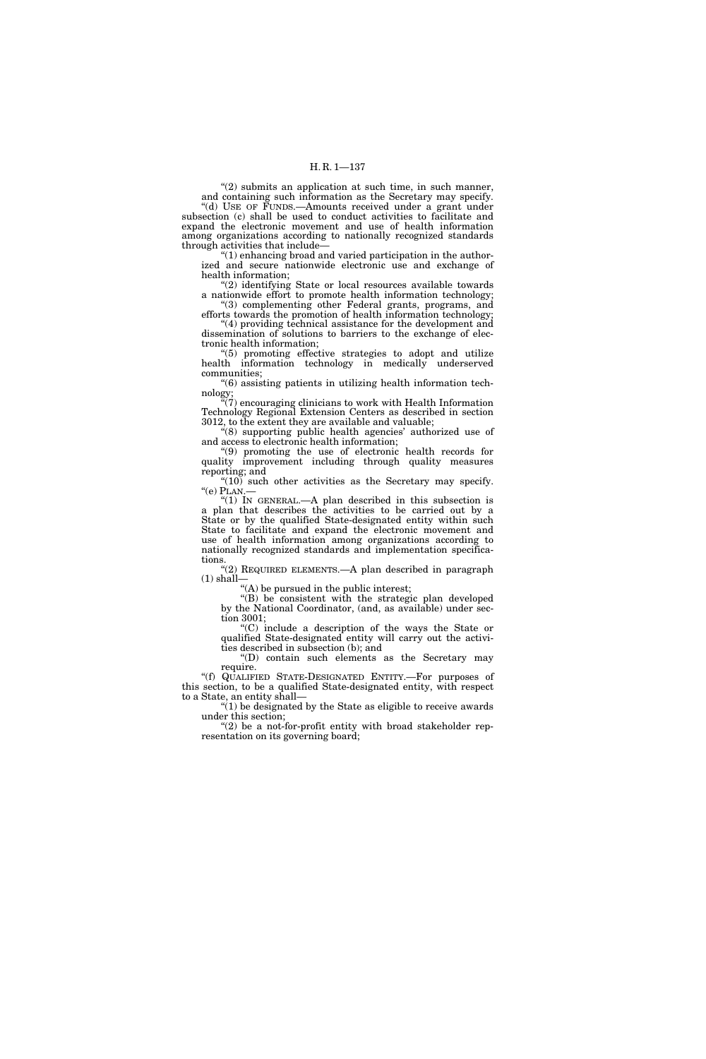"(2) submits an application at such time, in such manner, and containing such information as the Secretary may specify.

"(d) USE OF FUNDS.—Amounts received under a grant under subsection (c) shall be used to conduct activities to facilitate and expand the electronic movement and use of health information among organizations according to nationally recognized standards through activities that include—

"(1) enhancing broad and varied participation in the authorized and secure nationwide electronic use and exchange of health information;

"(2) identifying State or local resources available towards a nationwide effort to promote health information technology;

"(3) complementing other Federal grants, programs, and efforts towards the promotion of health information technology;

"(4) providing technical assistance for the development and dissemination of solutions to barriers to the exchange of electronic health information;

"(5) promoting effective strategies to adopt and utilize health information technology in medically underserved communities;

"(6) assisting patients in utilizing health information technology;

"(7) encouraging clinicians to work with Health Information Technology Regional Extension Centers as described in section 3012, to the extent they are available and valuable;

"(8) supporting public health agencies' authorized use of and access to electronic health information;

"(9) promoting the use of electronic health records for quality improvement including through quality measures reporting; and

"(10) such other activities as the Secretary may specify.

"(e) PLAN.—

"(1) IN GENERAL.—A plan described in this subsection is a plan that describes the activities to be carried out by a State or by the qualified State-designated entity within such State to facilitate and expand the electronic movement and use of health information among organizations according to nationally recognized standards and implementation specifications.

"(2) REQUIRED ELEMENTS.—A plan described in paragraph (1) shall—

"(A) be pursued in the public interest;

"(B) be consistent with the strategic plan developed by the National Coordinator, (and, as available) under section 3001;

"(C) include a description of the ways the State or qualified State-designated entity will carry out the activities described in subsection (b); and

"(D) contain such elements as the Secretary may require.

"(f) QUALIFIED STATE-DESIGNATED ENTITY.—For purposes of this section, to be a qualified State-designated entity, with respect to a State, an entity shall—

"(1) be designated by the State as eligible to receive awards under this section;

"(2) be a not-for-profit entity with broad stakeholder representation on its governing board;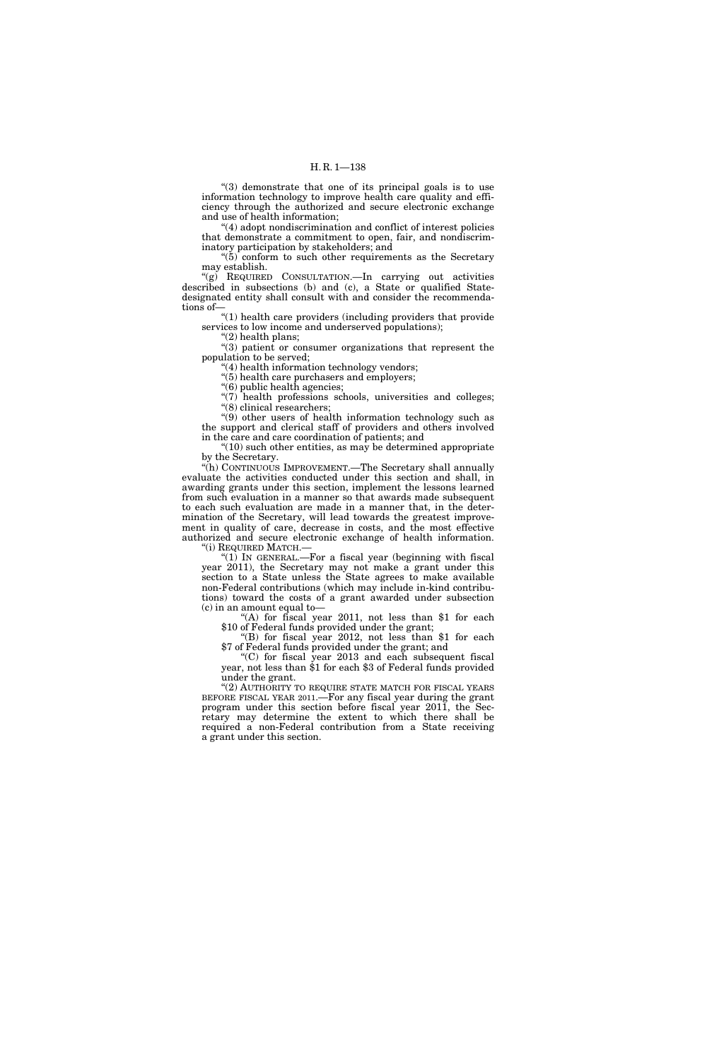"(3) demonstrate that one of its principal goals is to use information technology to improve health care quality and efficiency through the authorized and secure electronic exchange and use of health information;

"(4) adopt nondiscrimination and conflict of interest policies that demonstrate a commitment to open, fair, and nondiscriminatory participation by stakeholders; and

"(5) conform to such other requirements as the Secretary may establish.

"(g) REQUIRED CONSULTATION.—In carrying out activities described in subsections (b) and (c), a State or qualified State-designated entity shall consult with and consider the recommendations of—

"(1) health care providers (including providers that provide services to low income and underserved populations);

"(2) health plans;

"(3) patient or consumer organizations that represent the population to be served;

"(4) health information technology vendors;

"(5) health care purchasers and employers;

"(6) public health agencies;

"(7) health professions schools, universities and colleges;

"(8) clinical researchers;

"(9) other users of health information technology such as the support and clerical staff of providers and others involved in the care and care coordination of patients; and

"(10) such other entities, as may be determined appropriate by the Secretary.

"(h) CONTINUOUS IMPROVEMENT.—The Secretary shall annually evaluate the activities conducted under this section and shall, in awarding grants under this section, implement the lessons learned from such evaluation in a manner so that awards made subsequent to each such evaluation are made in a manner that, in the determination of the Secretary, will lead towards the greatest improvement in quality of care, decrease in costs, and the most effective authorized and secure electronic exchange of health information.

"(i) REQUIRED MATCH.—

"(1) IN GENERAL.—For a fiscal year (beginning with fiscal year 2011), the Secretary may not make a grant under this section to a State unless the State agrees to make available non-Federal contributions (which may include in-kind contributions) toward the costs of a grant awarded under subsection (c) in an amount equal to—

"(A) for fiscal year 2011, not less than $1 for each $10 of Federal funds provided under the grant;

"(B) for fiscal year 2012, not less than $1 for each $7 of Federal funds provided under the grant; and

"(C) for fiscal year 2013 and each subsequent fiscal year, not less than $1 for each $3 of Federal funds provided under the grant.

"(2) AUTHORITY TO REQUIRE STATE MATCH FOR FISCAL YEARS BEFORE FISCAL YEAR 2011.—For any fiscal year during the grant program under this section before fiscal year 2011, the Secretary may determine the extent to which there shall be required a non-Federal contribution from a State receiving a grant under this section.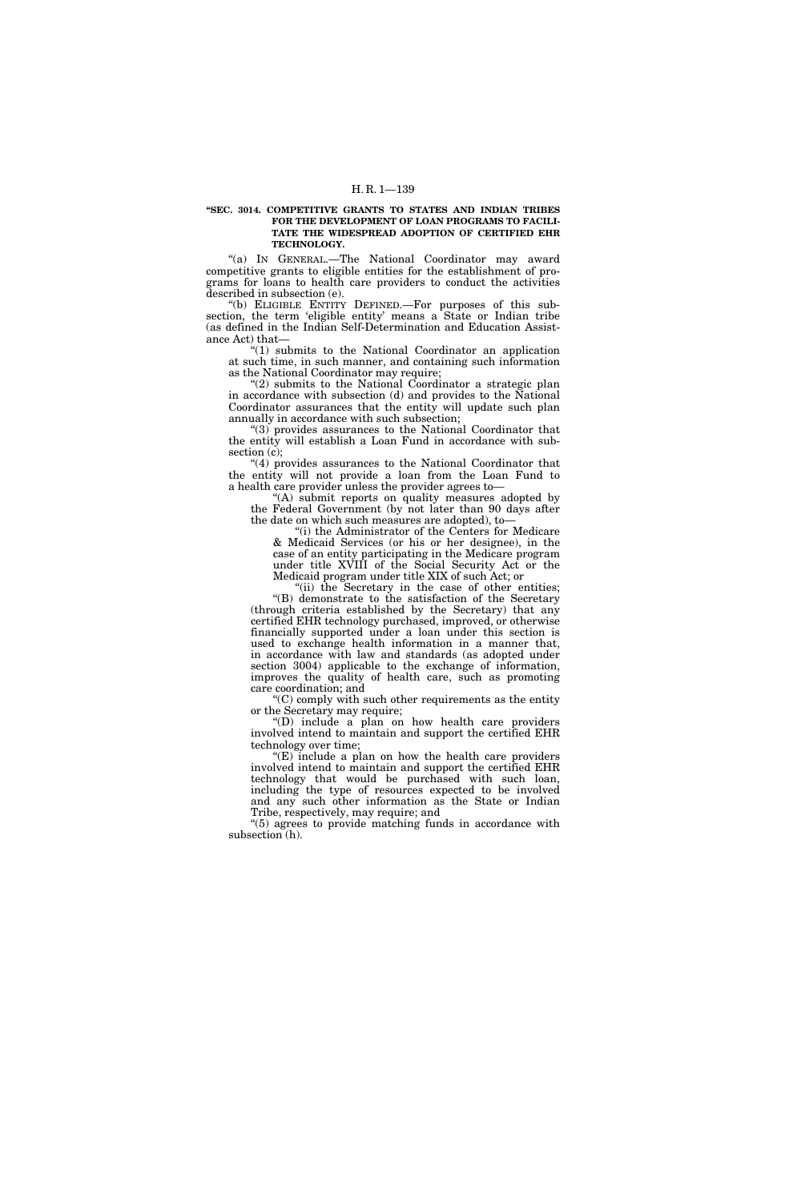**"SEC. 3014. COMPETITIVE GRANTS TO STATES AND INDIAN TRIBES FOR THE DEVELOPMENT OF LOAN PROGRAMS TO FACILITATE THE WIDESPREAD ADOPTION OF CERTIFIED EHR TECHNOLOGY.**

"(a) IN GENERAL.—The National Coordinator may award competitive grants to eligible entities for the establishment of programs for loans to health care providers to conduct the activities described in subsection (e).

"(b) ELIGIBLE ENTITY DEFINED.—For purposes of this subsection, the term 'eligible entity' means a State or Indian tribe (as defined in the Indian Self-Determination and Education Assistance Act) that—

"(1) submits to the National Coordinator an application at such time, in such manner, and containing such information as the National Coordinator may require;

"(2) submits to the National Coordinator a strategic plan in accordance with subsection (d) and provides to the National Coordinator assurances that the entity will update such plan annually in accordance with such subsection;

"(3) provides assurances to the National Coordinator that the entity will establish a Loan Fund in accordance with subsection (c);

"(4) provides assurances to the National Coordinator that the entity will not provide a loan from the Loan Fund to a health care provider unless the provider agrees to—

"(A) submit reports on quality measures adopted by the Federal Government (by not later than 90 days after the date on which such measures are adopted), to—

"(i) the Administrator of the Centers for Medicare & Medicaid Services (or his or her designee), in the case of an entity participating in the Medicare program under title XVIII of the Social Security Act or the Medicaid program under title XIX of such Act; or

"(ii) the Secretary in the case of other entities;

"(B) demonstrate to the satisfaction of the Secretary (through criteria established by the Secretary) that any certified EHR technology purchased, improved, or otherwise financially supported under a loan under this section is used to exchange health information in a manner that, in accordance with law and standards (as adopted under section 3004) applicable to the exchange of information, improves the quality of health care, such as promoting care coordination; and

"(C) comply with such other requirements as the entity or the Secretary may require;

"(D) include a plan on how health care providers involved intend to maintain and support the certified EHR technology over time;

"(E) include a plan on how the health care providers involved intend to maintain and support the certified EHR technology that would be purchased with such loan, including the type of resources expected to be involved and any such other information as the State or Indian Tribe, respectively, may require; and

"(5) agrees to provide matching funds in accordance with subsection (h).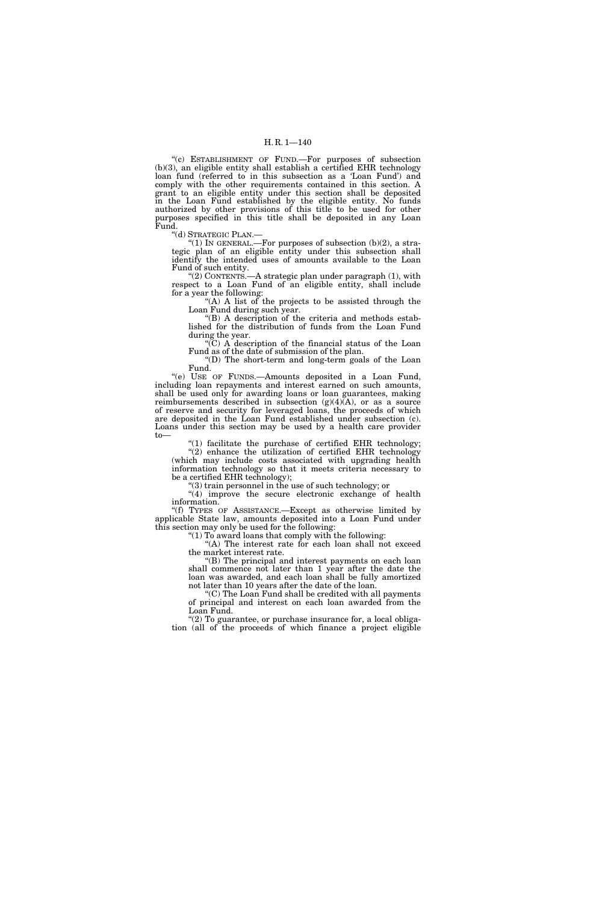"(c) ESTABLISHMENT OF FUND.—For purposes of subsection (b)(3), an eligible entity shall establish a certified EHR technology loan fund (referred to in this subsection as a 'Loan Fund') and comply with the other requirements contained in this section. A grant to an eligible entity under this section shall be deposited in the Loan Fund established by the eligible entity. No funds authorized by other provisions of this title to be used for other purposes specified in this title shall be deposited in any Loan Fund.

"(d) STRATEGIC PLAN.—

"(1) IN GENERAL.—For purposes of subsection (b)(2), a strategic plan of an eligible entity under this subsection shall identify the intended uses of amounts available to the Loan Fund of such entity.

"(2) CONTENTS.—A strategic plan under paragraph (1), with respect to a Loan Fund of an eligible entity, shall include for a year the following:

"(A) A list of the projects to be assisted through the Loan Fund during such year.

"(B) A description of the criteria and methods established for the distribution of funds from the Loan Fund during the year.

"(C) A description of the financial status of the Loan Fund as of the date of submission of the plan.

"(D) The short-term and long-term goals of the Loan Fund.

"(e) USE OF FUNDS.—Amounts deposited in a Loan Fund, including loan repayments and interest earned on such amounts, shall be used only for awarding loans or loan guarantees, making reimbursements described in subsection (g)(4)(A), or as a source of reserve and security for leveraged loans, the proceeds of which are deposited in the Loan Fund established under subsection (c). Loans under this section may be used by a health care provider to—

"(1) facilitate the purchase of certified EHR technology;

"(2) enhance the utilization of certified EHR technology (which may include costs associated with upgrading health information technology so that it meets criteria necessary to be a certified EHR technology);

"(3) train personnel in the use of such technology; or

"(4) improve the secure electronic exchange of health information.

"(f) TYPES OF ASSISTANCE.—Except as otherwise limited by applicable State law, amounts deposited into a Loan Fund under this section may only be used for the following:

"(1) To award loans that comply with the following:

"(A) The interest rate for each loan shall not exceed the market interest rate.

"(B) The principal and interest payments on each loan shall commence not later than 1 year after the date the loan was awarded, and each loan shall be fully amortized not later than 10 years after the date of the loan.

"(C) The Loan Fund shall be credited with all payments of principal and interest on each loan awarded from the Loan Fund.

"(2) To guarantee, or purchase insurance for, a local obligation (all of the proceeds of which finance a project eligible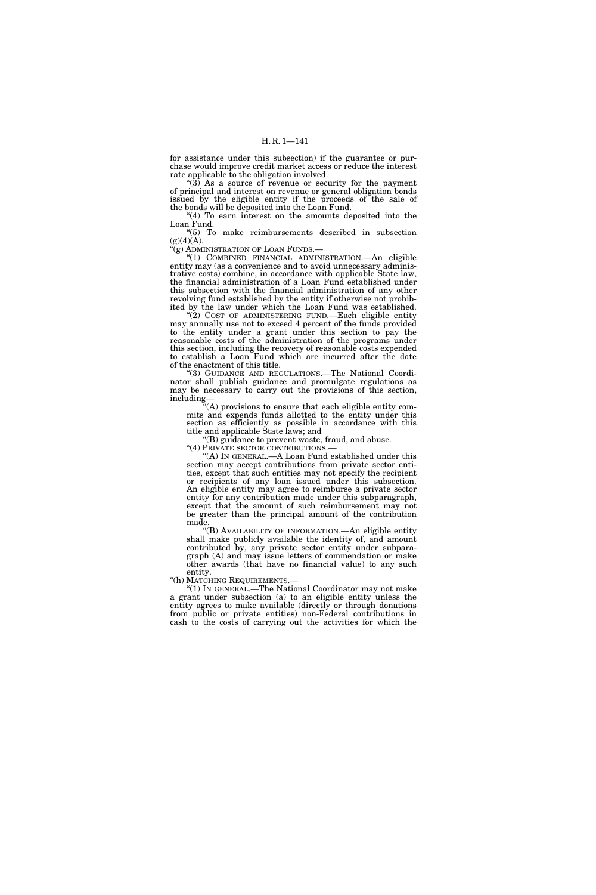for assistance under this subsection) if the guarantee or purchase would improve credit market access or reduce the interest rate applicable to the obligation involved.

"(3) As a source of revenue or security for the payment of principal and interest on revenue or general obligation bonds issued by the eligible entity if the proceeds of the sale of the bonds will be deposited into the Loan Fund.

"(4) To earn interest on the amounts deposited into the Loan Fund.

"(5) To make reimbursements described in subsection (g)(4)(A).

"(g) ADMINISTRATION OF LOAN FUNDS.—

"(1) COMBINED FINANCIAL ADMINISTRATION.—An eligible entity may (as a convenience and to avoid unnecessary administrative costs) combine, in accordance with applicable State law, the financial administration of a Loan Fund established under this subsection with the financial administration of any other revolving fund established by the entity if otherwise not prohibited by the law under which the Loan Fund was established.

"(2) COST OF ADMINISTERING FUND.—Each eligible entity may annually use not to exceed 4 percent of the funds provided to the entity under a grant under this section to pay the reasonable costs of the administration of the programs under this section, including the recovery of reasonable costs expended to establish a Loan Fund which are incurred after the date of the enactment of this title.

"(3) GUIDANCE AND REGULATIONS.—The National Coordinator shall publish guidance and promulgate regulations as may be necessary to carry out the provisions of this section, including—

"(A) provisions to ensure that each eligible entity commits and expends funds allotted to the entity under this section as efficiently as possible in accordance with this title and applicable State laws; and

"(B) guidance to prevent waste, fraud, and abuse.

"(4) PRIVATE SECTOR CONTRIBUTIONS.—

"(A) IN GENERAL.—A Loan Fund established under this section may accept contributions from private sector entities, except that such entities may not specify the recipient or recipients of any loan issued under this subsection. An eligible entity may agree to reimburse a private sector entity for any contribution made under this subparagraph, except that the amount of such reimbursement may not be greater than the principal amount of the contribution made.

"(B) AVAILABILITY OF INFORMATION.—An eligible entity shall make publicly available the identity of, and amount contributed by, any private sector entity under subparagraph (A) and may issue letters of commendation or make other awards (that have no financial value) to any such entity.

"(h) MATCHING REQUIREMENTS.—

"(1) IN GENERAL.—The National Coordinator may not make a grant under subsection (a) to an eligible entity unless the entity agrees to make available (directly or through donations from public or private entities) non-Federal contributions in cash to the costs of carrying out the activities for which the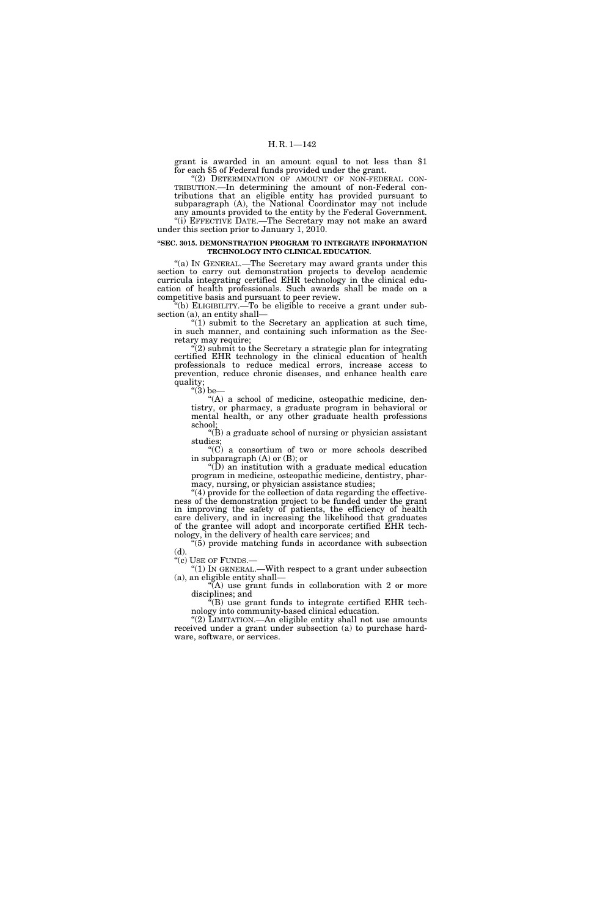grant is awarded in an amount equal to not less than $1 for each $5 of Federal funds provided under the grant.

"(2) DETERMINATION OF AMOUNT OF NON-FEDERAL CONTRIBUTION.—In determining the amount of non-Federal contributions that an eligible entity has provided pursuant to subparagraph (A), the National Coordinator may not include any amounts provided to the entity by the Federal Government.

"(i) EFFECTIVE DATE.—The Secretary may not make an award under this section prior to January 1, 2010.

**"SEC. 3015. DEMONSTRATION PROGRAM TO INTEGRATE INFORMATION TECHNOLOGY INTO CLINICAL EDUCATION.**

"(a) IN GENERAL.—The Secretary may award grants under this section to carry out demonstration projects to develop academic curricula integrating certified EHR technology in the clinical education of health professionals. Such awards shall be made on a competitive basis and pursuant to peer review.

"(b) ELIGIBILITY.—To be eligible to receive a grant under subsection (a), an entity shall—

"(1) submit to the Secretary an application at such time, in such manner, and containing such information as the Secretary may require;

"(2) submit to the Secretary a strategic plan for integrating certified EHR technology in the clinical education of health professionals to reduce medical errors, increase access to prevention, reduce chronic diseases, and enhance health care quality;

"(3) be—

"(A) a school of medicine, osteopathic medicine, dentistry, or pharmacy, a graduate program in behavioral or mental health, or any other graduate health professions school;

"(B) a graduate school of nursing or physician assistant studies;

"(C) a consortium of two or more schools described in subparagraph (A) or (B); or

"(D) an institution with a graduate medical education program in medicine, osteopathic medicine, dentistry, pharmacy, nursing, or physician assistance studies;

"(4) provide for the collection of data regarding the effectiveness of the demonstration project to be funded under the grant in improving the safety of patients, the efficiency of health care delivery, and in increasing the likelihood that graduates of the grantee will adopt and incorporate certified EHR technology, in the delivery of health care services; and

"(5) provide matching funds in accordance with subsection (d).

"(c) USE OF FUNDS.—

"(1) IN GENERAL.—With respect to a grant under subsection (a), an eligible entity shall—

"(A) use grant funds in collaboration with 2 or more disciplines; and

"(B) use grant funds to integrate certified EHR technology into community-based clinical education.

"(2) LIMITATION.—An eligible entity shall not use amounts received under a grant under subsection (a) to purchase hardware, software, or services.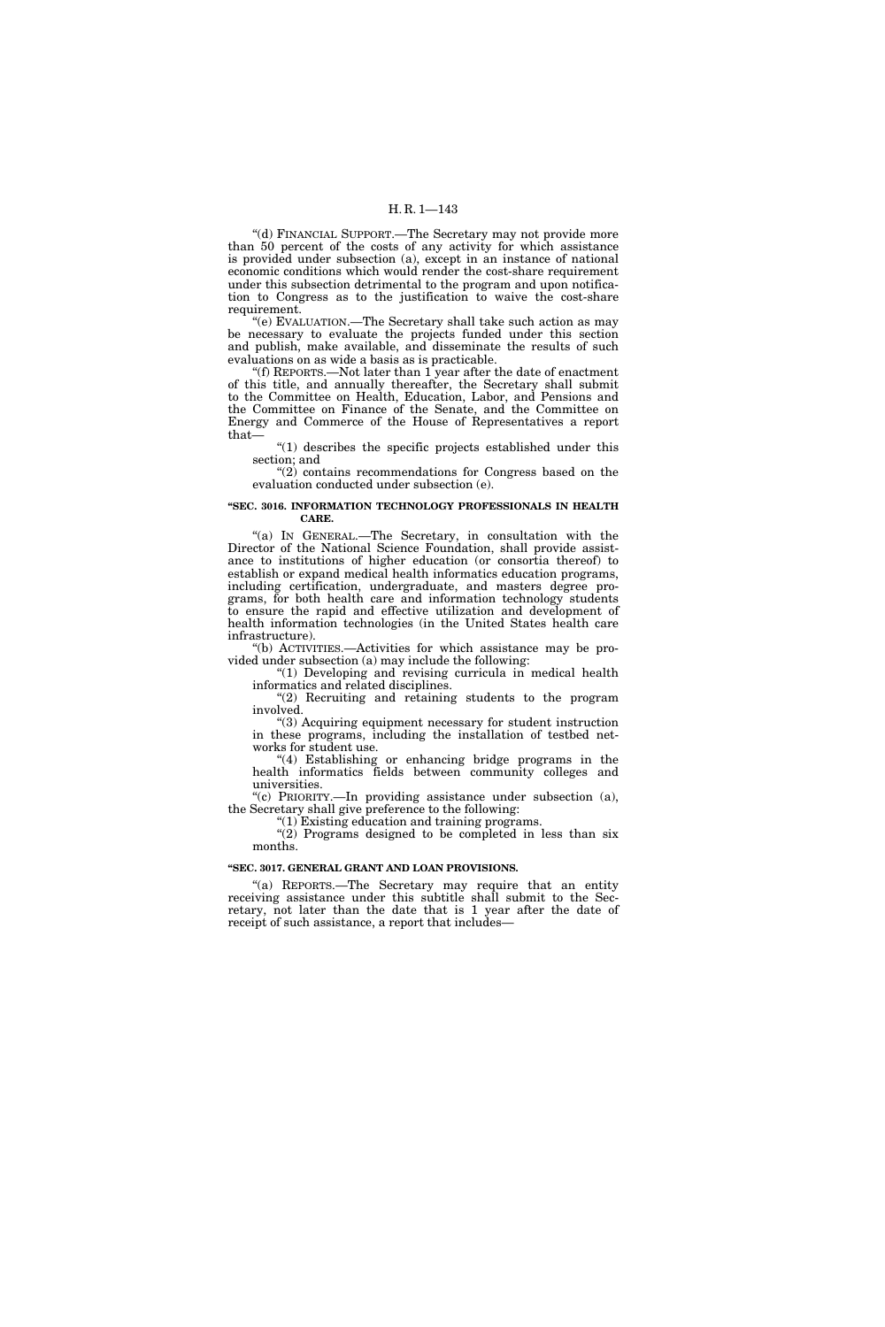"(d) FINANCIAL SUPPORT.—The Secretary may not provide more than 50 percent of the costs of any activity for which assistance is provided under subsection (a), except in an instance of national economic conditions which would render the cost-share requirement under this subsection detrimental to the program and upon notification to Congress as to the justification to waive the cost-share requirement.

"(e) EVALUATION.—The Secretary shall take such action as may be necessary to evaluate the projects funded under this section and publish, make available, and disseminate the results of such evaluations on as wide a basis as is practicable.

"(f) REPORTS.—Not later than 1 year after the date of enactment of this title, and annually thereafter, the Secretary shall submit to the Committee on Health, Education, Labor, and Pensions and the Committee on Finance of the Senate, and the Committee on Energy and Commerce of the House of Representatives a report that—

"(1) describes the specific projects established under this section; and

"(2) contains recommendations for Congress based on the evaluation conducted under subsection (e).

**"SEC. 3016. INFORMATION TECHNOLOGY PROFESSIONALS IN HEALTH CARE.**

"(a) IN GENERAL.—The Secretary, in consultation with the Director of the National Science Foundation, shall provide assistance to institutions of higher education (or consortia thereof) to establish or expand medical health informatics education programs, including certification, undergraduate, and masters degree programs, for both health care and information technology students to ensure the rapid and effective utilization and development of health information technologies (in the United States health care infrastructure).

"(b) ACTIVITIES.—Activities for which assistance may be provided under subsection (a) may include the following:

"(1) Developing and revising curricula in medical health informatics and related disciplines.

"(2) Recruiting and retaining students to the program involved.

"(3) Acquiring equipment necessary for student instruction in these programs, including the installation of testbed networks for student use.

"(4) Establishing or enhancing bridge programs in the health informatics fields between community colleges and universities.

"(c) PRIORITY.—In providing assistance under subsection (a), the Secretary shall give preference to the following:

"(1) Existing education and training programs.

"(2) Programs designed to be completed in less than six months.

**"SEC. 3017. GENERAL GRANT AND LOAN PROVISIONS.**

"(a) REPORTS.—The Secretary may require that an entity receiving assistance under this subtitle shall submit to the Secretary, not later than the date that is 1 year after the date of receipt of such assistance, a report that includes—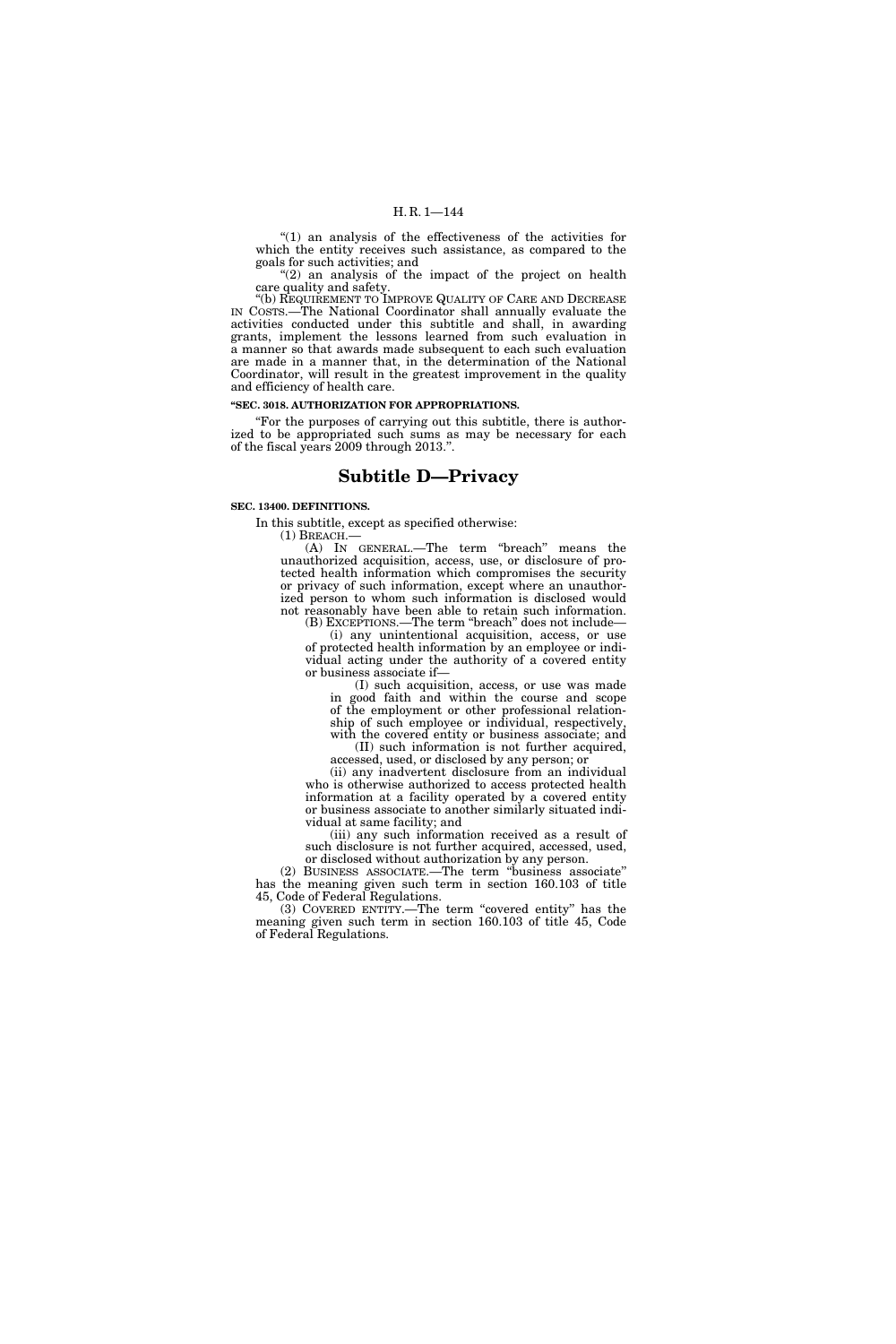"(1) an analysis of the effectiveness of the activities for which the entity receives such assistance, as compared to the goals for such activities; and

"(2) an analysis of the impact of the project on health care quality and safety.

"(b) REQUIREMENT TO IMPROVE QUALITY OF CARE AND DECREASE IN COSTS.—The National Coordinator shall annually evaluate the activities conducted under this subtitle and shall, in awarding grants, implement the lessons learned from such evaluation in a manner so that awards made subsequent to each such evaluation are made in a manner that, in the determination of the National Coordinator, will result in the greatest improvement in the quality and efficiency of health care.

**"SEC. 3018. AUTHORIZATION FOR APPROPRIATIONS.**

"For the purposes of carrying out this subtitle, there is authorized to be appropriated such sums as may be necessary for each of the fiscal years 2009 through 2013.".

## Subtitle D—Privacy

**SEC. 13400. DEFINITIONS.**

In this subtitle, except as specified otherwise:

(1) BREACH.—

(A) IN GENERAL.—The term "breach" means the unauthorized acquisition, access, use, or disclosure of protected health information which compromises the security or privacy of such information, except where an unauthorized person to whom such information is disclosed would not reasonably have been able to retain such information.

(B) EXCEPTIONS.—The term "breach" does not include—

(i) any unintentional acquisition, access, or use of protected health information by an employee or individual acting under the authority of a covered entity or business associate if—

(I) such acquisition, access, or use was made in good faith and within the course and scope of the employment or other professional relationship of such employee or individual, respectively, with the covered entity or business associate; and

(II) such information is not further acquired, accessed, used, or disclosed by any person; or

(ii) any inadvertent disclosure from an individual who is otherwise authorized to access protected health information at a facility operated by a covered entity or business associate to another similarly situated individual at same facility; and

(iii) any such information received as a result of such disclosure is not further acquired, accessed, used, or disclosed without authorization by any person.

(2) BUSINESS ASSOCIATE.—The term "business associate" has the meaning given such term in section 160.103 of title 45, Code of Federal Regulations.

(3) COVERED ENTITY.—The term "covered entity" has the meaning given such term in section 160.103 of title 45, Code of Federal Regulations.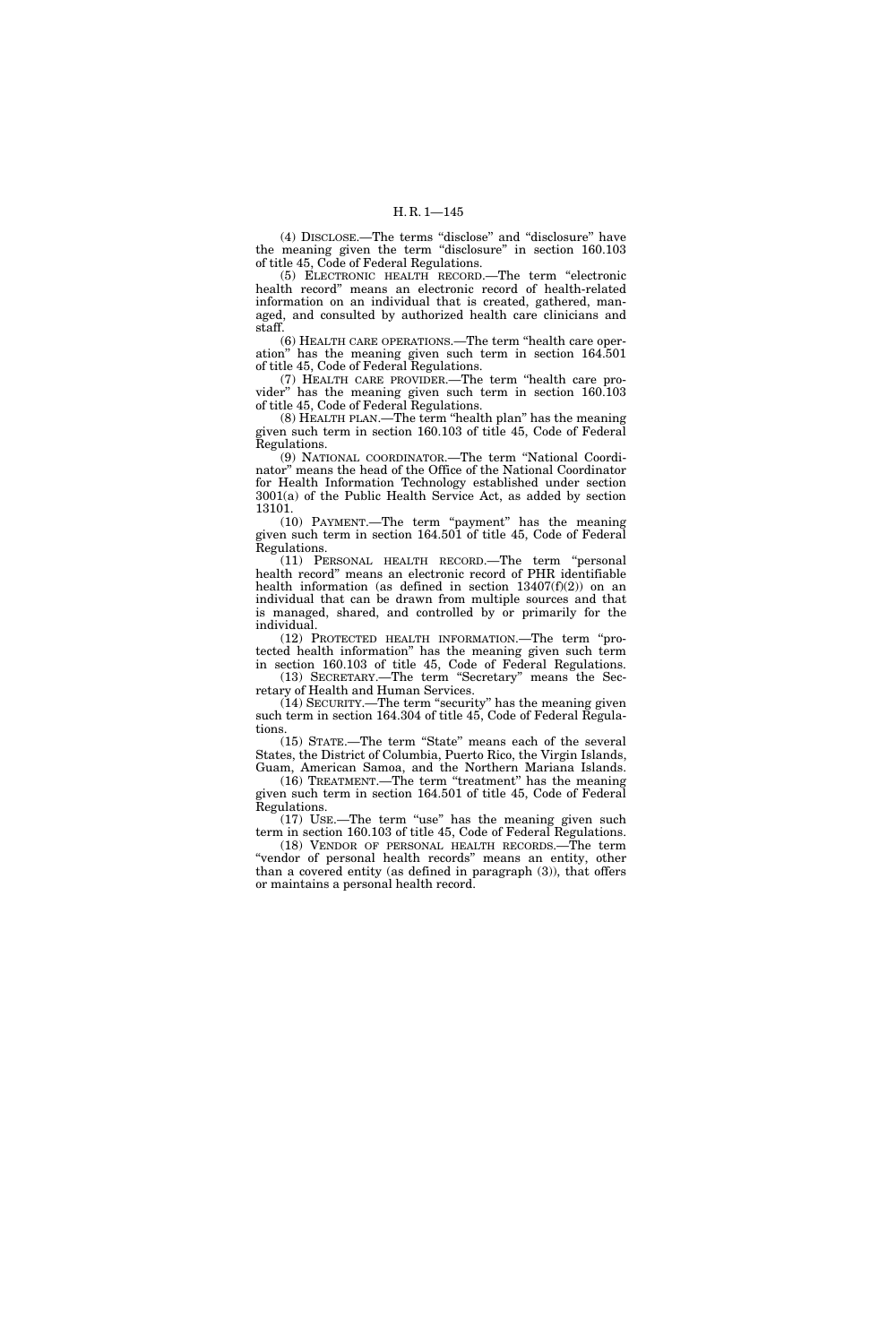(4) DISCLOSE.—The terms "disclose" and "disclosure" have the meaning given the term "disclosure" in section 160.103 of title 45, Code of Federal Regulations.

(5) ELECTRONIC HEALTH RECORD.—The term "electronic health record" means an electronic record of health-related information on an individual that is created, gathered, managed, and consulted by authorized health care clinicians and staff.

(6) HEALTH CARE OPERATIONS.—The term "health care operation" has the meaning given such term in section 164.501 of title 45, Code of Federal Regulations.

(7) HEALTH CARE PROVIDER.—The term "health care provider" has the meaning given such term in section 160.103 of title 45, Code of Federal Regulations.

(8) HEALTH PLAN.—The term "health plan" has the meaning given such term in section 160.103 of title 45, Code of Federal Regulations.

(9) NATIONAL COORDINATOR.—The term "National Coordinator" means the head of the Office of the National Coordinator for Health Information Technology established under section 3001(a) of the Public Health Service Act, as added by section 13101.

(10) PAYMENT.—The term "payment" has the meaning given such term in section 164.501 of title 45, Code of Federal Regulations.

(11) PERSONAL HEALTH RECORD.—The term "personal health record" means an electronic record of PHR identifiable health information (as defined in section 13407(f)(2)) on an individual that can be drawn from multiple sources and that is managed, shared, and controlled by or primarily for the individual.

(12) PROTECTED HEALTH INFORMATION.—The term "protected health information" has the meaning given such term in section 160.103 of title 45, Code of Federal Regulations.

(13) SECRETARY.—The term "Secretary" means the Secretary of Health and Human Services.

(14) SECURITY.—The term "security" has the meaning given such term in section 164.304 of title 45, Code of Federal Regulations.

(15) STATE.—The term "State" means each of the several States, the District of Columbia, Puerto Rico, the Virgin Islands, Guam, American Samoa, and the Northern Mariana Islands.

(16) TREATMENT.—The term "treatment" has the meaning given such term in section 164.501 of title 45, Code of Federal Regulations.

(17) USE.—The term "use" has the meaning given such term in section 160.103 of title 45, Code of Federal Regulations.

(18) VENDOR OF PERSONAL HEALTH RECORDS.—The term "vendor of personal health records" means an entity, other than a covered entity (as defined in paragraph (3)), that offers or maintains a personal health record.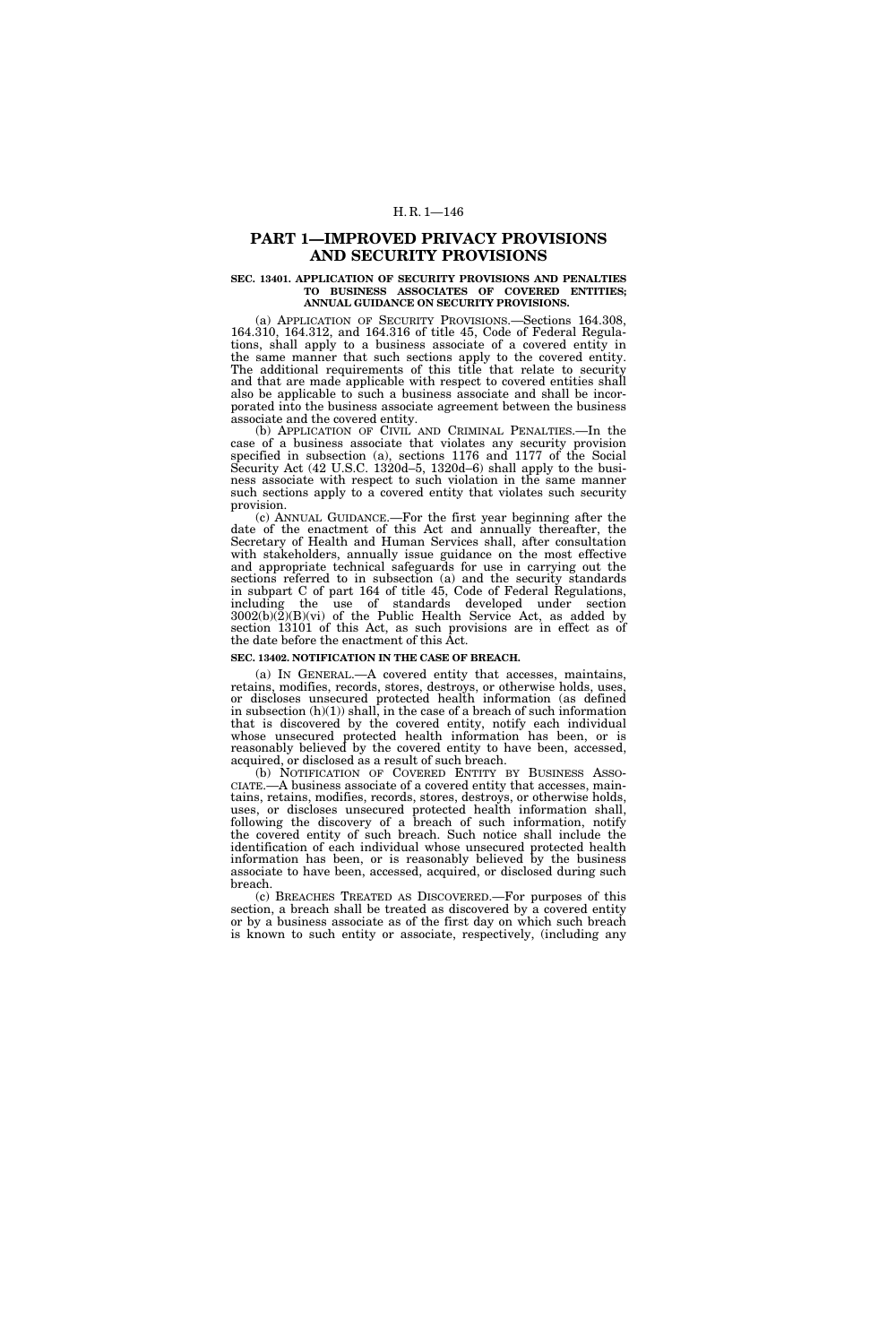## PART 1—IMPROVED PRIVACY PROVISIONS AND SECURITY PROVISIONS

### SEC. 13401. APPLICATION OF SECURITY PROVISIONS AND PENALTIES TO BUSINESS ASSOCIATES OF COVERED ENTITIES; ANNUAL GUIDANCE ON SECURITY PROVISIONS.

(a) APPLICATION OF SECURITY PROVISIONS.—Sections 164.308, 164.310, 164.312, and 164.316 of title 45, Code of Federal Regulations, shall apply to a business associate of a covered entity in the same manner that such sections apply to the covered entity. The additional requirements of this title that relate to security and that are made applicable with respect to covered entities shall also be applicable to such a business associate and shall be incorporated into the business associate agreement between the business associate and the covered entity.

(b) APPLICATION OF CIVIL AND CRIMINAL PENALTIES.—In the case of a business associate that violates any security provision specified in subsection (a), sections 1176 and 1177 of the Social Security Act (42 U.S.C. 1320d–5, 1320d–6) shall apply to the business associate with respect to such violation in the same manner such sections apply to a covered entity that violates such security provision.

(c) ANNUAL GUIDANCE.—For the first year beginning after the date of the enactment of this Act and annually thereafter, the Secretary of Health and Human Services shall, after consultation with stakeholders, annually issue guidance on the most effective and appropriate technical safeguards for use in carrying out the sections referred to in subsection (a) and the security standards in subpart C of part 164 of title 45, Code of Federal Regulations, including the use of standards developed under section 3002(b)(2)(B)(vi) of the Public Health Service Act, as added by section 13101 of this Act, as such provisions are in effect as of the date before the enactment of this Act.

### SEC. 13402. NOTIFICATION IN THE CASE OF BREACH.

(a) IN GENERAL.—A covered entity that accesses, maintains, retains, modifies, records, stores, destroys, or otherwise holds, uses, or discloses unsecured protected health information (as defined in subsection (h)(1)) shall, in the case of a breach of such information that is discovered by the covered entity, notify each individual whose unsecured protected health information has been, or is reasonably believed by the covered entity to have been, accessed, acquired, or disclosed as a result of such breach.

(b) NOTIFICATION OF COVERED ENTITY BY BUSINESS ASSOCIATE.—A business associate of a covered entity that accesses, maintains, retains, modifies, records, stores, destroys, or otherwise holds, uses, or discloses unsecured protected health information shall, following the discovery of a breach of such information, notify the covered entity of such breach. Such notice shall include the identification of each individual whose unsecured protected health information has been, or is reasonably believed by the business associate to have been, accessed, acquired, or disclosed during such breach.

(c) BREACHES TREATED AS DISCOVERED.—For purposes of this section, a breach shall be treated as discovered by a covered entity or by a business associate as of the first day on which such breach is known to such entity or associate, respectively, (including any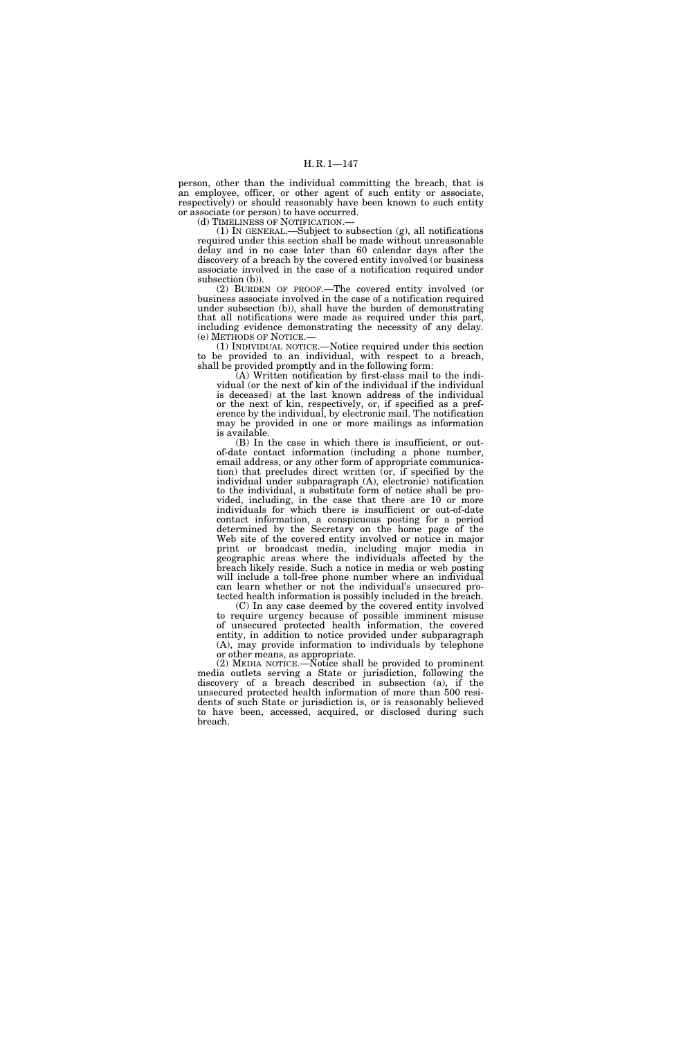person, other than the individual committing the breach, that is an employee, officer, or other agent of such entity or associate, respectively) or should reasonably have been known to such entity or associate (or person) to have occurred.

(d) TIMELINESS OF NOTIFICATION.—

(1) IN GENERAL.—Subject to subsection (g), all notifications required under this section shall be made without unreasonable delay and in no case later than 60 calendar days after the discovery of a breach by the covered entity involved (or business associate involved in the case of a notification required under subsection (b)).

(2) BURDEN OF PROOF.—The covered entity involved (or business associate involved in the case of a notification required under subsection (b)), shall have the burden of demonstrating that all notifications were made as required under this part, including evidence demonstrating the necessity of any delay.

(e) METHODS OF NOTICE.—

(1) INDIVIDUAL NOTICE.—Notice required under this section to be provided to an individual, with respect to a breach, shall be provided promptly and in the following form:

(A) Written notification by first-class mail to the individual (or the next of kin of the individual if the individual is deceased) at the last known address of the individual or the next of kin, respectively, or, if specified as a preference by the individual, by electronic mail. The notification may be provided in one or more mailings as information is available.

(B) In the case in which there is insufficient, or out-of-date contact information (including a phone number, email address, or any other form of appropriate communication) that precludes direct written (or, if specified by the individual under subparagraph (A), electronic) notification to the individual, a substitute form of notice shall be provided, including, in the case that there are 10 or more individuals for which there is insufficient or out-of-date contact information, a conspicuous posting for a period determined by the Secretary on the home page of the Web site of the covered entity involved or notice in major print or broadcast media, including major media in geographic areas where the individuals affected by the breach likely reside. Such a notice in media or web posting will include a toll-free phone number where an individual can learn whether or not the individual's unsecured protected health information is possibly included in the breach.

(C) In any case deemed by the covered entity involved to require urgency because of possible imminent misuse of unsecured protected health information, the covered entity, in addition to notice provided under subparagraph (A), may provide information to individuals by telephone or other means, as appropriate.

(2) MEDIA NOTICE.—Notice shall be provided to prominent media outlets serving a State or jurisdiction, following the discovery of a breach described in subsection (a), if the unsecured protected health information of more than 500 residents of such State or jurisdiction is, or is reasonably believed to have been, accessed, acquired, or disclosed during such breach.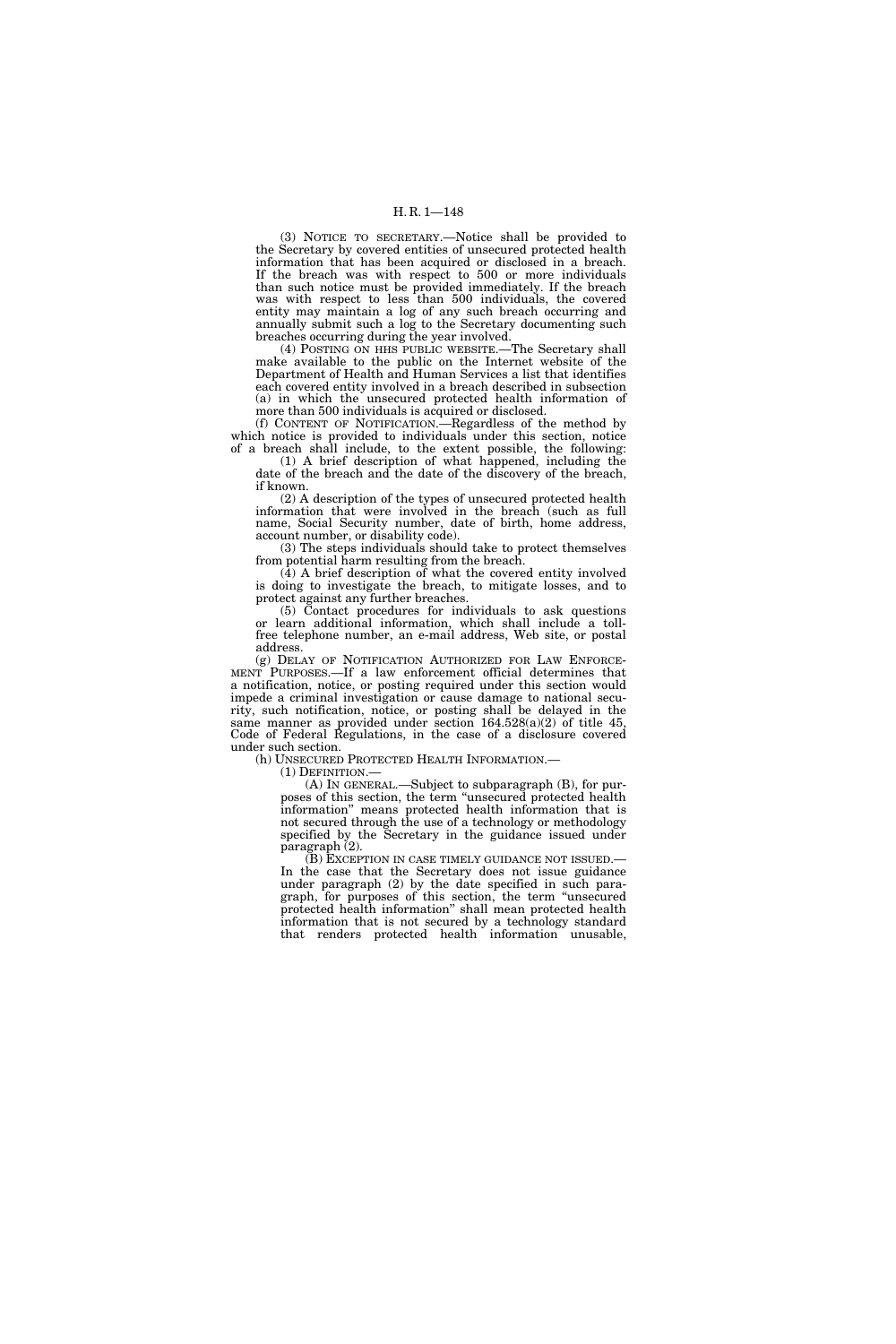(3) NOTICE TO SECRETARY.—Notice shall be provided to the Secretary by covered entities of unsecured protected health information that has been acquired or disclosed in a breach. If the breach was with respect to 500 or more individuals than such notice must be provided immediately. If the breach was with respect to less than 500 individuals, the covered entity may maintain a log of any such breach occurring and annually submit such a log to the Secretary documenting such breaches occurring during the year involved.

(4) POSTING ON HHS PUBLIC WEBSITE.—The Secretary shall make available to the public on the Internet website of the Department of Health and Human Services a list that identifies each covered entity involved in a breach described in subsection (a) in which the unsecured protected health information of more than 500 individuals is acquired or disclosed.

(f) CONTENT OF NOTIFICATION.—Regardless of the method by which notice is provided to individuals under this section, notice of a breach shall include, to the extent possible, the following:

(1) A brief description of what happened, including the date of the breach and the date of the discovery of the breach, if known.

(2) A description of the types of unsecured protected health information that were involved in the breach (such as full name, Social Security number, date of birth, home address, account number, or disability code).

(3) The steps individuals should take to protect themselves from potential harm resulting from the breach.

(4) A brief description of what the covered entity involved is doing to investigate the breach, to mitigate losses, and to protect against any further breaches.

(5) Contact procedures for individuals to ask questions or learn additional information, which shall include a toll-free telephone number, an e-mail address, Web site, or postal address.

(g) DELAY OF NOTIFICATION AUTHORIZED FOR LAW ENFORCEMENT PURPOSES.—If a law enforcement official determines that a notification, notice, or posting required under this section would impede a criminal investigation or cause damage to national security, such notification, notice, or posting shall be delayed in the same manner as provided under section 164.528(a)(2) of title 45, Code of Federal Regulations, in the case of a disclosure covered under such section.

(h) UNSECURED PROTECTED HEALTH INFORMATION.—

(1) DEFINITION.—

(A) IN GENERAL.—Subject to subparagraph (B), for purposes of this section, the term "unsecured protected health information" means protected health information that is not secured through the use of a technology or methodology specified by the Secretary in the guidance issued under paragraph (2).

(B) EXCEPTION IN CASE TIMELY GUIDANCE NOT ISSUED.—In the case that the Secretary does not issue guidance under paragraph (2) by the date specified in such paragraph, for purposes of this section, the term "unsecured protected health information" shall mean protected health information that is not secured by a technology standard that renders protected health information unusable,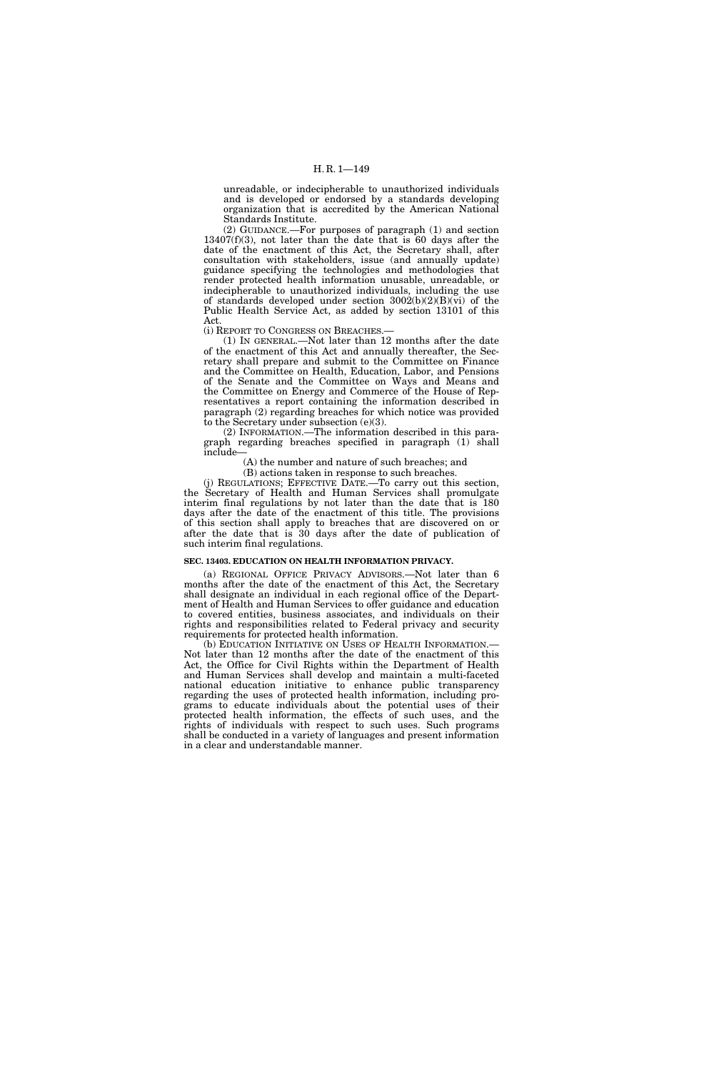unreadable, or indecipherable to unauthorized individuals and is developed or endorsed by a standards developing organization that is accredited by the American National Standards Institute.

(2) GUIDANCE.—For purposes of paragraph (1) and section 13407(f)(3), not later than the date that is 60 days after the date of the enactment of this Act, the Secretary shall, after consultation with stakeholders, issue (and annually update) guidance specifying the technologies and methodologies that render protected health information unusable, unreadable, or indecipherable to unauthorized individuals, including the use of standards developed under section 3002(b)(2)(B)(vi) of the Public Health Service Act, as added by section 13101 of this Act.

(i) REPORT TO CONGRESS ON BREACHES.—

(1) IN GENERAL.—Not later than 12 months after the date of the enactment of this Act and annually thereafter, the Secretary shall prepare and submit to the Committee on Finance and the Committee on Health, Education, Labor, and Pensions of the Senate and the Committee on Ways and Means and the Committee on Energy and Commerce of the House of Representatives a report containing the information described in paragraph (2) regarding breaches for which notice was provided to the Secretary under subsection (e)(3).

(2) INFORMATION.—The information described in this paragraph regarding breaches specified in paragraph (1) shall include—

(A) the number and nature of such breaches; and

(B) actions taken in response to such breaches.

(j) REGULATIONS; EFFECTIVE DATE.—To carry out this section, the Secretary of Health and Human Services shall promulgate interim final regulations by not later than the date that is 180 days after the date of the enactment of this title. The provisions of this section shall apply to breaches that are discovered on or after the date that is 30 days after the date of publication of such interim final regulations.

**SEC. 13403. EDUCATION ON HEALTH INFORMATION PRIVACY.**

(a) REGIONAL OFFICE PRIVACY ADVISORS.—Not later than 6 months after the date of the enactment of this Act, the Secretary shall designate an individual in each regional office of the Department of Health and Human Services to offer guidance and education to covered entities, business associates, and individuals on their rights and responsibilities related to Federal privacy and security requirements for protected health information.

(b) EDUCATION INITIATIVE ON USES OF HEALTH INFORMATION.—Not later than 12 months after the date of the enactment of this Act, the Office for Civil Rights within the Department of Health and Human Services shall develop and maintain a multi-faceted national education initiative to enhance public transparency regarding the uses of protected health information, including programs to educate individuals about the potential uses of their protected health information, the effects of such uses, and the rights of individuals with respect to such uses. Such programs shall be conducted in a variety of languages and present information in a clear and understandable manner.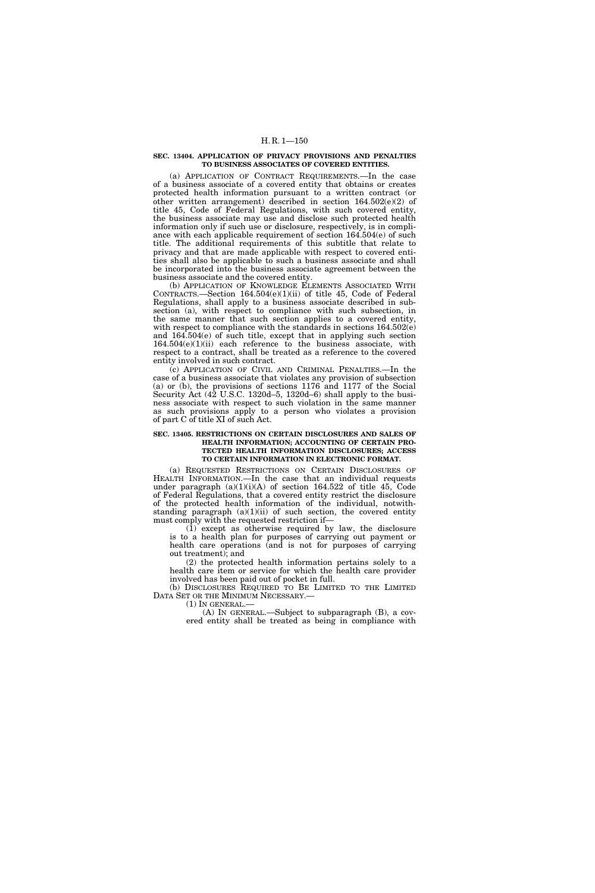**SEC. 13404. APPLICATION OF PRIVACY PROVISIONS AND PENALTIES TO BUSINESS ASSOCIATES OF COVERED ENTITIES.**

(a) APPLICATION OF CONTRACT REQUIREMENTS.—In the case of a business associate of a covered entity that obtains or creates protected health information pursuant to a written contract (or other written arrangement) described in section 164.502(e)(2) of title 45, Code of Federal Regulations, with such covered entity, the business associate may use and disclose such protected health information only if such use or disclosure, respectively, is in compliance with each applicable requirement of section 164.504(e) of such title. The additional requirements of this subtitle that relate to privacy and that are made applicable with respect to covered entities shall also be applicable to such a business associate and shall be incorporated into the business associate agreement between the business associate and the covered entity.

(b) APPLICATION OF KNOWLEDGE ELEMENTS ASSOCIATED WITH CONTRACTS.—Section 164.504(e)(1)(ii) of title 45, Code of Federal Regulations, shall apply to a business associate described in subsection (a), with respect to compliance with such subsection, in the same manner that such section applies to a covered entity, with respect to compliance with the standards in sections 164.502(e) and 164.504(e) of such title, except that in applying such section 164.504(e)(1)(ii) each reference to the business associate, with respect to a contract, shall be treated as a reference to the covered entity involved in such contract.

(c) APPLICATION OF CIVIL AND CRIMINAL PENALTIES.—In the case of a business associate that violates any provision of subsection (a) or (b), the provisions of sections 1176 and 1177 of the Social Security Act (42 U.S.C. 1320d–5, 1320d–6) shall apply to the business associate with respect to such violation in the same manner as such provisions apply to a person who violates a provision of part C of title XI of such Act.

**SEC. 13405. RESTRICTIONS ON CERTAIN DISCLOSURES AND SALES OF HEALTH INFORMATION; ACCOUNTING OF CERTAIN PROTECTED HEALTH INFORMATION DISCLOSURES; ACCESS TO CERTAIN INFORMATION IN ELECTRONIC FORMAT.**

(a) REQUESTED RESTRICTIONS ON CERTAIN DISCLOSURES OF HEALTH INFORMATION.—In the case that an individual requests under paragraph (a)(1)(i)(A) of section 164.522 of title 45, Code of Federal Regulations, that a covered entity restrict the disclosure of the protected health information of the individual, notwithstanding paragraph (a)(1)(ii) of such section, the covered entity must comply with the requested restriction if—

(1) except as otherwise required by law, the disclosure is to a health plan for purposes of carrying out payment or health care operations (and is not for purposes of carrying out treatment); and

(2) the protected health information pertains solely to a health care item or service for which the health care provider involved has been paid out of pocket in full.

(b) DISCLOSURES REQUIRED TO BE LIMITED TO THE LIMITED DATA SET OR THE MINIMUM NECESSARY.—

(1) IN GENERAL.—

(A) IN GENERAL.—Subject to subparagraph (B), a covered entity shall be treated as being in compliance with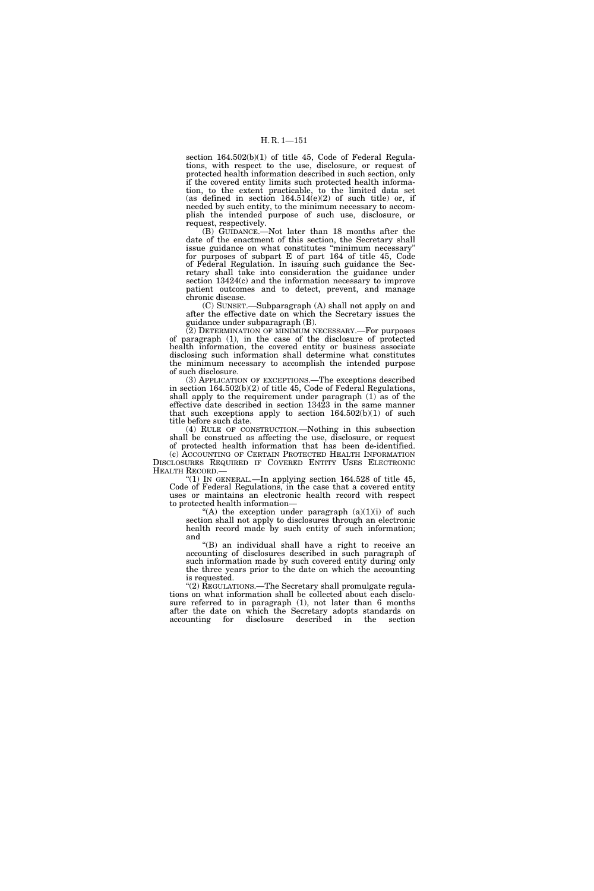section 164.502(b)(1) of title 45, Code of Federal Regulations, with respect to the use, disclosure, or request of protected health information described in such section, only if the covered entity limits such protected health information, to the extent practicable, to the limited data set (as defined in section 164.514(e)(2) of such title) or, if needed by such entity, to the minimum necessary to accomplish the intended purpose of such use, disclosure, or request, respectively.

(B) GUIDANCE.—Not later than 18 months after the date of the enactment of this section, the Secretary shall issue guidance on what constitutes "minimum necessary" for purposes of subpart E of part 164 of title 45, Code of Federal Regulation. In issuing such guidance the Secretary shall take into consideration the guidance under section 13424(c) and the information necessary to improve patient outcomes and to detect, prevent, and manage chronic disease.

(C) SUNSET.—Subparagraph (A) shall not apply on and after the effective date on which the Secretary issues the guidance under subparagraph (B).

(2) DETERMINATION OF MINIMUM NECESSARY.—For purposes of paragraph (1), in the case of the disclosure of protected health information, the covered entity or business associate disclosing such information shall determine what constitutes the minimum necessary to accomplish the intended purpose of such disclosure.

(3) APPLICATION OF EXCEPTIONS.—The exceptions described in section 164.502(b)(2) of title 45, Code of Federal Regulations, shall apply to the requirement under paragraph (1) as of the effective date described in section 13423 in the same manner that such exceptions apply to section 164.502(b)(1) of such title before such date.

(4) RULE OF CONSTRUCTION.—Nothing in this subsection shall be construed as affecting the use, disclosure, or request of protected health information that has been de-identified.

(c) ACCOUNTING OF CERTAIN PROTECTED HEALTH INFORMATION DISCLOSURES REQUIRED IF COVERED ENTITY USES ELECTRONIC HEALTH RECORD.—

"(1) IN GENERAL.—In applying section 164.528 of title 45, Code of Federal Regulations, in the case that a covered entity uses or maintains an electronic health record with respect to protected health information—

"(A) the exception under paragraph (a)(1)(i) of such section shall not apply to disclosures through an electronic health record made by such entity of such information; and

"(B) an individual shall have a right to receive an accounting of disclosures described in such paragraph of such information made by such covered entity during only the three years prior to the date on which the accounting is requested.

"(2) REGULATIONS.—The Secretary shall promulgate regulations on what information shall be collected about each disclosure referred to in paragraph (1), not later than 6 months after the date on which the Secretary adopts standards on accounting for disclosure described in the section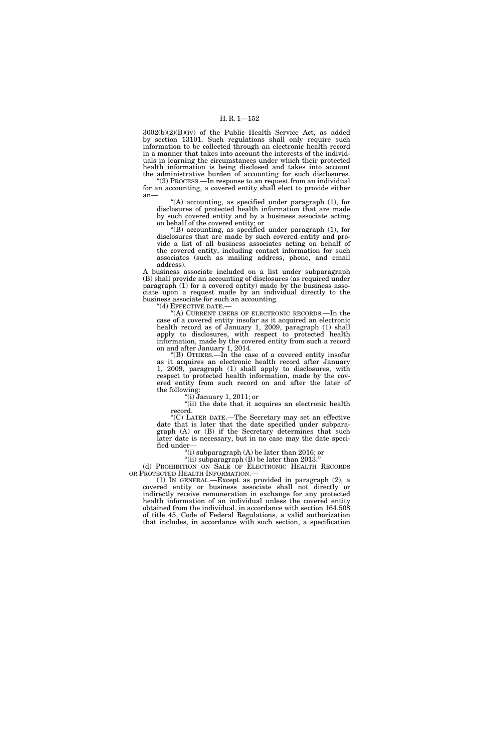3002(b)(2)(B)(iv) of the Public Health Service Act, as added by section 13101. Such regulations shall only require such information to be collected through an electronic health record in a manner that takes into account the interests of the individuals in learning the circumstances under which their protected health information is being disclosed and takes into account the administrative burden of accounting for such disclosures.

"(3) PROCESS.—In response to an request from an individual for an accounting, a covered entity shall elect to provide either an—

"(A) accounting, as specified under paragraph (1), for disclosures of protected health information that are made by such covered entity and by a business associate acting on behalf of the covered entity; or

"(B) accounting, as specified under paragraph (1), for disclosures that are made by such covered entity and provide a list of all business associates acting on behalf of the covered entity, including contact information for such associates (such as mailing address, phone, and email address).

A business associate included on a list under subparagraph (B) shall provide an accounting of disclosures (as required under paragraph (1) for a covered entity) made by the business associate upon a request made by an individual directly to the business associate for such an accounting.

"(4) EFFECTIVE DATE.—

"(A) CURRENT USERS OF ELECTRONIC RECORDS.—In the case of a covered entity insofar as it acquired an electronic health record as of January 1, 2009, paragraph (1) shall apply to disclosures, with respect to protected health information, made by the covered entity from such a record on and after January 1, 2014.

"(B) OTHERS.—In the case of a covered entity insofar as it acquires an electronic health record after January 1, 2009, paragraph (1) shall apply to disclosures, with respect to protected health information, made by the covered entity from such record on and after the later of the following:

"(i) January 1, 2011; or

"(ii) the date that it acquires an electronic health record.

"(C) LATER DATE.—The Secretary may set an effective date that is later that the date specified under subparagraph (A) or (B) if the Secretary determines that such later date is necessary, but in no case may the date specified under—

"(i) subparagraph (A) be later than 2016; or

"(ii) subparagraph (B) be later than 2013."

(d) PROHIBITION ON SALE OF ELECTRONIC HEALTH RECORDS OR PROTECTED HEALTH INFORMATION.—

(1) IN GENERAL.—Except as provided in paragraph (2), a covered entity or business associate shall not directly or indirectly receive remuneration in exchange for any protected health information of an individual unless the covered entity obtained from the individual, in accordance with section 164.508 of title 45, Code of Federal Regulations, a valid authorization that includes, in accordance with such section, a specification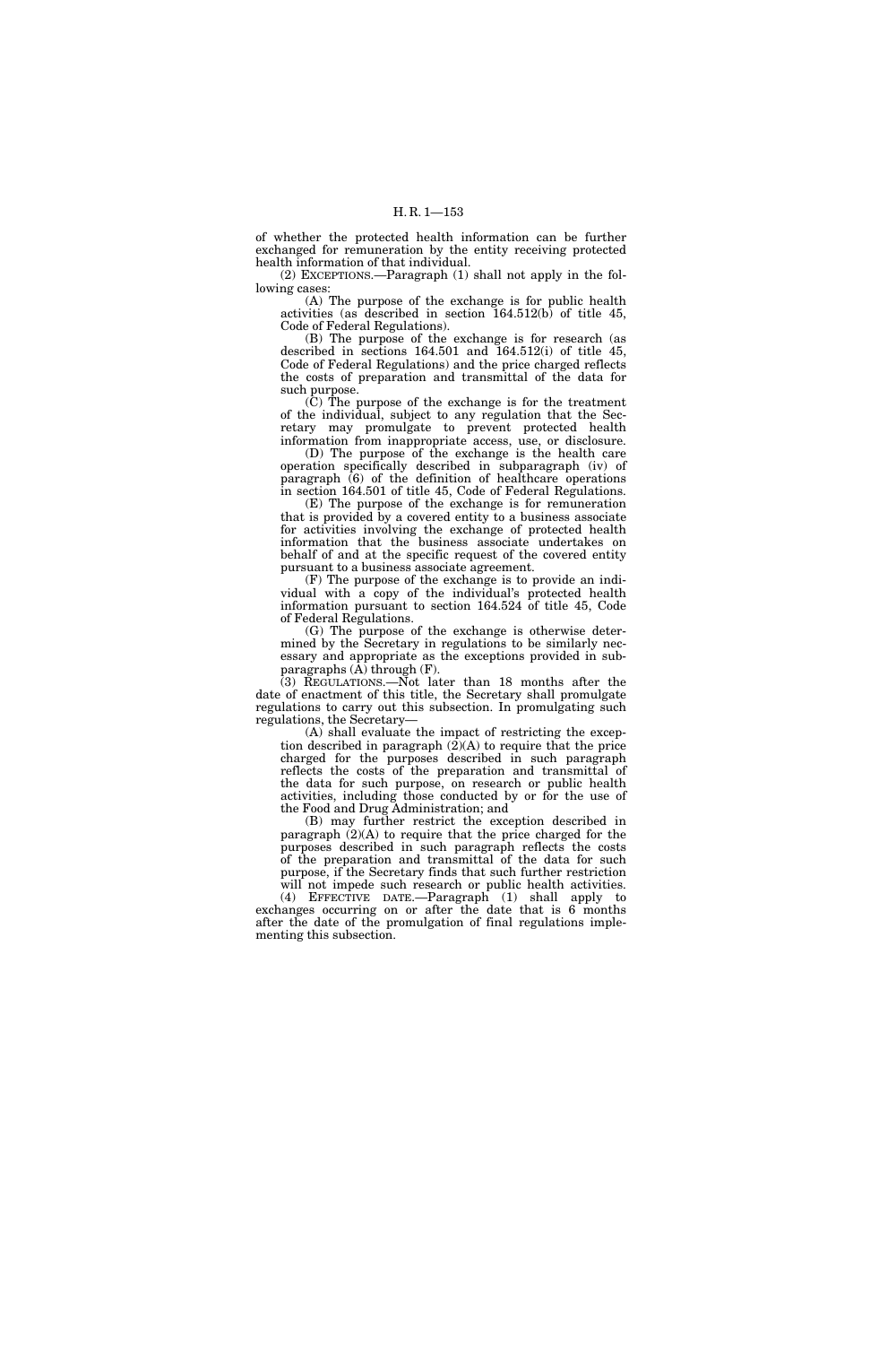of whether the protected health information can be further exchanged for remuneration by the entity receiving protected health information of that individual.

(2) EXCEPTIONS.—Paragraph (1) shall not apply in the following cases:

(A) The purpose of the exchange is for public health activities (as described in section 164.512(b) of title 45, Code of Federal Regulations).

(B) The purpose of the exchange is for research (as described in sections 164.501 and 164.512(i) of title 45, Code of Federal Regulations) and the price charged reflects the costs of preparation and transmittal of the data for such purpose.

(C) The purpose of the exchange is for the treatment of the individual, subject to any regulation that the Secretary may promulgate to prevent protected health information from inappropriate access, use, or disclosure.

(D) The purpose of the exchange is the health care operation specifically described in subparagraph (iv) of paragraph (6) of the definition of healthcare operations in section 164.501 of title 45, Code of Federal Regulations.

(E) The purpose of the exchange is for remuneration that is provided by a covered entity to a business associate for activities involving the exchange of protected health information that the business associate undertakes on behalf of and at the specific request of the covered entity pursuant to a business associate agreement.

(F) The purpose of the exchange is to provide an individual with a copy of the individual's protected health information pursuant to section 164.524 of title 45, Code of Federal Regulations.

(G) The purpose of the exchange is otherwise determined by the Secretary in regulations to be similarly necessary and appropriate as the exceptions provided in subparagraphs (A) through (F).

(3) REGULATIONS.—Not later than 18 months after the date of enactment of this title, the Secretary shall promulgate regulations to carry out this subsection. In promulgating such regulations, the Secretary—

(A) shall evaluate the impact of restricting the exception described in paragraph (2)(A) to require that the price charged for the purposes described in such paragraph reflects the costs of the preparation and transmittal of the data for such purpose, on research or public health activities, including those conducted by or for the use of the Food and Drug Administration; and

(B) may further restrict the exception described in paragraph (2)(A) to require that the price charged for the purposes described in such paragraph reflects the costs of the preparation and transmittal of the data for such purpose, if the Secretary finds that such further restriction will not impede such research or public health activities.

(4) EFFECTIVE DATE.—Paragraph (1) shall apply to exchanges occurring on or after the date that is 6 months after the date of the promulgation of final regulations implementing this subsection.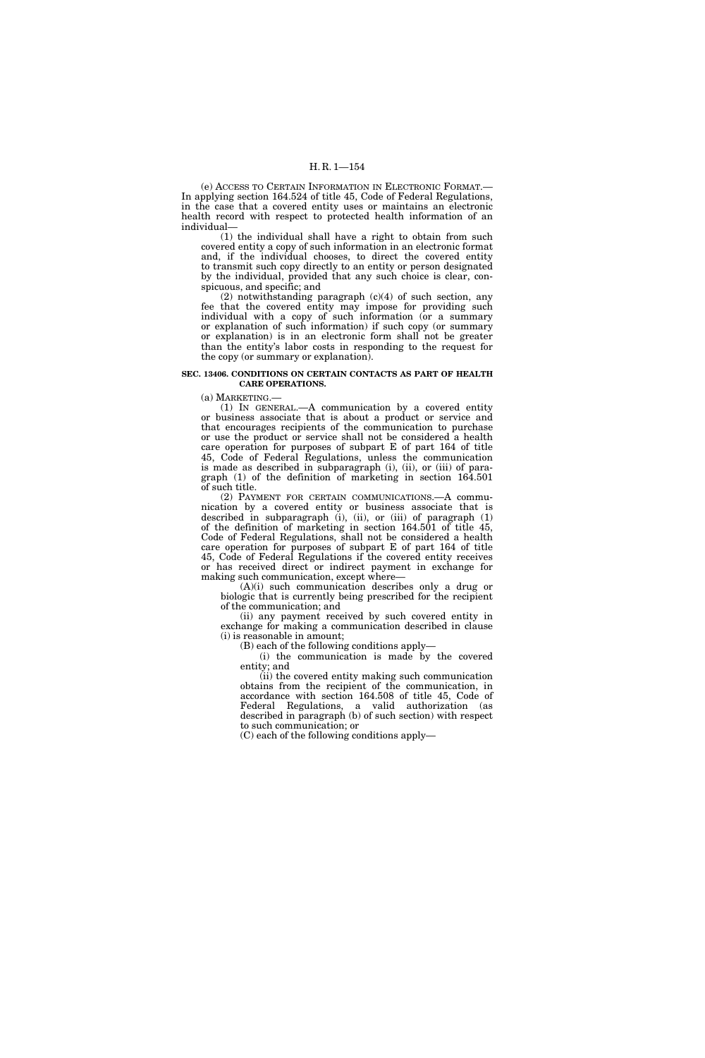(e) ACCESS TO CERTAIN INFORMATION IN ELECTRONIC FORMAT.— In applying section 164.524 of title 45, Code of Federal Regulations, in the case that a covered entity uses or maintains an electronic health record with respect to protected health information of an individual—

(1) the individual shall have a right to obtain from such covered entity a copy of such information in an electronic format and, if the individual chooses, to direct the covered entity to transmit such copy directly to an entity or person designated by the individual, provided that any such choice is clear, conspicuous, and specific; and

(2) notwithstanding paragraph (c)(4) of such section, any fee that the covered entity may impose for providing such individual with a copy of such information (or a summary or explanation of such information) if such copy (or summary or explanation) is in an electronic form shall not be greater than the entity's labor costs in responding to the request for the copy (or summary or explanation).

**SEC. 13406. CONDITIONS ON CERTAIN CONTACTS AS PART OF HEALTH CARE OPERATIONS.**

(a) MARKETING.—

(1) IN GENERAL.—A communication by a covered entity or business associate that is about a product or service and that encourages recipients of the communication to purchase or use the product or service shall not be considered a health care operation for purposes of subpart E of part 164 of title 45, Code of Federal Regulations, unless the communication is made as described in subparagraph (i), (ii), or (iii) of paragraph (1) of the definition of marketing in section 164.501 of such title.

(2) PAYMENT FOR CERTAIN COMMUNICATIONS.—A communication by a covered entity or business associate that is described in subparagraph (i), (ii), or (iii) of paragraph (1) of the definition of marketing in section 164.501 of title 45, Code of Federal Regulations, shall not be considered a health care operation for purposes of subpart E of part 164 of title 45, Code of Federal Regulations if the covered entity receives or has received direct or indirect payment in exchange for making such communication, except where—

(A)(i) such communication describes only a drug or biologic that is currently being prescribed for the recipient of the communication; and

(ii) any payment received by such covered entity in exchange for making a communication described in clause (i) is reasonable in amount;

(B) each of the following conditions apply—

(i) the communication is made by the covered entity; and

(ii) the covered entity making such communication obtains from the recipient of the communication, in accordance with section 164.508 of title 45, Code of Federal Regulations, a valid authorization (as described in paragraph (b) of such section) with respect to such communication; or

(C) each of the following conditions apply—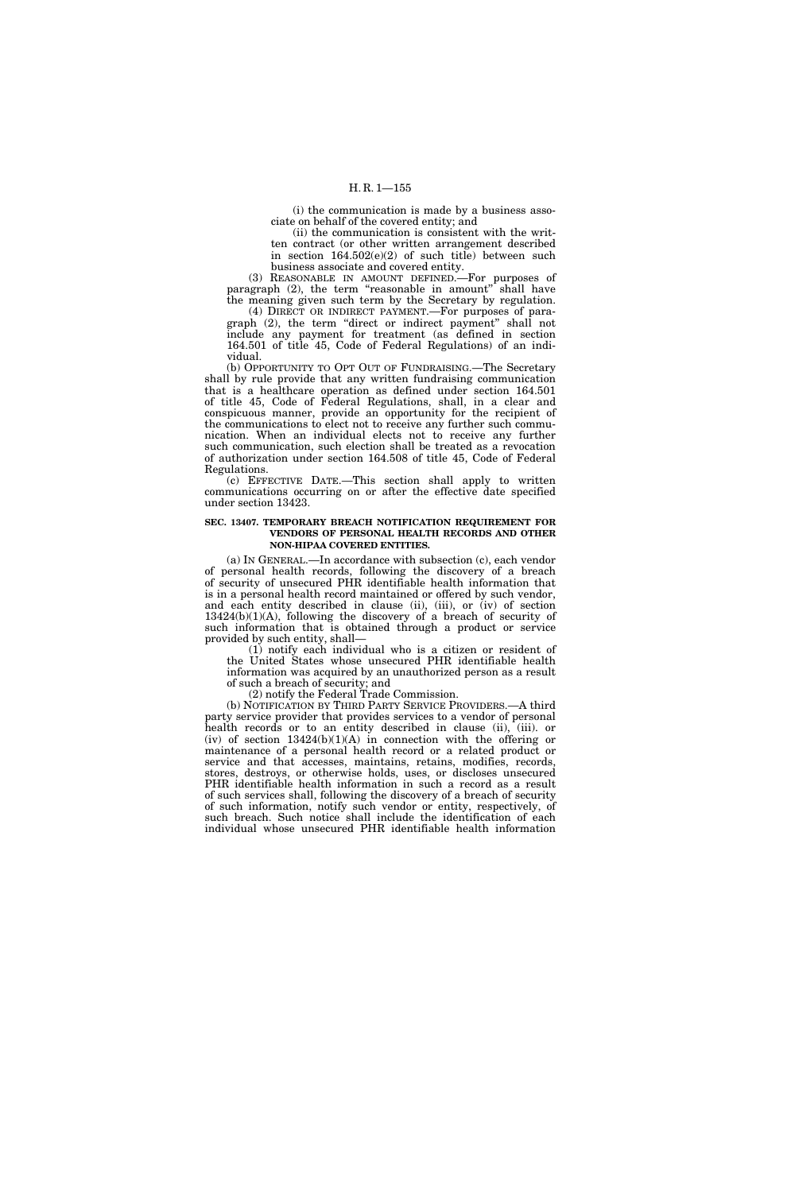(i) the communication is made by a business associate on behalf of the covered entity; and

(ii) the communication is consistent with the written contract (or other written arrangement described in section 164.502(e)(2) of such title) between such business associate and covered entity.

(3) REASONABLE IN AMOUNT DEFINED.—For purposes of paragraph (2), the term "reasonable in amount" shall have the meaning given such term by the Secretary by regulation.

(4) DIRECT OR INDIRECT PAYMENT.—For purposes of paragraph (2), the term "direct or indirect payment" shall not include any payment for treatment (as defined in section 164.501 of title 45, Code of Federal Regulations) of an individual.

(b) OPPORTUNITY TO OPT OUT OF FUNDRAISING.—The Secretary shall by rule provide that any written fundraising communication that is a healthcare operation as defined under section 164.501 of title 45, Code of Federal Regulations, shall, in a clear and conspicuous manner, provide an opportunity for the recipient of the communications to elect not to receive any further such communication. When an individual elects not to receive any further such communication, such election shall be treated as a revocation of authorization under section 164.508 of title 45, Code of Federal Regulations.

(c) EFFECTIVE DATE.—This section shall apply to written communications occurring on or after the effective date specified under section 13423.

**SEC. 13407. TEMPORARY BREACH NOTIFICATION REQUIREMENT FOR VENDORS OF PERSONAL HEALTH RECORDS AND OTHER NON-HIPAA COVERED ENTITIES.**

(a) IN GENERAL.—In accordance with subsection (c), each vendor of personal health records, following the discovery of a breach of security of unsecured PHR identifiable health information that is in a personal health record maintained or offered by such vendor, and each entity described in clause (ii), (iii), or (iv) of section 13424(b)(1)(A), following the discovery of a breach of security of such information that is obtained through a product or service provided by such entity, shall—

(1) notify each individual who is a citizen or resident of the United States whose unsecured PHR identifiable health information was acquired by an unauthorized person as a result of such a breach of security; and

(2) notify the Federal Trade Commission.

(b) NOTIFICATION BY THIRD PARTY SERVICE PROVIDERS.—A third party service provider that provides services to a vendor of personal health records or to an entity described in clause (ii), (iii). or (iv) of section 13424(b)(1)(A) in connection with the offering or maintenance of a personal health record or a related product or service and that accesses, maintains, retains, modifies, records, stores, destroys, or otherwise holds, uses, or discloses unsecured PHR identifiable health information in such a record as a result of such services shall, following the discovery of a breach of security of such information, notify such vendor or entity, respectively, of such breach. Such notice shall include the identification of each individual whose unsecured PHR identifiable health information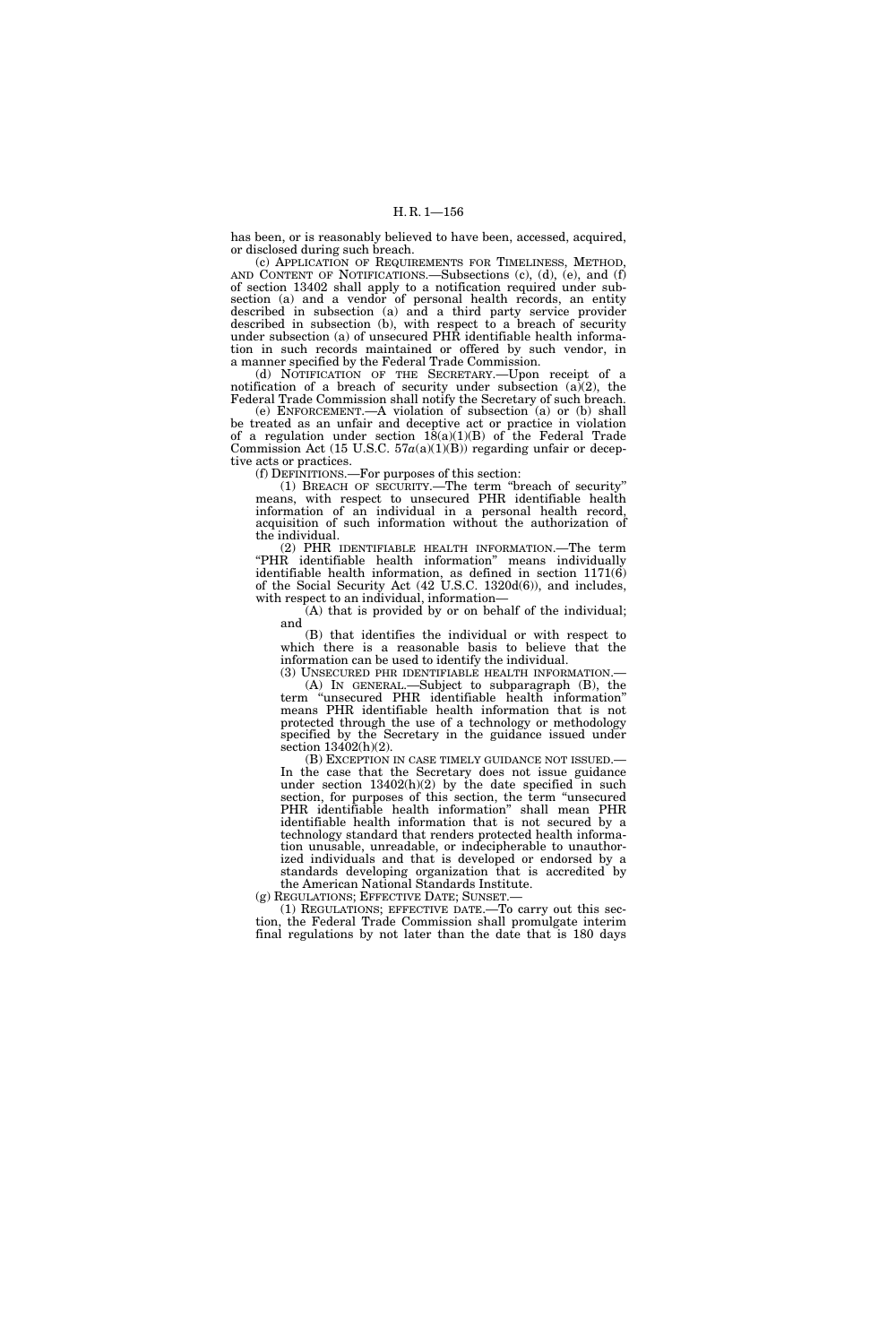has been, or is reasonably believed to have been, accessed, acquired, or disclosed during such breach.

(c) APPLICATION OF REQUIREMENTS FOR TIMELINESS, METHOD, AND CONTENT OF NOTIFICATIONS.—Subsections (c), (d), (e), and (f) of section 13402 shall apply to a notification required under subsection (a) and a vendor of personal health records, an entity described in subsection (a) and a third party service provider described in subsection (b), with respect to a breach of security under subsection (a) of unsecured PHR identifiable health information in such records maintained or offered by such vendor, in a manner specified by the Federal Trade Commission.

(d) NOTIFICATION OF THE SECRETARY.—Upon receipt of a notification of a breach of security under subsection (a)(2), the Federal Trade Commission shall notify the Secretary of such breach.

(e) ENFORCEMENT.—A violation of subsection (a) or (b) shall be treated as an unfair and deceptive act or practice in violation of a regulation under section 18(a)(1)(B) of the Federal Trade Commission Act (15 U.S.C. 57*a*(a)(1)(B)) regarding unfair or deceptive acts or practices.

(f) DEFINITIONS.—For purposes of this section:

(1) BREACH OF SECURITY.—The term "breach of security" means, with respect to unsecured PHR identifiable health information of an individual in a personal health record, acquisition of such information without the authorization of the individual.

(2) PHR IDENTIFIABLE HEALTH INFORMATION.—The term "PHR identifiable health information" means individually identifiable health information, as defined in section 1171(6) of the Social Security Act (42 U.S.C. 1320d(6)), and includes, with respect to an individual, information—

(A) that is provided by or on behalf of the individual; and

(B) that identifies the individual or with respect to which there is a reasonable basis to believe that the information can be used to identify the individual.

(3) UNSECURED PHR IDENTIFIABLE HEALTH INFORMATION.—

(A) IN GENERAL.—Subject to subparagraph (B), the term "unsecured PHR identifiable health information" means PHR identifiable health information that is not protected through the use of a technology or methodology specified by the Secretary in the guidance issued under section 13402(h)(2).

(B) EXCEPTION IN CASE TIMELY GUIDANCE NOT ISSUED.—In the case that the Secretary does not issue guidance under section 13402(h)(2) by the date specified in such section, for purposes of this section, the term "unsecured PHR identifiable health information" shall mean PHR identifiable health information that is not secured by a technology standard that renders protected health information unusable, unreadable, or indecipherable to unauthorized individuals and that is developed or endorsed by a standards developing organization that is accredited by the American National Standards Institute.

(g) REGULATIONS; EFFECTIVE DATE; SUNSET.—

(1) REGULATIONS; EFFECTIVE DATE.—To carry out this section, the Federal Trade Commission shall promulgate interim final regulations by not later than the date that is 180 days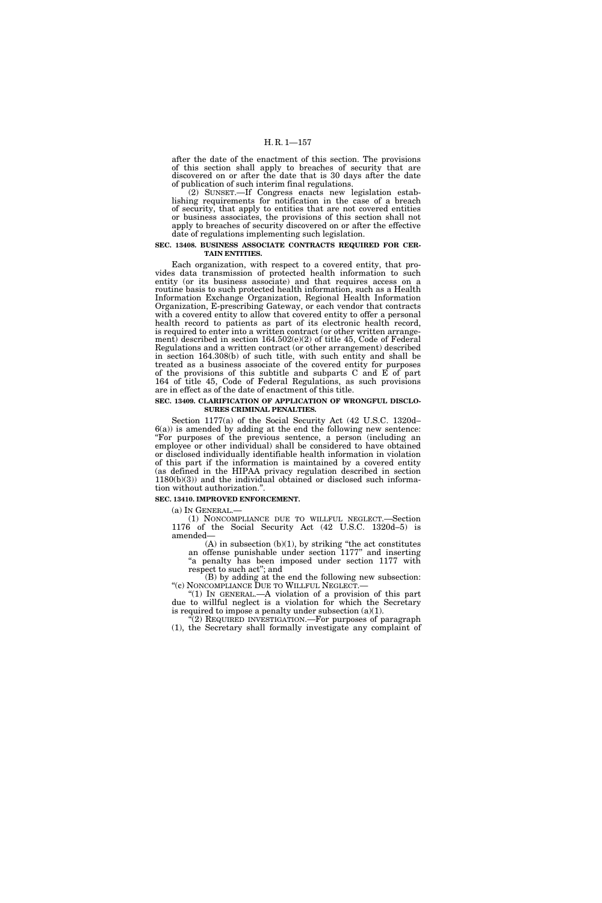after the date of the enactment of this section. The provisions of this section shall apply to breaches of security that are discovered on or after the date that is 30 days after the date of publication of such interim final regulations.

(2) SUNSET.—If Congress enacts new legislation establishing requirements for notification in the case of a breach of security, that apply to entities that are not covered entities or business associates, the provisions of this section shall not apply to breaches of security discovered on or after the effective date of regulations implementing such legislation.

**SEC. 13408. BUSINESS ASSOCIATE CONTRACTS REQUIRED FOR CERTAIN ENTITIES.**

Each organization, with respect to a covered entity, that provides data transmission of protected health information to such entity (or its business associate) and that requires access on a routine basis to such protected health information, such as a Health Information Exchange Organization, Regional Health Information Organization, E-prescribing Gateway, or each vendor that contracts with a covered entity to allow that covered entity to offer a personal health record to patients as part of its electronic health record, is required to enter into a written contract (or other written arrangement) described in section 164.502(e)(2) of title 45, Code of Federal Regulations and a written contract (or other arrangement) described in section 164.308(b) of such title, with such entity and shall be treated as a business associate of the covered entity for purposes of the provisions of this subtitle and subparts C and E of part 164 of title 45, Code of Federal Regulations, as such provisions are in effect as of the date of enactment of this title.

**SEC. 13409. CLARIFICATION OF APPLICATION OF WRONGFUL DISCLOSURES CRIMINAL PENALTIES.**

Section 1177(a) of the Social Security Act (42 U.S.C. 1320d–6(a)) is amended by adding at the end the following new sentence: "For purposes of the previous sentence, a person (including an employee or other individual) shall be considered to have obtained or disclosed individually identifiable health information in violation of this part if the information is maintained by a covered entity (as defined in the HIPAA privacy regulation described in section 1180(b)(3)) and the individual obtained or disclosed such information without authorization.".

**SEC. 13410. IMPROVED ENFORCEMENT.**

(a) IN GENERAL.—

(1) NONCOMPLIANCE DUE TO WILLFUL NEGLECT.—Section 1176 of the Social Security Act (42 U.S.C. 1320d–5) is amended—

(A) in subsection (b)(1), by striking "the act constitutes an offense punishable under section 1177" and inserting "a penalty has been imposed under section 1177 with respect to such act"; and

(B) by adding at the end the following new subsection:

"(c) NONCOMPLIANCE DUE TO WILLFUL NEGLECT.—

"(1) IN GENERAL.—A violation of a provision of this part due to willful neglect is a violation for which the Secretary is required to impose a penalty under subsection (a)(1).

"(2) REQUIRED INVESTIGATION.—For purposes of paragraph (1), the Secretary shall formally investigate any complaint of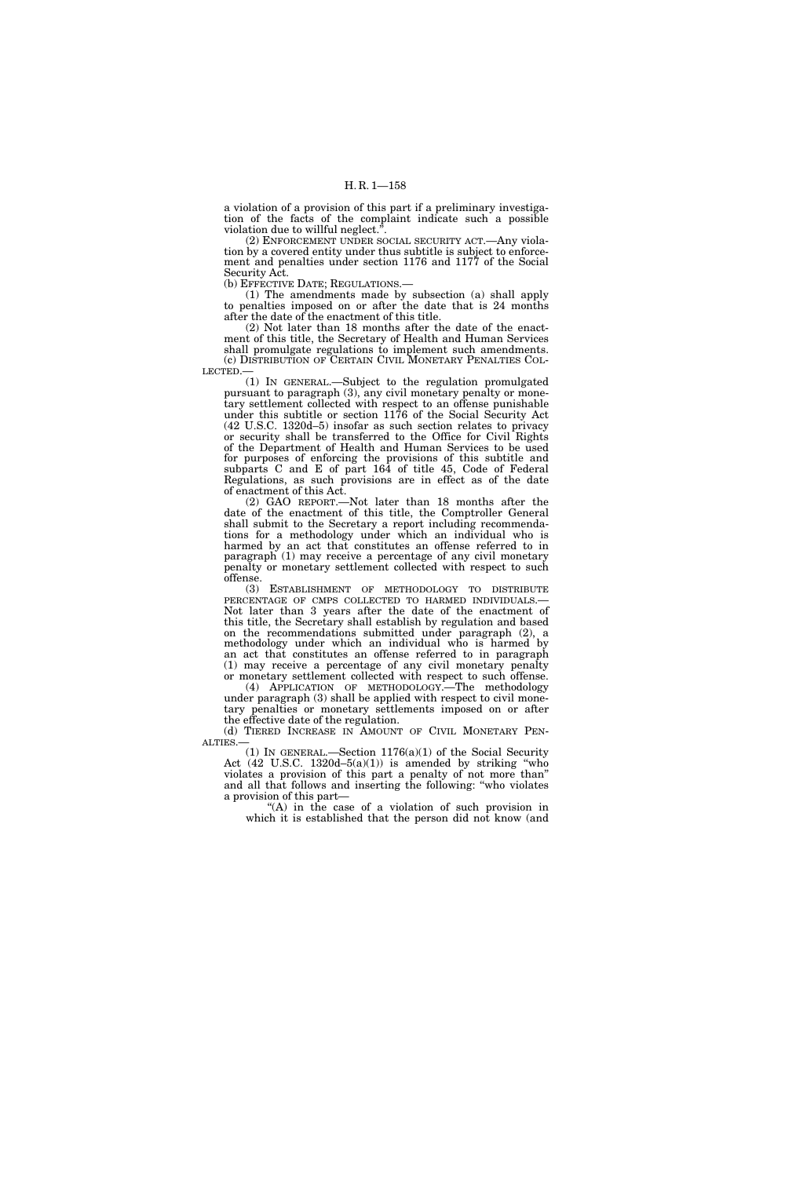a violation of a provision of this part if a preliminary investigation of the facts of the complaint indicate such a possible violation due to willful neglect.".

(2) ENFORCEMENT UNDER SOCIAL SECURITY ACT.—Any violation by a covered entity under thus subtitle is subject to enforcement and penalties under section 1176 and 1177 of the Social Security Act.

(b) EFFECTIVE DATE; REGULATIONS.—

(1) The amendments made by subsection (a) shall apply to penalties imposed on or after the date that is 24 months after the date of the enactment of this title.

(2) Not later than 18 months after the date of the enactment of this title, the Secretary of Health and Human Services shall promulgate regulations to implement such amendments.

(c) DISTRIBUTION OF CERTAIN CIVIL MONETARY PENALTIES COLLECTED.—

(1) IN GENERAL.—Subject to the regulation promulgated pursuant to paragraph (3), any civil monetary penalty or monetary settlement collected with respect to an offense punishable under this subtitle or section 1176 of the Social Security Act (42 U.S.C. 1320d–5) insofar as such section relates to privacy or security shall be transferred to the Office for Civil Rights of the Department of Health and Human Services to be used for purposes of enforcing the provisions of this subtitle and subparts C and E of part 164 of title 45, Code of Federal Regulations, as such provisions are in effect as of the date of enactment of this Act.

(2) GAO REPORT.—Not later than 18 months after the date of the enactment of this title, the Comptroller General shall submit to the Secretary a report including recommendations for a methodology under which an individual who is harmed by an act that constitutes an offense referred to in paragraph (1) may receive a percentage of any civil monetary penalty or monetary settlement collected with respect to such offense.

(3) ESTABLISHMENT OF METHODOLOGY TO DISTRIBUTE PERCENTAGE OF CMPS COLLECTED TO HARMED INDIVIDUALS.—Not later than 3 years after the date of the enactment of this title, the Secretary shall establish by regulation and based on the recommendations submitted under paragraph (2), a methodology under which an individual who is harmed by an act that constitutes an offense referred to in paragraph (1) may receive a percentage of any civil monetary penalty or monetary settlement collected with respect to such offense.

(4) APPLICATION OF METHODOLOGY.—The methodology under paragraph (3) shall be applied with respect to civil monetary penalties or monetary settlements imposed on or after the effective date of the regulation.

(d) TIERED INCREASE IN AMOUNT OF CIVIL MONETARY PENALTIES.—

(1) IN GENERAL.—Section 1176(a)(1) of the Social Security Act (42 U.S.C. 1320d–5(a)(1)) is amended by striking "who violates a provision of this part a penalty of not more than" and all that follows and inserting the following: "who violates a provision of this part—

"(A) in the case of a violation of such provision in which it is established that the person did not know (and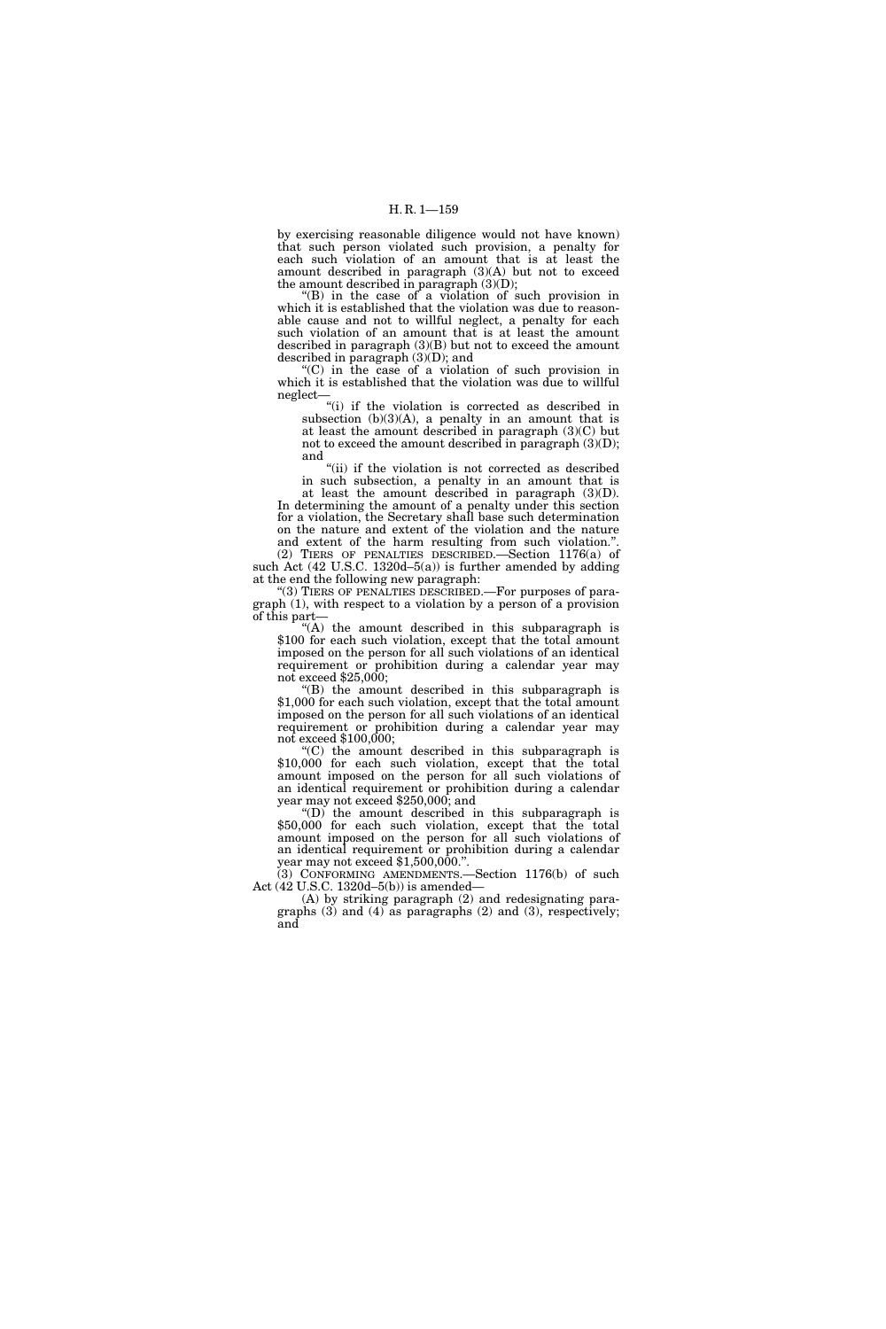by exercising reasonable diligence would not have known) that such person violated such provision, a penalty for each such violation of an amount that is at least the amount described in paragraph (3)(A) but not to exceed the amount described in paragraph (3)(D);

"(B) in the case of a violation of such provision in which it is established that the violation was due to reasonable cause and not to willful neglect, a penalty for each such violation of an amount that is at least the amount described in paragraph (3)(B) but not to exceed the amount described in paragraph (3)(D); and

"(C) in the case of a violation of such provision in which it is established that the violation was due to willful neglect—

"(i) if the violation is corrected as described in subsection (b)(3)(A), a penalty in an amount that is at least the amount described in paragraph (3)(C) but not to exceed the amount described in paragraph (3)(D); and

"(ii) if the violation is not corrected as described in such subsection, a penalty in an amount that is at least the amount described in paragraph (3)(D).

In determining the amount of a penalty under this section for a violation, the Secretary shall base such determination on the nature and extent of the violation and the nature and extent of the harm resulting from such violation.".

(2) TIERS OF PENALTIES DESCRIBED.—Section 1176(a) of such Act (42 U.S.C. 1320d–5(a)) is further amended by adding at the end the following new paragraph:

"(3) TIERS OF PENALTIES DESCRIBED.—For purposes of paragraph (1), with respect to a violation by a person of a provision of this part—

"(A) the amount described in this subparagraph is $100 for each such violation, except that the total amount imposed on the person for all such violations of an identical requirement or prohibition during a calendar year may not exceed $25,000;

"(B) the amount described in this subparagraph is $1,000 for each such violation, except that the total amount imposed on the person for all such violations of an identical requirement or prohibition during a calendar year may not exceed $100,000;

"(C) the amount described in this subparagraph is $10,000 for each such violation, except that the total amount imposed on the person for all such violations of an identical requirement or prohibition during a calendar year may not exceed $250,000; and

"(D) the amount described in this subparagraph is $50,000 for each such violation, except that the total amount imposed on the person for all such violations of an identical requirement or prohibition during a calendar year may not exceed $1,500,000.".

(3) CONFORMING AMENDMENTS.—Section 1176(b) of such Act (42 U.S.C. 1320d–5(b)) is amended—

(A) by striking paragraph (2) and redesignating paragraphs (3) and (4) as paragraphs (2) and (3), respectively; and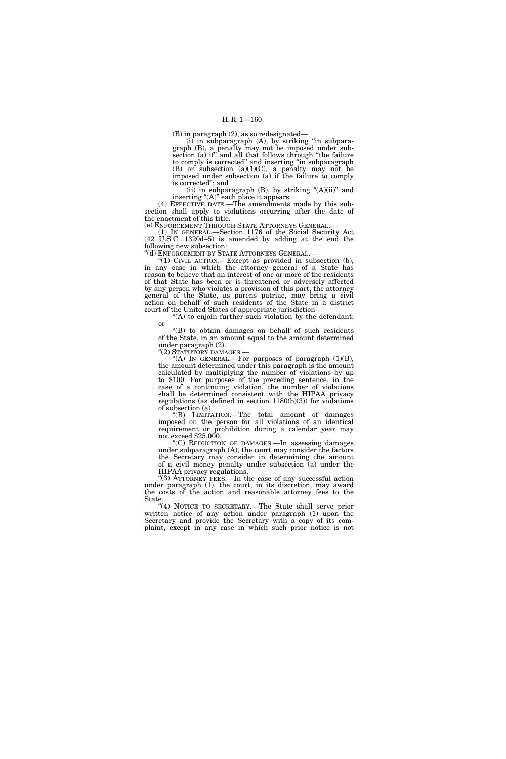(B) in paragraph (2), as so redesignated—

(i) in subparagraph (A), by striking "in subparagraph (B), a penalty may not be imposed under subsection (a) if" and all that follows through "the failure to comply is corrected" and inserting "in subparagraph (B) or subsection (a)(1)(C), a penalty may not be imposed under subsection (a) if the failure to comply is corrected"; and

(ii) in subparagraph (B), by striking "(A)(ii)" and inserting "(A)" each place it appears.

(4) EFFECTIVE DATE.—The amendments made by this subsection shall apply to violations occurring after the date of the enactment of this title.

(e) ENFORCEMENT THROUGH STATE ATTORNEYS GENERAL.—

(1) IN GENERAL.—Section 1176 of the Social Security Act (42 U.S.C. 1320d–5) is amended by adding at the end the following new subsection:

"(d) ENFORCEMENT BY STATE ATTORNEYS GENERAL.—

"(1) CIVIL ACTION.—Except as provided in subsection (b), in any case in which the attorney general of a State has reason to believe that an interest of one or more of the residents of that State has been or is threatened or adversely affected by any person who violates a provision of this part, the attorney general of the State, as parens patriae, may bring a civil action on behalf of such residents of the State in a district court of the United States of appropriate jurisdiction—

"(A) to enjoin further such violation by the defendant; or

"(B) to obtain damages on behalf of such residents of the State, in an amount equal to the amount determined under paragraph (2).

"(2) STATUTORY DAMAGES.—

"(A) IN GENERAL.—For purposes of paragraph (1)(B), the amount determined under this paragraph is the amount calculated by multiplying the number of violations by up to $100. For purposes of the preceding sentence, in the case of a continuing violation, the number of violations shall be determined consistent with the HIPAA privacy regulations (as defined in section 1180(b)(3)) for violations of subsection (a).

"(B) LIMITATION.—The total amount of damages imposed on the person for all violations of an identical requirement or prohibition during a calendar year may not exceed $25,000.

"(C) REDUCTION OF DAMAGES.—In assessing damages under subparagraph (A), the court may consider the factors the Secretary may consider in determining the amount of a civil money penalty under subsection (a) under the HIPAA privacy regulations.

"(3) ATTORNEY FEES.—In the case of any successful action under paragraph (1), the court, in its discretion, may award the costs of the action and reasonable attorney fees to the State.

"(4) NOTICE TO SECRETARY.—The State shall serve prior written notice of any action under paragraph (1) upon the Secretary and provide the Secretary with a copy of its complaint, except in any case in which such prior notice is not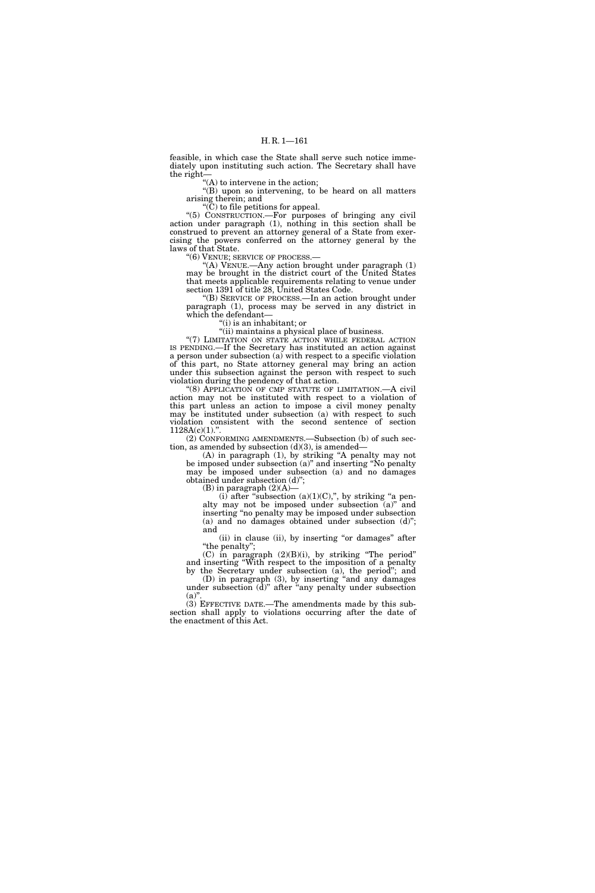feasible, in which case the State shall serve such notice immediately upon instituting such action. The Secretary shall have the right—

"(A) to intervene in the action;

"(B) upon so intervening, to be heard on all matters arising therein; and

"(C) to file petitions for appeal.

"(5) CONSTRUCTION.—For purposes of bringing any civil action under paragraph (1), nothing in this section shall be construed to prevent an attorney general of a State from exercising the powers conferred on the attorney general by the laws of that State.

"(6) VENUE; SERVICE OF PROCESS.—

"(A) VENUE.—Any action brought under paragraph (1) may be brought in the district court of the United States that meets applicable requirements relating to venue under section 1391 of title 28, United States Code.

"(B) SERVICE OF PROCESS.—In an action brought under paragraph (1), process may be served in any district in which the defendant—

"(i) is an inhabitant; or

"(ii) maintains a physical place of business.

"(7) LIMITATION ON STATE ACTION WHILE FEDERAL ACTION IS PENDING.—If the Secretary has instituted an action against a person under subsection (a) with respect to a specific violation of this part, no State attorney general may bring an action under this subsection against the person with respect to such violation during the pendency of that action.

"(8) APPLICATION OF CMP STATUTE OF LIMITATION.—A civil action may not be instituted with respect to a violation of this part unless an action to impose a civil money penalty may be instituted under subsection (a) with respect to such violation consistent with the second sentence of section 1128A(c)(1).".

(2) CONFORMING AMENDMENTS.—Subsection (b) of such section, as amended by subsection (d)(3), is amended—

(A) in paragraph (1), by striking "A penalty may not be imposed under subsection (a)" and inserting "No penalty may be imposed under subsection (a) and no damages obtained under subsection (d)";

(B) in paragraph (2)(A)—

(i) after "subsection (a)(1)(C),", by striking "a penalty may not be imposed under subsection (a)" and inserting "no penalty may be imposed under subsection (a) and no damages obtained under subsection (d)"; and

(ii) in clause (ii), by inserting "or damages" after "the penalty";

(C) in paragraph (2)(B)(i), by striking "The period" and inserting "With respect to the imposition of a penalty by the Secretary under subsection (a), the period"; and

(D) in paragraph (3), by inserting "and any damages under subsection (d)" after "any penalty under subsection (a)".

(3) EFFECTIVE DATE.—The amendments made by this subsection shall apply to violations occurring after the date of the enactment of this Act.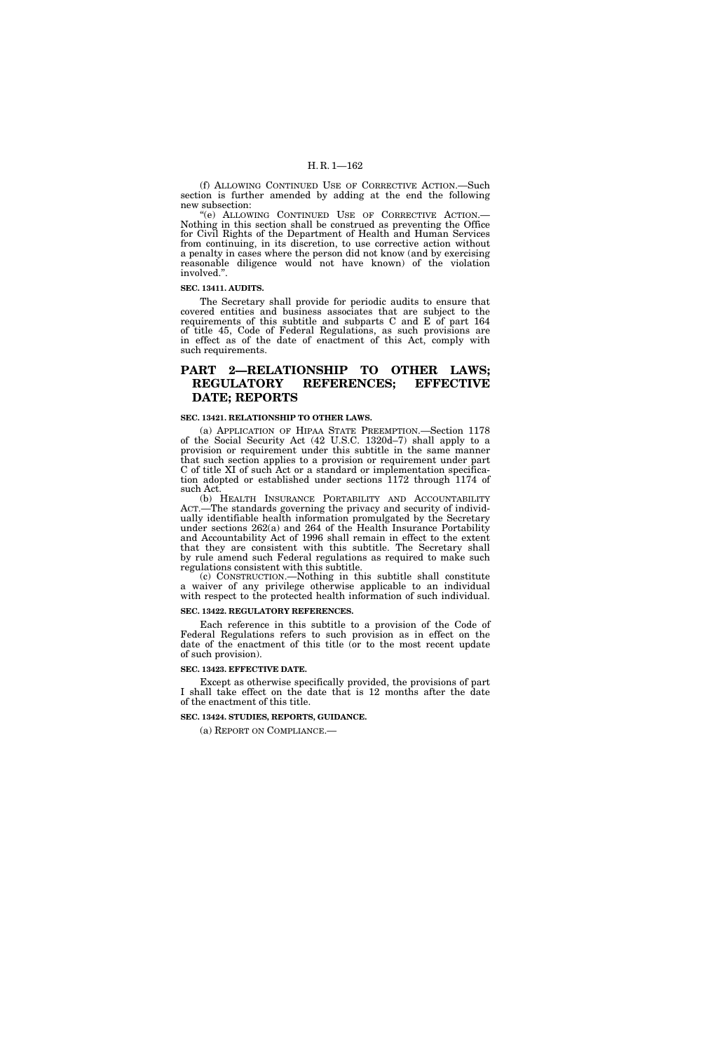(f) ALLOWING CONTINUED USE OF CORRECTIVE ACTION.—Such section is further amended by adding at the end the following new subsection:

"(e) ALLOWING CONTINUED USE OF CORRECTIVE ACTION.—Nothing in this section shall be construed as preventing the Office for Civil Rights of the Department of Health and Human Services from continuing, in its discretion, to use corrective action without a penalty in cases where the person did not know (and by exercising reasonable diligence would not have known) of the violation involved.".

**SEC. 13411. AUDITS.**

The Secretary shall provide for periodic audits to ensure that covered entities and business associates that are subject to the requirements of this subtitle and subparts C and E of part 164 of title 45, Code of Federal Regulations, as such provisions are in effect as of the date of enactment of this Act, comply with such requirements.

## PART 2—RELATIONSHIP TO OTHER LAWS; REGULATORY REFERENCES; EFFECTIVE DATE; REPORTS

**SEC. 13421. RELATIONSHIP TO OTHER LAWS.**

(a) APPLICATION OF HIPAA STATE PREEMPTION.—Section 1178 of the Social Security Act (42 U.S.C. 1320d–7) shall apply to a provision or requirement under this subtitle in the same manner that such section applies to a provision or requirement under part C of title XI of such Act or a standard or implementation specification adopted or established under sections 1172 through 1174 of such Act.

(b) HEALTH INSURANCE PORTABILITY AND ACCOUNTABILITY ACT.—The standards governing the privacy and security of individually identifiable health information promulgated by the Secretary under sections 262(a) and 264 of the Health Insurance Portability and Accountability Act of 1996 shall remain in effect to the extent that they are consistent with this subtitle. The Secretary shall by rule amend such Federal regulations as required to make such regulations consistent with this subtitle.

(c) CONSTRUCTION.—Nothing in this subtitle shall constitute a waiver of any privilege otherwise applicable to an individual with respect to the protected health information of such individual.

**SEC. 13422. REGULATORY REFERENCES.**

Each reference in this subtitle to a provision of the Code of Federal Regulations refers to such provision as in effect on the date of the enactment of this title (or to the most recent update of such provision).

**SEC. 13423. EFFECTIVE DATE.**

Except as otherwise specifically provided, the provisions of part I shall take effect on the date that is 12 months after the date of the enactment of this title.

**SEC. 13424. STUDIES, REPORTS, GUIDANCE.**

(a) REPORT ON COMPLIANCE.—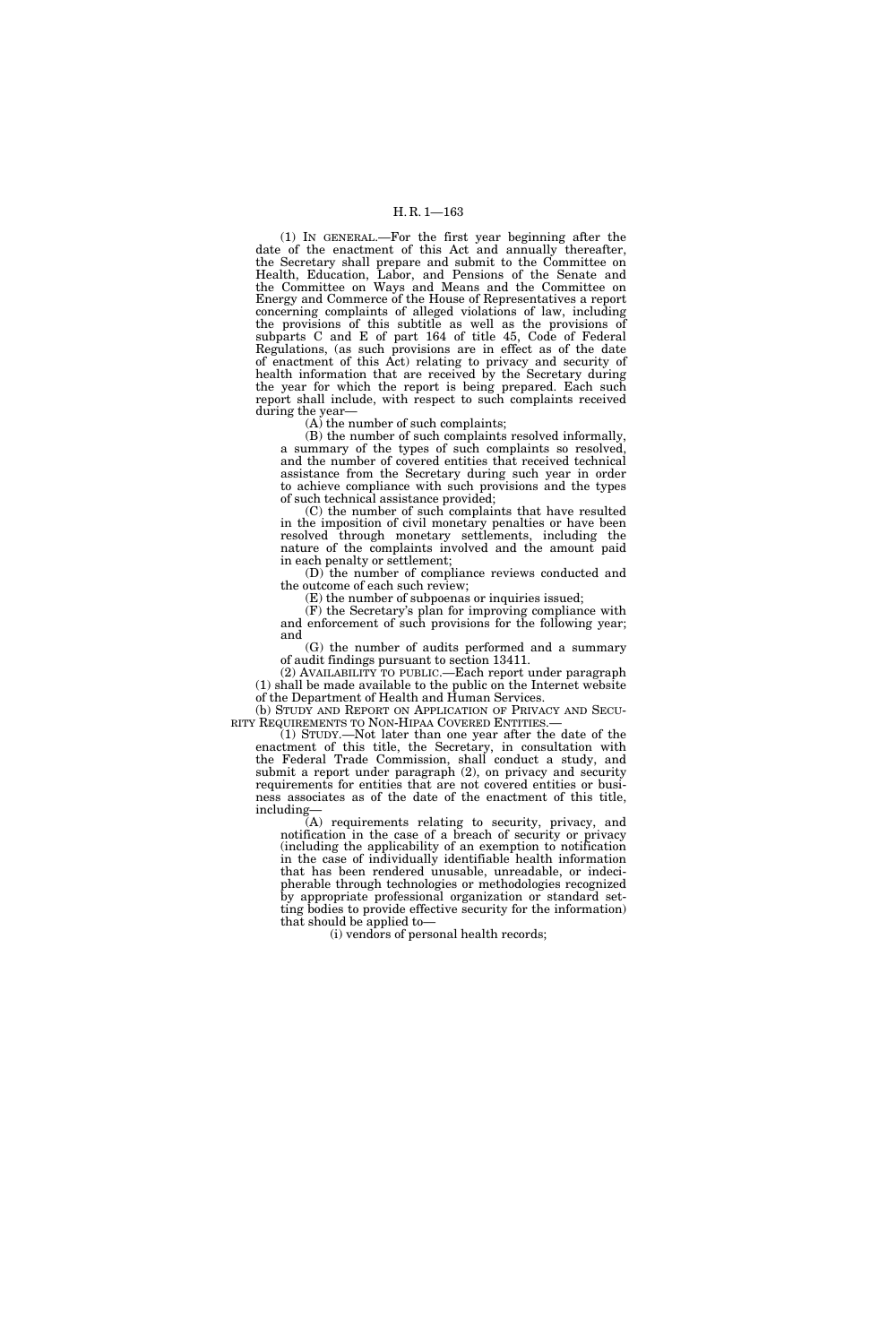(1) IN GENERAL.—For the first year beginning after the date of the enactment of this Act and annually thereafter, the Secretary shall prepare and submit to the Committee on Health, Education, Labor, and Pensions of the Senate and the Committee on Ways and Means and the Committee on Energy and Commerce of the House of Representatives a report concerning complaints of alleged violations of law, including the provisions of this subtitle as well as the provisions of subparts C and E of part 164 of title 45, Code of Federal Regulations, (as such provisions are in effect as of the date of enactment of this Act) relating to privacy and security of health information that are received by the Secretary during the year for which the report is being prepared. Each such report shall include, with respect to such complaints received during the year—

(A) the number of such complaints;

(B) the number of such complaints resolved informally, a summary of the types of such complaints so resolved, and the number of covered entities that received technical assistance from the Secretary during such year in order to achieve compliance with such provisions and the types of such technical assistance provided;

(C) the number of such complaints that have resulted in the imposition of civil monetary penalties or have been resolved through monetary settlements, including the nature of the complaints involved and the amount paid in each penalty or settlement;

(D) the number of compliance reviews conducted and the outcome of each such review;

(E) the number of subpoenas or inquiries issued;

(F) the Secretary's plan for improving compliance with and enforcement of such provisions for the following year; and

(G) the number of audits performed and a summary of audit findings pursuant to section 13411.

(2) AVAILABILITY TO PUBLIC.—Each report under paragraph (1) shall be made available to the public on the Internet website of the Department of Health and Human Services.

(b) STUDY AND REPORT ON APPLICATION OF PRIVACY AND SECURITY REQUIREMENTS TO NON-HIPAA COVERED ENTITIES.—

(1) STUDY.—Not later than one year after the date of the enactment of this title, the Secretary, in consultation with the Federal Trade Commission, shall conduct a study, and submit a report under paragraph (2), on privacy and security requirements for entities that are not covered entities or business associates as of the date of the enactment of this title, including—

(A) requirements relating to security, privacy, and notification in the case of a breach of security or privacy (including the applicability of an exemption to notification in the case of individually identifiable health information that has been rendered unusable, unreadable, or indecipherable through technologies or methodologies recognized by appropriate professional organization or standard setting bodies to provide effective security for the information) that should be applied to—

(i) vendors of personal health records;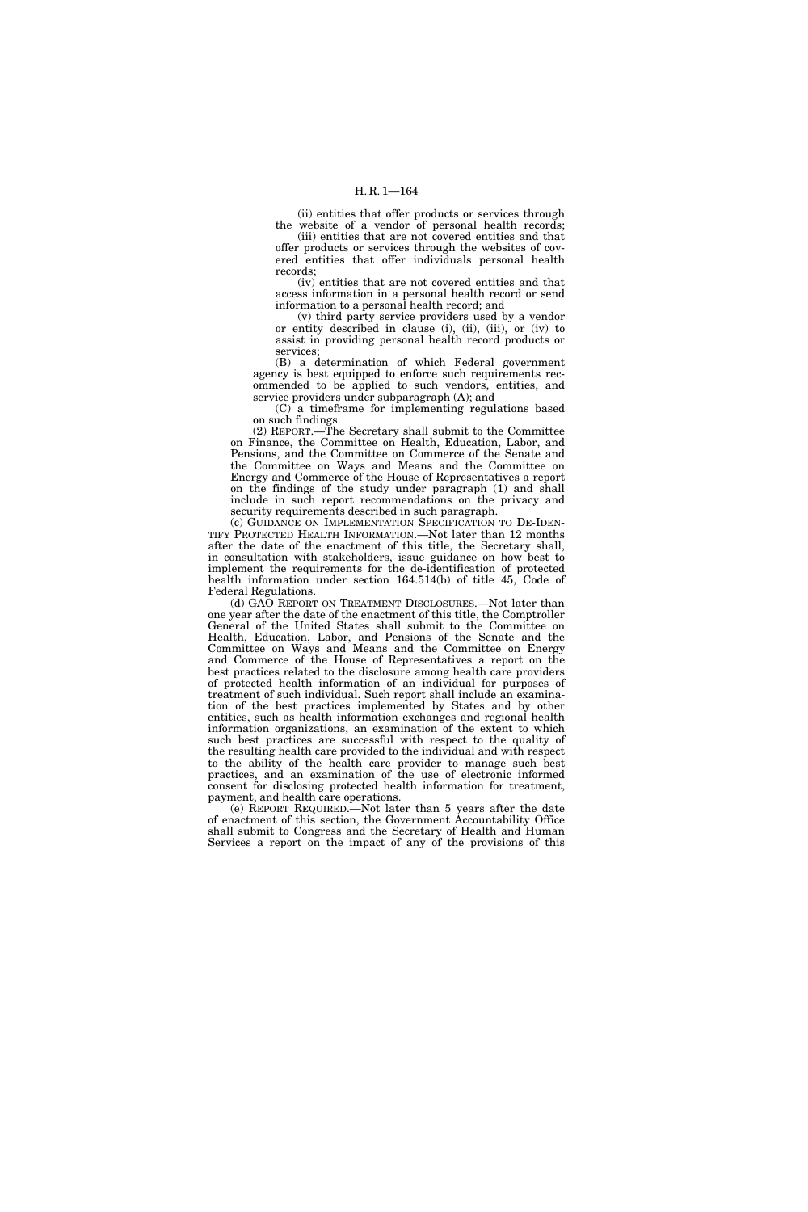(ii) entities that offer products or services through the website of a vendor of personal health records;

(iii) entities that are not covered entities and that offer products or services through the websites of covered entities that offer individuals personal health records;

(iv) entities that are not covered entities and that access information in a personal health record or send information to a personal health record; and

(v) third party service providers used by a vendor or entity described in clause (i), (ii), (iii), or (iv) to assist in providing personal health record products or services;

(B) a determination of which Federal government agency is best equipped to enforce such requirements recommended to be applied to such vendors, entities, and service providers under subparagraph (A); and

(C) a timeframe for implementing regulations based on such findings.

(2) REPORT.—The Secretary shall submit to the Committee on Finance, the Committee on Health, Education, Labor, and Pensions, and the Committee on Commerce of the Senate and the Committee on Ways and Means and the Committee on Energy and Commerce of the House of Representatives a report on the findings of the study under paragraph (1) and shall include in such report recommendations on the privacy and security requirements described in such paragraph.

(c) GUIDANCE ON IMPLEMENTATION SPECIFICATION TO DE-IDENTIFY PROTECTED HEALTH INFORMATION.—Not later than 12 months after the date of the enactment of this title, the Secretary shall, in consultation with stakeholders, issue guidance on how best to implement the requirements for the de-identification of protected health information under section 164.514(b) of title 45, Code of Federal Regulations.

(d) GAO REPORT ON TREATMENT DISCLOSURES.—Not later than one year after the date of the enactment of this title, the Comptroller General of the United States shall submit to the Committee on Health, Education, Labor, and Pensions of the Senate and the Committee on Ways and Means and the Committee on Energy and Commerce of the House of Representatives a report on the best practices related to the disclosure among health care providers of protected health information of an individual for purposes of treatment of such individual. Such report shall include an examination of the best practices implemented by States and by other entities, such as health information exchanges and regional health information organizations, an examination of the extent to which such best practices are successful with respect to the quality of the resulting health care provided to the individual and with respect to the ability of the health care provider to manage such best practices, and an examination of the use of electronic informed consent for disclosing protected health information for treatment, payment, and health care operations.

(e) REPORT REQUIRED.—Not later than 5 years after the date of enactment of this section, the Government Accountability Office shall submit to Congress and the Secretary of Health and Human Services a report on the impact of any of the provisions of this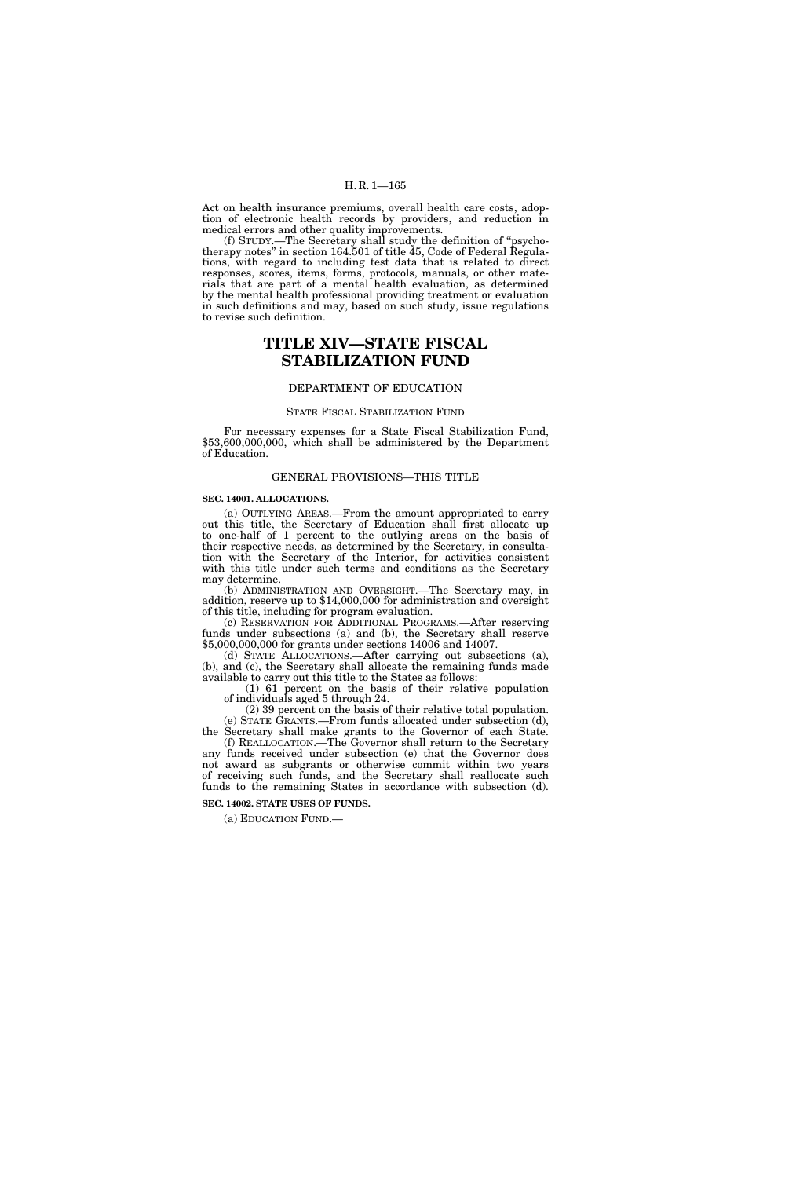Act on health insurance premiums, overall health care costs, adoption of electronic health records by providers, and reduction in medical errors and other quality improvements.

(f) STUDY.—The Secretary shall study the definition of "psychotherapy notes" in section 164.501 of title 45, Code of Federal Regulations, with regard to including test data that is related to direct responses, scores, items, forms, protocols, manuals, or other materials that are part of a mental health evaluation, as determined by the mental health professional providing treatment or evaluation in such definitions and may, based on such study, issue regulations to revise such definition.

# TITLE XIV—STATE FISCAL STABILIZATION FUND

## DEPARTMENT OF EDUCATION

### STATE FISCAL STABILIZATION FUND

For necessary expenses for a State Fiscal Stabilization Fund, $53,600,000,000, which shall be administered by the Department of Education.

## GENERAL PROVISIONS—THIS TITLE

**SEC. 14001. ALLOCATIONS.**

(a) OUTLYING AREAS.—From the amount appropriated to carry out this title, the Secretary of Education shall first allocate up to one-half of 1 percent to the outlying areas on the basis of their respective needs, as determined by the Secretary, in consultation with the Secretary of the Interior, for activities consistent with this title under such terms and conditions as the Secretary may determine.

(b) ADMINISTRATION AND OVERSIGHT.—The Secretary may, in addition, reserve up to $14,000,000 for administration and oversight of this title, including for program evaluation.

(c) RESERVATION FOR ADDITIONAL PROGRAMS.—After reserving funds under subsections (a) and (b), the Secretary shall reserve $5,000,000,000 for grants under sections 14006 and 14007.

(d) STATE ALLOCATIONS.—After carrying out subsections (a), (b), and (c), the Secretary shall allocate the remaining funds made available to carry out this title to the States as follows:

(1) 61 percent on the basis of their relative population of individuals aged 5 through 24.

(2) 39 percent on the basis of their relative total population.

(e) STATE GRANTS.—From funds allocated under subsection (d), the Secretary shall make grants to the Governor of each State.

(f) REALLOCATION.—The Governor shall return to the Secretary any funds received under subsection (e) that the Governor does not award as subgrants or otherwise commit within two years of receiving such funds, and the Secretary shall reallocate such funds to the remaining States in accordance with subsection (d).

**SEC. 14002. STATE USES OF FUNDS.**

(a) EDUCATION FUND.—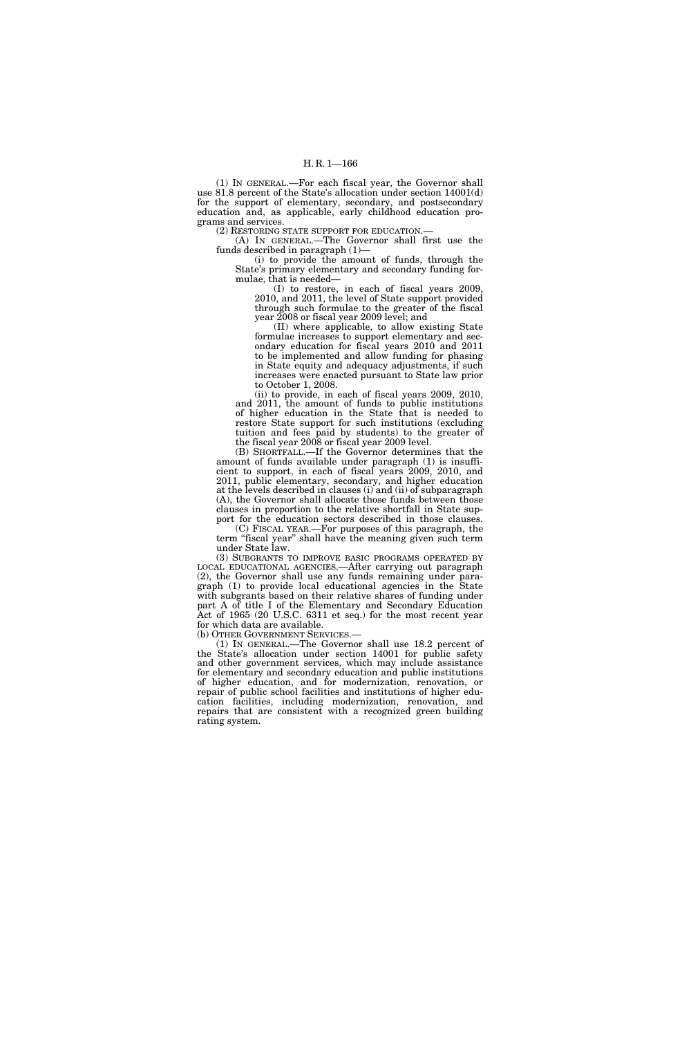(1) IN GENERAL.—For each fiscal year, the Governor shall use 81.8 percent of the State's allocation under section 14001(d) for the support of elementary, secondary, and postsecondary education and, as applicable, early childhood education programs and services.

(2) RESTORING STATE SUPPORT FOR EDUCATION.—

(A) IN GENERAL.—The Governor shall first use the funds described in paragraph (1)—

(i) to provide the amount of funds, through the State's primary elementary and secondary funding formulae, that is needed—

(I) to restore, in each of fiscal years 2009, 2010, and 2011, the level of State support provided through such formulae to the greater of the fiscal year 2008 or fiscal year 2009 level; and

(II) where applicable, to allow existing State formulae increases to support elementary and secondary education for fiscal years 2010 and 2011 to be implemented and allow funding for phasing in State equity and adequacy adjustments, if such increases were enacted pursuant to State law prior to October 1, 2008.

(ii) to provide, in each of fiscal years 2009, 2010, and 2011, the amount of funds to public institutions of higher education in the State that is needed to restore State support for such institutions (excluding tuition and fees paid by students) to the greater of the fiscal year 2008 or fiscal year 2009 level.

(B) SHORTFALL.—If the Governor determines that the amount of funds available under paragraph (1) is insufficient to support, in each of fiscal years 2009, 2010, and 2011, public elementary, secondary, and higher education at the levels described in clauses (i) and (ii) of subparagraph (A), the Governor shall allocate those funds between those clauses in proportion to the relative shortfall in State support for the education sectors described in those clauses.

(C) FISCAL YEAR.—For purposes of this paragraph, the term "fiscal year" shall have the meaning given such term under State law.

(3) SUBGRANTS TO IMPROVE BASIC PROGRAMS OPERATED BY LOCAL EDUCATIONAL AGENCIES.—After carrying out paragraph (2), the Governor shall use any funds remaining under paragraph (1) to provide local educational agencies in the State with subgrants based on their relative shares of funding under part A of title I of the Elementary and Secondary Education Act of 1965 (20 U.S.C. 6311 et seq.) for the most recent year for which data are available.

(b) OTHER GOVERNMENT SERVICES.—

(1) IN GENERAL.—The Governor shall use 18.2 percent of the State's allocation under section 14001 for public safety and other government services, which may include assistance for elementary and secondary education and public institutions of higher education, and for modernization, renovation, or repair of public school facilities and institutions of higher education facilities, including modernization, renovation, and repairs that are consistent with a recognized green building rating system.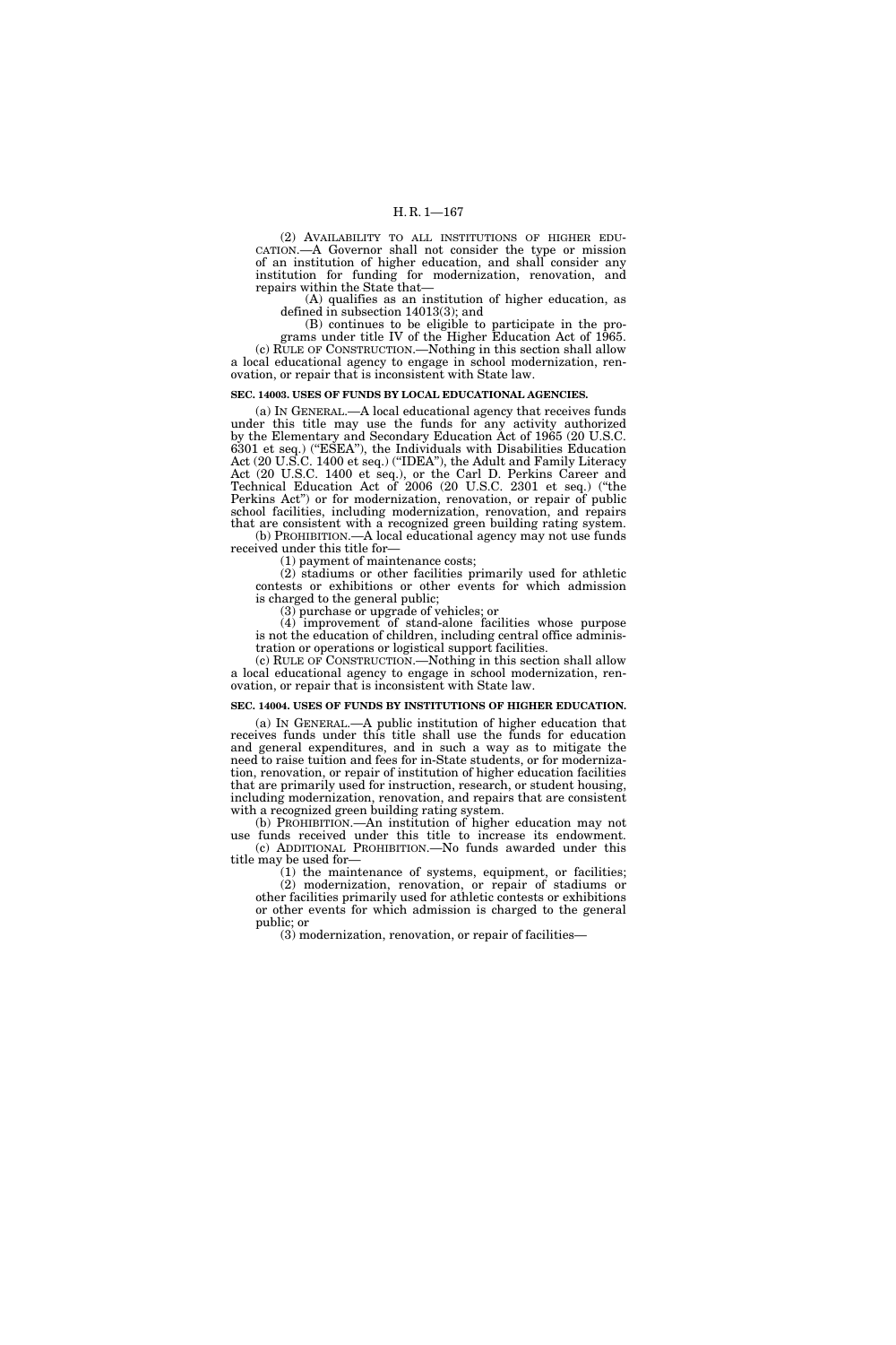(2) AVAILABILITY TO ALL INSTITUTIONS OF HIGHER EDUCATION.—A Governor shall not consider the type or mission of an institution of higher education, and shall consider any institution for funding for modernization, renovation, and repairs within the State that—

(A) qualifies as an institution of higher education, as defined in subsection 14013(3); and

(B) continues to be eligible to participate in the programs under title IV of the Higher Education Act of 1965.

(c) RULE OF CONSTRUCTION.—Nothing in this section shall allow a local educational agency to engage in school modernization, renovation, or repair that is inconsistent with State law.

**SEC. 14003. USES OF FUNDS BY LOCAL EDUCATIONAL AGENCIES.**

(a) IN GENERAL.—A local educational agency that receives funds under this title may use the funds for any activity authorized by the Elementary and Secondary Education Act of 1965 (20 U.S.C. 6301 et seq.) ("ESEA"), the Individuals with Disabilities Education Act (20 U.S.C. 1400 et seq.) ("IDEA"), the Adult and Family Literacy Act (20 U.S.C. 1400 et seq.), or the Carl D. Perkins Career and Technical Education Act of 2006 (20 U.S.C. 2301 et seq.) ("the Perkins Act") or for modernization, renovation, or repair of public school facilities, including modernization, renovation, and repairs that are consistent with a recognized green building rating system.

(b) PROHIBITION.—A local educational agency may not use funds received under this title for—

(1) payment of maintenance costs;

(2) stadiums or other facilities primarily used for athletic contests or exhibitions or other events for which admission is charged to the general public;

(3) purchase or upgrade of vehicles; or

(4) improvement of stand-alone facilities whose purpose is not the education of children, including central office administration or operations or logistical support facilities.

(c) RULE OF CONSTRUCTION.—Nothing in this section shall allow a local educational agency to engage in school modernization, renovation, or repair that is inconsistent with State law.

**SEC. 14004. USES OF FUNDS BY INSTITUTIONS OF HIGHER EDUCATION.**

(a) IN GENERAL.—A public institution of higher education that receives funds under this title shall use the funds for education and general expenditures, and in such a way as to mitigate the need to raise tuition and fees for in-State students, or for modernization, renovation, or repair of institution of higher education facilities that are primarily used for instruction, research, or student housing, including modernization, renovation, and repairs that are consistent with a recognized green building rating system.

(b) PROHIBITION.—An institution of higher education may not use funds received under this title to increase its endowment.

(c) ADDITIONAL PROHIBITION.—No funds awarded under this title may be used for—

(1) the maintenance of systems, equipment, or facilities;

(2) modernization, renovation, or repair of stadiums or other facilities primarily used for athletic contests or exhibitions or other events for which admission is charged to the general public; or

(3) modernization, renovation, or repair of facilities—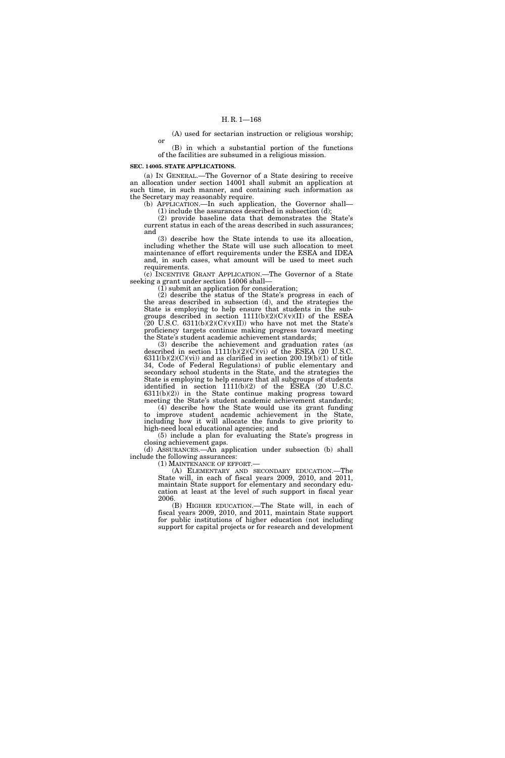(A) used for sectarian instruction or religious worship; or

(B) in which a substantial portion of the functions of the facilities are subsumed in a religious mission.

**SEC. 14005. STATE APPLICATIONS.**

(a) IN GENERAL.—The Governor of a State desiring to receive an allocation under section 14001 shall submit an application at such time, in such manner, and containing such information as the Secretary may reasonably require.

(b) APPLICATION.—In such application, the Governor shall—

(1) include the assurances described in subsection (d);

(2) provide baseline data that demonstrates the State's current status in each of the areas described in such assurances; and

(3) describe how the State intends to use its allocation, including whether the State will use such allocation to meet maintenance of effort requirements under the ESEA and IDEA and, in such cases, what amount will be used to meet such requirements.

(c) INCENTIVE GRANT APPLICATION.—The Governor of a State seeking a grant under section 14006 shall—

(1) submit an application for consideration;

(2) describe the status of the State's progress in each of the areas described in subsection (d), and the strategies the State is employing to help ensure that students in the subgroups described in section 1111(b)(2)(C)(v)(II) of the ESEA (20 U.S.C. 6311(b)(2)(C)(v)(II)) who have not met the State's proficiency targets continue making progress toward meeting the State's student academic achievement standards;

(3) describe the achievement and graduation rates (as described in section 1111(b)(2)(C)(vi) of the ESEA (20 U.S.C. 6311(b)(2)(C)(vi)) and as clarified in section 200.19(b)(1) of title 34, Code of Federal Regulations) of public elementary and secondary school students in the State, and the strategies the State is employing to help ensure that all subgroups of students identified in section 1111(b)(2) of the ESEA (20 U.S.C. 6311(b)(2)) in the State continue making progress toward meeting the State's student academic achievement standards;

(4) describe how the State would use its grant funding to improve student academic achievement in the State, including how it will allocate the funds to give priority to high-need local educational agencies; and

(5) include a plan for evaluating the State's progress in closing achievement gaps.

(d) ASSURANCES.—An application under subsection (b) shall include the following assurances:

(1) MAINTENANCE OF EFFORT.—

(A) ELEMENTARY AND SECONDARY EDUCATION.—The State will, in each of fiscal years 2009, 2010, and 2011, maintain State support for elementary and secondary education at least at the level of such support in fiscal year 2006.

(B) HIGHER EDUCATION.—The State will, in each of fiscal years 2009, 2010, and 2011, maintain State support for public institutions of higher education (not including support for capital projects or for research and development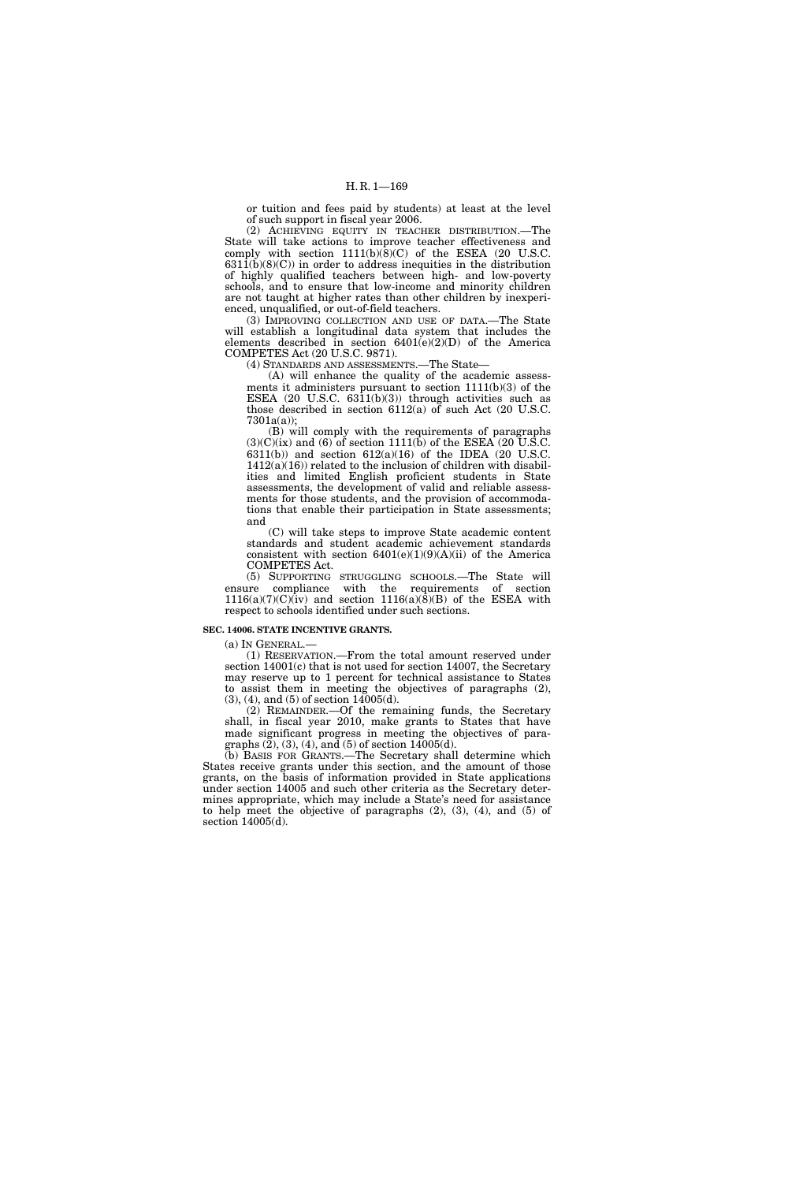or tuition and fees paid by students) at least at the level of such support in fiscal year 2006.

(2) ACHIEVING EQUITY IN TEACHER DISTRIBUTION.—The State will take actions to improve teacher effectiveness and comply with section 1111(b)(8)(C) of the ESEA (20 U.S.C. 6311(b)(8)(C)) in order to address inequities in the distribution of highly qualified teachers between high- and low-poverty schools, and to ensure that low-income and minority children are not taught at higher rates than other children by inexperienced, unqualified, or out-of-field teachers.

(3) IMPROVING COLLECTION AND USE OF DATA.—The State will establish a longitudinal data system that includes the elements described in section 6401(e)(2)(D) of the America COMPETES Act (20 U.S.C. 9871).

(4) STANDARDS AND ASSESSMENTS.—The State—

(A) will enhance the quality of the academic assessments it administers pursuant to section 1111(b)(3) of the ESEA (20 U.S.C. 6311(b)(3)) through activities such as those described in section 6112(a) of such Act (20 U.S.C. 7301a(a));

(B) will comply with the requirements of paragraphs (3)(C)(ix) and (6) of section 1111(b) of the ESEA (20 U.S.C. 6311(b)) and section 612(a)(16) of the IDEA (20 U.S.C. 1412(a)(16)) related to the inclusion of children with disabilities and limited English proficient students in State assessments, the development of valid and reliable assessments for those students, and the provision of accommodations that enable their participation in State assessments; and

(C) will take steps to improve State academic content standards and student academic achievement standards consistent with section 6401(e)(1)(9)(A)(ii) of the America COMPETES Act.

(5) SUPPORTING STRUGGLING SCHOOLS.—The State will ensure compliance with the requirements of section 1116(a)(7)(C)(iv) and section 1116(a)(8)(B) of the ESEA with respect to schools identified under such sections.

**SEC. 14006. STATE INCENTIVE GRANTS.**

(a) IN GENERAL.—

(1) RESERVATION.—From the total amount reserved under section 14001(c) that is not used for section 14007, the Secretary may reserve up to 1 percent for technical assistance to States to assist them in meeting the objectives of paragraphs (2), (3), (4), and (5) of section 14005(d).

(2) REMAINDER.—Of the remaining funds, the Secretary shall, in fiscal year 2010, make grants to States that have made significant progress in meeting the objectives of paragraphs (2), (3), (4), and (5) of section 14005(d).

(b) BASIS FOR GRANTS.—The Secretary shall determine which States receive grants under this section, and the amount of those grants, on the basis of information provided in State applications under section 14005 and such other criteria as the Secretary determines appropriate, which may include a State's need for assistance to help meet the objective of paragraphs (2), (3), (4), and (5) of section 14005(d).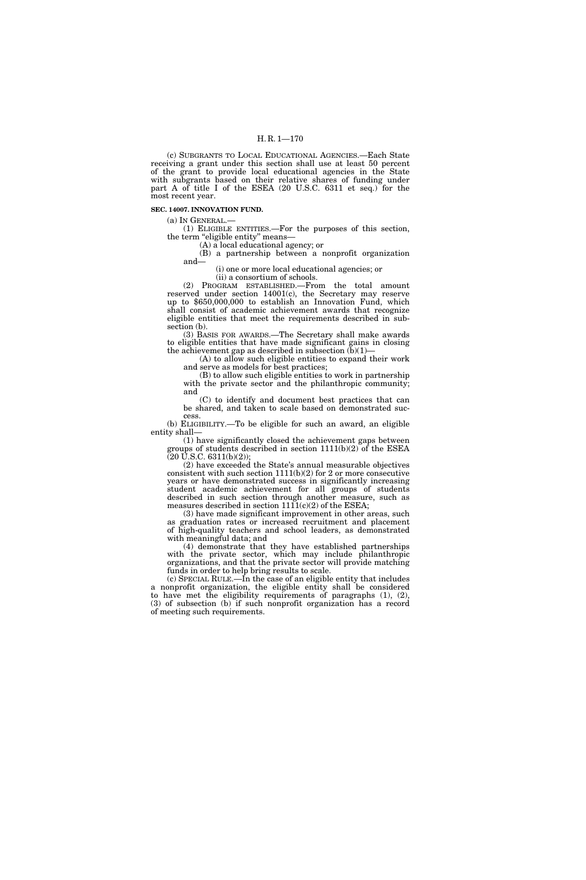(c) SUBGRANTS TO LOCAL EDUCATIONAL AGENCIES.—Each State receiving a grant under this section shall use at least 50 percent of the grant to provide local educational agencies in the State with subgrants based on their relative shares of funding under part A of title I of the ESEA (20 U.S.C. 6311 et seq.) for the most recent year.

**SEC. 14007. INNOVATION FUND.**

(a) IN GENERAL.—

(1) ELIGIBLE ENTITIES.—For the purposes of this section, the term "eligible entity" means—

(A) a local educational agency; or

(B) a partnership between a nonprofit organization and—

(i) one or more local educational agencies; or

(ii) a consortium of schools.

(2) PROGRAM ESTABLISHED.—From the total amount reserved under section 14001(c), the Secretary may reserve up to $650,000,000 to establish an Innovation Fund, which shall consist of academic achievement awards that recognize eligible entities that meet the requirements described in subsection (b).

(3) BASIS FOR AWARDS.—The Secretary shall make awards to eligible entities that have made significant gains in closing the achievement gap as described in subsection (b)(1)—

(A) to allow such eligible entities to expand their work and serve as models for best practices;

(B) to allow such eligible entities to work in partnership with the private sector and the philanthropic community; and

(C) to identify and document best practices that can be shared, and taken to scale based on demonstrated success.

(b) ELIGIBILITY.—To be eligible for such an award, an eligible entity shall—

(1) have significantly closed the achievement gaps between groups of students described in section 1111(b)(2) of the ESEA (20 U.S.C. 6311(b)(2));

(2) have exceeded the State's annual measurable objectives consistent with such section 1111(b)(2) for 2 or more consecutive years or have demonstrated success in significantly increasing student academic achievement for all groups of students described in such section through another measure, such as measures described in section 1111(c)(2) of the ESEA;

(3) have made significant improvement in other areas, such as graduation rates or increased recruitment and placement of high-quality teachers and school leaders, as demonstrated with meaningful data; and

(4) demonstrate that they have established partnerships with the private sector, which may include philanthropic organizations, and that the private sector will provide matching funds in order to help bring results to scale.

(c) SPECIAL RULE.—In the case of an eligible entity that includes a nonprofit organization, the eligible entity shall be considered to have met the eligibility requirements of paragraphs (1), (2), (3) of subsection (b) if such nonprofit organization has a record of meeting such requirements.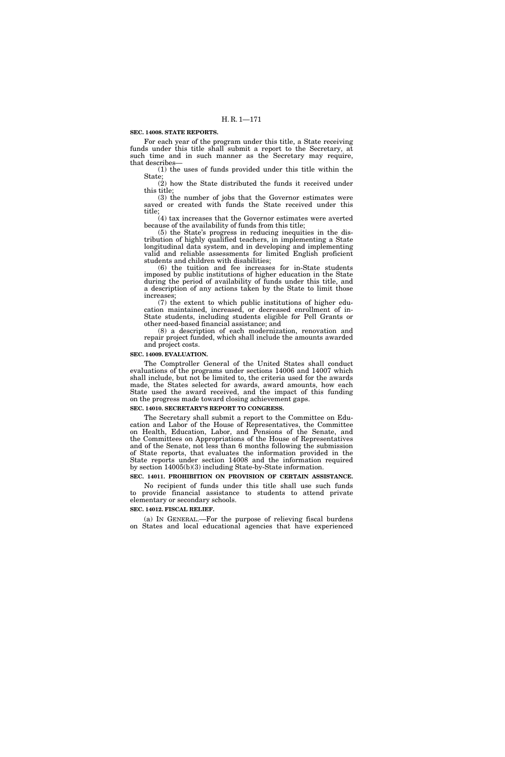**SEC. 14008. STATE REPORTS.**

For each year of the program under this title, a State receiving funds under this title shall submit a report to the Secretary, at such time and in such manner as the Secretary may require, that describes—

(1) the uses of funds provided under this title within the State;

(2) how the State distributed the funds it received under this title;

(3) the number of jobs that the Governor estimates were saved or created with funds the State received under this title;

(4) tax increases that the Governor estimates were averted because of the availability of funds from this title;

(5) the State's progress in reducing inequities in the distribution of highly qualified teachers, in implementing a State longitudinal data system, and in developing and implementing valid and reliable assessments for limited English proficient students and children with disabilities;

(6) the tuition and fee increases for in-State students imposed by public institutions of higher education in the State during the period of availability of funds under this title, and a description of any actions taken by the State to limit those increases;

(7) the extent to which public institutions of higher education maintained, increased, or decreased enrollment of in-State students, including students eligible for Pell Grants or other need-based financial assistance; and

(8) a description of each modernization, renovation and repair project funded, which shall include the amounts awarded and project costs.

**SEC. 14009. EVALUATION.**

The Comptroller General of the United States shall conduct evaluations of the programs under sections 14006 and 14007 which shall include, but not be limited to, the criteria used for the awards made, the States selected for awards, award amounts, how each State used the award received, and the impact of this funding on the progress made toward closing achievement gaps.

**SEC. 14010. SECRETARY'S REPORT TO CONGRESS.**

The Secretary shall submit a report to the Committee on Education and Labor of the House of Representatives, the Committee on Health, Education, Labor, and Pensions of the Senate, and the Committees on Appropriations of the House of Representatives and of the Senate, not less than 6 months following the submission of State reports, that evaluates the information provided in the State reports under section 14008 and the information required by section 14005(b)(3) including State-by-State information.

**SEC. 14011. PROHIBITION ON PROVISION OF CERTAIN ASSISTANCE.**

No recipient of funds under this title shall use such funds to provide financial assistance to students to attend private elementary or secondary schools.

**SEC. 14012. FISCAL RELIEF.**

(a) IN GENERAL.—For the purpose of relieving fiscal burdens on States and local educational agencies that have experienced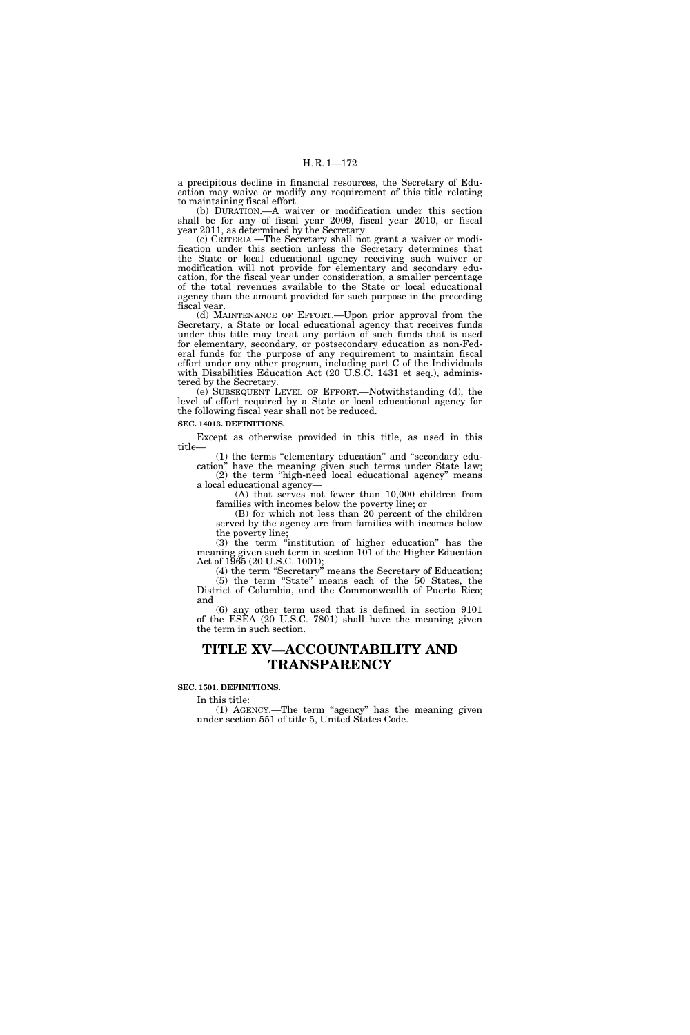a precipitous decline in financial resources, the Secretary of Education may waive or modify any requirement of this title relating to maintaining fiscal effort.

(b) DURATION.—A waiver or modification under this section shall be for any of fiscal year 2009, fiscal year 2010, or fiscal year 2011, as determined by the Secretary.

(c) CRITERIA.—The Secretary shall not grant a waiver or modification under this section unless the Secretary determines that the State or local educational agency receiving such waiver or modification will not provide for elementary and secondary education, for the fiscal year under consideration, a smaller percentage of the total revenues available to the State or local educational agency than the amount provided for such purpose in the preceding fiscal year.

(d) MAINTENANCE OF EFFORT.—Upon prior approval from the Secretary, a State or local educational agency that receives funds under this title may treat any portion of such funds that is used for elementary, secondary, or postsecondary education as non-Federal funds for the purpose of any requirement to maintain fiscal effort under any other program, including part C of the Individuals with Disabilities Education Act (20 U.S.C. 1431 et seq.), administered by the Secretary.

(e) SUBSEQUENT LEVEL OF EFFORT.—Notwithstanding (d), the level of effort required by a State or local educational agency for the following fiscal year shall not be reduced.

**SEC. 14013. DEFINITIONS.**

Except as otherwise provided in this title, as used in this title—

(1) the terms "elementary education" and "secondary education" have the meaning given such terms under State law;

(2) the term "high-need local educational agency" means a local educational agency—

(A) that serves not fewer than 10,000 children from families with incomes below the poverty line; or

(B) for which not less than 20 percent of the children served by the agency are from families with incomes below the poverty line;

(3) the term "institution of higher education" has the meaning given such term in section 101 of the Higher Education Act of 1965 (20 U.S.C. 1001);

(4) the term "Secretary" means the Secretary of Education;

(5) the term "State" means each of the 50 States, the District of Columbia, and the Commonwealth of Puerto Rico; and

(6) any other term used that is defined in section 9101 of the ESEA (20 U.S.C. 7801) shall have the meaning given the term in such section.

# TITLE XV—ACCOUNTABILITY AND TRANSPARENCY

**SEC. 1501. DEFINITIONS.**

In this title:

(1) AGENCY.—The term "agency" has the meaning given under section 551 of title 5, United States Code.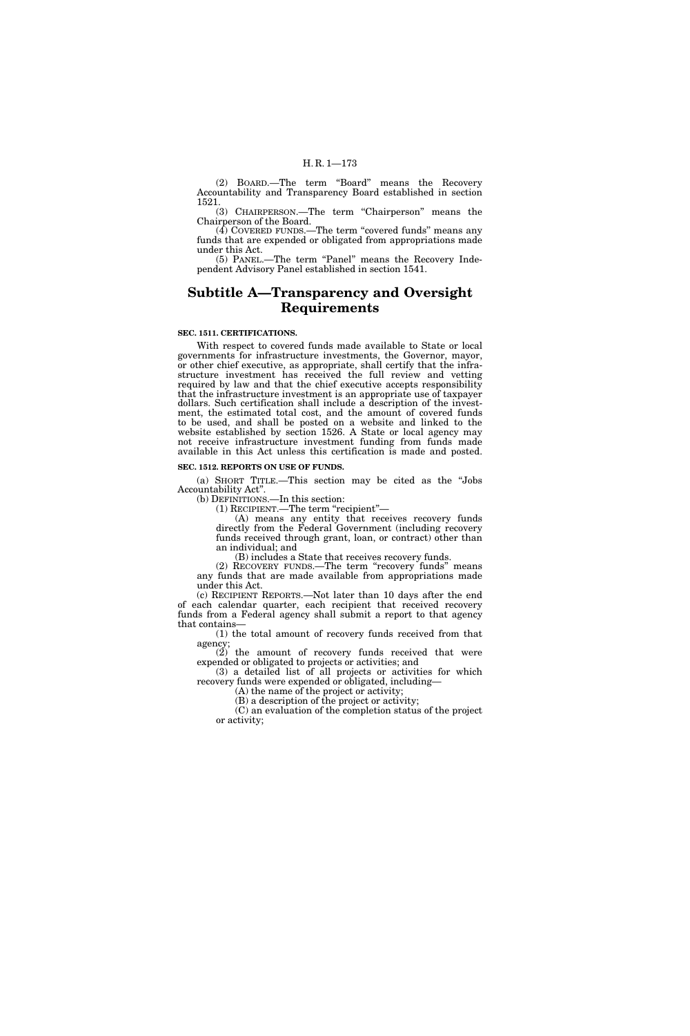(2) BOARD.—The term "Board" means the Recovery Accountability and Transparency Board established in section 1521.

(3) CHAIRPERSON.—The term "Chairperson" means the Chairperson of the Board.

(4) COVERED FUNDS.—The term "covered funds" means any funds that are expended or obligated from appropriations made under this Act.

(5) PANEL.—The term "Panel" means the Recovery Independent Advisory Panel established in section 1541.

# Subtitle A—Transparency and Oversight Requirements

**SEC. 1511. CERTIFICATIONS.**

With respect to covered funds made available to State or local governments for infrastructure investments, the Governor, mayor, or other chief executive, as appropriate, shall certify that the infrastructure investment has received the full review and vetting required by law and that the chief executive accepts responsibility that the infrastructure investment is an appropriate use of taxpayer dollars. Such certification shall include a description of the investment, the estimated total cost, and the amount of covered funds to be used, and shall be posted on a website and linked to the website established by section 1526. A State or local agency may not receive infrastructure investment funding from funds made available in this Act unless this certification is made and posted.

**SEC. 1512. REPORTS ON USE OF FUNDS.**

(a) SHORT TITLE.—This section may be cited as the "Jobs Accountability Act".

(b) DEFINITIONS.—In this section:

(1) RECIPIENT.—The term "recipient"—

(A) means any entity that receives recovery funds directly from the Federal Government (including recovery funds received through grant, loan, or contract) other than an individual; and

(B) includes a State that receives recovery funds.

(2) RECOVERY FUNDS.—The term "recovery funds" means any funds that are made available from appropriations made under this Act.

(c) RECIPIENT REPORTS.—Not later than 10 days after the end of each calendar quarter, each recipient that received recovery funds from a Federal agency shall submit a report to that agency that contains—

(1) the total amount of recovery funds received from that agency;

(2) the amount of recovery funds received that were expended or obligated to projects or activities; and

(3) a detailed list of all projects or activities for which recovery funds were expended or obligated, including—

(A) the name of the project or activity;

(B) a description of the project or activity;

(C) an evaluation of the completion status of the project or activity;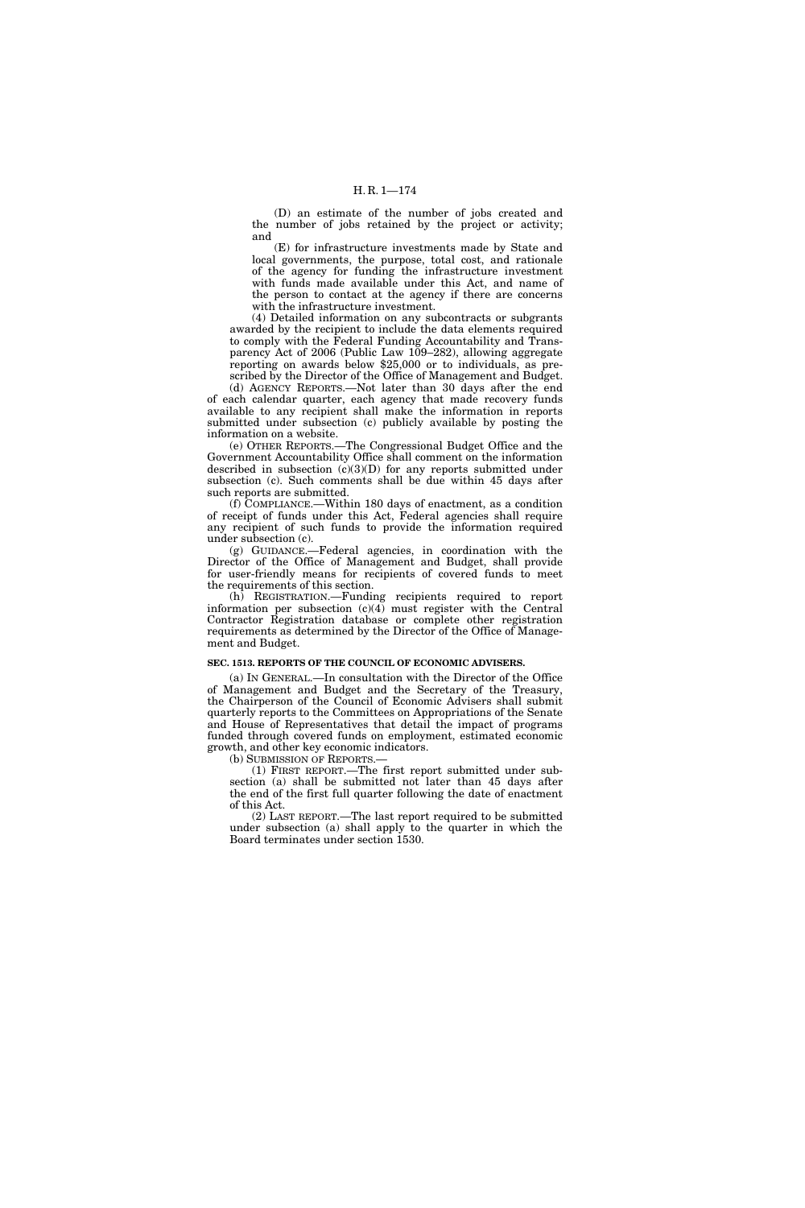(D) an estimate of the number of jobs created and the number of jobs retained by the project or activity; and

(E) for infrastructure investments made by State and local governments, the purpose, total cost, and rationale of the agency for funding the infrastructure investment with funds made available under this Act, and name of the person to contact at the agency if there are concerns with the infrastructure investment.

(4) Detailed information on any subcontracts or subgrants awarded by the recipient to include the data elements required to comply with the Federal Funding Accountability and Transparency Act of 2006 (Public Law 109–282), allowing aggregate reporting on awards below $25,000 or to individuals, as prescribed by the Director of the Office of Management and Budget.

(d) AGENCY REPORTS.—Not later than 30 days after the end of each calendar quarter, each agency that made recovery funds available to any recipient shall make the information in reports submitted under subsection (c) publicly available by posting the information on a website.

(e) OTHER REPORTS.—The Congressional Budget Office and the Government Accountability Office shall comment on the information described in subsection (c)(3)(D) for any reports submitted under subsection (c). Such comments shall be due within 45 days after such reports are submitted.

(f) COMPLIANCE.—Within 180 days of enactment, as a condition of receipt of funds under this Act, Federal agencies shall require any recipient of such funds to provide the information required under subsection (c).

(g) GUIDANCE.—Federal agencies, in coordination with the Director of the Office of Management and Budget, shall provide for user-friendly means for recipients of covered funds to meet the requirements of this section.

(h) REGISTRATION.—Funding recipients required to report information per subsection (c)(4) must register with the Central Contractor Registration database or complete other registration requirements as determined by the Director of the Office of Management and Budget.

**SEC. 1513. REPORTS OF THE COUNCIL OF ECONOMIC ADVISERS.**

(a) IN GENERAL.—In consultation with the Director of the Office of Management and Budget and the Secretary of the Treasury, the Chairperson of the Council of Economic Advisers shall submit quarterly reports to the Committees on Appropriations of the Senate and House of Representatives that detail the impact of programs funded through covered funds on employment, estimated economic growth, and other key economic indicators.

(b) SUBMISSION OF REPORTS.—

(1) FIRST REPORT.—The first report submitted under subsection (a) shall be submitted not later than 45 days after the end of the first full quarter following the date of enactment of this Act.

(2) LAST REPORT.—The last report required to be submitted under subsection (a) shall apply to the quarter in which the Board terminates under section 1530.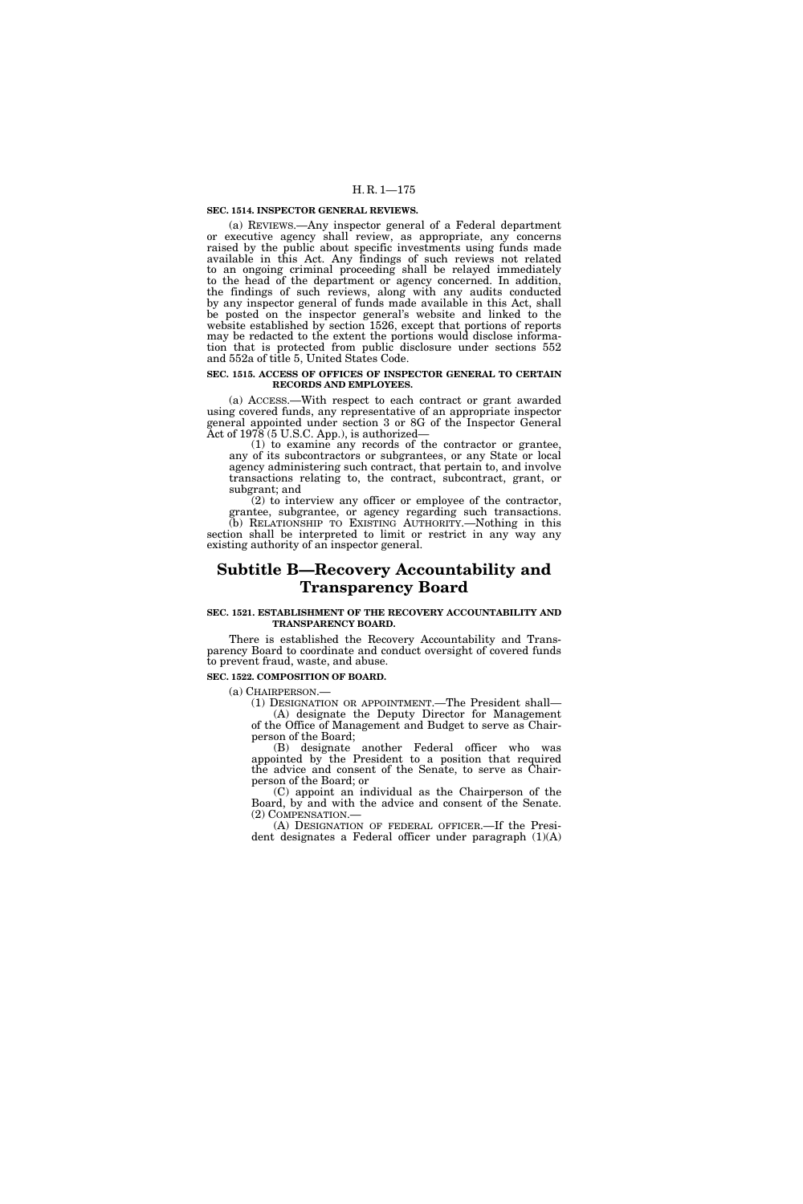**SEC. 1514. INSPECTOR GENERAL REVIEWS.**

(a) REVIEWS.—Any inspector general of a Federal department or executive agency shall review, as appropriate, any concerns raised by the public about specific investments using funds made available in this Act. Any findings of such reviews not related to an ongoing criminal proceeding shall be relayed immediately to the head of the department or agency concerned. In addition, the findings of such reviews, along with any audits conducted by any inspector general of funds made available in this Act, shall be posted on the inspector general's website and linked to the website established by section 1526, except that portions of reports may be redacted to the extent the portions would disclose information that is protected from public disclosure under sections 552 and 552a of title 5, United States Code.

**SEC. 1515. ACCESS OF OFFICES OF INSPECTOR GENERAL TO CERTAIN RECORDS AND EMPLOYEES.**

(a) ACCESS.—With respect to each contract or grant awarded using covered funds, any representative of an appropriate inspector general appointed under section 3 or 8G of the Inspector General Act of 1978 (5 U.S.C. App.), is authorized—

(1) to examine any records of the contractor or grantee, any of its subcontractors or subgrantees, or any State or local agency administering such contract, that pertain to, and involve transactions relating to, the contract, subcontract, grant, or subgrant; and

(2) to interview any officer or employee of the contractor, grantee, subgrantee, or agency regarding such transactions.

(b) RELATIONSHIP TO EXISTING AUTHORITY.—Nothing in this section shall be interpreted to limit or restrict in any way any existing authority of an inspector general.

## Subtitle B—Recovery Accountability and Transparency Board

**SEC. 1521. ESTABLISHMENT OF THE RECOVERY ACCOUNTABILITY AND TRANSPARENCY BOARD.**

There is established the Recovery Accountability and Transparency Board to coordinate and conduct oversight of covered funds to prevent fraud, waste, and abuse.

**SEC. 1522. COMPOSITION OF BOARD.**

(a) CHAIRPERSON.—

(1) DESIGNATION OR APPOINTMENT.—The President shall—

(A) designate the Deputy Director for Management of the Office of Management and Budget to serve as Chairperson of the Board;

(B) designate another Federal officer who was appointed by the President to a position that required the advice and consent of the Senate, to serve as Chairperson of the Board; or

(C) appoint an individual as the Chairperson of the Board, by and with the advice and consent of the Senate.

(2) COMPENSATION.—

(A) DESIGNATION OF FEDERAL OFFICER.—If the President designates a Federal officer under paragraph (1)(A)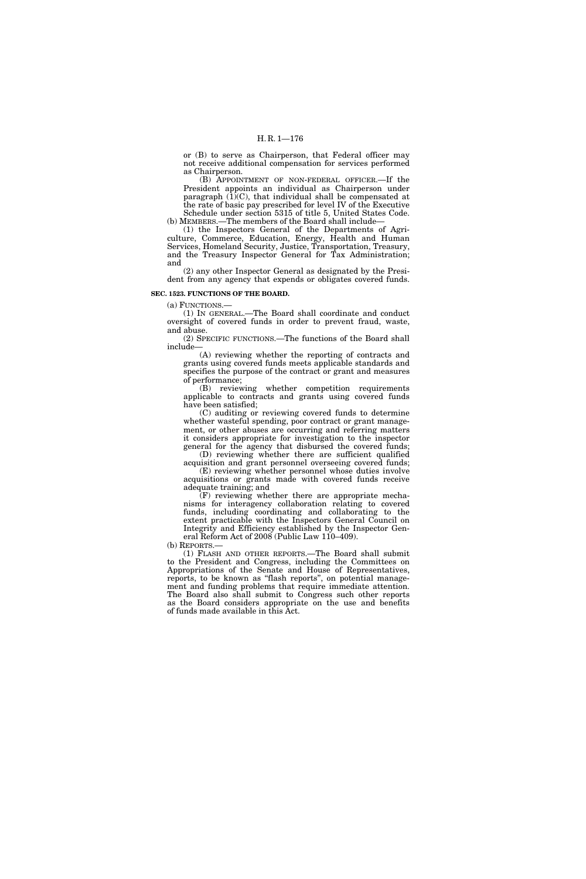or (B) to serve as Chairperson, that Federal officer may not receive additional compensation for services performed as Chairperson.

(B) APPOINTMENT OF NON-FEDERAL OFFICER.—If the President appoints an individual as Chairperson under paragraph (1)(C), that individual shall be compensated at the rate of basic pay prescribed for level IV of the Executive Schedule under section 5315 of title 5, United States Code.

(b) MEMBERS.—The members of the Board shall include—

(1) the Inspectors General of the Departments of Agriculture, Commerce, Education, Energy, Health and Human Services, Homeland Security, Justice, Transportation, Treasury, and the Treasury Inspector General for Tax Administration; and

(2) any other Inspector General as designated by the President from any agency that expends or obligates covered funds.

**SEC. 1523. FUNCTIONS OF THE BOARD.**

(a) FUNCTIONS.—

(1) IN GENERAL.—The Board shall coordinate and conduct oversight of covered funds in order to prevent fraud, waste, and abuse.

(2) SPECIFIC FUNCTIONS.—The functions of the Board shall include—

(A) reviewing whether the reporting of contracts and grants using covered funds meets applicable standards and specifies the purpose of the contract or grant and measures of performance;

(B) reviewing whether competition requirements applicable to contracts and grants using covered funds have been satisfied;

(C) auditing or reviewing covered funds to determine whether wasteful spending, poor contract or grant management, or other abuses are occurring and referring matters it considers appropriate for investigation to the inspector general for the agency that disbursed the covered funds;

(D) reviewing whether there are sufficient qualified acquisition and grant personnel overseeing covered funds;

(E) reviewing whether personnel whose duties involve acquisitions or grants made with covered funds receive adequate training; and

(F) reviewing whether there are appropriate mechanisms for interagency collaboration relating to covered funds, including coordinating and collaborating to the extent practicable with the Inspectors General Council on Integrity and Efficiency established by the Inspector General Reform Act of 2008 (Public Law 110–409).

(b) REPORTS.—

(1) FLASH AND OTHER REPORTS.—The Board shall submit to the President and Congress, including the Committees on Appropriations of the Senate and House of Representatives, reports, to be known as "flash reports", on potential management and funding problems that require immediate attention. The Board also shall submit to Congress such other reports as the Board considers appropriate on the use and benefits of funds made available in this Act.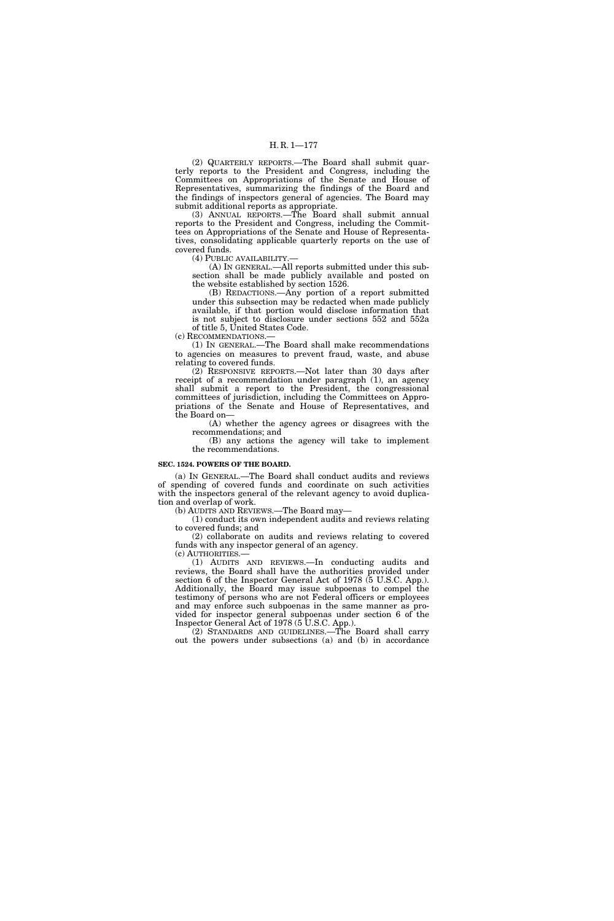(2) QUARTERLY REPORTS.—The Board shall submit quarterly reports to the President and Congress, including the Committees on Appropriations of the Senate and House of Representatives, summarizing the findings of the Board and the findings of inspectors general of agencies. The Board may submit additional reports as appropriate.

(3) ANNUAL REPORTS.—The Board shall submit annual reports to the President and Congress, including the Committees on Appropriations of the Senate and House of Representatives, consolidating applicable quarterly reports on the use of covered funds.

(4) PUBLIC AVAILABILITY.—

(A) IN GENERAL.—All reports submitted under this subsection shall be made publicly available and posted on the website established by section 1526.

(B) REDACTIONS.—Any portion of a report submitted under this subsection may be redacted when made publicly available, if that portion would disclose information that is not subject to disclosure under sections 552 and 552a of title 5, United States Code.

(c) RECOMMENDATIONS.—

(1) IN GENERAL.—The Board shall make recommendations to agencies on measures to prevent fraud, waste, and abuse relating to covered funds.

(2) RESPONSIVE REPORTS.—Not later than 30 days after receipt of a recommendation under paragraph (1), an agency shall submit a report to the President, the congressional committees of jurisdiction, including the Committees on Appropriations of the Senate and House of Representatives, and the Board on—

(A) whether the agency agrees or disagrees with the recommendations; and

(B) any actions the agency will take to implement the recommendations.

**SEC. 1524. POWERS OF THE BOARD.**

(a) IN GENERAL.—The Board shall conduct audits and reviews of spending of covered funds and coordinate on such activities with the inspectors general of the relevant agency to avoid duplication and overlap of work.

(b) AUDITS AND REVIEWS.—The Board may—

(1) conduct its own independent audits and reviews relating to covered funds; and

(2) collaborate on audits and reviews relating to covered funds with any inspector general of an agency.

(c) AUTHORITIES.—

(1) AUDITS AND REVIEWS.—In conducting audits and reviews, the Board shall have the authorities provided under section 6 of the Inspector General Act of 1978 (5 U.S.C. App.). Additionally, the Board may issue subpoenas to compel the testimony of persons who are not Federal officers or employees and may enforce such subpoenas in the same manner as provided for inspector general subpoenas under section 6 of the Inspector General Act of 1978 (5 U.S.C. App.).

(2) STANDARDS AND GUIDELINES.—The Board shall carry out the powers under subsections (a) and (b) in accordance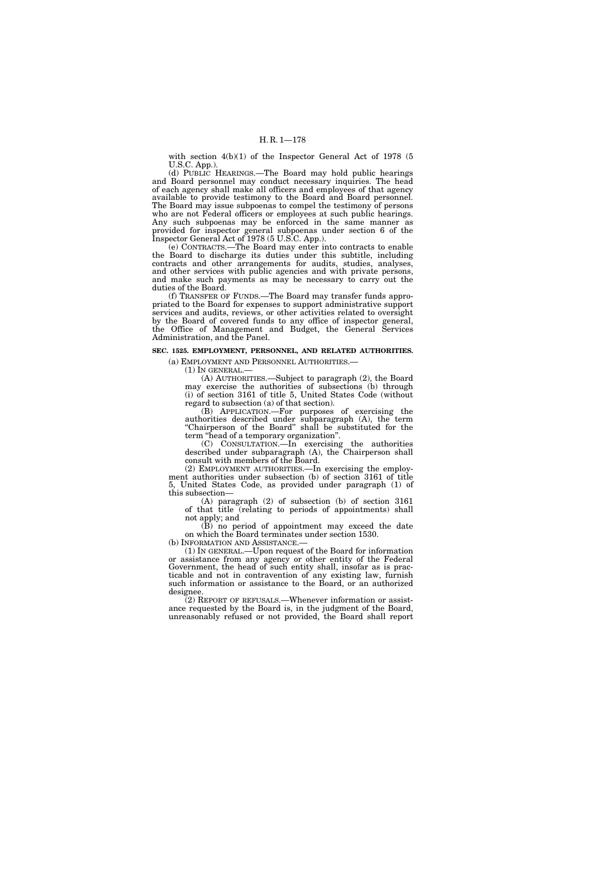with section 4(b)(1) of the Inspector General Act of 1978 (5 U.S.C. App.).

(d) PUBLIC HEARINGS.—The Board may hold public hearings and Board personnel may conduct necessary inquiries. The head of each agency shall make all officers and employees of that agency available to provide testimony to the Board and Board personnel. The Board may issue subpoenas to compel the testimony of persons who are not Federal officers or employees at such public hearings. Any such subpoenas may be enforced in the same manner as provided for inspector general subpoenas under section 6 of the Inspector General Act of 1978 (5 U.S.C. App.).

(e) CONTRACTS.—The Board may enter into contracts to enable the Board to discharge its duties under this subtitle, including contracts and other arrangements for audits, studies, analyses, and other services with public agencies and with private persons, and make such payments as may be necessary to carry out the duties of the Board.

(f) TRANSFER OF FUNDS.—The Board may transfer funds appropriated to the Board for expenses to support administrative support services and audits, reviews, or other activities related to oversight by the Board of covered funds to any office of inspector general, the Office of Management and Budget, the General Services Administration, and the Panel.

**SEC. 1525. EMPLOYMENT, PERSONNEL, AND RELATED AUTHORITIES.**

(a) EMPLOYMENT AND PERSONNEL AUTHORITIES.—

(1) IN GENERAL.—

(A) AUTHORITIES.—Subject to paragraph (2), the Board may exercise the authorities of subsections (b) through (i) of section 3161 of title 5, United States Code (without regard to subsection (a) of that section).

(B) APPLICATION.—For purposes of exercising the authorities described under subparagraph (A), the term "Chairperson of the Board" shall be substituted for the term "head of a temporary organization".

(C) CONSULTATION.—In exercising the authorities described under subparagraph (A), the Chairperson shall consult with members of the Board.

(2) EMPLOYMENT AUTHORITIES.—In exercising the employment authorities under subsection (b) of section 3161 of title 5, United States Code, as provided under paragraph (1) of this subsection—

(A) paragraph (2) of subsection (b) of section 3161 of that title (relating to periods of appointments) shall not apply; and

(B) no period of appointment may exceed the date on which the Board terminates under section 1530.

(b) INFORMATION AND ASSISTANCE.—

(1) IN GENERAL.—Upon request of the Board for information or assistance from any agency or other entity of the Federal Government, the head of such entity shall, insofar as is practicable and not in contravention of any existing law, furnish such information or assistance to the Board, or an authorized designee.

(2) REPORT OF REFUSALS.—Whenever information or assistance requested by the Board is, in the judgment of the Board, unreasonably refused or not provided, the Board shall report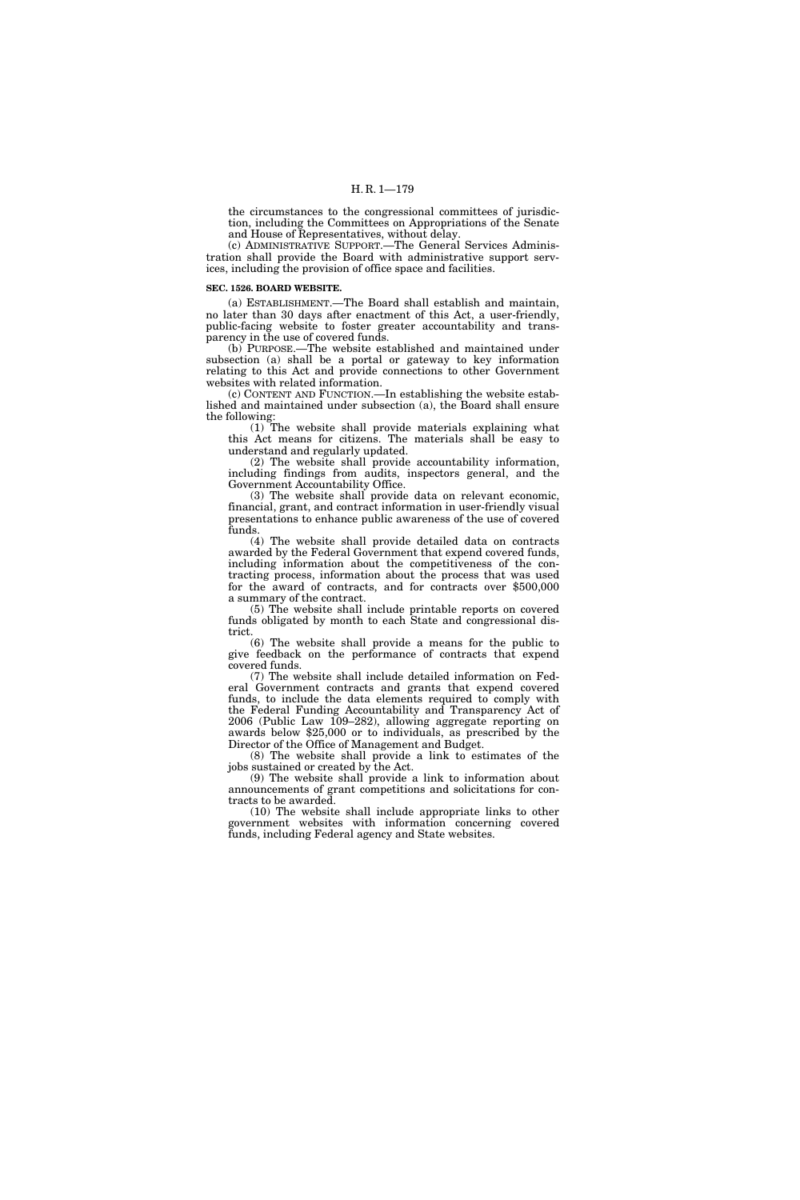the circumstances to the congressional committees of jurisdiction, including the Committees on Appropriations of the Senate and House of Representatives, without delay.

(c) ADMINISTRATIVE SUPPORT.—The General Services Administration shall provide the Board with administrative support services, including the provision of office space and facilities.

**SEC. 1526. BOARD WEBSITE.**

(a) ESTABLISHMENT.—The Board shall establish and maintain, no later than 30 days after enactment of this Act, a user-friendly, public-facing website to foster greater accountability and transparency in the use of covered funds.

(b) PURPOSE.—The website established and maintained under subsection (a) shall be a portal or gateway to key information relating to this Act and provide connections to other Government websites with related information.

(c) CONTENT AND FUNCTION.—In establishing the website established and maintained under subsection (a), the Board shall ensure the following:

(1) The website shall provide materials explaining what this Act means for citizens. The materials shall be easy to understand and regularly updated.

(2) The website shall provide accountability information, including findings from audits, inspectors general, and the Government Accountability Office.

(3) The website shall provide data on relevant economic, financial, grant, and contract information in user-friendly visual presentations to enhance public awareness of the use of covered funds.

(4) The website shall provide detailed data on contracts awarded by the Federal Government that expend covered funds, including information about the competitiveness of the contracting process, information about the process that was used for the award of contracts, and for contracts over $500,000 a summary of the contract.

(5) The website shall include printable reports on covered funds obligated by month to each State and congressional district.

(6) The website shall provide a means for the public to give feedback on the performance of contracts that expend covered funds.

(7) The website shall include detailed information on Federal Government contracts and grants that expend covered funds, to include the data elements required to comply with the Federal Funding Accountability and Transparency Act of 2006 (Public Law 109–282), allowing aggregate reporting on awards below $25,000 or to individuals, as prescribed by the Director of the Office of Management and Budget.

(8) The website shall provide a link to estimates of the jobs sustained or created by the Act.

(9) The website shall provide a link to information about announcements of grant competitions and solicitations for contracts to be awarded.

(10) The website shall include appropriate links to other government websites with information concerning covered funds, including Federal agency and State websites.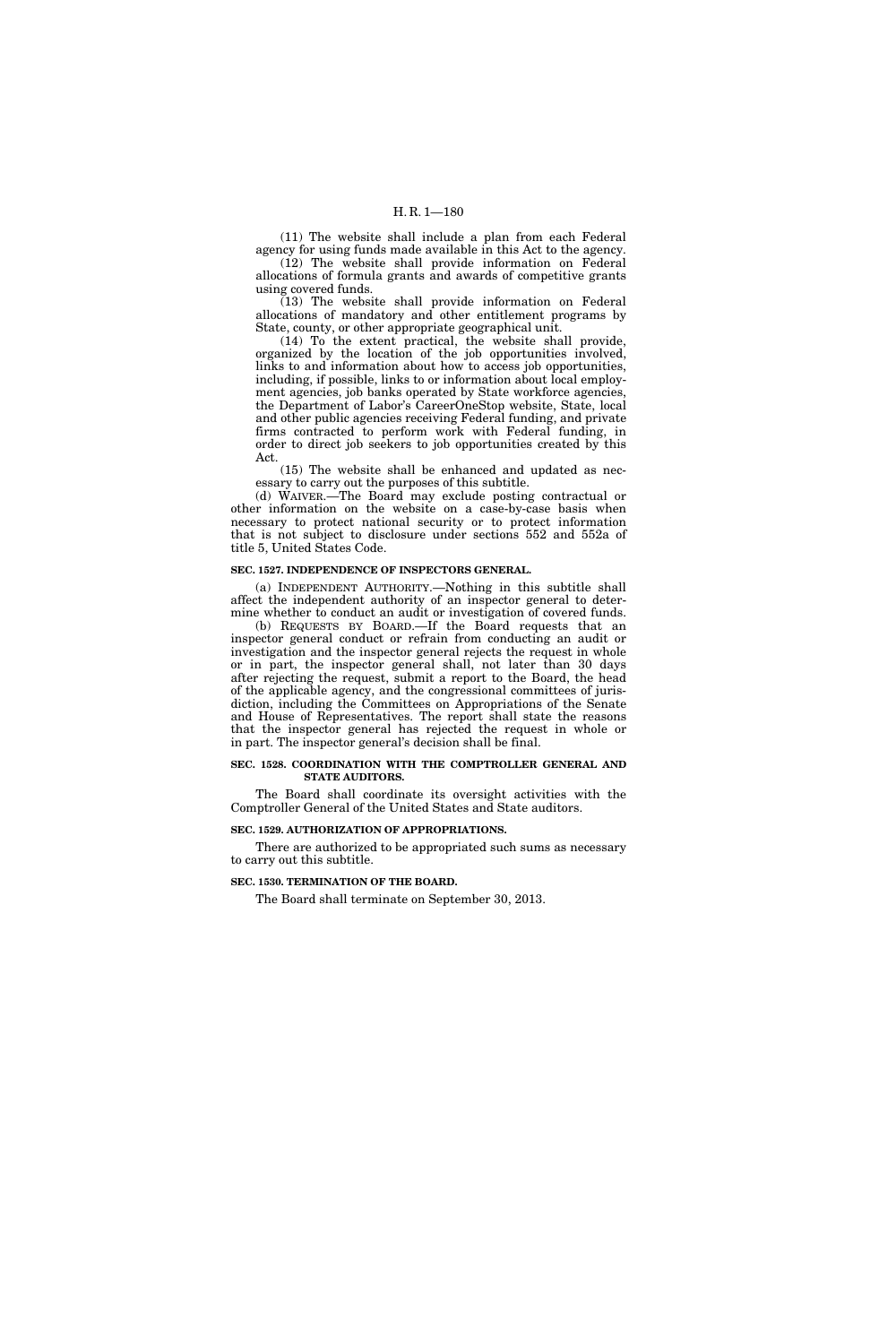(11) The website shall include a plan from each Federal agency for using funds made available in this Act to the agency.

(12) The website shall provide information on Federal allocations of formula grants and awards of competitive grants using covered funds.

(13) The website shall provide information on Federal allocations of mandatory and other entitlement programs by State, county, or other appropriate geographical unit.

(14) To the extent practical, the website shall provide, organized by the location of the job opportunities involved, links to and information about how to access job opportunities, including, if possible, links to or information about local employment agencies, job banks operated by State workforce agencies, the Department of Labor's CareerOneStop website, State, local and other public agencies receiving Federal funding, and private firms contracted to perform work with Federal funding, in order to direct job seekers to job opportunities created by this Act.

(15) The website shall be enhanced and updated as necessary to carry out the purposes of this subtitle.

(d) WAIVER.—The Board may exclude posting contractual or other information on the website on a case-by-case basis when necessary to protect national security or to protect information that is not subject to disclosure under sections 552 and 552a of title 5, United States Code.

**SEC. 1527. INDEPENDENCE OF INSPECTORS GENERAL.**

(a) INDEPENDENT AUTHORITY.—Nothing in this subtitle shall affect the independent authority of an inspector general to determine whether to conduct an audit or investigation of covered funds.

(b) REQUESTS BY BOARD.—If the Board requests that an inspector general conduct or refrain from conducting an audit or investigation and the inspector general rejects the request in whole or in part, the inspector general shall, not later than 30 days after rejecting the request, submit a report to the Board, the head of the applicable agency, and the congressional committees of jurisdiction, including the Committees on Appropriations of the Senate and House of Representatives. The report shall state the reasons that the inspector general has rejected the request in whole or in part. The inspector general's decision shall be final.

**SEC. 1528. COORDINATION WITH THE COMPTROLLER GENERAL AND STATE AUDITORS.**

The Board shall coordinate its oversight activities with the Comptroller General of the United States and State auditors.

**SEC. 1529. AUTHORIZATION OF APPROPRIATIONS.**

There are authorized to be appropriated such sums as necessary to carry out this subtitle.

**SEC. 1530. TERMINATION OF THE BOARD.**

The Board shall terminate on September 30, 2013.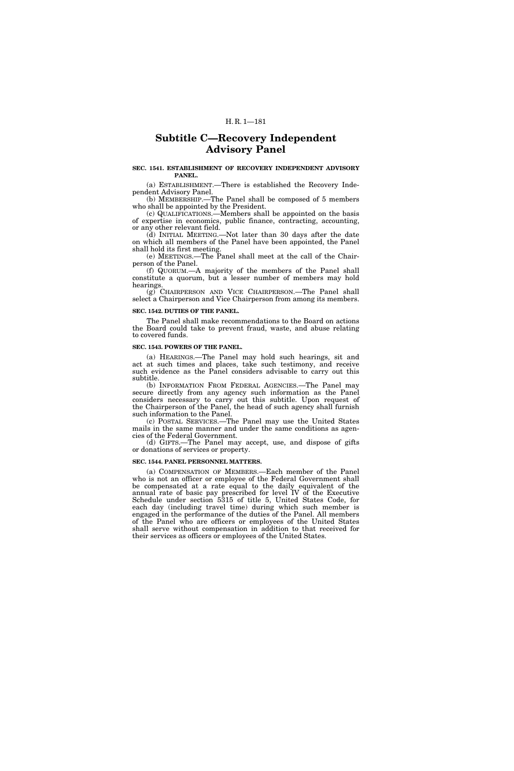# Subtitle C—Recovery Independent Advisory Panel

### SEC. 1541. ESTABLISHMENT OF RECOVERY INDEPENDENT ADVISORY PANEL.

(a) ESTABLISHMENT.—There is established the Recovery Independent Advisory Panel.

(b) MEMBERSHIP.—The Panel shall be composed of 5 members who shall be appointed by the President.

(c) QUALIFICATIONS.—Members shall be appointed on the basis of expertise in economics, public finance, contracting, accounting, or any other relevant field.

(d) INITIAL MEETING.—Not later than 30 days after the date on which all members of the Panel have been appointed, the Panel shall hold its first meeting.

(e) MEETINGS.—The Panel shall meet at the call of the Chairperson of the Panel.

(f) QUORUM.—A majority of the members of the Panel shall constitute a quorum, but a lesser number of members may hold hearings.

(g) CHAIRPERSON AND VICE CHAIRPERSON.—The Panel shall select a Chairperson and Vice Chairperson from among its members.

### SEC. 1542. DUTIES OF THE PANEL.

The Panel shall make recommendations to the Board on actions the Board could take to prevent fraud, waste, and abuse relating to covered funds.

### SEC. 1543. POWERS OF THE PANEL.

(a) HEARINGS.—The Panel may hold such hearings, sit and act at such times and places, take such testimony, and receive such evidence as the Panel considers advisable to carry out this subtitle.

(b) INFORMATION FROM FEDERAL AGENCIES.—The Panel may secure directly from any agency such information as the Panel considers necessary to carry out this subtitle. Upon request of the Chairperson of the Panel, the head of such agency shall furnish such information to the Panel.

(c) POSTAL SERVICES.—The Panel may use the United States mails in the same manner and under the same conditions as agencies of the Federal Government.

(d) GIFTS.—The Panel may accept, use, and dispose of gifts or donations of services or property.

### SEC. 1544. PANEL PERSONNEL MATTERS.

(a) COMPENSATION OF MEMBERS.—Each member of the Panel who is not an officer or employee of the Federal Government shall be compensated at a rate equal to the daily equivalent of the annual rate of basic pay prescribed for level IV of the Executive Schedule under section 5315 of title 5, United States Code, for each day (including travel time) during which such member is engaged in the performance of the duties of the Panel. All members of the Panel who are officers or employees of the United States shall serve without compensation in addition to that received for their services as officers or employees of the United States.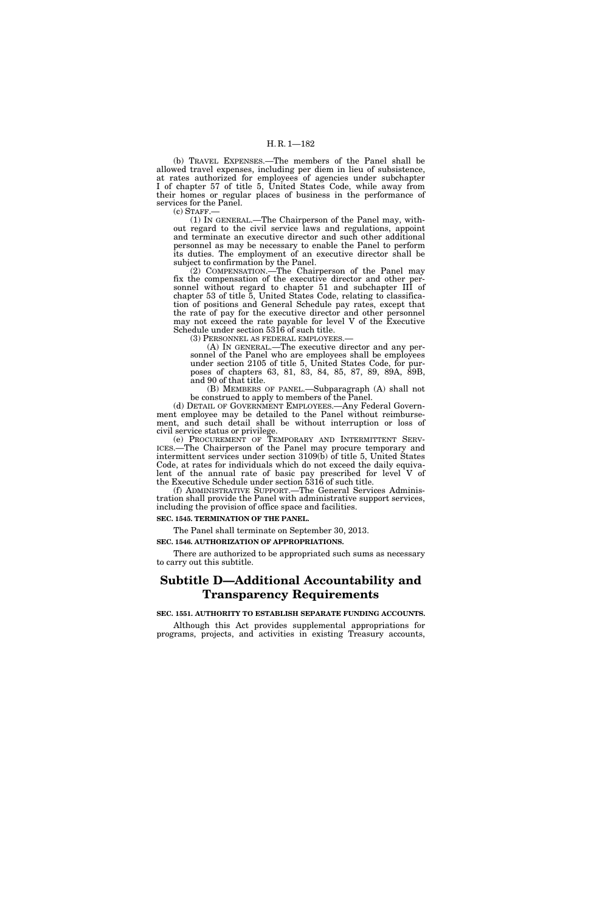(b) TRAVEL EXPENSES.—The members of the Panel shall be allowed travel expenses, including per diem in lieu of subsistence, at rates authorized for employees of agencies under subchapter I of chapter 57 of title 5, United States Code, while away from their homes or regular places of business in the performance of services for the Panel.

(c) STAFF.—

(1) IN GENERAL.—The Chairperson of the Panel may, without regard to the civil service laws and regulations, appoint and terminate an executive director and such other additional personnel as may be necessary to enable the Panel to perform its duties. The employment of an executive director shall be subject to confirmation by the Panel.

(2) COMPENSATION.—The Chairperson of the Panel may fix the compensation of the executive director and other personnel without regard to chapter 51 and subchapter III of chapter 53 of title 5, United States Code, relating to classification of positions and General Schedule pay rates, except that the rate of pay for the executive director and other personnel may not exceed the rate payable for level V of the Executive Schedule under section 5316 of such title.

(3) PERSONNEL AS FEDERAL EMPLOYEES.—

(A) IN GENERAL.—The executive director and any personnel of the Panel who are employees shall be employees under section 2105 of title 5, United States Code, for purposes of chapters 63, 81, 83, 84, 85, 87, 89, 89A, 89B, and 90 of that title.

(B) MEMBERS OF PANEL.—Subparagraph (A) shall not be construed to apply to members of the Panel.

(d) DETAIL OF GOVERNMENT EMPLOYEES.—Any Federal Government employee may be detailed to the Panel without reimbursement, and such detail shall be without interruption or loss of civil service status or privilege.

(e) PROCUREMENT OF TEMPORARY AND INTERMITTENT SERVICES.—The Chairperson of the Panel may procure temporary and intermittent services under section 3109(b) of title 5, United States Code, at rates for individuals which do not exceed the daily equivalent of the annual rate of basic pay prescribed for level V of the Executive Schedule under section 5316 of such title.

(f) ADMINISTRATIVE SUPPORT.—The General Services Administration shall provide the Panel with administrative support services, including the provision of office space and facilities.

**SEC. 1545. TERMINATION OF THE PANEL.**

The Panel shall terminate on September 30, 2013.

**SEC. 1546. AUTHORIZATION OF APPROPRIATIONS.**

There are authorized to be appropriated such sums as necessary to carry out this subtitle.

## Subtitle D—Additional Accountability and Transparency Requirements

**SEC. 1551. AUTHORITY TO ESTABLISH SEPARATE FUNDING ACCOUNTS.**

Although this Act provides supplemental appropriations for programs, projects, and activities in existing Treasury accounts,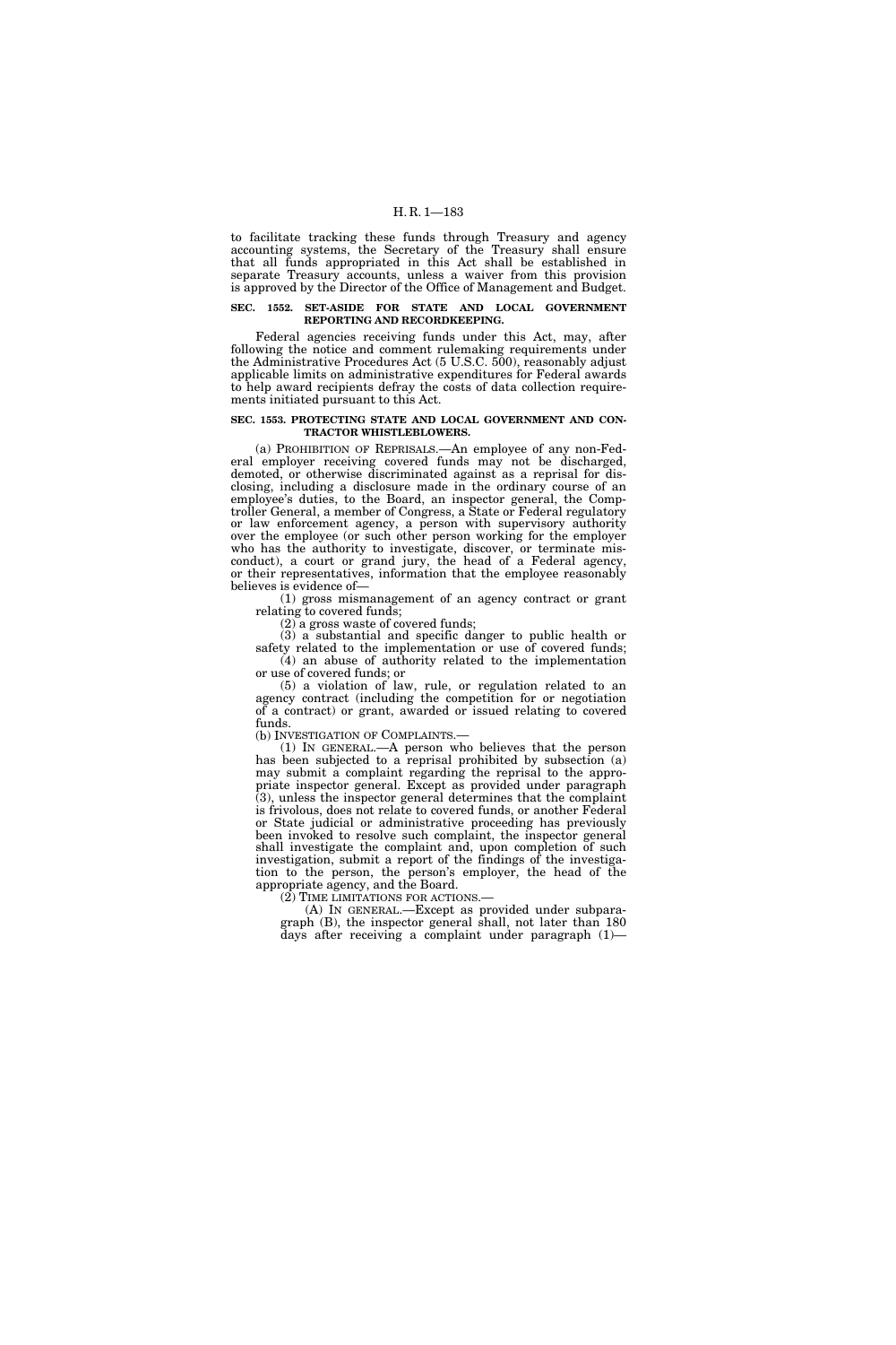to facilitate tracking these funds through Treasury and agency accounting systems, the Secretary of the Treasury shall ensure that all funds appropriated in this Act shall be established in separate Treasury accounts, unless a waiver from this provision is approved by the Director of the Office of Management and Budget.

**SEC. 1552. SET-ASIDE FOR STATE AND LOCAL GOVERNMENT REPORTING AND RECORDKEEPING.**

Federal agencies receiving funds under this Act, may, after following the notice and comment rulemaking requirements under the Administrative Procedures Act (5 U.S.C. 500), reasonably adjust applicable limits on administrative expenditures for Federal awards to help award recipients defray the costs of data collection requirements initiated pursuant to this Act.

**SEC. 1553. PROTECTING STATE AND LOCAL GOVERNMENT AND CONTRACTOR WHISTLEBLOWERS.**

(a) PROHIBITION OF REPRISALS.—An employee of any non-Federal employer receiving covered funds may not be discharged, demoted, or otherwise discriminated against as a reprisal for disclosing, including a disclosure made in the ordinary course of an employee's duties, to the Board, an inspector general, the Comptroller General, a member of Congress, a State or Federal regulatory or law enforcement agency, a person with supervisory authority over the employee (or such other person working for the employer who has the authority to investigate, discover, or terminate misconduct), a court or grand jury, the head of a Federal agency, or their representatives, information that the employee reasonably believes is evidence of—

(1) gross mismanagement of an agency contract or grant relating to covered funds;

(2) a gross waste of covered funds;

(3) a substantial and specific danger to public health or safety related to the implementation or use of covered funds;

(4) an abuse of authority related to the implementation or use of covered funds; or

(5) a violation of law, rule, or regulation related to an agency contract (including the competition for or negotiation of a contract) or grant, awarded or issued relating to covered funds.

(b) INVESTIGATION OF COMPLAINTS.—

(1) IN GENERAL.—A person who believes that the person has been subjected to a reprisal prohibited by subsection (a) may submit a complaint regarding the reprisal to the appropriate inspector general. Except as provided under paragraph (3), unless the inspector general determines that the complaint is frivolous, does not relate to covered funds, or another Federal or State judicial or administrative proceeding has previously been invoked to resolve such complaint, the inspector general shall investigate the complaint and, upon completion of such investigation, submit a report of the findings of the investigation to the person, the person's employer, the head of the appropriate agency, and the Board.

(2) TIME LIMITATIONS FOR ACTIONS.—

(A) IN GENERAL.—Except as provided under subparagraph (B), the inspector general shall, not later than 180 days after receiving a complaint under paragraph (1)—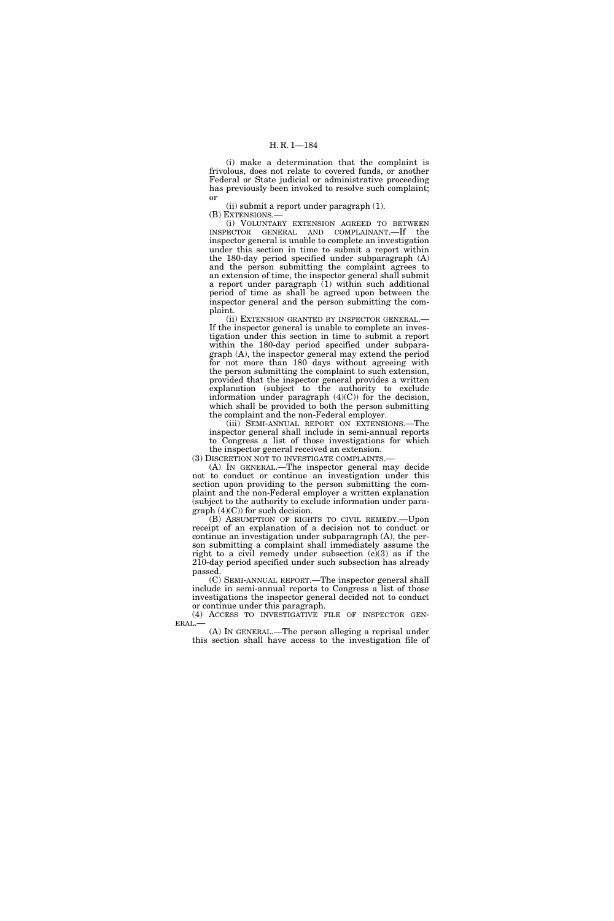(i) make a determination that the complaint is frivolous, does not relate to covered funds, or another Federal or State judicial or administrative proceeding has previously been invoked to resolve such complaint; or

(ii) submit a report under paragraph (1).

(B) EXTENSIONS.—

(i) VOLUNTARY EXTENSION AGREED TO BETWEEN INSPECTOR GENERAL AND COMPLAINANT.—If the inspector general is unable to complete an investigation under this section in time to submit a report within the 180-day period specified under subparagraph (A) and the person submitting the complaint agrees to an extension of time, the inspector general shall submit a report under paragraph (1) within such additional period of time as shall be agreed upon between the inspector general and the person submitting the complaint.

(ii) EXTENSION GRANTED BY INSPECTOR GENERAL.—If the inspector general is unable to complete an investigation under this section in time to submit a report within the 180-day period specified under subparagraph (A), the inspector general may extend the period for not more than 180 days without agreeing with the person submitting the complaint to such extension, provided that the inspector general provides a written explanation (subject to the authority to exclude information under paragraph (4)(C)) for the decision, which shall be provided to both the person submitting the complaint and the non-Federal employer.

(iii) SEMI-ANNUAL REPORT ON EXTENSIONS.—The inspector general shall include in semi-annual reports to Congress a list of those investigations for which the inspector general received an extension.

(3) DISCRETION NOT TO INVESTIGATE COMPLAINTS.—

(A) IN GENERAL.—The inspector general may decide not to conduct or continue an investigation under this section upon providing to the person submitting the complaint and the non-Federal employer a written explanation (subject to the authority to exclude information under paragraph (4)(C)) for such decision.

(B) ASSUMPTION OF RIGHTS TO CIVIL REMEDY.—Upon receipt of an explanation of a decision not to conduct or continue an investigation under subparagraph (A), the person submitting a complaint shall immediately assume the right to a civil remedy under subsection (c)(3) as if the 210-day period specified under such subsection has already passed.

(C) SEMI-ANNUAL REPORT.—The inspector general shall include in semi-annual reports to Congress a list of those investigations the inspector general decided not to conduct or continue under this paragraph.

(4) ACCESS TO INVESTIGATIVE FILE OF INSPECTOR GENERAL.—

(A) IN GENERAL.—The person alleging a reprisal under this section shall have access to the investigation file of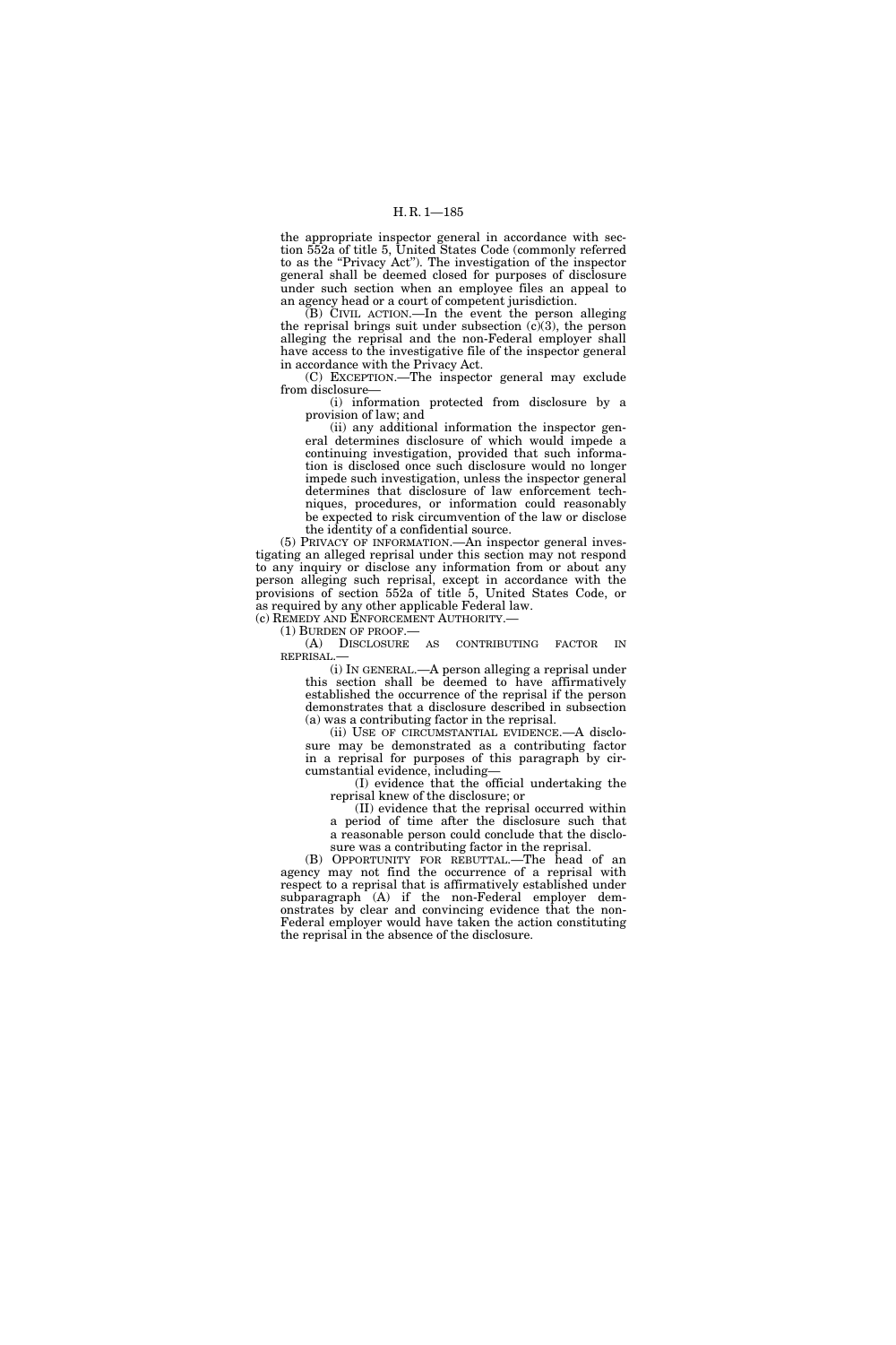the appropriate inspector general in accordance with section 552a of title 5, United States Code (commonly referred to as the "Privacy Act"). The investigation of the inspector general shall be deemed closed for purposes of disclosure under such section when an employee files an appeal to an agency head or a court of competent jurisdiction.

(B) CIVIL ACTION.—In the event the person alleging the reprisal brings suit under subsection (c)(3), the person alleging the reprisal and the non-Federal employer shall have access to the investigative file of the inspector general in accordance with the Privacy Act.

(C) EXCEPTION.—The inspector general may exclude from disclosure—

(i) information protected from disclosure by a provision of law; and

(ii) any additional information the inspector general determines disclosure of which would impede a continuing investigation, provided that such information is disclosed once such disclosure would no longer impede such investigation, unless the inspector general determines that disclosure of law enforcement techniques, procedures, or information could reasonably be expected to risk circumvention of the law or disclose the identity of a confidential source.

(5) PRIVACY OF INFORMATION.—An inspector general investigating an alleged reprisal under this section may not respond to any inquiry or disclose any information from or about any person alleging such reprisal, except in accordance with the provisions of section 552a of title 5, United States Code, or as required by any other applicable Federal law.

(c) REMEDY AND ENFORCEMENT AUTHORITY.—

(1) BURDEN OF PROOF.—

(A) DISCLOSURE AS CONTRIBUTING FACTOR IN REPRISAL.—

(i) IN GENERAL.—A person alleging a reprisal under this section shall be deemed to have affirmatively established the occurrence of the reprisal if the person demonstrates that a disclosure described in subsection (a) was a contributing factor in the reprisal.

(ii) USE OF CIRCUMSTANTIAL EVIDENCE.—A disclosure may be demonstrated as a contributing factor in a reprisal for purposes of this paragraph by circumstantial evidence, including—

(I) evidence that the official undertaking the reprisal knew of the disclosure; or

(II) evidence that the reprisal occurred within a period of time after the disclosure such that a reasonable person could conclude that the disclosure was a contributing factor in the reprisal.

(B) OPPORTUNITY FOR REBUTTAL.—The head of an agency may not find the occurrence of a reprisal with respect to a reprisal that is affirmatively established under subparagraph (A) if the non-Federal employer demonstrates by clear and convincing evidence that the non-Federal employer would have taken the action constituting the reprisal in the absence of the disclosure.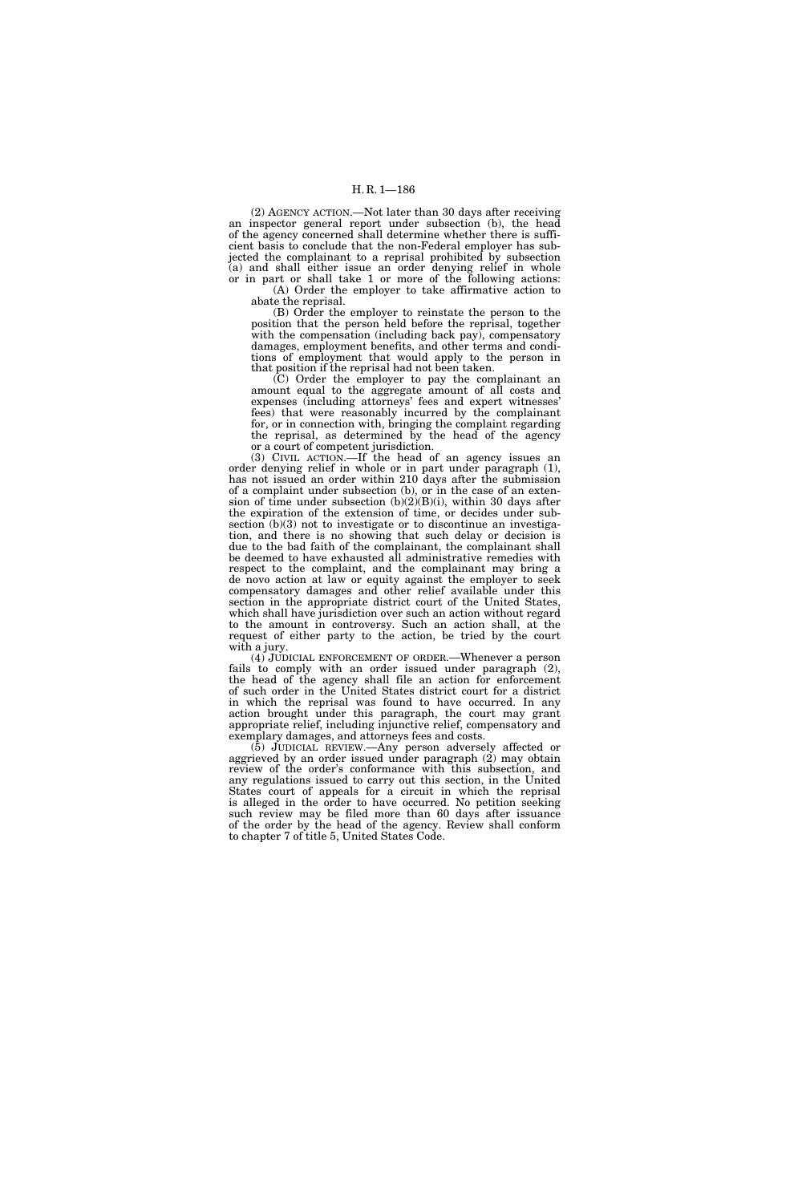(2) AGENCY ACTION.—Not later than 30 days after receiving an inspector general report under subsection (b), the head of the agency concerned shall determine whether there is sufficient basis to conclude that the non-Federal employer has subjected the complainant to a reprisal prohibited by subsection (a) and shall either issue an order denying relief in whole or in part or shall take 1 or more of the following actions:

(A) Order the employer to take affirmative action to abate the reprisal.

(B) Order the employer to reinstate the person to the position that the person held before the reprisal, together with the compensation (including back pay), compensatory damages, employment benefits, and other terms and conditions of employment that would apply to the person in that position if the reprisal had not been taken.

(C) Order the employer to pay the complainant an amount equal to the aggregate amount of all costs and expenses (including attorneys' fees and expert witnesses' fees) that were reasonably incurred by the complainant for, or in connection with, bringing the complaint regarding the reprisal, as determined by the head of the agency or a court of competent jurisdiction.

(3) CIVIL ACTION.—If the head of an agency issues an order denying relief in whole or in part under paragraph (1), has not issued an order within 210 days after the submission of a complaint under subsection (b), or in the case of an extension of time under subsection (b)(2)(B)(i), within 30 days after the expiration of the extension of time, or decides under subsection (b)(3) not to investigate or to discontinue an investigation, and there is no showing that such delay or decision is due to the bad faith of the complainant, the complainant shall be deemed to have exhausted all administrative remedies with respect to the complaint, and the complainant may bring a de novo action at law or equity against the employer to seek compensatory damages and other relief available under this section in the appropriate district court of the United States, which shall have jurisdiction over such an action without regard to the amount in controversy. Such an action shall, at the request of either party to the action, be tried by the court with a jury.

(4) JUDICIAL ENFORCEMENT OF ORDER.—Whenever a person fails to comply with an order issued under paragraph (2), the head of the agency shall file an action for enforcement of such order in the United States district court for a district in which the reprisal was found to have occurred. In any action brought under this paragraph, the court may grant appropriate relief, including injunctive relief, compensatory and exemplary damages, and attorneys fees and costs.

(5) JUDICIAL REVIEW.—Any person adversely affected or aggrieved by an order issued under paragraph (2) may obtain review of the order's conformance with this subsection, and any regulations issued to carry out this section, in the United States court of appeals for a circuit in which the reprisal is alleged in the order to have occurred. No petition seeking such review may be filed more than 60 days after issuance of the order by the head of the agency. Review shall conform to chapter 7 of title 5, United States Code.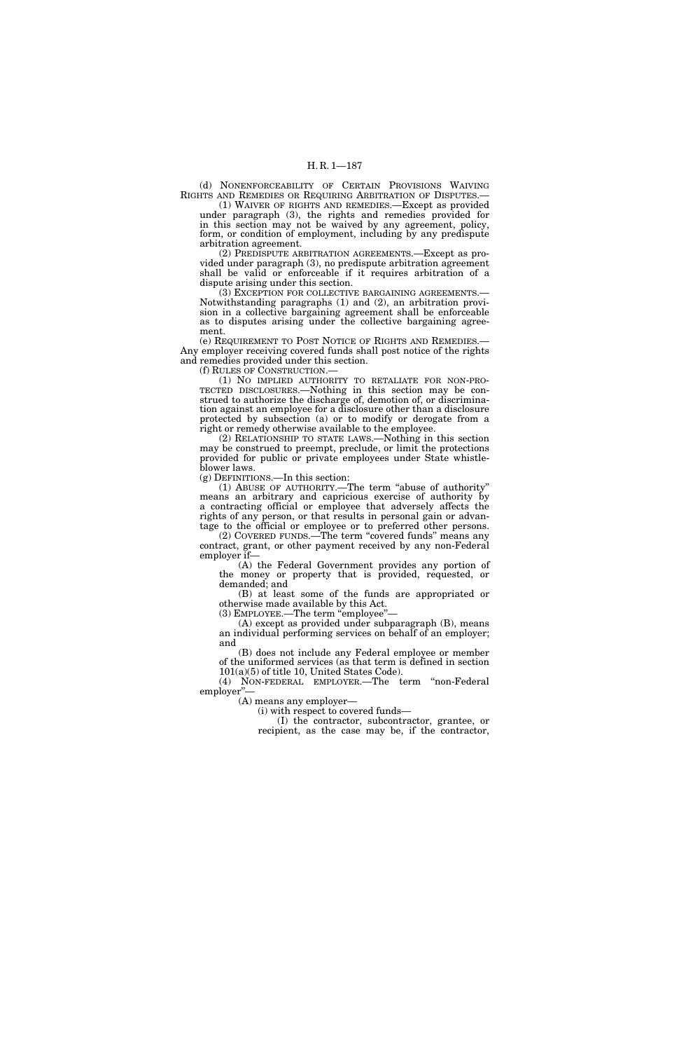(d) NONENFORCEABILITY OF CERTAIN PROVISIONS WAIVING RIGHTS AND REMEDIES OR REQUIRING ARBITRATION OF DISPUTES.—

(1) WAIVER OF RIGHTS AND REMEDIES.—Except as provided under paragraph (3), the rights and remedies provided for in this section may not be waived by any agreement, policy, form, or condition of employment, including by any predispute arbitration agreement.

(2) PREDISPUTE ARBITRATION AGREEMENTS.—Except as provided under paragraph (3), no predispute arbitration agreement shall be valid or enforceable if it requires arbitration of a dispute arising under this section.

(3) EXCEPTION FOR COLLECTIVE BARGAINING AGREEMENTS.—Notwithstanding paragraphs (1) and (2), an arbitration provision in a collective bargaining agreement shall be enforceable as to disputes arising under the collective bargaining agreement.

(e) REQUIREMENT TO POST NOTICE OF RIGHTS AND REMEDIES.—Any employer receiving covered funds shall post notice of the rights and remedies provided under this section.

(f) RULES OF CONSTRUCTION.—

(1) NO IMPLIED AUTHORITY TO RETALIATE FOR NON-PROTECTED DISCLOSURES.—Nothing in this section may be construed to authorize the discharge of, demotion of, or discrimination against an employee for a disclosure other than a disclosure protected by subsection (a) or to modify or derogate from a right or remedy otherwise available to the employee.

(2) RELATIONSHIP TO STATE LAWS.—Nothing in this section may be construed to preempt, preclude, or limit the protections provided for public or private employees under State whistleblower laws.

(g) DEFINITIONS.—In this section:

(1) ABUSE OF AUTHORITY.—The term "abuse of authority" means an arbitrary and capricious exercise of authority by a contracting official or employee that adversely affects the rights of any person, or that results in personal gain or advantage to the official or employee or to preferred other persons.

(2) COVERED FUNDS.—The term "covered funds" means any contract, grant, or other payment received by any non-Federal employer if—

(A) the Federal Government provides any portion of the money or property that is provided, requested, or demanded; and

(B) at least some of the funds are appropriated or otherwise made available by this Act.

(3) EMPLOYEE.—The term "employee"—

(A) except as provided under subparagraph (B), means an individual performing services on behalf of an employer; and

(B) does not include any Federal employee or member of the uniformed services (as that term is defined in section 101(a)(5) of title 10, United States Code).

(4) NON-FEDERAL EMPLOYER.—The term "non-Federal employer"—

(A) means any employer—

(i) with respect to covered funds—

(I) the contractor, subcontractor, grantee, or recipient, as the case may be, if the contractor,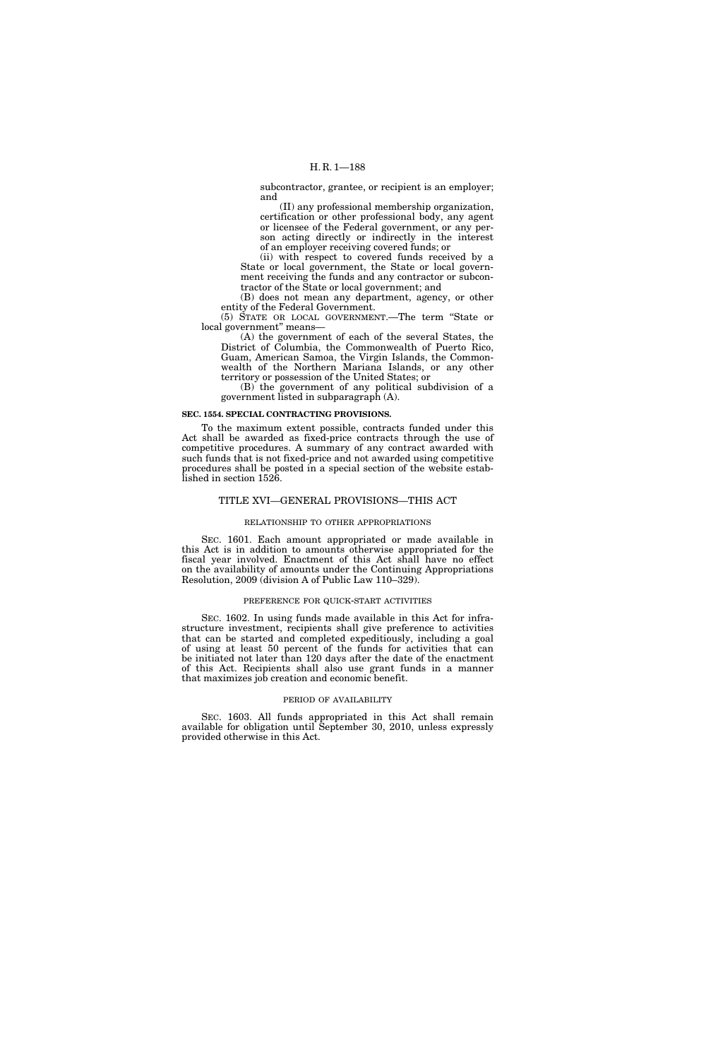subcontractor, grantee, or recipient is an employer; and

(II) any professional membership organization, certification or other professional body, any agent or licensee of the Federal government, or any person acting directly or indirectly in the interest of an employer receiving covered funds; or

(ii) with respect to covered funds received by a State or local government, the State or local government receiving the funds and any contractor or subcontractor of the State or local government; and

(B) does not mean any department, agency, or other entity of the Federal Government.

(5) STATE OR LOCAL GOVERNMENT.—The term "State or local government" means—

(A) the government of each of the several States, the District of Columbia, the Commonwealth of Puerto Rico, Guam, American Samoa, the Virgin Islands, the Commonwealth of the Northern Mariana Islands, or any other territory or possession of the United States; or

(B) the government of any political subdivision of a government listed in subparagraph (A).

**SEC. 1554. SPECIAL CONTRACTING PROVISIONS.**

To the maximum extent possible, contracts funded under this Act shall be awarded as fixed-price contracts through the use of competitive procedures. A summary of any contract awarded with such funds that is not fixed-price and not awarded using competitive procedures shall be posted in a special section of the website established in section 1526.

## TITLE XVI—GENERAL PROVISIONS—THIS ACT

RELATIONSHIP TO OTHER APPROPRIATIONS

SEC. 1601. Each amount appropriated or made available in this Act is in addition to amounts otherwise appropriated for the fiscal year involved. Enactment of this Act shall have no effect on the availability of amounts under the Continuing Appropriations Resolution, 2009 (division A of Public Law 110–329).

PREFERENCE FOR QUICK-START ACTIVITIES

SEC. 1602. In using funds made available in this Act for infrastructure investment, recipients shall give preference to activities that can be started and completed expeditiously, including a goal of using at least 50 percent of the funds for activities that can be initiated not later than 120 days after the date of the enactment of this Act. Recipients shall also use grant funds in a manner that maximizes job creation and economic benefit.

PERIOD OF AVAILABILITY

SEC. 1603. All funds appropriated in this Act shall remain available for obligation until September 30, 2010, unless expressly provided otherwise in this Act.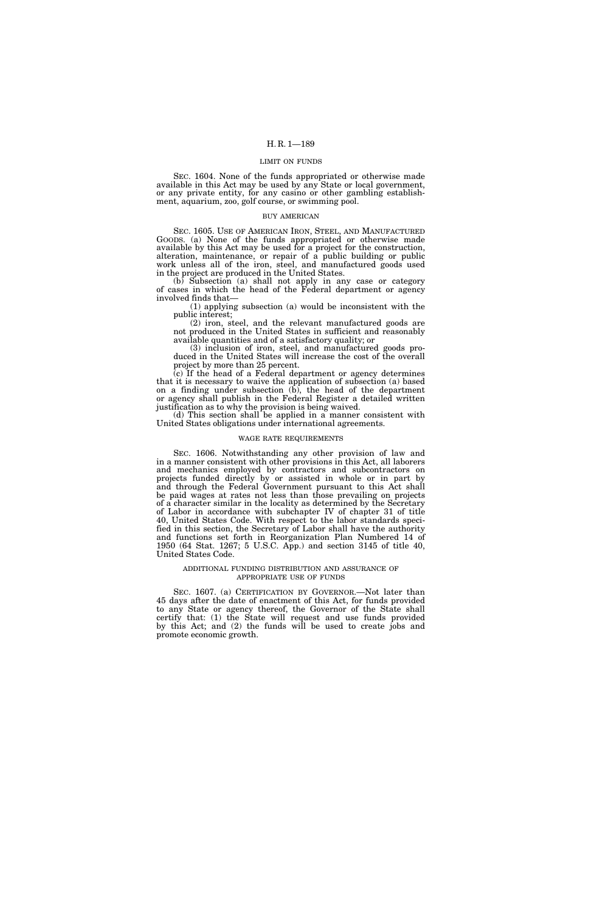## LIMIT ON FUNDS

SEC. 1604. None of the funds appropriated or otherwise made available in this Act may be used by any State or local government, or any private entity, for any casino or other gambling establishment, aquarium, zoo, golf course, or swimming pool.

## BUY AMERICAN

SEC. 1605. USE OF AMERICAN IRON, STEEL, AND MANUFACTURED GOODS. (a) None of the funds appropriated or otherwise made available by this Act may be used for a project for the construction, alteration, maintenance, or repair of a public building or public work unless all of the iron, steel, and manufactured goods used in the project are produced in the United States.

(b) Subsection (a) shall not apply in any case or category of cases in which the head of the Federal department or agency involved finds that—

(1) applying subsection (a) would be inconsistent with the public interest;

(2) iron, steel, and the relevant manufactured goods are not produced in the United States in sufficient and reasonably available quantities and of a satisfactory quality; or

(3) inclusion of iron, steel, and manufactured goods produced in the United States will increase the cost of the overall project by more than 25 percent.

(c) If the head of a Federal department or agency determines that it is necessary to waive the application of subsection (a) based on a finding under subsection (b), the head of the department or agency shall publish in the Federal Register a detailed written justification as to why the provision is being waived.

(d) This section shall be applied in a manner consistent with United States obligations under international agreements.

## WAGE RATE REQUIREMENTS

SEC. 1606. Notwithstanding any other provision of law and in a manner consistent with other provisions in this Act, all laborers and mechanics employed by contractors and subcontractors on projects funded directly by or assisted in whole or in part by and through the Federal Government pursuant to this Act shall be paid wages at rates not less than those prevailing on projects of a character similar in the locality as determined by the Secretary of Labor in accordance with subchapter IV of chapter 31 of title 40, United States Code. With respect to the labor standards specified in this section, the Secretary of Labor shall have the authority and functions set forth in Reorganization Plan Numbered 14 of 1950 (64 Stat. 1267; 5 U.S.C. App.) and section 3145 of title 40, United States Code.

## ADDITIONAL FUNDING DISTRIBUTION AND ASSURANCE OF APPROPRIATE USE OF FUNDS

SEC. 1607. (a) CERTIFICATION BY GOVERNOR.—Not later than 45 days after the date of enactment of this Act, for funds provided to any State or agency thereof, the Governor of the State shall certify that: (1) the State will request and use funds provided by this Act; and (2) the funds will be used to create jobs and promote economic growth.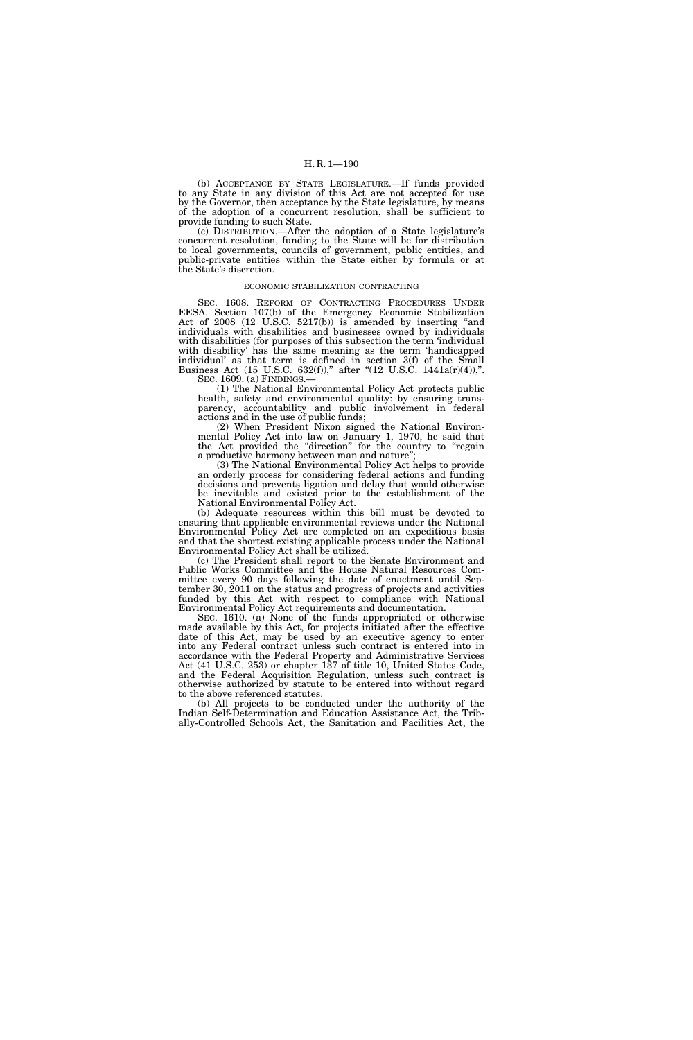(b) ACCEPTANCE BY STATE LEGISLATURE.—If funds provided to any State in any division of this Act are not accepted for use by the Governor, then acceptance by the State legislature, by means of the adoption of a concurrent resolution, shall be sufficient to provide funding to such State.

(c) DISTRIBUTION.—After the adoption of a State legislature's concurrent resolution, funding to the State will be for distribution to local governments, councils of government, public entities, and public-private entities within the State either by formula or at the State's discretion.

ECONOMIC STABILIZATION CONTRACTING

SEC. 1608. REFORM OF CONTRACTING PROCEDURES UNDER EESA. Section 107(b) of the Emergency Economic Stabilization Act of 2008 (12 U.S.C. 5217(b)) is amended by inserting "and individuals with disabilities and businesses owned by individuals with disabilities (for purposes of this subsection the term 'individual with disability' has the same meaning as the term 'handicapped individual' as that term is defined in section 3(f) of the Small Business Act (15 U.S.C. 632(f))," after "(12 U.S.C. 1441a(r)(4)),".

SEC. 1609. (a) FINDINGS.—

(1) The National Environmental Policy Act protects public health, safety and environmental quality: by ensuring transparency, accountability and public involvement in federal actions and in the use of public funds;

(2) When President Nixon signed the National Environmental Policy Act into law on January 1, 1970, he said that the Act provided the "direction" for the country to "regain a productive harmony between man and nature";

(3) The National Environmental Policy Act helps to provide an orderly process for considering federal actions and funding decisions and prevents ligation and delay that would otherwise be inevitable and existed prior to the establishment of the National Environmental Policy Act.

(b) Adequate resources within this bill must be devoted to ensuring that applicable environmental reviews under the National Environmental Policy Act are completed on an expeditious basis and that the shortest existing applicable process under the National Environmental Policy Act shall be utilized.

(c) The President shall report to the Senate Environment and Public Works Committee and the House Natural Resources Committee every 90 days following the date of enactment until September 30, 2011 on the status and progress of projects and activities funded by this Act with respect to compliance with National Environmental Policy Act requirements and documentation.

SEC. 1610. (a) None of the funds appropriated or otherwise made available by this Act, for projects initiated after the effective date of this Act, may be used by an executive agency to enter into any Federal contract unless such contract is entered into in accordance with the Federal Property and Administrative Services Act (41 U.S.C. 253) or chapter 137 of title 10, United States Code, and the Federal Acquisition Regulation, unless such contract is otherwise authorized by statute to be entered into without regard to the above referenced statutes.

(b) All projects to be conducted under the authority of the Indian Self-Determination and Education Assistance Act, the Tribally-Controlled Schools Act, the Sanitation and Facilities Act, the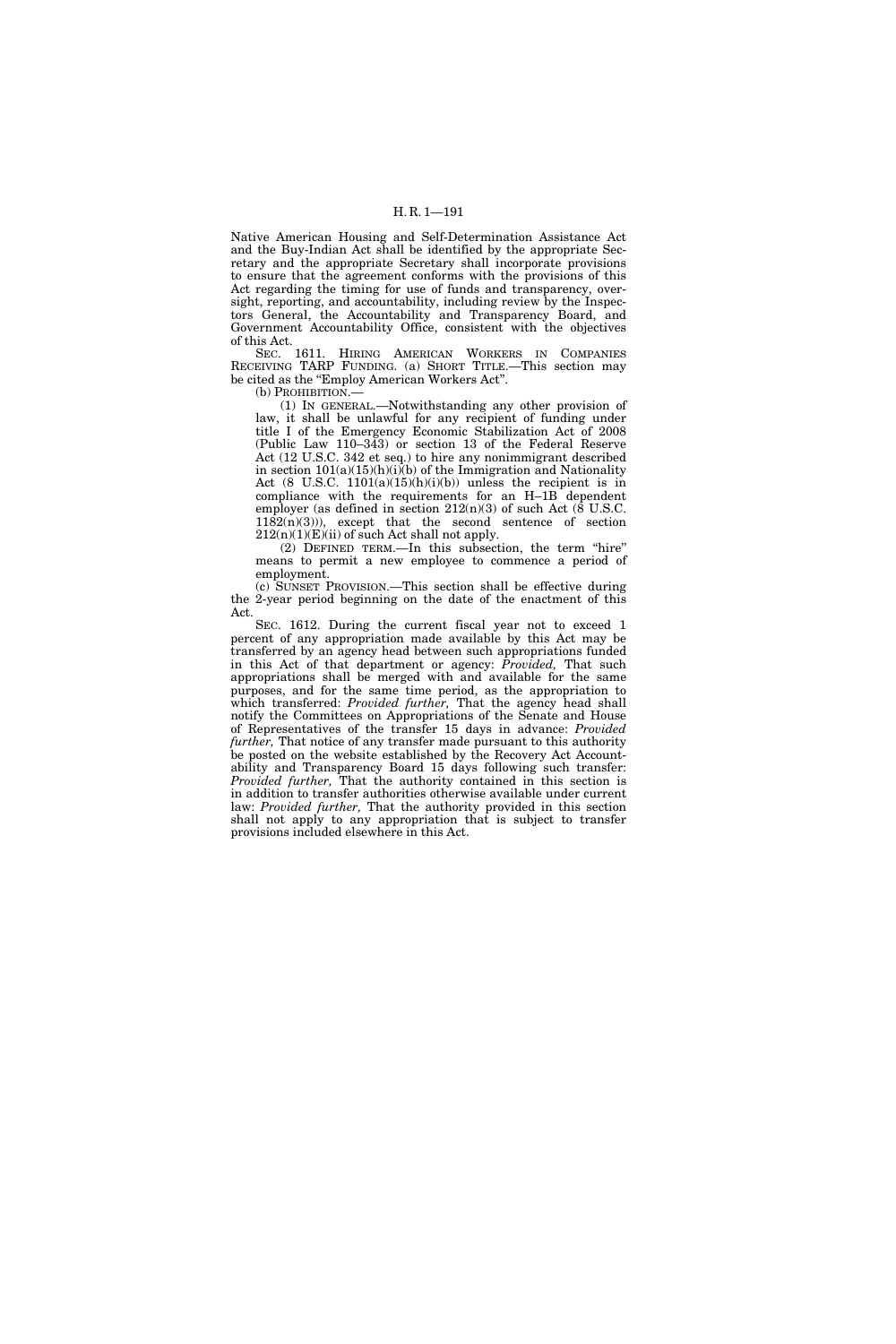Native American Housing and Self-Determination Assistance Act and the Buy-Indian Act shall be identified by the appropriate Secretary and the appropriate Secretary shall incorporate provisions to ensure that the agreement conforms with the provisions of this Act regarding the timing for use of funds and transparency, oversight, reporting, and accountability, including review by the Inspectors General, the Accountability and Transparency Board, and Government Accountability Office, consistent with the objectives of this Act.

SEC. 1611. HIRING AMERICAN WORKERS IN COMPANIES RECEIVING TARP FUNDING. (a) SHORT TITLE.—This section may be cited as the "Employ American Workers Act".

(b) PROHIBITION.—

(1) IN GENERAL.—Notwithstanding any other provision of law, it shall be unlawful for any recipient of funding under title I of the Emergency Economic Stabilization Act of 2008 (Public Law 110–343) or section 13 of the Federal Reserve Act (12 U.S.C. 342 et seq.) to hire any nonimmigrant described in section 101(a)(15)(h)(i)(b) of the Immigration and Nationality Act (8 U.S.C. 1101(a)(15)(h)(i)(b)) unless the recipient is in compliance with the requirements for an H–1B dependent employer (as defined in section 212(n)(3) of such Act (8 U.S.C. 1182(n)(3))), except that the second sentence of section 212(n)(1)(E)(ii) of such Act shall not apply.

(2) DEFINED TERM.—In this subsection, the term "hire" means to permit a new employee to commence a period of employment.

(c) SUNSET PROVISION.—This section shall be effective during the 2-year period beginning on the date of the enactment of this Act.

SEC. 1612. During the current fiscal year not to exceed 1 percent of any appropriation made available by this Act may be transferred by an agency head between such appropriations funded in this Act of that department or agency: *Provided,* That such appropriations shall be merged with and available for the same purposes, and for the same time period, as the appropriation to which transferred: *Provided further,* That the agency head shall notify the Committees on Appropriations of the Senate and House of Representatives of the transfer 15 days in advance: *Provided further,* That notice of any transfer made pursuant to this authority be posted on the website established by the Recovery Act Accountability and Transparency Board 15 days following such transfer: *Provided further,* That the authority contained in this section is in addition to transfer authorities otherwise available under current law: *Provided further,* That the authority provided in this section shall not apply to any appropriation that is subject to transfer provisions included elsewhere in this Act.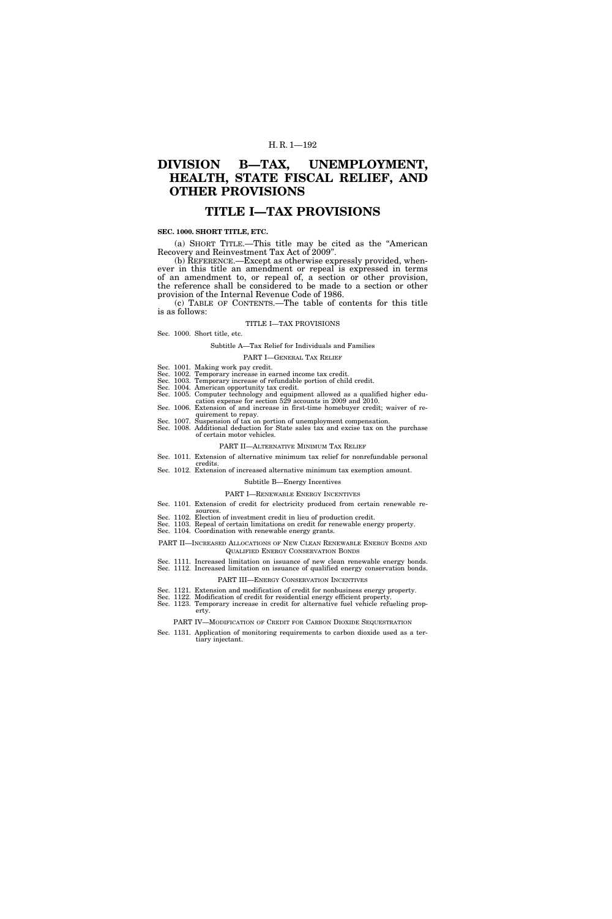# DIVISION B—TAX, UNEMPLOYMENT, HEALTH, STATE FISCAL RELIEF, AND OTHER PROVISIONS

# TITLE I—TAX PROVISIONS

**SEC. 1000. SHORT TITLE, ETC.**

(a) SHORT TITLE.—This title may be cited as the "American Recovery and Reinvestment Tax Act of 2009".

(b) REFERENCE.—Except as otherwise expressly provided, whenever in this title an amendment or repeal is expressed in terms of an amendment to, or repeal of, a section or other provision, the reference shall be considered to be made to a section or other provision of the Internal Revenue Code of 1986.

(c) TABLE OF CONTENTS.—The table of contents for this title is as follows:

TITLE I—TAX PROVISIONS

Sec. 1000. Short title, etc.

Subtitle A—Tax Relief for Individuals and Families

PART I—GENERAL TAX RELIEF

Sec. 1001. Making work pay credit.
Sec. 1002. Temporary increase in earned income tax credit.
Sec. 1003. Temporary increase of refundable portion of child credit.
Sec. 1004. American opportunity tax credit.
Sec. 1005. Computer technology and equipment allowed as a qualified higher education expense for section 529 accounts in 2009 and 2010.
Sec. 1006. Extension of and increase in first-time homebuyer credit; waiver of requirement to repay.
Sec. 1007. Suspension of tax on portion of unemployment compensation.
Sec. 1008. Additional deduction for State sales tax and excise tax on the purchase of certain motor vehicles.

PART II—ALTERNATIVE MINIMUM TAX RELIEF

Sec. 1011. Extension of alternative minimum tax relief for nonrefundable personal credits.
Sec. 1012. Extension of increased alternative minimum tax exemption amount.

Subtitle B—Energy Incentives

PART I—RENEWABLE ENERGY INCENTIVES

Sec. 1101. Extension of credit for electricity produced from certain renewable resources.
Sec. 1102. Election of investment credit in lieu of production credit.
Sec. 1103. Repeal of certain limitations on credit for renewable energy property.
Sec. 1104. Coordination with renewable energy grants.

PART II—INCREASED ALLOCATIONS OF NEW CLEAN RENEWABLE ENERGY BONDS AND QUALIFIED ENERGY CONSERVATION BONDS

Sec. 1111. Increased limitation on issuance of new clean renewable energy bonds.
Sec. 1112. Increased limitation on issuance of qualified energy conservation bonds.

PART III—ENERGY CONSERVATION INCENTIVES

Sec. 1121. Extension and modification of credit for nonbusiness energy property.
Sec. 1122. Modification of credit for residential energy efficient property.
Sec. 1123. Temporary increase in credit for alternative fuel vehicle refueling property.

PART IV—MODIFICATION OF CREDIT FOR CARBON DIOXIDE SEQUESTRATION

Sec. 1131. Application of monitoring requirements to carbon dioxide used as a tertiary injectant.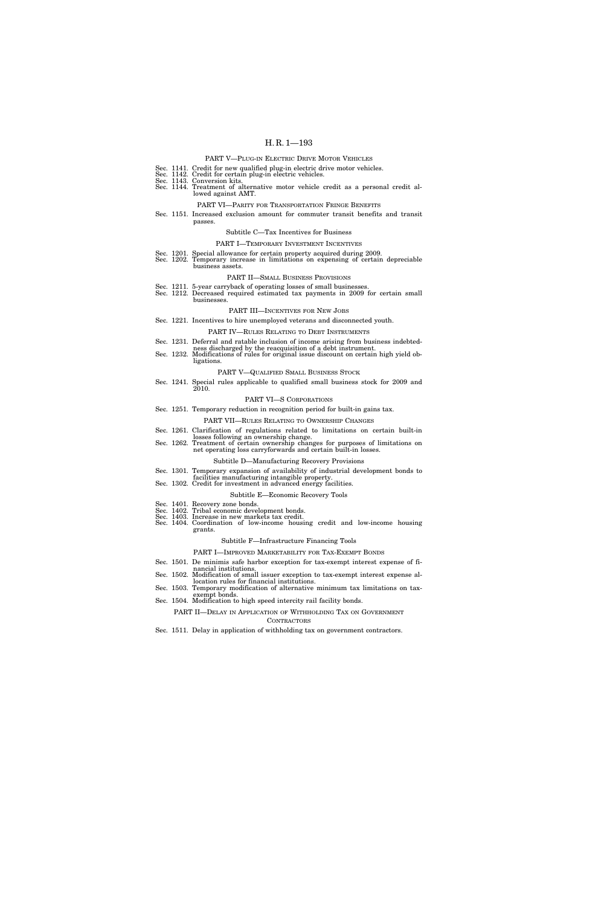PART V—PLUG-IN ELECTRIC DRIVE MOTOR VEHICLES

Sec. 1141. Credit for new qualified plug-in electric drive motor vehicles.
Sec. 1142. Credit for certain plug-in electric vehicles.
Sec. 1143. Conversion kits.
Sec. 1144. Treatment of alternative motor vehicle credit as a personal credit allowed against AMT.

PART VI—PARITY FOR TRANSPORTATION FRINGE BENEFITS

Sec. 1151. Increased exclusion amount for commuter transit benefits and transit passes.

Subtitle C—Tax Incentives for Business

PART I—TEMPORARY INVESTMENT INCENTIVES

Sec. 1201. Special allowance for certain property acquired during 2009.
Sec. 1202. Temporary increase in limitations on expensing of certain depreciable business assets.

PART II—SMALL BUSINESS PROVISIONS

Sec. 1211. 5-year carryback of operating losses of small businesses.
Sec. 1212. Decreased required estimated tax payments in 2009 for certain small businesses.

PART III—INCENTIVES FOR NEW JOBS

Sec. 1221. Incentives to hire unemployed veterans and disconnected youth.

PART IV—RULES RELATING TO DEBT INSTRUMENTS

Sec. 1231. Deferral and ratable inclusion of income arising from business indebtedness discharged by the reacquisition of a debt instrument.
Sec. 1232. Modifications of rules for original issue discount on certain high yield obligations.

PART V—QUALIFIED SMALL BUSINESS STOCK

Sec. 1241. Special rules applicable to qualified small business stock for 2009 and 2010.

PART VI—S CORPORATIONS

Sec. 1251. Temporary reduction in recognition period for built-in gains tax.

PART VII—RULES RELATING TO OWNERSHIP CHANGES

Sec. 1261. Clarification of regulations related to limitations on certain built-in losses following an ownership change.
Sec. 1262. Treatment of certain ownership changes for purposes of limitations on net operating loss carryforwards and certain built-in losses.

Subtitle D—Manufacturing Recovery Provisions

Sec. 1301. Temporary expansion of availability of industrial development bonds to facilities manufacturing intangible property.
Sec. 1302. Credit for investment in advanced energy facilities.

Subtitle E—Economic Recovery Tools

Sec. 1401. Recovery zone bonds.
Sec. 1402. Tribal economic development bonds.
Sec. 1403. Increase in new markets tax credit.
Sec. 1404. Coordination of low-income housing credit and low-income housing grants.

Subtitle F—Infrastructure Financing Tools

PART I—IMPROVED MARKETABILITY FOR TAX-EXEMPT BONDS

Sec. 1501. De minimis safe harbor exception for tax-exempt interest expense of financial institutions.
Sec. 1502. Modification of small issuer exception to tax-exempt interest expense allocation rules for financial institutions.
Sec. 1503. Temporary modification of alternative minimum tax limitations on tax-exempt bonds.
Sec. 1504. Modification to high speed intercity rail facility bonds.

PART II—DELAY IN APPLICATION OF WITHHOLDING TAX ON GOVERNMENT CONTRACTORS

Sec. 1511. Delay in application of withholding tax on government contractors.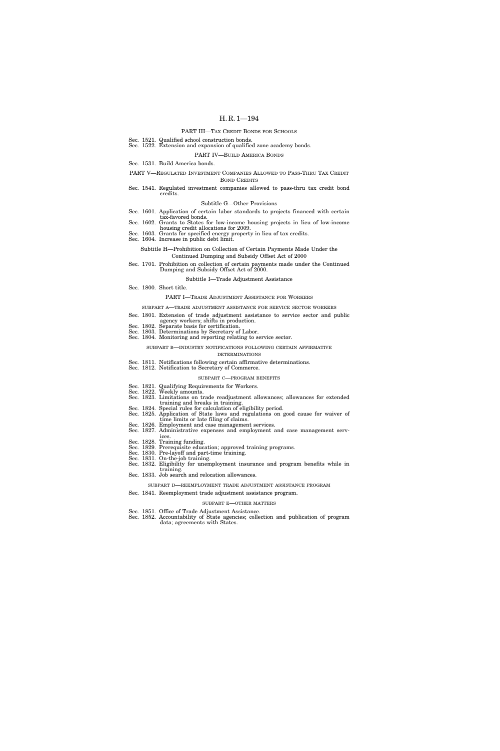PART III—TAX CREDIT BONDS FOR SCHOOLS

Sec. 1521. Qualified school construction bonds.
Sec. 1522. Extension and expansion of qualified zone academy bonds.

PART IV—BUILD AMERICA BONDS

Sec. 1531. Build America bonds.

PART V—REGULATED INVESTMENT COMPANIES ALLOWED TO PASS-THRU TAX CREDIT BOND CREDITS

Sec. 1541. Regulated investment companies allowed to pass-thru tax credit bond credits.

Subtitle G—Other Provisions

Sec. 1601. Application of certain labor standards to projects financed with certain tax-favored bonds.
Sec. 1602. Grants to States for low-income housing projects in lieu of low-income housing credit allocations for 2009.
Sec. 1603. Grants for specified energy property in lieu of tax credits.
Sec. 1604. Increase in public debt limit.

Subtitle H—Prohibition on Collection of Certain Payments Made Under the Continued Dumping and Subsidy Offset Act of 2000

Sec. 1701. Prohibition on collection of certain payments made under the Continued Dumping and Subsidy Offset Act of 2000.

Subtitle I—Trade Adjustment Assistance

Sec. 1800. Short title.

PART I—TRADE ADJUSTMENT ASSISTANCE FOR WORKERS

SUBPART A—TRADE ADJUSTMENT ASSISTANCE FOR SERVICE SECTOR WORKERS

Sec. 1801. Extension of trade adjustment assistance to service sector and public agency workers; shifts in production.
Sec. 1802. Separate basis for certification.
Sec. 1803. Determinations by Secretary of Labor.
Sec. 1804. Monitoring and reporting relating to service sector.

SUBPART B—INDUSTRY NOTIFICATIONS FOLLOWING CERTAIN AFFIRMATIVE DETERMINATIONS

Sec. 1811. Notifications following certain affirmative determinations.
Sec. 1812. Notification to Secretary of Commerce.

SUBPART C—PROGRAM BENEFITS

Sec. 1821. Qualifying Requirements for Workers.
Sec. 1822. Weekly amounts.
Sec. 1823. Limitations on trade readjustment allowances; allowances for extended training and breaks in training.
Sec. 1824. Special rules for calculation of eligibility period.
Sec. 1825. Application of State laws and regulations on good cause for waiver of time limits or late filing of claims.
Sec. 1826. Employment and case management services.
Sec. 1827. Administrative expenses and employment and case management services.
Sec. 1828. Training funding.
Sec. 1829. Prerequisite education; approved training programs.
Sec. 1830. Pre-layoff and part-time training.
Sec. 1831. On-the-job training.
Sec. 1832. Eligibility for unemployment insurance and program benefits while in training.
Sec. 1833. Job search and relocation allowances.

SUBPART D—REEMPLOYMENT TRADE ADJUSTMENT ASSISTANCE PROGRAM

Sec. 1841. Reemployment trade adjustment assistance program.

SUBPART E—OTHER MATTERS

Sec. 1851. Office of Trade Adjustment Assistance.
Sec. 1852. Accountability of State agencies; collection and publication of program data; agreements with States.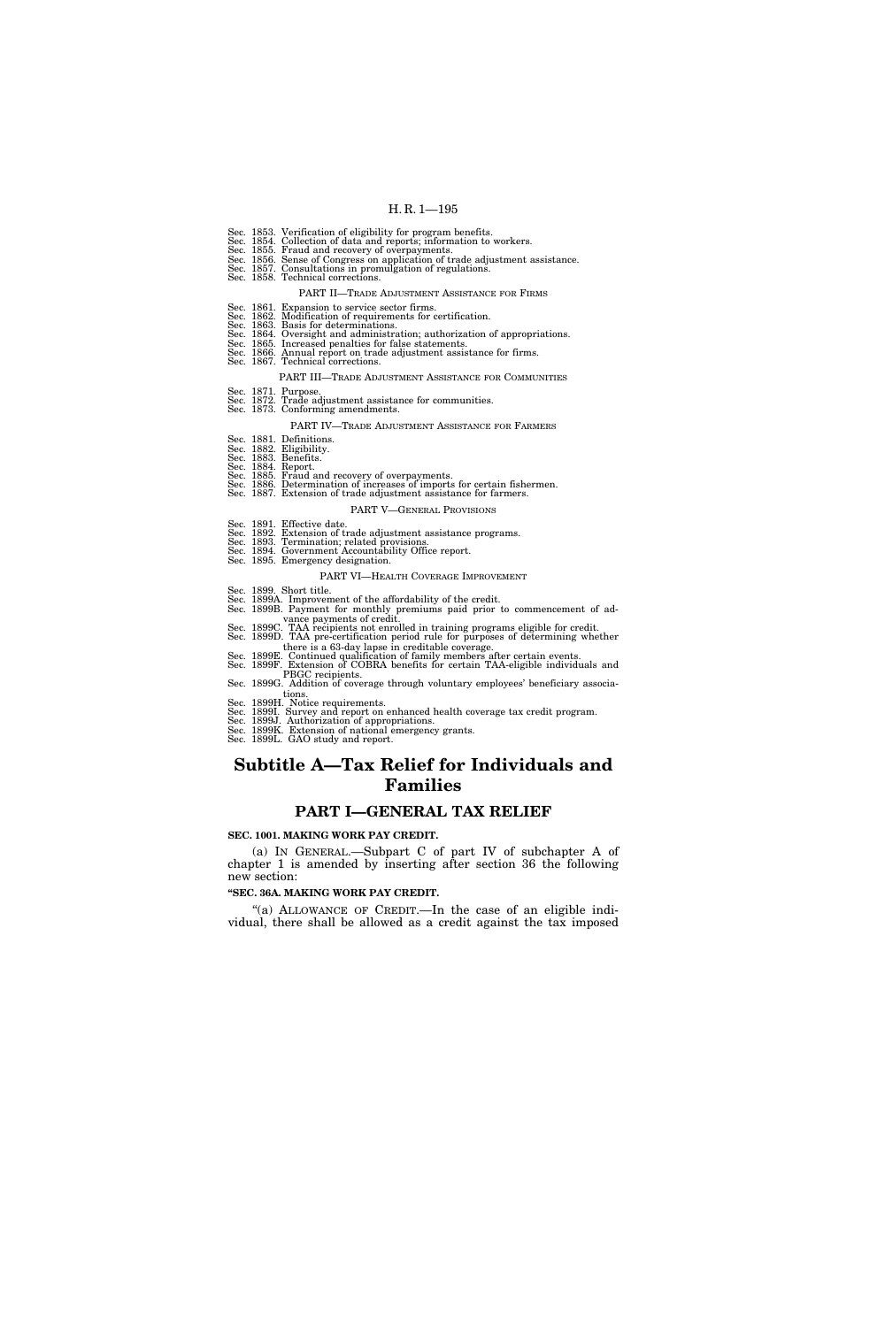Sec. 1853. Verification of eligibility for program benefits.
Sec. 1854. Collection of data and reports; information to workers.
Sec. 1855. Fraud and recovery of overpayments.
Sec. 1856. Sense of Congress on application of trade adjustment assistance.
Sec. 1857. Consultations in promulgation of regulations.
Sec. 1858. Technical corrections.

PART II—TRADE ADJUSTMENT ASSISTANCE FOR FIRMS

Sec. 1861. Expansion to service sector firms.
Sec. 1862. Modification of requirements for certification.
Sec. 1863. Basis for determinations.
Sec. 1864. Oversight and administration; authorization of appropriations.
Sec. 1865. Increased penalties for false statements.
Sec. 1866. Annual report on trade adjustment assistance for firms.
Sec. 1867. Technical corrections.

PART III—TRADE ADJUSTMENT ASSISTANCE FOR COMMUNITIES

Sec. 1871. Purpose.
Sec. 1872. Trade adjustment assistance for communities.
Sec. 1873. Conforming amendments.

PART IV—TRADE ADJUSTMENT ASSISTANCE FOR FARMERS

Sec. 1881. Definitions.
Sec. 1882. Eligibility.
Sec. 1883. Benefits.
Sec. 1884. Report.
Sec. 1885. Fraud and recovery of overpayments.
Sec. 1886. Determination of increases of imports for certain fishermen.
Sec. 1887. Extension of trade adjustment assistance for farmers.

PART V—GENERAL PROVISIONS

Sec. 1891. Effective date.
Sec. 1892. Extension of trade adjustment assistance programs.
Sec. 1893. Termination; related provisions.
Sec. 1894. Government Accountability Office report.
Sec. 1895. Emergency designation.

PART VI—HEALTH COVERAGE IMPROVEMENT

Sec. 1899. Short title.
Sec. 1899A. Improvement of the affordability of the credit.
Sec. 1899B. Payment for monthly premiums paid prior to commencement of advance payments of credit.
Sec. 1899C. TAA recipients not enrolled in training programs eligible for credit.
Sec. 1899D. TAA pre-certification period rule for purposes of determining whether there is a 63-day lapse in creditable coverage.
Sec. 1899E. Continued qualification of family members after certain events.
Sec. 1899F. Extension of COBRA benefits for certain TAA-eligible individuals and PBGC recipients.
Sec. 1899G. Addition of coverage through voluntary employees' beneficiary associations.
Sec. 1899H. Notice requirements.
Sec. 1899I. Survey and report on enhanced health coverage tax credit program.
Sec. 1899J. Authorization of appropriations.
Sec. 1899K. Extension of national emergency grants.
Sec. 1899L. GAO study and report.

# Subtitle A—Tax Relief for Individuals and Families

## PART I—GENERAL TAX RELIEF

**SEC. 1001. MAKING WORK PAY CREDIT.**

(a) IN GENERAL.—Subpart C of part IV of subchapter A of chapter 1 is amended by inserting after section 36 the following new section:

**"SEC. 36A. MAKING WORK PAY CREDIT.**

"(a) ALLOWANCE OF CREDIT.—In the case of an eligible individual, there shall be allowed as a credit against the tax imposed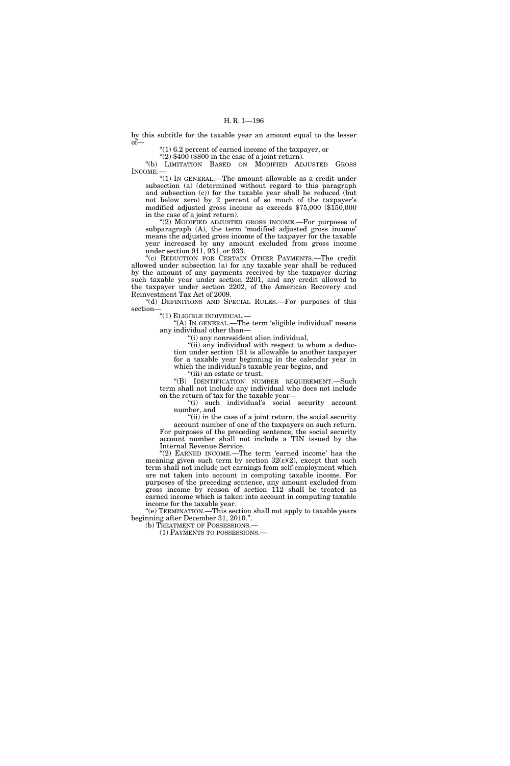by this subtitle for the taxable year an amount equal to the lesser of—

"(1) 6.2 percent of earned income of the taxpayer, or

"(2) $400 ($800 in the case of a joint return).

"(b) LIMITATION BASED ON MODIFIED ADJUSTED GROSS INCOME.—

"(1) IN GENERAL.—The amount allowable as a credit under subsection (a) (determined without regard to this paragraph and subsection (c)) for the taxable year shall be reduced (but not below zero) by 2 percent of so much of the taxpayer's modified adjusted gross income as exceeds $75,000 ($150,000 in the case of a joint return).

"(2) MODIFIED ADJUSTED GROSS INCOME.—For purposes of subparagraph (A), the term 'modified adjusted gross income' means the adjusted gross income of the taxpayer for the taxable year increased by any amount excluded from gross income under section 911, 931, or 933.

"(c) REDUCTION FOR CERTAIN OTHER PAYMENTS.—The credit allowed under subsection (a) for any taxable year shall be reduced by the amount of any payments received by the taxpayer during such taxable year under section 2201, and any credit allowed to the taxpayer under section 2202, of the American Recovery and Reinvestment Tax Act of 2009.

"(d) DEFINITIONS AND SPECIAL RULES.—For purposes of this section—

"(1) ELIGIBLE INDIVIDUAL.—

"(A) IN GENERAL.—The term 'eligible individual' means any individual other than—

"(i) any nonresident alien individual,

"(ii) any individual with respect to whom a deduction under section 151 is allowable to another taxpayer for a taxable year beginning in the calendar year in which the individual's taxable year begins, and

"(iii) an estate or trust.

"(B) IDENTIFICATION NUMBER REQUIREMENT.—Such term shall not include any individual who does not include on the return of tax for the taxable year—

"(i) such individual's social security account number, and

"(ii) in the case of a joint return, the social security account number of one of the taxpayers on such return.

For purposes of the preceding sentence, the social security account number shall not include a TIN issued by the Internal Revenue Service.

"(2) EARNED INCOME.—The term 'earned income' has the meaning given such term by section 32(c)(2), except that such term shall not include net earnings from self-employment which are not taken into account in computing taxable income. For purposes of the preceding sentence, any amount excluded from gross income by reason of section 112 shall be treated as earned income which is taken into account in computing taxable income for the taxable year.

"(e) TERMINATION.—This section shall not apply to taxable years beginning after December 31, 2010.".

(b) TREATMENT OF POSSESSIONS.—

(1) PAYMENTS TO POSSESSIONS.—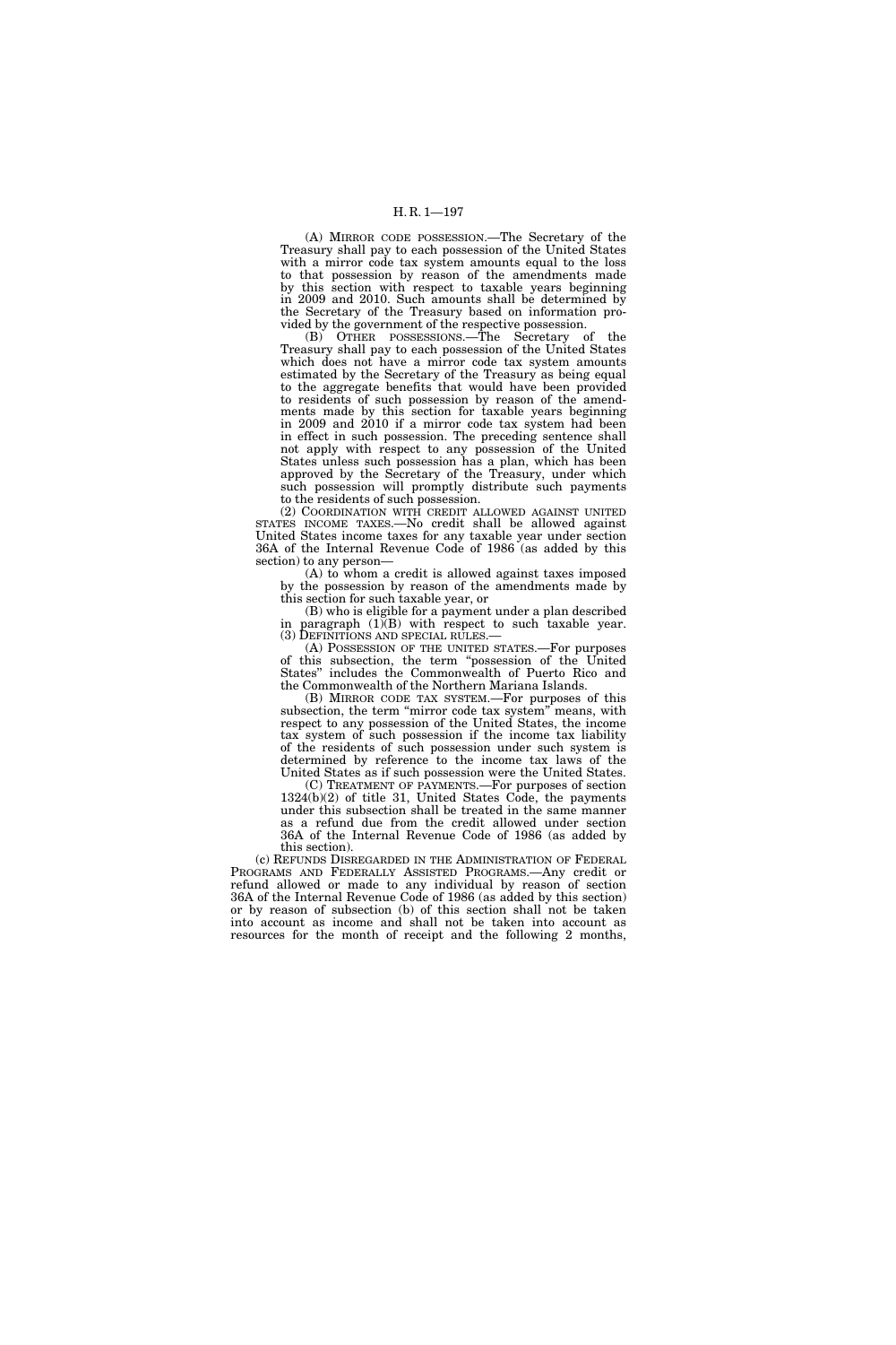(A) Mirror code possession.—The Secretary of the Treasury shall pay to each possession of the United States with a mirror code tax system amounts equal to the loss to that possession by reason of the amendments made by this section with respect to taxable years beginning in 2009 and 2010. Such amounts shall be determined by the Secretary of the Treasury based on information provided by the government of the respective possession.

(B) Other possessions.—The Secretary of the Treasury shall pay to each possession of the United States which does not have a mirror code tax system amounts estimated by the Secretary of the Treasury as being equal to the aggregate benefits that would have been provided to residents of such possession by reason of the amendments made by this section for taxable years beginning in 2009 and 2010 if a mirror code tax system had been in effect in such possession. The preceding sentence shall not apply with respect to any possession of the United States unless such possession has a plan, which has been approved by the Secretary of the Treasury, under which such possession will promptly distribute such payments to the residents of such possession.

(2) Coordination with credit allowed against United States income taxes.—No credit shall be allowed against United States income taxes for any taxable year under section 36A of the Internal Revenue Code of 1986 (as added by this section) to any person—

(A) to whom a credit is allowed against taxes imposed by the possession by reason of the amendments made by this section for such taxable year, or

(B) who is eligible for a payment under a plan described in paragraph (1)(B) with respect to such taxable year.

(3) Definitions and special rules.—

(A) Possession of the United States.—For purposes of this subsection, the term "possession of the United States" includes the Commonwealth of Puerto Rico and the Commonwealth of the Northern Mariana Islands.

(B) Mirror code tax system.—For purposes of this subsection, the term "mirror code tax system" means, with respect to any possession of the United States, the income tax system of such possession if the income tax liability of the residents of such possession under such system is determined by reference to the income tax laws of the United States as if such possession were the United States.

(C) Treatment of payments.—For purposes of section 1324(b)(2) of title 31, United States Code, the payments under this subsection shall be treated in the same manner as a refund due from the credit allowed under section 36A of the Internal Revenue Code of 1986 (as added by this section).

(c) Refunds Disregarded in the Administration of Federal Programs and Federally Assisted Programs.—Any credit or refund allowed or made to any individual by reason of section 36A of the Internal Revenue Code of 1986 (as added by this section) or by reason of subsection (b) of this section shall not be taken into account as income and shall not be taken into account as resources for the month of receipt and the following 2 months,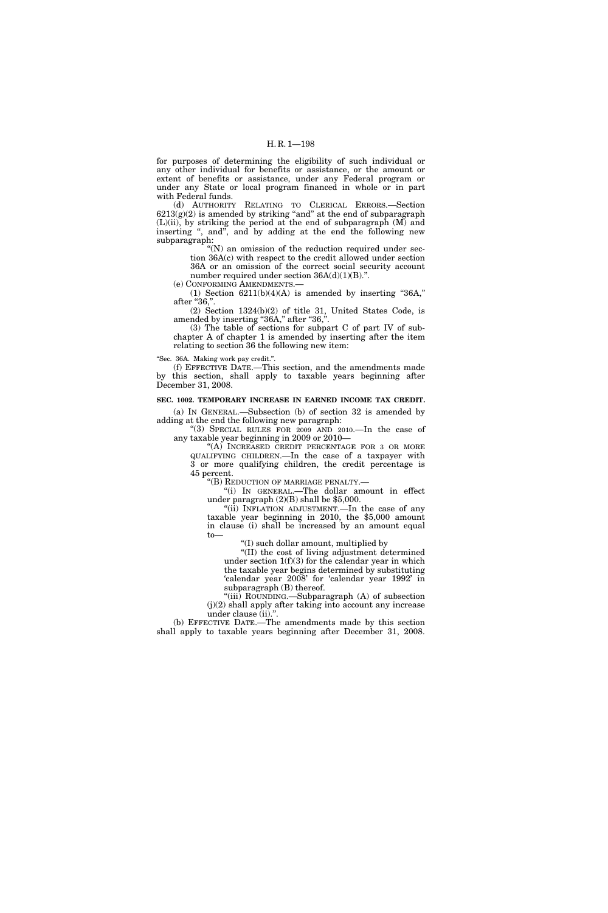for purposes of determining the eligibility of such individual or any other individual for benefits or assistance, or the amount or extent of benefits or assistance, under any Federal program or under any State or local program financed in whole or in part with Federal funds.

(d) AUTHORITY RELATING TO CLERICAL ERRORS.—Section 6213(g)(2) is amended by striking "and" at the end of subparagraph (L)(ii), by striking the period at the end of subparagraph (M) and inserting ", and", and by adding at the end the following new subparagraph:

"(N) an omission of the reduction required under section 36A(c) with respect to the credit allowed under section 36A or an omission of the correct social security account number required under section 36A(d)(1)(B).".

(e) CONFORMING AMENDMENTS.—

(1) Section 6211(b)(4)(A) is amended by inserting "36A," after "36,".

(2) Section 1324(b)(2) of title 31, United States Code, is amended by inserting "36A," after "36,".

(3) The table of sections for subpart C of part IV of subchapter A of chapter 1 is amended by inserting after the item relating to section 36 the following new item:

"Sec. 36A. Making work pay credit.".

(f) EFFECTIVE DATE.—This section, and the amendments made by this section, shall apply to taxable years beginning after December 31, 2008.

**SEC. 1002. TEMPORARY INCREASE IN EARNED INCOME TAX CREDIT.**

(a) IN GENERAL.—Subsection (b) of section 32 is amended by adding at the end the following new paragraph:

"(3) SPECIAL RULES FOR 2009 AND 2010.—In the case of any taxable year beginning in 2009 or 2010—

"(A) INCREASED CREDIT PERCENTAGE FOR 3 OR MORE QUALIFYING CHILDREN.—In the case of a taxpayer with 3 or more qualifying children, the credit percentage is 45 percent.

"(B) REDUCTION OF MARRIAGE PENALTY.—

"(i) IN GENERAL.—The dollar amount in effect under paragraph (2)(B) shall be $5,000.

"(ii) INFLATION ADJUSTMENT.—In the case of any taxable year beginning in 2010, the $5,000 amount in clause (i) shall be increased by an amount equal to—

"(I) such dollar amount, multiplied by

"(II) the cost of living adjustment determined under section 1(f)(3) for the calendar year in which the taxable year begins determined by substituting 'calendar year 2008' for 'calendar year 1992' in subparagraph (B) thereof.

"(iii) ROUNDING.—Subparagraph (A) of subsection (j)(2) shall apply after taking into account any increase under clause (ii).".

(b) EFFECTIVE DATE.—The amendments made by this section shall apply to taxable years beginning after December 31, 2008.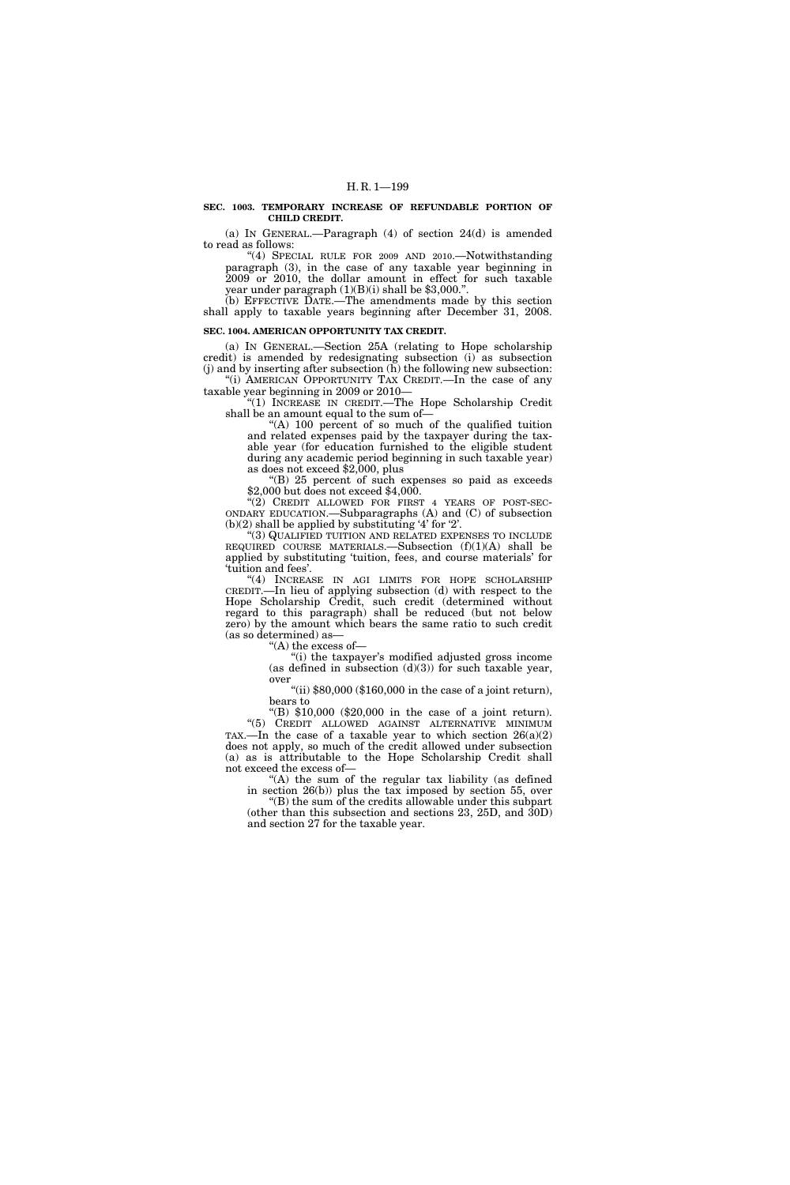**SEC. 1003. TEMPORARY INCREASE OF REFUNDABLE PORTION OF CHILD CREDIT.**

(a) IN GENERAL.—Paragraph (4) of section 24(d) is amended to read as follows:

"(4) SPECIAL RULE FOR 2009 AND 2010.—Notwithstanding paragraph (3), in the case of any taxable year beginning in 2009 or 2010, the dollar amount in effect for such taxable year under paragraph (1)(B)(i) shall be $3,000.".

(b) EFFECTIVE DATE.—The amendments made by this section shall apply to taxable years beginning after December 31, 2008.

**SEC. 1004. AMERICAN OPPORTUNITY TAX CREDIT.**

(a) IN GENERAL.—Section 25A (relating to Hope scholarship credit) is amended by redesignating subsection (i) as subsection (j) and by inserting after subsection (h) the following new subsection:

"(i) AMERICAN OPPORTUNITY TAX CREDIT.—In the case of any taxable year beginning in 2009 or 2010—

"(1) INCREASE IN CREDIT.—The Hope Scholarship Credit shall be an amount equal to the sum of—

"(A) 100 percent of so much of the qualified tuition and related expenses paid by the taxpayer during the taxable year (for education furnished to the eligible student during any academic period beginning in such taxable year) as does not exceed $2,000, plus

"(B) 25 percent of such expenses so paid as exceeds $2,000 but does not exceed $4,000.

"(2) CREDIT ALLOWED FOR FIRST 4 YEARS OF POST-SECONDARY EDUCATION.—Subparagraphs (A) and (C) of subsection (b)(2) shall be applied by substituting '4' for '2'.

"(3) QUALIFIED TUITION AND RELATED EXPENSES TO INCLUDE REQUIRED COURSE MATERIALS.—Subsection (f)(1)(A) shall be applied by substituting 'tuition, fees, and course materials' for 'tuition and fees'.

"(4) INCREASE IN AGI LIMITS FOR HOPE SCHOLARSHIP CREDIT.—In lieu of applying subsection (d) with respect to the Hope Scholarship Credit, such credit (determined without regard to this paragraph) shall be reduced (but not below zero) by the amount which bears the same ratio to such credit (as so determined) as—

"(A) the excess of—

"(i) the taxpayer's modified adjusted gross income (as defined in subsection (d)(3)) for such taxable year, over

"(ii) $80,000 ($160,000 in the case of a joint return), bears to

"(B) $10,000 ($20,000 in the case of a joint return).

"(5) CREDIT ALLOWED AGAINST ALTERNATIVE MINIMUM TAX.—In the case of a taxable year to which section 26(a)(2) does not apply, so much of the credit allowed under subsection (a) as is attributable to the Hope Scholarship Credit shall not exceed the excess of—

"(A) the sum of the regular tax liability (as defined in section 26(b)) plus the tax imposed by section 55, over

"(B) the sum of the credits allowable under this subpart (other than this subsection and sections 23, 25D, and 30D) and section 27 for the taxable year.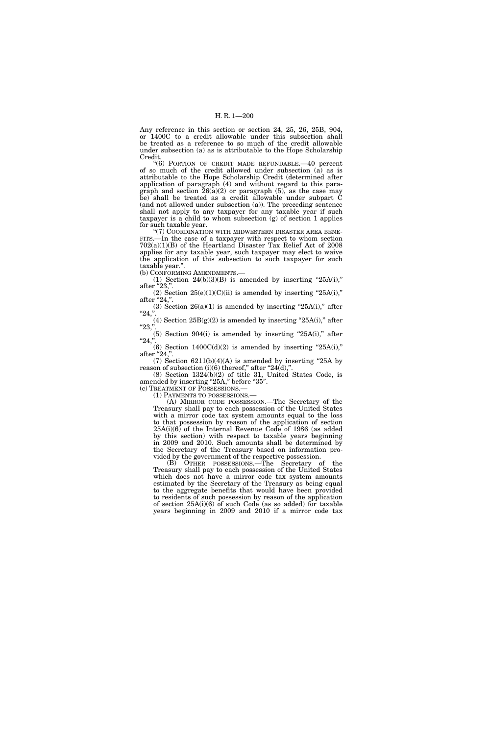Any reference in this section or section 24, 25, 26, 25B, 904, or 1400C to a credit allowable under this subsection shall be treated as a reference to so much of the credit allowable under subsection (a) as is attributable to the Hope Scholarship Credit.

"(6) PORTION OF CREDIT MADE REFUNDABLE.—40 percent of so much of the credit allowed under subsection (a) as is attributable to the Hope Scholarship Credit (determined after application of paragraph (4) and without regard to this paragraph and section 26(a)(2) or paragraph (5), as the case may be) shall be treated as a credit allowable under subpart C (and not allowed under subsection (a)). The preceding sentence shall not apply to any taxpayer for any taxable year if such taxpayer is a child to whom subsection (g) of section 1 applies for such taxable year.

"(7) COORDINATION WITH MIDWESTERN DISASTER AREA BENEFITS.—In the case of a taxpayer with respect to whom section 702(a)(1)(B) of the Heartland Disaster Tax Relief Act of 2008 applies for any taxable year, such taxpayer may elect to waive the application of this subsection to such taxpayer for such taxable year.".

(b) CONFORMING AMENDMENTS.—

(1) Section 24(b)(3)(B) is amended by inserting "25A(i)," after "23,".

(2) Section 25(e)(1)(C)(ii) is amended by inserting "25A(i)," after "24,".

(3) Section 26(a)(1) is amended by inserting "25A(i)," after "24,".

(4) Section 25B(g)(2) is amended by inserting "25A(i)," after "23,".

(5) Section 904(i) is amended by inserting "25A(i)," after "24,".

(6) Section 1400C(d)(2) is amended by inserting "25A(i)," after "24,".

(7) Section 6211(b)(4)(A) is amended by inserting "25A by reason of subsection (i)(6) thereof," after "24(d),".

(8) Section 1324(b)(2) of title 31, United States Code, is amended by inserting "25A," before "35".

(c) TREATMENT OF POSSESSIONS.—

(1) PAYMENTS TO POSSESSIONS.—

(A) MIRROR CODE POSSESSION.—The Secretary of the Treasury shall pay to each possession of the United States with a mirror code tax system amounts equal to the loss to that possession by reason of the application of section 25A(i)(6) of the Internal Revenue Code of 1986 (as added by this section) with respect to taxable years beginning in 2009 and 2010. Such amounts shall be determined by the Secretary of the Treasury based on information provided by the government of the respective possession.

(B) OTHER POSSESSIONS.—The Secretary of the Treasury shall pay to each possession of the United States which does not have a mirror code tax system amounts estimated by the Secretary of the Treasury as being equal to the aggregate benefits that would have been provided to residents of such possession by reason of the application of section 25A(i)(6) of such Code (as so added) for taxable years beginning in 2009 and 2010 if a mirror code tax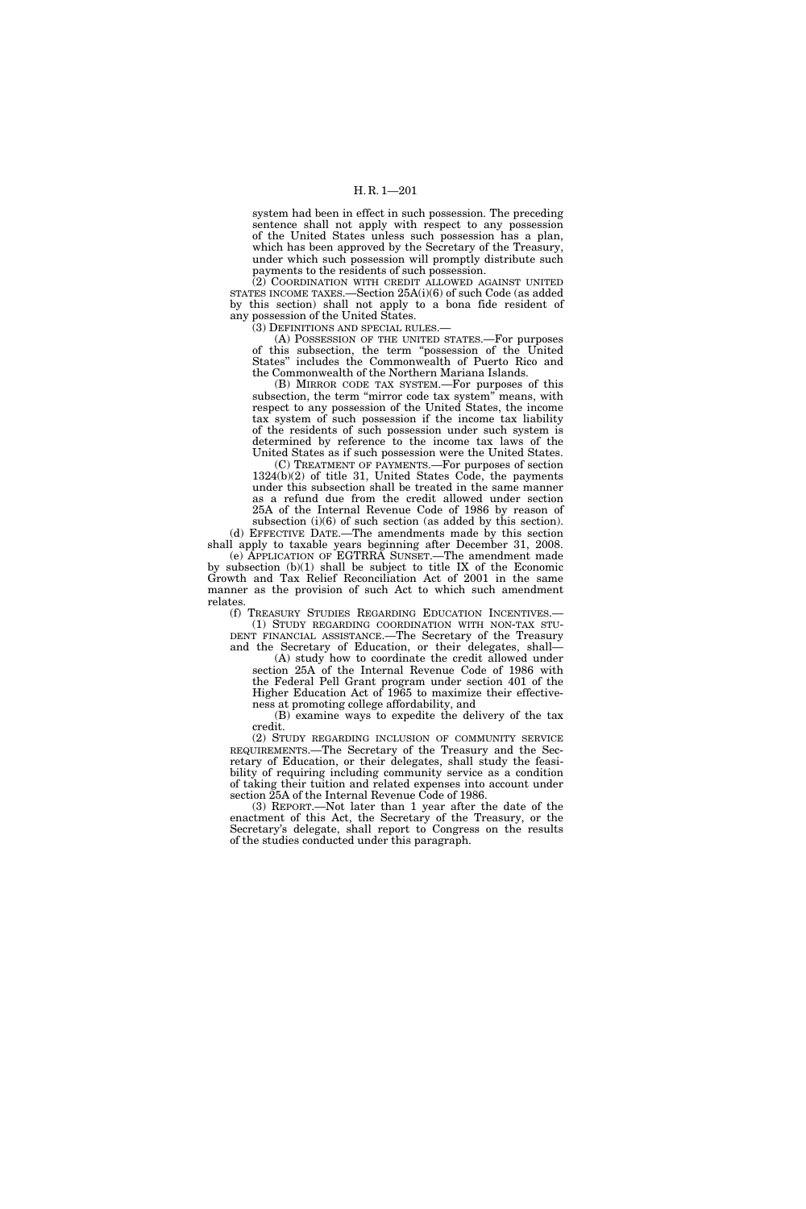system had been in effect in such possession. The preceding sentence shall not apply with respect to any possession of the United States unless such possession has a plan, which has been approved by the Secretary of the Treasury, under which such possession will promptly distribute such payments to the residents of such possession.

(2) COORDINATION WITH CREDIT ALLOWED AGAINST UNITED STATES INCOME TAXES.—Section 25A(i)(6) of such Code (as added by this section) shall not apply to a bona fide resident of any possession of the United States.

(3) DEFINITIONS AND SPECIAL RULES.—

(A) POSSESSION OF THE UNITED STATES.—For purposes of this subsection, the term "possession of the United States" includes the Commonwealth of Puerto Rico and the Commonwealth of the Northern Mariana Islands.

(B) MIRROR CODE TAX SYSTEM.—For purposes of this subsection, the term "mirror code tax system" means, with respect to any possession of the United States, the income tax system of such possession if the income tax liability of the residents of such possession under such system is determined by reference to the income tax laws of the United States as if such possession were the United States.

(C) TREATMENT OF PAYMENTS.—For purposes of section 1324(b)(2) of title 31, United States Code, the payments under this subsection shall be treated in the same manner as a refund due from the credit allowed under section 25A of the Internal Revenue Code of 1986 by reason of subsection (i)(6) of such section (as added by this section).

(d) EFFECTIVE DATE.—The amendments made by this section shall apply to taxable years beginning after December 31, 2008.

(e) APPLICATION OF EGTRRA SUNSET.—The amendment made by subsection (b)(1) shall be subject to title IX of the Economic Growth and Tax Relief Reconciliation Act of 2001 in the same manner as the provision of such Act to which such amendment relates.

(f) TREASURY STUDIES REGARDING EDUCATION INCENTIVES.—

(1) STUDY REGARDING COORDINATION WITH NON-TAX STUDENT FINANCIAL ASSISTANCE.—The Secretary of the Treasury and the Secretary of Education, or their delegates, shall—

(A) study how to coordinate the credit allowed under section 25A of the Internal Revenue Code of 1986 with the Federal Pell Grant program under section 401 of the Higher Education Act of 1965 to maximize their effectiveness at promoting college affordability, and

(B) examine ways to expedite the delivery of the tax credit.

(2) STUDY REGARDING INCLUSION OF COMMUNITY SERVICE REQUIREMENTS.—The Secretary of the Treasury and the Secretary of Education, or their delegates, shall study the feasibility of requiring including community service as a condition of taking their tuition and related expenses into account under section 25A of the Internal Revenue Code of 1986.

(3) REPORT.—Not later than 1 year after the date of the enactment of this Act, the Secretary of the Treasury, or the Secretary's delegate, shall report to Congress on the results of the studies conducted under this paragraph.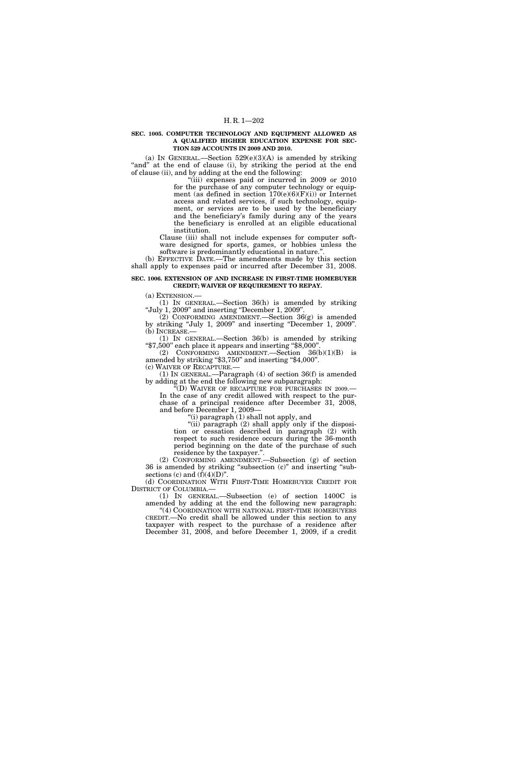**SEC. 1005. COMPUTER TECHNOLOGY AND EQUIPMENT ALLOWED AS A QUALIFIED HIGHER EDUCATION EXPENSE FOR SECTION 529 ACCOUNTS IN 2009 AND 2010.**

(a) IN GENERAL.—Section 529(e)(3)(A) is amended by striking "and" at the end of clause (i), by striking the period at the end of clause (ii), and by adding at the end the following:

"(iii) expenses paid or incurred in 2009 or 2010 for the purchase of any computer technology or equipment (as defined in section 170(e)(6)(F)(i)) or Internet access and related services, if such technology, equipment, or services are to be used by the beneficiary and the beneficiary's family during any of the years the beneficiary is enrolled at an eligible educational institution.

Clause (iii) shall not include expenses for computer software designed for sports, games, or hobbies unless the software is predominantly educational in nature.".

(b) EFFECTIVE DATE.—The amendments made by this section shall apply to expenses paid or incurred after December 31, 2008.

**SEC. 1006. EXTENSION OF AND INCREASE IN FIRST-TIME HOMEBUYER CREDIT; WAIVER OF REQUIREMENT TO REPAY.**

(a) EXTENSION.—

(1) IN GENERAL.—Section 36(h) is amended by striking "July 1, 2009" and inserting "December 1, 2009".

(2) CONFORMING AMENDMENT.—Section 36(g) is amended by striking "July 1, 2009" and inserting "December 1, 2009".

(b) INCREASE.—

(1) IN GENERAL.—Section 36(b) is amended by striking "$7,500" each place it appears and inserting "$8,000".

(2) CONFORMING AMENDMENT.—Section 36(b)(1)(B) is amended by striking "$3,750" and inserting "$4,000".

(c) WAIVER OF RECAPTURE.—

(1) IN GENERAL.—Paragraph (4) of section 36(f) is amended by adding at the end the following new subparagraph:

"(D) WAIVER OF RECAPTURE FOR PURCHASES IN 2009.—In the case of any credit allowed with respect to the purchase of a principal residence after December 31, 2008, and before December 1, 2009—

"(i) paragraph (1) shall not apply, and

"(ii) paragraph (2) shall apply only if the disposition or cessation described in paragraph (2) with respect to such residence occurs during the 36-month period beginning on the date of the purchase of such residence by the taxpayer.".

(2) CONFORMING AMENDMENT.—Subsection (g) of section 36 is amended by striking "subsection (c)" and inserting "subsections (c) and (f)(4)(D)".

(d) COORDINATION WITH FIRST-TIME HOMEBUYER CREDIT FOR DISTRICT OF COLUMBIA.—

(1) IN GENERAL.—Subsection (e) of section 1400C is amended by adding at the end the following new paragraph:

"(4) COORDINATION WITH NATIONAL FIRST-TIME HOMEBUYERS CREDIT.—No credit shall be allowed under this section to any taxpayer with respect to the purchase of a residence after December 31, 2008, and before December 1, 2009, if a credit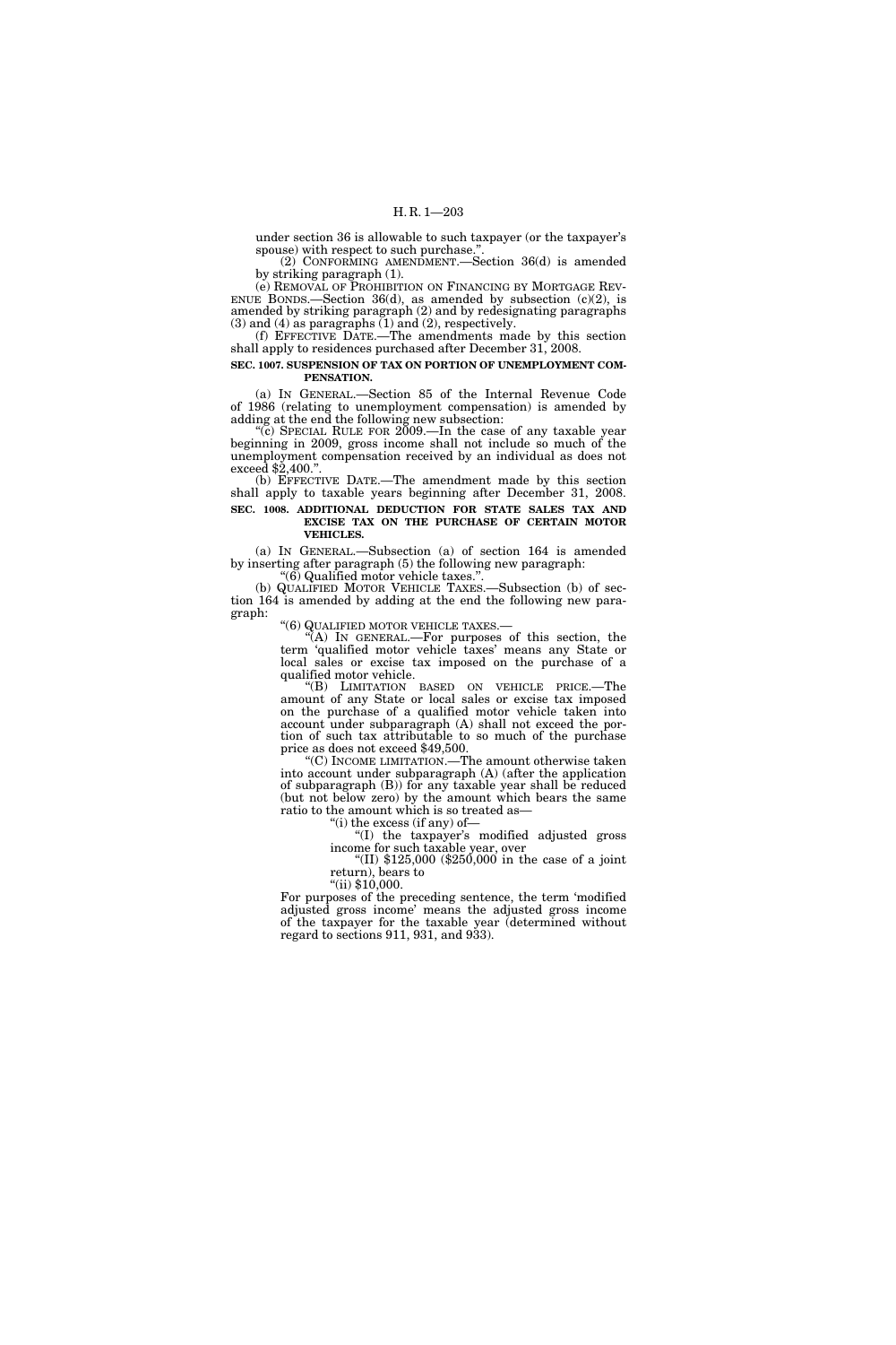under section 36 is allowable to such taxpayer (or the taxpayer's spouse) with respect to such purchase.".

(2) CONFORMING AMENDMENT.—Section 36(d) is amended by striking paragraph (1).

(e) REMOVAL OF PROHIBITION ON FINANCING BY MORTGAGE REVENUE BONDS.—Section 36(d), as amended by subsection (c)(2), is amended by striking paragraph (2) and by redesignating paragraphs (3) and (4) as paragraphs (1) and (2), respectively.

(f) EFFECTIVE DATE.—The amendments made by this section shall apply to residences purchased after December 31, 2008.

**SEC. 1007. SUSPENSION OF TAX ON PORTION OF UNEMPLOYMENT COMPENSATION.**

(a) IN GENERAL.—Section 85 of the Internal Revenue Code of 1986 (relating to unemployment compensation) is amended by adding at the end the following new subsection:

"(c) SPECIAL RULE FOR 2009.—In the case of any taxable year beginning in 2009, gross income shall not include so much of the unemployment compensation received by an individual as does not exceed $2,400.".

(b) EFFECTIVE DATE.—The amendment made by this section shall apply to taxable years beginning after December 31, 2008.

**SEC. 1008. ADDITIONAL DEDUCTION FOR STATE SALES TAX AND EXCISE TAX ON THE PURCHASE OF CERTAIN MOTOR VEHICLES.**

(a) IN GENERAL.—Subsection (a) of section 164 is amended by inserting after paragraph (5) the following new paragraph:

"(6) Qualified motor vehicle taxes.".

(b) QUALIFIED MOTOR VEHICLE TAXES.—Subsection (b) of section 164 is amended by adding at the end the following new paragraph:

"(6) QUALIFIED MOTOR VEHICLE TAXES.—

"(A) IN GENERAL.—For purposes of this section, the term 'qualified motor vehicle taxes' means any State or local sales or excise tax imposed on the purchase of a qualified motor vehicle.

"(B) LIMITATION BASED ON VEHICLE PRICE.—The amount of any State or local sales or excise tax imposed on the purchase of a qualified motor vehicle taken into account under subparagraph (A) shall not exceed the portion of such tax attributable to so much of the purchase price as does not exceed $49,500.

"(C) INCOME LIMITATION.—The amount otherwise taken into account under subparagraph (A) (after the application of subparagraph (B)) for any taxable year shall be reduced (but not below zero) by the amount which bears the same ratio to the amount which is so treated as—

"(i) the excess (if any) of—

"(I) the taxpayer's modified adjusted gross income for such taxable year, over

"(II) $125,000 ($250,000 in the case of a joint return), bears to

"(ii) $10,000.

For purposes of the preceding sentence, the term 'modified adjusted gross income' means the adjusted gross income of the taxpayer for the taxable year (determined without regard to sections 911, 931, and 933).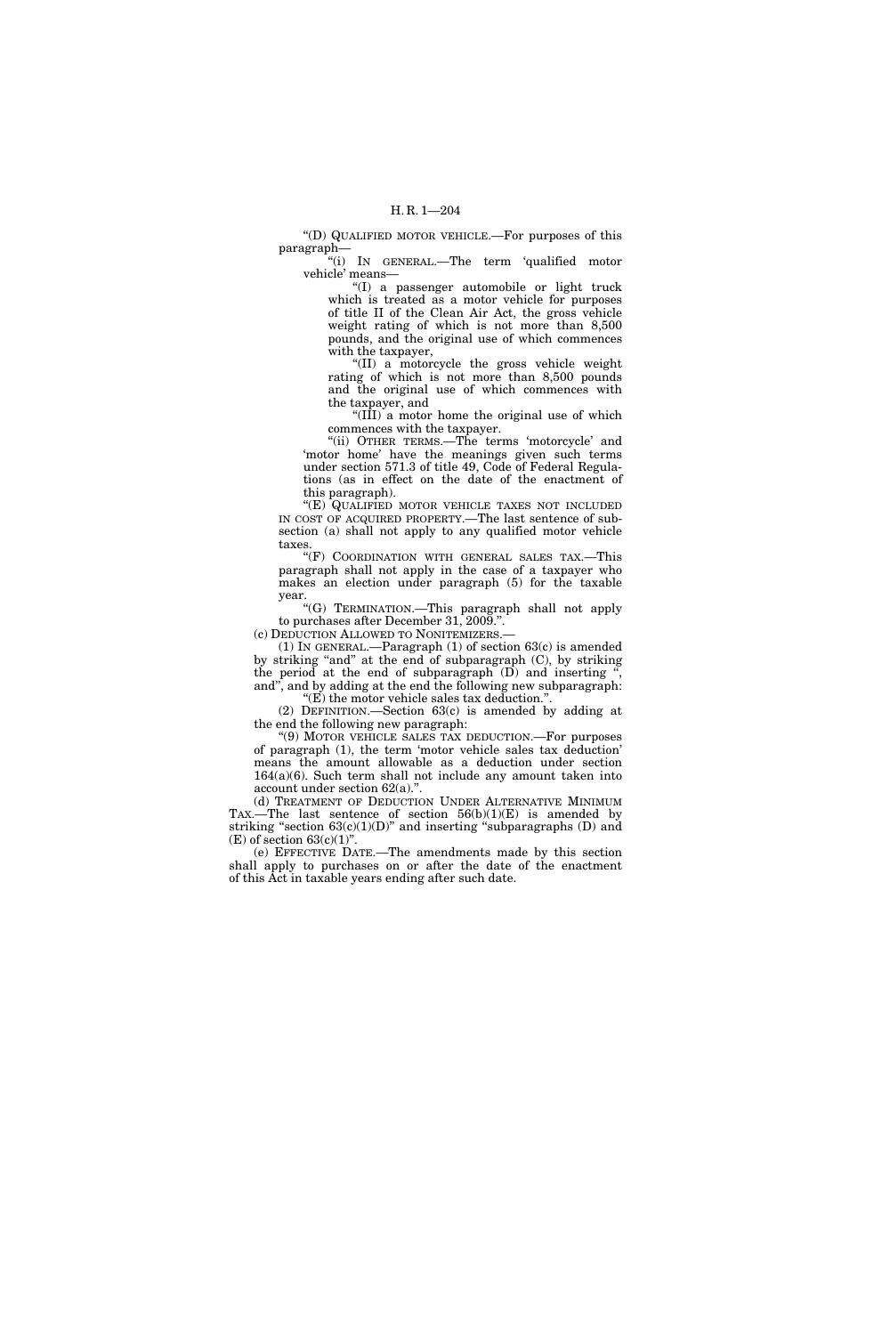"(D) QUALIFIED MOTOR VEHICLE.—For purposes of this paragraph—

"(i) IN GENERAL.—The term 'qualified motor vehicle' means—

"(I) a passenger automobile or light truck which is treated as a motor vehicle for purposes of title II of the Clean Air Act, the gross vehicle weight rating of which is not more than 8,500 pounds, and the original use of which commences with the taxpayer,

"(II) a motorcycle the gross vehicle weight rating of which is not more than 8,500 pounds and the original use of which commences with the taxpayer, and

"(III) a motor home the original use of which commences with the taxpayer.

"(ii) OTHER TERMS.—The terms 'motorcycle' and 'motor home' have the meanings given such terms under section 571.3 of title 49, Code of Federal Regulations (as in effect on the date of the enactment of this paragraph).

"(E) QUALIFIED MOTOR VEHICLE TAXES NOT INCLUDED IN COST OF ACQUIRED PROPERTY.—The last sentence of subsection (a) shall not apply to any qualified motor vehicle taxes.

"(F) COORDINATION WITH GENERAL SALES TAX.—This paragraph shall not apply in the case of a taxpayer who makes an election under paragraph (5) for the taxable year.

"(G) TERMINATION.—This paragraph shall not apply to purchases after December 31, 2009.".

(c) DEDUCTION ALLOWED TO NONITEMIZERS.—

(1) IN GENERAL.—Paragraph (1) of section 63(c) is amended by striking "and" at the end of subparagraph (C), by striking the period at the end of subparagraph (D) and inserting ", and", and by adding at the end the following new subparagraph:

"(E) the motor vehicle sales tax deduction.".

(2) DEFINITION.—Section 63(c) is amended by adding at the end the following new paragraph:

"(9) MOTOR VEHICLE SALES TAX DEDUCTION.—For purposes of paragraph (1), the term 'motor vehicle sales tax deduction' means the amount allowable as a deduction under section 164(a)(6). Such term shall not include any amount taken into account under section 62(a).".

(d) TREATMENT OF DEDUCTION UNDER ALTERNATIVE MINIMUM TAX.—The last sentence of section 56(b)(1)(E) is amended by striking "section 63(c)(1)(D)" and inserting "subparagraphs (D) and (E) of section 63(c)(1)".

(e) EFFECTIVE DATE.—The amendments made by this section shall apply to purchases on or after the date of the enactment of this Act in taxable years ending after such date.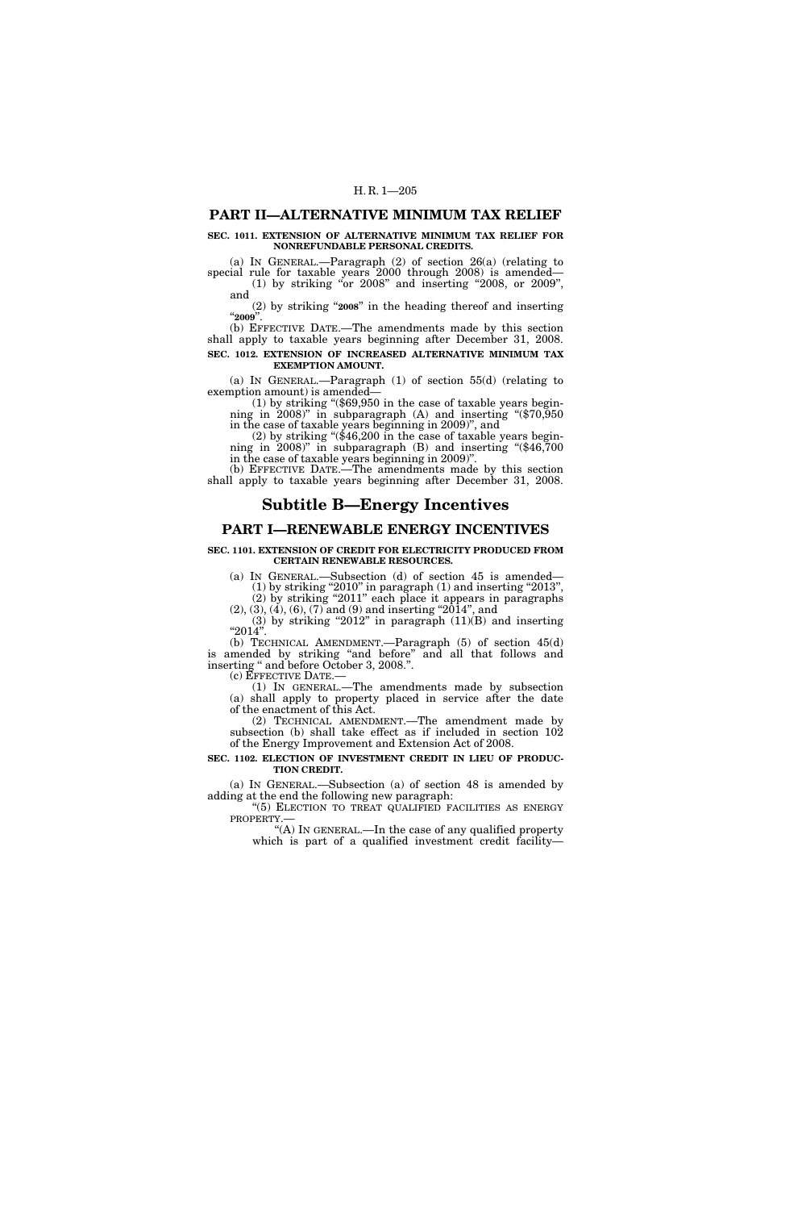## PART II—ALTERNATIVE MINIMUM TAX RELIEF

**SEC. 1011. EXTENSION OF ALTERNATIVE MINIMUM TAX RELIEF FOR NONREFUNDABLE PERSONAL CREDITS.**

(a) IN GENERAL.—Paragraph (2) of section 26(a) (relating to special rule for taxable years 2000 through 2008) is amended—

(1) by striking "or 2008" and inserting "2008, or 2009", and

(2) by striking "**2008**" in the heading thereof and inserting "**2009**".

(b) EFFECTIVE DATE.—The amendments made by this section shall apply to taxable years beginning after December 31, 2008.

**SEC. 1012. EXTENSION OF INCREASED ALTERNATIVE MINIMUM TAX EXEMPTION AMOUNT.**

(a) IN GENERAL.—Paragraph (1) of section 55(d) (relating to exemption amount) is amended—

(1) by striking "($69,950 in the case of taxable years beginning in 2008)" in subparagraph (A) and inserting "($70,950 in the case of taxable years beginning in 2009)", and

(2) by striking "($46,200 in the case of taxable years beginning in 2008)" in subparagraph (B) and inserting "($46,700 in the case of taxable years beginning in 2009)".

(b) EFFECTIVE DATE.—The amendments made by this section shall apply to taxable years beginning after December 31, 2008.

# Subtitle B—Energy Incentives

## PART I—RENEWABLE ENERGY INCENTIVES

**SEC. 1101. EXTENSION OF CREDIT FOR ELECTRICITY PRODUCED FROM CERTAIN RENEWABLE RESOURCES.**

(a) IN GENERAL.—Subsection (d) of section 45 is amended—

(1) by striking "2010" in paragraph (1) and inserting "2013",

(2) by striking "2011" each place it appears in paragraphs (2), (3), (4), (6), (7) and (9) and inserting "2014", and

(3) by striking "2012" in paragraph (11)(B) and inserting "2014".

(b) TECHNICAL AMENDMENT.—Paragraph (5) of section 45(d) is amended by striking "and before" and all that follows and inserting " and before October 3, 2008.".

(c) EFFECTIVE DATE.—

(1) IN GENERAL.—The amendments made by subsection (a) shall apply to property placed in service after the date of the enactment of this Act.

(2) TECHNICAL AMENDMENT.—The amendment made by subsection (b) shall take effect as if included in section 102 of the Energy Improvement and Extension Act of 2008.

**SEC. 1102. ELECTION OF INVESTMENT CREDIT IN LIEU OF PRODUCTION CREDIT.**

(a) IN GENERAL.—Subsection (a) of section 48 is amended by adding at the end the following new paragraph:

"(5) ELECTION TO TREAT QUALIFIED FACILITIES AS ENERGY PROPERTY.—

"(A) IN GENERAL.—In the case of any qualified property which is part of a qualified investment credit facility—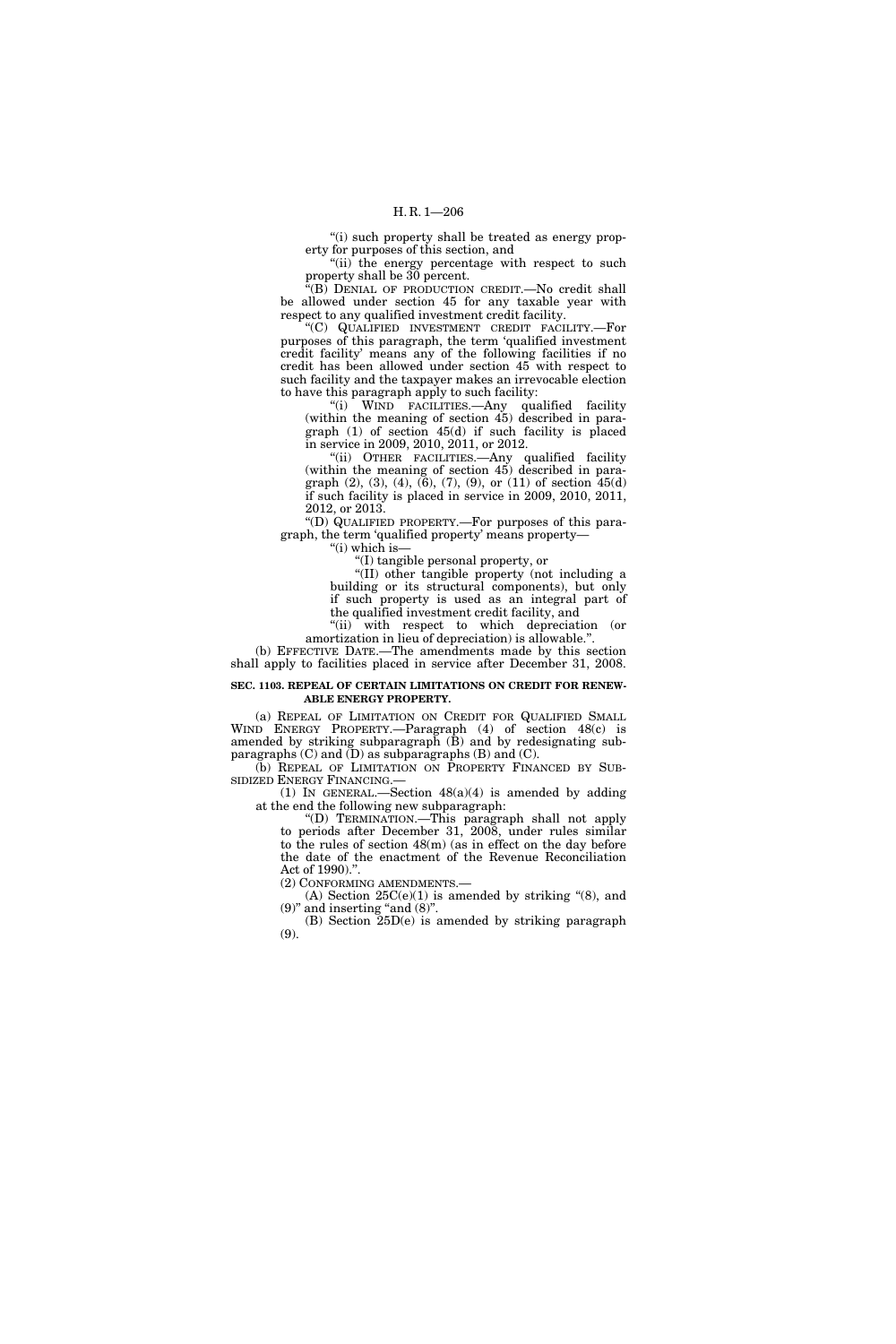"(i) such property shall be treated as energy property for purposes of this section, and

"(ii) the energy percentage with respect to such property shall be 30 percent.

"(B) DENIAL OF PRODUCTION CREDIT.—No credit shall be allowed under section 45 for any taxable year with respect to any qualified investment credit facility.

"(C) QUALIFIED INVESTMENT CREDIT FACILITY.—For purposes of this paragraph, the term 'qualified investment credit facility' means any of the following facilities if no credit has been allowed under section 45 with respect to such facility and the taxpayer makes an irrevocable election to have this paragraph apply to such facility:

"(i) WIND FACILITIES.—Any qualified facility (within the meaning of section 45) described in paragraph (1) of section 45(d) if such facility is placed in service in 2009, 2010, 2011, or 2012.

"(ii) OTHER FACILITIES.—Any qualified facility (within the meaning of section 45) described in paragraph (2), (3), (4), (6), (7), (9), or (11) of section 45(d) if such facility is placed in service in 2009, 2010, 2011, 2012, or 2013.

"(D) QUALIFIED PROPERTY.—For purposes of this paragraph, the term 'qualified property' means property—

"(i) which is—

"(I) tangible personal property, or

"(II) other tangible property (not including a building or its structural components), but only if such property is used as an integral part of the qualified investment credit facility, and

"(ii) with respect to which depreciation (or amortization in lieu of depreciation) is allowable.".

(b) EFFECTIVE DATE.—The amendments made by this section shall apply to facilities placed in service after December 31, 2008.

**SEC. 1103. REPEAL OF CERTAIN LIMITATIONS ON CREDIT FOR RENEWABLE ENERGY PROPERTY.**

(a) REPEAL OF LIMITATION ON CREDIT FOR QUALIFIED SMALL WIND ENERGY PROPERTY.—Paragraph (4) of section 48(c) is amended by striking subparagraph (B) and by redesignating subparagraphs (C) and (D) as subparagraphs (B) and (C).

(b) REPEAL OF LIMITATION ON PROPERTY FINANCED BY SUBSIDIZED ENERGY FINANCING.—

(1) IN GENERAL.—Section 48(a)(4) is amended by adding at the end the following new subparagraph:

"(D) TERMINATION.—This paragraph shall not apply to periods after December 31, 2008, under rules similar to the rules of section 48(m) (as in effect on the day before the date of the enactment of the Revenue Reconciliation Act of 1990).".

(2) CONFORMING AMENDMENTS.—

(A) Section 25C(e)(1) is amended by striking "(8), and (9)" and inserting "and (8)".

(B) Section 25D(e) is amended by striking paragraph (9).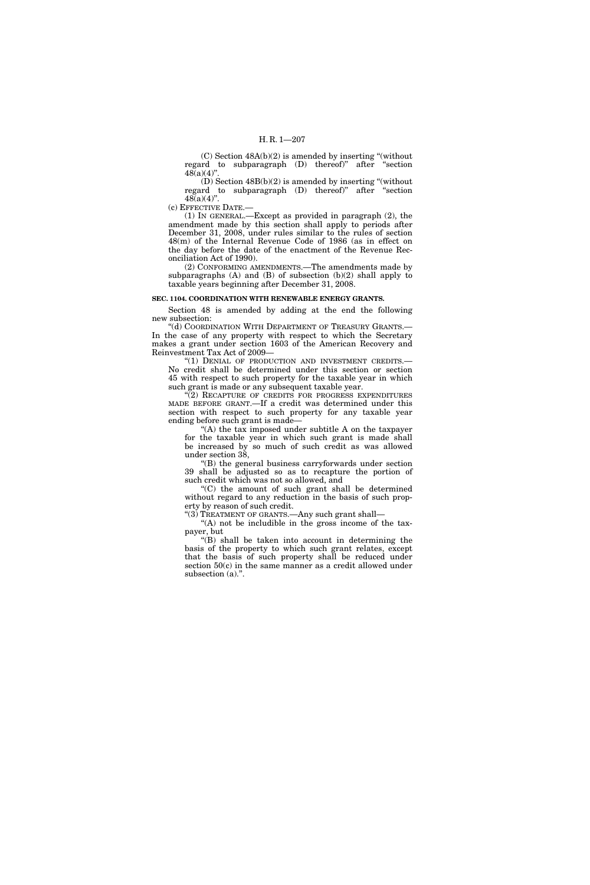(C) Section 48A(b)(2) is amended by inserting "(without regard to subparagraph (D) thereof)" after "section 48(a)(4)".

(D) Section 48B(b)(2) is amended by inserting "(without regard to subparagraph (D) thereof)" after "section 48(a)(4)".

(c) EFFECTIVE DATE.—

(1) IN GENERAL.—Except as provided in paragraph (2), the amendment made by this section shall apply to periods after December 31, 2008, under rules similar to the rules of section 48(m) of the Internal Revenue Code of 1986 (as in effect on the day before the date of the enactment of the Revenue Reconciliation Act of 1990).

(2) CONFORMING AMENDMENTS.—The amendments made by subparagraphs (A) and (B) of subsection (b)(2) shall apply to taxable years beginning after December 31, 2008.

**SEC. 1104. COORDINATION WITH RENEWABLE ENERGY GRANTS.**

Section 48 is amended by adding at the end the following new subsection:

"(d) COORDINATION WITH DEPARTMENT OF TREASURY GRANTS.—In the case of any property with respect to which the Secretary makes a grant under section 1603 of the American Recovery and Reinvestment Tax Act of 2009—

"(1) DENIAL OF PRODUCTION AND INVESTMENT CREDITS.—No credit shall be determined under this section or section 45 with respect to such property for the taxable year in which such grant is made or any subsequent taxable year.

"(2) RECAPTURE OF CREDITS FOR PROGRESS EXPENDITURES MADE BEFORE GRANT.—If a credit was determined under this section with respect to such property for any taxable year ending before such grant is made—

"(A) the tax imposed under subtitle A on the taxpayer for the taxable year in which such grant is made shall be increased by so much of such credit as was allowed under section 38,

"(B) the general business carryforwards under section 39 shall be adjusted so as to recapture the portion of such credit which was not so allowed, and

"(C) the amount of such grant shall be determined without regard to any reduction in the basis of such property by reason of such credit.

"(3) TREATMENT OF GRANTS.—Any such grant shall—

"(A) not be includible in the gross income of the taxpayer, but

"(B) shall be taken into account in determining the basis of the property to which such grant relates, except that the basis of such property shall be reduced under section 50(c) in the same manner as a credit allowed under subsection (a).".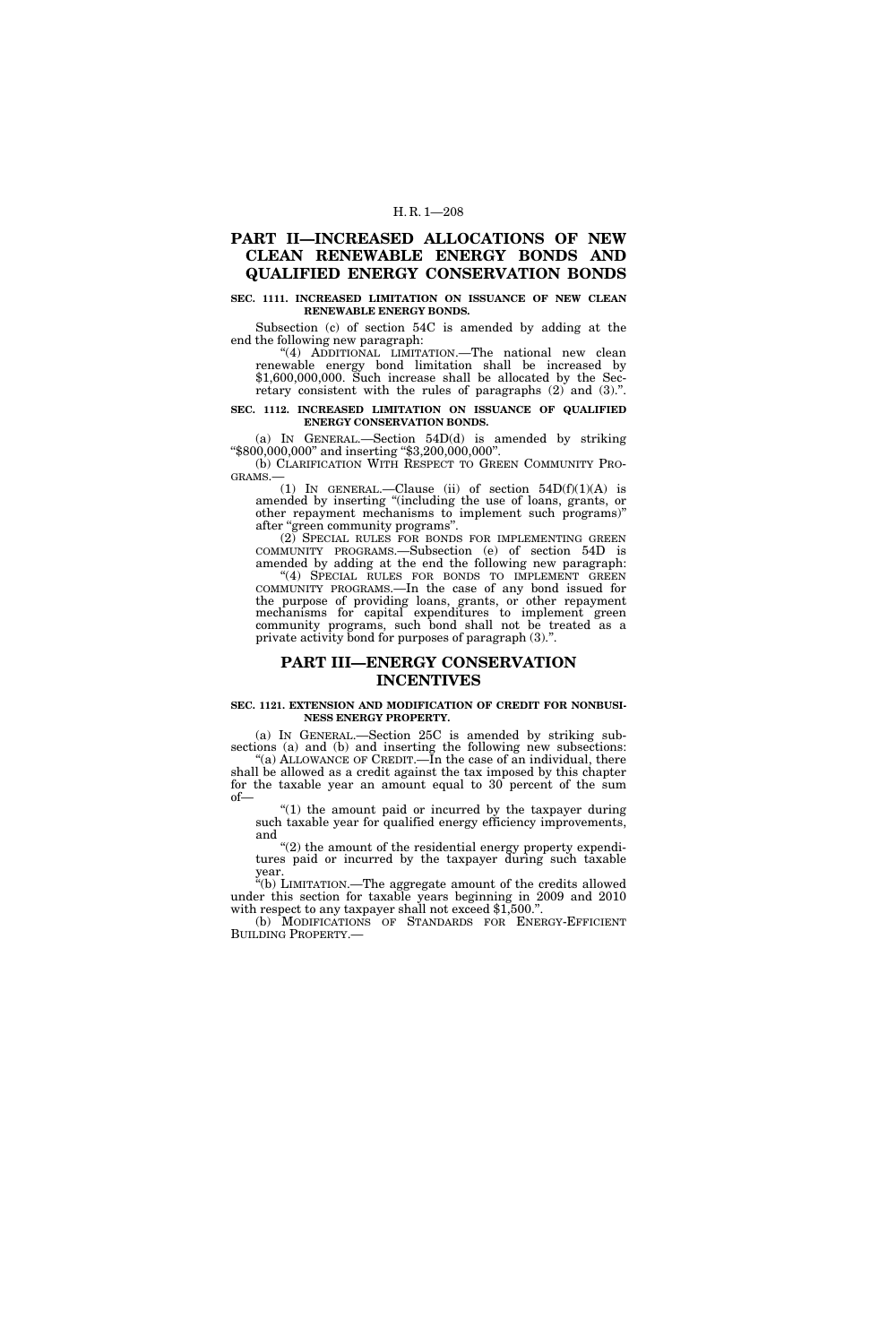## PART II—INCREASED ALLOCATIONS OF NEW CLEAN RENEWABLE ENERGY BONDS AND QUALIFIED ENERGY CONSERVATION BONDS

**SEC. 1111. INCREASED LIMITATION ON ISSUANCE OF NEW CLEAN RENEWABLE ENERGY BONDS.**

Subsection (c) of section 54C is amended by adding at the end the following new paragraph:

"(4) ADDITIONAL LIMITATION.—The national new clean renewable energy bond limitation shall be increased by $1,600,000,000. Such increase shall be allocated by the Secretary consistent with the rules of paragraphs (2) and (3).".

**SEC. 1112. INCREASED LIMITATION ON ISSUANCE OF QUALIFIED ENERGY CONSERVATION BONDS.**

(a) IN GENERAL.—Section 54D(d) is amended by striking "$800,000,000" and inserting "$3,200,000,000".

(b) CLARIFICATION WITH RESPECT TO GREEN COMMUNITY PROGRAMS.—

(1) IN GENERAL.—Clause (ii) of section 54D(f)(1)(A) is amended by inserting "(including the use of loans, grants, or other repayment mechanisms to implement such programs)" after "green community programs".

(2) SPECIAL RULES FOR BONDS FOR IMPLEMENTING GREEN COMMUNITY PROGRAMS.—Subsection (e) of section 54D is amended by adding at the end the following new paragraph:

"(4) SPECIAL RULES FOR BONDS TO IMPLEMENT GREEN COMMUNITY PROGRAMS.—In the case of any bond issued for the purpose of providing loans, grants, or other repayment mechanisms for capital expenditures to implement green community programs, such bond shall not be treated as a private activity bond for purposes of paragraph (3).".

## PART III—ENERGY CONSERVATION INCENTIVES

**SEC. 1121. EXTENSION AND MODIFICATION OF CREDIT FOR NONBUSINESS ENERGY PROPERTY.**

(a) IN GENERAL.—Section 25C is amended by striking subsections (a) and (b) and inserting the following new subsections:

"(a) ALLOWANCE OF CREDIT.—In the case of an individual, there shall be allowed as a credit against the tax imposed by this chapter for the taxable year an amount equal to 30 percent of the sum of—

"(1) the amount paid or incurred by the taxpayer during such taxable year for qualified energy efficiency improvements, and

"(2) the amount of the residential energy property expenditures paid or incurred by the taxpayer during such taxable year.

"(b) LIMITATION.—The aggregate amount of the credits allowed under this section for taxable years beginning in 2009 and 2010 with respect to any taxpayer shall not exceed $1,500.".

(b) MODIFICATIONS OF STANDARDS FOR ENERGY-EFFICIENT BUILDING PROPERTY.—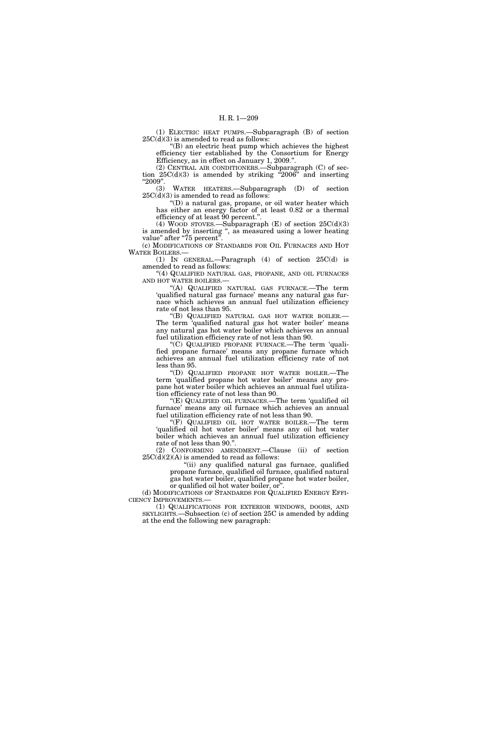(1) ELECTRIC HEAT PUMPS.—Subparagraph (B) of section 25C(d)(3) is amended to read as follows:

"(B) an electric heat pump which achieves the highest efficiency tier established by the Consortium for Energy Efficiency, as in effect on January 1, 2009.".

(2) CENTRAL AIR CONDITIONERS.—Subparagraph (C) of section 25C(d)(3) is amended by striking "2006" and inserting "2009".

(3) WATER HEATERS.—Subparagraph (D) of section 25C(d)(3) is amended to read as follows:

"(D) a natural gas, propane, or oil water heater which has either an energy factor of at least 0.82 or a thermal efficiency of at least 90 percent.".

(4) WOOD STOVES.—Subparagraph (E) of section 25C(d)(3) is amended by inserting ", as measured using a lower heating value" after "75 percent".

(c) MODIFICATIONS OF STANDARDS FOR OIL FURNACES AND HOT WATER BOILERS.—

(1) IN GENERAL.—Paragraph (4) of section 25C(d) is amended to read as follows:

"(4) QUALIFIED NATURAL GAS, PROPANE, AND OIL FURNACES AND HOT WATER BOILERS.—

"(A) QUALIFIED NATURAL GAS FURNACE.—The term 'qualified natural gas furnace' means any natural gas furnace which achieves an annual fuel utilization efficiency rate of not less than 95.

"(B) QUALIFIED NATURAL GAS HOT WATER BOILER.— The term 'qualified natural gas hot water boiler' means any natural gas hot water boiler which achieves an annual fuel utilization efficiency rate of not less than 90.

"(C) QUALIFIED PROPANE FURNACE.—The term 'qualified propane furnace' means any propane furnace which achieves an annual fuel utilization efficiency rate of not less than 95.

"(D) QUALIFIED PROPANE HOT WATER BOILER.—The term 'qualified propane hot water boiler' means any propane hot water boiler which achieves an annual fuel utilization efficiency rate of not less than 90.

"(E) QUALIFIED OIL FURNACES.—The term 'qualified oil furnace' means any oil furnace which achieves an annual fuel utilization efficiency rate of not less than 90.

"(F) QUALIFIED OIL HOT WATER BOILER.—The term 'qualified oil hot water boiler' means any oil hot water boiler which achieves an annual fuel utilization efficiency rate of not less than 90.".

(2) CONFORMING AMENDMENT.—Clause (ii) of section 25C(d)(2)(A) is amended to read as follows:

"(ii) any qualified natural gas furnace, qualified propane furnace, qualified oil furnace, qualified natural gas hot water boiler, qualified propane hot water boiler, or qualified oil hot water boiler, or".

(d) MODIFICATIONS OF STANDARDS FOR QUALIFIED ENERGY EFFICIENCY IMPROVEMENTS.—

(1) QUALIFICATIONS FOR EXTERIOR WINDOWS, DOORS, AND SKYLIGHTS.—Subsection (c) of section 25C is amended by adding at the end the following new paragraph: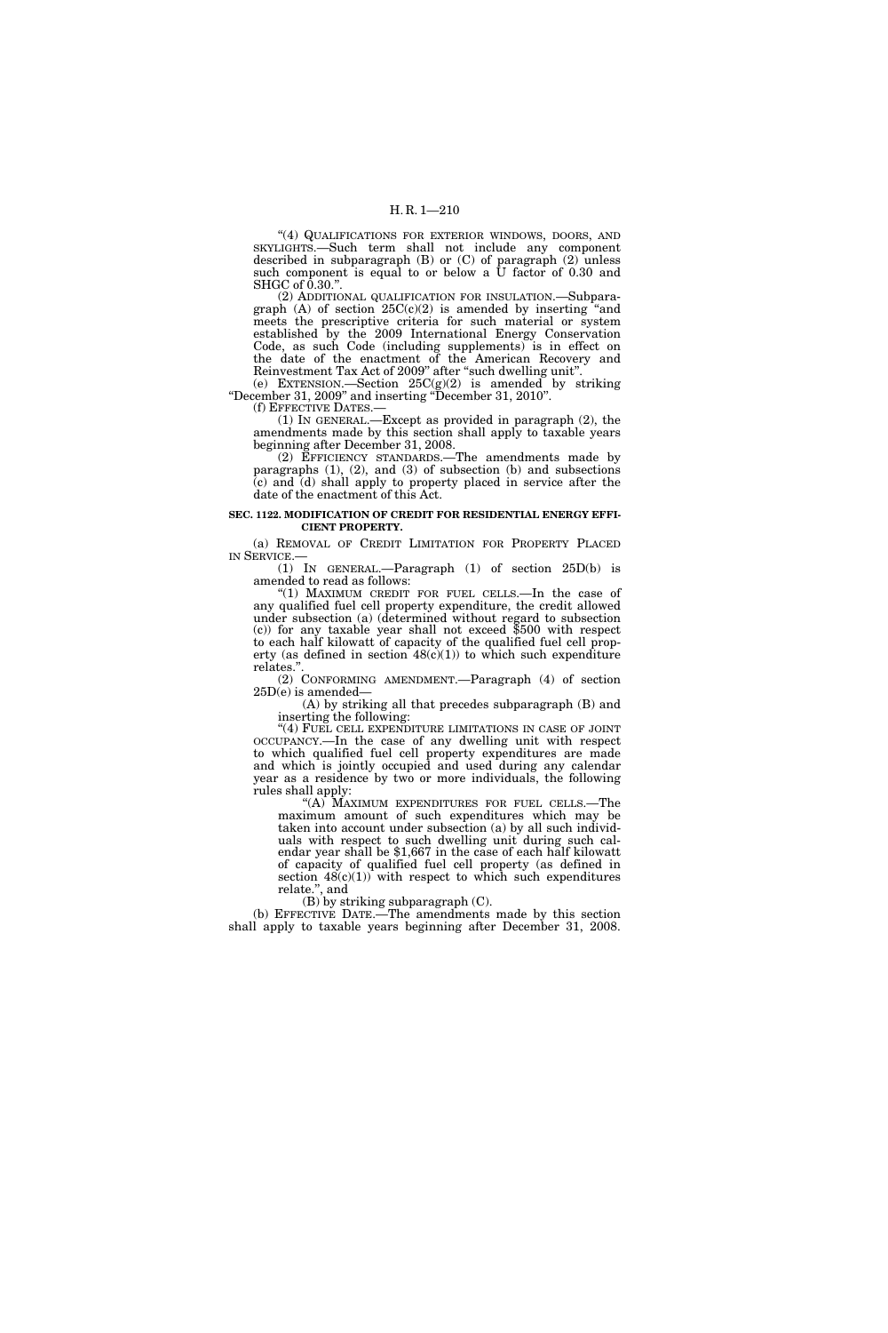"(4) QUALIFICATIONS FOR EXTERIOR WINDOWS, DOORS, AND SKYLIGHTS.—Such term shall not include any component described in subparagraph (B) or (C) of paragraph (2) unless such component is equal to or below a U factor of 0.30 and SHGC of 0.30.".

(2) ADDITIONAL QUALIFICATION FOR INSULATION.—Subparagraph (A) of section 25C(c)(2) is amended by inserting "and meets the prescriptive criteria for such material or system established by the 2009 International Energy Conservation Code, as such Code (including supplements) is in effect on the date of the enactment of the American Recovery and Reinvestment Tax Act of 2009" after "such dwelling unit".

(e) EXTENSION.—Section 25C(g)(2) is amended by striking "December 31, 2009" and inserting "December 31, 2010".

(f) EFFECTIVE DATES.—

(1) IN GENERAL.—Except as provided in paragraph (2), the amendments made by this section shall apply to taxable years beginning after December 31, 2008.

(2) EFFICIENCY STANDARDS.—The amendments made by paragraphs (1), (2), and (3) of subsection (b) and subsections (c) and (d) shall apply to property placed in service after the date of the enactment of this Act.

**SEC. 1122. MODIFICATION OF CREDIT FOR RESIDENTIAL ENERGY EFFICIENT PROPERTY.**

(a) REMOVAL OF CREDIT LIMITATION FOR PROPERTY PLACED IN SERVICE.—

(1) IN GENERAL.—Paragraph (1) of section 25D(b) is amended to read as follows:

"(1) MAXIMUM CREDIT FOR FUEL CELLS.—In the case of any qualified fuel cell property expenditure, the credit allowed under subsection (a) (determined without regard to subsection (c)) for any taxable year shall not exceed $500 with respect to each half kilowatt of capacity of the qualified fuel cell property (as defined in section 48(c)(1)) to which such expenditure relates.".

(2) CONFORMING AMENDMENT.—Paragraph (4) of section 25D(e) is amended—

(A) by striking all that precedes subparagraph (B) and inserting the following:

"(4) FUEL CELL EXPENDITURE LIMITATIONS IN CASE OF JOINT OCCUPANCY.—In the case of any dwelling unit with respect to which qualified fuel cell property expenditures are made and which is jointly occupied and used during any calendar year as a residence by two or more individuals, the following rules shall apply:

"(A) MAXIMUM EXPENDITURES FOR FUEL CELLS.—The maximum amount of such expenditures which may be taken into account under subsection (a) by all such individuals with respect to such dwelling unit during such calendar year shall be $1,667 in the case of each half kilowatt of capacity of qualified fuel cell property (as defined in section 48(c)(1)) with respect to which such expenditures relate.", and

(B) by striking subparagraph (C).

(b) EFFECTIVE DATE.—The amendments made by this section shall apply to taxable years beginning after December 31, 2008.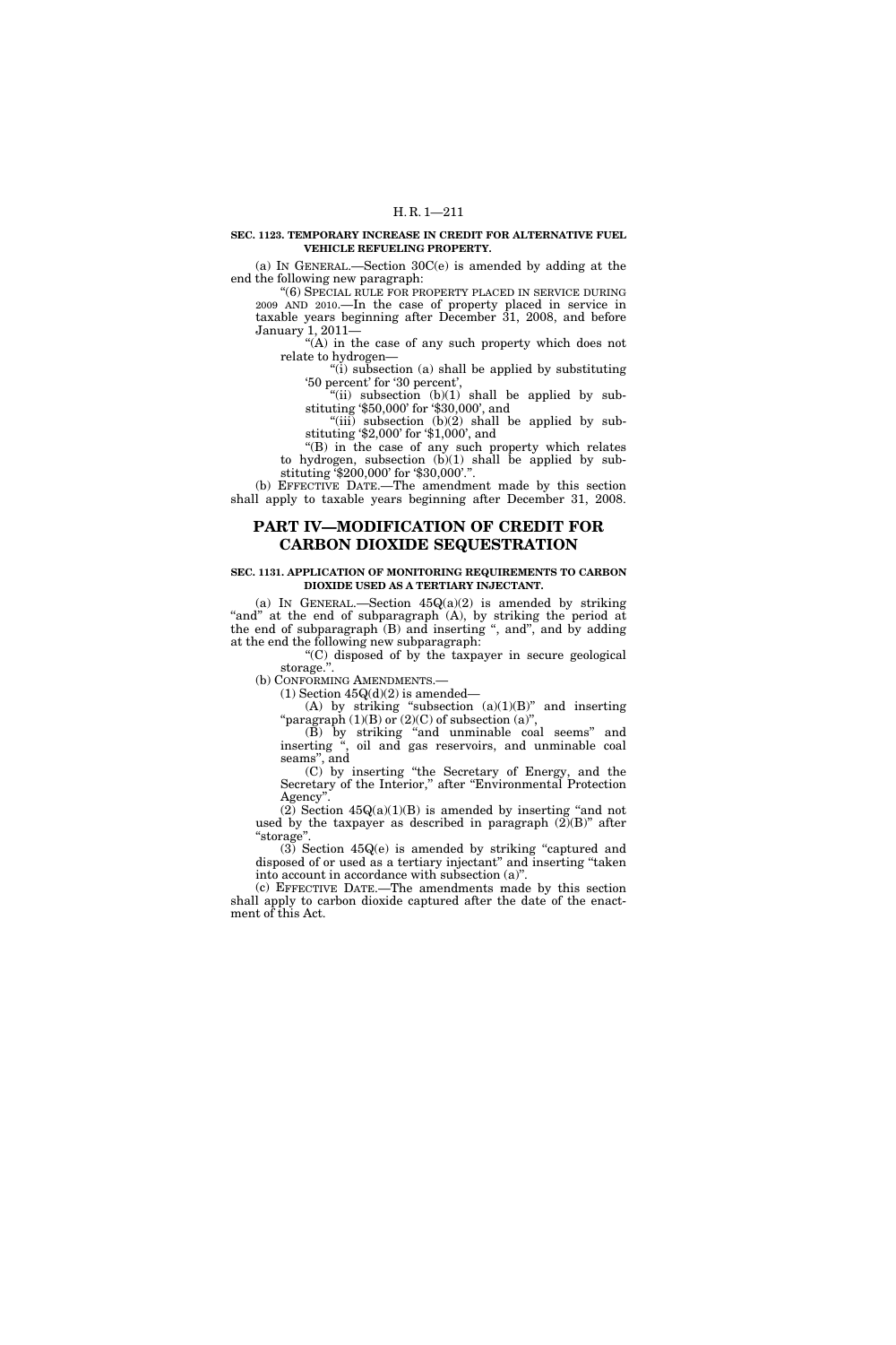**SEC. 1123. TEMPORARY INCREASE IN CREDIT FOR ALTERNATIVE FUEL VEHICLE REFUELING PROPERTY.**

(a) IN GENERAL.—Section 30C(e) is amended by adding at the end the following new paragraph:

"(6) SPECIAL RULE FOR PROPERTY PLACED IN SERVICE DURING 2009 AND 2010.—In the case of property placed in service in taxable years beginning after December 31, 2008, and before January 1, 2011—

"(A) in the case of any such property which does not relate to hydrogen—

"(i) subsection (a) shall be applied by substituting '50 percent' for '30 percent',

"(ii) subsection (b)(1) shall be applied by substituting '$50,000' for '$30,000', and

"(iii) subsection (b)(2) shall be applied by substituting '$2,000' for '$1,000', and

"(B) in the case of any such property which relates to hydrogen, subsection (b)(1) shall be applied by substituting '$200,000' for '$30,000'.".

(b) EFFECTIVE DATE.—The amendment made by this section shall apply to taxable years beginning after December 31, 2008.

## PART IV—MODIFICATION OF CREDIT FOR CARBON DIOXIDE SEQUESTRATION

**SEC. 1131. APPLICATION OF MONITORING REQUIREMENTS TO CARBON DIOXIDE USED AS A TERTIARY INJECTANT.**

(a) IN GENERAL.—Section 45Q(a)(2) is amended by striking "and" at the end of subparagraph (A), by striking the period at the end of subparagraph (B) and inserting ", and", and by adding at the end the following new subparagraph:

"(C) disposed of by the taxpayer in secure geological storage.".

(b) CONFORMING AMENDMENTS.—

(1) Section 45Q(d)(2) is amended—

(A) by striking "subsection (a)(1)(B)" and inserting "paragraph (1)(B) or (2)(C) of subsection (a)",

(B) by striking "and unminable coal seems" and inserting ", oil and gas reservoirs, and unminable coal seams", and

(C) by inserting "the Secretary of Energy, and the Secretary of the Interior," after "Environmental Protection Agency".

(2) Section 45Q(a)(1)(B) is amended by inserting "and not used by the taxpayer as described in paragraph (2)(B)" after "storage".

(3) Section 45Q(e) is amended by striking "captured and disposed of or used as a tertiary injectant" and inserting "taken into account in accordance with subsection (a)".

(c) EFFECTIVE DATE.—The amendments made by this section shall apply to carbon dioxide captured after the date of the enactment of this Act.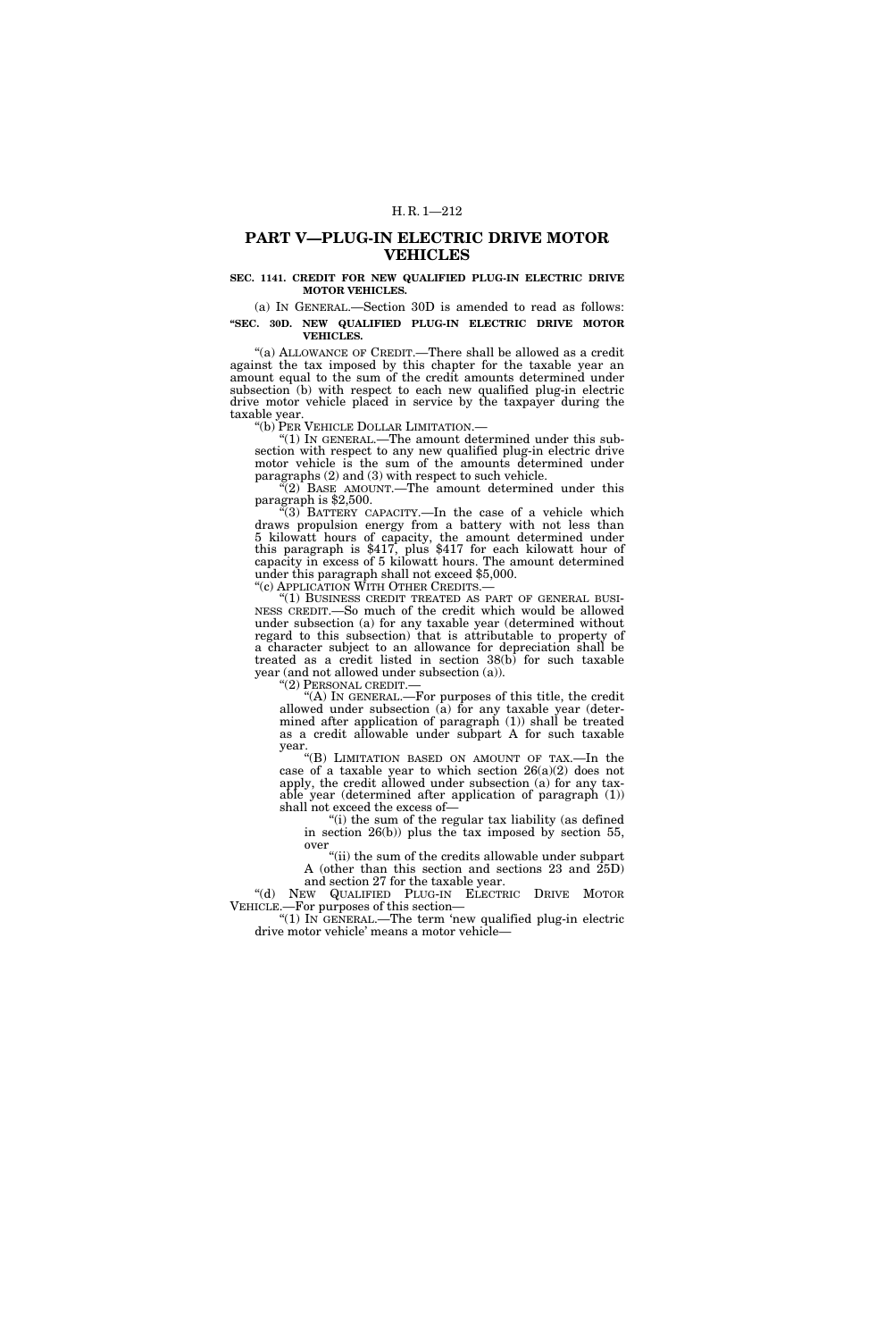## PART V—PLUG-IN ELECTRIC DRIVE MOTOR VEHICLES

**SEC. 1141. CREDIT FOR NEW QUALIFIED PLUG-IN ELECTRIC DRIVE MOTOR VEHICLES.**

(a) IN GENERAL.—Section 30D is amended to read as follows:

**"SEC. 30D. NEW QUALIFIED PLUG-IN ELECTRIC DRIVE MOTOR VEHICLES.**

"(a) ALLOWANCE OF CREDIT.—There shall be allowed as a credit against the tax imposed by this chapter for the taxable year an amount equal to the sum of the credit amounts determined under subsection (b) with respect to each new qualified plug-in electric drive motor vehicle placed in service by the taxpayer during the taxable year.

"(b) PER VEHICLE DOLLAR LIMITATION.—

"(1) IN GENERAL.—The amount determined under this subsection with respect to any new qualified plug-in electric drive motor vehicle is the sum of the amounts determined under paragraphs (2) and (3) with respect to such vehicle.

"(2) BASE AMOUNT.—The amount determined under this paragraph is $2,500.

"(3) BATTERY CAPACITY.—In the case of a vehicle which draws propulsion energy from a battery with not less than 5 kilowatt hours of capacity, the amount determined under this paragraph is $417, plus $417 for each kilowatt hour of capacity in excess of 5 kilowatt hours. The amount determined under this paragraph shall not exceed $5,000.

"(c) APPLICATION WITH OTHER CREDITS.—

"(1) BUSINESS CREDIT TREATED AS PART OF GENERAL BUSINESS CREDIT.—So much of the credit which would be allowed under subsection (a) for any taxable year (determined without regard to this subsection) that is attributable to property of a character subject to an allowance for depreciation shall be treated as a credit listed in section 38(b) for such taxable year (and not allowed under subsection (a)).

"(2) PERSONAL CREDIT.—

"(A) IN GENERAL.—For purposes of this title, the credit allowed under subsection (a) for any taxable year (determined after application of paragraph (1)) shall be treated as a credit allowable under subpart A for such taxable year.

"(B) LIMITATION BASED ON AMOUNT OF TAX.—In the case of a taxable year to which section 26(a)(2) does not apply, the credit allowed under subsection (a) for any taxable year (determined after application of paragraph (1)) shall not exceed the excess of—

"(i) the sum of the regular tax liability (as defined in section 26(b)) plus the tax imposed by section 55, over

"(ii) the sum of the credits allowable under subpart A (other than this section and sections 23 and 25D) and section 27 for the taxable year.

"(d) NEW QUALIFIED PLUG-IN ELECTRIC DRIVE MOTOR VEHICLE.—For purposes of this section—

"(1) IN GENERAL.—The term 'new qualified plug-in electric drive motor vehicle' means a motor vehicle—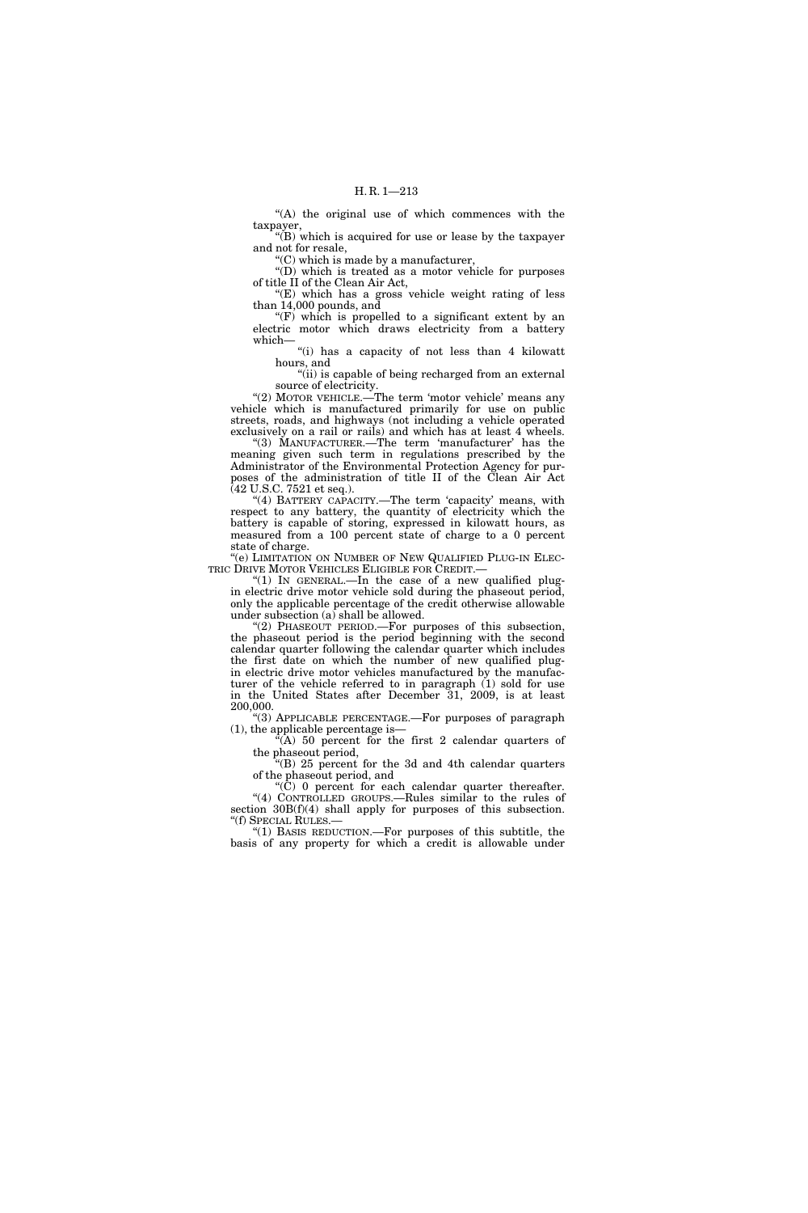"(A) the original use of which commences with the taxpayer,

"(B) which is acquired for use or lease by the taxpayer and not for resale,

"(C) which is made by a manufacturer,

"(D) which is treated as a motor vehicle for purposes of title II of the Clean Air Act,

"(E) which has a gross vehicle weight rating of less than 14,000 pounds, and

"(F) which is propelled to a significant extent by an electric motor which draws electricity from a battery which—

"(i) has a capacity of not less than 4 kilowatt hours, and

"(ii) is capable of being recharged from an external source of electricity.

"(2) MOTOR VEHICLE.—The term 'motor vehicle' means any vehicle which is manufactured primarily for use on public streets, roads, and highways (not including a vehicle operated exclusively on a rail or rails) and which has at least 4 wheels.

"(3) MANUFACTURER.—The term 'manufacturer' has the meaning given such term in regulations prescribed by the Administrator of the Environmental Protection Agency for purposes of the administration of title II of the Clean Air Act (42 U.S.C. 7521 et seq.).

"(4) BATTERY CAPACITY.—The term 'capacity' means, with respect to any battery, the quantity of electricity which the battery is capable of storing, expressed in kilowatt hours, as measured from a 100 percent state of charge to a 0 percent state of charge.

"(e) LIMITATION ON NUMBER OF NEW QUALIFIED PLUG-IN ELECTRIC DRIVE MOTOR VEHICLES ELIGIBLE FOR CREDIT.—

"(1) IN GENERAL.—In the case of a new qualified plug-in electric drive motor vehicle sold during the phaseout period, only the applicable percentage of the credit otherwise allowable under subsection (a) shall be allowed.

"(2) PHASEOUT PERIOD.—For purposes of this subsection, the phaseout period is the period beginning with the second calendar quarter following the calendar quarter which includes the first date on which the number of new qualified plug-in electric drive motor vehicles manufactured by the manufacturer of the vehicle referred to in paragraph (1) sold for use in the United States after December 31, 2009, is at least 200,000.

"(3) APPLICABLE PERCENTAGE.—For purposes of paragraph (1), the applicable percentage is—

"(A) 50 percent for the first 2 calendar quarters of the phaseout period,

"(B) 25 percent for the 3d and 4th calendar quarters of the phaseout period, and

"(C) 0 percent for each calendar quarter thereafter.

"(4) CONTROLLED GROUPS.—Rules similar to the rules of section 30B(f)(4) shall apply for purposes of this subsection.

"(f) SPECIAL RULES.—

"(1) BASIS REDUCTION.—For purposes of this subtitle, the basis of any property for which a credit is allowable under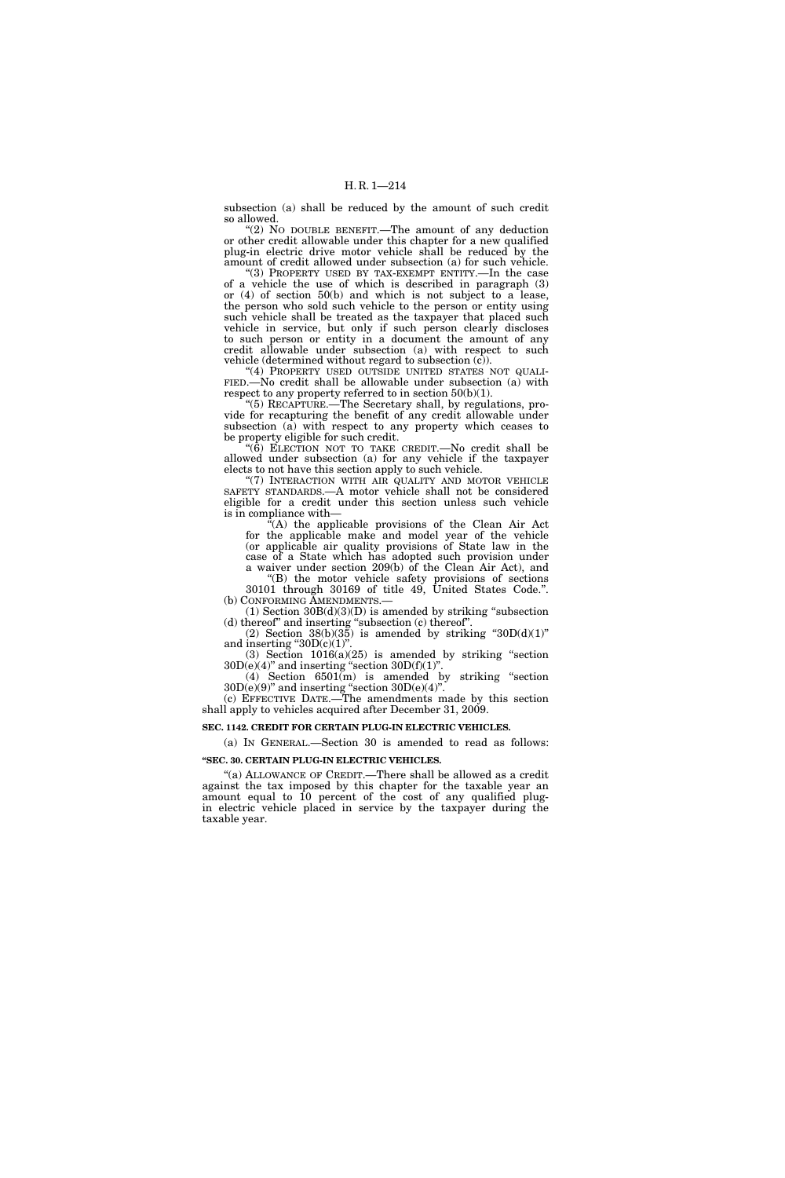subsection (a) shall be reduced by the amount of such credit so allowed.

"(2) NO DOUBLE BENEFIT.—The amount of any deduction or other credit allowable under this chapter for a new qualified plug-in electric drive motor vehicle shall be reduced by the amount of credit allowed under subsection (a) for such vehicle.

"(3) PROPERTY USED BY TAX-EXEMPT ENTITY.—In the case of a vehicle the use of which is described in paragraph (3) or (4) of section 50(b) and which is not subject to a lease, the person who sold such vehicle to the person or entity using such vehicle shall be treated as the taxpayer that placed such vehicle in service, but only if such person clearly discloses to such person or entity in a document the amount of any credit allowable under subsection (a) with respect to such vehicle (determined without regard to subsection (c)).

"(4) PROPERTY USED OUTSIDE UNITED STATES NOT QUALIFIED.—No credit shall be allowable under subsection (a) with respect to any property referred to in section 50(b)(1).

"(5) RECAPTURE.—The Secretary shall, by regulations, provide for recapturing the benefit of any credit allowable under subsection (a) with respect to any property which ceases to be property eligible for such credit.

"(6) ELECTION NOT TO TAKE CREDIT.—No credit shall be allowed under subsection (a) for any vehicle if the taxpayer elects to not have this section apply to such vehicle.

"(7) INTERACTION WITH AIR QUALITY AND MOTOR VEHICLE SAFETY STANDARDS.—A motor vehicle shall not be considered eligible for a credit under this section unless such vehicle is in compliance with—

"(A) the applicable provisions of the Clean Air Act for the applicable make and model year of the vehicle (or applicable air quality provisions of State law in the case of a State which has adopted such provision under a waiver under section 209(b) of the Clean Air Act), and

"(B) the motor vehicle safety provisions of sections 30101 through 30169 of title 49, United States Code.".

(b) CONFORMING AMENDMENTS.—

(1) Section 30B(d)(3)(D) is amended by striking "subsection (d) thereof" and inserting "subsection (c) thereof".

(2) Section 38(b)(35) is amended by striking "30D(d)(1)" and inserting "30D(c)(1)".

(3) Section 1016(a)(25) is amended by striking "section 30D(e)(4)" and inserting "section 30D(f)(1)".

(4) Section 6501(m) is amended by striking "section 30D(e)(9)" and inserting "section 30D(e)(4)".

(c) EFFECTIVE DATE.—The amendments made by this section shall apply to vehicles acquired after December 31, 2009.

**SEC. 1142. CREDIT FOR CERTAIN PLUG-IN ELECTRIC VEHICLES.**

(a) IN GENERAL.—Section 30 is amended to read as follows:

**"SEC. 30. CERTAIN PLUG-IN ELECTRIC VEHICLES.**

"(a) ALLOWANCE OF CREDIT.—There shall be allowed as a credit against the tax imposed by this chapter for the taxable year an amount equal to 10 percent of the cost of any qualified plug-in electric vehicle placed in service by the taxpayer during the taxable year.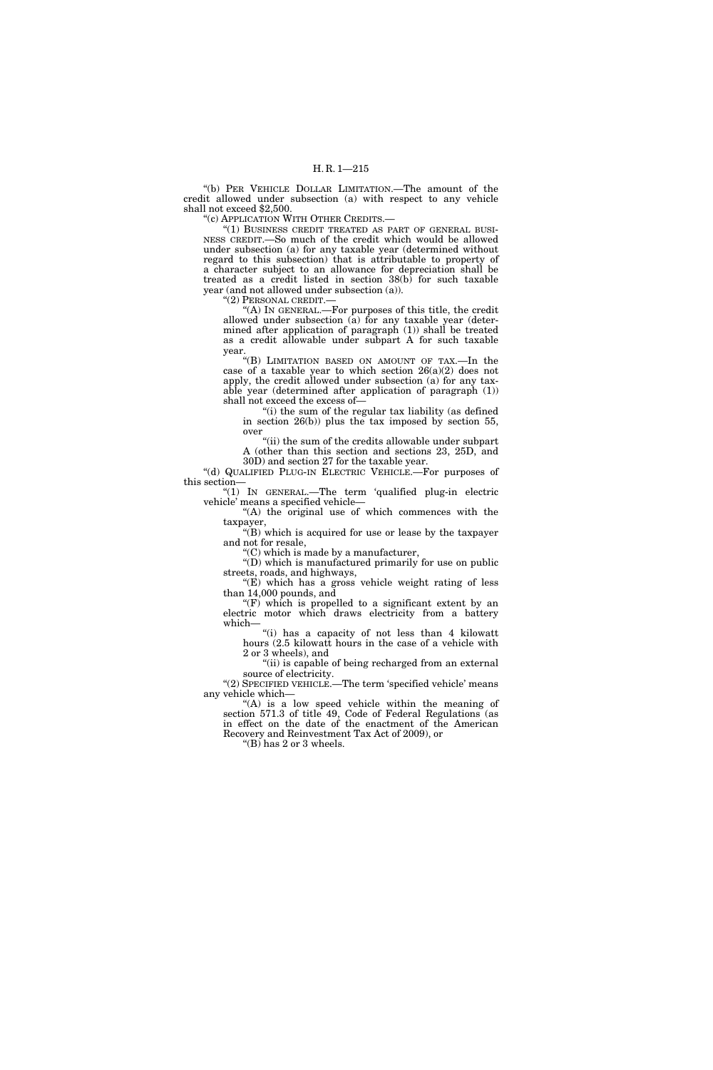"(b) PER VEHICLE DOLLAR LIMITATION.—The amount of the credit allowed under subsection (a) with respect to any vehicle shall not exceed $2,500.

"(c) APPLICATION WITH OTHER CREDITS.—

"(1) BUSINESS CREDIT TREATED AS PART OF GENERAL BUSINESS CREDIT.—So much of the credit which would be allowed under subsection (a) for any taxable year (determined without regard to this subsection) that is attributable to property of a character subject to an allowance for depreciation shall be treated as a credit listed in section 38(b) for such taxable year (and not allowed under subsection (a)).

"(2) PERSONAL CREDIT.—

"(A) IN GENERAL.—For purposes of this title, the credit allowed under subsection (a) for any taxable year (determined after application of paragraph (1)) shall be treated as a credit allowable under subpart A for such taxable year.

"(B) LIMITATION BASED ON AMOUNT OF TAX.—In the case of a taxable year to which section 26(a)(2) does not apply, the credit allowed under subsection (a) for any taxable year (determined after application of paragraph (1)) shall not exceed the excess of—

"(i) the sum of the regular tax liability (as defined in section 26(b)) plus the tax imposed by section 55, over

"(ii) the sum of the credits allowable under subpart A (other than this section and sections 23, 25D, and 30D) and section 27 for the taxable year.

"(d) QUALIFIED PLUG-IN ELECTRIC VEHICLE.—For purposes of this section—

"(1) IN GENERAL.—The term 'qualified plug-in electric vehicle' means a specified vehicle—

"(A) the original use of which commences with the taxpayer,

"(B) which is acquired for use or lease by the taxpayer and not for resale,

"(C) which is made by a manufacturer,

"(D) which is manufactured primarily for use on public streets, roads, and highways,

"(E) which has a gross vehicle weight rating of less than 14,000 pounds, and

"(F) which is propelled to a significant extent by an electric motor which draws electricity from a battery which—

"(i) has a capacity of not less than 4 kilowatt hours (2.5 kilowatt hours in the case of a vehicle with 2 or 3 wheels), and

"(ii) is capable of being recharged from an external source of electricity.

"(2) SPECIFIED VEHICLE.—The term 'specified vehicle' means any vehicle which—

"(A) is a low speed vehicle within the meaning of section 571.3 of title 49, Code of Federal Regulations (as in effect on the date of the enactment of the American Recovery and Reinvestment Tax Act of 2009), or

"(B) has 2 or 3 wheels.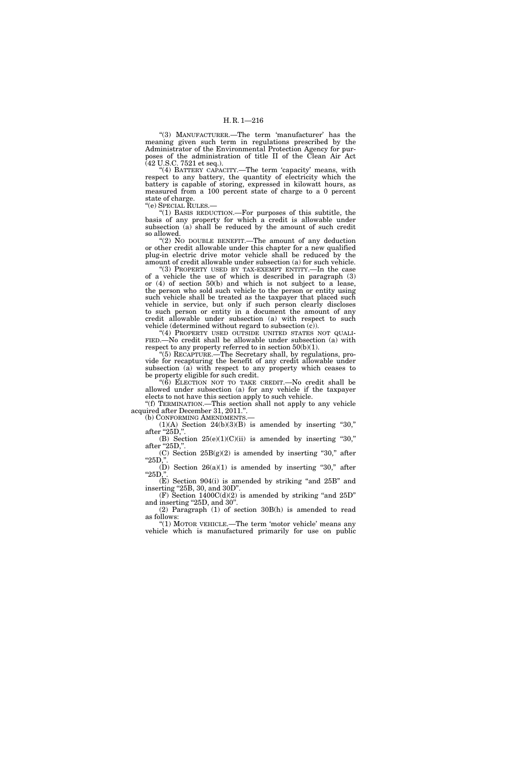"(3) MANUFACTURER.—The term 'manufacturer' has the meaning given such term in regulations prescribed by the Administrator of the Environmental Protection Agency for purposes of the administration of title II of the Clean Air Act (42 U.S.C. 7521 et seq.).

"(4) BATTERY CAPACITY.—The term 'capacity' means, with respect to any battery, the quantity of electricity which the battery is capable of storing, expressed in kilowatt hours, as measured from a 100 percent state of charge to a 0 percent state of charge.

"(e) SPECIAL RULES.—

"(1) BASIS REDUCTION.—For purposes of this subtitle, the basis of any property for which a credit is allowable under subsection (a) shall be reduced by the amount of such credit so allowed.

"(2) NO DOUBLE BENEFIT.—The amount of any deduction or other credit allowable under this chapter for a new qualified plug-in electric drive motor vehicle shall be reduced by the amount of credit allowable under subsection (a) for such vehicle.

"(3) PROPERTY USED BY TAX-EXEMPT ENTITY.—In the case of a vehicle the use of which is described in paragraph (3) or (4) of section 50(b) and which is not subject to a lease, the person who sold such vehicle to the person or entity using such vehicle shall be treated as the taxpayer that placed such vehicle in service, but only if such person clearly discloses to such person or entity in a document the amount of any credit allowable under subsection (a) with respect to such vehicle (determined without regard to subsection (c)).

"(4) PROPERTY USED OUTSIDE UNITED STATES NOT QUALIFIED.—No credit shall be allowable under subsection (a) with respect to any property referred to in section 50(b)(1).

"(5) RECAPTURE.—The Secretary shall, by regulations, provide for recapturing the benefit of any credit allowable under subsection (a) with respect to any property which ceases to be property eligible for such credit.

"(6) ELECTION NOT TO TAKE CREDIT.—No credit shall be allowed under subsection (a) for any vehicle if the taxpayer elects to not have this section apply to such vehicle.

"(f) TERMINATION.—This section shall not apply to any vehicle acquired after December 31, 2011.".

(b) CONFORMING AMENDMENTS.—

(1)(A) Section 24(b)(3)(B) is amended by inserting "30," after "25D,".

(B) Section 25(e)(1)(C)(ii) is amended by inserting "30," after "25D,".

(C) Section 25B(g)(2) is amended by inserting "30," after "25D,".

(D) Section 26(a)(1) is amended by inserting "30," after "25D,".

(E) Section 904(i) is amended by striking "and 25B" and inserting "25B, 30, and 30D".

(F) Section 1400C(d)(2) is amended by striking "and 25D" and inserting "25D, and 30".

(2) Paragraph (1) of section 30B(h) is amended to read as follows:

"(1) MOTOR VEHICLE.—The term 'motor vehicle' means any vehicle which is manufactured primarily for use on public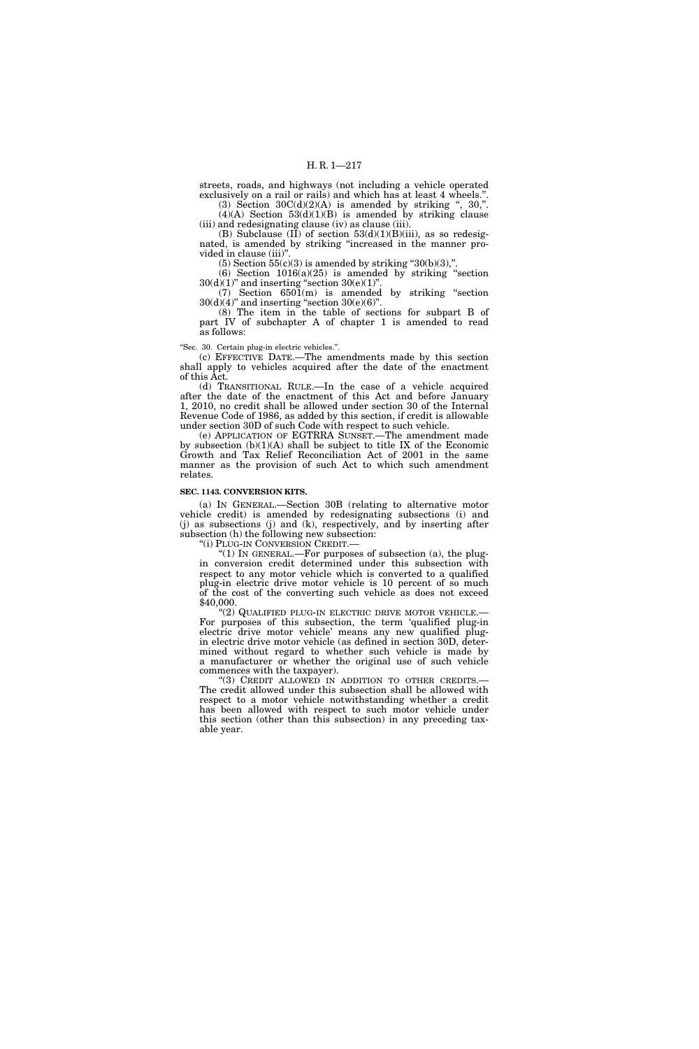streets, roads, and highways (not including a vehicle operated exclusively on a rail or rails) and which has at least 4 wheels.".

(3) Section 30C(d)(2)(A) is amended by striking ", 30,".

(4)(A) Section 53(d)(1)(B) is amended by striking clause (iii) and redesignating clause (iv) as clause (iii).

(B) Subclause (II) of section 53(d)(1)(B)(iii), as so redesignated, is amended by striking "increased in the manner provided in clause (iii)".

(5) Section 55(c)(3) is amended by striking "30(b)(3),".

(6) Section 1016(a)(25) is amended by striking "section 30(d)(1)" and inserting "section 30(e)(1)".

(7) Section 6501(m) is amended by striking "section 30(d)(4)" and inserting "section 30(e)(6)".

(8) The item in the table of sections for subpart B of part IV of subchapter A of chapter 1 is amended to read as follows:

"Sec. 30. Certain plug-in electric vehicles.".

(c) EFFECTIVE DATE.—The amendments made by this section shall apply to vehicles acquired after the date of the enactment of this Act.

(d) TRANSITIONAL RULE.—In the case of a vehicle acquired after the date of the enactment of this Act and before January 1, 2010, no credit shall be allowed under section 30 of the Internal Revenue Code of 1986, as added by this section, if credit is allowable under section 30D of such Code with respect to such vehicle.

(e) APPLICATION OF EGTRRA SUNSET.—The amendment made by subsection (b)(1)(A) shall be subject to title IX of the Economic Growth and Tax Relief Reconciliation Act of 2001 in the same manner as the provision of such Act to which such amendment relates.

**SEC. 1143. CONVERSION KITS.**

(a) IN GENERAL.—Section 30B (relating to alternative motor vehicle credit) is amended by redesignating subsections (i) and (j) as subsections (j) and (k), respectively, and by inserting after subsection (h) the following new subsection:

"(i) PLUG-IN CONVERSION CREDIT.—

"(1) IN GENERAL.—For purposes of subsection (a), the plug-in conversion credit determined under this subsection with respect to any motor vehicle which is converted to a qualified plug-in electric drive motor vehicle is 10 percent of so much of the cost of the converting such vehicle as does not exceed $40,000.

"(2) QUALIFIED PLUG-IN ELECTRIC DRIVE MOTOR VEHICLE.—For purposes of this subsection, the term 'qualified plug-in electric drive motor vehicle' means any new qualified plug-in electric drive motor vehicle (as defined in section 30D, determined without regard to whether such vehicle is made by a manufacturer or whether the original use of such vehicle commences with the taxpayer).

"(3) CREDIT ALLOWED IN ADDITION TO OTHER CREDITS.—The credit allowed under this subsection shall be allowed with respect to a motor vehicle notwithstanding whether a credit has been allowed with respect to such motor vehicle under this section (other than this subsection) in any preceding taxable year.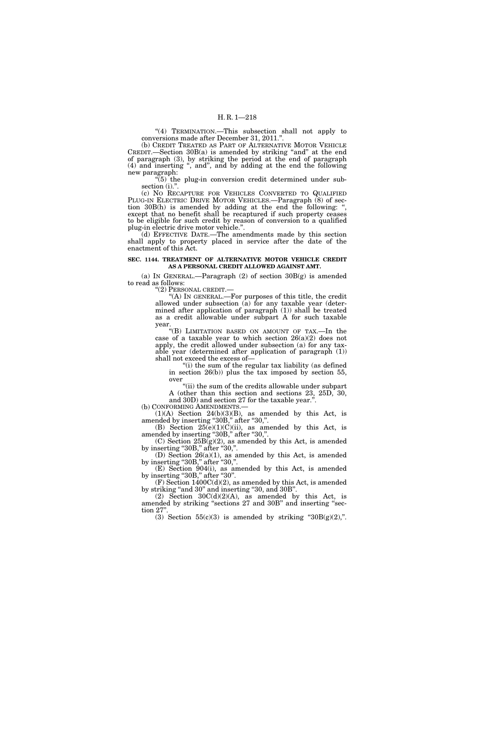"(4) TERMINATION.—This subsection shall not apply to conversions made after December 31, 2011.".

(b) CREDIT TREATED AS PART OF ALTERNATIVE MOTOR VEHICLE CREDIT.—Section 30B(a) is amended by striking "and" at the end of paragraph (3), by striking the period at the end of paragraph (4) and inserting ", and", and by adding at the end the following new paragraph:

"(5) the plug-in conversion credit determined under subsection (i).".

(c) NO RECAPTURE FOR VEHICLES CONVERTED TO QUALIFIED PLUG-IN ELECTRIC DRIVE MOTOR VEHICLES.—Paragraph (8) of section 30B(h) is amended by adding at the end the following: ", except that no benefit shall be recaptured if such property ceases to be eligible for such credit by reason of conversion to a qualified plug-in electric drive motor vehicle.".

(d) EFFECTIVE DATE.—The amendments made by this section shall apply to property placed in service after the date of the enactment of this Act.

**SEC. 1144. TREATMENT OF ALTERNATIVE MOTOR VEHICLE CREDIT AS A PERSONAL CREDIT ALLOWED AGAINST AMT.**

(a) IN GENERAL.—Paragraph (2) of section 30B(g) is amended to read as follows:

"(2) PERSONAL CREDIT.—

"(A) IN GENERAL.—For purposes of this title, the credit allowed under subsection (a) for any taxable year (determined after application of paragraph (1)) shall be treated as a credit allowable under subpart A for such taxable year.

"(B) LIMITATION BASED ON AMOUNT OF TAX.—In the case of a taxable year to which section 26(a)(2) does not apply, the credit allowed under subsection (a) for any taxable year (determined after application of paragraph (1)) shall not exceed the excess of—

"(i) the sum of the regular tax liability (as defined in section 26(b)) plus the tax imposed by section 55, over

"(ii) the sum of the credits allowable under subpart A (other than this section and sections 23, 25D, 30, and 30D) and section 27 for the taxable year.".

(b) CONFORMING AMENDMENTS.—

(1)(A) Section 24(b)(3)(B), as amended by this Act, is amended by inserting "30B," after "30,".

(B) Section 25(e)(1)(C)(ii), as amended by this Act, is amended by inserting "30B," after "30,".

(C) Section 25B(g)(2), as amended by this Act, is amended by inserting "30B," after "30,".

(D) Section 26(a)(1), as amended by this Act, is amended by inserting "30B," after "30,".

(E) Section 904(i), as amended by this Act, is amended by inserting "30B," after "30".

(F) Section 1400C(d)(2), as amended by this Act, is amended by striking "and 30" and inserting "30, and 30B".

(2) Section 30C(d)(2)(A), as amended by this Act, is amended by striking "sections 27 and 30B" and inserting "section 27".

(3) Section 55(c)(3) is amended by striking "30B(g)(2),".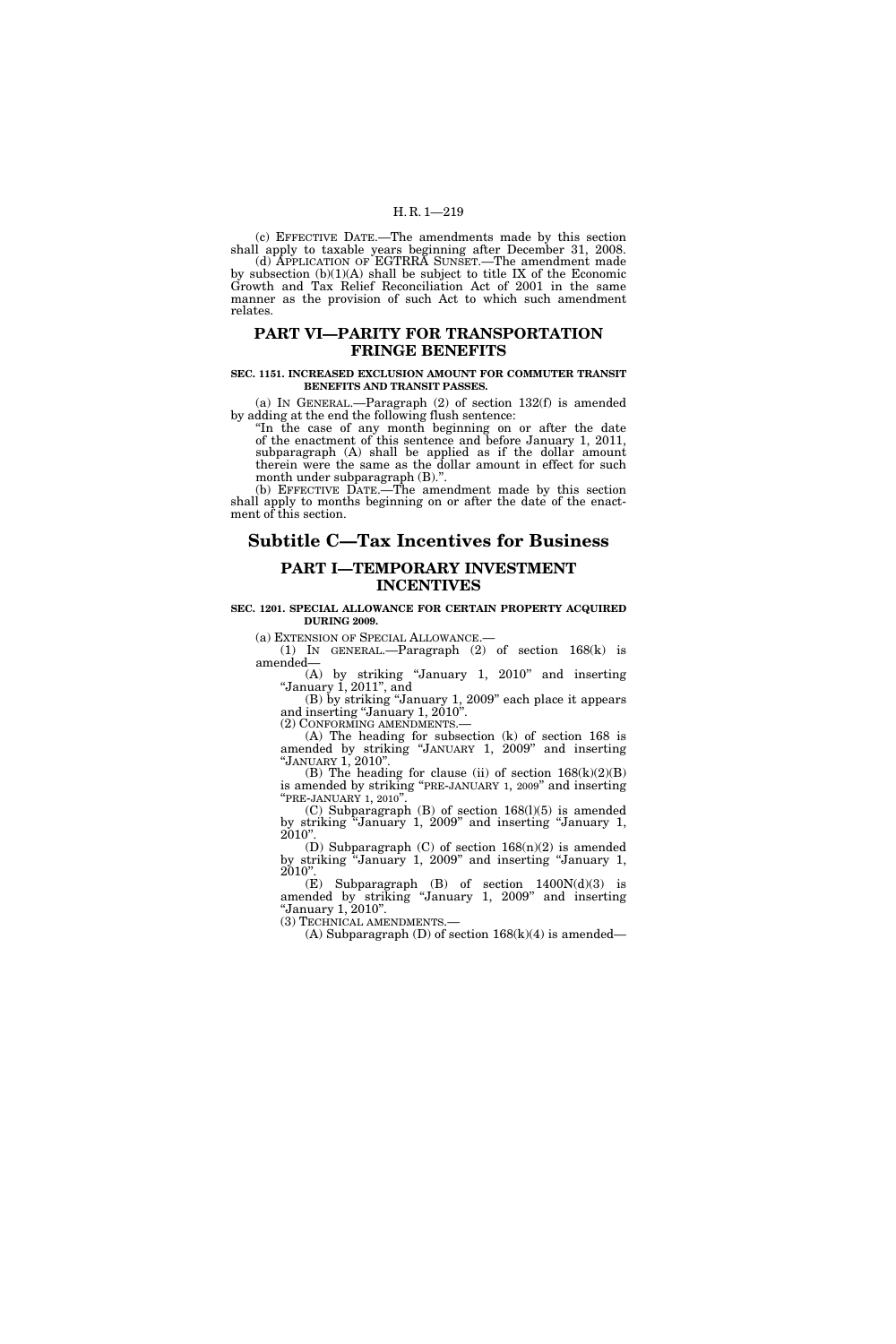(c) EFFECTIVE DATE.—The amendments made by this section shall apply to taxable years beginning after December 31, 2008.

(d) APPLICATION OF EGTRRA SUNSET.—The amendment made by subsection (b)(1)(A) shall be subject to title IX of the Economic Growth and Tax Relief Reconciliation Act of 2001 in the same manner as the provision of such Act to which such amendment relates.

## PART VI—PARITY FOR TRANSPORTATION FRINGE BENEFITS

**SEC. 1151. INCREASED EXCLUSION AMOUNT FOR COMMUTER TRANSIT BENEFITS AND TRANSIT PASSES.**

(a) IN GENERAL.—Paragraph (2) of section 132(f) is amended by adding at the end the following flush sentence:

"In the case of any month beginning on or after the date of the enactment of this sentence and before January 1, 2011, subparagraph (A) shall be applied as if the dollar amount therein were the same as the dollar amount in effect for such month under subparagraph (B).".

(b) EFFECTIVE DATE.—The amendment made by this section shall apply to months beginning on or after the date of the enactment of this section.

# Subtitle C—Tax Incentives for Business

## PART I—TEMPORARY INVESTMENT INCENTIVES

**SEC. 1201. SPECIAL ALLOWANCE FOR CERTAIN PROPERTY ACQUIRED DURING 2009.**

(a) EXTENSION OF SPECIAL ALLOWANCE.—

(1) IN GENERAL.—Paragraph (2) of section 168(k) is amended—

(A) by striking "January 1, 2010" and inserting "January 1, 2011", and

(B) by striking "January 1, 2009" each place it appears and inserting "January 1, 2010".

(2) CONFORMING AMENDMENTS.—

(A) The heading for subsection (k) of section 168 is amended by striking "JANUARY 1, 2009" and inserting "JANUARY 1, 2010".

(B) The heading for clause (ii) of section 168(k)(2)(B) is amended by striking "PRE-JANUARY 1, 2009" and inserting "PRE-JANUARY 1, 2010".

(C) Subparagraph (B) of section 168(l)(5) is amended by striking "January 1, 2009" and inserting "January 1, 2010".

(D) Subparagraph (C) of section 168(n)(2) is amended by striking "January 1, 2009" and inserting "January 1, 2010".

(E) Subparagraph (B) of section 1400N(d)(3) is amended by striking "January 1, 2009" and inserting "January 1, 2010".

(3) TECHNICAL AMENDMENTS.—

(A) Subparagraph (D) of section 168(k)(4) is amended—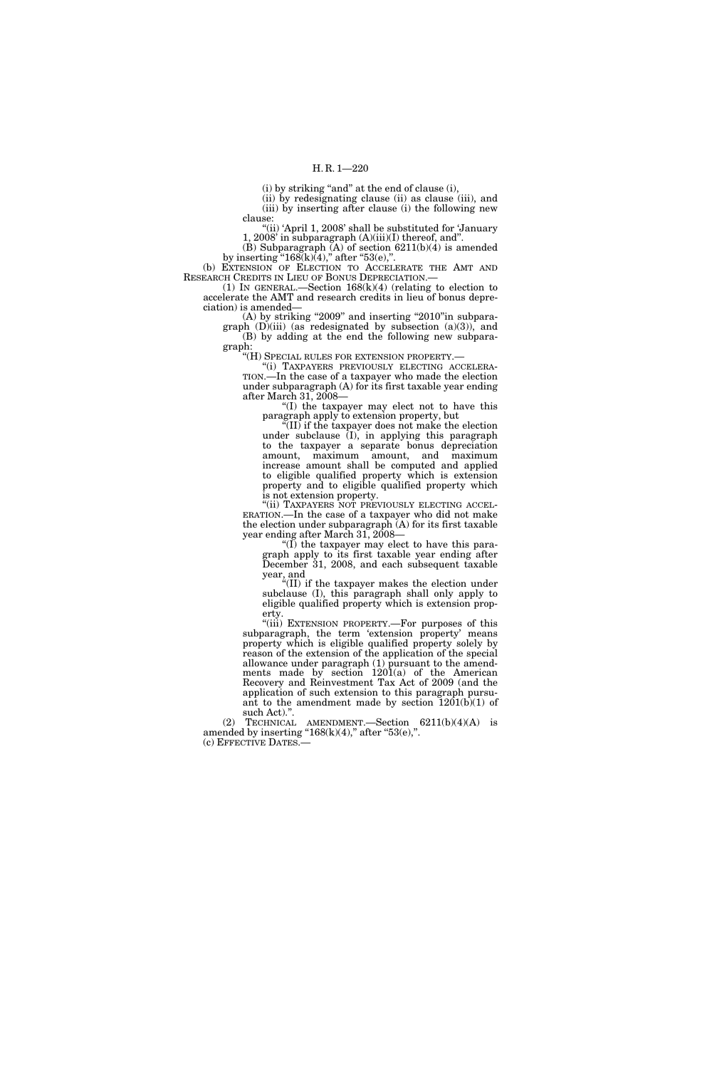(i) by striking "and" at the end of clause (i),

(ii) by redesignating clause (ii) as clause (iii), and

(iii) by inserting after clause (i) the following new clause:

"(ii) 'April 1, 2008' shall be substituted for 'January 1, 2008' in subparagraph (A)(iii)(I) thereof, and".

(B) Subparagraph (A) of section 6211(b)(4) is amended by inserting "168(k)(4)," after "53(e),".

(b) EXTENSION OF ELECTION TO ACCELERATE THE AMT AND RESEARCH CREDITS IN LIEU OF BONUS DEPRECIATION.—

(1) IN GENERAL.—Section 168(k)(4) (relating to election to accelerate the AMT and research credits in lieu of bonus depreciation) is amended—

(A) by striking "2009" and inserting "2010"in subparagraph (D)(iii) (as redesignated by subsection (a)(3)), and

(B) by adding at the end the following new subparagraph:

"(H) SPECIAL RULES FOR EXTENSION PROPERTY.—

"(i) TAXPAYERS PREVIOUSLY ELECTING ACCELERATION.—In the case of a taxpayer who made the election under subparagraph (A) for its first taxable year ending after March 31, 2008—

"(I) the taxpayer may elect not to have this paragraph apply to extension property, but

"(II) if the taxpayer does not make the election under subclause (I), in applying this paragraph to the taxpayer a separate bonus depreciation amount, maximum amount, and maximum increase amount shall be computed and applied to eligible qualified property which is extension property and to eligible qualified property which is not extension property.

"(ii) TAXPAYERS NOT PREVIOUSLY ELECTING ACCELERATION.—In the case of a taxpayer who did not make the election under subparagraph (A) for its first taxable year ending after March 31, 2008—

"(I) the taxpayer may elect to have this paragraph apply to its first taxable year ending after December 31, 2008, and each subsequent taxable year, and

"(II) if the taxpayer makes the election under subclause (I), this paragraph shall only apply to eligible qualified property which is extension property.

"(iii) EXTENSION PROPERTY.—For purposes of this subparagraph, the term 'extension property' means property which is eligible qualified property solely by reason of the extension of the application of the special allowance under paragraph (1) pursuant to the amendments made by section 1201(a) of the American Recovery and Reinvestment Tax Act of 2009 (and the application of such extension to this paragraph pursuant to the amendment made by section 1201(b)(1) of such Act).".

(2) TECHNICAL AMENDMENT.—Section 6211(b)(4)(A) is amended by inserting "168(k)(4)," after "53(e),".

(c) EFFECTIVE DATES.—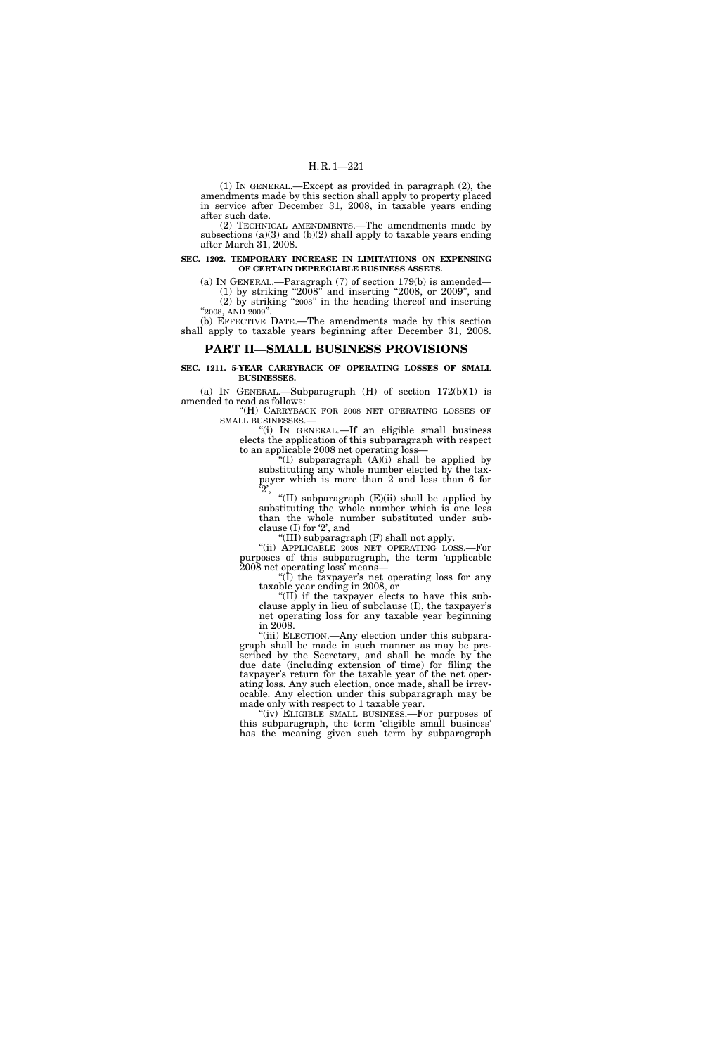(1) IN GENERAL.—Except as provided in paragraph (2), the amendments made by this section shall apply to property placed in service after December 31, 2008, in taxable years ending after such date.

(2) TECHNICAL AMENDMENTS.—The amendments made by subsections (a)(3) and (b)(2) shall apply to taxable years ending after March 31, 2008.

**SEC. 1202. TEMPORARY INCREASE IN LIMITATIONS ON EXPENSING OF CERTAIN DEPRECIABLE BUSINESS ASSETS.**

(a) IN GENERAL.—Paragraph (7) of section 179(b) is amended—

(1) by striking "2008" and inserting "2008, or 2009", and

(2) by striking "2008" in the heading thereof and inserting "2008, AND 2009".

(b) EFFECTIVE DATE.—The amendments made by this section shall apply to taxable years beginning after December 31, 2008.

## PART II—SMALL BUSINESS PROVISIONS

**SEC. 1211. 5-YEAR CARRYBACK OF OPERATING LOSSES OF SMALL BUSINESSES.**

(a) IN GENERAL.—Subparagraph (H) of section 172(b)(1) is amended to read as follows:

"(H) CARRYBACK FOR 2008 NET OPERATING LOSSES OF SMALL BUSINESSES.—

"(i) IN GENERAL.—If an eligible small business elects the application of this subparagraph with respect to an applicable 2008 net operating loss—

"(I) subparagraph (A)(i) shall be applied by substituting any whole number elected by the taxpayer which is more than 2 and less than 6 for '2',

"(II) subparagraph (E)(ii) shall be applied by substituting the whole number which is one less than the whole number substituted under subclause (I) for '2', and

"(III) subparagraph (F) shall not apply.

"(ii) APPLICABLE 2008 NET OPERATING LOSS.—For purposes of this subparagraph, the term 'applicable 2008 net operating loss' means—

"(I) the taxpayer's net operating loss for any taxable year ending in 2008, or

"(II) if the taxpayer elects to have this subclause apply in lieu of subclause (I), the taxpayer's net operating loss for any taxable year beginning in 2008.

"(iii) ELECTION.—Any election under this subparagraph shall be made in such manner as may be prescribed by the Secretary, and shall be made by the due date (including extension of time) for filing the taxpayer's return for the taxable year of the net operating loss. Any such election, once made, shall be irrevocable. Any election under this subparagraph may be made only with respect to 1 taxable year.

"(iv) ELIGIBLE SMALL BUSINESS.—For purposes of this subparagraph, the term 'eligible small business' has the meaning given such term by subparagraph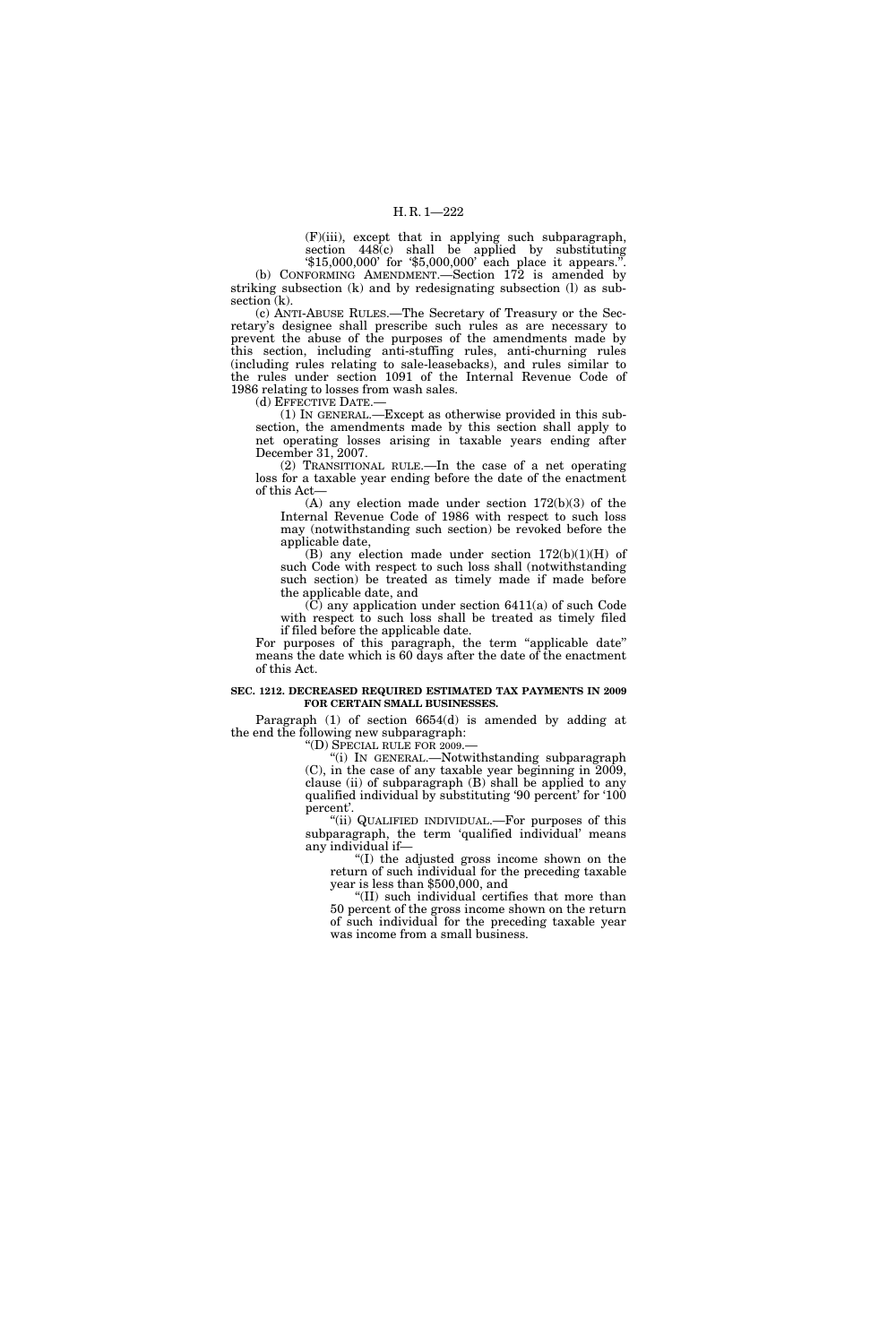(F)(iii), except that in applying such subparagraph, section 448(c) shall be applied by substituting '$15,000,000' for '$5,000,000' each place it appears.".

(b) CONFORMING AMENDMENT.—Section 172 is amended by striking subsection (k) and by redesignating subsection (l) as subsection (k).

(c) ANTI-ABUSE RULES.—The Secretary of Treasury or the Secretary's designee shall prescribe such rules as are necessary to prevent the abuse of the purposes of the amendments made by this section, including anti-stuffing rules, anti-churning rules (including rules relating to sale-leasebacks), and rules similar to the rules under section 1091 of the Internal Revenue Code of 1986 relating to losses from wash sales.

(d) EFFECTIVE DATE.—

(1) IN GENERAL.—Except as otherwise provided in this subsection, the amendments made by this section shall apply to net operating losses arising in taxable years ending after December 31, 2007.

(2) TRANSITIONAL RULE.—In the case of a net operating loss for a taxable year ending before the date of the enactment of this Act—

(A) any election made under section 172(b)(3) of the Internal Revenue Code of 1986 with respect to such loss may (notwithstanding such section) be revoked before the applicable date,

(B) any election made under section 172(b)(1)(H) of such Code with respect to such loss shall (notwithstanding such section) be treated as timely made if made before the applicable date, and

(C) any application under section 6411(a) of such Code with respect to such loss shall be treated as timely filed if filed before the applicable date.

For purposes of this paragraph, the term "applicable date" means the date which is 60 days after the date of the enactment of this Act.

**SEC. 1212. DECREASED REQUIRED ESTIMATED TAX PAYMENTS IN 2009 FOR CERTAIN SMALL BUSINESSES.**

Paragraph (1) of section 6654(d) is amended by adding at the end the following new subparagraph:

"(D) SPECIAL RULE FOR 2009.—

"(i) IN GENERAL.—Notwithstanding subparagraph (C), in the case of any taxable year beginning in 2009, clause (ii) of subparagraph (B) shall be applied to any qualified individual by substituting '90 percent' for '100 percent'.

"(ii) QUALIFIED INDIVIDUAL.—For purposes of this subparagraph, the term 'qualified individual' means any individual if—

"(I) the adjusted gross income shown on the return of such individual for the preceding taxable year is less than $500,000, and

"(II) such individual certifies that more than 50 percent of the gross income shown on the return of such individual for the preceding taxable year was income from a small business.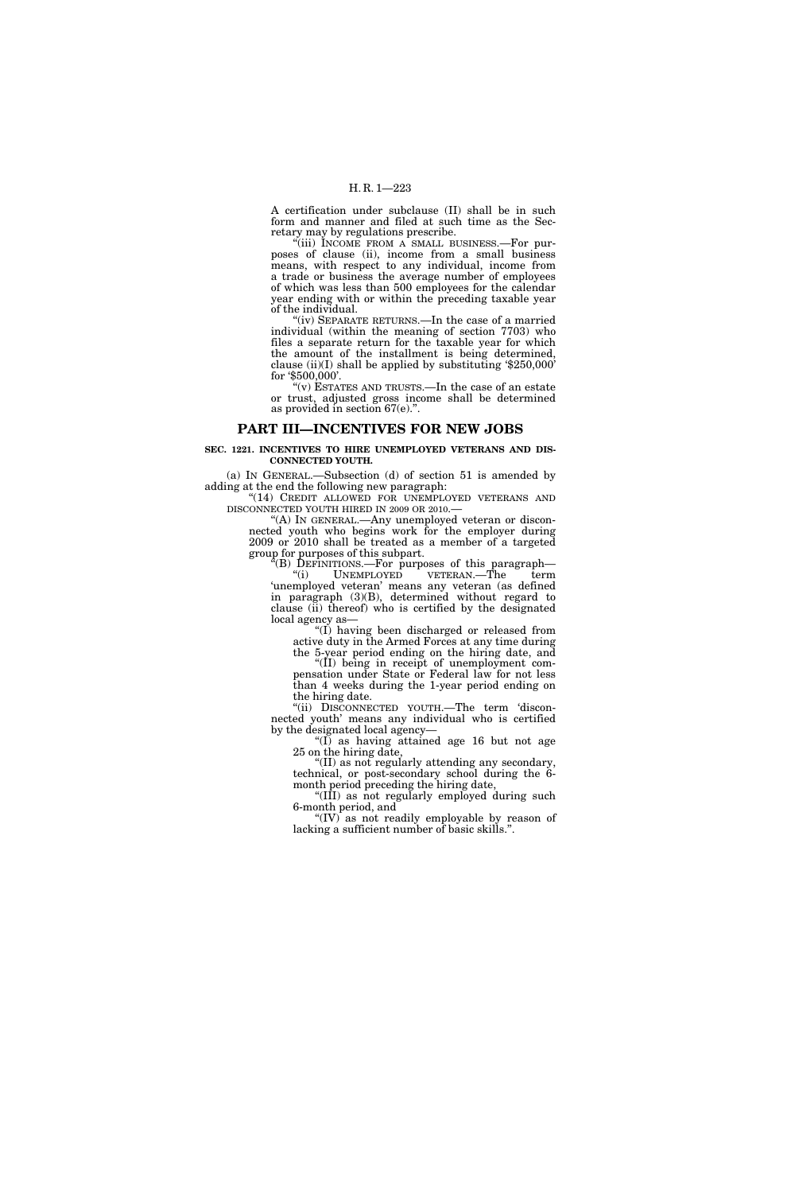A certification under subclause (II) shall be in such form and manner and filed at such time as the Secretary may by regulations prescribe.

"(iii) INCOME FROM A SMALL BUSINESS.—For purposes of clause (ii), income from a small business means, with respect to any individual, income from a trade or business the average number of employees of which was less than 500 employees for the calendar year ending with or within the preceding taxable year of the individual.

"(iv) SEPARATE RETURNS.—In the case of a married individual (within the meaning of section 7703) who files a separate return for the taxable year for which the amount of the installment is being determined, clause (ii)(I) shall be applied by substituting '$250,000' for '$500,000'.

"(v) ESTATES AND TRUSTS.—In the case of an estate or trust, adjusted gross income shall be determined as provided in section 67(e).".

## PART III—INCENTIVES FOR NEW JOBS

**SEC. 1221. INCENTIVES TO HIRE UNEMPLOYED VETERANS AND DISCONNECTED YOUTH.**

(a) IN GENERAL.—Subsection (d) of section 51 is amended by adding at the end the following new paragraph:

"(14) CREDIT ALLOWED FOR UNEMPLOYED VETERANS AND DISCONNECTED YOUTH HIRED IN 2009 OR 2010.—

"(A) IN GENERAL.—Any unemployed veteran or disconnected youth who begins work for the employer during 2009 or 2010 shall be treated as a member of a targeted group for purposes of this subpart.

"(B) DEFINITIONS.—For purposes of this paragraph—

"(i) UNEMPLOYED VETERAN.—The term 'unemployed veteran' means any veteran (as defined in paragraph (3)(B), determined without regard to clause (ii) thereof) who is certified by the designated local agency as—

"(I) having been discharged or released from active duty in the Armed Forces at any time during the 5-year period ending on the hiring date, and

"(II) being in receipt of unemployment compensation under State or Federal law for not less than 4 weeks during the 1-year period ending on the hiring date.

"(ii) DISCONNECTED YOUTH.—The term 'disconnected youth' means any individual who is certified by the designated local agency—

"(I) as having attained age 16 but not age 25 on the hiring date,

"(II) as not regularly attending any secondary, technical, or post-secondary school during the 6-month period preceding the hiring date,

"(III) as not regularly employed during such 6-month period, and

"(IV) as not readily employable by reason of lacking a sufficient number of basic skills.".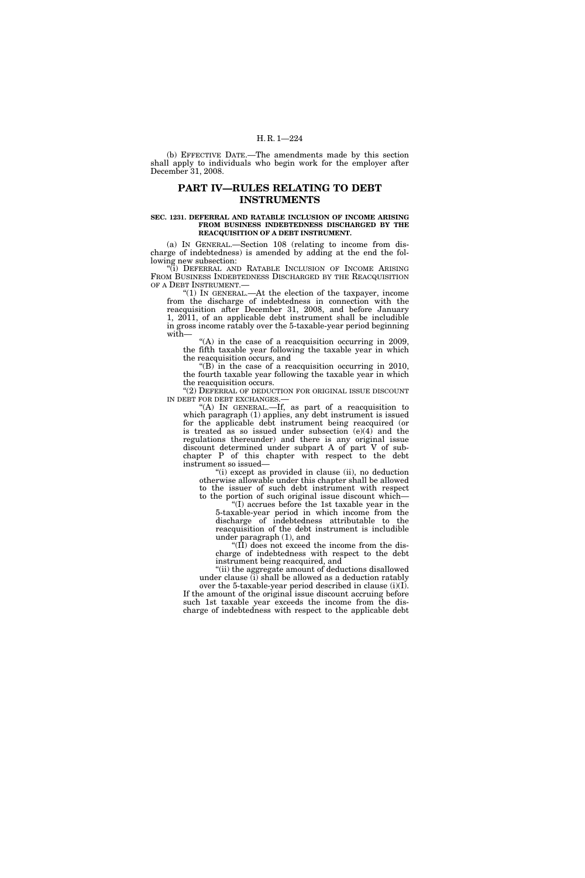(b) EFFECTIVE DATE.—The amendments made by this section shall apply to individuals who begin work for the employer after December 31, 2008.

## PART IV—RULES RELATING TO DEBT INSTRUMENTS

### SEC. 1231. DEFERRAL AND RATABLE INCLUSION OF INCOME ARISING FROM BUSINESS INDEBTEDNESS DISCHARGED BY THE REACQUISITION OF A DEBT INSTRUMENT.

(a) IN GENERAL.—Section 108 (relating to income from discharge of indebtedness) is amended by adding at the end the following new subsection:

"(i) DEFERRAL AND RATABLE INCLUSION OF INCOME ARISING FROM BUSINESS INDEBTEDNESS DISCHARGED BY THE REACQUISITION OF A DEBT INSTRUMENT.—

"(1) IN GENERAL.—At the election of the taxpayer, income from the discharge of indebtedness in connection with the reacquisition after December 31, 2008, and before January 1, 2011, of an applicable debt instrument shall be includible in gross income ratably over the 5-taxable-year period beginning with—

"(A) in the case of a reacquisition occurring in 2009, the fifth taxable year following the taxable year in which the reacquisition occurs, and

"(B) in the case of a reacquisition occurring in 2010, the fourth taxable year following the taxable year in which the reacquisition occurs.

"(2) DEFERRAL OF DEDUCTION FOR ORIGINAL ISSUE DISCOUNT IN DEBT FOR DEBT EXCHANGES.—

"(A) IN GENERAL.—If, as part of a reacquisition to which paragraph (1) applies, any debt instrument is issued for the applicable debt instrument being reacquired (or is treated as so issued under subsection (e)(4) and the regulations thereunder) and there is any original issue discount determined under subpart A of part V of subchapter P of this chapter with respect to the debt instrument so issued—

"(i) except as provided in clause (ii), no deduction otherwise allowable under this chapter shall be allowed to the issuer of such debt instrument with respect to the portion of such original issue discount which—

"(I) accrues before the 1st taxable year in the 5-taxable-year period in which income from the discharge of indebtedness attributable to the reacquisition of the debt instrument is includible under paragraph (1), and

"(II) does not exceed the income from the discharge of indebtedness with respect to the debt instrument being reacquired, and

"(ii) the aggregate amount of deductions disallowed under clause (i) shall be allowed as a deduction ratably over the 5-taxable-year period described in clause (i)(I).

If the amount of the original issue discount accruing before such 1st taxable year exceeds the income from the discharge of indebtedness with respect to the applicable debt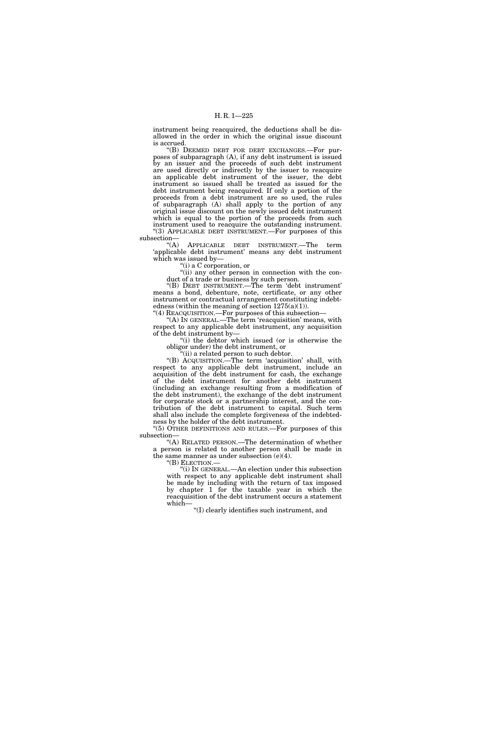instrument being reacquired, the deductions shall be disallowed in the order in which the original issue discount is accrued.

"(B) DEEMED DEBT FOR DEBT EXCHANGES.—For purposes of subparagraph (A), if any debt instrument is issued by an issuer and the proceeds of such debt instrument are used directly or indirectly by the issuer to reacquire an applicable debt instrument of the issuer, the debt instrument so issued shall be treated as issued for the debt instrument being reacquired. If only a portion of the proceeds from a debt instrument are so used, the rules of subparagraph (A) shall apply to the portion of any original issue discount on the newly issued debt instrument which is equal to the portion of the proceeds from such instrument used to reacquire the outstanding instrument.

"(3) APPLICABLE DEBT INSTRUMENT.—For purposes of this subsection—

"(A) APPLICABLE DEBT INSTRUMENT.—The term 'applicable debt instrument' means any debt instrument which was issued by—

"(i) a C corporation, or

"(ii) any other person in connection with the conduct of a trade or business by such person.

"(B) DEBT INSTRUMENT.—The term 'debt instrument' means a bond, debenture, note, certificate, or any other instrument or contractual arrangement constituting indebtedness (within the meaning of section 1275(a)(1)).

"(4) REACQUISITION.—For purposes of this subsection—

"(A) IN GENERAL.—The term 'reacquisition' means, with respect to any applicable debt instrument, any acquisition of the debt instrument by—

"(i) the debtor which issued (or is otherwise the obligor under) the debt instrument, or

"(ii) a related person to such debtor.

"(B) ACQUISITION.—The term 'acquisition' shall, with respect to any applicable debt instrument, include an acquisition of the debt instrument for cash, the exchange of the debt instrument for another debt instrument (including an exchange resulting from a modification of the debt instrument), the exchange of the debt instrument for corporate stock or a partnership interest, and the contribution of the debt instrument to capital. Such term shall also include the complete forgiveness of the indebtedness by the holder of the debt instrument.

"(5) OTHER DEFINITIONS AND RULES.—For purposes of this subsection—

"(A) RELATED PERSON.—The determination of whether a person is related to another person shall be made in the same manner as under subsection (e)(4).

"(B) ELECTION.—

"(i) IN GENERAL.—An election under this subsection with respect to any applicable debt instrument shall be made by including with the return of tax imposed by chapter 1 for the taxable year in which the reacquisition of the debt instrument occurs a statement which—

"(I) clearly identifies such instrument, and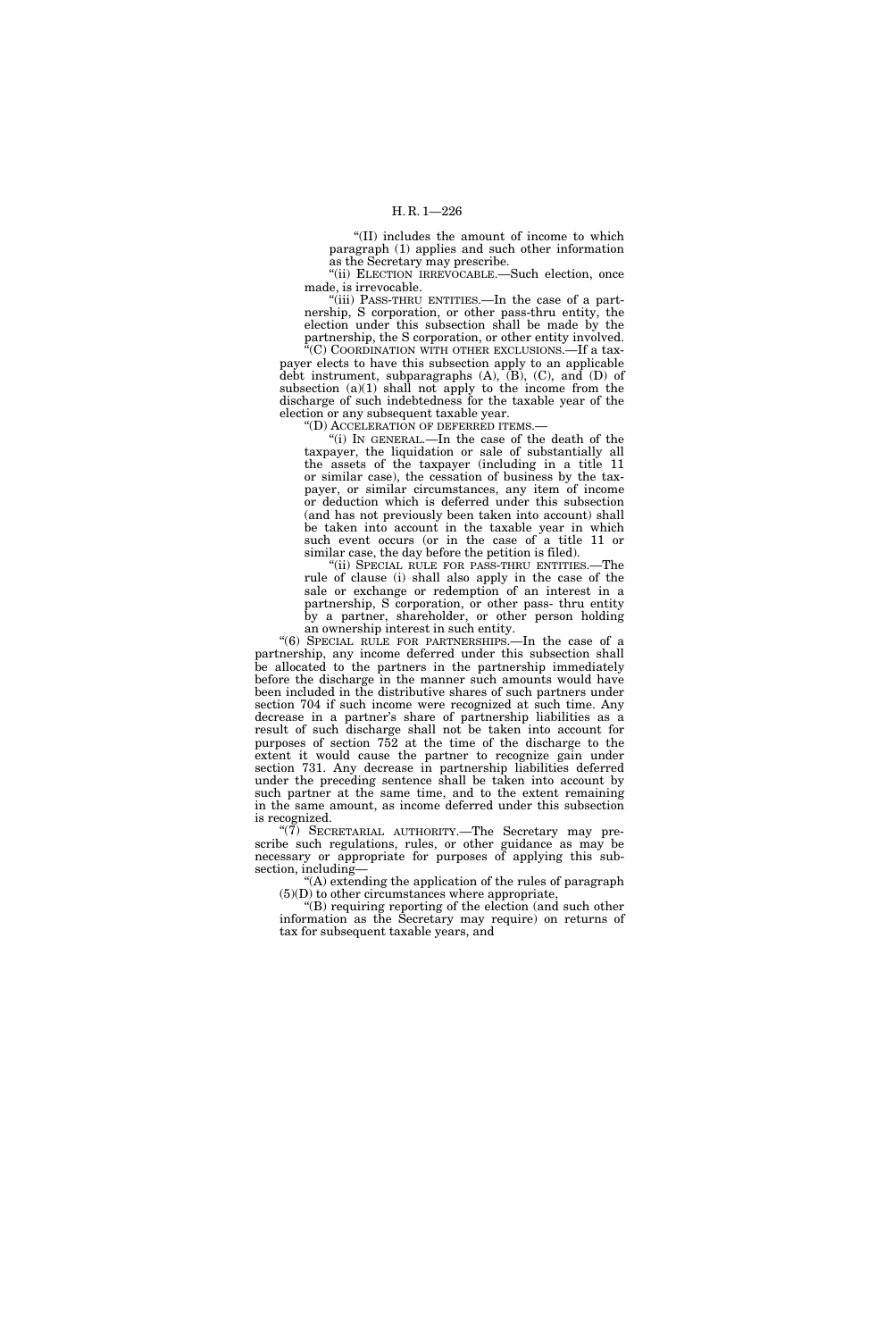"(II) includes the amount of income to which paragraph (1) applies and such other information as the Secretary may prescribe.

"(ii) ELECTION IRREVOCABLE.—Such election, once made, is irrevocable.

"(iii) PASS-THRU ENTITIES.—In the case of a partnership, S corporation, or other pass-thru entity, the election under this subsection shall be made by the partnership, the S corporation, or other entity involved.

"(C) COORDINATION WITH OTHER EXCLUSIONS.—If a taxpayer elects to have this subsection apply to an applicable debt instrument, subparagraphs (A), (B), (C), and (D) of subsection (a)(1) shall not apply to the income from the discharge of such indebtedness for the taxable year of the election or any subsequent taxable year.

"(D) ACCELERATION OF DEFERRED ITEMS.—

"(i) IN GENERAL.—In the case of the death of the taxpayer, the liquidation or sale of substantially all the assets of the taxpayer (including in a title 11 or similar case), the cessation of business by the taxpayer, or similar circumstances, any item of income or deduction which is deferred under this subsection (and has not previously been taken into account) shall be taken into account in the taxable year in which such event occurs (or in the case of a title 11 or similar case, the day before the petition is filed).

"(ii) SPECIAL RULE FOR PASS-THRU ENTITIES.—The rule of clause (i) shall also apply in the case of the sale or exchange or redemption of an interest in a partnership, S corporation, or other pass- thru entity by a partner, shareholder, or other person holding an ownership interest in such entity.

"(6) SPECIAL RULE FOR PARTNERSHIPS.—In the case of a partnership, any income deferred under this subsection shall be allocated to the partners in the partnership immediately before the discharge in the manner such amounts would have been included in the distributive shares of such partners under section 704 if such income were recognized at such time. Any decrease in a partner's share of partnership liabilities as a result of such discharge shall not be taken into account for purposes of section 752 at the time of the discharge to the extent it would cause the partner to recognize gain under section 731. Any decrease in partnership liabilities deferred under the preceding sentence shall be taken into account by such partner at the same time, and to the extent remaining in the same amount, as income deferred under this subsection is recognized.

"(7) SECRETARIAL AUTHORITY.—The Secretary may prescribe such regulations, rules, or other guidance as may be necessary or appropriate for purposes of applying this subsection, including—

"(A) extending the application of the rules of paragraph (5)(D) to other circumstances where appropriate,

"(B) requiring reporting of the election (and such other information as the Secretary may require) on returns of tax for subsequent taxable years, and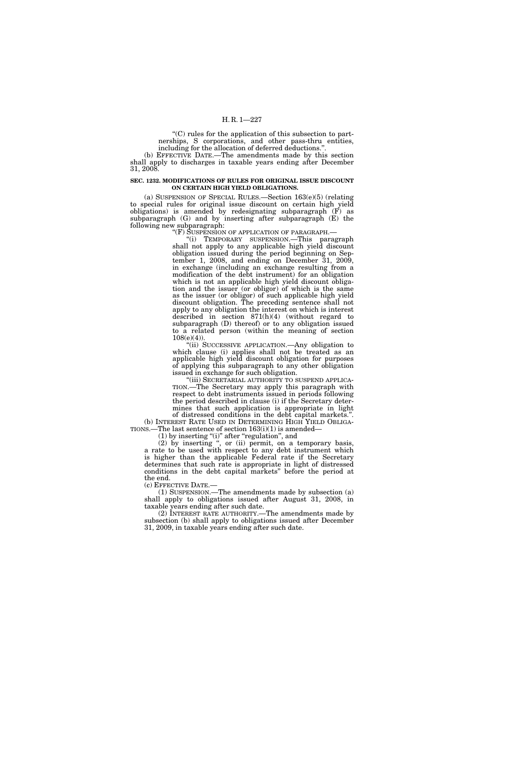"(C) rules for the application of this subsection to partnerships, S corporations, and other pass-thru entities, including for the allocation of deferred deductions.".

(b) EFFECTIVE DATE.—The amendments made by this section shall apply to discharges in taxable years ending after December 31, 2008.

**SEC. 1232. MODIFICATIONS OF RULES FOR ORIGINAL ISSUE DISCOUNT ON CERTAIN HIGH YIELD OBLIGATIONS.**

(a) SUSPENSION OF SPECIAL RULES.—Section 163(e)(5) (relating to special rules for original issue discount on certain high yield obligations) is amended by redesignating subparagraph (F) as subparagraph (G) and by inserting after subparagraph (E) the following new subparagraph:

"(F) SUSPENSION OF APPLICATION OF PARAGRAPH.—

"(i) TEMPORARY SUSPENSION.—This paragraph shall not apply to any applicable high yield discount obligation issued during the period beginning on September 1, 2008, and ending on December 31, 2009, in exchange (including an exchange resulting from a modification of the debt instrument) for an obligation which is not an applicable high yield discount obligation and the issuer (or obligor) of which is the same as the issuer (or obligor) of such applicable high yield discount obligation. The preceding sentence shall not apply to any obligation the interest on which is interest described in section 871(h)(4) (without regard to subparagraph (D) thereof) or to any obligation issued to a related person (within the meaning of section 108(e)(4)).

"(ii) SUCCESSIVE APPLICATION.—Any obligation to which clause (i) applies shall not be treated as an applicable high yield discount obligation for purposes of applying this subparagraph to any other obligation issued in exchange for such obligation.

"(iii) SECRETARIAL AUTHORITY TO SUSPEND APPLICATION.—The Secretary may apply this paragraph with respect to debt instruments issued in periods following the period described in clause (i) if the Secretary determines that such application is appropriate in light of distressed conditions in the debt capital markets.".

(b) INTEREST RATE USED IN DETERMINING HIGH YIELD OBLIGATIONS.—The last sentence of section 163(i)(1) is amended—

(1) by inserting "(i)" after "regulation", and

(2) by inserting ", or (ii) permit, on a temporary basis, a rate to be used with respect to any debt instrument which is higher than the applicable Federal rate if the Secretary determines that such rate is appropriate in light of distressed conditions in the debt capital markets" before the period at the end.

(c) EFFECTIVE DATE.—

(1) SUSPENSION.—The amendments made by subsection (a) shall apply to obligations issued after August 31, 2008, in taxable years ending after such date.

(2) INTEREST RATE AUTHORITY.—The amendments made by subsection (b) shall apply to obligations issued after December 31, 2009, in taxable years ending after such date.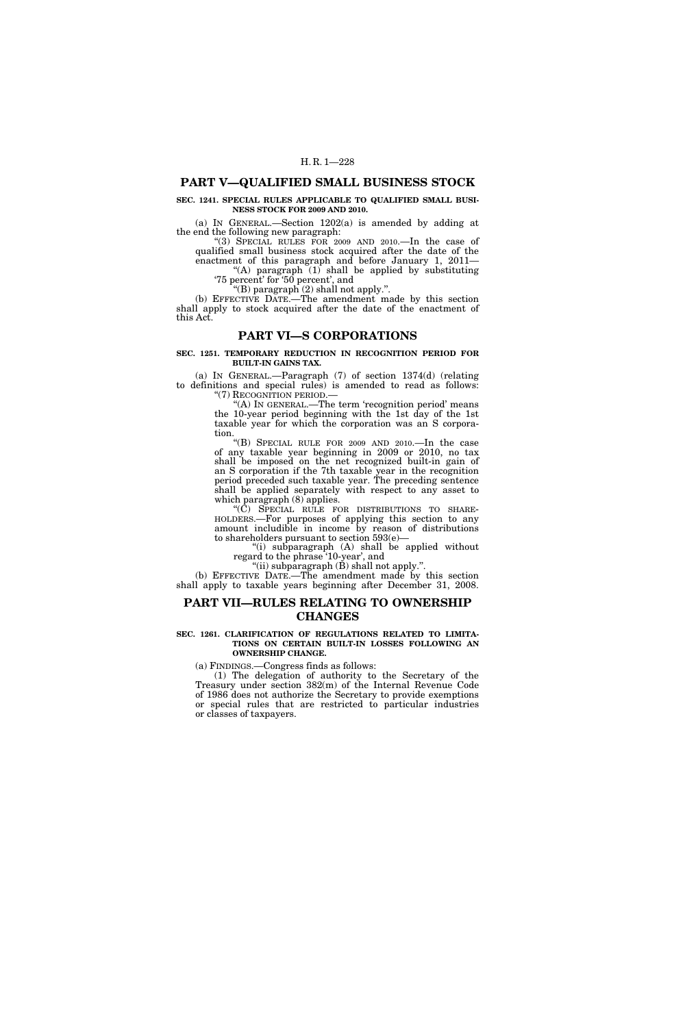## PART V—QUALIFIED SMALL BUSINESS STOCK

**SEC. 1241. SPECIAL RULES APPLICABLE TO QUALIFIED SMALL BUSINESS STOCK FOR 2009 AND 2010.**

(a) IN GENERAL.—Section 1202(a) is amended by adding at the end the following new paragraph:

"(3) SPECIAL RULES FOR 2009 AND 2010.—In the case of qualified small business stock acquired after the date of the enactment of this paragraph and before January 1, 2011—

"(A) paragraph (1) shall be applied by substituting '75 percent' for '50 percent', and

"(B) paragraph (2) shall not apply.".

(b) EFFECTIVE DATE.—The amendment made by this section shall apply to stock acquired after the date of the enactment of this Act.

## PART VI—S CORPORATIONS

**SEC. 1251. TEMPORARY REDUCTION IN RECOGNITION PERIOD FOR BUILT-IN GAINS TAX.**

(a) IN GENERAL.—Paragraph (7) of section 1374(d) (relating to definitions and special rules) is amended to read as follows:

"(7) RECOGNITION PERIOD.—

"(A) IN GENERAL.—The term 'recognition period' means the 10-year period beginning with the 1st day of the 1st taxable year for which the corporation was an S corporation.

"(B) SPECIAL RULE FOR 2009 AND 2010.—In the case of any taxable year beginning in 2009 or 2010, no tax shall be imposed on the net recognized built-in gain of an S corporation if the 7th taxable year in the recognition period preceded such taxable year. The preceding sentence shall be applied separately with respect to any asset to which paragraph (8) applies.

"(C) SPECIAL RULE FOR DISTRIBUTIONS TO SHAREHOLDERS.—For purposes of applying this section to any amount includible in income by reason of distributions to shareholders pursuant to section 593(e)—

"(i) subparagraph (A) shall be applied without regard to the phrase '10-year', and

"(ii) subparagraph (B) shall not apply.".

(b) EFFECTIVE DATE.—The amendment made by this section shall apply to taxable years beginning after December 31, 2008.

## PART VII—RULES RELATING TO OWNERSHIP CHANGES

**SEC. 1261. CLARIFICATION OF REGULATIONS RELATED TO LIMITATIONS ON CERTAIN BUILT-IN LOSSES FOLLOWING AN OWNERSHIP CHANGE.**

(a) FINDINGS.—Congress finds as follows:

(1) The delegation of authority to the Secretary of the Treasury under section 382(m) of the Internal Revenue Code of 1986 does not authorize the Secretary to provide exemptions or special rules that are restricted to particular industries or classes of taxpayers.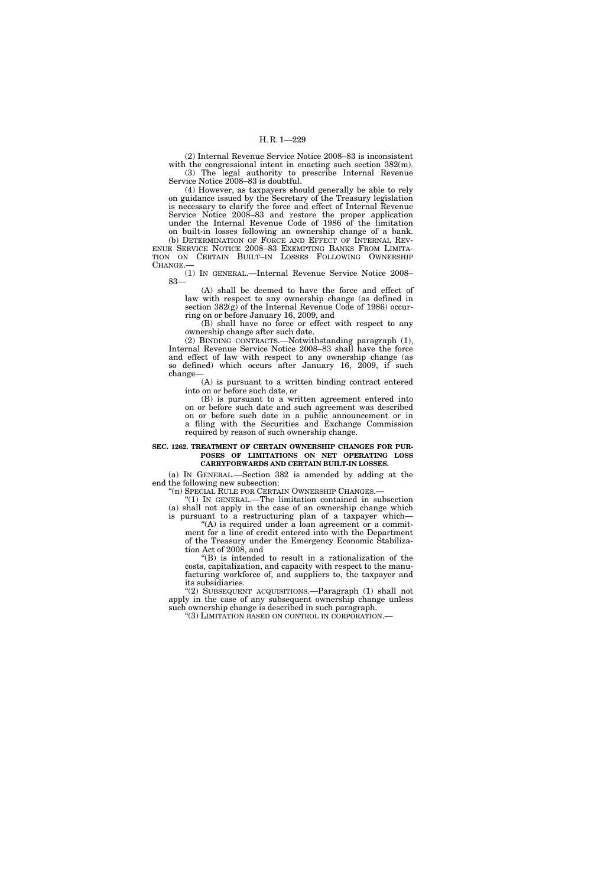(2) Internal Revenue Service Notice 2008–83 is inconsistent with the congressional intent in enacting such section 382(m).

(3) The legal authority to prescribe Internal Revenue Service Notice 2008–83 is doubtful.

(4) However, as taxpayers should generally be able to rely on guidance issued by the Secretary of the Treasury legislation is necessary to clarify the force and effect of Internal Revenue Service Notice 2008–83 and restore the proper application under the Internal Revenue Code of 1986 of the limitation on built-in losses following an ownership change of a bank.

(b) DETERMINATION OF FORCE AND EFFECT OF INTERNAL REVENUE SERVICE NOTICE 2008–83 EXEMPTING BANKS FROM LIMITATION ON CERTAIN BUILT–IN LOSSES FOLLOWING OWNERSHIP CHANGE.—

(1) IN GENERAL.—Internal Revenue Service Notice 2008–83—

(A) shall be deemed to have the force and effect of law with respect to any ownership change (as defined in section 382(g) of the Internal Revenue Code of 1986) occurring on or before January 16, 2009, and

(B) shall have no force or effect with respect to any ownership change after such date.

(2) BINDING CONTRACTS.—Notwithstanding paragraph (1), Internal Revenue Service Notice 2008–83 shall have the force and effect of law with respect to any ownership change (as so defined) which occurs after January 16, 2009, if such change—

(A) is pursuant to a written binding contract entered into on or before such date, or

(B) is pursuant to a written agreement entered into on or before such date and such agreement was described on or before such date in a public announcement or in a filing with the Securities and Exchange Commission required by reason of such ownership change.

**SEC. 1262. TREATMENT OF CERTAIN OWNERSHIP CHANGES FOR PURPOSES OF LIMITATIONS ON NET OPERATING LOSS CARRYFORWARDS AND CERTAIN BUILT-IN LOSSES.**

(a) IN GENERAL.—Section 382 is amended by adding at the end the following new subsection:

"(n) SPECIAL RULE FOR CERTAIN OWNERSHIP CHANGES.—

"(1) IN GENERAL.—The limitation contained in subsection (a) shall not apply in the case of an ownership change which is pursuant to a restructuring plan of a taxpayer which—

"(A) is required under a loan agreement or a commitment for a line of credit entered into with the Department of the Treasury under the Emergency Economic Stabilization Act of 2008, and

"(B) is intended to result in a rationalization of the costs, capitalization, and capacity with respect to the manufacturing workforce of, and suppliers to, the taxpayer and its subsidiaries.

"(2) SUBSEQUENT ACQUISITIONS.—Paragraph (1) shall not apply in the case of any subsequent ownership change unless such ownership change is described in such paragraph.

"(3) LIMITATION BASED ON CONTROL IN CORPORATION.—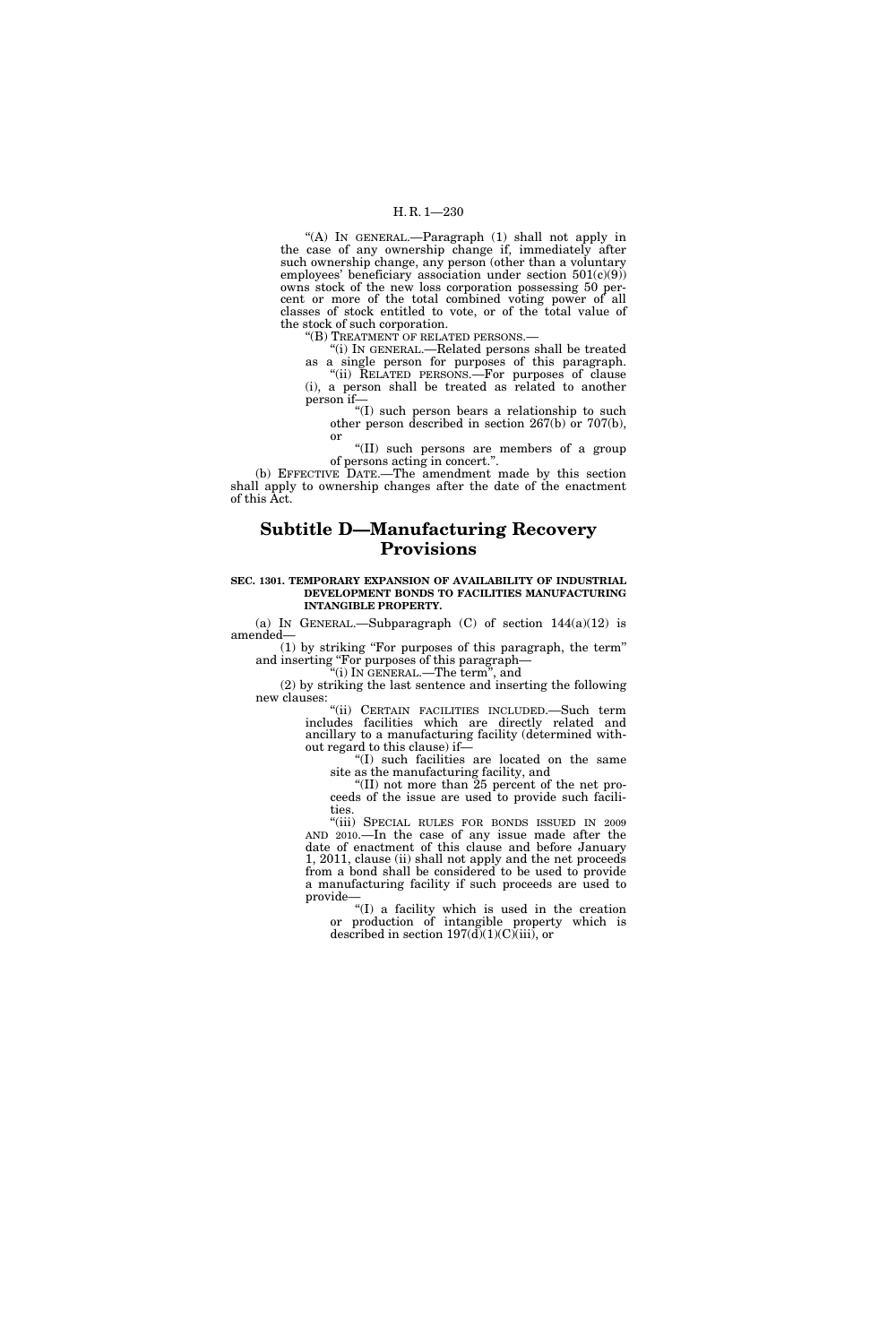"(A) IN GENERAL.—Paragraph (1) shall not apply in the case of any ownership change if, immediately after such ownership change, any person (other than a voluntary employees' beneficiary association under section 501(c)(9)) owns stock of the new loss corporation possessing 50 percent or more of the total combined voting power of all classes of stock entitled to vote, or of the total value of the stock of such corporation.

"(B) TREATMENT OF RELATED PERSONS.—

"(i) IN GENERAL.—Related persons shall be treated as a single person for purposes of this paragraph.

"(ii) RELATED PERSONS.—For purposes of clause (i), a person shall be treated as related to another person if—

"(I) such person bears a relationship to such other person described in section 267(b) or 707(b), or

"(II) such persons are members of a group of persons acting in concert.".

(b) EFFECTIVE DATE.—The amendment made by this section shall apply to ownership changes after the date of the enactment of this Act.

# Subtitle D—Manufacturing Recovery Provisions

**SEC. 1301. TEMPORARY EXPANSION OF AVAILABILITY OF INDUSTRIAL DEVELOPMENT BONDS TO FACILITIES MANUFACTURING INTANGIBLE PROPERTY.**

(a) IN GENERAL.—Subparagraph (C) of section 144(a)(12) is amended—

(1) by striking "For purposes of this paragraph, the term" and inserting "For purposes of this paragraph—

"(i) IN GENERAL.—The term", and

(2) by striking the last sentence and inserting the following new clauses:

"(ii) CERTAIN FACILITIES INCLUDED.—Such term includes facilities which are directly related and ancillary to a manufacturing facility (determined without regard to this clause) if—

"(I) such facilities are located on the same site as the manufacturing facility, and

"(II) not more than 25 percent of the net proceeds of the issue are used to provide such facilities.

"(iii) SPECIAL RULES FOR BONDS ISSUED IN 2009 AND 2010.—In the case of any issue made after the date of enactment of this clause and before January 1, 2011, clause (ii) shall not apply and the net proceeds from a bond shall be considered to be used to provide a manufacturing facility if such proceeds are used to provide—

"(I) a facility which is used in the creation or production of intangible property which is described in section 197(d)(1)(C)(iii), or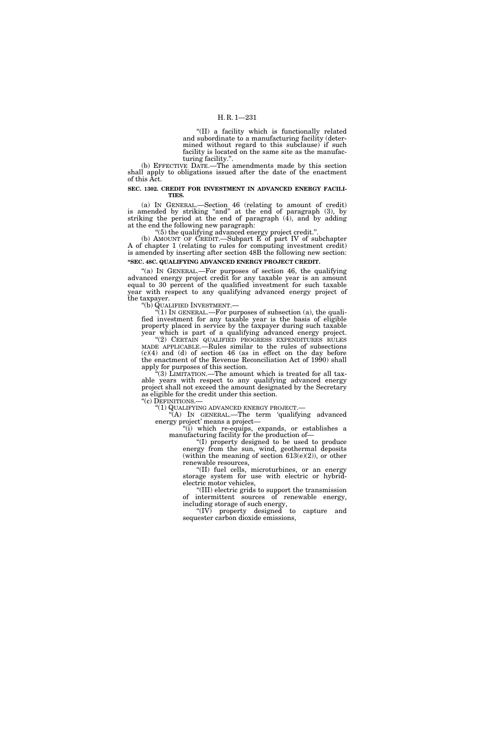"(II) a facility which is functionally related and subordinate to a manufacturing facility (determined without regard to this subclause) if such facility is located on the same site as the manufacturing facility.".

(b) EFFECTIVE DATE.—The amendments made by this section shall apply to obligations issued after the date of the enactment of this Act.

**SEC. 1302. CREDIT FOR INVESTMENT IN ADVANCED ENERGY FACILITIES.**

(a) IN GENERAL.—Section 46 (relating to amount of credit) is amended by striking "and" at the end of paragraph (3), by striking the period at the end of paragraph (4), and by adding at the end the following new paragraph:

"(5) the qualifying advanced energy project credit.".

(b) AMOUNT OF CREDIT.—Subpart E of part IV of subchapter A of chapter 1 (relating to rules for computing investment credit) is amended by inserting after section 48B the following new section:

**"SEC. 48C. QUALIFYING ADVANCED ENERGY PROJECT CREDIT.**

"(a) IN GENERAL.—For purposes of section 46, the qualifying advanced energy project credit for any taxable year is an amount equal to 30 percent of the qualified investment for such taxable year with respect to any qualifying advanced energy project of the taxpayer.

"(b) QUALIFIED INVESTMENT.—

"(1) IN GENERAL.—For purposes of subsection (a), the qualified investment for any taxable year is the basis of eligible property placed in service by the taxpayer during such taxable year which is part of a qualifying advanced energy project.

"(2) CERTAIN QUALIFIED PROGRESS EXPENDITURES RULES MADE APPLICABLE.—Rules similar to the rules of subsections (c)(4) and (d) of section 46 (as in effect on the day before the enactment of the Revenue Reconciliation Act of 1990) shall apply for purposes of this section.

"(3) LIMITATION.—The amount which is treated for all taxable years with respect to any qualifying advanced energy project shall not exceed the amount designated by the Secretary as eligible for the credit under this section.

"(c) DEFINITIONS.—

"(1) QUALIFYING ADVANCED ENERGY PROJECT.—

"(A) IN GENERAL.—The term 'qualifying advanced energy project' means a project—

"(i) which re-equips, expands, or establishes a manufacturing facility for the production of—

"(I) property designed to be used to produce energy from the sun, wind, geothermal deposits (within the meaning of section 613(e)(2)), or other renewable resources,

"(II) fuel cells, microturbines, or an energy storage system for use with electric or hybrid-electric motor vehicles,

"(III) electric grids to support the transmission of intermittent sources of renewable energy, including storage of such energy,

"(IV) property designed to capture and sequester carbon dioxide emissions,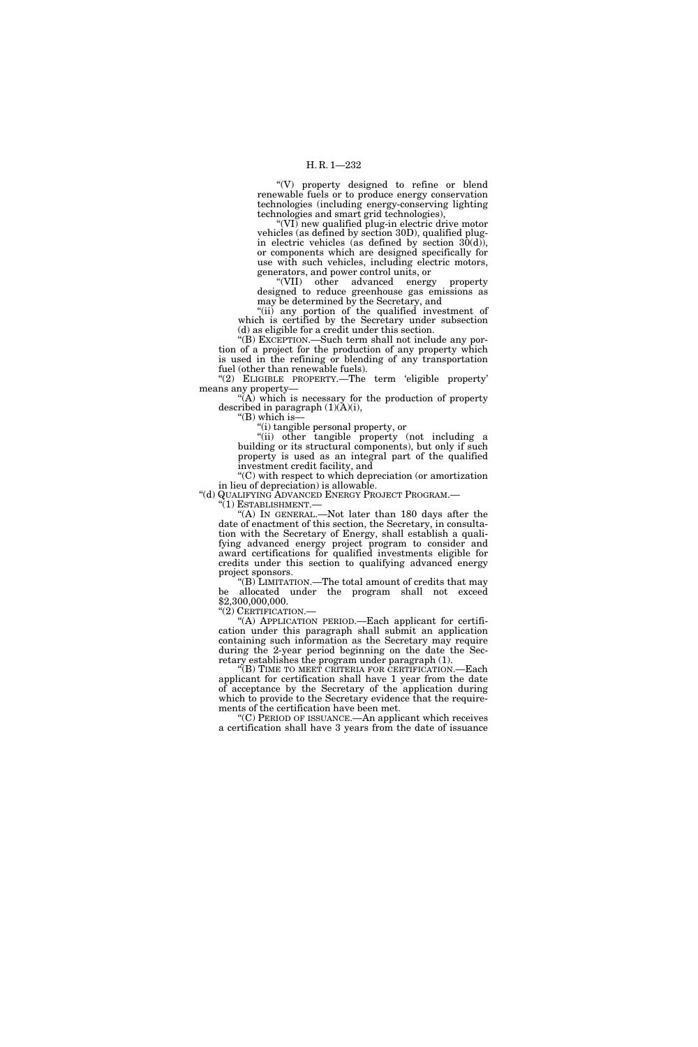"(V) property designed to refine or blend renewable fuels or to produce energy conservation technologies (including energy-conserving lighting technologies and smart grid technologies),

"(VI) new qualified plug-in electric drive motor vehicles (as defined by section 30D), qualified plug-in electric vehicles (as defined by section 30(d)), or components which are designed specifically for use with such vehicles, including electric motors, generators, and power control units, or

"(VII) other advanced energy property designed to reduce greenhouse gas emissions as may be determined by the Secretary, and

"(ii) any portion of the qualified investment of which is certified by the Secretary under subsection (d) as eligible for a credit under this section.

"(B) EXCEPTION.—Such term shall not include any portion of a project for the production of any property which is used in the refining or blending of any transportation fuel (other than renewable fuels).

"(2) ELIGIBLE PROPERTY.—The term 'eligible property' means any property—

"(A) which is necessary for the production of property described in paragraph (1)(A)(i),

"(B) which is—

"(i) tangible personal property, or

"(ii) other tangible property (not including a building or its structural components), but only if such property is used as an integral part of the qualified investment credit facility, and

"(C) with respect to which depreciation (or amortization in lieu of depreciation) is allowable.

"(d) QUALIFYING ADVANCED ENERGY PROJECT PROGRAM.—

"(1) ESTABLISHMENT.—

"(A) IN GENERAL.—Not later than 180 days after the date of enactment of this section, the Secretary, in consultation with the Secretary of Energy, shall establish a qualifying advanced energy project program to consider and award certifications for qualified investments eligible for credits under this section to qualifying advanced energy project sponsors.

"(B) LIMITATION.—The total amount of credits that may be allocated under the program shall not exceed $2,300,000,000.

"(2) CERTIFICATION.—

"(A) APPLICATION PERIOD.—Each applicant for certification under this paragraph shall submit an application containing such information as the Secretary may require during the 2-year period beginning on the date the Secretary establishes the program under paragraph (1).

"(B) TIME TO MEET CRITERIA FOR CERTIFICATION.—Each applicant for certification shall have 1 year from the date of acceptance by the Secretary of the application during which to provide to the Secretary evidence that the requirements of the certification have been met.

"(C) PERIOD OF ISSUANCE.—An applicant which receives a certification shall have 3 years from the date of issuance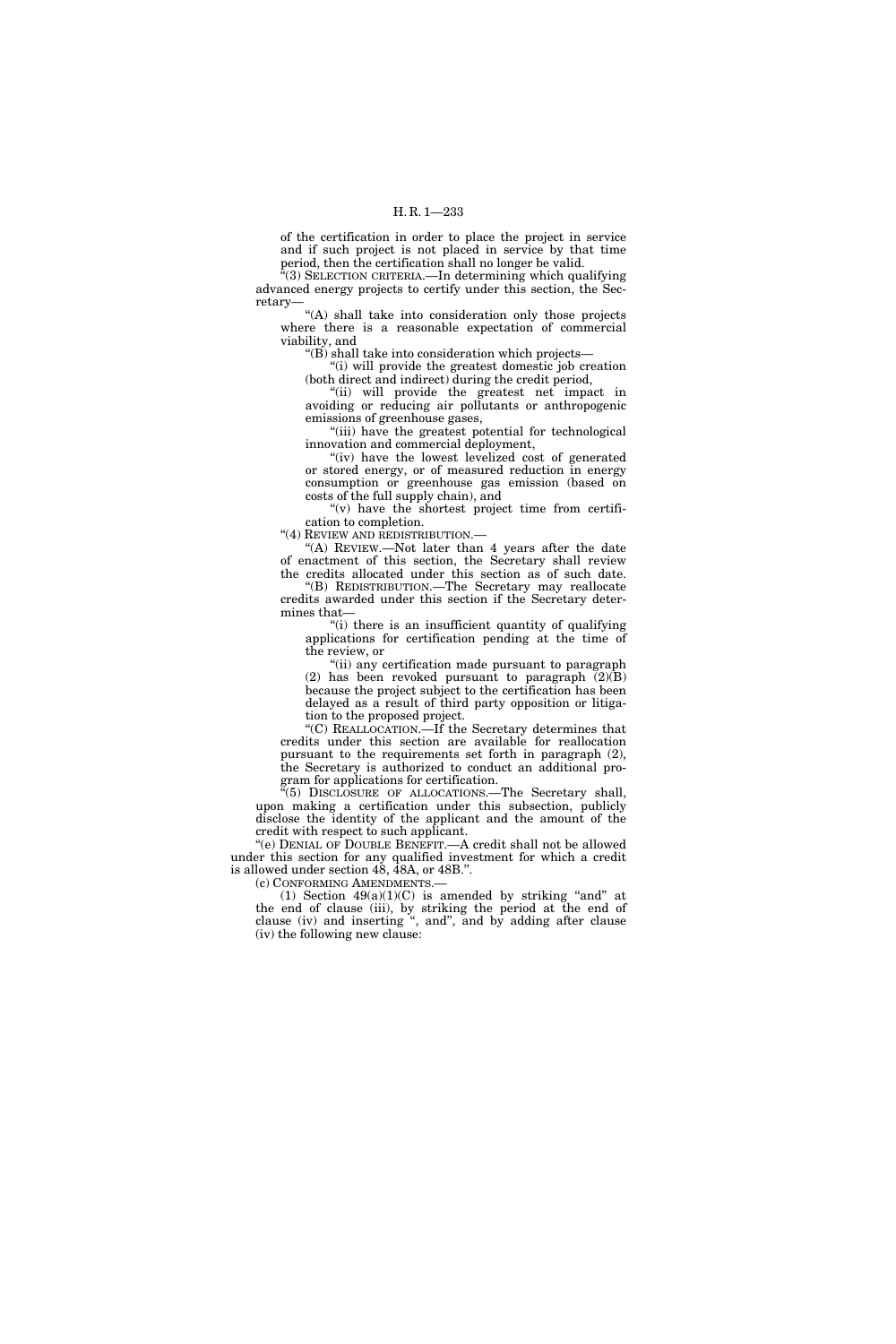of the certification in order to place the project in service and if such project is not placed in service by that time period, then the certification shall no longer be valid.

"(3) SELECTION CRITERIA.—In determining which qualifying advanced energy projects to certify under this section, the Secretary—

"(A) shall take into consideration only those projects where there is a reasonable expectation of commercial viability, and

"(B) shall take into consideration which projects—

"(i) will provide the greatest domestic job creation (both direct and indirect) during the credit period,

"(ii) will provide the greatest net impact in avoiding or reducing air pollutants or anthropogenic emissions of greenhouse gases,

"(iii) have the greatest potential for technological innovation and commercial deployment,

"(iv) have the lowest levelized cost of generated or stored energy, or of measured reduction in energy consumption or greenhouse gas emission (based on costs of the full supply chain), and

"(v) have the shortest project time from certification to completion.

"(4) REVIEW AND REDISTRIBUTION.—

"(A) REVIEW.—Not later than 4 years after the date of enactment of this section, the Secretary shall review the credits allocated under this section as of such date.

"(B) REDISTRIBUTION.—The Secretary may reallocate credits awarded under this section if the Secretary determines that—

"(i) there is an insufficient quantity of qualifying applications for certification pending at the time of the review, or

"(ii) any certification made pursuant to paragraph (2) has been revoked pursuant to paragraph (2)(B) because the project subject to the certification has been delayed as a result of third party opposition or litigation to the proposed project.

"(C) REALLOCATION.—If the Secretary determines that credits under this section are available for reallocation pursuant to the requirements set forth in paragraph (2), the Secretary is authorized to conduct an additional program for applications for certification.

"(5) DISCLOSURE OF ALLOCATIONS.—The Secretary shall, upon making a certification under this subsection, publicly disclose the identity of the applicant and the amount of the credit with respect to such applicant.

"(e) DENIAL OF DOUBLE BENEFIT.—A credit shall not be allowed under this section for any qualified investment for which a credit is allowed under section 48, 48A, or 48B.".

(c) CONFORMING AMENDMENTS.—

(1) Section 49(a)(1)(C) is amended by striking "and" at the end of clause (iii), by striking the period at the end of clause (iv) and inserting ", and", and by adding after clause (iv) the following new clause: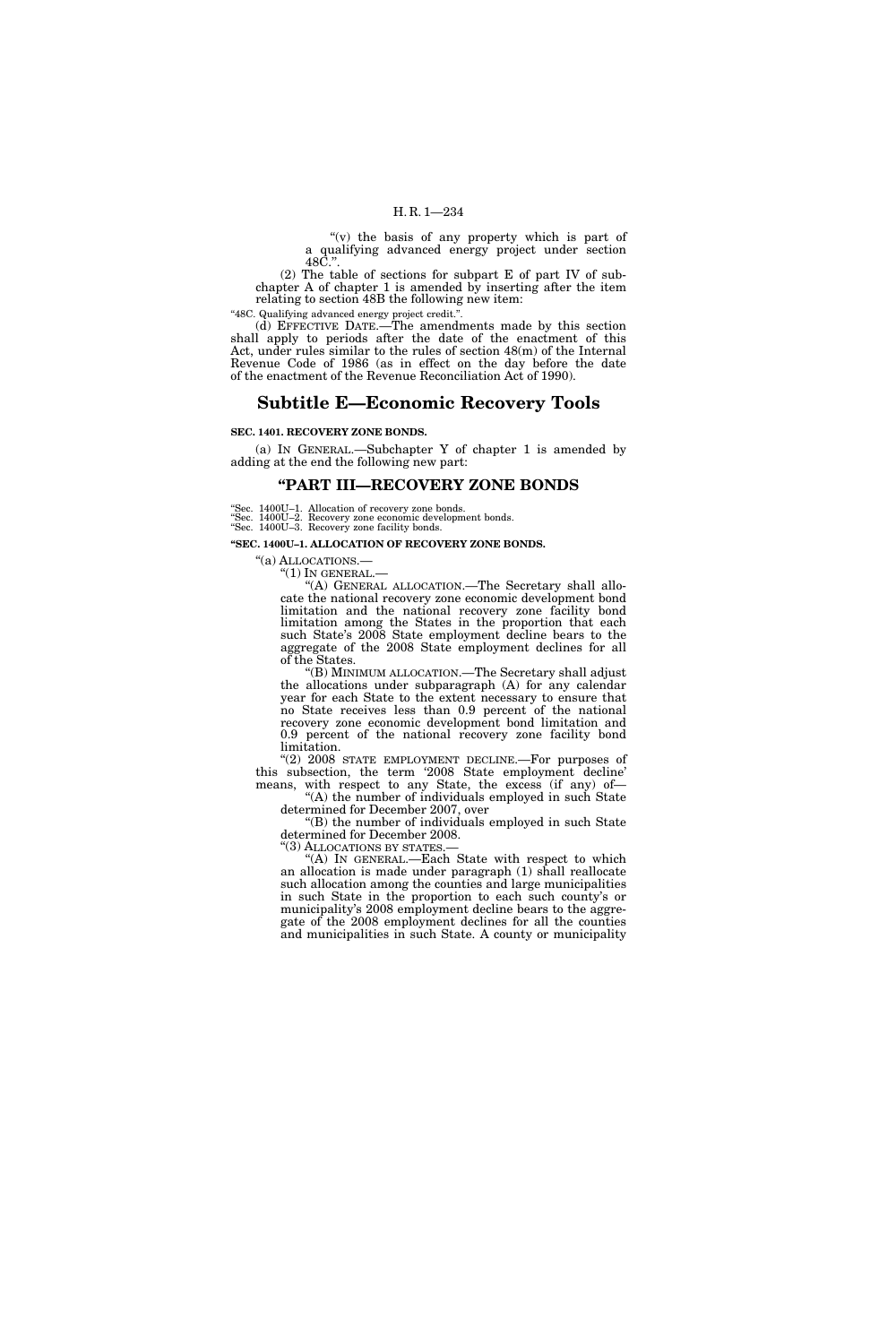"(v) the basis of any property which is part of a qualifying advanced energy project under section 48C.".

(2) The table of sections for subpart E of part IV of subchapter A of chapter 1 is amended by inserting after the item relating to section 48B the following new item:

"48C. Qualifying advanced energy project credit.".

(d) EFFECTIVE DATE.—The amendments made by this section shall apply to periods after the date of the enactment of this Act, under rules similar to the rules of section 48(m) of the Internal Revenue Code of 1986 (as in effect on the day before the date of the enactment of the Revenue Reconciliation Act of 1990).

## Subtitle E—Economic Recovery Tools

**SEC. 1401. RECOVERY ZONE BONDS.**

(a) IN GENERAL.—Subchapter Y of chapter 1 is amended by adding at the end the following new part:

## "PART III—RECOVERY ZONE BONDS

"Sec. 1400U–1. Allocation of recovery zone bonds.
"Sec. 1400U–2. Recovery zone economic development bonds.
"Sec. 1400U–3. Recovery zone facility bonds.

**"SEC. 1400U–1. ALLOCATION OF RECOVERY ZONE BONDS.**

"(a) ALLOCATIONS.—

"(1) IN GENERAL.—

"(A) GENERAL ALLOCATION.—The Secretary shall allocate the national recovery zone economic development bond limitation and the national recovery zone facility bond limitation among the States in the proportion that each such State's 2008 State employment decline bears to the aggregate of the 2008 State employment declines for all of the States.

"(B) MINIMUM ALLOCATION.—The Secretary shall adjust the allocations under subparagraph (A) for any calendar year for each State to the extent necessary to ensure that no State receives less than 0.9 percent of the national recovery zone economic development bond limitation and 0.9 percent of the national recovery zone facility bond limitation.

"(2) 2008 STATE EMPLOYMENT DECLINE.—For purposes of this subsection, the term '2008 State employment decline' means, with respect to any State, the excess (if any) of—

"(A) the number of individuals employed in such State determined for December 2007, over

"(B) the number of individuals employed in such State determined for December 2008.

"(3) ALLOCATIONS BY STATES.—

"(A) IN GENERAL.—Each State with respect to which an allocation is made under paragraph (1) shall reallocate such allocation among the counties and large municipalities in such State in the proportion to each such county's or municipality's 2008 employment decline bears to the aggregate of the 2008 employment declines for all the counties and municipalities in such State. A county or municipality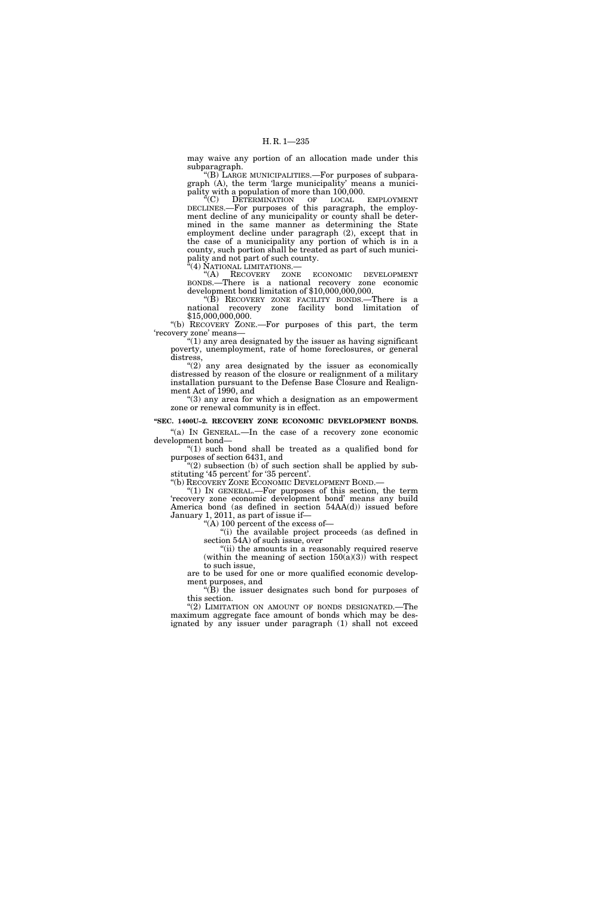may waive any portion of an allocation made under this subparagraph.

"(B) LARGE MUNICIPALITIES.—For purposes of subparagraph (A), the term 'large municipality' means a municipality with a population of more than 100,000.

"(C) DETERMINATION OF LOCAL EMPLOYMENT DECLINES.—For purposes of this paragraph, the employment decline of any municipality or county shall be determined in the same manner as determining the State employment decline under paragraph (2), except that in the case of a municipality any portion of which is in a county, such portion shall be treated as part of such municipality and not part of such county.

"(4) NATIONAL LIMITATIONS.—

"(A) RECOVERY ZONE ECONOMIC DEVELOPMENT BONDS.—There is a national recovery zone economic development bond limitation of $10,000,000,000.

"(B) RECOVERY ZONE FACILITY BONDS.—There is a national recovery zone facility bond limitation of $15,000,000,000.

"(b) RECOVERY ZONE.—For purposes of this part, the term 'recovery zone' means—

"(1) any area designated by the issuer as having significant poverty, unemployment, rate of home foreclosures, or general distress,

"(2) any area designated by the issuer as economically distressed by reason of the closure or realignment of a military installation pursuant to the Defense Base Closure and Realignment Act of 1990, and

"(3) any area for which a designation as an empowerment zone or renewal community is in effect.

**"SEC. 1400U–2. RECOVERY ZONE ECONOMIC DEVELOPMENT BONDS.**

"(a) IN GENERAL.—In the case of a recovery zone economic development bond—

"(1) such bond shall be treated as a qualified bond for purposes of section 6431, and

"(2) subsection (b) of such section shall be applied by substituting '45 percent' for '35 percent'.

"(b) RECOVERY ZONE ECONOMIC DEVELOPMENT BOND.—

"(1) IN GENERAL.—For purposes of this section, the term 'recovery zone economic development bond' means any build America bond (as defined in section 54AA(d)) issued before January 1, 2011, as part of issue if—

"(A) 100 percent of the excess of—

"(i) the available project proceeds (as defined in section 54A) of such issue, over

"(ii) the amounts in a reasonably required reserve (within the meaning of section 150(a)(3)) with respect to such issue,

are to be used for one or more qualified economic development purposes, and

"(B) the issuer designates such bond for purposes of this section.

"(2) LIMITATION ON AMOUNT OF BONDS DESIGNATED.—The maximum aggregate face amount of bonds which may be designated by any issuer under paragraph (1) shall not exceed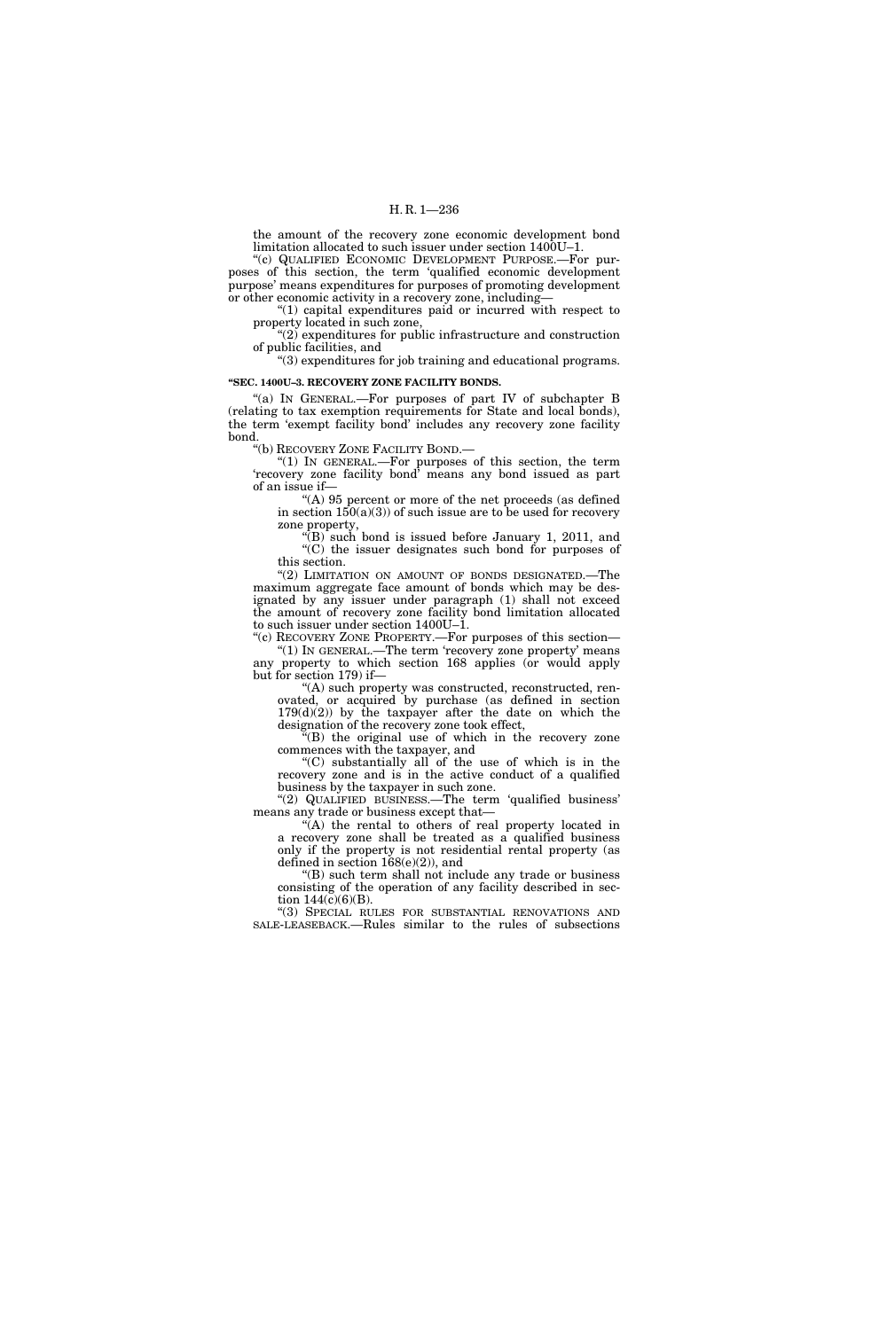the amount of the recovery zone economic development bond limitation allocated to such issuer under section 1400U–1.

"(c) QUALIFIED ECONOMIC DEVELOPMENT PURPOSE.—For purposes of this section, the term 'qualified economic development purpose' means expenditures for purposes of promoting development or other economic activity in a recovery zone, including—

"(1) capital expenditures paid or incurred with respect to property located in such zone,

"(2) expenditures for public infrastructure and construction of public facilities, and

"(3) expenditures for job training and educational programs.

**"SEC. 1400U–3. RECOVERY ZONE FACILITY BONDS.**

"(a) IN GENERAL.—For purposes of part IV of subchapter B (relating to tax exemption requirements for State and local bonds), the term 'exempt facility bond' includes any recovery zone facility bond.

"(b) RECOVERY ZONE FACILITY BOND.—

"(1) IN GENERAL.—For purposes of this section, the term 'recovery zone facility bond' means any bond issued as part of an issue if—

"(A) 95 percent or more of the net proceeds (as defined in section 150(a)(3)) of such issue are to be used for recovery zone property,

"(B) such bond is issued before January 1, 2011, and

"(C) the issuer designates such bond for purposes of this section.

"(2) LIMITATION ON AMOUNT OF BONDS DESIGNATED.—The maximum aggregate face amount of bonds which may be designated by any issuer under paragraph (1) shall not exceed the amount of recovery zone facility bond limitation allocated to such issuer under section 1400U–1.

"(c) RECOVERY ZONE PROPERTY.—For purposes of this section—

"(1) IN GENERAL.—The term 'recovery zone property' means any property to which section 168 applies (or would apply but for section 179) if—

"(A) such property was constructed, reconstructed, renovated, or acquired by purchase (as defined in section 179(d)(2)) by the taxpayer after the date on which the designation of the recovery zone took effect,

"(B) the original use of which in the recovery zone commences with the taxpayer, and

"(C) substantially all of the use of which is in the recovery zone and is in the active conduct of a qualified business by the taxpayer in such zone.

"(2) QUALIFIED BUSINESS.—The term 'qualified business' means any trade or business except that—

"(A) the rental to others of real property located in a recovery zone shall be treated as a qualified business only if the property is not residential rental property (as defined in section 168(e)(2)), and

"(B) such term shall not include any trade or business consisting of the operation of any facility described in section 144(c)(6)(B).

"(3) SPECIAL RULES FOR SUBSTANTIAL RENOVATIONS AND SALE-LEASEBACK.—Rules similar to the rules of subsections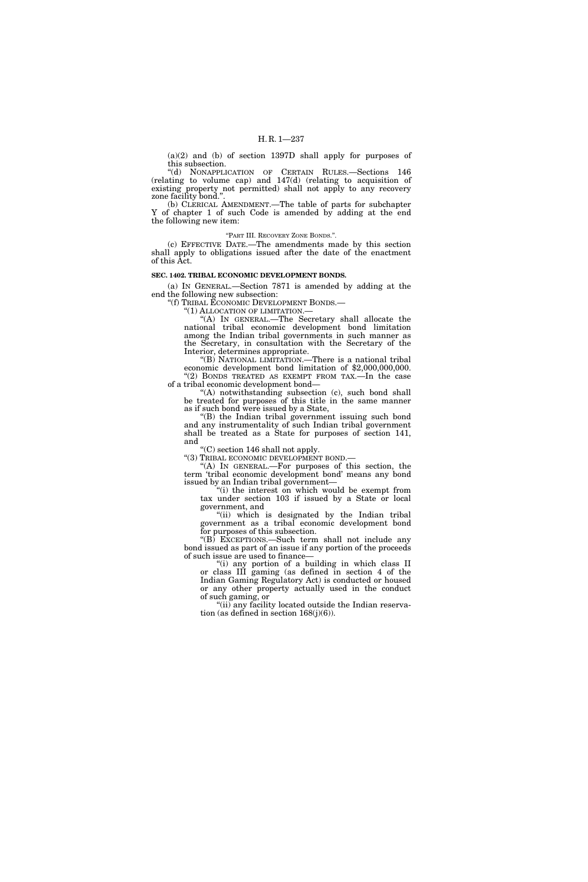(a)(2) and (b) of section 1397D shall apply for purposes of this subsection.

"(d) NONAPPLICATION OF CERTAIN RULES.—Sections 146 (relating to volume cap) and 147(d) (relating to acquisition of existing property not permitted) shall not apply to any recovery zone facility bond.".

(b) CLERICAL AMENDMENT.—The table of parts for subchapter Y of chapter 1 of such Code is amended by adding at the end the following new item:

"PART III. RECOVERY ZONE BONDS.".

(c) EFFECTIVE DATE.—The amendments made by this section shall apply to obligations issued after the date of the enactment of this Act.

**SEC. 1402. TRIBAL ECONOMIC DEVELOPMENT BONDS.**

(a) IN GENERAL.—Section 7871 is amended by adding at the end the following new subsection:

"(f) TRIBAL ECONOMIC DEVELOPMENT BONDS.—

"(1) ALLOCATION OF LIMITATION.—

"(A) IN GENERAL.—The Secretary shall allocate the national tribal economic development bond limitation among the Indian tribal governments in such manner as the Secretary, in consultation with the Secretary of the Interior, determines appropriate.

"(B) NATIONAL LIMITATION.—There is a national tribal economic development bond limitation of $2,000,000,000.

"(2) BONDS TREATED AS EXEMPT FROM TAX.—In the case of a tribal economic development bond—

"(A) notwithstanding subsection (c), such bond shall be treated for purposes of this title in the same manner as if such bond were issued by a State,

"(B) the Indian tribal government issuing such bond and any instrumentality of such Indian tribal government shall be treated as a State for purposes of section 141, and

"(C) section 146 shall not apply.

"(3) TRIBAL ECONOMIC DEVELOPMENT BOND.—

"(A) IN GENERAL.—For purposes of this section, the term 'tribal economic development bond' means any bond issued by an Indian tribal government—

"(i) the interest on which would be exempt from tax under section 103 if issued by a State or local government, and

"(ii) which is designated by the Indian tribal government as a tribal economic development bond for purposes of this subsection.

"(B) EXCEPTIONS.—Such term shall not include any bond issued as part of an issue if any portion of the proceeds of such issue are used to finance—

"(i) any portion of a building in which class II or class III gaming (as defined in section 4 of the Indian Gaming Regulatory Act) is conducted or housed or any other property actually used in the conduct of such gaming, or

"(ii) any facility located outside the Indian reservation (as defined in section 168(j)(6)).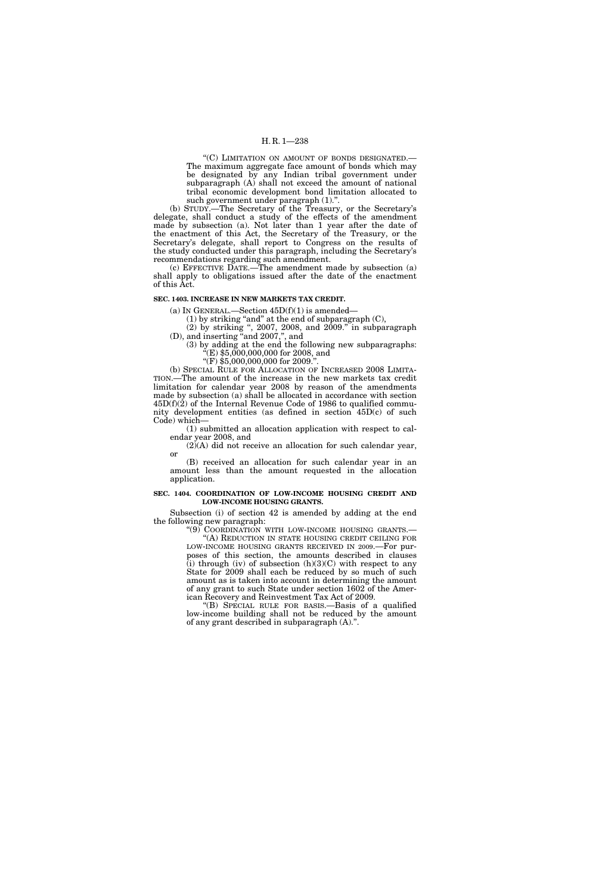"(C) LIMITATION ON AMOUNT OF BONDS DESIGNATED.—The maximum aggregate face amount of bonds which may be designated by any Indian tribal government under subparagraph (A) shall not exceed the amount of national tribal economic development bond limitation allocated to such government under paragraph (1).".

(b) STUDY.—The Secretary of the Treasury, or the Secretary's delegate, shall conduct a study of the effects of the amendment made by subsection (a). Not later than 1 year after the date of the enactment of this Act, the Secretary of the Treasury, or the Secretary's delegate, shall report to Congress on the results of the study conducted under this paragraph, including the Secretary's recommendations regarding such amendment.

(c) EFFECTIVE DATE.—The amendment made by subsection (a) shall apply to obligations issued after the date of the enactment of this Act.

**SEC. 1403. INCREASE IN NEW MARKETS TAX CREDIT.**

(a) IN GENERAL.—Section 45D(f)(1) is amended—

(1) by striking "and" at the end of subparagraph (C),

(2) by striking ", 2007, 2008, and 2009." in subparagraph (D), and inserting "and 2007,", and

(3) by adding at the end the following new subparagraphs:

"(E) $5,000,000,000 for 2008, and

"(F) $5,000,000,000 for 2009.".

(b) SPECIAL RULE FOR ALLOCATION OF INCREASED 2008 LIMITATION.—The amount of the increase in the new markets tax credit limitation for calendar year 2008 by reason of the amendments made by subsection (a) shall be allocated in accordance with section 45D(f)(2) of the Internal Revenue Code of 1986 to qualified community development entities (as defined in section 45D(c) of such Code) which—

(1) submitted an allocation application with respect to calendar year 2008, and

(2)(A) did not receive an allocation for such calendar year, or

(B) received an allocation for such calendar year in an amount less than the amount requested in the allocation application.

**SEC. 1404. COORDINATION OF LOW-INCOME HOUSING CREDIT AND LOW-INCOME HOUSING GRANTS.**

Subsection (i) of section 42 is amended by adding at the end the following new paragraph:

"(9) COORDINATION WITH LOW-INCOME HOUSING GRANTS.—

"(A) REDUCTION IN STATE HOUSING CREDIT CEILING FOR LOW-INCOME HOUSING GRANTS RECEIVED IN 2009.—For purposes of this section, the amounts described in clauses (i) through (iv) of subsection (h)(3)(C) with respect to any State for 2009 shall each be reduced by so much of such amount as is taken into account in determining the amount of any grant to such State under section 1602 of the American Recovery and Reinvestment Tax Act of 2009.

"(B) SPECIAL RULE FOR BASIS.—Basis of a qualified low-income building shall not be reduced by the amount of any grant described in subparagraph (A).".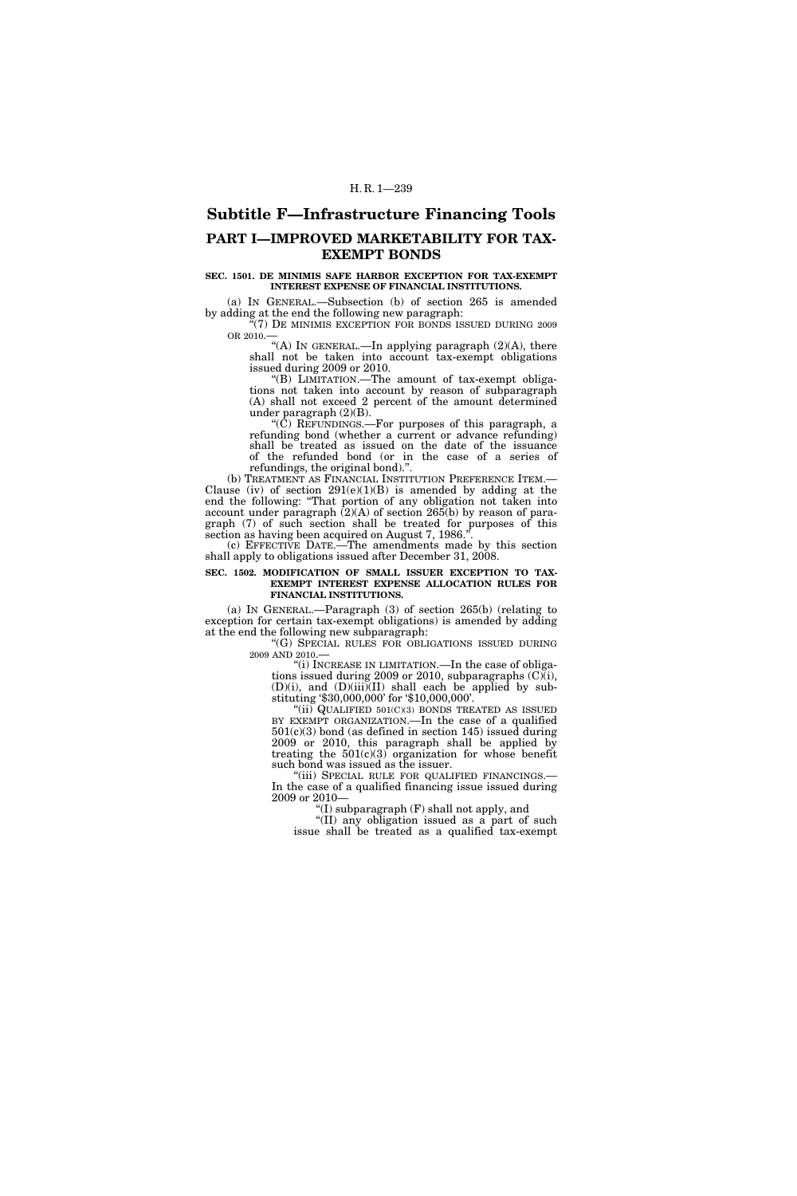# Subtitle F—Infrastructure Financing Tools

## PART I—IMPROVED MARKETABILITY FOR TAX-EXEMPT BONDS

### SEC. 1501. DE MINIMIS SAFE HARBOR EXCEPTION FOR TAX-EXEMPT INTEREST EXPENSE OF FINANCIAL INSTITUTIONS.

(a) IN GENERAL.—Subsection (b) of section 265 is amended by adding at the end the following new paragraph:

"(7) DE MINIMIS EXCEPTION FOR BONDS ISSUED DURING 2009 OR 2010.—

"(A) IN GENERAL.—In applying paragraph (2)(A), there shall not be taken into account tax-exempt obligations issued during 2009 or 2010.

"(B) LIMITATION.—The amount of tax-exempt obligations not taken into account by reason of subparagraph (A) shall not exceed 2 percent of the amount determined under paragraph (2)(B).

"(C) REFUNDINGS.—For purposes of this paragraph, a refunding bond (whether a current or advance refunding) shall be treated as issued on the date of the issuance of the refunded bond (or in the case of a series of refundings, the original bond).".

(b) TREATMENT AS FINANCIAL INSTITUTION PREFERENCE ITEM.—Clause (iv) of section 291(e)(1)(B) is amended by adding at the end the following: "That portion of any obligation not taken into account under paragraph (2)(A) of section 265(b) by reason of paragraph (7) of such section shall be treated for purposes of this section as having been acquired on August 7, 1986.".

(c) EFFECTIVE DATE.—The amendments made by this section shall apply to obligations issued after December 31, 2008.

### SEC. 1502. MODIFICATION OF SMALL ISSUER EXCEPTION TO TAX-EXEMPT INTEREST EXPENSE ALLOCATION RULES FOR FINANCIAL INSTITUTIONS.

(a) IN GENERAL.—Paragraph (3) of section 265(b) (relating to exception for certain tax-exempt obligations) is amended by adding at the end the following new subparagraph:

"(G) SPECIAL RULES FOR OBLIGATIONS ISSUED DURING 2009 AND 2010.—

"(i) INCREASE IN LIMITATION.—In the case of obligations issued during 2009 or 2010, subparagraphs (C)(i), (D)(i), and (D)(iii)(II) shall each be applied by substituting '$30,000,000' for '$10,000,000'.

"(ii) QUALIFIED 501(C)(3) BONDS TREATED AS ISSUED BY EXEMPT ORGANIZATION.—In the case of a qualified 501(c)(3) bond (as defined in section 145) issued during 2009 or 2010, this paragraph shall be applied by treating the 501(c)(3) organization for whose benefit such bond was issued as the issuer.

"(iii) SPECIAL RULE FOR QUALIFIED FINANCINGS.—In the case of a qualified financing issue issued during 2009 or 2010—

"(I) subparagraph (F) shall not apply, and

"(II) any obligation issued as a part of such issue shall be treated as a qualified tax-exempt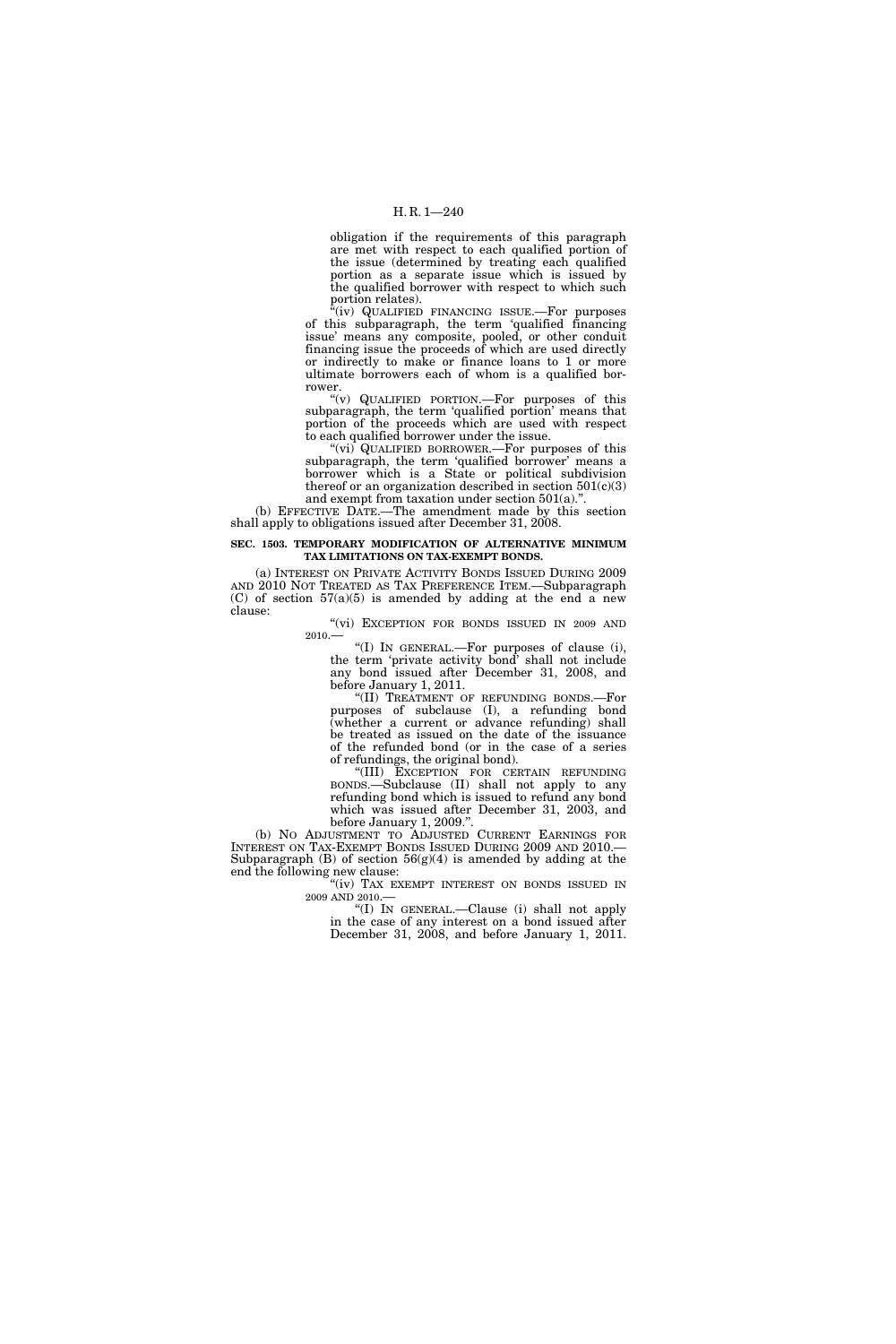obligation if the requirements of this paragraph are met with respect to each qualified portion of the issue (determined by treating each qualified portion as a separate issue which is issued by the qualified borrower with respect to which such portion relates).

"(iv) QUALIFIED FINANCING ISSUE.—For purposes of this subparagraph, the term 'qualified financing issue' means any composite, pooled, or other conduit financing issue the proceeds of which are used directly or indirectly to make or finance loans to 1 or more ultimate borrowers each of whom is a qualified borrower.

"(v) QUALIFIED PORTION.—For purposes of this subparagraph, the term 'qualified portion' means that portion of the proceeds which are used with respect to each qualified borrower under the issue.

"(vi) QUALIFIED BORROWER.—For purposes of this subparagraph, the term 'qualified borrower' means a borrower which is a State or political subdivision thereof or an organization described in section 501(c)(3) and exempt from taxation under section 501(a).".

(b) EFFECTIVE DATE.—The amendment made by this section shall apply to obligations issued after December 31, 2008.

**SEC. 1503. TEMPORARY MODIFICATION OF ALTERNATIVE MINIMUM TAX LIMITATIONS ON TAX-EXEMPT BONDS.**

(a) INTEREST ON PRIVATE ACTIVITY BONDS ISSUED DURING 2009 AND 2010 NOT TREATED AS TAX PREFERENCE ITEM.—Subparagraph (C) of section 57(a)(5) is amended by adding at the end a new clause:

"(vi) EXCEPTION FOR BONDS ISSUED IN 2009 AND 2010.—

"(I) IN GENERAL.—For purposes of clause (i), the term 'private activity bond' shall not include any bond issued after December 31, 2008, and before January 1, 2011.

"(II) TREATMENT OF REFUNDING BONDS.—For purposes of subclause (I), a refunding bond (whether a current or advance refunding) shall be treated as issued on the date of the issuance of the refunded bond (or in the case of a series of refundings, the original bond).

"(III) EXCEPTION FOR CERTAIN REFUNDING BONDS.—Subclause (II) shall not apply to any refunding bond which is issued to refund any bond which was issued after December 31, 2003, and before January 1, 2009.".

(b) NO ADJUSTMENT TO ADJUSTED CURRENT EARNINGS FOR INTEREST ON TAX-EXEMPT BONDS ISSUED DURING 2009 AND 2010.—Subparagraph (B) of section 56(g)(4) is amended by adding at the end the following new clause:

"(iv) TAX EXEMPT INTEREST ON BONDS ISSUED IN 2009 AND 2010.—

"(I) IN GENERAL.—Clause (i) shall not apply in the case of any interest on a bond issued after December 31, 2008, and before January 1, 2011.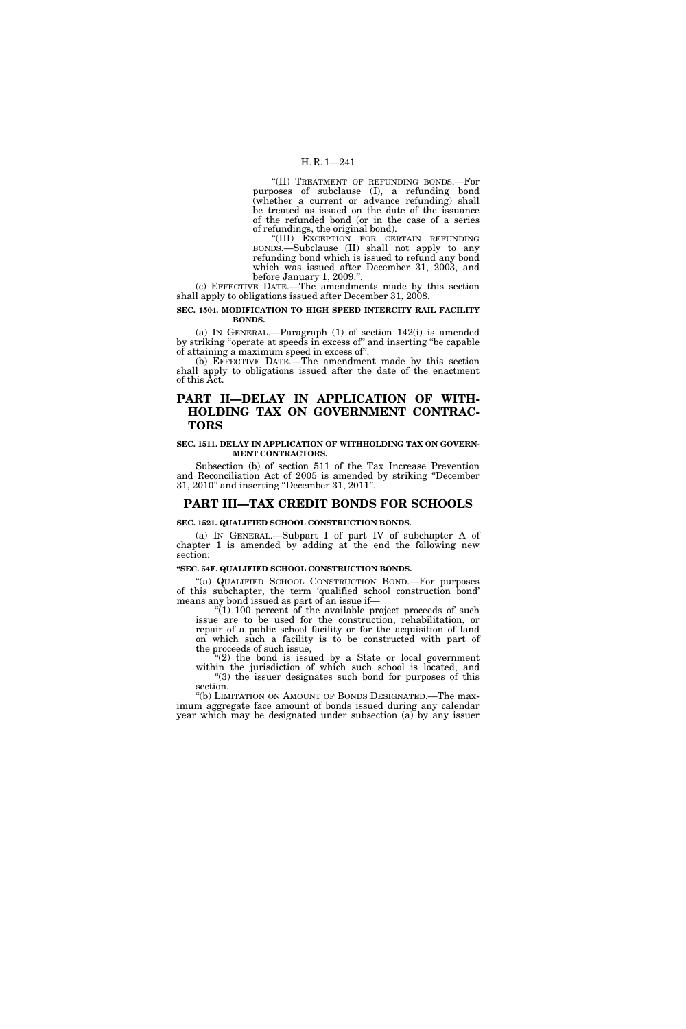"(II) TREATMENT OF REFUNDING BONDS.—For purposes of subclause (I), a refunding bond (whether a current or advance refunding) shall be treated as issued on the date of the issuance of the refunded bond (or in the case of a series of refundings, the original bond).

"(III) EXCEPTION FOR CERTAIN REFUNDING BONDS.—Subclause (II) shall not apply to any refunding bond which is issued to refund any bond which was issued after December 31, 2003, and before January 1, 2009.".

(c) EFFECTIVE DATE.—The amendments made by this section shall apply to obligations issued after December 31, 2008.

**SEC. 1504. MODIFICATION TO HIGH SPEED INTERCITY RAIL FACILITY BONDS.**

(a) IN GENERAL.—Paragraph (1) of section 142(i) is amended by striking "operate at speeds in excess of" and inserting "be capable of attaining a maximum speed in excess of".

(b) EFFECTIVE DATE.—The amendment made by this section shall apply to obligations issued after the date of the enactment of this Act.

## PART II—DELAY IN APPLICATION OF WITHHOLDING TAX ON GOVERNMENT CONTRACTORS

**SEC. 1511. DELAY IN APPLICATION OF WITHHOLDING TAX ON GOVERNMENT CONTRACTORS.**

Subsection (b) of section 511 of the Tax Increase Prevention and Reconciliation Act of 2005 is amended by striking "December 31, 2010" and inserting "December 31, 2011".

## PART III—TAX CREDIT BONDS FOR SCHOOLS

**SEC. 1521. QUALIFIED SCHOOL CONSTRUCTION BONDS.**

(a) IN GENERAL.—Subpart I of part IV of subchapter A of chapter 1 is amended by adding at the end the following new section:

**"SEC. 54F. QUALIFIED SCHOOL CONSTRUCTION BONDS.**

"(a) QUALIFIED SCHOOL CONSTRUCTION BOND.—For purposes of this subchapter, the term 'qualified school construction bond' means any bond issued as part of an issue if—

"(1) 100 percent of the available project proceeds of such issue are to be used for the construction, rehabilitation, or repair of a public school facility or for the acquisition of land on which such a facility is to be constructed with part of the proceeds of such issue,

"(2) the bond is issued by a State or local government within the jurisdiction of which such school is located, and

"(3) the issuer designates such bond for purposes of this section.

"(b) LIMITATION ON AMOUNT OF BONDS DESIGNATED.—The maximum aggregate face amount of bonds issued during any calendar year which may be designated under subsection (a) by any issuer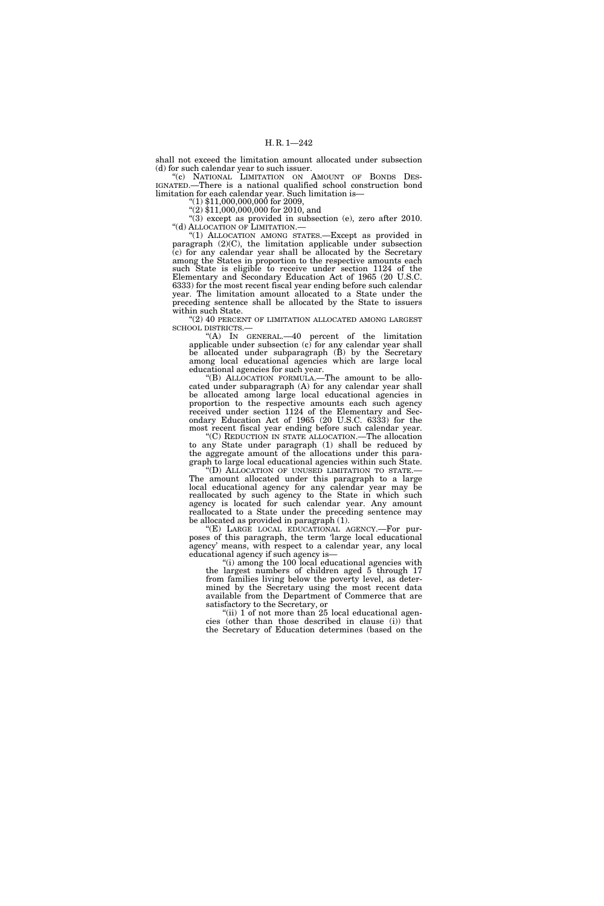shall not exceed the limitation amount allocated under subsection (d) for such calendar year to such issuer.

"(c) NATIONAL LIMITATION ON AMOUNT OF BONDS DESIGNATED.—There is a national qualified school construction bond limitation for each calendar year. Such limitation is—

"(1) $11,000,000,000 for 2009,

"(2) $11,000,000,000 for 2010, and

"(3) except as provided in subsection (e), zero after 2010.

"(d) ALLOCATION OF LIMITATION.—

"(1) ALLOCATION AMONG STATES.—Except as provided in paragraph (2)(C), the limitation applicable under subsection (c) for any calendar year shall be allocated by the Secretary among the States in proportion to the respective amounts each such State is eligible to receive under section 1124 of the Elementary and Secondary Education Act of 1965 (20 U.S.C. 6333) for the most recent fiscal year ending before such calendar year. The limitation amount allocated to a State under the preceding sentence shall be allocated by the State to issuers within such State.

"(2) 40 PERCENT OF LIMITATION ALLOCATED AMONG LARGEST SCHOOL DISTRICTS.—

"(A) IN GENERAL.—40 percent of the limitation applicable under subsection (c) for any calendar year shall be allocated under subparagraph (B) by the Secretary among local educational agencies which are large local educational agencies for such year.

"(B) ALLOCATION FORMULA.—The amount to be allocated under subparagraph (A) for any calendar year shall be allocated among large local educational agencies in proportion to the respective amounts each such agency received under section 1124 of the Elementary and Secondary Education Act of 1965 (20 U.S.C. 6333) for the most recent fiscal year ending before such calendar year.

"(C) REDUCTION IN STATE ALLOCATION.—The allocation to any State under paragraph (1) shall be reduced by the aggregate amount of the allocations under this paragraph to large local educational agencies within such State.

"(D) ALLOCATION OF UNUSED LIMITATION TO STATE.—The amount allocated under this paragraph to a large local educational agency for any calendar year may be reallocated by such agency to the State in which such agency is located for such calendar year. Any amount reallocated to a State under the preceding sentence may be allocated as provided in paragraph (1).

"(E) LARGE LOCAL EDUCATIONAL AGENCY.—For purposes of this paragraph, the term 'large local educational agency' means, with respect to a calendar year, any local educational agency if such agency is—

"(i) among the 100 local educational agencies with the largest numbers of children aged 5 through 17 from families living below the poverty level, as determined by the Secretary using the most recent data available from the Department of Commerce that are satisfactory to the Secretary, or

"(ii) 1 of not more than 25 local educational agencies (other than those described in clause (i)) that the Secretary of Education determines (based on the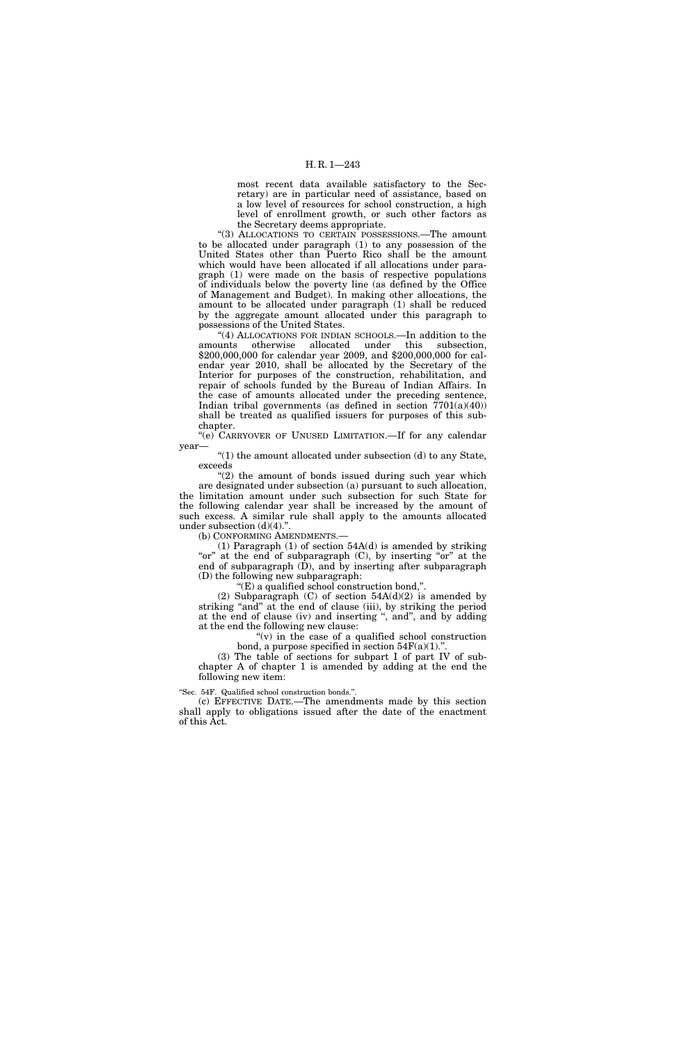most recent data available satisfactory to the Secretary) are in particular need of assistance, based on a low level of resources for school construction, a high level of enrollment growth, or such other factors as the Secretary deems appropriate.

"(3) ALLOCATIONS TO CERTAIN POSSESSIONS.—The amount to be allocated under paragraph (1) to any possession of the United States other than Puerto Rico shall be the amount which would have been allocated if all allocations under paragraph (1) were made on the basis of respective populations of individuals below the poverty line (as defined by the Office of Management and Budget). In making other allocations, the amount to be allocated under paragraph (1) shall be reduced by the aggregate amount allocated under this paragraph to possessions of the United States.

"(4) ALLOCATIONS FOR INDIAN SCHOOLS.—In addition to the amounts otherwise allocated under this subsection, $200,000,000 for calendar year 2009, and $200,000,000 for calendar year 2010, shall be allocated by the Secretary of the Interior for purposes of the construction, rehabilitation, and repair of schools funded by the Bureau of Indian Affairs. In the case of amounts allocated under the preceding sentence, Indian tribal governments (as defined in section 7701(a)(40)) shall be treated as qualified issuers for purposes of this subchapter.

"(e) CARRYOVER OF UNUSED LIMITATION.—If for any calendar year—

"(1) the amount allocated under subsection (d) to any State, exceeds

"(2) the amount of bonds issued during such year which are designated under subsection (a) pursuant to such allocation,

the limitation amount under such subsection for such State for the following calendar year shall be increased by the amount of such excess. A similar rule shall apply to the amounts allocated under subsection (d)(4).".

(b) CONFORMING AMENDMENTS.—

(1) Paragraph (1) of section 54A(d) is amended by striking "or" at the end of subparagraph (C), by inserting "or" at the end of subparagraph (D), and by inserting after subparagraph (D) the following new subparagraph:

"(E) a qualified school construction bond,".

(2) Subparagraph (C) of section 54A(d)(2) is amended by striking "and" at the end of clause (iii), by striking the period at the end of clause (iv) and inserting ", and", and by adding at the end the following new clause:

"(v) in the case of a qualified school construction bond, a purpose specified in section 54F(a)(1).".

(3) The table of sections for subpart I of part IV of subchapter A of chapter 1 is amended by adding at the end the following new item:

"Sec. 54F. Qualified school construction bonds.".

(c) EFFECTIVE DATE.—The amendments made by this section shall apply to obligations issued after the date of the enactment of this Act.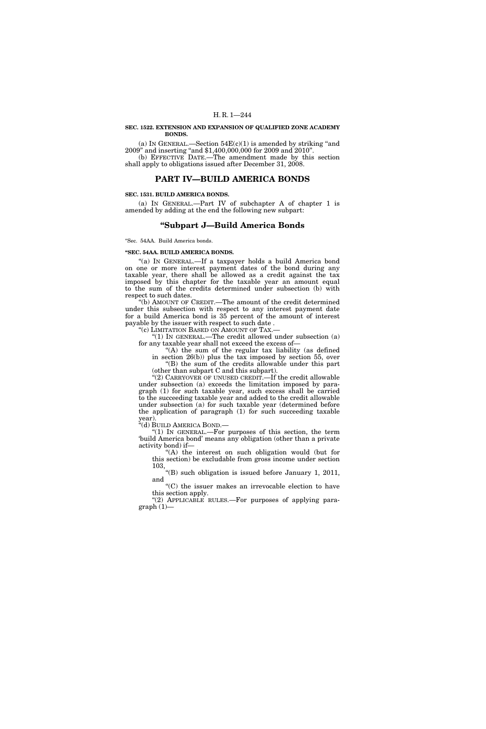**SEC. 1522. EXTENSION AND EXPANSION OF QUALIFIED ZONE ACADEMY BONDS.**

(a) IN GENERAL.—Section 54E(c)(1) is amended by striking "and 2009" and inserting "and $1,400,000,000 for 2009 and 2010".

(b) EFFECTIVE DATE.—The amendment made by this section shall apply to obligations issued after December 31, 2008.

## PART IV—BUILD AMERICA BONDS

**SEC. 1531. BUILD AMERICA BONDS.**

(a) IN GENERAL.—Part IV of subchapter A of chapter 1 is amended by adding at the end the following new subpart:

## "Subpart J—Build America Bonds

"Sec. 54AA. Build America bonds.

**"SEC. 54AA. BUILD AMERICA BONDS.**

"(a) IN GENERAL.—If a taxpayer holds a build America bond on one or more interest payment dates of the bond during any taxable year, there shall be allowed as a credit against the tax imposed by this chapter for the taxable year an amount equal to the sum of the credits determined under subsection (b) with respect to such dates.

"(b) AMOUNT OF CREDIT.—The amount of the credit determined under this subsection with respect to any interest payment date for a build America bond is 35 percent of the amount of interest payable by the issuer with respect to such date .

"(c) LIMITATION BASED ON AMOUNT OF TAX.—

"(1) IN GENERAL.—The credit allowed under subsection (a) for any taxable year shall not exceed the excess of—

"(A) the sum of the regular tax liability (as defined in section 26(b)) plus the tax imposed by section 55, over

"(B) the sum of the credits allowable under this part (other than subpart C and this subpart).

"(2) CARRYOVER OF UNUSED CREDIT.—If the credit allowable under subsection (a) exceeds the limitation imposed by paragraph (1) for such taxable year, such excess shall be carried to the succeeding taxable year and added to the credit allowable under subsection (a) for such taxable year (determined before the application of paragraph (1) for such succeeding taxable year).

"(d) BUILD AMERICA BOND.—

"(1) IN GENERAL.—For purposes of this section, the term 'build America bond' means any obligation (other than a private activity bond) if—

"(A) the interest on such obligation would (but for this section) be excludable from gross income under section 103,

"(B) such obligation is issued before January 1, 2011, and

"(C) the issuer makes an irrevocable election to have this section apply.

"(2) APPLICABLE RULES.—For purposes of applying paragraph (1)—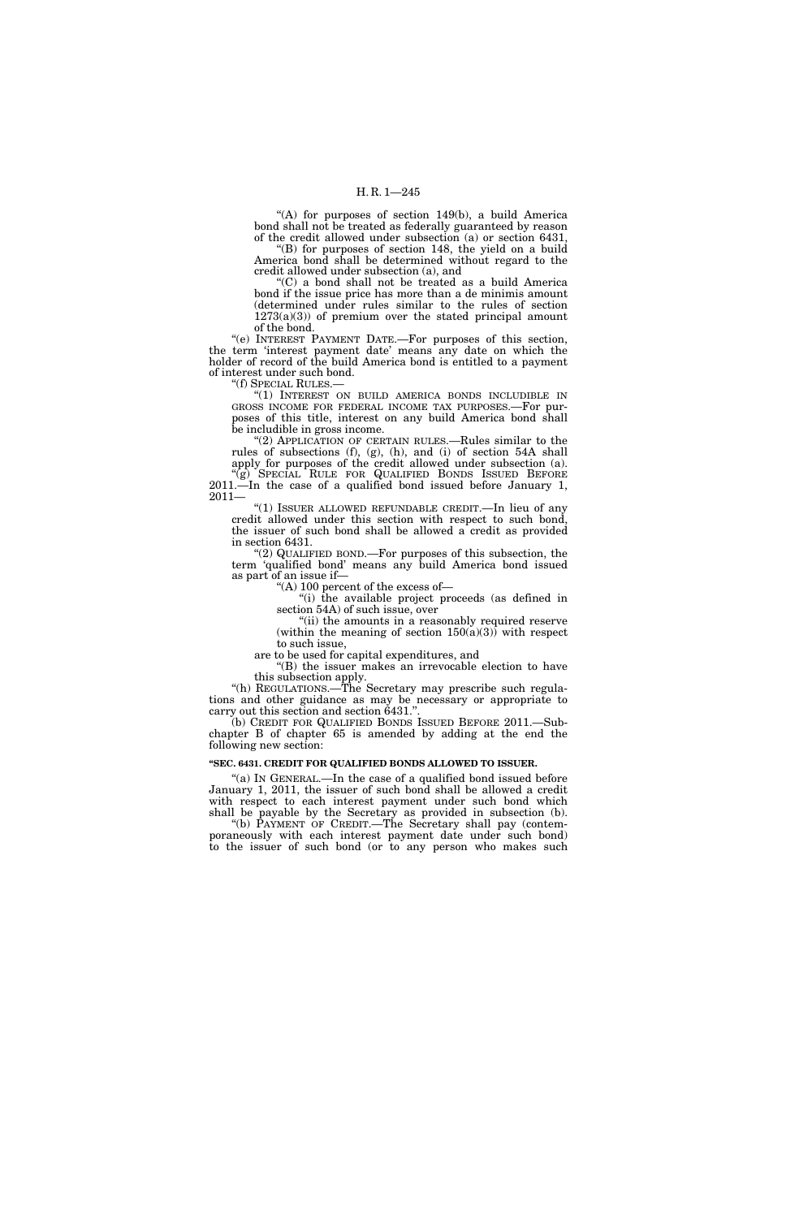"(A) for purposes of section 149(b), a build America bond shall not be treated as federally guaranteed by reason of the credit allowed under subsection (a) or section 6431,

"(B) for purposes of section 148, the yield on a build America bond shall be determined without regard to the credit allowed under subsection (a), and

"(C) a bond shall not be treated as a build America bond if the issue price has more than a de minimis amount (determined under rules similar to the rules of section 1273(a)(3)) of premium over the stated principal amount of the bond.

"(e) INTEREST PAYMENT DATE.—For purposes of this section, the term 'interest payment date' means any date on which the holder of record of the build America bond is entitled to a payment of interest under such bond.

"(f) SPECIAL RULES.—

"(1) INTEREST ON BUILD AMERICA BONDS INCLUDIBLE IN GROSS INCOME FOR FEDERAL INCOME TAX PURPOSES.—For purposes of this title, interest on any build America bond shall be includible in gross income.

"(2) APPLICATION OF CERTAIN RULES.—Rules similar to the rules of subsections (f), (g), (h), and (i) of section 54A shall apply for purposes of the credit allowed under subsection (a).

"(g) SPECIAL RULE FOR QUALIFIED BONDS ISSUED BEFORE 2011.—In the case of a qualified bond issued before January 1, 2011—

"(1) ISSUER ALLOWED REFUNDABLE CREDIT.—In lieu of any credit allowed under this section with respect to such bond, the issuer of such bond shall be allowed a credit as provided in section 6431.

"(2) QUALIFIED BOND.—For purposes of this subsection, the term 'qualified bond' means any build America bond issued as part of an issue if—

"(A) 100 percent of the excess of—

"(i) the available project proceeds (as defined in section 54A) of such issue, over

"(ii) the amounts in a reasonably required reserve (within the meaning of section 150(a)(3)) with respect to such issue,

are to be used for capital expenditures, and

"(B) the issuer makes an irrevocable election to have this subsection apply.

"(h) REGULATIONS.—The Secretary may prescribe such regulations and other guidance as may be necessary or appropriate to carry out this section and section 6431.".

(b) CREDIT FOR QUALIFIED BONDS ISSUED BEFORE 2011.—Subchapter B of chapter 65 is amended by adding at the end the following new section:

**"SEC. 6431. CREDIT FOR QUALIFIED BONDS ALLOWED TO ISSUER.**

"(a) IN GENERAL.—In the case of a qualified bond issued before January 1, 2011, the issuer of such bond shall be allowed a credit with respect to each interest payment under such bond which shall be payable by the Secretary as provided in subsection (b).

"(b) PAYMENT OF CREDIT.—The Secretary shall pay (contemporaneously with each interest payment date under such bond) to the issuer of such bond (or to any person who makes such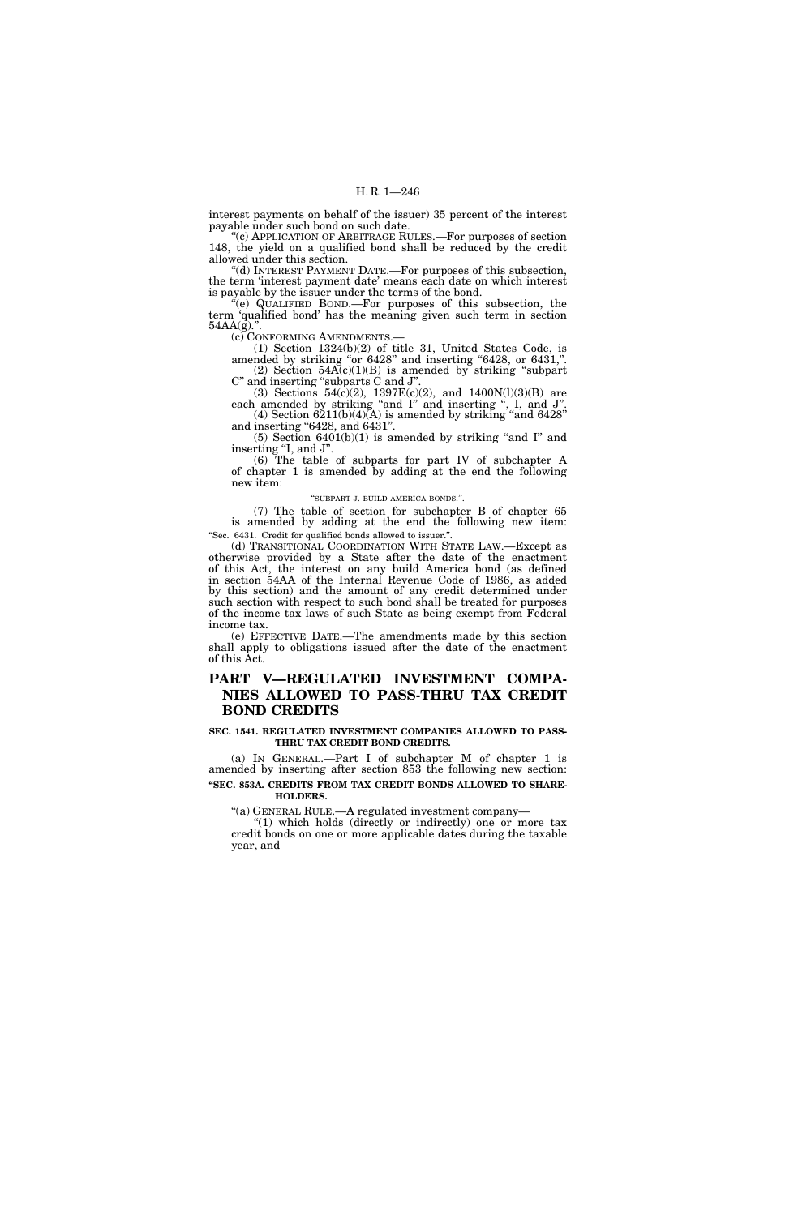interest payments on behalf of the issuer) 35 percent of the interest payable under such bond on such date.

"(c) APPLICATION OF ARBITRAGE RULES.—For purposes of section 148, the yield on a qualified bond shall be reduced by the credit allowed under this section.

"(d) INTEREST PAYMENT DATE.—For purposes of this subsection, the term 'interest payment date' means each date on which interest is payable by the issuer under the terms of the bond.

"(e) QUALIFIED BOND.—For purposes of this subsection, the term 'qualified bond' has the meaning given such term in section 54AA(g).".

(c) CONFORMING AMENDMENTS.—

(1) Section 1324(b)(2) of title 31, United States Code, is amended by striking "or 6428" and inserting "6428, or 6431,".

(2) Section 54A(c)(1)(B) is amended by striking "subpart C" and inserting "subparts C and J".

(3) Sections 54(c)(2), 1397E(c)(2), and 1400N(l)(3)(B) are each amended by striking "and I" and inserting ", I, and J".

(4) Section 6211(b)(4)(A) is amended by striking "and 6428" and inserting "6428, and 6431".

(5) Section 6401(b)(1) is amended by striking "and I" and inserting "I, and J".

(6) The table of subparts for part IV of subchapter A of chapter 1 is amended by adding at the end the following new item:

"SUBPART J. BUILD AMERICA BONDS.".

(7) The table of section for subchapter B of chapter 65 is amended by adding at the end the following new item:

"Sec. 6431. Credit for qualified bonds allowed to issuer.".

(d) TRANSITIONAL COORDINATION WITH STATE LAW.—Except as otherwise provided by a State after the date of the enactment of this Act, the interest on any build America bond (as defined in section 54AA of the Internal Revenue Code of 1986, as added by this section) and the amount of any credit determined under such section with respect to such bond shall be treated for purposes of the income tax laws of such State as being exempt from Federal income tax.

(e) EFFECTIVE DATE.—The amendments made by this section shall apply to obligations issued after the date of the enactment of this Act.

# PART V—REGULATED INVESTMENT COMPANIES ALLOWED TO PASS-THRU TAX CREDIT BOND CREDITS

**SEC. 1541. REGULATED INVESTMENT COMPANIES ALLOWED TO PASS-THRU TAX CREDIT BOND CREDITS.**

(a) IN GENERAL.—Part I of subchapter M of chapter 1 is amended by inserting after section 853 the following new section:

**"SEC. 853A. CREDITS FROM TAX CREDIT BONDS ALLOWED TO SHAREHOLDERS.**

"(a) GENERAL RULE.—A regulated investment company—

"(1) which holds (directly or indirectly) one or more tax credit bonds on one or more applicable dates during the taxable year, and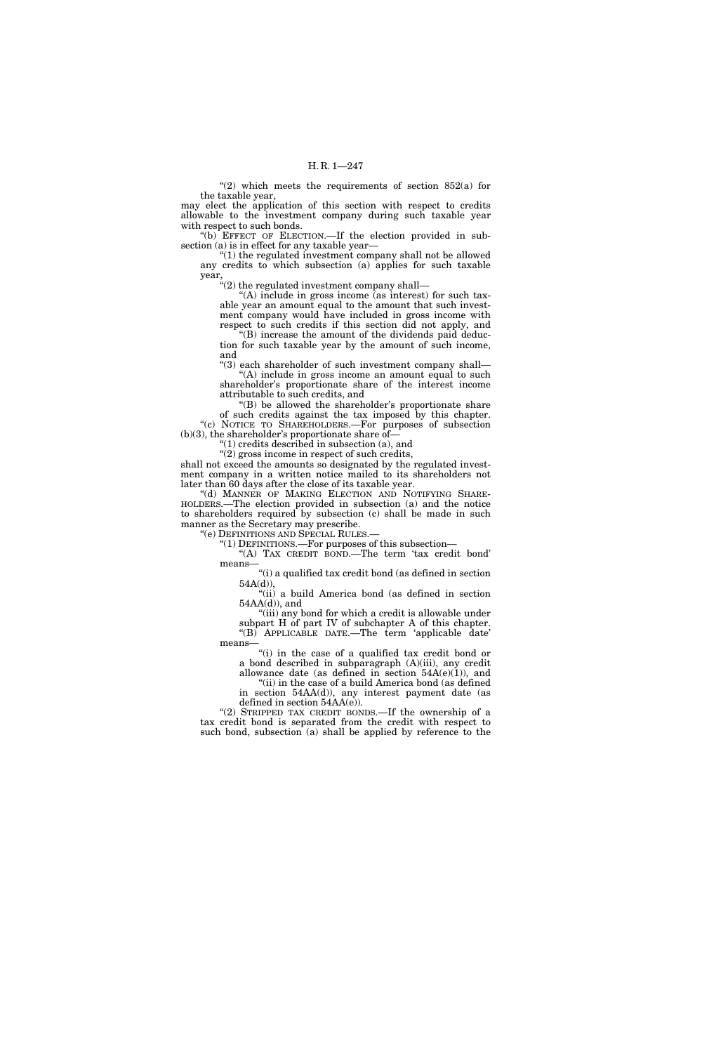"(2) which meets the requirements of section 852(a) for the taxable year,

may elect the application of this section with respect to credits allowable to the investment company during such taxable year with respect to such bonds.

"(b) EFFECT OF ELECTION.—If the election provided in subsection (a) is in effect for any taxable year—

"(1) the regulated investment company shall not be allowed any credits to which subsection (a) applies for such taxable year,

"(2) the regulated investment company shall—

"(A) include in gross income (as interest) for such taxable year an amount equal to the amount that such investment company would have included in gross income with respect to such credits if this section did not apply, and

"(B) increase the amount of the dividends paid deduction for such taxable year by the amount of such income, and

"(3) each shareholder of such investment company shall—

"(A) include in gross income an amount equal to such shareholder's proportionate share of the interest income attributable to such credits, and

"(B) be allowed the shareholder's proportionate share of such credits against the tax imposed by this chapter.

"(c) NOTICE TO SHAREHOLDERS.—For purposes of subsection (b)(3), the shareholder's proportionate share of—

"(1) credits described in subsection (a), and

"(2) gross income in respect of such credits,

shall not exceed the amounts so designated by the regulated investment company in a written notice mailed to its shareholders not later than 60 days after the close of its taxable year.

"(d) MANNER OF MAKING ELECTION AND NOTIFYING SHAREHOLDERS.—The election provided in subsection (a) and the notice to shareholders required by subsection (c) shall be made in such manner as the Secretary may prescribe.

"(e) DEFINITIONS AND SPECIAL RULES.—

"(1) DEFINITIONS.—For purposes of this subsection—

"(A) TAX CREDIT BOND.—The term 'tax credit bond' means—

"(i) a qualified tax credit bond (as defined in section 54A(d)),

"(ii) a build America bond (as defined in section 54AA(d)), and

"(iii) any bond for which a credit is allowable under subpart H of part IV of subchapter A of this chapter.

"(B) APPLICABLE DATE.—The term 'applicable date' means—

"(i) in the case of a qualified tax credit bond or a bond described in subparagraph (A)(iii), any credit allowance date (as defined in section 54A(e)(1)), and

"(ii) in the case of a build America bond (as defined in section 54AA(d)), any interest payment date (as defined in section 54AA(e)).

"(2) STRIPPED TAX CREDIT BONDS.—If the ownership of a tax credit bond is separated from the credit with respect to such bond, subsection (a) shall be applied by reference to the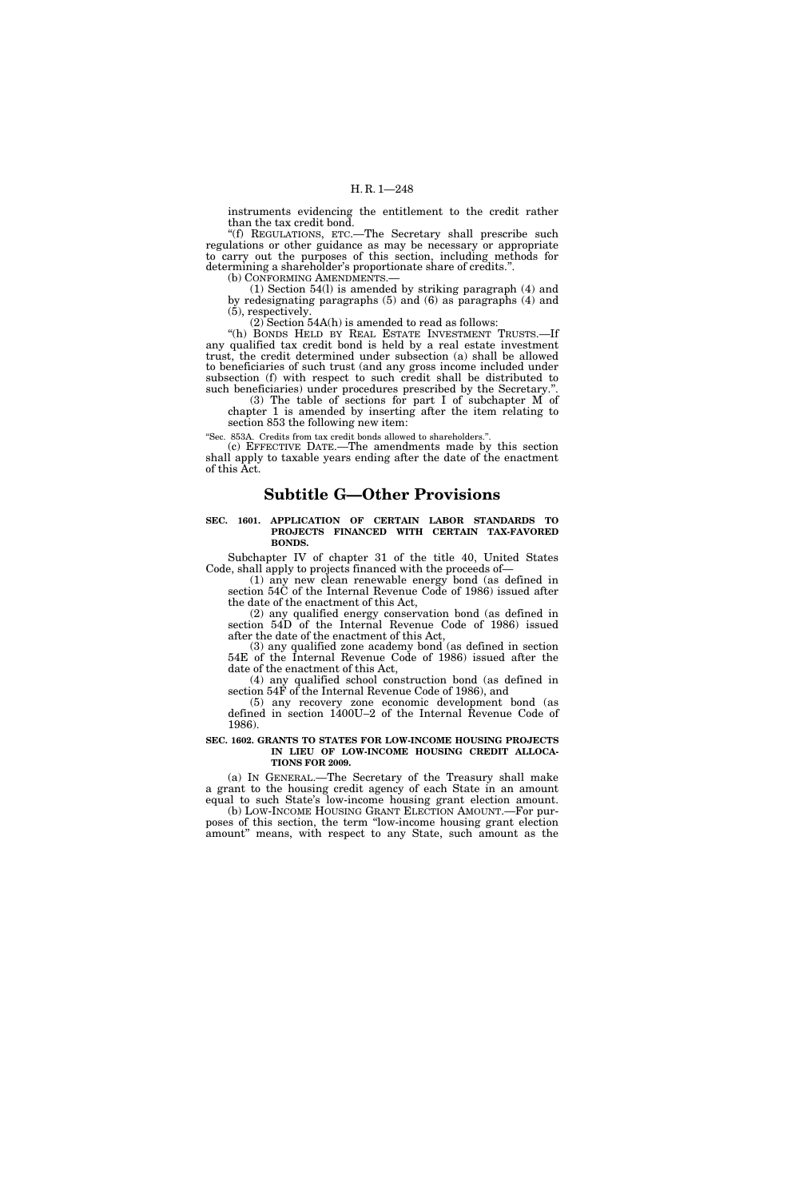instruments evidencing the entitlement to the credit rather than the tax credit bond.

"(f) REGULATIONS, ETC.—The Secretary shall prescribe such regulations or other guidance as may be necessary or appropriate to carry out the purposes of this section, including methods for determining a shareholder's proportionate share of credits.".

(b) CONFORMING AMENDMENTS.—

(1) Section 54(l) is amended by striking paragraph (4) and by redesignating paragraphs (5) and (6) as paragraphs (4) and (5), respectively.

(2) Section 54A(h) is amended to read as follows:

"(h) BONDS HELD BY REAL ESTATE INVESTMENT TRUSTS.—If any qualified tax credit bond is held by a real estate investment trust, the credit determined under subsection (a) shall be allowed to beneficiaries of such trust (and any gross income included under subsection (f) with respect to such credit shall be distributed to such beneficiaries) under procedures prescribed by the Secretary.".

(3) The table of sections for part I of subchapter M of chapter 1 is amended by inserting after the item relating to section 853 the following new item:

"Sec. 853A. Credits from tax credit bonds allowed to shareholders.".

(c) EFFECTIVE DATE.—The amendments made by this section shall apply to taxable years ending after the date of the enactment of this Act.

## Subtitle G—Other Provisions

### SEC. 1601. APPLICATION OF CERTAIN LABOR STANDARDS TO PROJECTS FINANCED WITH CERTAIN TAX-FAVORED BONDS.

Subchapter IV of chapter 31 of the title 40, United States Code, shall apply to projects financed with the proceeds of—

(1) any new clean renewable energy bond (as defined in section 54C of the Internal Revenue Code of 1986) issued after the date of the enactment of this Act,

(2) any qualified energy conservation bond (as defined in section 54D of the Internal Revenue Code of 1986) issued after the date of the enactment of this Act,

(3) any qualified zone academy bond (as defined in section 54E of the Internal Revenue Code of 1986) issued after the date of the enactment of this Act,

(4) any qualified school construction bond (as defined in section 54F of the Internal Revenue Code of 1986), and

(5) any recovery zone economic development bond (as defined in section 1400U–2 of the Internal Revenue Code of 1986).

### SEC. 1602. GRANTS TO STATES FOR LOW-INCOME HOUSING PROJECTS IN LIEU OF LOW-INCOME HOUSING CREDIT ALLOCATIONS FOR 2009.

(a) IN GENERAL.—The Secretary of the Treasury shall make a grant to the housing credit agency of each State in an amount equal to such State's low-income housing grant election amount.

(b) LOW-INCOME HOUSING GRANT ELECTION AMOUNT.—For purposes of this section, the term "low-income housing grant election amount" means, with respect to any State, such amount as the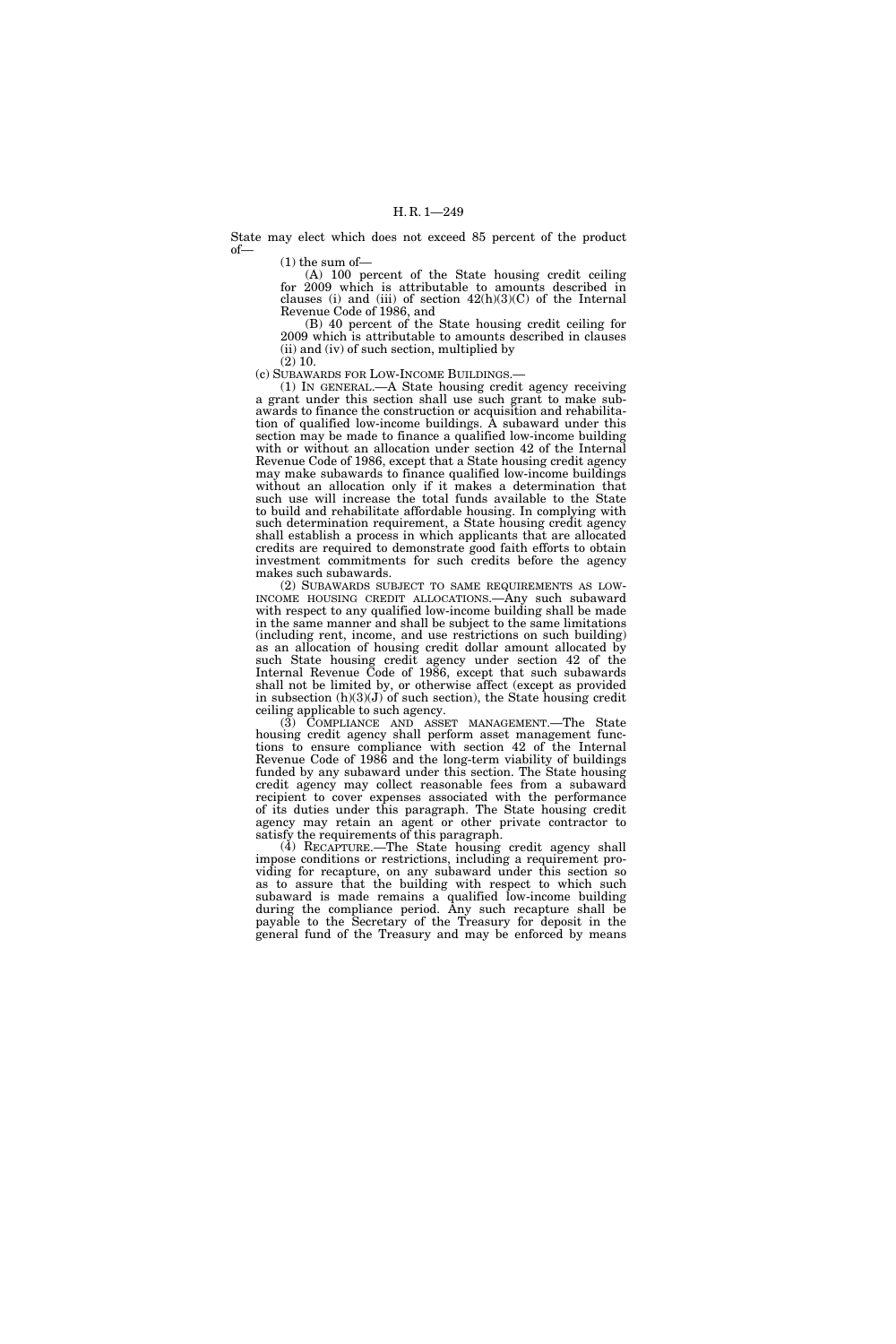State may elect which does not exceed 85 percent of the product of—

(1) the sum of—

(A) 100 percent of the State housing credit ceiling for 2009 which is attributable to amounts described in clauses (i) and (iii) of section 42(h)(3)(C) of the Internal Revenue Code of 1986, and

(B) 40 percent of the State housing credit ceiling for 2009 which is attributable to amounts described in clauses (ii) and (iv) of such section, multiplied by

(2) 10.

(c) SUBAWARDS FOR LOW-INCOME BUILDINGS.—

(1) IN GENERAL.—A State housing credit agency receiving a grant under this section shall use such grant to make subawards to finance the construction or acquisition and rehabilitation of qualified low-income buildings. A subaward under this section may be made to finance a qualified low-income building with or without an allocation under section 42 of the Internal Revenue Code of 1986, except that a State housing credit agency may make subawards to finance qualified low-income buildings without an allocation only if it makes a determination that such use will increase the total funds available to the State to build and rehabilitate affordable housing. In complying with such determination requirement, a State housing credit agency shall establish a process in which applicants that are allocated credits are required to demonstrate good faith efforts to obtain investment commitments for such credits before the agency makes such subawards.

(2) SUBAWARDS SUBJECT TO SAME REQUIREMENTS AS LOW-INCOME HOUSING CREDIT ALLOCATIONS.—Any such subaward with respect to any qualified low-income building shall be made in the same manner and shall be subject to the same limitations (including rent, income, and use restrictions on such building) as an allocation of housing credit dollar amount allocated by such State housing credit agency under section 42 of the Internal Revenue Code of 1986, except that such subawards shall not be limited by, or otherwise affect (except as provided in subsection (h)(3)(J) of such section), the State housing credit ceiling applicable to such agency.

(3) COMPLIANCE AND ASSET MANAGEMENT.—The State housing credit agency shall perform asset management functions to ensure compliance with section 42 of the Internal Revenue Code of 1986 and the long-term viability of buildings funded by any subaward under this section. The State housing credit agency may collect reasonable fees from a subaward recipient to cover expenses associated with the performance of its duties under this paragraph. The State housing credit agency may retain an agent or other private contractor to satisfy the requirements of this paragraph.

(4) RECAPTURE.—The State housing credit agency shall impose conditions or restrictions, including a requirement providing for recapture, on any subaward under this section so as to assure that the building with respect to which such subaward is made remains a qualified low-income building during the compliance period. Any such recapture shall be payable to the Secretary of the Treasury for deposit in the general fund of the Treasury and may be enforced by means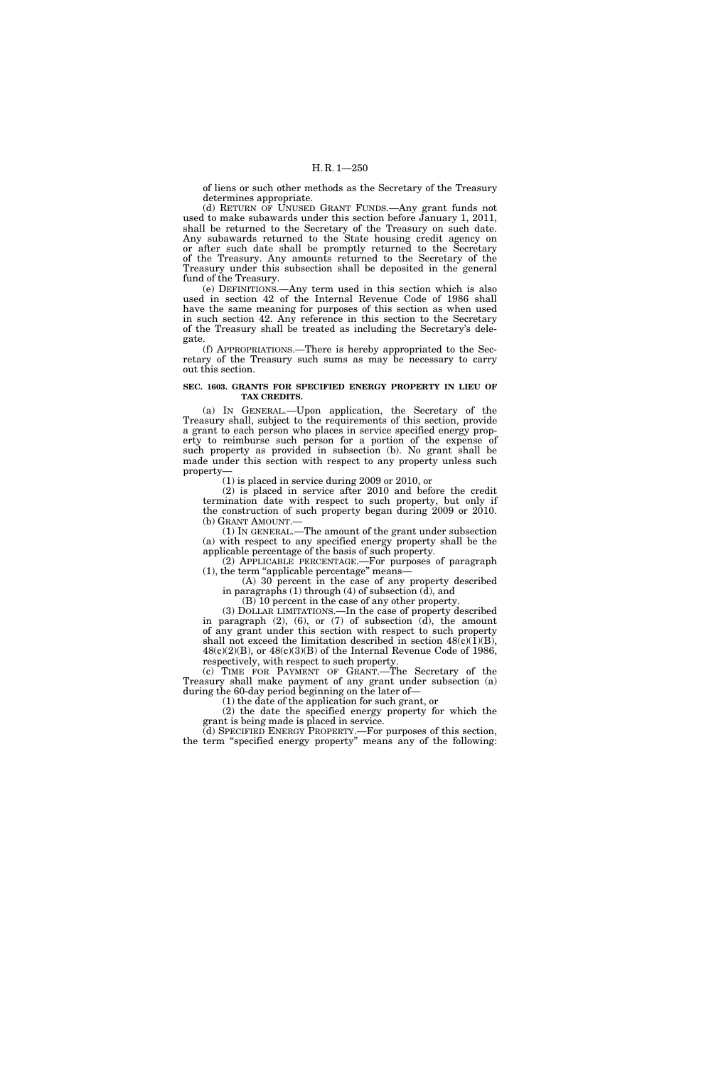of liens or such other methods as the Secretary of the Treasury determines appropriate.

(d) RETURN OF UNUSED GRANT FUNDS.—Any grant funds not used to make subawards under this section before January 1, 2011, shall be returned to the Secretary of the Treasury on such date. Any subawards returned to the State housing credit agency on or after such date shall be promptly returned to the Secretary of the Treasury. Any amounts returned to the Secretary of the Treasury under this subsection shall be deposited in the general fund of the Treasury.

(e) DEFINITIONS.—Any term used in this section which is also used in section 42 of the Internal Revenue Code of 1986 shall have the same meaning for purposes of this section as when used in such section 42. Any reference in this section to the Secretary of the Treasury shall be treated as including the Secretary's delegate.

(f) APPROPRIATIONS.—There is hereby appropriated to the Secretary of the Treasury such sums as may be necessary to carry out this section.

**SEC. 1603. GRANTS FOR SPECIFIED ENERGY PROPERTY IN LIEU OF TAX CREDITS.**

(a) IN GENERAL.—Upon application, the Secretary of the Treasury shall, subject to the requirements of this section, provide a grant to each person who places in service specified energy property to reimburse such person for a portion of the expense of such property as provided in subsection (b). No grant shall be made under this section with respect to any property unless such property—

(1) is placed in service during 2009 or 2010, or

(2) is placed in service after 2010 and before the credit termination date with respect to such property, but only if the construction of such property began during 2009 or 2010.

(b) GRANT AMOUNT.—

(1) IN GENERAL.—The amount of the grant under subsection (a) with respect to any specified energy property shall be the applicable percentage of the basis of such property.

(2) APPLICABLE PERCENTAGE.—For purposes of paragraph (1), the term "applicable percentage" means—

(A) 30 percent in the case of any property described in paragraphs (1) through (4) of subsection (d), and

(B) 10 percent in the case of any other property.

(3) DOLLAR LIMITATIONS.—In the case of property described in paragraph (2), (6), or (7) of subsection (d), the amount of any grant under this section with respect to such property shall not exceed the limitation described in section 48(c)(1)(B), 48(c)(2)(B), or 48(c)(3)(B) of the Internal Revenue Code of 1986, respectively, with respect to such property.

(c) TIME FOR PAYMENT OF GRANT.—The Secretary of the Treasury shall make payment of any grant under subsection (a) during the 60-day period beginning on the later of—

(1) the date of the application for such grant, or

(2) the date the specified energy property for which the grant is being made is placed in service.

(d) SPECIFIED ENERGY PROPERTY.—For purposes of this section, the term "specified energy property" means any of the following: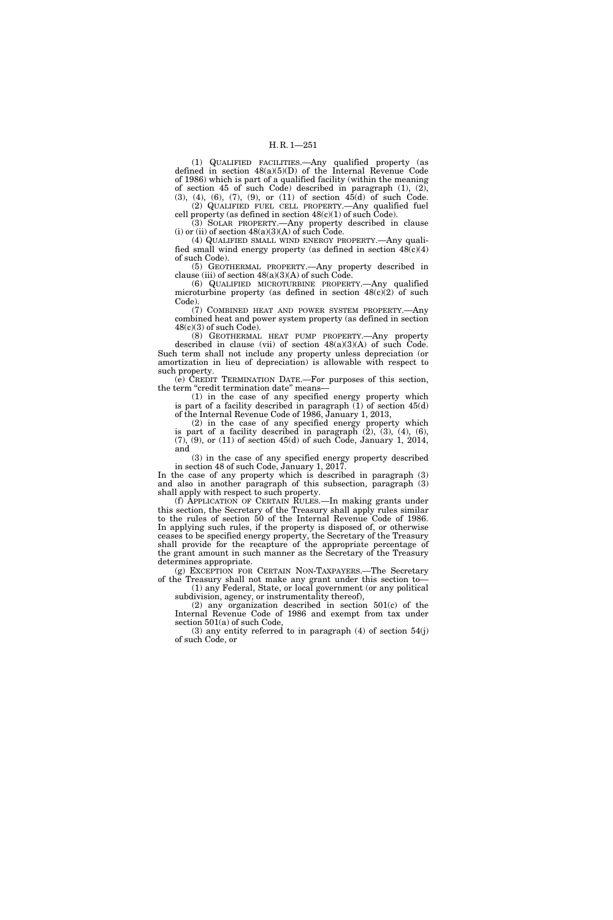(1) QUALIFIED FACILITIES.—Any qualified property (as defined in section 48(a)(5)(D) of the Internal Revenue Code of 1986) which is part of a qualified facility (within the meaning of section 45 of such Code) described in paragraph (1), (2), (3), (4), (6), (7), (9), or (11) of section 45(d) of such Code.

(2) QUALIFIED FUEL CELL PROPERTY.—Any qualified fuel cell property (as defined in section 48(c)(1) of such Code).

(3) SOLAR PROPERTY.—Any property described in clause (i) or (ii) of section 48(a)(3)(A) of such Code.

(4) QUALIFIED SMALL WIND ENERGY PROPERTY.—Any qualified small wind energy property (as defined in section 48(c)(4) of such Code).

(5) GEOTHERMAL PROPERTY.—Any property described in clause (iii) of section 48(a)(3)(A) of such Code.

(6) QUALIFIED MICROTURBINE PROPERTY.—Any qualified microturbine property (as defined in section 48(c)(2) of such Code).

(7) COMBINED HEAT AND POWER SYSTEM PROPERTY.—Any combined heat and power system property (as defined in section 48(c)(3) of such Code).

(8) GEOTHERMAL HEAT PUMP PROPERTY.—Any property described in clause (vii) of section 48(a)(3)(A) of such Code.

Such term shall not include any property unless depreciation (or amortization in lieu of depreciation) is allowable with respect to such property.

(e) CREDIT TERMINATION DATE.—For purposes of this section, the term "credit termination date" means—

(1) in the case of any specified energy property which is part of a facility described in paragraph (1) of section 45(d) of the Internal Revenue Code of 1986, January 1, 2013,

(2) in the case of any specified energy property which is part of a facility described in paragraph (2), (3), (4), (6), (7), (9), or (11) of section 45(d) of such Code, January 1, 2014, and

(3) in the case of any specified energy property described in section 48 of such Code, January 1, 2017.

In the case of any property which is described in paragraph (3) and also in another paragraph of this subsection, paragraph (3) shall apply with respect to such property.

(f) APPLICATION OF CERTAIN RULES.—In making grants under this section, the Secretary of the Treasury shall apply rules similar to the rules of section 50 of the Internal Revenue Code of 1986. In applying such rules, if the property is disposed of, or otherwise ceases to be specified energy property, the Secretary of the Treasury shall provide for the recapture of the appropriate percentage of the grant amount in such manner as the Secretary of the Treasury determines appropriate.

(g) EXCEPTION FOR CERTAIN NON-TAXPAYERS.—The Secretary of the Treasury shall not make any grant under this section to—

(1) any Federal, State, or local government (or any political subdivision, agency, or instrumentality thereof),

(2) any organization described in section 501(c) of the Internal Revenue Code of 1986 and exempt from tax under section 501(a) of such Code,

(3) any entity referred to in paragraph (4) of section 54(j) of such Code, or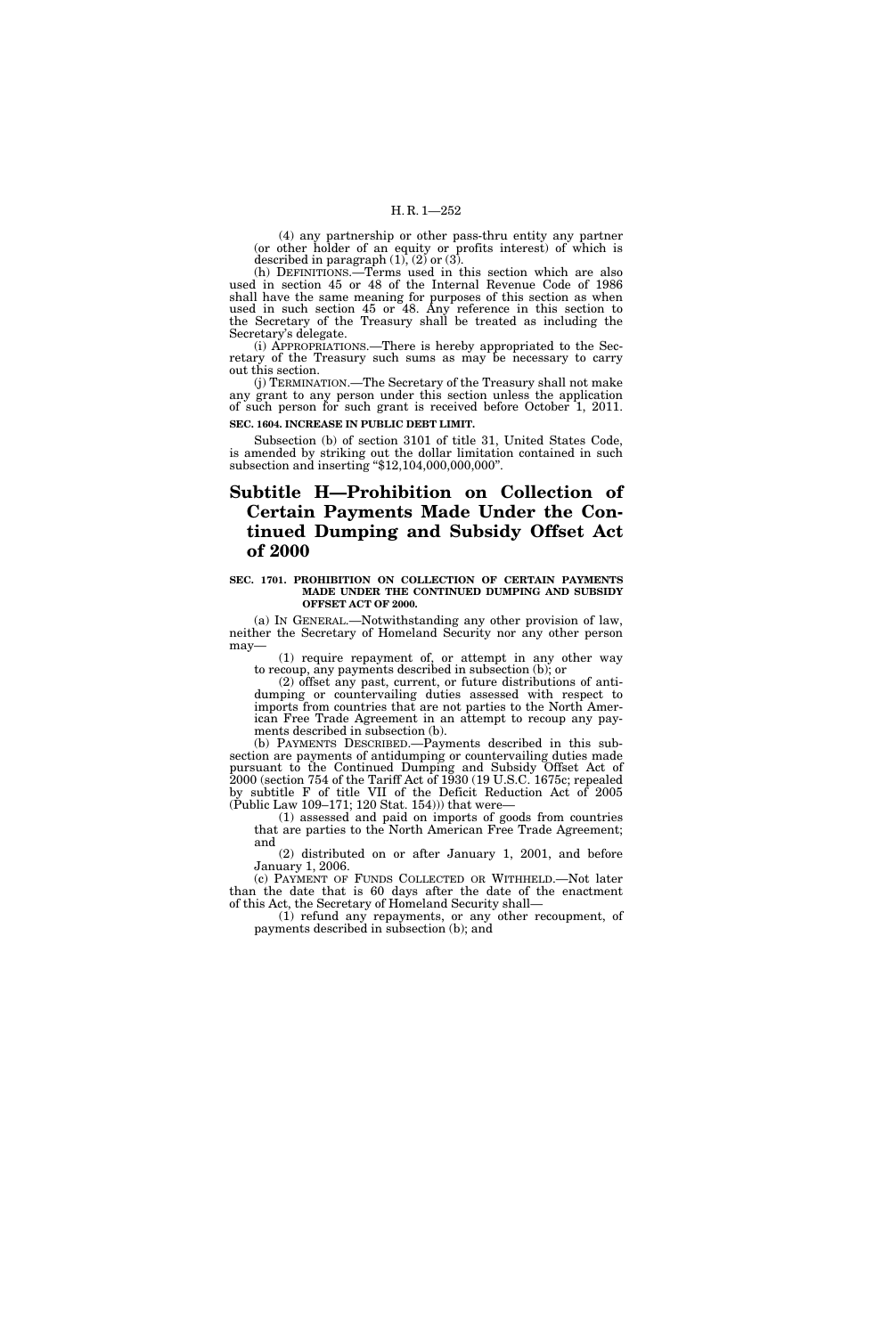(4) any partnership or other pass-thru entity any partner (or other holder of an equity or profits interest) of which is described in paragraph (1), (2) or (3).

(h) DEFINITIONS.—Terms used in this section which are also used in section 45 or 48 of the Internal Revenue Code of 1986 shall have the same meaning for purposes of this section as when used in such section 45 or 48. Any reference in this section to the Secretary of the Treasury shall be treated as including the Secretary's delegate.

(i) APPROPRIATIONS.—There is hereby appropriated to the Secretary of the Treasury such sums as may be necessary to carry out this section.

(j) TERMINATION.—The Secretary of the Treasury shall not make any grant to any person under this section unless the application of such person for such grant is received before October 1, 2011.

**SEC. 1604. INCREASE IN PUBLIC DEBT LIMIT.**

Subsection (b) of section 3101 of title 31, United States Code, is amended by striking out the dollar limitation contained in such subsection and inserting "$12,104,000,000,000".

# Subtitle H—Prohibition on Collection of Certain Payments Made Under the Continued Dumping and Subsidy Offset Act of 2000

**SEC. 1701. PROHIBITION ON COLLECTION OF CERTAIN PAYMENTS MADE UNDER THE CONTINUED DUMPING AND SUBSIDY OFFSET ACT OF 2000.**

(a) IN GENERAL.—Notwithstanding any other provision of law, neither the Secretary of Homeland Security nor any other person may—

(1) require repayment of, or attempt in any other way to recoup, any payments described in subsection (b); or

(2) offset any past, current, or future distributions of antidumping or countervailing duties assessed with respect to imports from countries that are not parties to the North American Free Trade Agreement in an attempt to recoup any payments described in subsection (b).

(b) PAYMENTS DESCRIBED.—Payments described in this subsection are payments of antidumping or countervailing duties made pursuant to the Continued Dumping and Subsidy Offset Act of 2000 (section 754 of the Tariff Act of 1930 (19 U.S.C. 1675c; repealed by subtitle F of title VII of the Deficit Reduction Act of 2005 (Public Law 109–171; 120 Stat. 154))) that were—

(1) assessed and paid on imports of goods from countries that are parties to the North American Free Trade Agreement; and

(2) distributed on or after January 1, 2001, and before January 1, 2006.

(c) PAYMENT OF FUNDS COLLECTED OR WITHHELD.—Not later than the date that is 60 days after the date of the enactment of this Act, the Secretary of Homeland Security shall—

(1) refund any repayments, or any other recoupment, of payments described in subsection (b); and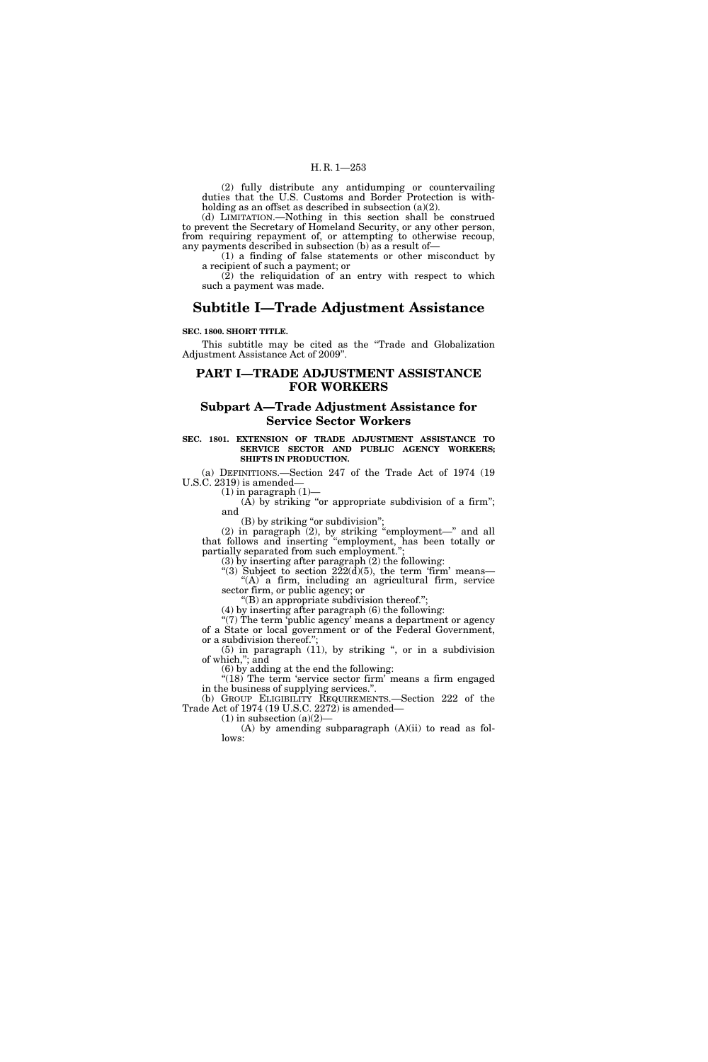(2) fully distribute any antidumping or countervailing duties that the U.S. Customs and Border Protection is withholding as an offset as described in subsection (a)(2).

(d) LIMITATION.—Nothing in this section shall be construed to prevent the Secretary of Homeland Security, or any other person, from requiring repayment of, or attempting to otherwise recoup, any payments described in subsection (b) as a result of—

(1) a finding of false statements or other misconduct by a recipient of such a payment; or

(2) the reliquidation of an entry with respect to which such a payment was made.

# Subtitle I—Trade Adjustment Assistance

**SEC. 1800. SHORT TITLE.**

This subtitle may be cited as the "Trade and Globalization Adjustment Assistance Act of 2009".

## PART I—TRADE ADJUSTMENT ASSISTANCE FOR WORKERS

### Subpart A—Trade Adjustment Assistance for Service Sector Workers

**SEC. 1801. EXTENSION OF TRADE ADJUSTMENT ASSISTANCE TO SERVICE SECTOR AND PUBLIC AGENCY WORKERS; SHIFTS IN PRODUCTION.**

(a) DEFINITIONS.—Section 247 of the Trade Act of 1974 (19 U.S.C. 2319) is amended—

(1) in paragraph (1)—

(A) by striking "or appropriate subdivision of a firm"; and

(B) by striking "or subdivision";

(2) in paragraph (2), by striking "employment—" and all that follows and inserting "employment, has been totally or partially separated from such employment.";

(3) by inserting after paragraph (2) the following:

"(3) Subject to section 222(d)(5), the term 'firm' means—

"(A) a firm, including an agricultural firm, service sector firm, or public agency; or

"(B) an appropriate subdivision thereof.";

(4) by inserting after paragraph (6) the following:

"(7) The term 'public agency' means a department or agency of a State or local government or of the Federal Government, or a subdivision thereof.";

(5) in paragraph (11), by striking ", or in a subdivision of which,"; and

(6) by adding at the end the following:

"(18) The term 'service sector firm' means a firm engaged in the business of supplying services.".

(b) GROUP ELIGIBILITY REQUIREMENTS.—Section 222 of the Trade Act of 1974 (19 U.S.C. 2272) is amended—

(1) in subsection (a)(2)—

(A) by amending subparagraph (A)(ii) to read as follows: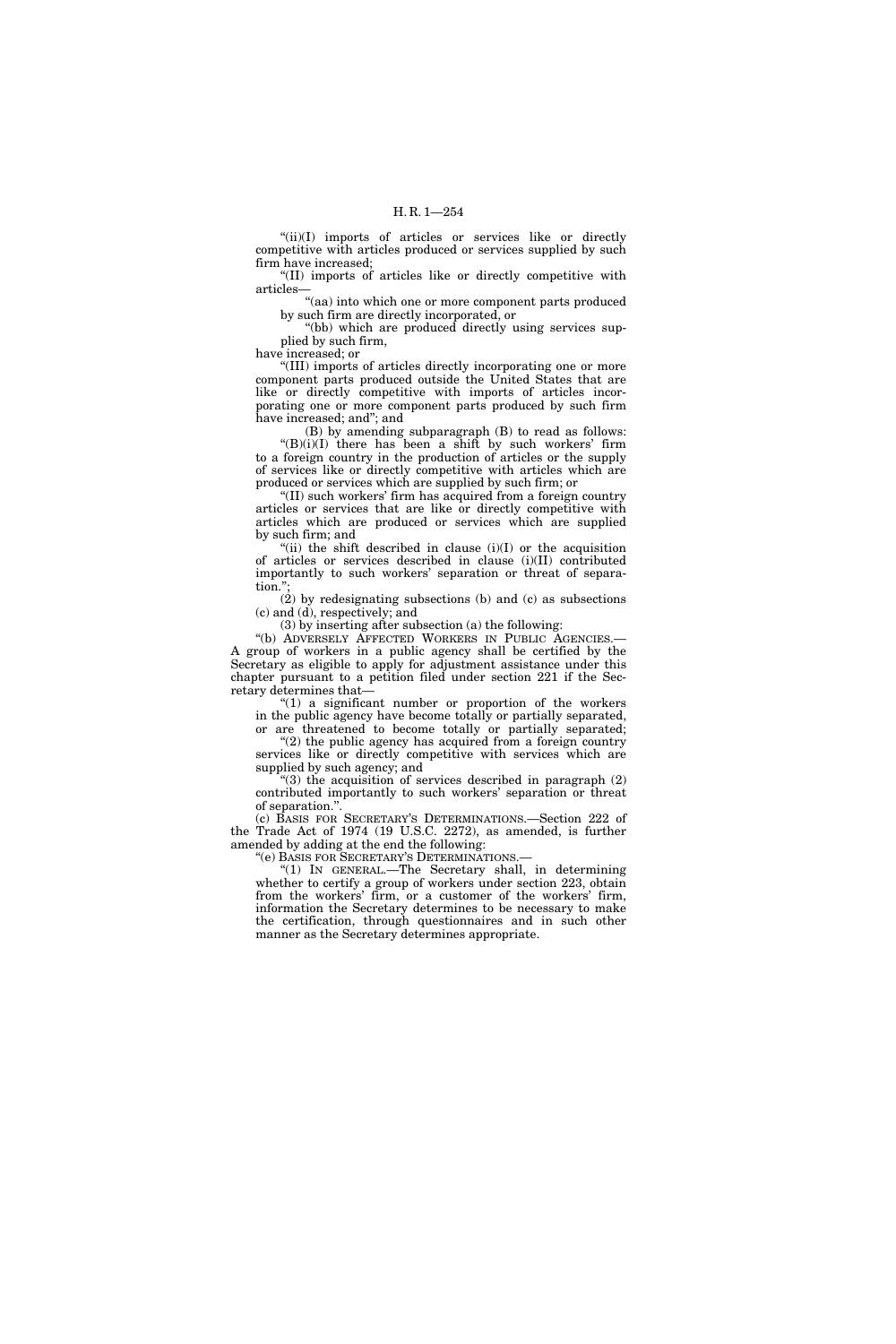"(ii)(I) imports of articles or services like or directly competitive with articles produced or services supplied by such firm have increased;

"(II) imports of articles like or directly competitive with articles—

"(aa) into which one or more component parts produced by such firm are directly incorporated, or

"(bb) which are produced directly using services supplied by such firm,

have increased; or

"(III) imports of articles directly incorporating one or more component parts produced outside the United States that are like or directly competitive with imports of articles incorporating one or more component parts produced by such firm have increased; and"; and

(B) by amending subparagraph (B) to read as follows:

"(B)(i)(I) there has been a shift by such workers' firm to a foreign country in the production of articles or the supply of services like or directly competitive with articles which are produced or services which are supplied by such firm; or

"(II) such workers' firm has acquired from a foreign country articles or services that are like or directly competitive with articles which are produced or services which are supplied by such firm; and

"(ii) the shift described in clause (i)(I) or the acquisition of articles or services described in clause (i)(II) contributed importantly to such workers' separation or threat of separation.";

(2) by redesignating subsections (b) and (c) as subsections (c) and (d), respectively; and

(3) by inserting after subsection (a) the following:

"(b) ADVERSELY AFFECTED WORKERS IN PUBLIC AGENCIES.—A group of workers in a public agency shall be certified by the Secretary as eligible to apply for adjustment assistance under this chapter pursuant to a petition filed under section 221 if the Secretary determines that—

"(1) a significant number or proportion of the workers in the public agency have become totally or partially separated, or are threatened to become totally or partially separated;

"(2) the public agency has acquired from a foreign country services like or directly competitive with services which are supplied by such agency; and

"(3) the acquisition of services described in paragraph (2) contributed importantly to such workers' separation or threat of separation.".

(c) BASIS FOR SECRETARY'S DETERMINATIONS.—Section 222 of the Trade Act of 1974 (19 U.S.C. 2272), as amended, is further amended by adding at the end the following:

"(e) BASIS FOR SECRETARY'S DETERMINATIONS.—

"(1) IN GENERAL.—The Secretary shall, in determining whether to certify a group of workers under section 223, obtain from the workers' firm, or a customer of the workers' firm, information the Secretary determines to be necessary to make the certification, through questionnaires and in such other manner as the Secretary determines appropriate.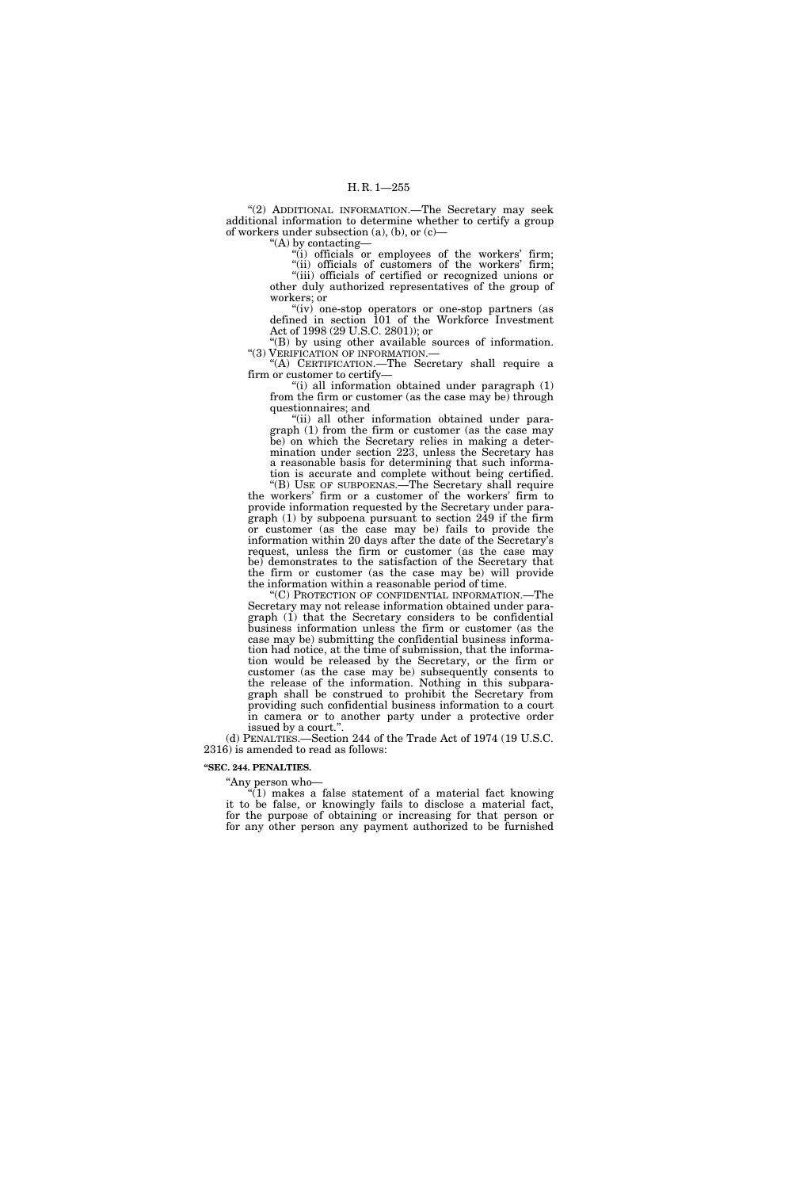"(2) ADDITIONAL INFORMATION.—The Secretary may seek additional information to determine whether to certify a group of workers under subsection (a), (b), or (c)—

"(A) by contacting—

"(i) officials or employees of the workers' firm;

"(ii) officials of customers of the workers' firm;

"(iii) officials of certified or recognized unions or other duly authorized representatives of the group of workers; or

"(iv) one-stop operators or one-stop partners (as defined in section 101 of the Workforce Investment Act of 1998 (29 U.S.C. 2801)); or

"(B) by using other available sources of information.

"(3) VERIFICATION OF INFORMATION.—

"(A) CERTIFICATION.—The Secretary shall require a firm or customer to certify—

"(i) all information obtained under paragraph (1) from the firm or customer (as the case may be) through questionnaires; and

"(ii) all other information obtained under paragraph (1) from the firm or customer (as the case may be) on which the Secretary relies in making a determination under section 223, unless the Secretary has a reasonable basis for determining that such information is accurate and complete without being certified.

"(B) USE OF SUBPOENAS.—The Secretary shall require the workers' firm or a customer of the workers' firm to provide information requested by the Secretary under paragraph (1) by subpoena pursuant to section 249 if the firm or customer (as the case may be) fails to provide the information within 20 days after the date of the Secretary's request, unless the firm or customer (as the case may be) demonstrates to the satisfaction of the Secretary that the firm or customer (as the case may be) will provide the information within a reasonable period of time.

"(C) PROTECTION OF CONFIDENTIAL INFORMATION.—The Secretary may not release information obtained under paragraph (1) that the Secretary considers to be confidential business information unless the firm or customer (as the case may be) submitting the confidential business information had notice, at the time of submission, that the information would be released by the Secretary, or the firm or customer (as the case may be) subsequently consents to the release of the information. Nothing in this subparagraph shall be construed to prohibit the Secretary from providing such confidential business information to a court in camera or to another party under a protective order issued by a court.".

(d) PENALTIES.—Section 244 of the Trade Act of 1974 (19 U.S.C. 2316) is amended to read as follows:

**"SEC. 244. PENALTIES.**

"Any person who—

"(1) makes a false statement of a material fact knowing it to be false, or knowingly fails to disclose a material fact, for the purpose of obtaining or increasing for that person or for any other person any payment authorized to be furnished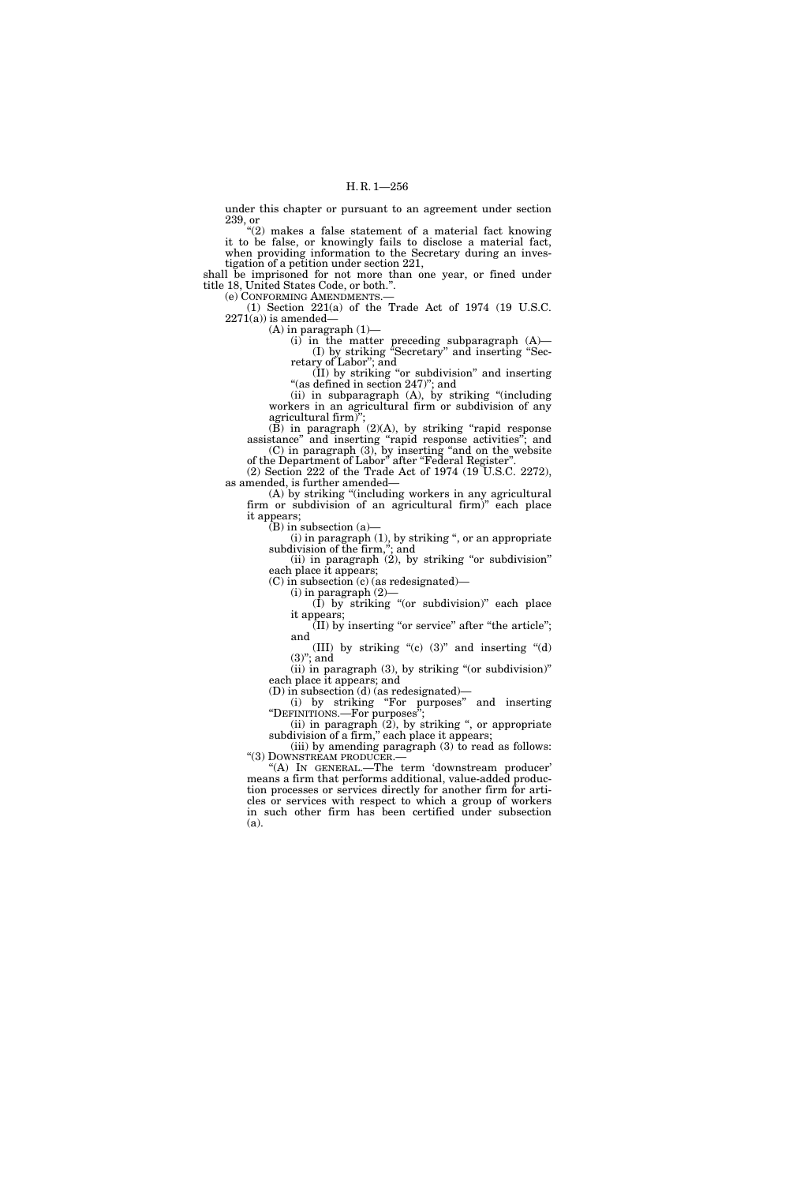under this chapter or pursuant to an agreement under section 239, or

"(2) makes a false statement of a material fact knowing it to be false, or knowingly fails to disclose a material fact, when providing information to the Secretary during an investigation of a petition under section 221,

shall be imprisoned for not more than one year, or fined under title 18, United States Code, or both.".

(e) CONFORMING AMENDMENTS.—

(1) Section 221(a) of the Trade Act of 1974 (19 U.S.C. 2271(a)) is amended—

(A) in paragraph (1)—

(i) in the matter preceding subparagraph (A)—

(I) by striking "Secretary" and inserting "Secretary of Labor"; and

(II) by striking "or subdivision" and inserting "(as defined in section 247)"; and

(ii) in subparagraph (A), by striking "(including workers in an agricultural firm or subdivision of any agricultural firm)";

(B) in paragraph (2)(A), by striking "rapid response assistance" and inserting "rapid response activities"; and

(C) in paragraph (3), by inserting "and on the website of the Department of Labor" after "Federal Register".

(2) Section 222 of the Trade Act of 1974 (19 U.S.C. 2272), as amended, is further amended—

(A) by striking "(including workers in any agricultural firm or subdivision of an agricultural firm)" each place it appears;

(B) in subsection (a)—

(i) in paragraph (1), by striking ", or an appropriate subdivision of the firm,"; and

(ii) in paragraph (2), by striking "or subdivision" each place it appears;

(C) in subsection (c) (as redesignated)—

(i) in paragraph (2)—

(I) by striking "(or subdivision)" each place it appears;

(II) by inserting "or service" after "the article"; and

(III) by striking "(c) (3)" and inserting "(d) (3)"; and

(ii) in paragraph (3), by striking "(or subdivision)" each place it appears; and

(D) in subsection (d) (as redesignated)—

(i) by striking "For purposes" and inserting "DEFINITIONS.—For purposes";

(ii) in paragraph (2), by striking ", or appropriate subdivision of a firm," each place it appears;

(iii) by amending paragraph (3) to read as follows:

"(3) DOWNSTREAM PRODUCER.—

"(A) IN GENERAL.—The term 'downstream producer' means a firm that performs additional, value-added production processes or services directly for another firm for articles or services with respect to which a group of workers in such other firm has been certified under subsection (a).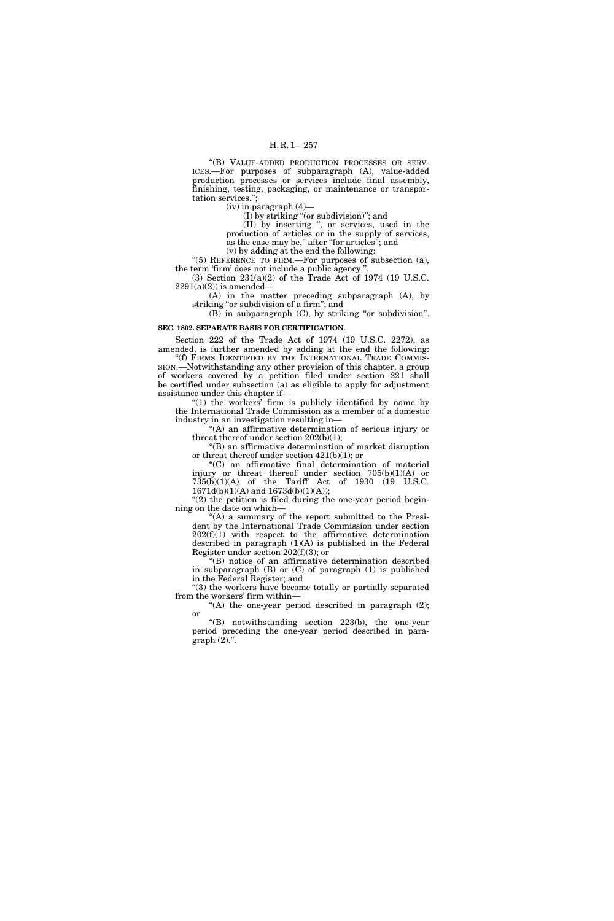"(B) VALUE-ADDED PRODUCTION PROCESSES OR SERVICES.—For purposes of subparagraph (A), value-added production processes or services include final assembly, finishing, testing, packaging, or maintenance or transportation services.";

(iv) in paragraph (4)—

(I) by striking "(or subdivision)"; and

(II) by inserting ", or services, used in the production of articles or in the supply of services, as the case may be," after "for articles"; and

(v) by adding at the end the following:

"(5) REFERENCE TO FIRM.—For purposes of subsection (a), the term 'firm' does not include a public agency.".

(3) Section 231(a)(2) of the Trade Act of 1974 (19 U.S.C. 2291(a)(2)) is amended—

(A) in the matter preceding subparagraph (A), by striking "or subdivision of a firm"; and

(B) in subparagraph (C), by striking "or subdivision".

**SEC. 1802. SEPARATE BASIS FOR CERTIFICATION.**

Section 222 of the Trade Act of 1974 (19 U.S.C. 2272), as amended, is further amended by adding at the end the following:

"(f) FIRMS IDENTIFIED BY THE INTERNATIONAL TRADE COMMISSION.—Notwithstanding any other provision of this chapter, a group of workers covered by a petition filed under section 221 shall be certified under subsection (a) as eligible to apply for adjustment assistance under this chapter if—

"(1) the workers' firm is publicly identified by name by the International Trade Commission as a member of a domestic industry in an investigation resulting in—

"(A) an affirmative determination of serious injury or threat thereof under section 202(b)(1);

"(B) an affirmative determination of market disruption or threat thereof under section 421(b)(1); or

"(C) an affirmative final determination of material injury or threat thereof under section 705(b)(1)(A) or 735(b)(1)(A) of the Tariff Act of 1930 (19 U.S.C. 1671d(b)(1)(A) and 1673d(b)(1)(A));

"(2) the petition is filed during the one-year period beginning on the date on which—

"(A) a summary of the report submitted to the President by the International Trade Commission under section 202(f)(1) with respect to the affirmative determination described in paragraph (1)(A) is published in the Federal Register under section 202(f)(3); or

"(B) notice of an affirmative determination described in subparagraph (B) or (C) of paragraph (1) is published in the Federal Register; and

"(3) the workers have become totally or partially separated from the workers' firm within—

"(A) the one-year period described in paragraph (2); or

"(B) notwithstanding section 223(b), the one-year period preceding the one-year period described in paragraph (2).".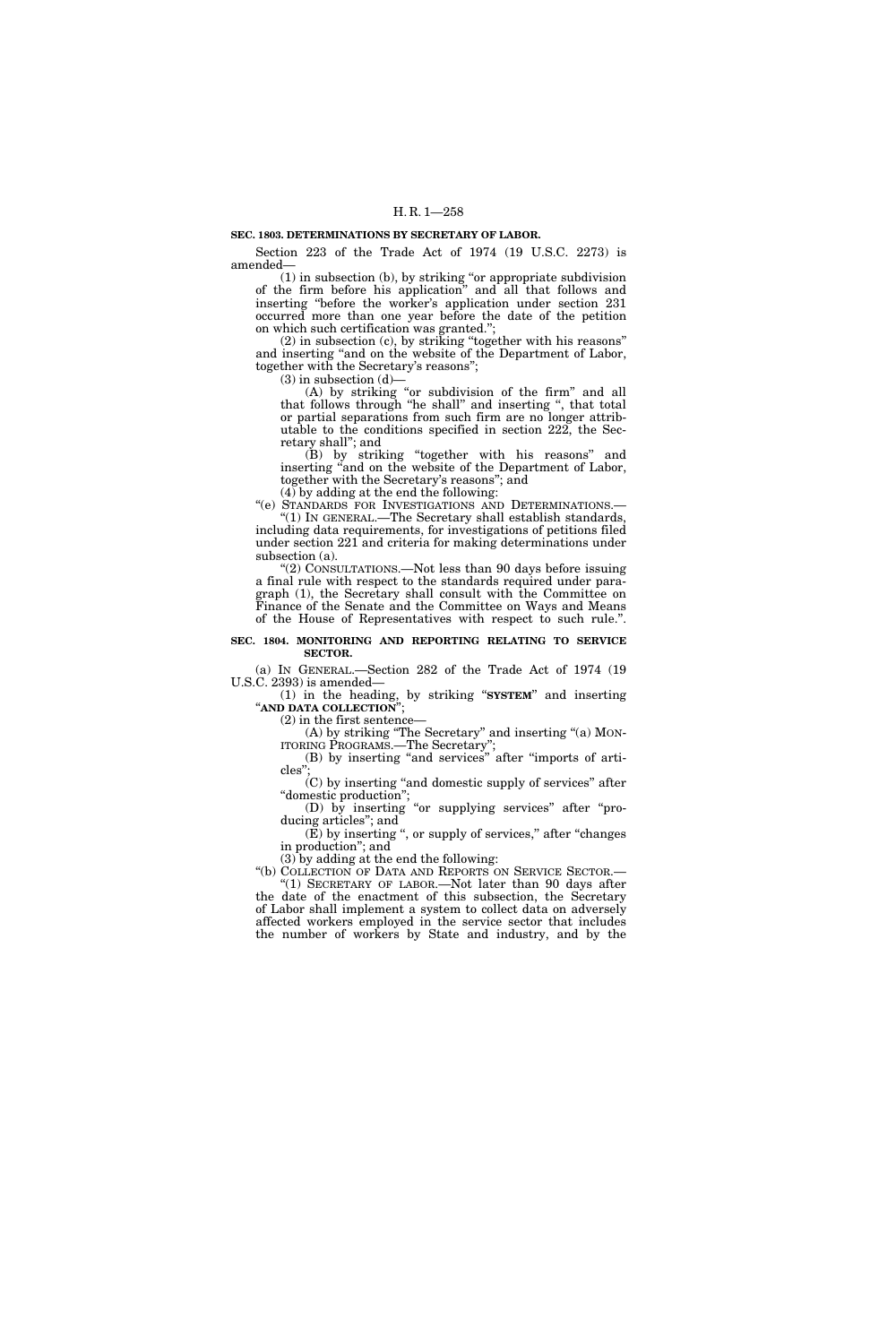**SEC. 1803. DETERMINATIONS BY SECRETARY OF LABOR.**

Section 223 of the Trade Act of 1974 (19 U.S.C. 2273) is amended—

(1) in subsection (b), by striking "or appropriate subdivision of the firm before his application" and all that follows and inserting "before the worker's application under section 231 occurred more than one year before the date of the petition on which such certification was granted.";

(2) in subsection (c), by striking "together with his reasons" and inserting "and on the website of the Department of Labor, together with the Secretary's reasons";

(3) in subsection (d)—

(A) by striking "or subdivision of the firm" and all that follows through "he shall" and inserting ", that total or partial separations from such firm are no longer attributable to the conditions specified in section 222, the Secretary shall"; and

(B) by striking "together with his reasons" and inserting "and on the website of the Department of Labor, together with the Secretary's reasons"; and

(4) by adding at the end the following:

"(e) STANDARDS FOR INVESTIGATIONS AND DETERMINATIONS.—

"(1) IN GENERAL.—The Secretary shall establish standards, including data requirements, for investigations of petitions filed under section 221 and criteria for making determinations under subsection (a).

"(2) CONSULTATIONS.—Not less than 90 days before issuing a final rule with respect to the standards required under paragraph (1), the Secretary shall consult with the Committee on Finance of the Senate and the Committee on Ways and Means of the House of Representatives with respect to such rule.".

**SEC. 1804. MONITORING AND REPORTING RELATING TO SERVICE SECTOR.**

(a) IN GENERAL.—Section 282 of the Trade Act of 1974 (19 U.S.C. 2393) is amended—

(1) in the heading, by striking "**SYSTEM**" and inserting "**AND DATA COLLECTION**";

(2) in the first sentence—

(A) by striking "The Secretary" and inserting "(a) MONITORING PROGRAMS.—The Secretary";

(B) by inserting "and services" after "imports of articles";

(C) by inserting "and domestic supply of services" after "domestic production";

(D) by inserting "or supplying services" after "producing articles"; and

(E) by inserting ", or supply of services," after "changes in production"; and

(3) by adding at the end the following:

"(b) COLLECTION OF DATA AND REPORTS ON SERVICE SECTOR.—

"(1) SECRETARY OF LABOR.—Not later than 90 days after the date of the enactment of this subsection, the Secretary of Labor shall implement a system to collect data on adversely affected workers employed in the service sector that includes the number of workers by State and industry, and by the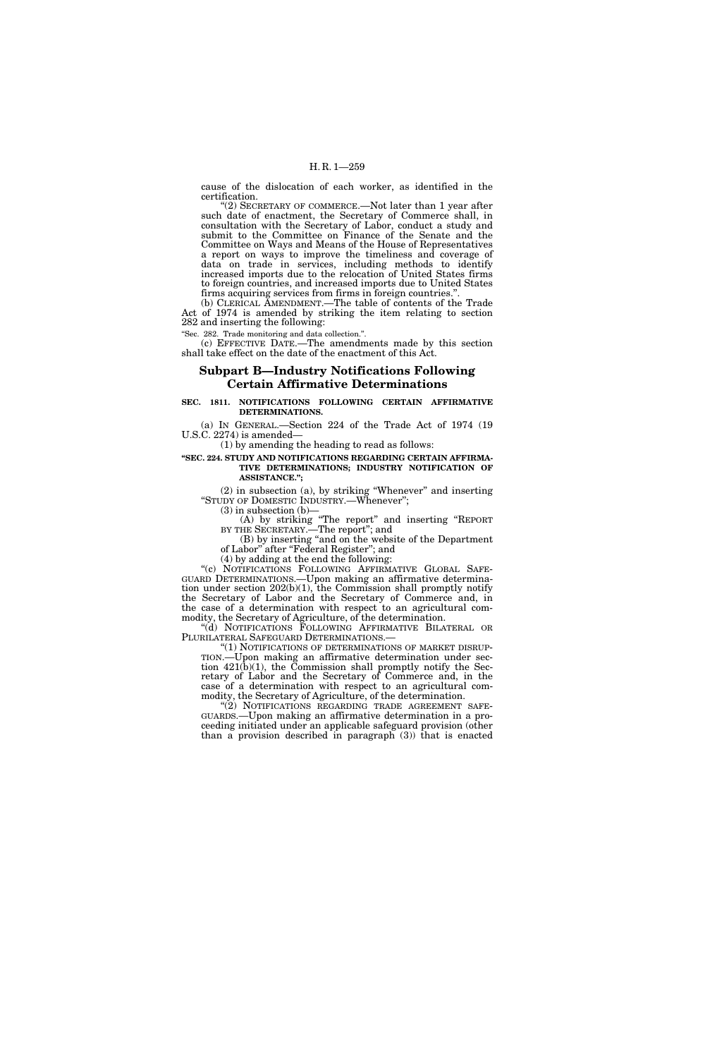cause of the dislocation of each worker, as identified in the certification.

"(2) SECRETARY OF COMMERCE.—Not later than 1 year after such date of enactment, the Secretary of Commerce shall, in consultation with the Secretary of Labor, conduct a study and submit to the Committee on Finance of the Senate and the Committee on Ways and Means of the House of Representatives a report on ways to improve the timeliness and coverage of data on trade in services, including methods to identify increased imports due to the relocation of United States firms to foreign countries, and increased imports due to United States firms acquiring services from firms in foreign countries.".

(b) CLERICAL AMENDMENT.—The table of contents of the Trade Act of 1974 is amended by striking the item relating to section 282 and inserting the following:

"Sec. 282. Trade monitoring and data collection.".

(c) EFFECTIVE DATE.—The amendments made by this section shall take effect on the date of the enactment of this Act.

## Subpart B—Industry Notifications Following Certain Affirmative Determinations

**SEC. 1811. NOTIFICATIONS FOLLOWING CERTAIN AFFIRMATIVE DETERMINATIONS.**

(a) IN GENERAL.—Section 224 of the Trade Act of 1974 (19 U.S.C. 2274) is amended—

(1) by amending the heading to read as follows:

**"SEC. 224. STUDY AND NOTIFICATIONS REGARDING CERTAIN AFFIRMATIVE DETERMINATIONS; INDUSTRY NOTIFICATION OF ASSISTANCE.";**

(2) in subsection (a), by striking "Whenever" and inserting "STUDY OF DOMESTIC INDUSTRY.—Whenever";

(3) in subsection (b)—

(A) by striking "The report" and inserting "REPORT BY THE SECRETARY.—The report"; and

(B) by inserting "and on the website of the Department of Labor" after "Federal Register"; and

(4) by adding at the end the following:

"(c) NOTIFICATIONS FOLLOWING AFFIRMATIVE GLOBAL SAFEGUARD DETERMINATIONS.—Upon making an affirmative determination under section 202(b)(1), the Commission shall promptly notify the Secretary of Labor and the Secretary of Commerce and, in the case of a determination with respect to an agricultural commodity, the Secretary of Agriculture, of the determination.

"(d) NOTIFICATIONS FOLLOWING AFFIRMATIVE BILATERAL OR PLURILATERAL SAFEGUARD DETERMINATIONS.—

"(1) NOTIFICATIONS OF DETERMINATIONS OF MARKET DISRUPTION.—Upon making an affirmative determination under section 421(b)(1), the Commission shall promptly notify the Secretary of Labor and the Secretary of Commerce and, in the case of a determination with respect to an agricultural commodity, the Secretary of Agriculture, of the determination.

"(2) NOTIFICATIONS REGARDING TRADE AGREEMENT SAFEGUARDS.—Upon making an affirmative determination in a proceeding initiated under an applicable safeguard provision (other than a provision described in paragraph (3)) that is enacted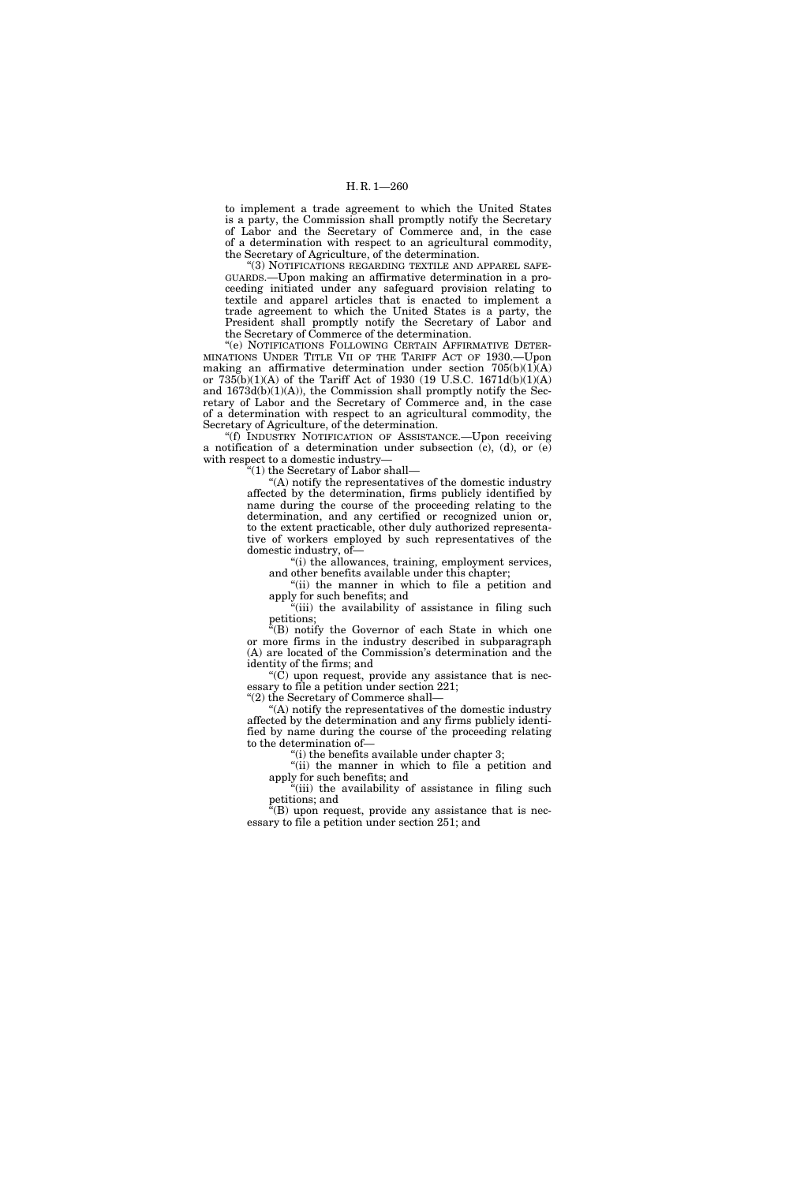to implement a trade agreement to which the United States is a party, the Commission shall promptly notify the Secretary of Labor and the Secretary of Commerce and, in the case of a determination with respect to an agricultural commodity, the Secretary of Agriculture, of the determination.

"(3) NOTIFICATIONS REGARDING TEXTILE AND APPAREL SAFEGUARDS.—Upon making an affirmative determination in a proceeding initiated under any safeguard provision relating to textile and apparel articles that is enacted to implement a trade agreement to which the United States is a party, the President shall promptly notify the Secretary of Labor and the Secretary of Commerce of the determination.

"(e) NOTIFICATIONS FOLLOWING CERTAIN AFFIRMATIVE DETERMINATIONS UNDER TITLE VII OF THE TARIFF ACT OF 1930.—Upon making an affirmative determination under section 705(b)(1)(A) or 735(b)(1)(A) of the Tariff Act of 1930 (19 U.S.C. 1671d(b)(1)(A) and 1673d(b)(1)(A)), the Commission shall promptly notify the Secretary of Labor and the Secretary of Commerce and, in the case of a determination with respect to an agricultural commodity, the Secretary of Agriculture, of the determination.

"(f) INDUSTRY NOTIFICATION OF ASSISTANCE.—Upon receiving a notification of a determination under subsection (c), (d), or (e) with respect to a domestic industry—

"(1) the Secretary of Labor shall—

"(A) notify the representatives of the domestic industry affected by the determination, firms publicly identified by name during the course of the proceeding relating to the determination, and any certified or recognized union or, to the extent practicable, other duly authorized representative of workers employed by such representatives of the domestic industry, of—

"(i) the allowances, training, employment services, and other benefits available under this chapter;

"(ii) the manner in which to file a petition and apply for such benefits; and

"(iii) the availability of assistance in filing such petitions;

"(B) notify the Governor of each State in which one or more firms in the industry described in subparagraph (A) are located of the Commission's determination and the identity of the firms; and

"(C) upon request, provide any assistance that is necessary to file a petition under section 221;

"(2) the Secretary of Commerce shall—

"(A) notify the representatives of the domestic industry affected by the determination and any firms publicly identified by name during the course of the proceeding relating to the determination of—

"(i) the benefits available under chapter 3;

"(ii) the manner in which to file a petition and apply for such benefits; and

"(iii) the availability of assistance in filing such petitions; and

"(B) upon request, provide any assistance that is necessary to file a petition under section 251; and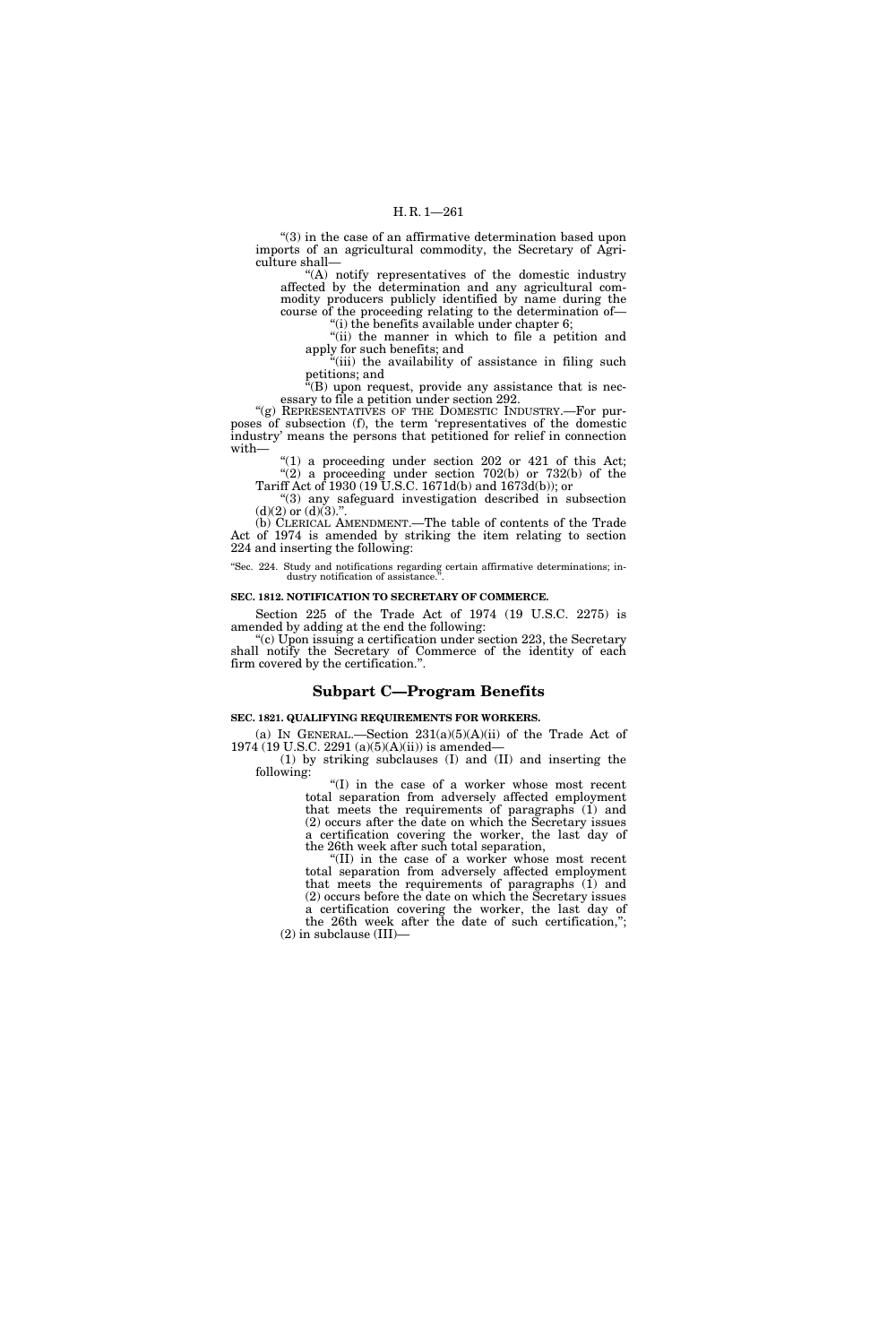"(3) in the case of an affirmative determination based upon imports of an agricultural commodity, the Secretary of Agriculture shall—

"(A) notify representatives of the domestic industry affected by the determination and any agricultural commodity producers publicly identified by name during the course of the proceeding relating to the determination of—

"(i) the benefits available under chapter 6;

"(ii) the manner in which to file a petition and apply for such benefits; and

"(iii) the availability of assistance in filing such petitions; and

"(B) upon request, provide any assistance that is necessary to file a petition under section 292.

"(g) REPRESENTATIVES OF THE DOMESTIC INDUSTRY.—For purposes of subsection (f), the term 'representatives of the domestic industry' means the persons that petitioned for relief in connection with—

"(1) a proceeding under section 202 or 421 of this Act;

"(2) a proceeding under section 702(b) or 732(b) of the Tariff Act of 1930 (19 U.S.C. 1671d(b) and 1673d(b)); or

"(3) any safeguard investigation described in subsection (d)(2) or (d)(3).".

(b) CLERICAL AMENDMENT.—The table of contents of the Trade Act of 1974 is amended by striking the item relating to section 224 and inserting the following:

"Sec. 224. Study and notifications regarding certain affirmative determinations; industry notification of assistance.".

**SEC. 1812. NOTIFICATION TO SECRETARY OF COMMERCE.**

Section 225 of the Trade Act of 1974 (19 U.S.C. 2275) is amended by adding at the end the following:

"(c) Upon issuing a certification under section 223, the Secretary shall notify the Secretary of Commerce of the identity of each firm covered by the certification.".

## Subpart C—Program Benefits

**SEC. 1821. QUALIFYING REQUIREMENTS FOR WORKERS.**

(a) IN GENERAL.—Section 231(a)(5)(A)(ii) of the Trade Act of 1974 (19 U.S.C. 2291 (a)(5)(A)(ii)) is amended—

(1) by striking subclauses (I) and (II) and inserting the following:

"(I) in the case of a worker whose most recent total separation from adversely affected employment that meets the requirements of paragraphs (1) and (2) occurs after the date on which the Secretary issues a certification covering the worker, the last day of the 26th week after such total separation,

"(II) in the case of a worker whose most recent total separation from adversely affected employment that meets the requirements of paragraphs (1) and (2) occurs before the date on which the Secretary issues a certification covering the worker, the last day of the 26th week after the date of such certification,";

(2) in subclause (III)—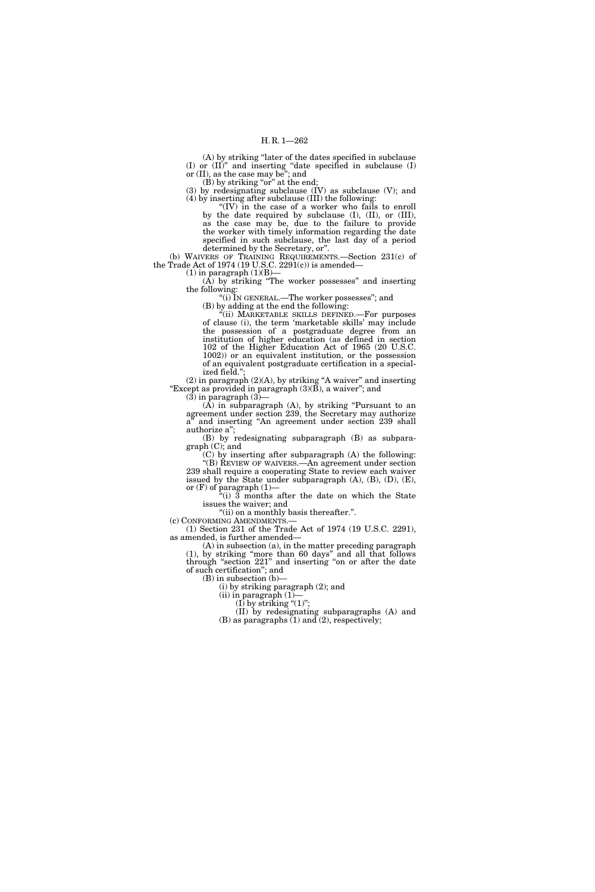(A) by striking "later of the dates specified in subclause (I) or (II)" and inserting "date specified in subclause (I) or (II), as the case may be"; and

(B) by striking "or" at the end;

(3) by redesignating subclause (IV) as subclause (V); and

(4) by inserting after subclause (III) the following:

"(IV) in the case of a worker who fails to enroll by the date required by subclause (I), (II), or (III), as the case may be, due to the failure to provide the worker with timely information regarding the date specified in such subclause, the last day of a period determined by the Secretary, or".

(b) WAIVERS OF TRAINING REQUIREMENTS.—Section 231(c) of the Trade Act of 1974 (19 U.S.C. 2291(c)) is amended—

(1) in paragraph (1)(B)—

(A) by striking "The worker possesses" and inserting the following:

"(i) IN GENERAL.—The worker possesses"; and

(B) by adding at the end the following:

"(ii) MARKETABLE SKILLS DEFINED.—For purposes of clause (i), the term 'marketable skills' may include the possession of a postgraduate degree from an institution of higher education (as defined in section 102 of the Higher Education Act of 1965 (20 U.S.C. 1002)) or an equivalent institution, or the possession of an equivalent postgraduate certification in a specialized field.";

(2) in paragraph (2)(A), by striking "A waiver" and inserting "Except as provided in paragraph (3)(B), a waiver"; and

(3) in paragraph (3)—

(A) in subparagraph (A), by striking "Pursuant to an agreement under section 239, the Secretary may authorize a" and inserting "An agreement under section 239 shall authorize a";

(B) by redesignating subparagraph (B) as subparagraph (C); and

(C) by inserting after subparagraph (A) the following:

"(B) REVIEW OF WAIVERS.—An agreement under section 239 shall require a cooperating State to review each waiver issued by the State under subparagraph (A), (B), (D), (E), or (F) of paragraph (1)—

"(i) 3 months after the date on which the State issues the waiver; and

"(ii) on a monthly basis thereafter.".

(c) CONFORMING AMENDMENTS.—

(1) Section 231 of the Trade Act of 1974 (19 U.S.C. 2291), as amended, is further amended—

(A) in subsection (a), in the matter preceding paragraph (1), by striking "more than 60 days" and all that follows through "section 221" and inserting "on or after the date of such certification"; and

(B) in subsection (b)—

(i) by striking paragraph (2); and

(ii) in paragraph (1)—

(I) by striking "(1)";

(II) by redesignating subparagraphs (A) and (B) as paragraphs (1) and (2), respectively;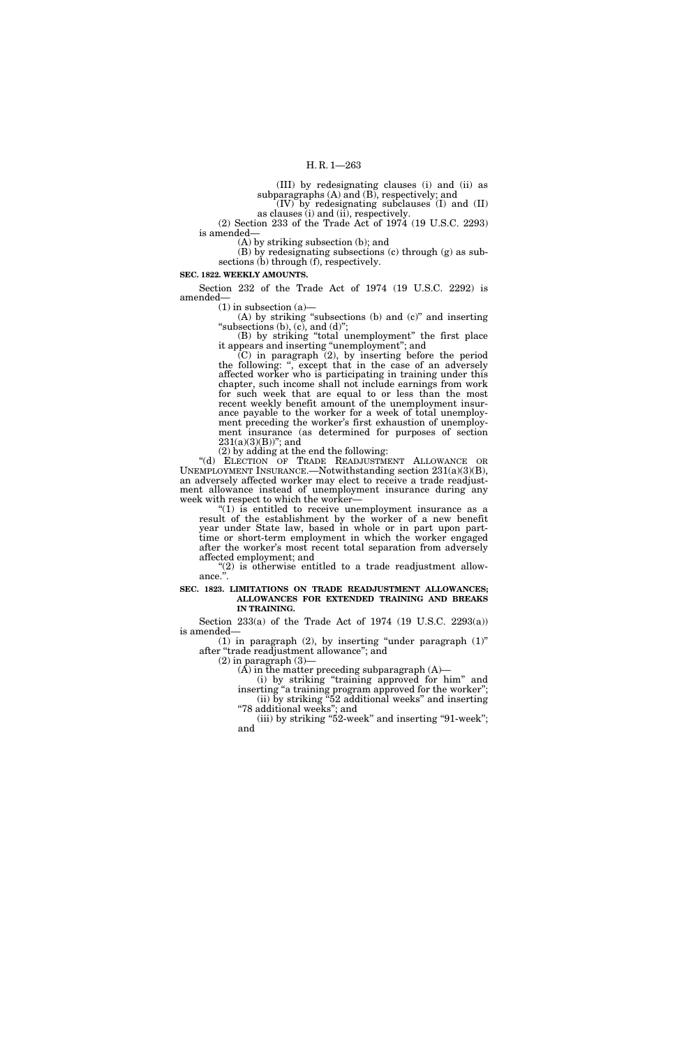(III) by redesignating clauses (i) and (ii) as subparagraphs (A) and (B), respectively; and

(IV) by redesignating subclauses (I) and (II) as clauses (i) and (ii), respectively.

(2) Section 233 of the Trade Act of 1974 (19 U.S.C. 2293) is amended—

(A) by striking subsection (b); and

(B) by redesignating subsections (c) through (g) as subsections (b) through (f), respectively.

**SEC. 1822. WEEKLY AMOUNTS.**

Section 232 of the Trade Act of 1974 (19 U.S.C. 2292) is amended—

(1) in subsection (a)—

(A) by striking "subsections (b) and (c)" and inserting "subsections (b), (c), and (d)";

(B) by striking "total unemployment" the first place it appears and inserting "unemployment"; and

(C) in paragraph (2), by inserting before the period the following: ", except that in the case of an adversely affected worker who is participating in training under this chapter, such income shall not include earnings from work for such week that are equal to or less than the most recent weekly benefit amount of the unemployment insurance payable to the worker for a week of total unemployment preceding the worker's first exhaustion of unemployment insurance (as determined for purposes of section 231(a)(3)(B))"; and

(2) by adding at the end the following:

"(d) ELECTION OF TRADE READJUSTMENT ALLOWANCE OR UNEMPLOYMENT INSURANCE.—Notwithstanding section 231(a)(3)(B), an adversely affected worker may elect to receive a trade readjustment allowance instead of unemployment insurance during any week with respect to which the worker—

"(1) is entitled to receive unemployment insurance as a result of the establishment by the worker of a new benefit year under State law, based in whole or in part upon part-time or short-term employment in which the worker engaged after the worker's most recent total separation from adversely affected employment; and

"(2) is otherwise entitled to a trade readjustment allowance.".

**SEC. 1823. LIMITATIONS ON TRADE READJUSTMENT ALLOWANCES; ALLOWANCES FOR EXTENDED TRAINING AND BREAKS IN TRAINING.**

Section 233(a) of the Trade Act of 1974 (19 U.S.C. 2293(a)) is amended—

(1) in paragraph (2), by inserting "under paragraph (1)" after "trade readjustment allowance"; and

(2) in paragraph (3)—

(A) in the matter preceding subparagraph (A)—

(i) by striking "training approved for him" and inserting "a training program approved for the worker";

(ii) by striking "52 additional weeks" and inserting "78 additional weeks"; and

(iii) by striking "52-week" and inserting "91-week"; and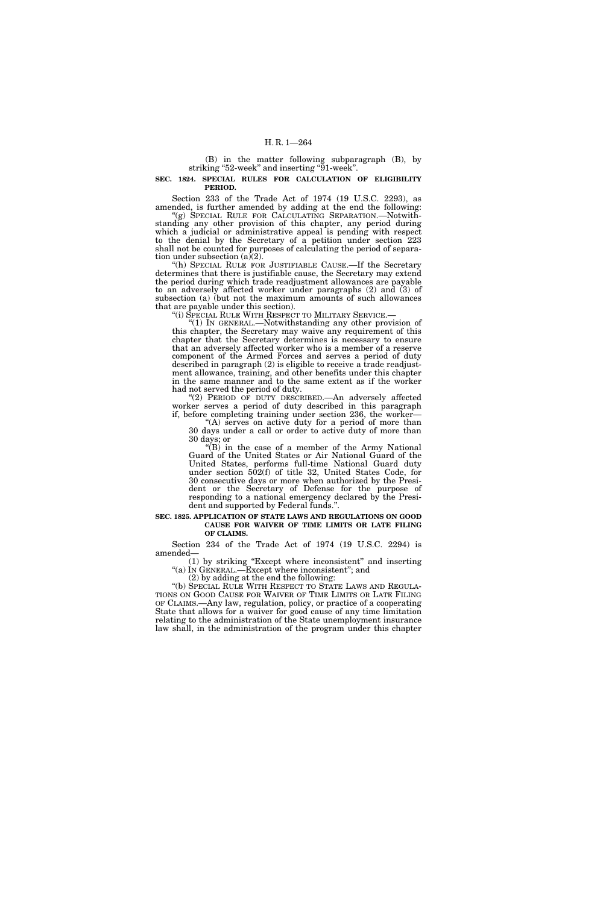(B) in the matter following subparagraph (B), by striking "52-week" and inserting "91-week".

**SEC. 1824. SPECIAL RULES FOR CALCULATION OF ELIGIBILITY PERIOD.**

Section 233 of the Trade Act of 1974 (19 U.S.C. 2293), as amended, is further amended by adding at the end the following:

"(g) SPECIAL RULE FOR CALCULATING SEPARATION.—Notwithstanding any other provision of this chapter, any period during which a judicial or administrative appeal is pending with respect to the denial by the Secretary of a petition under section 223 shall not be counted for purposes of calculating the period of separation under subsection (a)(2).

"(h) SPECIAL RULE FOR JUSTIFIABLE CAUSE.—If the Secretary determines that there is justifiable cause, the Secretary may extend the period during which trade readjustment allowances are payable to an adversely affected worker under paragraphs (2) and (3) of subsection (a) (but not the maximum amounts of such allowances that are payable under this section).

"(i) SPECIAL RULE WITH RESPECT TO MILITARY SERVICE.—

"(1) IN GENERAL.—Notwithstanding any other provision of this chapter, the Secretary may waive any requirement of this chapter that the Secretary determines is necessary to ensure that an adversely affected worker who is a member of a reserve component of the Armed Forces and serves a period of duty described in paragraph (2) is eligible to receive a trade readjustment allowance, training, and other benefits under this chapter in the same manner and to the same extent as if the worker had not served the period of duty.

"(2) PERIOD OF DUTY DESCRIBED.—An adversely affected worker serves a period of duty described in this paragraph if, before completing training under section 236, the worker—

"(A) serves on active duty for a period of more than 30 days under a call or order to active duty of more than 30 days; or

"(B) in the case of a member of the Army National Guard of the United States or Air National Guard of the United States, performs full-time National Guard duty under section 502(f) of title 32, United States Code, for 30 consecutive days or more when authorized by the President or the Secretary of Defense for the purpose of responding to a national emergency declared by the President and supported by Federal funds.".

**SEC. 1825. APPLICATION OF STATE LAWS AND REGULATIONS ON GOOD CAUSE FOR WAIVER OF TIME LIMITS OR LATE FILING OF CLAIMS.**

Section 234 of the Trade Act of 1974 (19 U.S.C. 2294) is amended—

(1) by striking "Except where inconsistent" and inserting "(a) IN GENERAL.—Except where inconsistent"; and

(2) by adding at the end the following:

"(b) SPECIAL RULE WITH RESPECT TO STATE LAWS AND REGULATIONS ON GOOD CAUSE FOR WAIVER OF TIME LIMITS OR LATE FILING OF CLAIMS.—Any law, regulation, policy, or practice of a cooperating State that allows for a waiver for good cause of any time limitation relating to the administration of the State unemployment insurance law shall, in the administration of the program under this chapter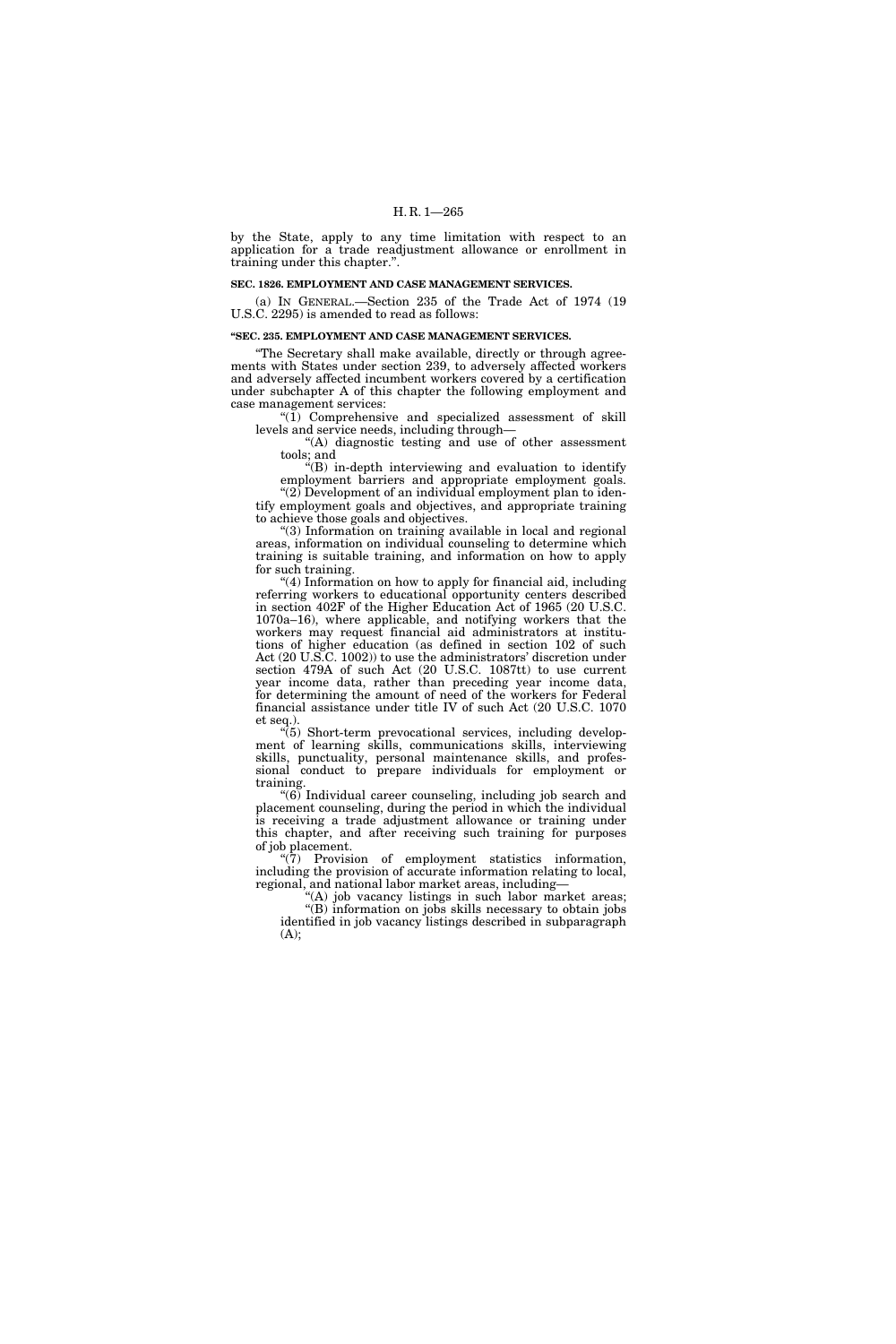by the State, apply to any time limitation with respect to an application for a trade readjustment allowance or enrollment in training under this chapter.".

**SEC. 1826. EMPLOYMENT AND CASE MANAGEMENT SERVICES.**

(a) IN GENERAL.—Section 235 of the Trade Act of 1974 (19 U.S.C. 2295) is amended to read as follows:

**"SEC. 235. EMPLOYMENT AND CASE MANAGEMENT SERVICES.**

"The Secretary shall make available, directly or through agreements with States under section 239, to adversely affected workers and adversely affected incumbent workers covered by a certification under subchapter A of this chapter the following employment and case management services:

"(1) Comprehensive and specialized assessment of skill levels and service needs, including through—

"(A) diagnostic testing and use of other assessment tools; and

"(B) in-depth interviewing and evaluation to identify employment barriers and appropriate employment goals.

"(2) Development of an individual employment plan to identify employment goals and objectives, and appropriate training to achieve those goals and objectives.

"(3) Information on training available in local and regional areas, information on individual counseling to determine which training is suitable training, and information on how to apply for such training.

"(4) Information on how to apply for financial aid, including referring workers to educational opportunity centers described in section 402F of the Higher Education Act of 1965 (20 U.S.C. 1070a–16), where applicable, and notifying workers that the workers may request financial aid administrators at institutions of higher education (as defined in section 102 of such Act (20 U.S.C. 1002)) to use the administrators' discretion under section 479A of such Act (20 U.S.C. 1087tt) to use current year income data, rather than preceding year income data, for determining the amount of need of the workers for Federal financial assistance under title IV of such Act (20 U.S.C. 1070 et seq.).

"(5) Short-term prevocational services, including development of learning skills, communications skills, interviewing skills, punctuality, personal maintenance skills, and professional conduct to prepare individuals for employment or training.

"(6) Individual career counseling, including job search and placement counseling, during the period in which the individual is receiving a trade adjustment allowance or training under this chapter, and after receiving such training for purposes of job placement.

"(7) Provision of employment statistics information, including the provision of accurate information relating to local, regional, and national labor market areas, including—

"(A) job vacancy listings in such labor market areas;

"(B) information on jobs skills necessary to obtain jobs identified in job vacancy listings described in subparagraph (A);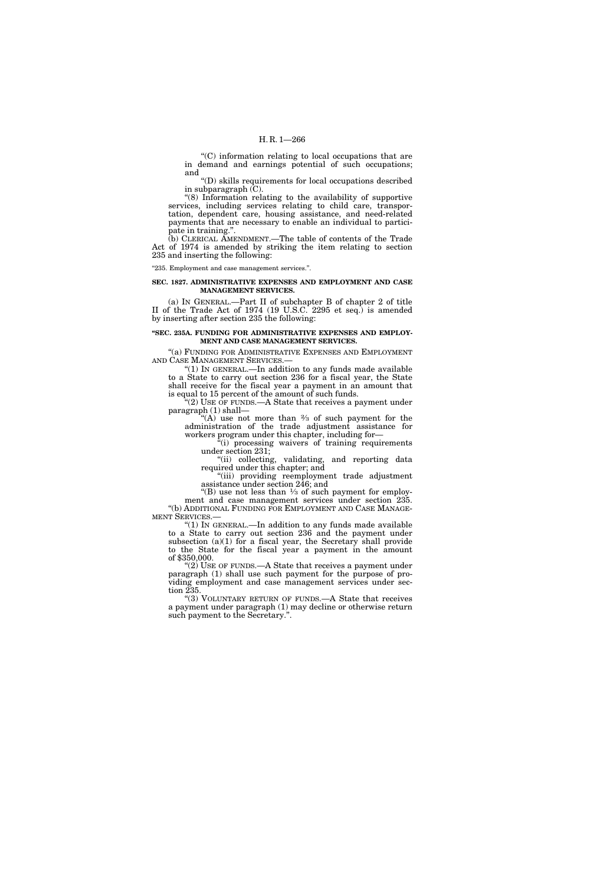"(C) information relating to local occupations that are in demand and earnings potential of such occupations; and

"(D) skills requirements for local occupations described in subparagraph (C).

"(8) Information relating to the availability of supportive services, including services relating to child care, transportation, dependent care, housing assistance, and need-related payments that are necessary to enable an individual to participate in training.".

(b) CLERICAL AMENDMENT.—The table of contents of the Trade Act of 1974 is amended by striking the item relating to section 235 and inserting the following:

"235. Employment and case management services.".

**SEC. 1827. ADMINISTRATIVE EXPENSES AND EMPLOYMENT AND CASE MANAGEMENT SERVICES.**

(a) IN GENERAL.—Part II of subchapter B of chapter 2 of title II of the Trade Act of 1974 (19 U.S.C. 2295 et seq.) is amended by inserting after section 235 the following:

**"SEC. 235A. FUNDING FOR ADMINISTRATIVE EXPENSES AND EMPLOYMENT AND CASE MANAGEMENT SERVICES.**

"(a) FUNDING FOR ADMINISTRATIVE EXPENSES AND EMPLOYMENT AND CASE MANAGEMENT SERVICES.—

"(1) IN GENERAL.—In addition to any funds made available to a State to carry out section 236 for a fiscal year, the State shall receive for the fiscal year a payment in an amount that is equal to 15 percent of the amount of such funds.

"(2) USE OF FUNDS.—A State that receives a payment under paragraph (1) shall—

"(A) use not more than ⅔ of such payment for the administration of the trade adjustment assistance for workers program under this chapter, including for—

"(i) processing waivers of training requirements under section 231;

"(ii) collecting, validating, and reporting data required under this chapter; and

"(iii) providing reemployment trade adjustment assistance under section 246; and

"(B) use not less than ⅓ of such payment for employment and case management services under section 235.

"(b) ADDITIONAL FUNDING FOR EMPLOYMENT AND CASE MANAGEMENT SERVICES.—

"(1) IN GENERAL.—In addition to any funds made available to a State to carry out section 236 and the payment under subsection (a)(1) for a fiscal year, the Secretary shall provide to the State for the fiscal year a payment in the amount of $350,000.

"(2) USE OF FUNDS.—A State that receives a payment under paragraph (1) shall use such payment for the purpose of providing employment and case management services under section 235.

"(3) VOLUNTARY RETURN OF FUNDS.—A State that receives a payment under paragraph (1) may decline or otherwise return such payment to the Secretary.".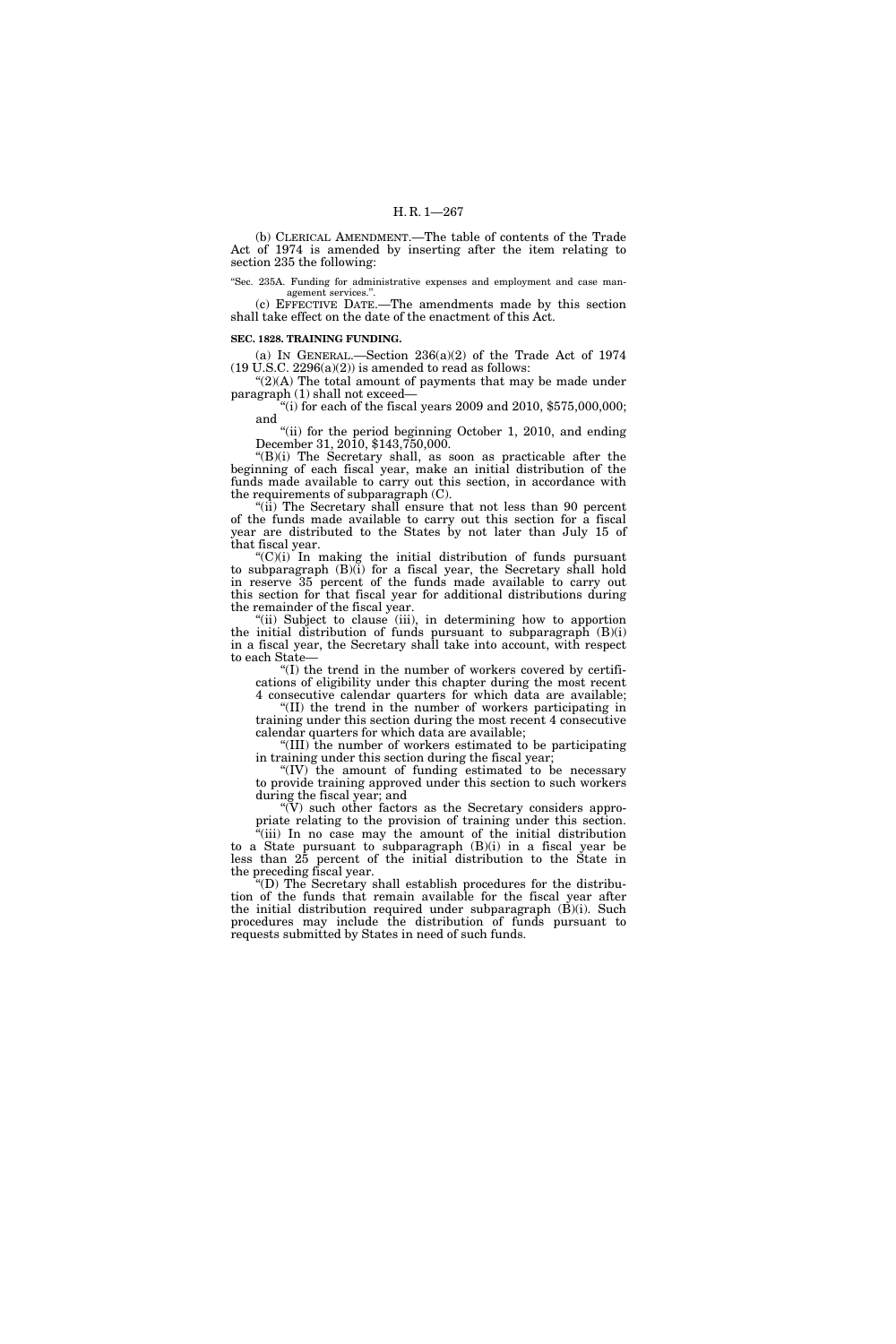(b) CLERICAL AMENDMENT.—The table of contents of the Trade Act of 1974 is amended by inserting after the item relating to section 235 the following:

"Sec. 235A. Funding for administrative expenses and employment and case management services.".

(c) EFFECTIVE DATE.—The amendments made by this section shall take effect on the date of the enactment of this Act.

**SEC. 1828. TRAINING FUNDING.**

(a) IN GENERAL.—Section 236(a)(2) of the Trade Act of 1974 (19 U.S.C. 2296(a)(2)) is amended to read as follows:

"(2)(A) The total amount of payments that may be made under paragraph (1) shall not exceed—

"(i) for each of the fiscal years 2009 and 2010, $575,000,000; and

"(ii) for the period beginning October 1, 2010, and ending December 31, 2010, $143,750,000.

"(B)(i) The Secretary shall, as soon as practicable after the beginning of each fiscal year, make an initial distribution of the funds made available to carry out this section, in accordance with the requirements of subparagraph (C).

"(ii) The Secretary shall ensure that not less than 90 percent of the funds made available to carry out this section for a fiscal year are distributed to the States by not later than July 15 of that fiscal year.

"(C)(i) In making the initial distribution of funds pursuant to subparagraph (B)(i) for a fiscal year, the Secretary shall hold in reserve 35 percent of the funds made available to carry out this section for that fiscal year for additional distributions during the remainder of the fiscal year.

"(ii) Subject to clause (iii), in determining how to apportion the initial distribution of funds pursuant to subparagraph (B)(i) in a fiscal year, the Secretary shall take into account, with respect to each State—

"(I) the trend in the number of workers covered by certifications of eligibility under this chapter during the most recent 4 consecutive calendar quarters for which data are available;

"(II) the trend in the number of workers participating in training under this section during the most recent 4 consecutive calendar quarters for which data are available;

"(III) the number of workers estimated to be participating in training under this section during the fiscal year;

"(IV) the amount of funding estimated to be necessary to provide training approved under this section to such workers during the fiscal year; and

"(V) such other factors as the Secretary considers appropriate relating to the provision of training under this section.

"(iii) In no case may the amount of the initial distribution to a State pursuant to subparagraph (B)(i) in a fiscal year be less than 25 percent of the initial distribution to the State in the preceding fiscal year.

"(D) The Secretary shall establish procedures for the distribution of the funds that remain available for the fiscal year after the initial distribution required under subparagraph (B)(i). Such procedures may include the distribution of funds pursuant to requests submitted by States in need of such funds.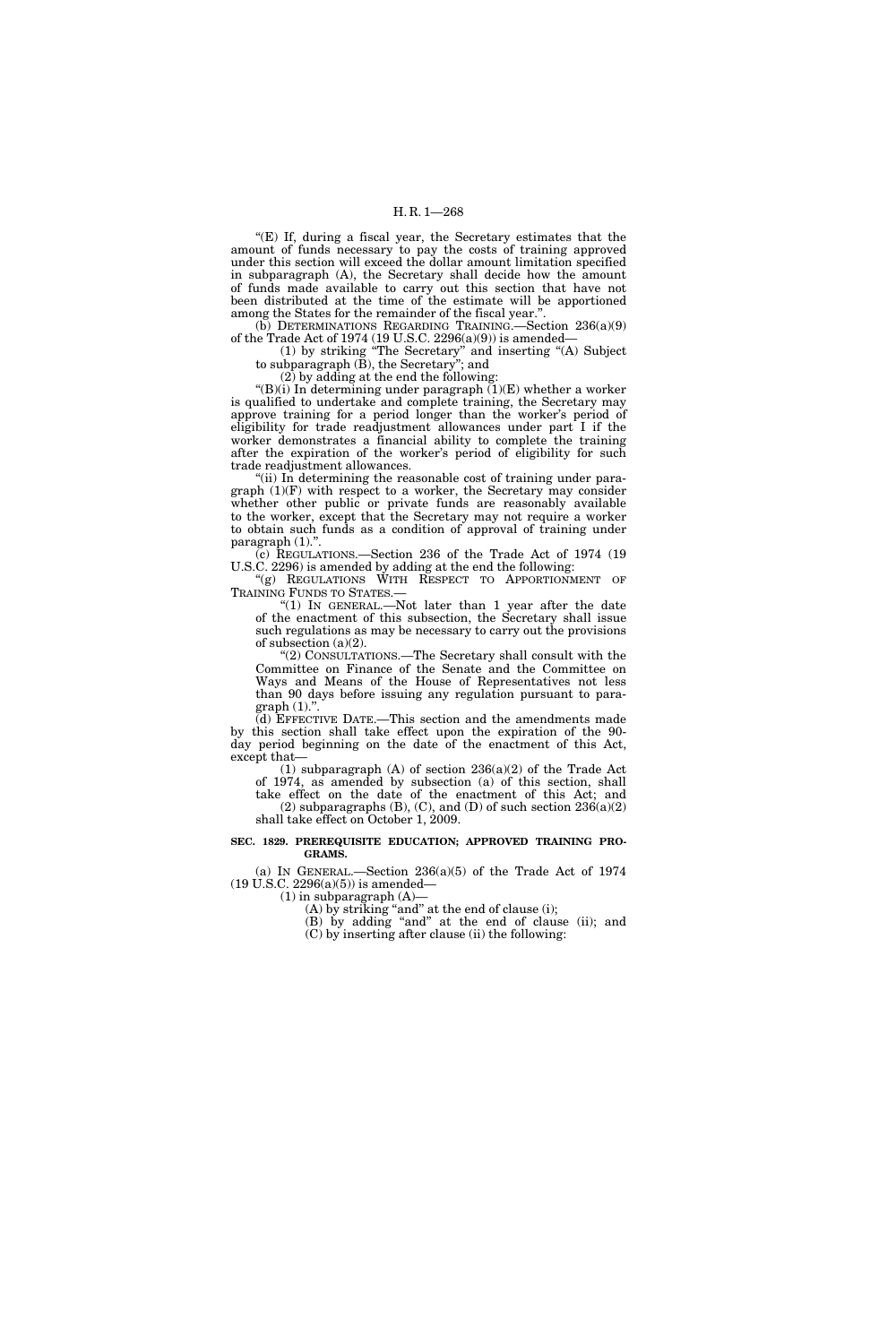"(E) If, during a fiscal year, the Secretary estimates that the amount of funds necessary to pay the costs of training approved under this section will exceed the dollar amount limitation specified in subparagraph (A), the Secretary shall decide how the amount of funds made available to carry out this section that have not been distributed at the time of the estimate will be apportioned among the States for the remainder of the fiscal year.".

(b) DETERMINATIONS REGARDING TRAINING.—Section 236(a)(9) of the Trade Act of 1974 (19 U.S.C. 2296(a)(9)) is amended—

(1) by striking "The Secretary" and inserting "(A) Subject to subparagraph (B), the Secretary"; and

(2) by adding at the end the following:

"(B)(i) In determining under paragraph (1)(E) whether a worker is qualified to undertake and complete training, the Secretary may approve training for a period longer than the worker's period of eligibility for trade readjustment allowances under part I if the worker demonstrates a financial ability to complete the training after the expiration of the worker's period of eligibility for such trade readjustment allowances.

"(ii) In determining the reasonable cost of training under paragraph (1)(F) with respect to a worker, the Secretary may consider whether other public or private funds are reasonably available to the worker, except that the Secretary may not require a worker to obtain such funds as a condition of approval of training under paragraph (1).".

(c) REGULATIONS.—Section 236 of the Trade Act of 1974 (19 U.S.C. 2296) is amended by adding at the end the following:

"(g) REGULATIONS WITH RESPECT TO APPORTIONMENT OF TRAINING FUNDS TO STATES.—

"(1) IN GENERAL.—Not later than 1 year after the date of the enactment of this subsection, the Secretary shall issue such regulations as may be necessary to carry out the provisions of subsection (a)(2).

"(2) CONSULTATIONS.—The Secretary shall consult with the Committee on Finance of the Senate and the Committee on Ways and Means of the House of Representatives not less than 90 days before issuing any regulation pursuant to paragraph (1).".

(d) EFFECTIVE DATE.—This section and the amendments made by this section shall take effect upon the expiration of the 90-day period beginning on the date of the enactment of this Act, except that—

(1) subparagraph (A) of section 236(a)(2) of the Trade Act of 1974, as amended by subsection (a) of this section, shall take effect on the date of the enactment of this Act; and

(2) subparagraphs (B), (C), and (D) of such section 236(a)(2) shall take effect on October 1, 2009.

**SEC. 1829. PREREQUISITE EDUCATION; APPROVED TRAINING PROGRAMS.**

(a) IN GENERAL.—Section 236(a)(5) of the Trade Act of 1974 (19 U.S.C. 2296(a)(5)) is amended—

(1) in subparagraph (A)—

(A) by striking "and" at the end of clause (i);

(B) by adding "and" at the end of clause (ii); and

(C) by inserting after clause (ii) the following: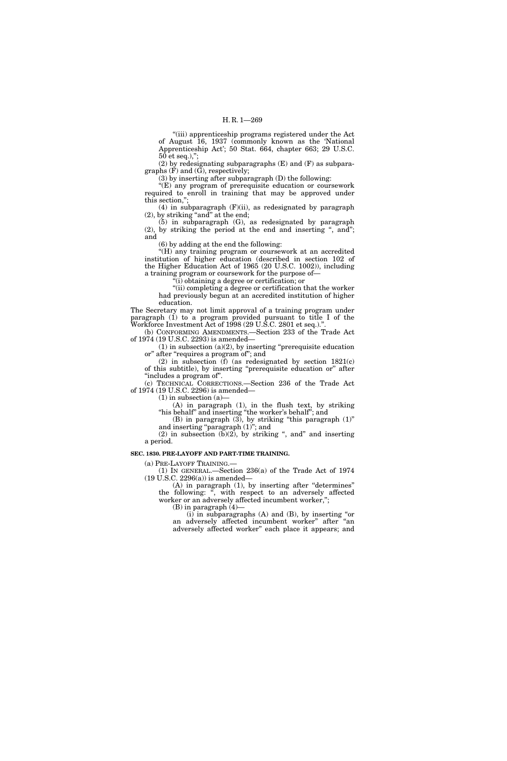"(iii) apprenticeship programs registered under the Act of August 16, 1937 (commonly known as the 'National Apprenticeship Act'; 50 Stat. 664, chapter 663; 29 U.S.C. 50 et seq.),";

(2) by redesignating subparagraphs (E) and (F) as subparagraphs (F) and (G), respectively;

(3) by inserting after subparagraph (D) the following:

"(E) any program of prerequisite education or coursework required to enroll in training that may be approved under this section,";

(4) in subparagraph (F)(ii), as redesignated by paragraph (2), by striking "and" at the end;

(5) in subparagraph (G), as redesignated by paragraph (2), by striking the period at the end and inserting ", and"; and

(6) by adding at the end the following:

"(H) any training program or coursework at an accredited institution of higher education (described in section 102 of the Higher Education Act of 1965 (20 U.S.C. 1002)), including a training program or coursework for the purpose of—

"(i) obtaining a degree or certification; or

"(ii) completing a degree or certification that the worker had previously begun at an accredited institution of higher education.

The Secretary may not limit approval of a training program under paragraph (1) to a program provided pursuant to title I of the Workforce Investment Act of 1998 (29 U.S.C. 2801 et seq.).".

(b) CONFORMING AMENDMENTS.—Section 233 of the Trade Act of 1974 (19 U.S.C. 2293) is amended—

(1) in subsection (a)(2), by inserting "prerequisite education or" after "requires a program of"; and

(2) in subsection (f) (as redesignated by section 1821(c) of this subtitle), by inserting "prerequisite education or" after "includes a program of".

(c) TECHNICAL CORRECTIONS.—Section 236 of the Trade Act of 1974 (19 U.S.C. 2296) is amended—

(1) in subsection (a)—

(A) in paragraph (1), in the flush text, by striking "his behalf" and inserting "the worker's behalf"; and

(B) in paragraph (3), by striking "this paragraph (1)" and inserting "paragraph (1)"; and

(2) in subsection (b)(2), by striking ", and" and inserting a period.

**SEC. 1830. PRE-LAYOFF AND PART-TIME TRAINING.**

(a) PRE-LAYOFF TRAINING.—

(1) IN GENERAL.—Section 236(a) of the Trade Act of 1974 (19 U.S.C. 2296(a)) is amended—

(A) in paragraph (1), by inserting after "determines" the following: ", with respect to an adversely affected worker or an adversely affected incumbent worker,";

(B) in paragraph (4)—

(i) in subparagraphs (A) and (B), by inserting "or an adversely affected incumbent worker" after "an adversely affected worker" each place it appears; and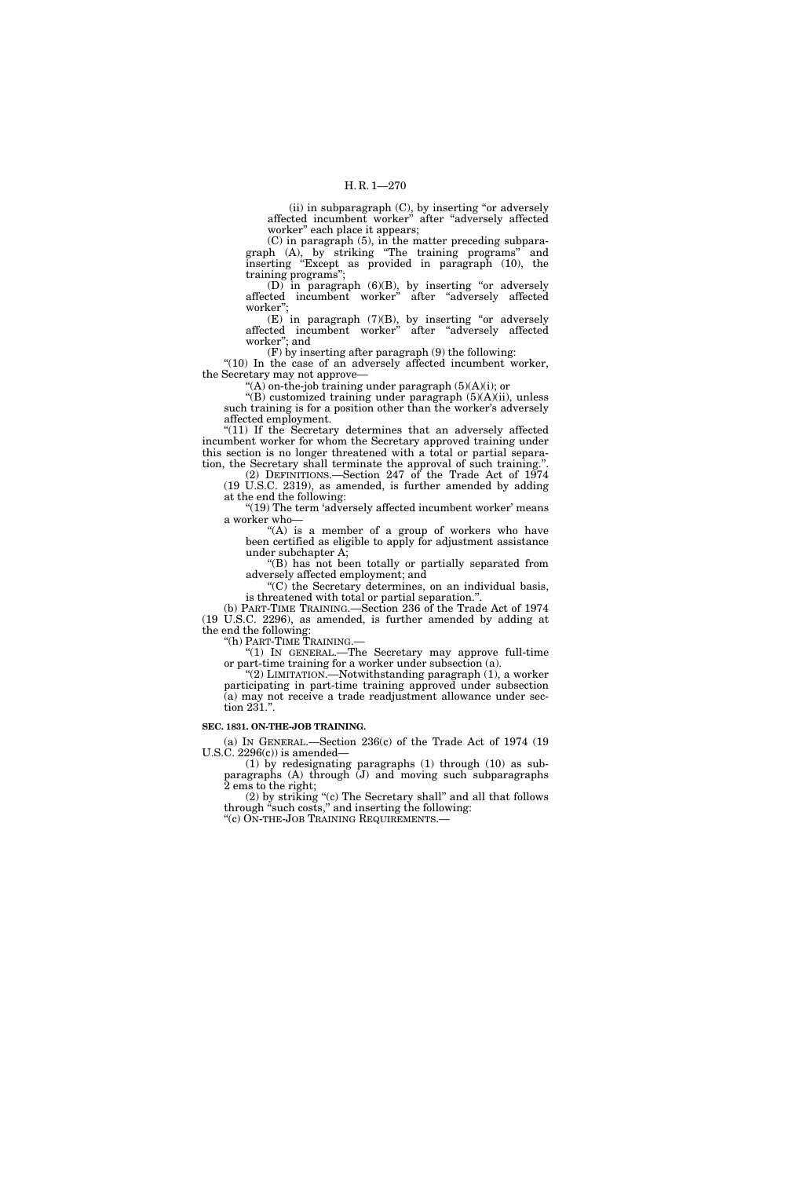(ii) in subparagraph (C), by inserting "or adversely affected incumbent worker" after "adversely affected worker" each place it appears;

(C) in paragraph (5), in the matter preceding subparagraph (A), by striking "The training programs" and inserting "Except as provided in paragraph (10), the training programs";

(D) in paragraph (6)(B), by inserting "or adversely affected incumbent worker" after "adversely affected worker";

(E) in paragraph (7)(B), by inserting "or adversely affected incumbent worker" after "adversely affected worker"; and

(F) by inserting after paragraph (9) the following:

"(10) In the case of an adversely affected incumbent worker, the Secretary may not approve—

"(A) on-the-job training under paragraph (5)(A)(i); or

"(B) customized training under paragraph (5)(A)(ii), unless such training is for a position other than the worker's adversely affected employment.

"(11) If the Secretary determines that an adversely affected incumbent worker for whom the Secretary approved training under this section is no longer threatened with a total or partial separation, the Secretary shall terminate the approval of such training.".

(2) DEFINITIONS.—Section 247 of the Trade Act of 1974 (19 U.S.C. 2319), as amended, is further amended by adding at the end the following:

"(19) The term 'adversely affected incumbent worker' means a worker who—

"(A) is a member of a group of workers who have been certified as eligible to apply for adjustment assistance under subchapter A;

"(B) has not been totally or partially separated from adversely affected employment; and

"(C) the Secretary determines, on an individual basis, is threatened with total or partial separation.".

(b) PART-TIME TRAINING.—Section 236 of the Trade Act of 1974 (19 U.S.C. 2296), as amended, is further amended by adding at the end the following:

"(h) PART-TIME TRAINING.—

"(1) IN GENERAL.—The Secretary may approve full-time or part-time training for a worker under subsection (a).

"(2) LIMITATION.—Notwithstanding paragraph (1), a worker participating in part-time training approved under subsection (a) may not receive a trade readjustment allowance under section 231.".

**SEC. 1831. ON-THE-JOB TRAINING.**

(a) IN GENERAL.—Section 236(c) of the Trade Act of 1974 (19 U.S.C. 2296(c)) is amended—

(1) by redesignating paragraphs (1) through (10) as subparagraphs (A) through (J) and moving such subparagraphs 2 ems to the right;

(2) by striking "(c) The Secretary shall" and all that follows through "such costs," and inserting the following:

"(c) ON-THE-JOB TRAINING REQUIREMENTS.—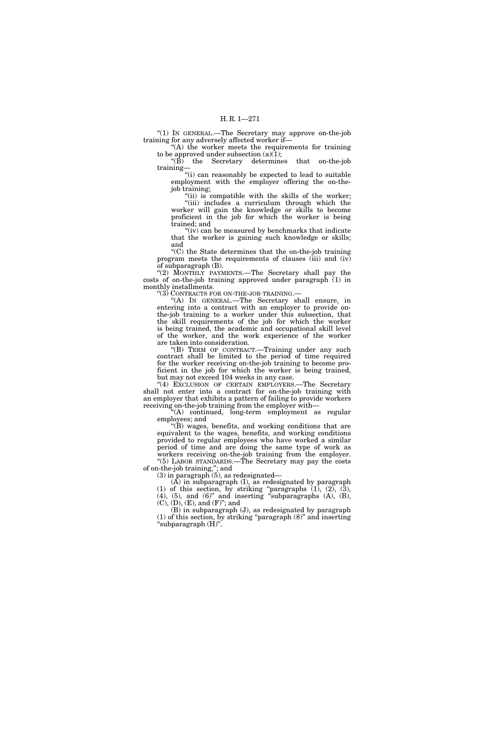"(1) IN GENERAL.—The Secretary may approve on-the-job training for any adversely affected worker if—

"(A) the worker meets the requirements for training to be approved under subsection (a)(1);

"(B) the Secretary determines that on-the-job training—

"(i) can reasonably be expected to lead to suitable employment with the employer offering the on-the-job training;

"(ii) is compatible with the skills of the worker;

"(iii) includes a curriculum through which the worker will gain the knowledge or skills to become proficient in the job for which the worker is being trained; and

"(iv) can be measured by benchmarks that indicate that the worker is gaining such knowledge or skills; and

"(C) the State determines that the on-the-job training program meets the requirements of clauses (iii) and (iv) of subparagraph (B).

"(2) MONTHLY PAYMENTS.—The Secretary shall pay the costs of on-the-job training approved under paragraph (1) in monthly installments.

"(3) CONTRACTS FOR ON-THE-JOB TRAINING.—

"(A) IN GENERAL.—The Secretary shall ensure, in entering into a contract with an employer to provide on-the-job training to a worker under this subsection, that the skill requirements of the job for which the worker is being trained, the academic and occupational skill level of the worker, and the work experience of the worker are taken into consideration.

"(B) TERM OF CONTRACT.—Training under any such contract shall be limited to the period of time required for the worker receiving on-the-job training to become proficient in the job for which the worker is being trained, but may not exceed 104 weeks in any case.

"(4) EXCLUSION OF CERTAIN EMPLOYERS.—The Secretary shall not enter into a contract for on-the-job training with an employer that exhibits a pattern of failing to provide workers receiving on-the-job training from the employer with—

"(A) continued, long-term employment as regular employees; and

"(B) wages, benefits, and working conditions that are equivalent to the wages, benefits, and working conditions provided to regular employees who have worked a similar period of time and are doing the same type of work as workers receiving on-the-job training from the employer.

"(5) LABOR STANDARDS.—The Secretary may pay the costs of on-the-job training,"; and

(3) in paragraph (5), as redesignated—

(A) in subparagraph (I), as redesignated by paragraph (1) of this section, by striking "paragraphs (1), (2), (3), (4), (5), and (6)" and inserting "subparagraphs (A), (B), (C), (D), (E), and (F)"; and

(B) in subparagraph (J), as redesignated by paragraph (1) of this section, by striking "paragraph (8)" and inserting "subparagraph (H)".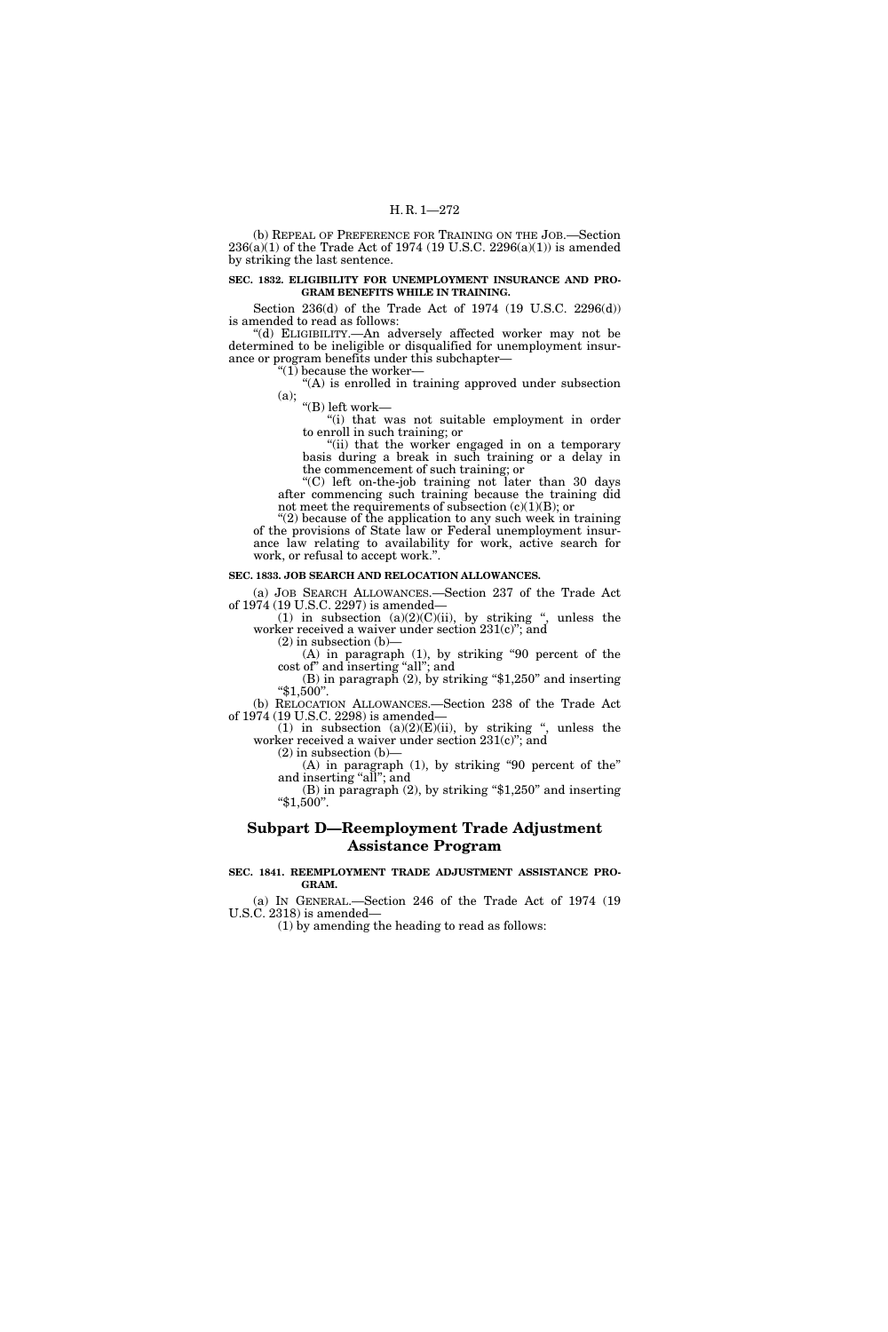(b) REPEAL OF PREFERENCE FOR TRAINING ON THE JOB.—Section 236(a)(1) of the Trade Act of 1974 (19 U.S.C. 2296(a)(1)) is amended by striking the last sentence.

**SEC. 1832. ELIGIBILITY FOR UNEMPLOYMENT INSURANCE AND PROGRAM BENEFITS WHILE IN TRAINING.**

Section 236(d) of the Trade Act of 1974 (19 U.S.C. 2296(d)) is amended to read as follows:

"(d) ELIGIBILITY.—An adversely affected worker may not be determined to be ineligible or disqualified for unemployment insurance or program benefits under this subchapter—

"(1) because the worker—

"(A) is enrolled in training approved under subsection (a);

"(B) left work—

"(i) that was not suitable employment in order to enroll in such training; or

"(ii) that the worker engaged in on a temporary basis during a break in such training or a delay in the commencement of such training; or

"(C) left on-the-job training not later than 30 days after commencing such training because the training did not meet the requirements of subsection (c)(1)(B); or

"(2) because of the application to any such week in training of the provisions of State law or Federal unemployment insurance law relating to availability for work, active search for work, or refusal to accept work.".

**SEC. 1833. JOB SEARCH AND RELOCATION ALLOWANCES.**

(a) JOB SEARCH ALLOWANCES.—Section 237 of the Trade Act of 1974 (19 U.S.C. 2297) is amended—

(1) in subsection (a)(2)(C)(ii), by striking ", unless the worker received a waiver under section 231(c)"; and

(2) in subsection (b)—

(A) in paragraph (1), by striking "90 percent of the cost of" and inserting "all"; and

(B) in paragraph (2), by striking "$1,250" and inserting "$1,500".

(b) RELOCATION ALLOWANCES.—Section 238 of the Trade Act of 1974 (19 U.S.C. 2298) is amended—

(1) in subsection (a)(2)(E)(ii), by striking ", unless the worker received a waiver under section 231(c)"; and

(2) in subsection (b)—

(A) in paragraph (1), by striking "90 percent of the" and inserting "all"; and

(B) in paragraph (2), by striking "$1,250" and inserting "$1,500".

## Subpart D—Reemployment Trade Adjustment Assistance Program

**SEC. 1841. REEMPLOYMENT TRADE ADJUSTMENT ASSISTANCE PROGRAM.**

(a) IN GENERAL.—Section 246 of the Trade Act of 1974 (19 U.S.C. 2318) is amended—

(1) by amending the heading to read as follows: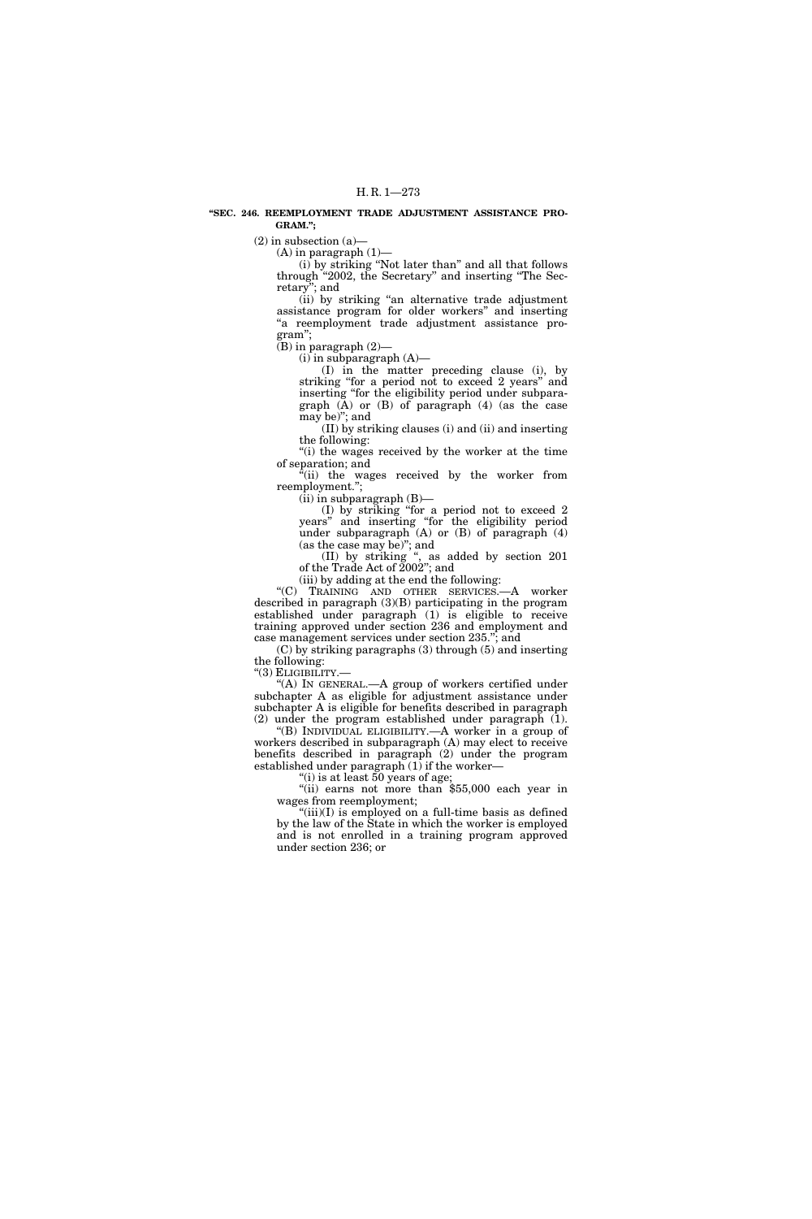**"SEC. 246. REEMPLOYMENT TRADE ADJUSTMENT ASSISTANCE PROGRAM.";**

(2) in subsection (a)—

(A) in paragraph (1)—

(i) by striking "Not later than" and all that follows through "2002, the Secretary" and inserting "The Secretary"; and

(ii) by striking "an alternative trade adjustment assistance program for older workers" and inserting "a reemployment trade adjustment assistance program";

(B) in paragraph (2)—

(i) in subparagraph (A)—

(I) in the matter preceding clause (i), by striking "for a period not to exceed 2 years" and inserting "for the eligibility period under subparagraph (A) or (B) of paragraph (4) (as the case may be)"; and

(II) by striking clauses (i) and (ii) and inserting the following:

"(i) the wages received by the worker at the time of separation; and

"(ii) the wages received by the worker from reemployment.";

(ii) in subparagraph (B)—

(I) by striking "for a period not to exceed 2 years" and inserting "for the eligibility period under subparagraph (A) or (B) of paragraph (4) (as the case may be)"; and

(II) by striking ", as added by section 201 of the Trade Act of 2002"; and

(iii) by adding at the end the following:

"(C) TRAINING AND OTHER SERVICES.—A worker described in paragraph (3)(B) participating in the program established under paragraph (1) is eligible to receive training approved under section 236 and employment and case management services under section 235."; and

(C) by striking paragraphs (3) through (5) and inserting the following:

"(3) ELIGIBILITY.—

"(A) IN GENERAL.—A group of workers certified under subchapter A as eligible for adjustment assistance under subchapter A is eligible for benefits described in paragraph (2) under the program established under paragraph (1).

"(B) INDIVIDUAL ELIGIBILITY.—A worker in a group of workers described in subparagraph (A) may elect to receive benefits described in paragraph (2) under the program established under paragraph (1) if the worker—

"(i) is at least 50 years of age;

"(ii) earns not more than $55,000 each year in wages from reemployment;

"(iii)(I) is employed on a full-time basis as defined by the law of the State in which the worker is employed and is not enrolled in a training program approved under section 236; or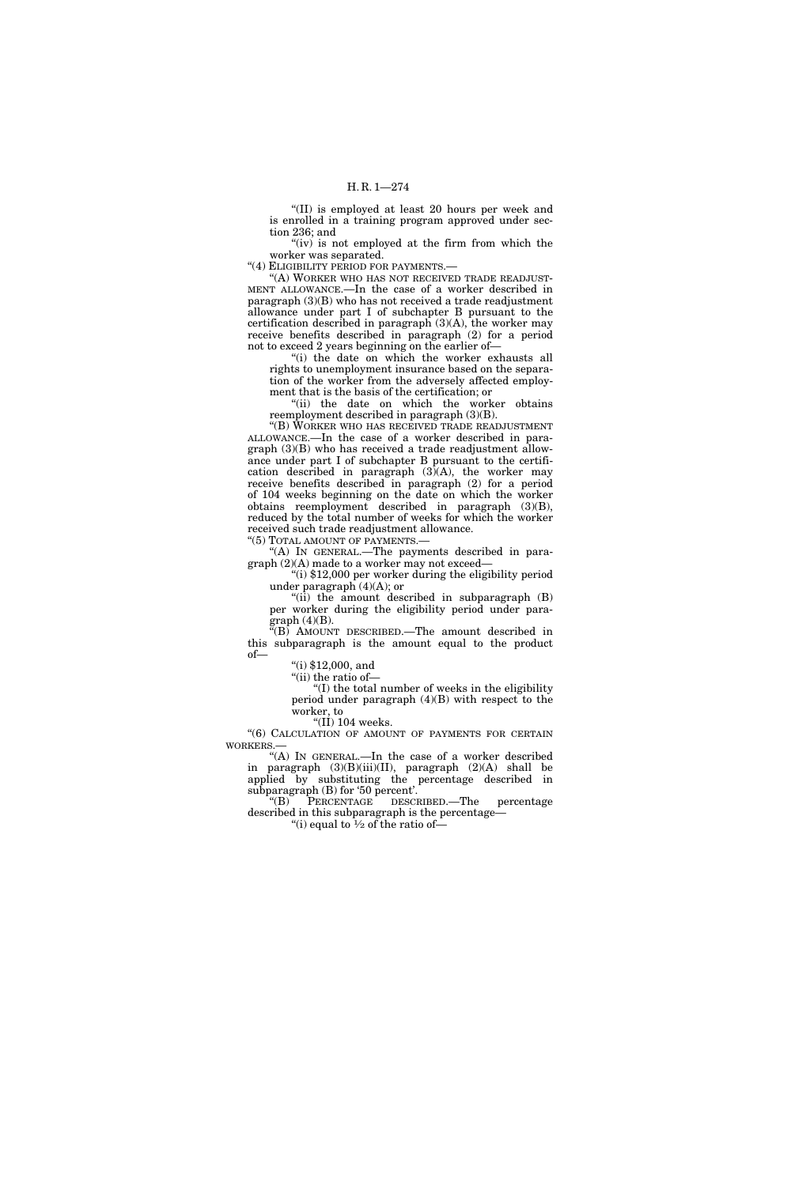"(II) is employed at least 20 hours per week and is enrolled in a training program approved under section 236; and

"(iv) is not employed at the firm from which the worker was separated.

"(4) ELIGIBILITY PERIOD FOR PAYMENTS.—

"(A) WORKER WHO HAS NOT RECEIVED TRADE READJUSTMENT ALLOWANCE.—In the case of a worker described in paragraph (3)(B) who has not received a trade readjustment allowance under part I of subchapter B pursuant to the certification described in paragraph (3)(A), the worker may receive benefits described in paragraph (2) for a period not to exceed 2 years beginning on the earlier of—

"(i) the date on which the worker exhausts all rights to unemployment insurance based on the separation of the worker from the adversely affected employment that is the basis of the certification; or

"(ii) the date on which the worker obtains reemployment described in paragraph (3)(B).

"(B) WORKER WHO HAS RECEIVED TRADE READJUSTMENT ALLOWANCE.—In the case of a worker described in paragraph (3)(B) who has received a trade readjustment allowance under part I of subchapter B pursuant to the certification described in paragraph (3)(A), the worker may receive benefits described in paragraph (2) for a period of 104 weeks beginning on the date on which the worker obtains reemployment described in paragraph (3)(B), reduced by the total number of weeks for which the worker received such trade readjustment allowance.

"(5) TOTAL AMOUNT OF PAYMENTS.—

"(A) IN GENERAL.—The payments described in paragraph (2)(A) made to a worker may not exceed—

"(i) $12,000 per worker during the eligibility period under paragraph (4)(A); or

"(ii) the amount described in subparagraph (B) per worker during the eligibility period under paragraph (4)(B).

"(B) AMOUNT DESCRIBED.—The amount described in this subparagraph is the amount equal to the product of—

"(i) $12,000, and

"(ii) the ratio of—

"(I) the total number of weeks in the eligibility period under paragraph (4)(B) with respect to the worker, to

"(II) 104 weeks.

"(6) CALCULATION OF AMOUNT OF PAYMENTS FOR CERTAIN WORKERS.—

"(A) IN GENERAL.—In the case of a worker described in paragraph (3)(B)(iii)(II), paragraph (2)(A) shall be applied by substituting the percentage described in subparagraph (B) for '50 percent'.

"(B) PERCENTAGE DESCRIBED.—The percentage described in this subparagraph is the percentage—

"(i) equal to ½ of the ratio of—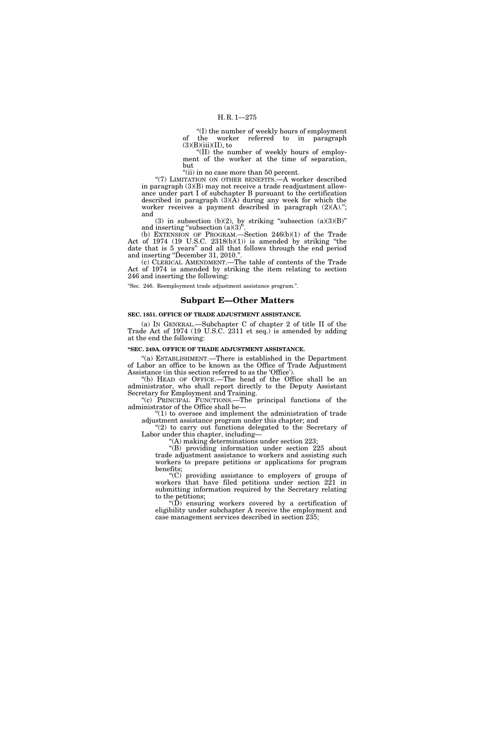"(I) the number of weekly hours of employment of the worker referred to in paragraph (3)(B)(iii)(II), to

"(II) the number of weekly hours of employment of the worker at the time of separation, but

"(ii) in no case more than 50 percent.

"(7) LIMITATION ON OTHER BENEFITS.—A worker described in paragraph (3)(B) may not receive a trade readjustment allowance under part I of subchapter B pursuant to the certification described in paragraph (3)(A) during any week for which the worker receives a payment described in paragraph (2)(A)."; and

(3) in subsection (b)(2), by striking "subsection (a)(3)(B)" and inserting "subsection (a)(3)".

(b) EXTENSION OF PROGRAM.—Section 246(b)(1) of the Trade Act of 1974 (19 U.S.C. 2318(b)(1)) is amended by striking "the date that is 5 years" and all that follows through the end period and inserting "December 31, 2010.".

(c) CLERICAL AMENDMENT.—The table of contents of the Trade Act of 1974 is amended by striking the item relating to section 246 and inserting the following:

"Sec. 246. Reemployment trade adjustment assistance program.".

## Subpart E—Other Matters

**SEC. 1851. OFFICE OF TRADE ADJUSTMENT ASSISTANCE.**

(a) IN GENERAL.—Subchapter C of chapter 2 of title II of the Trade Act of 1974 (19 U.S.C. 2311 et seq.) is amended by adding at the end the following:

**"SEC. 249A. OFFICE OF TRADE ADJUSTMENT ASSISTANCE.**

"(a) ESTABLISHMENT.—There is established in the Department of Labor an office to be known as the Office of Trade Adjustment Assistance (in this section referred to as the 'Office').

"(b) HEAD OF OFFICE.—The head of the Office shall be an administrator, who shall report directly to the Deputy Assistant Secretary for Employment and Training.

"(c) PRINCIPAL FUNCTIONS.—The principal functions of the administrator of the Office shall be—

"(1) to oversee and implement the administration of trade adjustment assistance program under this chapter; and

"(2) to carry out functions delegated to the Secretary of Labor under this chapter, including—

"(A) making determinations under section 223;

"(B) providing information under section 225 about trade adjustment assistance to workers and assisting such workers to prepare petitions or applications for program benefits;

"(C) providing assistance to employers of groups of workers that have filed petitions under section 221 in submitting information required by the Secretary relating to the petitions;

"(D) ensuring workers covered by a certification of eligibility under subchapter A receive the employment and case management services described in section 235;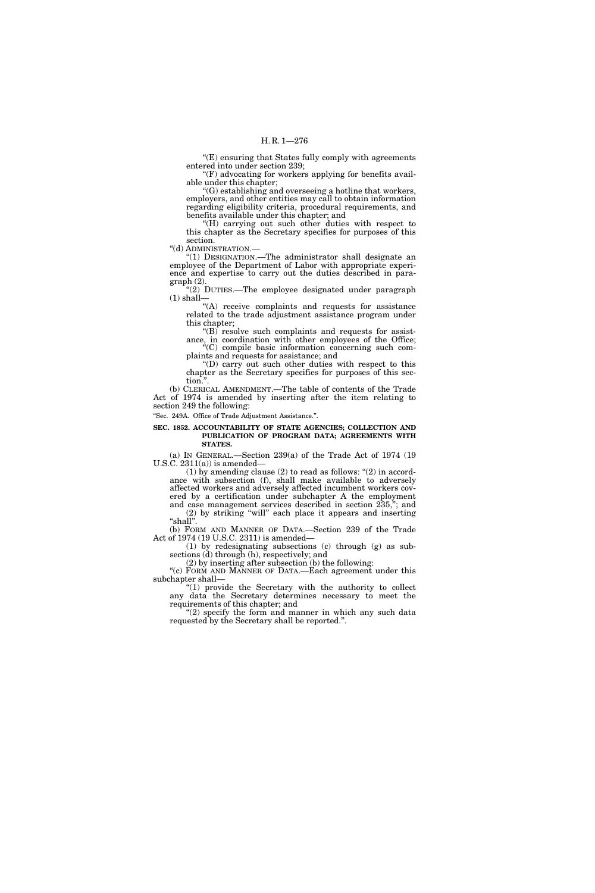"(E) ensuring that States fully comply with agreements entered into under section 239;

"(F) advocating for workers applying for benefits available under this chapter;

"(G) establishing and overseeing a hotline that workers, employers, and other entities may call to obtain information regarding eligibility criteria, procedural requirements, and benefits available under this chapter; and

"(H) carrying out such other duties with respect to this chapter as the Secretary specifies for purposes of this section.

"(d) ADMINISTRATION.—

"(1) DESIGNATION.—The administrator shall designate an employee of the Department of Labor with appropriate experience and expertise to carry out the duties described in paragraph (2).

"(2) DUTIES.—The employee designated under paragraph (1) shall—

"(A) receive complaints and requests for assistance related to the trade adjustment assistance program under this chapter;

"(B) resolve such complaints and requests for assistance, in coordination with other employees of the Office;

"(C) compile basic information concerning such complaints and requests for assistance; and

"(D) carry out such other duties with respect to this chapter as the Secretary specifies for purposes of this section.".

(b) CLERICAL AMENDMENT.—The table of contents of the Trade Act of 1974 is amended by inserting after the item relating to section 249 the following:

"Sec. 249A. Office of Trade Adjustment Assistance.".

**SEC. 1852. ACCOUNTABILITY OF STATE AGENCIES; COLLECTION AND PUBLICATION OF PROGRAM DATA; AGREEMENTS WITH STATES.**

(a) IN GENERAL.—Section 239(a) of the Trade Act of 1974 (19 U.S.C. 2311(a)) is amended—

(1) by amending clause (2) to read as follows: "(2) in accordance with subsection (f), shall make available to adversely affected workers and adversely affected incumbent workers covered by a certification under subchapter A the employment and case management services described in section 235,"; and

(2) by striking "will" each place it appears and inserting "shall".

(b) FORM AND MANNER OF DATA.—Section 239 of the Trade Act of 1974 (19 U.S.C. 2311) is amended—

(1) by redesignating subsections (c) through (g) as subsections (d) through (h), respectively; and

(2) by inserting after subsection (b) the following:

"(c) FORM AND MANNER OF DATA.—Each agreement under this subchapter shall—

"(1) provide the Secretary with the authority to collect any data the Secretary determines necessary to meet the requirements of this chapter; and

"(2) specify the form and manner in which any such data requested by the Secretary shall be reported.".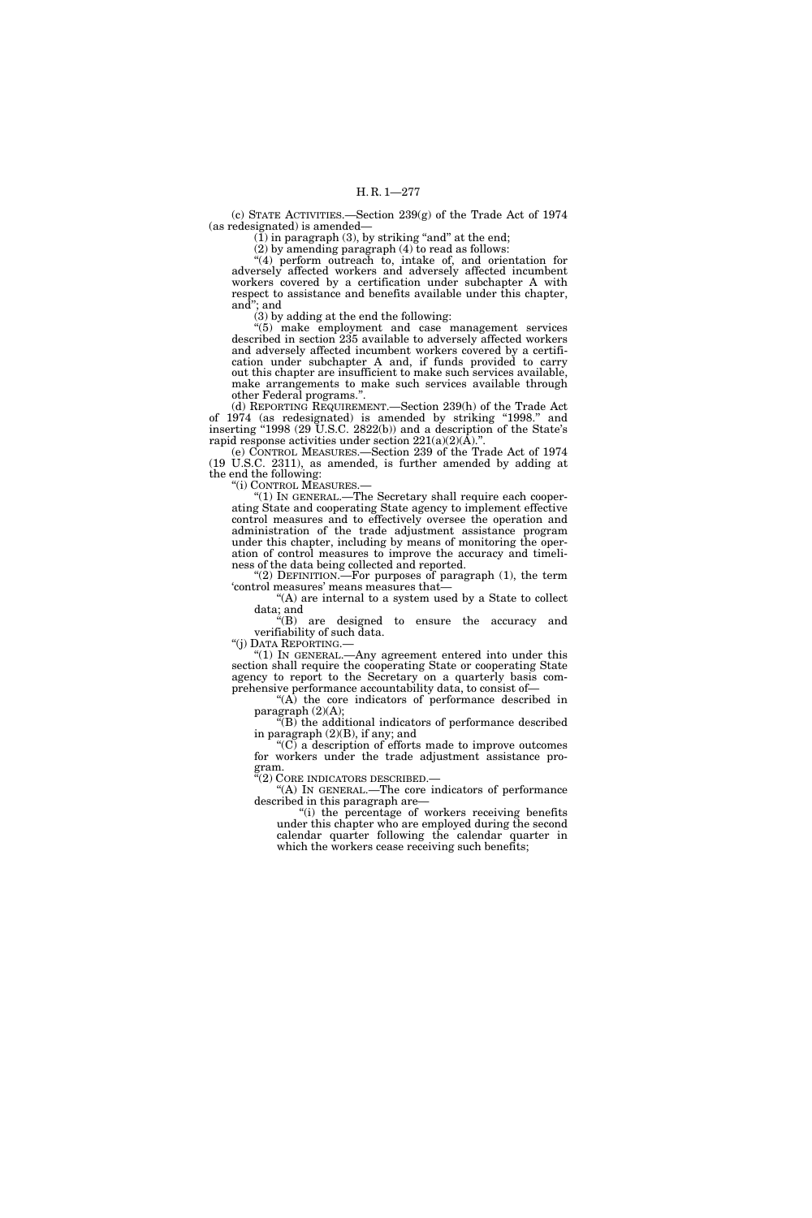(c) STATE ACTIVITIES.—Section 239(g) of the Trade Act of 1974 (as redesignated) is amended—

(1) in paragraph (3), by striking "and" at the end;

(2) by amending paragraph (4) to read as follows:

"(4) perform outreach to, intake of, and orientation for adversely affected workers and adversely affected incumbent workers covered by a certification under subchapter A with respect to assistance and benefits available under this chapter, and"; and

(3) by adding at the end the following:

"(5) make employment and case management services described in section 235 available to adversely affected workers and adversely affected incumbent workers covered by a certification under subchapter A and, if funds provided to carry out this chapter are insufficient to make such services available, make arrangements to make such services available through other Federal programs.".

(d) REPORTING REQUIREMENT.—Section 239(h) of the Trade Act of 1974 (as redesignated) is amended by striking "1998." and inserting "1998 (29 U.S.C. 2822(b)) and a description of the State's rapid response activities under section 221(a)(2)(A).".

(e) CONTROL MEASURES.—Section 239 of the Trade Act of 1974 (19 U.S.C. 2311), as amended, is further amended by adding at the end the following:

"(i) CONTROL MEASURES.—

"(1) IN GENERAL.—The Secretary shall require each cooperating State and cooperating State agency to implement effective control measures and to effectively oversee the operation and administration of the trade adjustment assistance program under this chapter, including by means of monitoring the operation of control measures to improve the accuracy and timeliness of the data being collected and reported.

"(2) DEFINITION.—For purposes of paragraph (1), the term 'control measures' means measures that—

"(A) are internal to a system used by a State to collect data; and

"(B) are designed to ensure the accuracy and verifiability of such data.

"(j) DATA REPORTING.—

"(1) IN GENERAL.—Any agreement entered into under this section shall require the cooperating State or cooperating State agency to report to the Secretary on a quarterly basis comprehensive performance accountability data, to consist of—

"(A) the core indicators of performance described in paragraph (2)(A);

"(B) the additional indicators of performance described in paragraph (2)(B), if any; and

"(C) a description of efforts made to improve outcomes for workers under the trade adjustment assistance program.

"(2) CORE INDICATORS DESCRIBED.—

"(A) IN GENERAL.—The core indicators of performance described in this paragraph are—

"(i) the percentage of workers receiving benefits under this chapter who are employed during the second calendar quarter following the calendar quarter in which the workers cease receiving such benefits;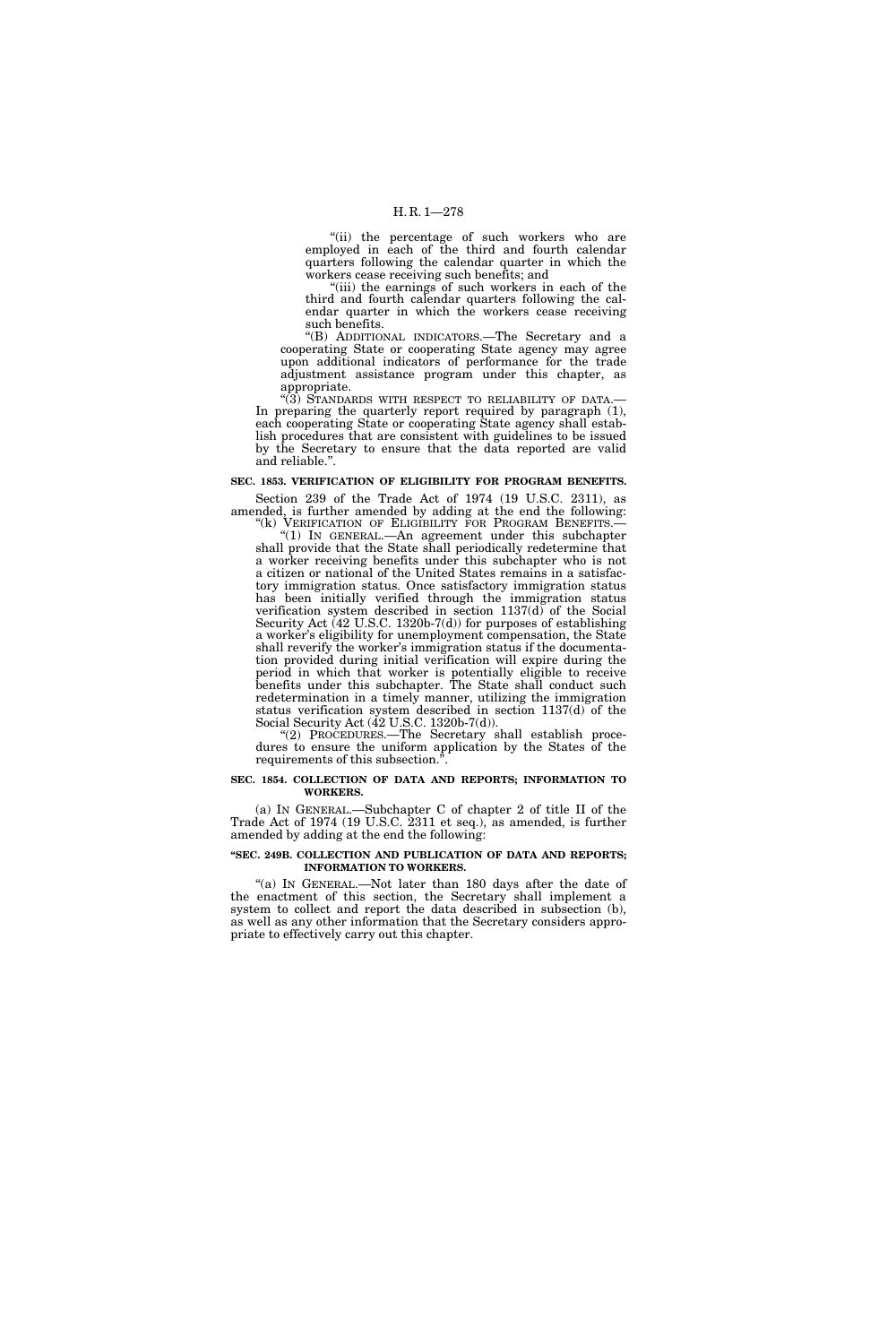"(ii) the percentage of such workers who are employed in each of the third and fourth calendar quarters following the calendar quarter in which the workers cease receiving such benefits; and

"(iii) the earnings of such workers in each of the third and fourth calendar quarters following the calendar quarter in which the workers cease receiving such benefits.

"(B) ADDITIONAL INDICATORS.—The Secretary and a cooperating State or cooperating State agency may agree upon additional indicators of performance for the trade adjustment assistance program under this chapter, as appropriate.

"(3) STANDARDS WITH RESPECT TO RELIABILITY OF DATA.—In preparing the quarterly report required by paragraph (1), each cooperating State or cooperating State agency shall establish procedures that are consistent with guidelines to be issued by the Secretary to ensure that the data reported are valid and reliable.".

**SEC. 1853. VERIFICATION OF ELIGIBILITY FOR PROGRAM BENEFITS.**

Section 239 of the Trade Act of 1974 (19 U.S.C. 2311), as amended, is further amended by adding at the end the following:

"(k) VERIFICATION OF ELIGIBILITY FOR PROGRAM BENEFITS.—

"(1) IN GENERAL.—An agreement under this subchapter shall provide that the State shall periodically redetermine that a worker receiving benefits under this subchapter who is not a citizen or national of the United States remains in a satisfactory immigration status. Once satisfactory immigration status has been initially verified through the immigration status verification system described in section 1137(d) of the Social Security Act (42 U.S.C. 1320b-7(d)) for purposes of establishing a worker's eligibility for unemployment compensation, the State shall reverify the worker's immigration status if the documentation provided during initial verification will expire during the period in which that worker is potentially eligible to receive benefits under this subchapter. The State shall conduct such redetermination in a timely manner, utilizing the immigration status verification system described in section 1137(d) of the Social Security Act (42 U.S.C. 1320b-7(d)).

"(2) PROCEDURES.—The Secretary shall establish procedures to ensure the uniform application by the States of the requirements of this subsection.".

**SEC. 1854. COLLECTION OF DATA AND REPORTS; INFORMATION TO WORKERS.**

(a) IN GENERAL.—Subchapter C of chapter 2 of title II of the Trade Act of 1974 (19 U.S.C. 2311 et seq.), as amended, is further amended by adding at the end the following:

**"SEC. 249B. COLLECTION AND PUBLICATION OF DATA AND REPORTS; INFORMATION TO WORKERS.**

"(a) IN GENERAL.—Not later than 180 days after the date of the enactment of this section, the Secretary shall implement a system to collect and report the data described in subsection (b), as well as any other information that the Secretary considers appropriate to effectively carry out this chapter.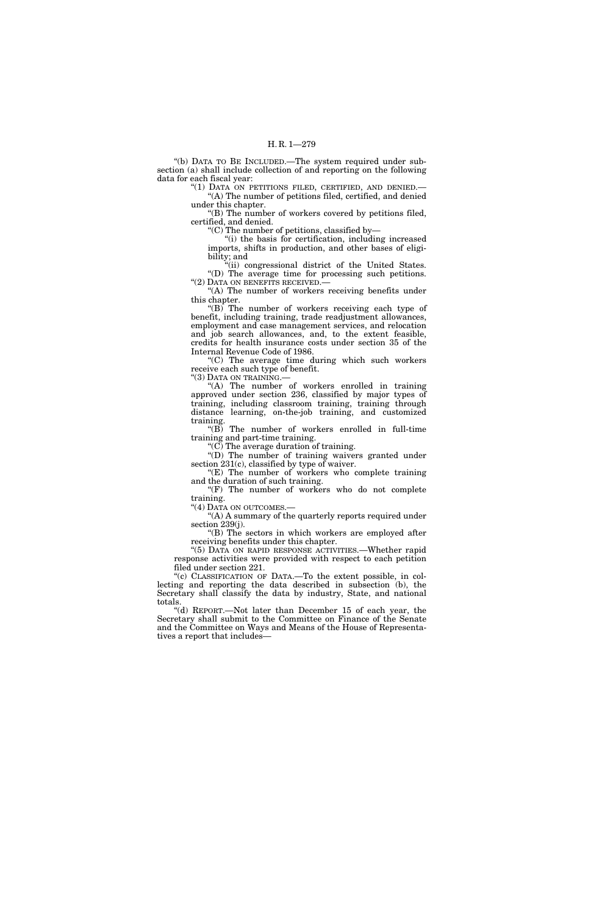"(b) DATA TO BE INCLUDED.—The system required under subsection (a) shall include collection of and reporting on the following data for each fiscal year:

"(1) DATA ON PETITIONS FILED, CERTIFIED, AND DENIED.—

"(A) The number of petitions filed, certified, and denied under this chapter.

"(B) The number of workers covered by petitions filed, certified, and denied.

"(C) The number of petitions, classified by—

"(i) the basis for certification, including increased imports, shifts in production, and other bases of eligibility; and

"(ii) congressional district of the United States.

"(D) The average time for processing such petitions.

"(2) DATA ON BENEFITS RECEIVED.—

"(A) The number of workers receiving benefits under this chapter.

"(B) The number of workers receiving each type of benefit, including training, trade readjustment allowances, employment and case management services, and relocation and job search allowances, and, to the extent feasible, credits for health insurance costs under section 35 of the Internal Revenue Code of 1986.

"(C) The average time during which such workers receive each such type of benefit.

"(3) DATA ON TRAINING.—

"(A) The number of workers enrolled in training approved under section 236, classified by major types of training, including classroom training, training through distance learning, on-the-job training, and customized training.

"(B) The number of workers enrolled in full-time training and part-time training.

"(C) The average duration of training.

"(D) The number of training waivers granted under section 231(c), classified by type of waiver.

"(E) The number of workers who complete training and the duration of such training.

"(F) The number of workers who do not complete training.

"(4) DATA ON OUTCOMES.—

"(A) A summary of the quarterly reports required under section 239(j).

"(B) The sectors in which workers are employed after receiving benefits under this chapter.

"(5) DATA ON RAPID RESPONSE ACTIVITIES.—Whether rapid response activities were provided with respect to each petition filed under section 221.

"(c) CLASSIFICATION OF DATA.—To the extent possible, in collecting and reporting the data described in subsection (b), the Secretary shall classify the data by industry, State, and national totals.

"(d) REPORT.—Not later than December 15 of each year, the Secretary shall submit to the Committee on Finance of the Senate and the Committee on Ways and Means of the House of Representatives a report that includes—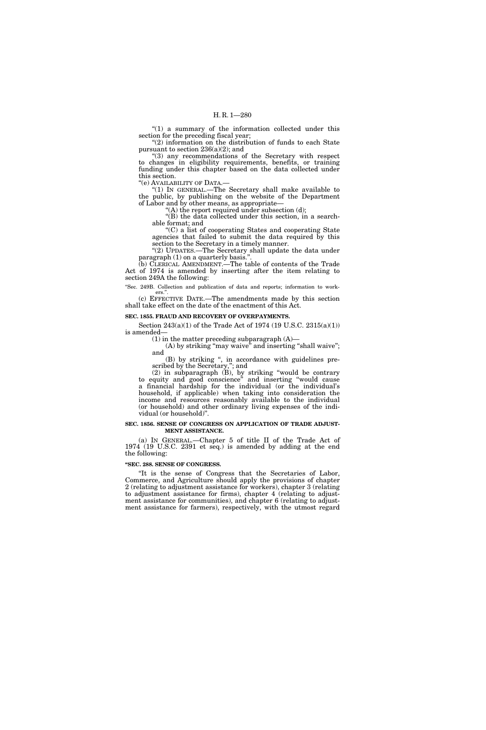"(1) a summary of the information collected under this section for the preceding fiscal year;

"(2) information on the distribution of funds to each State pursuant to section 236(a)(2); and

"(3) any recommendations of the Secretary with respect to changes in eligibility requirements, benefits, or training funding under this chapter based on the data collected under this section.

"(e) AVAILABILITY OF DATA.—

"(1) IN GENERAL.—The Secretary shall make available to the public, by publishing on the website of the Department of Labor and by other means, as appropriate—

"(A) the report required under subsection (d);

"(B) the data collected under this section, in a searchable format; and

"(C) a list of cooperating States and cooperating State agencies that failed to submit the data required by this section to the Secretary in a timely manner.

"(2) UPDATES.—The Secretary shall update the data under paragraph (1) on a quarterly basis.".

(b) CLERICAL AMENDMENT.—The table of contents of the Trade Act of 1974 is amended by inserting after the item relating to section 249A the following:

"Sec. 249B. Collection and publication of data and reports; information to workers.".

(c) EFFECTIVE DATE.—The amendments made by this section shall take effect on the date of the enactment of this Act.

**SEC. 1855. FRAUD AND RECOVERY OF OVERPAYMENTS.**

Section 243(a)(1) of the Trade Act of 1974 (19 U.S.C. 2315(a)(1)) is amended—

(1) in the matter preceding subparagraph (A)—

(A) by striking "may waive" and inserting "shall waive"; and

(B) by striking ", in accordance with guidelines prescribed by the Secretary,"; and

(2) in subparagraph (B), by striking "would be contrary to equity and good conscience" and inserting "would cause a financial hardship for the individual (or the individual's household, if applicable) when taking into consideration the income and resources reasonably available to the individual (or household) and other ordinary living expenses of the individual (or household)".

**SEC. 1856. SENSE OF CONGRESS ON APPLICATION OF TRADE ADJUSTMENT ASSISTANCE.**

(a) IN GENERAL.—Chapter 5 of title II of the Trade Act of 1974 (19 U.S.C. 2391 et seq.) is amended by adding at the end the following:

**"SEC. 288. SENSE OF CONGRESS.**

"It is the sense of Congress that the Secretaries of Labor, Commerce, and Agriculture should apply the provisions of chapter 2 (relating to adjustment assistance for workers), chapter 3 (relating to adjustment assistance for firms), chapter 4 (relating to adjustment assistance for communities), and chapter 6 (relating to adjustment assistance for farmers), respectively, with the utmost regard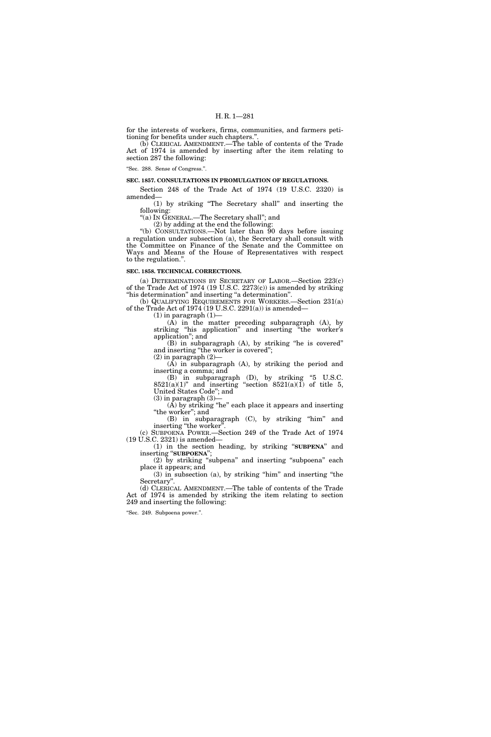for the interests of workers, firms, communities, and farmers petitioning for benefits under such chapters.".

(b) CLERICAL AMENDMENT.—The table of contents of the Trade Act of 1974 is amended by inserting after the item relating to section 287 the following:

"Sec. 288. Sense of Congress.".

**SEC. 1857. CONSULTATIONS IN PROMULGATION OF REGULATIONS.**

Section 248 of the Trade Act of 1974 (19 U.S.C. 2320) is amended—

(1) by striking "The Secretary shall" and inserting the following:

"(a) IN GENERAL.—The Secretary shall"; and

(2) by adding at the end the following:

"(b) CONSULTATIONS.—Not later than 90 days before issuing a regulation under subsection (a), the Secretary shall consult with the Committee on Finance of the Senate and the Committee on Ways and Means of the House of Representatives with respect to the regulation.".

**SEC. 1858. TECHNICAL CORRECTIONS.**

(a) DETERMINATIONS BY SECRETARY OF LABOR.—Section 223(c) of the Trade Act of 1974 (19 U.S.C. 2273(c)) is amended by striking "his determination" and inserting "a determination".

(b) QUALIFYING REQUIREMENTS FOR WORKERS.—Section 231(a) of the Trade Act of 1974 (19 U.S.C. 2291(a)) is amended—

(1) in paragraph (1)—

(A) in the matter preceding subparagraph (A), by striking "his application" and inserting "the worker's application"; and

(B) in subparagraph (A), by striking "he is covered" and inserting "the worker is covered";

(2) in paragraph (2)—

(A) in subparagraph (A), by striking the period and inserting a comma; and

(B) in subparagraph (D), by striking "5 U.S.C. 8521(a)(1)" and inserting "section 8521(a)(1) of title 5, United States Code"; and

(3) in paragraph (3)—

(A) by striking "he" each place it appears and inserting "the worker"; and

(B) in subparagraph (C), by striking "him" and inserting "the worker".

(c) SUBPOENA POWER.—Section 249 of the Trade Act of 1974 (19 U.S.C. 2321) is amended—

(1) in the section heading, by striking "**SUBPENA**" and inserting "**SUBPOENA**";

(2) by striking "subpena" and inserting "subpoena" each place it appears; and

(3) in subsection (a), by striking "him" and inserting "the Secretary".

(d) CLERICAL AMENDMENT.—The table of contents of the Trade Act of 1974 is amended by striking the item relating to section 249 and inserting the following:

"Sec. 249. Subpoena power.".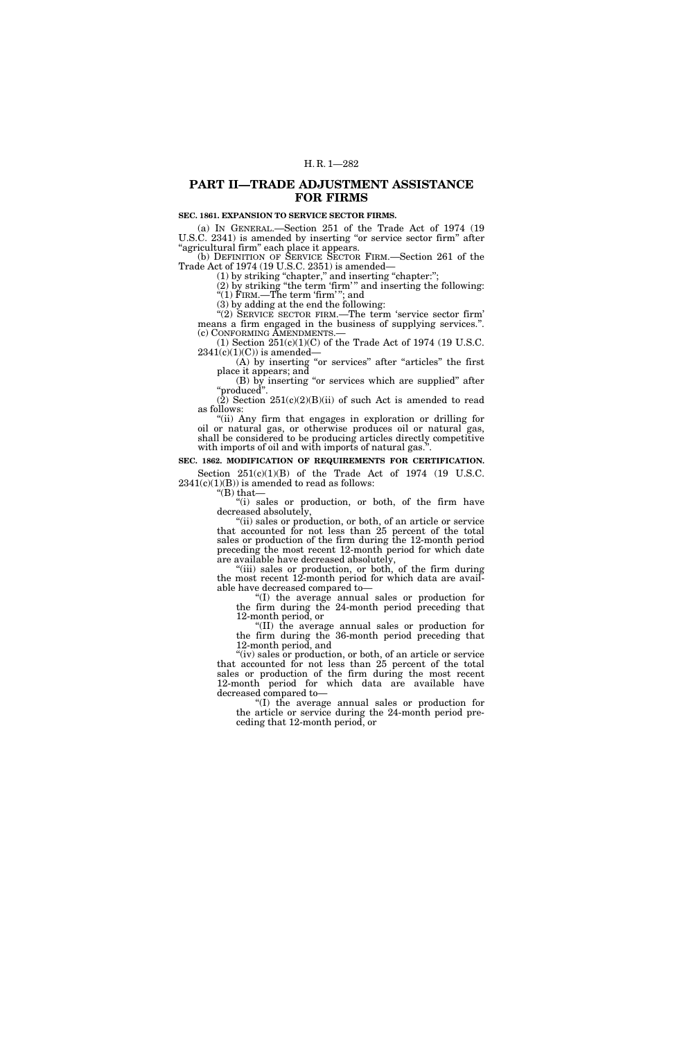## PART II—TRADE ADJUSTMENT ASSISTANCE FOR FIRMS

**SEC. 1861. EXPANSION TO SERVICE SECTOR FIRMS.**

(a) IN GENERAL.—Section 251 of the Trade Act of 1974 (19 U.S.C. 2341) is amended by inserting "or service sector firm" after "agricultural firm" each place it appears.

(b) DEFINITION OF SERVICE SECTOR FIRM.—Section 261 of the Trade Act of 1974 (19 U.S.C. 2351) is amended—

(1) by striking "chapter," and inserting "chapter:";

(2) by striking "the term 'firm'" and inserting the following: "(1) FIRM.—The term 'firm'"; and

(3) by adding at the end the following:

"(2) SERVICE SECTOR FIRM.—The term 'service sector firm' means a firm engaged in the business of supplying services.".

(c) CONFORMING AMENDMENTS.—

(1) Section 251(c)(1)(C) of the Trade Act of 1974 (19 U.S.C. 2341(c)(1)(C)) is amended—

(A) by inserting "or services" after "articles" the first place it appears; and

(B) by inserting "or services which are supplied" after "produced".

(2) Section 251(c)(2)(B)(ii) of such Act is amended to read as follows:

"(ii) Any firm that engages in exploration or drilling for oil or natural gas, or otherwise produces oil or natural gas, shall be considered to be producing articles directly competitive with imports of oil and with imports of natural gas.".

**SEC. 1862. MODIFICATION OF REQUIREMENTS FOR CERTIFICATION.**

Section 251(c)(1)(B) of the Trade Act of 1974 (19 U.S.C. 2341(c)(1)(B)) is amended to read as follows:

"(B) that—

"(i) sales or production, or both, of the firm have decreased absolutely,

"(ii) sales or production, or both, of an article or service that accounted for not less than 25 percent of the total sales or production of the firm during the 12-month period preceding the most recent 12-month period for which date are available have decreased absolutely,

"(iii) sales or production, or both, of the firm during the most recent 12-month period for which data are available have decreased compared to—

"(I) the average annual sales or production for the firm during the 24-month period preceding that 12-month period, or

"(II) the average annual sales or production for the firm during the 36-month period preceding that 12-month period, and

"(iv) sales or production, or both, of an article or service that accounted for not less than 25 percent of the total sales or production of the firm during the most recent 12-month period for which data are available have decreased compared to—

"(I) the average annual sales or production for the article or service during the 24-month period preceding that 12-month period, or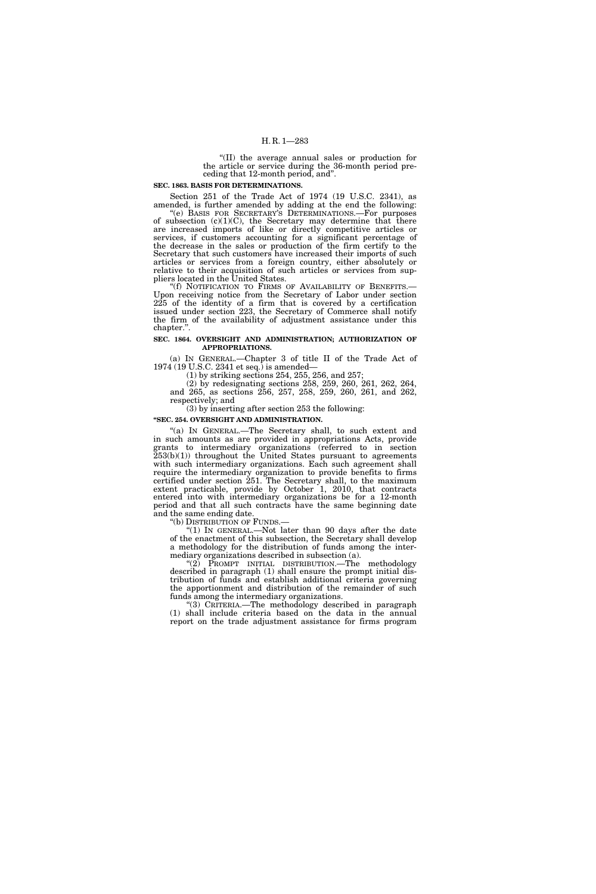"(II) the average annual sales or production for the article or service during the 36-month period preceding that 12-month period, and".

**SEC. 1863. BASIS FOR DETERMINATIONS.**

Section 251 of the Trade Act of 1974 (19 U.S.C. 2341), as amended, is further amended by adding at the end the following:

"(e) BASIS FOR SECRETARY'S DETERMINATIONS.—For purposes of subsection (c)(1)(C), the Secretary may determine that there are increased imports of like or directly competitive articles or services, if customers accounting for a significant percentage of the decrease in the sales or production of the firm certify to the Secretary that such customers have increased their imports of such articles or services from a foreign country, either absolutely or relative to their acquisition of such articles or services from suppliers located in the United States.

"(f) NOTIFICATION TO FIRMS OF AVAILABILITY OF BENEFITS.—Upon receiving notice from the Secretary of Labor under section 225 of the identity of a firm that is covered by a certification issued under section 223, the Secretary of Commerce shall notify the firm of the availability of adjustment assistance under this chapter.".

**SEC. 1864. OVERSIGHT AND ADMINISTRATION; AUTHORIZATION OF APPROPRIATIONS.**

(a) IN GENERAL.—Chapter 3 of title II of the Trade Act of 1974 (19 U.S.C. 2341 et seq.) is amended—

(1) by striking sections 254, 255, 256, and 257;

(2) by redesignating sections 258, 259, 260, 261, 262, 264, and 265, as sections 256, 257, 258, 259, 260, 261, and 262, respectively; and

(3) by inserting after section 253 the following:

**"SEC. 254. OVERSIGHT AND ADMINISTRATION.**

"(a) IN GENERAL.—The Secretary shall, to such extent and in such amounts as are provided in appropriations Acts, provide grants to intermediary organizations (referred to in section 253(b)(1)) throughout the United States pursuant to agreements with such intermediary organizations. Each such agreement shall require the intermediary organization to provide benefits to firms certified under section 251. The Secretary shall, to the maximum extent practicable, provide by October 1, 2010, that contracts entered into with intermediary organizations be for a 12-month period and that all such contracts have the same beginning date and the same ending date.

"(b) DISTRIBUTION OF FUNDS.—

"(1) IN GENERAL.—Not later than 90 days after the date of the enactment of this subsection, the Secretary shall develop a methodology for the distribution of funds among the intermediary organizations described in subsection (a).

"(2) PROMPT INITIAL DISTRIBUTION.—The methodology described in paragraph (1) shall ensure the prompt initial distribution of funds and establish additional criteria governing the apportionment and distribution of the remainder of such funds among the intermediary organizations.

"(3) CRITERIA.—The methodology described in paragraph (1) shall include criteria based on the data in the annual report on the trade adjustment assistance for firms program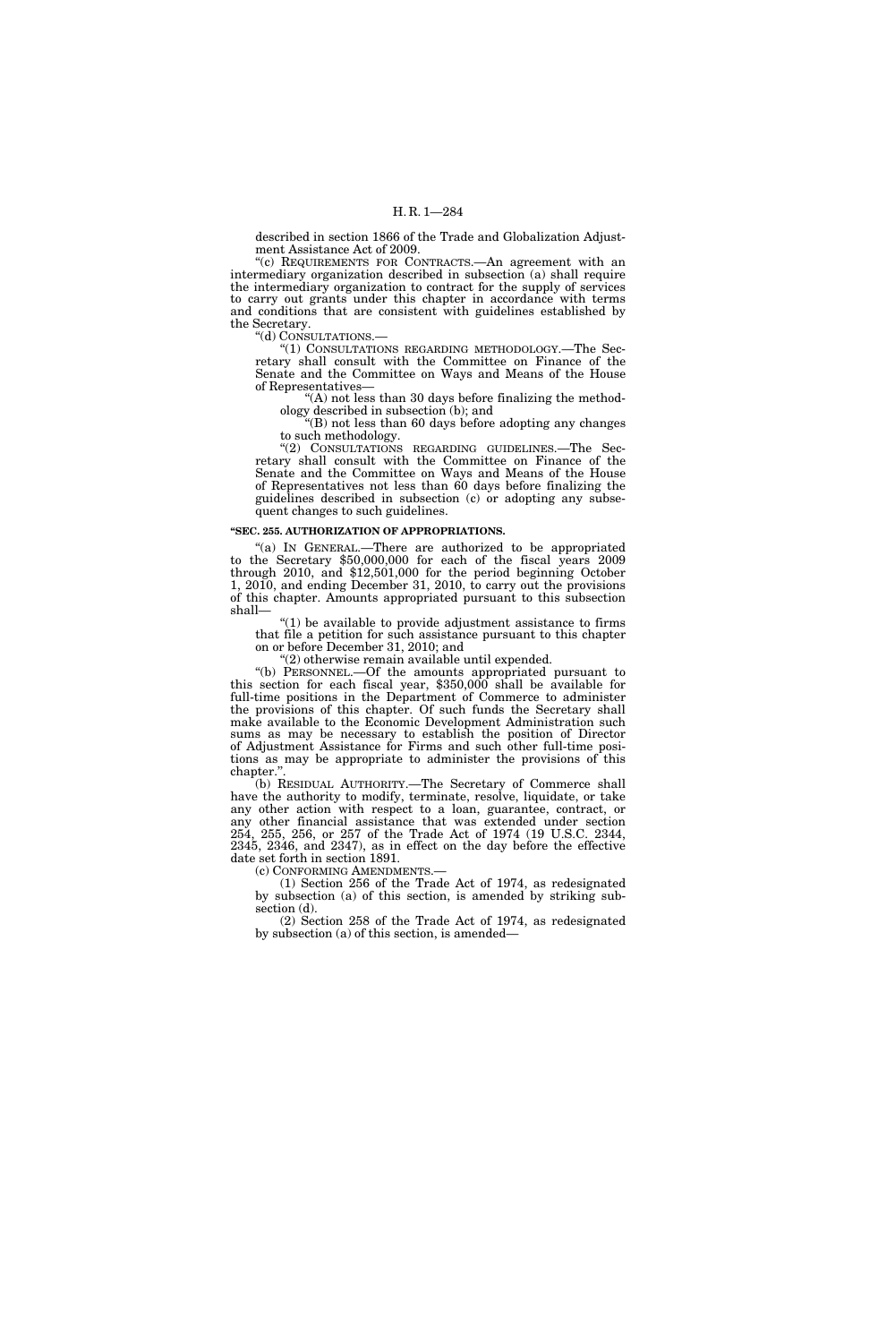described in section 1866 of the Trade and Globalization Adjustment Assistance Act of 2009.

"(c) REQUIREMENTS FOR CONTRACTS.—An agreement with an intermediary organization described in subsection (a) shall require the intermediary organization to contract for the supply of services to carry out grants under this chapter in accordance with terms and conditions that are consistent with guidelines established by the Secretary.

"(d) CONSULTATIONS.—

"(1) CONSULTATIONS REGARDING METHODOLOGY.—The Secretary shall consult with the Committee on Finance of the Senate and the Committee on Ways and Means of the House of Representatives—

"(A) not less than 30 days before finalizing the methodology described in subsection (b); and

"(B) not less than 60 days before adopting any changes to such methodology.

"(2) CONSULTATIONS REGARDING GUIDELINES.—The Secretary shall consult with the Committee on Finance of the Senate and the Committee on Ways and Means of the House of Representatives not less than 60 days before finalizing the guidelines described in subsection (c) or adopting any subsequent changes to such guidelines.

**"SEC. 255. AUTHORIZATION OF APPROPRIATIONS.**

"(a) IN GENERAL.—There are authorized to be appropriated to the Secretary $50,000,000 for each of the fiscal years 2009 through 2010, and $12,501,000 for the period beginning October 1, 2010, and ending December 31, 2010, to carry out the provisions of this chapter. Amounts appropriated pursuant to this subsection shall—

"(1) be available to provide adjustment assistance to firms that file a petition for such assistance pursuant to this chapter on or before December 31, 2010; and

"(2) otherwise remain available until expended.

"(b) PERSONNEL.—Of the amounts appropriated pursuant to this section for each fiscal year, $350,000 shall be available for full-time positions in the Department of Commerce to administer the provisions of this chapter. Of such funds the Secretary shall make available to the Economic Development Administration such sums as may be necessary to establish the position of Director of Adjustment Assistance for Firms and such other full-time positions as may be appropriate to administer the provisions of this chapter.".

(b) RESIDUAL AUTHORITY.—The Secretary of Commerce shall have the authority to modify, terminate, resolve, liquidate, or take any other action with respect to a loan, guarantee, contract, or any other financial assistance that was extended under section 254, 255, 256, or 257 of the Trade Act of 1974 (19 U.S.C. 2344, 2345, 2346, and 2347), as in effect on the day before the effective date set forth in section 1891.

(c) CONFORMING AMENDMENTS.—

(1) Section 256 of the Trade Act of 1974, as redesignated by subsection (a) of this section, is amended by striking subsection (d).

(2) Section 258 of the Trade Act of 1974, as redesignated by subsection (a) of this section, is amended—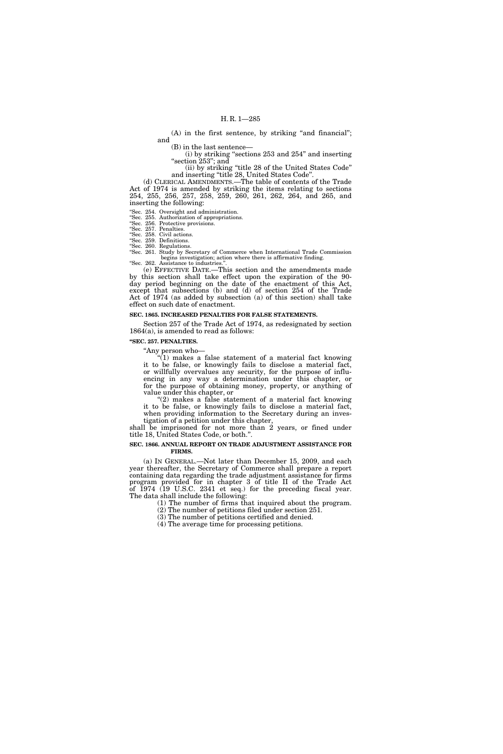(A) in the first sentence, by striking "and financial"; and

(B) in the last sentence—

(i) by striking "sections 253 and 254" and inserting "section 253"; and

(ii) by striking "title 28 of the United States Code" and inserting "title 28, United States Code".

(d) CLERICAL AMENDMENTS.—The table of contents of the Trade Act of 1974 is amended by striking the items relating to sections 254, 255, 256, 257, 258, 259, 260, 261, 262, 264, and 265, and inserting the following:

"Sec. 254. Oversight and administration.
"Sec. 255. Authorization of appropriations.
"Sec. 256. Protective provisions.
"Sec. 257. Penalties.
"Sec. 258. Civil actions.
"Sec. 259. Definitions.
"Sec. 260. Regulations.
"Sec. 261. Study by Secretary of Commerce when International Trade Commission begins investigation; action where there is affirmative finding.
"Sec. 262. Assistance to industries.".

(e) EFFECTIVE DATE.—This section and the amendments made by this section shall take effect upon the expiration of the 90-day period beginning on the date of the enactment of this Act, except that subsections (b) and (d) of section 254 of the Trade Act of 1974 (as added by subsection (a) of this section) shall take effect on such date of enactment.

**SEC. 1865. INCREASED PENALTIES FOR FALSE STATEMENTS.**

Section 257 of the Trade Act of 1974, as redesignated by section 1864(a), is amended to read as follows:

**"SEC. 257. PENALTIES.**

"Any person who—

"(1) makes a false statement of a material fact knowing it to be false, or knowingly fails to disclose a material fact, or willfully overvalues any security, for the purpose of influencing in any way a determination under this chapter, or for the purpose of obtaining money, property, or anything of value under this chapter, or

"(2) makes a false statement of a material fact knowing it to be false, or knowingly fails to disclose a material fact, when providing information to the Secretary during an investigation of a petition under this chapter,

shall be imprisoned for not more than 2 years, or fined under title 18, United States Code, or both.".

**SEC. 1866. ANNUAL REPORT ON TRADE ADJUSTMENT ASSISTANCE FOR FIRMS.**

(a) IN GENERAL.—Not later than December 15, 2009, and each year thereafter, the Secretary of Commerce shall prepare a report containing data regarding the trade adjustment assistance for firms program provided for in chapter 3 of title II of the Trade Act of 1974 (19 U.S.C. 2341 et seq.) for the preceding fiscal year. The data shall include the following:

(1) The number of firms that inquired about the program.

(2) The number of petitions filed under section 251.

(3) The number of petitions certified and denied.

(4) The average time for processing petitions.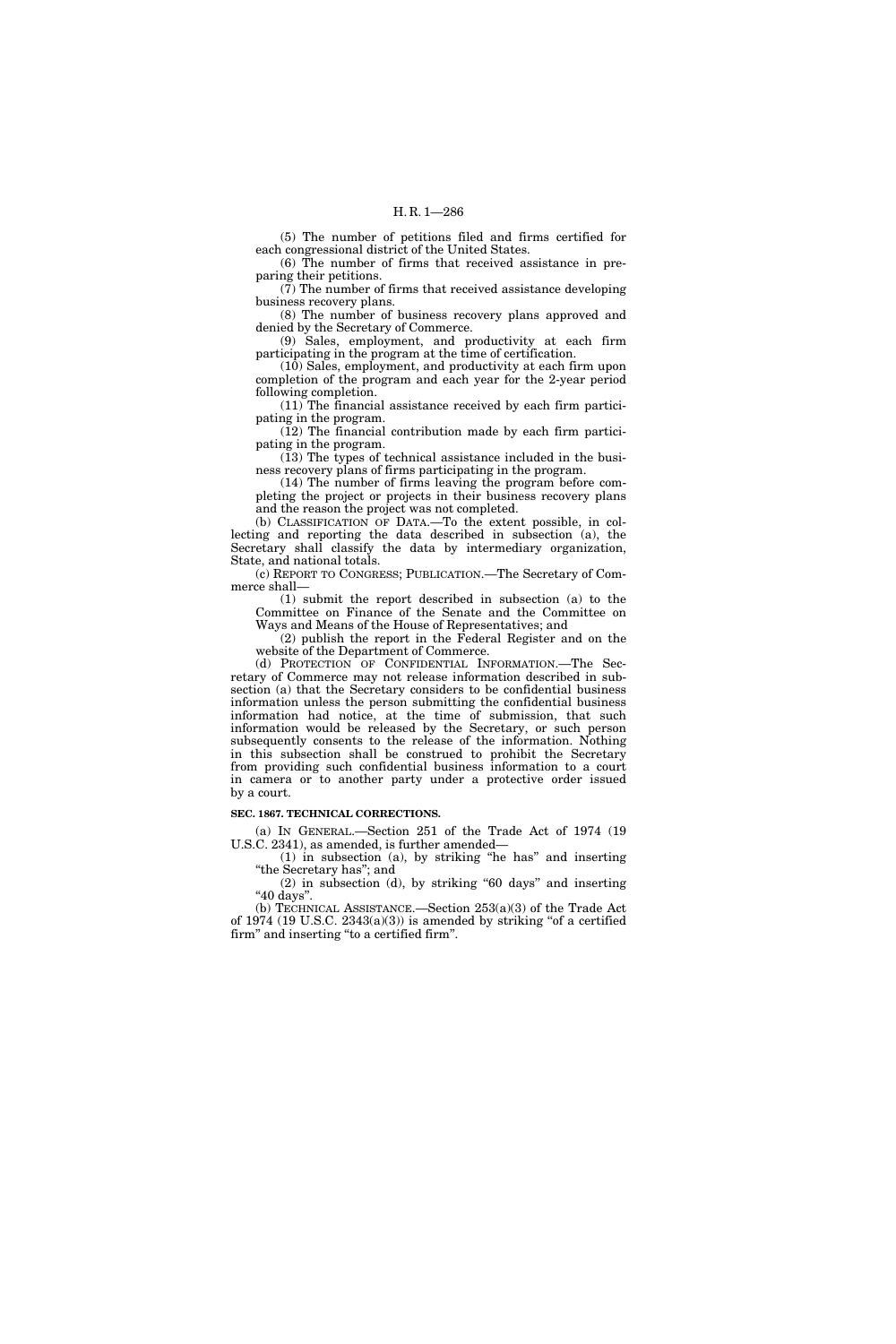(5) The number of petitions filed and firms certified for each congressional district of the United States.

(6) The number of firms that received assistance in preparing their petitions.

(7) The number of firms that received assistance developing business recovery plans.

(8) The number of business recovery plans approved and denied by the Secretary of Commerce.

(9) Sales, employment, and productivity at each firm participating in the program at the time of certification.

(10) Sales, employment, and productivity at each firm upon completion of the program and each year for the 2-year period following completion.

(11) The financial assistance received by each firm participating in the program.

(12) The financial contribution made by each firm participating in the program.

(13) The types of technical assistance included in the business recovery plans of firms participating in the program.

(14) The number of firms leaving the program before completing the project or projects in their business recovery plans and the reason the project was not completed.

(b) CLASSIFICATION OF DATA.—To the extent possible, in collecting and reporting the data described in subsection (a), the Secretary shall classify the data by intermediary organization, State, and national totals.

(c) REPORT TO CONGRESS; PUBLICATION.—The Secretary of Commerce shall—

(1) submit the report described in subsection (a) to the Committee on Finance of the Senate and the Committee on Ways and Means of the House of Representatives; and

(2) publish the report in the Federal Register and on the website of the Department of Commerce.

(d) PROTECTION OF CONFIDENTIAL INFORMATION.—The Secretary of Commerce may not release information described in subsection (a) that the Secretary considers to be confidential business information unless the person submitting the confidential business information had notice, at the time of submission, that such information would be released by the Secretary, or such person subsequently consents to the release of the information. Nothing in this subsection shall be construed to prohibit the Secretary from providing such confidential business information to a court in camera or to another party under a protective order issued by a court.

**SEC. 1867. TECHNICAL CORRECTIONS.**

(a) IN GENERAL.—Section 251 of the Trade Act of 1974 (19 U.S.C. 2341), as amended, is further amended—

(1) in subsection (a), by striking "he has" and inserting "the Secretary has"; and

(2) in subsection (d), by striking "60 days" and inserting "40 days".

(b) TECHNICAL ASSISTANCE.—Section 253(a)(3) of the Trade Act of 1974 (19 U.S.C. 2343(a)(3)) is amended by striking "of a certified firm" and inserting "to a certified firm".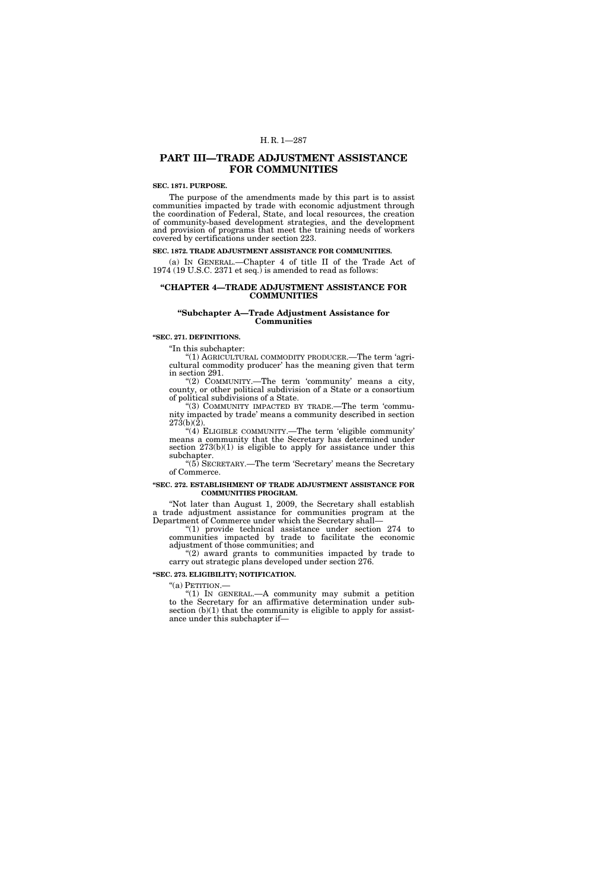## PART III—TRADE ADJUSTMENT ASSISTANCE FOR COMMUNITIES

**SEC. 1871. PURPOSE.**

The purpose of the amendments made by this part is to assist communities impacted by trade with economic adjustment through the coordination of Federal, State, and local resources, the creation of community-based development strategies, and the development and provision of programs that meet the training needs of workers covered by certifications under section 223.

**SEC. 1872. TRADE ADJUSTMENT ASSISTANCE FOR COMMUNITIES.**

(a) IN GENERAL.—Chapter 4 of title II of the Trade Act of 1974 (19 U.S.C. 2371 et seq.) is amended to read as follows:

### "CHAPTER 4—TRADE ADJUSTMENT ASSISTANCE FOR COMMUNITIES

#### "Subchapter A—Trade Adjustment Assistance for Communities

**"SEC. 271. DEFINITIONS.**

"In this subchapter:

"(1) AGRICULTURAL COMMODITY PRODUCER.—The term 'agricultural commodity producer' has the meaning given that term in section 291.

"(2) COMMUNITY.—The term 'community' means a city, county, or other political subdivision of a State or a consortium of political subdivisions of a State.

"(3) COMMUNITY IMPACTED BY TRADE.—The term 'community impacted by trade' means a community described in section 273(b)(2).

"(4) ELIGIBLE COMMUNITY.—The term 'eligible community' means a community that the Secretary has determined under section 273(b)(1) is eligible to apply for assistance under this subchapter.

"(5) SECRETARY.—The term 'Secretary' means the Secretary of Commerce.

**"SEC. 272. ESTABLISHMENT OF TRADE ADJUSTMENT ASSISTANCE FOR COMMUNITIES PROGRAM.**

"Not later than August 1, 2009, the Secretary shall establish a trade adjustment assistance for communities program at the Department of Commerce under which the Secretary shall—

"(1) provide technical assistance under section 274 to communities impacted by trade to facilitate the economic adjustment of those communities; and

"(2) award grants to communities impacted by trade to carry out strategic plans developed under section 276.

**"SEC. 273. ELIGIBILITY; NOTIFICATION.**

"(a) PETITION.—

"(1) IN GENERAL.—A community may submit a petition to the Secretary for an affirmative determination under subsection (b)(1) that the community is eligible to apply for assistance under this subchapter if—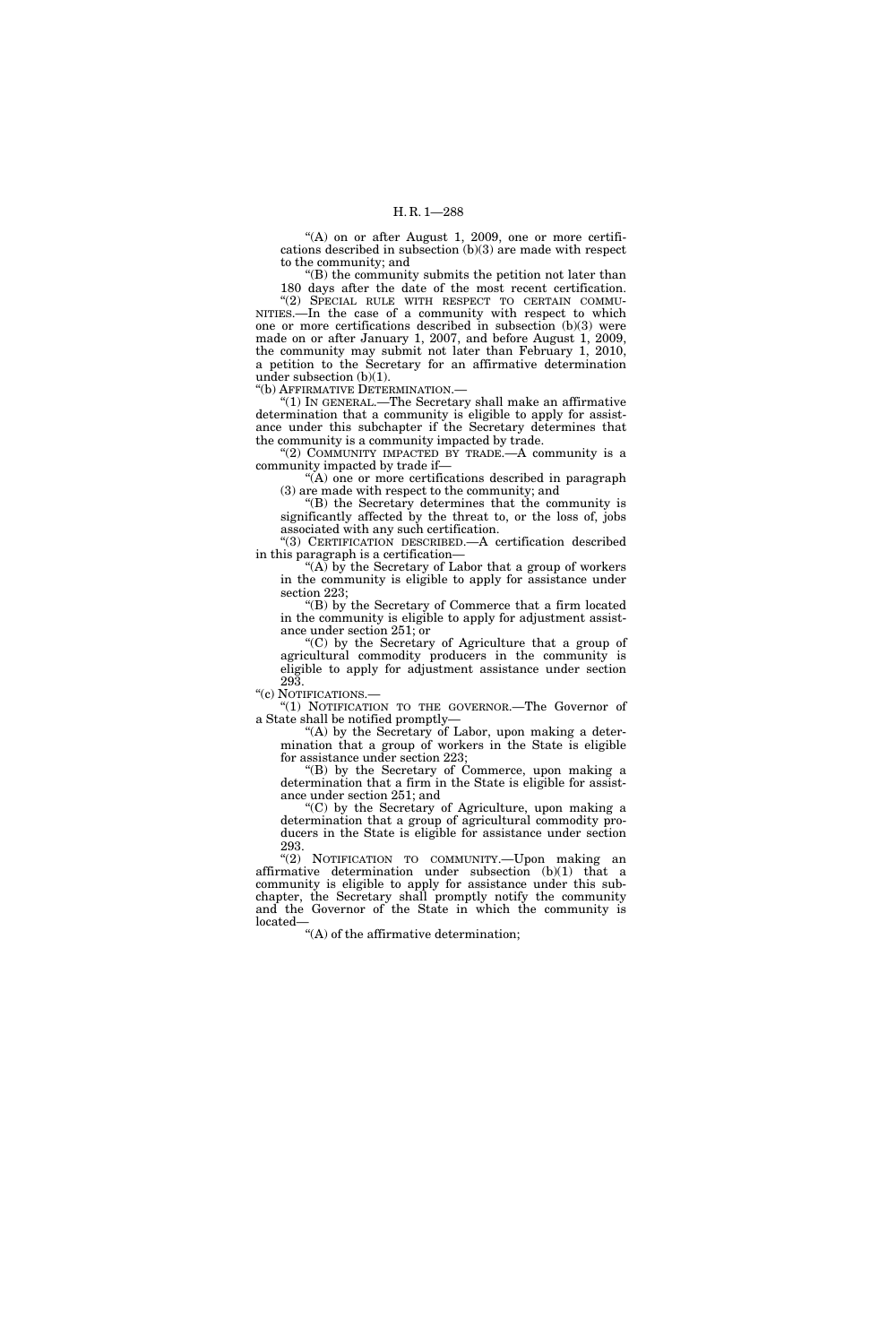"(A) on or after August 1, 2009, one or more certifications described in subsection (b)(3) are made with respect to the community; and

"(B) the community submits the petition not later than 180 days after the date of the most recent certification.

"(2) SPECIAL RULE WITH RESPECT TO CERTAIN COMMUNITIES.—In the case of a community with respect to which one or more certifications described in subsection (b)(3) were made on or after January 1, 2007, and before August 1, 2009, the community may submit not later than February 1, 2010, a petition to the Secretary for an affirmative determination under subsection (b)(1).

"(b) AFFIRMATIVE DETERMINATION.—

"(1) IN GENERAL.—The Secretary shall make an affirmative determination that a community is eligible to apply for assistance under this subchapter if the Secretary determines that the community is a community impacted by trade.

"(2) COMMUNITY IMPACTED BY TRADE.—A community is a community impacted by trade if—

"(A) one or more certifications described in paragraph (3) are made with respect to the community; and

"(B) the Secretary determines that the community is significantly affected by the threat to, or the loss of, jobs associated with any such certification.

"(3) CERTIFICATION DESCRIBED.—A certification described in this paragraph is a certification—

"(A) by the Secretary of Labor that a group of workers in the community is eligible to apply for assistance under section 223;

"(B) by the Secretary of Commerce that a firm located in the community is eligible to apply for adjustment assistance under section 251; or

"(C) by the Secretary of Agriculture that a group of agricultural commodity producers in the community is eligible to apply for adjustment assistance under section 293.

"(c) NOTIFICATIONS.—

"(1) NOTIFICATION TO THE GOVERNOR.—The Governor of a State shall be notified promptly—

"(A) by the Secretary of Labor, upon making a determination that a group of workers in the State is eligible for assistance under section 223;

"(B) by the Secretary of Commerce, upon making a determination that a firm in the State is eligible for assistance under section 251; and

"(C) by the Secretary of Agriculture, upon making a determination that a group of agricultural commodity producers in the State is eligible for assistance under section 293.

"(2) NOTIFICATION TO COMMUNITY.—Upon making an affirmative determination under subsection (b)(1) that a community is eligible to apply for assistance under this subchapter, the Secretary shall promptly notify the community and the Governor of the State in which the community is located—

"(A) of the affirmative determination;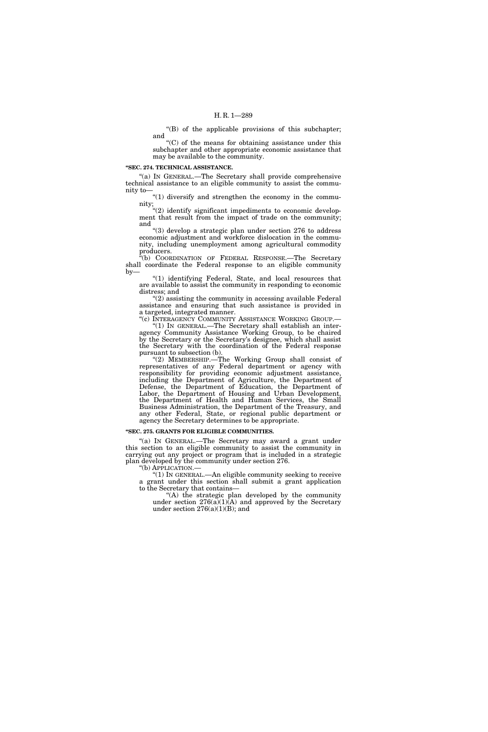"(B) of the applicable provisions of this subchapter; and

"(C) of the means for obtaining assistance under this subchapter and other appropriate economic assistance that may be available to the community.

**"SEC. 274. TECHNICAL ASSISTANCE.**

"(a) IN GENERAL.—The Secretary shall provide comprehensive technical assistance to an eligible community to assist the community to—

"(1) diversify and strengthen the economy in the community;

"(2) identify significant impediments to economic development that result from the impact of trade on the community; and

"(3) develop a strategic plan under section 276 to address economic adjustment and workforce dislocation in the community, including unemployment among agricultural commodity producers.

"(b) COORDINATION OF FEDERAL RESPONSE.—The Secretary shall coordinate the Federal response to an eligible community by—

"(1) identifying Federal, State, and local resources that are available to assist the community in responding to economic distress; and

"(2) assisting the community in accessing available Federal assistance and ensuring that such assistance is provided in a targeted, integrated manner.

"(c) INTERAGENCY COMMUNITY ASSISTANCE WORKING GROUP.—

"(1) IN GENERAL.—The Secretary shall establish an interagency Community Assistance Working Group, to be chaired by the Secretary or the Secretary's designee, which shall assist the Secretary with the coordination of the Federal response pursuant to subsection (b).

"(2) MEMBERSHIP.—The Working Group shall consist of representatives of any Federal department or agency with responsibility for providing economic adjustment assistance, including the Department of Agriculture, the Department of Defense, the Department of Education, the Department of Labor, the Department of Housing and Urban Development, the Department of Health and Human Services, the Small Business Administration, the Department of the Treasury, and any other Federal, State, or regional public department or agency the Secretary determines to be appropriate.

**"SEC. 275. GRANTS FOR ELIGIBLE COMMUNITIES.**

"(a) IN GENERAL.—The Secretary may award a grant under this section to an eligible community to assist the community in carrying out any project or program that is included in a strategic plan developed by the community under section 276.

"(b) APPLICATION.—

"(1) IN GENERAL.—An eligible community seeking to receive a grant under this section shall submit a grant application to the Secretary that contains—

"(A) the strategic plan developed by the community under section 276(a)(1)(A) and approved by the Secretary under section 276(a)(1)(B); and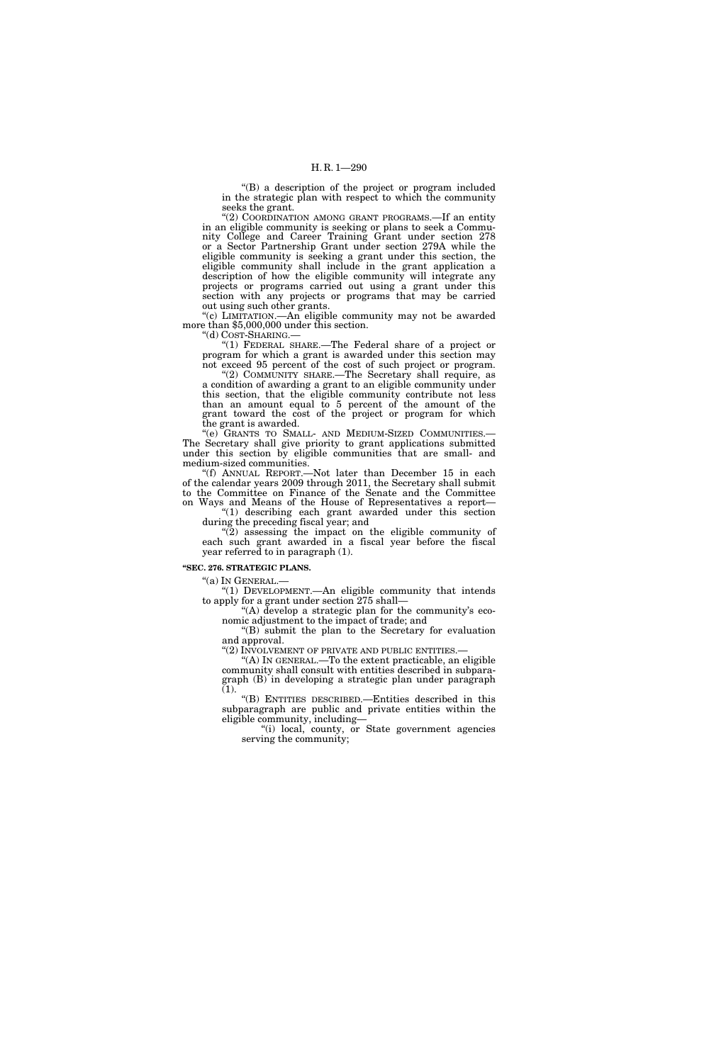"(B) a description of the project or program included in the strategic plan with respect to which the community seeks the grant.

"(2) COORDINATION AMONG GRANT PROGRAMS.—If an entity in an eligible community is seeking or plans to seek a Community College and Career Training Grant under section 278 or a Sector Partnership Grant under section 279A while the eligible community is seeking a grant under this section, the eligible community shall include in the grant application a description of how the eligible community will integrate any projects or programs carried out using a grant under this section with any projects or programs that may be carried out using such other grants.

"(c) LIMITATION.—An eligible community may not be awarded more than $5,000,000 under this section.

"(d) COST-SHARING.—

"(1) FEDERAL SHARE.—The Federal share of a project or program for which a grant is awarded under this section may not exceed 95 percent of the cost of such project or program.

"(2) COMMUNITY SHARE.—The Secretary shall require, as a condition of awarding a grant to an eligible community under this section, that the eligible community contribute not less than an amount equal to 5 percent of the amount of the grant toward the cost of the project or program for which the grant is awarded.

"(e) GRANTS TO SMALL- AND MEDIUM-SIZED COMMUNITIES.—The Secretary shall give priority to grant applications submitted under this section by eligible communities that are small- and medium-sized communities.

"(f) ANNUAL REPORT.—Not later than December 15 in each of the calendar years 2009 through 2011, the Secretary shall submit to the Committee on Finance of the Senate and the Committee on Ways and Means of the House of Representatives a report—

"(1) describing each grant awarded under this section during the preceding fiscal year; and

"(2) assessing the impact on the eligible community of each such grant awarded in a fiscal year before the fiscal year referred to in paragraph (1).

**"SEC. 276. STRATEGIC PLANS.**

"(a) IN GENERAL.—

"(1) DEVELOPMENT.—An eligible community that intends to apply for a grant under section 275 shall—

"(A) develop a strategic plan for the community's economic adjustment to the impact of trade; and

"(B) submit the plan to the Secretary for evaluation and approval.

"(2) INVOLVEMENT OF PRIVATE AND PUBLIC ENTITIES.—

"(A) IN GENERAL.—To the extent practicable, an eligible community shall consult with entities described in subparagraph (B) in developing a strategic plan under paragraph (1).

"(B) ENTITIES DESCRIBED.—Entities described in this subparagraph are public and private entities within the eligible community, including—

"(i) local, county, or State government agencies serving the community;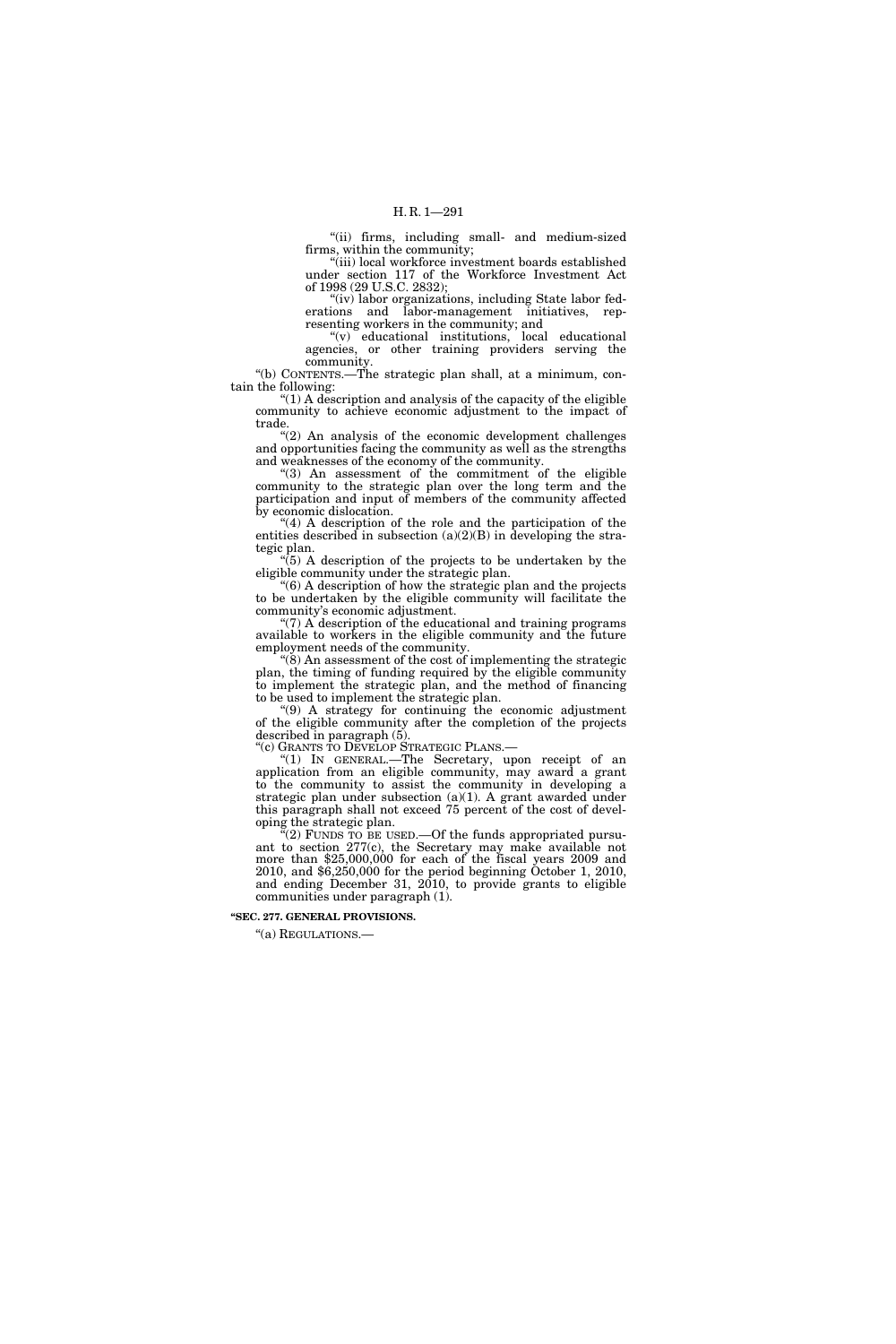"(ii) firms, including small- and medium-sized firms, within the community;

"(iii) local workforce investment boards established under section 117 of the Workforce Investment Act of 1998 (29 U.S.C. 2832);

"(iv) labor organizations, including State labor federations and labor-management initiatives, representing workers in the community; and

"(v) educational institutions, local educational agencies, or other training providers serving the community.

"(b) CONTENTS.—The strategic plan shall, at a minimum, contain the following:

"(1) A description and analysis of the capacity of the eligible community to achieve economic adjustment to the impact of trade.

"(2) An analysis of the economic development challenges and opportunities facing the community as well as the strengths and weaknesses of the economy of the community.

"(3) An assessment of the commitment of the eligible community to the strategic plan over the long term and the participation and input of members of the community affected by economic dislocation.

"(4) A description of the role and the participation of the entities described in subsection (a)(2)(B) in developing the strategic plan.

"(5) A description of the projects to be undertaken by the eligible community under the strategic plan.

"(6) A description of how the strategic plan and the projects to be undertaken by the eligible community will facilitate the community's economic adjustment.

"(7) A description of the educational and training programs available to workers in the eligible community and the future employment needs of the community.

"(8) An assessment of the cost of implementing the strategic plan, the timing of funding required by the eligible community to implement the strategic plan, and the method of financing to be used to implement the strategic plan.

"(9) A strategy for continuing the economic adjustment of the eligible community after the completion of the projects described in paragraph (5).

"(c) GRANTS TO DEVELOP STRATEGIC PLANS.—

"(1) IN GENERAL.—The Secretary, upon receipt of an application from an eligible community, may award a grant to the community to assist the community in developing a strategic plan under subsection (a)(1). A grant awarded under this paragraph shall not exceed 75 percent of the cost of developing the strategic plan.

"(2) FUNDS TO BE USED.—Of the funds appropriated pursuant to section 277(c), the Secretary may make available not more than $25,000,000 for each of the fiscal years 2009 and 2010, and $6,250,000 for the period beginning October 1, 2010, and ending December 31, 2010, to provide grants to eligible communities under paragraph (1).

**"SEC. 277. GENERAL PROVISIONS.**

"(a) REGULATIONS.—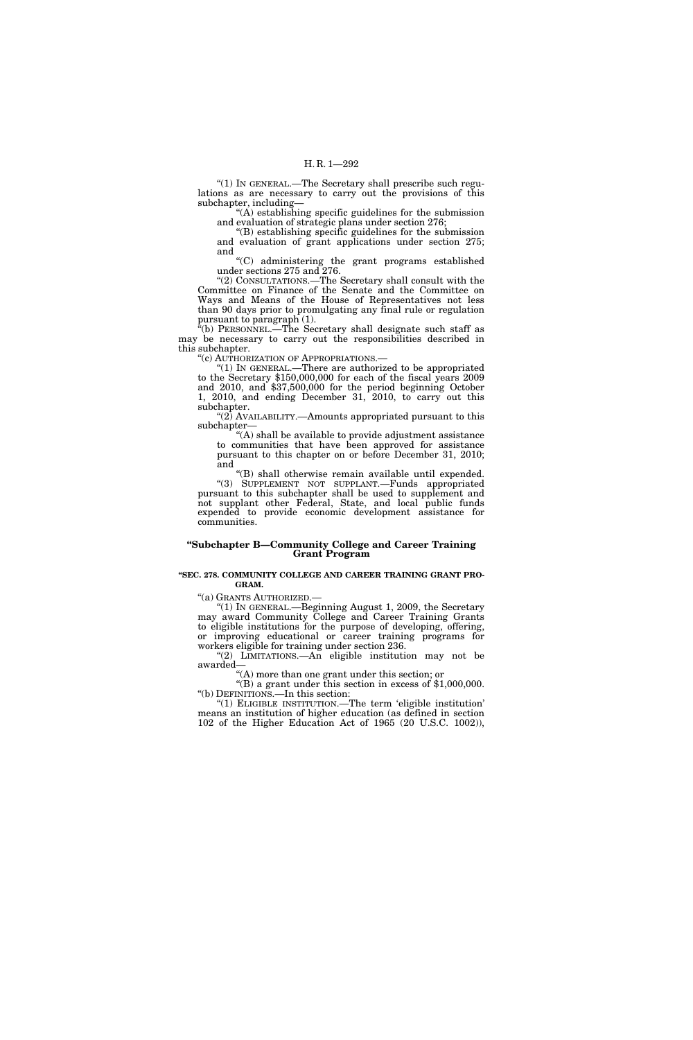"(1) IN GENERAL.—The Secretary shall prescribe such regulations as are necessary to carry out the provisions of this subchapter, including—

"(A) establishing specific guidelines for the submission and evaluation of strategic plans under section 276;

"(B) establishing specific guidelines for the submission and evaluation of grant applications under section 275; and

"(C) administering the grant programs established under sections 275 and 276.

"(2) CONSULTATIONS.—The Secretary shall consult with the Committee on Finance of the Senate and the Committee on Ways and Means of the House of Representatives not less than 90 days prior to promulgating any final rule or regulation pursuant to paragraph (1).

"(b) PERSONNEL.—The Secretary shall designate such staff as may be necessary to carry out the responsibilities described in this subchapter.

"(c) AUTHORIZATION OF APPROPRIATIONS.—

"(1) IN GENERAL.—There are authorized to be appropriated to the Secretary $150,000,000 for each of the fiscal years 2009 and 2010, and $37,500,000 for the period beginning October 1, 2010, and ending December 31, 2010, to carry out this subchapter.

"(2) AVAILABILITY.—Amounts appropriated pursuant to this subchapter—

"(A) shall be available to provide adjustment assistance to communities that have been approved for assistance pursuant to this chapter on or before December 31, 2010; and

"(B) shall otherwise remain available until expended.

"(3) SUPPLEMENT NOT SUPPLANT.—Funds appropriated pursuant to this subchapter shall be used to supplement and not supplant other Federal, State, and local public funds expended to provide economic development assistance for communities.

## "Subchapter B—Community College and Career Training Grant Program

**"SEC. 278. COMMUNITY COLLEGE AND CAREER TRAINING GRANT PROGRAM.**

"(a) GRANTS AUTHORIZED.—

"(1) IN GENERAL.—Beginning August 1, 2009, the Secretary may award Community College and Career Training Grants to eligible institutions for the purpose of developing, offering, or improving educational or career training programs for workers eligible for training under section 236.

"(2) LIMITATIONS.—An eligible institution may not be awarded—

"(A) more than one grant under this section; or

"(B) a grant under this section in excess of $1,000,000.

"(b) DEFINITIONS.—In this section:

"(1) ELIGIBLE INSTITUTION.—The term 'eligible institution' means an institution of higher education (as defined in section 102 of the Higher Education Act of 1965 (20 U.S.C. 1002)),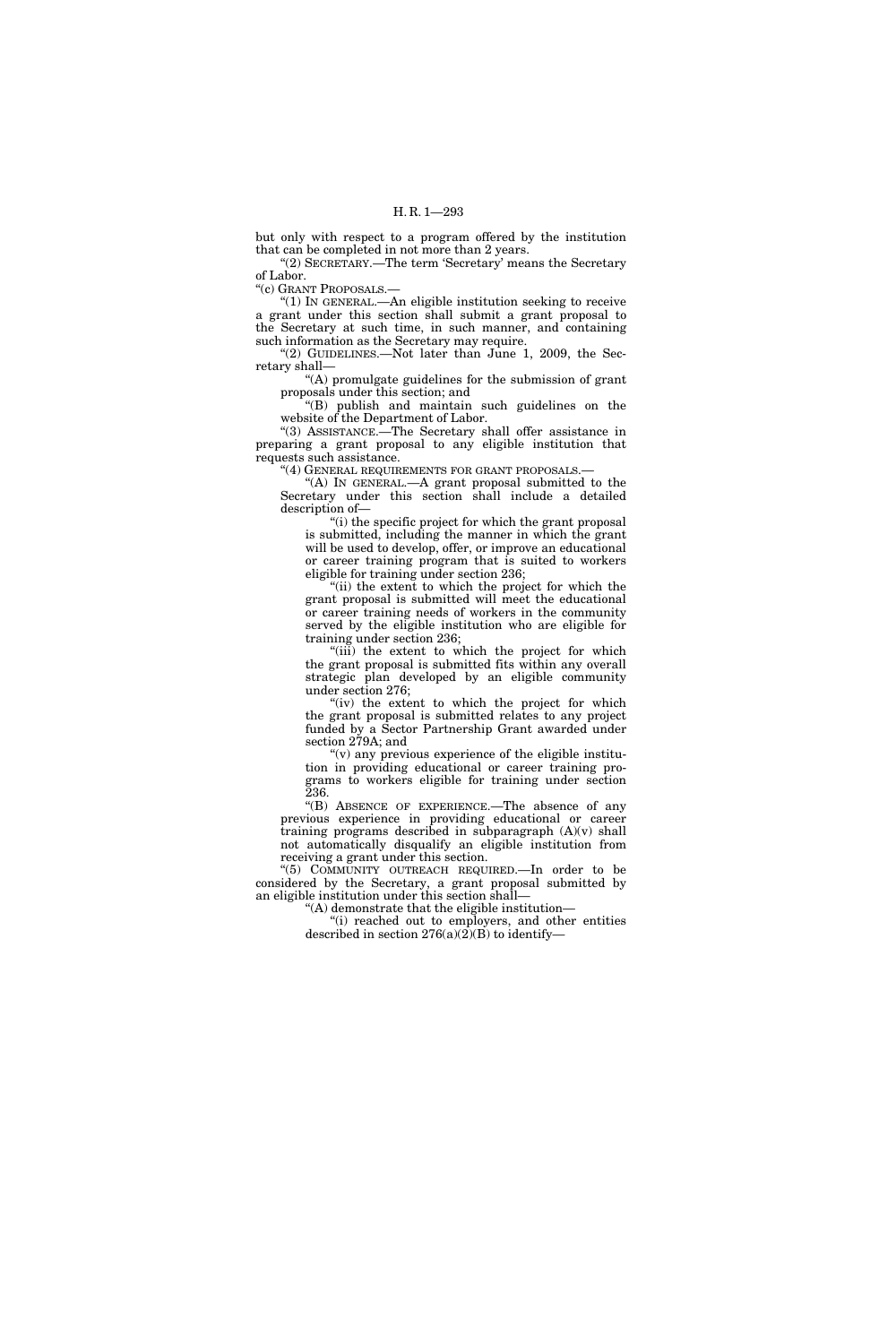but only with respect to a program offered by the institution that can be completed in not more than 2 years.

"(2) SECRETARY.—The term 'Secretary' means the Secretary of Labor.

"(c) GRANT PROPOSALS.—

"(1) IN GENERAL.—An eligible institution seeking to receive a grant under this section shall submit a grant proposal to the Secretary at such time, in such manner, and containing such information as the Secretary may require.

"(2) GUIDELINES.—Not later than June 1, 2009, the Secretary shall—

"(A) promulgate guidelines for the submission of grant proposals under this section; and

"(B) publish and maintain such guidelines on the website of the Department of Labor.

"(3) ASSISTANCE.—The Secretary shall offer assistance in preparing a grant proposal to any eligible institution that requests such assistance.

"(4) GENERAL REQUIREMENTS FOR GRANT PROPOSALS.—

"(A) IN GENERAL.—A grant proposal submitted to the Secretary under this section shall include a detailed description of—

"(i) the specific project for which the grant proposal is submitted, including the manner in which the grant will be used to develop, offer, or improve an educational or career training program that is suited to workers eligible for training under section 236;

"(ii) the extent to which the project for which the grant proposal is submitted will meet the educational or career training needs of workers in the community served by the eligible institution who are eligible for training under section 236;

"(iii) the extent to which the project for which the grant proposal is submitted fits within any overall strategic plan developed by an eligible community under section 276;

"(iv) the extent to which the project for which the grant proposal is submitted relates to any project funded by a Sector Partnership Grant awarded under section 279A; and

"(v) any previous experience of the eligible institution in providing educational or career training programs to workers eligible for training under section 236.

"(B) ABSENCE OF EXPERIENCE.—The absence of any previous experience in providing educational or career training programs described in subparagraph (A)(v) shall not automatically disqualify an eligible institution from receiving a grant under this section.

"(5) COMMUNITY OUTREACH REQUIRED.—In order to be considered by the Secretary, a grant proposal submitted by an eligible institution under this section shall—

"(A) demonstrate that the eligible institution—

"(i) reached out to employers, and other entities described in section 276(a)(2)(B) to identify—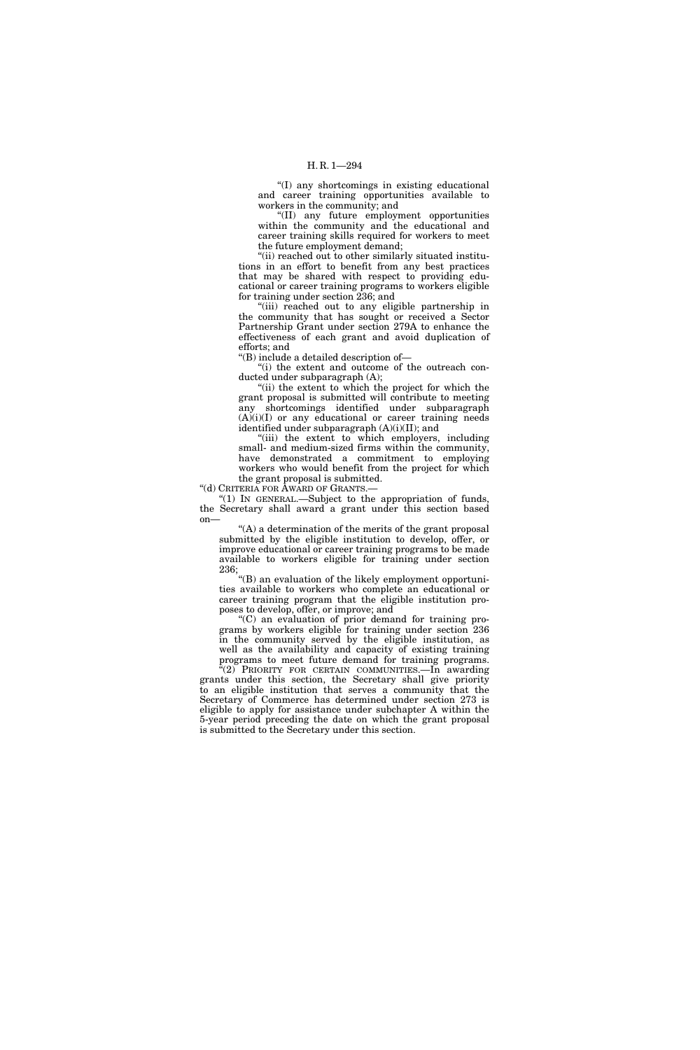"(I) any shortcomings in existing educational and career training opportunities available to workers in the community; and

"(II) any future employment opportunities within the community and the educational and career training skills required for workers to meet the future employment demand;

"(ii) reached out to other similarly situated institutions in an effort to benefit from any best practices that may be shared with respect to providing educational or career training programs to workers eligible for training under section 236; and

"(iii) reached out to any eligible partnership in the community that has sought or received a Sector Partnership Grant under section 279A to enhance the effectiveness of each grant and avoid duplication of efforts; and

"(B) include a detailed description of—

"(i) the extent and outcome of the outreach conducted under subparagraph (A);

"(ii) the extent to which the project for which the grant proposal is submitted will contribute to meeting any shortcomings identified under subparagraph (A)(i)(I) or any educational or career training needs identified under subparagraph (A)(i)(II); and

"(iii) the extent to which employers, including small- and medium-sized firms within the community, have demonstrated a commitment to employing workers who would benefit from the project for which the grant proposal is submitted.

"(d) CRITERIA FOR AWARD OF GRANTS.—

"(1) IN GENERAL.—Subject to the appropriation of funds, the Secretary shall award a grant under this section based on—

"(A) a determination of the merits of the grant proposal submitted by the eligible institution to develop, offer, or improve educational or career training programs to be made available to workers eligible for training under section 236;

"(B) an evaluation of the likely employment opportunities available to workers who complete an educational or career training program that the eligible institution proposes to develop, offer, or improve; and

"(C) an evaluation of prior demand for training programs by workers eligible for training under section 236 in the community served by the eligible institution, as well as the availability and capacity of existing training programs to meet future demand for training programs.

"(2) PRIORITY FOR CERTAIN COMMUNITIES.—In awarding grants under this section, the Secretary shall give priority to an eligible institution that serves a community that the Secretary of Commerce has determined under section 273 is eligible to apply for assistance under subchapter A within the 5-year period preceding the date on which the grant proposal is submitted to the Secretary under this section.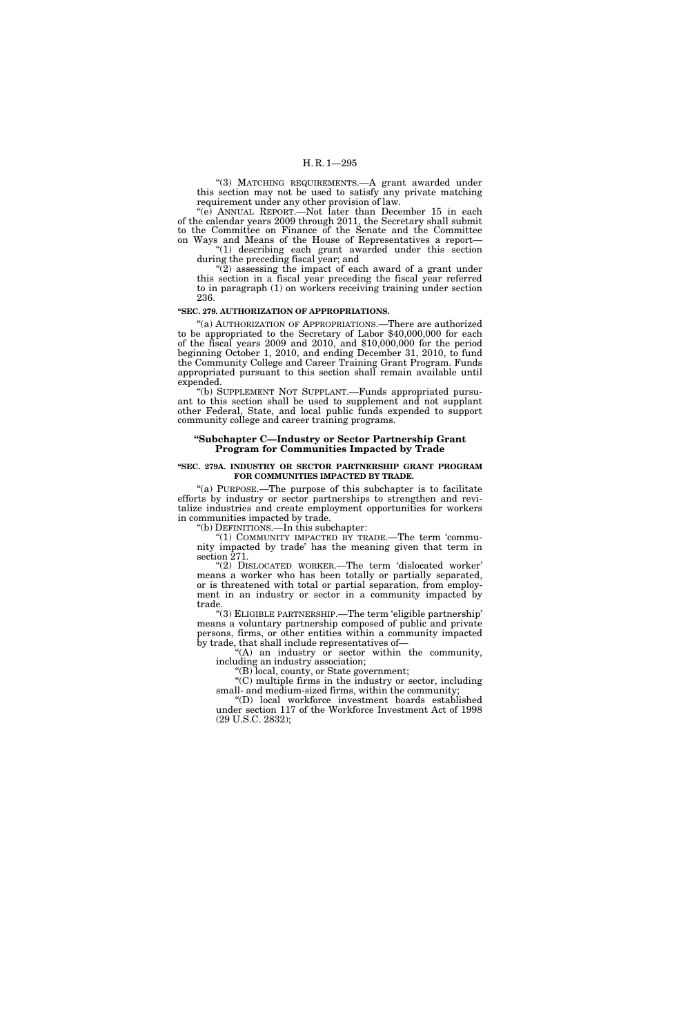"(3) MATCHING REQUIREMENTS.—A grant awarded under this section may not be used to satisfy any private matching requirement under any other provision of law.

"(e) ANNUAL REPORT.—Not later than December 15 in each of the calendar years 2009 through 2011, the Secretary shall submit to the Committee on Finance of the Senate and the Committee on Ways and Means of the House of Representatives a report—

"(1) describing each grant awarded under this section during the preceding fiscal year; and

"(2) assessing the impact of each award of a grant under this section in a fiscal year preceding the fiscal year referred to in paragraph (1) on workers receiving training under section 236.

**"SEC. 279. AUTHORIZATION OF APPROPRIATIONS.**

"(a) AUTHORIZATION OF APPROPRIATIONS.—There are authorized to be appropriated to the Secretary of Labor $40,000,000 for each of the fiscal years 2009 and 2010, and $10,000,000 for the period beginning October 1, 2010, and ending December 31, 2010, to fund the Community College and Career Training Grant Program. Funds appropriated pursuant to this section shall remain available until expended.

"(b) SUPPLEMENT NOT SUPPLANT.—Funds appropriated pursuant to this section shall be used to supplement and not supplant other Federal, State, and local public funds expended to support community college and career training programs.

## "Subchapter C—Industry or Sector Partnership Grant Program for Communities Impacted by Trade

**"SEC. 279A. INDUSTRY OR SECTOR PARTNERSHIP GRANT PROGRAM FOR COMMUNITIES IMPACTED BY TRADE.**

"(a) PURPOSE.—The purpose of this subchapter is to facilitate efforts by industry or sector partnerships to strengthen and revitalize industries and create employment opportunities for workers in communities impacted by trade.

"(b) DEFINITIONS.—In this subchapter:

"(1) COMMUNITY IMPACTED BY TRADE.—The term 'community impacted by trade' has the meaning given that term in section 271.

"(2) DISLOCATED WORKER.—The term 'dislocated worker' means a worker who has been totally or partially separated, or is threatened with total or partial separation, from employment in an industry or sector in a community impacted by trade.

"(3) ELIGIBLE PARTNERSHIP.—The term 'eligible partnership' means a voluntary partnership composed of public and private persons, firms, or other entities within a community impacted by trade, that shall include representatives of—

"(A) an industry or sector within the community, including an industry association;

"(B) local, county, or State government;

"(C) multiple firms in the industry or sector, including small- and medium-sized firms, within the community;

"(D) local workforce investment boards established under section 117 of the Workforce Investment Act of 1998 (29 U.S.C. 2832);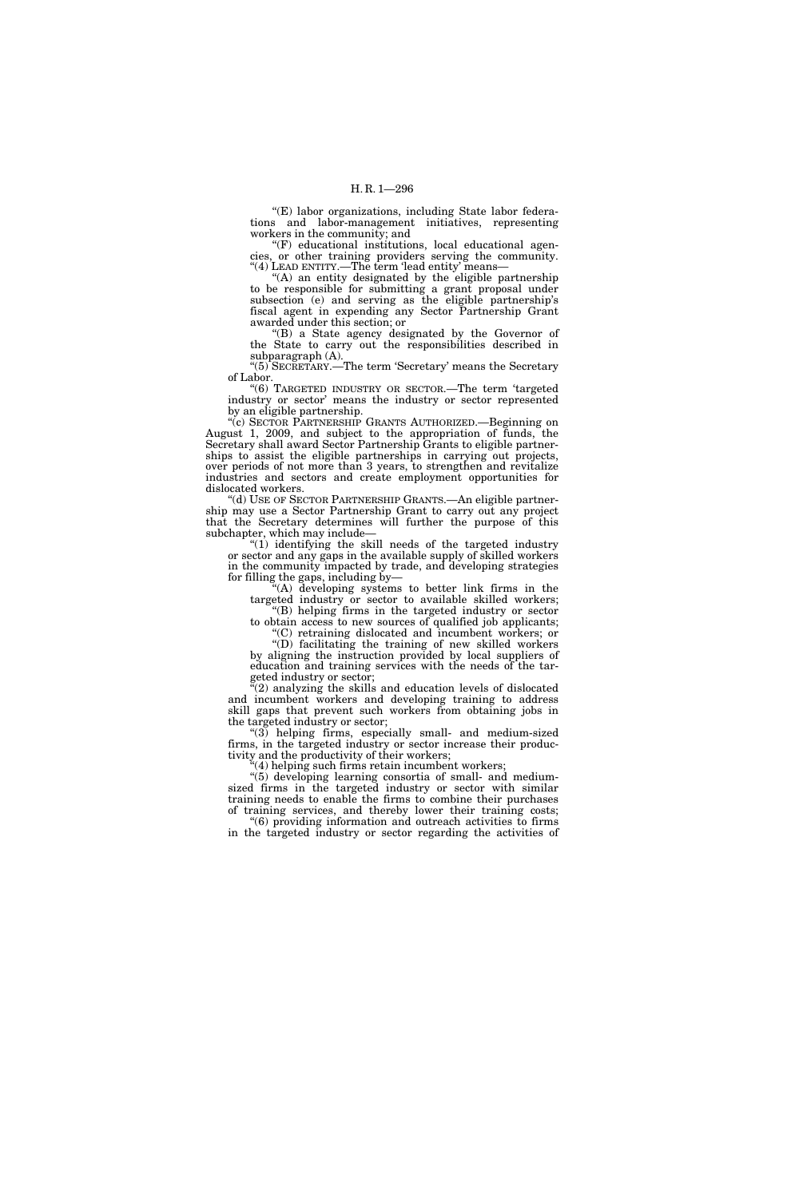“(E) labor organizations, including State labor federations and labor-management initiatives, representing workers in the community; and

“(F) educational institutions, local educational agencies, or other training providers serving the community.

“(4) LEAD ENTITY.—The term ‘lead entity’ means—

“(A) an entity designated by the eligible partnership to be responsible for submitting a grant proposal under subsection (e) and serving as the eligible partnership’s fiscal agent in expending any Sector Partnership Grant awarded under this section; or

“(B) a State agency designated by the Governor of the State to carry out the responsibilities described in subparagraph (A).

“(5) SECRETARY.—The term ‘Secretary’ means the Secretary of Labor.

“(6) TARGETED INDUSTRY OR SECTOR.—The term ‘targeted industry or sector’ means the industry or sector represented by an eligible partnership.

“(c) SECTOR PARTNERSHIP GRANTS AUTHORIZED.—Beginning on August 1, 2009, and subject to the appropriation of funds, the Secretary shall award Sector Partnership Grants to eligible partnerships to assist the eligible partnerships in carrying out projects, over periods of not more than 3 years, to strengthen and revitalize industries and sectors and create employment opportunities for dislocated workers.

“(d) USE OF SECTOR PARTNERSHIP GRANTS.—An eligible partnership may use a Sector Partnership Grant to carry out any project that the Secretary determines will further the purpose of this subchapter, which may include—

“(1) identifying the skill needs of the targeted industry or sector and any gaps in the available supply of skilled workers in the community impacted by trade, and developing strategies for filling the gaps, including by—

“(A) developing systems to better link firms in the targeted industry or sector to available skilled workers;

“(B) helping firms in the targeted industry or sector to obtain access to new sources of qualified job applicants;

“(C) retraining dislocated and incumbent workers; or

“(D) facilitating the training of new skilled workers by aligning the instruction provided by local suppliers of education and training services with the needs of the targeted industry or sector;

“(2) analyzing the skills and education levels of dislocated and incumbent workers and developing training to address skill gaps that prevent such workers from obtaining jobs in the targeted industry or sector;

“(3) helping firms, especially small- and medium-sized firms, in the targeted industry or sector increase their productivity and the productivity of their workers;

“(4) helping such firms retain incumbent workers;

“(5) developing learning consortia of small- and medium-sized firms in the targeted industry or sector with similar training needs to enable the firms to combine their purchases of training services, and thereby lower their training costs;

“(6) providing information and outreach activities to firms in the targeted industry or sector regarding the activities of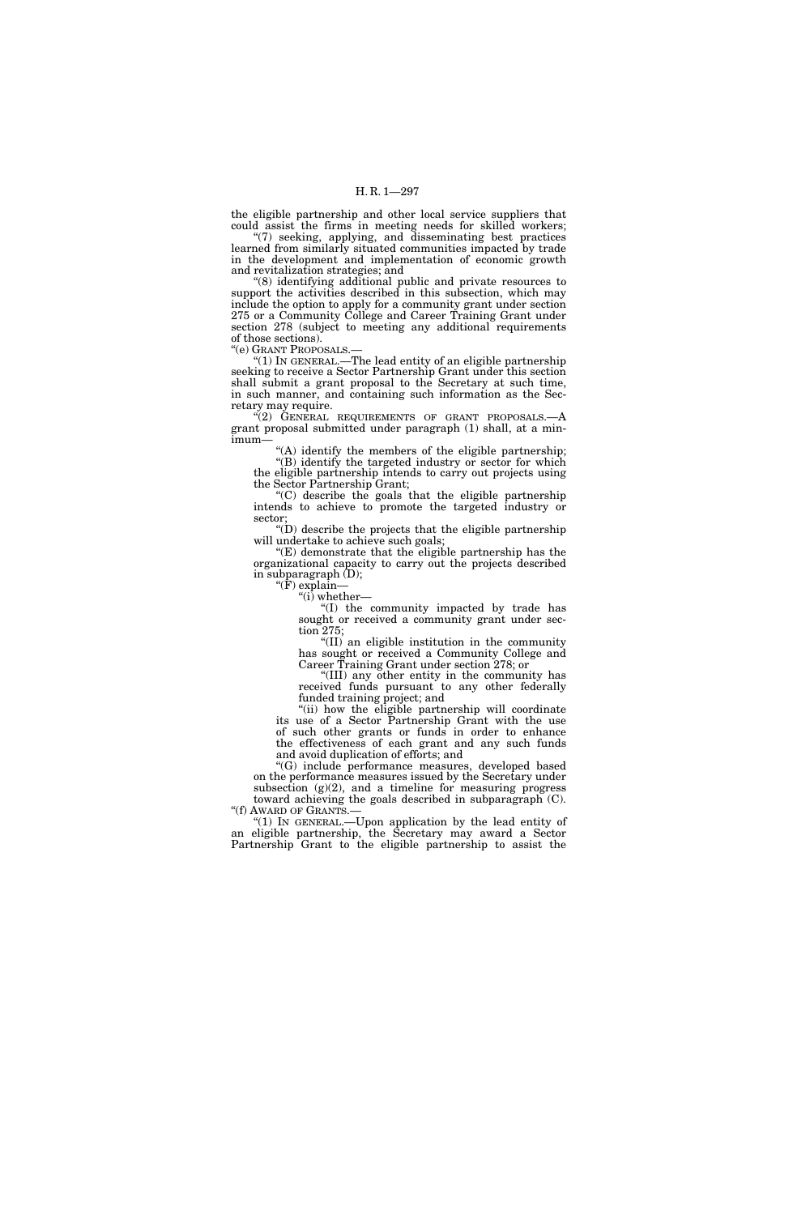the eligible partnership and other local service suppliers that could assist the firms in meeting needs for skilled workers;

"(7) seeking, applying, and disseminating best practices learned from similarly situated communities impacted by trade in the development and implementation of economic growth and revitalization strategies; and

"(8) identifying additional public and private resources to support the activities described in this subsection, which may include the option to apply for a community grant under section 275 or a Community College and Career Training Grant under section 278 (subject to meeting any additional requirements of those sections).

"(e) GRANT PROPOSALS.—

"(1) IN GENERAL.—The lead entity of an eligible partnership seeking to receive a Sector Partnership Grant under this section shall submit a grant proposal to the Secretary at such time, in such manner, and containing such information as the Secretary may require.

"(2) GENERAL REQUIREMENTS OF GRANT PROPOSALS.—A grant proposal submitted under paragraph (1) shall, at a minimum—

"(A) identify the members of the eligible partnership;

"(B) identify the targeted industry or sector for which the eligible partnership intends to carry out projects using the Sector Partnership Grant;

"(C) describe the goals that the eligible partnership intends to achieve to promote the targeted industry or sector;

"(D) describe the projects that the eligible partnership will undertake to achieve such goals;

"(E) demonstrate that the eligible partnership has the organizational capacity to carry out the projects described in subparagraph (D);

"(F) explain—

"(i) whether—

"(I) the community impacted by trade has sought or received a community grant under section 275;

"(II) an eligible institution in the community has sought or received a Community College and Career Training Grant under section 278; or

"(III) any other entity in the community has received funds pursuant to any other federally funded training project; and

"(ii) how the eligible partnership will coordinate its use of a Sector Partnership Grant with the use of such other grants or funds in order to enhance the effectiveness of each grant and any such funds and avoid duplication of efforts; and

"(G) include performance measures, developed based on the performance measures issued by the Secretary under subsection (g)(2), and a timeline for measuring progress toward achieving the goals described in subparagraph (C).

"(f) AWARD OF GRANTS.—

"(1) IN GENERAL.—Upon application by the lead entity of an eligible partnership, the Secretary may award a Sector Partnership Grant to the eligible partnership to assist the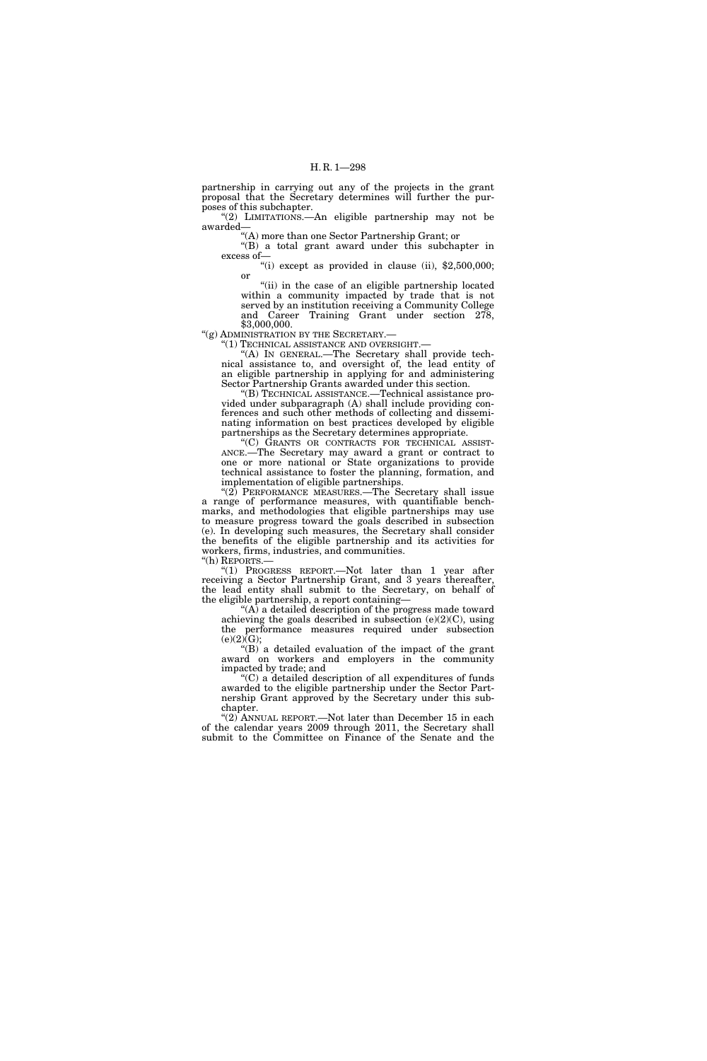partnership in carrying out any of the projects in the grant proposal that the Secretary determines will further the purposes of this subchapter.

"(2) LIMITATIONS.—An eligible partnership may not be awarded—

"(A) more than one Sector Partnership Grant; or

"(B) a total grant award under this subchapter in excess of—

"(i) except as provided in clause (ii), $2,500,000; or

"(ii) in the case of an eligible partnership located within a community impacted by trade that is not served by an institution receiving a Community College and Career Training Grant under section 278, $3,000,000.

"(g) ADMINISTRATION BY THE SECRETARY.—

"(1) TECHNICAL ASSISTANCE AND OVERSIGHT.—

"(A) IN GENERAL.—The Secretary shall provide technical assistance to, and oversight of, the lead entity of an eligible partnership in applying for and administering Sector Partnership Grants awarded under this section.

"(B) TECHNICAL ASSISTANCE.—Technical assistance provided under subparagraph (A) shall include providing conferences and such other methods of collecting and disseminating information on best practices developed by eligible partnerships as the Secretary determines appropriate.

"(C) GRANTS OR CONTRACTS FOR TECHNICAL ASSISTANCE.—The Secretary may award a grant or contract to one or more national or State organizations to provide technical assistance to foster the planning, formation, and implementation of eligible partnerships.

"(2) PERFORMANCE MEASURES.—The Secretary shall issue a range of performance measures, with quantifiable benchmarks, and methodologies that eligible partnerships may use to measure progress toward the goals described in subsection (e). In developing such measures, the Secretary shall consider the benefits of the eligible partnership and its activities for workers, firms, industries, and communities.

"(h) REPORTS.—

"(1) PROGRESS REPORT.—Not later than 1 year after receiving a Sector Partnership Grant, and 3 years thereafter, the lead entity shall submit to the Secretary, on behalf of the eligible partnership, a report containing—

"(A) a detailed description of the progress made toward achieving the goals described in subsection (e)(2)(C), using the performance measures required under subsection (e)(2)(G);

"(B) a detailed evaluation of the impact of the grant award on workers and employers in the community impacted by trade; and

"(C) a detailed description of all expenditures of funds awarded to the eligible partnership under the Sector Partnership Grant approved by the Secretary under this subchapter.

"(2) ANNUAL REPORT.—Not later than December 15 in each of the calendar years 2009 through 2011, the Secretary shall submit to the Committee on Finance of the Senate and the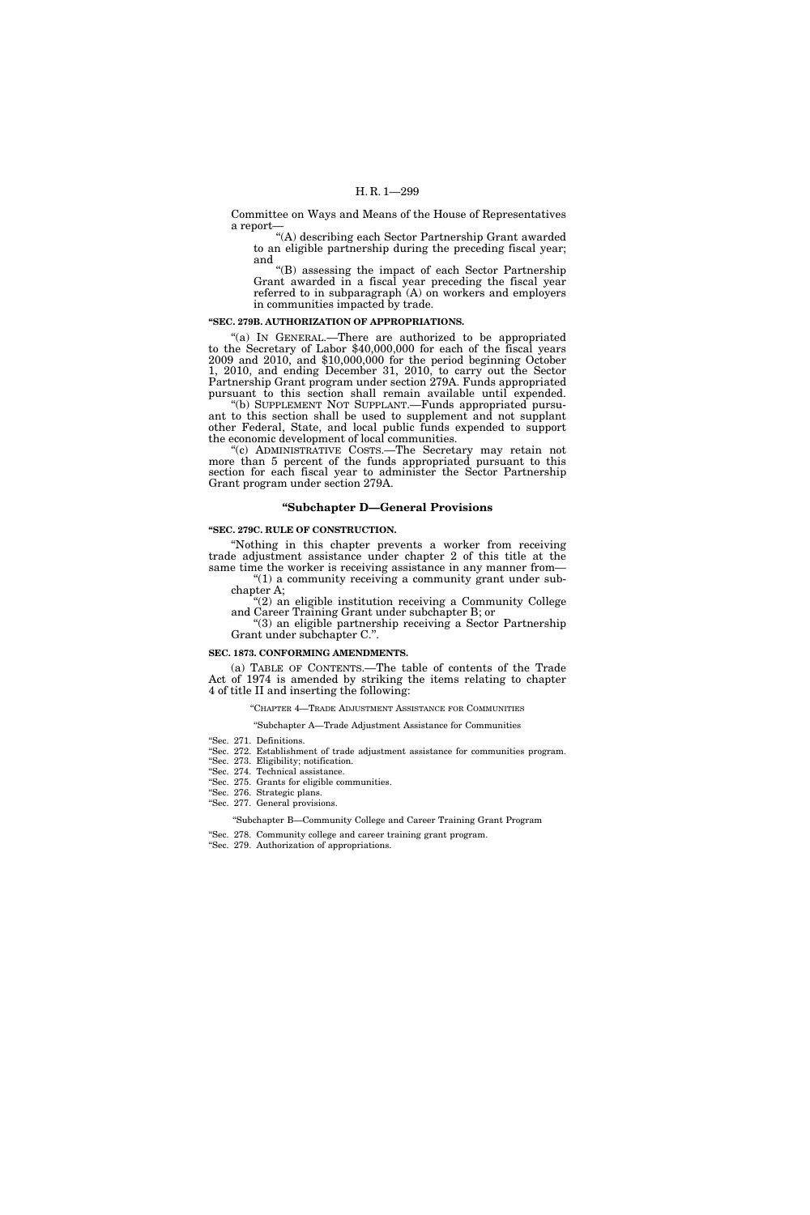Committee on Ways and Means of the House of Representatives a report—

"(A) describing each Sector Partnership Grant awarded to an eligible partnership during the preceding fiscal year; and

"(B) assessing the impact of each Sector Partnership Grant awarded in a fiscal year preceding the fiscal year referred to in subparagraph (A) on workers and employers in communities impacted by trade.

**"SEC. 279B. AUTHORIZATION OF APPROPRIATIONS.**

"(a) IN GENERAL.—There are authorized to be appropriated to the Secretary of Labor $40,000,000 for each of the fiscal years 2009 and 2010, and $10,000,000 for the period beginning October 1, 2010, and ending December 31, 2010, to carry out the Sector Partnership Grant program under section 279A. Funds appropriated pursuant to this section shall remain available until expended.

"(b) SUPPLEMENT NOT SUPPLANT.—Funds appropriated pursuant to this section shall be used to supplement and not supplant other Federal, State, and local public funds expended to support the economic development of local communities.

"(c) ADMINISTRATIVE COSTS.—The Secretary may retain not more than 5 percent of the funds appropriated pursuant to this section for each fiscal year to administer the Sector Partnership Grant program under section 279A.

## "Subchapter D—General Provisions

**"SEC. 279C. RULE OF CONSTRUCTION.**

"Nothing in this chapter prevents a worker from receiving trade adjustment assistance under chapter 2 of this title at the same time the worker is receiving assistance in any manner from—

"(1) a community receiving a community grant under subchapter A;

"(2) an eligible institution receiving a Community College and Career Training Grant under subchapter B; or

"(3) an eligible partnership receiving a Sector Partnership Grant under subchapter C.".

**SEC. 1873. CONFORMING AMENDMENTS.**

(a) TABLE OF CONTENTS.—The table of contents of the Trade Act of 1974 is amended by striking the items relating to chapter 4 of title II and inserting the following:

"CHAPTER 4—TRADE ADJUSTMENT ASSISTANCE FOR COMMUNITIES

"Subchapter A—Trade Adjustment Assistance for Communities

"Sec. 271. Definitions.
"Sec. 272. Establishment of trade adjustment assistance for communities program.
"Sec. 273. Eligibility; notification.
"Sec. 274. Technical assistance.
"Sec. 275. Grants for eligible communities.
"Sec. 276. Strategic plans.
"Sec. 277. General provisions.

"Subchapter B—Community College and Career Training Grant Program

"Sec. 278. Community college and career training grant program.
"Sec. 279. Authorization of appropriations.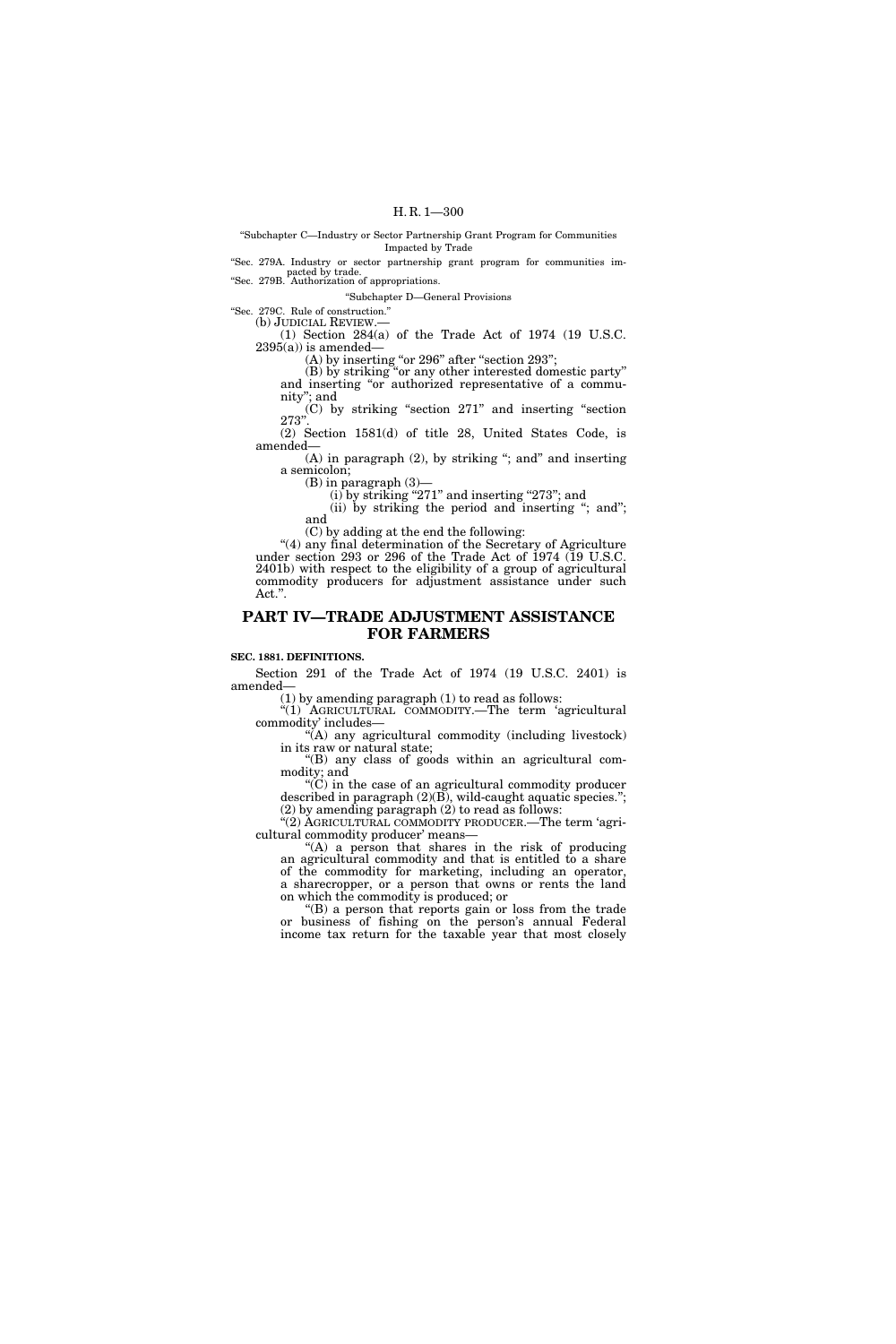"Subchapter C—Industry or Sector Partnership Grant Program for Communities Impacted by Trade

"Sec. 279A. Industry or sector partnership grant program for communities impacted by trade.
"Sec. 279B. Authorization of appropriations.

"Subchapter D—General Provisions

"Sec. 279C. Rule of construction.".

(b) JUDICIAL REVIEW.—

(1) Section 284(a) of the Trade Act of 1974 (19 U.S.C. 2395(a)) is amended—

(A) by inserting "or 296" after "section 293";

(B) by striking "or any other interested domestic party" and inserting "or authorized representative of a community"; and

(C) by striking "section 271" and inserting "section 273".

(2) Section 1581(d) of title 28, United States Code, is amended—

(A) in paragraph (2), by striking "; and" and inserting a semicolon;

(B) in paragraph (3)—

(i) by striking "271" and inserting "273"; and

(ii) by striking the period and inserting "; and"; and

(C) by adding at the end the following:

"(4) any final determination of the Secretary of Agriculture under section 293 or 296 of the Trade Act of 1974 (19 U.S.C. 2401b) with respect to the eligibility of a group of agricultural commodity producers for adjustment assistance under such Act.".

## PART IV—TRADE ADJUSTMENT ASSISTANCE FOR FARMERS

### SEC. 1881. DEFINITIONS.

Section 291 of the Trade Act of 1974 (19 U.S.C. 2401) is amended—

(1) by amending paragraph (1) to read as follows:

"(1) AGRICULTURAL COMMODITY.—The term 'agricultural commodity' includes—

"(A) any agricultural commodity (including livestock) in its raw or natural state;

"(B) any class of goods within an agricultural commodity; and

"(C) in the case of an agricultural commodity producer described in paragraph (2)(B), wild-caught aquatic species.";

(2) by amending paragraph (2) to read as follows:

"(2) AGRICULTURAL COMMODITY PRODUCER.—The term 'agricultural commodity producer' means—

"(A) a person that shares in the risk of producing an agricultural commodity and that is entitled to a share of the commodity for marketing, including an operator, a sharecropper, or a person that owns or rents the land on which the commodity is produced; or

"(B) a person that reports gain or loss from the trade or business of fishing on the person's annual Federal income tax return for the taxable year that most closely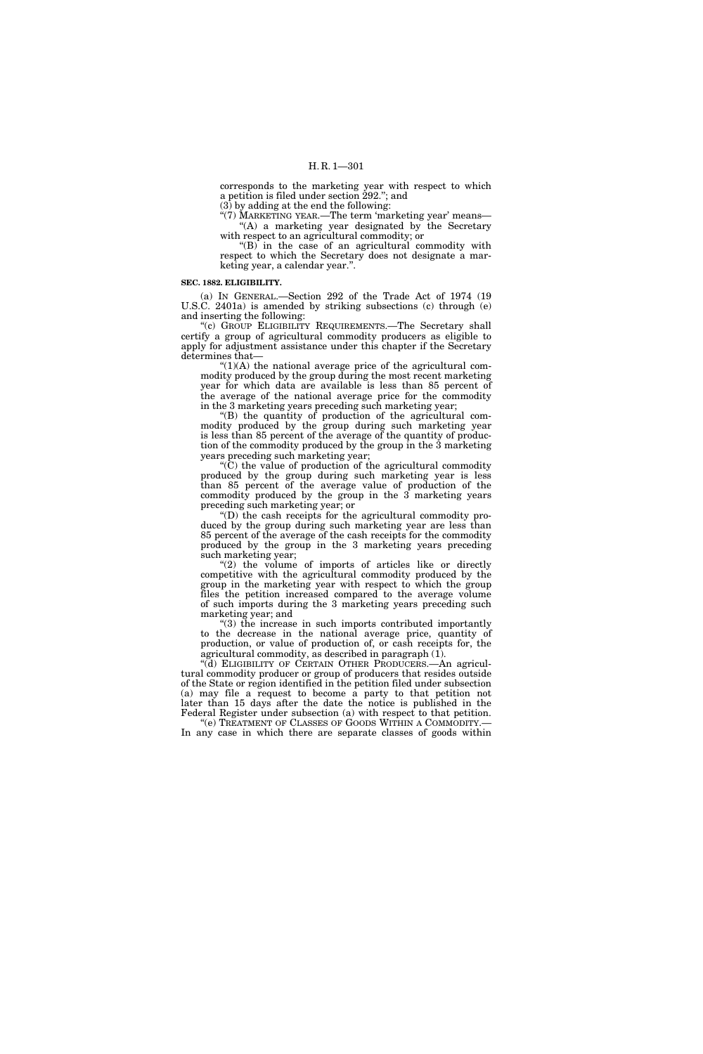corresponds to the marketing year with respect to which a petition is filed under section 292."; and

(3) by adding at the end the following:

"(7) MARKETING YEAR.—The term 'marketing year' means—

"(A) a marketing year designated by the Secretary with respect to an agricultural commodity; or

"(B) in the case of an agricultural commodity with respect to which the Secretary does not designate a marketing year, a calendar year.".

**SEC. 1882. ELIGIBILITY.**

(a) IN GENERAL.—Section 292 of the Trade Act of 1974 (19 U.S.C. 2401a) is amended by striking subsections (c) through (e) and inserting the following:

"(c) GROUP ELIGIBILITY REQUIREMENTS.—The Secretary shall certify a group of agricultural commodity producers as eligible to apply for adjustment assistance under this chapter if the Secretary determines that—

"(1)(A) the national average price of the agricultural commodity produced by the group during the most recent marketing year for which data are available is less than 85 percent of the average of the national average price for the commodity in the 3 marketing years preceding such marketing year;

"(B) the quantity of production of the agricultural commodity produced by the group during such marketing year is less than 85 percent of the average of the quantity of production of the commodity produced by the group in the 3 marketing years preceding such marketing year;

"(C) the value of production of the agricultural commodity produced by the group during such marketing year is less than 85 percent of the average value of production of the commodity produced by the group in the 3 marketing years preceding such marketing year; or

"(D) the cash receipts for the agricultural commodity produced by the group during such marketing year are less than 85 percent of the average of the cash receipts for the commodity produced by the group in the 3 marketing years preceding such marketing year;

"(2) the volume of imports of articles like or directly competitive with the agricultural commodity produced by the group in the marketing year with respect to which the group files the petition increased compared to the average volume of such imports during the 3 marketing years preceding such marketing year; and

"(3) the increase in such imports contributed importantly to the decrease in the national average price, quantity of production, or value of production of, or cash receipts for, the agricultural commodity, as described in paragraph (1).

"(d) ELIGIBILITY OF CERTAIN OTHER PRODUCERS.—An agricultural commodity producer or group of producers that resides outside of the State or region identified in the petition filed under subsection (a) may file a request to become a party to that petition not later than 15 days after the date the notice is published in the Federal Register under subsection (a) with respect to that petition.

"(e) TREATMENT OF CLASSES OF GOODS WITHIN A COMMODITY.—In any case in which there are separate classes of goods within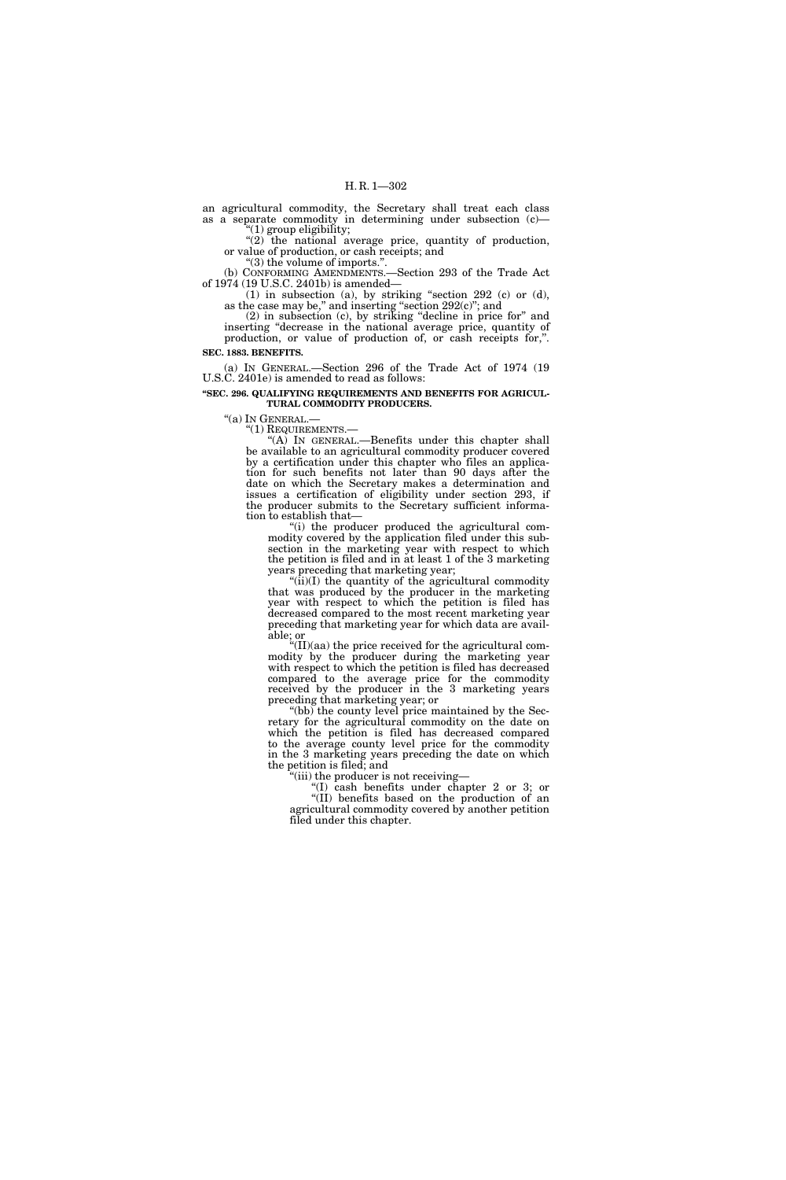an agricultural commodity, the Secretary shall treat each class as a separate commodity in determining under subsection (c)—

"(1) group eligibility;

"(2) the national average price, quantity of production, or value of production, or cash receipts; and

"(3) the volume of imports.".

(b) CONFORMING AMENDMENTS.—Section 293 of the Trade Act of 1974 (19 U.S.C. 2401b) is amended—

(1) in subsection (a), by striking "section 292 (c) or (d), as the case may be," and inserting "section 292(c)"; and

(2) in subsection (c), by striking "decline in price for" and inserting "decrease in the national average price, quantity of production, or value of production of, or cash receipts for,".

**SEC. 1883. BENEFITS.**

(a) IN GENERAL.—Section 296 of the Trade Act of 1974 (19 U.S.C. 2401e) is amended to read as follows:

**"SEC. 296. QUALIFYING REQUIREMENTS AND BENEFITS FOR AGRICULTURAL COMMODITY PRODUCERS.**

"(a) IN GENERAL.—

"(1) REQUIREMENTS.—

"(A) IN GENERAL.—Benefits under this chapter shall be available to an agricultural commodity producer covered by a certification under this chapter who files an application for such benefits not later than 90 days after the date on which the Secretary makes a determination and issues a certification of eligibility under section 293, if the producer submits to the Secretary sufficient information to establish that—

"(i) the producer produced the agricultural commodity covered by the application filed under this subsection in the marketing year with respect to which the petition is filed and in at least 1 of the 3 marketing years preceding that marketing year;

"(ii)(I) the quantity of the agricultural commodity that was produced by the producer in the marketing year with respect to which the petition is filed has decreased compared to the most recent marketing year preceding that marketing year for which data are available; or

"(II)(aa) the price received for the agricultural commodity by the producer during the marketing year with respect to which the petition is filed has decreased compared to the average price for the commodity received by the producer in the 3 marketing years preceding that marketing year; or

"(bb) the county level price maintained by the Secretary for the agricultural commodity on the date on which the petition is filed has decreased compared to the average county level price for the commodity in the 3 marketing years preceding the date on which the petition is filed; and

"(iii) the producer is not receiving—

"(I) cash benefits under chapter 2 or 3; or

"(II) benefits based on the production of an agricultural commodity covered by another petition filed under this chapter.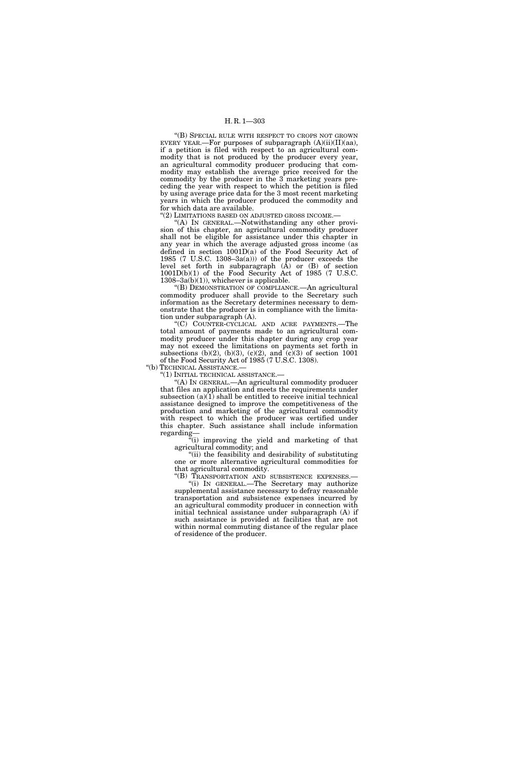"(B) SPECIAL RULE WITH RESPECT TO CROPS NOT GROWN EVERY YEAR.—For purposes of subparagraph (A)(ii)(II)(aa), if a petition is filed with respect to an agricultural commodity that is not produced by the producer every year, an agricultural commodity producer producing that commodity may establish the average price received for the commodity by the producer in the 3 marketing years preceding the year with respect to which the petition is filed by using average price data for the 3 most recent marketing years in which the producer produced the commodity and for which data are available.

"(2) LIMITATIONS BASED ON ADJUSTED GROSS INCOME.—

"(A) IN GENERAL.—Notwithstanding any other provision of this chapter, an agricultural commodity producer shall not be eligible for assistance under this chapter in any year in which the average adjusted gross income (as defined in section 1001D(a) of the Food Security Act of 1985 (7 U.S.C. 1308–3a(a))) of the producer exceeds the level set forth in subparagraph (A) or (B) of section 1001D(b)(1) of the Food Security Act of 1985 (7 U.S.C. 1308–3a(b)(1)), whichever is applicable.

"(B) DEMONSTRATION OF COMPLIANCE.—An agricultural commodity producer shall provide to the Secretary such information as the Secretary determines necessary to demonstrate that the producer is in compliance with the limitation under subparagraph (A).

"(C) COUNTER-CYCLICAL AND ACRE PAYMENTS.—The total amount of payments made to an agricultural commodity producer under this chapter during any crop year may not exceed the limitations on payments set forth in subsections (b)(2), (b)(3), (c)(2), and (c)(3) of section 1001 of the Food Security Act of 1985 (7 U.S.C. 1308).

"(b) TECHNICAL ASSISTANCE.—

"(1) INITIAL TECHNICAL ASSISTANCE.—

"(A) IN GENERAL.—An agricultural commodity producer that files an application and meets the requirements under subsection (a)(1) shall be entitled to receive initial technical assistance designed to improve the competitiveness of the production and marketing of the agricultural commodity with respect to which the producer was certified under this chapter. Such assistance shall include information regarding—

"(i) improving the yield and marketing of that agricultural commodity; and

"(ii) the feasibility and desirability of substituting one or more alternative agricultural commodities for that agricultural commodity.

"(B) TRANSPORTATION AND SUBSISTENCE EXPENSES.—

"(i) IN GENERAL.—The Secretary may authorize supplemental assistance necessary to defray reasonable transportation and subsistence expenses incurred by an agricultural commodity producer in connection with initial technical assistance under subparagraph (A) if such assistance is provided at facilities that are not within normal commuting distance of the regular place of residence of the producer.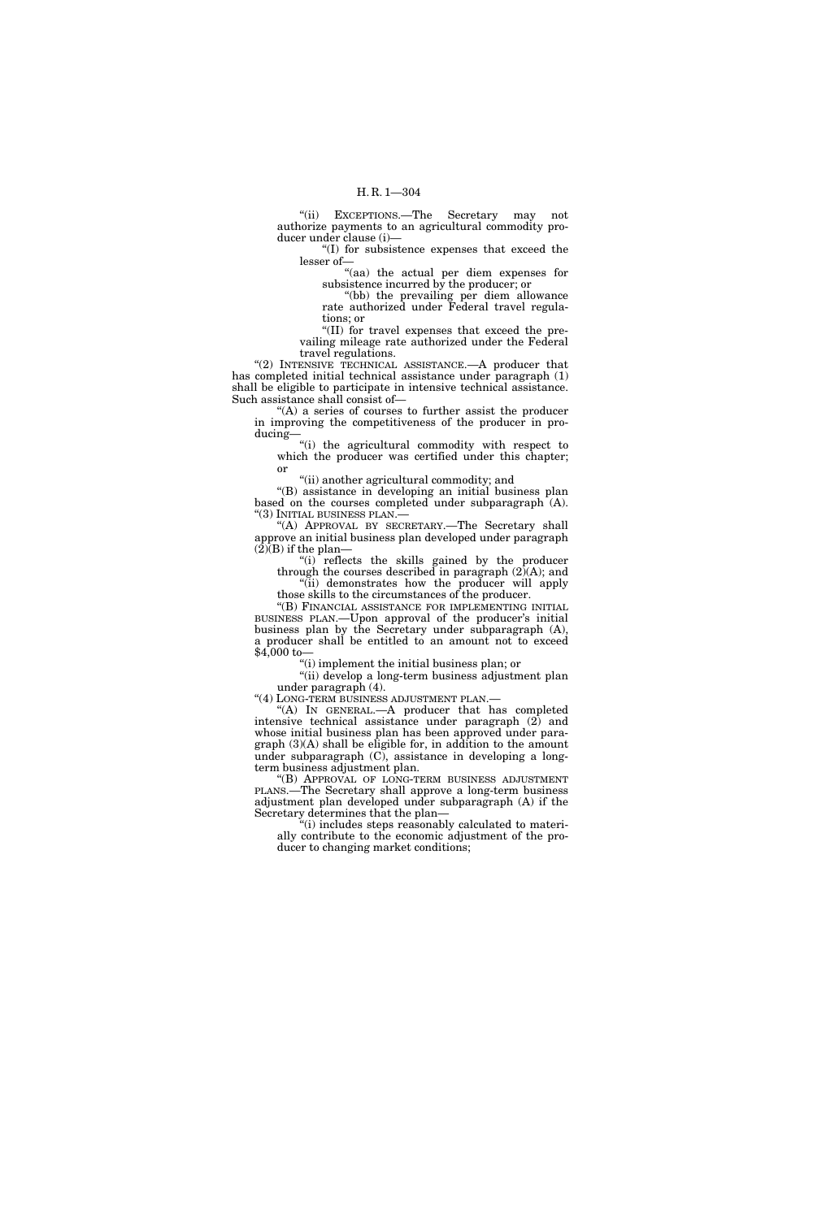"(ii) EXCEPTIONS.—The Secretary may not authorize payments to an agricultural commodity producer under clause (i)—

"(I) for subsistence expenses that exceed the lesser of—

"(aa) the actual per diem expenses for subsistence incurred by the producer; or

"(bb) the prevailing per diem allowance rate authorized under Federal travel regulations; or

"(II) for travel expenses that exceed the prevailing mileage rate authorized under the Federal travel regulations.

"(2) INTENSIVE TECHNICAL ASSISTANCE.—A producer that has completed initial technical assistance under paragraph (1) shall be eligible to participate in intensive technical assistance. Such assistance shall consist of—

"(A) a series of courses to further assist the producer in improving the competitiveness of the producer in producing—

"(i) the agricultural commodity with respect to which the producer was certified under this chapter; or

"(ii) another agricultural commodity; and

"(B) assistance in developing an initial business plan based on the courses completed under subparagraph (A).

"(3) INITIAL BUSINESS PLAN.—

"(A) APPROVAL BY SECRETARY.—The Secretary shall approve an initial business plan developed under paragraph (2)(B) if the plan—

"(i) reflects the skills gained by the producer through the courses described in paragraph (2)(A); and

"(ii) demonstrates how the producer will apply those skills to the circumstances of the producer.

"(B) FINANCIAL ASSISTANCE FOR IMPLEMENTING INITIAL BUSINESS PLAN.—Upon approval of the producer's initial business plan by the Secretary under subparagraph (A), a producer shall be entitled to an amount not to exceed $4,000 to—

"(i) implement the initial business plan; or

"(ii) develop a long-term business adjustment plan under paragraph (4).

"(4) LONG-TERM BUSINESS ADJUSTMENT PLAN.—

"(A) IN GENERAL.—A producer that has completed intensive technical assistance under paragraph (2) and whose initial business plan has been approved under paragraph (3)(A) shall be eligible for, in addition to the amount under subparagraph (C), assistance in developing a long-term business adjustment plan.

"(B) APPROVAL OF LONG-TERM BUSINESS ADJUSTMENT PLANS.—The Secretary shall approve a long-term business adjustment plan developed under subparagraph (A) if the Secretary determines that the plan—

"(i) includes steps reasonably calculated to materially contribute to the economic adjustment of the producer to changing market conditions;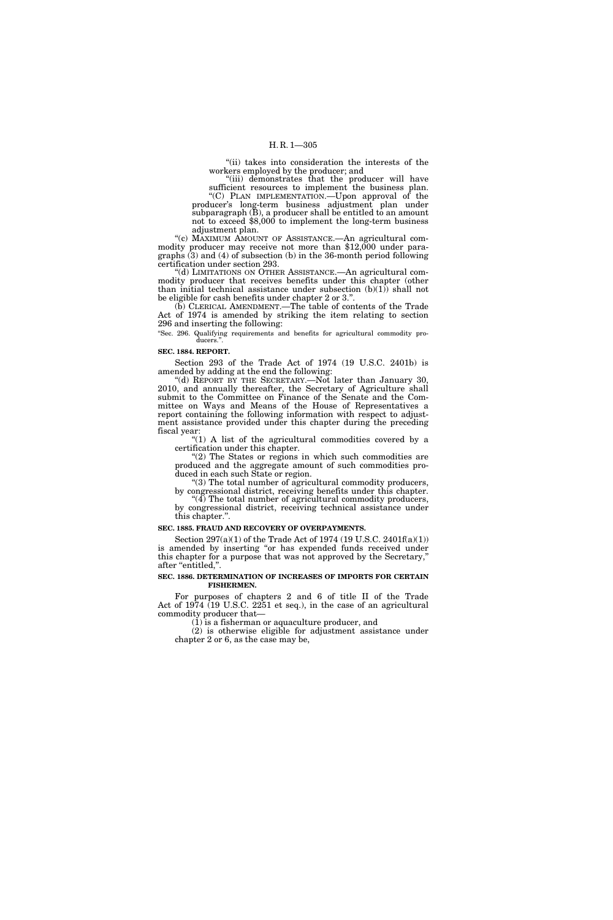"(ii) takes into consideration the interests of the workers employed by the producer; and

"(iii) demonstrates that the producer will have sufficient resources to implement the business plan.

"(C) PLAN IMPLEMENTATION.—Upon approval of the producer's long-term business adjustment plan under subparagraph (B), a producer shall be entitled to an amount not to exceed $8,000 to implement the long-term business adjustment plan.

"(c) MAXIMUM AMOUNT OF ASSISTANCE.—An agricultural commodity producer may receive not more than $12,000 under paragraphs (3) and (4) of subsection (b) in the 36-month period following certification under section 293.

"(d) LIMITATIONS ON OTHER ASSISTANCE.—An agricultural commodity producer that receives benefits under this chapter (other than initial technical assistance under subsection (b)(1)) shall not be eligible for cash benefits under chapter 2 or 3.".

(b) CLERICAL AMENDMENT.—The table of contents of the Trade Act of 1974 is amended by striking the item relating to section 296 and inserting the following:

"Sec. 296. Qualifying requirements and benefits for agricultural commodity producers.".

**SEC. 1884. REPORT.**

Section 293 of the Trade Act of 1974 (19 U.S.C. 2401b) is amended by adding at the end the following:

"(d) REPORT BY THE SECRETARY.—Not later than January 30, 2010, and annually thereafter, the Secretary of Agriculture shall submit to the Committee on Finance of the Senate and the Committee on Ways and Means of the House of Representatives a report containing the following information with respect to adjustment assistance provided under this chapter during the preceding fiscal year:

"(1) A list of the agricultural commodities covered by a certification under this chapter.

"(2) The States or regions in which such commodities are produced and the aggregate amount of such commodities produced in each such State or region.

"(3) The total number of agricultural commodity producers, by congressional district, receiving benefits under this chapter.

"(4) The total number of agricultural commodity producers, by congressional district, receiving technical assistance under this chapter.".

**SEC. 1885. FRAUD AND RECOVERY OF OVERPAYMENTS.**

Section 297(a)(1) of the Trade Act of 1974 (19 U.S.C. 2401f(a)(1)) is amended by inserting "or has expended funds received under this chapter for a purpose that was not approved by the Secretary," after "entitled,".

**SEC. 1886. DETERMINATION OF INCREASES OF IMPORTS FOR CERTAIN FISHERMEN.**

For purposes of chapters 2 and 6 of title II of the Trade Act of 1974 (19 U.S.C. 2251 et seq.), in the case of an agricultural commodity producer that—

(1) is a fisherman or aquaculture producer, and

(2) is otherwise eligible for adjustment assistance under chapter 2 or 6, as the case may be,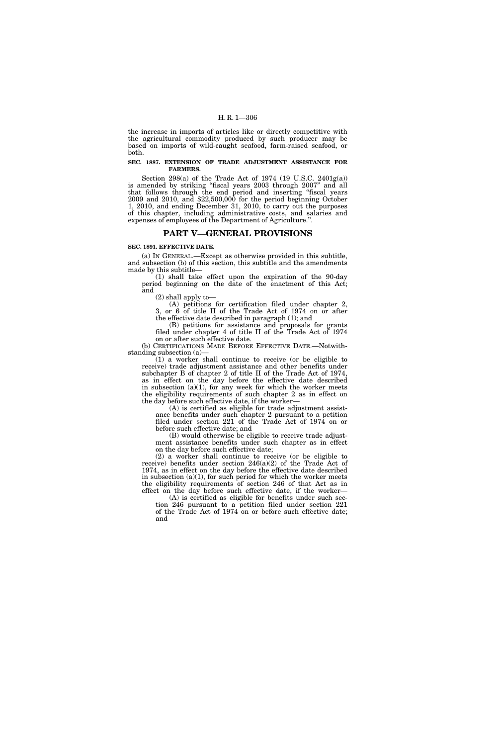the increase in imports of articles like or directly competitive with the agricultural commodity produced by such producer may be based on imports of wild-caught seafood, farm-raised seafood, or both.

**SEC. 1887. EXTENSION OF TRADE ADJUSTMENT ASSISTANCE FOR FARMERS.**

Section 298(a) of the Trade Act of 1974 (19 U.S.C. 2401g(a)) is amended by striking "fiscal years 2003 through 2007" and all that follows through the end period and inserting "fiscal years 2009 and 2010, and $22,500,000 for the period beginning October 1, 2010, and ending December 31, 2010, to carry out the purposes of this chapter, including administrative costs, and salaries and expenses of employees of the Department of Agriculture.".

## PART V—GENERAL PROVISIONS

**SEC. 1891. EFFECTIVE DATE.**

(a) IN GENERAL.—Except as otherwise provided in this subtitle, and subsection (b) of this section, this subtitle and the amendments made by this subtitle—

(1) shall take effect upon the expiration of the 90-day period beginning on the date of the enactment of this Act; and

(2) shall apply to—

(A) petitions for certification filed under chapter 2, 3, or 6 of title II of the Trade Act of 1974 on or after the effective date described in paragraph (1); and

(B) petitions for assistance and proposals for grants filed under chapter 4 of title II of the Trade Act of 1974 on or after such effective date.

(b) CERTIFICATIONS MADE BEFORE EFFECTIVE DATE.—Notwithstanding subsection (a)—

(1) a worker shall continue to receive (or be eligible to receive) trade adjustment assistance and other benefits under subchapter B of chapter 2 of title II of the Trade Act of 1974, as in effect on the day before the effective date described in subsection (a)(1), for any week for which the worker meets the eligibility requirements of such chapter 2 as in effect on the day before such effective date, if the worker—

(A) is certified as eligible for trade adjustment assistance benefits under such chapter 2 pursuant to a petition filed under section 221 of the Trade Act of 1974 on or before such effective date; and

(B) would otherwise be eligible to receive trade adjustment assistance benefits under such chapter as in effect on the day before such effective date;

(2) a worker shall continue to receive (or be eligible to receive) benefits under section 246(a)(2) of the Trade Act of 1974, as in effect on the day before the effective date described in subsection (a)(1), for such period for which the worker meets the eligibility requirements of section 246 of that Act as in effect on the day before such effective date, if the worker—

(A) is certified as eligible for benefits under such section 246 pursuant to a petition filed under section 221 of the Trade Act of 1974 on or before such effective date; and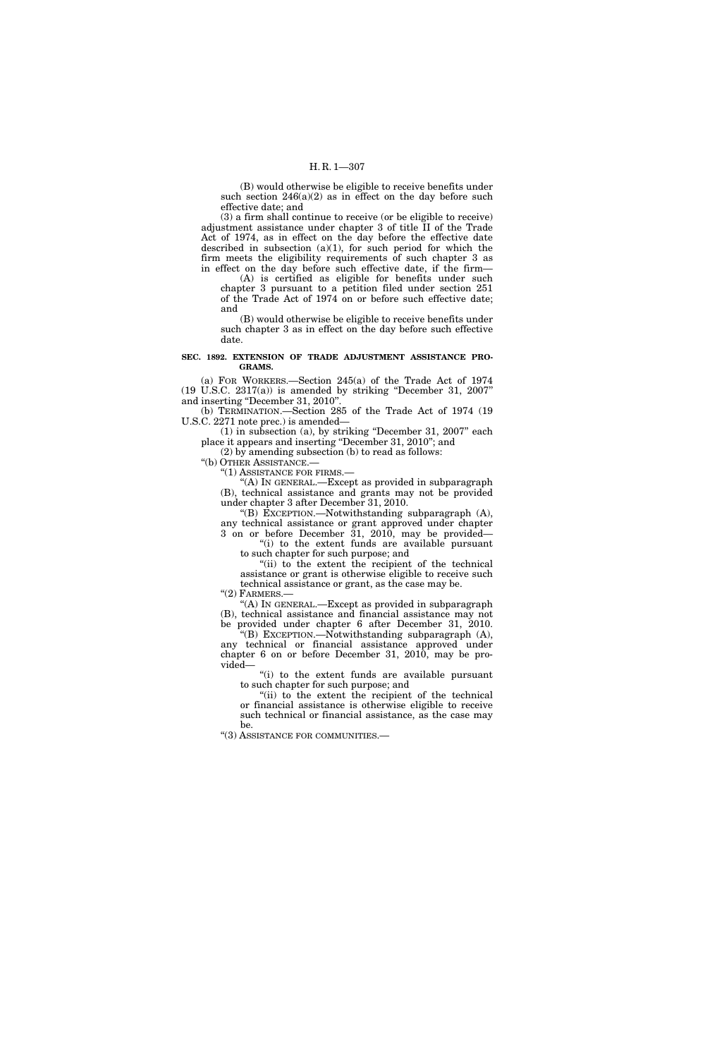(B) would otherwise be eligible to receive benefits under such section 246(a)(2) as in effect on the day before such effective date; and

(3) a firm shall continue to receive (or be eligible to receive) adjustment assistance under chapter 3 of title II of the Trade Act of 1974, as in effect on the day before the effective date described in subsection (a)(1), for such period for which the firm meets the eligibility requirements of such chapter 3 as in effect on the day before such effective date, if the firm—

(A) is certified as eligible for benefits under such chapter 3 pursuant to a petition filed under section 251 of the Trade Act of 1974 on or before such effective date; and

(B) would otherwise be eligible to receive benefits under such chapter 3 as in effect on the day before such effective date.

**SEC. 1892. EXTENSION OF TRADE ADJUSTMENT ASSISTANCE PROGRAMS.**

(a) FOR WORKERS.—Section 245(a) of the Trade Act of 1974 (19 U.S.C. 2317(a)) is amended by striking "December 31, 2007" and inserting "December 31, 2010".

(b) TERMINATION.—Section 285 of the Trade Act of 1974 (19 U.S.C. 2271 note prec.) is amended—

(1) in subsection (a), by striking "December 31, 2007" each place it appears and inserting "December 31, 2010"; and

(2) by amending subsection (b) to read as follows:

"(b) OTHER ASSISTANCE.—

"(1) ASSISTANCE FOR FIRMS.—

"(A) IN GENERAL.—Except as provided in subparagraph (B), technical assistance and grants may not be provided under chapter 3 after December 31, 2010.

"(B) EXCEPTION.—Notwithstanding subparagraph (A), any technical assistance or grant approved under chapter 3 on or before December 31, 2010, may be provided—

"(i) to the extent funds are available pursuant to such chapter for such purpose; and

"(ii) to the extent the recipient of the technical assistance or grant is otherwise eligible to receive such technical assistance or grant, as the case may be.

"(2) FARMERS.—

"(A) IN GENERAL.—Except as provided in subparagraph (B), technical assistance and financial assistance may not be provided under chapter 6 after December 31, 2010.

"(B) EXCEPTION.—Notwithstanding subparagraph (A), any technical or financial assistance approved under chapter 6 on or before December 31, 2010, may be provided—

"(i) to the extent funds are available pursuant to such chapter for such purpose; and

"(ii) to the extent the recipient of the technical or financial assistance is otherwise eligible to receive such technical or financial assistance, as the case may be.

"(3) ASSISTANCE FOR COMMUNITIES.—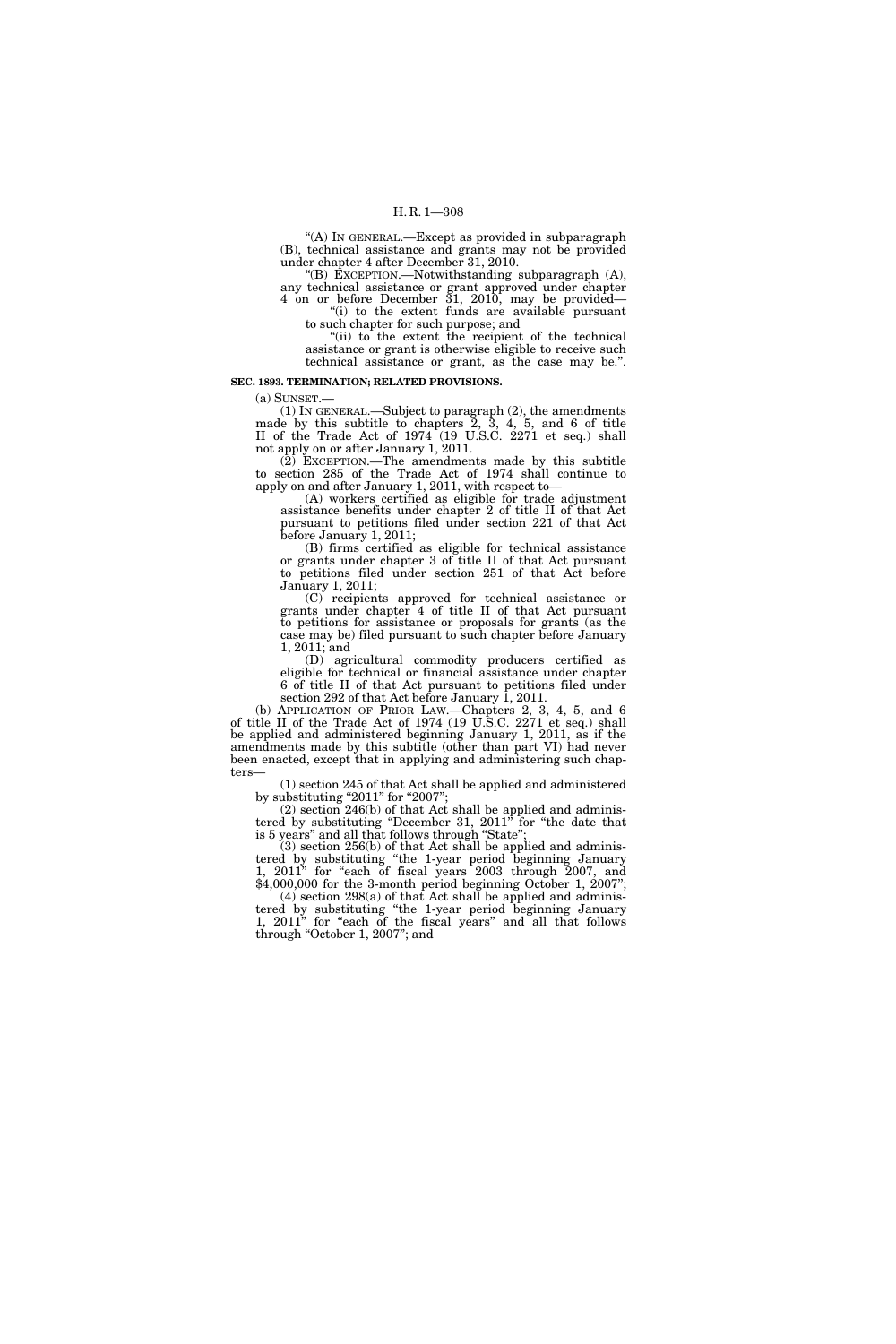"(A) IN GENERAL.—Except as provided in subparagraph (B), technical assistance and grants may not be provided under chapter 4 after December 31, 2010.

"(B) EXCEPTION.—Notwithstanding subparagraph (A), any technical assistance or grant approved under chapter 4 on or before December 31, 2010, may be provided—

"(i) to the extent funds are available pursuant to such chapter for such purpose; and

"(ii) to the extent the recipient of the technical assistance or grant is otherwise eligible to receive such technical assistance or grant, as the case may be.".

**SEC. 1893. TERMINATION; RELATED PROVISIONS.**

(a) SUNSET.—

(1) IN GENERAL.—Subject to paragraph (2), the amendments made by this subtitle to chapters 2, 3, 4, 5, and 6 of title II of the Trade Act of 1974 (19 U.S.C. 2271 et seq.) shall not apply on or after January 1, 2011.

(2) EXCEPTION.—The amendments made by this subtitle to section 285 of the Trade Act of 1974 shall continue to apply on and after January 1, 2011, with respect to—

(A) workers certified as eligible for trade adjustment assistance benefits under chapter 2 of title II of that Act pursuant to petitions filed under section 221 of that Act before January 1, 2011;

(B) firms certified as eligible for technical assistance or grants under chapter 3 of title II of that Act pursuant to petitions filed under section 251 of that Act before January 1, 2011;

(C) recipients approved for technical assistance or grants under chapter 4 of title II of that Act pursuant to petitions for assistance or proposals for grants (as the case may be) filed pursuant to such chapter before January 1, 2011; and

(D) agricultural commodity producers certified as eligible for technical or financial assistance under chapter 6 of title II of that Act pursuant to petitions filed under section 292 of that Act before January 1, 2011.

(b) APPLICATION OF PRIOR LAW.—Chapters 2, 3, 4, 5, and 6 of title II of the Trade Act of 1974 (19 U.S.C. 2271 et seq.) shall be applied and administered beginning January 1, 2011, as if the amendments made by this subtitle (other than part VI) had never been enacted, except that in applying and administering such chapters—

(1) section 245 of that Act shall be applied and administered by substituting "2011" for "2007";

(2) section 246(b) of that Act shall be applied and administered by substituting "December 31, 2011" for "the date that is 5 years" and all that follows through "State";

(3) section 256(b) of that Act shall be applied and administered by substituting "the 1-year period beginning January 1, 2011" for "each of fiscal years 2003 through 2007, and $4,000,000 for the 3-month period beginning October 1, 2007";

(4) section 298(a) of that Act shall be applied and administered by substituting "the 1-year period beginning January 1, 2011" for "each of the fiscal years" and all that follows through "October 1, 2007"; and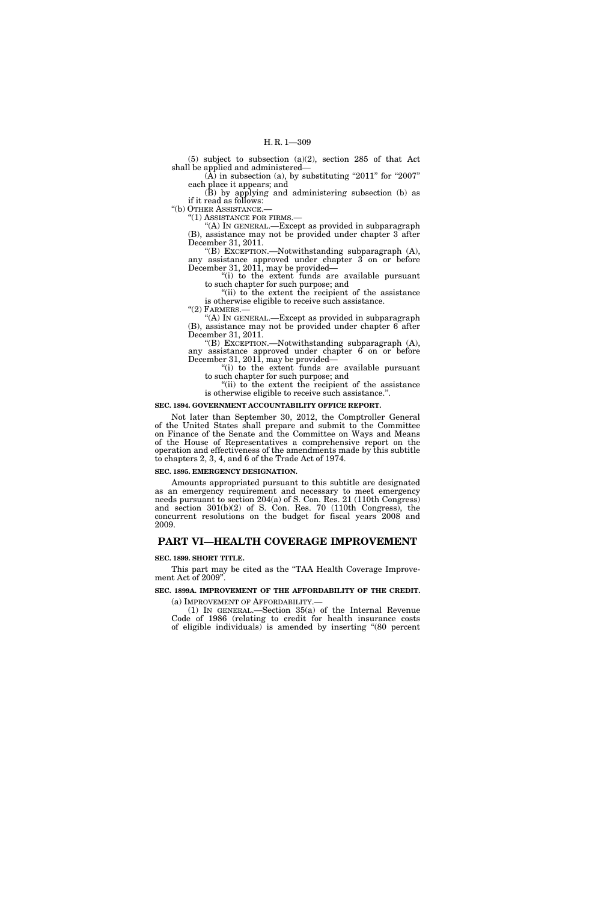(5) subject to subsection (a)(2), section 285 of that Act shall be applied and administered—

(A) in subsection (a), by substituting "2011" for "2007" each place it appears; and

(B) by applying and administering subsection (b) as if it read as follows:

"(b) OTHER ASSISTANCE.—

"(1) ASSISTANCE FOR FIRMS.—

"(A) IN GENERAL.—Except as provided in subparagraph (B), assistance may not be provided under chapter 3 after December 31, 2011.

"(B) EXCEPTION.—Notwithstanding subparagraph (A), any assistance approved under chapter 3 on or before December 31, 2011, may be provided—

"(i) to the extent funds are available pursuant to such chapter for such purpose; and

"(ii) to the extent the recipient of the assistance is otherwise eligible to receive such assistance.

"(2) FARMERS.—

"(A) IN GENERAL.—Except as provided in subparagraph (B), assistance may not be provided under chapter 6 after December 31, 2011.

"(B) EXCEPTION.—Notwithstanding subparagraph (A), any assistance approved under chapter 6 on or before December 31, 2011, may be provided—

"(i) to the extent funds are available pursuant to such chapter for such purpose; and

"(ii) to the extent the recipient of the assistance is otherwise eligible to receive such assistance.".

**SEC. 1894. GOVERNMENT ACCOUNTABILITY OFFICE REPORT.**

Not later than September 30, 2012, the Comptroller General of the United States shall prepare and submit to the Committee on Finance of the Senate and the Committee on Ways and Means of the House of Representatives a comprehensive report on the operation and effectiveness of the amendments made by this subtitle to chapters 2, 3, 4, and 6 of the Trade Act of 1974.

**SEC. 1895. EMERGENCY DESIGNATION.**

Amounts appropriated pursuant to this subtitle are designated as an emergency requirement and necessary to meet emergency needs pursuant to section 204(a) of S. Con. Res. 21 (110th Congress) and section 301(b)(2) of S. Con. Res. 70 (110th Congress), the concurrent resolutions on the budget for fiscal years 2008 and 2009.

## PART VI—HEALTH COVERAGE IMPROVEMENT

**SEC. 1899. SHORT TITLE.**

This part may be cited as the "TAA Health Coverage Improvement Act of 2009".

**SEC. 1899A. IMPROVEMENT OF THE AFFORDABILITY OF THE CREDIT.**

(a) IMPROVEMENT OF AFFORDABILITY.—

(1) IN GENERAL.—Section 35(a) of the Internal Revenue Code of 1986 (relating to credit for health insurance costs of eligible individuals) is amended by inserting "(80 percent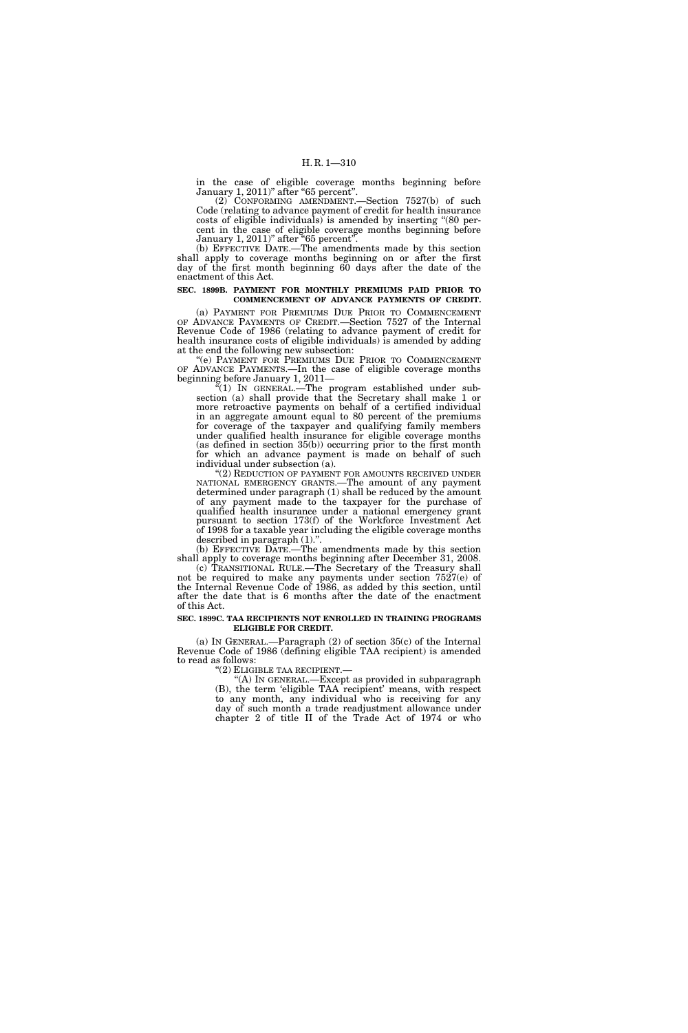in the case of eligible coverage months beginning before January 1, 2011)" after "65 percent".

(2) CONFORMING AMENDMENT.—Section 7527(b) of such Code (relating to advance payment of credit for health insurance costs of eligible individuals) is amended by inserting "(80 percent in the case of eligible coverage months beginning before January 1, 2011)" after "65 percent".

(b) EFFECTIVE DATE.—The amendments made by this section shall apply to coverage months beginning on or after the first day of the first month beginning 60 days after the date of the enactment of this Act.

**SEC. 1899B. PAYMENT FOR MONTHLY PREMIUMS PAID PRIOR TO COMMENCEMENT OF ADVANCE PAYMENTS OF CREDIT.**

(a) PAYMENT FOR PREMIUMS DUE PRIOR TO COMMENCEMENT OF ADVANCE PAYMENTS OF CREDIT.—Section 7527 of the Internal Revenue Code of 1986 (relating to advance payment of credit for health insurance costs of eligible individuals) is amended by adding at the end the following new subsection:

"(e) PAYMENT FOR PREMIUMS DUE PRIOR TO COMMENCEMENT OF ADVANCE PAYMENTS.—In the case of eligible coverage months beginning before January 1, 2011—

"(1) IN GENERAL.—The program established under subsection (a) shall provide that the Secretary shall make 1 or more retroactive payments on behalf of a certified individual in an aggregate amount equal to 80 percent of the premiums for coverage of the taxpayer and qualifying family members under qualified health insurance for eligible coverage months (as defined in section 35(b)) occurring prior to the first month for which an advance payment is made on behalf of such individual under subsection (a).

"(2) REDUCTION OF PAYMENT FOR AMOUNTS RECEIVED UNDER NATIONAL EMERGENCY GRANTS.—The amount of any payment determined under paragraph (1) shall be reduced by the amount of any payment made to the taxpayer for the purchase of qualified health insurance under a national emergency grant pursuant to section 173(f) of the Workforce Investment Act of 1998 for a taxable year including the eligible coverage months described in paragraph (1).".

(b) EFFECTIVE DATE.—The amendments made by this section shall apply to coverage months beginning after December 31, 2008.

(c) TRANSITIONAL RULE.—The Secretary of the Treasury shall not be required to make any payments under section 7527(e) of the Internal Revenue Code of 1986, as added by this section, until after the date that is 6 months after the date of the enactment of this Act.

**SEC. 1899C. TAA RECIPIENTS NOT ENROLLED IN TRAINING PROGRAMS ELIGIBLE FOR CREDIT.**

(a) IN GENERAL.—Paragraph (2) of section 35(c) of the Internal Revenue Code of 1986 (defining eligible TAA recipient) is amended to read as follows:

"(2) ELIGIBLE TAA RECIPIENT.—

"(A) IN GENERAL.—Except as provided in subparagraph (B), the term 'eligible TAA recipient' means, with respect to any month, any individual who is receiving for any day of such month a trade readjustment allowance under chapter 2 of title II of the Trade Act of 1974 or who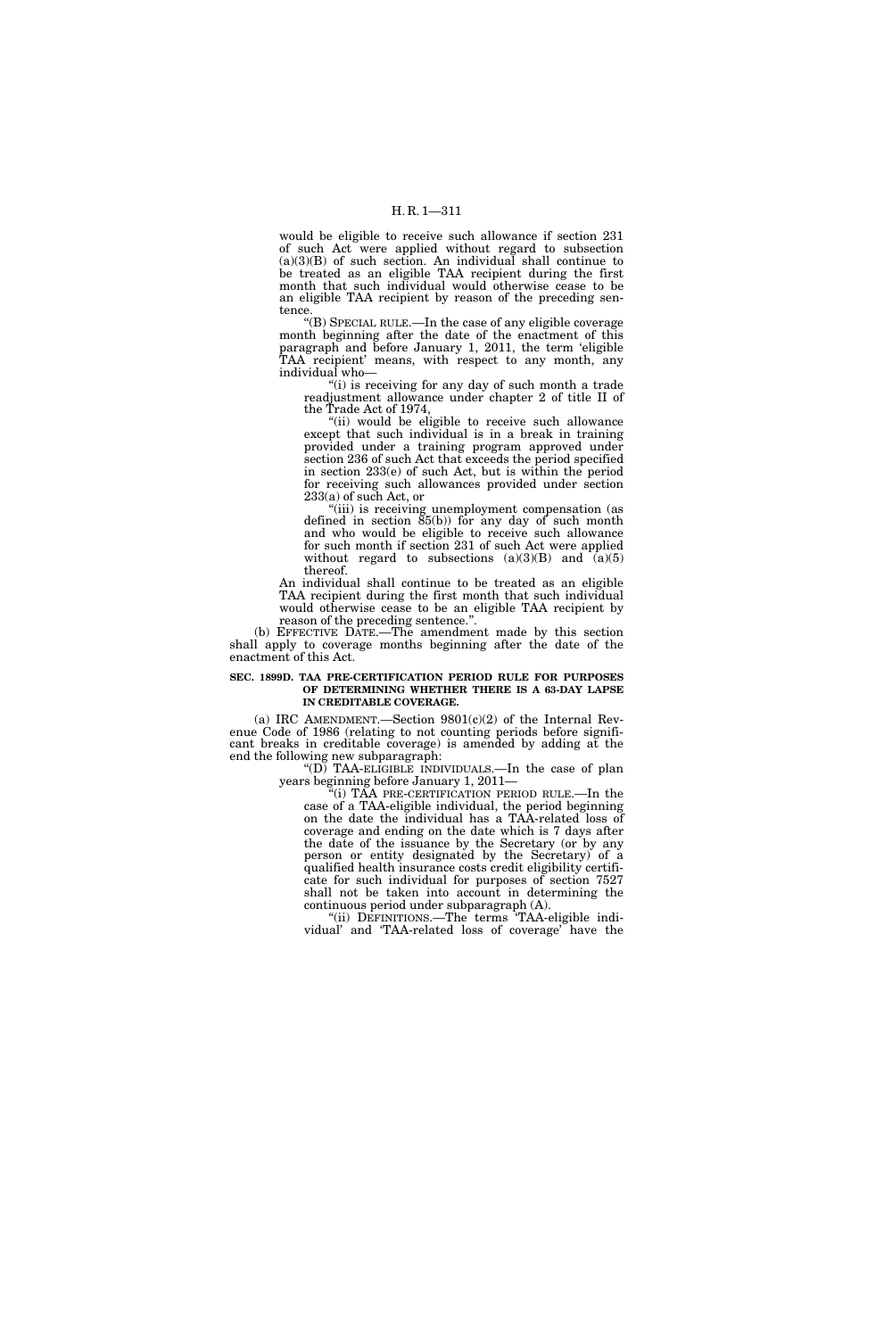would be eligible to receive such allowance if section 231 of such Act were applied without regard to subsection (a)(3)(B) of such section. An individual shall continue to be treated as an eligible TAA recipient during the first month that such individual would otherwise cease to be an eligible TAA recipient by reason of the preceding sentence.

"(B) SPECIAL RULE.—In the case of any eligible coverage month beginning after the date of the enactment of this paragraph and before January 1, 2011, the term 'eligible TAA recipient' means, with respect to any month, any individual who—

"(i) is receiving for any day of such month a trade readjustment allowance under chapter 2 of title II of the Trade Act of 1974,

"(ii) would be eligible to receive such allowance except that such individual is in a break in training provided under a training program approved under section 236 of such Act that exceeds the period specified in section 233(e) of such Act, but is within the period for receiving such allowances provided under section 233(a) of such Act, or

"(iii) is receiving unemployment compensation (as defined in section 85(b)) for any day of such month and who would be eligible to receive such allowance for such month if section 231 of such Act were applied without regard to subsections (a)(3)(B) and (a)(5) thereof.

An individual shall continue to be treated as an eligible TAA recipient during the first month that such individual would otherwise cease to be an eligible TAA recipient by reason of the preceding sentence.".

(b) EFFECTIVE DATE.—The amendment made by this section shall apply to coverage months beginning after the date of the enactment of this Act.

**SEC. 1899D. TAA PRE-CERTIFICATION PERIOD RULE FOR PURPOSES OF DETERMINING WHETHER THERE IS A 63-DAY LAPSE IN CREDITABLE COVERAGE.**

(a) IRC AMENDMENT.—Section 9801(c)(2) of the Internal Revenue Code of 1986 (relating to not counting periods before significant breaks in creditable coverage) is amended by adding at the end the following new subparagraph:

"(D) TAA-ELIGIBLE INDIVIDUALS.—In the case of plan years beginning before January 1, 2011—

"(i) TAA PRE-CERTIFICATION PERIOD RULE.—In the case of a TAA-eligible individual, the period beginning on the date the individual has a TAA-related loss of coverage and ending on the date which is 7 days after the date of the issuance by the Secretary (or by any person or entity designated by the Secretary) of a qualified health insurance costs credit eligibility certificate for such individual for purposes of section 7527 shall not be taken into account in determining the continuous period under subparagraph (A).

"(ii) DEFINITIONS.—The terms 'TAA-eligible individual' and 'TAA-related loss of coverage' have the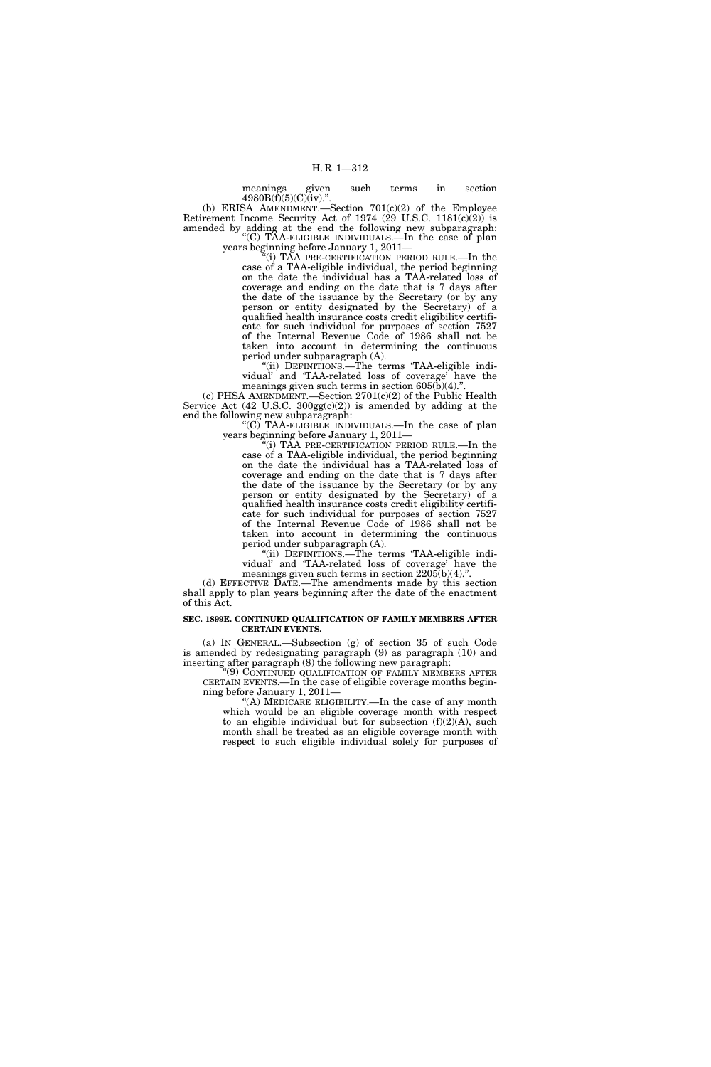meanings given such terms in section 4980B(f)(5)(C)(iv).”.

(b) ERISA AMENDMENT.—Section 701(c)(2) of the Employee Retirement Income Security Act of 1974 (29 U.S.C. 1181(c)(2)) is amended by adding at the end the following new subparagraph:

“(C) TAA-ELIGIBLE INDIVIDUALS.—In the case of plan years beginning before January 1, 2011—

“(i) TAA PRE-CERTIFICATION PERIOD RULE.—In the case of a TAA-eligible individual, the period beginning on the date the individual has a TAA-related loss of coverage and ending on the date that is 7 days after the date of the issuance by the Secretary (or by any person or entity designated by the Secretary) of a qualified health insurance costs credit eligibility certificate for such individual for purposes of section 7527 of the Internal Revenue Code of 1986 shall not be taken into account in determining the continuous period under subparagraph (A).

“(ii) DEFINITIONS.—The terms ‘TAA-eligible individual’ and ‘TAA-related loss of coverage’ have the meanings given such terms in section 605(b)(4).”.

(c) PHSA AMENDMENT.—Section 2701(c)(2) of the Public Health Service Act (42 U.S.C. 300gg(c)(2)) is amended by adding at the end the following new subparagraph:

“(C) TAA-ELIGIBLE INDIVIDUALS.—In the case of plan years beginning before January 1, 2011—

“(i) TAA PRE-CERTIFICATION PERIOD RULE.—In the case of a TAA-eligible individual, the period beginning on the date the individual has a TAA-related loss of coverage and ending on the date that is 7 days after the date of the issuance by the Secretary (or by any person or entity designated by the Secretary) of a qualified health insurance costs credit eligibility certificate for such individual for purposes of section 7527 of the Internal Revenue Code of 1986 shall not be taken into account in determining the continuous period under subparagraph (A).

“(ii) DEFINITIONS.—The terms ‘TAA-eligible individual’ and ‘TAA-related loss of coverage’ have the meanings given such terms in section 2205(b)(4).”.

(d) EFFECTIVE DATE.—The amendments made by this section shall apply to plan years beginning after the date of the enactment of this Act.

**SEC. 1899E. CONTINUED QUALIFICATION OF FAMILY MEMBERS AFTER CERTAIN EVENTS.**

(a) IN GENERAL.—Subsection (g) of section 35 of such Code is amended by redesignating paragraph (9) as paragraph (10) and inserting after paragraph (8) the following new paragraph:

“(9) CONTINUED QUALIFICATION OF FAMILY MEMBERS AFTER CERTAIN EVENTS.—In the case of eligible coverage months beginning before January 1, 2011—

“(A) MEDICARE ELIGIBILITY.—In the case of any month which would be an eligible coverage month with respect to an eligible individual but for subsection (f)(2)(A), such month shall be treated as an eligible coverage month with respect to such eligible individual solely for purposes of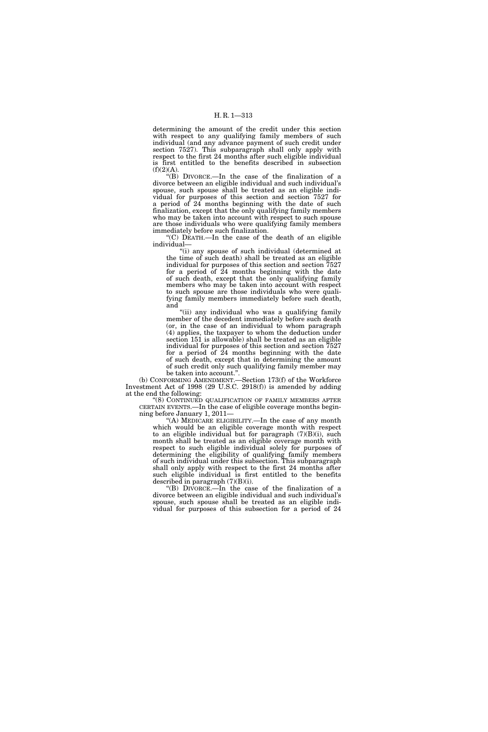determining the amount of the credit under this section with respect to any qualifying family members of such individual (and any advance payment of such credit under section 7527). This subparagraph shall only apply with respect to the first 24 months after such eligible individual is first entitled to the benefits described in subsection (f)(2)(A).

"(B) DIVORCE.—In the case of the finalization of a divorce between an eligible individual and such individual's spouse, such spouse shall be treated as an eligible individual for purposes of this section and section 7527 for a period of 24 months beginning with the date of such finalization, except that the only qualifying family members who may be taken into account with respect to such spouse are those individuals who were qualifying family members immediately before such finalization.

"(C) DEATH.—In the case of the death of an eligible individual—

"(i) any spouse of such individual (determined at the time of such death) shall be treated as an eligible individual for purposes of this section and section 7527 for a period of 24 months beginning with the date of such death, except that the only qualifying family members who may be taken into account with respect to such spouse are those individuals who were qualifying family members immediately before such death, and

"(ii) any individual who was a qualifying family member of the decedent immediately before such death (or, in the case of an individual to whom paragraph (4) applies, the taxpayer to whom the deduction under section 151 is allowable) shall be treated as an eligible individual for purposes of this section and section 7527 for a period of 24 months beginning with the date of such death, except that in determining the amount of such credit only such qualifying family member may be taken into account.".

(b) CONFORMING AMENDMENT.—Section 173(f) of the Workforce Investment Act of 1998 (29 U.S.C. 2918(f)) is amended by adding at the end the following:

"(8) CONTINUED QUALIFICATION OF FAMILY MEMBERS AFTER CERTAIN EVENTS.—In the case of eligible coverage months beginning before January 1, 2011—

"(A) MEDICARE ELIGIBILITY.—In the case of any month which would be an eligible coverage month with respect to an eligible individual but for paragraph (7)(B)(i), such month shall be treated as an eligible coverage month with respect to such eligible individual solely for purposes of determining the eligibility of qualifying family members of such individual under this subsection. This subparagraph shall only apply with respect to the first 24 months after such eligible individual is first entitled to the benefits described in paragraph (7)(B)(i).

"(B) DIVORCE.—In the case of the finalization of a divorce between an eligible individual and such individual's spouse, such spouse shall be treated as an eligible individual for purposes of this subsection for a period of 24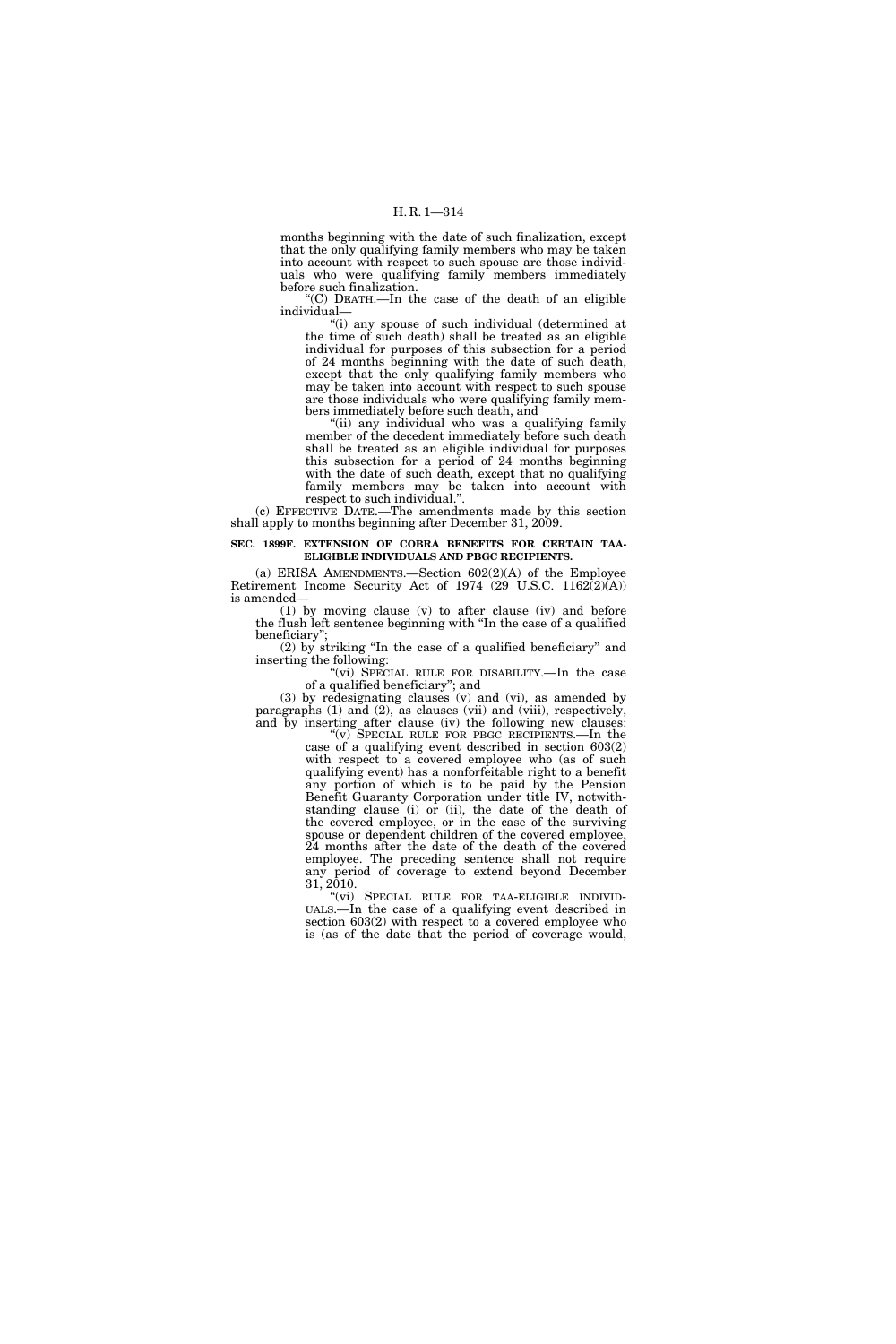months beginning with the date of such finalization, except that the only qualifying family members who may be taken into account with respect to such spouse are those individuals who were qualifying family members immediately before such finalization.

"(C) DEATH.—In the case of the death of an eligible individual—

"(i) any spouse of such individual (determined at the time of such death) shall be treated as an eligible individual for purposes of this subsection for a period of 24 months beginning with the date of such death, except that the only qualifying family members who may be taken into account with respect to such spouse are those individuals who were qualifying family members immediately before such death, and

"(ii) any individual who was a qualifying family member of the decedent immediately before such death shall be treated as an eligible individual for purposes this subsection for a period of 24 months beginning with the date of such death, except that no qualifying family members may be taken into account with respect to such individual.".

(c) EFFECTIVE DATE.—The amendments made by this section shall apply to months beginning after December 31, 2009.

**SEC. 1899F. EXTENSION OF COBRA BENEFITS FOR CERTAIN TAA-ELIGIBLE INDIVIDUALS AND PBGC RECIPIENTS.**

(a) ERISA AMENDMENTS.—Section 602(2)(A) of the Employee Retirement Income Security Act of 1974 (29 U.S.C. 1162(2)(A)) is amended—

(1) by moving clause (v) to after clause (iv) and before the flush left sentence beginning with "In the case of a qualified beneficiary";

(2) by striking "In the case of a qualified beneficiary" and inserting the following:

"(vi) SPECIAL RULE FOR DISABILITY.—In the case of a qualified beneficiary"; and

(3) by redesignating clauses (v) and (vi), as amended by paragraphs (1) and (2), as clauses (vii) and (viii), respectively, and by inserting after clause (iv) the following new clauses:

"(v) SPECIAL RULE FOR PBGC RECIPIENTS.—In the case of a qualifying event described in section 603(2) with respect to a covered employee who (as of such qualifying event) has a nonforfeitable right to a benefit any portion of which is to be paid by the Pension Benefit Guaranty Corporation under title IV, notwithstanding clause (i) or (ii), the date of the death of the covered employee, or in the case of the surviving spouse or dependent children of the covered employee, 24 months after the date of the death of the covered employee. The preceding sentence shall not require any period of coverage to extend beyond December 31, 2010.

"(vi) SPECIAL RULE FOR TAA-ELIGIBLE INDIVIDUALS.—In the case of a qualifying event described in section 603(2) with respect to a covered employee who is (as of the date that the period of coverage would,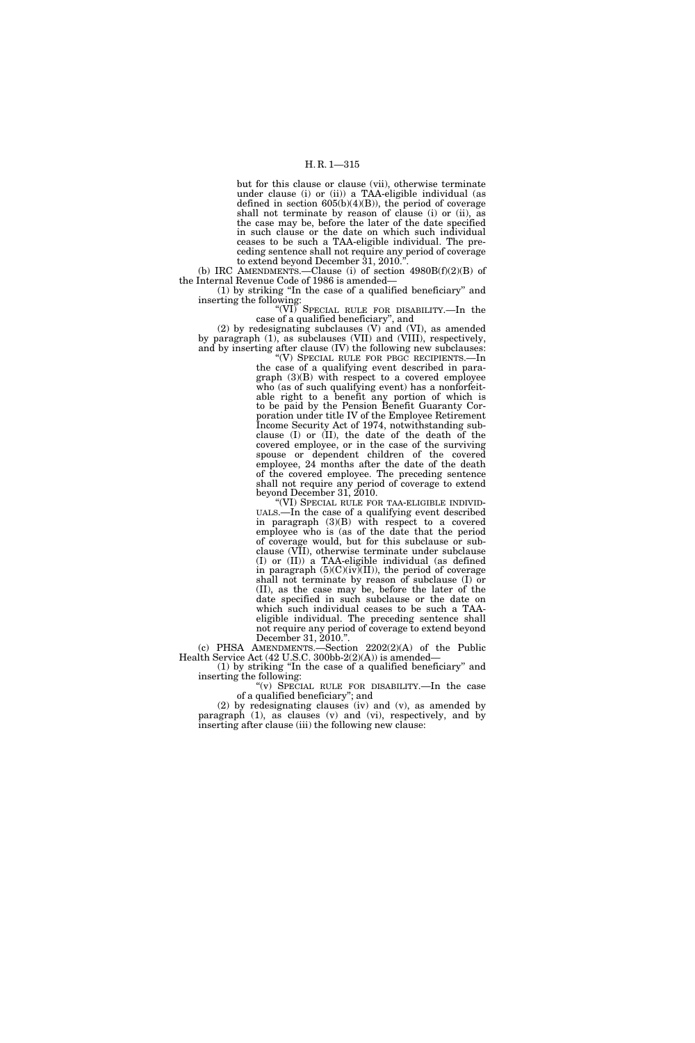but for this clause or clause (vii), otherwise terminate under clause (i) or (ii)) a TAA-eligible individual (as defined in section 605(b)(4)(B)), the period of coverage shall not terminate by reason of clause (i) or (ii), as the case may be, before the later of the date specified in such clause or the date on which such individual ceases to be such a TAA-eligible individual. The preceding sentence shall not require any period of coverage to extend beyond December 31, 2010.".

(b) IRC AMENDMENTS.—Clause (i) of section 4980B(f)(2)(B) of the Internal Revenue Code of 1986 is amended—

(1) by striking "In the case of a qualified beneficiary" and inserting the following:

"(VI) SPECIAL RULE FOR DISABILITY.—In the case of a qualified beneficiary", and

(2) by redesignating subclauses (V) and (VI), as amended by paragraph (1), as subclauses (VII) and (VIII), respectively, and by inserting after clause (IV) the following new subclauses:

"(V) SPECIAL RULE FOR PBGC RECIPIENTS.—In the case of a qualifying event described in paragraph (3)(B) with respect to a covered employee who (as of such qualifying event) has a nonforfeitable right to a benefit any portion of which is to be paid by the Pension Benefit Guaranty Corporation under title IV of the Employee Retirement Income Security Act of 1974, notwithstanding subclause (I) or (II), the date of the death of the covered employee, or in the case of the surviving spouse or dependent children of the covered employee, 24 months after the date of the death of the covered employee. The preceding sentence shall not require any period of coverage to extend beyond December 31, 2010.

"(VI) SPECIAL RULE FOR TAA-ELIGIBLE INDIVIDUALS.—In the case of a qualifying event described in paragraph (3)(B) with respect to a covered employee who is (as of the date that the period of coverage would, but for this subclause or subclause (VII), otherwise terminate under subclause (I) or (II)) a TAA-eligible individual (as defined in paragraph (5)(C)(iv)(II)), the period of coverage shall not terminate by reason of subclause (I) or (II), as the case may be, before the later of the date specified in such subclause or the date on which such individual ceases to be such a TAA-eligible individual. The preceding sentence shall not require any period of coverage to extend beyond December 31, 2010.".

(c) PHSA AMENDMENTS.—Section 2202(2)(A) of the Public Health Service Act (42 U.S.C. 300bb-2(2)(A)) is amended—

(1) by striking "In the case of a qualified beneficiary" and inserting the following:

"(v) SPECIAL RULE FOR DISABILITY.—In the case of a qualified beneficiary"; and

(2) by redesignating clauses (iv) and (v), as amended by paragraph (1), as clauses (v) and (vi), respectively, and by inserting after clause (iii) the following new clause: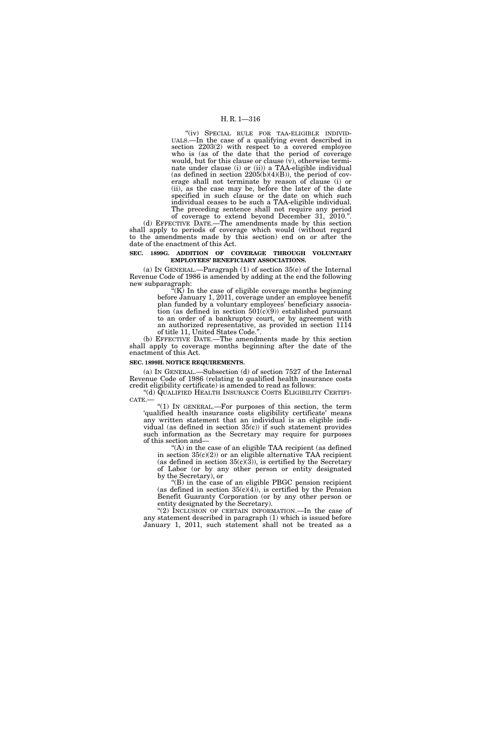"(iv) SPECIAL RULE FOR TAA-ELIGIBLE INDIVIDUALS.—In the case of a qualifying event described in section 2203(2) with respect to a covered employee who is (as of the date that the period of coverage would, but for this clause or clause (v), otherwise terminate under clause (i) or (ii)) a TAA-eligible individual (as defined in section 2205(b)(4)(B)), the period of coverage shall not terminate by reason of clause (i) or (ii), as the case may be, before the later of the date specified in such clause or the date on which such individual ceases to be such a TAA-eligible individual. The preceding sentence shall not require any period of coverage to extend beyond December 31, 2010.".

(d) EFFECTIVE DATE.—The amendments made by this section shall apply to periods of coverage which would (without regard to the amendments made by this section) end on or after the date of the enactment of this Act.

**SEC. 1899G. ADDITION OF COVERAGE THROUGH VOLUNTARY EMPLOYEES' BENEFICIARY ASSOCIATIONS.**

(a) IN GENERAL.—Paragraph (1) of section 35(e) of the Internal Revenue Code of 1986 is amended by adding at the end the following new subparagraph:

"(K) In the case of eligible coverage months beginning before January 1, 2011, coverage under an employee benefit plan funded by a voluntary employees' beneficiary association (as defined in section 501(c)(9)) established pursuant to an order of a bankruptcy court, or by agreement with an authorized representative, as provided in section 1114 of title 11, United States Code.".

(b) EFFECTIVE DATE.—The amendments made by this section shall apply to coverage months beginning after the date of the enactment of this Act.

**SEC. 1899H. NOTICE REQUIREMENTS.**

(a) IN GENERAL.—Subsection (d) of section 7527 of the Internal Revenue Code of 1986 (relating to qualified health insurance costs credit eligibility certificate) is amended to read as follows:

"(d) QUALIFIED HEALTH INSURANCE COSTS ELIGIBILITY CERTIFICATE.—

"(1) IN GENERAL.—For purposes of this section, the term 'qualified health insurance costs eligibility certificate' means any written statement that an individual is an eligible individual (as defined in section 35(c)) if such statement provides such information as the Secretary may require for purposes of this section and—

"(A) in the case of an eligible TAA recipient (as defined in section 35(c)(2)) or an eligible alternative TAA recipient (as defined in section 35(c)(3)), is certified by the Secretary of Labor (or by any other person or entity designated by the Secretary), or

"(B) in the case of an eligible PBGC pension recipient (as defined in section 35(c)(4)), is certified by the Pension Benefit Guaranty Corporation (or by any other person or entity designated by the Secretary).

"(2) INCLUSION OF CERTAIN INFORMATION.—In the case of any statement described in paragraph (1) which is issued before January 1, 2011, such statement shall not be treated as a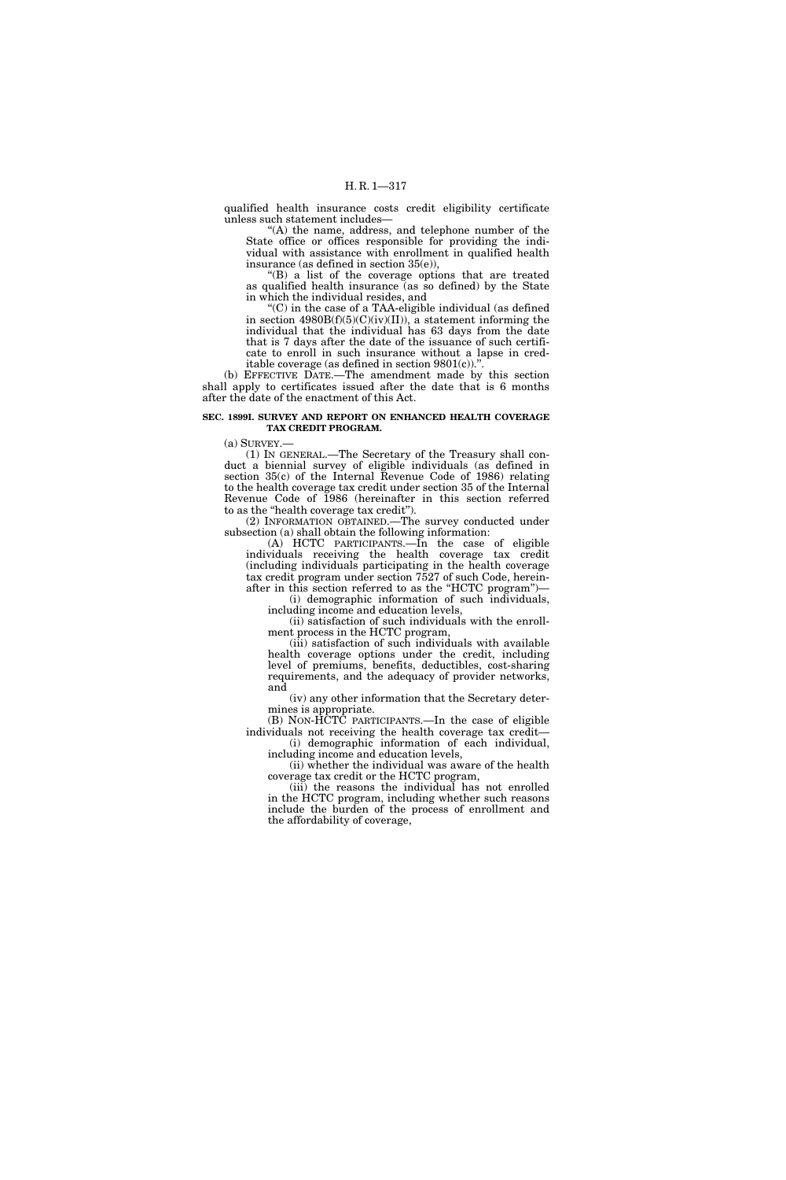qualified health insurance costs credit eligibility certificate unless such statement includes—

"(A) the name, address, and telephone number of the State office or offices responsible for providing the individual with assistance with enrollment in qualified health insurance (as defined in section 35(e)),

"(B) a list of the coverage options that are treated as qualified health insurance (as so defined) by the State in which the individual resides, and

"(C) in the case of a TAA-eligible individual (as defined in section 4980B(f)(5)(C)(iv)(II)), a statement informing the individual that the individual has 63 days from the date that is 7 days after the date of the issuance of such certificate to enroll in such insurance without a lapse in creditable coverage (as defined in section 9801(c)).".

(b) EFFECTIVE DATE.—The amendment made by this section shall apply to certificates issued after the date that is 6 months after the date of the enactment of this Act.

**SEC. 1899I. SURVEY AND REPORT ON ENHANCED HEALTH COVERAGE TAX CREDIT PROGRAM.**

(a) SURVEY.—

(1) IN GENERAL.—The Secretary of the Treasury shall conduct a biennial survey of eligible individuals (as defined in section 35(c) of the Internal Revenue Code of 1986) relating to the health coverage tax credit under section 35 of the Internal Revenue Code of 1986 (hereinafter in this section referred to as the "health coverage tax credit").

(2) INFORMATION OBTAINED.—The survey conducted under subsection (a) shall obtain the following information:

(A) HCTC PARTICIPANTS.—In the case of eligible individuals receiving the health coverage tax credit (including individuals participating in the health coverage tax credit program under section 7527 of such Code, hereinafter in this section referred to as the "HCTC program")—

(i) demographic information of such individuals, including income and education levels,

(ii) satisfaction of such individuals with the enrollment process in the HCTC program,

(iii) satisfaction of such individuals with available health coverage options under the credit, including level of premiums, benefits, deductibles, cost-sharing requirements, and the adequacy of provider networks, and

(iv) any other information that the Secretary determines is appropriate.

(B) NON-HCTC PARTICIPANTS.—In the case of eligible individuals not receiving the health coverage tax credit—

(i) demographic information of each individual, including income and education levels,

(ii) whether the individual was aware of the health coverage tax credit or the HCTC program,

(iii) the reasons the individual has not enrolled in the HCTC program, including whether such reasons include the burden of the process of enrollment and the affordability of coverage,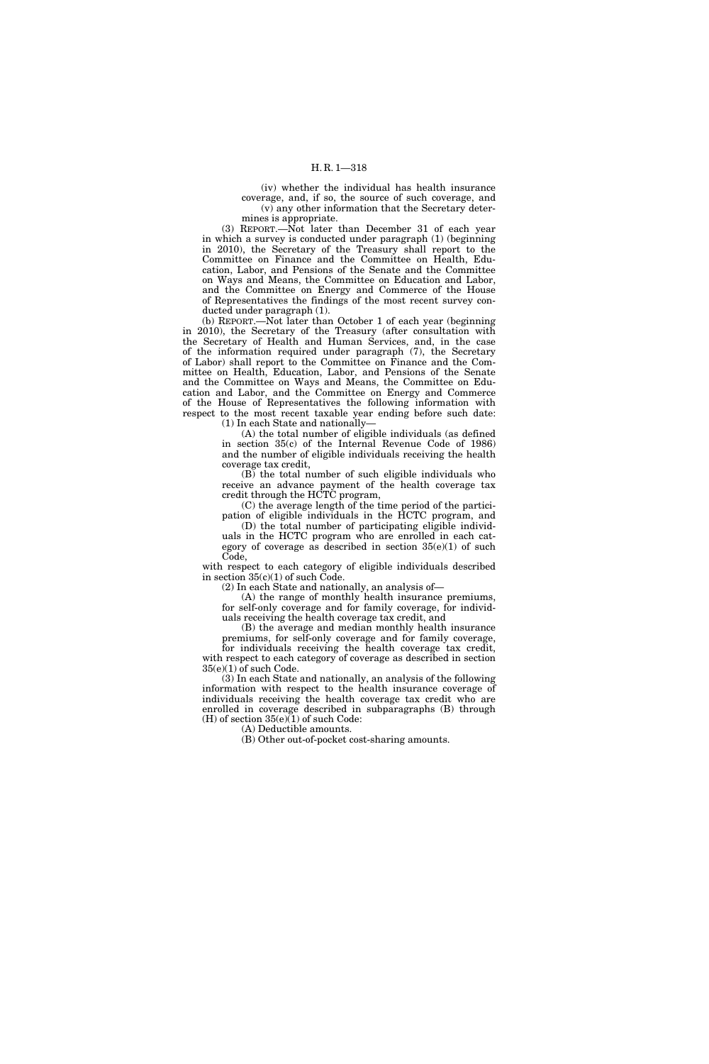(iv) whether the individual has health insurance coverage, and, if so, the source of such coverage, and

(v) any other information that the Secretary determines is appropriate.

(3) REPORT.—Not later than December 31 of each year in which a survey is conducted under paragraph (1) (beginning in 2010), the Secretary of the Treasury shall report to the Committee on Finance and the Committee on Health, Education, Labor, and Pensions of the Senate and the Committee on Ways and Means, the Committee on Education and Labor, and the Committee on Energy and Commerce of the House of Representatives the findings of the most recent survey conducted under paragraph (1).

(b) REPORT.—Not later than October 1 of each year (beginning in 2010), the Secretary of the Treasury (after consultation with the Secretary of Health and Human Services, and, in the case of the information required under paragraph (7), the Secretary of Labor) shall report to the Committee on Finance and the Committee on Health, Education, Labor, and Pensions of the Senate and the Committee on Ways and Means, the Committee on Education and Labor, and the Committee on Energy and Commerce of the House of Representatives the following information with respect to the most recent taxable year ending before such date:

(1) In each State and nationally—

(A) the total number of eligible individuals (as defined in section 35(c) of the Internal Revenue Code of 1986) and the number of eligible individuals receiving the health coverage tax credit,

(B) the total number of such eligible individuals who receive an advance payment of the health coverage tax credit through the HCTC program,

(C) the average length of the time period of the participation of eligible individuals in the HCTC program, and

(D) the total number of participating eligible individuals in the HCTC program who are enrolled in each category of coverage as described in section 35(e)(1) of such Code,

with respect to each category of eligible individuals described in section 35(c)(1) of such Code.

(2) In each State and nationally, an analysis of—

(A) the range of monthly health insurance premiums, for self-only coverage and for family coverage, for individuals receiving the health coverage tax credit, and

(B) the average and median monthly health insurance premiums, for self-only coverage and for family coverage, for individuals receiving the health coverage tax credit,

with respect to each category of coverage as described in section 35(e)(1) of such Code.

(3) In each State and nationally, an analysis of the following information with respect to the health insurance coverage of individuals receiving the health coverage tax credit who are enrolled in coverage described in subparagraphs (B) through (H) of section 35(e)(1) of such Code:

(A) Deductible amounts.

(B) Other out-of-pocket cost-sharing amounts.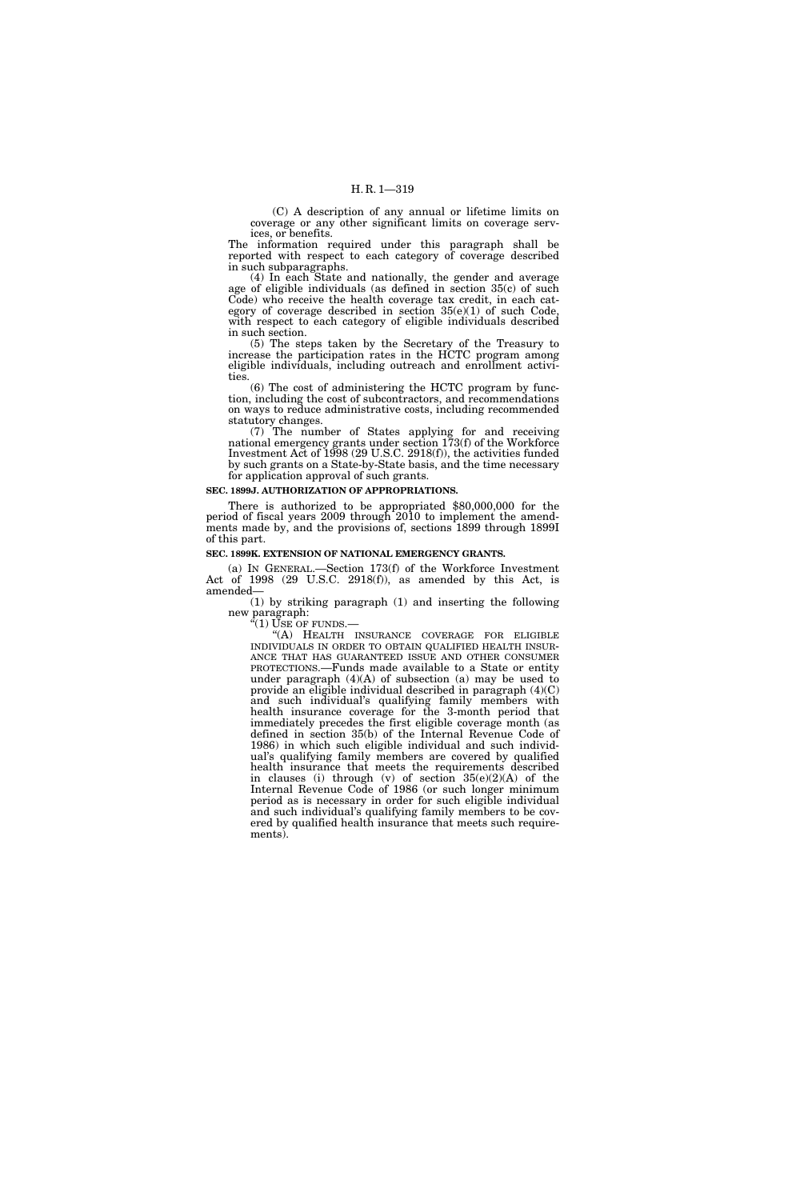(C) A description of any annual or lifetime limits on coverage or any other significant limits on coverage services, or benefits.

The information required under this paragraph shall be reported with respect to each category of coverage described in such subparagraphs.

(4) In each State and nationally, the gender and average age of eligible individuals (as defined in section 35(c) of such Code) who receive the health coverage tax credit, in each category of coverage described in section 35(e)(1) of such Code, with respect to each category of eligible individuals described in such section.

(5) The steps taken by the Secretary of the Treasury to increase the participation rates in the HCTC program among eligible individuals, including outreach and enrollment activities.

(6) The cost of administering the HCTC program by function, including the cost of subcontractors, and recommendations on ways to reduce administrative costs, including recommended statutory changes.

(7) The number of States applying for and receiving national emergency grants under section 173(f) of the Workforce Investment Act of 1998 (29 U.S.C. 2918(f)), the activities funded by such grants on a State-by-State basis, and the time necessary for application approval of such grants.

**SEC. 1899J. AUTHORIZATION OF APPROPRIATIONS.**

There is authorized to be appropriated $80,000,000 for the period of fiscal years 2009 through 2010 to implement the amendments made by, and the provisions of, sections 1899 through 1899I of this part.

**SEC. 1899K. EXTENSION OF NATIONAL EMERGENCY GRANTS.**

(a) IN GENERAL.—Section 173(f) of the Workforce Investment Act of 1998 (29 U.S.C. 2918(f)), as amended by this Act, is amended—

(1) by striking paragraph (1) and inserting the following new paragraph:

"(1) USE OF FUNDS.—

"(A) HEALTH INSURANCE COVERAGE FOR ELIGIBLE INDIVIDUALS IN ORDER TO OBTAIN QUALIFIED HEALTH INSURANCE THAT HAS GUARANTEED ISSUE AND OTHER CONSUMER PROTECTIONS.—Funds made available to a State or entity under paragraph (4)(A) of subsection (a) may be used to provide an eligible individual described in paragraph (4)(C) and such individual's qualifying family members with health insurance coverage for the 3-month period that immediately precedes the first eligible coverage month (as defined in section 35(b) of the Internal Revenue Code of 1986) in which such eligible individual and such individual's qualifying family members are covered by qualified health insurance that meets the requirements described in clauses (i) through (v) of section 35(e)(2)(A) of the Internal Revenue Code of 1986 (or such longer minimum period as is necessary in order for such eligible individual and such individual's qualifying family members to be covered by qualified health insurance that meets such requirements).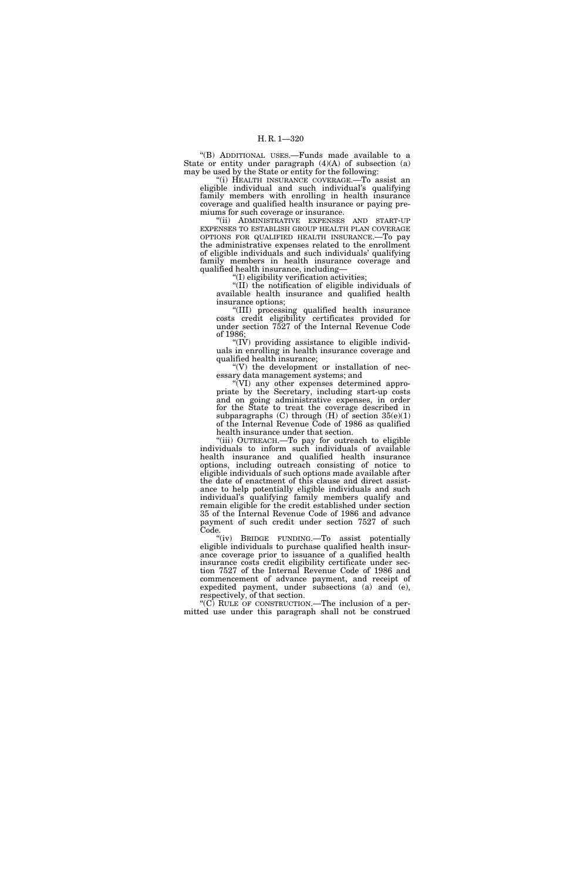"(B) ADDITIONAL USES.—Funds made available to a State or entity under paragraph (4)(A) of subsection (a) may be used by the State or entity for the following:

"(i) HEALTH INSURANCE COVERAGE.—To assist an eligible individual and such individual's qualifying family members with enrolling in health insurance coverage and qualified health insurance or paying premiums for such coverage or insurance.

"(ii) ADMINISTRATIVE EXPENSES AND START-UP EXPENSES TO ESTABLISH GROUP HEALTH PLAN COVERAGE OPTIONS FOR QUALIFIED HEALTH INSURANCE.—To pay the administrative expenses related to the enrollment of eligible individuals and such individuals' qualifying family members in health insurance coverage and qualified health insurance, including—

"(I) eligibility verification activities;

"(II) the notification of eligible individuals of available health insurance and qualified health insurance options;

"(III) processing qualified health insurance costs credit eligibility certificates provided for under section 7527 of the Internal Revenue Code of 1986;

"(IV) providing assistance to eligible individuals in enrolling in health insurance coverage and qualified health insurance;

"(V) the development or installation of necessary data management systems; and

"(VI) any other expenses determined appropriate by the Secretary, including start-up costs and on going administrative expenses, in order for the State to treat the coverage described in subparagraphs (C) through (H) of section 35(e)(1) of the Internal Revenue Code of 1986 as qualified health insurance under that section.

"(iii) OUTREACH.—To pay for outreach to eligible individuals to inform such individuals of available health insurance and qualified health insurance options, including outreach consisting of notice to eligible individuals of such options made available after the date of enactment of this clause and direct assistance to help potentially eligible individuals and such individual's qualifying family members qualify and remain eligible for the credit established under section 35 of the Internal Revenue Code of 1986 and advance payment of such credit under section 7527 of such Code.

"(iv) BRIDGE FUNDING.—To assist potentially eligible individuals to purchase qualified health insurance coverage prior to issuance of a qualified health insurance costs credit eligibility certificate under section 7527 of the Internal Revenue Code of 1986 and commencement of advance payment, and receipt of expedited payment, under subsections (a) and (e), respectively, of that section.

"(C) RULE OF CONSTRUCTION.—The inclusion of a permitted use under this paragraph shall not be construed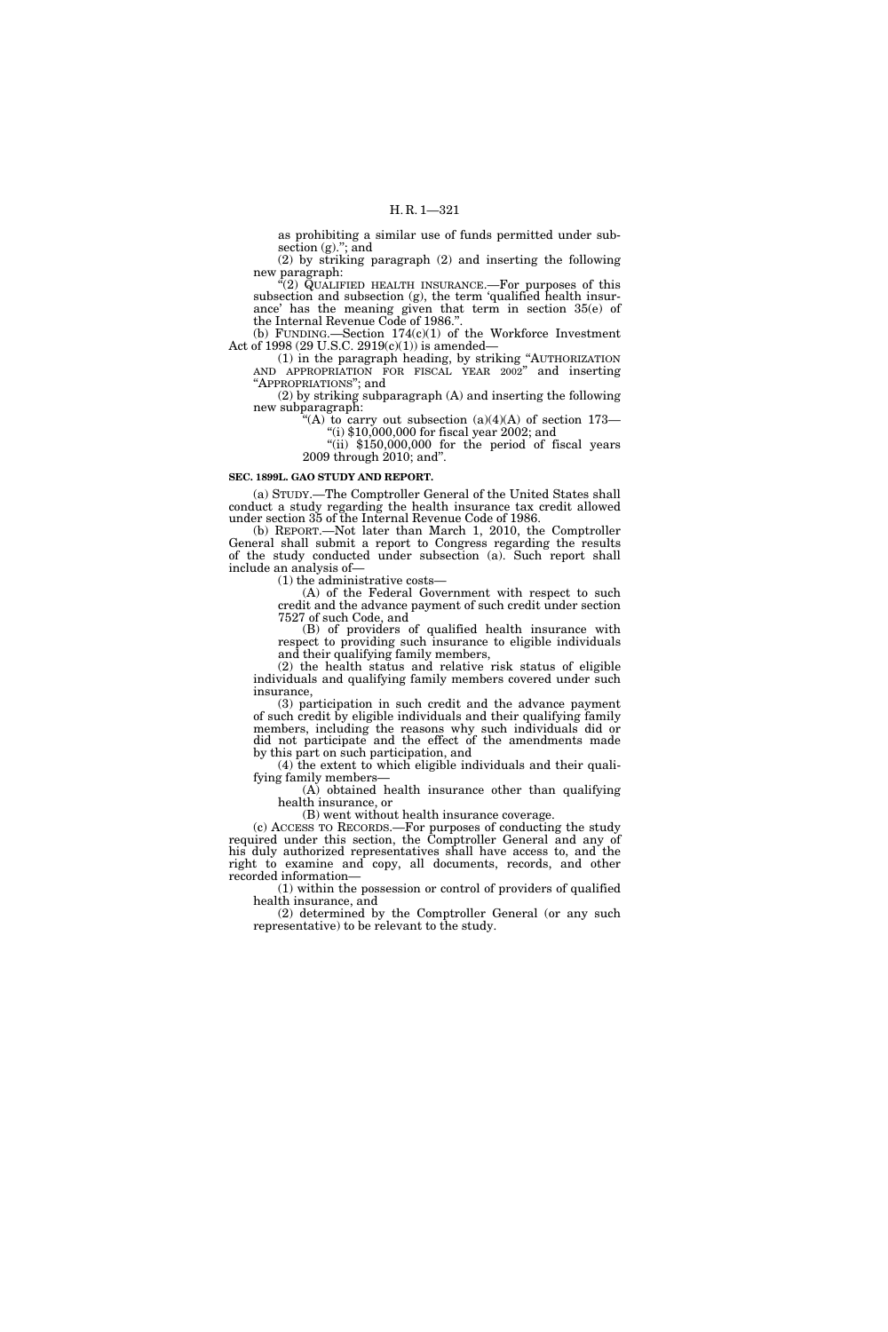as prohibiting a similar use of funds permitted under subsection (g).''; and

(2) by striking paragraph (2) and inserting the following new paragraph:

''(2) QUALIFIED HEALTH INSURANCE.—For purposes of this subsection and subsection (g), the term 'qualified health insurance' has the meaning given that term in section 35(e) of the Internal Revenue Code of 1986.''.

(b) FUNDING.—Section 174(c)(1) of the Workforce Investment Act of 1998 (29 U.S.C. 2919(c)(1)) is amended—

(1) in the paragraph heading, by striking ''AUTHORIZATION AND APPROPRIATION FOR FISCAL YEAR 2002'' and inserting ''APPROPRIATIONS''; and

(2) by striking subparagraph (A) and inserting the following new subparagraph:

''(A) to carry out subsection (a)(4)(A) of section 173—

''(i) $10,000,000 for fiscal year 2002; and

''(ii) $150,000,000 for the period of fiscal years 2009 through 2010; and''.

**SEC. 1899L. GAO STUDY AND REPORT.**

(a) STUDY.—The Comptroller General of the United States shall conduct a study regarding the health insurance tax credit allowed under section 35 of the Internal Revenue Code of 1986.

(b) REPORT.—Not later than March 1, 2010, the Comptroller General shall submit a report to Congress regarding the results of the study conducted under subsection (a). Such report shall include an analysis of—

(1) the administrative costs—

(A) of the Federal Government with respect to such credit and the advance payment of such credit under section 7527 of such Code, and

(B) of providers of qualified health insurance with respect to providing such insurance to eligible individuals and their qualifying family members,

(2) the health status and relative risk status of eligible individuals and qualifying family members covered under such insurance,

(3) participation in such credit and the advance payment of such credit by eligible individuals and their qualifying family members, including the reasons why such individuals did or did not participate and the effect of the amendments made by this part on such participation, and

(4) the extent to which eligible individuals and their qualifying family members—

(A) obtained health insurance other than qualifying health insurance, or

(B) went without health insurance coverage.

(c) ACCESS TO RECORDS.—For purposes of conducting the study required under this section, the Comptroller General and any of his duly authorized representatives shall have access to, and the right to examine and copy, all documents, records, and other recorded information—

(1) within the possession or control of providers of qualified health insurance, and

(2) determined by the Comptroller General (or any such representative) to be relevant to the study.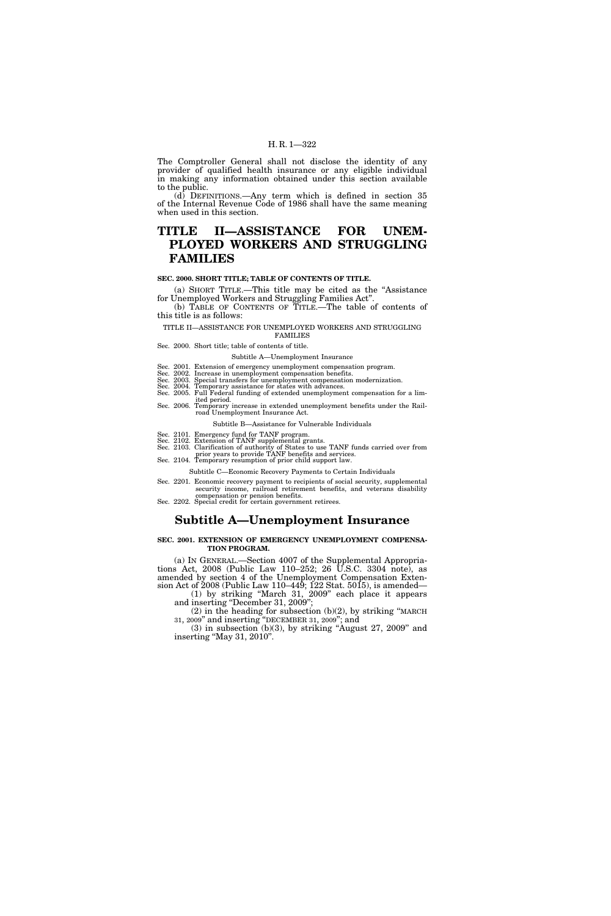The Comptroller General shall not disclose the identity of any provider of qualified health insurance or any eligible individual in making any information obtained under this section available to the public.

(d) DEFINITIONS.—Any term which is defined in section 35 of the Internal Revenue Code of 1986 shall have the same meaning when used in this section.

# TITLE II—ASSISTANCE FOR UNEMPLOYED WORKERS AND STRUGGLING FAMILIES

**SEC. 2000. SHORT TITLE; TABLE OF CONTENTS OF TITLE.**

(a) SHORT TITLE.—This title may be cited as the "Assistance for Unemployed Workers and Struggling Families Act".

(b) TABLE OF CONTENTS OF TITLE.—The table of contents of this title is as follows:

TITLE II—ASSISTANCE FOR UNEMPLOYED WORKERS AND STRUGGLING FAMILIES

Sec. 2000. Short title; table of contents of title.

Subtitle A—Unemployment Insurance

Sec. 2001. Extension of emergency unemployment compensation program.
Sec. 2002. Increase in unemployment compensation benefits.
Sec. 2003. Special transfers for unemployment compensation modernization.
Sec. 2004. Temporary assistance for states with advances.
Sec. 2005. Full Federal funding of extended unemployment compensation for a limited period.
Sec. 2006. Temporary increase in extended unemployment benefits under the Railroad Unemployment Insurance Act.

Subtitle B—Assistance for Vulnerable Individuals

Sec. 2101. Emergency fund for TANF program.
Sec. 2102. Extension of TANF supplemental grants.
Sec. 2103. Clarification of authority of States to use TANF funds carried over from prior years to provide TANF benefits and services.
Sec. 2104. Temporary resumption of prior child support law.

Subtitle C—Economic Recovery Payments to Certain Individuals

Sec. 2201. Economic recovery payment to recipients of social security, supplemental security income, railroad retirement benefits, and veterans disability compensation or pension benefits.
Sec. 2202. Special credit for certain government retirees.

## Subtitle A—Unemployment Insurance

**SEC. 2001. EXTENSION OF EMERGENCY UNEMPLOYMENT COMPENSATION PROGRAM.**

(a) IN GENERAL.—Section 4007 of the Supplemental Appropriations Act, 2008 (Public Law 110–252; 26 U.S.C. 3304 note), as amended by section 4 of the Unemployment Compensation Extension Act of 2008 (Public Law 110–449; 122 Stat. 5015), is amended—

(1) by striking "March 31, 2009" each place it appears and inserting "December 31, 2009";

(2) in the heading for subsection (b)(2), by striking "MARCH 31, 2009" and inserting "DECEMBER 31, 2009"; and

(3) in subsection (b)(3), by striking "August 27, 2009" and inserting "May 31, 2010".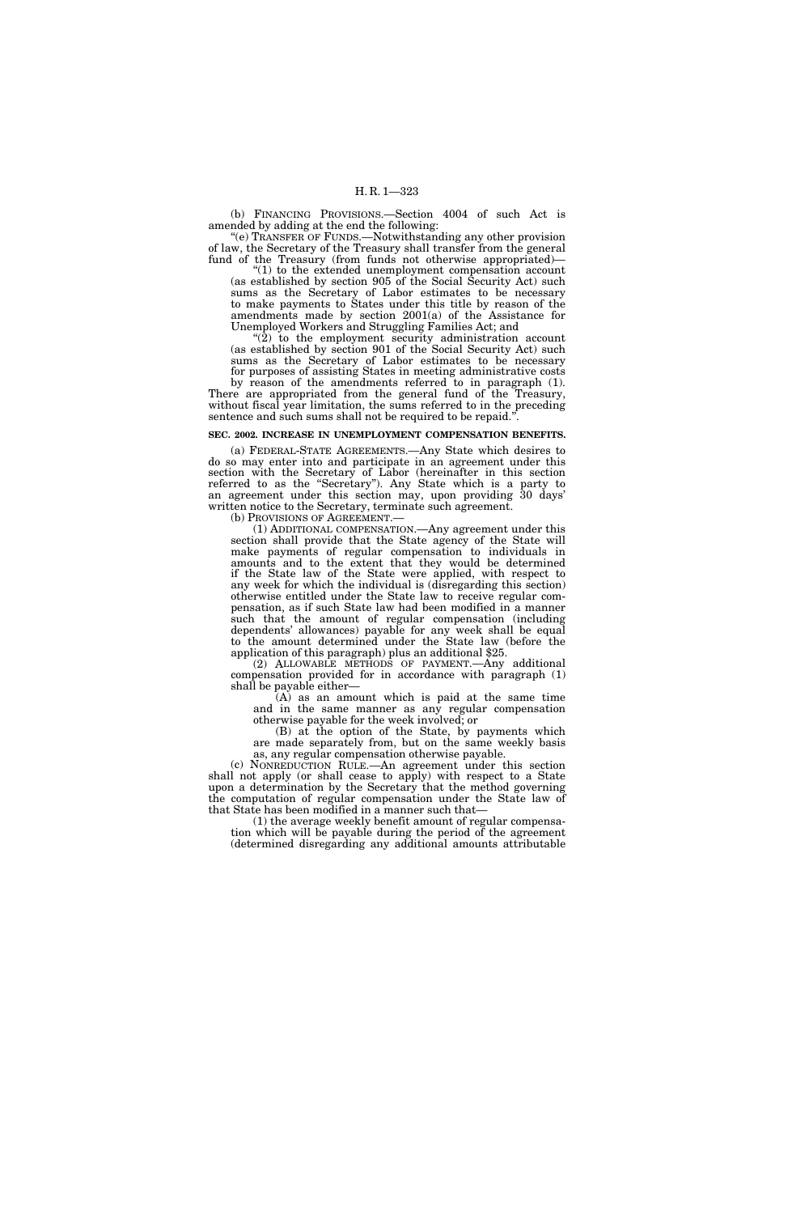(b) FINANCING PROVISIONS.—Section 4004 of such Act is amended by adding at the end the following:

"(e) TRANSFER OF FUNDS.—Notwithstanding any other provision of law, the Secretary of the Treasury shall transfer from the general fund of the Treasury (from funds not otherwise appropriated)—

"(1) to the extended unemployment compensation account (as established by section 905 of the Social Security Act) such sums as the Secretary of Labor estimates to be necessary to make payments to States under this title by reason of the amendments made by section 2001(a) of the Assistance for Unemployed Workers and Struggling Families Act; and

"(2) to the employment security administration account (as established by section 901 of the Social Security Act) such sums as the Secretary of Labor estimates to be necessary for purposes of assisting States in meeting administrative costs by reason of the amendments referred to in paragraph (1).

There are appropriated from the general fund of the Treasury, without fiscal year limitation, the sums referred to in the preceding sentence and such sums shall not be required to be repaid.".

**SEC. 2002. INCREASE IN UNEMPLOYMENT COMPENSATION BENEFITS.**

(a) FEDERAL-STATE AGREEMENTS.—Any State which desires to do so may enter into and participate in an agreement under this section with the Secretary of Labor (hereinafter in this section referred to as the "Secretary"). Any State which is a party to an agreement under this section may, upon providing 30 days' written notice to the Secretary, terminate such agreement.

(b) PROVISIONS OF AGREEMENT.—

(1) ADDITIONAL COMPENSATION.—Any agreement under this section shall provide that the State agency of the State will make payments of regular compensation to individuals in amounts and to the extent that they would be determined if the State law of the State were applied, with respect to any week for which the individual is (disregarding this section) otherwise entitled under the State law to receive regular compensation, as if such State law had been modified in a manner such that the amount of regular compensation (including dependents' allowances) payable for any week shall be equal to the amount determined under the State law (before the application of this paragraph) plus an additional $25.

(2) ALLOWABLE METHODS OF PAYMENT.—Any additional compensation provided for in accordance with paragraph (1) shall be payable either—

(A) as an amount which is paid at the same time and in the same manner as any regular compensation otherwise payable for the week involved; or

(B) at the option of the State, by payments which are made separately from, but on the same weekly basis as, any regular compensation otherwise payable.

(c) NONREDUCTION RULE.—An agreement under this section shall not apply (or shall cease to apply) with respect to a State upon a determination by the Secretary that the method governing the computation of regular compensation under the State law of that State has been modified in a manner such that—

(1) the average weekly benefit amount of regular compensation which will be payable during the period of the agreement (determined disregarding any additional amounts attributable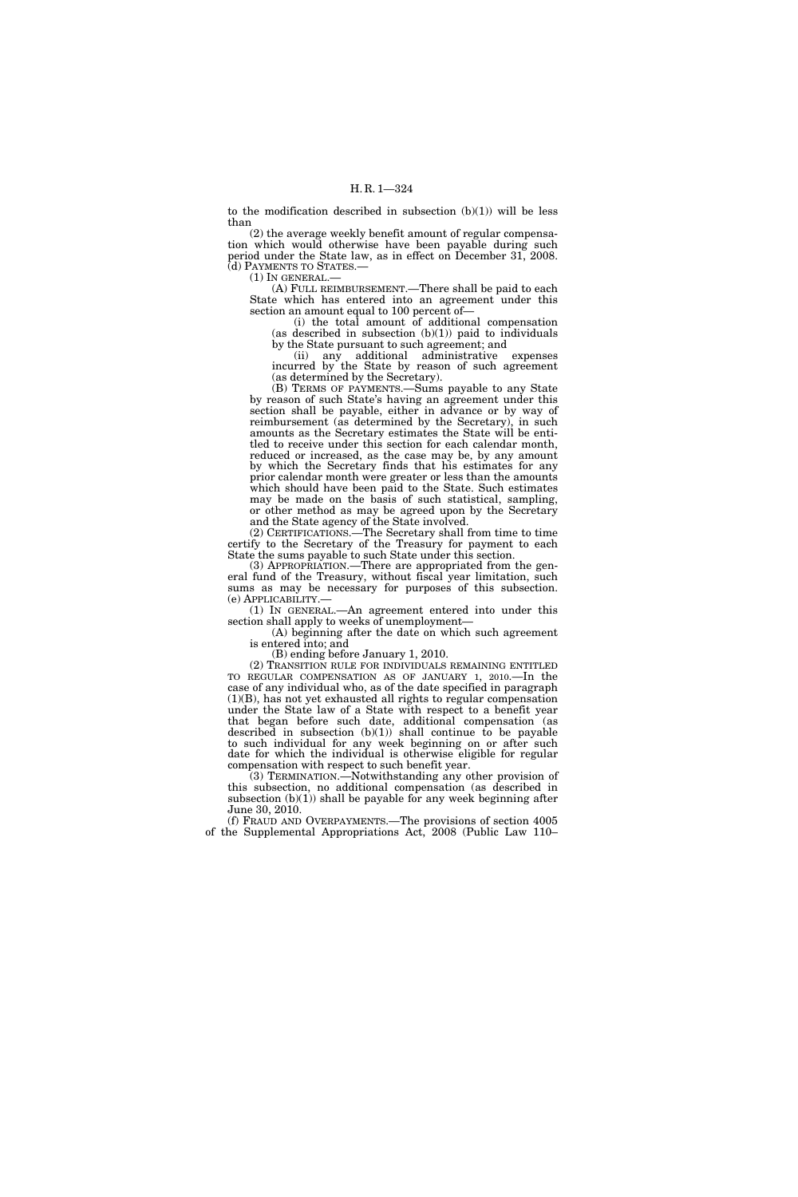to the modification described in subsection (b)(1)) will be less than

(2) the average weekly benefit amount of regular compensation which would otherwise have been payable during such period under the State law, as in effect on December 31, 2008.

(d) PAYMENTS TO STATES.—

(1) IN GENERAL.—

(A) FULL REIMBURSEMENT.—There shall be paid to each State which has entered into an agreement under this section an amount equal to 100 percent of—

(i) the total amount of additional compensation (as described in subsection (b)(1)) paid to individuals by the State pursuant to such agreement; and

(ii) any additional administrative expenses incurred by the State by reason of such agreement (as determined by the Secretary).

(B) TERMS OF PAYMENTS.—Sums payable to any State by reason of such State's having an agreement under this section shall be payable, either in advance or by way of reimbursement (as determined by the Secretary), in such amounts as the Secretary estimates the State will be entitled to receive under this section for each calendar month, reduced or increased, as the case may be, by any amount by which the Secretary finds that his estimates for any prior calendar month were greater or less than the amounts which should have been paid to the State. Such estimates may be made on the basis of such statistical, sampling, or other method as may be agreed upon by the Secretary and the State agency of the State involved.

(2) CERTIFICATIONS.—The Secretary shall from time to time certify to the Secretary of the Treasury for payment to each State the sums payable to such State under this section.

(3) APPROPRIATION.—There are appropriated from the general fund of the Treasury, without fiscal year limitation, such sums as may be necessary for purposes of this subsection.

(e) APPLICABILITY.—

(1) IN GENERAL.—An agreement entered into under this section shall apply to weeks of unemployment—

(A) beginning after the date on which such agreement is entered into; and

(B) ending before January 1, 2010.

(2) TRANSITION RULE FOR INDIVIDUALS REMAINING ENTITLED TO REGULAR COMPENSATION AS OF JANUARY 1, 2010.—In the case of any individual who, as of the date specified in paragraph (1)(B), has not yet exhausted all rights to regular compensation under the State law of a State with respect to a benefit year that began before such date, additional compensation (as described in subsection (b)(1)) shall continue to be payable to such individual for any week beginning on or after such date for which the individual is otherwise eligible for regular compensation with respect to such benefit year.

(3) TERMINATION.—Notwithstanding any other provision of this subsection, no additional compensation (as described in subsection (b)(1)) shall be payable for any week beginning after June 30, 2010.

(f) FRAUD AND OVERPAYMENTS.—The provisions of section 4005 of the Supplemental Appropriations Act, 2008 (Public Law 110–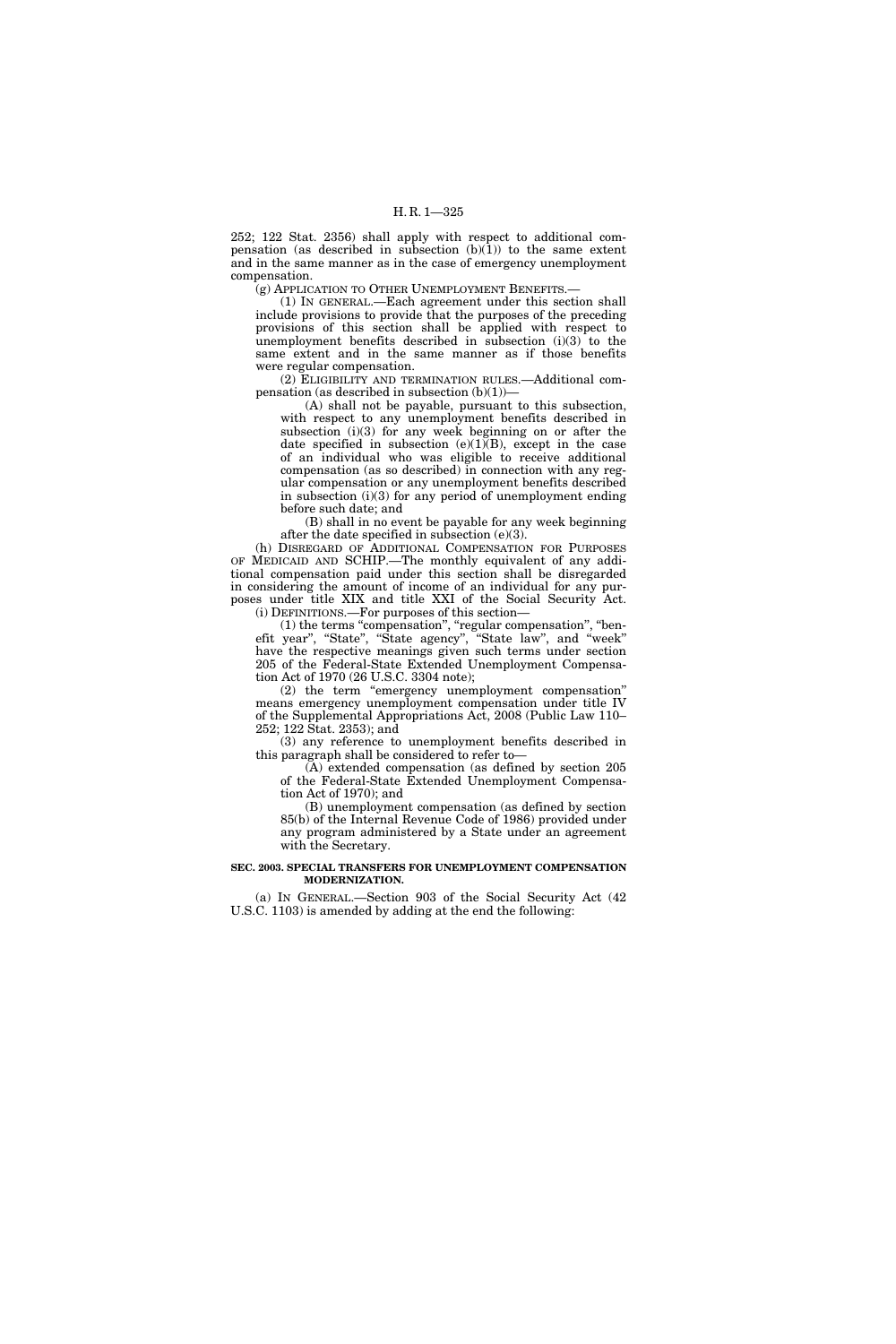252; 122 Stat. 2356) shall apply with respect to additional compensation (as described in subsection (b)(1)) to the same extent and in the same manner as in the case of emergency unemployment compensation.

(g) APPLICATION TO OTHER UNEMPLOYMENT BENEFITS.—

(1) IN GENERAL.—Each agreement under this section shall include provisions to provide that the purposes of the preceding provisions of this section shall be applied with respect to unemployment benefits described in subsection (i)(3) to the same extent and in the same manner as if those benefits were regular compensation.

(2) ELIGIBILITY AND TERMINATION RULES.—Additional compensation (as described in subsection (b)(1))—

(A) shall not be payable, pursuant to this subsection, with respect to any unemployment benefits described in subsection (i)(3) for any week beginning on or after the date specified in subsection (e)(1)(B), except in the case of an individual who was eligible to receive additional compensation (as so described) in connection with any regular compensation or any unemployment benefits described in subsection (i)(3) for any period of unemployment ending before such date; and

(B) shall in no event be payable for any week beginning after the date specified in subsection (e)(3).

(h) DISREGARD OF ADDITIONAL COMPENSATION FOR PURPOSES OF MEDICAID AND SCHIP.—The monthly equivalent of any additional compensation paid under this section shall be disregarded in considering the amount of income of an individual for any purposes under title XIX and title XXI of the Social Security Act.

(i) DEFINITIONS.—For purposes of this section—

(1) the terms "compensation", "regular compensation", "benefit year", "State", "State agency", "State law", and "week" have the respective meanings given such terms under section 205 of the Federal-State Extended Unemployment Compensation Act of 1970 (26 U.S.C. 3304 note);

(2) the term "emergency unemployment compensation" means emergency unemployment compensation under title IV of the Supplemental Appropriations Act, 2008 (Public Law 110–252; 122 Stat. 2353); and

(3) any reference to unemployment benefits described in this paragraph shall be considered to refer to—

(A) extended compensation (as defined by section 205 of the Federal-State Extended Unemployment Compensation Act of 1970); and

(B) unemployment compensation (as defined by section 85(b) of the Internal Revenue Code of 1986) provided under any program administered by a State under an agreement with the Secretary.

**SEC. 2003. SPECIAL TRANSFERS FOR UNEMPLOYMENT COMPENSATION MODERNIZATION.**

(a) IN GENERAL.—Section 903 of the Social Security Act (42 U.S.C. 1103) is amended by adding at the end the following: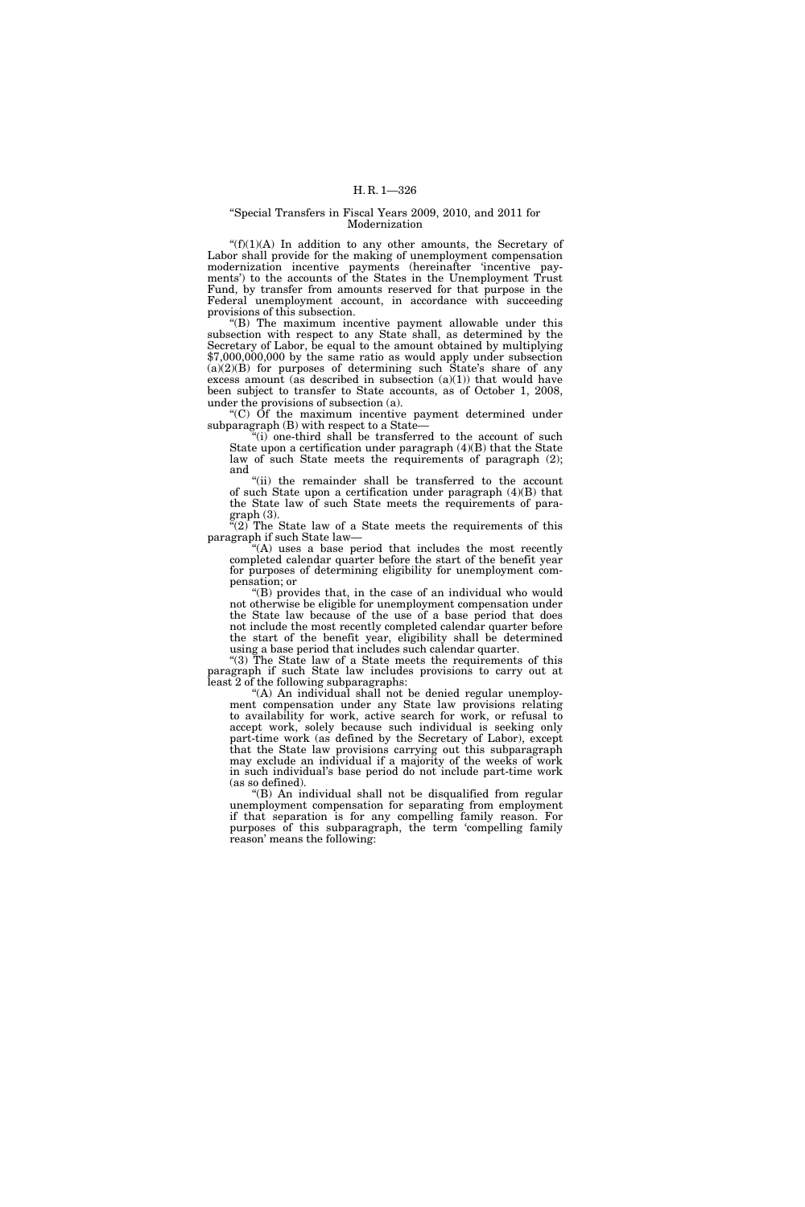"Special Transfers in Fiscal Years 2009, 2010, and 2011 for Modernization

"(f)(1)(A) In addition to any other amounts, the Secretary of Labor shall provide for the making of unemployment compensation modernization incentive payments (hereinafter 'incentive payments') to the accounts of the States in the Unemployment Trust Fund, by transfer from amounts reserved for that purpose in the Federal unemployment account, in accordance with succeeding provisions of this subsection.

"(B) The maximum incentive payment allowable under this subsection with respect to any State shall, as determined by the Secretary of Labor, be equal to the amount obtained by multiplying $7,000,000,000 by the same ratio as would apply under subsection (a)(2)(B) for purposes of determining such State's share of any excess amount (as described in subsection (a)(1)) that would have been subject to transfer to State accounts, as of October 1, 2008, under the provisions of subsection (a).

"(C) Of the maximum incentive payment determined under subparagraph (B) with respect to a State—

"(i) one-third shall be transferred to the account of such State upon a certification under paragraph (4)(B) that the State law of such State meets the requirements of paragraph (2); and

"(ii) the remainder shall be transferred to the account of such State upon a certification under paragraph (4)(B) that the State law of such State meets the requirements of paragraph (3).

"(2) The State law of a State meets the requirements of this paragraph if such State law—

"(A) uses a base period that includes the most recently completed calendar quarter before the start of the benefit year for purposes of determining eligibility for unemployment compensation; or

"(B) provides that, in the case of an individual who would not otherwise be eligible for unemployment compensation under the State law because of the use of a base period that does not include the most recently completed calendar quarter before the start of the benefit year, eligibility shall be determined using a base period that includes such calendar quarter.

"(3) The State law of a State meets the requirements of this paragraph if such State law includes provisions to carry out at least 2 of the following subparagraphs:

"(A) An individual shall not be denied regular unemployment compensation under any State law provisions relating to availability for work, active search for work, or refusal to accept work, solely because such individual is seeking only part-time work (as defined by the Secretary of Labor), except that the State law provisions carrying out this subparagraph may exclude an individual if a majority of the weeks of work in such individual's base period do not include part-time work (as so defined).

"(B) An individual shall not be disqualified from regular unemployment compensation for separating from employment if that separation is for any compelling family reason. For purposes of this subparagraph, the term 'compelling family reason' means the following: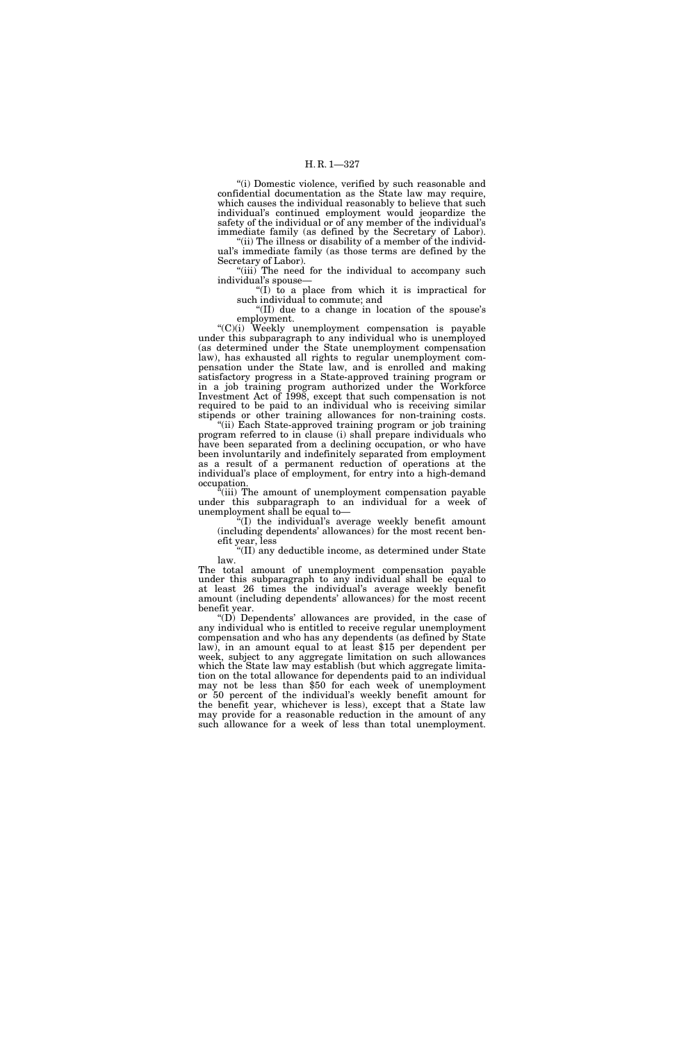"(i) Domestic violence, verified by such reasonable and confidential documentation as the State law may require, which causes the individual reasonably to believe that such individual's continued employment would jeopardize the safety of the individual or of any member of the individual's immediate family (as defined by the Secretary of Labor).

"(ii) The illness or disability of a member of the individual's immediate family (as those terms are defined by the Secretary of Labor).

"(iii) The need for the individual to accompany such individual's spouse—

"(I) to a place from which it is impractical for such individual to commute; and

"(II) due to a change in location of the spouse's employment.

"(C)(i) Weekly unemployment compensation is payable under this subparagraph to any individual who is unemployed (as determined under the State unemployment compensation law), has exhausted all rights to regular unemployment compensation under the State law, and is enrolled and making satisfactory progress in a State-approved training program or in a job training program authorized under the Workforce Investment Act of 1998, except that such compensation is not required to be paid to an individual who is receiving similar stipends or other training allowances for non-training costs.

"(ii) Each State-approved training program or job training program referred to in clause (i) shall prepare individuals who have been separated from a declining occupation, or who have been involuntarily and indefinitely separated from employment as a result of a permanent reduction of operations at the individual's place of employment, for entry into a high-demand occupation.

"(iii) The amount of unemployment compensation payable under this subparagraph to an individual for a week of unemployment shall be equal to—

"(I) the individual's average weekly benefit amount (including dependents' allowances) for the most recent benefit year, less

"(II) any deductible income, as determined under State law.

The total amount of unemployment compensation payable under this subparagraph to any individual shall be equal to at least 26 times the individual's average weekly benefit amount (including dependents' allowances) for the most recent benefit year.

"(D) Dependents' allowances are provided, in the case of any individual who is entitled to receive regular unemployment compensation and who has any dependents (as defined by State law), in an amount equal to at least $15 per dependent per week, subject to any aggregate limitation on such allowances which the State law may establish (but which aggregate limitation on the total allowance for dependents paid to an individual may not be less than $50 for each week of unemployment or 50 percent of the individual's weekly benefit amount for the benefit year, whichever is less), except that a State law may provide for a reasonable reduction in the amount of any such allowance for a week of less than total unemployment.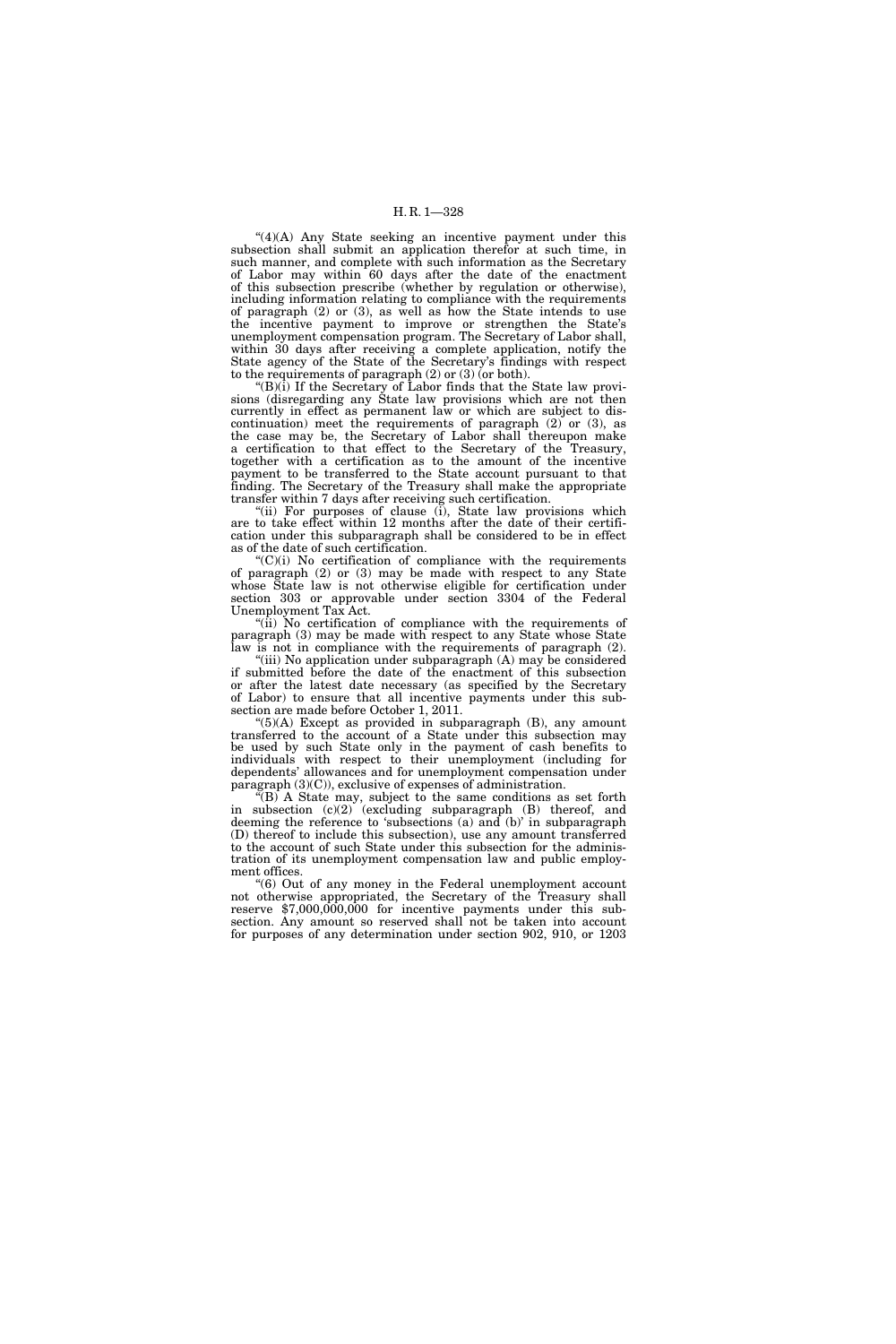"(4)(A) Any State seeking an incentive payment under this subsection shall submit an application therefor at such time, in such manner, and complete with such information as the Secretary of Labor may within 60 days after the date of the enactment of this subsection prescribe (whether by regulation or otherwise), including information relating to compliance with the requirements of paragraph (2) or (3), as well as how the State intends to use the incentive payment to improve or strengthen the State's unemployment compensation program. The Secretary of Labor shall, within 30 days after receiving a complete application, notify the State agency of the State of the Secretary's findings with respect to the requirements of paragraph (2) or (3) (or both).

"(B)(i) If the Secretary of Labor finds that the State law provisions (disregarding any State law provisions which are not then currently in effect as permanent law or which are subject to discontinuation) meet the requirements of paragraph (2) or (3), as the case may be, the Secretary of Labor shall thereupon make a certification to that effect to the Secretary of the Treasury, together with a certification as to the amount of the incentive payment to be transferred to the State account pursuant to that finding. The Secretary of the Treasury shall make the appropriate transfer within 7 days after receiving such certification.

"(ii) For purposes of clause (i), State law provisions which are to take effect within 12 months after the date of their certification under this subparagraph shall be considered to be in effect as of the date of such certification.

"(C)(i) No certification of compliance with the requirements of paragraph (2) or (3) may be made with respect to any State whose State law is not otherwise eligible for certification under section 303 or approvable under section 3304 of the Federal Unemployment Tax Act.

"(ii) No certification of compliance with the requirements of paragraph (3) may be made with respect to any State whose State law is not in compliance with the requirements of paragraph (2).

"(iii) No application under subparagraph (A) may be considered if submitted before the date of the enactment of this subsection or after the latest date necessary (as specified by the Secretary of Labor) to ensure that all incentive payments under this subsection are made before October 1, 2011.

"(5)(A) Except as provided in subparagraph (B), any amount transferred to the account of a State under this subsection may be used by such State only in the payment of cash benefits to individuals with respect to their unemployment (including for dependents' allowances and for unemployment compensation under paragraph (3)(C)), exclusive of expenses of administration.

"(B) A State may, subject to the same conditions as set forth in subsection (c)(2) (excluding subparagraph (B) thereof, and deeming the reference to 'subsections (a) and (b)' in subparagraph (D) thereof to include this subsection), use any amount transferred to the account of such State under this subsection for the administration of its unemployment compensation law and public employment offices.

"(6) Out of any money in the Federal unemployment account not otherwise appropriated, the Secretary of the Treasury shall reserve $7,000,000,000 for incentive payments under this subsection. Any amount so reserved shall not be taken into account for purposes of any determination under section 902, 910, or 1203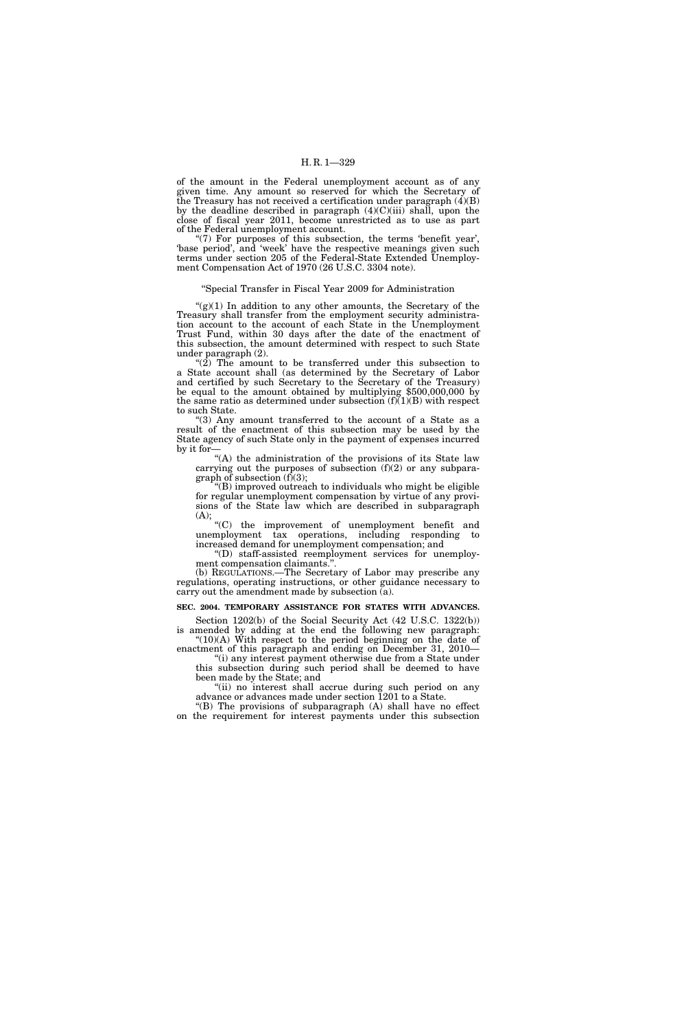of the amount in the Federal unemployment account as of any given time. Any amount so reserved for which the Secretary of the Treasury has not received a certification under paragraph (4)(B) by the deadline described in paragraph (4)(C)(iii) shall, upon the close of fiscal year 2011, become unrestricted as to use as part of the Federal unemployment account.

"(7) For purposes of this subsection, the terms 'benefit year', 'base period', and 'week' have the respective meanings given such terms under section 205 of the Federal-State Extended Unemployment Compensation Act of 1970 (26 U.S.C. 3304 note).

"Special Transfer in Fiscal Year 2009 for Administration

"(g)(1) In addition to any other amounts, the Secretary of the Treasury shall transfer from the employment security administration account to the account of each State in the Unemployment Trust Fund, within 30 days after the date of the enactment of this subsection, the amount determined with respect to such State under paragraph (2).

"(2) The amount to be transferred under this subsection to a State account shall (as determined by the Secretary of Labor and certified by such Secretary to the Secretary of the Treasury) be equal to the amount obtained by multiplying $500,000,000 by the same ratio as determined under subsection (f)(1)(B) with respect to such State.

"(3) Any amount transferred to the account of a State as a result of the enactment of this subsection may be used by the State agency of such State only in the payment of expenses incurred by it for—

"(A) the administration of the provisions of its State law carrying out the purposes of subsection (f)(2) or any subparagraph of subsection (f)(3);

"(B) improved outreach to individuals who might be eligible for regular unemployment compensation by virtue of any provisions of the State law which are described in subparagraph (A);

"(C) the improvement of unemployment benefit and unemployment tax operations, including responding to increased demand for unemployment compensation; and

"(D) staff-assisted reemployment services for unemployment compensation claimants.".

(b) REGULATIONS.—The Secretary of Labor may prescribe any regulations, operating instructions, or other guidance necessary to carry out the amendment made by subsection (a).

**SEC. 2004. TEMPORARY ASSISTANCE FOR STATES WITH ADVANCES.**

Section 1202(b) of the Social Security Act (42 U.S.C. 1322(b)) is amended by adding at the end the following new paragraph:

"(10)(A) With respect to the period beginning on the date of enactment of this paragraph and ending on December 31, 2010—

"(i) any interest payment otherwise due from a State under this subsection during such period shall be deemed to have been made by the State; and

"(ii) no interest shall accrue during such period on any advance or advances made under section 1201 to a State.

"(B) The provisions of subparagraph (A) shall have no effect on the requirement for interest payments under this subsection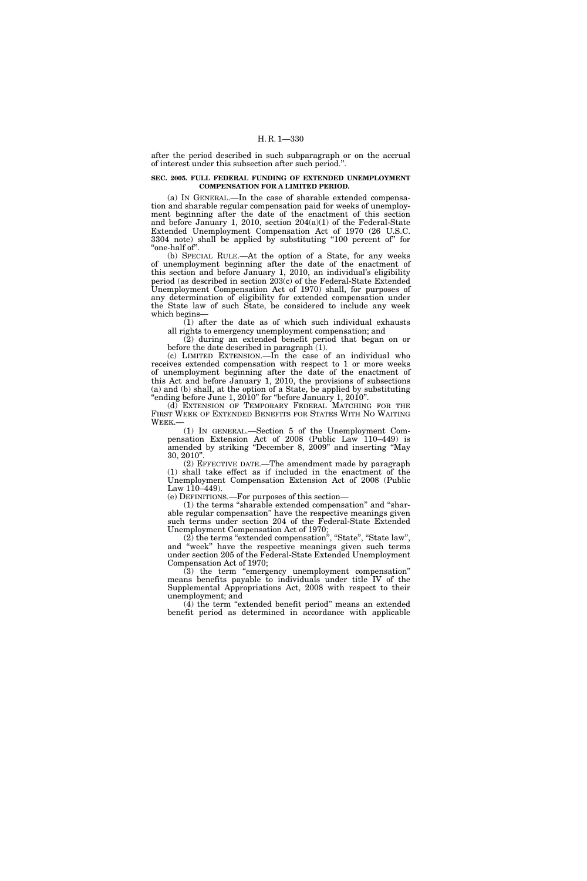after the period described in such subparagraph or on the accrual of interest under this subsection after such period.".

**SEC. 2005. FULL FEDERAL FUNDING OF EXTENDED UNEMPLOYMENT COMPENSATION FOR A LIMITED PERIOD.**

(a) IN GENERAL.—In the case of sharable extended compensation and sharable regular compensation paid for weeks of unemployment beginning after the date of the enactment of this section and before January 1, 2010, section 204(a)(1) of the Federal-State Extended Unemployment Compensation Act of 1970 (26 U.S.C. 3304 note) shall be applied by substituting "100 percent of" for "one-half of".

(b) SPECIAL RULE.—At the option of a State, for any weeks of unemployment beginning after the date of the enactment of this section and before January 1, 2010, an individual's eligibility period (as described in section 203(c) of the Federal-State Extended Unemployment Compensation Act of 1970) shall, for purposes of any determination of eligibility for extended compensation under the State law of such State, be considered to include any week which begins—

(1) after the date as of which such individual exhausts all rights to emergency unemployment compensation; and

(2) during an extended benefit period that began on or before the date described in paragraph (1).

(c) LIMITED EXTENSION.—In the case of an individual who receives extended compensation with respect to 1 or more weeks of unemployment beginning after the date of the enactment of this Act and before January 1, 2010, the provisions of subsections (a) and (b) shall, at the option of a State, be applied by substituting "ending before June 1, 2010" for "before January 1, 2010".

(d) EXTENSION OF TEMPORARY FEDERAL MATCHING FOR THE FIRST WEEK OF EXTENDED BENEFITS FOR STATES WITH NO WAITING WEEK.—

(1) IN GENERAL.—Section 5 of the Unemployment Compensation Extension Act of 2008 (Public Law 110–449) is amended by striking "December 8, 2009" and inserting "May 30, 2010".

(2) EFFECTIVE DATE.—The amendment made by paragraph (1) shall take effect as if included in the enactment of the Unemployment Compensation Extension Act of 2008 (Public Law 110–449).

(e) DEFINITIONS.—For purposes of this section—

(1) the terms "sharable extended compensation" and "sharable regular compensation" have the respective meanings given such terms under section 204 of the Federal-State Extended Unemployment Compensation Act of 1970;

(2) the terms "extended compensation", "State", "State law", and "week" have the respective meanings given such terms under section 205 of the Federal-State Extended Unemployment Compensation Act of 1970;

(3) the term "emergency unemployment compensation" means benefits payable to individuals under title IV of the Supplemental Appropriations Act, 2008 with respect to their unemployment; and

(4) the term "extended benefit period" means an extended benefit period as determined in accordance with applicable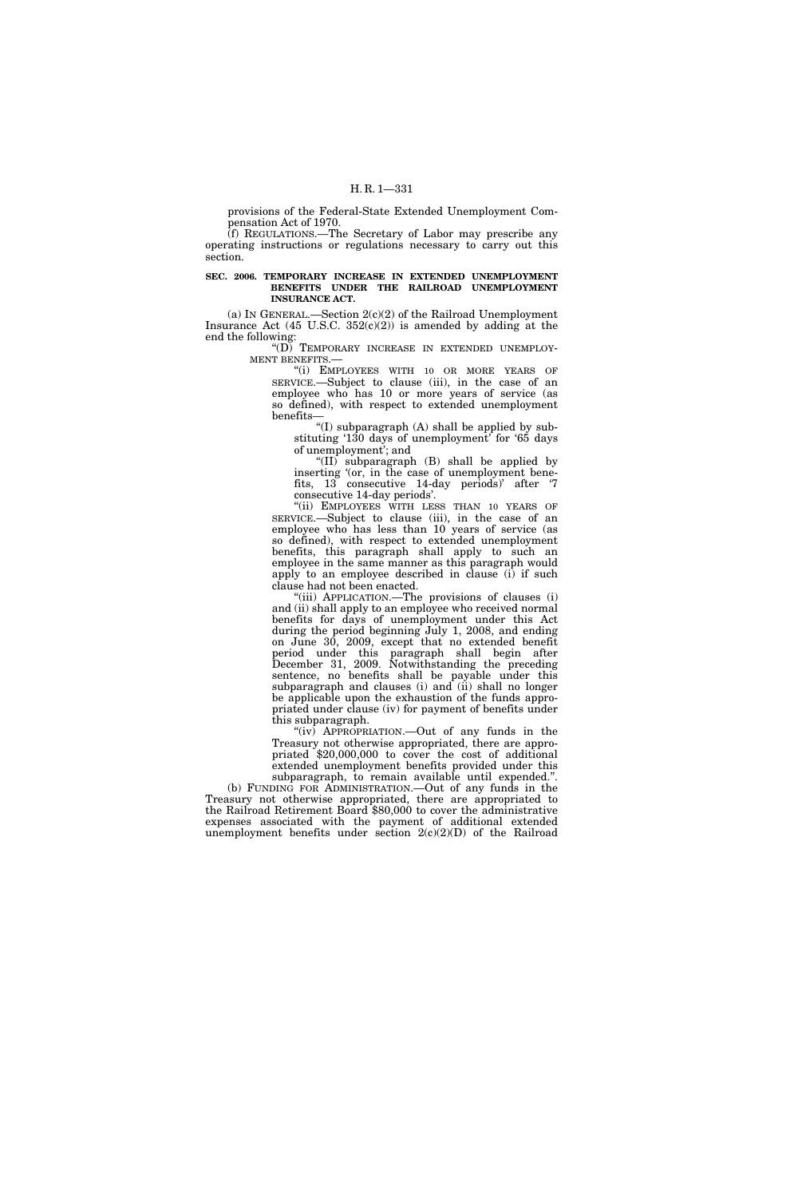provisions of the Federal-State Extended Unemployment Compensation Act of 1970.

(f) REGULATIONS.—The Secretary of Labor may prescribe any operating instructions or regulations necessary to carry out this section.

**SEC. 2006. TEMPORARY INCREASE IN EXTENDED UNEMPLOYMENT BENEFITS UNDER THE RAILROAD UNEMPLOYMENT INSURANCE ACT.**

(a) IN GENERAL.—Section 2(c)(2) of the Railroad Unemployment Insurance Act (45 U.S.C. 352(c)(2)) is amended by adding at the end the following:

"(D) TEMPORARY INCREASE IN EXTENDED UNEMPLOYMENT BENEFITS.—

"(i) EMPLOYEES WITH 10 OR MORE YEARS OF SERVICE.—Subject to clause (iii), in the case of an employee who has 10 or more years of service (as so defined), with respect to extended unemployment benefits—

"(I) subparagraph (A) shall be applied by substituting '130 days of unemployment' for '65 days of unemployment'; and

"(II) subparagraph (B) shall be applied by inserting '(or, in the case of unemployment benefits, 13 consecutive 14-day periods)' after '7 consecutive 14-day periods'.

"(ii) EMPLOYEES WITH LESS THAN 10 YEARS OF SERVICE.—Subject to clause (iii), in the case of an employee who has less than 10 years of service (as so defined), with respect to extended unemployment benefits, this paragraph shall apply to such an employee in the same manner as this paragraph would apply to an employee described in clause (i) if such clause had not been enacted.

"(iii) APPLICATION.—The provisions of clauses (i) and (ii) shall apply to an employee who received normal benefits for days of unemployment under this Act during the period beginning July 1, 2008, and ending on June 30, 2009, except that no extended benefit period under this paragraph shall begin after December 31, 2009. Notwithstanding the preceding sentence, no benefits shall be payable under this subparagraph and clauses (i) and (ii) shall no longer be applicable upon the exhaustion of the funds appropriated under clause (iv) for payment of benefits under this subparagraph.

"(iv) APPROPRIATION.—Out of any funds in the Treasury not otherwise appropriated, there are appropriated $20,000,000 to cover the cost of additional extended unemployment benefits provided under this subparagraph, to remain available until expended.".

(b) FUNDING FOR ADMINISTRATION.—Out of any funds in the Treasury not otherwise appropriated, there are appropriated to the Railroad Retirement Board $80,000 to cover the administrative expenses associated with the payment of additional extended unemployment benefits under section 2(c)(2)(D) of the Railroad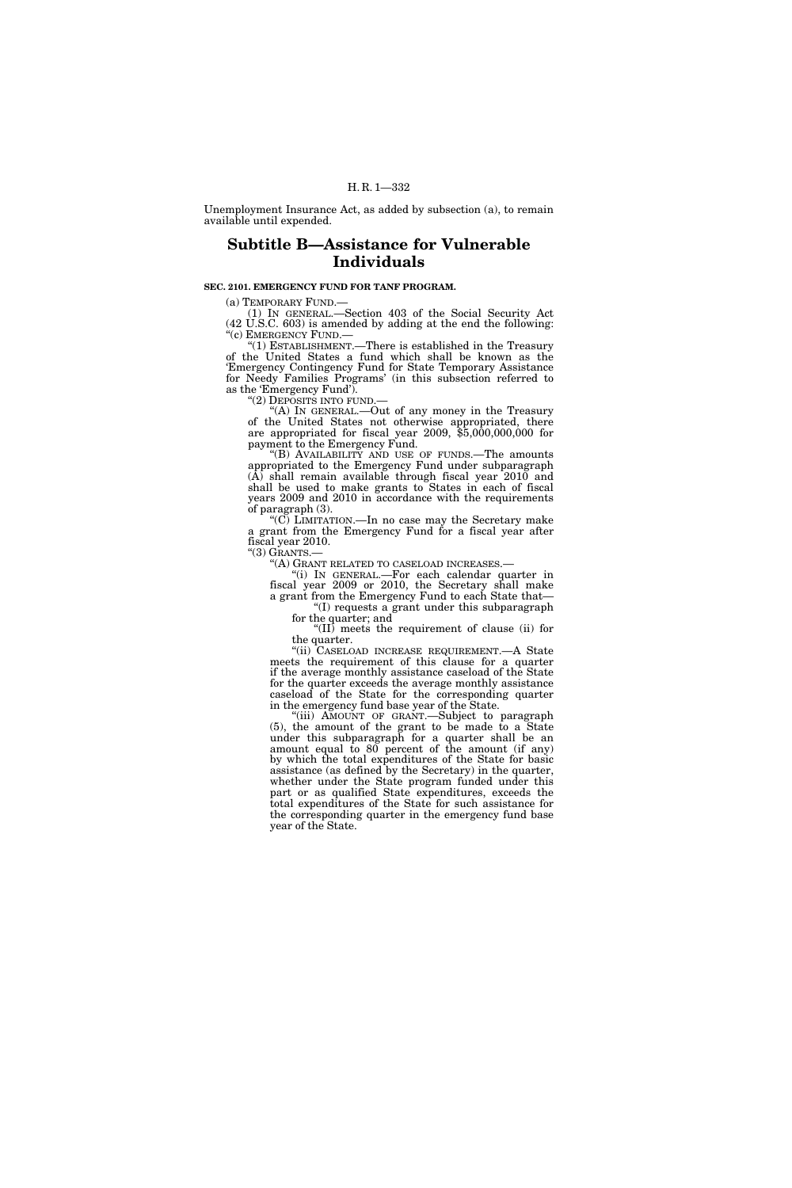Unemployment Insurance Act, as added by subsection (a), to remain available until expended.

## Subtitle B—Assistance for Vulnerable Individuals

### SEC. 2101. EMERGENCY FUND FOR TANF PROGRAM.

(a) TEMPORARY FUND.—

(1) IN GENERAL.—Section 403 of the Social Security Act (42 U.S.C. 603) is amended by adding at the end the following:

"(c) EMERGENCY FUND.—

"(1) ESTABLISHMENT.—There is established in the Treasury of the United States a fund which shall be known as the 'Emergency Contingency Fund for State Temporary Assistance for Needy Families Programs' (in this subsection referred to as the 'Emergency Fund').

"(2) DEPOSITS INTO FUND.—

"(A) IN GENERAL.—Out of any money in the Treasury of the United States not otherwise appropriated, there are appropriated for fiscal year 2009, $5,000,000,000 for payment to the Emergency Fund.

"(B) AVAILABILITY AND USE OF FUNDS.—The amounts appropriated to the Emergency Fund under subparagraph (A) shall remain available through fiscal year 2010 and shall be used to make grants to States in each of fiscal years 2009 and 2010 in accordance with the requirements of paragraph (3).

"(C) LIMITATION.—In no case may the Secretary make a grant from the Emergency Fund for a fiscal year after fiscal year 2010.

"(3) GRANTS.—

"(A) GRANT RELATED TO CASELOAD INCREASES.—

"(i) IN GENERAL.—For each calendar quarter in fiscal year 2009 or 2010, the Secretary shall make a grant from the Emergency Fund to each State that—

"(I) requests a grant under this subparagraph for the quarter; and

"(II) meets the requirement of clause (ii) for the quarter.

"(ii) CASELOAD INCREASE REQUIREMENT.—A State meets the requirement of this clause for a quarter if the average monthly assistance caseload of the State for the quarter exceeds the average monthly assistance caseload of the State for the corresponding quarter in the emergency fund base year of the State.

"(iii) AMOUNT OF GRANT.—Subject to paragraph (5), the amount of the grant to be made to a State under this subparagraph for a quarter shall be an amount equal to 80 percent of the amount (if any) by which the total expenditures of the State for basic assistance (as defined by the Secretary) in the quarter, whether under the State program funded under this part or as qualified State expenditures, exceeds the total expenditures of the State for such assistance for the corresponding quarter in the emergency fund base year of the State.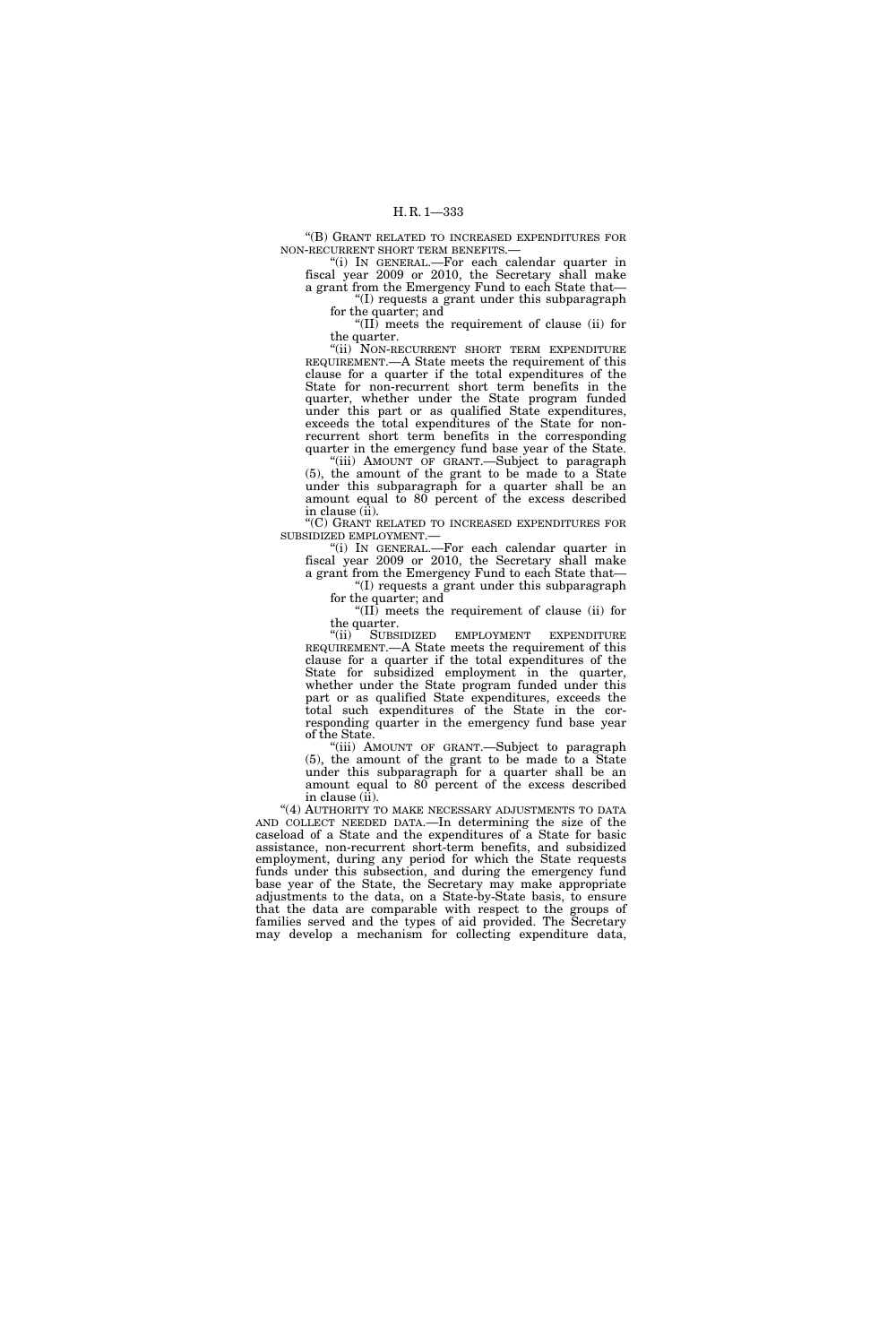"(B) GRANT RELATED TO INCREASED EXPENDITURES FOR NON-RECURRENT SHORT TERM BENEFITS.—

"(i) IN GENERAL.—For each calendar quarter in fiscal year 2009 or 2010, the Secretary shall make a grant from the Emergency Fund to each State that—

"(I) requests a grant under this subparagraph for the quarter; and

"(II) meets the requirement of clause (ii) for the quarter.

"(ii) NON-RECURRENT SHORT TERM EXPENDITURE REQUIREMENT.—A State meets the requirement of this clause for a quarter if the total expenditures of the State for non-recurrent short term benefits in the quarter, whether under the State program funded under this part or as qualified State expenditures, exceeds the total expenditures of the State for non-recurrent short term benefits in the corresponding quarter in the emergency fund base year of the State.

"(iii) AMOUNT OF GRANT.—Subject to paragraph (5), the amount of the grant to be made to a State under this subparagraph for a quarter shall be an amount equal to 80 percent of the excess described in clause (ii).

"(C) GRANT RELATED TO INCREASED EXPENDITURES FOR SUBSIDIZED EMPLOYMENT.—

"(i) IN GENERAL.—For each calendar quarter in fiscal year 2009 or 2010, the Secretary shall make a grant from the Emergency Fund to each State that—

"(I) requests a grant under this subparagraph for the quarter; and

"(II) meets the requirement of clause (ii) for the quarter.

"(ii) SUBSIDIZED EMPLOYMENT EXPENDITURE REQUIREMENT.—A State meets the requirement of this clause for a quarter if the total expenditures of the State for subsidized employment in the quarter, whether under the State program funded under this part or as qualified State expenditures, exceeds the total such expenditures of the State in the corresponding quarter in the emergency fund base year of the State.

"(iii) AMOUNT OF GRANT.—Subject to paragraph (5), the amount of the grant to be made to a State under this subparagraph for a quarter shall be an amount equal to 80 percent of the excess described in clause (ii).

"(4) AUTHORITY TO MAKE NECESSARY ADJUSTMENTS TO DATA AND COLLECT NEEDED DATA.—In determining the size of the caseload of a State and the expenditures of a State for basic assistance, non-recurrent short-term benefits, and subsidized employment, during any period for which the State requests funds under this subsection, and during the emergency fund base year of the State, the Secretary may make appropriate adjustments to the data, on a State-by-State basis, to ensure that the data are comparable with respect to the groups of families served and the types of aid provided. The Secretary may develop a mechanism for collecting expenditure data,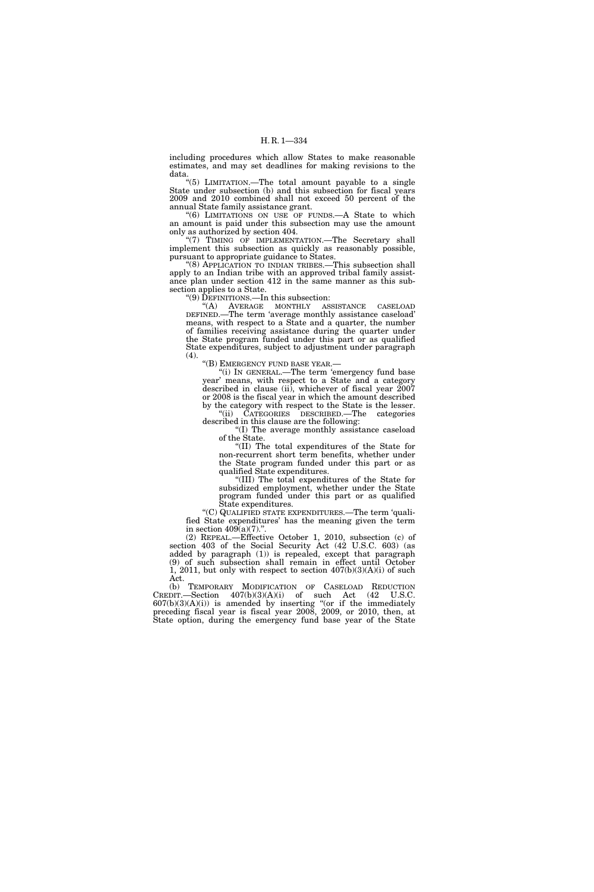including procedures which allow States to make reasonable estimates, and may set deadlines for making revisions to the data.

"(5) LIMITATION.—The total amount payable to a single State under subsection (b) and this subsection for fiscal years 2009 and 2010 combined shall not exceed 50 percent of the annual State family assistance grant.

"(6) LIMITATIONS ON USE OF FUNDS.—A State to which an amount is paid under this subsection may use the amount only as authorized by section 404.

"(7) TIMING OF IMPLEMENTATION.—The Secretary shall implement this subsection as quickly as reasonably possible, pursuant to appropriate guidance to States.

"(8) APPLICATION TO INDIAN TRIBES.—This subsection shall apply to an Indian tribe with an approved tribal family assistance plan under section 412 in the same manner as this subsection applies to a State.

"(9) DEFINITIONS.—In this subsection:

"(A) AVERAGE MONTHLY ASSISTANCE CASELOAD DEFINED.—The term 'average monthly assistance caseload' means, with respect to a State and a quarter, the number of families receiving assistance during the quarter under the State program funded under this part or as qualified State expenditures, subject to adjustment under paragraph (4).

"(B) EMERGENCY FUND BASE YEAR.—

"(i) IN GENERAL.—The term 'emergency fund base year' means, with respect to a State and a category described in clause (ii), whichever of fiscal year 2007 or 2008 is the fiscal year in which the amount described by the category with respect to the State is the lesser.

"(ii) CATEGORIES DESCRIBED.—The categories described in this clause are the following:

"(I) The average monthly assistance caseload of the State.

"(II) The total expenditures of the State for non-recurrent short term benefits, whether under the State program funded under this part or as qualified State expenditures.

"(III) The total expenditures of the State for subsidized employment, whether under the State program funded under this part or as qualified State expenditures.

"(C) QUALIFIED STATE EXPENDITURES.—The term 'qualified State expenditures' has the meaning given the term in section 409(a)(7).".

(2) REPEAL.—Effective October 1, 2010, subsection (c) of section 403 of the Social Security Act (42 U.S.C. 603) (as added by paragraph (1)) is repealed, except that paragraph (9) of such subsection shall remain in effect until October 1, 2011, but only with respect to section 407(b)(3)(A)(i) of such Act.

(b) TEMPORARY MODIFICATION OF CASELOAD REDUCTION CREDIT.—Section 407(b)(3)(A)(i) of such Act (42 U.S.C. 607(b)(3)(A)(i)) is amended by inserting "(or if the immediately preceding fiscal year is fiscal year 2008, 2009, or 2010, then, at State option, during the emergency fund base year of the State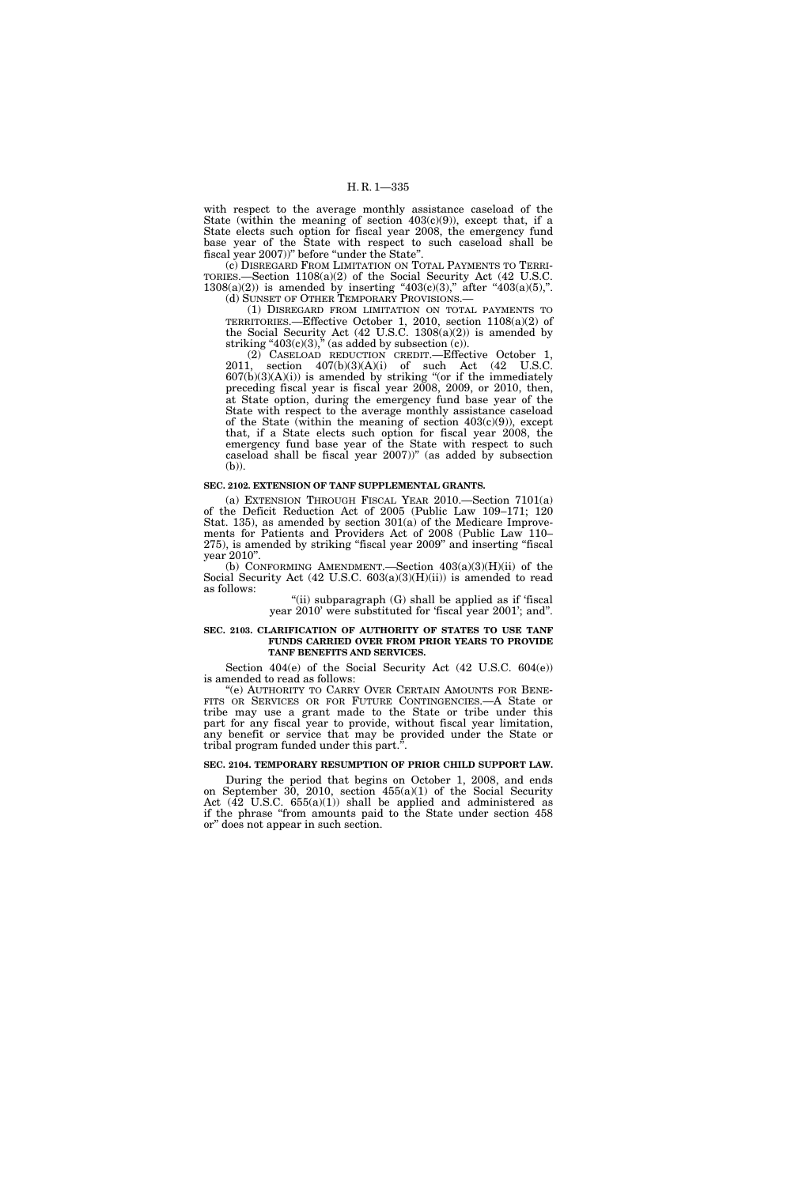with respect to the average monthly assistance caseload of the State (within the meaning of section 403(c)(9)), except that, if a State elects such option for fiscal year 2008, the emergency fund base year of the State with respect to such caseload shall be fiscal year 2007))" before "under the State".

(c) DISREGARD FROM LIMITATION ON TOTAL PAYMENTS TO TERRITORIES.—Section 1108(a)(2) of the Social Security Act (42 U.S.C. 1308(a)(2)) is amended by inserting "403(c)(3)," after "403(a)(5),".

(d) SUNSET OF OTHER TEMPORARY PROVISIONS.—

(1) DISREGARD FROM LIMITATION ON TOTAL PAYMENTS TO TERRITORIES.—Effective October 1, 2010, section 1108(a)(2) of the Social Security Act (42 U.S.C. 1308(a)(2)) is amended by striking "403(c)(3)," (as added by subsection (c)).

(2) CASELOAD REDUCTION CREDIT.—Effective October 1, 2011, section 407(b)(3)(A)(i) of such Act (42 U.S.C. 607(b)(3)(A)(i)) is amended by striking "(or if the immediately preceding fiscal year is fiscal year 2008, 2009, or 2010, then, at State option, during the emergency fund base year of the State with respect to the average monthly assistance caseload of the State (within the meaning of section 403(c)(9)), except that, if a State elects such option for fiscal year 2008, the emergency fund base year of the State with respect to such caseload shall be fiscal year 2007))" (as added by subsection (b)).

**SEC. 2102. EXTENSION OF TANF SUPPLEMENTAL GRANTS.**

(a) EXTENSION THROUGH FISCAL YEAR 2010.—Section 7101(a) of the Deficit Reduction Act of 2005 (Public Law 109–171; 120 Stat. 135), as amended by section 301(a) of the Medicare Improvements for Patients and Providers Act of 2008 (Public Law 110–275), is amended by striking "fiscal year 2009" and inserting "fiscal year 2010".

(b) CONFORMING AMENDMENT.—Section 403(a)(3)(H)(ii) of the Social Security Act (42 U.S.C. 603(a)(3)(H)(ii)) is amended to read as follows:

"(ii) subparagraph (G) shall be applied as if 'fiscal year 2010' were substituted for 'fiscal year 2001'; and".

**SEC. 2103. CLARIFICATION OF AUTHORITY OF STATES TO USE TANF FUNDS CARRIED OVER FROM PRIOR YEARS TO PROVIDE TANF BENEFITS AND SERVICES.**

Section 404(e) of the Social Security Act (42 U.S.C. 604(e)) is amended to read as follows:

"(e) AUTHORITY TO CARRY OVER CERTAIN AMOUNTS FOR BENEFITS OR SERVICES OR FOR FUTURE CONTINGENCIES.—A State or tribe may use a grant made to the State or tribe under this part for any fiscal year to provide, without fiscal year limitation, any benefit or service that may be provided under the State or tribal program funded under this part.".

**SEC. 2104. TEMPORARY RESUMPTION OF PRIOR CHILD SUPPORT LAW.**

During the period that begins on October 1, 2008, and ends on September 30, 2010, section 455(a)(1) of the Social Security Act (42 U.S.C. 655(a)(1)) shall be applied and administered as if the phrase "from amounts paid to the State under section 458 or" does not appear in such section.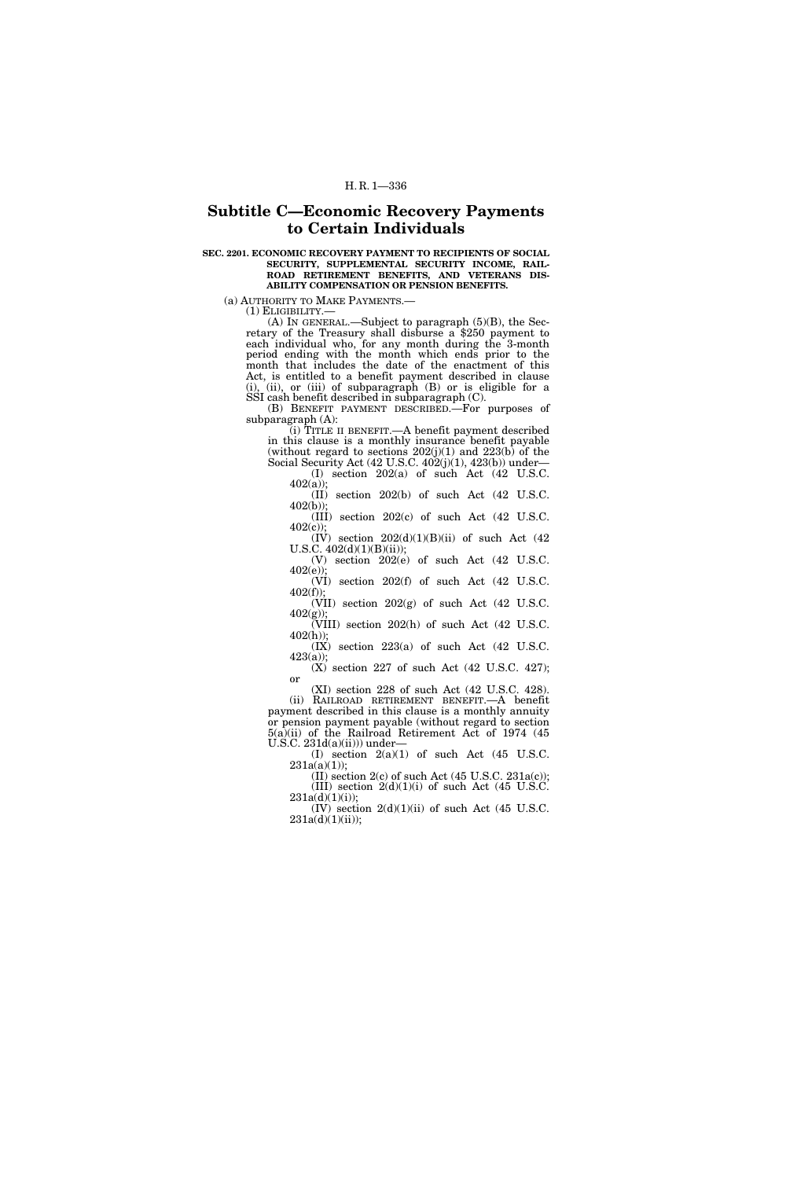## Subtitle C—Economic Recovery Payments to Certain Individuals

**SEC. 2201. ECONOMIC RECOVERY PAYMENT TO RECIPIENTS OF SOCIAL SECURITY, SUPPLEMENTAL SECURITY INCOME, RAILROAD RETIREMENT BENEFITS, AND VETERANS DISABILITY COMPENSATION OR PENSION BENEFITS.**

(a) AUTHORITY TO MAKE PAYMENTS.—

(1) ELIGIBILITY.—

(A) IN GENERAL.—Subject to paragraph (5)(B), the Secretary of the Treasury shall disburse a $250 payment to each individual who, for any month during the 3-month period ending with the month which ends prior to the month that includes the date of the enactment of this Act, is entitled to a benefit payment described in clause (i), (ii), or (iii) of subparagraph (B) or is eligible for a SSI cash benefit described in subparagraph (C).

(B) BENEFIT PAYMENT DESCRIBED.—For purposes of subparagraph (A):

(i) TITLE II BENEFIT.—A benefit payment described in this clause is a monthly insurance benefit payable (without regard to sections 202(j)(1) and 223(b) of the Social Security Act (42 U.S.C. 402(j)(1), 423(b)) under—

(I) section 202(a) of such Act (42 U.S.C. 402(a));

(II) section 202(b) of such Act (42 U.S.C. 402(b));

(III) section 202(c) of such Act (42 U.S.C. 402(c));

(IV) section 202(d)(1)(B)(ii) of such Act (42 U.S.C. 402(d)(1)(B)(ii));

(V) section 202(e) of such Act (42 U.S.C. 402(e));

(VI) section 202(f) of such Act (42 U.S.C. 402(f));

(VII) section 202(g) of such Act (42 U.S.C. 402(g));

(VIII) section 202(h) of such Act (42 U.S.C. 402(h));

(IX) section 223(a) of such Act (42 U.S.C. 423(a));

(X) section 227 of such Act (42 U.S.C. 427); or

(XI) section 228 of such Act (42 U.S.C. 428).

(ii) RAILROAD RETIREMENT BENEFIT.—A benefit payment described in this clause is a monthly annuity or pension payment payable (without regard to section 5(a)(ii) of the Railroad Retirement Act of 1974 (45 U.S.C. 231d(a)(ii))) under—

(I) section 2(a)(1) of such Act (45 U.S.C. 231a(a)(1));

(II) section 2(c) of such Act (45 U.S.C. 231a(c));

(III) section 2(d)(1)(i) of such Act (45 U.S.C. 231a(d)(1)(i));

(IV) section 2(d)(1)(ii) of such Act (45 U.S.C. 231a(d)(1)(ii));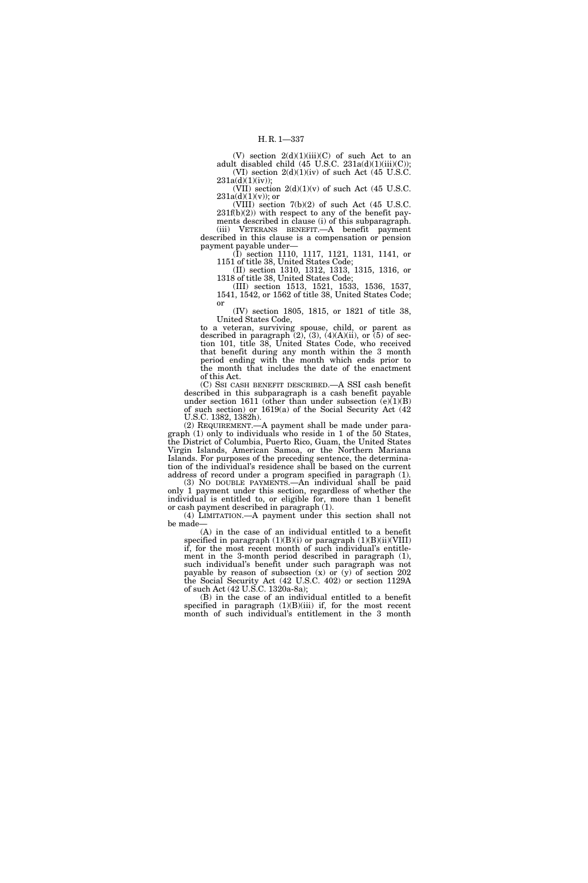(V) section 2(d)(1)(iii)(C) of such Act to an adult disabled child (45 U.S.C. 231a(d)(1)(iii)(C));

(VI) section 2(d)(1)(iv) of such Act (45 U.S.C. 231a(d)(1)(iv));

(VII) section 2(d)(1)(v) of such Act (45 U.S.C. 231a(d)(1)(v)); or

(VIII) section 7(b)(2) of such Act (45 U.S.C. 231f(b)(2)) with respect to any of the benefit payments described in clause (i) of this subparagraph.

(iii) VETERANS BENEFIT.—A benefit payment described in this clause is a compensation or pension payment payable under—

(I) section 1110, 1117, 1121, 1131, 1141, or 1151 of title 38, United States Code;

(II) section 1310, 1312, 1313, 1315, 1316, or 1318 of title 38, United States Code;

(III) section 1513, 1521, 1533, 1536, 1537, 1541, 1542, or 1562 of title 38, United States Code; or

(IV) section 1805, 1815, or 1821 of title 38, United States Code,

to a veteran, surviving spouse, child, or parent as described in paragraph (2), (3), (4)(A)(ii), or (5) of section 101, title 38, United States Code, who received that benefit during any month within the 3 month period ending with the month which ends prior to the month that includes the date of the enactment of this Act.

(C) SSI CASH BENEFIT DESCRIBED.—A SSI cash benefit described in this subparagraph is a cash benefit payable under section 1611 (other than under subsection (e)(1)(B) of such section) or 1619(a) of the Social Security Act (42 U.S.C. 1382, 1382h).

(2) REQUIREMENT.—A payment shall be made under paragraph (1) only to individuals who reside in 1 of the 50 States, the District of Columbia, Puerto Rico, Guam, the United States Virgin Islands, American Samoa, or the Northern Mariana Islands. For purposes of the preceding sentence, the determination of the individual's residence shall be based on the current address of record under a program specified in paragraph (1).

(3) NO DOUBLE PAYMENTS.—An individual shall be paid only 1 payment under this section, regardless of whether the individual is entitled to, or eligible for, more than 1 benefit or cash payment described in paragraph (1).

(4) LIMITATION.—A payment under this section shall not be made—

(A) in the case of an individual entitled to a benefit specified in paragraph (1)(B)(i) or paragraph (1)(B)(ii)(VIII) if, for the most recent month of such individual's entitlement in the 3-month period described in paragraph (1), such individual's benefit under such paragraph was not payable by reason of subsection (x) or (y) of section 202 the Social Security Act (42 U.S.C. 402) or section 1129A of such Act (42 U.S.C. 1320a-8a);

(B) in the case of an individual entitled to a benefit specified in paragraph (1)(B)(iii) if, for the most recent month of such individual's entitlement in the 3 month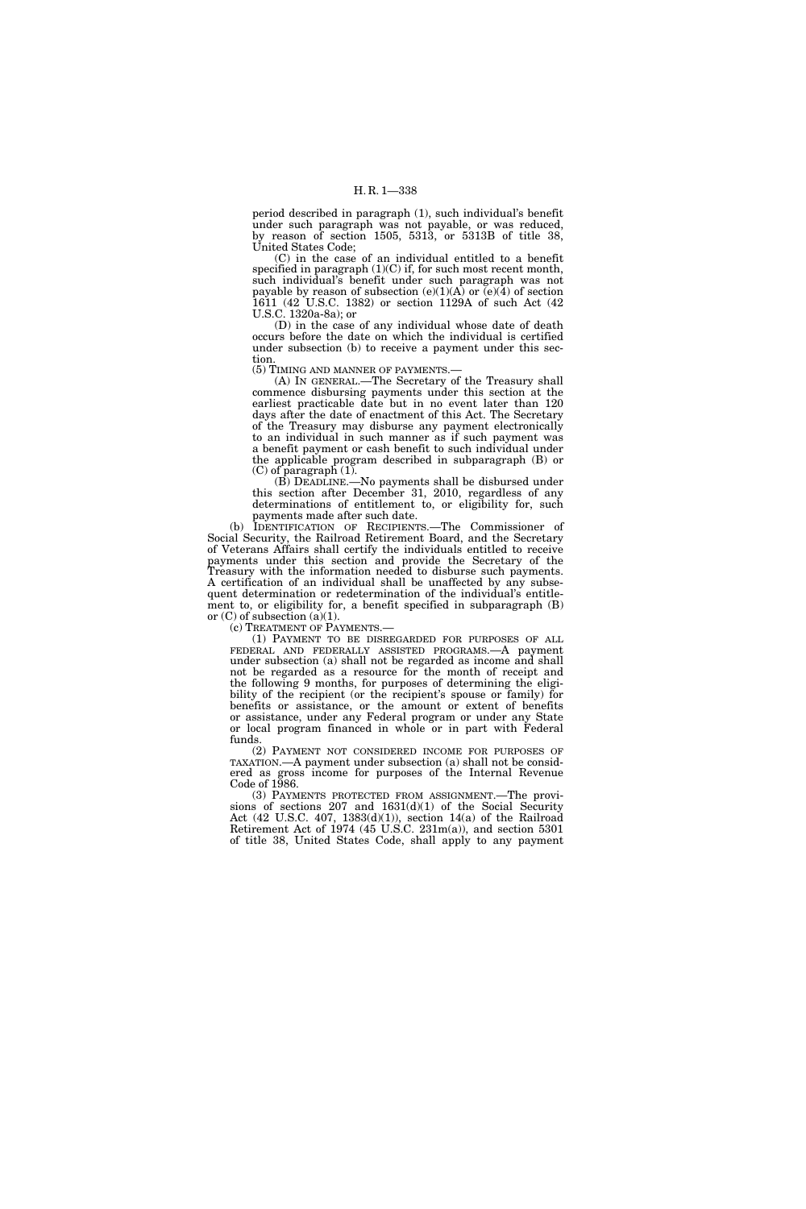period described in paragraph (1), such individual's benefit under such paragraph was not payable, or was reduced, by reason of section 1505, 5313, or 5313B of title 38, United States Code;

(C) in the case of an individual entitled to a benefit specified in paragraph (1)(C) if, for such most recent month, such individual's benefit under such paragraph was not payable by reason of subsection (e)(1)(A) or (e)(4) of section 1611 (42 U.S.C. 1382) or section 1129A of such Act (42 U.S.C. 1320a-8a); or

(D) in the case of any individual whose date of death occurs before the date on which the individual is certified under subsection (b) to receive a payment under this section.

(5) TIMING AND MANNER OF PAYMENTS.—

(A) IN GENERAL.—The Secretary of the Treasury shall commence disbursing payments under this section at the earliest practicable date but in no event later than 120 days after the date of enactment of this Act. The Secretary of the Treasury may disburse any payment electronically to an individual in such manner as if such payment was a benefit payment or cash benefit to such individual under the applicable program described in subparagraph (B) or (C) of paragraph (1).

(B) DEADLINE.—No payments shall be disbursed under this section after December 31, 2010, regardless of any determinations of entitlement to, or eligibility for, such payments made after such date.

(b) IDENTIFICATION OF RECIPIENTS.—The Commissioner of Social Security, the Railroad Retirement Board, and the Secretary of Veterans Affairs shall certify the individuals entitled to receive payments under this section and provide the Secretary of the Treasury with the information needed to disburse such payments. A certification of an individual shall be unaffected by any subsequent determination or redetermination of the individual's entitlement to, or eligibility for, a benefit specified in subparagraph (B) or (C) of subsection (a)(1).

(c) TREATMENT OF PAYMENTS.—

(1) PAYMENT TO BE DISREGARDED FOR PURPOSES OF ALL FEDERAL AND FEDERALLY ASSISTED PROGRAMS.—A payment under subsection (a) shall not be regarded as income and shall not be regarded as a resource for the month of receipt and the following 9 months, for purposes of determining the eligibility of the recipient (or the recipient's spouse or family) for benefits or assistance, or the amount or extent of benefits or assistance, under any Federal program or under any State or local program financed in whole or in part with Federal funds.

(2) PAYMENT NOT CONSIDERED INCOME FOR PURPOSES OF TAXATION.—A payment under subsection (a) shall not be considered as gross income for purposes of the Internal Revenue Code of 1986.

(3) PAYMENTS PROTECTED FROM ASSIGNMENT.—The provisions of sections 207 and 1631(d)(1) of the Social Security Act (42 U.S.C. 407, 1383(d)(1)), section 14(a) of the Railroad Retirement Act of 1974 (45 U.S.C. 231m(a)), and section 5301 of title 38, United States Code, shall apply to any payment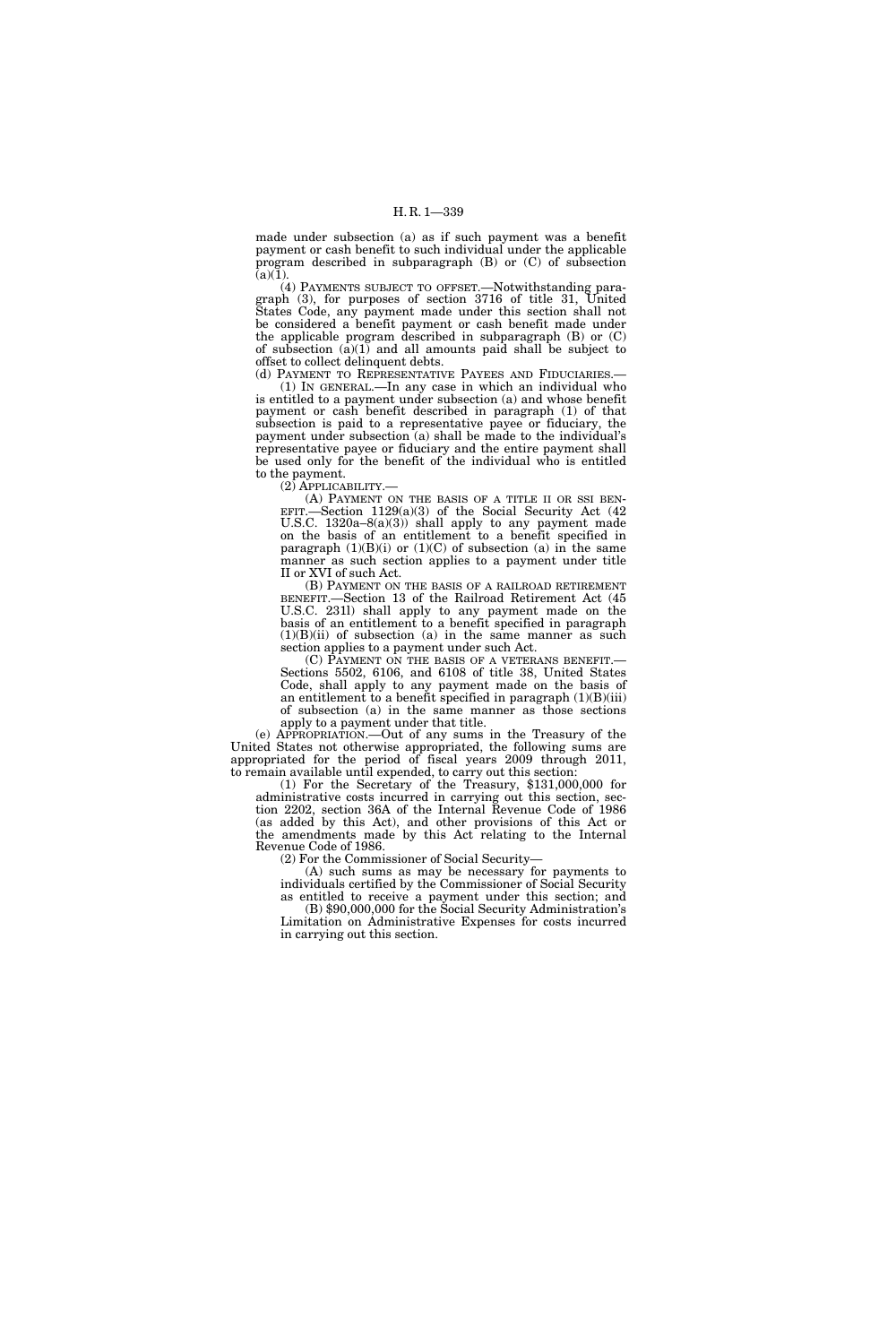made under subsection (a) as if such payment was a benefit payment or cash benefit to such individual under the applicable program described in subparagraph (B) or (C) of subsection (a)(1).

(4) PAYMENTS SUBJECT TO OFFSET.—Notwithstanding paragraph (3), for purposes of section 3716 of title 31, United States Code, any payment made under this section shall not be considered a benefit payment or cash benefit made under the applicable program described in subparagraph (B) or (C) of subsection (a)(1) and all amounts paid shall be subject to offset to collect delinquent debts.

(d) PAYMENT TO REPRESENTATIVE PAYEES AND FIDUCIARIES.—

(1) IN GENERAL.—In any case in which an individual who is entitled to a payment under subsection (a) and whose benefit payment or cash benefit described in paragraph (1) of that subsection is paid to a representative payee or fiduciary, the payment under subsection (a) shall be made to the individual's representative payee or fiduciary and the entire payment shall be used only for the benefit of the individual who is entitled to the payment.

(2) APPLICABILITY.—

(A) PAYMENT ON THE BASIS OF A TITLE II OR SSI BENEFIT.—Section 1129(a)(3) of the Social Security Act (42 U.S.C. 1320a–8(a)(3)) shall apply to any payment made on the basis of an entitlement to a benefit specified in paragraph (1)(B)(i) or (1)(C) of subsection (a) in the same manner as such section applies to a payment under title II or XVI of such Act.

(B) PAYMENT ON THE BASIS OF A RAILROAD RETIREMENT BENEFIT.—Section 13 of the Railroad Retirement Act (45 U.S.C. 231l) shall apply to any payment made on the basis of an entitlement to a benefit specified in paragraph (1)(B)(ii) of subsection (a) in the same manner as such section applies to a payment under such Act.

(C) PAYMENT ON THE BASIS OF A VETERANS BENEFIT.—Sections 5502, 6106, and 6108 of title 38, United States Code, shall apply to any payment made on the basis of an entitlement to a benefit specified in paragraph (1)(B)(iii) of subsection (a) in the same manner as those sections apply to a payment under that title.

(e) APPROPRIATION.—Out of any sums in the Treasury of the United States not otherwise appropriated, the following sums are appropriated for the period of fiscal years 2009 through 2011, to remain available until expended, to carry out this section:

(1) For the Secretary of the Treasury, $131,000,000 for administrative costs incurred in carrying out this section, section 2202, section 36A of the Internal Revenue Code of 1986 (as added by this Act), and other provisions of this Act or the amendments made by this Act relating to the Internal Revenue Code of 1986.

(2) For the Commissioner of Social Security—

(A) such sums as may be necessary for payments to individuals certified by the Commissioner of Social Security as entitled to receive a payment under this section; and

(B) $90,000,000 for the Social Security Administration's Limitation on Administrative Expenses for costs incurred in carrying out this section.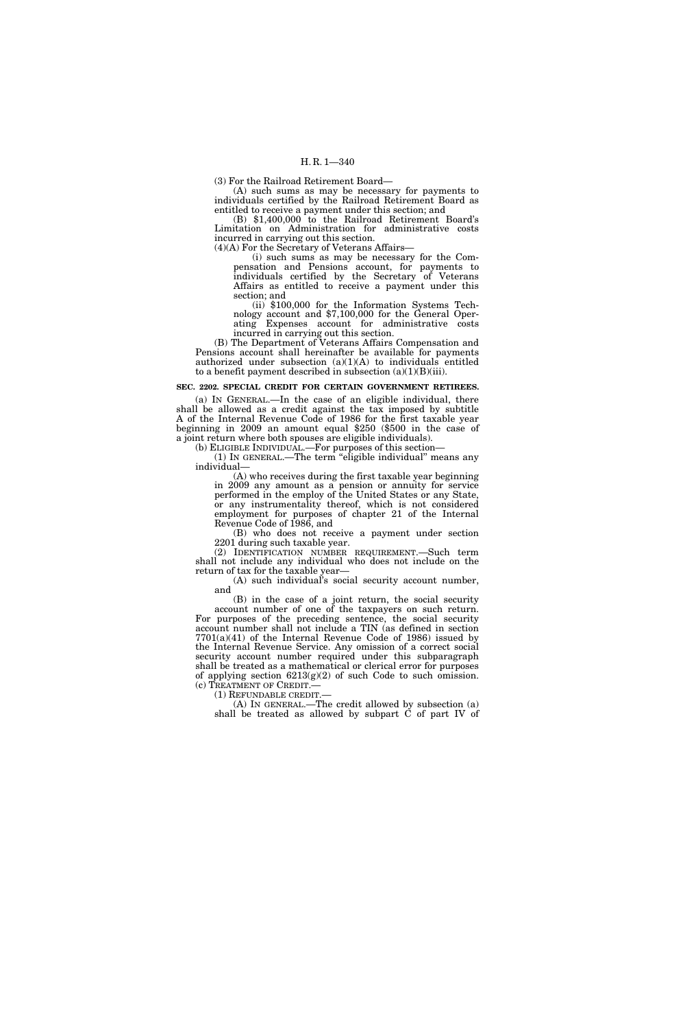(3) For the Railroad Retirement Board—

(A) such sums as may be necessary for payments to individuals certified by the Railroad Retirement Board as entitled to receive a payment under this section; and

(B) $1,400,000 to the Railroad Retirement Board's Limitation on Administration for administrative costs incurred in carrying out this section.

(4)(A) For the Secretary of Veterans Affairs—

(i) such sums as may be necessary for the Compensation and Pensions account, for payments to individuals certified by the Secretary of Veterans Affairs as entitled to receive a payment under this section; and

(ii) $100,000 for the Information Systems Technology account and $7,100,000 for the General Operating Expenses account for administrative costs incurred in carrying out this section.

(B) The Department of Veterans Affairs Compensation and Pensions account shall hereinafter be available for payments authorized under subsection (a)(1)(A) to individuals entitled to a benefit payment described in subsection (a)(1)(B)(iii).

**SEC. 2202. SPECIAL CREDIT FOR CERTAIN GOVERNMENT RETIREES.**

(a) IN GENERAL.—In the case of an eligible individual, there shall be allowed as a credit against the tax imposed by subtitle A of the Internal Revenue Code of 1986 for the first taxable year beginning in 2009 an amount equal $250 ($500 in the case of a joint return where both spouses are eligible individuals).

(b) ELIGIBLE INDIVIDUAL.—For purposes of this section—

(1) IN GENERAL.—The term "eligible individual" means any individual—

(A) who receives during the first taxable year beginning in 2009 any amount as a pension or annuity for service performed in the employ of the United States or any State, or any instrumentality thereof, which is not considered employment for purposes of chapter 21 of the Internal Revenue Code of 1986, and

(B) who does not receive a payment under section 2201 during such taxable year.

(2) IDENTIFICATION NUMBER REQUIREMENT.—Such term shall not include any individual who does not include on the return of tax for the taxable year—

(A) such individual's social security account number, and

(B) in the case of a joint return, the social security account number of one of the taxpayers on such return.

For purposes of the preceding sentence, the social security account number shall not include a TIN (as defined in section 7701(a)(41) of the Internal Revenue Code of 1986) issued by the Internal Revenue Service. Any omission of a correct social security account number required under this subparagraph shall be treated as a mathematical or clerical error for purposes of applying section 6213(g)(2) of such Code to such omission.

(c) TREATMENT OF CREDIT.—

(1) REFUNDABLE CREDIT.—

(A) IN GENERAL.—The credit allowed by subsection (a) shall be treated as allowed by subpart C of part IV of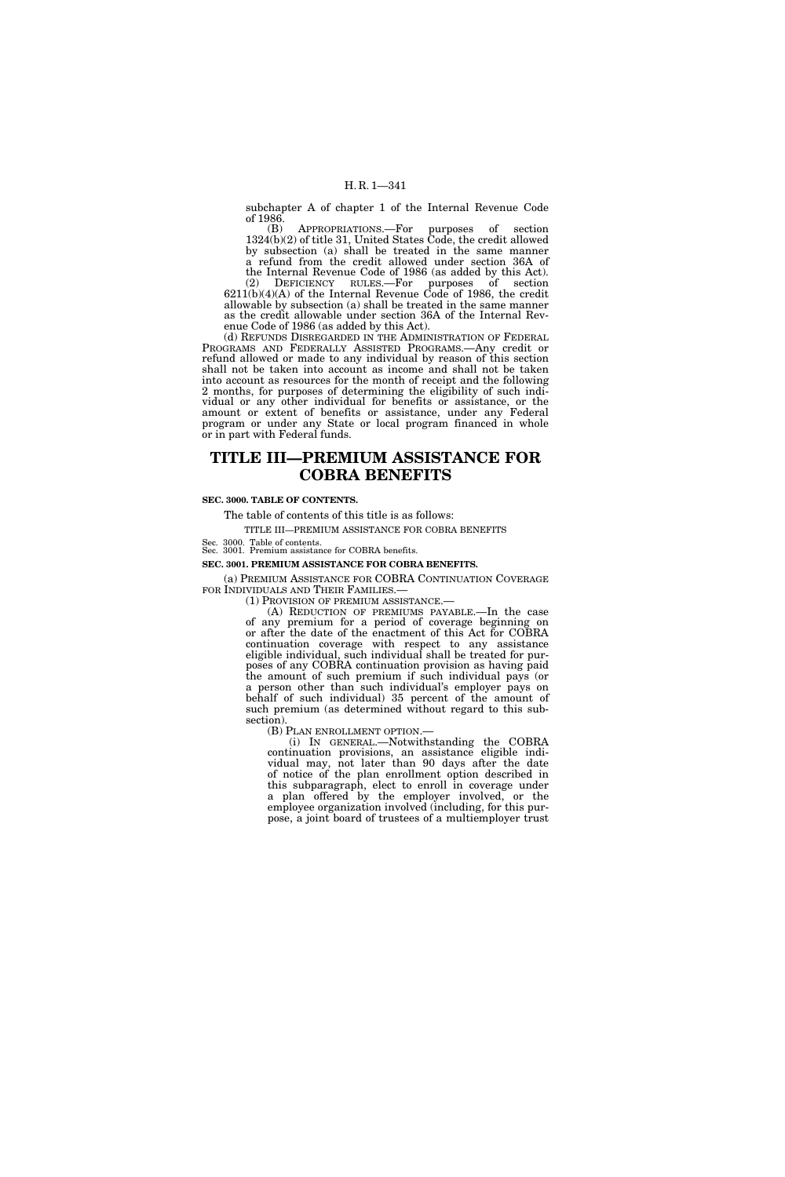subchapter A of chapter 1 of the Internal Revenue Code of 1986.

(B) APPROPRIATIONS.—For purposes of section 1324(b)(2) of title 31, United States Code, the credit allowed by subsection (a) shall be treated in the same manner a refund from the credit allowed under section 36A of the Internal Revenue Code of 1986 (as added by this Act).

(2) DEFICIENCY RULES.—For purposes of section 6211(b)(4)(A) of the Internal Revenue Code of 1986, the credit allowable by subsection (a) shall be treated in the same manner as the credit allowable under section 36A of the Internal Revenue Code of 1986 (as added by this Act).

(d) REFUNDS DISREGARDED IN THE ADMINISTRATION OF FEDERAL PROGRAMS AND FEDERALLY ASSISTED PROGRAMS.—Any credit or refund allowed or made to any individual by reason of this section shall not be taken into account as income and shall not be taken into account as resources for the month of receipt and the following 2 months, for purposes of determining the eligibility of such individual or any other individual for benefits or assistance, or the amount or extent of benefits or assistance, under any Federal program or under any State or local program financed in whole or in part with Federal funds.

# TITLE III—PREMIUM ASSISTANCE FOR COBRA BENEFITS

**SEC. 3000. TABLE OF CONTENTS.**

The table of contents of this title is as follows:

TITLE III—PREMIUM ASSISTANCE FOR COBRA BENEFITS

Sec. 3000. Table of contents.
Sec. 3001. Premium assistance for COBRA benefits.

**SEC. 3001. PREMIUM ASSISTANCE FOR COBRA BENEFITS.**

(a) PREMIUM ASSISTANCE FOR COBRA CONTINUATION COVERAGE FOR INDIVIDUALS AND THEIR FAMILIES.—

(1) PROVISION OF PREMIUM ASSISTANCE.—

(A) REDUCTION OF PREMIUMS PAYABLE.—In the case of any premium for a period of coverage beginning on or after the date of the enactment of this Act for COBRA continuation coverage with respect to any assistance eligible individual, such individual shall be treated for purposes of any COBRA continuation provision as having paid the amount of such premium if such individual pays (or a person other than such individual's employer pays on behalf of such individual) 35 percent of the amount of such premium (as determined without regard to this subsection).

(B) PLAN ENROLLMENT OPTION.—

(i) IN GENERAL.—Notwithstanding the COBRA continuation provisions, an assistance eligible individual may, not later than 90 days after the date of notice of the plan enrollment option described in this subparagraph, elect to enroll in coverage under a plan offered by the employer involved, or the employee organization involved (including, for this purpose, a joint board of trustees of a multiemployer trust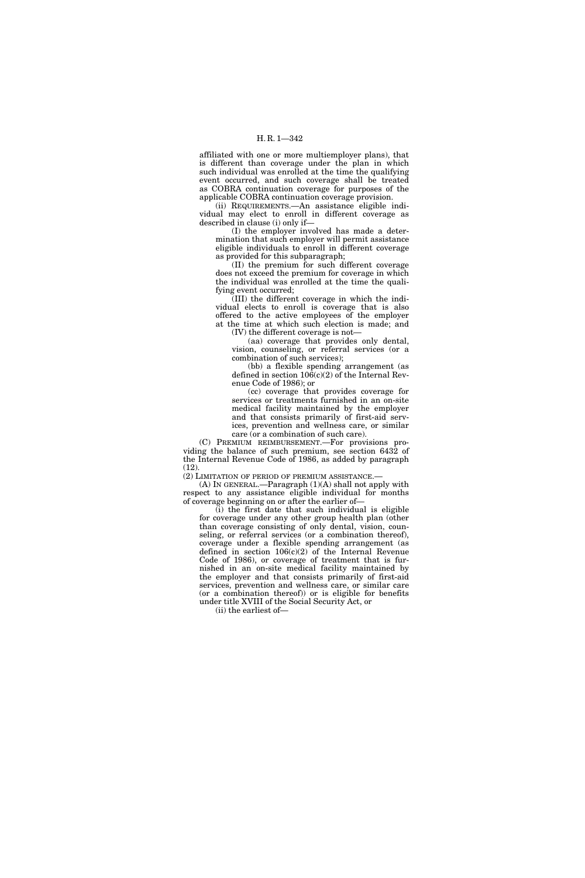affiliated with one or more multiemployer plans), that is different than coverage under the plan in which such individual was enrolled at the time the qualifying event occurred, and such coverage shall be treated as COBRA continuation coverage for purposes of the applicable COBRA continuation coverage provision.

(ii) REQUIREMENTS.—An assistance eligible individual may elect to enroll in different coverage as described in clause (i) only if—

(I) the employer involved has made a determination that such employer will permit assistance eligible individuals to enroll in different coverage as provided for this subparagraph;

(II) the premium for such different coverage does not exceed the premium for coverage in which the individual was enrolled at the time the qualifying event occurred;

(III) the different coverage in which the individual elects to enroll is coverage that is also offered to the active employees of the employer at the time at which such election is made; and

(IV) the different coverage is not—

(aa) coverage that provides only dental, vision, counseling, or referral services (or a combination of such services);

(bb) a flexible spending arrangement (as defined in section 106(c)(2) of the Internal Revenue Code of 1986); or

(cc) coverage that provides coverage for services or treatments furnished in an on-site medical facility maintained by the employer and that consists primarily of first-aid services, prevention and wellness care, or similar care (or a combination of such care).

(C) PREMIUM REIMBURSEMENT.—For provisions providing the balance of such premium, see section 6432 of the Internal Revenue Code of 1986, as added by paragraph (12).

(2) LIMITATION OF PERIOD OF PREMIUM ASSISTANCE.—

(A) IN GENERAL.—Paragraph (1)(A) shall not apply with respect to any assistance eligible individual for months of coverage beginning on or after the earlier of—

(i) the first date that such individual is eligible for coverage under any other group health plan (other than coverage consisting of only dental, vision, counseling, or referral services (or a combination thereof), coverage under a flexible spending arrangement (as defined in section 106(c)(2) of the Internal Revenue Code of 1986), or coverage of treatment that is furnished in an on-site medical facility maintained by the employer and that consists primarily of first-aid services, prevention and wellness care, or similar care (or a combination thereof)) or is eligible for benefits under title XVIII of the Social Security Act, or

(ii) the earliest of—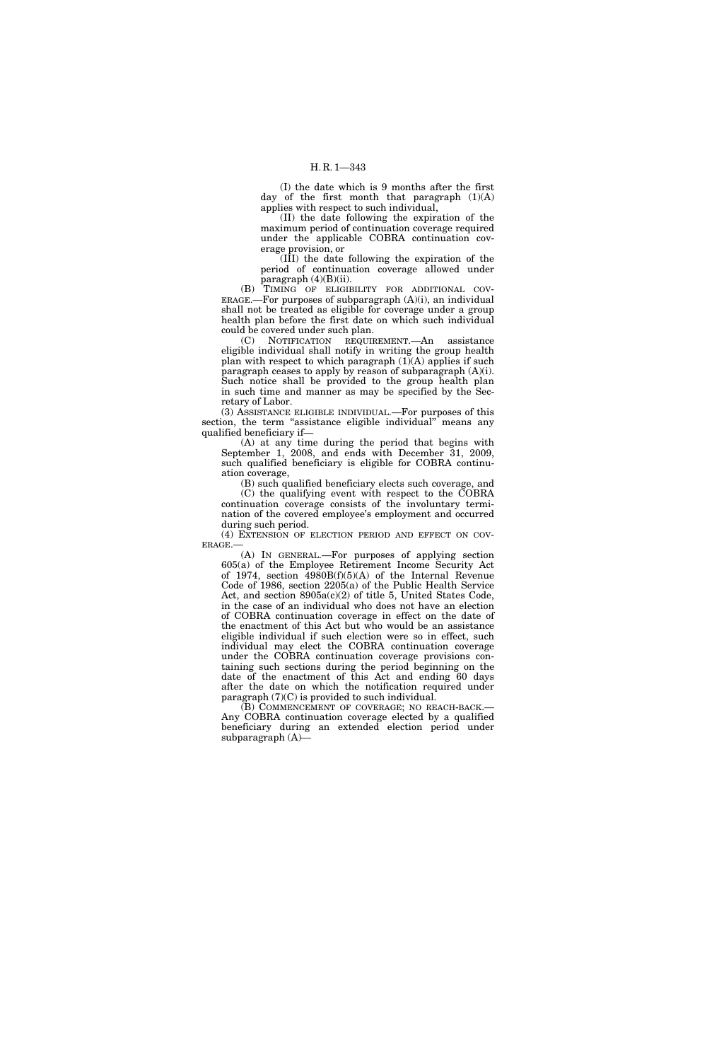(I) the date which is 9 months after the first day of the first month that paragraph (1)(A) applies with respect to such individual,

(II) the date following the expiration of the maximum period of continuation coverage required under the applicable COBRA continuation coverage provision, or

(III) the date following the expiration of the period of continuation coverage allowed under paragraph (4)(B)(ii).

(B) TIMING OF ELIGIBILITY FOR ADDITIONAL COVERAGE.—For purposes of subparagraph (A)(i), an individual shall not be treated as eligible for coverage under a group health plan before the first date on which such individual could be covered under such plan.

(C) NOTIFICATION REQUIREMENT.—An assistance eligible individual shall notify in writing the group health plan with respect to which paragraph (1)(A) applies if such paragraph ceases to apply by reason of subparagraph (A)(i). Such notice shall be provided to the group health plan in such time and manner as may be specified by the Secretary of Labor.

(3) ASSISTANCE ELIGIBLE INDIVIDUAL.—For purposes of this section, the term "assistance eligible individual" means any qualified beneficiary if—

(A) at any time during the period that begins with September 1, 2008, and ends with December 31, 2009, such qualified beneficiary is eligible for COBRA continuation coverage,

(B) such qualified beneficiary elects such coverage, and

(C) the qualifying event with respect to the COBRA continuation coverage consists of the involuntary termination of the covered employee's employment and occurred during such period.

(4) EXTENSION OF ELECTION PERIOD AND EFFECT ON COVERAGE.—

(A) IN GENERAL.—For purposes of applying section 605(a) of the Employee Retirement Income Security Act of 1974, section 4980B(f)(5)(A) of the Internal Revenue Code of 1986, section 2205(a) of the Public Health Service Act, and section 8905a(c)(2) of title 5, United States Code, in the case of an individual who does not have an election of COBRA continuation coverage in effect on the date of the enactment of this Act but who would be an assistance eligible individual if such election were so in effect, such individual may elect the COBRA continuation coverage under the COBRA continuation coverage provisions containing such sections during the period beginning on the date of the enactment of this Act and ending 60 days after the date on which the notification required under paragraph (7)(C) is provided to such individual.

(B) COMMENCEMENT OF COVERAGE; NO REACH-BACK.—Any COBRA continuation coverage elected by a qualified beneficiary during an extended election period under subparagraph (A)—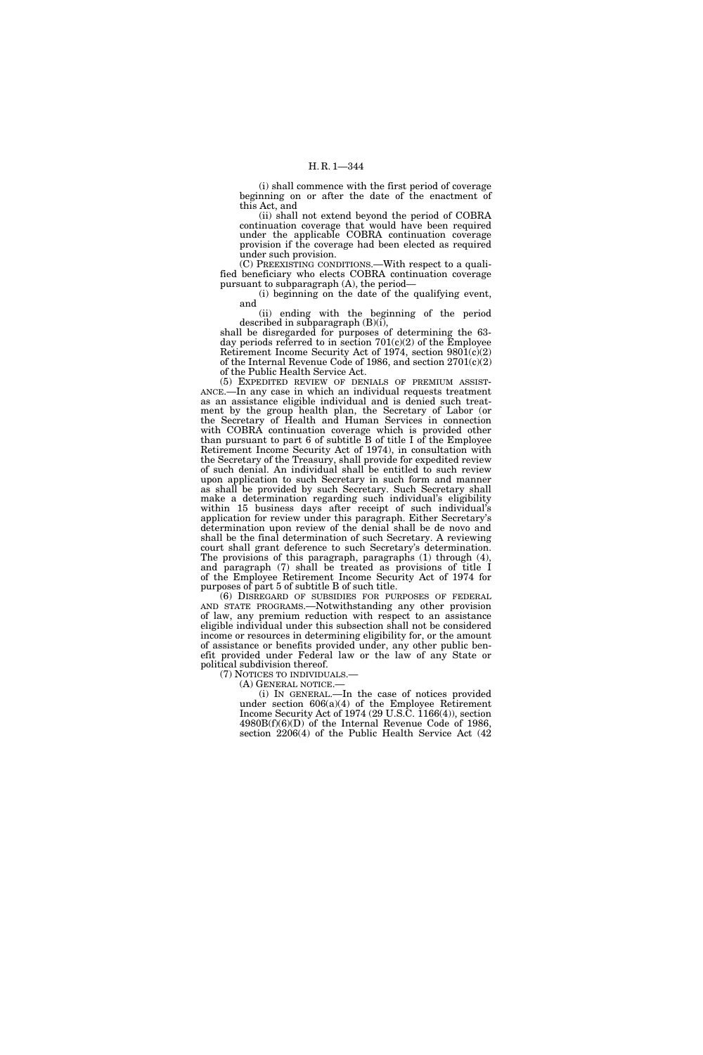(i) shall commence with the first period of coverage beginning on or after the date of the enactment of this Act, and

(ii) shall not extend beyond the period of COBRA continuation coverage that would have been required under the applicable COBRA continuation coverage provision if the coverage had been elected as required under such provision.

(C) PREEXISTING CONDITIONS.—With respect to a qualified beneficiary who elects COBRA continuation coverage pursuant to subparagraph (A), the period—

(i) beginning on the date of the qualifying event, and

(ii) ending with the beginning of the period described in subparagraph (B)(i),

shall be disregarded for purposes of determining the 63-day periods referred to in section 701(c)(2) of the Employee Retirement Income Security Act of 1974, section 9801(c)(2) of the Internal Revenue Code of 1986, and section 2701(c)(2) of the Public Health Service Act.

(5) EXPEDITED REVIEW OF DENIALS OF PREMIUM ASSISTANCE.—In any case in which an individual requests treatment as an assistance eligible individual and is denied such treatment by the group health plan, the Secretary of Labor (or the Secretary of Health and Human Services in connection with COBRA continuation coverage which is provided other than pursuant to part 6 of subtitle B of title I of the Employee Retirement Income Security Act of 1974), in consultation with the Secretary of the Treasury, shall provide for expedited review of such denial. An individual shall be entitled to such review upon application to such Secretary in such form and manner as shall be provided by such Secretary. Such Secretary shall make a determination regarding such individual's eligibility within 15 business days after receipt of such individual's application for review under this paragraph. Either Secretary's determination upon review of the denial shall be de novo and shall be the final determination of such Secretary. A reviewing court shall grant deference to such Secretary's determination. The provisions of this paragraph, paragraphs (1) through (4), and paragraph (7) shall be treated as provisions of title I of the Employee Retirement Income Security Act of 1974 for purposes of part 5 of subtitle B of such title.

(6) DISREGARD OF SUBSIDIES FOR PURPOSES OF FEDERAL AND STATE PROGRAMS.—Notwithstanding any other provision of law, any premium reduction with respect to an assistance eligible individual under this subsection shall not be considered income or resources in determining eligibility for, or the amount of assistance or benefits provided under, any other public benefit provided under Federal law or the law of any State or political subdivision thereof.

(7) NOTICES TO INDIVIDUALS.—

(A) GENERAL NOTICE.—

(i) IN GENERAL.—In the case of notices provided under section 606(a)(4) of the Employee Retirement Income Security Act of 1974 (29 U.S.C. 1166(4)), section 4980B(f)(6)(D) of the Internal Revenue Code of 1986, section 2206(4) of the Public Health Service Act (42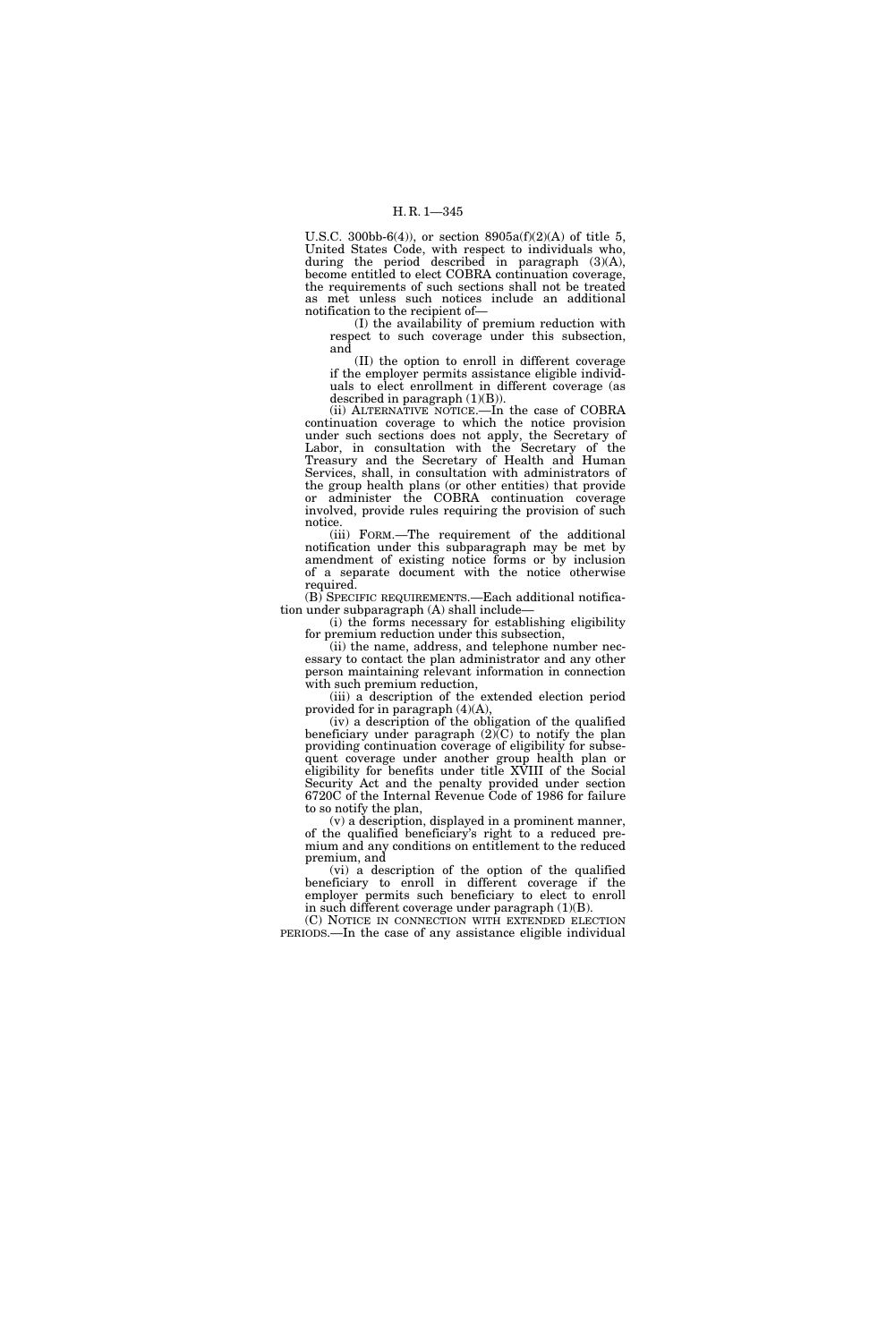U.S.C. 300bb-6(4)), or section 8905a(f)(2)(A) of title 5, United States Code, with respect to individuals who, during the period described in paragraph (3)(A), become entitled to elect COBRA continuation coverage, the requirements of such sections shall not be treated as met unless such notices include an additional notification to the recipient of—

(I) the availability of premium reduction with respect to such coverage under this subsection, and

(II) the option to enroll in different coverage if the employer permits assistance eligible individuals to elect enrollment in different coverage (as described in paragraph (1)(B)).

(ii) ALTERNATIVE NOTICE.—In the case of COBRA continuation coverage to which the notice provision under such sections does not apply, the Secretary of Labor, in consultation with the Secretary of the Treasury and the Secretary of Health and Human Services, shall, in consultation with administrators of the group health plans (or other entities) that provide or administer the COBRA continuation coverage involved, provide rules requiring the provision of such notice.

(iii) FORM.—The requirement of the additional notification under this subparagraph may be met by amendment of existing notice forms or by inclusion of a separate document with the notice otherwise required.

(B) SPECIFIC REQUIREMENTS.—Each additional notification under subparagraph (A) shall include—

(i) the forms necessary for establishing eligibility for premium reduction under this subsection,

(ii) the name, address, and telephone number necessary to contact the plan administrator and any other person maintaining relevant information in connection with such premium reduction,

(iii) a description of the extended election period provided for in paragraph (4)(A),

(iv) a description of the obligation of the qualified beneficiary under paragraph (2)(C) to notify the plan providing continuation coverage of eligibility for subsequent coverage under another group health plan or eligibility for benefits under title XVIII of the Social Security Act and the penalty provided under section 6720C of the Internal Revenue Code of 1986 for failure to so notify the plan,

(v) a description, displayed in a prominent manner, of the qualified beneficiary's right to a reduced premium and any conditions on entitlement to the reduced premium, and

(vi) a description of the option of the qualified beneficiary to enroll in different coverage if the employer permits such beneficiary to elect to enroll in such different coverage under paragraph (1)(B).

(C) NOTICE IN CONNECTION WITH EXTENDED ELECTION PERIODS.—In the case of any assistance eligible individual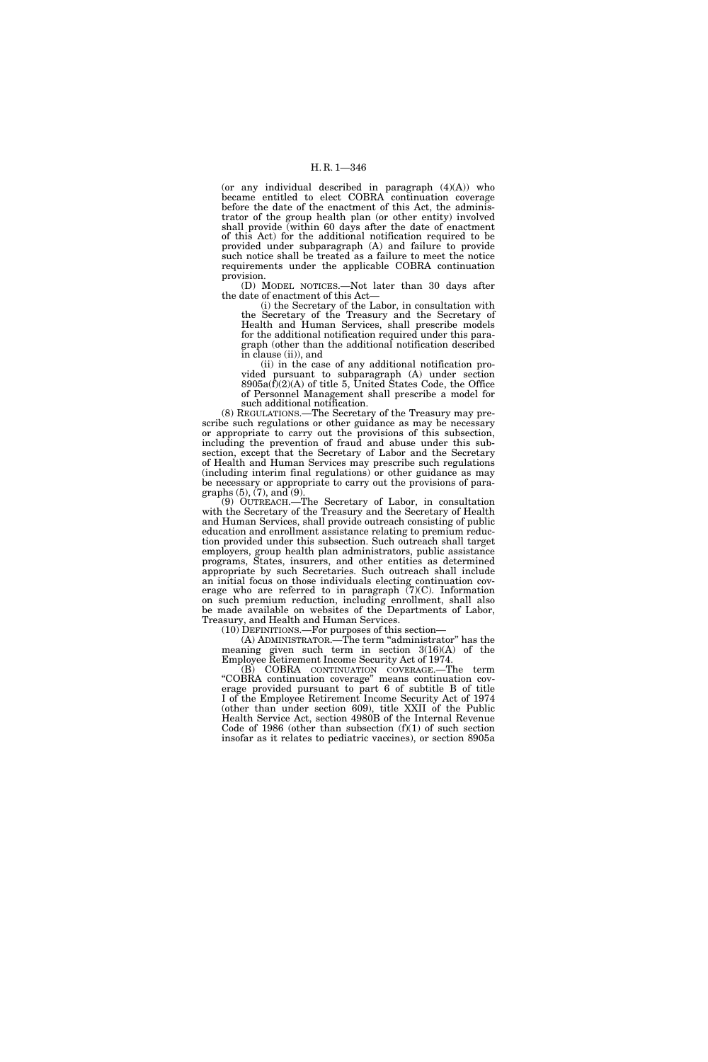(or any individual described in paragraph (4)(A)) who became entitled to elect COBRA continuation coverage before the date of the enactment of this Act, the administrator of the group health plan (or other entity) involved shall provide (within 60 days after the date of enactment of this Act) for the additional notification required to be provided under subparagraph (A) and failure to provide such notice shall be treated as a failure to meet the notice requirements under the applicable COBRA continuation provision.

(D) MODEL NOTICES.—Not later than 30 days after the date of enactment of this Act—

(i) the Secretary of the Labor, in consultation with the Secretary of the Treasury and the Secretary of Health and Human Services, shall prescribe models for the additional notification required under this paragraph (other than the additional notification described in clause (ii)), and

(ii) in the case of any additional notification provided pursuant to subparagraph (A) under section 8905a(f)(2)(A) of title 5, United States Code, the Office of Personnel Management shall prescribe a model for such additional notification.

(8) REGULATIONS.—The Secretary of the Treasury may prescribe such regulations or other guidance as may be necessary or appropriate to carry out the provisions of this subsection, including the prevention of fraud and abuse under this subsection, except that the Secretary of Labor and the Secretary of Health and Human Services may prescribe such regulations (including interim final regulations) or other guidance as may be necessary or appropriate to carry out the provisions of paragraphs (5), (7), and (9).

(9) OUTREACH.—The Secretary of Labor, in consultation with the Secretary of the Treasury and the Secretary of Health and Human Services, shall provide outreach consisting of public education and enrollment assistance relating to premium reduction provided under this subsection. Such outreach shall target employers, group health plan administrators, public assistance programs, States, insurers, and other entities as determined appropriate by such Secretaries. Such outreach shall include an initial focus on those individuals electing continuation coverage who are referred to in paragraph (7)(C). Information on such premium reduction, including enrollment, shall also be made available on websites of the Departments of Labor, Treasury, and Health and Human Services.

(10) DEFINITIONS.—For purposes of this section—

(A) ADMINISTRATOR.—The term "administrator" has the meaning given such term in section 3(16)(A) of the Employee Retirement Income Security Act of 1974.

(B) COBRA CONTINUATION COVERAGE.—The term "COBRA continuation coverage" means continuation coverage provided pursuant to part 6 of subtitle B of title I of the Employee Retirement Income Security Act of 1974 (other than under section 609), title XXII of the Public Health Service Act, section 4980B of the Internal Revenue Code of 1986 (other than subsection (f)(1) of such section insofar as it relates to pediatric vaccines), or section 8905a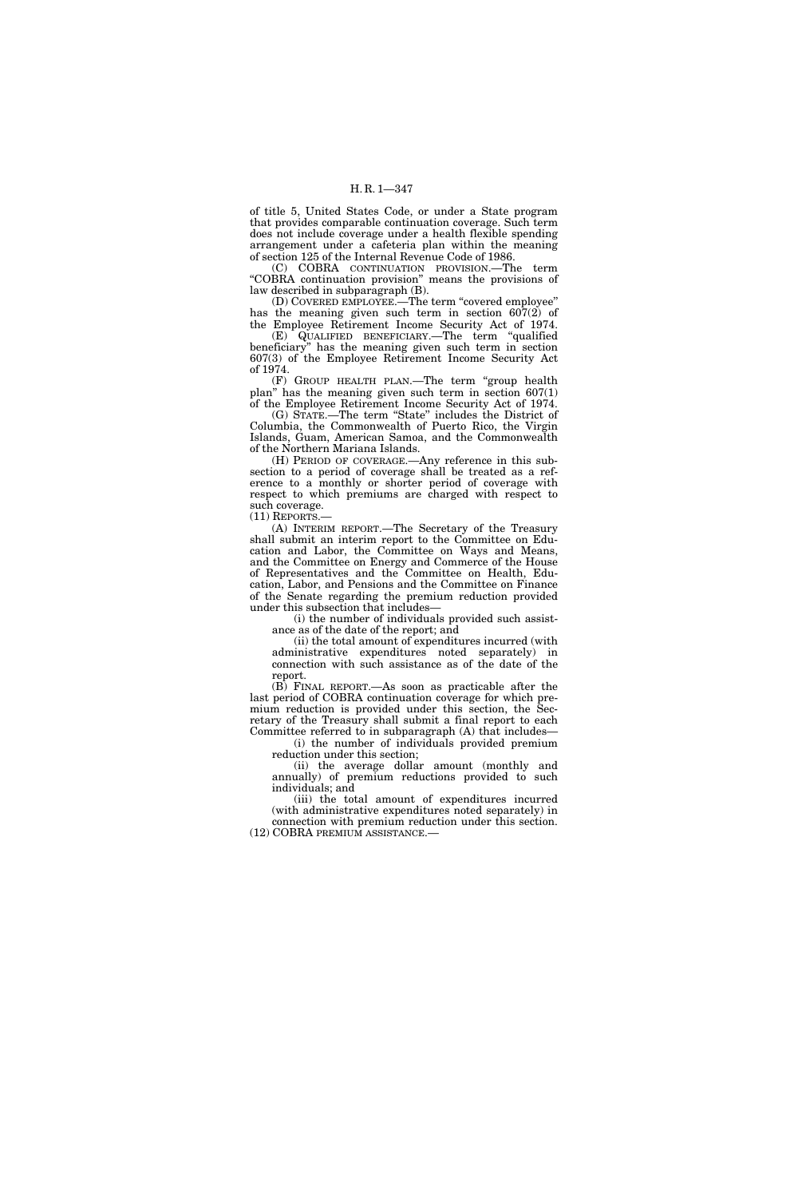of title 5, United States Code, or under a State program that provides comparable continuation coverage. Such term does not include coverage under a health flexible spending arrangement under a cafeteria plan within the meaning of section 125 of the Internal Revenue Code of 1986.

(C) COBRA CONTINUATION PROVISION.—The term "COBRA continuation provision" means the provisions of law described in subparagraph (B).

(D) COVERED EMPLOYEE.—The term "covered employee" has the meaning given such term in section 607(2) of the Employee Retirement Income Security Act of 1974.

(E) QUALIFIED BENEFICIARY.—The term "qualified beneficiary" has the meaning given such term in section 607(3) of the Employee Retirement Income Security Act of 1974.

(F) GROUP HEALTH PLAN.—The term "group health plan" has the meaning given such term in section 607(1) of the Employee Retirement Income Security Act of 1974.

(G) STATE.—The term "State" includes the District of Columbia, the Commonwealth of Puerto Rico, the Virgin Islands, Guam, American Samoa, and the Commonwealth of the Northern Mariana Islands.

(H) PERIOD OF COVERAGE.—Any reference in this subsection to a period of coverage shall be treated as a reference to a monthly or shorter period of coverage with respect to which premiums are charged with respect to such coverage.

(11) REPORTS.—

(A) INTERIM REPORT.—The Secretary of the Treasury shall submit an interim report to the Committee on Education and Labor, the Committee on Ways and Means, and the Committee on Energy and Commerce of the House of Representatives and the Committee on Health, Education, Labor, and Pensions and the Committee on Finance of the Senate regarding the premium reduction provided under this subsection that includes—

(i) the number of individuals provided such assistance as of the date of the report; and

(ii) the total amount of expenditures incurred (with administrative expenditures noted separately) in connection with such assistance as of the date of the report.

(B) FINAL REPORT.—As soon as practicable after the last period of COBRA continuation coverage for which premium reduction is provided under this section, the Secretary of the Treasury shall submit a final report to each Committee referred to in subparagraph (A) that includes—

(i) the number of individuals provided premium reduction under this section;

(ii) the average dollar amount (monthly and annually) of premium reductions provided to such individuals; and

(iii) the total amount of expenditures incurred (with administrative expenditures noted separately) in connection with premium reduction under this section.

(12) COBRA PREMIUM ASSISTANCE.—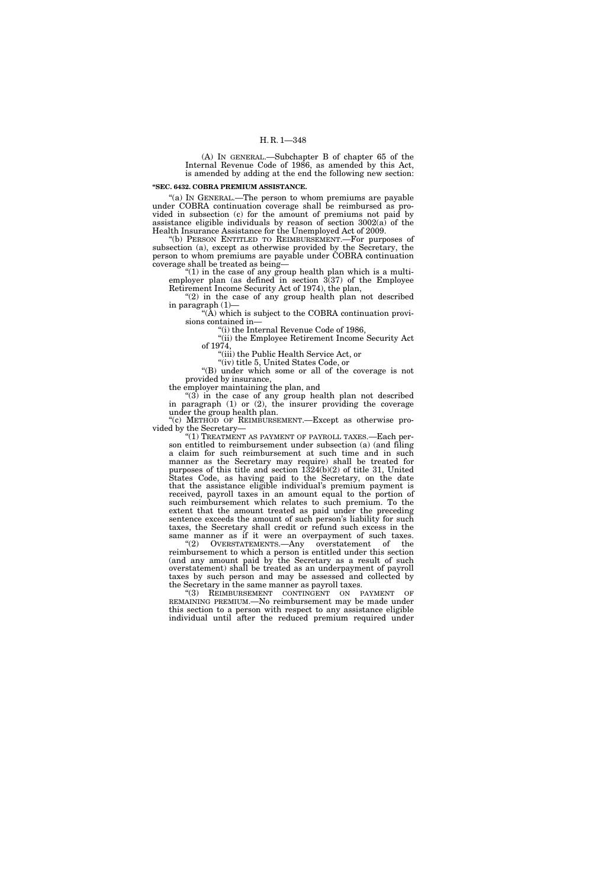(A) In general.—Subchapter B of chapter 65 of the Internal Revenue Code of 1986, as amended by this Act, is amended by adding at the end the following new section:

**"SEC. 6432. COBRA PREMIUM ASSISTANCE.**

"(a) In General.—The person to whom premiums are payable under COBRA continuation coverage shall be reimbursed as provided in subsection (c) for the amount of premiums not paid by assistance eligible individuals by reason of section 3002(a) of the Health Insurance Assistance for the Unemployed Act of 2009.

"(b) Person Entitled to Reimbursement.—For purposes of subsection (a), except as otherwise provided by the Secretary, the person to whom premiums are payable under COBRA continuation coverage shall be treated as being—

"(1) in the case of any group health plan which is a multiemployer plan (as defined in section 3(37) of the Employee Retirement Income Security Act of 1974), the plan,

"(2) in the case of any group health plan not described in paragraph (1)—

"(A) which is subject to the COBRA continuation provisions contained in—

"(i) the Internal Revenue Code of 1986,

"(ii) the Employee Retirement Income Security Act of 1974,

"(iii) the Public Health Service Act, or

"(iv) title 5, United States Code, or

"(B) under which some or all of the coverage is not provided by insurance,

the employer maintaining the plan, and

"(3) in the case of any group health plan not described in paragraph (1) or (2), the insurer providing the coverage under the group health plan.

"(c) Method of Reimbursement.—Except as otherwise provided by the Secretary—

"(1) Treatment as payment of payroll taxes.—Each person entitled to reimbursement under subsection (a) (and filing a claim for such reimbursement at such time and in such manner as the Secretary may require) shall be treated for purposes of this title and section 1324(b)(2) of title 31, United States Code, as having paid to the Secretary, on the date that the assistance eligible individual's premium payment is received, payroll taxes in an amount equal to the portion of such reimbursement which relates to such premium. To the extent that the amount treated as paid under the preceding sentence exceeds the amount of such person's liability for such taxes, the Secretary shall credit or refund such excess in the same manner as if it were an overpayment of such taxes.

"(2) Overstatements.—Any overstatement of the reimbursement to which a person is entitled under this section (and any amount paid by the Secretary as a result of such overstatement) shall be treated as an underpayment of payroll taxes by such person and may be assessed and collected by the Secretary in the same manner as payroll taxes.

"(3) Reimbursement contingent on payment of remaining premium.—No reimbursement may be made under this section to a person with respect to any assistance eligible individual until after the reduced premium required under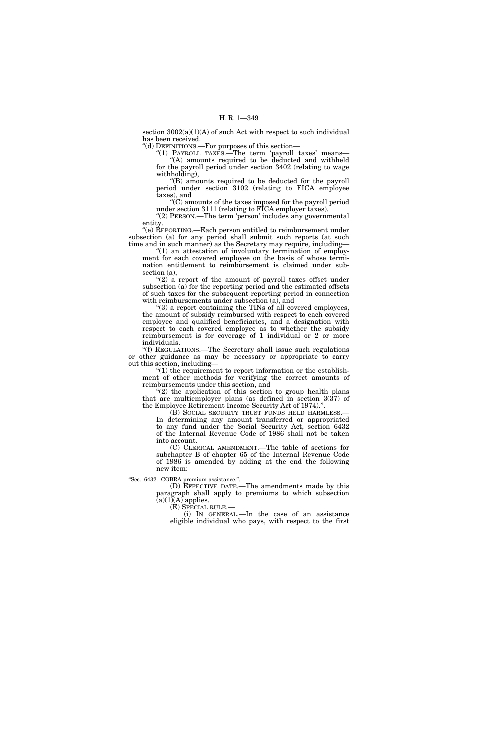section 3002(a)(1)(A) of such Act with respect to such individual has been received.

"(d) DEFINITIONS.—For purposes of this section—

"(1) PAYROLL TAXES.—The term 'payroll taxes' means—

"(A) amounts required to be deducted and withheld for the payroll period under section 3402 (relating to wage withholding),

"(B) amounts required to be deducted for the payroll period under section 3102 (relating to FICA employee taxes), and

"(C) amounts of the taxes imposed for the payroll period under section 3111 (relating to FICA employer taxes).

"(2) PERSON.—The term 'person' includes any governmental entity.

"(e) REPORTING.—Each person entitled to reimbursement under subsection (a) for any period shall submit such reports (at such time and in such manner) as the Secretary may require, including—

"(1) an attestation of involuntary termination of employment for each covered employee on the basis of whose termination entitlement to reimbursement is claimed under subsection (a),

"(2) a report of the amount of payroll taxes offset under subsection (a) for the reporting period and the estimated offsets of such taxes for the subsequent reporting period in connection with reimbursements under subsection (a), and

"(3) a report containing the TINs of all covered employees, the amount of subsidy reimbursed with respect to each covered employee and qualified beneficiaries, and a designation with respect to each covered employee as to whether the subsidy reimbursement is for coverage of 1 individual or 2 or more individuals.

"(f) REGULATIONS.—The Secretary shall issue such regulations or other guidance as may be necessary or appropriate to carry out this section, including—

"(1) the requirement to report information or the establishment of other methods for verifying the correct amounts of reimbursements under this section, and

"(2) the application of this section to group health plans that are multiemployer plans (as defined in section 3(37) of the Employee Retirement Income Security Act of 1974).".

(B) SOCIAL SECURITY TRUST FUNDS HELD HARMLESS.—In determining any amount transferred or appropriated to any fund under the Social Security Act, section 6432 of the Internal Revenue Code of 1986 shall not be taken into account.

(C) CLERICAL AMENDMENT.—The table of sections for subchapter B of chapter 65 of the Internal Revenue Code of 1986 is amended by adding at the end the following new item:

"Sec. 6432. COBRA premium assistance.".

(D) EFFECTIVE DATE.—The amendments made by this paragraph shall apply to premiums to which subsection (a)(1)(A) applies.

(E) SPECIAL RULE.—

(i) IN GENERAL.—In the case of an assistance eligible individual who pays, with respect to the first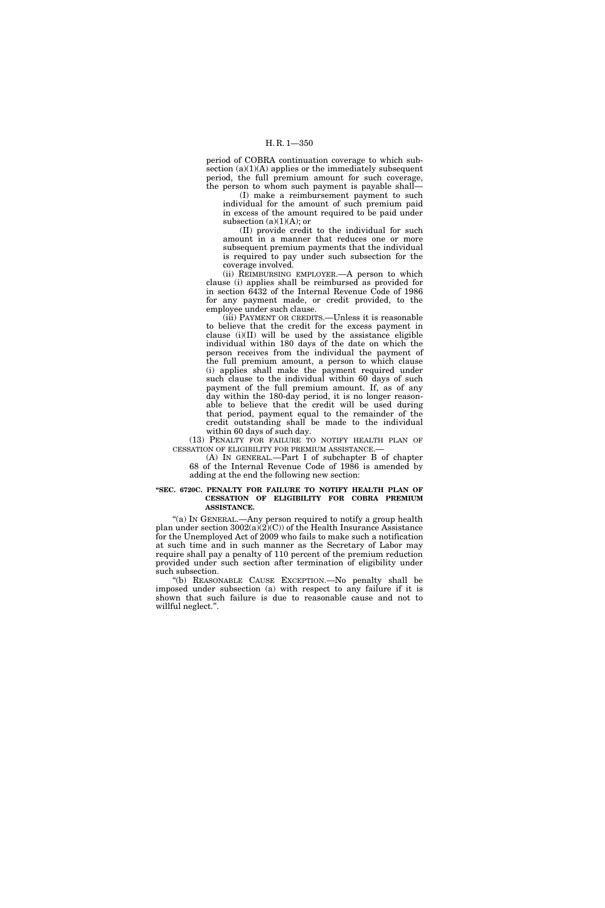period of COBRA continuation coverage to which subsection (a)(1)(A) applies or the immediately subsequent period, the full premium amount for such coverage, the person to whom such payment is payable shall—

(I) make a reimbursement payment to such individual for the amount of such premium paid in excess of the amount required to be paid under subsection (a)(1)(A); or

(II) provide credit to the individual for such amount in a manner that reduces one or more subsequent premium payments that the individual is required to pay under such subsection for the coverage involved.

(ii) REIMBURSING EMPLOYER.—A person to which clause (i) applies shall be reimbursed as provided for in section 6432 of the Internal Revenue Code of 1986 for any payment made, or credit provided, to the employee under such clause.

(iii) PAYMENT OR CREDITS.—Unless it is reasonable to believe that the credit for the excess payment in clause (i)(II) will be used by the assistance eligible individual within 180 days of the date on which the person receives from the individual the payment of the full premium amount, a person to which clause (i) applies shall make the payment required under such clause to the individual within 60 days of such payment of the full premium amount. If, as of any day within the 180-day period, it is no longer reasonable to believe that the credit will be used during that period, payment equal to the remainder of the credit outstanding shall be made to the individual within 60 days of such day.

(13) PENALTY FOR FAILURE TO NOTIFY HEALTH PLAN OF CESSATION OF ELIGIBILITY FOR PREMIUM ASSISTANCE.—

(A) IN GENERAL.—Part I of subchapter B of chapter 68 of the Internal Revenue Code of 1986 is amended by adding at the end the following new section:

**"SEC. 6720C. PENALTY FOR FAILURE TO NOTIFY HEALTH PLAN OF CESSATION OF ELIGIBILITY FOR COBRA PREMIUM ASSISTANCE.**

"(a) IN GENERAL.—Any person required to notify a group health plan under section 3002(a)(2)(C)) of the Health Insurance Assistance for the Unemployed Act of 2009 who fails to make such a notification at such time and in such manner as the Secretary of Labor may require shall pay a penalty of 110 percent of the premium reduction provided under such section after termination of eligibility under such subsection.

"(b) REASONABLE CAUSE EXCEPTION.—No penalty shall be imposed under subsection (a) with respect to any failure if it is shown that such failure is due to reasonable cause and not to willful neglect.".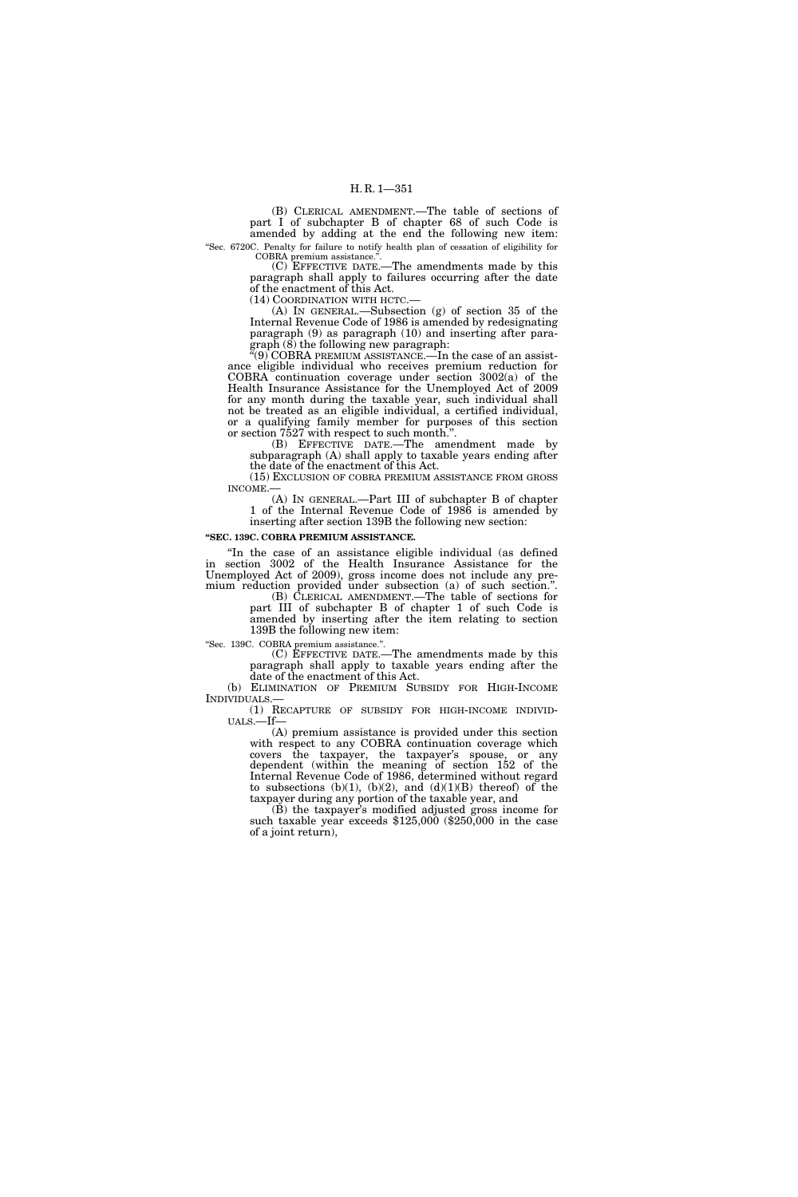(B) CLERICAL AMENDMENT.—The table of sections of part I of subchapter B of chapter 68 of such Code is amended by adding at the end the following new item:

"Sec. 6720C. Penalty for failure to notify health plan of cessation of eligibility for COBRA premium assistance.".

(C) EFFECTIVE DATE.—The amendments made by this paragraph shall apply to failures occurring after the date of the enactment of this Act.

(14) COORDINATION WITH HCTC.—

(A) IN GENERAL.—Subsection (g) of section 35 of the Internal Revenue Code of 1986 is amended by redesignating paragraph (9) as paragraph (10) and inserting after paragraph (8) the following new paragraph:

"(9) COBRA PREMIUM ASSISTANCE.—In the case of an assistance eligible individual who receives premium reduction for COBRA continuation coverage under section 3002(a) of the Health Insurance Assistance for the Unemployed Act of 2009 for any month during the taxable year, such individual shall not be treated as an eligible individual, a certified individual, or a qualifying family member for purposes of this section or section 7527 with respect to such month.".

(B) EFFECTIVE DATE.—The amendment made by subparagraph (A) shall apply to taxable years ending after the date of the enactment of this Act.

(15) EXCLUSION OF COBRA PREMIUM ASSISTANCE FROM GROSS INCOME.—

(A) IN GENERAL.—Part III of subchapter B of chapter 1 of the Internal Revenue Code of 1986 is amended by inserting after section 139B the following new section:

**"SEC. 139C. COBRA PREMIUM ASSISTANCE.**

"In the case of an assistance eligible individual (as defined in section 3002 of the Health Insurance Assistance for the Unemployed Act of 2009), gross income does not include any premium reduction provided under subsection (a) of such section.".

(B) CLERICAL AMENDMENT.—The table of sections for part III of subchapter B of chapter 1 of such Code is amended by inserting after the item relating to section 139B the following new item:

"Sec. 139C. COBRA premium assistance.".

(C) EFFECTIVE DATE.—The amendments made by this paragraph shall apply to taxable years ending after the date of the enactment of this Act.

(b) ELIMINATION OF PREMIUM SUBSIDY FOR HIGH-INCOME INDIVIDUALS.—

(1) RECAPTURE OF SUBSIDY FOR HIGH-INCOME INDIVIDUALS.—If—

(A) premium assistance is provided under this section with respect to any COBRA continuation coverage which covers the taxpayer, the taxpayer's spouse, or any dependent (within the meaning of section 152 of the Internal Revenue Code of 1986, determined without regard to subsections (b)(1), (b)(2), and (d)(1)(B) thereof) of the taxpayer during any portion of the taxable year, and

(B) the taxpayer's modified adjusted gross income for such taxable year exceeds $125,000 ($250,000 in the case of a joint return),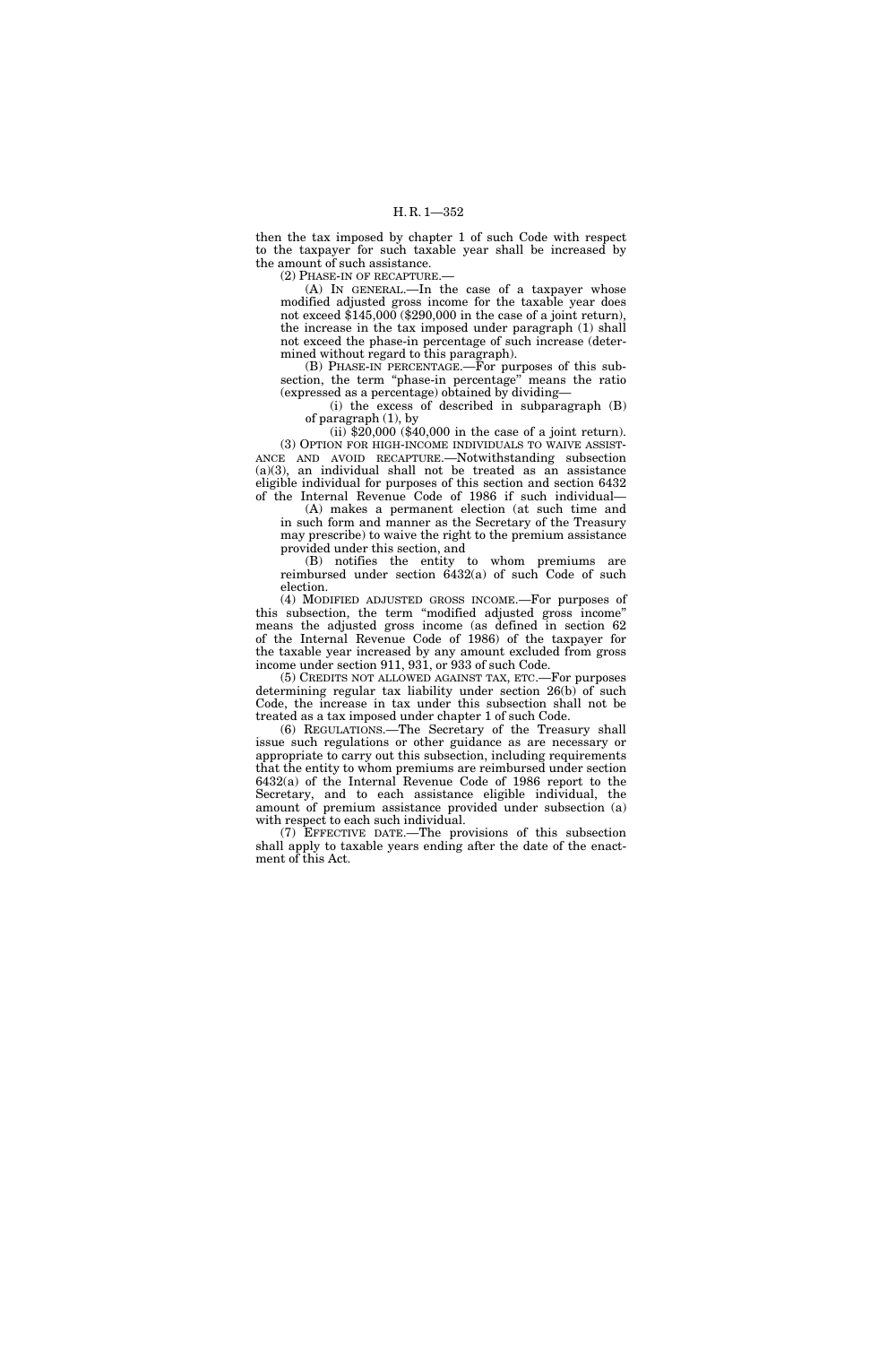then the tax imposed by chapter 1 of such Code with respect to the taxpayer for such taxable year shall be increased by the amount of such assistance.

(2) PHASE-IN OF RECAPTURE.—

(A) IN GENERAL.—In the case of a taxpayer whose modified adjusted gross income for the taxable year does not exceed $145,000 ($290,000 in the case of a joint return), the increase in the tax imposed under paragraph (1) shall not exceed the phase-in percentage of such increase (determined without regard to this paragraph).

(B) PHASE-IN PERCENTAGE.—For purposes of this subsection, the term "phase-in percentage" means the ratio (expressed as a percentage) obtained by dividing—

(i) the excess of described in subparagraph (B) of paragraph (1), by

(ii) $20,000 ($40,000 in the case of a joint return).

(3) OPTION FOR HIGH-INCOME INDIVIDUALS TO WAIVE ASSISTANCE AND AVOID RECAPTURE.—Notwithstanding subsection (a)(3), an individual shall not be treated as an assistance eligible individual for purposes of this section and section 6432 of the Internal Revenue Code of 1986 if such individual—

(A) makes a permanent election (at such time and in such form and manner as the Secretary of the Treasury may prescribe) to waive the right to the premium assistance provided under this section, and

(B) notifies the entity to whom premiums are reimbursed under section 6432(a) of such Code of such election.

(4) MODIFIED ADJUSTED GROSS INCOME.—For purposes of this subsection, the term "modified adjusted gross income" means the adjusted gross income (as defined in section 62 of the Internal Revenue Code of 1986) of the taxpayer for the taxable year increased by any amount excluded from gross income under section 911, 931, or 933 of such Code.

(5) CREDITS NOT ALLOWED AGAINST TAX, ETC.—For purposes determining regular tax liability under section 26(b) of such Code, the increase in tax under this subsection shall not be treated as a tax imposed under chapter 1 of such Code.

(6) REGULATIONS.—The Secretary of the Treasury shall issue such regulations or other guidance as are necessary or appropriate to carry out this subsection, including requirements that the entity to whom premiums are reimbursed under section 6432(a) of the Internal Revenue Code of 1986 report to the Secretary, and to each assistance eligible individual, the amount of premium assistance provided under subsection (a) with respect to each such individual.

(7) EFFECTIVE DATE.—The provisions of this subsection shall apply to taxable years ending after the date of the enactment of this Act.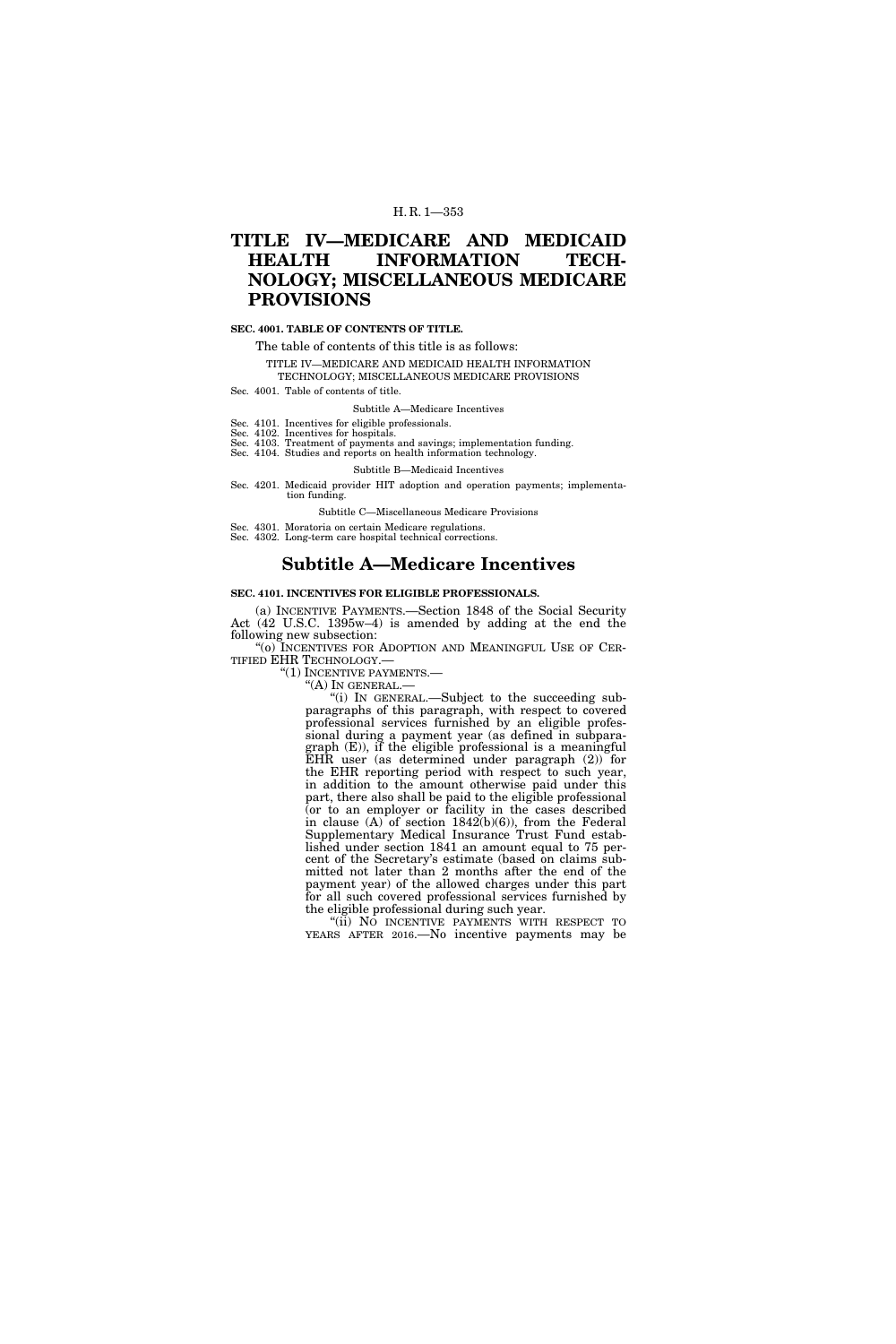# TITLE IV—MEDICARE AND MEDICAID HEALTH INFORMATION TECHNOLOGY; MISCELLANEOUS MEDICARE PROVISIONS

**SEC. 4001. TABLE OF CONTENTS OF TITLE.**

The table of contents of this title is as follows:

TITLE IV—MEDICARE AND MEDICAID HEALTH INFORMATION TECHNOLOGY; MISCELLANEOUS MEDICARE PROVISIONS

Sec. 4001. Table of contents of title.

Subtitle A—Medicare Incentives

Sec. 4101. Incentives for eligible professionals.
Sec. 4102. Incentives for hospitals.
Sec. 4103. Treatment of payments and savings; implementation funding.
Sec. 4104. Studies and reports on health information technology.

Subtitle B—Medicaid Incentives

Sec. 4201. Medicaid provider HIT adoption and operation payments; implementation funding.

Subtitle C—Miscellaneous Medicare Provisions

Sec. 4301. Moratoria on certain Medicare regulations.
Sec. 4302. Long-term care hospital technical corrections.

## Subtitle A—Medicare Incentives

**SEC. 4101. INCENTIVES FOR ELIGIBLE PROFESSIONALS.**

(a) INCENTIVE PAYMENTS.—Section 1848 of the Social Security Act (42 U.S.C. 1395w–4) is amended by adding at the end the following new subsection:

"(o) INCENTIVES FOR ADOPTION AND MEANINGFUL USE OF CERTIFIED EHR TECHNOLOGY.—

"(1) INCENTIVE PAYMENTS.—

"(A) IN GENERAL.—

"(i) IN GENERAL.—Subject to the succeeding subparagraphs of this paragraph, with respect to covered professional services furnished by an eligible professional during a payment year (as defined in subparagraph (E)), if the eligible professional is a meaningful EHR user (as determined under paragraph (2)) for the EHR reporting period with respect to such year, in addition to the amount otherwise paid under this part, there also shall be paid to the eligible professional (or to an employer or facility in the cases described in clause (A) of section 1842(b)(6)), from the Federal Supplementary Medical Insurance Trust Fund established under section 1841 an amount equal to 75 percent of the Secretary's estimate (based on claims submitted not later than 2 months after the end of the payment year) of the allowed charges under this part for all such covered professional services furnished by the eligible professional during such year.

"(ii) NO INCENTIVE PAYMENTS WITH RESPECT TO YEARS AFTER 2016.—No incentive payments may be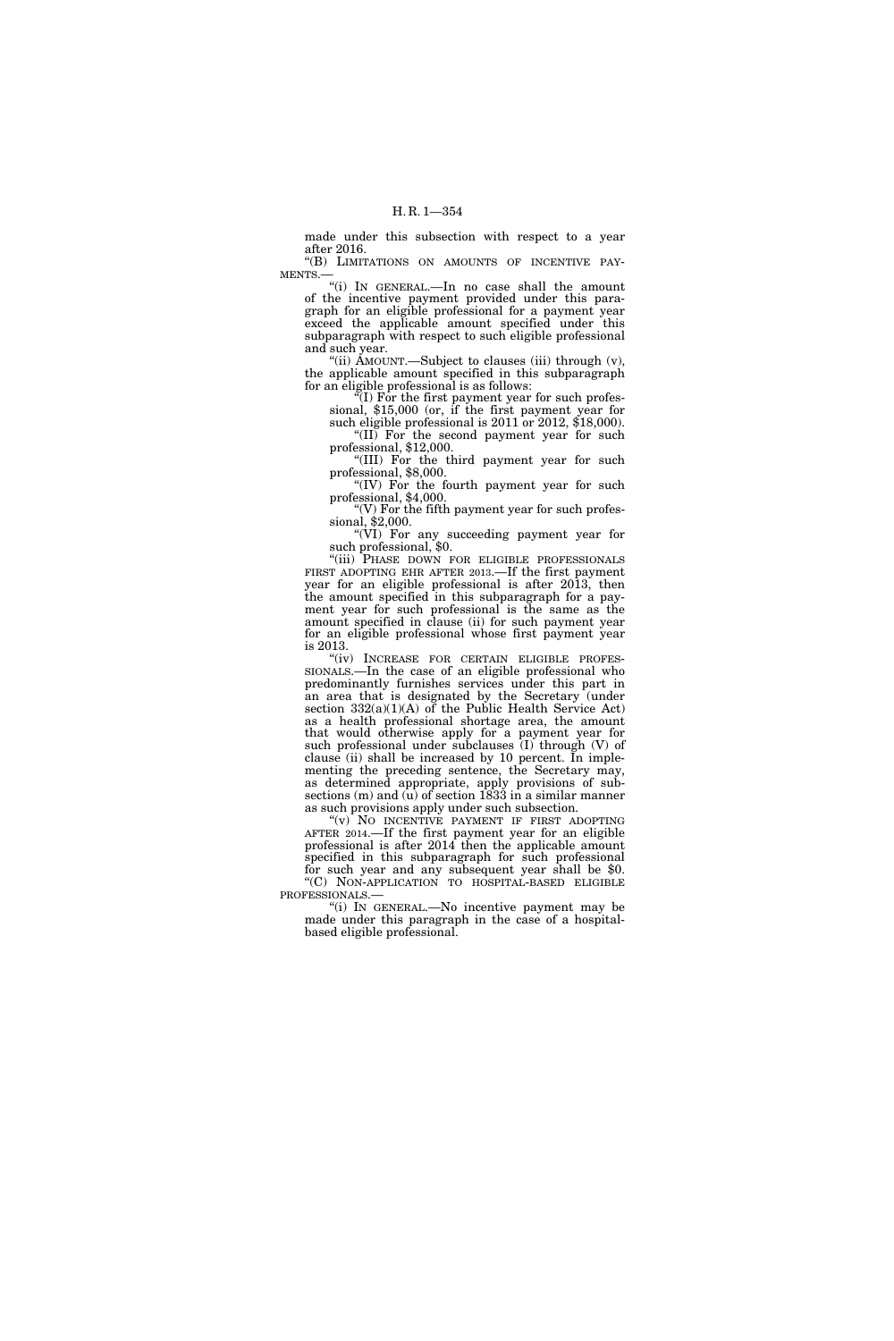made under this subsection with respect to a year after 2016.

"(B) LIMITATIONS ON AMOUNTS OF INCENTIVE PAYMENTS.—

"(i) IN GENERAL.—In no case shall the amount of the incentive payment provided under this paragraph for an eligible professional for a payment year exceed the applicable amount specified under this subparagraph with respect to such eligible professional and such year.

"(ii) AMOUNT.—Subject to clauses (iii) through (v), the applicable amount specified in this subparagraph for an eligible professional is as follows:

"(I) For the first payment year for such professional, $15,000 (or, if the first payment year for such eligible professional is 2011 or 2012, $18,000).

"(II) For the second payment year for such professional, $12,000.

"(III) For the third payment year for such professional, $8,000.

"(IV) For the fourth payment year for such professional, $4,000.

"(V) For the fifth payment year for such professional, $2,000.

"(VI) For any succeeding payment year for such professional, $0.

"(iii) PHASE DOWN FOR ELIGIBLE PROFESSIONALS FIRST ADOPTING EHR AFTER 2013.—If the first payment year for an eligible professional is after 2013, then the amount specified in this subparagraph for a payment year for such professional is the same as the amount specified in clause (ii) for such payment year for an eligible professional whose first payment year is 2013.

"(iv) INCREASE FOR CERTAIN ELIGIBLE PROFESSIONALS.—In the case of an eligible professional who predominantly furnishes services under this part in an area that is designated by the Secretary (under section 332(a)(1)(A) of the Public Health Service Act) as a health professional shortage area, the amount that would otherwise apply for a payment year for such professional under subclauses (I) through (V) of clause (ii) shall be increased by 10 percent. In implementing the preceding sentence, the Secretary may, as determined appropriate, apply provisions of subsections (m) and (u) of section 1833 in a similar manner as such provisions apply under such subsection.

"(v) NO INCENTIVE PAYMENT IF FIRST ADOPTING AFTER 2014.—If the first payment year for an eligible professional is after 2014 then the applicable amount specified in this subparagraph for such professional for such year and any subsequent year shall be $0.

"(C) NON-APPLICATION TO HOSPITAL-BASED ELIGIBLE PROFESSIONALS.—

"(i) IN GENERAL.—No incentive payment may be made under this paragraph in the case of a hospital-based eligible professional.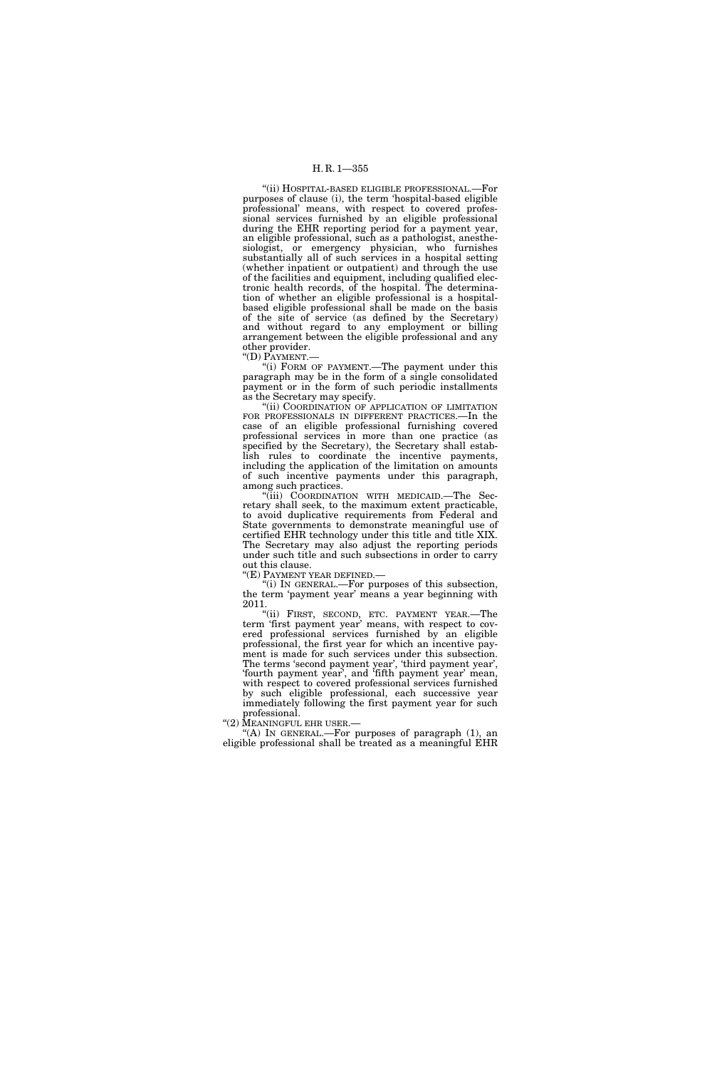"(ii) HOSPITAL-BASED ELIGIBLE PROFESSIONAL.—For purposes of clause (i), the term 'hospital-based eligible professional' means, with respect to covered professional services furnished by an eligible professional during the EHR reporting period for a payment year, an eligible professional, such as a pathologist, anesthesiologist, or emergency physician, who furnishes substantially all of such services in a hospital setting (whether inpatient or outpatient) and through the use of the facilities and equipment, including qualified electronic health records, of the hospital. The determination of whether an eligible professional is a hospital-based eligible professional shall be made on the basis of the site of service (as defined by the Secretary) and without regard to any employment or billing arrangement between the eligible professional and any other provider.

"(D) PAYMENT.—

"(i) FORM OF PAYMENT.—The payment under this paragraph may be in the form of a single consolidated payment or in the form of such periodic installments as the Secretary may specify.

"(ii) COORDINATION OF APPLICATION OF LIMITATION FOR PROFESSIONALS IN DIFFERENT PRACTICES.—In the case of an eligible professional furnishing covered professional services in more than one practice (as specified by the Secretary), the Secretary shall establish rules to coordinate the incentive payments, including the application of the limitation on amounts of such incentive payments under this paragraph, among such practices.

"(iii) COORDINATION WITH MEDICAID.—The Secretary shall seek, to the maximum extent practicable, to avoid duplicative requirements from Federal and State governments to demonstrate meaningful use of certified EHR technology under this title and title XIX. The Secretary may also adjust the reporting periods under such title and such subsections in order to carry out this clause.

"(E) PAYMENT YEAR DEFINED.—

"(i) IN GENERAL.—For purposes of this subsection, the term 'payment year' means a year beginning with 2011.

"(ii) FIRST, SECOND, ETC. PAYMENT YEAR.—The term 'first payment year' means, with respect to covered professional services furnished by an eligible professional, the first year for which an incentive payment is made for such services under this subsection. The terms 'second payment year', 'third payment year', 'fourth payment year', and 'fifth payment year' mean, with respect to covered professional services furnished by such eligible professional, each successive year immediately following the first payment year for such professional.

"(2) MEANINGFUL EHR USER.—

"(A) IN GENERAL.—For purposes of paragraph (1), an eligible professional shall be treated as a meaningful EHR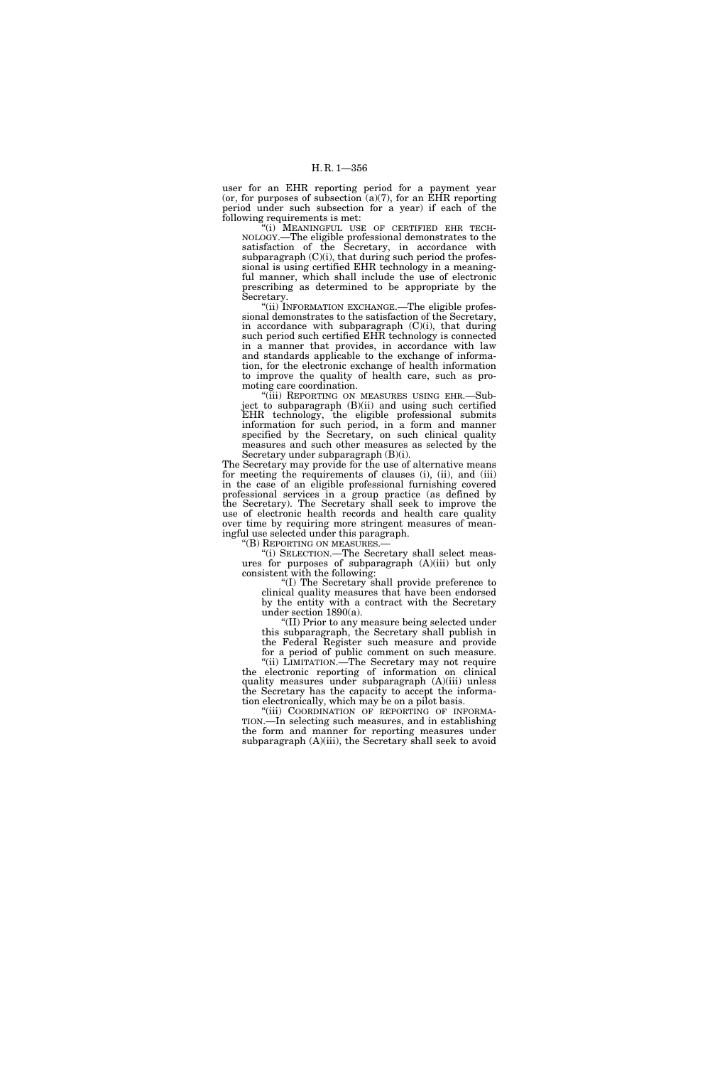user for an EHR reporting period for a payment year (or, for purposes of subsection (a)(7), for an EHR reporting period under such subsection for a year) if each of the following requirements is met:

"(i) MEANINGFUL USE OF CERTIFIED EHR TECHNOLOGY.—The eligible professional demonstrates to the satisfaction of the Secretary, in accordance with subparagraph (C)(i), that during such period the professional is using certified EHR technology in a meaningful manner, which shall include the use of electronic prescribing as determined to be appropriate by the Secretary.

"(ii) INFORMATION EXCHANGE.—The eligible professional demonstrates to the satisfaction of the Secretary, in accordance with subparagraph (C)(i), that during such period such certified EHR technology is connected in a manner that provides, in accordance with law and standards applicable to the exchange of information, for the electronic exchange of health information to improve the quality of health care, such as promoting care coordination.

"(iii) REPORTING ON MEASURES USING EHR.—Subject to subparagraph (B)(ii) and using such certified EHR technology, the eligible professional submits information for such period, in a form and manner specified by the Secretary, on such clinical quality measures and such other measures as selected by the Secretary under subparagraph (B)(i).

The Secretary may provide for the use of alternative means for meeting the requirements of clauses (i), (ii), and (iii) in the case of an eligible professional furnishing covered professional services in a group practice (as defined by the Secretary). The Secretary shall seek to improve the use of electronic health records and health care quality over time by requiring more stringent measures of meaningful use selected under this paragraph.

"(B) REPORTING ON MEASURES.—

"(i) SELECTION.—The Secretary shall select measures for purposes of subparagraph (A)(iii) but only consistent with the following:

"(I) The Secretary shall provide preference to clinical quality measures that have been endorsed by the entity with a contract with the Secretary under section 1890(a).

"(II) Prior to any measure being selected under this subparagraph, the Secretary shall publish in the Federal Register such measure and provide for a period of public comment on such measure.

"(ii) LIMITATION.—The Secretary may not require the electronic reporting of information on clinical quality measures under subparagraph (A)(iii) unless the Secretary has the capacity to accept the information electronically, which may be on a pilot basis.

"(iii) COORDINATION OF REPORTING OF INFORMATION.—In selecting such measures, and in establishing the form and manner for reporting measures under subparagraph (A)(iii), the Secretary shall seek to avoid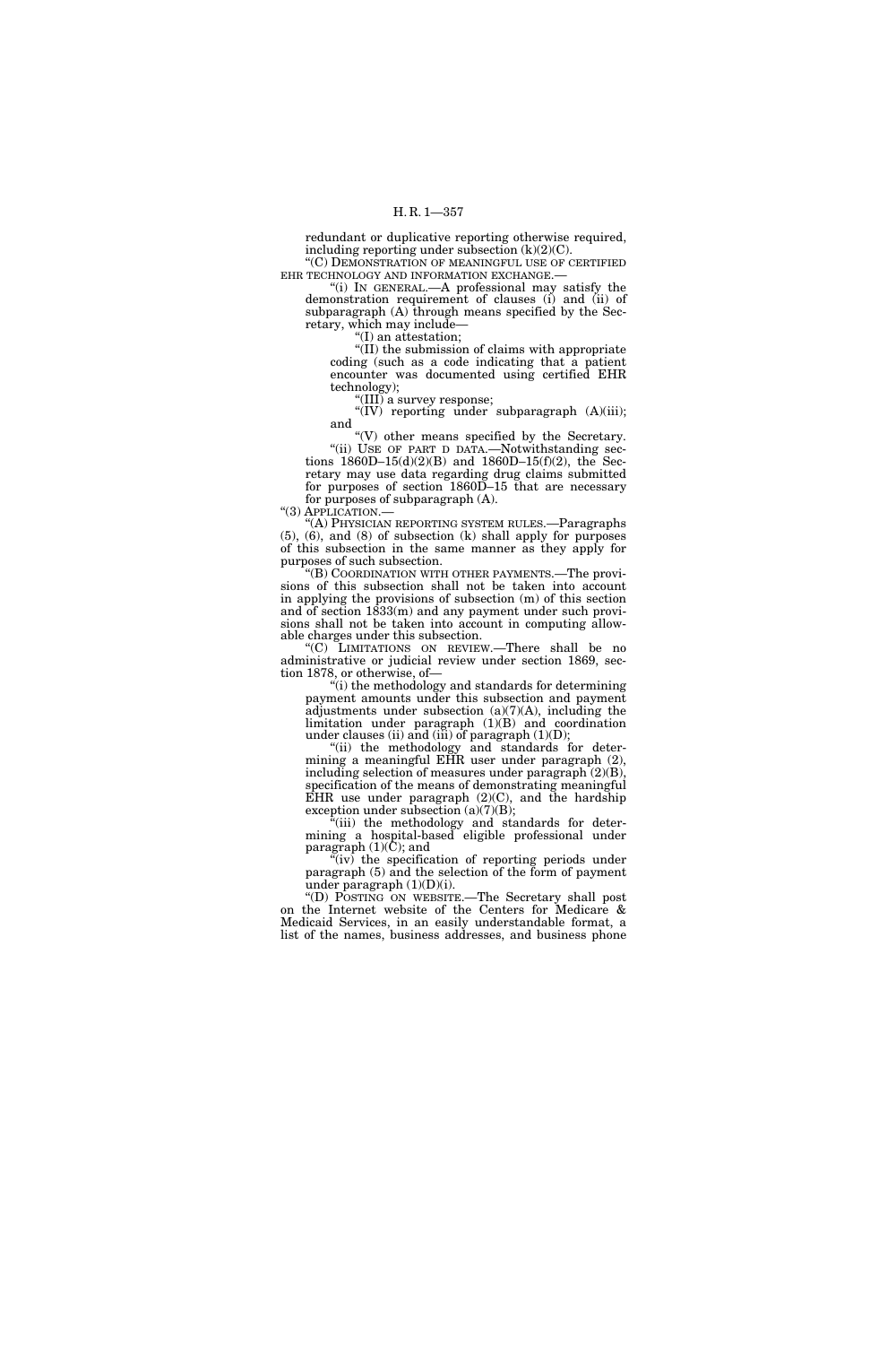redundant or duplicative reporting otherwise required, including reporting under subsection (k)(2)(C).

"(C) DEMONSTRATION OF MEANINGFUL USE OF CERTIFIED EHR TECHNOLOGY AND INFORMATION EXCHANGE.—

"(i) IN GENERAL.—A professional may satisfy the demonstration requirement of clauses (i) and (ii) of subparagraph (A) through means specified by the Secretary, which may include—

"(I) an attestation;

"(II) the submission of claims with appropriate coding (such as a code indicating that a patient encounter was documented using certified EHR technology);

"(III) a survey response;

"(IV) reporting under subparagraph (A)(iii); and

"(V) other means specified by the Secretary.

"(ii) USE OF PART D DATA.—Notwithstanding sections 1860D–15(d)(2)(B) and 1860D–15(f)(2), the Secretary may use data regarding drug claims submitted for purposes of section 1860D–15 that are necessary for purposes of subparagraph (A).

"(3) APPLICATION.—

"(A) PHYSICIAN REPORTING SYSTEM RULES.—Paragraphs (5), (6), and (8) of subsection (k) shall apply for purposes of this subsection in the same manner as they apply for purposes of such subsection.

"(B) COORDINATION WITH OTHER PAYMENTS.—The provisions of this subsection shall not be taken into account in applying the provisions of subsection (m) of this section and of section 1833(m) and any payment under such provisions shall not be taken into account in computing allowable charges under this subsection.

"(C) LIMITATIONS ON REVIEW.—There shall be no administrative or judicial review under section 1869, section 1878, or otherwise, of—

"(i) the methodology and standards for determining payment amounts under this subsection and payment adjustments under subsection (a)(7)(A), including the limitation under paragraph (1)(B) and coordination under clauses (ii) and (iii) of paragraph (1)(D);

"(ii) the methodology and standards for determining a meaningful EHR user under paragraph (2), including selection of measures under paragraph (2)(B), specification of the means of demonstrating meaningful EHR use under paragraph (2)(C), and the hardship exception under subsection (a)(7)(B);

"(iii) the methodology and standards for determining a hospital-based eligible professional under paragraph (1)(C); and

"(iv) the specification of reporting periods under paragraph (5) and the selection of the form of payment under paragraph (1)(D)(i).

"(D) POSTING ON WEBSITE.—The Secretary shall post on the Internet website of the Centers for Medicare & Medicaid Services, in an easily understandable format, a list of the names, business addresses, and business phone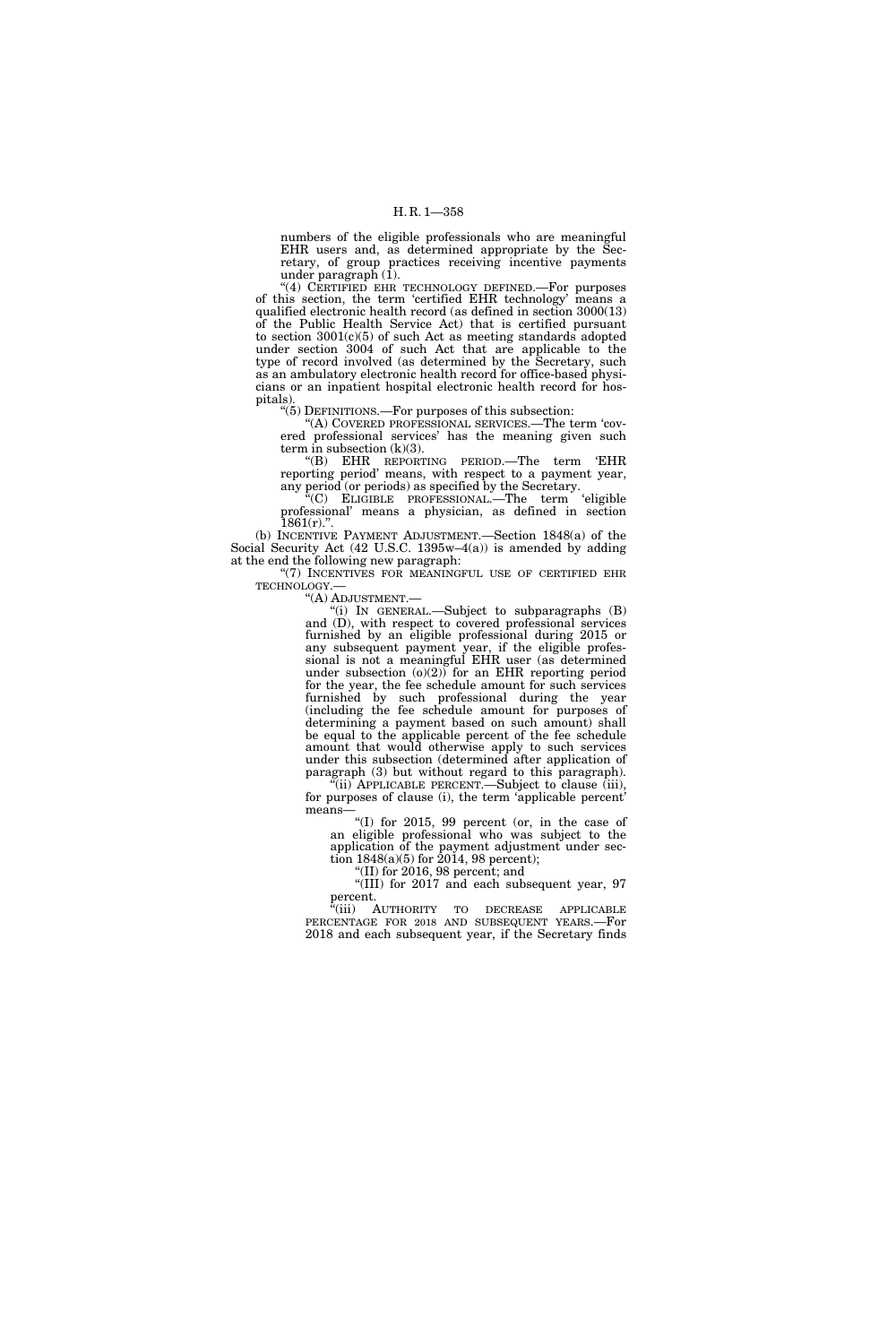numbers of the eligible professionals who are meaningful EHR users and, as determined appropriate by the Secretary, of group practices receiving incentive payments under paragraph (1).

"(4) CERTIFIED EHR TECHNOLOGY DEFINED.—For purposes of this section, the term 'certified EHR technology' means a qualified electronic health record (as defined in section 3000(13) of the Public Health Service Act) that is certified pursuant to section 3001(c)(5) of such Act as meeting standards adopted under section 3004 of such Act that are applicable to the type of record involved (as determined by the Secretary, such as an ambulatory electronic health record for office-based physicians or an inpatient hospital electronic health record for hospitals).

"(5) DEFINITIONS.—For purposes of this subsection:

"(A) COVERED PROFESSIONAL SERVICES.—The term 'covered professional services' has the meaning given such term in subsection (k)(3).

"(B) EHR REPORTING PERIOD.—The term 'EHR reporting period' means, with respect to a payment year, any period (or periods) as specified by the Secretary.

"(C) ELIGIBLE PROFESSIONAL.—The term 'eligible professional' means a physician, as defined in section 1861(r).".

(b) INCENTIVE PAYMENT ADJUSTMENT.—Section 1848(a) of the Social Security Act (42 U.S.C. 1395w–4(a)) is amended by adding at the end the following new paragraph:

"(7) INCENTIVES FOR MEANINGFUL USE OF CERTIFIED EHR TECHNOLOGY.—

"(A) ADJUSTMENT.—

"(i) IN GENERAL.—Subject to subparagraphs (B) and (D), with respect to covered professional services furnished by an eligible professional during 2015 or any subsequent payment year, if the eligible professional is not a meaningful EHR user (as determined under subsection (o)(2)) for an EHR reporting period for the year, the fee schedule amount for such services furnished by such professional during the year (including the fee schedule amount for purposes of determining a payment based on such amount) shall be equal to the applicable percent of the fee schedule amount that would otherwise apply to such services under this subsection (determined after application of paragraph (3) but without regard to this paragraph).

"(ii) APPLICABLE PERCENT.—Subject to clause (iii), for purposes of clause (i), the term 'applicable percent' means—

"(I) for 2015, 99 percent (or, in the case of an eligible professional who was subject to the application of the payment adjustment under section 1848(a)(5) for 2014, 98 percent);

"(II) for 2016, 98 percent; and

"(III) for 2017 and each subsequent year, 97 percent.

"(iii) AUTHORITY TO DECREASE APPLICABLE PERCENTAGE FOR 2018 AND SUBSEQUENT YEARS.—For 2018 and each subsequent year, if the Secretary finds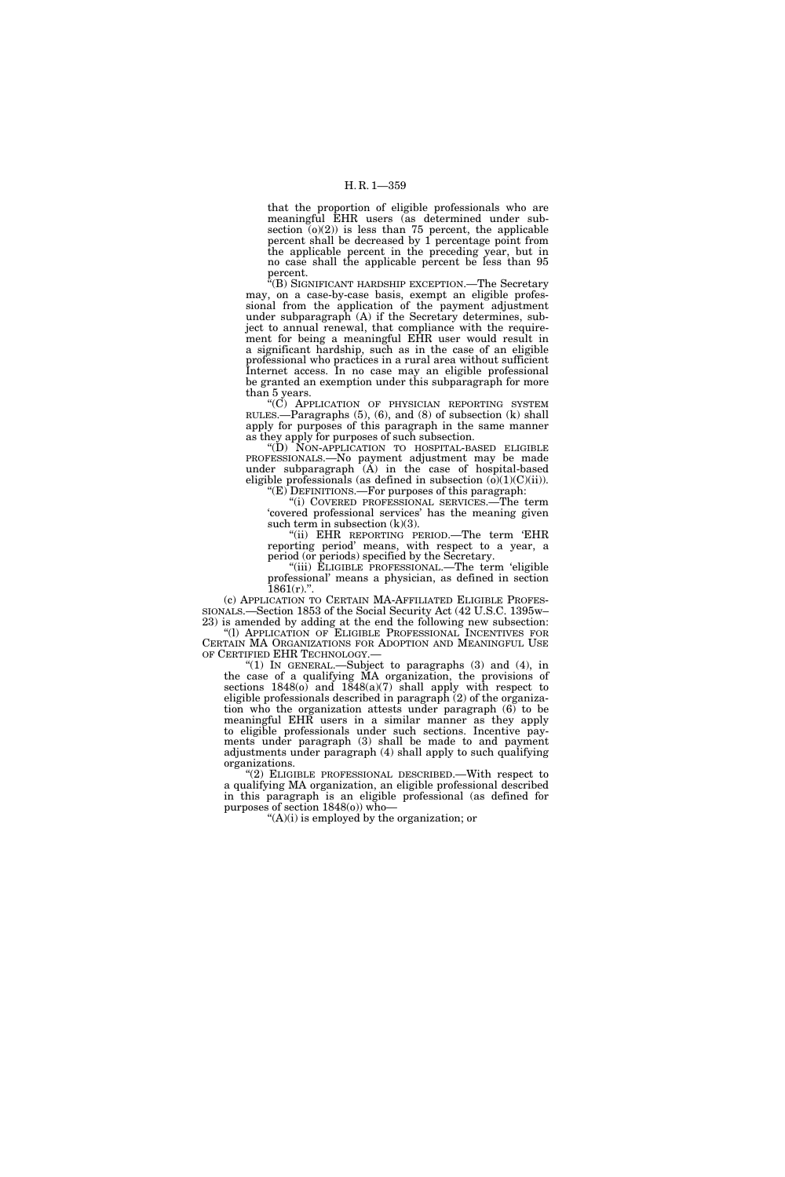that the proportion of eligible professionals who are meaningful EHR users (as determined under subsection (o)(2)) is less than 75 percent, the applicable percent shall be decreased by 1 percentage point from the applicable percent in the preceding year, but in no case shall the applicable percent be less than 95 percent.

"(B) SIGNIFICANT HARDSHIP EXCEPTION.—The Secretary may, on a case-by-case basis, exempt an eligible professional from the application of the payment adjustment under subparagraph (A) if the Secretary determines, subject to annual renewal, that compliance with the requirement for being a meaningful EHR user would result in a significant hardship, such as in the case of an eligible professional who practices in a rural area without sufficient Internet access. In no case may an eligible professional be granted an exemption under this subparagraph for more than 5 years.

"(C) APPLICATION OF PHYSICIAN REPORTING SYSTEM RULES.—Paragraphs (5), (6), and (8) of subsection (k) shall apply for purposes of this paragraph in the same manner as they apply for purposes of such subsection.

"(D) NON-APPLICATION TO HOSPITAL-BASED ELIGIBLE PROFESSIONALS.—No payment adjustment may be made under subparagraph (A) in the case of hospital-based eligible professionals (as defined in subsection (o)(1)(C)(ii)).

"(E) DEFINITIONS.—For purposes of this paragraph:

"(i) COVERED PROFESSIONAL SERVICES.—The term 'covered professional services' has the meaning given such term in subsection (k)(3).

"(ii) EHR REPORTING PERIOD.—The term 'EHR reporting period' means, with respect to a year, a period (or periods) specified by the Secretary.

"(iii) ELIGIBLE PROFESSIONAL.—The term 'eligible professional' means a physician, as defined in section 1861(r).".

(c) APPLICATION TO CERTAIN MA-AFFILIATED ELIGIBLE PROFESSIONALS.—Section 1853 of the Social Security Act (42 U.S.C. 1395w–23) is amended by adding at the end the following new subsection:

"(l) APPLICATION OF ELIGIBLE PROFESSIONAL INCENTIVES FOR CERTAIN MA ORGANIZATIONS FOR ADOPTION AND MEANINGFUL USE OF CERTIFIED EHR TECHNOLOGY.—

"(1) IN GENERAL.—Subject to paragraphs (3) and (4), in the case of a qualifying MA organization, the provisions of sections 1848(o) and 1848(a)(7) shall apply with respect to eligible professionals described in paragraph (2) of the organization who the organization attests under paragraph (6) to be meaningful EHR users in a similar manner as they apply to eligible professionals under such sections. Incentive payments under paragraph (3) shall be made to and payment adjustments under paragraph (4) shall apply to such qualifying organizations.

"(2) ELIGIBLE PROFESSIONAL DESCRIBED.—With respect to a qualifying MA organization, an eligible professional described in this paragraph is an eligible professional (as defined for purposes of section 1848(o)) who—

"(A)(i) is employed by the organization; or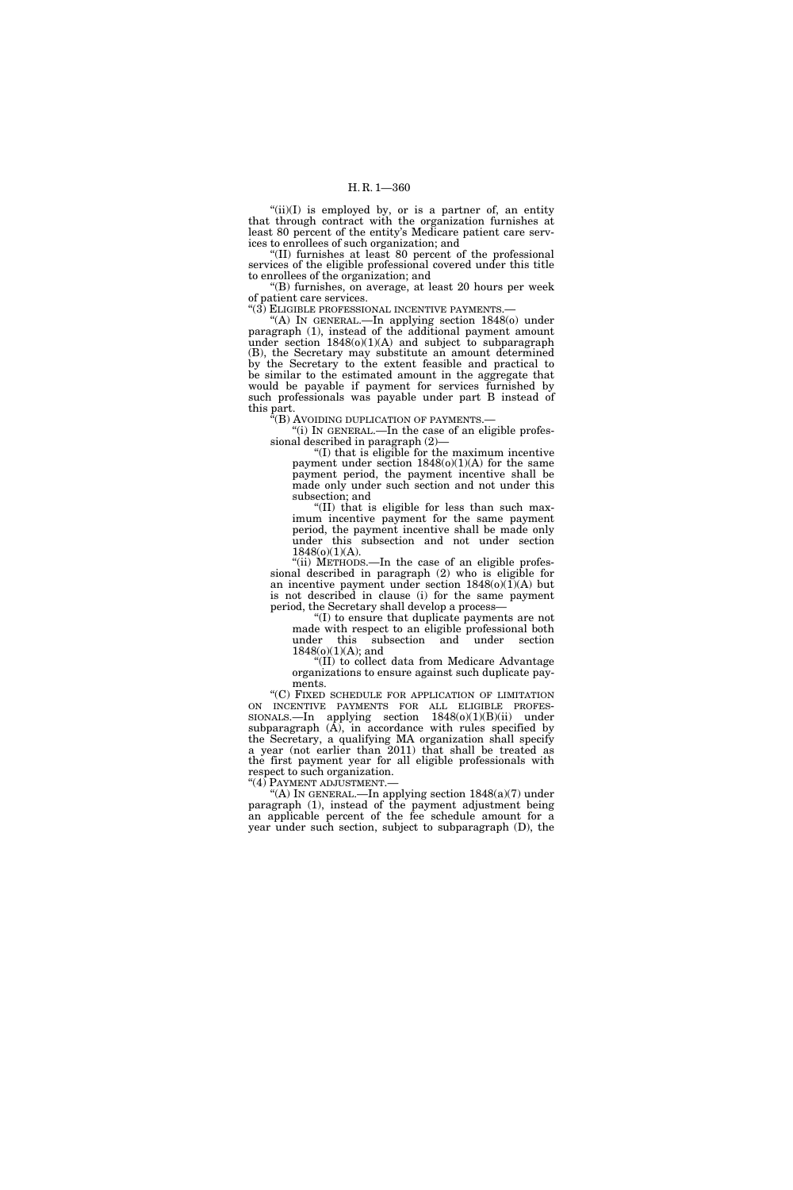"(ii)(I) is employed by, or is a partner of, an entity that through contract with the organization furnishes at least 80 percent of the entity's Medicare patient care services to enrollees of such organization; and

"(II) furnishes at least 80 percent of the professional services of the eligible professional covered under this title to enrollees of the organization; and

"(B) furnishes, on average, at least 20 hours per week of patient care services.

"(3) ELIGIBLE PROFESSIONAL INCENTIVE PAYMENTS.—

"(A) IN GENERAL.—In applying section 1848(o) under paragraph (1), instead of the additional payment amount under section 1848(o)(1)(A) and subject to subparagraph (B), the Secretary may substitute an amount determined by the Secretary to the extent feasible and practical to be similar to the estimated amount in the aggregate that would be payable if payment for services furnished by such professionals was payable under part B instead of this part.

"(B) AVOIDING DUPLICATION OF PAYMENTS.—

"(i) IN GENERAL.—In the case of an eligible professional described in paragraph (2)—

"(I) that is eligible for the maximum incentive payment under section 1848(o)(1)(A) for the same payment period, the payment incentive shall be made only under such section and not under this subsection; and

"(II) that is eligible for less than such maximum incentive payment for the same payment period, the payment incentive shall be made only under this subsection and not under section 1848(o)(1)(A).

"(ii) METHODS.—In the case of an eligible professional described in paragraph (2) who is eligible for an incentive payment under section 1848(o)(1)(A) but is not described in clause (i) for the same payment period, the Secretary shall develop a process—

"(I) to ensure that duplicate payments are not made with respect to an eligible professional both under this subsection and under section 1848(o)(1)(A); and

"(II) to collect data from Medicare Advantage organizations to ensure against such duplicate payments.

"(C) FIXED SCHEDULE FOR APPLICATION OF LIMITATION ON INCENTIVE PAYMENTS FOR ALL ELIGIBLE PROFESSIONALS.—In applying section 1848(o)(1)(B)(ii) under subparagraph (A), in accordance with rules specified by the Secretary, a qualifying MA organization shall specify a year (not earlier than 2011) that shall be treated as the first payment year for all eligible professionals with respect to such organization.

"(4) PAYMENT ADJUSTMENT.—

"(A) IN GENERAL.—In applying section 1848(a)(7) under paragraph (1), instead of the payment adjustment being an applicable percent of the fee schedule amount for a year under such section, subject to subparagraph (D), the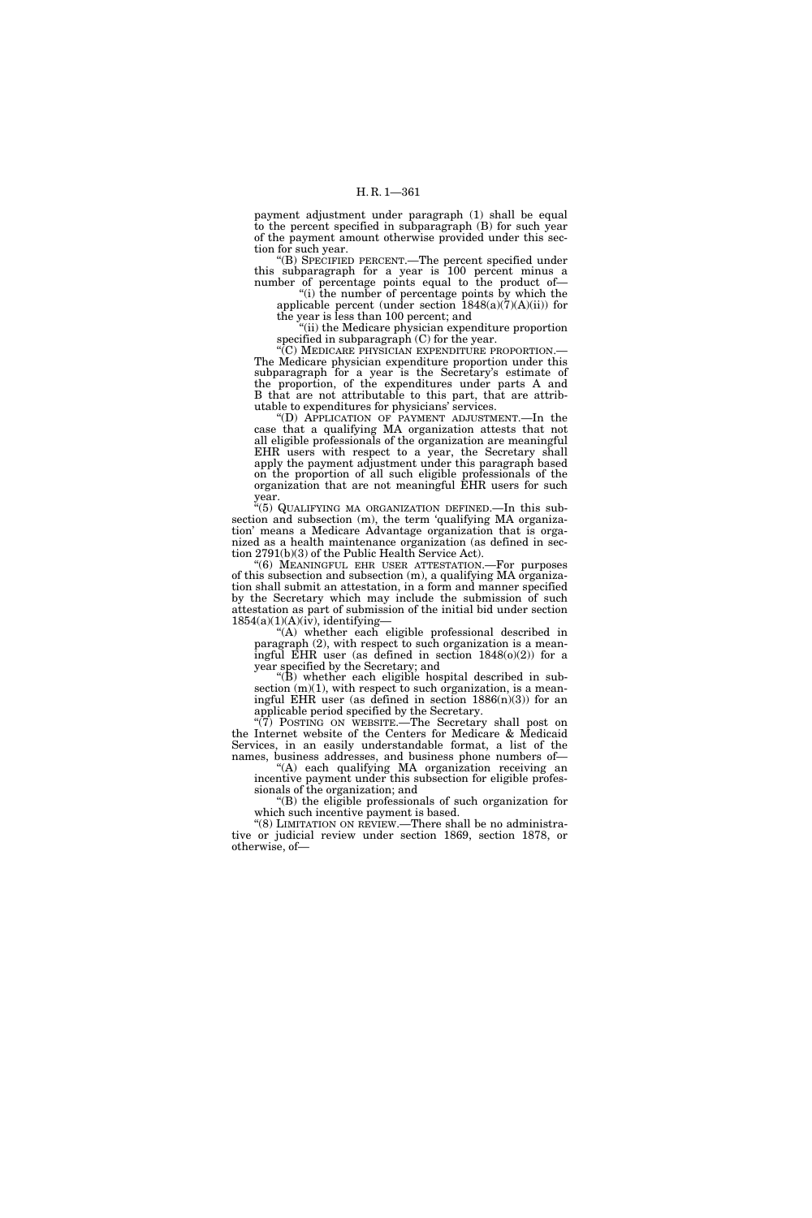payment adjustment under paragraph (1) shall be equal to the percent specified in subparagraph (B) for such year of the payment amount otherwise provided under this section for such year.

"(B) SPECIFIED PERCENT.—The percent specified under this subparagraph for a year is 100 percent minus a number of percentage points equal to the product of—

"(i) the number of percentage points by which the applicable percent (under section 1848(a)(7)(A)(ii)) for the year is less than 100 percent; and

"(ii) the Medicare physician expenditure proportion specified in subparagraph (C) for the year.

"(C) MEDICARE PHYSICIAN EXPENDITURE PROPORTION.—The Medicare physician expenditure proportion under this subparagraph for a year is the Secretary's estimate of the proportion, of the expenditures under parts A and B that are not attributable to this part, that are attributable to expenditures for physicians' services.

"(D) APPLICATION OF PAYMENT ADJUSTMENT.—In the case that a qualifying MA organization attests that not all eligible professionals of the organization are meaningful EHR users with respect to a year, the Secretary shall apply the payment adjustment under this paragraph based on the proportion of all such eligible professionals of the organization that are not meaningful EHR users for such year.

"(5) QUALIFYING MA ORGANIZATION DEFINED.—In this subsection and subsection (m), the term 'qualifying MA organization' means a Medicare Advantage organization that is organized as a health maintenance organization (as defined in section 2791(b)(3) of the Public Health Service Act).

"(6) MEANINGFUL EHR USER ATTESTATION.—For purposes of this subsection and subsection (m), a qualifying MA organization shall submit an attestation, in a form and manner specified by the Secretary which may include the submission of such attestation as part of submission of the initial bid under section 1854(a)(1)(A)(iv), identifying—

"(A) whether each eligible professional described in paragraph (2), with respect to such organization is a meaningful EHR user (as defined in section 1848(o)(2)) for a year specified by the Secretary; and

"(B) whether each eligible hospital described in subsection (m)(1), with respect to such organization, is a meaningful EHR user (as defined in section 1886(n)(3)) for an applicable period specified by the Secretary.

"(7) POSTING ON WEBSITE.—The Secretary shall post on the Internet website of the Centers for Medicare & Medicaid Services, in an easily understandable format, a list of the names, business addresses, and business phone numbers of—

"(A) each qualifying MA organization receiving an incentive payment under this subsection for eligible professionals of the organization; and

"(B) the eligible professionals of such organization for which such incentive payment is based.

"(8) LIMITATION ON REVIEW.—There shall be no administrative or judicial review under section 1869, section 1878, or otherwise, of—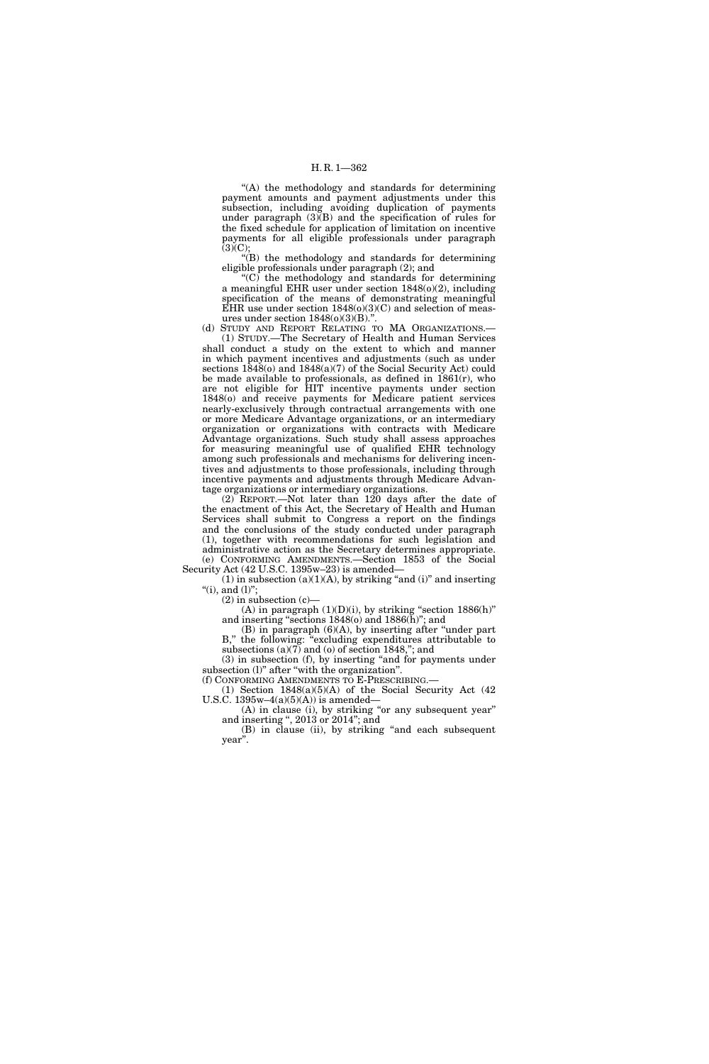"(A) the methodology and standards for determining payment amounts and payment adjustments under this subsection, including avoiding duplication of payments under paragraph (3)(B) and the specification of rules for the fixed schedule for application of limitation on incentive payments for all eligible professionals under paragraph (3)(C);

"(B) the methodology and standards for determining eligible professionals under paragraph (2); and

"(C) the methodology and standards for determining a meaningful EHR user under section 1848(o)(2), including specification of the means of demonstrating meaningful EHR use under section 1848(o)(3)(C) and selection of measures under section 1848(o)(3)(B).".

(d) STUDY AND REPORT RELATING TO MA ORGANIZATIONS.—

(1) STUDY.—The Secretary of Health and Human Services shall conduct a study on the extent to which and manner in which payment incentives and adjustments (such as under sections 1848(o) and 1848(a)(7) of the Social Security Act) could be made available to professionals, as defined in 1861(r), who are not eligible for HIT incentive payments under section 1848(o) and receive payments for Medicare patient services nearly-exclusively through contractual arrangements with one or more Medicare Advantage organizations, or an intermediary organization or organizations with contracts with Medicare Advantage organizations. Such study shall assess approaches for measuring meaningful use of qualified EHR technology among such professionals and mechanisms for delivering incentives and adjustments to those professionals, including through incentive payments and adjustments through Medicare Advantage organizations or intermediary organizations.

(2) REPORT.—Not later than 120 days after the date of the enactment of this Act, the Secretary of Health and Human Services shall submit to Congress a report on the findings and the conclusions of the study conducted under paragraph (1), together with recommendations for such legislation and administrative action as the Secretary determines appropriate.

(e) CONFORMING AMENDMENTS.—Section 1853 of the Social Security Act (42 U.S.C. 1395w–23) is amended—

(1) in subsection (a)(1)(A), by striking "and (i)" and inserting "(i), and (l)";

(2) in subsection (c)—

(A) in paragraph (1)(D)(i), by striking "section 1886(h)" and inserting "sections 1848(o) and 1886(h)"; and

(B) in paragraph (6)(A), by inserting after "under part B," the following: "excluding expenditures attributable to subsections (a)(7) and (o) of section 1848,"; and

(3) in subsection (f), by inserting "and for payments under subsection (l)" after "with the organization".

(f) CONFORMING AMENDMENTS TO E-PRESCRIBING.—

(1) Section 1848(a)(5)(A) of the Social Security Act (42 U.S.C. 1395w–4(a)(5)(A)) is amended—

(A) in clause (i), by striking "or any subsequent year" and inserting ", 2013 or 2014"; and

(B) in clause (ii), by striking "and each subsequent year".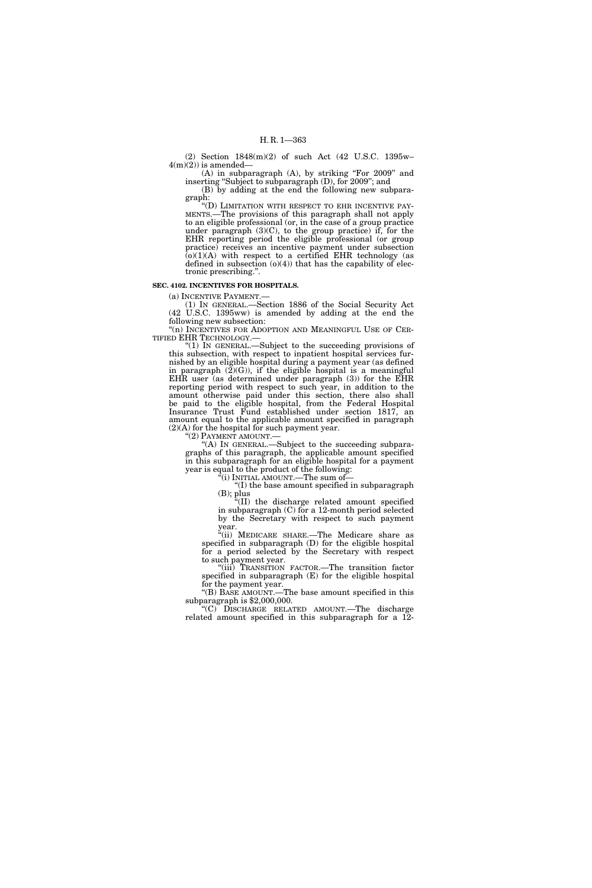(2) Section 1848(m)(2) of such Act (42 U.S.C. 1395w–4(m)(2)) is amended—

(A) in subparagraph (A), by striking "For 2009" and inserting "Subject to subparagraph (D), for 2009"; and

(B) by adding at the end the following new subparagraph:

"(D) LIMITATION WITH RESPECT TO EHR INCENTIVE PAYMENTS.—The provisions of this paragraph shall not apply to an eligible professional (or, in the case of a group practice under paragraph (3)(C), to the group practice) if, for the EHR reporting period the eligible professional (or group practice) receives an incentive payment under subsection (o)(1)(A) with respect to a certified EHR technology (as defined in subsection (o)(4)) that has the capability of electronic prescribing.".

**SEC. 4102. INCENTIVES FOR HOSPITALS.**

(a) INCENTIVE PAYMENT.—

(1) IN GENERAL.—Section 1886 of the Social Security Act (42 U.S.C. 1395ww) is amended by adding at the end the following new subsection:

"(n) INCENTIVES FOR ADOPTION AND MEANINGFUL USE OF CERTIFIED EHR TECHNOLOGY.—

"(1) IN GENERAL.—Subject to the succeeding provisions of this subsection, with respect to inpatient hospital services furnished by an eligible hospital during a payment year (as defined in paragraph (2)(G)), if the eligible hospital is a meaningful EHR user (as determined under paragraph (3)) for the EHR reporting period with respect to such year, in addition to the amount otherwise paid under this section, there also shall be paid to the eligible hospital, from the Federal Hospital Insurance Trust Fund established under section 1817, an amount equal to the applicable amount specified in paragraph (2)(A) for the hospital for such payment year.

"(2) PAYMENT AMOUNT.—

"(A) IN GENERAL.—Subject to the succeeding subparagraphs of this paragraph, the applicable amount specified in this subparagraph for an eligible hospital for a payment year is equal to the product of the following:

"(i) INITIAL AMOUNT.—The sum of—

"(I) the base amount specified in subparagraph (B); plus

"(II) the discharge related amount specified in subparagraph (C) for a 12-month period selected by the Secretary with respect to such payment year.

"(ii) MEDICARE SHARE.—The Medicare share as specified in subparagraph (D) for the eligible hospital for a period selected by the Secretary with respect to such payment year.

"(iii) TRANSITION FACTOR.—The transition factor specified in subparagraph (E) for the eligible hospital for the payment year.

"(B) BASE AMOUNT.—The base amount specified in this subparagraph is $2,000,000.

"(C) DISCHARGE RELATED AMOUNT.—The discharge related amount specified in this subparagraph for a 12-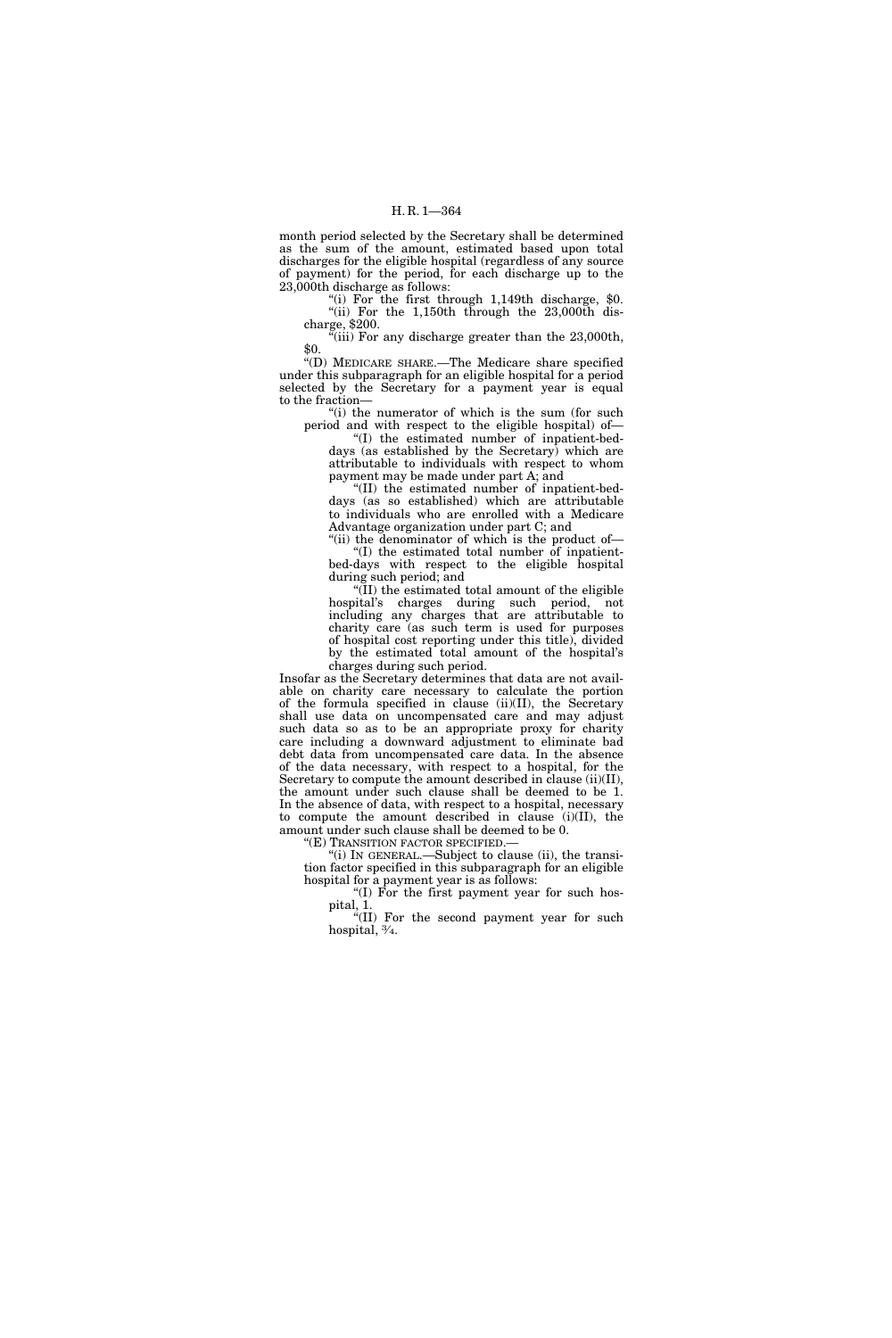month period selected by the Secretary shall be determined as the sum of the amount, estimated based upon total discharges for the eligible hospital (regardless of any source of payment) for the period, for each discharge up to the 23,000th discharge as follows:

"(i) For the first through 1,149th discharge, $0.

"(ii) For the 1,150th through the 23,000th discharge, $200.

"(iii) For any discharge greater than the 23,000th, $0.

"(D) MEDICARE SHARE.—The Medicare share specified under this subparagraph for an eligible hospital for a period selected by the Secretary for a payment year is equal to the fraction—

"(i) the numerator of which is the sum (for such period and with respect to the eligible hospital) of—

"(I) the estimated number of inpatient-bed-days (as established by the Secretary) which are attributable to individuals with respect to whom payment may be made under part A; and

"(II) the estimated number of inpatient-bed-days (as so established) which are attributable to individuals who are enrolled with a Medicare Advantage organization under part C; and

"(ii) the denominator of which is the product of—

"(I) the estimated total number of inpatient-bed-days with respect to the eligible hospital during such period; and

"(II) the estimated total amount of the eligible hospital's charges during such period, not including any charges that are attributable to charity care (as such term is used for purposes of hospital cost reporting under this title), divided by the estimated total amount of the hospital's charges during such period.

Insofar as the Secretary determines that data are not available on charity care necessary to calculate the portion of the formula specified in clause (ii)(II), the Secretary shall use data on uncompensated care and may adjust such data so as to be an appropriate proxy for charity care including a downward adjustment to eliminate bad debt data from uncompensated care data. In the absence of the data necessary, with respect to a hospital, for the Secretary to compute the amount described in clause (ii)(II), the amount under such clause shall be deemed to be 1. In the absence of data, with respect to a hospital, necessary to compute the amount described in clause (i)(II), the amount under such clause shall be deemed to be 0.

"(E) TRANSITION FACTOR SPECIFIED.—

"(i) IN GENERAL.—Subject to clause (ii), the transition factor specified in this subparagraph for an eligible hospital for a payment year is as follows:

"(I) For the first payment year for such hospital, 1.

"(II) For the second payment year for such hospital, $\frac{3}{4}$.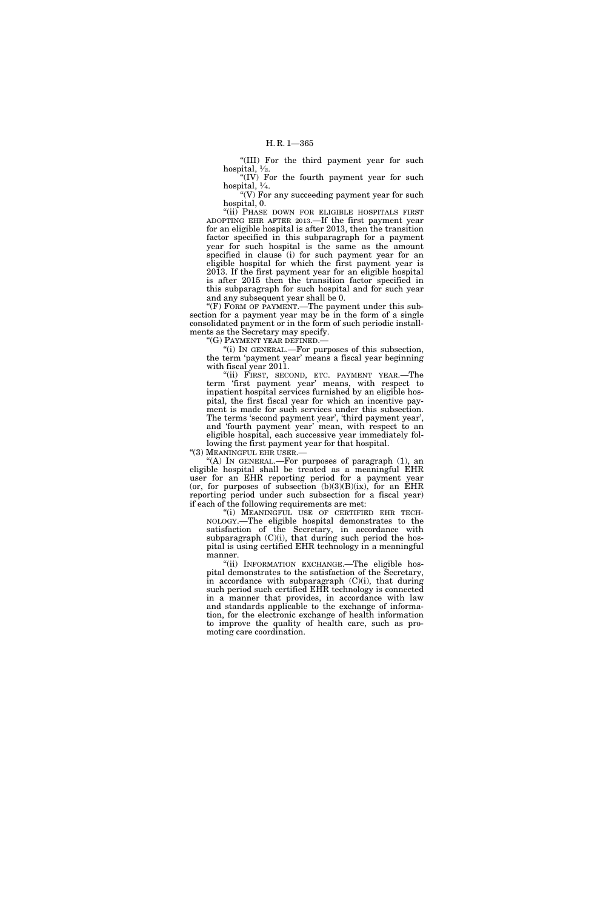"(III) For the third payment year for such hospital, ½.

"(IV) For the fourth payment year for such hospital, ¼.

"(V) For any succeeding payment year for such hospital, 0.

"(ii) PHASE DOWN FOR ELIGIBLE HOSPITALS FIRST ADOPTING EHR AFTER 2013.—If the first payment year for an eligible hospital is after 2013, then the transition factor specified in this subparagraph for a payment year for such hospital is the same as the amount specified in clause (i) for such payment year for an eligible hospital for which the first payment year is 2013. If the first payment year for an eligible hospital is after 2015 then the transition factor specified in this subparagraph for such hospital and for such year and any subsequent year shall be 0.

"(F) FORM OF PAYMENT.—The payment under this subsection for a payment year may be in the form of a single consolidated payment or in the form of such periodic installments as the Secretary may specify.

"(G) PAYMENT YEAR DEFINED.—

"(i) IN GENERAL.—For purposes of this subsection, the term 'payment year' means a fiscal year beginning with fiscal year 2011.

"(ii) FIRST, SECOND, ETC. PAYMENT YEAR.—The term 'first payment year' means, with respect to inpatient hospital services furnished by an eligible hospital, the first fiscal year for which an incentive payment is made for such services under this subsection. The terms 'second payment year', 'third payment year', and 'fourth payment year' mean, with respect to an eligible hospital, each successive year immediately following the first payment year for that hospital.

"(3) MEANINGFUL EHR USER.—

"(A) IN GENERAL.—For purposes of paragraph (1), an eligible hospital shall be treated as a meaningful EHR user for an EHR reporting period for a payment year (or, for purposes of subsection (b)(3)(B)(ix), for an EHR reporting period under such subsection for a fiscal year) if each of the following requirements are met:

"(i) MEANINGFUL USE OF CERTIFIED EHR TECHNOLOGY.—The eligible hospital demonstrates to the satisfaction of the Secretary, in accordance with subparagraph (C)(i), that during such period the hospital is using certified EHR technology in a meaningful manner.

"(ii) INFORMATION EXCHANGE.—The eligible hospital demonstrates to the satisfaction of the Secretary, in accordance with subparagraph (C)(i), that during such period such certified EHR technology is connected in a manner that provides, in accordance with law and standards applicable to the exchange of information, for the electronic exchange of health information to improve the quality of health care, such as promoting care coordination.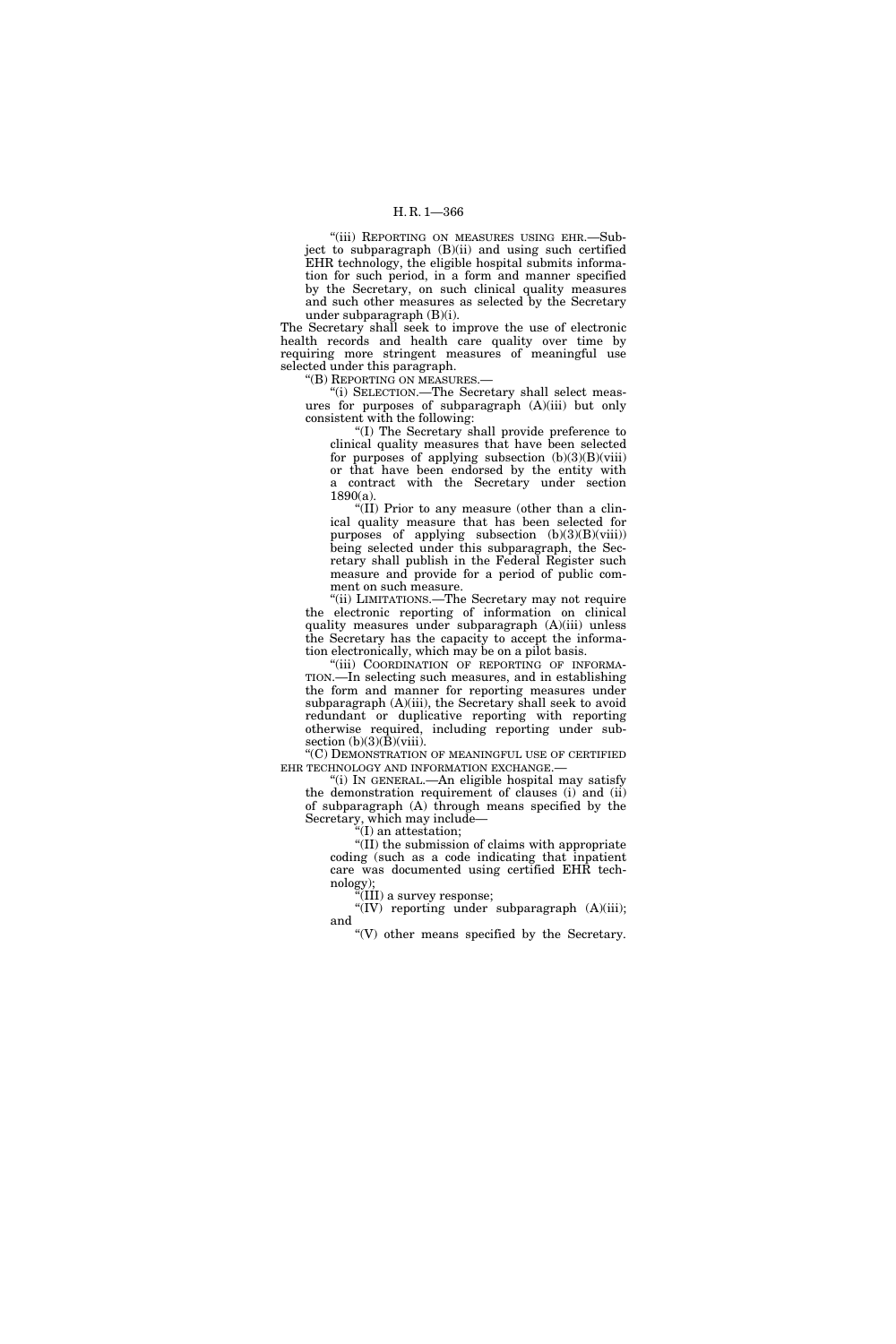"(iii) REPORTING ON MEASURES USING EHR.—Subject to subparagraph (B)(ii) and using such certified EHR technology, the eligible hospital submits information for such period, in a form and manner specified by the Secretary, on such clinical quality measures and such other measures as selected by the Secretary under subparagraph (B)(i).

The Secretary shall seek to improve the use of electronic health records and health care quality over time by requiring more stringent measures of meaningful use selected under this paragraph.

"(B) REPORTING ON MEASURES.—

"(i) SELECTION.—The Secretary shall select measures for purposes of subparagraph (A)(iii) but only consistent with the following:

"(I) The Secretary shall provide preference to clinical quality measures that have been selected for purposes of applying subsection (b)(3)(B)(viii) or that have been endorsed by the entity with a contract with the Secretary under section 1890(a).

"(II) Prior to any measure (other than a clinical quality measure that has been selected for purposes of applying subsection (b)(3)(B)(viii)) being selected under this subparagraph, the Secretary shall publish in the Federal Register such measure and provide for a period of public comment on such measure.

"(ii) LIMITATIONS.—The Secretary may not require the electronic reporting of information on clinical quality measures under subparagraph (A)(iii) unless the Secretary has the capacity to accept the information electronically, which may be on a pilot basis.

"(iii) COORDINATION OF REPORTING OF INFORMATION.—In selecting such measures, and in establishing the form and manner for reporting measures under subparagraph (A)(iii), the Secretary shall seek to avoid redundant or duplicative reporting with reporting otherwise required, including reporting under subsection (b)(3)(B)(viii).

"(C) DEMONSTRATION OF MEANINGFUL USE OF CERTIFIED EHR TECHNOLOGY AND INFORMATION EXCHANGE.—

"(i) IN GENERAL.—An eligible hospital may satisfy the demonstration requirement of clauses (i) and (ii) of subparagraph (A) through means specified by the Secretary, which may include—

"(I) an attestation;

"(II) the submission of claims with appropriate coding (such as a code indicating that inpatient care was documented using certified EHR technology);

"(III) a survey response;

"(IV) reporting under subparagraph (A)(iii); and

"(V) other means specified by the Secretary.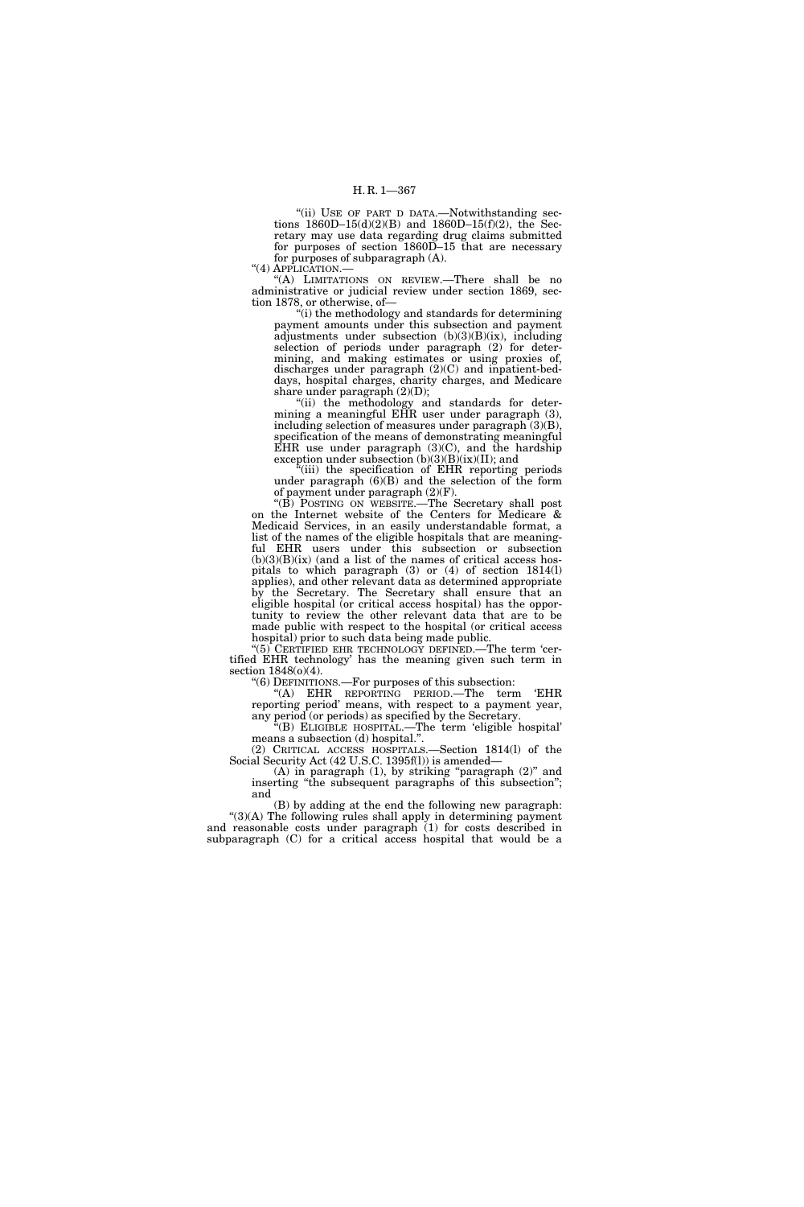"(ii) USE OF PART D DATA.—Notwithstanding sections 1860D–15(d)(2)(B) and 1860D–15(f)(2), the Secretary may use data regarding drug claims submitted for purposes of section 1860D–15 that are necessary for purposes of subparagraph (A).

"(4) APPLICATION.—

"(A) LIMITATIONS ON REVIEW.—There shall be no administrative or judicial review under section 1869, section 1878, or otherwise, of—

"(i) the methodology and standards for determining payment amounts under this subsection and payment adjustments under subsection (b)(3)(B)(ix), including selection of periods under paragraph (2) for determining, and making estimates or using proxies of, discharges under paragraph (2)(C) and inpatient-bed-days, hospital charges, charity charges, and Medicare share under paragraph (2)(D);

"(ii) the methodology and standards for determining a meaningful EHR user under paragraph (3), including selection of measures under paragraph (3)(B), specification of the means of demonstrating meaningful EHR use under paragraph (3)(C), and the hardship exception under subsection (b)(3)(B)(ix)(II); and

"(iii) the specification of EHR reporting periods under paragraph (6)(B) and the selection of the form of payment under paragraph (2)(F).

"(B) POSTING ON WEBSITE.—The Secretary shall post on the Internet website of the Centers for Medicare & Medicaid Services, in an easily understandable format, a list of the names of the eligible hospitals that are meaningful EHR users under this subsection or subsection (b)(3)(B)(ix) (and a list of the names of critical access hospitals to which paragraph (3) or (4) of section 1814(l) applies), and other relevant data as determined appropriate by the Secretary. The Secretary shall ensure that an eligible hospital (or critical access hospital) has the opportunity to review the other relevant data that are to be made public with respect to the hospital (or critical access hospital) prior to such data being made public.

"(5) CERTIFIED EHR TECHNOLOGY DEFINED.—The term 'certified EHR technology' has the meaning given such term in section 1848(o)(4).

"(6) DEFINITIONS.—For purposes of this subsection:

"(A) EHR REPORTING PERIOD.—The term 'EHR reporting period' means, with respect to a payment year, any period (or periods) as specified by the Secretary.

"(B) ELIGIBLE HOSPITAL.—The term 'eligible hospital' means a subsection (d) hospital.".

(2) CRITICAL ACCESS HOSPITALS.—Section 1814(l) of the Social Security Act (42 U.S.C. 1395f(l)) is amended—

(A) in paragraph (1), by striking "paragraph (2)" and inserting "the subsequent paragraphs of this subsection"; and

(B) by adding at the end the following new paragraph:

"(3)(A) The following rules shall apply in determining payment and reasonable costs under paragraph (1) for costs described in subparagraph (C) for a critical access hospital that would be a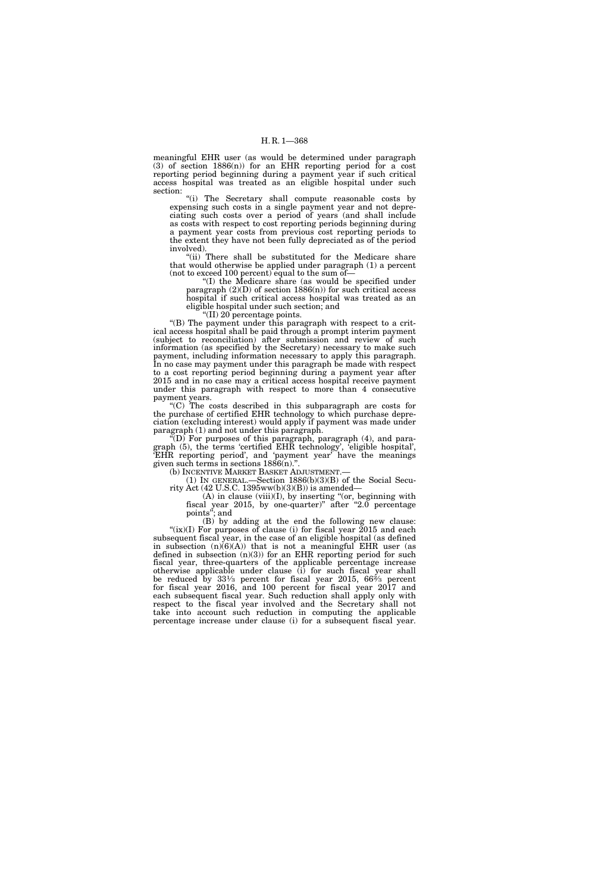meaningful EHR user (as would be determined under paragraph (3) of section 1886(n)) for an EHR reporting period for a cost reporting period beginning during a payment year if such critical access hospital was treated as an eligible hospital under such section:

"(i) The Secretary shall compute reasonable costs by expensing such costs in a single payment year and not depreciating such costs over a period of years (and shall include as costs with respect to cost reporting periods beginning during a payment year costs from previous cost reporting periods to the extent they have not been fully depreciated as of the period involved).

"(ii) There shall be substituted for the Medicare share that would otherwise be applied under paragraph (1) a percent (not to exceed 100 percent) equal to the sum of—

"(I) the Medicare share (as would be specified under paragraph (2)(D) of section 1886(n)) for such critical access hospital if such critical access hospital was treated as an eligible hospital under such section; and

"(II) 20 percentage points.

"(B) The payment under this paragraph with respect to a critical access hospital shall be paid through a prompt interim payment (subject to reconciliation) after submission and review of such information (as specified by the Secretary) necessary to make such payment, including information necessary to apply this paragraph. In no case may payment under this paragraph be made with respect to a cost reporting period beginning during a payment year after 2015 and in no case may a critical access hospital receive payment under this paragraph with respect to more than 4 consecutive payment years.

"(C) The costs described in this subparagraph are costs for the purchase of certified EHR technology to which purchase depreciation (excluding interest) would apply if payment was made under paragraph (1) and not under this paragraph.

"(D) For purposes of this paragraph, paragraph (4), and paragraph (5), the terms 'certified EHR technology', 'eligible hospital', 'EHR reporting period', and 'payment year' have the meanings given such terms in sections 1886(n).".

(b) INCENTIVE MARKET BASKET ADJUSTMENT.—

(1) IN GENERAL.—Section 1886(b)(3)(B) of the Social Security Act (42 U.S.C. 1395ww(b)(3)(B)) is amended—

(A) in clause (viii)(I), by inserting "(or, beginning with fiscal year 2015, by one-quarter)" after "2.0 percentage points"; and

(B) by adding at the end the following new clause:

"(ix)(I) For purposes of clause (i) for fiscal year 2015 and each subsequent fiscal year, in the case of an eligible hospital (as defined in subsection (n)(6)(A)) that is not a meaningful EHR user (as defined in subsection (n)(3)) for an EHR reporting period for such fiscal year, three-quarters of the applicable percentage increase otherwise applicable under clause (i) for such fiscal year shall be reduced by 33⅓ percent for fiscal year 2015, 66⅔ percent for fiscal year 2016, and 100 percent for fiscal year 2017 and each subsequent fiscal year. Such reduction shall apply only with respect to the fiscal year involved and the Secretary shall not take into account such reduction in computing the applicable percentage increase under clause (i) for a subsequent fiscal year.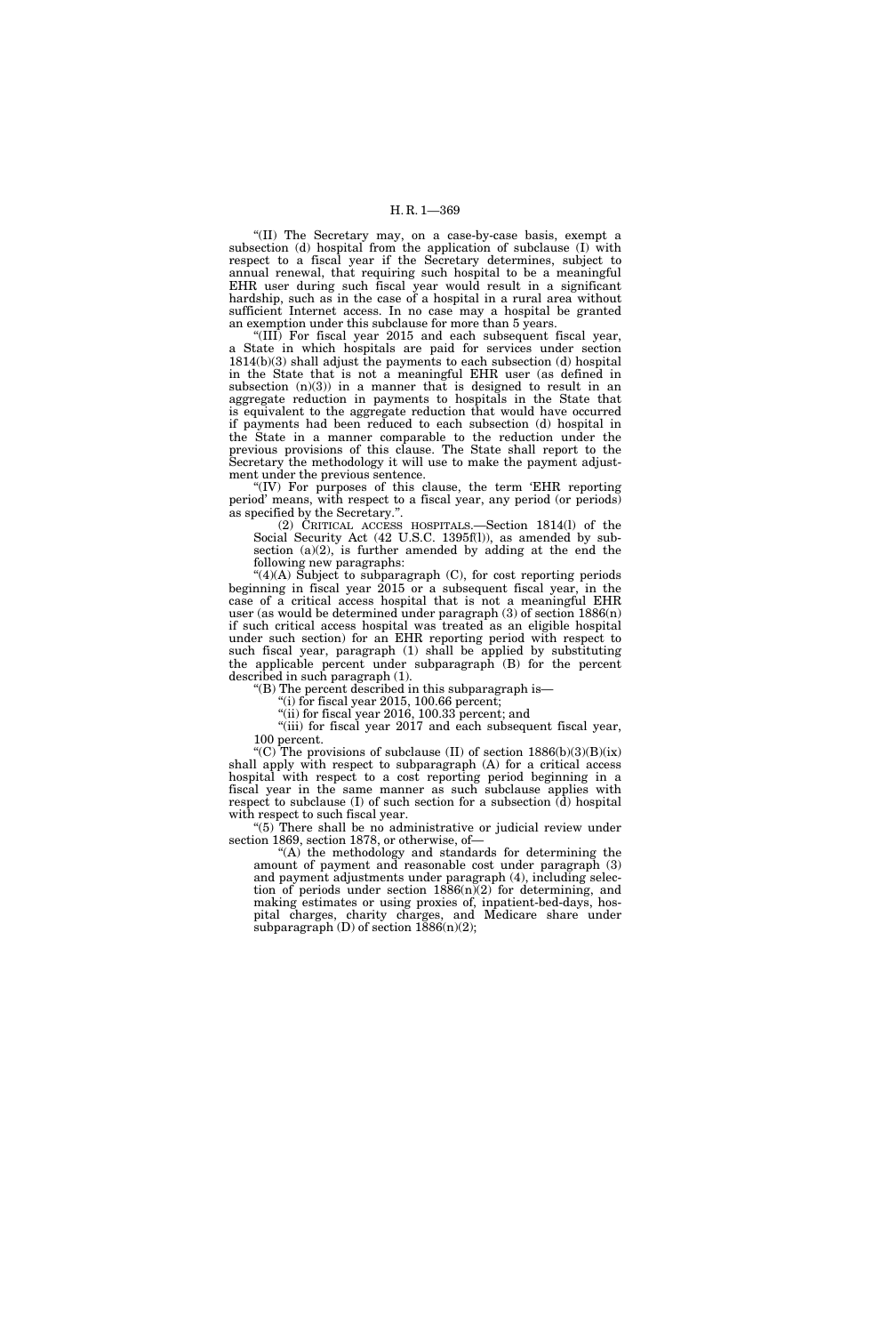"(II) The Secretary may, on a case-by-case basis, exempt a subsection (d) hospital from the application of subclause (I) with respect to a fiscal year if the Secretary determines, subject to annual renewal, that requiring such hospital to be a meaningful EHR user during such fiscal year would result in a significant hardship, such as in the case of a hospital in a rural area without sufficient Internet access. In no case may a hospital be granted an exemption under this subclause for more than 5 years.

"(III) For fiscal year 2015 and each subsequent fiscal year, a State in which hospitals are paid for services under section 1814(b)(3) shall adjust the payments to each subsection (d) hospital in the State that is not a meaningful EHR user (as defined in subsection (n)(3)) in a manner that is designed to result in an aggregate reduction in payments to hospitals in the State that is equivalent to the aggregate reduction that would have occurred if payments had been reduced to each subsection (d) hospital in the State in a manner comparable to the reduction under the previous provisions of this clause. The State shall report to the Secretary the methodology it will use to make the payment adjustment under the previous sentence.

"(IV) For purposes of this clause, the term 'EHR reporting period' means, with respect to a fiscal year, any period (or periods) as specified by the Secretary.".

(2) CRITICAL ACCESS HOSPITALS.—Section 1814(l) of the Social Security Act (42 U.S.C. 1395f(l)), as amended by subsection (a)(2), is further amended by adding at the end the following new paragraphs:

"(4)(A) Subject to subparagraph (C), for cost reporting periods beginning in fiscal year 2015 or a subsequent fiscal year, in the case of a critical access hospital that is not a meaningful EHR user (as would be determined under paragraph (3) of section 1886(n) if such critical access hospital was treated as an eligible hospital under such section) for an EHR reporting period with respect to such fiscal year, paragraph (1) shall be applied by substituting the applicable percent under subparagraph (B) for the percent described in such paragraph (1).

"(B) The percent described in this subparagraph is—

"(i) for fiscal year 2015, 100.66 percent;

"(ii) for fiscal year 2016, 100.33 percent; and

"(iii) for fiscal year 2017 and each subsequent fiscal year, 100 percent.

"(C) The provisions of subclause (II) of section 1886(b)(3)(B)(ix) shall apply with respect to subparagraph (A) for a critical access hospital with respect to a cost reporting period beginning in a fiscal year in the same manner as such subclause applies with respect to subclause (I) of such section for a subsection (d) hospital with respect to such fiscal year.

"(5) There shall be no administrative or judicial review under section 1869, section 1878, or otherwise, of—

"(A) the methodology and standards for determining the amount of payment and reasonable cost under paragraph (3) and payment adjustments under paragraph (4), including selection of periods under section 1886(n)(2) for determining, and making estimates or using proxies of, inpatient-bed-days, hospital charges, charity charges, and Medicare share under subparagraph (D) of section 1886(n)(2);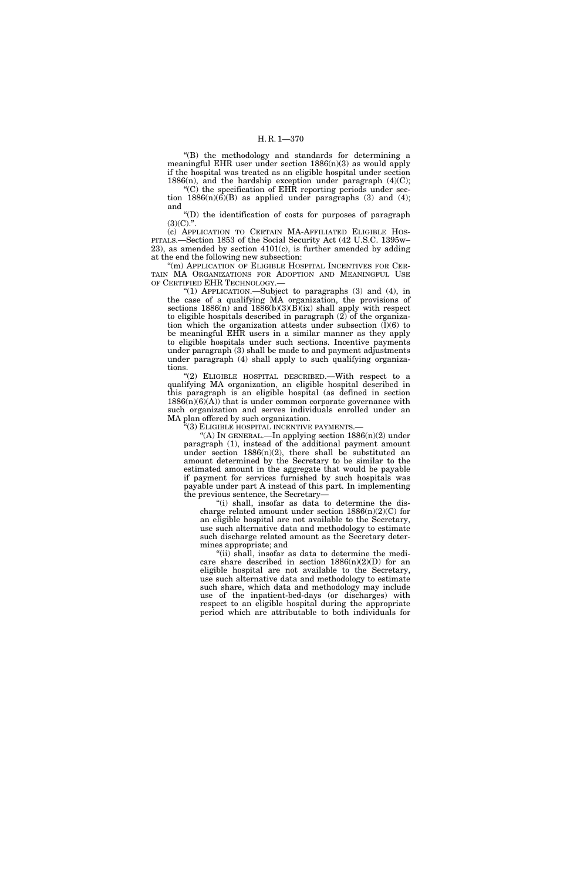"(B) the methodology and standards for determining a meaningful EHR user under section 1886(n)(3) as would apply if the hospital was treated as an eligible hospital under section 1886(n), and the hardship exception under paragraph (4)(C);

"(C) the specification of EHR reporting periods under section 1886(n)(6)(B) as applied under paragraphs (3) and (4); and

"(D) the identification of costs for purposes of paragraph (3)(C).".

(c) APPLICATION TO CERTAIN MA-AFFILIATED ELIGIBLE HOSPITALS.—Section 1853 of the Social Security Act (42 U.S.C. 1395w–23), as amended by section 4101(c), is further amended by adding at the end the following new subsection:

"(m) APPLICATION OF ELIGIBLE HOSPITAL INCENTIVES FOR CERTAIN MA ORGANIZATIONS FOR ADOPTION AND MEANINGFUL USE OF CERTIFIED EHR TECHNOLOGY.—

"(1) APPLICATION.—Subject to paragraphs (3) and (4), in the case of a qualifying MA organization, the provisions of sections 1886(n) and 1886(b)(3)(B)(ix) shall apply with respect to eligible hospitals described in paragraph (2) of the organization which the organization attests under subsection (l)(6) to be meaningful EHR users in a similar manner as they apply to eligible hospitals under such sections. Incentive payments under paragraph (3) shall be made to and payment adjustments under paragraph (4) shall apply to such qualifying organizations.

"(2) ELIGIBLE HOSPITAL DESCRIBED.—With respect to a qualifying MA organization, an eligible hospital described in this paragraph is an eligible hospital (as defined in section 1886(n)(6)(A)) that is under common corporate governance with such organization and serves individuals enrolled under an MA plan offered by such organization.

"(3) ELIGIBLE HOSPITAL INCENTIVE PAYMENTS.—

"(A) IN GENERAL.—In applying section 1886(n)(2) under paragraph (1), instead of the additional payment amount under section 1886(n)(2), there shall be substituted an amount determined by the Secretary to be similar to the estimated amount in the aggregate that would be payable if payment for services furnished by such hospitals was payable under part A instead of this part. In implementing the previous sentence, the Secretary—

"(i) shall, insofar as data to determine the discharge related amount under section 1886(n)(2)(C) for an eligible hospital are not available to the Secretary, use such alternative data and methodology to estimate such discharge related amount as the Secretary determines appropriate; and

"(ii) shall, insofar as data to determine the medicare share described in section 1886(n)(2)(D) for an eligible hospital are not available to the Secretary, use such alternative data and methodology to estimate such share, which data and methodology may include use of the inpatient-bed-days (or discharges) with respect to an eligible hospital during the appropriate period which are attributable to both individuals for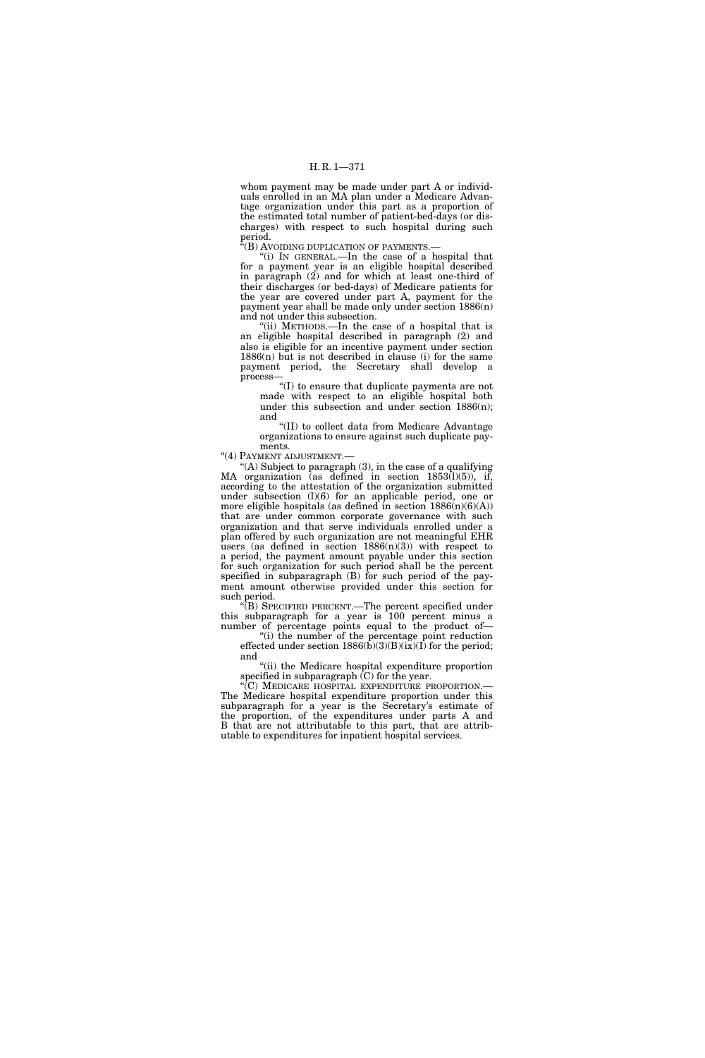whom payment may be made under part A or individuals enrolled in an MA plan under a Medicare Advantage organization under this part as a proportion of the estimated total number of patient-bed-days (or discharges) with respect to such hospital during such period.

"(B) AVOIDING DUPLICATION OF PAYMENTS.—

"(i) IN GENERAL.—In the case of a hospital that for a payment year is an eligible hospital described in paragraph (2) and for which at least one-third of their discharges (or bed-days) of Medicare patients for the year are covered under part A, payment for the payment year shall be made only under section 1886(n) and not under this subsection.

"(ii) METHODS.—In the case of a hospital that is an eligible hospital described in paragraph (2) and also is eligible for an incentive payment under section 1886(n) but is not described in clause (i) for the same payment period, the Secretary shall develop a process—

"(I) to ensure that duplicate payments are not made with respect to an eligible hospital both under this subsection and under section 1886(n); and

"(II) to collect data from Medicare Advantage organizations to ensure against such duplicate payments.

"(4) PAYMENT ADJUSTMENT.—

"(A) Subject to paragraph (3), in the case of a qualifying MA organization (as defined in section 1853(l)(5)), if, according to the attestation of the organization submitted under subsection (l)(6) for an applicable period, one or more eligible hospitals (as defined in section 1886(n)(6)(A)) that are under common corporate governance with such organization and that serve individuals enrolled under a plan offered by such organization are not meaningful EHR users (as defined in section 1886(n)(3)) with respect to a period, the payment amount payable under this section for such organization for such period shall be the percent specified in subparagraph (B) for such period of the payment amount otherwise provided under this section for such period.

"(B) SPECIFIED PERCENT.—The percent specified under this subparagraph for a year is 100 percent minus a number of percentage points equal to the product of—

"(i) the number of the percentage point reduction effected under section 1886(b)(3)(B)(ix)(I) for the period; and

"(ii) the Medicare hospital expenditure proportion specified in subparagraph (C) for the year.

"(C) MEDICARE HOSPITAL EXPENDITURE PROPORTION.— The Medicare hospital expenditure proportion under this subparagraph for a year is the Secretary's estimate of the proportion, of the expenditures under parts A and B that are not attributable to this part, that are attributable to expenditures for inpatient hospital services.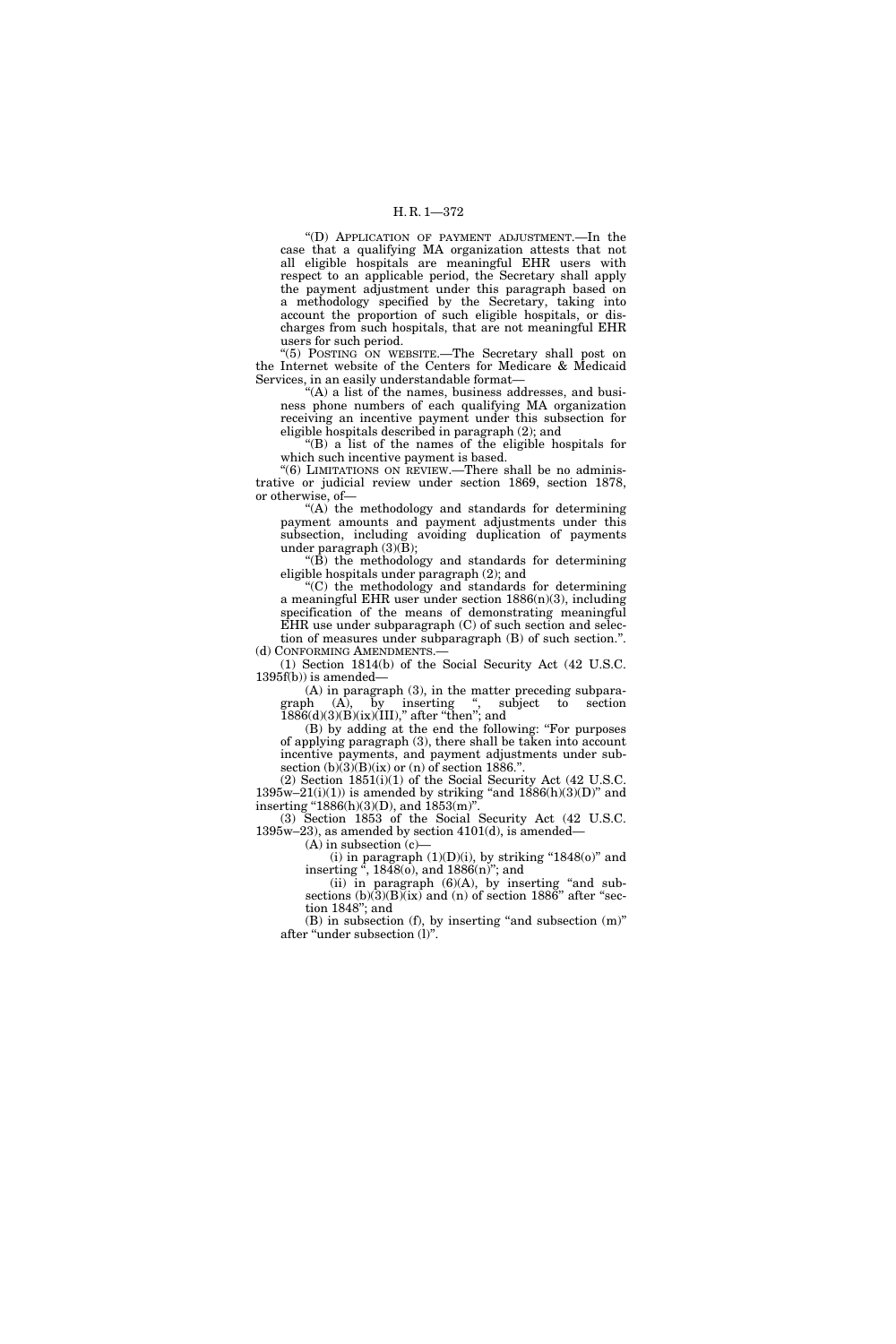"(D) APPLICATION OF PAYMENT ADJUSTMENT.—In the case that a qualifying MA organization attests that not all eligible hospitals are meaningful EHR users with respect to an applicable period, the Secretary shall apply the payment adjustment under this paragraph based on a methodology specified by the Secretary, taking into account the proportion of such eligible hospitals, or discharges from such hospitals, that are not meaningful EHR users for such period.

"(5) POSTING ON WEBSITE.—The Secretary shall post on the Internet website of the Centers for Medicare & Medicaid Services, in an easily understandable format—

"(A) a list of the names, business addresses, and business phone numbers of each qualifying MA organization receiving an incentive payment under this subsection for eligible hospitals described in paragraph (2); and

"(B) a list of the names of the eligible hospitals for which such incentive payment is based.

"(6) LIMITATIONS ON REVIEW.—There shall be no administrative or judicial review under section 1869, section 1878, or otherwise, of—

"(A) the methodology and standards for determining payment amounts and payment adjustments under this subsection, including avoiding duplication of payments under paragraph (3)(B);

"(B) the methodology and standards for determining eligible hospitals under paragraph (2); and

"(C) the methodology and standards for determining a meaningful EHR user under section 1886(n)(3), including specification of the means of demonstrating meaningful EHR use under subparagraph (C) of such section and selection of measures under subparagraph (B) of such section.".

(d) CONFORMING AMENDMENTS.—

(1) Section 1814(b) of the Social Security Act (42 U.S.C. 1395f(b)) is amended—

(A) in paragraph (3), in the matter preceding subparagraph (A), by inserting ", subject to section 1886(d)(3)(B)(ix)(III)," after "then"; and

(B) by adding at the end the following: "For purposes of applying paragraph (3), there shall be taken into account incentive payments, and payment adjustments under subsection (b)(3)(B)(ix) or (n) of section 1886.".

(2) Section 1851(i)(1) of the Social Security Act (42 U.S.C. 1395w–21(i)(1)) is amended by striking "and 1886(h)(3)(D)" and inserting "1886(h)(3)(D), and 1853(m)".

(3) Section 1853 of the Social Security Act (42 U.S.C. 1395w–23), as amended by section 4101(d), is amended—

(A) in subsection (c)—

(i) in paragraph (1)(D)(i), by striking "1848(o)" and inserting ", 1848(o), and 1886(n)"; and

(ii) in paragraph (6)(A), by inserting "and subsections (b)(3)(B)(ix) and (n) of section 1886" after "section 1848"; and

(B) in subsection (f), by inserting "and subsection (m)" after "under subsection (l)".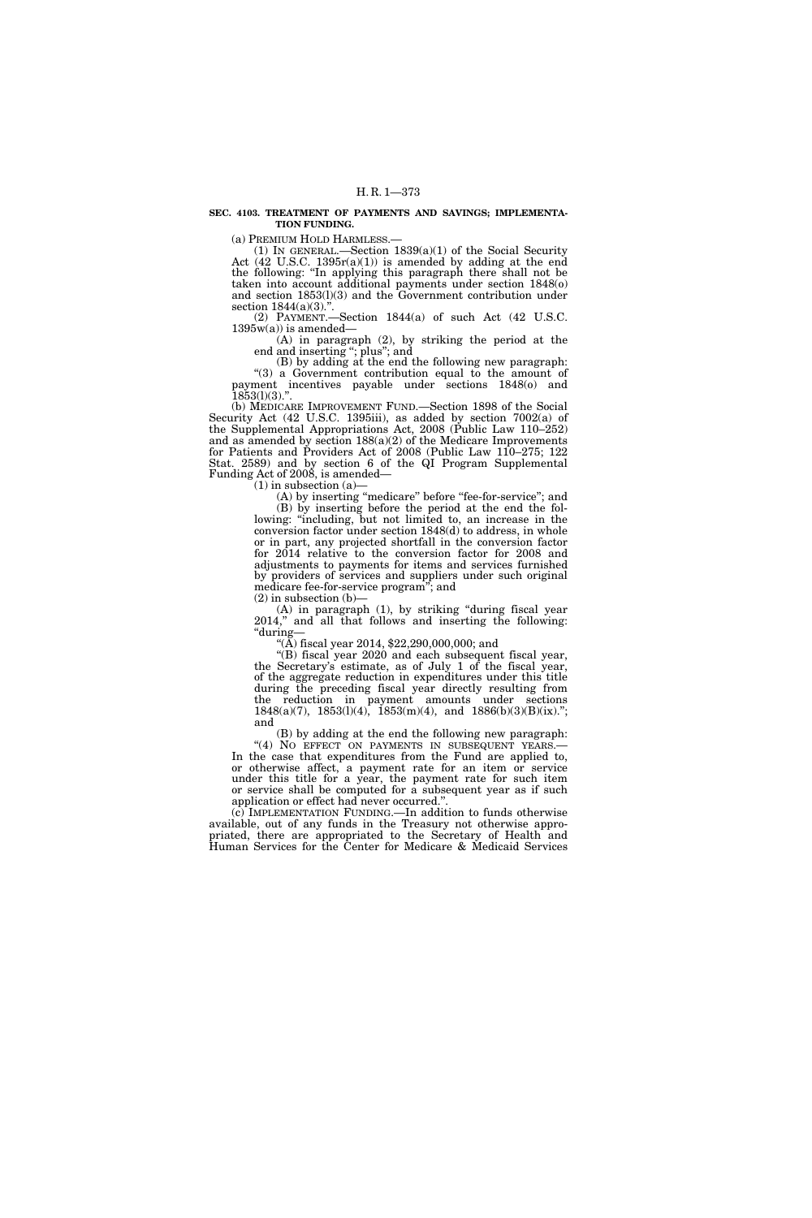**SEC. 4103. TREATMENT OF PAYMENTS AND SAVINGS; IMPLEMENTATION FUNDING.**

(a) PREMIUM HOLD HARMLESS.—

(1) IN GENERAL.—Section 1839(a)(1) of the Social Security Act (42 U.S.C. 1395r(a)(1)) is amended by adding at the end the following: "In applying this paragraph there shall not be taken into account additional payments under section 1848(o) and section 1853(l)(3) and the Government contribution under section 1844(a)(3).".

(2) PAYMENT.—Section 1844(a) of such Act (42 U.S.C. 1395w(a)) is amended—

(A) in paragraph (2), by striking the period at the end and inserting "; plus"; and

(B) by adding at the end the following new paragraph:

"(3) a Government contribution equal to the amount of payment incentives payable under sections 1848(o) and 1853(l)(3).".

(b) MEDICARE IMPROVEMENT FUND.—Section 1898 of the Social Security Act (42 U.S.C. 1395iii), as added by section 7002(a) of the Supplemental Appropriations Act, 2008 (Public Law 110–252) and as amended by section 188(a)(2) of the Medicare Improvements for Patients and Providers Act of 2008 (Public Law 110–275; 122 Stat. 2589) and by section 6 of the QI Program Supplemental Funding Act of 2008, is amended—

(1) in subsection (a)—

(A) by inserting "medicare" before "fee-for-service"; and

(B) by inserting before the period at the end the following: "including, but not limited to, an increase in the conversion factor under section 1848(d) to address, in whole or in part, any projected shortfall in the conversion factor for 2014 relative to the conversion factor for 2008 and adjustments to payments for items and services furnished by providers of services and suppliers under such original medicare fee-for-service program"; and

(2) in subsection (b)—

(A) in paragraph (1), by striking "during fiscal year 2014," and all that follows and inserting the following: "during—

"(A) fiscal year 2014, $22,290,000,000; and

"(B) fiscal year 2020 and each subsequent fiscal year, the Secretary's estimate, as of July 1 of the fiscal year, of the aggregate reduction in expenditures under this title during the preceding fiscal year directly resulting from the reduction in payment amounts under sections 1848(a)(7), 1853(l)(4), 1853(m)(4), and 1886(b)(3)(B)(ix)."; and

(B) by adding at the end the following new paragraph:

"(4) NO EFFECT ON PAYMENTS IN SUBSEQUENT YEARS.— In the case that expenditures from the Fund are applied to, or otherwise affect, a payment rate for an item or service under this title for a year, the payment rate for such item or service shall be computed for a subsequent year as if such application or effect had never occurred.".

(c) IMPLEMENTATION FUNDING.—In addition to funds otherwise available, out of any funds in the Treasury not otherwise appropriated, there are appropriated to the Secretary of Health and Human Services for the Center for Medicare & Medicaid Services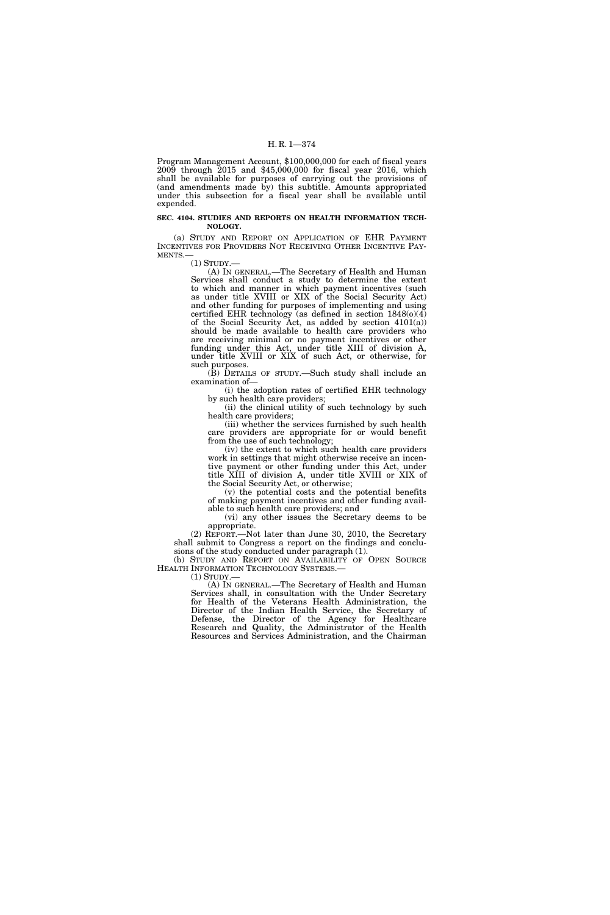Program Management Account, $100,000,000 for each of fiscal years 2009 through 2015 and $45,000,000 for fiscal year 2016, which shall be available for purposes of carrying out the provisions of (and amendments made by) this subtitle. Amounts appropriated under this subsection for a fiscal year shall be available until expended.

**SEC. 4104. STUDIES AND REPORTS ON HEALTH INFORMATION TECHNOLOGY.**

(a) STUDY AND REPORT ON APPLICATION OF EHR PAYMENT INCENTIVES FOR PROVIDERS NOT RECEIVING OTHER INCENTIVE PAYMENTS.—

(1) STUDY.—

(A) IN GENERAL.—The Secretary of Health and Human Services shall conduct a study to determine the extent to which and manner in which payment incentives (such as under title XVIII or XIX of the Social Security Act) and other funding for purposes of implementing and using certified EHR technology (as defined in section 1848(o)(4) of the Social Security Act, as added by section 4101(a)) should be made available to health care providers who are receiving minimal or no payment incentives or other funding under this Act, under title XIII of division A, under title XVIII or XIX of such Act, or otherwise, for such purposes.

(B) DETAILS OF STUDY.—Such study shall include an examination of—

(i) the adoption rates of certified EHR technology by such health care providers;

(ii) the clinical utility of such technology by such health care providers;

(iii) whether the services furnished by such health care providers are appropriate for or would benefit from the use of such technology;

(iv) the extent to which such health care providers work in settings that might otherwise receive an incentive payment or other funding under this Act, under title XIII of division A, under title XVIII or XIX of the Social Security Act, or otherwise;

(v) the potential costs and the potential benefits of making payment incentives and other funding available to such health care providers; and

(vi) any other issues the Secretary deems to be appropriate.

(2) REPORT.—Not later than June 30, 2010, the Secretary shall submit to Congress a report on the findings and conclusions of the study conducted under paragraph (1).

(b) STUDY AND REPORT ON AVAILABILITY OF OPEN SOURCE HEALTH INFORMATION TECHNOLOGY SYSTEMS.—

(1) STUDY.—

(A) IN GENERAL.—The Secretary of Health and Human Services shall, in consultation with the Under Secretary for Health of the Veterans Health Administration, the Director of the Indian Health Service, the Secretary of Defense, the Director of the Agency for Healthcare Research and Quality, the Administrator of the Health Resources and Services Administration, and the Chairman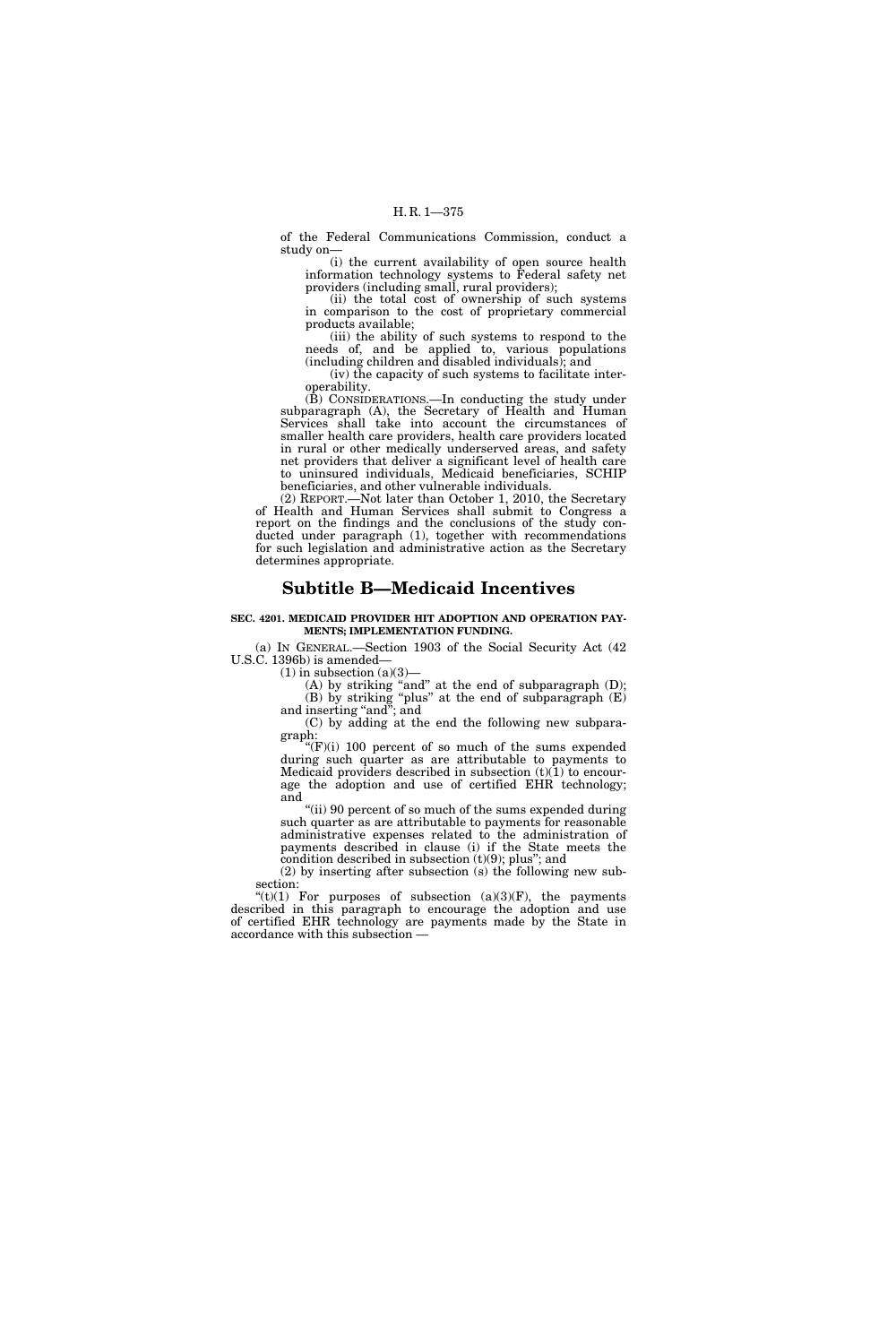of the Federal Communications Commission, conduct a study on—

(i) the current availability of open source health information technology systems to Federal safety net providers (including small, rural providers);

(ii) the total cost of ownership of such systems in comparison to the cost of proprietary commercial products available;

(iii) the ability of such systems to respond to the needs of, and be applied to, various populations (including children and disabled individuals); and

(iv) the capacity of such systems to facilitate interoperability.

(B) CONSIDERATIONS.—In conducting the study under subparagraph (A), the Secretary of Health and Human Services shall take into account the circumstances of smaller health care providers, health care providers located in rural or other medically underserved areas, and safety net providers that deliver a significant level of health care to uninsured individuals, Medicaid beneficiaries, SCHIP beneficiaries, and other vulnerable individuals.

(2) REPORT.—Not later than October 1, 2010, the Secretary of Health and Human Services shall submit to Congress a report on the findings and the conclusions of the study conducted under paragraph (1), together with recommendations for such legislation and administrative action as the Secretary determines appropriate.

## Subtitle B—Medicaid Incentives

**SEC. 4201. MEDICAID PROVIDER HIT ADOPTION AND OPERATION PAYMENTS; IMPLEMENTATION FUNDING.**

(a) IN GENERAL.—Section 1903 of the Social Security Act (42 U.S.C. 1396b) is amended—

(1) in subsection (a)(3)—

(A) by striking "and" at the end of subparagraph (D);

(B) by striking "plus" at the end of subparagraph (E) and inserting "and"; and

(C) by adding at the end the following new subparagraph:

"(F)(i) 100 percent of so much of the sums expended during such quarter as are attributable to payments to Medicaid providers described in subsection (t)(1) to encourage the adoption and use of certified EHR technology; and

"(ii) 90 percent of so much of the sums expended during such quarter as are attributable to payments for reasonable administrative expenses related to the administration of payments described in clause (i) if the State meets the condition described in subsection (t)(9); plus"; and

(2) by inserting after subsection (s) the following new subsection:

"(t)(1) For purposes of subsection (a)(3)(F), the payments described in this paragraph to encourage the adoption and use of certified EHR technology are payments made by the State in accordance with this subsection —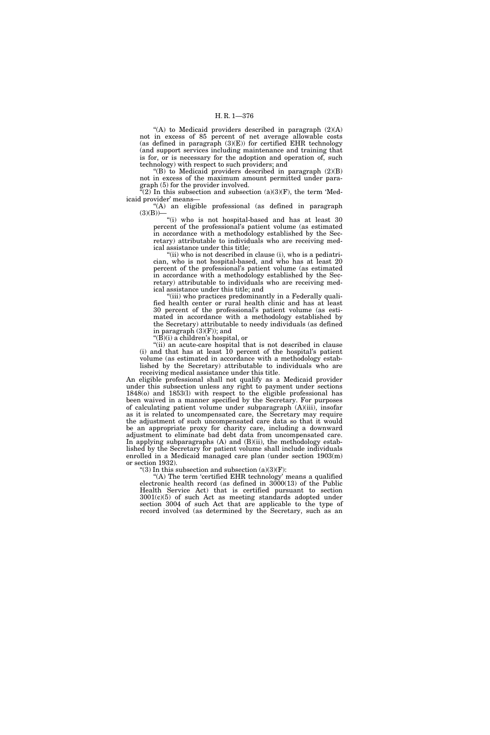"(A) to Medicaid providers described in paragraph (2)(A) not in excess of 85 percent of net average allowable costs (as defined in paragraph (3)(E)) for certified EHR technology (and support services including maintenance and training that is for, or is necessary for the adoption and operation of, such technology) with respect to such providers; and

"(B) to Medicaid providers described in paragraph (2)(B) not in excess of the maximum amount permitted under paragraph (5) for the provider involved.

"(2) In this subsection and subsection (a)(3)(F), the term 'Medicaid provider' means—

"(A) an eligible professional (as defined in paragraph (3)(B))—

"(i) who is not hospital-based and has at least 30 percent of the professional's patient volume (as estimated in accordance with a methodology established by the Secretary) attributable to individuals who are receiving medical assistance under this title;

"(ii) who is not described in clause (i), who is a pediatrician, who is not hospital-based, and who has at least 20 percent of the professional's patient volume (as estimated in accordance with a methodology established by the Secretary) attributable to individuals who are receiving medical assistance under this title; and

"(iii) who practices predominantly in a Federally qualified health center or rural health clinic and has at least 30 percent of the professional's patient volume (as estimated in accordance with a methodology established by the Secretary) attributable to needy individuals (as defined in paragraph (3)(F)); and

"(B)(i) a children's hospital, or

"(ii) an acute-care hospital that is not described in clause (i) and that has at least 10 percent of the hospital's patient volume (as estimated in accordance with a methodology established by the Secretary) attributable to individuals who are receiving medical assistance under this title.

An eligible professional shall not qualify as a Medicaid provider under this subsection unless any right to payment under sections 1848(o) and 1853(l) with respect to the eligible professional has been waived in a manner specified by the Secretary. For purposes of calculating patient volume under subparagraph (A)(iii), insofar as it is related to uncompensated care, the Secretary may require the adjustment of such uncompensated care data so that it would be an appropriate proxy for charity care, including a downward adjustment to eliminate bad debt data from uncompensated care. In applying subparagraphs (A) and (B)(ii), the methodology established by the Secretary for patient volume shall include individuals enrolled in a Medicaid managed care plan (under section 1903(m) or section 1932).

"(3) In this subsection and subsection (a)(3)(F):

"(A) The term 'certified EHR technology' means a qualified electronic health record (as defined in 3000(13) of the Public Health Service Act) that is certified pursuant to section 3001(c)(5) of such Act as meeting standards adopted under section 3004 of such Act that are applicable to the type of record involved (as determined by the Secretary, such as an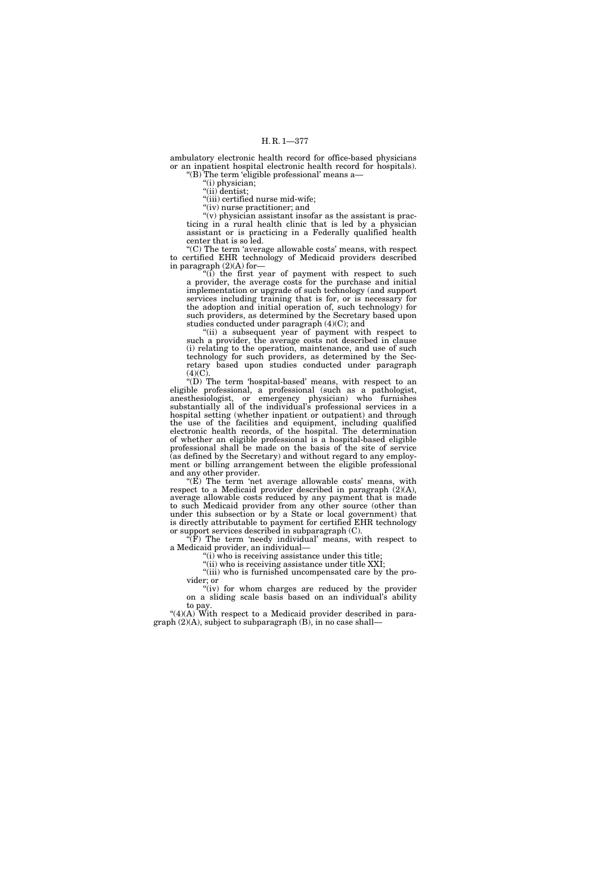ambulatory electronic health record for office-based physicians or an inpatient hospital electronic health record for hospitals).

"(B) The term 'eligible professional' means a—

"(i) physician;

"(ii) dentist;

"(iii) certified nurse mid-wife;

"(iv) nurse practitioner; and

"(v) physician assistant insofar as the assistant is practicing in a rural health clinic that is led by a physician assistant or is practicing in a Federally qualified health center that is so led.

"(C) The term 'average allowable costs' means, with respect to certified EHR technology of Medicaid providers described in paragraph (2)(A) for—

"(i) the first year of payment with respect to such a provider, the average costs for the purchase and initial implementation or upgrade of such technology (and support services including training that is for, or is necessary for the adoption and initial operation of, such technology) for such providers, as determined by the Secretary based upon studies conducted under paragraph (4)(C); and

"(ii) a subsequent year of payment with respect to such a provider, the average costs not described in clause (i) relating to the operation, maintenance, and use of such technology for such providers, as determined by the Secretary based upon studies conducted under paragraph (4)(C).

"(D) The term 'hospital-based' means, with respect to an eligible professional, a professional (such as a pathologist, anesthesiologist, or emergency physician) who furnishes substantially all of the individual's professional services in a hospital setting (whether inpatient or outpatient) and through the use of the facilities and equipment, including qualified electronic health records, of the hospital. The determination of whether an eligible professional is a hospital-based eligible professional shall be made on the basis of the site of service (as defined by the Secretary) and without regard to any employment or billing arrangement between the eligible professional and any other provider.

"(E) The term 'net average allowable costs' means, with respect to a Medicaid provider described in paragraph (2)(A), average allowable costs reduced by any payment that is made to such Medicaid provider from any other source (other than under this subsection or by a State or local government) that is directly attributable to payment for certified EHR technology or support services described in subparagraph (C).

"(F) The term 'needy individual' means, with respect to a Medicaid provider, an individual—

"(i) who is receiving assistance under this title;

"(ii) who is receiving assistance under title XXI;

"(iii) who is furnished uncompensated care by the provider; or

"(iv) for whom charges are reduced by the provider on a sliding scale basis based on an individual's ability to pay.

"(4)(A) With respect to a Medicaid provider described in paragraph (2)(A), subject to subparagraph (B), in no case shall—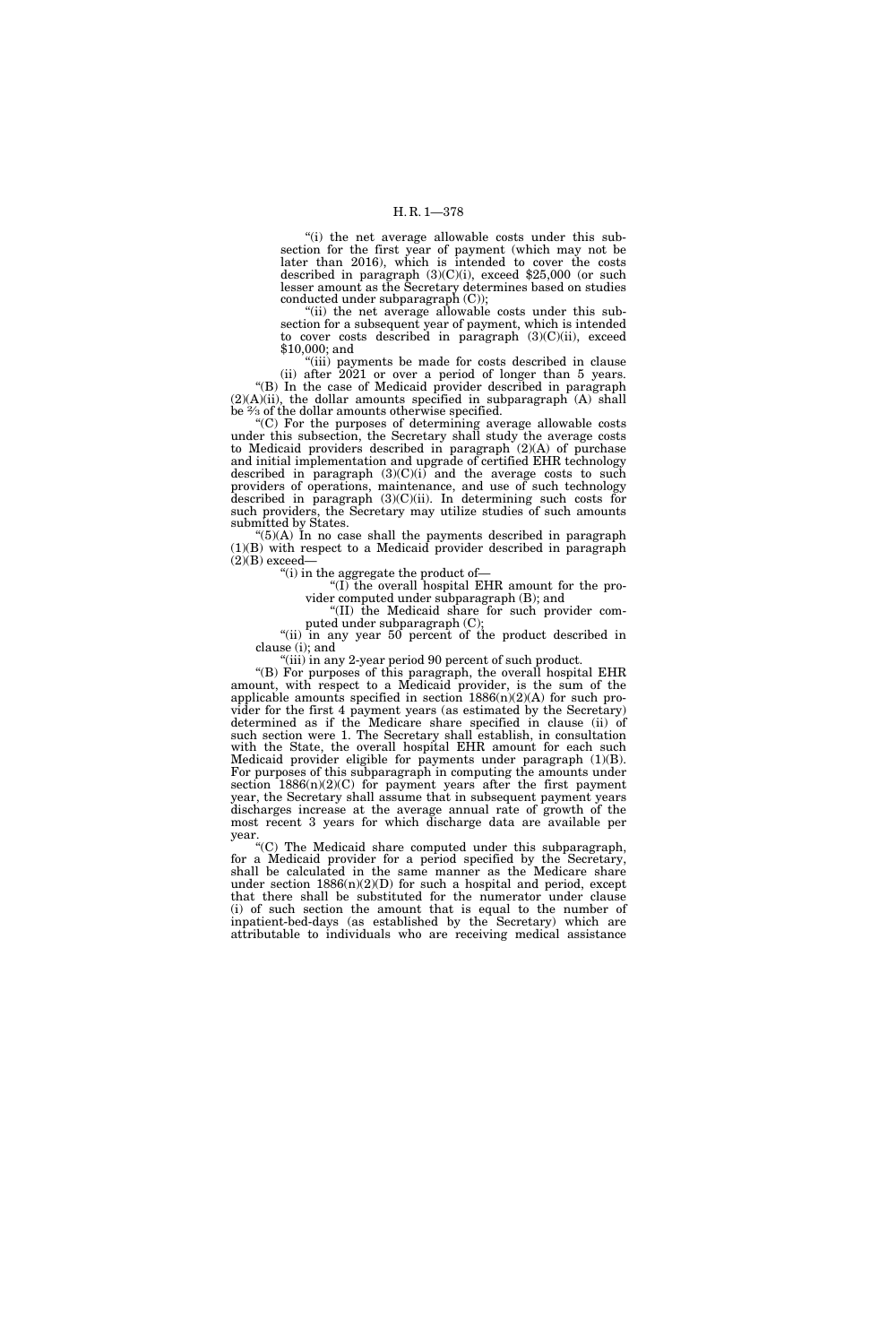"(i) the net average allowable costs under this subsection for the first year of payment (which may not be later than 2016), which is intended to cover the costs described in paragraph (3)(C)(i), exceed $25,000 (or such lesser amount as the Secretary determines based on studies conducted under subparagraph (C));

"(ii) the net average allowable costs under this subsection for a subsequent year of payment, which is intended to cover costs described in paragraph (3)(C)(ii), exceed $10,000; and

"(iii) payments be made for costs described in clause (ii) after 2021 or over a period of longer than 5 years.

"(B) In the case of Medicaid provider described in paragraph (2)(A)(ii), the dollar amounts specified in subparagraph (A) shall be ⅔ of the dollar amounts otherwise specified.

"(C) For the purposes of determining average allowable costs under this subsection, the Secretary shall study the average costs to Medicaid providers described in paragraph (2)(A) of purchase and initial implementation and upgrade of certified EHR technology described in paragraph (3)(C)(i) and the average costs to such providers of operations, maintenance, and use of such technology described in paragraph (3)(C)(ii). In determining such costs for such providers, the Secretary may utilize studies of such amounts submitted by States.

"(5)(A) In no case shall the payments described in paragraph (1)(B) with respect to a Medicaid provider described in paragraph (2)(B) exceed—

"(i) in the aggregate the product of—

"(I) the overall hospital EHR amount for the provider computed under subparagraph (B); and

"(II) the Medicaid share for such provider computed under subparagraph (C);

"(ii) in any year 50 percent of the product described in clause (i); and

"(iii) in any 2-year period 90 percent of such product.

"(B) For purposes of this paragraph, the overall hospital EHR amount, with respect to a Medicaid provider, is the sum of the applicable amounts specified in section 1886(n)(2)(A) for such provider for the first 4 payment years (as estimated by the Secretary) determined as if the Medicare share specified in clause (ii) of such section were 1. The Secretary shall establish, in consultation with the State, the overall hospital EHR amount for each such Medicaid provider eligible for payments under paragraph (1)(B). For purposes of this subparagraph in computing the amounts under section 1886(n)(2)(C) for payment years after the first payment year, the Secretary shall assume that in subsequent payment years discharges increase at the average annual rate of growth of the most recent 3 years for which discharge data are available per year.

"(C) The Medicaid share computed under this subparagraph, for a Medicaid provider for a period specified by the Secretary, shall be calculated in the same manner as the Medicare share under section 1886(n)(2)(D) for such a hospital and period, except that there shall be substituted for the numerator under clause (i) of such section the amount that is equal to the number of inpatient-bed-days (as established by the Secretary) which are attributable to individuals who are receiving medical assistance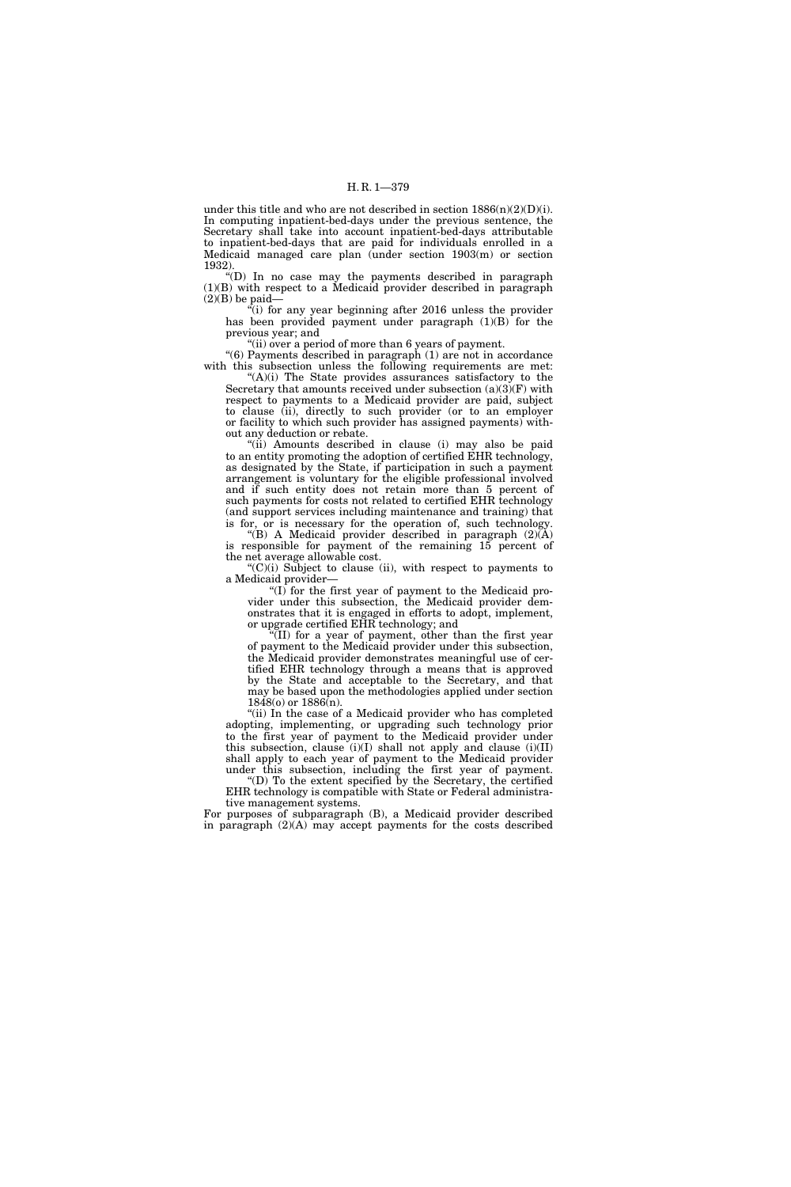under this title and who are not described in section 1886(n)(2)(D)(i). In computing inpatient-bed-days under the previous sentence, the Secretary shall take into account inpatient-bed-days attributable to inpatient-bed-days that are paid for individuals enrolled in a Medicaid managed care plan (under section 1903(m) or section 1932).

"(D) In no case may the payments described in paragraph (1)(B) with respect to a Medicaid provider described in paragraph (2)(B) be paid—

"(i) for any year beginning after 2016 unless the provider has been provided payment under paragraph (1)(B) for the previous year; and

"(ii) over a period of more than 6 years of payment.

"(6) Payments described in paragraph (1) are not in accordance with this subsection unless the following requirements are met:

"(A)(i) The State provides assurances satisfactory to the Secretary that amounts received under subsection (a)(3)(F) with respect to payments to a Medicaid provider are paid, subject to clause (ii), directly to such provider (or to an employer or facility to which such provider has assigned payments) without any deduction or rebate.

"(ii) Amounts described in clause (i) may also be paid to an entity promoting the adoption of certified EHR technology, as designated by the State, if participation in such a payment arrangement is voluntary for the eligible professional involved and if such entity does not retain more than 5 percent of such payments for costs not related to certified EHR technology (and support services including maintenance and training) that is for, or is necessary for the operation of, such technology.

"(B) A Medicaid provider described in paragraph (2)(A) is responsible for payment of the remaining 15 percent of the net average allowable cost.

"(C)(i) Subject to clause (ii), with respect to payments to a Medicaid provider—

"(I) for the first year of payment to the Medicaid provider under this subsection, the Medicaid provider demonstrates that it is engaged in efforts to adopt, implement, or upgrade certified EHR technology; and

"(II) for a year of payment, other than the first year of payment to the Medicaid provider under this subsection, the Medicaid provider demonstrates meaningful use of certified EHR technology through a means that is approved by the State and acceptable to the Secretary, and that may be based upon the methodologies applied under section 1848(o) or 1886(n).

"(ii) In the case of a Medicaid provider who has completed adopting, implementing, or upgrading such technology prior to the first year of payment to the Medicaid provider under this subsection, clause (i)(I) shall not apply and clause (i)(II) shall apply to each year of payment to the Medicaid provider under this subsection, including the first year of payment.

"(D) To the extent specified by the Secretary, the certified EHR technology is compatible with State or Federal administrative management systems.

For purposes of subparagraph (B), a Medicaid provider described in paragraph (2)(A) may accept payments for the costs described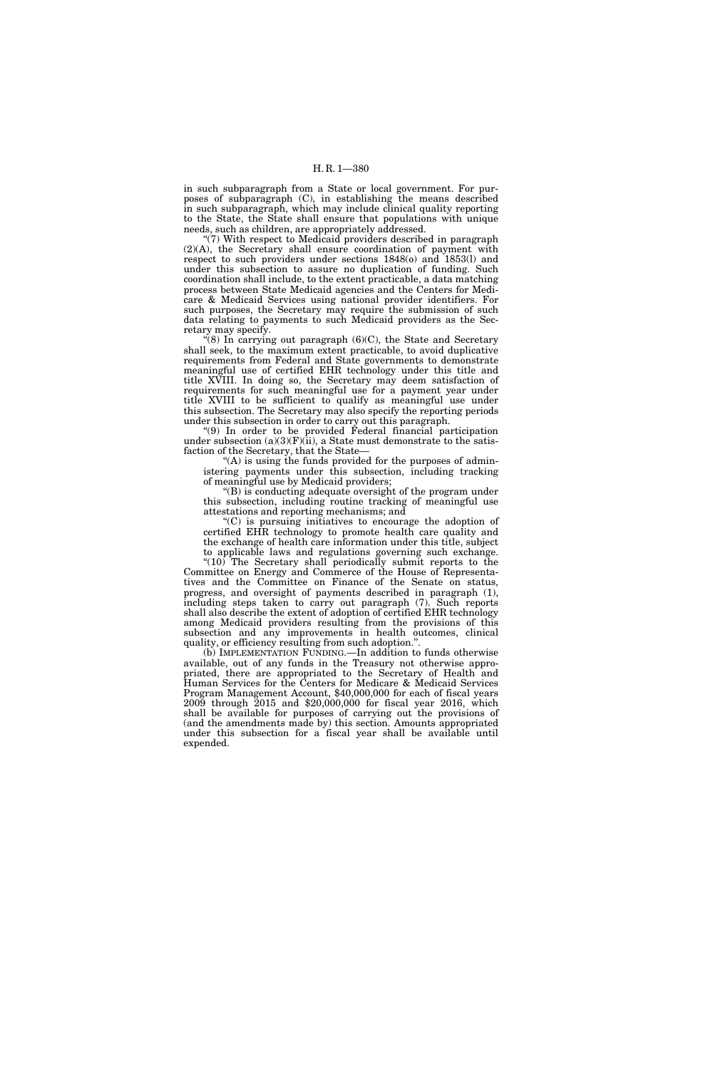in such subparagraph from a State or local government. For purposes of subparagraph (C), in establishing the means described in such subparagraph, which may include clinical quality reporting to the State, the State shall ensure that populations with unique needs, such as children, are appropriately addressed.

"(7) With respect to Medicaid providers described in paragraph (2)(A), the Secretary shall ensure coordination of payment with respect to such providers under sections 1848(o) and 1853(l) and under this subsection to assure no duplication of funding. Such coordination shall include, to the extent practicable, a data matching process between State Medicaid agencies and the Centers for Medicare & Medicaid Services using national provider identifiers. For such purposes, the Secretary may require the submission of such data relating to payments to such Medicaid providers as the Secretary may specify.

"(8) In carrying out paragraph (6)(C), the State and Secretary shall seek, to the maximum extent practicable, to avoid duplicative requirements from Federal and State governments to demonstrate meaningful use of certified EHR technology under this title and title XVIII. In doing so, the Secretary may deem satisfaction of requirements for such meaningful use for a payment year under title XVIII to be sufficient to qualify as meaningful use under this subsection. The Secretary may also specify the reporting periods under this subsection in order to carry out this paragraph.

"(9) In order to be provided Federal financial participation under subsection (a)(3)(F)(ii), a State must demonstrate to the satisfaction of the Secretary, that the State—

"(A) is using the funds provided for the purposes of administering payments under this subsection, including tracking of meaningful use by Medicaid providers;

"(B) is conducting adequate oversight of the program under this subsection, including routine tracking of meaningful use attestations and reporting mechanisms; and

"(C) is pursuing initiatives to encourage the adoption of certified EHR technology to promote health care quality and the exchange of health care information under this title, subject to applicable laws and regulations governing such exchange.

"(10) The Secretary shall periodically submit reports to the Committee on Energy and Commerce of the House of Representatives and the Committee on Finance of the Senate on status, progress, and oversight of payments described in paragraph (1), including steps taken to carry out paragraph (7). Such reports shall also describe the extent of adoption of certified EHR technology among Medicaid providers resulting from the provisions of this subsection and any improvements in health outcomes, clinical quality, or efficiency resulting from such adoption.".

(b) IMPLEMENTATION FUNDING.—In addition to funds otherwise available, out of any funds in the Treasury not otherwise appropriated, there are appropriated to the Secretary of Health and Human Services for the Centers for Medicare & Medicaid Services Program Management Account, $40,000,000 for each of fiscal years 2009 through 2015 and $20,000,000 for fiscal year 2016, which shall be available for purposes of carrying out the provisions of (and the amendments made by) this section. Amounts appropriated under this subsection for a fiscal year shall be available until expended.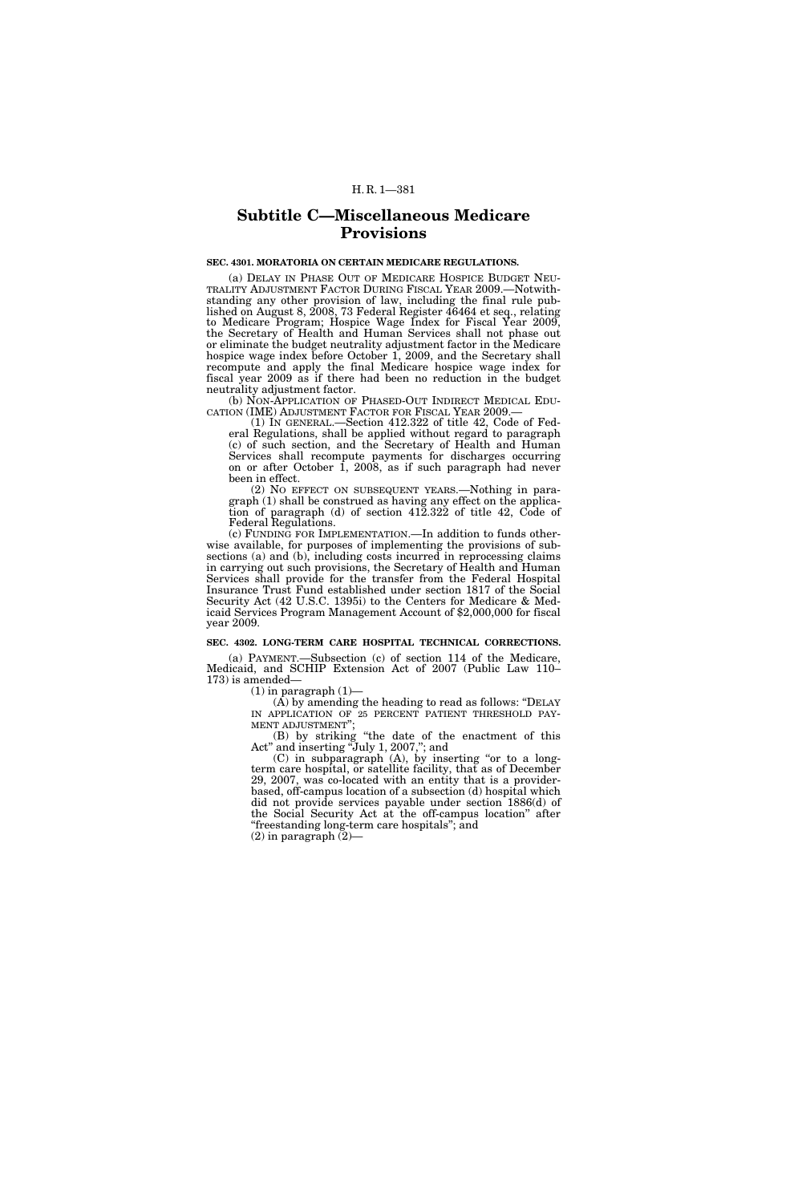## Subtitle C—Miscellaneous Medicare Provisions

### SEC. 4301. MORATORIA ON CERTAIN MEDICARE REGULATIONS.

(a) DELAY IN PHASE OUT OF MEDICARE HOSPICE BUDGET NEUTRALITY ADJUSTMENT FACTOR DURING FISCAL YEAR 2009.—Notwithstanding any other provision of law, including the final rule published on August 8, 2008, 73 Federal Register 46464 et seq., relating to Medicare Program; Hospice Wage Index for Fiscal Year 2009, the Secretary of Health and Human Services shall not phase out or eliminate the budget neutrality adjustment factor in the Medicare hospice wage index before October 1, 2009, and the Secretary shall recompute and apply the final Medicare hospice wage index for fiscal year 2009 as if there had been no reduction in the budget neutrality adjustment factor.

(b) NON-APPLICATION OF PHASED-OUT INDIRECT MEDICAL EDUCATION (IME) ADJUSTMENT FACTOR FOR FISCAL YEAR 2009.—

(1) IN GENERAL.—Section 412.322 of title 42, Code of Federal Regulations, shall be applied without regard to paragraph (c) of such section, and the Secretary of Health and Human Services shall recompute payments for discharges occurring on or after October 1, 2008, as if such paragraph had never been in effect.

(2) NO EFFECT ON SUBSEQUENT YEARS.—Nothing in paragraph (1) shall be construed as having any effect on the application of paragraph (d) of section 412.322 of title 42, Code of Federal Regulations.

(c) FUNDING FOR IMPLEMENTATION.—In addition to funds otherwise available, for purposes of implementing the provisions of subsections (a) and (b), including costs incurred in reprocessing claims in carrying out such provisions, the Secretary of Health and Human Services shall provide for the transfer from the Federal Hospital Insurance Trust Fund established under section 1817 of the Social Security Act (42 U.S.C. 1395i) to the Centers for Medicare & Medicaid Services Program Management Account of $2,000,000 for fiscal year 2009.

### SEC. 4302. LONG-TERM CARE HOSPITAL TECHNICAL CORRECTIONS.

(a) PAYMENT.—Subsection (c) of section 114 of the Medicare, Medicaid, and SCHIP Extension Act of 2007 (Public Law 110–173) is amended—

(1) in paragraph (1)—

(A) by amending the heading to read as follows: "DELAY IN APPLICATION OF 25 PERCENT PATIENT THRESHOLD PAYMENT ADJUSTMENT";

(B) by striking "the date of the enactment of this Act" and inserting "July 1, 2007,"; and

(C) in subparagraph (A), by inserting "or to a long-term care hospital, or satellite facility, that as of December 29, 2007, was co-located with an entity that is a provider-based, off-campus location of a subsection (d) hospital which did not provide services payable under section 1886(d) of the Social Security Act at the off-campus location" after "freestanding long-term care hospitals"; and

(2) in paragraph (2)—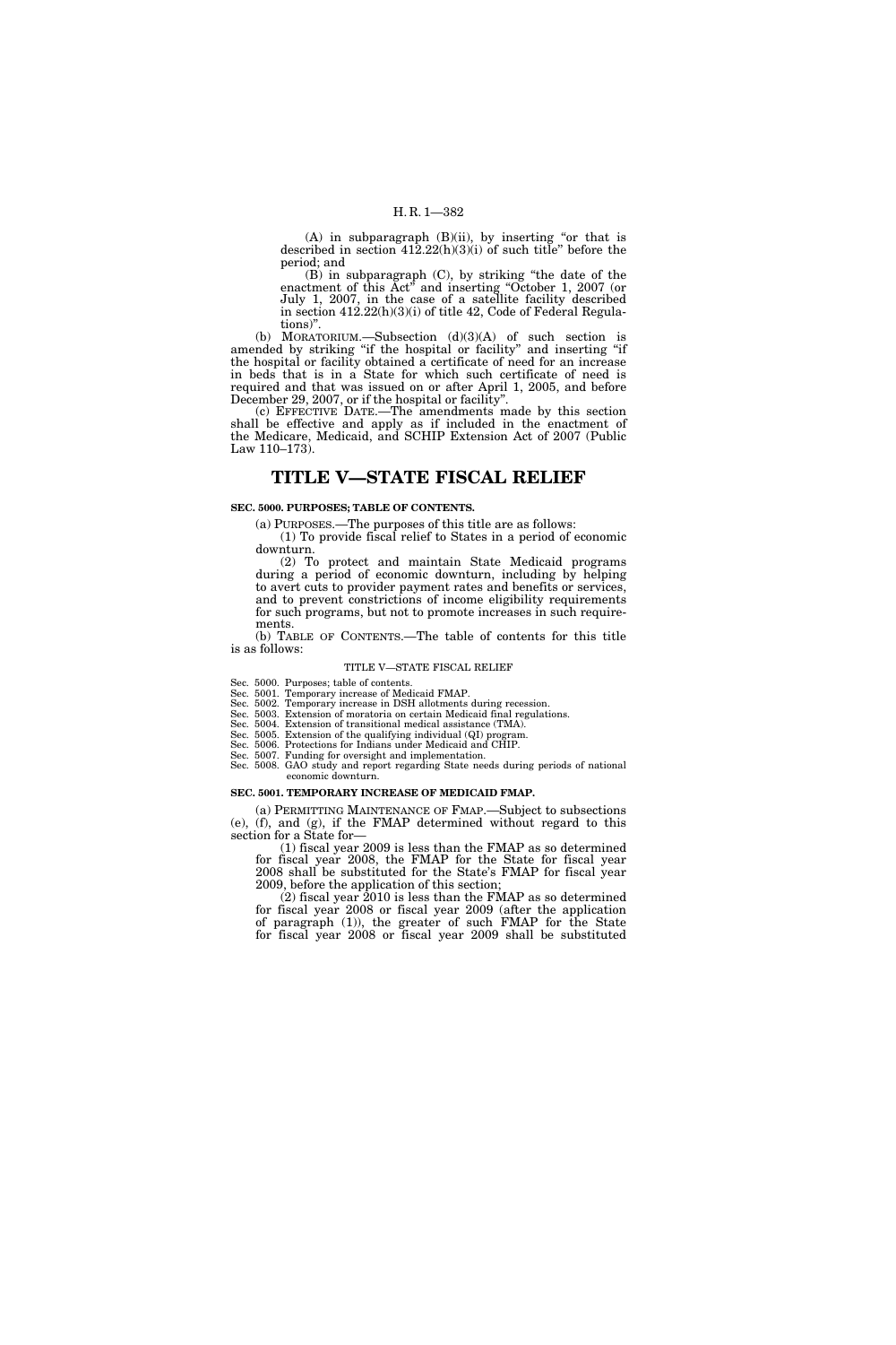(A) in subparagraph (B)(ii), by inserting "or that is described in section 412.22(h)(3)(i) of such title" before the period; and

(B) in subparagraph (C), by striking "the date of the enactment of this Act" and inserting "October 1, 2007 (or July 1, 2007, in the case of a satellite facility described in section 412.22(h)(3)(i) of title 42, Code of Federal Regulations)".

(b) MORATORIUM.—Subsection (d)(3)(A) of such section is amended by striking "if the hospital or facility" and inserting "if the hospital or facility obtained a certificate of need for an increase in beds that is in a State for which such certificate of need is required and that was issued on or after April 1, 2005, and before December 29, 2007, or if the hospital or facility".

(c) EFFECTIVE DATE.—The amendments made by this section shall be effective and apply as if included in the enactment of the Medicare, Medicaid, and SCHIP Extension Act of 2007 (Public Law 110–173).

# TITLE V—STATE FISCAL RELIEF

### SEC. 5000. PURPOSES; TABLE OF CONTENTS.

(a) PURPOSES.—The purposes of this title are as follows:

(1) To provide fiscal relief to States in a period of economic downturn.

(2) To protect and maintain State Medicaid programs during a period of economic downturn, including by helping to avert cuts to provider payment rates and benefits or services, and to prevent constrictions of income eligibility requirements for such programs, but not to promote increases in such requirements.

(b) TABLE OF CONTENTS.—The table of contents for this title is as follows:

TITLE V—STATE FISCAL RELIEF

Sec. 5000. Purposes; table of contents.
Sec. 5001. Temporary increase of Medicaid FMAP.
Sec. 5002. Temporary increase in DSH allotments during recession.
Sec. 5003. Extension of moratoria on certain Medicaid final regulations.
Sec. 5004. Extension of transitional medical assistance (TMA).
Sec. 5005. Extension of the qualifying individual (QI) program.
Sec. 5006. Protections for Indians under Medicaid and CHIP.
Sec. 5007. Funding for oversight and implementation.
Sec. 5008. GAO study and report regarding State needs during periods of national economic downturn.

### SEC. 5001. TEMPORARY INCREASE OF MEDICAID FMAP.

(a) PERMITTING MAINTENANCE OF FMAP.—Subject to subsections (e), (f), and (g), if the FMAP determined without regard to this section for a State for—

(1) fiscal year 2009 is less than the FMAP as so determined for fiscal year 2008, the FMAP for the State for fiscal year 2008 shall be substituted for the State's FMAP for fiscal year 2009, before the application of this section;

(2) fiscal year 2010 is less than the FMAP as so determined for fiscal year 2008 or fiscal year 2009 (after the application of paragraph (1)), the greater of such FMAP for the State for fiscal year 2008 or fiscal year 2009 shall be substituted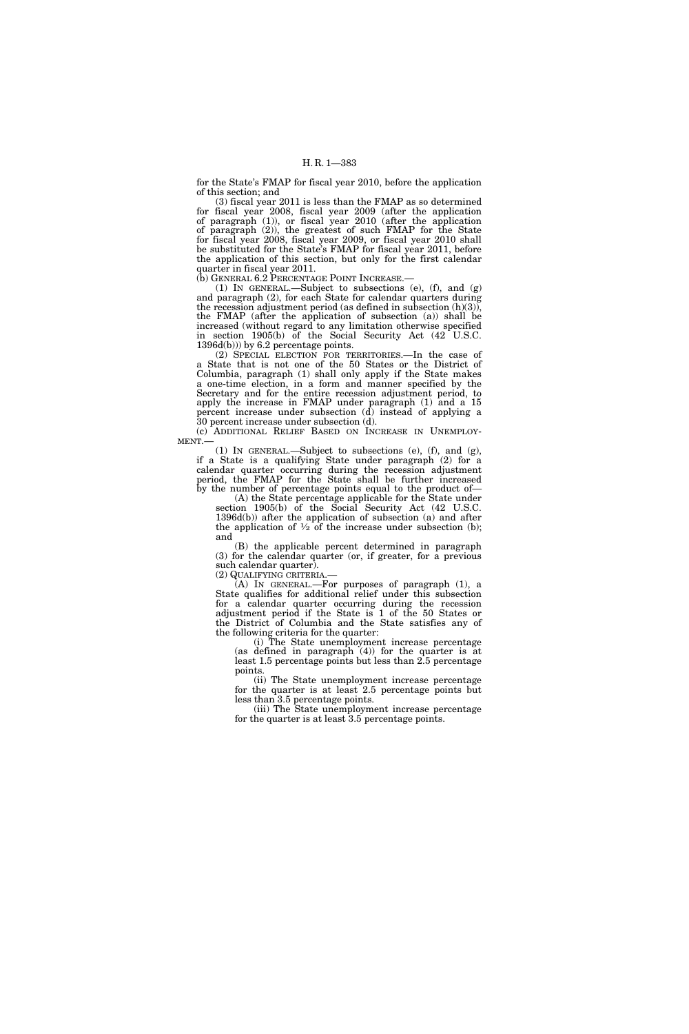for the State's FMAP for fiscal year 2010, before the application of this section; and

(3) fiscal year 2011 is less than the FMAP as so determined for fiscal year 2008, fiscal year 2009 (after the application of paragraph (1)), or fiscal year 2010 (after the application of paragraph (2)), the greatest of such FMAP for the State for fiscal year 2008, fiscal year 2009, or fiscal year 2010 shall be substituted for the State's FMAP for fiscal year 2011, before the application of this section, but only for the first calendar quarter in fiscal year 2011.

(b) GENERAL 6.2 PERCENTAGE POINT INCREASE.—

(1) IN GENERAL.—Subject to subsections (e), (f), and (g) and paragraph (2), for each State for calendar quarters during the recession adjustment period (as defined in subsection (h)(3)), the FMAP (after the application of subsection (a)) shall be increased (without regard to any limitation otherwise specified in section 1905(b) of the Social Security Act (42 U.S.C. 1396d(b))) by 6.2 percentage points.

(2) SPECIAL ELECTION FOR TERRITORIES.—In the case of a State that is not one of the 50 States or the District of Columbia, paragraph (1) shall only apply if the State makes a one-time election, in a form and manner specified by the Secretary and for the entire recession adjustment period, to apply the increase in FMAP under paragraph (1) and a 15 percent increase under subsection (d) instead of applying a 30 percent increase under subsection (d).

(c) ADDITIONAL RELIEF BASED ON INCREASE IN UNEMPLOYMENT.—

(1) IN GENERAL.—Subject to subsections (e), (f), and (g), if a State is a qualifying State under paragraph (2) for a calendar quarter occurring during the recession adjustment period, the FMAP for the State shall be further increased by the number of percentage points equal to the product of—

(A) the State percentage applicable for the State under section 1905(b) of the Social Security Act (42 U.S.C. 1396d(b)) after the application of subsection (a) and after the application of ½ of the increase under subsection (b); and

(B) the applicable percent determined in paragraph (3) for the calendar quarter (or, if greater, for a previous such calendar quarter).

(2) QUALIFYING CRITERIA.—

(A) IN GENERAL.—For purposes of paragraph (1), a State qualifies for additional relief under this subsection for a calendar quarter occurring during the recession adjustment period if the State is 1 of the 50 States or the District of Columbia and the State satisfies any of the following criteria for the quarter:

(i) The State unemployment increase percentage (as defined in paragraph (4)) for the quarter is at least 1.5 percentage points but less than 2.5 percentage points.

(ii) The State unemployment increase percentage for the quarter is at least 2.5 percentage points but less than 3.5 percentage points.

(iii) The State unemployment increase percentage for the quarter is at least 3.5 percentage points.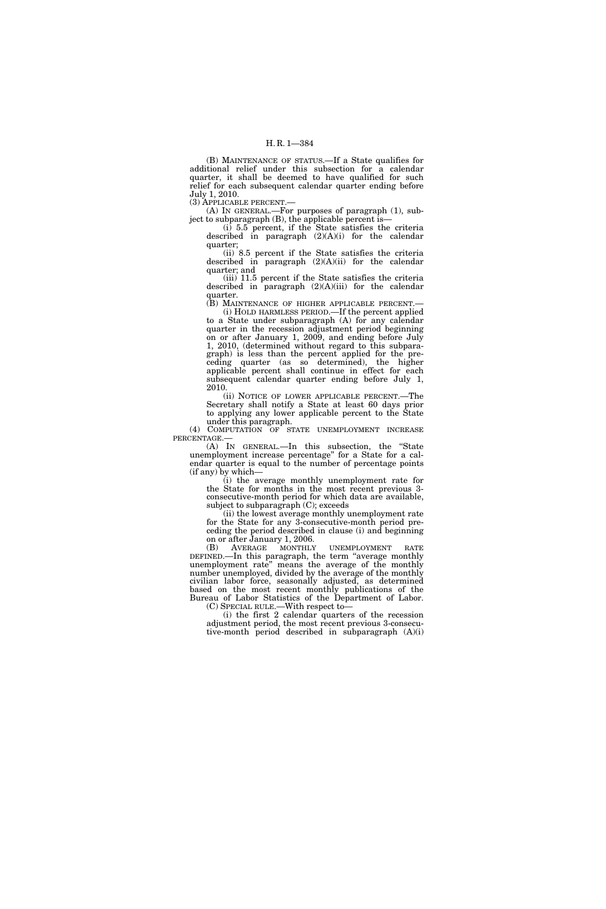(B) MAINTENANCE OF STATUS.—If a State qualifies for additional relief under this subsection for a calendar quarter, it shall be deemed to have qualified for such relief for each subsequent calendar quarter ending before July 1, 2010.

(3) APPLICABLE PERCENT.—

(A) IN GENERAL.—For purposes of paragraph (1), subject to subparagraph (B), the applicable percent is—

(i) 5.5 percent, if the State satisfies the criteria described in paragraph (2)(A)(i) for the calendar quarter;

(ii) 8.5 percent if the State satisfies the criteria described in paragraph (2)(A)(ii) for the calendar quarter; and

(iii) 11.5 percent if the State satisfies the criteria described in paragraph (2)(A)(iii) for the calendar quarter.

(B) MAINTENANCE OF HIGHER APPLICABLE PERCENT.—

(i) HOLD HARMLESS PERIOD.—If the percent applied to a State under subparagraph (A) for any calendar quarter in the recession adjustment period beginning on or after January 1, 2009, and ending before July 1, 2010, (determined without regard to this subparagraph) is less than the percent applied for the preceding quarter (as so determined), the higher applicable percent shall continue in effect for each subsequent calendar quarter ending before July 1, 2010.

(ii) NOTICE OF LOWER APPLICABLE PERCENT.—The Secretary shall notify a State at least 60 days prior to applying any lower applicable percent to the State under this paragraph.

(4) COMPUTATION OF STATE UNEMPLOYMENT INCREASE PERCENTAGE.—

(A) IN GENERAL.—In this subsection, the "State unemployment increase percentage" for a State for a calendar quarter is equal to the number of percentage points (if any) by which—

(i) the average monthly unemployment rate for the State for months in the most recent previous 3-consecutive-month period for which data are available, subject to subparagraph (C); exceeds

(ii) the lowest average monthly unemployment rate for the State for any 3-consecutive-month period preceding the period described in clause (i) and beginning on or after January 1, 2006.

(B) AVERAGE MONTHLY UNEMPLOYMENT RATE DEFINED.—In this paragraph, the term "average monthly unemployment rate" means the average of the monthly number unemployed, divided by the average of the monthly civilian labor force, seasonally adjusted, as determined based on the most recent monthly publications of the Bureau of Labor Statistics of the Department of Labor.

(C) SPECIAL RULE.—With respect to—

(i) the first 2 calendar quarters of the recession adjustment period, the most recent previous 3-consecutive-month period described in subparagraph (A)(i)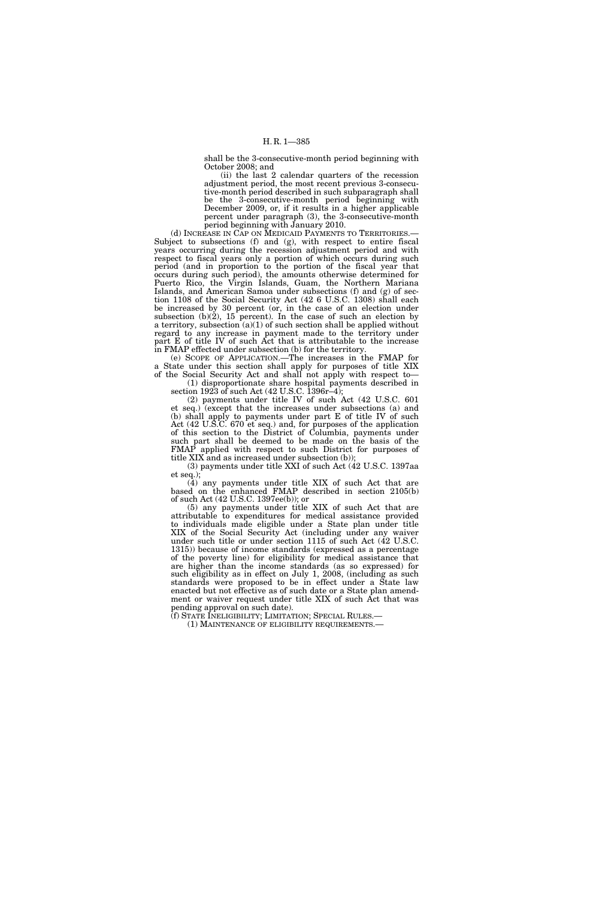shall be the 3-consecutive-month period beginning with October 2008; and

(ii) the last 2 calendar quarters of the recession adjustment period, the most recent previous 3-consecutive-month period described in such subparagraph shall be the 3-consecutive-month period beginning with December 2009, or, if it results in a higher applicable percent under paragraph (3), the 3-consecutive-month period beginning with January 2010.

(d) INCREASE IN CAP ON MEDICAID PAYMENTS TO TERRITORIES.—Subject to subsections (f) and (g), with respect to entire fiscal years occurring during the recession adjustment period and with respect to fiscal years only a portion of which occurs during such period (and in proportion to the portion of the fiscal year that occurs during such period), the amounts otherwise determined for Puerto Rico, the Virgin Islands, Guam, the Northern Mariana Islands, and American Samoa under subsections (f) and (g) of section 1108 of the Social Security Act (42 6 U.S.C. 1308) shall each be increased by 30 percent (or, in the case of an election under subsection (b)(2), 15 percent). In the case of such an election by a territory, subsection (a)(1) of such section shall be applied without regard to any increase in payment made to the territory under part E of title IV of such Act that is attributable to the increase in FMAP effected under subsection (b) for the territory.

(e) SCOPE OF APPLICATION.—The increases in the FMAP for a State under this section shall apply for purposes of title XIX of the Social Security Act and shall not apply with respect to—

(1) disproportionate share hospital payments described in section 1923 of such Act (42 U.S.C. 1396r–4);

(2) payments under title IV of such Act (42 U.S.C. 601 et seq.) (except that the increases under subsections (a) and (b) shall apply to payments under part E of title IV of such Act (42 U.S.C. 670 et seq.) and, for purposes of the application of this section to the District of Columbia, payments under such part shall be deemed to be made on the basis of the FMAP applied with respect to such District for purposes of title XIX and as increased under subsection (b));

(3) payments under title XXI of such Act (42 U.S.C. 1397aa et seq.);

(4) any payments under title XIX of such Act that are based on the enhanced FMAP described in section 2105(b) of such Act (42 U.S.C. 1397ee(b)); or

(5) any payments under title XIX of such Act that are attributable to expenditures for medical assistance provided to individuals made eligible under a State plan under title XIX of the Social Security Act (including under any waiver under such title or under section 1115 of such Act (42 U.S.C. 1315)) because of income standards (expressed as a percentage of the poverty line) for eligibility for medical assistance that are higher than the income standards (as so expressed) for such eligibility as in effect on July 1, 2008, (including as such standards were proposed to be in effect under a State law enacted but not effective as of such date or a State plan amendment or waiver request under title XIX of such Act that was pending approval on such date).

(f) STATE INELIGIBILITY; LIMITATION; SPECIAL RULES.—

(1) MAINTENANCE OF ELIGIBILITY REQUIREMENTS.—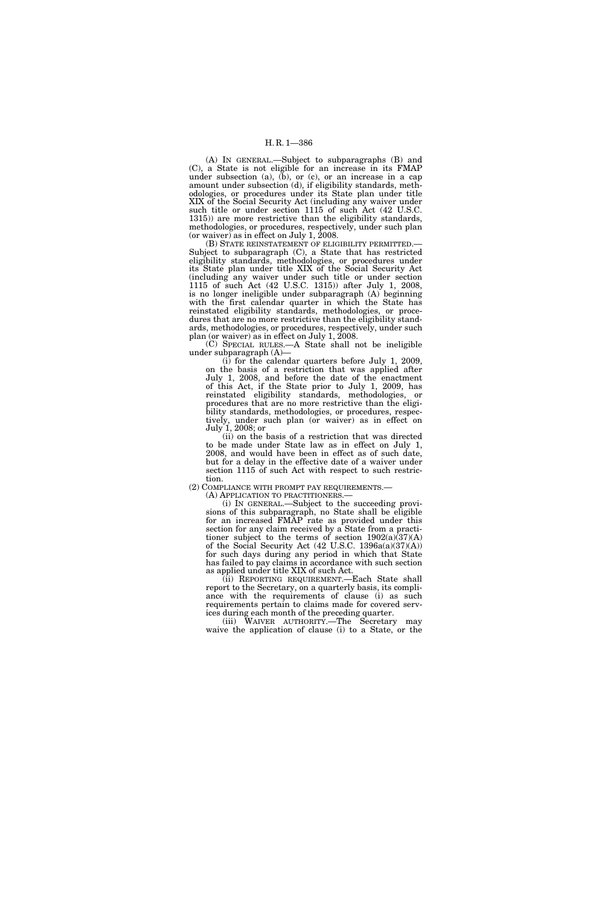(A) IN GENERAL.—Subject to subparagraphs (B) and (C), a State is not eligible for an increase in its FMAP under subsection (a), (b), or (c), or an increase in a cap amount under subsection (d), if eligibility standards, methodologies, or procedures under its State plan under title XIX of the Social Security Act (including any waiver under such title or under section 1115 of such Act (42 U.S.C. 1315)) are more restrictive than the eligibility standards, methodologies, or procedures, respectively, under such plan (or waiver) as in effect on July 1, 2008.

(B) STATE REINSTATEMENT OF ELIGIBILITY PERMITTED.—Subject to subparagraph (C), a State that has restricted eligibility standards, methodologies, or procedures under its State plan under title XIX of the Social Security Act (including any waiver under such title or under section 1115 of such Act (42 U.S.C. 1315)) after July 1, 2008, is no longer ineligible under subparagraph (A) beginning with the first calendar quarter in which the State has reinstated eligibility standards, methodologies, or procedures that are no more restrictive than the eligibility standards, methodologies, or procedures, respectively, under such plan (or waiver) as in effect on July 1, 2008.

(C) SPECIAL RULES.—A State shall not be ineligible under subparagraph (A)—

(i) for the calendar quarters before July 1, 2009, on the basis of a restriction that was applied after July 1, 2008, and before the date of the enactment of this Act, if the State prior to July 1, 2009, has reinstated eligibility standards, methodologies, or procedures that are no more restrictive than the eligibility standards, methodologies, or procedures, respectively, under such plan (or waiver) as in effect on July 1, 2008; or

(ii) on the basis of a restriction that was directed to be made under State law as in effect on July 1, 2008, and would have been in effect as of such date, but for a delay in the effective date of a waiver under section 1115 of such Act with respect to such restriction.

(2) COMPLIANCE WITH PROMPT PAY REQUIREMENTS.—

(A) APPLICATION TO PRACTITIONERS.—

(i) IN GENERAL.—Subject to the succeeding provisions of this subparagraph, no State shall be eligible for an increased FMAP rate as provided under this section for any claim received by a State from a practitioner subject to the terms of section 1902(a)(37)(A) of the Social Security Act (42 U.S.C. 1396a(a)(37)(A)) for such days during any period in which that State has failed to pay claims in accordance with such section as applied under title XIX of such Act.

(ii) REPORTING REQUIREMENT.—Each State shall report to the Secretary, on a quarterly basis, its compliance with the requirements of clause (i) as such requirements pertain to claims made for covered services during each month of the preceding quarter.

(iii) WAIVER AUTHORITY.—The Secretary may waive the application of clause (i) to a State, or the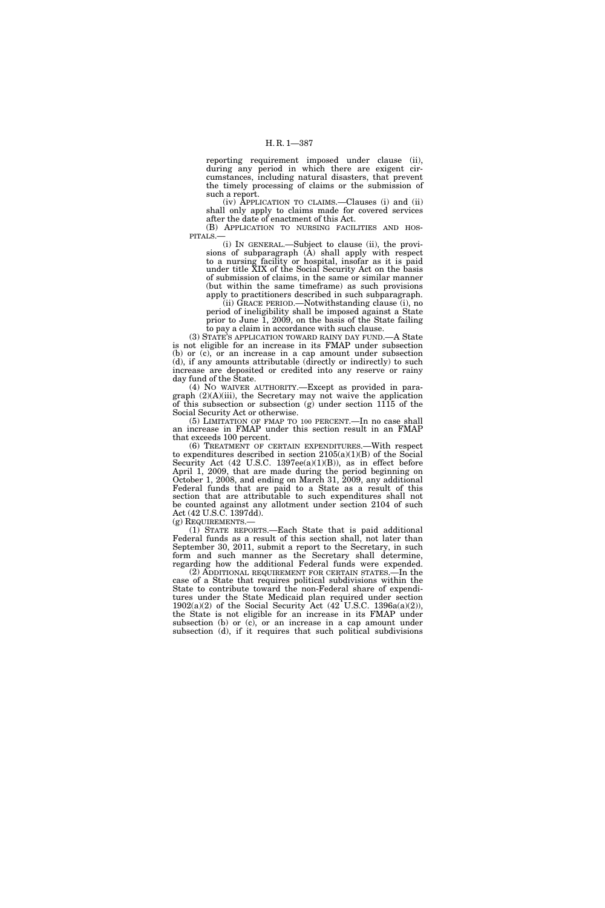reporting requirement imposed under clause (ii), during any period in which there are exigent circumstances, including natural disasters, that prevent the timely processing of claims or the submission of such a report.

(iv) APPLICATION TO CLAIMS.—Clauses (i) and (ii) shall only apply to claims made for covered services after the date of enactment of this Act.

(B) APPLICATION TO NURSING FACILITIES AND HOSPITALS.—

(i) IN GENERAL.—Subject to clause (ii), the provisions of subparagraph (A) shall apply with respect to a nursing facility or hospital, insofar as it is paid under title XIX of the Social Security Act on the basis of submission of claims, in the same or similar manner (but within the same timeframe) as such provisions apply to practitioners described in such subparagraph.

(ii) GRACE PERIOD.—Notwithstanding clause (i), no period of ineligibility shall be imposed against a State prior to June 1, 2009, on the basis of the State failing to pay a claim in accordance with such clause.

(3) STATE'S APPLICATION TOWARD RAINY DAY FUND.—A State is not eligible for an increase in its FMAP under subsection (b) or (c), or an increase in a cap amount under subsection (d), if any amounts attributable (directly or indirectly) to such increase are deposited or credited into any reserve or rainy day fund of the State.

(4) NO WAIVER AUTHORITY.—Except as provided in paragraph (2)(A)(iii), the Secretary may not waive the application of this subsection or subsection (g) under section 1115 of the Social Security Act or otherwise.

(5) LIMITATION OF FMAP TO 100 PERCENT.—In no case shall an increase in FMAP under this section result in an FMAP that exceeds 100 percent.

(6) TREATMENT OF CERTAIN EXPENDITURES.—With respect to expenditures described in section 2105(a)(1)(B) of the Social Security Act (42 U.S.C. 1397ee(a)(1)(B)), as in effect before April 1, 2009, that are made during the period beginning on October 1, 2008, and ending on March 31, 2009, any additional Federal funds that are paid to a State as a result of this section that are attributable to such expenditures shall not be counted against any allotment under section 2104 of such Act (42 U.S.C. 1397dd).

(g) REQUIREMENTS.—

(1) STATE REPORTS.—Each State that is paid additional Federal funds as a result of this section shall, not later than September 30, 2011, submit a report to the Secretary, in such form and such manner as the Secretary shall determine, regarding how the additional Federal funds were expended.

(2) ADDITIONAL REQUIREMENT FOR CERTAIN STATES.—In the case of a State that requires political subdivisions within the State to contribute toward the non-Federal share of expenditures under the State Medicaid plan required under section 1902(a)(2) of the Social Security Act (42 U.S.C. 1396a(a)(2)), the State is not eligible for an increase in its FMAP under subsection (b) or (c), or an increase in a cap amount under subsection (d), if it requires that such political subdivisions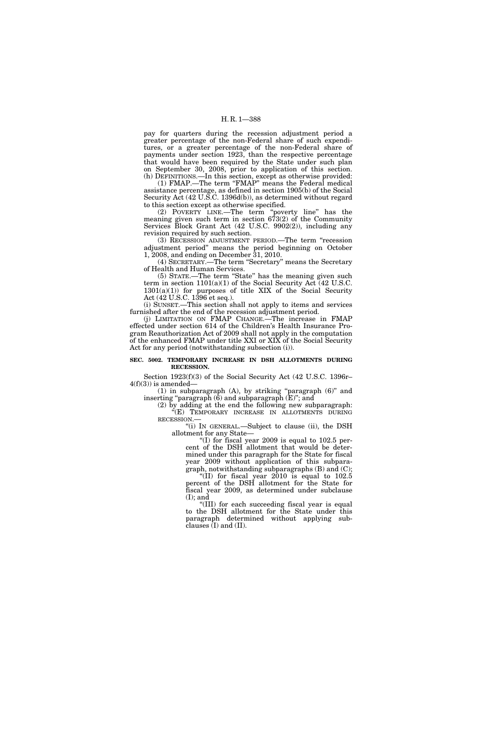pay for quarters during the recession adjustment period a greater percentage of the non-Federal share of such expenditures, or a greater percentage of the non-Federal share of payments under section 1923, than the respective percentage that would have been required by the State under such plan on September 30, 2008, prior to application of this section.

(h) DEFINITIONS.—In this section, except as otherwise provided:

(1) FMAP.—The term "FMAP" means the Federal medical assistance percentage, as defined in section 1905(b) of the Social Security Act (42 U.S.C. 1396d(b)), as determined without regard to this section except as otherwise specified.

(2) POVERTY LINE.—The term "poverty line" has the meaning given such term in section 673(2) of the Community Services Block Grant Act (42 U.S.C. 9902(2)), including any revision required by such section.

(3) RECESSION ADJUSTMENT PERIOD.—The term "recession adjustment period" means the period beginning on October 1, 2008, and ending on December 31, 2010.

(4) SECRETARY.—The term "Secretary" means the Secretary of Health and Human Services.

(5) STATE.—The term "State" has the meaning given such term in section 1101(a)(1) of the Social Security Act (42 U.S.C. 1301(a)(1)) for purposes of title XIX of the Social Security Act (42 U.S.C. 1396 et seq.).

(i) SUNSET.—This section shall not apply to items and services furnished after the end of the recession adjustment period.

(j) LIMITATION ON FMAP CHANGE.—The increase in FMAP effected under section 614 of the Children's Health Insurance Program Reauthorization Act of 2009 shall not apply in the computation of the enhanced FMAP under title XXI or XIX of the Social Security Act for any period (notwithstanding subsection (i)).

**SEC. 5002. TEMPORARY INCREASE IN DSH ALLOTMENTS DURING RECESSION.**

Section 1923(f)(3) of the Social Security Act (42 U.S.C. 1396r–4(f)(3)) is amended—

(1) in subparagraph (A), by striking "paragraph (6)" and inserting "paragraph (6) and subparagraph (E)"; and

(2) by adding at the end the following new subparagraph:

"(E) TEMPORARY INCREASE IN ALLOTMENTS DURING RECESSION.—

"(i) IN GENERAL.—Subject to clause (ii), the DSH allotment for any State—

"(I) for fiscal year 2009 is equal to 102.5 percent of the DSH allotment that would be determined under this paragraph for the State for fiscal year 2009 without application of this subparagraph, notwithstanding subparagraphs (B) and (C);

"(II) for fiscal year 2010 is equal to 102.5 percent of the DSH allotment for the State for fiscal year 2009, as determined under subclause (I); and

"(III) for each succeeding fiscal year is equal to the DSH allotment for the State under this paragraph determined without applying subclauses (I) and (II).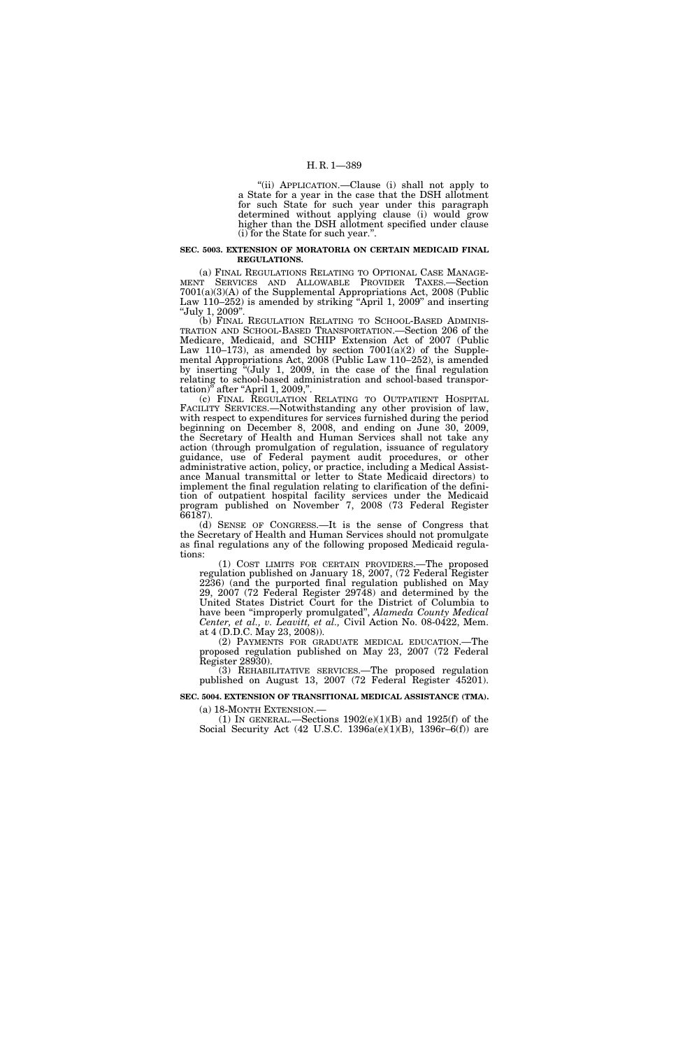"(ii) APPLICATION.—Clause (i) shall not apply to a State for a year in the case that the DSH allotment for such State for such year under this paragraph determined without applying clause (i) would grow higher than the DSH allotment specified under clause (i) for the State for such year.".

**SEC. 5003. EXTENSION OF MORATORIA ON CERTAIN MEDICAID FINAL REGULATIONS.**

(a) FINAL REGULATIONS RELATING TO OPTIONAL CASE MANAGEMENT SERVICES AND ALLOWABLE PROVIDER TAXES.—Section 7001(a)(3)(A) of the Supplemental Appropriations Act, 2008 (Public Law 110–252) is amended by striking "April 1, 2009" and inserting "July 1, 2009".

(b) FINAL REGULATION RELATING TO SCHOOL-BASED ADMINISTRATION AND SCHOOL-BASED TRANSPORTATION.—Section 206 of the Medicare, Medicaid, and SCHIP Extension Act of 2007 (Public Law 110–173), as amended by section 7001(a)(2) of the Supplemental Appropriations Act, 2008 (Public Law 110–252), is amended by inserting "(July 1, 2009, in the case of the final regulation relating to school-based administration and school-based transportation)" after "April 1, 2009,".

(c) FINAL REGULATION RELATING TO OUTPATIENT HOSPITAL FACILITY SERVICES.—Notwithstanding any other provision of law, with respect to expenditures for services furnished during the period beginning on December 8, 2008, and ending on June 30, 2009, the Secretary of Health and Human Services shall not take any action (through promulgation of regulation, issuance of regulatory guidance, use of Federal payment audit procedures, or other administrative action, policy, or practice, including a Medical Assistance Manual transmittal or letter to State Medicaid directors) to implement the final regulation relating to clarification of the definition of outpatient hospital facility services under the Medicaid program published on November 7, 2008 (73 Federal Register 66187).

(d) SENSE OF CONGRESS.—It is the sense of Congress that the Secretary of Health and Human Services should not promulgate as final regulations any of the following proposed Medicaid regulations:

(1) COST LIMITS FOR CERTAIN PROVIDERS.—The proposed regulation published on January 18, 2007, (72 Federal Register 2236) (and the purported final regulation published on May 29, 2007 (72 Federal Register 29748) and determined by the United States District Court for the District of Columbia to have been "improperly promulgated", *Alameda County Medical Center, et al., v. Leavitt, et al.,* Civil Action No. 08-0422, Mem. at 4 (D.D.C. May 23, 2008)).

(2) PAYMENTS FOR GRADUATE MEDICAL EDUCATION.—The proposed regulation published on May 23, 2007 (72 Federal Register 28930).

(3) REHABILITATIVE SERVICES.—The proposed regulation published on August 13, 2007 (72 Federal Register 45201).

**SEC. 5004. EXTENSION OF TRANSITIONAL MEDICAL ASSISTANCE (TMA).**

(a) 18-MONTH EXTENSION.—

(1) IN GENERAL.—Sections 1902(e)(1)(B) and 1925(f) of the Social Security Act (42 U.S.C. 1396a(e)(1)(B), 1396r–6(f)) are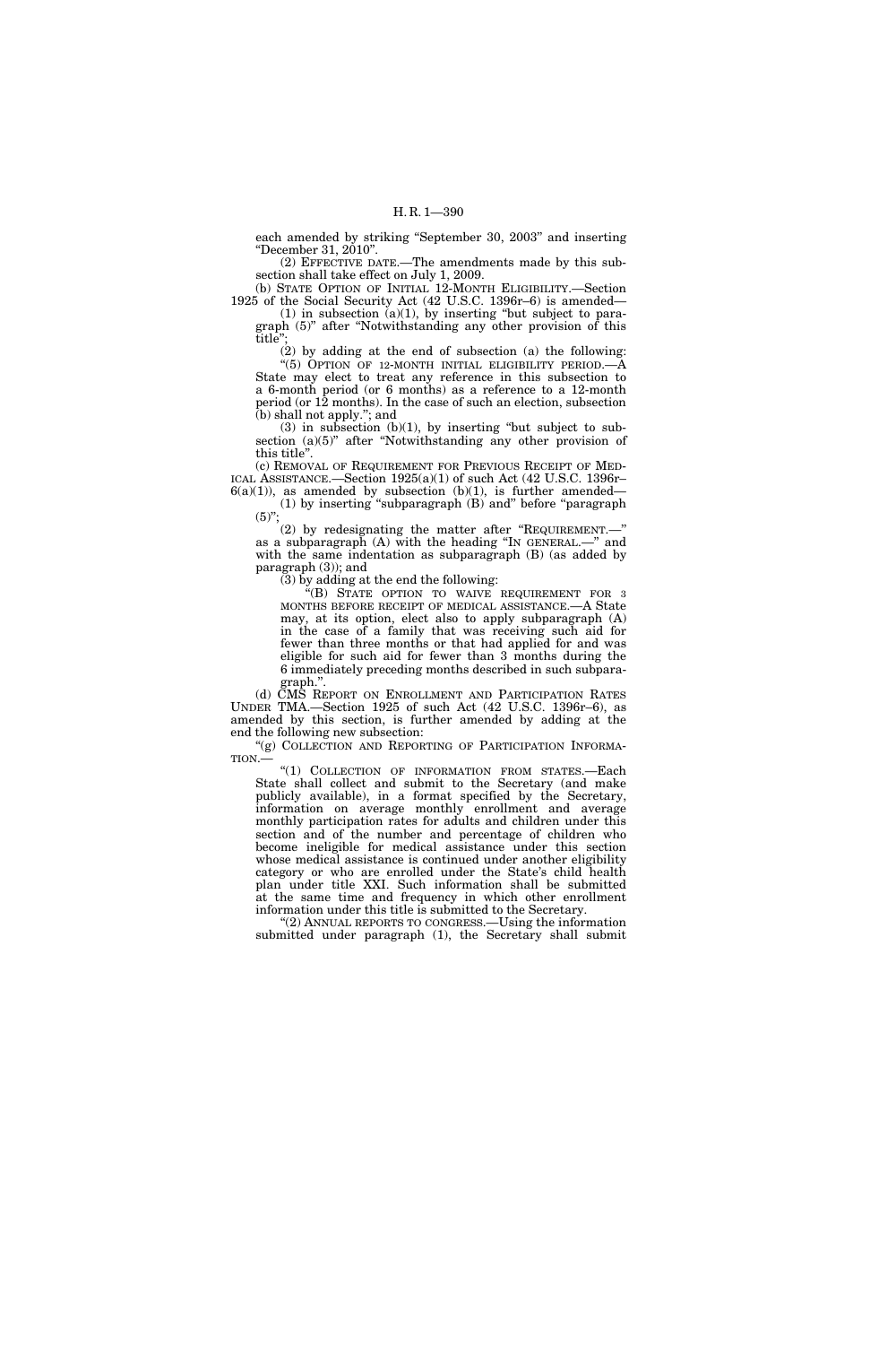each amended by striking "September 30, 2003" and inserting "December 31, 2010".

(2) EFFECTIVE DATE.—The amendments made by this subsection shall take effect on July 1, 2009.

(b) STATE OPTION OF INITIAL 12-MONTH ELIGIBILITY.—Section 1925 of the Social Security Act (42 U.S.C. 1396r–6) is amended—

(1) in subsection (a)(1), by inserting "but subject to paragraph (5)" after "Notwithstanding any other provision of this title";

(2) by adding at the end of subsection (a) the following:

"(5) OPTION OF 12-MONTH INITIAL ELIGIBILITY PERIOD.—A State may elect to treat any reference in this subsection to a 6-month period (or 6 months) as a reference to a 12-month period (or 12 months). In the case of such an election, subsection (b) shall not apply."; and

(3) in subsection (b)(1), by inserting "but subject to subsection (a)(5)" after "Notwithstanding any other provision of this title".

(c) REMOVAL OF REQUIREMENT FOR PREVIOUS RECEIPT OF MEDICAL ASSISTANCE.—Section 1925(a)(1) of such Act (42 U.S.C. 1396r–6(a)(1)), as amended by subsection (b)(1), is further amended—

(1) by inserting "subparagraph (B) and" before "paragraph (5)";

(2) by redesignating the matter after "REQUIREMENT.—" as a subparagraph (A) with the heading "IN GENERAL.—" and with the same indentation as subparagraph (B) (as added by paragraph (3)); and

(3) by adding at the end the following:

"(B) STATE OPTION TO WAIVE REQUIREMENT FOR 3 MONTHS BEFORE RECEIPT OF MEDICAL ASSISTANCE.—A State may, at its option, elect also to apply subparagraph (A) in the case of a family that was receiving such aid for fewer than three months or that had applied for and was eligible for such aid for fewer than 3 months during the 6 immediately preceding months described in such subparagraph.".

(d) CMS REPORT ON ENROLLMENT AND PARTICIPATION RATES UNDER TMA.—Section 1925 of such Act (42 U.S.C. 1396r–6), as amended by this section, is further amended by adding at the end the following new subsection:

"(g) COLLECTION AND REPORTING OF PARTICIPATION INFORMATION.—

"(1) COLLECTION OF INFORMATION FROM STATES.—Each State shall collect and submit to the Secretary (and make publicly available), in a format specified by the Secretary, information on average monthly enrollment and average monthly participation rates for adults and children under this section and of the number and percentage of children who become ineligible for medical assistance under this section whose medical assistance is continued under another eligibility category or who are enrolled under the State's child health plan under title XXI. Such information shall be submitted at the same time and frequency in which other enrollment information under this title is submitted to the Secretary.

"(2) ANNUAL REPORTS TO CONGRESS.—Using the information submitted under paragraph (1), the Secretary shall submit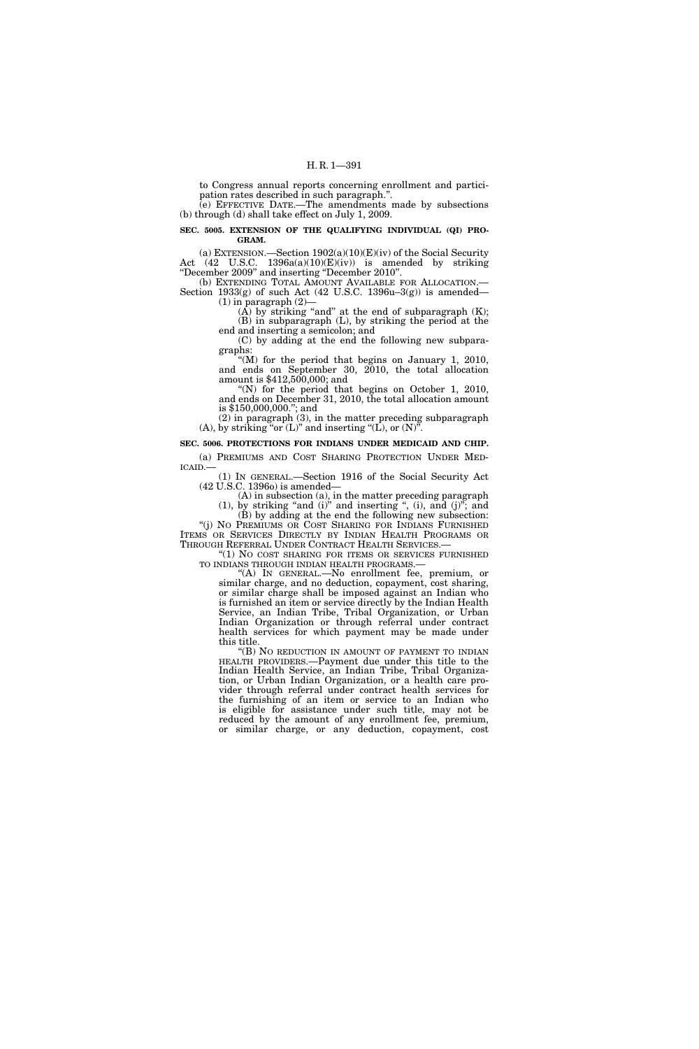to Congress annual reports concerning enrollment and participation rates described in such paragraph.".

(e) EFFECTIVE DATE.—The amendments made by subsections (b) through (d) shall take effect on July 1, 2009.

**SEC. 5005. EXTENSION OF THE QUALIFYING INDIVIDUAL (QI) PROGRAM.**

(a) EXTENSION.—Section 1902(a)(10)(E)(iv) of the Social Security Act (42 U.S.C. 1396a(a)(10)(E)(iv)) is amended by striking "December 2009" and inserting "December 2010".

(b) EXTENDING TOTAL AMOUNT AVAILABLE FOR ALLOCATION.—Section 1933(g) of such Act (42 U.S.C. 1396u–3(g)) is amended—

(1) in paragraph (2)—

(A) by striking "and" at the end of subparagraph (K);

(B) in subparagraph (L), by striking the period at the end and inserting a semicolon; and

(C) by adding at the end the following new subparagraphs:

"(M) for the period that begins on January 1, 2010, and ends on September 30, 2010, the total allocation amount is $412,500,000; and

"(N) for the period that begins on October 1, 2010, and ends on December 31, 2010, the total allocation amount is $150,000,000."; and

(2) in paragraph (3), in the matter preceding subparagraph (A), by striking "or (L)" and inserting "(L), or (N)".

**SEC. 5006. PROTECTIONS FOR INDIANS UNDER MEDICAID AND CHIP.**

(a) PREMIUMS AND COST SHARING PROTECTION UNDER MEDICAID.—

(1) IN GENERAL.—Section 1916 of the Social Security Act (42 U.S.C. 1396o) is amended—

(A) in subsection (a), in the matter preceding paragraph (1), by striking "and (i)" and inserting ", (i), and (j)"; and

(B) by adding at the end the following new subsection:

"(j) NO PREMIUMS OR COST SHARING FOR INDIANS FURNISHED ITEMS OR SERVICES DIRECTLY BY INDIAN HEALTH PROGRAMS OR THROUGH REFERRAL UNDER CONTRACT HEALTH SERVICES.—

"(1) NO COST SHARING FOR ITEMS OR SERVICES FURNISHED TO INDIANS THROUGH INDIAN HEALTH PROGRAMS.—

"(A) IN GENERAL.—No enrollment fee, premium, or similar charge, and no deduction, copayment, cost sharing, or similar charge shall be imposed against an Indian who is furnished an item or service directly by the Indian Health Service, an Indian Tribe, Tribal Organization, or Urban Indian Organization or through referral under contract health services for which payment may be made under this title.

"(B) NO REDUCTION IN AMOUNT OF PAYMENT TO INDIAN HEALTH PROVIDERS.—Payment due under this title to the Indian Health Service, an Indian Tribe, Tribal Organization, or Urban Indian Organization, or a health care provider through referral under contract health services for the furnishing of an item or service to an Indian who is eligible for assistance under such title, may not be reduced by the amount of any enrollment fee, premium, or similar charge, or any deduction, copayment, cost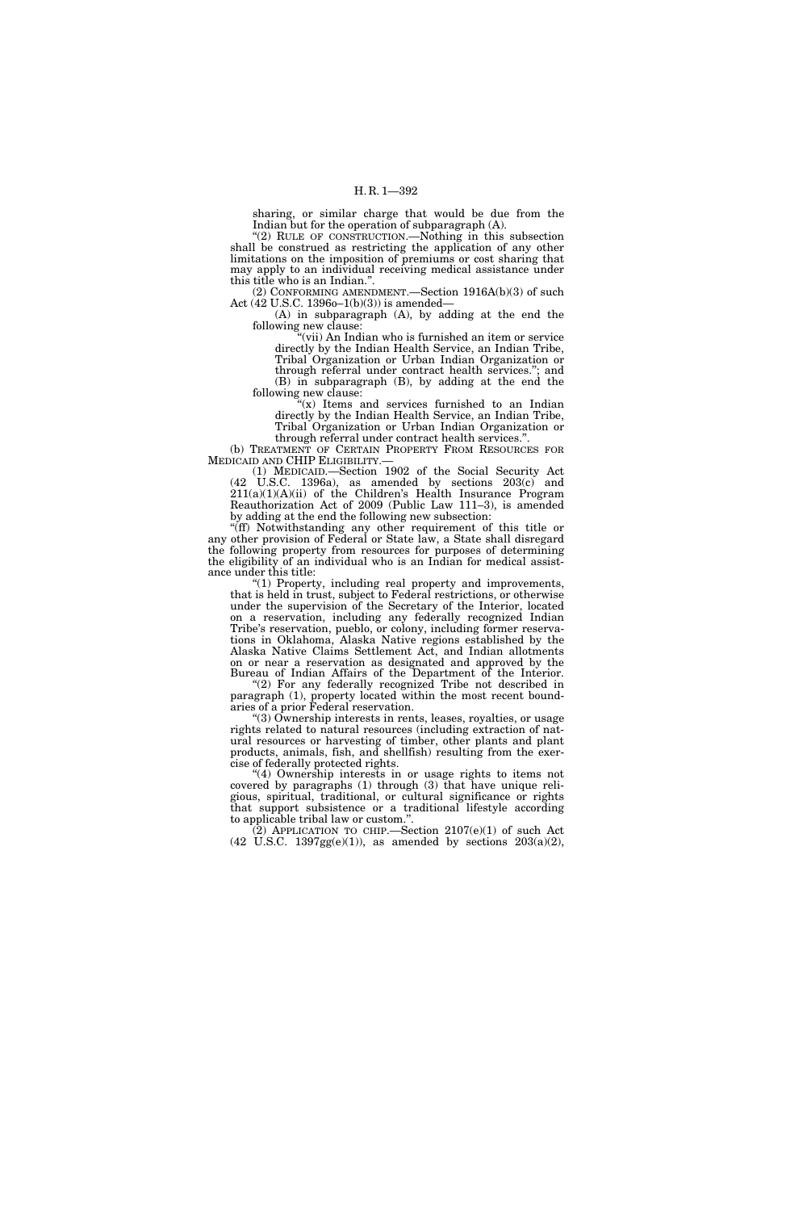sharing, or similar charge that would be due from the Indian but for the operation of subparagraph (A).

"(2) RULE OF CONSTRUCTION.—Nothing in this subsection shall be construed as restricting the application of any other limitations on the imposition of premiums or cost sharing that may apply to an individual receiving medical assistance under this title who is an Indian.".

(2) CONFORMING AMENDMENT.—Section 1916A(b)(3) of such Act (42 U.S.C. 1396o–1(b)(3)) is amended—

(A) in subparagraph (A), by adding at the end the following new clause:

"(vii) An Indian who is furnished an item or service directly by the Indian Health Service, an Indian Tribe, Tribal Organization or Urban Indian Organization or through referral under contract health services."; and

(B) in subparagraph (B), by adding at the end the following new clause:

"(x) Items and services furnished to an Indian directly by the Indian Health Service, an Indian Tribe, Tribal Organization or Urban Indian Organization or through referral under contract health services.".

(b) TREATMENT OF CERTAIN PROPERTY FROM RESOURCES FOR MEDICAID AND CHIP ELIGIBILITY.—

(1) MEDICAID.—Section 1902 of the Social Security Act (42 U.S.C. 1396a), as amended by sections 203(c) and 211(a)(1)(A)(ii) of the Children's Health Insurance Program Reauthorization Act of 2009 (Public Law 111–3), is amended by adding at the end the following new subsection:

"(ff) Notwithstanding any other requirement of this title or any other provision of Federal or State law, a State shall disregard the following property from resources for purposes of determining the eligibility of an individual who is an Indian for medical assistance under this title:

"(1) Property, including real property and improvements, that is held in trust, subject to Federal restrictions, or otherwise under the supervision of the Secretary of the Interior, located on a reservation, including any federally recognized Indian Tribe's reservation, pueblo, or colony, including former reservations in Oklahoma, Alaska Native regions established by the Alaska Native Claims Settlement Act, and Indian allotments on or near a reservation as designated and approved by the Bureau of Indian Affairs of the Department of the Interior.

"(2) For any federally recognized Tribe not described in paragraph (1), property located within the most recent boundaries of a prior Federal reservation.

"(3) Ownership interests in rents, leases, royalties, or usage rights related to natural resources (including extraction of natural resources or harvesting of timber, other plants and plant products, animals, fish, and shellfish) resulting from the exercise of federally protected rights.

"(4) Ownership interests in or usage rights to items not covered by paragraphs (1) through (3) that have unique religious, spiritual, traditional, or cultural significance or rights that support subsistence or a traditional lifestyle according to applicable tribal law or custom.".

(2) APPLICATION TO CHIP.—Section 2107(e)(1) of such Act (42 U.S.C. 1397gg(e)(1)), as amended by sections 203(a)(2),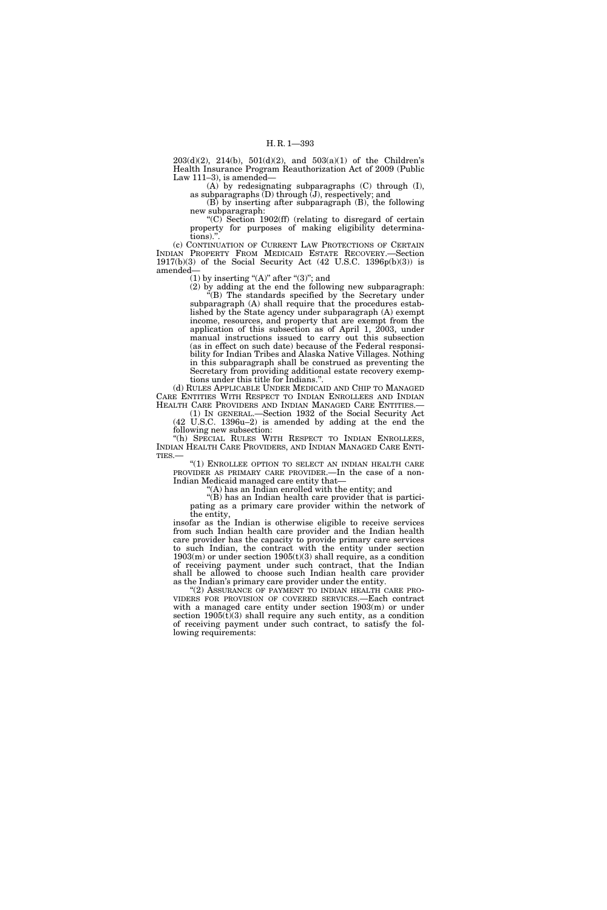203(d)(2), 214(b), 501(d)(2), and 503(a)(1) of the Children's Health Insurance Program Reauthorization Act of 2009 (Public Law 111–3), is amended—

(A) by redesignating subparagraphs (C) through (I), as subparagraphs (D) through (J), respectively; and

(B) by inserting after subparagraph (B), the following new subparagraph:

"(C) Section 1902(ff) (relating to disregard of certain property for purposes of making eligibility determinations).".

(c) CONTINUATION OF CURRENT LAW PROTECTIONS OF CERTAIN INDIAN PROPERTY FROM MEDICAID ESTATE RECOVERY.—Section 1917(b)(3) of the Social Security Act (42 U.S.C. 1396p(b)(3)) is amended—

(1) by inserting "(A)" after "(3)"; and

(2) by adding at the end the following new subparagraph:

"(B) The standards specified by the Secretary under subparagraph (A) shall require that the procedures established by the State agency under subparagraph (A) exempt income, resources, and property that are exempt from the application of this subsection as of April 1, 2003, under manual instructions issued to carry out this subsection (as in effect on such date) because of the Federal responsibility for Indian Tribes and Alaska Native Villages. Nothing in this subparagraph shall be construed as preventing the Secretary from providing additional estate recovery exemptions under this title for Indians.".

(d) RULES APPLICABLE UNDER MEDICAID AND CHIP TO MANAGED CARE ENTITIES WITH RESPECT TO INDIAN ENROLLEES AND INDIAN HEALTH CARE PROVIDERS AND INDIAN MANAGED CARE ENTITIES.—

(1) IN GENERAL.—Section 1932 of the Social Security Act (42 U.S.C. 1396u–2) is amended by adding at the end the following new subsection:

"(h) SPECIAL RULES WITH RESPECT TO INDIAN ENROLLEES, INDIAN HEALTH CARE PROVIDERS, AND INDIAN MANAGED CARE ENTITIES.—

"(1) ENROLLEE OPTION TO SELECT AN INDIAN HEALTH CARE PROVIDER AS PRIMARY CARE PROVIDER.—In the case of a non-Indian Medicaid managed care entity that—

"(A) has an Indian enrolled with the entity; and

"(B) has an Indian health care provider that is participating as a primary care provider within the network of the entity,

insofar as the Indian is otherwise eligible to receive services from such Indian health care provider and the Indian health care provider has the capacity to provide primary care services to such Indian, the contract with the entity under section 1903(m) or under section 1905(t)(3) shall require, as a condition of receiving payment under such contract, that the Indian shall be allowed to choose such Indian health care provider as the Indian's primary care provider under the entity.

"(2) ASSURANCE OF PAYMENT TO INDIAN HEALTH CARE PROVIDERS FOR PROVISION OF COVERED SERVICES.—Each contract with a managed care entity under section 1903(m) or under section 1905(t)(3) shall require any such entity, as a condition of receiving payment under such contract, to satisfy the following requirements: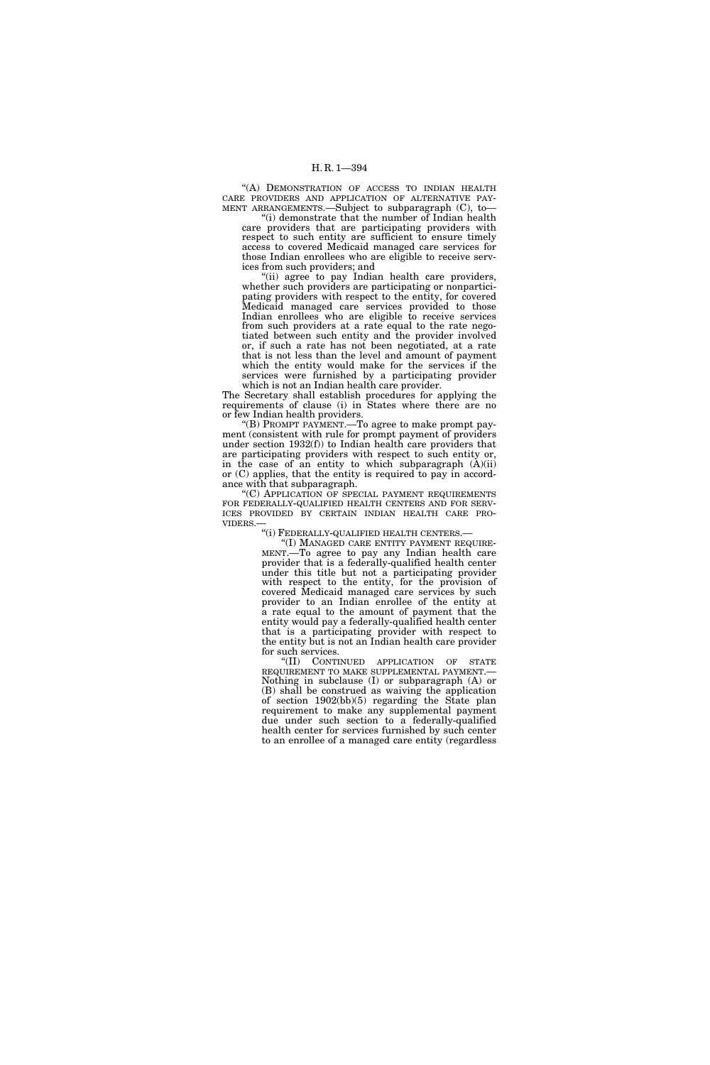"(A) DEMONSTRATION OF ACCESS TO INDIAN HEALTH CARE PROVIDERS AND APPLICATION OF ALTERNATIVE PAYMENT ARRANGEMENTS.—Subject to subparagraph (C), to—

"(i) demonstrate that the number of Indian health care providers that are participating providers with respect to such entity are sufficient to ensure timely access to covered Medicaid managed care services for those Indian enrollees who are eligible to receive services from such providers; and

"(ii) agree to pay Indian health care providers, whether such providers are participating or nonparticipating providers with respect to the entity, for covered Medicaid managed care services provided to those Indian enrollees who are eligible to receive services from such providers at a rate equal to the rate negotiated between such entity and the provider involved or, if such a rate has not been negotiated, at a rate that is not less than the level and amount of payment which the entity would make for the services if the services were furnished by a participating provider which is not an Indian health care provider.

The Secretary shall establish procedures for applying the requirements of clause (i) in States where there are no or few Indian health providers.

"(B) PROMPT PAYMENT.—To agree to make prompt payment (consistent with rule for prompt payment of providers under section 1932(f)) to Indian health care providers that are participating providers with respect to such entity or, in the case of an entity to which subparagraph (A)(ii) or (C) applies, that the entity is required to pay in accordance with that subparagraph.

"(C) APPLICATION OF SPECIAL PAYMENT REQUIREMENTS FOR FEDERALLY-QUALIFIED HEALTH CENTERS AND FOR SERVICES PROVIDED BY CERTAIN INDIAN HEALTH CARE PROVIDERS.—

"(i) FEDERALLY-QUALIFIED HEALTH CENTERS.—

"(I) MANAGED CARE ENTITY PAYMENT REQUIREMENT.—To agree to pay any Indian health care provider that is a federally-qualified health center under this title but not a participating provider with respect to the entity, for the provision of covered Medicaid managed care services by such provider to an Indian enrollee of the entity at a rate equal to the amount of payment that the entity would pay a federally-qualified health center that is a participating provider with respect to the entity but is not an Indian health care provider for such services.

"(II) CONTINUED APPLICATION OF STATE REQUIREMENT TO MAKE SUPPLEMENTAL PAYMENT.—Nothing in subclause (I) or subparagraph (A) or (B) shall be construed as waiving the application of section 1902(bb)(5) regarding the State plan requirement to make any supplemental payment due under such section to a federally-qualified health center for services furnished by such center to an enrollee of a managed care entity (regardless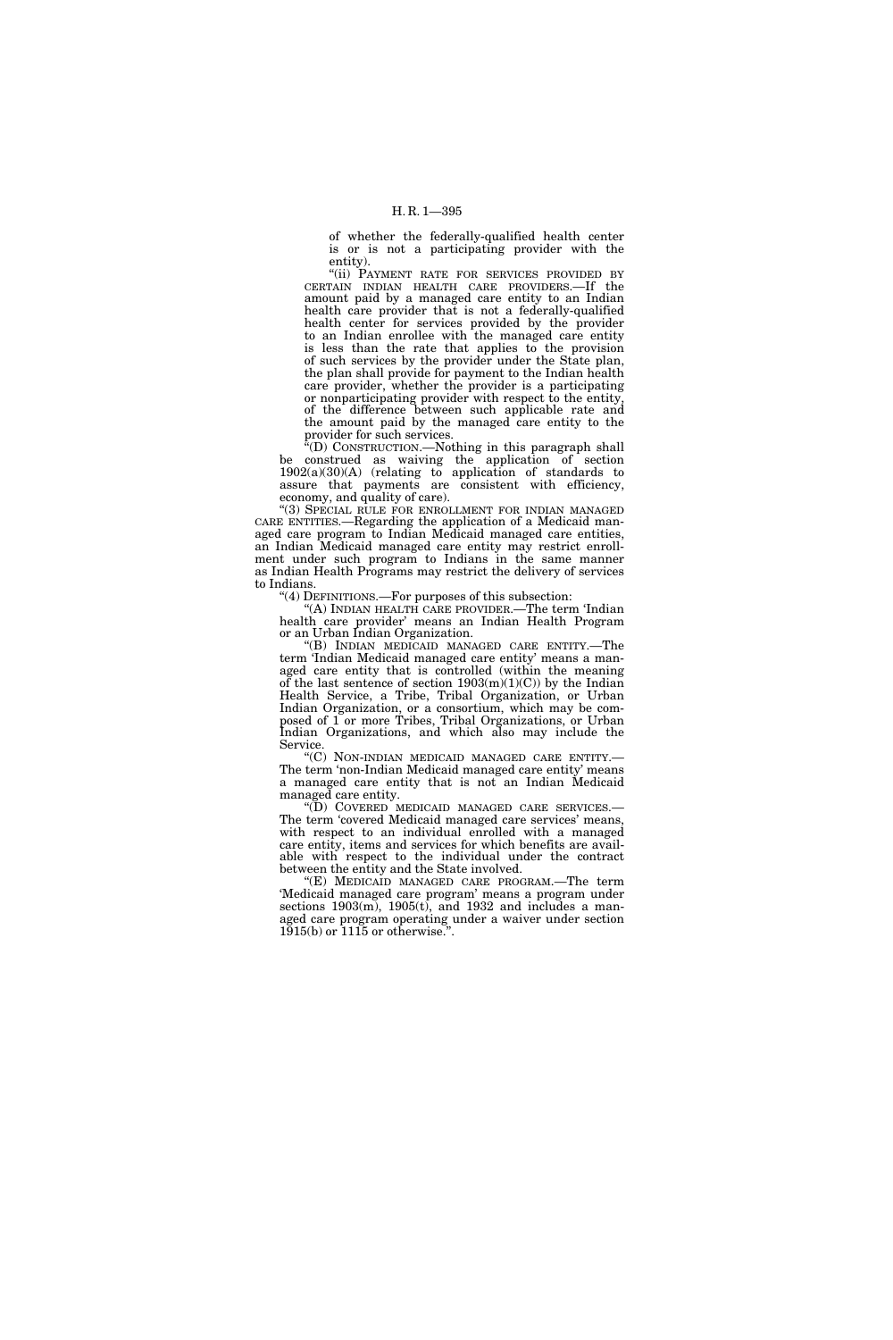of whether the federally-qualified health center is or is not a participating provider with the entity).

"(ii) PAYMENT RATE FOR SERVICES PROVIDED BY CERTAIN INDIAN HEALTH CARE PROVIDERS.—If the amount paid by a managed care entity to an Indian health care provider that is not a federally-qualified health center for services provided by the provider to an Indian enrollee with the managed care entity is less than the rate that applies to the provision of such services by the provider under the State plan, the plan shall provide for payment to the Indian health care provider, whether the provider is a participating or nonparticipating provider with respect to the entity, of the difference between such applicable rate and the amount paid by the managed care entity to the provider for such services.

"(D) CONSTRUCTION.—Nothing in this paragraph shall be construed as waiving the application of section 1902(a)(30)(A) (relating to application of standards to assure that payments are consistent with efficiency, economy, and quality of care).

"(3) SPECIAL RULE FOR ENROLLMENT FOR INDIAN MANAGED CARE ENTITIES.—Regarding the application of a Medicaid managed care program to Indian Medicaid managed care entities, an Indian Medicaid managed care entity may restrict enrollment under such program to Indians in the same manner as Indian Health Programs may restrict the delivery of services to Indians.

"(4) DEFINITIONS.—For purposes of this subsection:

"(A) INDIAN HEALTH CARE PROVIDER.—The term 'Indian health care provider' means an Indian Health Program or an Urban Indian Organization.

"(B) INDIAN MEDICAID MANAGED CARE ENTITY.—The term 'Indian Medicaid managed care entity' means a managed care entity that is controlled (within the meaning of the last sentence of section 1903(m)(1)(C)) by the Indian Health Service, a Tribe, Tribal Organization, or Urban Indian Organization, or a consortium, which may be composed of 1 or more Tribes, Tribal Organizations, or Urban Indian Organizations, and which also may include the Service.

"(C) NON-INDIAN MEDICAID MANAGED CARE ENTITY.—The term 'non-Indian Medicaid managed care entity' means a managed care entity that is not an Indian Medicaid managed care entity.

"(D) COVERED MEDICAID MANAGED CARE SERVICES.—The term 'covered Medicaid managed care services' means, with respect to an individual enrolled with a managed care entity, items and services for which benefits are available with respect to the individual under the contract between the entity and the State involved.

"(E) MEDICAID MANAGED CARE PROGRAM.—The term 'Medicaid managed care program' means a program under sections 1903(m), 1905(t), and 1932 and includes a managed care program operating under a waiver under section 1915(b) or 1115 or otherwise.".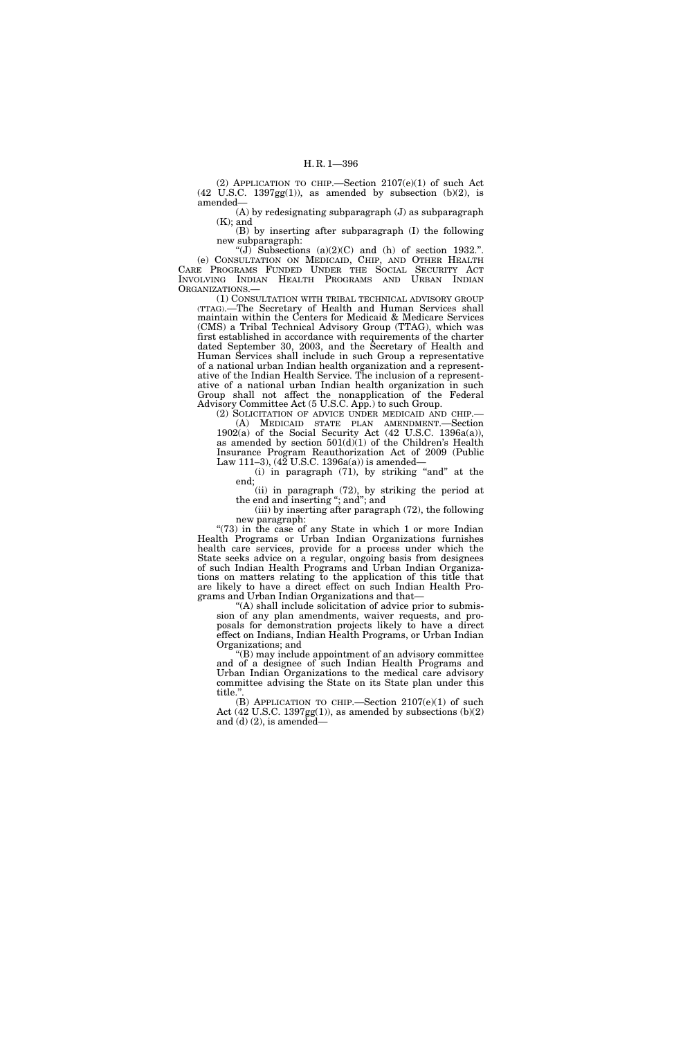(2) APPLICATION TO CHIP.—Section 2107(e)(1) of such Act (42 U.S.C. 1397gg(1)), as amended by subsection (b)(2), is amended—

(A) by redesignating subparagraph (J) as subparagraph (K); and

(B) by inserting after subparagraph (I) the following new subparagraph:

"(J) Subsections (a)(2)(C) and (h) of section 1932.".

(e) CONSULTATION ON MEDICAID, CHIP, AND OTHER HEALTH CARE PROGRAMS FUNDED UNDER THE SOCIAL SECURITY ACT INVOLVING INDIAN HEALTH PROGRAMS AND URBAN INDIAN ORGANIZATIONS.—

(1) CONSULTATION WITH TRIBAL TECHNICAL ADVISORY GROUP (TTAG).—The Secretary of Health and Human Services shall maintain within the Centers for Medicaid & Medicare Services (CMS) a Tribal Technical Advisory Group (TTAG), which was first established in accordance with requirements of the charter dated September 30, 2003, and the Secretary of Health and Human Services shall include in such Group a representative of a national urban Indian health organization and a representative of the Indian Health Service. The inclusion of a representative of a national urban Indian health organization in such Group shall not affect the nonapplication of the Federal Advisory Committee Act (5 U.S.C. App.) to such Group.

(2) SOLICITATION OF ADVICE UNDER MEDICAID AND CHIP.—

(A) MEDICAID STATE PLAN AMENDMENT.—Section 1902(a) of the Social Security Act (42 U.S.C. 1396a(a)), as amended by section 501(d)(1) of the Children's Health Insurance Program Reauthorization Act of 2009 (Public Law 111–3), (42 U.S.C. 1396a(a)) is amended—

(i) in paragraph (71), by striking "and" at the end;

(ii) in paragraph (72), by striking the period at the end and inserting "; and"; and

(iii) by inserting after paragraph (72), the following new paragraph:

"(73) in the case of any State in which 1 or more Indian Health Programs or Urban Indian Organizations furnishes health care services, provide for a process under which the State seeks advice on a regular, ongoing basis from designees of such Indian Health Programs and Urban Indian Organizations on matters relating to the application of this title that are likely to have a direct effect on such Indian Health Programs and Urban Indian Organizations and that—

"(A) shall include solicitation of advice prior to submission of any plan amendments, waiver requests, and proposals for demonstration projects likely to have a direct effect on Indians, Indian Health Programs, or Urban Indian Organizations; and

"(B) may include appointment of an advisory committee and of a designee of such Indian Health Programs and Urban Indian Organizations to the medical care advisory committee advising the State on its State plan under this title.".

(B) APPLICATION TO CHIP.—Section 2107(e)(1) of such Act (42 U.S.C. 1397gg(1)), as amended by subsections (b)(2) and (d) (2), is amended—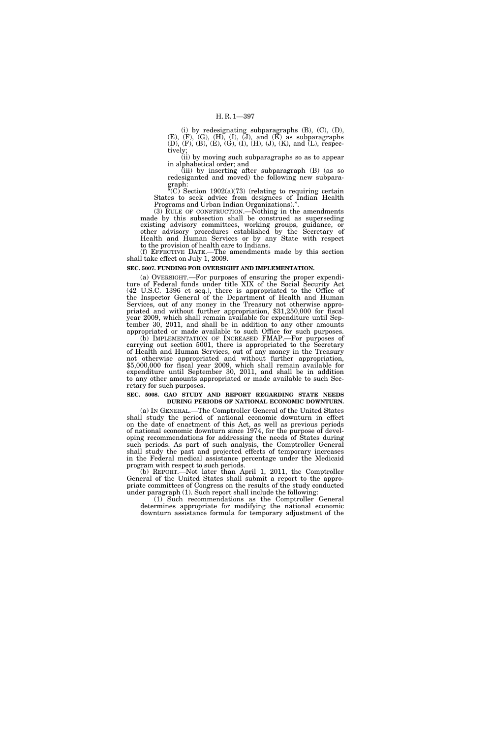(i) by redesignating subparagraphs (B), (C), (D), (E), (F), (G), (H), (I), (J), and (K) as subparagraphs (D), (F), (B), (E), (G), (I), (H), (J), (K), and (L), respectively;

(ii) by moving such subparagraphs so as to appear in alphabetical order; and

(iii) by inserting after subparagraph (B) (as so redesiganted and moved) the following new subparagraph:

"(C) Section 1902(a)(73) (relating to requiring certain States to seek advice from designees of Indian Health Programs and Urban Indian Organizations).".

(3) RULE OF CONSTRUCTION.—Nothing in the amendments made by this subsection shall be construed as superseding existing advisory committees, working groups, guidance, or other advisory procedures established by the Secretary of Health and Human Services or by any State with respect to the provision of health care to Indians.

(f) EFFECTIVE DATE.—The amendments made by this section shall take effect on July 1, 2009.

**SEC. 5007. FUNDING FOR OVERSIGHT AND IMPLEMENTATION.**

(a) OVERSIGHT.—For purposes of ensuring the proper expenditure of Federal funds under title XIX of the Social Security Act (42 U.S.C. 1396 et seq.), there is appropriated to the Office of the Inspector General of the Department of Health and Human Services, out of any money in the Treasury not otherwise appropriated and without further appropriation, $31,250,000 for fiscal year 2009, which shall remain available for expenditure until September 30, 2011, and shall be in addition to any other amounts appropriated or made available to such Office for such purposes.

(b) IMPLEMENTATION OF INCREASED FMAP.—For purposes of carrying out section 5001, there is appropriated to the Secretary of Health and Human Services, out of any money in the Treasury not otherwise appropriated and without further appropriation, $5,000,000 for fiscal year 2009, which shall remain available for expenditure until September 30, 2011, and shall be in addition to any other amounts appropriated or made available to such Secretary for such purposes.

**SEC. 5008. GAO STUDY AND REPORT REGARDING STATE NEEDS DURING PERIODS OF NATIONAL ECONOMIC DOWNTURN.**

(a) IN GENERAL.—The Comptroller General of the United States shall study the period of national economic downturn in effect on the date of enactment of this Act, as well as previous periods of national economic downturn since 1974, for the purpose of developing recommendations for addressing the needs of States during such periods. As part of such analysis, the Comptroller General shall study the past and projected effects of temporary increases in the Federal medical assistance percentage under the Medicaid program with respect to such periods.

(b) REPORT.—Not later than April 1, 2011, the Comptroller General of the United States shall submit a report to the appropriate committees of Congress on the results of the study conducted under paragraph (1). Such report shall include the following:

(1) Such recommendations as the Comptroller General determines appropriate for modifying the national economic downturn assistance formula for temporary adjustment of the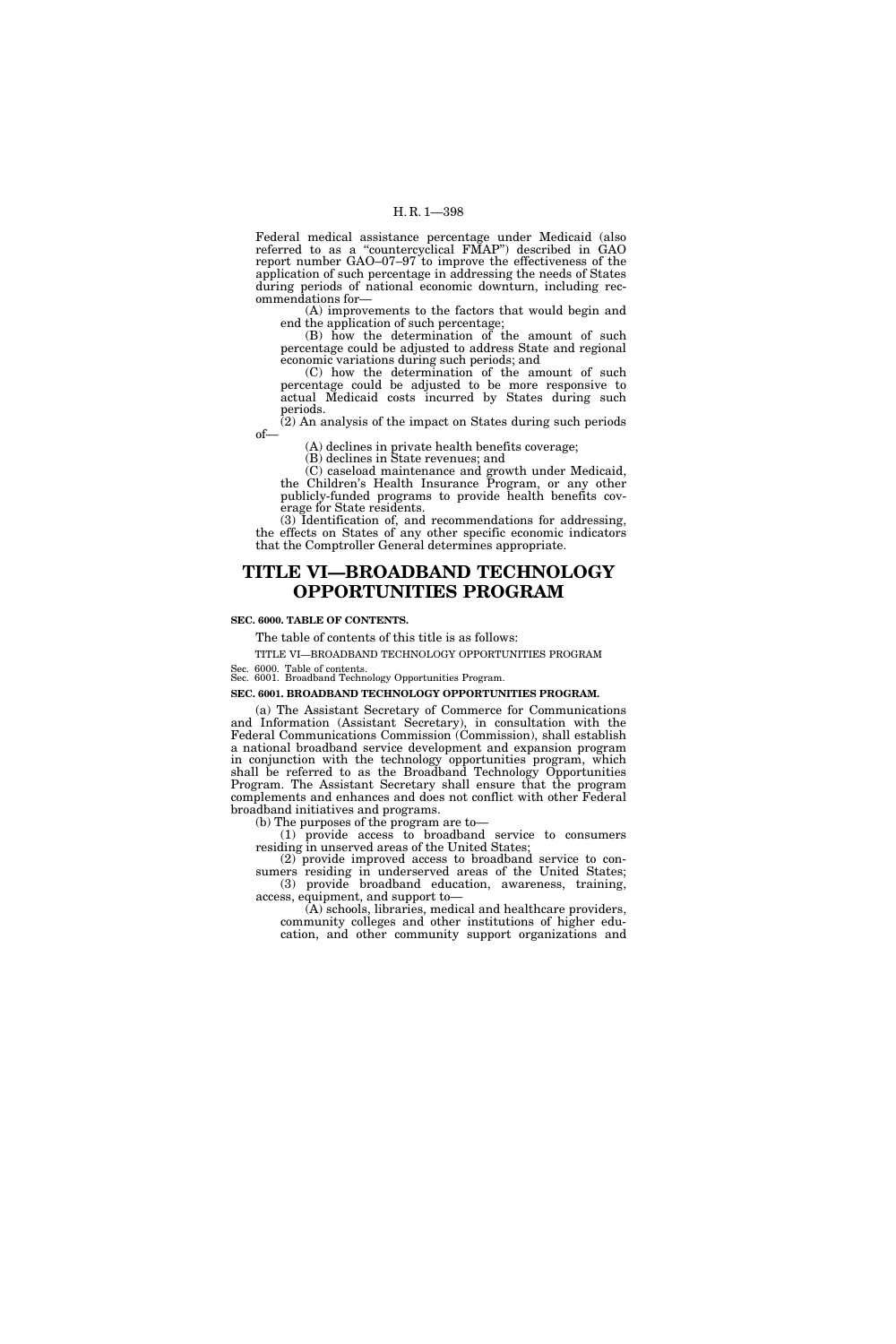Federal medical assistance percentage under Medicaid (also referred to as a "countercyclical FMAP") described in GAO report number GAO–07–97 to improve the effectiveness of the application of such percentage in addressing the needs of States during periods of national economic downturn, including recommendations for—

(A) improvements to the factors that would begin and end the application of such percentage;

(B) how the determination of the amount of such percentage could be adjusted to address State and regional economic variations during such periods; and

(C) how the determination of the amount of such percentage could be adjusted to be more responsive to actual Medicaid costs incurred by States during such periods.

(2) An analysis of the impact on States during such periods of—

(A) declines in private health benefits coverage;

(B) declines in State revenues; and

(C) caseload maintenance and growth under Medicaid, the Children's Health Insurance Program, or any other publicly-funded programs to provide health benefits coverage for State residents.

(3) Identification of, and recommendations for addressing, the effects on States of any other specific economic indicators that the Comptroller General determines appropriate.

# TITLE VI—BROADBAND TECHNOLOGY OPPORTUNITIES PROGRAM

**SEC. 6000. TABLE OF CONTENTS.**

The table of contents of this title is as follows:

TITLE VI—BROADBAND TECHNOLOGY OPPORTUNITIES PROGRAM

Sec. 6000. Table of contents.
Sec. 6001. Broadband Technology Opportunities Program.

**SEC. 6001. BROADBAND TECHNOLOGY OPPORTUNITIES PROGRAM.**

(a) The Assistant Secretary of Commerce for Communications and Information (Assistant Secretary), in consultation with the Federal Communications Commission (Commission), shall establish a national broadband service development and expansion program in conjunction with the technology opportunities program, which shall be referred to as the Broadband Technology Opportunities Program. The Assistant Secretary shall ensure that the program complements and enhances and does not conflict with other Federal broadband initiatives and programs.

(b) The purposes of the program are to—

(1) provide access to broadband service to consumers residing in unserved areas of the United States;

(2) provide improved access to broadband service to consumers residing in underserved areas of the United States;

(3) provide broadband education, awareness, training, access, equipment, and support to—

(A) schools, libraries, medical and healthcare providers, community colleges and other institutions of higher education, and other community support organizations and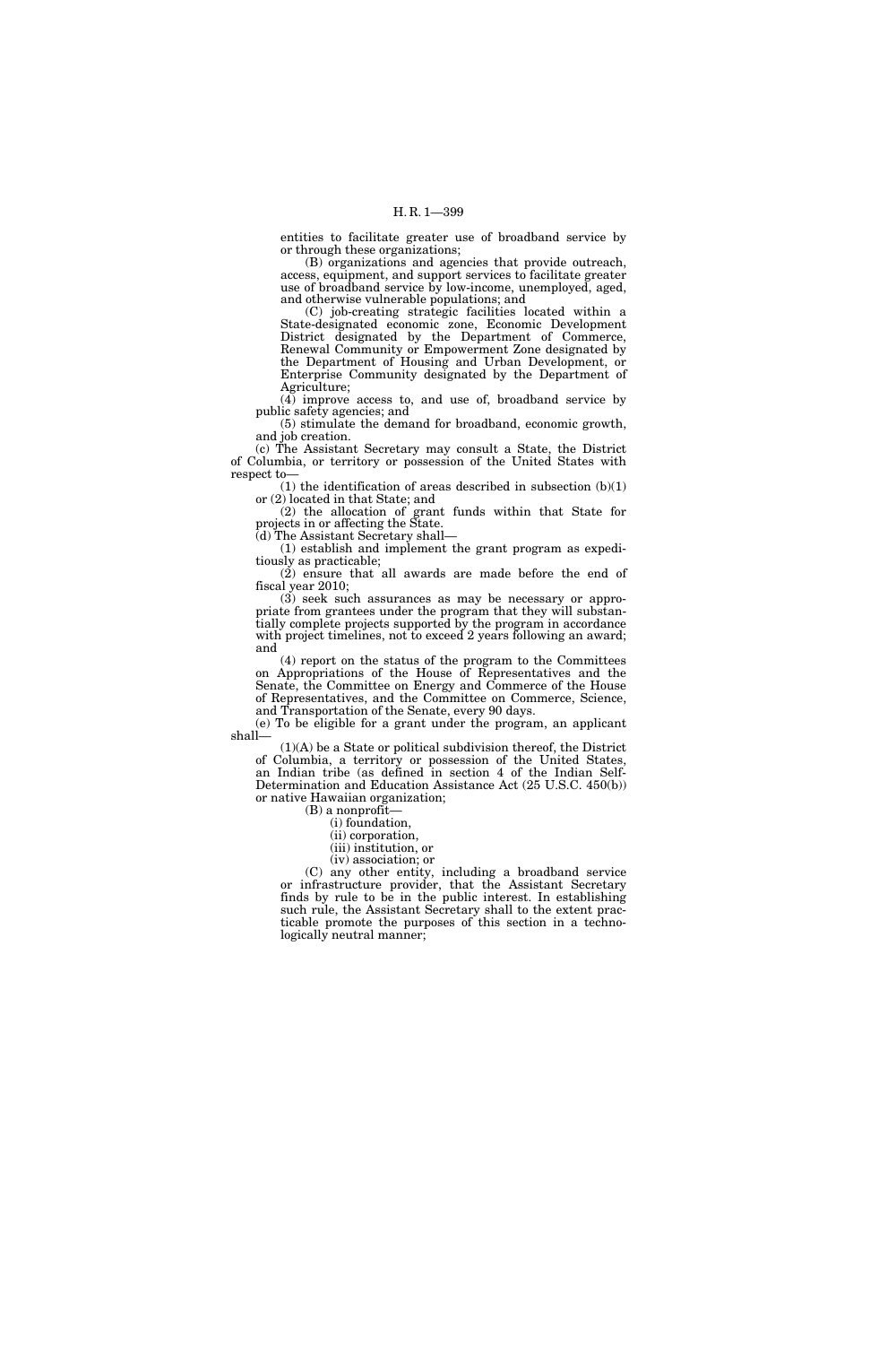entities to facilitate greater use of broadband service by or through these organizations;

(B) organizations and agencies that provide outreach, access, equipment, and support services to facilitate greater use of broadband service by low-income, unemployed, aged, and otherwise vulnerable populations; and

(C) job-creating strategic facilities located within a State-designated economic zone, Economic Development District designated by the Department of Commerce, Renewal Community or Empowerment Zone designated by the Department of Housing and Urban Development, or Enterprise Community designated by the Department of Agriculture;

(4) improve access to, and use of, broadband service by public safety agencies; and

(5) stimulate the demand for broadband, economic growth, and job creation.

(c) The Assistant Secretary may consult a State, the District of Columbia, or territory or possession of the United States with respect to—

(1) the identification of areas described in subsection (b)(1) or (2) located in that State; and

(2) the allocation of grant funds within that State for projects in or affecting the State.

(d) The Assistant Secretary shall—

(1) establish and implement the grant program as expeditiously as practicable;

(2) ensure that all awards are made before the end of fiscal year 2010;

(3) seek such assurances as may be necessary or appropriate from grantees under the program that they will substantially complete projects supported by the program in accordance with project timelines, not to exceed 2 years following an award; and

(4) report on the status of the program to the Committees on Appropriations of the House of Representatives and the Senate, the Committee on Energy and Commerce of the House of Representatives, and the Committee on Commerce, Science, and Transportation of the Senate, every 90 days.

(e) To be eligible for a grant under the program, an applicant shall—

(1)(A) be a State or political subdivision thereof, the District of Columbia, a territory or possession of the United States, an Indian tribe (as defined in section 4 of the Indian Self-Determination and Education Assistance Act (25 U.S.C. 450(b)) or native Hawaiian organization;

(B) a nonprofit—

(i) foundation,

(ii) corporation,

(iii) institution, or

(iv) association; or

(C) any other entity, including a broadband service or infrastructure provider, that the Assistant Secretary finds by rule to be in the public interest. In establishing such rule, the Assistant Secretary shall to the extent practicable promote the purposes of this section in a technologically neutral manner;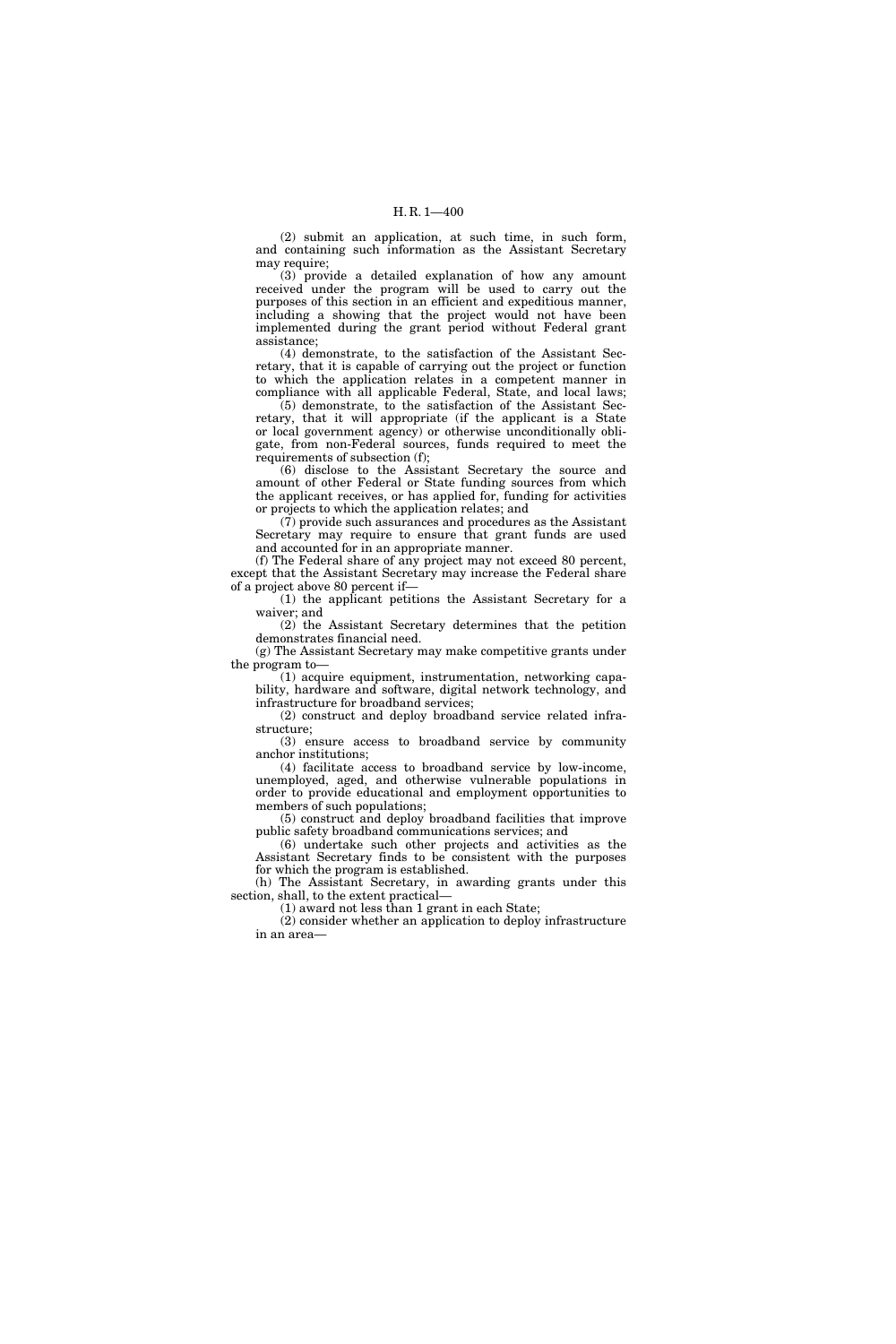(2) submit an application, at such time, in such form, and containing such information as the Assistant Secretary may require;

(3) provide a detailed explanation of how any amount received under the program will be used to carry out the purposes of this section in an efficient and expeditious manner, including a showing that the project would not have been implemented during the grant period without Federal grant assistance;

(4) demonstrate, to the satisfaction of the Assistant Secretary, that it is capable of carrying out the project or function to which the application relates in a competent manner in compliance with all applicable Federal, State, and local laws;

(5) demonstrate, to the satisfaction of the Assistant Secretary, that it will appropriate (if the applicant is a State or local government agency) or otherwise unconditionally obligate, from non-Federal sources, funds required to meet the requirements of subsection (f);

(6) disclose to the Assistant Secretary the source and amount of other Federal or State funding sources from which the applicant receives, or has applied for, funding for activities or projects to which the application relates; and

(7) provide such assurances and procedures as the Assistant Secretary may require to ensure that grant funds are used and accounted for in an appropriate manner.

(f) The Federal share of any project may not exceed 80 percent, except that the Assistant Secretary may increase the Federal share of a project above 80 percent if—

(1) the applicant petitions the Assistant Secretary for a waiver; and

(2) the Assistant Secretary determines that the petition demonstrates financial need.

(g) The Assistant Secretary may make competitive grants under the program to—

(1) acquire equipment, instrumentation, networking capability, hardware and software, digital network technology, and infrastructure for broadband services;

(2) construct and deploy broadband service related infrastructure;

(3) ensure access to broadband service by community anchor institutions;

(4) facilitate access to broadband service by low-income, unemployed, aged, and otherwise vulnerable populations in order to provide educational and employment opportunities to members of such populations;

(5) construct and deploy broadband facilities that improve public safety broadband communications services; and

(6) undertake such other projects and activities as the Assistant Secretary finds to be consistent with the purposes for which the program is established.

(h) The Assistant Secretary, in awarding grants under this section, shall, to the extent practical—

(1) award not less than 1 grant in each State;

(2) consider whether an application to deploy infrastructure in an area—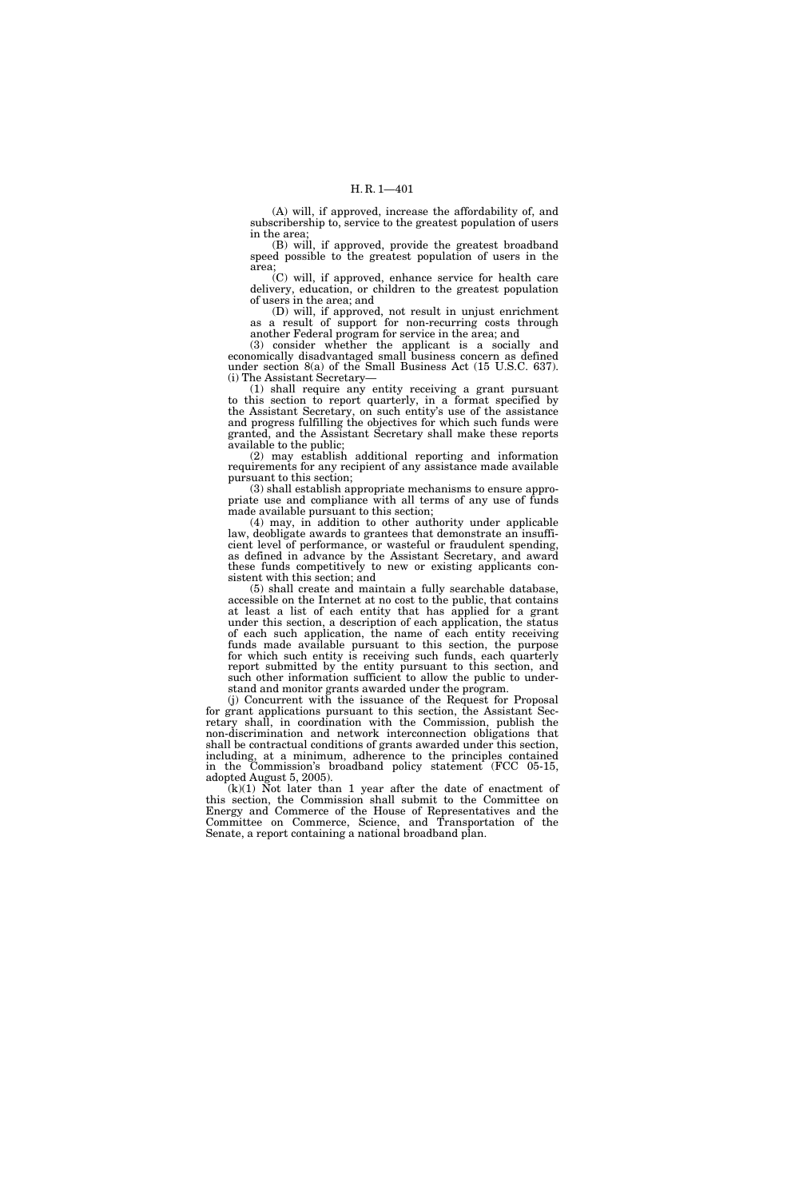(A) will, if approved, increase the affordability of, and subscribership to, service to the greatest population of users in the area;

(B) will, if approved, provide the greatest broadband speed possible to the greatest population of users in the area;

(C) will, if approved, enhance service for health care delivery, education, or children to the greatest population of users in the area; and

(D) will, if approved, not result in unjust enrichment as a result of support for non-recurring costs through another Federal program for service in the area; and

(3) consider whether the applicant is a socially and economically disadvantaged small business concern as defined under section 8(a) of the Small Business Act (15 U.S.C. 637).

(i) The Assistant Secretary—

(1) shall require any entity receiving a grant pursuant to this section to report quarterly, in a format specified by the Assistant Secretary, on such entity's use of the assistance and progress fulfilling the objectives for which such funds were granted, and the Assistant Secretary shall make these reports available to the public;

(2) may establish additional reporting and information requirements for any recipient of any assistance made available pursuant to this section;

(3) shall establish appropriate mechanisms to ensure appropriate use and compliance with all terms of any use of funds made available pursuant to this section;

(4) may, in addition to other authority under applicable law, deobligate awards to grantees that demonstrate an insufficient level of performance, or wasteful or fraudulent spending, as defined in advance by the Assistant Secretary, and award these funds competitively to new or existing applicants consistent with this section; and

(5) shall create and maintain a fully searchable database, accessible on the Internet at no cost to the public, that contains at least a list of each entity that has applied for a grant under this section, a description of each application, the status of each such application, the name of each entity receiving funds made available pursuant to this section, the purpose for which such entity is receiving such funds, each quarterly report submitted by the entity pursuant to this section, and such other information sufficient to allow the public to understand and monitor grants awarded under the program.

(j) Concurrent with the issuance of the Request for Proposal for grant applications pursuant to this section, the Assistant Secretary shall, in coordination with the Commission, publish the non-discrimination and network interconnection obligations that shall be contractual conditions of grants awarded under this section, including, at a minimum, adherence to the principles contained in the Commission's broadband policy statement (FCC 05-15, adopted August 5, 2005).

(k)(1) Not later than 1 year after the date of enactment of this section, the Commission shall submit to the Committee on Energy and Commerce of the House of Representatives and the Committee on Commerce, Science, and Transportation of the Senate, a report containing a national broadband plan.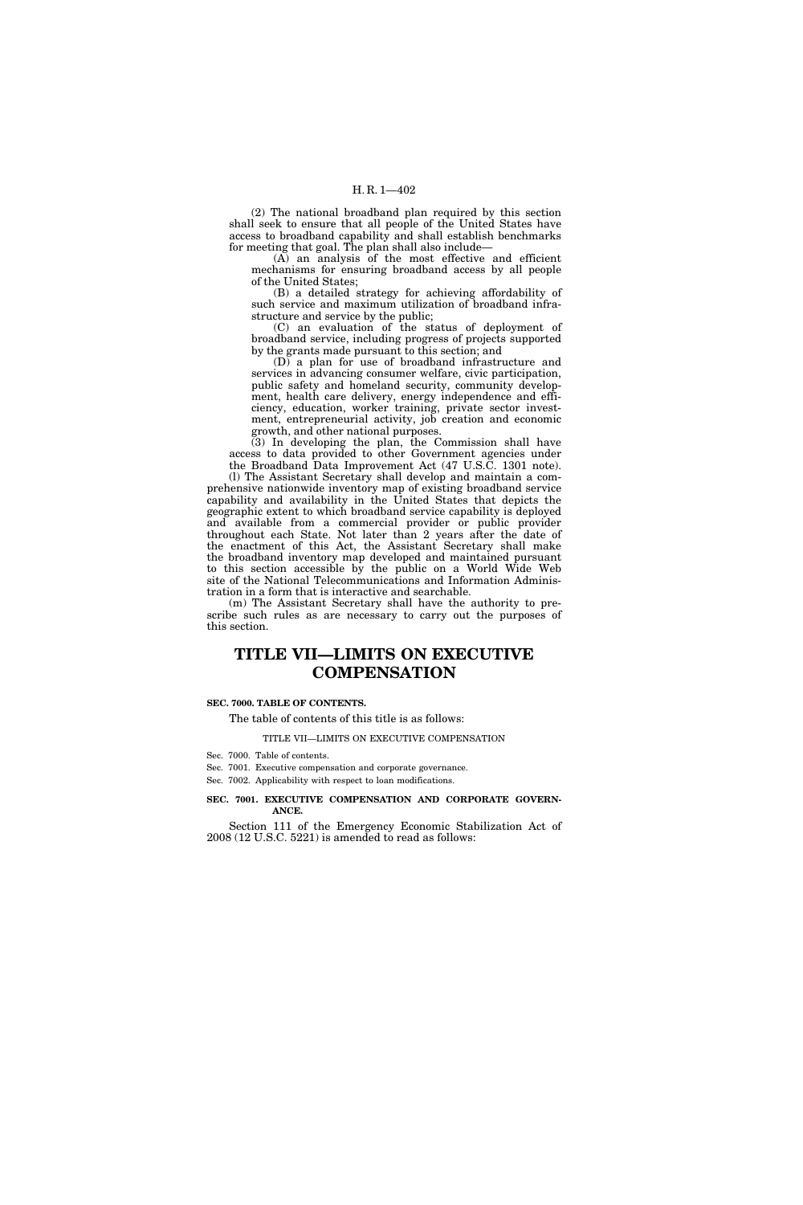(2) The national broadband plan required by this section shall seek to ensure that all people of the United States have access to broadband capability and shall establish benchmarks for meeting that goal. The plan shall also include—

(A) an analysis of the most effective and efficient mechanisms for ensuring broadband access by all people of the United States;

(B) a detailed strategy for achieving affordability of such service and maximum utilization of broadband infrastructure and service by the public;

(C) an evaluation of the status of deployment of broadband service, including progress of projects supported by the grants made pursuant to this section; and

(D) a plan for use of broadband infrastructure and services in advancing consumer welfare, civic participation, public safety and homeland security, community development, health care delivery, energy independence and efficiency, education, worker training, private sector investment, entrepreneurial activity, job creation and economic growth, and other national purposes.

(3) In developing the plan, the Commission shall have access to data provided to other Government agencies under the Broadband Data Improvement Act (47 U.S.C. 1301 note).

(l) The Assistant Secretary shall develop and maintain a comprehensive nationwide inventory map of existing broadband service capability and availability in the United States that depicts the geographic extent to which broadband service capability is deployed and available from a commercial provider or public provider throughout each State. Not later than 2 years after the date of the enactment of this Act, the Assistant Secretary shall make the broadband inventory map developed and maintained pursuant to this section accessible by the public on a World Wide Web site of the National Telecommunications and Information Administration in a form that is interactive and searchable.

(m) The Assistant Secretary shall have the authority to prescribe such rules as are necessary to carry out the purposes of this section.

# TITLE VII—LIMITS ON EXECUTIVE COMPENSATION

**SEC. 7000. TABLE OF CONTENTS.**

The table of contents of this title is as follows:

TITLE VII—LIMITS ON EXECUTIVE COMPENSATION

Sec. 7000. Table of contents.
Sec. 7001. Executive compensation and corporate governance.
Sec. 7002. Applicability with respect to loan modifications.

**SEC. 7001. EXECUTIVE COMPENSATION AND CORPORATE GOVERNANCE.**

Section 111 of the Emergency Economic Stabilization Act of 2008 (12 U.S.C. 5221) is amended to read as follows: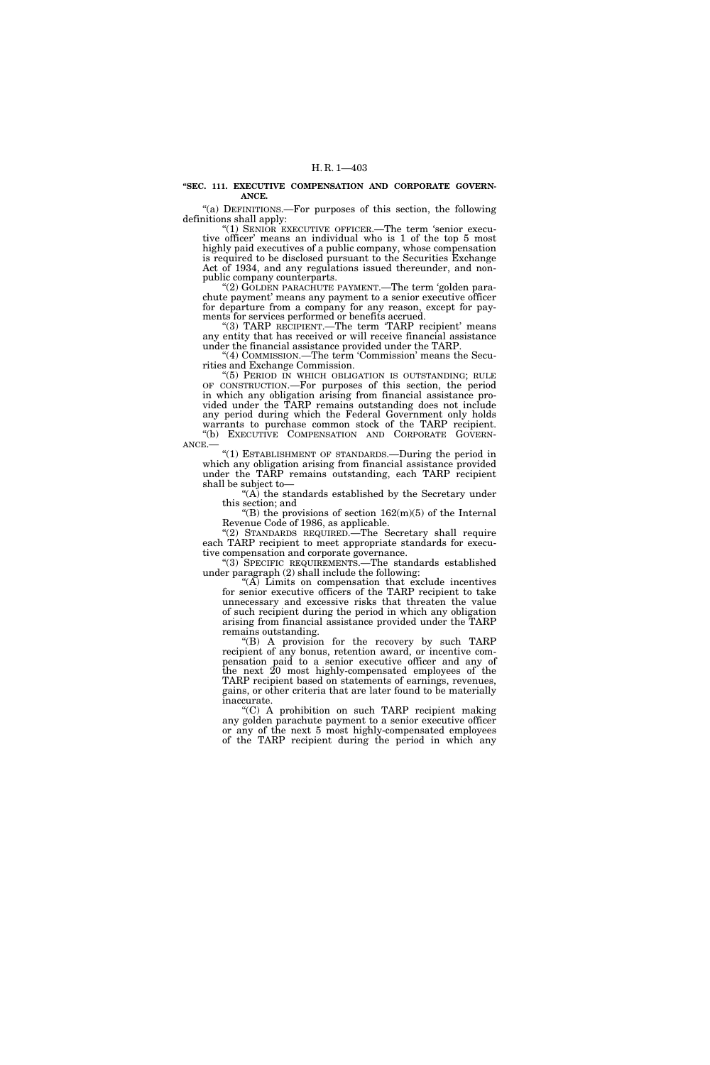**"SEC. 111. EXECUTIVE COMPENSATION AND CORPORATE GOVERNANCE.**

"(a) DEFINITIONS.—For purposes of this section, the following definitions shall apply:

"(1) SENIOR EXECUTIVE OFFICER.—The term 'senior executive officer' means an individual who is 1 of the top 5 most highly paid executives of a public company, whose compensation is required to be disclosed pursuant to the Securities Exchange Act of 1934, and any regulations issued thereunder, and nonpublic company counterparts.

"(2) GOLDEN PARACHUTE PAYMENT.—The term 'golden parachute payment' means any payment to a senior executive officer for departure from a company for any reason, except for payments for services performed or benefits accrued.

"(3) TARP RECIPIENT.—The term 'TARP recipient' means any entity that has received or will receive financial assistance under the financial assistance provided under the TARP.

"(4) COMMISSION.—The term 'Commission' means the Securities and Exchange Commission.

"(5) PERIOD IN WHICH OBLIGATION IS OUTSTANDING; RULE OF CONSTRUCTION.—For purposes of this section, the period in which any obligation arising from financial assistance provided under the TARP remains outstanding does not include any period during which the Federal Government only holds warrants to purchase common stock of the TARP recipient.

"(b) EXECUTIVE COMPENSATION AND CORPORATE GOVERNANCE.—

"(1) ESTABLISHMENT OF STANDARDS.—During the period in which any obligation arising from financial assistance provided under the TARP remains outstanding, each TARP recipient shall be subject to—

"(A) the standards established by the Secretary under this section; and

"(B) the provisions of section 162(m)(5) of the Internal Revenue Code of 1986, as applicable.

"(2) STANDARDS REQUIRED.—The Secretary shall require each TARP recipient to meet appropriate standards for executive compensation and corporate governance.

"(3) SPECIFIC REQUIREMENTS.—The standards established under paragraph (2) shall include the following:

"(A) Limits on compensation that exclude incentives for senior executive officers of the TARP recipient to take unnecessary and excessive risks that threaten the value of such recipient during the period in which any obligation arising from financial assistance provided under the TARP remains outstanding.

"(B) A provision for the recovery by such TARP recipient of any bonus, retention award, or incentive compensation paid to a senior executive officer and any of the next 20 most highly-compensated employees of the TARP recipient based on statements of earnings, revenues, gains, or other criteria that are later found to be materially inaccurate.

"(C) A prohibition on such TARP recipient making any golden parachute payment to a senior executive officer or any of the next 5 most highly-compensated employees of the TARP recipient during the period in which any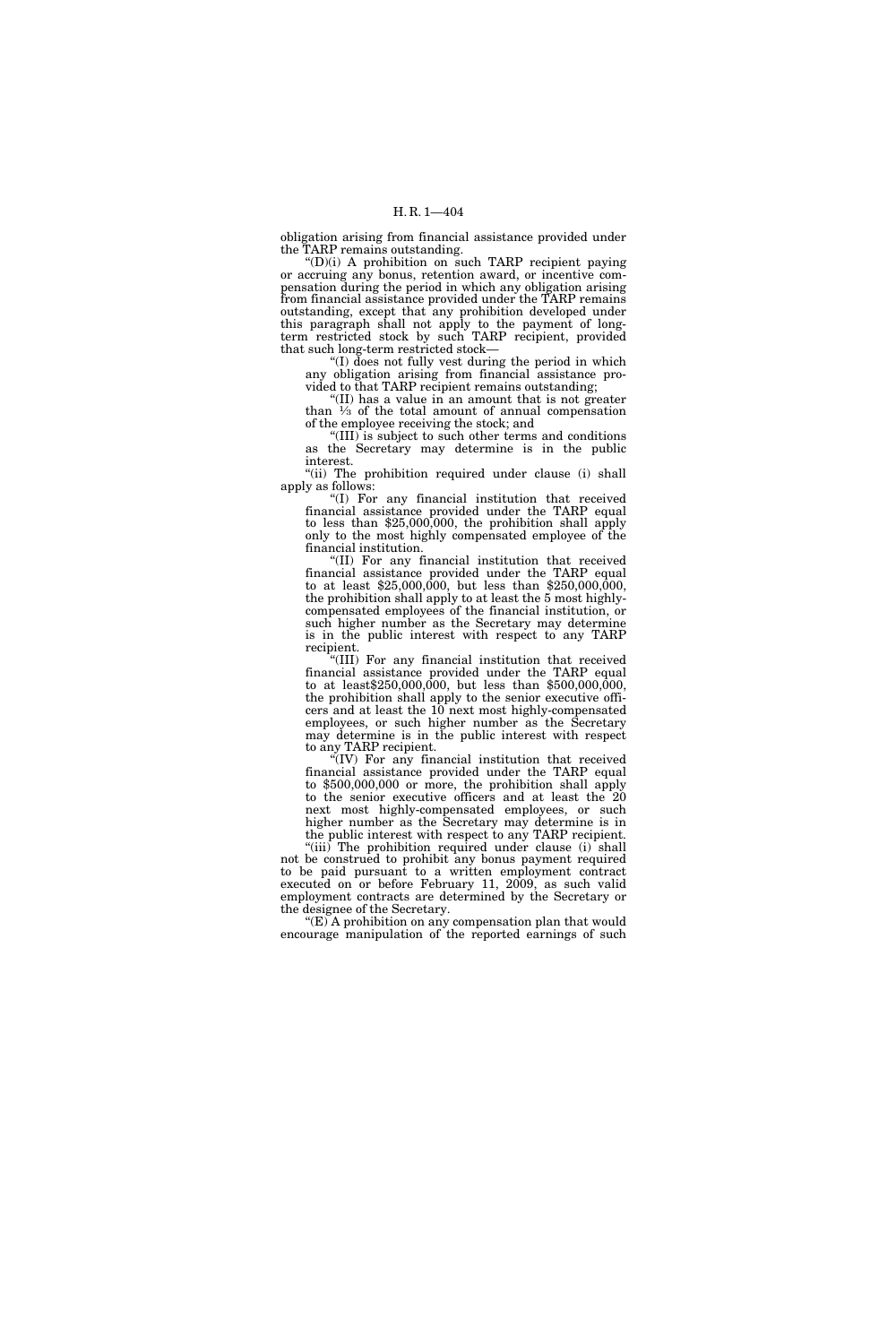obligation arising from financial assistance provided under the TARP remains outstanding.

"(D)(i) A prohibition on such TARP recipient paying or accruing any bonus, retention award, or incentive compensation during the period in which any obligation arising from financial assistance provided under the TARP remains outstanding, except that any prohibition developed under this paragraph shall not apply to the payment of long-term restricted stock by such TARP recipient, provided that such long-term restricted stock—

"(I) does not fully vest during the period in which any obligation arising from financial assistance provided to that TARP recipient remains outstanding;

"(II) has a value in an amount that is not greater than ⅓ of the total amount of annual compensation of the employee receiving the stock; and

"(III) is subject to such other terms and conditions as the Secretary may determine is in the public interest.

"(ii) The prohibition required under clause (i) shall apply as follows:

"(I) For any financial institution that received financial assistance provided under the TARP equal to less than $25,000,000, the prohibition shall apply only to the most highly compensated employee of the financial institution.

"(II) For any financial institution that received financial assistance provided under the TARP equal to at least $25,000,000, but less than $250,000,000, the prohibition shall apply to at least the 5 most highly-compensated employees of the financial institution, or such higher number as the Secretary may determine is in the public interest with respect to any TARP recipient.

"(III) For any financial institution that received financial assistance provided under the TARP equal to at least$250,000,000, but less than $500,000,000, the prohibition shall apply to the senior executive officers and at least the 10 next most highly-compensated employees, or such higher number as the Secretary may determine is in the public interest with respect to any TARP recipient.

"(IV) For any financial institution that received financial assistance provided under the TARP equal to $500,000,000 or more, the prohibition shall apply to the senior executive officers and at least the 20 next most highly-compensated employees, or such higher number as the Secretary may determine is in the public interest with respect to any TARP recipient.

"(iii) The prohibition required under clause (i) shall not be construed to prohibit any bonus payment required to be paid pursuant to a written employment contract executed on or before February 11, 2009, as such valid employment contracts are determined by the Secretary or the designee of the Secretary.

"(E) A prohibition on any compensation plan that would encourage manipulation of the reported earnings of such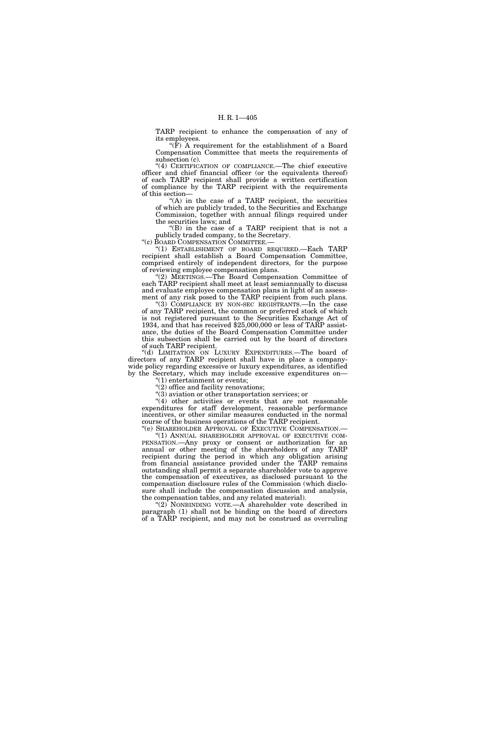TARP recipient to enhance the compensation of any of its employees.

"(F) A requirement for the establishment of a Board Compensation Committee that meets the requirements of subsection (c).

"(4) CERTIFICATION OF COMPLIANCE.—The chief executive officer and chief financial officer (or the equivalents thereof) of each TARP recipient shall provide a written certification of compliance by the TARP recipient with the requirements of this section—

"(A) in the case of a TARP recipient, the securities of which are publicly traded, to the Securities and Exchange Commission, together with annual filings required under the securities laws; and

"(B) in the case of a TARP recipient that is not a publicly traded company, to the Secretary.

"(c) BOARD COMPENSATION COMMITTEE.—

"(1) ESTABLISHMENT OF BOARD REQUIRED.—Each TARP recipient shall establish a Board Compensation Committee, comprised entirely of independent directors, for the purpose of reviewing employee compensation plans.

"(2) MEETINGS.—The Board Compensation Committee of each TARP recipient shall meet at least semiannually to discuss and evaluate employee compensation plans in light of an assessment of any risk posed to the TARP recipient from such plans.

"(3) COMPLIANCE BY NON-SEC REGISTRANTS.—In the case of any TARP recipient, the common or preferred stock of which is not registered pursuant to the Securities Exchange Act of 1934, and that has received $25,000,000 or less of TARP assistance, the duties of the Board Compensation Committee under this subsection shall be carried out by the board of directors of such TARP recipient.

"(d) LIMITATION ON LUXURY EXPENDITURES.—The board of directors of any TARP recipient shall have in place a company-wide policy regarding excessive or luxury expenditures, as identified by the Secretary, which may include excessive expenditures on—

"(1) entertainment or events;

"(2) office and facility renovations;

"(3) aviation or other transportation services; or

"(4) other activities or events that are not reasonable expenditures for staff development, reasonable performance incentives, or other similar measures conducted in the normal course of the business operations of the TARP recipient.

"(e) SHAREHOLDER APPROVAL OF EXECUTIVE COMPENSATION.—

"(1) ANNUAL SHAREHOLDER APPROVAL OF EXECUTIVE COMPENSATION.—Any proxy or consent or authorization for an annual or other meeting of the shareholders of any TARP recipient during the period in which any obligation arising from financial assistance provided under the TARP remains outstanding shall permit a separate shareholder vote to approve the compensation of executives, as disclosed pursuant to the compensation disclosure rules of the Commission (which disclosure shall include the compensation discussion and analysis, the compensation tables, and any related material).

"(2) NONBINDING VOTE.—A shareholder vote described in paragraph (1) shall not be binding on the board of directors of a TARP recipient, and may not be construed as overruling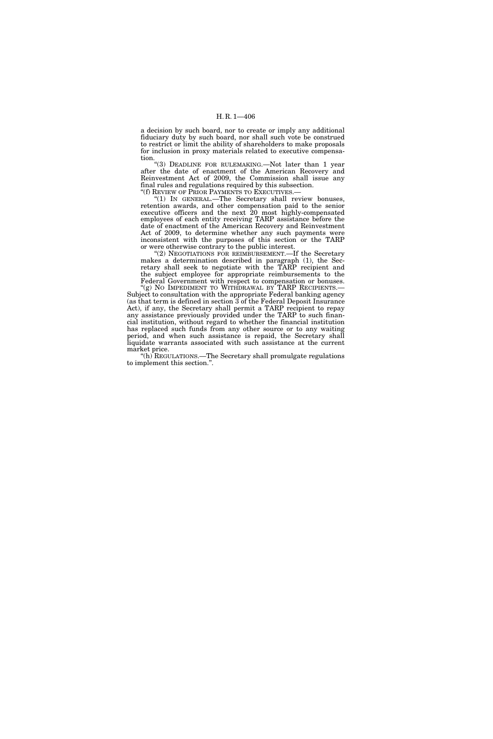a decision by such board, nor to create or imply any additional fiduciary duty by such board, nor shall such vote be construed to restrict or limit the ability of shareholders to make proposals for inclusion in proxy materials related to executive compensation.

"(3) DEADLINE FOR RULEMAKING.—Not later than 1 year after the date of enactment of the American Recovery and Reinvestment Act of 2009, the Commission shall issue any final rules and regulations required by this subsection.

"(f) REVIEW OF PRIOR PAYMENTS TO EXECUTIVES.—

"(1) IN GENERAL.—The Secretary shall review bonuses, retention awards, and other compensation paid to the senior executive officers and the next 20 most highly-compensated employees of each entity receiving TARP assistance before the date of enactment of the American Recovery and Reinvestment Act of 2009, to determine whether any such payments were inconsistent with the purposes of this section or the TARP or were otherwise contrary to the public interest.

"(2) NEGOTIATIONS FOR REIMBURSEMENT.—If the Secretary makes a determination described in paragraph (1), the Secretary shall seek to negotiate with the TARP recipient and the subject employee for appropriate reimbursements to the Federal Government with respect to compensation or bonuses.

"(g) NO IMPEDIMENT TO WITHDRAWAL BY TARP RECIPIENTS.—Subject to consultation with the appropriate Federal banking agency (as that term is defined in section 3 of the Federal Deposit Insurance Act), if any, the Secretary shall permit a TARP recipient to repay any assistance previously provided under the TARP to such financial institution, without regard to whether the financial institution has replaced such funds from any other source or to any waiting period, and when such assistance is repaid, the Secretary shall liquidate warrants associated with such assistance at the current market price.

"(h) REGULATIONS.—The Secretary shall promulgate regulations to implement this section.".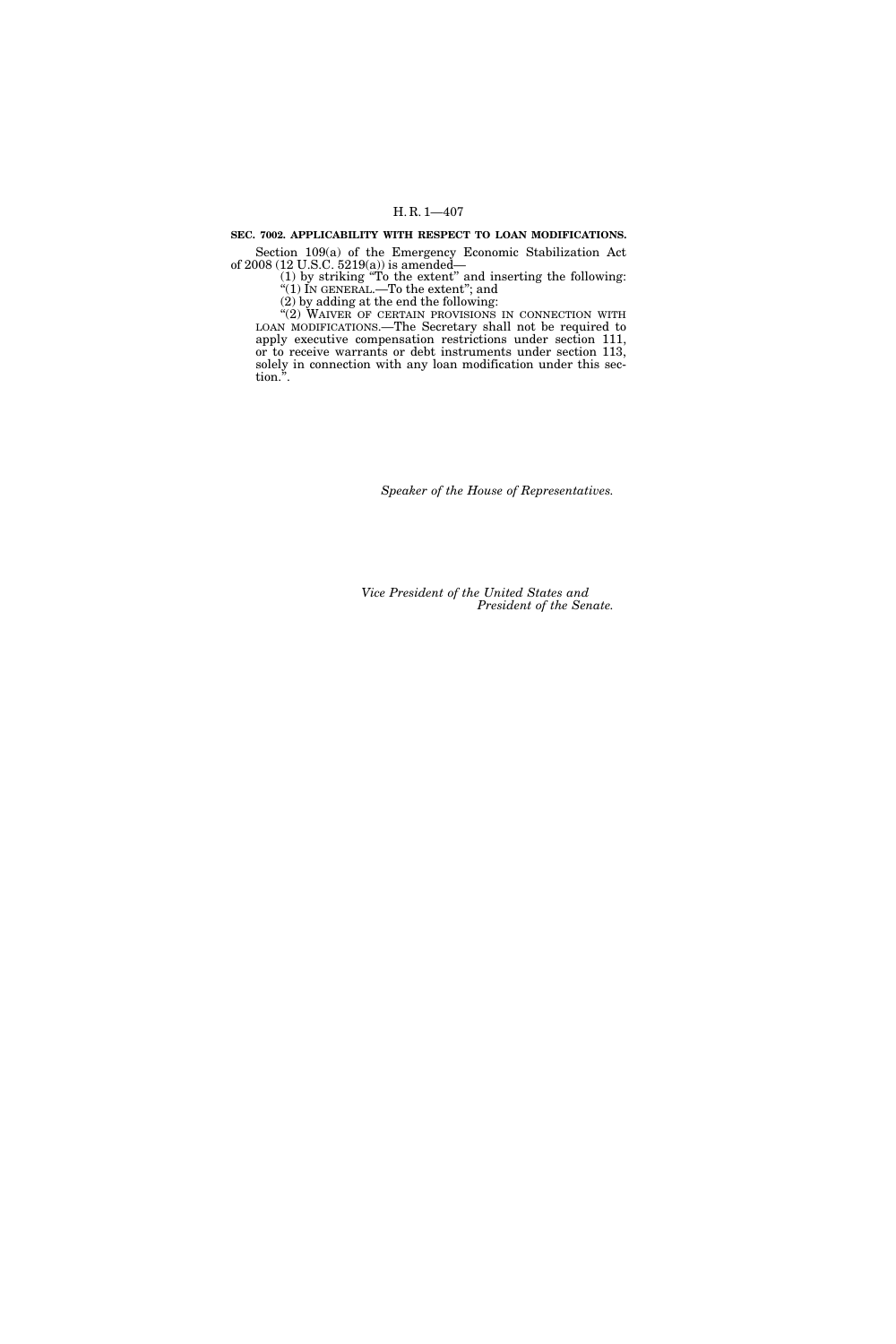**SEC. 7002. APPLICABILITY WITH RESPECT TO LOAN MODIFICATIONS.**

Section 109(a) of the Emergency Economic Stabilization Act of 2008 (12 U.S.C. 5219(a)) is amended—

(1) by striking "To the extent" and inserting the following: "(1) IN GENERAL.—To the extent"; and

(2) by adding at the end the following:

"(2) WAIVER OF CERTAIN PROVISIONS IN CONNECTION WITH LOAN MODIFICATIONS.—The Secretary shall not be required to apply executive compensation restrictions under section 111, or to receive warrants or debt instruments under section 113, solely in connection with any loan modification under this section.".

*Speaker of the House of Representatives.*

*Vice President of the United States and President of the Senate.*